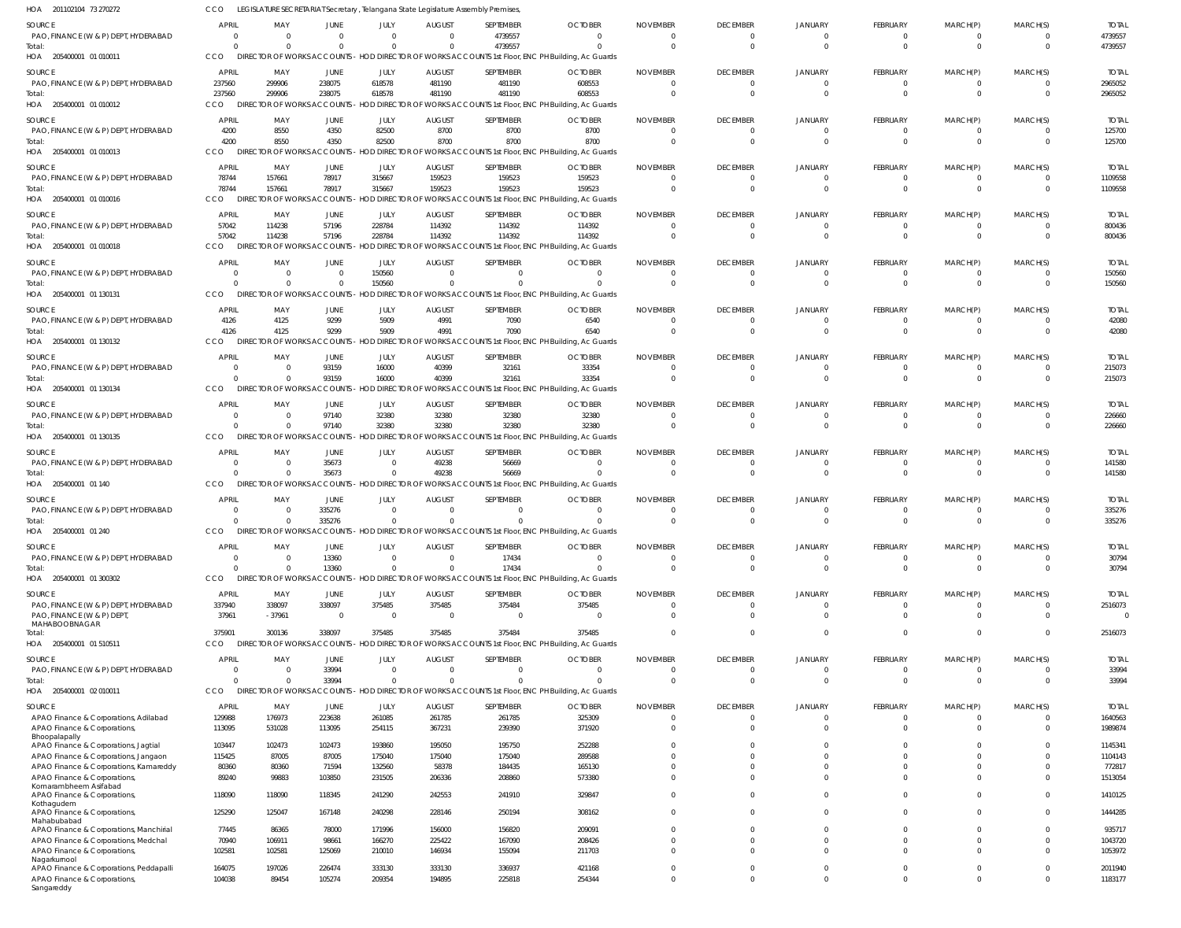HOA 201102104 73 270272 CCO LEGISLATURE SECRETARIAT Secretary , Telangana State Legislature Assembly Premises,

| SOURCE | APRIL | MAY | JUNE | JULY | AUGUST | SEPTEMBER | OCTOBER | NOVEMBER | DECEMBER | JANUARY | FEBRUARY | MARCH(P) | MARCH(S) | TOTAL |
|---|---|---|---|---|---|---|---|---|---|---|---|---|---|---|
| PAO, FINANCE (W & P) DEPT, HYDERABAD | 0 | 0 | 0 | 0 | 0 | 4739557 | 0 | 0 | 0 | 0 | 0 | 0 | 0 | 4739557 |
| Total: | 0 | 0 | 0 | 0 | 0 | 4739557 | 0 | 0 | 0 | 0 | 0 | 0 | 0 | 4739557 |

HOA 205400001 01 010011 CCO DIRECTOR OF WORKS ACCOUNTS - HOD DIRECTOR OF WORKS ACCOUNTS 1st Floor, ENC PH Building, Ac Guards

| SOURCE | APRIL | MAY | JUNE | JULY | AUGUST | SEPTEMBER | OCTOBER | NOVEMBER | DECEMBER | JANUARY | FEBRUARY | MARCH(P) | MARCH(S) | TOTAL |
|---|---|---|---|---|---|---|---|---|---|---|---|---|---|---|
| PAO, FINANCE (W & P) DEPT, HYDERABAD | 237560 | 299906 | 238075 | 618578 | 481190 | 481190 | 608553 | 0 | 0 | 0 | 0 | 0 | 0 | 2965052 |
| Total: | 237560 | 299906 | 238075 | 618578 | 481190 | 481190 | 608553 | 0 | 0 | 0 | 0 | 0 | 0 | 2965052 |

HOA 205400001 01 010012 CCO DIRECTOR OF WORKS ACCOUNTS - HOD DIRECTOR OF WORKS ACCOUNTS 1st Floor, ENC PH Building, Ac Guards

| SOURCE | APRIL | MAY | JUNE | JULY | AUGUST | SEPTEMBER | OCTOBER | NOVEMBER | DECEMBER | JANUARY | FEBRUARY | MARCH(P) | MARCH(S) | TOTAL |
|---|---|---|---|---|---|---|---|---|---|---|---|---|---|---|
| PAO, FINANCE (W & P) DEPT, HYDERABAD | 4200 | 8550 | 4350 | 82500 | 8700 | 8700 | 8700 | 0 | 0 | 0 | 0 | 0 | 0 | 125700 |
| Total: | 4200 | 8550 | 4350 | 82500 | 8700 | 8700 | 8700 | 0 | 0 | 0 | 0 | 0 | 0 | 125700 |

HOA 205400001 01 010013 CCO DIRECTOR OF WORKS ACCOUNTS - HOD DIRECTOR OF WORKS ACCOUNTS 1st Floor, ENC PH Building, Ac Guards

| SOURCE | APRIL | MAY | JUNE | JULY | AUGUST | SEPTEMBER | OCTOBER | NOVEMBER | DECEMBER | JANUARY | FEBRUARY | MARCH(P) | MARCH(S) | TOTAL |
|---|---|---|---|---|---|---|---|---|---|---|---|---|---|---|
| PAO, FINANCE (W & P) DEPT, HYDERABAD | 78744 | 157661 | 78917 | 315667 | 159523 | 159523 | 159523 | 0 | 0 | 0 | 0 | 0 | 0 | 1109558 |
| Total: | 78744 | 157661 | 78917 | 315667 | 159523 | 159523 | 159523 | 0 | 0 | 0 | 0 | 0 | 0 | 1109558 |

HOA 205400001 01 010016 CCO DIRECTOR OF WORKS ACCOUNTS - HOD DIRECTOR OF WORKS ACCOUNTS 1st Floor, ENC PH Building, Ac Guards

| SOURCE | APRIL | MAY | JUNE | JULY | AUGUST | SEPTEMBER | OCTOBER | NOVEMBER | DECEMBER | JANUARY | FEBRUARY | MARCH(P) | MARCH(S) | TOTAL |
|---|---|---|---|---|---|---|---|---|---|---|---|---|---|---|
| PAO, FINANCE (W & P) DEPT, HYDERABAD | 57042 | 114238 | 57196 | 228784 | 114392 | 114392 | 114392 | 0 | 0 | 0 | 0 | 0 | 0 | 800436 |
| Total: | 57042 | 114238 | 57196 | 228784 | 114392 | 114392 | 114392 | 0 | 0 | 0 | 0 | 0 | 0 | 800436 |

HOA 205400001 01 010018 CCO DIRECTOR OF WORKS ACCOUNTS - HOD DIRECTOR OF WORKS ACCOUNTS 1st Floor, ENC PH Building, Ac Guards

| SOURCE | APRIL | MAY | JUNE | JULY | AUGUST | SEPTEMBER | OCTOBER | NOVEMBER | DECEMBER | JANUARY | FEBRUARY | MARCH(P) | MARCH(S) | TOTAL |
|---|---|---|---|---|---|---|---|---|---|---|---|---|---|---|
| PAO, FINANCE (W & P) DEPT, HYDERABAD | 0 | 0 | 0 | 150560 | 0 | 0 | 0 | 0 | 0 | 0 | 0 | 0 | 0 | 150560 |
| Total: | 0 | 0 | 0 | 150560 | 0 | 0 | 0 | 0 | 0 | 0 | 0 | 0 | 0 | 150560 |

HOA 205400001 01 130131 CCO DIRECTOR OF WORKS ACCOUNTS - HOD DIRECTOR OF WORKS ACCOUNTS 1st Floor, ENC PH Building, Ac Guards

| SOURCE | APRIL | MAY | JUNE | JULY | AUGUST | SEPTEMBER | OCTOBER | NOVEMBER | DECEMBER | JANUARY | FEBRUARY | MARCH(P) | MARCH(S) | TOTAL |
|---|---|---|---|---|---|---|---|---|---|---|---|---|---|---|
| PAO, FINANCE (W & P) DEPT, HYDERABAD | 4126 | 4125 | 9299 | 5909 | 4991 | 7090 | 6540 | 0 | 0 | 0 | 0 | 0 | 0 | 42080 |
| Total: | 4126 | 4125 | 9299 | 5909 | 4991 | 7090 | 6540 | 0 | 0 | 0 | 0 | 0 | 0 | 42080 |

HOA 205400001 01 130132 CCO DIRECTOR OF WORKS ACCOUNTS - HOD DIRECTOR OF WORKS ACCOUNTS 1st Floor, ENC PH Building, Ac Guards

| SOURCE | APRIL | MAY | JUNE | JULY | AUGUST | SEPTEMBER | OCTOBER | NOVEMBER | DECEMBER | JANUARY | FEBRUARY | MARCH(P) | MARCH(S) | TOTAL |
|---|---|---|---|---|---|---|---|---|---|---|---|---|---|---|
| PAO, FINANCE (W & P) DEPT, HYDERABAD | 0 | 0 | 93159 | 16000 | 40399 | 32161 | 33354 | 0 | 0 | 0 | 0 | 0 | 0 | 215073 |
| Total: | 0 | 0 | 93159 | 16000 | 40399 | 32161 | 33354 | 0 | 0 | 0 | 0 | 0 | 0 | 215073 |

HOA 205400001 01 130134 CCO DIRECTOR OF WORKS ACCOUNTS - HOD DIRECTOR OF WORKS ACCOUNTS 1st Floor, ENC PH Building, Ac Guards

| SOURCE | APRIL | MAY | JUNE | JULY | AUGUST | SEPTEMBER | OCTOBER | NOVEMBER | DECEMBER | JANUARY | FEBRUARY | MARCH(P) | MARCH(S) | TOTAL |
|---|---|---|---|---|---|---|---|---|---|---|---|---|---|---|
| PAO, FINANCE (W & P) DEPT, HYDERABAD | 0 | 0 | 97140 | 32380 | 32380 | 32380 | 32380 | 0 | 0 | 0 | 0 | 0 | 0 | 226660 |
| Total: | 0 | 0 | 97140 | 32380 | 32380 | 32380 | 32380 | 0 | 0 | 0 | 0 | 0 | 0 | 226660 |

HOA 205400001 01 130135 CCO DIRECTOR OF WORKS ACCOUNTS - HOD DIRECTOR OF WORKS ACCOUNTS 1st Floor, ENC PH Building, Ac Guards

| SOURCE | APRIL | MAY | JUNE | JULY | AUGUST | SEPTEMBER | OCTOBER | NOVEMBER | DECEMBER | JANUARY | FEBRUARY | MARCH(P) | MARCH(S) | TOTAL |
|---|---|---|---|---|---|---|---|---|---|---|---|---|---|---|
| PAO, FINANCE (W & P) DEPT, HYDERABAD | 0 | 0 | 35673 | 0 | 49238 | 56669 | 0 | 0 | 0 | 0 | 0 | 0 | 0 | 141580 |
| Total: | 0 | 0 | 35673 | 0 | 49238 | 56669 | 0 | 0 | 0 | 0 | 0 | 0 | 0 | 141580 |

HOA 205400001 01 140 CCO DIRECTOR OF WORKS ACCOUNTS - HOD DIRECTOR OF WORKS ACCOUNTS 1st Floor, ENC PH Building, Ac Guards

| SOURCE | APRIL | MAY | JUNE | JULY | AUGUST | SEPTEMBER | OCTOBER | NOVEMBER | DECEMBER | JANUARY | FEBRUARY | MARCH(P) | MARCH(S) | TOTAL |
|---|---|---|---|---|---|---|---|---|---|---|---|---|---|---|
| PAO, FINANCE (W & P) DEPT, HYDERABAD | 0 | 0 | 335276 | 0 | 0 | 0 | 0 | 0 | 0 | 0 | 0 | 0 | 0 | 335276 |
| Total: | 0 | 0 | 335276 | 0 | 0 | 0 | 0 | 0 | 0 | 0 | 0 | 0 | 0 | 335276 |

HOA 205400001 01 240 CCO DIRECTOR OF WORKS ACCOUNTS - HOD DIRECTOR OF WORKS ACCOUNTS 1st Floor, ENC PH Building, Ac Guards

| SOURCE | APRIL | MAY | JUNE | JULY | AUGUST | SEPTEMBER | OCTOBER | NOVEMBER | DECEMBER | JANUARY | FEBRUARY | MARCH(P) | MARCH(S) | TOTAL |
|---|---|---|---|---|---|---|---|---|---|---|---|---|---|---|
| PAO, FINANCE (W & P) DEPT, HYDERABAD | 0 | 0 | 13360 | 0 | 0 | 17434 | 0 | 0 | 0 | 0 | 0 | 0 | 0 | 30794 |
| Total: | 0 | 0 | 13360 | 0 | 0 | 17434 | 0 | 0 | 0 | 0 | 0 | 0 | 0 | 30794 |

HOA 205400001 01 300302 CCO DIRECTOR OF WORKS ACCOUNTS - HOD DIRECTOR OF WORKS ACCOUNTS 1st Floor, ENC PH Building, Ac Guards

| SOURCE | APRIL | MAY | JUNE | JULY | AUGUST | SEPTEMBER | OCTOBER | NOVEMBER | DECEMBER | JANUARY | FEBRUARY | MARCH(P) | MARCH(S) | TOTAL |
|---|---|---|---|---|---|---|---|---|---|---|---|---|---|---|
| PAO, FINANCE (W & P) DEPT, HYDERABAD | 337940 | 338097 | 338097 | 375485 | 375485 | 375484 | 375485 | 0 | 0 | 0 | 0 | 0 | 0 | 2516073 |
| PAO, FINANCE (W & P) DEPT, MAHABOOBNAGAR | 37961 | -37961 | 0 | 0 | 0 | 0 | 0 | 0 | 0 | 0 | 0 | 0 | 0 | 0 |
| Total: | 375901 | 300136 | 338097 | 375485 | 375485 | 375484 | 375485 | 0 | 0 | 0 | 0 | 0 | 0 | 2516073 |

HOA 205400001 01 510511 CCO DIRECTOR OF WORKS ACCOUNTS - HOD DIRECTOR OF WORKS ACCOUNTS 1st Floor, ENC PH Building, Ac Guards

| SOURCE | APRIL | MAY | JUNE | JULY | AUGUST | SEPTEMBER | OCTOBER | NOVEMBER | DECEMBER | JANUARY | FEBRUARY | MARCH(P) | MARCH(S) | TOTAL |
|---|---|---|---|---|---|---|---|---|---|---|---|---|---|---|
| PAO, FINANCE (W & P) DEPT, HYDERABAD | 0 | 0 | 33994 | 0 | 0 | 0 | 0 | 0 | 0 | 0 | 0 | 0 | 0 | 33994 |
| Total: | 0 | 0 | 33994 | 0 | 0 | 0 | 0 | 0 | 0 | 0 | 0 | 0 | 0 | 33994 |

HOA 205400001 02 010011 CCO DIRECTOR OF WORKS ACCOUNTS - HOD DIRECTOR OF WORKS ACCOUNTS 1st Floor, ENC PH Building, Ac Guards

| SOURCE | APRIL | MAY | JUNE | JULY | AUGUST | SEPTEMBER | OCTOBER | NOVEMBER | DECEMBER | JANUARY | FEBRUARY | MARCH(P) | MARCH(S) | TOTAL |
|---|---|---|---|---|---|---|---|---|---|---|---|---|---|---|
| APAO Finance & Corporations, Adilabad | 129988 | 176973 | 223638 | 261085 | 261785 | 261785 | 325309 | 0 | 0 | 0 | 0 | 0 | 0 | 1640563 |
| APAO Finance & Corporations, Bhoopalapally | 113095 | 531028 | 113095 | 254115 | 367231 | 239390 | 371920 | 0 | 0 | 0 | 0 | 0 | 0 | 1989874 |
| APAO Finance & Corporations, Jagtial | 103447 | 102473 | 102473 | 193860 | 195050 | 195750 | 252288 | 0 | 0 | 0 | 0 | 0 | 0 | 1145341 |
| APAO Finance & Corporations, Jangaon | 115425 | 87005 | 87005 | 175040 | 175040 | 175040 | 289588 | 0 | 0 | 0 | 0 | 0 | 0 | 1104143 |
| APAO Finance & Corporations, Kamareddy | 80360 | 80360 | 71594 | 132560 | 58378 | 184435 | 165130 | 0 | 0 | 0 | 0 | 0 | 0 | 772817 |
| APAO Finance & Corporations, Komarambheem Asifabad | 89240 | 99883 | 103850 | 231505 | 206336 | 208860 | 573380 | 0 | 0 | 0 | 0 | 0 | 0 | 1513054 |
| APAO Finance & Corporations, Kothagudem | 118090 | 118090 | 118345 | 241290 | 242553 | 241910 | 329847 | 0 | 0 | 0 | 0 | 0 | 0 | 1410125 |
| APAO Finance & Corporations, Mahabubabad | 125290 | 125047 | 167148 | 240298 | 228146 | 250194 | 308162 | 0 | 0 | 0 | 0 | 0 | 0 | 1444285 |
| APAO Finance & Corporations, Manchirial | 77445 | 86365 | 78000 | 171996 | 156000 | 156820 | 209091 | 0 | 0 | 0 | 0 | 0 | 0 | 935717 |
| APAO Finance & Corporations, Medchal | 70940 | 106911 | 98661 | 166270 | 225422 | 167090 | 208426 | 0 | 0 | 0 | 0 | 0 | 0 | 1043720 |
| APAO Finance & Corporations, Nagarkurnool | 102581 | 102581 | 125069 | 210010 | 146934 | 155094 | 211703 | 0 | 0 | 0 | 0 | 0 | 0 | 1053972 |
| APAO Finance & Corporations, Peddapalli | 164075 | 197026 | 226474 | 333130 | 333130 | 336937 | 421168 | 0 | 0 | 0 | 0 | 0 | 0 | 2011940 |
| APAO Finance & Corporations, Sangareddy | 104038 | 89454 | 105274 | 209354 | 194895 | 225818 | 254344 | 0 | 0 | 0 | 0 | 0 | 0 | 1183177 |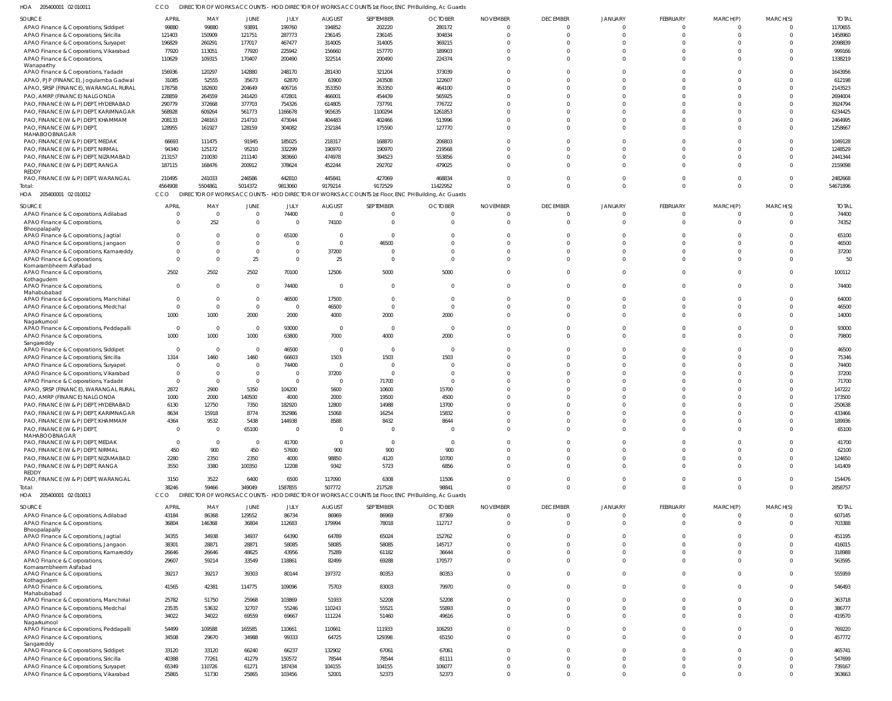HOA 205400001 02 010011 CCO DIRECTOR OF WORKS ACCOUNTS - HOD DIRECTOR OF WORKS ACCOUNTS 1st Floor, ENC PH Building, Ac Guards

| SOURCE | APRIL | MAY | JUNE | JULY | AUGUST | SEPTEMBER | OCTOBER | NOVEMBER | DECEMBER | JANUARY | FEBRUARY | MARCH(P) | MARCH(S) | TOTAL |
|---|---|---|---|---|---|---|---|---|---|---|---|---|---|---|
| APAO Finance & Corporations, Siddipet | 99880 | 99880 | 93891 | 199760 | 194852 | 202220 | 280172 | 0 | 0 | 0 | 0 | 0 | 0 | 1170655 |
| APAO Finance & Corporations, Siricilla | 121403 | 150909 | 121751 | 287773 | 236145 | 236145 | 304834 | 0 | 0 | 0 | 0 | 0 | 0 | 1458960 |
| APAO Finance & Corporations, Suryapet | 196829 | 260291 | 177017 | 467477 | 314005 | 314005 | 369215 | 0 | 0 | 0 | 0 | 0 | 0 | 2098839 |
| APAO Finance & Corporations, Vikarabad | 77920 | 113051 | 77920 | 225942 | 156660 | 157770 | 189903 | 0 | 0 | 0 | 0 | 0 | 0 | 999166 |
| APAO Finance & Corporations, Wanaparthy | 110629 | 109315 | 170407 | 200490 | 322514 | 200490 | 224374 | 0 | 0 | 0 | 0 | 0 | 0 | 1338219 |
| APAO Finance & Corporations, Yadadri | 156936 | 120297 | 142880 | 248170 | 281430 | 321204 | 373039 | 0 | 0 | 0 | 0 | 0 | 0 | 1643956 |
| APAO, PJP (FINANCE), Jogulamba Gadwal | 31085 | 52555 | 35673 | 62870 | 63900 | 243508 | 122607 | 0 | 0 | 0 | 0 | 0 | 0 | 612198 |
| APAO, SRSP (FINANCE), WARANGAL RURAL | 178758 | 182600 | 204649 | 406716 | 353350 | 353350 | 464100 | 0 | 0 | 0 | 0 | 0 | 0 | 2143523 |
| PAO, AMRP (FINANCE) NALGONDA | 228859 | 264559 | 241420 | 472801 | 466001 | 454439 | 565925 | 0 | 0 | 0 | 0 | 0 | 0 | 2694004 |
| PAO, FINANCE (W & P) DEPT, HYDERABAD | 290779 | 372668 | 377703 | 754326 | 614805 | 737791 | 776722 | 0 | 0 | 0 | 0 | 0 | 0 | 3924794 |
| PAO, FINANCE (W & P) DEPT, KARIMNAGAR | 568928 | 609264 | 561773 | 1166678 | 965635 | 1100294 | 1261853 | 0 | 0 | 0 | 0 | 0 | 0 | 6234425 |
| PAO, FINANCE (W & P) DEPT, KHAMMAM | 208133 | 248163 | 214710 | 473044 | 404483 | 402466 | 513996 | 0 | 0 | 0 | 0 | 0 | 0 | 2464995 |
| PAO, FINANCE (W & P) DEPT, MAHABOOBNAGAR | 128955 | 161927 | 128159 | 304082 | 232184 | 175590 | 127770 | 0 | 0 | 0 | 0 | 0 | 0 | 1258667 |
| PAO, FINANCE (W & P) DEPT, MEDAK | 66693 | 111475 | 91945 | 185025 | 218317 | 168870 | 206803 | 0 | 0 | 0 | 0 | 0 | 0 | 1049128 |
| PAO, FINANCE (W & P) DEPT, NIRMAL | 94340 | 125172 | 95210 | 332299 | 190970 | 190970 | 219568 | 0 | 0 | 0 | 0 | 0 | 0 | 1248529 |
| PAO, FINANCE (W & P) DEPT, NIZAMABAD | 213157 | 210030 | 211140 | 383660 | 474978 | 394523 | 553856 | 0 | 0 | 0 | 0 | 0 | 0 | 2441344 |
| PAO, FINANCE (W & P) DEPT, RANGA REDDY | 187115 | 168476 | 200912 | 378624 | 452244 | 292702 | 479025 | 0 | 0 | 0 | 0 | 0 | 0 | 2159098 |
| PAO, FINANCE (W & P) DEPT, WARANGAL | 210495 | 241033 | 246586 | 442810 | 445841 | 427069 | 468834 | 0 | 0 | 0 | 0 | 0 | 0 | 2482668 |
| Total: | 4564908 | 5504861 | 5014372 | 9813060 | 9179214 | 9172529 | 11422952 | 0 | 0 | 0 | 0 | 0 | 0 | 54671896 |

HOA 205400001 02 010012 CCO DIRECTOR OF WORKS ACCOUNTS - HOD DIRECTOR OF WORKS ACCOUNTS 1st Floor, ENC PH Building, Ac Guards

| SOURCE | APRIL | MAY | JUNE | JULY | AUGUST | SEPTEMBER | OCTOBER | NOVEMBER | DECEMBER | JANUARY | FEBRUARY | MARCH(P) | MARCH(S) | TOTAL |
|---|---|---|---|---|---|---|---|---|---|---|---|---|---|---|
| APAO Finance & Corporations, Adilabad | 0 | 0 | 0 | 74400 | 0 | 0 | 0 | 0 | 0 | 0 | 0 | 0 | 0 | 74400 |
| APAO Finance & Corporations, Bhoopalapally | 0 | 252 | 0 | 0 | 74100 | 0 | 0 | 0 | 0 | 0 | 0 | 0 | 0 | 74352 |
| APAO Finance & Corporations, Jagtial | 0 | 0 | 0 | 65100 | 0 | 0 | 0 | 0 | 0 | 0 | 0 | 0 | 0 | 65100 |
| APAO Finance & Corporations, Jangaon | 0 | 0 | 0 | 0 | 0 | 46500 | 0 | 0 | 0 | 0 | 0 | 0 | 0 | 46500 |
| APAO Finance & Corporations, Kamareddy | 0 | 0 | 0 | 0 | 37200 | 0 | 0 | 0 | 0 | 0 | 0 | 0 | 0 | 37200 |
| APAO Finance & Corporations, Komarambheem Asifabad | 0 | 0 | 25 | 0 | 25 | 0 | 0 | 0 | 0 | 0 | 0 | 0 | 0 | 50 |
| APAO Finance & Corporations, Kothagudem | 2502 | 2502 | 2502 | 70100 | 12506 | 5000 | 5000 | 0 | 0 | 0 | 0 | 0 | 0 | 100112 |
| APAO Finance & Corporations, Mahabubabad | 0 | 0 | 0 | 74400 | 0 | 0 | 0 | 0 | 0 | 0 | 0 | 0 | 0 | 74400 |
| APAO Finance & Corporations, Manchirial | 0 | 0 | 0 | 46500 | 17500 | 0 | 0 | 0 | 0 | 0 | 0 | 0 | 0 | 64000 |
| APAO Finance & Corporations, Medchal | 0 | 0 | 0 | 0 | 46500 | 0 | 0 | 0 | 0 | 0 | 0 | 0 | 0 | 46500 |
| APAO Finance & Corporations, Nagarkurnool | 1000 | 1000 | 2000 | 2000 | 4000 | 2000 | 2000 | 0 | 0 | 0 | 0 | 0 | 0 | 14000 |
| APAO Finance & Corporations, Peddapalli | 0 | 0 | 0 | 93000 | 0 | 0 | 0 | 0 | 0 | 0 | 0 | 0 | 0 | 93000 |
| APAO Finance & Corporations, Sangareddy | 1000 | 1000 | 1000 | 63800 | 7000 | 4000 | 2000 | 0 | 0 | 0 | 0 | 0 | 0 | 79800 |
| APAO Finance & Corporations, Siddipet | 0 | 0 | 0 | 46500 | 0 | 0 | 0 | 0 | 0 | 0 | 0 | 0 | 0 | 46500 |
| APAO Finance & Corporations, Siricilla | 1314 | 1460 | 1460 | 66603 | 1503 | 1503 | 1503 | 0 | 0 | 0 | 0 | 0 | 0 | 75346 |
| APAO Finance & Corporations, Suryapet | 0 | 0 | 0 | 74400 | 0 | 0 | 0 | 0 | 0 | 0 | 0 | 0 | 0 | 74400 |
| APAO Finance & Corporations, Vikarabad | 0 | 0 | 0 | 0 | 37200 | 0 | 0 | 0 | 0 | 0 | 0 | 0 | 0 | 37200 |
| APAO Finance & Corporations, Yadadri | 0 | 0 | 0 | 0 | 0 | 71700 | 0 | 0 | 0 | 0 | 0 | 0 | 0 | 71700 |
| APAO, SRSP (FINANCE), WARANGAL RURAL | 2872 | 2900 | 5350 | 104200 | 5600 | 10600 | 15700 | 0 | 0 | 0 | 0 | 0 | 0 | 147222 |
| PAO, AMRP (FINANCE) NALGONDA | 1000 | 2000 | 140500 | 4000 | 2000 | 19500 | 4500 | 0 | 0 | 0 | 0 | 0 | 0 | 173500 |
| PAO, FINANCE (W & P) DEPT, HYDERABAD | 6130 | 12750 | 7350 | 182920 | 12800 | 14988 | 13700 | 0 | 0 | 0 | 0 | 0 | 0 | 250638 |
| PAO, FINANCE (W & P) DEPT, KARIMNAGAR | 8634 | 15918 | 8774 | 352986 | 15068 | 16254 | 15832 | 0 | 0 | 0 | 0 | 0 | 0 | 433466 |
| PAO, FINANCE (W & P) DEPT, KHAMMAM | 4364 | 9532 | 5438 | 144938 | 8588 | 8432 | 8644 | 0 | 0 | 0 | 0 | 0 | 0 | 189936 |
| PAO, FINANCE (W & P) DEPT, MAHABOOBNAGAR | 0 | 0 | 65100 | 0 | 0 | 0 | 0 | 0 | 0 | 0 | 0 | 0 | 0 | 65100 |
| PAO, FINANCE (W & P) DEPT, MEDAK | 0 | 0 | 0 | 41700 | 0 | 0 | 0 | 0 | 0 | 0 | 0 | 0 | 0 | 41700 |
| PAO, FINANCE (W & P) DEPT, NIRMAL | 450 | 900 | 450 | 57600 | 900 | 900 | 900 | 0 | 0 | 0 | 0 | 0 | 0 | 62100 |
| PAO, FINANCE (W & P) DEPT, NIZAMABAD | 2280 | 2350 | 2350 | 4000 | 98850 | 4120 | 10700 | 0 | 0 | 0 | 0 | 0 | 0 | 124650 |
| PAO, FINANCE (W & P) DEPT, RANGA REDDY | 3550 | 3380 | 100350 | 12208 | 9342 | 5723 | 6856 | 0 | 0 | 0 | 0 | 0 | 0 | 141409 |
| PAO, FINANCE (W & P) DEPT, WARANGAL | 3150 | 3522 | 6400 | 6500 | 117090 | 6308 | 11506 | 0 | 0 | 0 | 0 | 0 | 0 | 154476 |
| Total: | 38246 | 59466 | 349049 | 1587855 | 507772 | 217528 | 98841 | 0 | 0 | 0 | 0 | 0 | 0 | 2858757 |

HOA 205400001 02 010013 CCO DIRECTOR OF WORKS ACCOUNTS - HOD DIRECTOR OF WORKS ACCOUNTS 1st Floor, ENC PH Building, Ac Guards

| SOURCE | APRIL | MAY | JUNE | JULY | AUGUST | SEPTEMBER | OCTOBER | NOVEMBER | DECEMBER | JANUARY | FEBRUARY | MARCH(P) | MARCH(S) | TOTAL |
|---|---|---|---|---|---|---|---|---|---|---|---|---|---|---|
| APAO Finance & Corporations, Adilabad | 43184 | 86368 | 129552 | 86734 | 86969 | 86969 | 87369 | 0 | 0 | 0 | 0 | 0 | 0 | 607145 |
| APAO Finance & Corporations, Bhoopalapally | 36804 | 146368 | 36804 | 112683 | 179994 | 78018 | 112717 | 0 | 0 | 0 | 0 | 0 | 0 | 703388 |
| APAO Finance & Corporations, Jagtial | 34355 | 34938 | 34937 | 64390 | 64789 | 65024 | 152762 | 0 | 0 | 0 | 0 | 0 | 0 | 451195 |
| APAO Finance & Corporations, Jangaon | 38301 | 28871 | 28871 | 58085 | 58085 | 58085 | 145717 | 0 | 0 | 0 | 0 | 0 | 0 | 416015 |
| APAO Finance & Corporations, Kamareddy | 26646 | 26646 | 48625 | 43956 | 75289 | 61182 | 36644 | 0 | 0 | 0 | 0 | 0 | 0 | 318988 |
| APAO Finance & Corporations, Komarambheem Asifabad | 29607 | 59214 | 33549 | 118861 | 82499 | 69288 | 170577 | 0 | 0 | 0 | 0 | 0 | 0 | 563595 |
| APAO Finance & Corporations, Kothagudem | 39217 | 39217 | 39303 | 80144 | 197372 | 80353 | 80353 | 0 | 0 | 0 | 0 | 0 | 0 | 555959 |
| APAO Finance & Corporations, Mahabubabad | 41565 | 42381 | 114775 | 109096 | 75703 | 83003 | 79970 | 0 | 0 | 0 | 0 | 0 | 0 | 546493 |
| APAO Finance & Corporations, Manchirial | 25782 | 51750 | 25968 | 103869 | 51933 | 52208 | 52208 | 0 | 0 | 0 | 0 | 0 | 0 | 363718 |
| APAO Finance & Corporations, Medchal | 23535 | 53632 | 32707 | 55246 | 110243 | 55521 | 55893 | 0 | 0 | 0 | 0 | 0 | 0 | 386777 |
| APAO Finance & Corporations, Nagarkurnool | 34022 | 34022 | 69559 | 69667 | 111224 | 51460 | 49616 | 0 | 0 | 0 | 0 | 0 | 0 | 419570 |
| APAO Finance & Corporations, Peddapalli | 54499 | 109588 | 165585 | 110661 | 110661 | 111933 | 106293 | 0 | 0 | 0 | 0 | 0 | 0 | 769220 |
| APAO Finance & Corporations, Sangareddy | 34508 | 29670 | 34988 | 99333 | 64725 | 129398 | 65150 | 0 | 0 | 0 | 0 | 0 | 0 | 457772 |
| APAO Finance & Corporations, Siddipet | 33120 | 33120 | 66240 | 66237 | 132902 | 67061 | 67061 | 0 | 0 | 0 | 0 | 0 | 0 | 465741 |
| APAO Finance & Corporations, Siricilla | 40388 | 77261 | 41279 | 150572 | 78544 | 78544 | 81111 | 0 | 0 | 0 | 0 | 0 | 0 | 547699 |
| APAO Finance & Corporations, Suryapet | 65349 | 110726 | 61271 | 187434 | 104155 | 104155 | 106077 | 0 | 0 | 0 | 0 | 0 | 0 | 739167 |
| APAO Finance & Corporations, Vikarabad | 25865 | 51730 | 25865 | 103456 | 52001 | 52373 | 52373 | 0 | 0 | 0 | 0 | 0 | 0 | 363663 |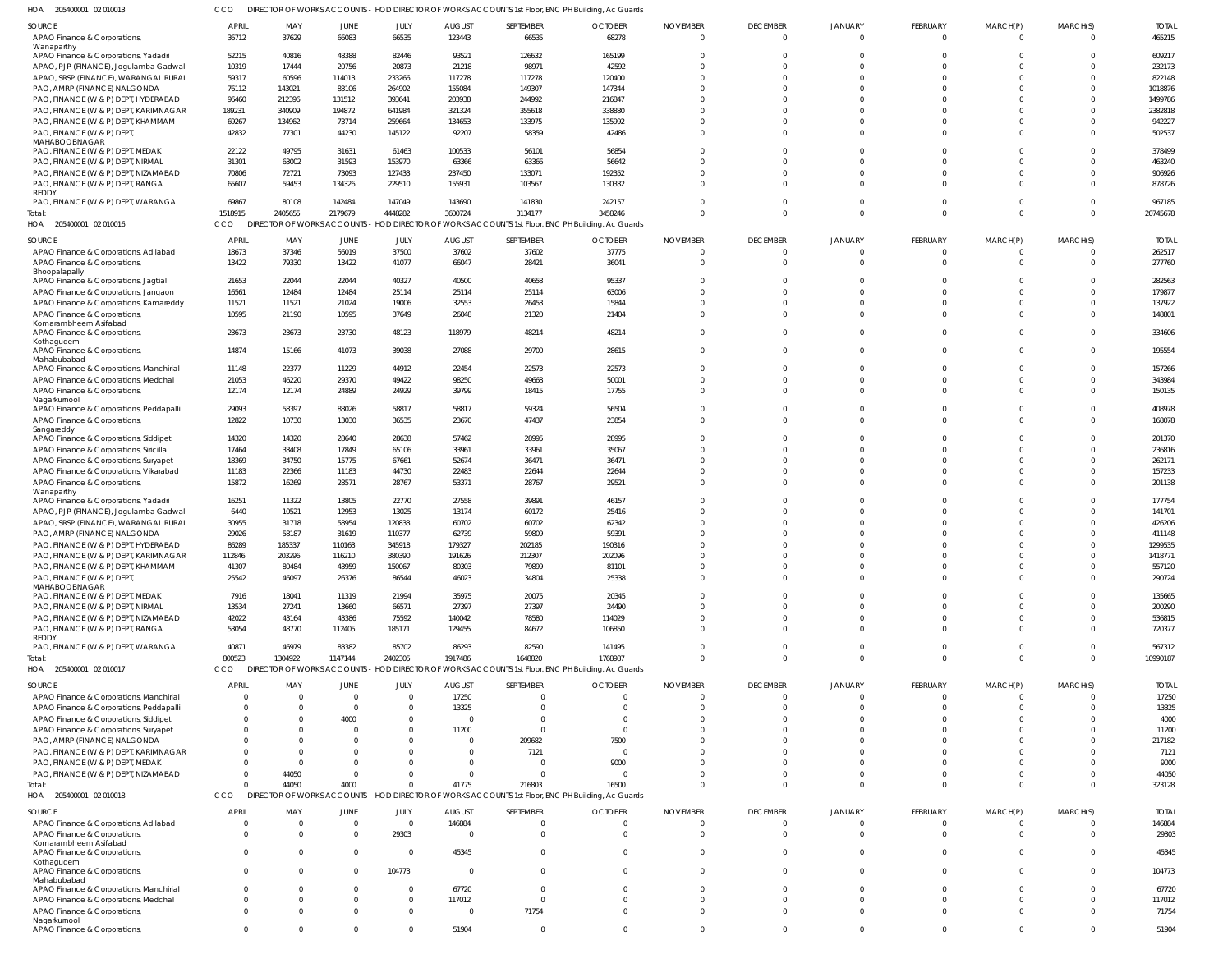HOA 205400001 02 010013 CCO DIRECTOR OF WORKS ACCOUNTS - HOD DIRECTOR OF WORKS ACCOUNTS 1st Floor, ENC PH Building, Ac Guards

| SOURCE | APRIL | MAY | JUNE | JULY | AUGUST | SEPTEMBER | OCTOBER | NOVEMBER | DECEMBER | JANUARY | FEBRUARY | MARCH(P) | MARCH(S) | TOTAL |
|---|---|---|---|---|---|---|---|---|---|---|---|---|---|---|
| APAO Finance & Corporations, Wanaparthy | 36712 | 37629 | 66083 | 66535 | 123443 | 66535 | 68278 | 0 | 0 | 0 | 0 | 0 | 0 | 465215 |
| APAO Finance & Corporations, Yadadri | 52215 | 40816 | 48388 | 82446 | 93521 | 126632 | 165199 | 0 | 0 | 0 | 0 | 0 | 0 | 609217 |
| APAO, PJP (FINANCE), Jogulamba Gadwal | 10319 | 17444 | 20756 | 20873 | 21218 | 98971 | 42592 | 0 | 0 | 0 | 0 | 0 | 0 | 232173 |
| APAO, SRSP (FINANCE), WARANGAL RURAL | 59317 | 60596 | 114013 | 233266 | 117278 | 117278 | 120400 | 0 | 0 | 0 | 0 | 0 | 0 | 822148 |
| PAO, AMRP (FINANCE) NALGONDA | 76112 | 143021 | 83106 | 264902 | 155084 | 149307 | 147344 | 0 | 0 | 0 | 0 | 0 | 0 | 1018876 |
| PAO, FINANCE (W & P) DEPT, HYDERABAD | 96460 | 212396 | 131512 | 393641 | 203938 | 244992 | 216847 | 0 | 0 | 0 | 0 | 0 | 0 | 1499786 |
| PAO, FINANCE (W & P) DEPT, KARIMNAGAR | 189231 | 340909 | 194872 | 641984 | 321324 | 355618 | 338880 | 0 | 0 | 0 | 0 | 0 | 0 | 2382818 |
| PAO, FINANCE (W & P) DEPT, KHAMMAM | 69267 | 134962 | 73714 | 259664 | 134653 | 133975 | 135992 | 0 | 0 | 0 | 0 | 0 | 0 | 942227 |
| PAO, FINANCE (W & P) DEPT, MAHABOOBNAGAR | 42832 | 77301 | 44230 | 145122 | 92207 | 58359 | 42486 | 0 | 0 | 0 | 0 | 0 | 0 | 502537 |
| PAO, FINANCE (W & P) DEPT, MEDAK | 22122 | 49795 | 31631 | 61463 | 100533 | 56101 | 56854 | 0 | 0 | 0 | 0 | 0 | 0 | 378499 |
| PAO, FINANCE (W & P) DEPT, NIRMAL | 31301 | 63002 | 31593 | 153970 | 63366 | 63366 | 56642 | 0 | 0 | 0 | 0 | 0 | 0 | 463240 |
| PAO, FINANCE (W & P) DEPT, NIZAMABAD | 70806 | 72721 | 73093 | 127433 | 237450 | 133071 | 192352 | 0 | 0 | 0 | 0 | 0 | 0 | 906926 |
| PAO, FINANCE (W & P) DEPT, RANGA REDDY | 65607 | 59453 | 134326 | 229510 | 155931 | 103567 | 130332 | 0 | 0 | 0 | 0 | 0 | 0 | 878726 |
| PAO, FINANCE (W & P) DEPT, WARANGAL | 69867 | 80108 | 142484 | 147049 | 143690 | 141830 | 242157 | 0 | 0 | 0 | 0 | 0 | 0 | 967185 |
| Total: | 1518915 | 2405655 | 2179679 | 4448282 | 3600724 | 3134177 | 3458246 | 0 | 0 | 0 | 0 | 0 | 0 | 20745678 |

HOA 205400001 02 010016 CCO DIRECTOR OF WORKS ACCOUNTS - HOD DIRECTOR OF WORKS ACCOUNTS 1st Floor, ENC PH Building, Ac Guards

| SOURCE | APRIL | MAY | JUNE | JULY | AUGUST | SEPTEMBER | OCTOBER | NOVEMBER | DECEMBER | JANUARY | FEBRUARY | MARCH(P) | MARCH(S) | TOTAL |
|---|---|---|---|---|---|---|---|---|---|---|---|---|---|---|
| APAO Finance & Corporations, Adilabad | 18673 | 37346 | 56019 | 37500 | 37602 | 37602 | 37775 | 0 | 0 | 0 | 0 | 0 | 0 | 262517 |
| APAO Finance & Corporations, Bhoopalapally | 13422 | 79330 | 13422 | 41077 | 66047 | 28421 | 36041 | 0 | 0 | 0 | 0 | 0 | 0 | 277760 |
| APAO Finance & Corporations, Jagtial | 21653 | 22044 | 22044 | 40327 | 40500 | 40658 | 95337 | 0 | 0 | 0 | 0 | 0 | 0 | 282563 |
| APAO Finance & Corporations, Jangaon | 16561 | 12484 | 12484 | 25114 | 25114 | 25114 | 63006 | 0 | 0 | 0 | 0 | 0 | 0 | 179877 |
| APAO Finance & Corporations, Kamareddy | 11521 | 11521 | 21024 | 19006 | 32553 | 26453 | 15844 | 0 | 0 | 0 | 0 | 0 | 0 | 137922 |
| APAO Finance & Corporations, Komarambheem Asifabad | 10595 | 21190 | 10595 | 37649 | 26048 | 21320 | 21404 | 0 | 0 | 0 | 0 | 0 | 0 | 148801 |
| APAO Finance & Corporations, Kothagudem | 23673 | 23673 | 23730 | 48123 | 118979 | 48214 | 48214 | 0 | 0 | 0 | 0 | 0 | 0 | 334606 |
| APAO Finance & Corporations, Mahabubabad | 14874 | 15166 | 41073 | 39038 | 27088 | 29700 | 28615 | 0 | 0 | 0 | 0 | 0 | 0 | 195554 |
| APAO Finance & Corporations, Manchirial | 11148 | 22377 | 11229 | 44912 | 22454 | 22573 | 22573 | 0 | 0 | 0 | 0 | 0 | 0 | 157266 |
| APAO Finance & Corporations, Medchal | 21053 | 46220 | 29370 | 49422 | 98250 | 49668 | 50001 | 0 | 0 | 0 | 0 | 0 | 0 | 343984 |
| APAO Finance & Corporations, Nagarkurnool | 12174 | 12174 | 24889 | 24929 | 39799 | 18415 | 17755 | 0 | 0 | 0 | 0 | 0 | 0 | 150135 |
| APAO Finance & Corporations, Peddapalli | 29093 | 58397 | 88026 | 58817 | 58817 | 59324 | 56504 | 0 | 0 | 0 | 0 | 0 | 0 | 408978 |
| APAO Finance & Corporations, Sangareddy | 12822 | 10730 | 13030 | 36535 | 23670 | 47437 | 23854 | 0 | 0 | 0 | 0 | 0 | 0 | 168078 |
| APAO Finance & Corporations, Siddipet | 14320 | 14320 | 28640 | 28638 | 57462 | 28995 | 28995 | 0 | 0 | 0 | 0 | 0 | 0 | 201370 |
| APAO Finance & Corporations, Siricilla | 17464 | 33408 | 17849 | 65106 | 33961 | 33961 | 35067 | 0 | 0 | 0 | 0 | 0 | 0 | 236816 |
| APAO Finance & Corporations, Suryapet | 18369 | 34750 | 15775 | 67661 | 52674 | 36471 | 36471 | 0 | 0 | 0 | 0 | 0 | 0 | 262171 |
| APAO Finance & Corporations, Vikarabad | 11183 | 22366 | 11183 | 44730 | 22483 | 22644 | 22644 | 0 | 0 | 0 | 0 | 0 | 0 | 157233 |
| APAO Finance & Corporations, Wanaparthy | 15872 | 16269 | 28571 | 28767 | 53371 | 28767 | 29521 | 0 | 0 | 0 | 0 | 0 | 0 | 201138 |
| APAO Finance & Corporations, Yadadri | 16251 | 11322 | 13805 | 22770 | 27558 | 39891 | 46157 | 0 | 0 | 0 | 0 | 0 | 0 | 177754 |
| APAO, PJP (FINANCE), Jogulamba Gadwal | 6440 | 10521 | 12953 | 13025 | 13174 | 60172 | 25416 | 0 | 0 | 0 | 0 | 0 | 0 | 141701 |
| APAO, SRSP (FINANCE), WARANGAL RURAL | 30955 | 31718 | 58954 | 120833 | 60702 | 60702 | 62342 | 0 | 0 | 0 | 0 | 0 | 0 | 426206 |
| PAO, AMRP (FINANCE) NALGONDA | 29026 | 58187 | 31619 | 110377 | 62739 | 59809 | 59391 | 0 | 0 | 0 | 0 | 0 | 0 | 411148 |
| PAO, FINANCE (W & P) DEPT, HYDERABAD | 86289 | 185337 | 110163 | 345918 | 179327 | 202185 | 190316 | 0 | 0 | 0 | 0 | 0 | 0 | 1299535 |
| PAO, FINANCE (W & P) DEPT, KARIMNAGAR | 112846 | 203296 | 116210 | 380390 | 191626 | 212307 | 202096 | 0 | 0 | 0 | 0 | 0 | 0 | 1418771 |
| PAO, FINANCE (W & P) DEPT, KHAMMAM | 41307 | 80484 | 43959 | 150067 | 80303 | 79899 | 81101 | 0 | 0 | 0 | 0 | 0 | 0 | 557120 |
| PAO, FINANCE (W & P) DEPT, MAHABOOBNAGAR | 25542 | 46097 | 26376 | 86544 | 46023 | 34804 | 25338 | 0 | 0 | 0 | 0 | 0 | 0 | 290724 |
| PAO, FINANCE (W & P) DEPT, MEDAK | 7916 | 18041 | 11319 | 21994 | 35975 | 20075 | 20345 | 0 | 0 | 0 | 0 | 0 | 0 | 135665 |
| PAO, FINANCE (W & P) DEPT, NIRMAL | 13534 | 27241 | 13660 | 66571 | 27397 | 27397 | 24490 | 0 | 0 | 0 | 0 | 0 | 0 | 200290 |
| PAO, FINANCE (W & P) DEPT, NIZAMABAD | 42022 | 43164 | 43386 | 75592 | 140042 | 78580 | 114029 | 0 | 0 | 0 | 0 | 0 | 0 | 536815 |
| PAO, FINANCE (W & P) DEPT, RANGA REDDY | 53054 | 48770 | 112405 | 185171 | 129455 | 84672 | 106850 | 0 | 0 | 0 | 0 | 0 | 0 | 720377 |
| PAO, FINANCE (W & P) DEPT, WARANGAL | 40871 | 46979 | 83382 | 85702 | 86293 | 82590 | 141495 | 0 | 0 | 0 | 0 | 0 | 0 | 567312 |
| Total: | 800523 | 1304922 | 1147144 | 2402305 | 1917486 | 1648820 | 1768987 | 0 | 0 | 0 | 0 | 0 | 0 | 10990187 |

HOA 205400001 02 010017 CCO DIRECTOR OF WORKS ACCOUNTS - HOD DIRECTOR OF WORKS ACCOUNTS 1st Floor, ENC PH Building, Ac Guards

| SOURCE | APRIL | MAY | JUNE | JULY | AUGUST | SEPTEMBER | OCTOBER | NOVEMBER | DECEMBER | JANUARY | FEBRUARY | MARCH(P) | MARCH(S) | TOTAL |
|---|---|---|---|---|---|---|---|---|---|---|---|---|---|---|
| APAO Finance & Corporations, Manchirial | 0 | 0 | 0 | 0 | 17250 | 0 | 0 | 0 | 0 | 0 | 0 | 0 | 0 | 17250 |
| APAO Finance & Corporations, Peddapalli | 0 | 0 | 0 | 0 | 13325 | 0 | 0 | 0 | 0 | 0 | 0 | 0 | 0 | 13325 |
| APAO Finance & Corporations, Siddipet | 0 | 0 | 4000 | 0 | 0 | 0 | 0 | 0 | 0 | 0 | 0 | 0 | 0 | 4000 |
| APAO Finance & Corporations, Suryapet | 0 | 0 | 0 | 0 | 11200 | 0 | 0 | 0 | 0 | 0 | 0 | 0 | 0 | 11200 |
| PAO, AMRP (FINANCE) NALGONDA | 0 | 0 | 0 | 0 | 0 | 209682 | 7500 | 0 | 0 | 0 | 0 | 0 | 0 | 217182 |
| PAO, FINANCE (W & P) DEPT, KARIMNAGAR | 0 | 0 | 0 | 0 | 0 | 7121 | 0 | 0 | 0 | 0 | 0 | 0 | 0 | 7121 |
| PAO, FINANCE (W & P) DEPT, MEDAK | 0 | 0 | 0 | 0 | 0 | 0 | 9000 | 0 | 0 | 0 | 0 | 0 | 0 | 9000 |
| PAO, FINANCE (W & P) DEPT, NIZAMABAD | 0 | 44050 | 0 | 0 | 0 | 0 | 0 | 0 | 0 | 0 | 0 | 0 | 0 | 44050 |
| Total: | 0 | 44050 | 4000 | 0 | 41775 | 216803 | 16500 | 0 | 0 | 0 | 0 | 0 | 0 | 323128 |

HOA 205400001 02 010018 CCO DIRECTOR OF WORKS ACCOUNTS - HOD DIRECTOR OF WORKS ACCOUNTS 1st Floor, ENC PH Building, Ac Guards

| SOURCE | APRIL | MAY | JUNE | JULY | AUGUST | SEPTEMBER | OCTOBER | NOVEMBER | DECEMBER | JANUARY | FEBRUARY | MARCH(P) | MARCH(S) | TOTAL |
|---|---|---|---|---|---|---|---|---|---|---|---|---|---|---|
| APAO Finance & Corporations, Adilabad | 0 | 0 | 0 | 0 | 146884 | 0 | 0 | 0 | 0 | 0 | 0 | 0 | 0 | 146884 |
| APAO Finance & Corporations, Komarambheem Asifabad | 0 | 0 | 0 | 29303 | 0 | 0 | 0 | 0 | 0 | 0 | 0 | 0 | 0 | 29303 |
| APAO Finance & Corporations, Kothagudem | 0 | 0 | 0 | 0 | 45345 | 0 | 0 | 0 | 0 | 0 | 0 | 0 | 0 | 45345 |
| APAO Finance & Corporations, Mahabubabad | 0 | 0 | 0 | 104773 | 0 | 0 | 0 | 0 | 0 | 0 | 0 | 0 | 0 | 104773 |
| APAO Finance & Corporations, Manchirial | 0 | 0 | 0 | 0 | 67720 | 0 | 0 | 0 | 0 | 0 | 0 | 0 | 0 | 67720 |
| APAO Finance & Corporations, Medchal | 0 | 0 | 0 | 0 | 117012 | 0 | 0 | 0 | 0 | 0 | 0 | 0 | 0 | 117012 |
| APAO Finance & Corporations, Nagarkurnool | 0 | 0 | 0 | 0 | 0 | 71754 | 0 | 0 | 0 | 0 | 0 | 0 | 0 | 71754 |
| APAO Finance & Corporations, | 0 | 0 | 0 | 0 | 51904 | 0 | 0 | 0 | 0 | 0 | 0 | 0 | 0 | 51904 |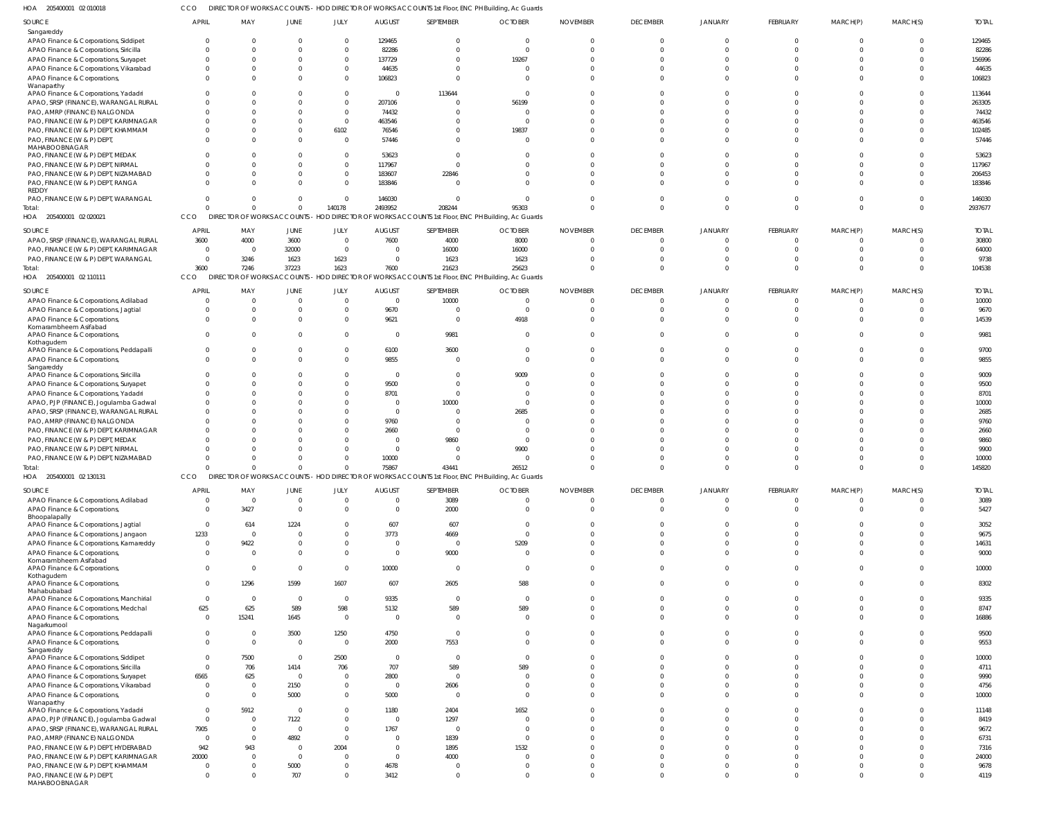HOA 205400001 02 010018 CCO DIRECTOR OF WORKS ACCOUNTS - HOD DIRECTOR OF WORKS ACCOUNTS 1st Floor, ENC PH Building, Ac Guards

| SOURCE | APRIL | MAY | JUNE | JULY | AUGUST | SEPTEMBER | OCTOBER | NOVEMBER | DECEMBER | JANUARY | FEBRUARY | MARCH(P) | MARCH(S) | TOTAL |
|---|---|---|---|---|---|---|---|---|---|---|---|---|---|---|
| Sangareddy | | | | | | | | | | | | | | |
| APAO Finance & Corporations, Siddipet | 0 | 0 | 0 | 0 | 129465 | 0 | 0 | 0 | 0 | 0 | 0 | 0 | 0 | 129465 |
| APAO Finance & Corporations, Siricilla | 0 | 0 | 0 | 0 | 82286 | 0 | 0 | 0 | 0 | 0 | 0 | 0 | 0 | 82286 |
| APAO Finance & Corporations, Suryapet | 0 | 0 | 0 | 0 | 137729 | 0 | 19267 | 0 | 0 | 0 | 0 | 0 | 0 | 156996 |
| APAO Finance & Corporations, Vikarabad | 0 | 0 | 0 | 0 | 44635 | 0 | 0 | 0 | 0 | 0 | 0 | 0 | 0 | 44635 |
| APAO Finance & Corporations, Wanaparthy | 0 | 0 | 0 | 0 | 106823 | 0 | 0 | 0 | 0 | 0 | 0 | 0 | 0 | 106823 |
| APAO Finance & Corporations, Yadadri | 0 | 0 | 0 | 0 | 0 | 113644 | 0 | 0 | 0 | 0 | 0 | 0 | 0 | 113644 |
| APAO, SRSP (FINANCE), WARANGAL RURAL | 0 | 0 | 0 | 0 | 207106 | 0 | 56199 | 0 | 0 | 0 | 0 | 0 | 0 | 263305 |
| PAO, AMRP (FINANCE) NALGONDA | 0 | 0 | 0 | 0 | 74432 | 0 | 0 | 0 | 0 | 0 | 0 | 0 | 0 | 74432 |
| PAO, FINANCE (W & P) DEPT, KARIMNAGAR | 0 | 0 | 0 | 0 | 463546 | 0 | 0 | 0 | 0 | 0 | 0 | 0 | 0 | 463546 |
| PAO, FINANCE (W & P) DEPT, KHAMMAM | 0 | 0 | 0 | 6102 | 76546 | 0 | 19837 | 0 | 0 | 0 | 0 | 0 | 0 | 102485 |
| PAO, FINANCE (W & P) DEPT, MAHABOOBNAGAR | 0 | 0 | 0 | 0 | 57446 | 0 | 0 | 0 | 0 | 0 | 0 | 0 | 0 | 57446 |
| PAO, FINANCE (W & P) DEPT, MEDAK | 0 | 0 | 0 | 0 | 53623 | 0 | 0 | 0 | 0 | 0 | 0 | 0 | 0 | 53623 |
| PAO, FINANCE (W & P) DEPT, NIRMAL | 0 | 0 | 0 | 0 | 117967 | 0 | 0 | 0 | 0 | 0 | 0 | 0 | 0 | 117967 |
| PAO, FINANCE (W & P) DEPT, NIZAMABAD | 0 | 0 | 0 | 0 | 183607 | 22846 | 0 | 0 | 0 | 0 | 0 | 0 | 0 | 206453 |
| PAO, FINANCE (W & P) DEPT, RANGA REDDY | 0 | 0 | 0 | 0 | 183846 | 0 | 0 | 0 | 0 | 0 | 0 | 0 | 0 | 183846 |
| PAO, FINANCE (W & P) DEPT, WARANGAL | 0 | 0 | 0 | 0 | 146030 | 0 | 0 | 0 | 0 | 0 | 0 | 0 | 0 | 146030 |
| Total: | 0 | 0 | 0 | 140178 | 2493952 | 208244 | 95303 | 0 | 0 | 0 | 0 | 0 | 0 | 2937677 |

HOA 205400001 02 020021 CCO DIRECTOR OF WORKS ACCOUNTS - HOD DIRECTOR OF WORKS ACCOUNTS 1st Floor, ENC PH Building, Ac Guards

| SOURCE | APRIL | MAY | JUNE | JULY | AUGUST | SEPTEMBER | OCTOBER | NOVEMBER | DECEMBER | JANUARY | FEBRUARY | MARCH(P) | MARCH(S) | TOTAL |
|---|---|---|---|---|---|---|---|---|---|---|---|---|---|---|
| APAO, SRSP (FINANCE), WARANGAL RURAL | 3600 | 4000 | 3600 | 0 | 7600 | 4000 | 8000 | 0 | 0 | 0 | 0 | 0 | 0 | 30800 |
| PAO, FINANCE (W & P) DEPT, KARIMNAGAR | 0 | 0 | 32000 | 0 | 0 | 16000 | 16000 | 0 | 0 | 0 | 0 | 0 | 0 | 64000 |
| PAO, FINANCE (W & P) DEPT, WARANGAL | 0 | 3246 | 1623 | 1623 | 0 | 1623 | 1623 | 0 | 0 | 0 | 0 | 0 | 0 | 9738 |
| Total: | 3600 | 7246 | 37223 | 1623 | 7600 | 21623 | 25623 | 0 | 0 | 0 | 0 | 0 | 0 | 104538 |

HOA 205400001 02 110111 CCO DIRECTOR OF WORKS ACCOUNTS - HOD DIRECTOR OF WORKS ACCOUNTS 1st Floor, ENC PH Building, Ac Guards

| SOURCE | APRIL | MAY | JUNE | JULY | AUGUST | SEPTEMBER | OCTOBER | NOVEMBER | DECEMBER | JANUARY | FEBRUARY | MARCH(P) | MARCH(S) | TOTAL |
|---|---|---|---|---|---|---|---|---|---|---|---|---|---|---|
| APAO Finance & Corporations, Adilabad | 0 | 0 | 0 | 0 | 0 | 10000 | 0 | 0 | 0 | 0 | 0 | 0 | 0 | 10000 |
| APAO Finance & Corporations, Jagtial | 0 | 0 | 0 | 0 | 9670 | 0 | 0 | 0 | 0 | 0 | 0 | 0 | 0 | 9670 |
| APAO Finance & Corporations, Komarambheem Asifabad | 0 | 0 | 0 | 0 | 9621 | 0 | 4918 | 0 | 0 | 0 | 0 | 0 | 0 | 14539 |
| APAO Finance & Corporations, Kothagudem | 0 | 0 | 0 | 0 | 0 | 9981 | 0 | 0 | 0 | 0 | 0 | 0 | 0 | 9981 |
| APAO Finance & Corporations, Peddapalli | 0 | 0 | 0 | 0 | 6100 | 3600 | 0 | 0 | 0 | 0 | 0 | 0 | 0 | 9700 |
| APAO Finance & Corporations, Sangareddy | 0 | 0 | 0 | 0 | 9855 | 0 | 0 | 0 | 0 | 0 | 0 | 0 | 0 | 9855 |
| APAO Finance & Corporations, Siricilla | 0 | 0 | 0 | 0 | 0 | 0 | 9009 | 0 | 0 | 0 | 0 | 0 | 0 | 9009 |
| APAO Finance & Corporations, Suryapet | 0 | 0 | 0 | 0 | 9500 | 0 | 0 | 0 | 0 | 0 | 0 | 0 | 0 | 9500 |
| APAO Finance & Corporations, Yadadri | 0 | 0 | 0 | 0 | 8701 | 0 | 0 | 0 | 0 | 0 | 0 | 0 | 0 | 8701 |
| APAO, PJP (FINANCE), Jogulamba Gadwal | 0 | 0 | 0 | 0 | 0 | 10000 | 0 | 0 | 0 | 0 | 0 | 0 | 0 | 10000 |
| APAO, SRSP (FINANCE), WARANGAL RURAL | 0 | 0 | 0 | 0 | 0 | 0 | 2685 | 0 | 0 | 0 | 0 | 0 | 0 | 2685 |
| PAO, AMRP (FINANCE) NALGONDA | 0 | 0 | 0 | 0 | 9760 | 0 | 0 | 0 | 0 | 0 | 0 | 0 | 0 | 9760 |
| PAO, FINANCE (W & P) DEPT, KARIMNAGAR | 0 | 0 | 0 | 0 | 2660 | 0 | 0 | 0 | 0 | 0 | 0 | 0 | 0 | 2660 |
| PAO, FINANCE (W & P) DEPT, MEDAK | 0 | 0 | 0 | 0 | 0 | 9860 | 0 | 0 | 0 | 0 | 0 | 0 | 0 | 9860 |
| PAO, FINANCE (W & P) DEPT, NIRMAL | 0 | 0 | 0 | 0 | 0 | 0 | 9900 | 0 | 0 | 0 | 0 | 0 | 0 | 9900 |
| PAO, FINANCE (W & P) DEPT, NIZAMABAD | 0 | 0 | 0 | 0 | 10000 | 0 | 0 | 0 | 0 | 0 | 0 | 0 | 0 | 10000 |
| Total: | 0 | 0 | 0 | 0 | 75867 | 43441 | 26512 | 0 | 0 | 0 | 0 | 0 | 0 | 145820 |

HOA 205400001 02 130131 CCO DIRECTOR OF WORKS ACCOUNTS - HOD DIRECTOR OF WORKS ACCOUNTS 1st Floor, ENC PH Building, Ac Guards

| SOURCE | APRIL | MAY | JUNE | JULY | AUGUST | SEPTEMBER | OCTOBER | NOVEMBER | DECEMBER | JANUARY | FEBRUARY | MARCH(P) | MARCH(S) | TOTAL |
|---|---|---|---|---|---|---|---|---|---|---|---|---|---|---|
| APAO Finance & Corporations, Adilabad | 0 | 0 | 0 | 0 | 0 | 3089 | 0 | 0 | 0 | 0 | 0 | 0 | 0 | 3089 |
| APAO Finance & Corporations, Bhoopalapally | 0 | 3427 | 0 | 0 | 0 | 2000 | 0 | 0 | 0 | 0 | 0 | 0 | 0 | 5427 |
| APAO Finance & Corporations, Jagtial | 0 | 614 | 1224 | 0 | 607 | 607 | 0 | 0 | 0 | 0 | 0 | 0 | 0 | 3052 |
| APAO Finance & Corporations, Jangaon | 1233 | 0 | 0 | 0 | 3773 | 4669 | 0 | 0 | 0 | 0 | 0 | 0 | 0 | 9675 |
| APAO Finance & Corporations, Kamareddy | 0 | 9422 | 0 | 0 | 0 | 0 | 5209 | 0 | 0 | 0 | 0 | 0 | 0 | 14631 |
| APAO Finance & Corporations, Komarambheem Asifabad | 0 | 0 | 0 | 0 | 0 | 9000 | 0 | 0 | 0 | 0 | 0 | 0 | 0 | 9000 |
| APAO Finance & Corporations, Kothagudem | 0 | 0 | 0 | 0 | 10000 | 0 | 0 | 0 | 0 | 0 | 0 | 0 | 0 | 10000 |
| APAO Finance & Corporations, Mahabubabad | 0 | 1296 | 1599 | 1607 | 607 | 2605 | 588 | 0 | 0 | 0 | 0 | 0 | 0 | 8302 |
| APAO Finance & Corporations, Manchirial | 0 | 0 | 0 | 0 | 9335 | 0 | 0 | 0 | 0 | 0 | 0 | 0 | 0 | 9335 |
| APAO Finance & Corporations, Medchal | 625 | 625 | 589 | 598 | 5132 | 589 | 589 | 0 | 0 | 0 | 0 | 0 | 0 | 8747 |
| APAO Finance & Corporations, Nagarkurnool | 0 | 15241 | 1645 | 0 | 0 | 0 | 0 | 0 | 0 | 0 | 0 | 0 | 0 | 16886 |
| APAO Finance & Corporations, Peddapalli | 0 | 0 | 3500 | 1250 | 4750 | 0 | 0 | 0 | 0 | 0 | 0 | 0 | 0 | 9500 |
| APAO Finance & Corporations, Sangareddy | 0 | 0 | 0 | 0 | 2000 | 7553 | 0 | 0 | 0 | 0 | 0 | 0 | 0 | 9553 |
| APAO Finance & Corporations, Siddipet | 0 | 7500 | 0 | 2500 | 0 | 0 | 0 | 0 | 0 | 0 | 0 | 0 | 0 | 10000 |
| APAO Finance & Corporations, Siricilla | 0 | 706 | 1414 | 706 | 707 | 589 | 589 | 0 | 0 | 0 | 0 | 0 | 0 | 4711 |
| APAO Finance & Corporations, Suryapet | 6565 | 625 | 0 | 0 | 2800 | 0 | 0 | 0 | 0 | 0 | 0 | 0 | 0 | 9990 |
| APAO Finance & Corporations, Vikarabad | 0 | 0 | 2150 | 0 | 0 | 2606 | 0 | 0 | 0 | 0 | 0 | 0 | 0 | 4756 |
| APAO Finance & Corporations, Wanaparthy | 0 | 0 | 5000 | 0 | 5000 | 0 | 0 | 0 | 0 | 0 | 0 | 0 | 0 | 10000 |
| APAO Finance & Corporations, Yadadri | 0 | 5912 | 0 | 0 | 1180 | 2404 | 1652 | 0 | 0 | 0 | 0 | 0 | 0 | 11148 |
| APAO, PJP (FINANCE), Jogulamba Gadwal | 0 | 0 | 7122 | 0 | 0 | 1297 | 0 | 0 | 0 | 0 | 0 | 0 | 0 | 8419 |
| APAO, SRSP (FINANCE), WARANGAL RURAL | 7905 | 0 | 0 | 0 | 1767 | 0 | 0 | 0 | 0 | 0 | 0 | 0 | 0 | 9672 |
| PAO, AMRP (FINANCE) NALGONDA | 0 | 0 | 4892 | 0 | 0 | 1839 | 0 | 0 | 0 | 0 | 0 | 0 | 0 | 6731 |
| PAO, FINANCE (W & P) DEPT, HYDERABAD | 942 | 943 | 0 | 2004 | 0 | 1895 | 1532 | 0 | 0 | 0 | 0 | 0 | 0 | 7316 |
| PAO, FINANCE (W & P) DEPT, KARIMNAGAR | 20000 | 0 | 0 | 0 | 0 | 4000 | 0 | 0 | 0 | 0 | 0 | 0 | 0 | 24000 |
| PAO, FINANCE (W & P) DEPT, KHAMMAM | 0 | 0 | 5000 | 0 | 4678 | 0 | 0 | 0 | 0 | 0 | 0 | 0 | 0 | 9678 |
| PAO, FINANCE (W & P) DEPT, MAHABOOBNAGAR | 0 | 0 | 707 | 0 | 3412 | 0 | 0 | 0 | 0 | 0 | 0 | 0 | 0 | 4119 |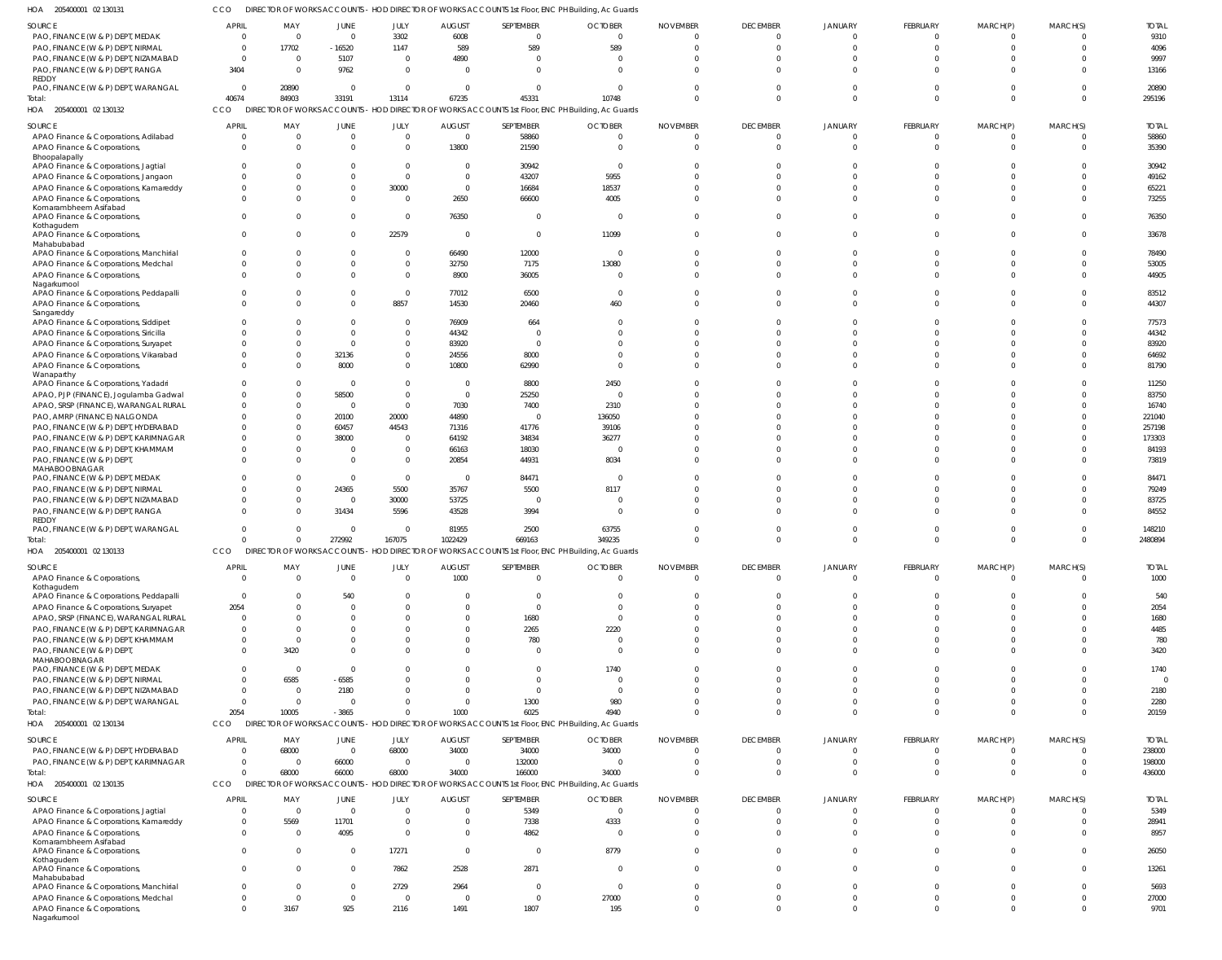HOA 205400001 02 130131 CCO DIRECTOR OF WORKS ACCOUNTS - HOD DIRECTOR OF WORKS ACCOUNTS 1st Floor, ENC PH Building, Ac Guards

| SOURCE | APRIL | MAY | JUNE | JULY | AUGUST | SEPTEMBER | OCTOBER | NOVEMBER | DECEMBER | JANUARY | FEBRUARY | MARCH(P) | MARCH(S) | TOTAL |
|---|---|---|---|---|---|---|---|---|---|---|---|---|---|---|
| PAO, FINANCE (W & P) DEPT, MEDAK | 0 | 0 | 0 | 3302 | 6008 | 0 | 0 | 0 | 0 | 0 | 0 | 0 | 0 | 9310 |
| PAO, FINANCE (W & P) DEPT, NIRMAL | 0 | 17702 | -16520 | 1147 | 589 | 589 | 589 | 0 | 0 | 0 | 0 | 0 | 0 | 4096 |
| PAO, FINANCE (W & P) DEPT, NIZAMABAD | 0 | 0 | 5107 | 0 | 4890 | 0 | 0 | 0 | 0 | 0 | 0 | 0 | 0 | 9997 |
| PAO, FINANCE (W & P) DEPT, RANGA REDDY | 3404 | 0 | 9762 | 0 | 0 | 0 | 0 | 0 | 0 | 0 | 0 | 0 | 0 | 13166 |
| PAO, FINANCE (W & P) DEPT, WARANGAL | 0 | 20890 | 0 | 0 | 0 | 0 | 0 | 0 | 0 | 0 | 0 | 0 | 0 | 20890 |
| Total: | 40674 | 84903 | 33191 | 13114 | 67235 | 45331 | 10748 | 0 | 0 | 0 | 0 | 0 | 0 | 295196 |

HOA 205400001 02 130132 CCO DIRECTOR OF WORKS ACCOUNTS - HOD DIRECTOR OF WORKS ACCOUNTS 1st Floor, ENC PH Building, Ac Guards

| SOURCE | APRIL | MAY | JUNE | JULY | AUGUST | SEPTEMBER | OCTOBER | NOVEMBER | DECEMBER | JANUARY | FEBRUARY | MARCH(P) | MARCH(S) | TOTAL |
|---|---|---|---|---|---|---|---|---|---|---|---|---|---|---|
| APAO Finance & Corporations, Adilabad | 0 | 0 | 0 | 0 | 0 | 58860 | 0 | 0 | 0 | 0 | 0 | 0 | 0 | 58860 |
| APAO Finance & Corporations, Bhoopalapally | 0 | 0 | 0 | 0 | 13800 | 21590 | 0 | 0 | 0 | 0 | 0 | 0 | 0 | 35390 |
| APAO Finance & Corporations, Jagtial | 0 | 0 | 0 | 0 | 0 | 30942 | 0 | 0 | 0 | 0 | 0 | 0 | 0 | 30942 |
| APAO Finance & Corporations, Jangaon | 0 | 0 | 0 | 0 | 0 | 43207 | 5955 | 0 | 0 | 0 | 0 | 0 | 0 | 49162 |
| APAO Finance & Corporations, Kamareddy | 0 | 0 | 0 | 30000 | 0 | 16684 | 18537 | 0 | 0 | 0 | 0 | 0 | 0 | 65221 |
| APAO Finance & Corporations, Komarambheem Asifabad | 0 | 0 | 0 | 0 | 2650 | 66600 | 4005 | 0 | 0 | 0 | 0 | 0 | 0 | 73255 |
| APAO Finance & Corporations, Kothagudem | 0 | 0 | 0 | 0 | 76350 | 0 | 0 | 0 | 0 | 0 | 0 | 0 | 0 | 76350 |
| APAO Finance & Corporations, Mahabubabad | 0 | 0 | 0 | 22579 | 0 | 0 | 11099 | 0 | 0 | 0 | 0 | 0 | 0 | 33678 |
| APAO Finance & Corporations, Manchirial | 0 | 0 | 0 | 0 | 66490 | 12000 | 0 | 0 | 0 | 0 | 0 | 0 | 0 | 78490 |
| APAO Finance & Corporations, Medchal | 0 | 0 | 0 | 0 | 32750 | 7175 | 13080 | 0 | 0 | 0 | 0 | 0 | 0 | 53005 |
| APAO Finance & Corporations, Nagarkurnool | 0 | 0 | 0 | 0 | 8900 | 36005 | 0 | 0 | 0 | 0 | 0 | 0 | 0 | 44905 |
| APAO Finance & Corporations, Peddapalli | 0 | 0 | 0 | 0 | 77012 | 6500 | 0 | 0 | 0 | 0 | 0 | 0 | 0 | 83512 |
| APAO Finance & Corporations, Sangareddy | 0 | 0 | 0 | 8857 | 14530 | 20460 | 460 | 0 | 0 | 0 | 0 | 0 | 0 | 44307 |
| APAO Finance & Corporations, Siddipet | 0 | 0 | 0 | 0 | 76909 | 664 | 0 | 0 | 0 | 0 | 0 | 0 | 0 | 77573 |
| APAO Finance & Corporations, Siricilla | 0 | 0 | 0 | 0 | 44342 | 0 | 0 | 0 | 0 | 0 | 0 | 0 | 0 | 44342 |
| APAO Finance & Corporations, Suryapet | 0 | 0 | 0 | 0 | 83920 | 0 | 0 | 0 | 0 | 0 | 0 | 0 | 0 | 83920 |
| APAO Finance & Corporations, Vikarabad | 0 | 0 | 32136 | 0 | 24556 | 8000 | 0 | 0 | 0 | 0 | 0 | 0 | 0 | 64692 |
| APAO Finance & Corporations, Wanaparthy | 0 | 0 | 8000 | 0 | 10800 | 62990 | 0 | 0 | 0 | 0 | 0 | 0 | 0 | 81790 |
| APAO Finance & Corporations, Yadadri | 0 | 0 | 0 | 0 | 0 | 8800 | 2450 | 0 | 0 | 0 | 0 | 0 | 0 | 11250 |
| APAO, PJP (FINANCE), Jogulamba Gadwal | 0 | 0 | 58500 | 0 | 0 | 25250 | 0 | 0 | 0 | 0 | 0 | 0 | 0 | 83750 |
| APAO, SRSP (FINANCE), WARANGAL RURAL | 0 | 0 | 0 | 0 | 7030 | 7400 | 2310 | 0 | 0 | 0 | 0 | 0 | 0 | 16740 |
| PAO, AMRP (FINANCE) NALGONDA | 0 | 0 | 20100 | 20000 | 44890 | 0 | 136050 | 0 | 0 | 0 | 0 | 0 | 0 | 221040 |
| PAO, FINANCE (W & P) DEPT, HYDERABAD | 0 | 0 | 60457 | 44543 | 71316 | 41776 | 39106 | 0 | 0 | 0 | 0 | 0 | 0 | 257198 |
| PAO, FINANCE (W & P) DEPT, KARIMNAGAR | 0 | 0 | 38000 | 0 | 64192 | 34834 | 36277 | 0 | 0 | 0 | 0 | 0 | 0 | 173303 |
| PAO, FINANCE (W & P) DEPT, KHAMMAM | 0 | 0 | 0 | 0 | 66163 | 18030 | 0 | 0 | 0 | 0 | 0 | 0 | 0 | 84193 |
| PAO, FINANCE (W & P) DEPT, MAHABOOBNAGAR | 0 | 0 | 0 | 0 | 20854 | 44931 | 8034 | 0 | 0 | 0 | 0 | 0 | 0 | 73819 |
| PAO, FINANCE (W & P) DEPT, MEDAK | 0 | 0 | 0 | 0 | 0 | 84471 | 0 | 0 | 0 | 0 | 0 | 0 | 0 | 84471 |
| PAO, FINANCE (W & P) DEPT, NIRMAL | 0 | 0 | 24365 | 5500 | 35767 | 5500 | 8117 | 0 | 0 | 0 | 0 | 0 | 0 | 79249 |
| PAO, FINANCE (W & P) DEPT, NIZAMABAD | 0 | 0 | 0 | 30000 | 53725 | 0 | 0 | 0 | 0 | 0 | 0 | 0 | 0 | 83725 |
| PAO, FINANCE (W & P) DEPT, RANGA REDDY | 0 | 0 | 31434 | 5596 | 43528 | 3994 | 0 | 0 | 0 | 0 | 0 | 0 | 0 | 84552 |
| PAO, FINANCE (W & P) DEPT, WARANGAL | 0 | 0 | 0 | 0 | 81955 | 2500 | 63755 | 0 | 0 | 0 | 0 | 0 | 0 | 148210 |
| Total: | 0 | 0 | 272992 | 167075 | 1022429 | 669163 | 349235 | 0 | 0 | 0 | 0 | 0 | 0 | 2480894 |

HOA 205400001 02 130133 CCO DIRECTOR OF WORKS ACCOUNTS - HOD DIRECTOR OF WORKS ACCOUNTS 1st Floor, ENC PH Building, Ac Guards

| SOURCE | APRIL | MAY | JUNE | JULY | AUGUST | SEPTEMBER | OCTOBER | NOVEMBER | DECEMBER | JANUARY | FEBRUARY | MARCH(P) | MARCH(S) | TOTAL |
|---|---|---|---|---|---|---|---|---|---|---|---|---|---|---|
| APAO Finance & Corporations, Kothagudem | 0 | 0 | 0 | 0 | 1000 | 0 | 0 | 0 | 0 | 0 | 0 | 0 | 0 | 1000 |
| APAO Finance & Corporations, Peddapalli | 0 | 0 | 540 | 0 | 0 | 0 | 0 | 0 | 0 | 0 | 0 | 0 | 0 | 540 |
| APAO Finance & Corporations, Suryapet | 2054 | 0 | 0 | 0 | 0 | 0 | 0 | 0 | 0 | 0 | 0 | 0 | 0 | 2054 |
| APAO, SRSP (FINANCE), WARANGAL RURAL | 0 | 0 | 0 | 0 | 0 | 1680 | 0 | 0 | 0 | 0 | 0 | 0 | 0 | 1680 |
| PAO, FINANCE (W & P) DEPT, KARIMNAGAR | 0 | 0 | 0 | 0 | 0 | 2265 | 2220 | 0 | 0 | 0 | 0 | 0 | 0 | 4485 |
| PAO, FINANCE (W & P) DEPT, KHAMMAM | 0 | 0 | 0 | 0 | 0 | 780 | 0 | 0 | 0 | 0 | 0 | 0 | 0 | 780 |
| PAO, FINANCE (W & P) DEPT, MAHABOOBNAGAR | 0 | 3420 | 0 | 0 | 0 | 0 | 0 | 0 | 0 | 0 | 0 | 0 | 0 | 3420 |
| PAO, FINANCE (W & P) DEPT, MEDAK | 0 | 0 | 0 | 0 | 0 | 0 | 1740 | 0 | 0 | 0 | 0 | 0 | 0 | 1740 |
| PAO, FINANCE (W & P) DEPT, NIRMAL | 0 | 6585 | -6585 | 0 | 0 | 0 | 0 | 0 | 0 | 0 | 0 | 0 | 0 | 0 |
| PAO, FINANCE (W & P) DEPT, NIZAMABAD | 0 | 0 | 2180 | 0 | 0 | 0 | 0 | 0 | 0 | 0 | 0 | 0 | 0 | 2180 |
| PAO, FINANCE (W & P) DEPT, WARANGAL | 0 | 0 | 0 | 0 | 0 | 1300 | 980 | 0 | 0 | 0 | 0 | 0 | 0 | 2280 |
| Total: | 2054 | 10005 | -3865 | 0 | 1000 | 6025 | 4940 | 0 | 0 | 0 | 0 | 0 | 0 | 20159 |

HOA 205400001 02 130134 CCO DIRECTOR OF WORKS ACCOUNTS - HOD DIRECTOR OF WORKS ACCOUNTS 1st Floor, ENC PH Building, Ac Guards

| SOURCE | APRIL | MAY | JUNE | JULY | AUGUST | SEPTEMBER | OCTOBER | NOVEMBER | DECEMBER | JANUARY | FEBRUARY | MARCH(P) | MARCH(S) | TOTAL |
|---|---|---|---|---|---|---|---|---|---|---|---|---|---|---|
| PAO, FINANCE (W & P) DEPT, HYDERABAD | 0 | 68000 | 0 | 68000 | 34000 | 34000 | 34000 | 0 | 0 | 0 | 0 | 0 | 0 | 238000 |
| PAO, FINANCE (W & P) DEPT, KARIMNAGAR | 0 | 0 | 66000 | 0 | 0 | 132000 | 0 | 0 | 0 | 0 | 0 | 0 | 0 | 198000 |
| Total: | 0 | 68000 | 66000 | 68000 | 34000 | 166000 | 34000 | 0 | 0 | 0 | 0 | 0 | 0 | 436000 |

HOA 205400001 02 130135 CCO DIRECTOR OF WORKS ACCOUNTS - HOD DIRECTOR OF WORKS ACCOUNTS 1st Floor, ENC PH Building, Ac Guards

| SOURCE | APRIL | MAY | JUNE | JULY | AUGUST | SEPTEMBER | OCTOBER | NOVEMBER | DECEMBER | JANUARY | FEBRUARY | MARCH(P) | MARCH(S) | TOTAL |
|---|---|---|---|---|---|---|---|---|---|---|---|---|---|---|
| APAO Finance & Corporations, Jagtial | 0 | 0 | 0 | 0 | 0 | 5349 | 0 | 0 | 0 | 0 | 0 | 0 | 0 | 5349 |
| APAO Finance & Corporations, Kamareddy | 0 | 5569 | 11701 | 0 | 0 | 7338 | 4333 | 0 | 0 | 0 | 0 | 0 | 0 | 28941 |
| APAO Finance & Corporations, Komarambheem Asifabad | 0 | 0 | 4095 | 0 | 0 | 4862 | 0 | 0 | 0 | 0 | 0 | 0 | 0 | 8957 |
| APAO Finance & Corporations, Kothagudem | 0 | 0 | 0 | 17271 | 0 | 0 | 8779 | 0 | 0 | 0 | 0 | 0 | 0 | 26050 |
| APAO Finance & Corporations, Mahabubabad | 0 | 0 | 0 | 7862 | 2528 | 2871 | 0 | 0 | 0 | 0 | 0 | 0 | 0 | 13261 |
| APAO Finance & Corporations, Manchirial | 0 | 0 | 0 | 2729 | 2964 | 0 | 0 | 0 | 0 | 0 | 0 | 0 | 0 | 5693 |
| APAO Finance & Corporations, Medchal | 0 | 0 | 0 | 0 | 0 | 0 | 27000 | 0 | 0 | 0 | 0 | 0 | 0 | 27000 |
| APAO Finance & Corporations, Nagarkurnool | 0 | 3167 | 925 | 2116 | 1491 | 1807 | 195 | 0 | 0 | 0 | 0 | 0 | 0 | 9701 |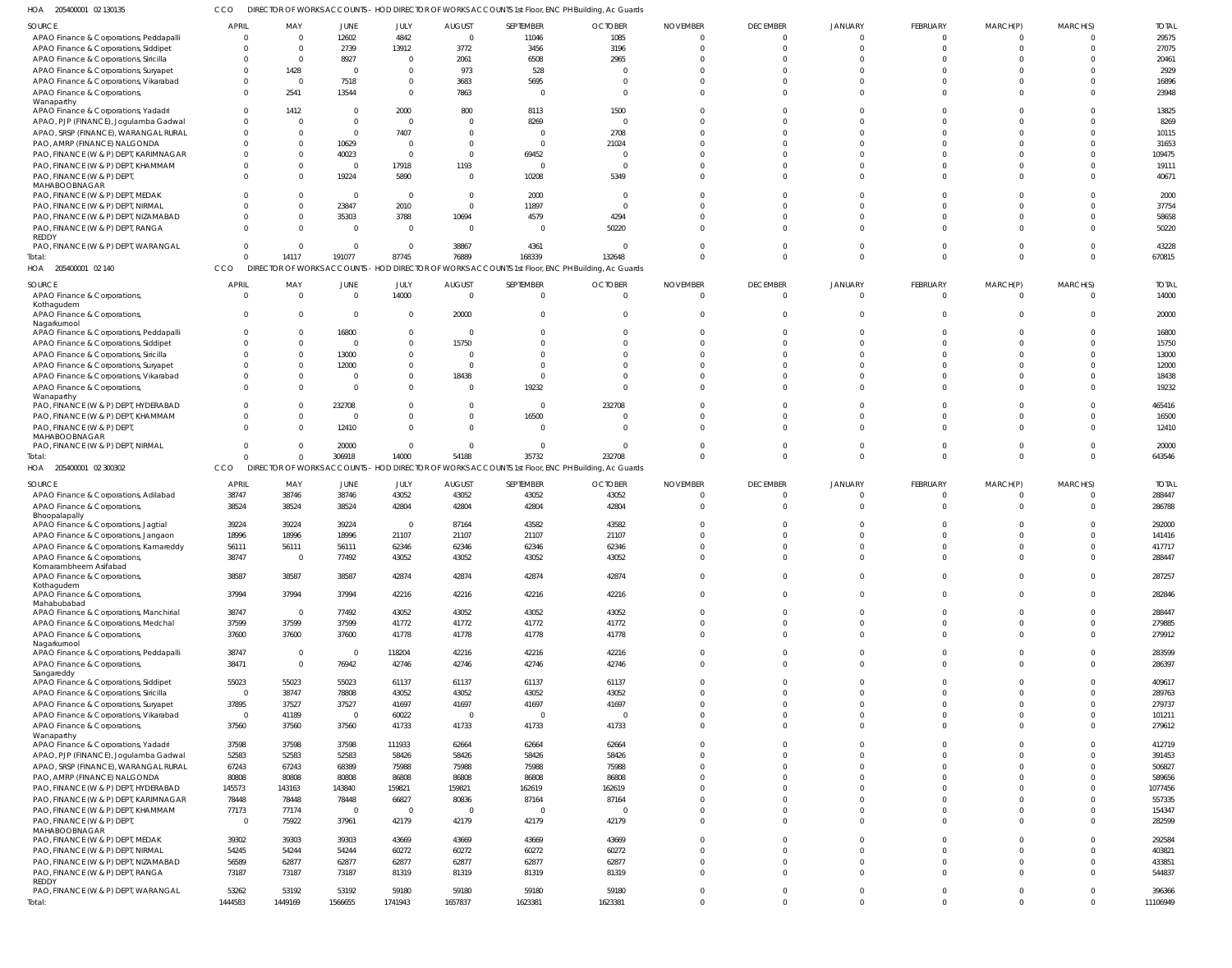HOA 205400001 02 130135 CCO DIRECTOR OF WORKS ACCOUNTS - HOD DIRECTOR OF WORKS ACCOUNTS 1st Floor, ENC PH Building, Ac Guards

| SOURCE | APRIL | MAY | JUNE | JULY | AUGUST | SEPTEMBER | OCTOBER | NOVEMBER | DECEMBER | JANUARY | FEBRUARY | MARCH(P) | MARCH(S) | TOTAL |
|---|---|---|---|---|---|---|---|---|---|---|---|---|---|---|
| APAO Finance & Corporations, Peddapalli | 0 | 0 | 12602 | 4842 | 0 | 11046 | 1085 | 0 | 0 | 0 | 0 | 0 | 0 | 29575 |
| APAO Finance & Corporations, Siddipet | 0 | 0 | 2739 | 13912 | 3772 | 3456 | 3196 | 0 | 0 | 0 | 0 | 0 | 0 | 27075 |
| APAO Finance & Corporations, Siricilla | 0 | 0 | 8927 | 0 | 2061 | 6508 | 2965 | 0 | 0 | 0 | 0 | 0 | 0 | 20461 |
| APAO Finance & Corporations, Suryapet | 0 | 1428 | 0 | 0 | 973 | 528 | 0 | 0 | 0 | 0 | 0 | 0 | 0 | 2929 |
| APAO Finance & Corporations, Vikarabad | 0 | 0 | 7518 | 0 | 3683 | 5695 | 0 | 0 | 0 | 0 | 0 | 0 | 0 | 16896 |
| APAO Finance & Corporations, Wanaparthy | 0 | 2541 | 13544 | 0 | 7863 | 0 | 0 | 0 | 0 | 0 | 0 | 0 | 0 | 23948 |
| APAO Finance & Corporations, Yadadri | 0 | 1412 | 0 | 2000 | 800 | 8113 | 1500 | 0 | 0 | 0 | 0 | 0 | 0 | 13825 |
| APAO, PJP (FINANCE), Jogulamba Gadwal | 0 | 0 | 0 | 0 | 0 | 8269 | 0 | 0 | 0 | 0 | 0 | 0 | 0 | 8269 |
| APAO, SRSP (FINANCE), WARANGAL RURAL | 0 | 0 | 0 | 7407 | 0 | 0 | 2708 | 0 | 0 | 0 | 0 | 0 | 0 | 10115 |
| PAO, AMRP (FINANCE) NALGONDA | 0 | 0 | 10629 | 0 | 0 | 0 | 21024 | 0 | 0 | 0 | 0 | 0 | 0 | 31653 |
| PAO, FINANCE (W & P) DEPT, KARIMNAGAR | 0 | 0 | 40023 | 0 | 0 | 69452 | 0 | 0 | 0 | 0 | 0 | 0 | 0 | 109475 |
| PAO, FINANCE (W & P) DEPT, KHAMMAM | 0 | 0 | 0 | 17918 | 1193 | 0 | 0 | 0 | 0 | 0 | 0 | 0 | 0 | 19111 |
| PAO, FINANCE (W & P) DEPT, MAHABOOBNAGAR | 0 | 0 | 19224 | 5890 | 0 | 10208 | 5349 | 0 | 0 | 0 | 0 | 0 | 0 | 40671 |
| PAO, FINANCE (W & P) DEPT, MEDAK | 0 | 0 | 0 | 0 | 0 | 2000 | 0 | 0 | 0 | 0 | 0 | 0 | 0 | 2000 |
| PAO, FINANCE (W & P) DEPT, NIRMAL | 0 | 0 | 23847 | 2010 | 0 | 11897 | 0 | 0 | 0 | 0 | 0 | 0 | 0 | 37754 |
| PAO, FINANCE (W & P) DEPT, NIZAMABAD | 0 | 0 | 35303 | 3788 | 10694 | 4579 | 4294 | 0 | 0 | 0 | 0 | 0 | 0 | 58658 |
| PAO, FINANCE (W & P) DEPT, RANGA REDDY | 0 | 0 | 0 | 0 | 0 | 0 | 50220 | 0 | 0 | 0 | 0 | 0 | 0 | 50220 |
| PAO, FINANCE (W & P) DEPT, WARANGAL | 0 | 0 | 0 | 0 | 38867 | 4361 | 0 | 0 | 0 | 0 | 0 | 0 | 0 | 43228 |
| Total: | 0 | 14117 | 191077 | 87745 | 76889 | 168339 | 132648 | 0 | 0 | 0 | 0 | 0 | 0 | 670815 |

HOA 205400001 02 140 CCO DIRECTOR OF WORKS ACCOUNTS - HOD DIRECTOR OF WORKS ACCOUNTS 1st Floor, ENC PH Building, Ac Guards

| SOURCE | APRIL | MAY | JUNE | JULY | AUGUST | SEPTEMBER | OCTOBER | NOVEMBER | DECEMBER | JANUARY | FEBRUARY | MARCH(P) | MARCH(S) | TOTAL |
|---|---|---|---|---|---|---|---|---|---|---|---|---|---|---|
| APAO Finance & Corporations, Kothagudem | 0 | 0 | 0 | 14000 | 0 | 0 | 0 | 0 | 0 | 0 | 0 | 0 | 0 | 14000 |
| APAO Finance & Corporations, Nagarkurnool | 0 | 0 | 0 | 0 | 20000 | 0 | 0 | 0 | 0 | 0 | 0 | 0 | 0 | 20000 |
| APAO Finance & Corporations, Peddapalli | 0 | 0 | 16800 | 0 | 0 | 0 | 0 | 0 | 0 | 0 | 0 | 0 | 0 | 16800 |
| APAO Finance & Corporations, Siddipet | 0 | 0 | 0 | 0 | 15750 | 0 | 0 | 0 | 0 | 0 | 0 | 0 | 0 | 15750 |
| APAO Finance & Corporations, Siricilla | 0 | 0 | 13000 | 0 | 0 | 0 | 0 | 0 | 0 | 0 | 0 | 0 | 0 | 13000 |
| APAO Finance & Corporations, Suryapet | 0 | 0 | 12000 | 0 | 0 | 0 | 0 | 0 | 0 | 0 | 0 | 0 | 0 | 12000 |
| APAO Finance & Corporations, Vikarabad | 0 | 0 | 0 | 0 | 18438 | 0 | 0 | 0 | 0 | 0 | 0 | 0 | 0 | 18438 |
| APAO Finance & Corporations, Wanaparthy | 0 | 0 | 0 | 0 | 0 | 19232 | 0 | 0 | 0 | 0 | 0 | 0 | 0 | 19232 |
| PAO, FINANCE (W & P) DEPT, HYDERABAD | 0 | 0 | 232708 | 0 | 0 | 0 | 232708 | 0 | 0 | 0 | 0 | 0 | 0 | 465416 |
| PAO, FINANCE (W & P) DEPT, KHAMMAM | 0 | 0 | 0 | 0 | 0 | 16500 | 0 | 0 | 0 | 0 | 0 | 0 | 0 | 16500 |
| PAO, FINANCE (W & P) DEPT, MAHABOOBNAGAR | 0 | 0 | 12410 | 0 | 0 | 0 | 0 | 0 | 0 | 0 | 0 | 0 | 0 | 12410 |
| PAO, FINANCE (W & P) DEPT, NIRMAL | 0 | 0 | 20000 | 0 | 0 | 0 | 0 | 0 | 0 | 0 | 0 | 0 | 0 | 20000 |
| Total: | 0 | 0 | 306918 | 14000 | 54188 | 35732 | 232708 | 0 | 0 | 0 | 0 | 0 | 0 | 643546 |

HOA 205400001 02 300302 CCO DIRECTOR OF WORKS ACCOUNTS - HOD DIRECTOR OF WORKS ACCOUNTS 1st Floor, ENC PH Building, Ac Guards

| SOURCE | APRIL | MAY | JUNE | JULY | AUGUST | SEPTEMBER | OCTOBER | NOVEMBER | DECEMBER | JANUARY | FEBRUARY | MARCH(P) | MARCH(S) | TOTAL |
|---|---|---|---|---|---|---|---|---|---|---|---|---|---|---|
| APAO Finance & Corporations, Adilabad | 38747 | 38746 | 38746 | 43052 | 43052 | 43052 | 43052 | 0 | 0 | 0 | 0 | 0 | 0 | 288447 |
| APAO Finance & Corporations, Bhoopalapally | 38524 | 38524 | 38524 | 42804 | 42804 | 42804 | 42804 | 0 | 0 | 0 | 0 | 0 | 0 | 286788 |
| APAO Finance & Corporations, Jagtial | 39224 | 39224 | 39224 | 0 | 87164 | 43582 | 43582 | 0 | 0 | 0 | 0 | 0 | 0 | 292000 |
| APAO Finance & Corporations, Jangaon | 18996 | 18996 | 18996 | 21107 | 21107 | 21107 | 21107 | 0 | 0 | 0 | 0 | 0 | 0 | 141416 |
| APAO Finance & Corporations, Kamareddy | 56111 | 56111 | 56111 | 62346 | 62346 | 62346 | 62346 | 0 | 0 | 0 | 0 | 0 | 0 | 417717 |
| APAO Finance & Corporations, Komarambheem Asifabad | 38747 | 0 | 77492 | 43052 | 43052 | 43052 | 43052 | 0 | 0 | 0 | 0 | 0 | 0 | 288447 |
| APAO Finance & Corporations, Kothagudem | 38587 | 38587 | 38587 | 42874 | 42874 | 42874 | 42874 | 0 | 0 | 0 | 0 | 0 | 0 | 287257 |
| APAO Finance & Corporations, Mahabubabad | 37994 | 37994 | 37994 | 42216 | 42216 | 42216 | 42216 | 0 | 0 | 0 | 0 | 0 | 0 | 282846 |
| APAO Finance & Corporations, Manchirial | 38747 | 0 | 77492 | 43052 | 43052 | 43052 | 43052 | 0 | 0 | 0 | 0 | 0 | 0 | 288447 |
| APAO Finance & Corporations, Medchal | 37599 | 37599 | 37599 | 41772 | 41772 | 41772 | 41772 | 0 | 0 | 0 | 0 | 0 | 0 | 279885 |
| APAO Finance & Corporations, Nagarkurnool | 37600 | 37600 | 37600 | 41778 | 41778 | 41778 | 41778 | 0 | 0 | 0 | 0 | 0 | 0 | 279912 |
| APAO Finance & Corporations, Peddapalli | 38747 | 0 | 0 | 118204 | 42216 | 42216 | 42216 | 0 | 0 | 0 | 0 | 0 | 0 | 283599 |
| APAO Finance & Corporations, Sangareddy | 38471 | 0 | 76942 | 42746 | 42746 | 42746 | 42746 | 0 | 0 | 0 | 0 | 0 | 0 | 286397 |
| APAO Finance & Corporations, Siddipet | 55023 | 55023 | 55023 | 61137 | 61137 | 61137 | 61137 | 0 | 0 | 0 | 0 | 0 | 0 | 409617 |
| APAO Finance & Corporations, Siricilla | 0 | 38747 | 78808 | 43052 | 43052 | 43052 | 43052 | 0 | 0 | 0 | 0 | 0 | 0 | 289763 |
| APAO Finance & Corporations, Suryapet | 37895 | 37527 | 37527 | 41697 | 41697 | 41697 | 41697 | 0 | 0 | 0 | 0 | 0 | 0 | 279737 |
| APAO Finance & Corporations, Vikarabad | 0 | 41189 | 0 | 60022 | 0 | 0 | 0 | 0 | 0 | 0 | 0 | 0 | 0 | 101211 |
| APAO Finance & Corporations, Wanaparthy | 37560 | 37560 | 37560 | 41733 | 41733 | 41733 | 41733 | 0 | 0 | 0 | 0 | 0 | 0 | 279612 |
| APAO Finance & Corporations, Yadadri | 37598 | 37598 | 37598 | 111933 | 62664 | 62664 | 62664 | 0 | 0 | 0 | 0 | 0 | 0 | 412719 |
| APAO, PJP (FINANCE), Jogulamba Gadwal | 52583 | 52583 | 52583 | 58426 | 58426 | 58426 | 58426 | 0 | 0 | 0 | 0 | 0 | 0 | 391453 |
| APAO, SRSP (FINANCE), WARANGAL RURAL | 67243 | 67243 | 68389 | 75988 | 75988 | 75988 | 75988 | 0 | 0 | 0 | 0 | 0 | 0 | 506827 |
| PAO, AMRP (FINANCE) NALGONDA | 80808 | 80808 | 80808 | 86808 | 86808 | 86808 | 86808 | 0 | 0 | 0 | 0 | 0 | 0 | 589656 |
| PAO, FINANCE (W & P) DEPT, HYDERABAD | 145573 | 143163 | 143840 | 159821 | 159821 | 162619 | 162619 | 0 | 0 | 0 | 0 | 0 | 0 | 1077456 |
| PAO, FINANCE (W & P) DEPT, KARIMNAGAR | 78448 | 78448 | 78448 | 66827 | 80836 | 87164 | 87164 | 0 | 0 | 0 | 0 | 0 | 0 | 557335 |
| PAO, FINANCE (W & P) DEPT, KHAMMAM | 77173 | 77174 | 0 | 0 | 0 | 0 | 0 | 0 | 0 | 0 | 0 | 0 | 0 | 154347 |
| PAO, FINANCE (W & P) DEPT, MAHABOOBNAGAR | 0 | 75922 | 37961 | 42179 | 42179 | 42179 | 42179 | 0 | 0 | 0 | 0 | 0 | 0 | 282599 |
| PAO, FINANCE (W & P) DEPT, MEDAK | 39302 | 39303 | 39303 | 43669 | 43669 | 43669 | 43669 | 0 | 0 | 0 | 0 | 0 | 0 | 292584 |
| PAO, FINANCE (W & P) DEPT, NIRMAL | 54245 | 54244 | 54244 | 60272 | 60272 | 60272 | 60272 | 0 | 0 | 0 | 0 | 0 | 0 | 403821 |
| PAO, FINANCE (W & P) DEPT, NIZAMABAD | 56589 | 62877 | 62877 | 62877 | 62877 | 62877 | 62877 | 0 | 0 | 0 | 0 | 0 | 0 | 433851 |
| PAO, FINANCE (W & P) DEPT, RANGA REDDY | 73187 | 73187 | 73187 | 81319 | 81319 | 81319 | 81319 | 0 | 0 | 0 | 0 | 0 | 0 | 544837 |
| PAO, FINANCE (W & P) DEPT, WARANGAL | 53262 | 53192 | 53192 | 59180 | 59180 | 59180 | 59180 | 0 | 0 | 0 | 0 | 0 | 0 | 396366 |
| Total: | 1444583 | 1449169 | 1566655 | 1741943 | 1657837 | 1623381 | 1623381 | 0 | 0 | 0 | 0 | 0 | 0 | 11106949 |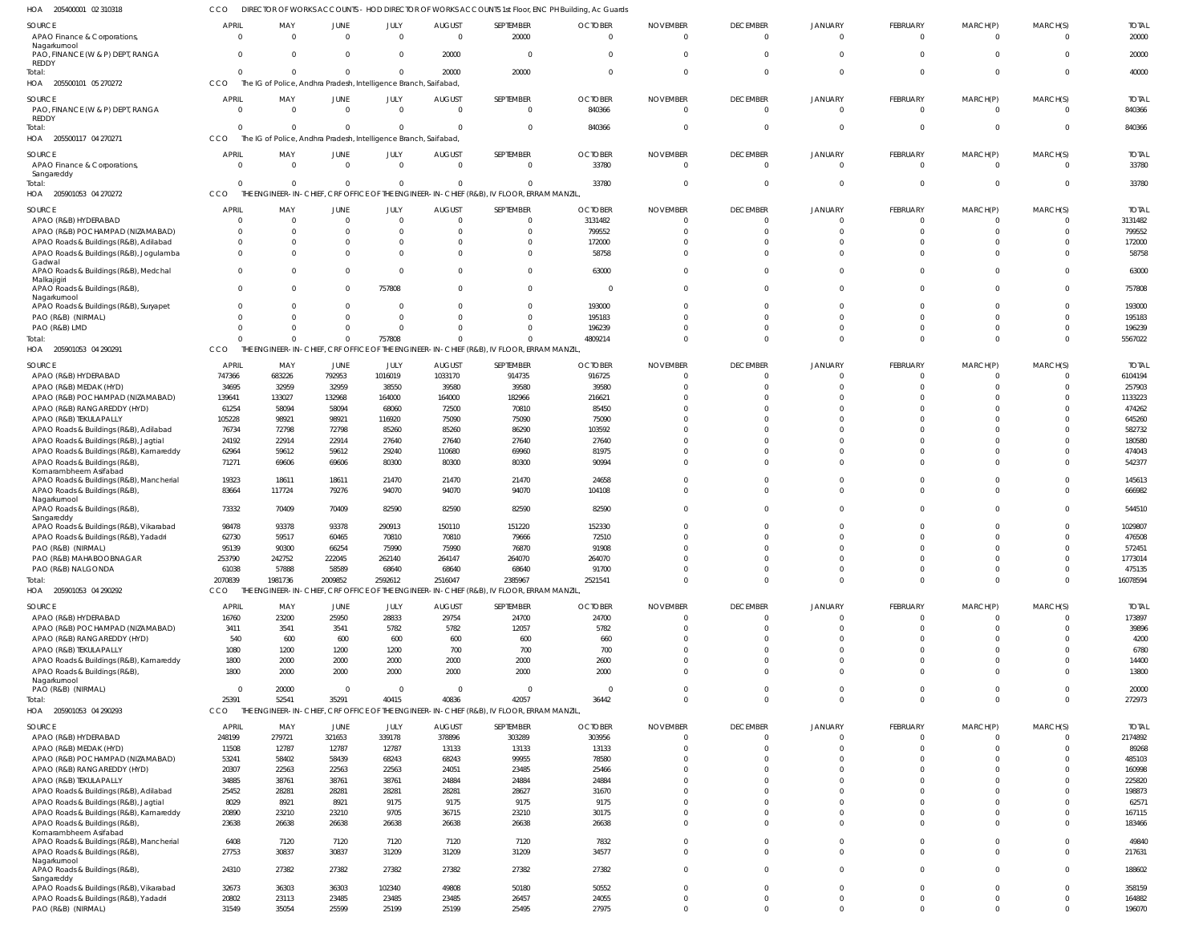HOA 205400001 02 310318 CCO DIRECTOR OF WORKS ACCOUNTS - HOD DIRECTOR OF WORKS ACCOUNTS 1st Floor, ENC PH Building, Ac Guards

| SOURCE | APRIL | MAY | JUNE | JULY | AUGUST | SEPTEMBER | OCTOBER | NOVEMBER | DECEMBER | JANUARY | FEBRUARY | MARCH(P) | MARCH(S) | TOTAL |
|---|---|---|---|---|---|---|---|---|---|---|---|---|---|---|
| APAO Finance & Corporations, Nagarkurnool | 0 | 0 | 0 | 0 | 0 | 20000 | 0 | 0 | 0 | 0 | 0 | 0 | 0 | 20000 |
| PAO, FINANCE (W & P) DEPT, RANGA REDDY | 0 | 0 | 0 | 0 | 20000 | 0 | 0 | 0 | 0 | 0 | 0 | 0 | 0 | 20000 |
| Total: | 0 | 0 | 0 | 0 | 20000 | 20000 | 0 | 0 | 0 | 0 | 0 | 0 | 0 | 40000 |

HOA 205500101 05 270272 CCO The IG of Police, Andhra Pradesh, Intelligence Branch, Saifabad,

| SOURCE | APRIL | MAY | JUNE | JULY | AUGUST | SEPTEMBER | OCTOBER | NOVEMBER | DECEMBER | JANUARY | FEBRUARY | MARCH(P) | MARCH(S) | TOTAL |
|---|---|---|---|---|---|---|---|---|---|---|---|---|---|---|
| PAO, FINANCE (W & P) DEPT, RANGA REDDY | 0 | 0 | 0 | 0 | 0 | 0 | 840366 | 0 | 0 | 0 | 0 | 0 | 0 | 840366 |
| Total: | 0 | 0 | 0 | 0 | 0 | 0 | 840366 | 0 | 0 | 0 | 0 | 0 | 0 | 840366 |

HOA 205500117 04 270271 CCO The IG of Police, Andhra Pradesh, Intelligence Branch, Saifabad,

| SOURCE | APRIL | MAY | JUNE | JULY | AUGUST | SEPTEMBER | OCTOBER | NOVEMBER | DECEMBER | JANUARY | FEBRUARY | MARCH(P) | MARCH(S) | TOTAL |
|---|---|---|---|---|---|---|---|---|---|---|---|---|---|---|
| APAO Finance & Corporations, Sangareddy | 0 | 0 | 0 | 0 | 0 | 0 | 33780 | 0 | 0 | 0 | 0 | 0 | 0 | 33780 |
| Total: | 0 | 0 | 0 | 0 | 0 | 0 | 33780 | 0 | 0 | 0 | 0 | 0 | 0 | 33780 |

HOA 205901053 04 270272 CCO THE ENGINEER-IN-CHIEF, CRF OFFICE OF THE ENGINEER-IN-CHIEF (R&B), IV FLOOR, ERRAM MANZIL,

| SOURCE | APRIL | MAY | JUNE | JULY | AUGUST | SEPTEMBER | OCTOBER | NOVEMBER | DECEMBER | JANUARY | FEBRUARY | MARCH(P) | MARCH(S) | TOTAL |
|---|---|---|---|---|---|---|---|---|---|---|---|---|---|---|
| APAO (R&B) HYDERABAD | 0 | 0 | 0 | 0 | 0 | 0 | 3131482 | 0 | 0 | 0 | 0 | 0 | 0 | 3131482 |
| APAO (R&B) POCHAMPAD (NIZAMABAD) | 0 | 0 | 0 | 0 | 0 | 0 | 799552 | 0 | 0 | 0 | 0 | 0 | 0 | 799552 |
| APAO Roads & Buildings (R&B), Adilabad | 0 | 0 | 0 | 0 | 0 | 0 | 172000 | 0 | 0 | 0 | 0 | 0 | 0 | 172000 |
| APAO Roads & Buildings (R&B), Jogulamba Gadwal | 0 | 0 | 0 | 0 | 0 | 0 | 58758 | 0 | 0 | 0 | 0 | 0 | 0 | 58758 |
| APAO Roads & Buildings (R&B), Medchal Malkajigiri | 0 | 0 | 0 | 0 | 0 | 0 | 63000 | 0 | 0 | 0 | 0 | 0 | 0 | 63000 |
| APAO Roads & Buildings (R&B), Nagarkurnool | 0 | 0 | 0 | 757808 | 0 | 0 | 0 | 0 | 0 | 0 | 0 | 0 | 0 | 757808 |
| APAO Roads & Buildings (R&B), Suryapet | 0 | 0 | 0 | 0 | 0 | 0 | 193000 | 0 | 0 | 0 | 0 | 0 | 0 | 193000 |
| PAO (R&B) (NIRMAL) | 0 | 0 | 0 | 0 | 0 | 0 | 195183 | 0 | 0 | 0 | 0 | 0 | 0 | 195183 |
| PAO (R&B) LMD | 0 | 0 | 0 | 0 | 0 | 0 | 196239 | 0 | 0 | 0 | 0 | 0 | 0 | 196239 |
| Total: | 0 | 0 | 0 | 757808 | 0 | 0 | 4809214 | 0 | 0 | 0 | 0 | 0 | 0 | 5567022 |

HOA 205901053 04 290291 CCO THE ENGINEER-IN-CHIEF, CRF OFFICE OF THE ENGINEER-IN-CHIEF (R&B), IV FLOOR, ERRAM MANZIL,

| SOURCE | APRIL | MAY | JUNE | JULY | AUGUST | SEPTEMBER | OCTOBER | NOVEMBER | DECEMBER | JANUARY | FEBRUARY | MARCH(P) | MARCH(S) | TOTAL |
|---|---|---|---|---|---|---|---|---|---|---|---|---|---|---|
| APAO (R&B) HYDERABAD | 747366 | 683226 | 792953 | 1016019 | 1033170 | 914735 | 916725 | 0 | 0 | 0 | 0 | 0 | 0 | 6104194 |
| APAO (R&B) MEDAK (HYD) | 34695 | 32959 | 32959 | 38550 | 39580 | 39580 | 39580 | 0 | 0 | 0 | 0 | 0 | 0 | 257903 |
| APAO (R&B) POCHAMPAD (NIZAMABAD) | 139641 | 133027 | 132968 | 164000 | 164000 | 182966 | 216621 | 0 | 0 | 0 | 0 | 0 | 0 | 1133223 |
| APAO (R&B) RANGAREDDY (HYD) | 61254 | 58094 | 58094 | 68060 | 72500 | 70810 | 85450 | 0 | 0 | 0 | 0 | 0 | 0 | 474262 |
| APAO (R&B) TEKULAPALLY | 105228 | 98921 | 98921 | 116920 | 75090 | 75090 | 75090 | 0 | 0 | 0 | 0 | 0 | 0 | 645260 |
| APAO Roads & Buildings (R&B), Adilabad | 76734 | 72798 | 72798 | 85260 | 85260 | 86290 | 103592 | 0 | 0 | 0 | 0 | 0 | 0 | 582732 |
| APAO Roads & Buildings (R&B), Jagtial | 24192 | 22914 | 22914 | 27640 | 27640 | 27640 | 27640 | 0 | 0 | 0 | 0 | 0 | 0 | 180580 |
| APAO Roads & Buildings (R&B), Kamareddy | 62964 | 59612 | 59612 | 29240 | 110680 | 69960 | 81975 | 0 | 0 | 0 | 0 | 0 | 0 | 474043 |
| APAO Roads & Buildings (R&B), Komarambheem Asifabad | 71271 | 69606 | 69606 | 80300 | 80300 | 80300 | 90994 | 0 | 0 | 0 | 0 | 0 | 0 | 542377 |
| APAO Roads & Buildings (R&B), Mancherial | 19323 | 18611 | 18611 | 21470 | 21470 | 21470 | 24658 | 0 | 0 | 0 | 0 | 0 | 0 | 145613 |
| APAO Roads & Buildings (R&B), Nagarkurnool | 83664 | 117724 | 79276 | 94070 | 94070 | 94070 | 104108 | 0 | 0 | 0 | 0 | 0 | 0 | 666982 |
| APAO Roads & Buildings (R&B), Sangareddy | 73332 | 70409 | 70409 | 82590 | 82590 | 82590 | 82590 | 0 | 0 | 0 | 0 | 0 | 0 | 544510 |
| APAO Roads & Buildings (R&B), Vikarabad | 98478 | 93378 | 93378 | 290913 | 150110 | 151220 | 152330 | 0 | 0 | 0 | 0 | 0 | 0 | 1029807 |
| APAO Roads & Buildings (R&B), Yadadri | 62730 | 59517 | 60465 | 70810 | 70810 | 79666 | 72510 | 0 | 0 | 0 | 0 | 0 | 0 | 476508 |
| PAO (R&B) (NIRMAL) | 95139 | 90300 | 66254 | 75990 | 75990 | 76870 | 91908 | 0 | 0 | 0 | 0 | 0 | 0 | 572451 |
| PAO (R&B) MAHABOOBNAGAR | 253790 | 242752 | 222045 | 262140 | 264147 | 264070 | 264070 | 0 | 0 | 0 | 0 | 0 | 0 | 1773014 |
| PAO (R&B) NALGONDA | 61038 | 57888 | 58589 | 68640 | 68640 | 68640 | 91700 | 0 | 0 | 0 | 0 | 0 | 0 | 475135 |
| Total: | 2070839 | 1981736 | 2009852 | 2592612 | 2516047 | 2385967 | 2521541 | 0 | 0 | 0 | 0 | 0 | 0 | 16078594 |

HOA 205901053 04 290292 CCO THE ENGINEER-IN-CHIEF, CRF OFFICE OF THE ENGINEER-IN-CHIEF (R&B), IV FLOOR, ERRAM MANZIL,

| SOURCE | APRIL | MAY | JUNE | JULY | AUGUST | SEPTEMBER | OCTOBER | NOVEMBER | DECEMBER | JANUARY | FEBRUARY | MARCH(P) | MARCH(S) | TOTAL |
|---|---|---|---|---|---|---|---|---|---|---|---|---|---|---|
| APAO (R&B) HYDERABAD | 16760 | 23200 | 25950 | 28833 | 29754 | 24700 | 24700 | 0 | 0 | 0 | 0 | 0 | 0 | 173897 |
| APAO (R&B) POCHAMPAD (NIZAMABAD) | 3411 | 3541 | 3541 | 5782 | 5782 | 12057 | 5782 | 0 | 0 | 0 | 0 | 0 | 0 | 39896 |
| APAO (R&B) RANGAREDDY (HYD) | 540 | 600 | 600 | 600 | 600 | 600 | 660 | 0 | 0 | 0 | 0 | 0 | 0 | 4200 |
| APAO (R&B) TEKULAPALLY | 1080 | 1200 | 1200 | 1200 | 700 | 700 | 700 | 0 | 0 | 0 | 0 | 0 | 0 | 6780 |
| APAO Roads & Buildings (R&B), Kamareddy | 1800 | 2000 | 2000 | 2000 | 2000 | 2000 | 2600 | 0 | 0 | 0 | 0 | 0 | 0 | 14400 |
| APAO Roads & Buildings (R&B), Nagarkurnool | 1800 | 2000 | 2000 | 2000 | 2000 | 2000 | 2000 | 0 | 0 | 0 | 0 | 0 | 0 | 13800 |
| PAO (R&B) (NIRMAL) | 0 | 20000 | 0 | 0 | 0 | 0 | 0 | 0 | 0 | 0 | 0 | 0 | 0 | 20000 |
| Total: | 25391 | 52541 | 35291 | 40415 | 40836 | 42057 | 36442 | 0 | 0 | 0 | 0 | 0 | 0 | 272973 |

HOA 205901053 04 290293 CCO THE ENGINEER-IN-CHIEF, CRF OFFICE OF THE ENGINEER-IN-CHIEF (R&B), IV FLOOR, ERRAM MANZIL,

| SOURCE | APRIL | MAY | JUNE | JULY | AUGUST | SEPTEMBER | OCTOBER | NOVEMBER | DECEMBER | JANUARY | FEBRUARY | MARCH(P) | MARCH(S) | TOTAL |
|---|---|---|---|---|---|---|---|---|---|---|---|---|---|---|
| APAO (R&B) HYDERABAD | 248199 | 279721 | 321653 | 339178 | 378896 | 303289 | 303956 | 0 | 0 | 0 | 0 | 0 | 0 | 2174892 |
| APAO (R&B) MEDAK (HYD) | 11508 | 12787 | 12787 | 12787 | 13133 | 13133 | 13133 | 0 | 0 | 0 | 0 | 0 | 0 | 89268 |
| APAO (R&B) POCHAMPAD (NIZAMABAD) | 53241 | 58402 | 58439 | 68243 | 68243 | 99955 | 78580 | 0 | 0 | 0 | 0 | 0 | 0 | 485103 |
| APAO (R&B) RANGAREDDY (HYD) | 20307 | 22563 | 22563 | 22563 | 24051 | 23485 | 25466 | 0 | 0 | 0 | 0 | 0 | 0 | 160998 |
| APAO (R&B) TEKULAPALLY | 34885 | 38761 | 38761 | 38761 | 24884 | 24884 | 24884 | 0 | 0 | 0 | 0 | 0 | 0 | 225820 |
| APAO Roads & Buildings (R&B), Adilabad | 25452 | 28281 | 28281 | 28281 | 28281 | 28627 | 31670 | 0 | 0 | 0 | 0 | 0 | 0 | 198873 |
| APAO Roads & Buildings (R&B), Jagtial | 8029 | 8921 | 8921 | 9175 | 9175 | 9175 | 9175 | 0 | 0 | 0 | 0 | 0 | 0 | 62571 |
| APAO Roads & Buildings (R&B), Kamareddy | 20890 | 23210 | 23210 | 9705 | 36715 | 23210 | 30175 | 0 | 0 | 0 | 0 | 0 | 0 | 167115 |
| APAO Roads & Buildings (R&B), Komarambheem Asifabad | 23638 | 26638 | 26638 | 26638 | 26638 | 26638 | 26638 | 0 | 0 | 0 | 0 | 0 | 0 | 183466 |
| APAO Roads & Buildings (R&B), Mancherial | 6408 | 7120 | 7120 | 7120 | 7120 | 7120 | 7832 | 0 | 0 | 0 | 0 | 0 | 0 | 49840 |
| APAO Roads & Buildings (R&B), Nagarkurnool | 27753 | 30837 | 30837 | 31209 | 31209 | 31209 | 34577 | 0 | 0 | 0 | 0 | 0 | 0 | 217631 |
| APAO Roads & Buildings (R&B), Sangareddy | 24310 | 27382 | 27382 | 27382 | 27382 | 27382 | 27382 | 0 | 0 | 0 | 0 | 0 | 0 | 188602 |
| APAO Roads & Buildings (R&B), Vikarabad | 32673 | 36303 | 36303 | 102340 | 49808 | 50180 | 50552 | 0 | 0 | 0 | 0 | 0 | 0 | 358159 |
| APAO Roads & Buildings (R&B), Yadadri | 20802 | 23113 | 23485 | 23485 | 23485 | 26457 | 24055 | 0 | 0 | 0 | 0 | 0 | 0 | 164882 |
| PAO (R&B) (NIRMAL) | 31549 | 35054 | 25599 | 25199 | 25199 | 25495 | 27975 | 0 | 0 | 0 | 0 | 0 | 0 | 196070 |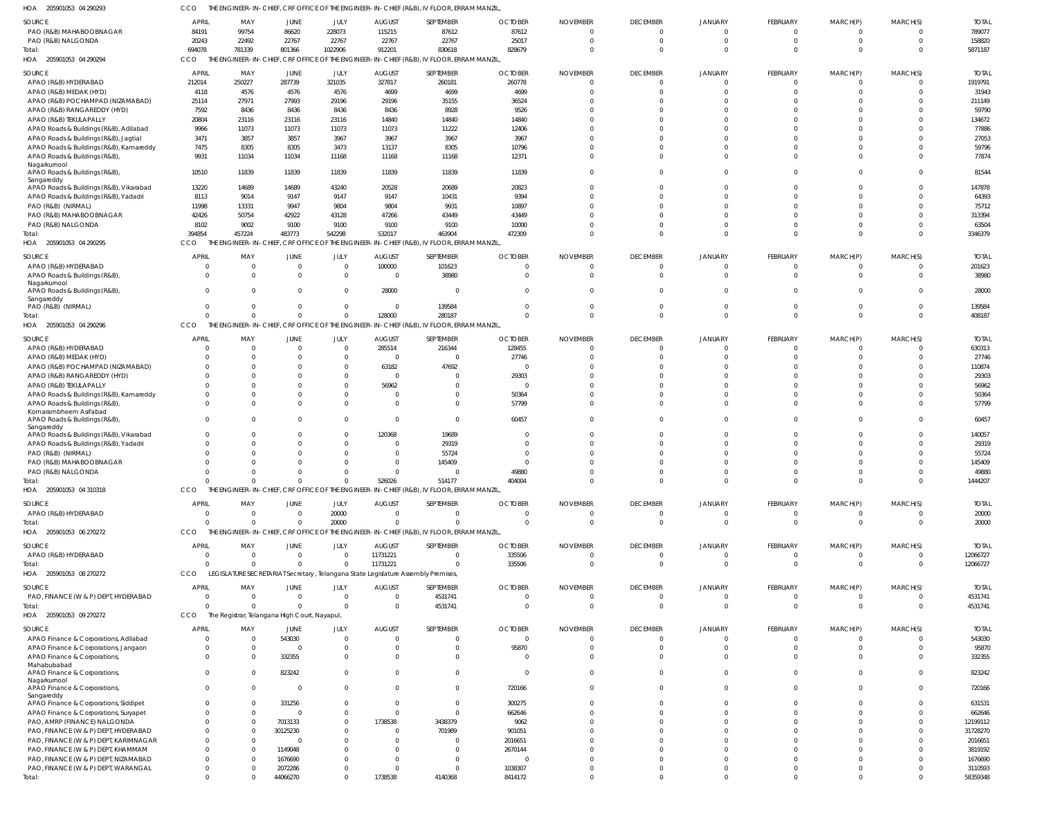HOA 205901053 04 290293 CCO THE ENGINEER-IN-CHIEF, CRF OFFICE OF THE ENGINEER-IN-CHIEF (R&B), IV FLOOR, ERRAM MANZIL,

| SOURCE | APRIL | MAY | JUNE | JULY | AUGUST | SEPTEMBER | OCTOBER | NOVEMBER | DECEMBER | JANUARY | FEBRUARY | MARCH(P) | MARCH(S) | TOTAL |
|---|---|---|---|---|---|---|---|---|---|---|---|---|---|---|
| PAO (R&B) MAHABOOBNAGAR | 84191 | 99754 | 86620 | 228073 | 115215 | 87612 | 87612 | 0 | 0 | 0 | 0 | 0 | 0 | 789077 |
| PAO (R&B) NALGONDA | 20243 | 22492 | 22767 | 22767 | 22767 | 22767 | 25017 | 0 | 0 | 0 | 0 | 0 | 0 | 158820 |
| Total: | 694078 | 781339 | 801366 | 1022906 | 912201 | 830618 | 828679 | 0 | 0 | 0 | 0 | 0 | 0 | 5871187 |

HOA 205901053 04 290294 CCO THE ENGINEER-IN-CHIEF, CRF OFFICE OF THE ENGINEER-IN-CHIEF (R&B), IV FLOOR, ERRAM MANZIL,

| SOURCE | APRIL | MAY | JUNE | JULY | AUGUST | SEPTEMBER | OCTOBER | NOVEMBER | DECEMBER | JANUARY | FEBRUARY | MARCH(P) | MARCH(S) | TOTAL |
|---|---|---|---|---|---|---|---|---|---|---|---|---|---|---|
| APAO (R&B) HYDERABAD | 212014 | 250227 | 287739 | 321035 | 327817 | 260181 | 260778 | 0 | 0 | 0 | 0 | 0 | 0 | 1919791 |
| APAO (R&B) MEDAK (HYD) | 4118 | 4576 | 4576 | 4576 | 4699 | 4699 | 4699 | 0 | 0 | 0 | 0 | 0 | 0 | 31943 |
| APAO (R&B) POCHAMPAD (NIZAMABAD) | 25114 | 27971 | 27993 | 29196 | 29196 | 35155 | 36524 | 0 | 0 | 0 | 0 | 0 | 0 | 211149 |
| APAO (R&B) RANGAREDDY (HYD) | 7592 | 8436 | 8436 | 8436 | 8436 | 8928 | 9526 | 0 | 0 | 0 | 0 | 0 | 0 | 59790 |
| APAO (R&B) TEKULAPALLY | 20804 | 23116 | 23116 | 23116 | 14840 | 14840 | 14840 | 0 | 0 | 0 | 0 | 0 | 0 | 134672 |
| APAO Roads & Buildings (R&B), Adilabad | 9966 | 11073 | 11073 | 11073 | 11073 | 11222 | 12406 | 0 | 0 | 0 | 0 | 0 | 0 | 77886 |
| APAO Roads & Buildings (R&B), Jagtial | 3471 | 3857 | 3857 | 3967 | 3967 | 3967 | 3967 | 0 | 0 | 0 | 0 | 0 | 0 | 27053 |
| APAO Roads & Buildings (R&B), Kamareddy | 7475 | 8305 | 8305 | 3473 | 13137 | 8305 | 10796 | 0 | 0 | 0 | 0 | 0 | 0 | 59796 |
| APAO Roads & Buildings (R&B), Nagarkurnool | 9931 | 11034 | 11034 | 11168 | 11168 | 11168 | 12371 | 0 | 0 | 0 | 0 | 0 | 0 | 77874 |
| APAO Roads & Buildings (R&B), Sangareddy | 10510 | 11839 | 11839 | 11839 | 11839 | 11839 | 11839 | 0 | 0 | 0 | 0 | 0 | 0 | 81544 |
| APAO Roads & Buildings (R&B), Vikarabad | 13220 | 14689 | 14689 | 43240 | 20528 | 20689 | 20823 | 0 | 0 | 0 | 0 | 0 | 0 | 147878 |
| APAO Roads & Buildings (R&B), Yadadri | 8113 | 9014 | 9147 | 9147 | 9147 | 10431 | 9394 | 0 | 0 | 0 | 0 | 0 | 0 | 64393 |
| PAO (R&B) (NIRMAL) | 11998 | 13331 | 9947 | 9804 | 9804 | 9931 | 10897 | 0 | 0 | 0 | 0 | 0 | 0 | 75712 |
| PAO (R&B) MAHABOOBNAGAR | 42426 | 50754 | 42922 | 43128 | 47266 | 43449 | 43449 | 0 | 0 | 0 | 0 | 0 | 0 | 313394 |
| PAO (R&B) NALGONDA | 8102 | 9002 | 9100 | 9100 | 9100 | 9100 | 10000 | 0 | 0 | 0 | 0 | 0 | 0 | 63504 |
| Total: | 394854 | 457224 | 483773 | 542298 | 532017 | 463904 | 472309 | 0 | 0 | 0 | 0 | 0 | 0 | 3346379 |

HOA 205901053 04 290295 CCO THE ENGINEER-IN-CHIEF, CRF OFFICE OF THE ENGINEER-IN-CHIEF (R&B), IV FLOOR, ERRAM MANZIL,

| SOURCE | APRIL | MAY | JUNE | JULY | AUGUST | SEPTEMBER | OCTOBER | NOVEMBER | DECEMBER | JANUARY | FEBRUARY | MARCH(P) | MARCH(S) | TOTAL |
|---|---|---|---|---|---|---|---|---|---|---|---|---|---|---|
| APAO (R&B) HYDERABAD | 0 | 0 | 0 | 0 | 100000 | 101623 | 0 | 0 | 0 | 0 | 0 | 0 | 0 | 201623 |
| APAO Roads & Buildings (R&B), Nagarkurnool | 0 | 0 | 0 | 0 | 0 | 38980 | 0 | 0 | 0 | 0 | 0 | 0 | 0 | 38980 |
| APAO Roads & Buildings (R&B), Sangareddy | 0 | 0 | 0 | 0 | 28000 | 0 | 0 | 0 | 0 | 0 | 0 | 0 | 0 | 28000 |
| PAO (R&B) (NIRMAL) | 0 | 0 | 0 | 0 | 0 | 139584 | 0 | 0 | 0 | 0 | 0 | 0 | 0 | 139584 |
| Total: | 0 | 0 | 0 | 0 | 128000 | 280187 | 0 | 0 | 0 | 0 | 0 | 0 | 0 | 408187 |

HOA 205901053 04 290296 CCO THE ENGINEER-IN-CHIEF, CRF OFFICE OF THE ENGINEER-IN-CHIEF (R&B), IV FLOOR, ERRAM MANZIL,

| SOURCE | APRIL | MAY | JUNE | JULY | AUGUST | SEPTEMBER | OCTOBER | NOVEMBER | DECEMBER | JANUARY | FEBRUARY | MARCH(P) | MARCH(S) | TOTAL |
|---|---|---|---|---|---|---|---|---|---|---|---|---|---|---|
| APAO (R&B) HYDERABAD | 0 | 0 | 0 | 0 | 285514 | 216344 | 128455 | 0 | 0 | 0 | 0 | 0 | 0 | 630313 |
| APAO (R&B) MEDAK (HYD) | 0 | 0 | 0 | 0 | 0 | 0 | 27746 | 0 | 0 | 0 | 0 | 0 | 0 | 27746 |
| APAO (R&B) POCHAMPAD (NIZAMABAD) | 0 | 0 | 0 | 0 | 63182 | 47692 | 0 | 0 | 0 | 0 | 0 | 0 | 0 | 110874 |
| APAO (R&B) RANGAREDDY (HYD) | 0 | 0 | 0 | 0 | 0 | 0 | 29303 | 0 | 0 | 0 | 0 | 0 | 0 | 29303 |
| APAO (R&B) TEKULAPALLY | 0 | 0 | 0 | 0 | 56962 | 0 | 0 | 0 | 0 | 0 | 0 | 0 | 0 | 56962 |
| APAO Roads & Buildings (R&B), Kamareddy | 0 | 0 | 0 | 0 | 0 | 0 | 50364 | 0 | 0 | 0 | 0 | 0 | 0 | 50364 |
| APAO Roads & Buildings (R&B), Komarambheem Asifabad | 0 | 0 | 0 | 0 | 0 | 0 | 57799 | 0 | 0 | 0 | 0 | 0 | 0 | 57799 |
| APAO Roads & Buildings (R&B), Sangareddy | 0 | 0 | 0 | 0 | 0 | 0 | 60457 | 0 | 0 | 0 | 0 | 0 | 0 | 60457 |
| APAO Roads & Buildings (R&B), Vikarabad | 0 | 0 | 0 | 0 | 120368 | 19689 | 0 | 0 | 0 | 0 | 0 | 0 | 0 | 140057 |
| APAO Roads & Buildings (R&B), Yadadri | 0 | 0 | 0 | 0 | 0 | 29319 | 0 | 0 | 0 | 0 | 0 | 0 | 0 | 29319 |
| PAO (R&B) (NIRMAL) | 0 | 0 | 0 | 0 | 0 | 55724 | 0 | 0 | 0 | 0 | 0 | 0 | 0 | 55724 |
| PAO (R&B) MAHABOOBNAGAR | 0 | 0 | 0 | 0 | 0 | 145409 | 0 | 0 | 0 | 0 | 0 | 0 | 0 | 145409 |
| PAO (R&B) NALGONDA | 0 | 0 | 0 | 0 | 0 | 0 | 49880 | 0 | 0 | 0 | 0 | 0 | 0 | 49880 |
| Total: | 0 | 0 | 0 | 0 | 526026 | 514177 | 404004 | 0 | 0 | 0 | 0 | 0 | 0 | 1444207 |

HOA 205901053 04 310318 CCO THE ENGINEER-IN-CHIEF, CRF OFFICE OF THE ENGINEER-IN-CHIEF (R&B), IV FLOOR, ERRAM MANZIL,

| SOURCE | APRIL | MAY | JUNE | JULY | AUGUST | SEPTEMBER | OCTOBER | NOVEMBER | DECEMBER | JANUARY | FEBRUARY | MARCH(P) | MARCH(S) | TOTAL |
|---|---|---|---|---|---|---|---|---|---|---|---|---|---|---|
| APAO (R&B) HYDERABAD | 0 | 0 | 0 | 20000 | 0 | 0 | 0 | 0 | 0 | 0 | 0 | 0 | 0 | 20000 |
| Total: | 0 | 0 | 0 | 20000 | 0 | 0 | 0 | 0 | 0 | 0 | 0 | 0 | 0 | 20000 |

HOA 205901053 06 270272 CCO THE ENGINEER-IN-CHIEF, CRF OFFICE OF THE ENGINEER-IN-CHIEF (R&B), IV FLOOR, ERRAM MANZIL,

| SOURCE | APRIL | MAY | JUNE | JULY | AUGUST | SEPTEMBER | OCTOBER | NOVEMBER | DECEMBER | JANUARY | FEBRUARY | MARCH(P) | MARCH(S) | TOTAL |
|---|---|---|---|---|---|---|---|---|---|---|---|---|---|---|
| APAO (R&B) HYDERABAD | 0 | 0 | 0 | 0 | 11731221 | 0 | 335506 | 0 | 0 | 0 | 0 | 0 | 0 | 12066727 |
| Total: | 0 | 0 | 0 | 0 | 11731221 | 0 | 335506 | 0 | 0 | 0 | 0 | 0 | 0 | 12066727 |

HOA 205901053 08 270272 CCO LEGISLATURE SECRETARIAT Secretary, Telangana State Legislature Assembly Premises,

| SOURCE | APRIL | MAY | JUNE | JULY | AUGUST | SEPTEMBER | OCTOBER | NOVEMBER | DECEMBER | JANUARY | FEBRUARY | MARCH(P) | MARCH(S) | TOTAL |
|---|---|---|---|---|---|---|---|---|---|---|---|---|---|---|
| PAO, FINANCE (W & P) DEPT, HYDERABAD | 0 | 0 | 0 | 0 | 0 | 4531741 | 0 | 0 | 0 | 0 | 0 | 0 | 0 | 4531741 |
| Total: | 0 | 0 | 0 | 0 | 0 | 4531741 | 0 | 0 | 0 | 0 | 0 | 0 | 0 | 4531741 |

HOA 205901053 09 270272 CCO The Registrar, Telangana High Court, Nayapul,

| SOURCE | APRIL | MAY | JUNE | JULY | AUGUST | SEPTEMBER | OCTOBER | NOVEMBER | DECEMBER | JANUARY | FEBRUARY | MARCH(P) | MARCH(S) | TOTAL |
|---|---|---|---|---|---|---|---|---|---|---|---|---|---|---|
| APAO Finance & Corporations, Adilabad | 0 | 0 | 543030 | 0 | 0 | 0 | 0 | 0 | 0 | 0 | 0 | 0 | 0 | 543030 |
| APAO Finance & Corporations, Jangaon | 0 | 0 | 0 | 0 | 0 | 0 | 95870 | 0 | 0 | 0 | 0 | 0 | 0 | 95870 |
| APAO Finance & Corporations, Mahabubabad | 0 | 0 | 332355 | 0 | 0 | 0 | 0 | 0 | 0 | 0 | 0 | 0 | 0 | 332355 |
| APAO Finance & Corporations, Nagarkurnool | 0 | 0 | 823242 | 0 | 0 | 0 | 0 | 0 | 0 | 0 | 0 | 0 | 0 | 823242 |
| APAO Finance & Corporations, Sangareddy | 0 | 0 | 0 | 0 | 0 | 0 | 720166 | 0 | 0 | 0 | 0 | 0 | 0 | 720166 |
| APAO Finance & Corporations, Siddipet | 0 | 0 | 331256 | 0 | 0 | 0 | 300275 | 0 | 0 | 0 | 0 | 0 | 0 | 631531 |
| APAO Finance & Corporations, Suryapet | 0 | 0 | 0 | 0 | 0 | 0 | 662646 | 0 | 0 | 0 | 0 | 0 | 0 | 662646 |
| PAO, AMRP (FINANCE) NALGONDA | 0 | 0 | 7013133 | 0 | 1738538 | 3438379 | 9062 | 0 | 0 | 0 | 0 | 0 | 0 | 12199112 |
| PAO, FINANCE (W & P) DEPT, HYDERABAD | 0 | 0 | 30125230 | 0 | 0 | 701989 | 901051 | 0 | 0 | 0 | 0 | 0 | 0 | 31728270 |
| PAO, FINANCE (W & P) DEPT, KARIMNAGAR | 0 | 0 | 0 | 0 | 0 | 0 | 2016651 | 0 | 0 | 0 | 0 | 0 | 0 | 2016651 |
| PAO, FINANCE (W & P) DEPT, KHAMMAM | 0 | 0 | 1149048 | 0 | 0 | 0 | 2670144 | 0 | 0 | 0 | 0 | 0 | 0 | 3819192 |
| PAO, FINANCE (W & P) DEPT, NIZAMABAD | 0 | 0 | 1676690 | 0 | 0 | 0 | 0 | 0 | 0 | 0 | 0 | 0 | 0 | 1676690 |
| PAO, FINANCE (W & P) DEPT, WARANGAL | 0 | 0 | 2072286 | 0 | 0 | 0 | 1038307 | 0 | 0 | 0 | 0 | 0 | 0 | 3110593 |
| Total: | 0 | 0 | 44066270 | 0 | 1738538 | 4140368 | 8414172 | 0 | 0 | 0 | 0 | 0 | 0 | 58359348 |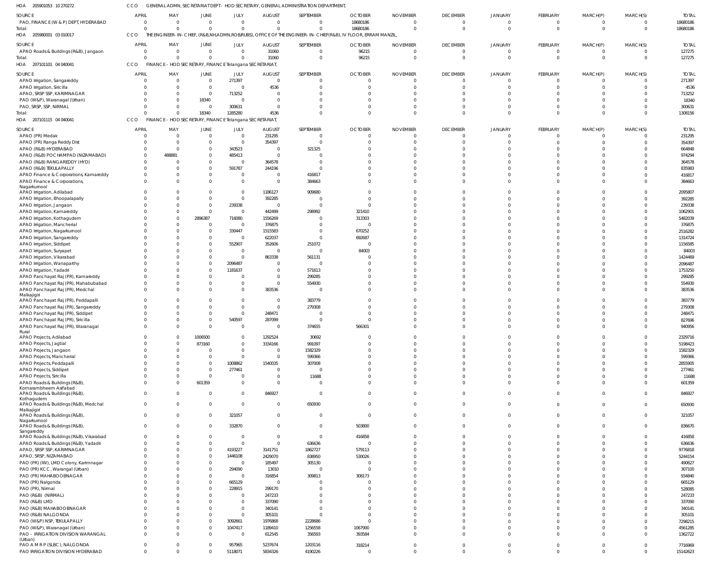HOA 205901053 10 270272 CCO GENERAL ADMN, SECRETARIAT DEPT - HOD SECRETARY, GENERAL ADMINISTRATION DEPARTMENT,

| SOURCE | APRIL | MAY | JUNE | JULY | AUGUST | SEPTEMBER | OCTOBER | NOVEMBER | DECEMBER | JANUARY | FEBRUARY | MARCH(P) | MARCH(S) | TOTAL |
|---|---|---|---|---|---|---|---|---|---|---|---|---|---|---|
| PAO, FINANCE (W & P) DEPT, HYDERABAD | 0 | 0 | 0 | 0 | 0 | 0 | 18680186 | 0 | 0 | 0 | 0 | 0 | 0 | 18680186 |
| Total: | 0 | 0 | 0 | 0 | 0 | 0 | 18680186 | 0 | 0 | 0 | 0 | 0 | 0 | 18680186 |

HOA 205980001 03 010017 CCO THE ENGINEER-IN-CHIEF, (R&B,NH,ADMN,ROB/RUBS), OFFICE OF THE ENGINEER-IN-CHIEF(R&B), IV FLOOR, ERRAM MANZIL,

| SOURCE | APRIL | MAY | JUNE | JULY | AUGUST | SEPTEMBER | OCTOBER | NOVEMBER | DECEMBER | JANUARY | FEBRUARY | MARCH(P) | MARCH(S) | TOTAL |
|---|---|---|---|---|---|---|---|---|---|---|---|---|---|---|
| APAO Roads & Buildings (R&B), Jangaon | 0 | 0 | 0 | 0 | 31060 | 0 | 96215 | 0 | 0 | 0 | 0 | 0 | 0 | 127275 |
| Total: | 0 | 0 | 0 | 0 | 31060 | 0 | 96215 | 0 | 0 | 0 | 0 | 0 | 0 | 127275 |

HOA 207101101 04 040041 CCO FINANCE - HOD SECRETARY, FINANCE Telangana SECRETARIAT,

| SOURCE | APRIL | MAY | JUNE | JULY | AUGUST | SEPTEMBER | OCTOBER | NOVEMBER | DECEMBER | JANUARY | FEBRUARY | MARCH(P) | MARCH(S) | TOTAL |
|---|---|---|---|---|---|---|---|---|---|---|---|---|---|---|
| APAO Irrigation, Sangareddy | 0 | 0 | 0 | 271397 | 0 | 0 | 0 | 0 | 0 | 0 | 0 | 0 | 0 | 271397 |
| APAO Irrigation, Siricilla | 0 | 0 | 0 | 0 | 4536 | 0 | 0 | 0 | 0 | 0 | 0 | 0 | 0 | 4536 |
| APAO, SRSP SSP, KARIMNAGAR | 0 | 0 | 0 | 713252 | 0 | 0 | 0 | 0 | 0 | 0 | 0 | 0 | 0 | 713252 |
| PAO (W&P), Waranagal (Urban) | 0 | 0 | 18340 | 0 | 0 | 0 | 0 | 0 | 0 | 0 | 0 | 0 | 0 | 18340 |
| PAO, SRSP, SSP, NIRMAL | 0 | 0 | 0 | 300631 | 0 | 0 | 0 | 0 | 0 | 0 | 0 | 0 | 0 | 300631 |
| Total: | 0 | 0 | 18340 | 1285280 | 4536 | 0 | 0 | 0 | 0 | 0 | 0 | 0 | 0 | 1308156 |

HOA 207101115 04 040041 CCO FINANCE - HOD SECRETARY, FINANCE Telangana SECRETARIAT,

| SOURCE | APRIL | MAY | JUNE | JULY | AUGUST | SEPTEMBER | OCTOBER | NOVEMBER | DECEMBER | JANUARY | FEBRUARY | MARCH(P) | MARCH(S) | TOTAL |
|---|---|---|---|---|---|---|---|---|---|---|---|---|---|---|
| APAO (PR) Medak | 0 | 0 | 0 | 0 | 231295 | 0 | 0 | 0 | 0 | 0 | 0 | 0 | 0 | 231295 |
| APAO (PR) Ranga Reddy Dist | 0 | 0 | 0 | 0 | 354397 | 0 | 0 | 0 | 0 | 0 | 0 | 0 | 0 | 354397 |
| APAO (R&B) HYDERABAD | 0 | 0 | 0 | 343523 | 0 | 321325 | 0 | 0 | 0 | 0 | 0 | 0 | 0 | 664848 |
| APAO (R&B) POCHAMPAD (NIZAMABAD) | 0 | 488881 | 0 | 485413 | 0 | 0 | 0 | 0 | 0 | 0 | 0 | 0 | 0 | 974294 |
| APAO (R&B) RANGAREDDY (HYD) | 0 | 0 | 0 | 0 | 364578 | 0 | 0 | 0 | 0 | 0 | 0 | 0 | 0 | 364578 |
| APAO (R&B) TEKULAPALLY | 0 | 0 | 0 | 591787 | 244196 | 0 | 0 | 0 | 0 | 0 | 0 | 0 | 0 | 835983 |
| APAO Finance & Corporations, Kamareddy | 0 | 0 | 0 | 0 | 0 | 416817 | 0 | 0 | 0 | 0 | 0 | 0 | 0 | 416817 |
| APAO Finance & Corporations, Nagarkurnool | 0 | 0 | 0 | 0 | 0 | 384663 | 0 | 0 | 0 | 0 | 0 | 0 | 0 | 384663 |
| APAO Irrigation, Adilabad | 0 | 0 | 0 | 0 | 1186127 | 909680 | 0 | 0 | 0 | 0 | 0 | 0 | 0 | 2095807 |
| APAO Irrigation, Bhoopalapally | 0 | 0 | 0 | 0 | 392285 | 0 | 0 | 0 | 0 | 0 | 0 | 0 | 0 | 392285 |
| APAO Irrigation, Jangaon | 0 | 0 | 0 | 239338 | 0 | 0 | 0 | 0 | 0 | 0 | 0 | 0 | 0 | 239338 |
| APAO Irrigation, Kamareddy | 0 | 0 | 0 | 0 | 442499 | 298992 | 321410 | 0 | 0 | 0 | 0 | 0 | 0 | 1062901 |
| APAO Irrigation, Kothagudem | 0 | 0 | 2896387 | 716080 | 1556269 | 0 | 313303 | 0 | 0 | 0 | 0 | 0 | 0 | 5482039 |
| APAO Irrigation, Mancherial | 0 | 0 | 0 | 0 | 376875 | 0 | 0 | 0 | 0 | 0 | 0 | 0 | 0 | 376875 |
| APAO Irrigation, Nagarkurnool | 0 | 0 | 0 | 330447 | 1515583 | 0 | 670252 | 0 | 0 | 0 | 0 | 0 | 0 | 2516282 |
| APAO Irrigation, Sangareddy | 0 | 0 | 0 | 0 | 622037 | 0 | 692687 | 0 | 0 | 0 | 0 | 0 | 0 | 1314724 |
| APAO Irrigation, Siddipet | 0 | 0 | 0 | 552907 | 352606 | 251072 | 0 | 0 | 0 | 0 | 0 | 0 | 0 | 1156585 |
| APAO Irrigation, Suryapet | 0 | 0 | 0 | 0 | 0 | 0 | 84003 | 0 | 0 | 0 | 0 | 0 | 0 | 84003 |
| APAO Irrigation, Vikarabad | 0 | 0 | 0 | 0 | 863338 | 561131 | 0 | 0 | 0 | 0 | 0 | 0 | 0 | 1424469 |
| APAO Irrigation, Wanaparthy | 0 | 0 | 0 | 2096487 | 0 | 0 | 0 | 0 | 0 | 0 | 0 | 0 | 0 | 2096487 |
| APAO Irrigation, Yadadri | 0 | 0 | 0 | 1181637 | 0 | 571613 | 0 | 0 | 0 | 0 | 0 | 0 | 0 | 1753250 |
| APAO Panchayat Raj (PR), Kamareddy | 0 | 0 | 0 | 0 | 0 | 299285 | 0 | 0 | 0 | 0 | 0 | 0 | 0 | 299285 |
| APAO Panchayat Raj (PR), Mahabubabad | 0 | 0 | 0 | 0 | 0 | 554930 | 0 | 0 | 0 | 0 | 0 | 0 | 0 | 554930 |
| APAO Panchayat Raj (PR), Medchal Malkajigiri | 0 | 0 | 0 | 0 | 383536 | 0 | 0 | 0 | 0 | 0 | 0 | 0 | 0 | 383536 |
| APAO Panchayat Raj (PR), Peddapalli | 0 | 0 | 0 | 0 | 0 | 383779 | 0 | 0 | 0 | 0 | 0 | 0 | 0 | 383779 |
| APAO Panchayat Raj (PR), Sangareddy | 0 | 0 | 0 | 0 | 0 | 279308 | 0 | 0 | 0 | 0 | 0 | 0 | 0 | 279308 |
| APAO Panchayat Raj (PR), Siddipet | 0 | 0 | 0 | 0 | 248471 | 0 | 0 | 0 | 0 | 0 | 0 | 0 | 0 | 248471 |
| APAO Panchayat Raj (PR), Siricilla | 0 | 0 | 0 | 540597 | 287099 | 0 | 0 | 0 | 0 | 0 | 0 | 0 | 0 | 827696 |
| APAO Panchayat Raj (PR), Waranagal Rural | 0 | 0 | 0 | 0 | 0 | 374655 | 566301 | 0 | 0 | 0 | 0 | 0 | 0 | 940956 |
| APAO Projects, Adilabad | 0 | 0 | 1006500 | 0 | 1292524 | 30692 | 0 | 0 | 0 | 0 | 0 | 0 | 0 | 2329716 |
| APAO Projects, Jagtial | 0 | 0 | 873160 | 0 | 3334166 | 991097 | 0 | 0 | 0 | 0 | 0 | 0 | 0 | 5198423 |
| APAO Projects, Jangaon | 0 | 0 | 0 | 0 | 0 | 1582329 | 0 | 0 | 0 | 0 | 0 | 0 | 0 | 1582329 |
| APAO Projects, Mancherial | 0 | 0 | 0 | 0 | 0 | 599366 | 0 | 0 | 0 | 0 | 0 | 0 | 0 | 599366 |
| APAO Projects, Peddapalli | 0 | 0 | 0 | 1008862 | 1540035 | 307008 | 0 | 0 | 0 | 0 | 0 | 0 | 0 | 2855905 |
| APAO Projects, Siddipet | 0 | 0 | 0 | 277461 | 0 | 0 | 0 | 0 | 0 | 0 | 0 | 0 | 0 | 277461 |
| APAO Projects, Siricilla | 0 | 0 | 0 | 0 | 0 | 11688 | 0 | 0 | 0 | 0 | 0 | 0 | 0 | 11688 |
| APAO Roads & Buildings (R&B), Komarambheem Asifabad | 0 | 0 | 601359 | 0 | 0 | 0 | 0 | 0 | 0 | 0 | 0 | 0 | 0 | 601359 |
| APAO Roads & Buildings (R&B), Kothagudem | 0 | 0 | 0 | 0 | 846927 | 0 | 0 | 0 | 0 | 0 | 0 | 0 | 0 | 846927 |
| APAO Roads & Buildings (R&B), Medchal Malkajigiri | 0 | 0 | 0 | 0 | 0 | 650930 | 0 | 0 | 0 | 0 | 0 | 0 | 0 | 650930 |
| APAO Roads & Buildings (R&B), Nagarkurnool | 0 | 0 | 0 | 321057 | 0 | 0 | 0 | 0 | 0 | 0 | 0 | 0 | 0 | 321057 |
| APAO Roads & Buildings (R&B), Sangareddy | 0 | 0 | 0 | 332870 | 0 | 0 | 503800 | 0 | 0 | 0 | 0 | 0 | 0 | 836670 |
| APAO Roads & Buildings (R&B), Vikarabad | 0 | 0 | 0 | 0 | 0 | 0 | 416858 | 0 | 0 | 0 | 0 | 0 | 0 | 416858 |
| APAO Roads & Buildings (R&B), Yadadri | 0 | 0 | 0 | 0 | 0 | 636636 | 0 | 0 | 0 | 0 | 0 | 0 | 0 | 636636 |
| APAO, SRSP SSP, KARIMNAGAR | 0 | 0 | 0 | 4193227 | 3141751 | 1862727 | 579113 | 0 | 0 | 0 | 0 | 0 | 0 | 9776818 |
| APAO, SRSP, NIZAMABAD | 0 | 0 | 0 | 1446108 | 2429070 | 838950 | 530026 | 0 | 0 | 0 | 0 | 0 | 0 | 5244154 |
| PAO (PR) (IW), LMD Colony, Karimnagar | 0 | 0 | 0 | 0 | 185497 | 305130 | 0 | 0 | 0 | 0 | 0 | 0 | 0 | 490627 |
| PAO (PR) KCC, Warangal (Urban) | 0 | 0 | 0 | 294090 | 13010 | 0 | 0 | 0 | 0 | 0 | 0 | 0 | 0 | 307100 |
| PAO (PR) MAHABOOBNAGAR | 0 | 0 | 0 | 0 | 316854 | 309813 | 308173 | 0 | 0 | 0 | 0 | 0 | 0 | 934840 |
| PAO (PR) Nalgonda | 0 | 0 | 0 | 665129 | 0 | 0 | 0 | 0 | 0 | 0 | 0 | 0 | 0 | 665129 |
| PAO (PR), Nirmal | 0 | 0 | 0 | 228915 | 299170 | 0 | 0 | 0 | 0 | 0 | 0 | 0 | 0 | 528085 |
| PAO (R&B) (NIRMAL) | 0 | 0 | 0 | 0 | 247233 | 0 | 0 | 0 | 0 | 0 | 0 | 0 | 0 | 247233 |
| PAO (R&B) LMD | 0 | 0 | 0 | 0 | 337090 | 0 | 0 | 0 | 0 | 0 | 0 | 0 | 0 | 337090 |
| PAO (R&B) MAHABOOBNAGAR | 0 | 0 | 0 | 0 | 340141 | 0 | 0 | 0 | 0 | 0 | 0 | 0 | 0 | 340141 |
| PAO (R&B) NALGONDA | 0 | 0 | 0 | 0 | 305101 | 0 | 0 | 0 | 0 | 0 | 0 | 0 | 0 | 305101 |
| PAO (W&P) NSP, TEKULAPALLY | 0 | 0 | 0 | 3092661 | 1976868 | 2228686 | 0 | 0 | 0 | 0 | 0 | 0 | 0 | 7298215 |
| PAO (W&P), Waranagal (Urban) | 0 | 0 | 0 | 1047417 | 1189410 | 1256558 | 1067900 | 0 | 0 | 0 | 0 | 0 | 0 | 4561285 |
| PAO - IRRIGATION DIVISION WARANGAL (Urban) | 0 | 0 | 0 | 0 | 612545 | 356593 | 393584 | 0 | 0 | 0 | 0 | 0 | 0 | 1362722 |
| PAO A M R P (SLBC), NALGONDA | 0 | 0 | 0 | 957965 | 5237674 | 1203116 | 318214 | 0 | 0 | 0 | 0 | 0 | 0 | 7716969 |
| PAO IRRIGATION DIVISION HYDERABAD | 0 | 0 | 0 | 5118071 | 5834326 | 4190226 | 0 | 0 | 0 | 0 | 0 | 0 | 0 | 15142623 |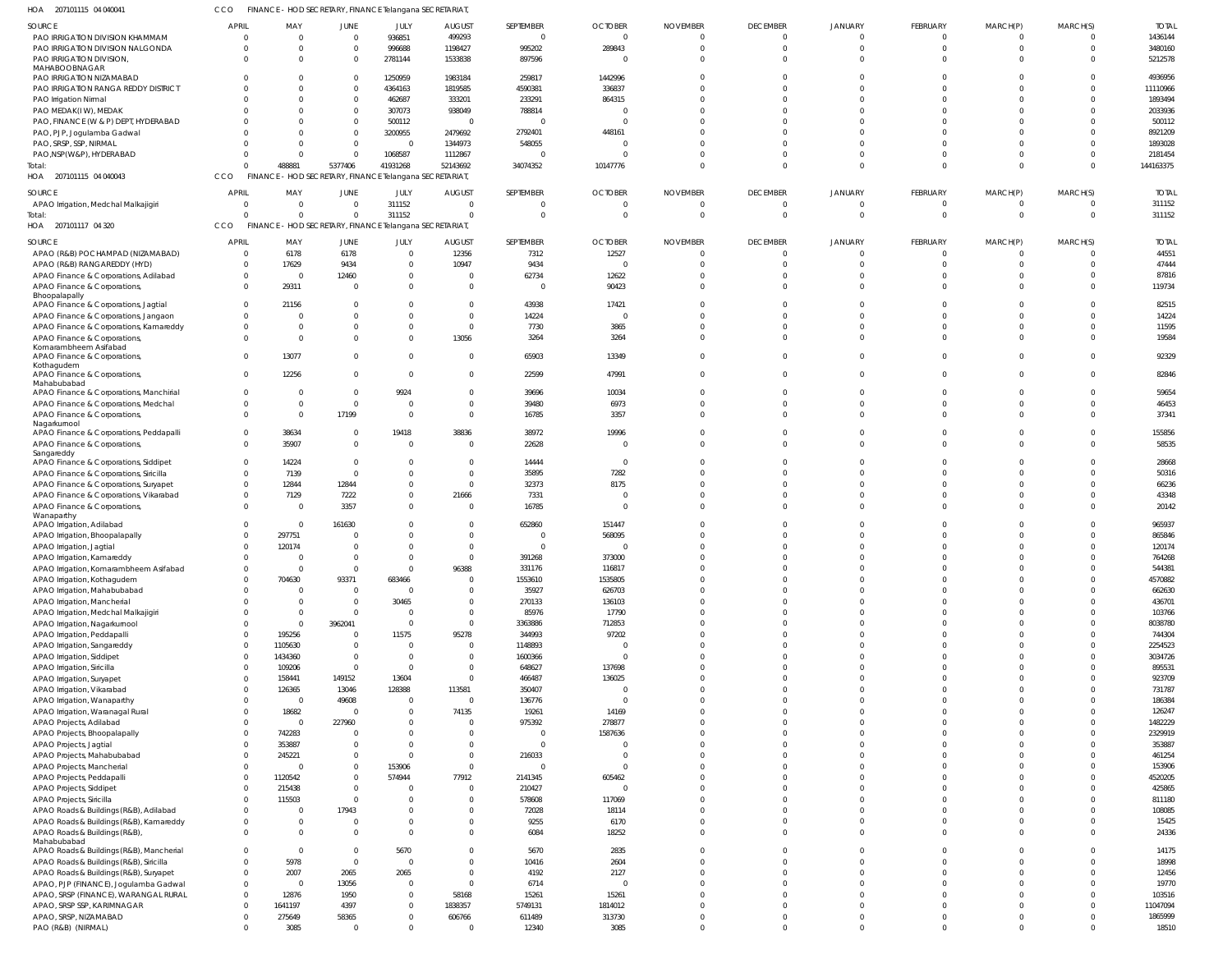HOA 207101115 04 040041 CCO FINANCE - HOD SECRETARY, FINANCE Telangana SECRETARIAT,

| SOURCE | APRIL | MAY | JUNE | JULY | AUGUST | SEPTEMBER | OCTOBER | NOVEMBER | DECEMBER | JANUARY | FEBRUARY | MARCH(P) | MARCH(S) | TOTAL |
|---|---|---|---|---|---|---|---|---|---|---|---|---|---|---|
| PAO IRRIGATION DIVISION KHAMMAM | 0 | 0 | 0 | 936851 | 499293 | 0 | 0 | 0 | 0 | 0 | 0 | 0 | 0 | 1436144 |
| PAO IRRIGATION DIVISION NALGONDA | 0 | 0 | 0 | 996688 | 1198427 | 995202 | 289843 | 0 | 0 | 0 | 0 | 0 | 0 | 3480160 |
| PAO IRRIGATION DIVISION, MAHABOOBNAGAR | 0 | 0 | 0 | 2781144 | 1533838 | 897596 | 0 | 0 | 0 | 0 | 0 | 0 | 0 | 5212578 |
| PAO IRRIGATION NIZAMABAD | 0 | 0 | 0 | 1250959 | 1983184 | 259817 | 1442996 | 0 | 0 | 0 | 0 | 0 | 0 | 4936956 |
| PAO IRRIGATION RANGA REDDY DISTRICT | 0 | 0 | 0 | 4364163 | 1819585 | 4590381 | 336837 | 0 | 0 | 0 | 0 | 0 | 0 | 11110966 |
| PAO Irrigation Nirmal | 0 | 0 | 0 | 462687 | 333201 | 233291 | 864315 | 0 | 0 | 0 | 0 | 0 | 0 | 1893494 |
| PAO MEDAK(IW), MEDAK | 0 | 0 | 0 | 307073 | 938049 | 788814 | 0 | 0 | 0 | 0 | 0 | 0 | 0 | 2033936 |
| PAO, FINANCE (W & P) DEPT, HYDERABAD | 0 | 0 | 0 | 500112 | 0 | 0 | 0 | 0 | 0 | 0 | 0 | 0 | 0 | 500112 |
| PAO, PJP, Jogulamba Gadwal | 0 | 0 | 0 | 3200955 | 2479692 | 2792401 | 448161 | 0 | 0 | 0 | 0 | 0 | 0 | 8921209 |
| PAO, SRSP, SSP, NIRMAL | 0 | 0 | 0 | 0 | 1344973 | 548055 | 0 | 0 | 0 | 0 | 0 | 0 | 0 | 1893028 |
| PAO,NSP(W&P), HYDERABAD | 0 | 0 | 0 | 1068587 | 1112867 | 0 | 0 | 0 | 0 | 0 | 0 | 0 | 0 | 2181454 |
| Total: | 0 | 488881 | 5377406 | 41931268 | 52143692 | 34074352 | 10147776 | 0 | 0 | 0 | 0 | 0 | 0 | 144163375 |

HOA 207101115 04 040043 CCO FINANCE - HOD SECRETARY, FINANCE Telangana SECRETARIAT,

| SOURCE | APRIL | MAY | JUNE | JULY | AUGUST | SEPTEMBER | OCTOBER | NOVEMBER | DECEMBER | JANUARY | FEBRUARY | MARCH(P) | MARCH(S) | TOTAL |
|---|---|---|---|---|---|---|---|---|---|---|---|---|---|---|
| APAO Irrigation, Medchal Malkajigiri | 0 | 0 | 0 | 311152 | 0 | 0 | 0 | 0 | 0 | 0 | 0 | 0 | 0 | 311152 |
| Total: | 0 | 0 | 0 | 311152 | 0 | 0 | 0 | 0 | 0 | 0 | 0 | 0 | 0 | 311152 |

HOA 207101117 04 320 CCO FINANCE - HOD SECRETARY, FINANCE Telangana SECRETARIAT,

| SOURCE | APRIL | MAY | JUNE | JULY | AUGUST | SEPTEMBER | OCTOBER | NOVEMBER | DECEMBER | JANUARY | FEBRUARY | MARCH(P) | MARCH(S) | TOTAL |
|---|---|---|---|---|---|---|---|---|---|---|---|---|---|---|
| APAO (R&B) POCHAMPAD (NIZAMABAD) | 0 | 6178 | 6178 | 0 | 12356 | 7312 | 12527 | 0 | 0 | 0 | 0 | 0 | 0 | 44551 |
| APAO (R&B) RANGAREDDY (HYD) | 0 | 17629 | 9434 | 0 | 10947 | 9434 | 0 | 0 | 0 | 0 | 0 | 0 | 0 | 47444 |
| APAO Finance & Corporations, Adilabad | 0 | 0 | 12460 | 0 | 0 | 62734 | 12622 | 0 | 0 | 0 | 0 | 0 | 0 | 87816 |
| APAO Finance & Corporations, Bhoopalapally | 0 | 29311 | 0 | 0 | 0 | 0 | 90423 | 0 | 0 | 0 | 0 | 0 | 0 | 119734 |
| APAO Finance & Corporations, Jagtial | 0 | 21156 | 0 | 0 | 0 | 43938 | 17421 | 0 | 0 | 0 | 0 | 0 | 0 | 82515 |
| APAO Finance & Corporations, Jangaon | 0 | 0 | 0 | 0 | 0 | 14224 | 0 | 0 | 0 | 0 | 0 | 0 | 0 | 14224 |
| APAO Finance & Corporations, Kamareddy | 0 | 0 | 0 | 0 | 0 | 7730 | 3865 | 0 | 0 | 0 | 0 | 0 | 0 | 11595 |
| APAO Finance & Corporations, Komarambheem Asifabad | 0 | 0 | 0 | 0 | 13056 | 3264 | 3264 | 0 | 0 | 0 | 0 | 0 | 0 | 19584 |
| APAO Finance & Corporations, Kothagudem | 0 | 13077 | 0 | 0 | 0 | 65903 | 13349 | 0 | 0 | 0 | 0 | 0 | 0 | 92329 |
| APAO Finance & Corporations, Mahabubabad | 0 | 12256 | 0 | 0 | 0 | 22599 | 47991 | 0 | 0 | 0 | 0 | 0 | 0 | 82846 |
| APAO Finance & Corporations, Manchirial | 0 | 0 | 0 | 9924 | 0 | 39696 | 10034 | 0 | 0 | 0 | 0 | 0 | 0 | 59654 |
| APAO Finance & Corporations, Medchal | 0 | 0 | 0 | 0 | 0 | 39480 | 6973 | 0 | 0 | 0 | 0 | 0 | 0 | 46453 |
| APAO Finance & Corporations, Nagarkurnool | 0 | 0 | 17199 | 0 | 0 | 16785 | 3357 | 0 | 0 | 0 | 0 | 0 | 0 | 37341 |
| APAO Finance & Corporations, Peddapalli | 0 | 38634 | 0 | 19418 | 38836 | 38972 | 19996 | 0 | 0 | 0 | 0 | 0 | 0 | 155856 |
| APAO Finance & Corporations, Sangareddy | 0 | 35907 | 0 | 0 | 0 | 22628 | 0 | 0 | 0 | 0 | 0 | 0 | 0 | 58535 |
| APAO Finance & Corporations, Siddipet | 0 | 14224 | 0 | 0 | 0 | 14444 | 0 | 0 | 0 | 0 | 0 | 0 | 0 | 28668 |
| APAO Finance & Corporations, Siricilla | 0 | 7139 | 0 | 0 | 0 | 35895 | 7282 | 0 | 0 | 0 | 0 | 0 | 0 | 50316 |
| APAO Finance & Corporations, Suryapet | 0 | 12844 | 12844 | 0 | 0 | 32373 | 8175 | 0 | 0 | 0 | 0 | 0 | 0 | 66236 |
| APAO Finance & Corporations, Vikarabad | 0 | 7129 | 7222 | 0 | 21666 | 7331 | 0 | 0 | 0 | 0 | 0 | 0 | 0 | 43348 |
| APAO Finance & Corporations, Wanaparthy | 0 | 0 | 3357 | 0 | 0 | 16785 | 0 | 0 | 0 | 0 | 0 | 0 | 0 | 20142 |
| APAO Irrigation, Adilabad | 0 | 0 | 161630 | 0 | 0 | 652860 | 151447 | 0 | 0 | 0 | 0 | 0 | 0 | 965937 |
| APAO Irrigation, Bhoopalapally | 0 | 297751 | 0 | 0 | 0 | 0 | 568095 | 0 | 0 | 0 | 0 | 0 | 0 | 865846 |
| APAO Irrigation, Jagtial | 0 | 120174 | 0 | 0 | 0 | 0 | 0 | 0 | 0 | 0 | 0 | 0 | 0 | 120174 |
| APAO Irrigation, Kamareddy | 0 | 0 | 0 | 0 | 0 | 391268 | 373000 | 0 | 0 | 0 | 0 | 0 | 0 | 764268 |
| APAO Irrigation, Komarambheem Asifabad | 0 | 0 | 0 | 0 | 96388 | 331176 | 116817 | 0 | 0 | 0 | 0 | 0 | 0 | 544381 |
| APAO Irrigation, Kothagudem | 0 | 704630 | 93371 | 683466 | 0 | 1553610 | 1535805 | 0 | 0 | 0 | 0 | 0 | 0 | 4570882 |
| APAO Irrigation, Mahabubabad | 0 | 0 | 0 | 0 | 0 | 35927 | 626703 | 0 | 0 | 0 | 0 | 0 | 0 | 662630 |
| APAO Irrigation, Mancherial | 0 | 0 | 0 | 30465 | 0 | 270133 | 136103 | 0 | 0 | 0 | 0 | 0 | 0 | 436701 |
| APAO Irrigation, Medchal Malkajigiri | 0 | 0 | 0 | 0 | 0 | 85976 | 17790 | 0 | 0 | 0 | 0 | 0 | 0 | 103766 |
| APAO Irrigation, Nagarkurnool | 0 | 0 | 3962041 | 0 | 0 | 3363886 | 712853 | 0 | 0 | 0 | 0 | 0 | 0 | 8038780 |
| APAO Irrigation, Peddapalli | 0 | 195256 | 0 | 11575 | 95278 | 344993 | 97202 | 0 | 0 | 0 | 0 | 0 | 0 | 744304 |
| APAO Irrigation, Sangareddy | 0 | 1105630 | 0 | 0 | 0 | 1148893 | 0 | 0 | 0 | 0 | 0 | 0 | 0 | 2254523 |
| APAO Irrigation, Siddipet | 0 | 1434360 | 0 | 0 | 0 | 1600366 | 0 | 0 | 0 | 0 | 0 | 0 | 0 | 3034726 |
| APAO Irrigation, Siricilla | 0 | 109206 | 0 | 0 | 0 | 648627 | 137698 | 0 | 0 | 0 | 0 | 0 | 0 | 895531 |
| APAO Irrigation, Suryapet | 0 | 158441 | 149152 | 13604 | 0 | 466487 | 136025 | 0 | 0 | 0 | 0 | 0 | 0 | 923709 |
| APAO Irrigation, Vikarabad | 0 | 126365 | 13046 | 128388 | 113581 | 350407 | 0 | 0 | 0 | 0 | 0 | 0 | 0 | 731787 |
| APAO Irrigation, Wanaparthy | 0 | 0 | 49608 | 0 | 0 | 136776 | 0 | 0 | 0 | 0 | 0 | 0 | 0 | 186384 |
| APAO Irrigation, Waranagal Rural | 0 | 18682 | 0 | 0 | 74135 | 19261 | 14169 | 0 | 0 | 0 | 0 | 0 | 0 | 126247 |
| APAO Projects, Adilabad | 0 | 0 | 227960 | 0 | 0 | 975392 | 278877 | 0 | 0 | 0 | 0 | 0 | 0 | 1482229 |
| APAO Projects, Bhoopalapally | 0 | 742283 | 0 | 0 | 0 | 0 | 1587636 | 0 | 0 | 0 | 0 | 0 | 0 | 2329919 |
| APAO Projects, Jagtial | 0 | 353887 | 0 | 0 | 0 | 0 | 0 | 0 | 0 | 0 | 0 | 0 | 0 | 353887 |
| APAO Projects, Mahabubabad | 0 | 245221 | 0 | 0 | 0 | 216033 | 0 | 0 | 0 | 0 | 0 | 0 | 0 | 461254 |
| APAO Projects, Mancherial | 0 | 0 | 0 | 153906 | 0 | 0 | 0 | 0 | 0 | 0 | 0 | 0 | 0 | 153906 |
| APAO Projects, Peddapalli | 0 | 1120542 | 0 | 574944 | 77912 | 2141345 | 605462 | 0 | 0 | 0 | 0 | 0 | 0 | 4520205 |
| APAO Projects, Siddipet | 0 | 215438 | 0 | 0 | 0 | 210427 | 0 | 0 | 0 | 0 | 0 | 0 | 0 | 425865 |
| APAO Projects, Siricilla | 0 | 115503 | 0 | 0 | 0 | 578608 | 117069 | 0 | 0 | 0 | 0 | 0 | 0 | 811180 |
| APAO Roads & Buildings (R&B), Adilabad | 0 | 0 | 17943 | 0 | 0 | 72028 | 18114 | 0 | 0 | 0 | 0 | 0 | 0 | 108085 |
| APAO Roads & Buildings (R&B), Kamareddy | 0 | 0 | 0 | 0 | 0 | 9255 | 6170 | 0 | 0 | 0 | 0 | 0 | 0 | 15425 |
| APAO Roads & Buildings (R&B), Mahabubabad | 0 | 0 | 0 | 0 | 0 | 6084 | 18252 | 0 | 0 | 0 | 0 | 0 | 0 | 24336 |
| APAO Roads & Buildings (R&B), Mancherial | 0 | 0 | 0 | 5670 | 0 | 5670 | 2835 | 0 | 0 | 0 | 0 | 0 | 0 | 14175 |
| APAO Roads & Buildings (R&B), Siricilla | 0 | 5978 | 0 | 0 | 0 | 10416 | 2604 | 0 | 0 | 0 | 0 | 0 | 0 | 18998 |
| APAO Roads & Buildings (R&B), Suryapet | 0 | 2007 | 2065 | 2065 | 0 | 4192 | 2127 | 0 | 0 | 0 | 0 | 0 | 0 | 12456 |
| APAO, PJP (FINANCE), Jogulamba Gadwal | 0 | 0 | 13056 | 0 | 0 | 6714 | 0 | 0 | 0 | 0 | 0 | 0 | 0 | 19770 |
| APAO, SRSP (FINANCE), WARANGAL RURAL | 0 | 12876 | 1950 | 0 | 58168 | 15261 | 15261 | 0 | 0 | 0 | 0 | 0 | 0 | 103516 |
| APAO, SRSP SSP, KARIMNAGAR | 0 | 1641197 | 4397 | 0 | 1838357 | 5749131 | 1814012 | 0 | 0 | 0 | 0 | 0 | 0 | 11047094 |
| APAO, SRSP, NIZAMABAD | 0 | 275649 | 58365 | 0 | 606766 | 611489 | 313730 | 0 | 0 | 0 | 0 | 0 | 0 | 1865999 |
| PAO (R&B) (NIRMAL) | 0 | 3085 | 0 | 0 | 0 | 12340 | 3085 | 0 | 0 | 0 | 0 | 0 | 0 | 18510 |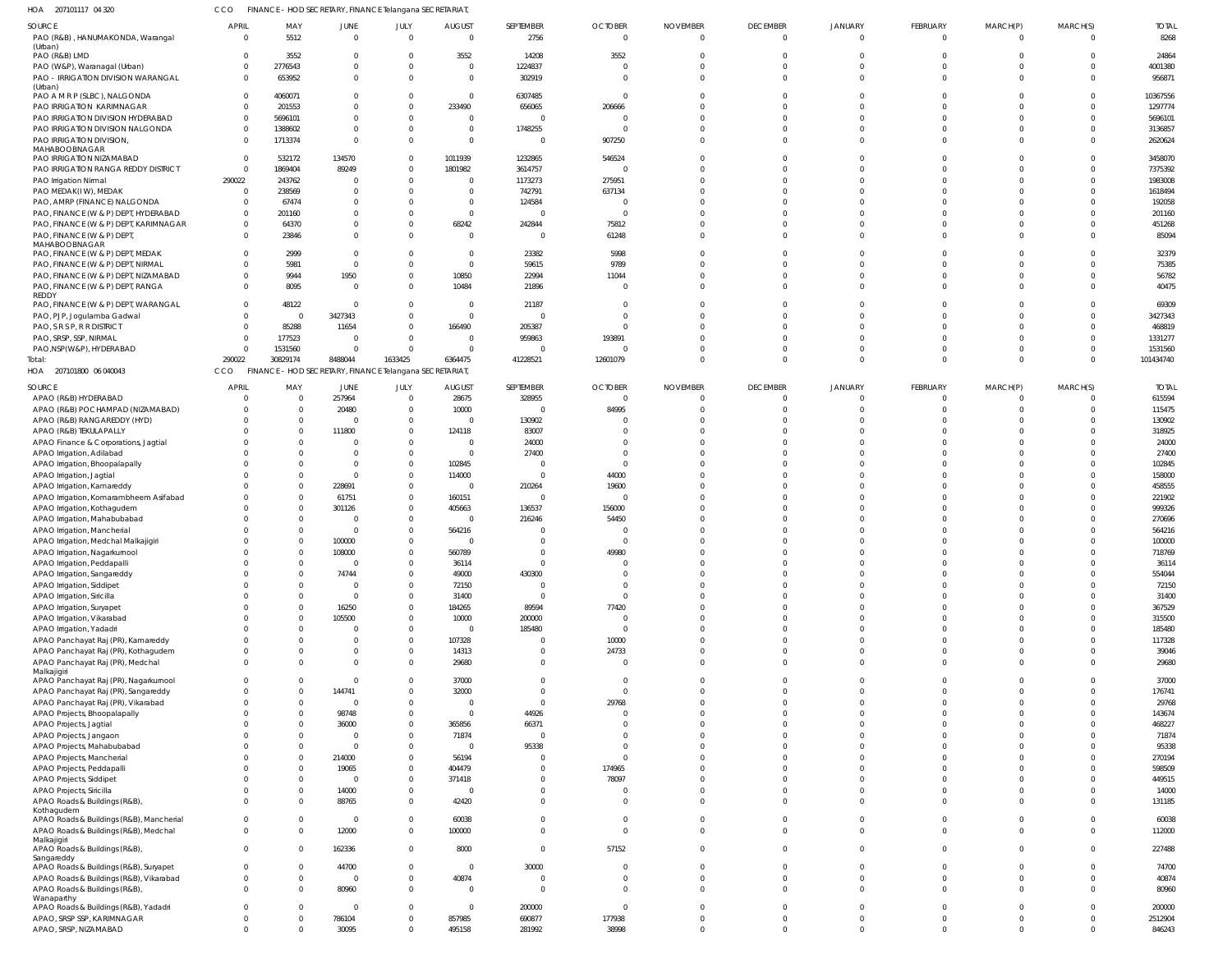HOA 207101117 04 320 CCO FINANCE - HOD SECRETARY, FINANCE Telangana SECRETARIAT,

| SOURCE | APRIL | MAY | JUNE | JULY | AUGUST | SEPTEMBER | OCTOBER | NOVEMBER | DECEMBER | JANUARY | FEBRUARY | MARCH(P) | MARCH(S) | TOTAL |
|---|---|---|---|---|---|---|---|---|---|---|---|---|---|---|
| PAO (R&B) , HANUMAKONDA, Warangal (Urban) | 0 | 5512 | 0 | 0 | 0 | 2756 | 0 | 0 | 0 | 0 | 0 | 0 | 0 | 8268 |
| PAO (R&B) LMD | 0 | 3552 | 0 | 0 | 3552 | 14208 | 3552 | 0 | 0 | 0 | 0 | 0 | 0 | 24864 |
| PAO (W&P), Waranagal (Urban) | 0 | 2776543 | 0 | 0 | 0 | 1224837 | 0 | 0 | 0 | 0 | 0 | 0 | 0 | 4001380 |
| PAO - IRRIGATION DIVISION WARANGAL (Urban) | 0 | 653952 | 0 | 0 | 0 | 302919 | 0 | 0 | 0 | 0 | 0 | 0 | 0 | 956871 |
| PAO A M R P (SLBC), NALGONDA | 0 | 4060071 | 0 | 0 | 0 | 6307485 | 0 | 0 | 0 | 0 | 0 | 0 | 0 | 10367556 |
| PAO IRRIGATION KARIMNAGAR | 0 | 201553 | 0 | 0 | 233490 | 656065 | 206666 | 0 | 0 | 0 | 0 | 0 | 0 | 1297774 |
| PAO IRRIGATION DIVISION HYDERABAD | 0 | 5696101 | 0 | 0 | 0 | 0 | 0 | 0 | 0 | 0 | 0 | 0 | 0 | 5696101 |
| PAO IRRIGATION DIVISION NALGONDA | 0 | 1388602 | 0 | 0 | 0 | 1748255 | 0 | 0 | 0 | 0 | 0 | 0 | 0 | 3136857 |
| PAO IRRIGATION DIVISION, MAHABOOBNAGAR | 0 | 1713374 | 0 | 0 | 0 | 0 | 907250 | 0 | 0 | 0 | 0 | 0 | 0 | 2620624 |
| PAO IRRIGATION NIZAMABAD | 0 | 532172 | 134570 | 0 | 1011939 | 1232865 | 546524 | 0 | 0 | 0 | 0 | 0 | 0 | 3458070 |
| PAO IRRIGATION RANGA REDDY DISTRICT | 0 | 1869404 | 89249 | 0 | 1801982 | 3614757 | 0 | 0 | 0 | 0 | 0 | 0 | 0 | 7375392 |
| PAO Irrigation Nirmal | 290022 | 243762 | 0 | 0 | 0 | 1173273 | 275951 | 0 | 0 | 0 | 0 | 0 | 0 | 1983008 |
| PAO MEDAK(IW), MEDAK | 0 | 238569 | 0 | 0 | 0 | 742791 | 637134 | 0 | 0 | 0 | 0 | 0 | 0 | 1618494 |
| PAO, AMRP (FINANCE) NALGONDA | 0 | 67474 | 0 | 0 | 0 | 124584 | 0 | 0 | 0 | 0 | 0 | 0 | 0 | 192058 |
| PAO, FINANCE (W & P) DEPT, HYDERABAD | 0 | 201160 | 0 | 0 | 0 | 0 | 0 | 0 | 0 | 0 | 0 | 0 | 0 | 201160 |
| PAO, FINANCE (W & P) DEPT, KARIMNAGAR | 0 | 64370 | 0 | 0 | 68242 | 242844 | 75812 | 0 | 0 | 0 | 0 | 0 | 0 | 451268 |
| PAO, FINANCE (W & P) DEPT, MAHABOOBNAGAR | 0 | 23846 | 0 | 0 | 0 | 0 | 61248 | 0 | 0 | 0 | 0 | 0 | 0 | 85094 |
| PAO, FINANCE (W & P) DEPT, MEDAK | 0 | 2999 | 0 | 0 | 0 | 23382 | 5998 | 0 | 0 | 0 | 0 | 0 | 0 | 32379 |
| PAO, FINANCE (W & P) DEPT, NIRMAL | 0 | 5981 | 0 | 0 | 0 | 59615 | 9789 | 0 | 0 | 0 | 0 | 0 | 0 | 75385 |
| PAO, FINANCE (W & P) DEPT, NIZAMABAD | 0 | 9944 | 1950 | 0 | 10850 | 22994 | 11044 | 0 | 0 | 0 | 0 | 0 | 0 | 56782 |
| PAO, FINANCE (W & P) DEPT, RANGA REDDY | 0 | 8095 | 0 | 0 | 10484 | 21896 | 0 | 0 | 0 | 0 | 0 | 0 | 0 | 40475 |
| PAO, FINANCE (W & P) DEPT, WARANGAL | 0 | 48122 | 0 | 0 | 0 | 21187 | 0 | 0 | 0 | 0 | 0 | 0 | 0 | 69309 |
| PAO, PJP, Jogulamba Gadwal | 0 | 0 | 3427343 | 0 | 0 | 0 | 0 | 0 | 0 | 0 | 0 | 0 | 0 | 3427343 |
| PAO, S R S P, R R DISTRICT | 0 | 85288 | 11654 | 0 | 166490 | 205387 | 0 | 0 | 0 | 0 | 0 | 0 | 0 | 468819 |
| PAO, SRSP, SSP, NIRMAL | 0 | 177523 | 0 | 0 | 0 | 959863 | 193891 | 0 | 0 | 0 | 0 | 0 | 0 | 1331277 |
| PAO,NSP(W&P), HYDERABAD | 0 | 1531560 | 0 | 0 | 0 | 0 | 0 | 0 | 0 | 0 | 0 | 0 | 0 | 1531560 |
| Total: | 290022 | 30829174 | 8488044 | 1633425 | 6364475 | 41228521 | 12601079 | 0 | 0 | 0 | 0 | 0 | 0 | 101434740 |

HOA 207101800 06 040043 CCO FINANCE - HOD SECRETARY, FINANCE Telangana SECRETARIAT,

| SOURCE | APRIL | MAY | JUNE | JULY | AUGUST | SEPTEMBER | OCTOBER | NOVEMBER | DECEMBER | JANUARY | FEBRUARY | MARCH(P) | MARCH(S) | TOTAL |
|---|---|---|---|---|---|---|---|---|---|---|---|---|---|---|
| APAO (R&B) HYDERABAD | 0 | 0 | 257964 | 0 | 28675 | 328955 | 0 | 0 | 0 | 0 | 0 | 0 | 0 | 615594 |
| APAO (R&B) POCHAMPAD (NIZAMABAD) | 0 | 0 | 20480 | 0 | 10000 | 0 | 84995 | 0 | 0 | 0 | 0 | 0 | 0 | 115475 |
| APAO (R&B) RANGAREDDY (HYD) | 0 | 0 | 0 | 0 | 0 | 130902 | 0 | 0 | 0 | 0 | 0 | 0 | 0 | 130902 |
| APAO (R&B) TEKULAPALLY | 0 | 0 | 111800 | 0 | 124118 | 83007 | 0 | 0 | 0 | 0 | 0 | 0 | 0 | 318925 |
| APAO Finance & Corporations, Jagtial | 0 | 0 | 0 | 0 | 0 | 24000 | 0 | 0 | 0 | 0 | 0 | 0 | 0 | 24000 |
| APAO Irrigation, Adilabad | 0 | 0 | 0 | 0 | 0 | 27400 | 0 | 0 | 0 | 0 | 0 | 0 | 0 | 27400 |
| APAO Irrigation, Bhoopalapally | 0 | 0 | 0 | 0 | 102845 | 0 | 0 | 0 | 0 | 0 | 0 | 0 | 0 | 102845 |
| APAO Irrigation, Jagtial | 0 | 0 | 0 | 0 | 114000 | 0 | 44000 | 0 | 0 | 0 | 0 | 0 | 0 | 158000 |
| APAO Irrigation, Kamareddy | 0 | 0 | 228691 | 0 | 0 | 210264 | 19600 | 0 | 0 | 0 | 0 | 0 | 0 | 458555 |
| APAO Irrigation, Komarambheem Asifabad | 0 | 0 | 61751 | 0 | 160151 | 0 | 0 | 0 | 0 | 0 | 0 | 0 | 0 | 221902 |
| APAO Irrigation, Kothagudem | 0 | 0 | 301126 | 0 | 405663 | 136537 | 156000 | 0 | 0 | 0 | 0 | 0 | 0 | 999326 |
| APAO Irrigation, Mahabubabad | 0 | 0 | 0 | 0 | 0 | 216246 | 54450 | 0 | 0 | 0 | 0 | 0 | 0 | 270696 |
| APAO Irrigation, Mancherial | 0 | 0 | 0 | 0 | 564216 | 0 | 0 | 0 | 0 | 0 | 0 | 0 | 0 | 564216 |
| APAO Irrigation, Medchal Malkajigiri | 0 | 0 | 100000 | 0 | 0 | 0 | 0 | 0 | 0 | 0 | 0 | 0 | 0 | 100000 |
| APAO Irrigation, Nagarkurnool | 0 | 0 | 108000 | 0 | 560789 | 0 | 49980 | 0 | 0 | 0 | 0 | 0 | 0 | 718769 |
| APAO Irrigation, Peddapalli | 0 | 0 | 0 | 0 | 36114 | 0 | 0 | 0 | 0 | 0 | 0 | 0 | 0 | 36114 |
| APAO Irrigation, Sangareddy | 0 | 0 | 74744 | 0 | 49000 | 430300 | 0 | 0 | 0 | 0 | 0 | 0 | 0 | 554044 |
| APAO Irrigation, Siddipet | 0 | 0 | 0 | 0 | 72150 | 0 | 0 | 0 | 0 | 0 | 0 | 0 | 0 | 72150 |
| APAO Irrigation, Siricilla | 0 | 0 | 0 | 0 | 31400 | 0 | 0 | 0 | 0 | 0 | 0 | 0 | 0 | 31400 |
| APAO Irrigation, Suryapet | 0 | 0 | 16250 | 0 | 184265 | 89594 | 77420 | 0 | 0 | 0 | 0 | 0 | 0 | 367529 |
| APAO Irrigation, Vikarabad | 0 | 0 | 105500 | 0 | 10000 | 200000 | 0 | 0 | 0 | 0 | 0 | 0 | 0 | 315500 |
| APAO Irrigation, Yadadri | 0 | 0 | 0 | 0 | 0 | 185480 | 0 | 0 | 0 | 0 | 0 | 0 | 0 | 185480 |
| APAO Panchayat Raj (PR), Kamareddy | 0 | 0 | 0 | 0 | 107328 | 0 | 10000 | 0 | 0 | 0 | 0 | 0 | 0 | 117328 |
| APAO Panchayat Raj (PR), Kothagudem | 0 | 0 | 0 | 0 | 14313 | 0 | 24733 | 0 | 0 | 0 | 0 | 0 | 0 | 39046 |
| APAO Panchayat Raj (PR), Medchal Malkajigiri | 0 | 0 | 0 | 0 | 29680 | 0 | 0 | 0 | 0 | 0 | 0 | 0 | 0 | 29680 |
| APAO Panchayat Raj (PR), Nagarkurnool | 0 | 0 | 0 | 0 | 37000 | 0 | 0 | 0 | 0 | 0 | 0 | 0 | 0 | 37000 |
| APAO Panchayat Raj (PR), Sangareddy | 0 | 0 | 144741 | 0 | 32000 | 0 | 0 | 0 | 0 | 0 | 0 | 0 | 0 | 176741 |
| APAO Panchayat Raj (PR), Vikarabad | 0 | 0 | 0 | 0 | 0 | 0 | 29768 | 0 | 0 | 0 | 0 | 0 | 0 | 29768 |
| APAO Projects, Bhoopalapally | 0 | 0 | 98748 | 0 | 0 | 44926 | 0 | 0 | 0 | 0 | 0 | 0 | 0 | 143674 |
| APAO Projects, Jagtial | 0 | 0 | 36000 | 0 | 365856 | 66371 | 0 | 0 | 0 | 0 | 0 | 0 | 0 | 468227 |
| APAO Projects, Jangaon | 0 | 0 | 0 | 0 | 71874 | 0 | 0 | 0 | 0 | 0 | 0 | 0 | 0 | 71874 |
| APAO Projects, Mahabubabad | 0 | 0 | 0 | 0 | 0 | 95338 | 0 | 0 | 0 | 0 | 0 | 0 | 0 | 95338 |
| APAO Projects, Mancherial | 0 | 0 | 214000 | 0 | 56194 | 0 | 0 | 0 | 0 | 0 | 0 | 0 | 0 | 270194 |
| APAO Projects, Peddapalli | 0 | 0 | 19065 | 0 | 404479 | 0 | 174965 | 0 | 0 | 0 | 0 | 0 | 0 | 598509 |
| APAO Projects, Siddipet | 0 | 0 | 0 | 0 | 371418 | 0 | 78097 | 0 | 0 | 0 | 0 | 0 | 0 | 449515 |
| APAO Projects, Siricilla | 0 | 0 | 14000 | 0 | 0 | 0 | 0 | 0 | 0 | 0 | 0 | 0 | 0 | 14000 |
| APAO Roads & Buildings (R&B), Kothagudem | 0 | 0 | 88765 | 0 | 42420 | 0 | 0 | 0 | 0 | 0 | 0 | 0 | 0 | 131185 |
| APAO Roads & Buildings (R&B), Mancherial | 0 | 0 | 0 | 0 | 60038 | 0 | 0 | 0 | 0 | 0 | 0 | 0 | 0 | 60038 |
| APAO Roads & Buildings (R&B), Medchal Malkajigiri | 0 | 0 | 12000 | 0 | 100000 | 0 | 0 | 0 | 0 | 0 | 0 | 0 | 0 | 112000 |
| APAO Roads & Buildings (R&B), Sangareddy | 0 | 0 | 162336 | 0 | 8000 | 0 | 57152 | 0 | 0 | 0 | 0 | 0 | 0 | 227488 |
| APAO Roads & Buildings (R&B), Suryapet | 0 | 0 | 44700 | 0 | 0 | 30000 | 0 | 0 | 0 | 0 | 0 | 0 | 0 | 74700 |
| APAO Roads & Buildings (R&B), Vikarabad | 0 | 0 | 0 | 0 | 40874 | 0 | 0 | 0 | 0 | 0 | 0 | 0 | 0 | 40874 |
| APAO Roads & Buildings (R&B), Wanaparthy | 0 | 0 | 80960 | 0 | 0 | 0 | 0 | 0 | 0 | 0 | 0 | 0 | 0 | 80960 |
| APAO Roads & Buildings (R&B), Yadadri | 0 | 0 | 0 | 0 | 0 | 200000 | 0 | 0 | 0 | 0 | 0 | 0 | 0 | 200000 |
| APAO, SRSP SSP, KARIMNAGAR | 0 | 0 | 786104 | 0 | 857985 | 690877 | 177938 | 0 | 0 | 0 | 0 | 0 | 0 | 2512904 |
| APAO, SRSP, NIZAMABAD | 0 | 0 | 30095 | 0 | 495158 | 281992 | 38998 | 0 | 0 | 0 | 0 | 0 | 0 | 846243 |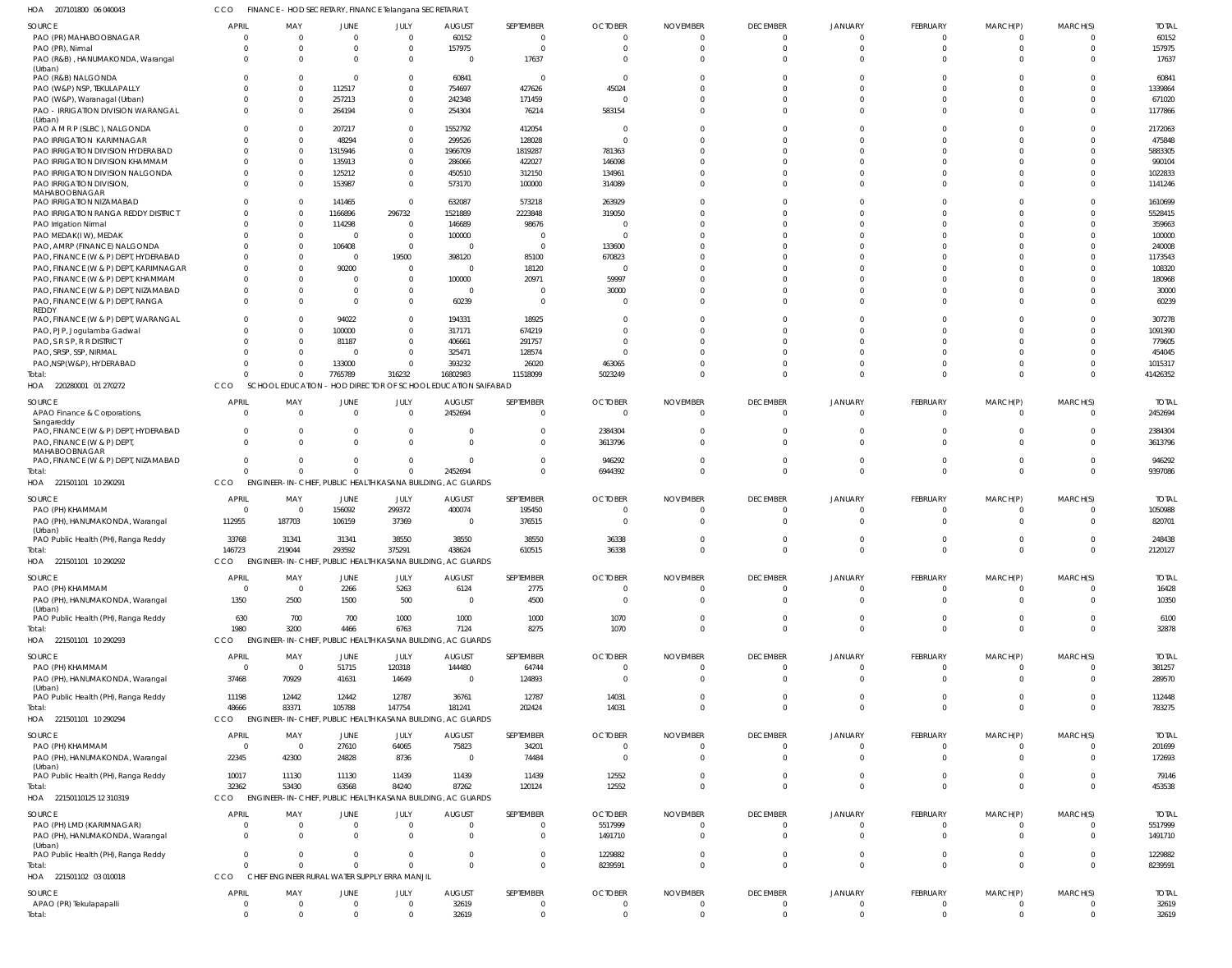HOA 207101800 06 040043 CCO FINANCE - HOD SECRETARY, FINANCE Telangana SECRETARIAT,

| SOURCE | APRIL | MAY | JUNE | JULY | AUGUST | SEPTEMBER | OCTOBER | NOVEMBER | DECEMBER | JANUARY | FEBRUARY | MARCH(P) | MARCH(S) | TOTAL |
|---|---|---|---|---|---|---|---|---|---|---|---|---|---|---|
| PAO (PR) MAHABOOBNAGAR | 0 | 0 | 0 | 0 | 60152 | 0 | 0 | 0 | 0 | 0 | 0 | 0 | 0 | 60152 |
| PAO (PR), Nirmal | 0 | 0 | 0 | 0 | 157975 | 0 | 0 | 0 | 0 | 0 | 0 | 0 | 0 | 157975 |
| PAO (R&B), HANUMAKONDA, Warangal (Urban) | 0 | 0 | 0 | 0 | 0 | 17637 | 0 | 0 | 0 | 0 | 0 | 0 | 0 | 17637 |
| PAO (R&B) NALGONDA | 0 | 0 | 0 | 0 | 60841 | 0 | 0 | 0 | 0 | 0 | 0 | 0 | 0 | 60841 |
| PAO (W&P) NSP, TEKULAPALLY | 0 | 0 | 112517 | 0 | 754697 | 427626 | 45024 | 0 | 0 | 0 | 0 | 0 | 0 | 1339864 |
| PAO (W&P), Waranagal (Urban) | 0 | 0 | 257213 | 0 | 242348 | 171459 | 0 | 0 | 0 | 0 | 0 | 0 | 0 | 671020 |
| PAO - IRRIGATION DIVISION WARANGAL (Urban) | 0 | 0 | 264194 | 0 | 254304 | 76214 | 583154 | 0 | 0 | 0 | 0 | 0 | 0 | 1177866 |
| PAO A M R P (SLBC), NALGONDA | 0 | 0 | 207217 | 0 | 1552792 | 412054 | 0 | 0 | 0 | 0 | 0 | 0 | 0 | 2172063 |
| PAO IRRIGATION KARIMNAGAR | 0 | 0 | 48294 | 0 | 299526 | 128028 | 0 | 0 | 0 | 0 | 0 | 0 | 0 | 475848 |
| PAO IRRIGATION DIVISION HYDERABAD | 0 | 0 | 1315946 | 0 | 1966709 | 1819287 | 781363 | 0 | 0 | 0 | 0 | 0 | 0 | 5883305 |
| PAO IRRIGATION DIVISION KHAMMAM | 0 | 0 | 135913 | 0 | 286066 | 422027 | 146098 | 0 | 0 | 0 | 0 | 0 | 0 | 990104 |
| PAO IRRIGATION DIVISION NALGONDA | 0 | 0 | 125212 | 0 | 450510 | 312150 | 134961 | 0 | 0 | 0 | 0 | 0 | 0 | 1022833 |
| PAO IRRIGATION DIVISION, MAHABOOBNAGAR | 0 | 0 | 153987 | 0 | 573170 | 100000 | 314089 | 0 | 0 | 0 | 0 | 0 | 0 | 1141246 |
| PAO IRRIGATION NIZAMABAD | 0 | 0 | 141465 | 0 | 632087 | 573218 | 263929 | 0 | 0 | 0 | 0 | 0 | 0 | 1610699 |
| PAO IRRIGATION RANGA REDDY DISTRICT | 0 | 0 | 1166896 | 296732 | 1521889 | 2223848 | 319050 | 0 | 0 | 0 | 0 | 0 | 0 | 5528415 |
| PAO Irrigation Nirmal | 0 | 0 | 114298 | 0 | 146689 | 98676 | 0 | 0 | 0 | 0 | 0 | 0 | 0 | 359663 |
| PAO MEDAK(IW), MEDAK | 0 | 0 | 0 | 0 | 100000 | 0 | 0 | 0 | 0 | 0 | 0 | 0 | 0 | 100000 |
| PAO, AMRP (FINANCE) NALGONDA | 0 | 0 | 106408 | 0 | 0 | 0 | 133600 | 0 | 0 | 0 | 0 | 0 | 0 | 240008 |
| PAO, FINANCE (W & P) DEPT, HYDERABAD | 0 | 0 | 0 | 19500 | 398120 | 85100 | 670823 | 0 | 0 | 0 | 0 | 0 | 0 | 1173543 |
| PAO, FINANCE (W & P) DEPT, KARIMNAGAR | 0 | 0 | 90200 | 0 | 0 | 18120 | 0 | 0 | 0 | 0 | 0 | 0 | 0 | 108320 |
| PAO, FINANCE (W & P) DEPT, KHAMMAM | 0 | 0 | 0 | 0 | 100000 | 20971 | 59997 | 0 | 0 | 0 | 0 | 0 | 0 | 180968 |
| PAO, FINANCE (W & P) DEPT, NIZAMABAD | 0 | 0 | 0 | 0 | 0 | 0 | 30000 | 0 | 0 | 0 | 0 | 0 | 0 | 30000 |
| PAO, FINANCE (W & P) DEPT, RANGA REDDY | 0 | 0 | 0 | 0 | 60239 | 0 | 0 | 0 | 0 | 0 | 0 | 0 | 0 | 60239 |
| PAO, FINANCE (W & P) DEPT, WARANGAL | 0 | 0 | 94022 | 0 | 194331 | 18925 | 0 | 0 | 0 | 0 | 0 | 0 | 0 | 307278 |
| PAO, PJP, Jogulamba Gadwal | 0 | 0 | 100000 | 0 | 317171 | 674219 | 0 | 0 | 0 | 0 | 0 | 0 | 0 | 1091390 |
| PAO, S R S P, R R DISTRICT | 0 | 0 | 81187 | 0 | 406661 | 291757 | 0 | 0 | 0 | 0 | 0 | 0 | 0 | 779605 |
| PAO, SRSP, SSP, NIRMAL | 0 | 0 | 0 | 0 | 325471 | 128574 | 0 | 0 | 0 | 0 | 0 | 0 | 0 | 454045 |
| PAO,NSP(W&P), HYDERABAD | 0 | 0 | 133000 | 0 | 393232 | 26020 | 463065 | 0 | 0 | 0 | 0 | 0 | 0 | 1015317 |
| Total: | 0 | 0 | 7765789 | 316232 | 16802983 | 11518099 | 5023249 | 0 | 0 | 0 | 0 | 0 | 0 | 41426352 |

HOA 220280001 01 270272 CCO SCHOOL EDUCATION - HOD DIRECTOR OF SCHOOL EDUCATION SAIFABAD

| SOURCE | APRIL | MAY | JUNE | JULY | AUGUST | SEPTEMBER | OCTOBER | NOVEMBER | DECEMBER | JANUARY | FEBRUARY | MARCH(P) | MARCH(S) | TOTAL |
|---|---|---|---|---|---|---|---|---|---|---|---|---|---|---|
| APAO Finance & Corporations, Sangareddy | 0 | 0 | 0 | 0 | 2452694 | 0 | 0 | 0 | 0 | 0 | 0 | 0 | 0 | 2452694 |
| PAO, FINANCE (W & P) DEPT, HYDERABAD | 0 | 0 | 0 | 0 | 0 | 0 | 2384304 | 0 | 0 | 0 | 0 | 0 | 0 | 2384304 |
| PAO, FINANCE (W & P) DEPT, MAHABOOBNAGAR | 0 | 0 | 0 | 0 | 0 | 0 | 3613796 | 0 | 0 | 0 | 0 | 0 | 0 | 3613796 |
| PAO, FINANCE (W & P) DEPT, NIZAMABAD | 0 | 0 | 0 | 0 | 0 | 0 | 946292 | 0 | 0 | 0 | 0 | 0 | 0 | 946292 |
| Total: | 0 | 0 | 0 | 0 | 2452694 | 0 | 6944392 | 0 | 0 | 0 | 0 | 0 | 0 | 9397086 |

HOA 221501101 10 290291 CCO ENGINEER-IN-CHIEF, PUBLIC HEALTH KASANA BUILDING, AC GUARDS

| SOURCE | APRIL | MAY | JUNE | JULY | AUGUST | SEPTEMBER | OCTOBER | NOVEMBER | DECEMBER | JANUARY | FEBRUARY | MARCH(P) | MARCH(S) | TOTAL |
|---|---|---|---|---|---|---|---|---|---|---|---|---|---|---|
| PAO (PH) KHAMMAM | 0 | 0 | 156092 | 299372 | 400074 | 195450 | 0 | 0 | 0 | 0 | 0 | 0 | 0 | 1050988 |
| PAO (PH), HANUMAKONDA, Warangal (Urban) | 112955 | 187703 | 106159 | 37369 | 0 | 376515 | 0 | 0 | 0 | 0 | 0 | 0 | 0 | 820701 |
| PAO Public Health (PH), Ranga Reddy | 33768 | 31341 | 31341 | 38550 | 38550 | 38550 | 36338 | 0 | 0 | 0 | 0 | 0 | 0 | 248438 |
| Total: | 146723 | 219044 | 293592 | 375291 | 438624 | 610515 | 36338 | 0 | 0 | 0 | 0 | 0 | 0 | 2120127 |

HOA 221501101 10 290292 CCO ENGINEER-IN-CHIEF, PUBLIC HEALTH KASANA BUILDING, AC GUARDS

| SOURCE | APRIL | MAY | JUNE | JULY | AUGUST | SEPTEMBER | OCTOBER | NOVEMBER | DECEMBER | JANUARY | FEBRUARY | MARCH(P) | MARCH(S) | TOTAL |
|---|---|---|---|---|---|---|---|---|---|---|---|---|---|---|
| PAO (PH) KHAMMAM | 0 | 0 | 2266 | 5263 | 6124 | 2775 | 0 | 0 | 0 | 0 | 0 | 0 | 0 | 16428 |
| PAO (PH), HANUMAKONDA, Warangal (Urban) | 1350 | 2500 | 1500 | 500 | 0 | 4500 | 0 | 0 | 0 | 0 | 0 | 0 | 0 | 10350 |
| PAO Public Health (PH), Ranga Reddy | 630 | 700 | 700 | 1000 | 1000 | 1000 | 1070 | 0 | 0 | 0 | 0 | 0 | 0 | 6100 |
| Total: | 1980 | 3200 | 4466 | 6763 | 7124 | 8275 | 1070 | 0 | 0 | 0 | 0 | 0 | 0 | 32878 |

HOA 221501101 10 290293 CCO ENGINEER-IN-CHIEF, PUBLIC HEALTH KASANA BUILDING, AC GUARDS

| SOURCE | APRIL | MAY | JUNE | JULY | AUGUST | SEPTEMBER | OCTOBER | NOVEMBER | DECEMBER | JANUARY | FEBRUARY | MARCH(P) | MARCH(S) | TOTAL |
|---|---|---|---|---|---|---|---|---|---|---|---|---|---|---|
| PAO (PH) KHAMMAM | 0 | 0 | 51715 | 120318 | 144480 | 64744 | 0 | 0 | 0 | 0 | 0 | 0 | 0 | 381257 |
| PAO (PH), HANUMAKONDA, Warangal (Urban) | 37468 | 70929 | 41631 | 14649 | 0 | 124893 | 0 | 0 | 0 | 0 | 0 | 0 | 0 | 289570 |
| PAO Public Health (PH), Ranga Reddy | 11198 | 12442 | 12442 | 12787 | 36761 | 12787 | 14031 | 0 | 0 | 0 | 0 | 0 | 0 | 112448 |
| Total: | 48666 | 83371 | 105788 | 147754 | 181241 | 202424 | 14031 | 0 | 0 | 0 | 0 | 0 | 0 | 783275 |

HOA 221501101 10 290294 CCO ENGINEER-IN-CHIEF, PUBLIC HEALTH KASANA BUILDING, AC GUARDS

| SOURCE | APRIL | MAY | JUNE | JULY | AUGUST | SEPTEMBER | OCTOBER | NOVEMBER | DECEMBER | JANUARY | FEBRUARY | MARCH(P) | MARCH(S) | TOTAL |
|---|---|---|---|---|---|---|---|---|---|---|---|---|---|---|
| PAO (PH) KHAMMAM | 0 | 0 | 27610 | 64065 | 75823 | 34201 | 0 | 0 | 0 | 0 | 0 | 0 | 0 | 201699 |
| PAO (PH), HANUMAKONDA, Warangal (Urban) | 22345 | 42300 | 24828 | 8736 | 0 | 74484 | 0 | 0 | 0 | 0 | 0 | 0 | 0 | 172693 |
| PAO Public Health (PH), Ranga Reddy | 10017 | 11130 | 11130 | 11439 | 11439 | 11439 | 12552 | 0 | 0 | 0 | 0 | 0 | 0 | 79146 |
| Total: | 32362 | 53430 | 63568 | 84240 | 87262 | 120124 | 12552 | 0 | 0 | 0 | 0 | 0 | 0 | 453538 |

HOA 221501101 25 12 310319 CCO ENGINEER-IN-CHIEF, PUBLIC HEALTH KASANA BUILDING, AC GUARDS

| SOURCE | APRIL | MAY | JUNE | JULY | AUGUST | SEPTEMBER | OCTOBER | NOVEMBER | DECEMBER | JANUARY | FEBRUARY | MARCH(P) | MARCH(S) | TOTAL |
|---|---|---|---|---|---|---|---|---|---|---|---|---|---|---|
| PAO (PH) LMD (KARIMNAGAR) | 0 | 0 | 0 | 0 | 0 | 0 | 5517999 | 0 | 0 | 0 | 0 | 0 | 0 | 5517999 |
| PAO (PH), HANUMAKONDA, Warangal (Urban) | 0 | 0 | 0 | 0 | 0 | 0 | 1491710 | 0 | 0 | 0 | 0 | 0 | 0 | 1491710 |
| PAO Public Health (PH), Ranga Reddy | 0 | 0 | 0 | 0 | 0 | 0 | 1229882 | 0 | 0 | 0 | 0 | 0 | 0 | 1229882 |
| Total: | 0 | 0 | 0 | 0 | 0 | 0 | 8239591 | 0 | 0 | 0 | 0 | 0 | 0 | 8239591 |

HOA 221501102 03 010018 CCO CHIEF ENGINEER RURAL WATER SUPPLY ERRA MANJIL

| SOURCE | APRIL | MAY | JUNE | JULY | AUGUST | SEPTEMBER | OCTOBER | NOVEMBER | DECEMBER | JANUARY | FEBRUARY | MARCH(P) | MARCH(S) | TOTAL |
|---|---|---|---|---|---|---|---|---|---|---|---|---|---|---|
| APAO (PR) Tekulapapalli | 0 | 0 | 0 | 0 | 32619 | 0 | 0 | 0 | 0 | 0 | 0 | 0 | 0 | 32619 |
| Total: | 0 | 0 | 0 | 0 | 32619 | 0 | 0 | 0 | 0 | 0 | 0 | 0 | 0 | 32619 |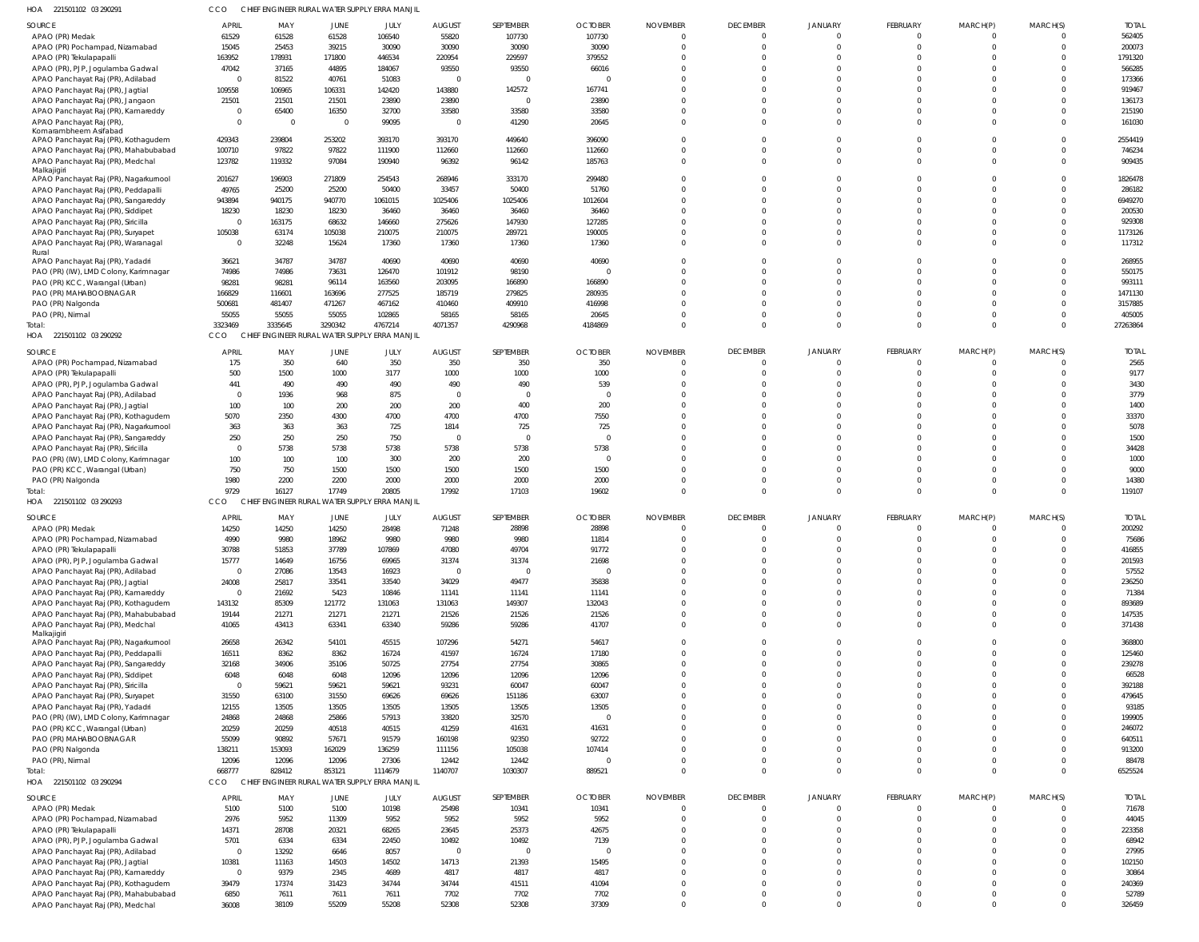HOA 221501102 03 290291 CCO CHIEF ENGINEER RURAL WATER SUPPLY ERRA MANJIL

| SOURCE | APRIL | MAY | JUNE | JULY | AUGUST | SEPTEMBER | OCTOBER | NOVEMBER | DECEMBER | JANUARY | FEBRUARY | MARCH(P) | MARCH(S) | TOTAL |
|---|---|---|---|---|---|---|---|---|---|---|---|---|---|---|
| APAO (PR) Medak | 61529 | 61528 | 61528 | 106540 | 55820 | 107730 | 107730 | 0 | 0 | 0 | 0 | 0 | 0 | 562405 |
| APAO (PR) Pochampad, Nizamabad | 15045 | 25453 | 39215 | 30090 | 30090 | 30090 | 30090 | 0 | 0 | 0 | 0 | 0 | 0 | 200073 |
| APAO (PR) Tekulapalli | 163952 | 178931 | 171800 | 446534 | 220954 | 229597 | 379552 | 0 | 0 | 0 | 0 | 0 | 0 | 1791320 |
| APAO (PR), PJP, Jogulamba Gadwal | 47042 | 37165 | 44895 | 184067 | 93550 | 93550 | 66016 | 0 | 0 | 0 | 0 | 0 | 0 | 566285 |
| APAO Panchayat Raj (PR), Adilabad | 0 | 81522 | 40761 | 51083 | 0 | 0 | 0 | 0 | 0 | 0 | 0 | 0 | 0 | 173366 |
| APAO Panchayat Raj (PR), Jagtial | 109558 | 106965 | 106331 | 142420 | 143880 | 142572 | 167741 | 0 | 0 | 0 | 0 | 0 | 0 | 919467 |
| APAO Panchayat Raj (PR), Jangaon | 21501 | 21501 | 21501 | 23890 | 23890 | 0 | 23890 | 0 | 0 | 0 | 0 | 0 | 0 | 136173 |
| APAO Panchayat Raj (PR), Kamareddy | 0 | 65400 | 16350 | 32700 | 33580 | 33580 | 33580 | 0 | 0 | 0 | 0 | 0 | 0 | 215190 |
| APAO Panchayat Raj (PR), Komarambheem Asifabad | 0 | 0 | 0 | 99095 | 0 | 41290 | 20645 | 0 | 0 | 0 | 0 | 0 | 0 | 161030 |
| APAO Panchayat Raj (PR), Kothagudem | 429343 | 239804 | 253202 | 393170 | 393170 | 449640 | 396090 | 0 | 0 | 0 | 0 | 0 | 0 | 2554419 |
| APAO Panchayat Raj (PR), Mahabubabad | 100710 | 97822 | 97822 | 111900 | 112660 | 112660 | 112660 | 0 | 0 | 0 | 0 | 0 | 0 | 746234 |
| APAO Panchayat Raj (PR), Medchal Malkajigiri | 123782 | 119332 | 97084 | 190940 | 96392 | 96142 | 185763 | 0 | 0 | 0 | 0 | 0 | 0 | 909435 |
| APAO Panchayat Raj (PR), Nagarkurnool | 201627 | 196903 | 271809 | 254543 | 268946 | 333170 | 299480 | 0 | 0 | 0 | 0 | 0 | 0 | 1826478 |
| APAO Panchayat Raj (PR), Peddapalli | 49765 | 25200 | 25200 | 50400 | 33457 | 50400 | 51760 | 0 | 0 | 0 | 0 | 0 | 0 | 286182 |
| APAO Panchayat Raj (PR), Sangareddy | 943894 | 940175 | 940770 | 1061015 | 1025406 | 1025406 | 1012604 | 0 | 0 | 0 | 0 | 0 | 0 | 6949270 |
| APAO Panchayat Raj (PR), Siddipet | 18230 | 18230 | 18230 | 36460 | 36460 | 36460 | 36460 | 0 | 0 | 0 | 0 | 0 | 0 | 200530 |
| APAO Panchayat Raj (PR), Siricilla | 0 | 163175 | 68632 | 146660 | 275626 | 147930 | 127285 | 0 | 0 | 0 | 0 | 0 | 0 | 929308 |
| APAO Panchayat Raj (PR), Suryapet | 105038 | 63174 | 105038 | 210075 | 210075 | 289721 | 190005 | 0 | 0 | 0 | 0 | 0 | 0 | 1173126 |
| APAO Panchayat Raj (PR), Waranagal Rural | 0 | 32248 | 15624 | 17360 | 17360 | 17360 | 17360 | 0 | 0 | 0 | 0 | 0 | 0 | 117312 |
| APAO Panchayat Raj (PR), Yadadri | 36621 | 34787 | 34787 | 40690 | 40690 | 40690 | 40690 | 0 | 0 | 0 | 0 | 0 | 0 | 268955 |
| PAO (PR) (IW), LMD Colony, Karimnagar | 74986 | 74986 | 73631 | 126470 | 101912 | 98190 | 0 | 0 | 0 | 0 | 0 | 0 | 0 | 550175 |
| PAO (PR) KCC, Warangal (Urban) | 98281 | 98281 | 96114 | 163560 | 203095 | 166890 | 166890 | 0 | 0 | 0 | 0 | 0 | 0 | 993111 |
| PAO (PR) MAHABOOBNAGAR | 166829 | 116601 | 163696 | 277525 | 185719 | 279825 | 280935 | 0 | 0 | 0 | 0 | 0 | 0 | 1471130 |
| PAO (PR) Nalgonda | 500681 | 481407 | 471267 | 467162 | 410460 | 409910 | 416998 | 0 | 0 | 0 | 0 | 0 | 0 | 3157885 |
| PAO (PR), Nirmal | 55055 | 55055 | 55055 | 102865 | 58165 | 58165 | 20645 | 0 | 0 | 0 | 0 | 0 | 0 | 405005 |
| Total: | 3323469 | 3335645 | 3290342 | 4767214 | 4071357 | 4290968 | 4184869 | 0 | 0 | 0 | 0 | 0 | 0 | 27263864 |

HOA 221501102 03 290292 CCO CHIEF ENGINEER RURAL WATER SUPPLY ERRA MANJIL

| SOURCE | APRIL | MAY | JUNE | JULY | AUGUST | SEPTEMBER | OCTOBER | NOVEMBER | DECEMBER | JANUARY | FEBRUARY | MARCH(P) | MARCH(S) | TOTAL |
|---|---|---|---|---|---|---|---|---|---|---|---|---|---|---|
| APAO (PR) Pochampad, Nizamabad | 175 | 350 | 640 | 350 | 350 | 350 | 350 | 0 | 0 | 0 | 0 | 0 | 0 | 2565 |
| APAO (PR) Tekulapalli | 500 | 1500 | 1000 | 3177 | 1000 | 1000 | 1000 | 0 | 0 | 0 | 0 | 0 | 0 | 9177 |
| APAO (PR), PJP, Jogulamba Gadwal | 441 | 490 | 490 | 490 | 490 | 490 | 539 | 0 | 0 | 0 | 0 | 0 | 0 | 3430 |
| APAO Panchayat Raj (PR), Adilabad | 0 | 1936 | 968 | 875 | 0 | 0 | 0 | 0 | 0 | 0 | 0 | 0 | 0 | 3779 |
| APAO Panchayat Raj (PR), Jagtial | 100 | 100 | 200 | 200 | 200 | 400 | 200 | 0 | 0 | 0 | 0 | 0 | 0 | 1400 |
| APAO Panchayat Raj (PR), Kothagudem | 5070 | 2350 | 4300 | 4700 | 4700 | 4700 | 7550 | 0 | 0 | 0 | 0 | 0 | 0 | 33370 |
| APAO Panchayat Raj (PR), Nagarkurnool | 363 | 363 | 363 | 725 | 1814 | 725 | 725 | 0 | 0 | 0 | 0 | 0 | 0 | 5078 |
| APAO Panchayat Raj (PR), Sangareddy | 250 | 250 | 250 | 750 | 0 | 0 | 0 | 0 | 0 | 0 | 0 | 0 | 0 | 1500 |
| APAO Panchayat Raj (PR), Siricilla | 0 | 5738 | 5738 | 5738 | 5738 | 5738 | 5738 | 0 | 0 | 0 | 0 | 0 | 0 | 34428 |
| PAO (PR) (IW), LMD Colony, Karimnagar | 100 | 100 | 100 | 300 | 200 | 200 | 0 | 0 | 0 | 0 | 0 | 0 | 0 | 1000 |
| PAO (PR) KCC, Warangal (Urban) | 750 | 750 | 1500 | 1500 | 1500 | 1500 | 1500 | 0 | 0 | 0 | 0 | 0 | 0 | 9000 |
| PAO (PR) Nalgonda | 1980 | 2200 | 2200 | 2000 | 2000 | 2000 | 2000 | 0 | 0 | 0 | 0 | 0 | 0 | 14380 |
| Total: | 9729 | 16127 | 17749 | 20805 | 17992 | 17103 | 19602 | 0 | 0 | 0 | 0 | 0 | 0 | 119107 |

HOA 221501102 03 290293 CCO CHIEF ENGINEER RURAL WATER SUPPLY ERRA MANJIL

| SOURCE | APRIL | MAY | JUNE | JULY | AUGUST | SEPTEMBER | OCTOBER | NOVEMBER | DECEMBER | JANUARY | FEBRUARY | MARCH(P) | MARCH(S) | TOTAL |
|---|---|---|---|---|---|---|---|---|---|---|---|---|---|---|
| APAO (PR) Medak | 14250 | 14250 | 14250 | 28498 | 71248 | 28898 | 28898 | 0 | 0 | 0 | 0 | 0 | 0 | 200292 |
| APAO (PR) Pochampad, Nizamabad | 4990 | 9980 | 18962 | 9980 | 9980 | 9980 | 11814 | 0 | 0 | 0 | 0 | 0 | 0 | 75686 |
| APAO (PR) Tekulapalli | 30788 | 51853 | 37789 | 107869 | 47080 | 49704 | 91772 | 0 | 0 | 0 | 0 | 0 | 0 | 416855 |
| APAO (PR), PJP, Jogulamba Gadwal | 15777 | 14649 | 16756 | 69965 | 31374 | 31374 | 21698 | 0 | 0 | 0 | 0 | 0 | 0 | 201593 |
| APAO Panchayat Raj (PR), Adilabad | 0 | 27086 | 13543 | 16923 | 0 | 0 | 0 | 0 | 0 | 0 | 0 | 0 | 0 | 57552 |
| APAO Panchayat Raj (PR), Jagtial | 24008 | 25817 | 33541 | 33540 | 34029 | 49477 | 35838 | 0 | 0 | 0 | 0 | 0 | 0 | 236250 |
| APAO Panchayat Raj (PR), Kamareddy | 0 | 21692 | 5423 | 10846 | 11141 | 11141 | 11141 | 0 | 0 | 0 | 0 | 0 | 0 | 71384 |
| APAO Panchayat Raj (PR), Kothagudem | 143132 | 85309 | 121772 | 131063 | 131063 | 149307 | 132043 | 0 | 0 | 0 | 0 | 0 | 0 | 893689 |
| APAO Panchayat Raj (PR), Mahabubabad | 19144 | 21271 | 21271 | 21271 | 21526 | 21526 | 21526 | 0 | 0 | 0 | 0 | 0 | 0 | 147535 |
| APAO Panchayat Raj (PR), Medchal Malkajigiri | 41065 | 43413 | 63341 | 63340 | 59286 | 59286 | 41707 | 0 | 0 | 0 | 0 | 0 | 0 | 371438 |
| APAO Panchayat Raj (PR), Nagarkurnool | 26658 | 26342 | 54101 | 45515 | 107296 | 54271 | 54617 | 0 | 0 | 0 | 0 | 0 | 0 | 368800 |
| APAO Panchayat Raj (PR), Peddapalli | 16511 | 8362 | 8362 | 16724 | 41597 | 16724 | 17180 | 0 | 0 | 0 | 0 | 0 | 0 | 125460 |
| APAO Panchayat Raj (PR), Sangareddy | 32168 | 34906 | 35106 | 50725 | 27754 | 27754 | 30865 | 0 | 0 | 0 | 0 | 0 | 0 | 239278 |
| APAO Panchayat Raj (PR), Siddipet | 6048 | 6048 | 6048 | 12096 | 12096 | 12096 | 12096 | 0 | 0 | 0 | 0 | 0 | 0 | 66528 |
| APAO Panchayat Raj (PR), Siricilla | 0 | 59621 | 59621 | 59621 | 93231 | 60047 | 60047 | 0 | 0 | 0 | 0 | 0 | 0 | 392188 |
| APAO Panchayat Raj (PR), Suryapet | 31550 | 63100 | 31550 | 69626 | 69626 | 151186 | 63007 | 0 | 0 | 0 | 0 | 0 | 0 | 479645 |
| APAO Panchayat Raj (PR), Yadadri | 12155 | 13505 | 13505 | 13505 | 13505 | 13505 | 13505 | 0 | 0 | 0 | 0 | 0 | 0 | 93185 |
| PAO (PR) (IW), LMD Colony, Karimnagar | 24868 | 24868 | 25866 | 57913 | 33820 | 32570 | 0 | 0 | 0 | 0 | 0 | 0 | 0 | 199905 |
| PAO (PR) KCC, Warangal (Urban) | 20259 | 20259 | 40518 | 40515 | 41259 | 41631 | 41631 | 0 | 0 | 0 | 0 | 0 | 0 | 246072 |
| PAO (PR) MAHABOOBNAGAR | 55099 | 90892 | 57671 | 91579 | 160198 | 92350 | 92722 | 0 | 0 | 0 | 0 | 0 | 0 | 640511 |
| PAO (PR) Nalgonda | 138211 | 153093 | 162029 | 136259 | 111156 | 105038 | 107414 | 0 | 0 | 0 | 0 | 0 | 0 | 913200 |
| PAO (PR), Nirmal | 12096 | 12096 | 12096 | 27306 | 12442 | 12442 | 0 | 0 | 0 | 0 | 0 | 0 | 0 | 88478 |
| Total: | 668777 | 828412 | 853121 | 1114679 | 1140707 | 1030307 | 889521 | 0 | 0 | 0 | 0 | 0 | 0 | 6525524 |

HOA 221501102 03 290294 CCO CHIEF ENGINEER RURAL WATER SUPPLY ERRA MANJIL

| SOURCE | APRIL | MAY | JUNE | JULY | AUGUST | SEPTEMBER | OCTOBER | NOVEMBER | DECEMBER | JANUARY | FEBRUARY | MARCH(P) | MARCH(S) | TOTAL |
|---|---|---|---|---|---|---|---|---|---|---|---|---|---|---|
| APAO (PR) Medak | 5100 | 5100 | 5100 | 10198 | 25498 | 10341 | 10341 | 0 | 0 | 0 | 0 | 0 | 0 | 71678 |
| APAO (PR) Pochampad, Nizamabad | 2976 | 5952 | 11309 | 5952 | 5952 | 5952 | 5952 | 0 | 0 | 0 | 0 | 0 | 0 | 44045 |
| APAO (PR) Tekulapalli | 14371 | 28708 | 20321 | 68265 | 23645 | 25373 | 42675 | 0 | 0 | 0 | 0 | 0 | 0 | 223358 |
| APAO (PR), PJP, Jogulamba Gadwal | 5701 | 6334 | 6334 | 22450 | 10492 | 10492 | 7139 | 0 | 0 | 0 | 0 | 0 | 0 | 68942 |
| APAO Panchayat Raj (PR), Adilabad | 0 | 13292 | 6646 | 8057 | 0 | 0 | 0 | 0 | 0 | 0 | 0 | 0 | 0 | 27995 |
| APAO Panchayat Raj (PR), Jagtial | 10381 | 11163 | 14503 | 14502 | 14713 | 21393 | 15495 | 0 | 0 | 0 | 0 | 0 | 0 | 102150 |
| APAO Panchayat Raj (PR), Kamareddy | 0 | 9379 | 2345 | 4689 | 4817 | 4817 | 4817 | 0 | 0 | 0 | 0 | 0 | 0 | 30864 |
| APAO Panchayat Raj (PR), Kothagudem | 39479 | 17374 | 31423 | 34744 | 34744 | 41511 | 41094 | 0 | 0 | 0 | 0 | 0 | 0 | 240369 |
| APAO Panchayat Raj (PR), Mahabubabad | 6850 | 7611 | 7611 | 7611 | 7702 | 7702 | 7702 | 0 | 0 | 0 | 0 | 0 | 0 | 52789 |
| APAO Panchayat Raj (PR), Medchal | 36008 | 38109 | 55209 | 55208 | 52308 | 52308 | 37309 | 0 | 0 | 0 | 0 | 0 | 0 | 326459 |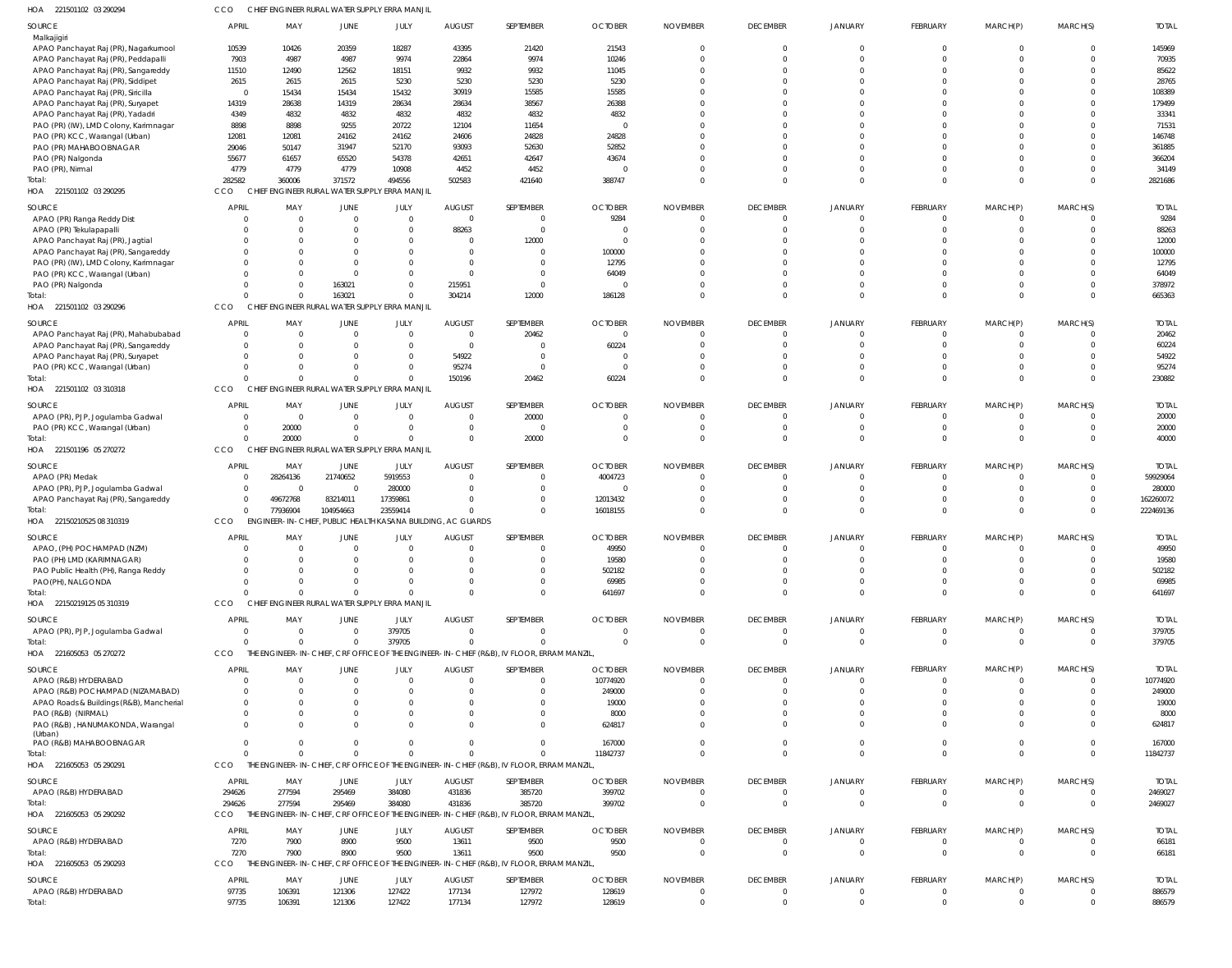HOA 221501102 03 290294 CCO CHIEF ENGINEER RURAL WATER SUPPLY ERRA MANJIL

| SOURCE | APRIL | MAY | JUNE | JULY | AUGUST | SEPTEMBER | OCTOBER | NOVEMBER | DECEMBER | JANUARY | FEBRUARY | MARCH(P) | MARCH(S) | TOTAL |
|---|---|---|---|---|---|---|---|---|---|---|---|---|---|---|
| Malkajigiri | | | | | | | | | | | | | | |
| APAO Panchayat Raj (PR), Nagarkurnool | 10539 | 10426 | 20359 | 18287 | 43395 | 21420 | 21543 | 0 | 0 | 0 | 0 | 0 | 0 | 145969 |
| APAO Panchayat Raj (PR), Peddapalli | 7903 | 4987 | 4987 | 9974 | 22864 | 9974 | 10246 | 0 | 0 | 0 | 0 | 0 | 0 | 70935 |
| APAO Panchayat Raj (PR), Sangareddy | 11510 | 12490 | 12562 | 18151 | 9932 | 9932 | 11045 | 0 | 0 | 0 | 0 | 0 | 0 | 85622 |
| APAO Panchayat Raj (PR), Siddipet | 2615 | 2615 | 2615 | 5230 | 5230 | 5230 | 5230 | 0 | 0 | 0 | 0 | 0 | 0 | 28765 |
| APAO Panchayat Raj (PR), Siricilla | 0 | 15434 | 15434 | 15432 | 30919 | 15585 | 15585 | 0 | 0 | 0 | 0 | 0 | 0 | 108389 |
| APAO Panchayat Raj (PR), Suryapet | 14319 | 28638 | 14319 | 28634 | 28634 | 38567 | 26388 | 0 | 0 | 0 | 0 | 0 | 0 | 179499 |
| APAO Panchayat Raj (PR), Yadadri | 4349 | 4832 | 4832 | 4832 | 4832 | 4832 | 4832 | 0 | 0 | 0 | 0 | 0 | 0 | 33341 |
| PAO (PR) (IW), LMD Colony, Karimnagar | 8898 | 8898 | 9255 | 20722 | 12104 | 11654 | 0 | 0 | 0 | 0 | 0 | 0 | 0 | 71531 |
| PAO (PR) KCC, Warangal (Urban) | 12081 | 12081 | 24162 | 24162 | 24606 | 24828 | 24828 | 0 | 0 | 0 | 0 | 0 | 0 | 146748 |
| PAO (PR) MAHABOOBNAGAR | 29046 | 50147 | 31947 | 52170 | 93093 | 52630 | 52852 | 0 | 0 | 0 | 0 | 0 | 0 | 361885 |
| PAO (PR) Nalgonda | 55677 | 61657 | 65520 | 54378 | 42651 | 42647 | 43674 | 0 | 0 | 0 | 0 | 0 | 0 | 366204 |
| PAO (PR), Nirmal | 4779 | 4779 | 4779 | 10908 | 4452 | 4452 | 0 | 0 | 0 | 0 | 0 | 0 | 0 | 34149 |
| Total: | 282582 | 360006 | 371572 | 494556 | 502583 | 421640 | 388747 | 0 | 0 | 0 | 0 | 0 | 0 | 2821686 |

HOA 221501102 03 290295 CCO CHIEF ENGINEER RURAL WATER SUPPLY ERRA MANJIL

| SOURCE | APRIL | MAY | JUNE | JULY | AUGUST | SEPTEMBER | OCTOBER | NOVEMBER | DECEMBER | JANUARY | FEBRUARY | MARCH(P) | MARCH(S) | TOTAL |
|---|---|---|---|---|---|---|---|---|---|---|---|---|---|---|
| APAO (PR) Ranga Reddy Dist | 0 | 0 | 0 | 0 | 0 | 0 | 9284 | 0 | 0 | 0 | 0 | 0 | 0 | 9284 |
| APAO (PR) Tekulapapalli | 0 | 0 | 0 | 0 | 88263 | 0 | 0 | 0 | 0 | 0 | 0 | 0 | 0 | 88263 |
| APAO Panchayat Raj (PR), Jagtial | 0 | 0 | 0 | 0 | 0 | 12000 | 0 | 0 | 0 | 0 | 0 | 0 | 0 | 12000 |
| APAO Panchayat Raj (PR), Sangareddy | 0 | 0 | 0 | 0 | 0 | 0 | 100000 | 0 | 0 | 0 | 0 | 0 | 0 | 100000 |
| PAO (PR) (IW), LMD Colony, Karimnagar | 0 | 0 | 0 | 0 | 0 | 0 | 12795 | 0 | 0 | 0 | 0 | 0 | 0 | 12795 |
| PAO (PR) KCC, Warangal (Urban) | 0 | 0 | 0 | 0 | 0 | 0 | 64049 | 0 | 0 | 0 | 0 | 0 | 0 | 64049 |
| PAO (PR) Nalgonda | 0 | 0 | 163021 | 0 | 215951 | 0 | 0 | 0 | 0 | 0 | 0 | 0 | 0 | 378972 |
| Total: | 0 | 0 | 163021 | 0 | 304214 | 12000 | 186128 | 0 | 0 | 0 | 0 | 0 | 0 | 665363 |

HOA 221501102 03 290296 CCO CHIEF ENGINEER RURAL WATER SUPPLY ERRA MANJIL

| SOURCE | APRIL | MAY | JUNE | JULY | AUGUST | SEPTEMBER | OCTOBER | NOVEMBER | DECEMBER | JANUARY | FEBRUARY | MARCH(P) | MARCH(S) | TOTAL |
|---|---|---|---|---|---|---|---|---|---|---|---|---|---|---|
| APAO Panchayat Raj (PR), Mahabubabad | 0 | 0 | 0 | 0 | 0 | 20462 | 0 | 0 | 0 | 0 | 0 | 0 | 0 | 20462 |
| APAO Panchayat Raj (PR), Sangareddy | 0 | 0 | 0 | 0 | 0 | 0 | 60224 | 0 | 0 | 0 | 0 | 0 | 0 | 60224 |
| APAO Panchayat Raj (PR), Suryapet | 0 | 0 | 0 | 0 | 54922 | 0 | 0 | 0 | 0 | 0 | 0 | 0 | 0 | 54922 |
| PAO (PR) KCC, Warangal (Urban) | 0 | 0 | 0 | 0 | 95274 | 0 | 0 | 0 | 0 | 0 | 0 | 0 | 0 | 95274 |
| Total: | 0 | 0 | 0 | 0 | 150196 | 20462 | 60224 | 0 | 0 | 0 | 0 | 0 | 0 | 230882 |

HOA 221501102 03 310318 CCO CHIEF ENGINEER RURAL WATER SUPPLY ERRA MANJIL

| SOURCE | APRIL | MAY | JUNE | JULY | AUGUST | SEPTEMBER | OCTOBER | NOVEMBER | DECEMBER | JANUARY | FEBRUARY | MARCH(P) | MARCH(S) | TOTAL |
|---|---|---|---|---|---|---|---|---|---|---|---|---|---|---|
| APAO (PR), PJP, Jogulamba Gadwal | 0 | 0 | 0 | 0 | 0 | 20000 | 0 | 0 | 0 | 0 | 0 | 0 | 0 | 20000 |
| PAO (PR) KCC, Warangal (Urban) | 0 | 20000 | 0 | 0 | 0 | 0 | 0 | 0 | 0 | 0 | 0 | 0 | 0 | 20000 |
| Total: | 0 | 20000 | 0 | 0 | 0 | 20000 | 0 | 0 | 0 | 0 | 0 | 0 | 0 | 40000 |

HOA 221501196 05 270272 CCO CHIEF ENGINEER RURAL WATER SUPPLY ERRA MANJIL

| SOURCE | APRIL | MAY | JUNE | JULY | AUGUST | SEPTEMBER | OCTOBER | NOVEMBER | DECEMBER | JANUARY | FEBRUARY | MARCH(P) | MARCH(S) | TOTAL |
|---|---|---|---|---|---|---|---|---|---|---|---|---|---|---|
| APAO (PR) Medak | 0 | 28264136 | 21740652 | 5919553 | 0 | 0 | 4004723 | 0 | 0 | 0 | 0 | 0 | 0 | 59929064 |
| APAO (PR), PJP, Jogulamba Gadwal | 0 | 0 | 0 | 280000 | 0 | 0 | 0 | 0 | 0 | 0 | 0 | 0 | 0 | 280000 |
| APAO Panchayat Raj (PR), Sangareddy | 0 | 49672768 | 83214011 | 17359861 | 0 | 0 | 12013432 | 0 | 0 | 0 | 0 | 0 | 0 | 162260072 |
| Total: | 0 | 77936904 | 104954663 | 23559414 | 0 | 0 | 16018155 | 0 | 0 | 0 | 0 | 0 | 0 | 222469136 |

HOA 221502105 25 08 310319 CCO ENGINEER-IN-CHIEF, PUBLIC HEALTH KASANA BUILDING, AC GUARDS

| SOURCE | APRIL | MAY | JUNE | JULY | AUGUST | SEPTEMBER | OCTOBER | NOVEMBER | DECEMBER | JANUARY | FEBRUARY | MARCH(P) | MARCH(S) | TOTAL |
|---|---|---|---|---|---|---|---|---|---|---|---|---|---|---|
| APAO, (PH) POCHAMPAD (NZM) | 0 | 0 | 0 | 0 | 0 | 0 | 49950 | 0 | 0 | 0 | 0 | 0 | 0 | 49950 |
| PAO (PH) LMD (KARIMNAGAR) | 0 | 0 | 0 | 0 | 0 | 0 | 19580 | 0 | 0 | 0 | 0 | 0 | 0 | 19580 |
| PAO Public Health (PH), Ranga Reddy | 0 | 0 | 0 | 0 | 0 | 0 | 502182 | 0 | 0 | 0 | 0 | 0 | 0 | 502182 |
| PAO(PH), NALGONDA | 0 | 0 | 0 | 0 | 0 | 0 | 69985 | 0 | 0 | 0 | 0 | 0 | 0 | 69985 |
| Total: | 0 | 0 | 0 | 0 | 0 | 0 | 641697 | 0 | 0 | 0 | 0 | 0 | 0 | 641697 |

HOA 221502191 25 05 310319 CCO CHIEF ENGINEER RURAL WATER SUPPLY ERRA MANJIL

| SOURCE | APRIL | MAY | JUNE | JULY | AUGUST | SEPTEMBER | OCTOBER | NOVEMBER | DECEMBER | JANUARY | FEBRUARY | MARCH(P) | MARCH(S) | TOTAL |
|---|---|---|---|---|---|---|---|---|---|---|---|---|---|---|
| APAO (PR), PJP, Jogulamba Gadwal | 0 | 0 | 0 | 379705 | 0 | 0 | 0 | 0 | 0 | 0 | 0 | 0 | 0 | 379705 |
| Total: | 0 | 0 | 0 | 379705 | 0 | 0 | 0 | 0 | 0 | 0 | 0 | 0 | 0 | 379705 |

HOA 221605053 05 270272 CCO THE ENGINEER-IN-CHIEF, CRF OFFICE OF THE ENGINEER-IN-CHIEF (R&B), IV FLOOR, ERRAM MANZIL,

| SOURCE | APRIL | MAY | JUNE | JULY | AUGUST | SEPTEMBER | OCTOBER | NOVEMBER | DECEMBER | JANUARY | FEBRUARY | MARCH(P) | MARCH(S) | TOTAL |
|---|---|---|---|---|---|---|---|---|---|---|---|---|---|---|
| APAO (R&B) HYDERABAD | 0 | 0 | 0 | 0 | 0 | 0 | 10774920 | 0 | 0 | 0 | 0 | 0 | 0 | 10774920 |
| APAO (R&B) POCHAMPAD (NIZAMABAD) | 0 | 0 | 0 | 0 | 0 | 0 | 249000 | 0 | 0 | 0 | 0 | 0 | 0 | 249000 |
| APAO Roads & Buildings (R&B), Mancherial | 0 | 0 | 0 | 0 | 0 | 0 | 19000 | 0 | 0 | 0 | 0 | 0 | 0 | 19000 |
| PAO (R&B) (NIRMAL) | 0 | 0 | 0 | 0 | 0 | 0 | 8000 | 0 | 0 | 0 | 0 | 0 | 0 | 8000 |
| PAO (R&B), HANUMAKONDA, Warangal (Urban) | 0 | 0 | 0 | 0 | 0 | 0 | 624817 | 0 | 0 | 0 | 0 | 0 | 0 | 624817 |
| PAO (R&B) MAHABOOBNAGAR | 0 | 0 | 0 | 0 | 0 | 0 | 167000 | 0 | 0 | 0 | 0 | 0 | 0 | 167000 |
| Total: | 0 | 0 | 0 | 0 | 0 | 0 | 11842737 | 0 | 0 | 0 | 0 | 0 | 0 | 11842737 |

HOA 221605053 05 290291 CCO THE ENGINEER-IN-CHIEF, CRF OFFICE OF THE ENGINEER-IN-CHIEF (R&B), IV FLOOR, ERRAM MANZIL,

| SOURCE | APRIL | MAY | JUNE | JULY | AUGUST | SEPTEMBER | OCTOBER | NOVEMBER | DECEMBER | JANUARY | FEBRUARY | MARCH(P) | MARCH(S) | TOTAL |
|---|---|---|---|---|---|---|---|---|---|---|---|---|---|---|
| APAO (R&B) HYDERABAD | 294626 | 277594 | 295469 | 384080 | 431836 | 385720 | 399702 | 0 | 0 | 0 | 0 | 0 | 0 | 2469027 |
| Total: | 294626 | 277594 | 295469 | 384080 | 431836 | 385720 | 399702 | 0 | 0 | 0 | 0 | 0 | 0 | 2469027 |

HOA 221605053 05 290292 CCO THE ENGINEER-IN-CHIEF, CRF OFFICE OF THE ENGINEER-IN-CHIEF (R&B), IV FLOOR, ERRAM MANZIL,

| SOURCE | APRIL | MAY | JUNE | JULY | AUGUST | SEPTEMBER | OCTOBER | NOVEMBER | DECEMBER | JANUARY | FEBRUARY | MARCH(P) | MARCH(S) | TOTAL |
|---|---|---|---|---|---|---|---|---|---|---|---|---|---|---|
| APAO (R&B) HYDERABAD | 7270 | 7900 | 8900 | 9500 | 13611 | 9500 | 9500 | 0 | 0 | 0 | 0 | 0 | 0 | 66181 |
| Total: | 7270 | 7900 | 8900 | 9500 | 13611 | 9500 | 9500 | 0 | 0 | 0 | 0 | 0 | 0 | 66181 |

HOA 221605053 05 290293 CCO THE ENGINEER-IN-CHIEF, CRF OFFICE OF THE ENGINEER-IN-CHIEF (R&B), IV FLOOR, ERRAM MANZIL,

| SOURCE | APRIL | MAY | JUNE | JULY | AUGUST | SEPTEMBER | OCTOBER | NOVEMBER | DECEMBER | JANUARY | FEBRUARY | MARCH(P) | MARCH(S) | TOTAL |
|---|---|---|---|---|---|---|---|---|---|---|---|---|---|---|
| APAO (R&B) HYDERABAD | 97735 | 106391 | 121306 | 127422 | 177134 | 127972 | 128619 | 0 | 0 | 0 | 0 | 0 | 0 | 886579 |
| Total: | 97735 | 106391 | 121306 | 127422 | 177134 | 127972 | 128619 | 0 | 0 | 0 | 0 | 0 | 0 | 886579 |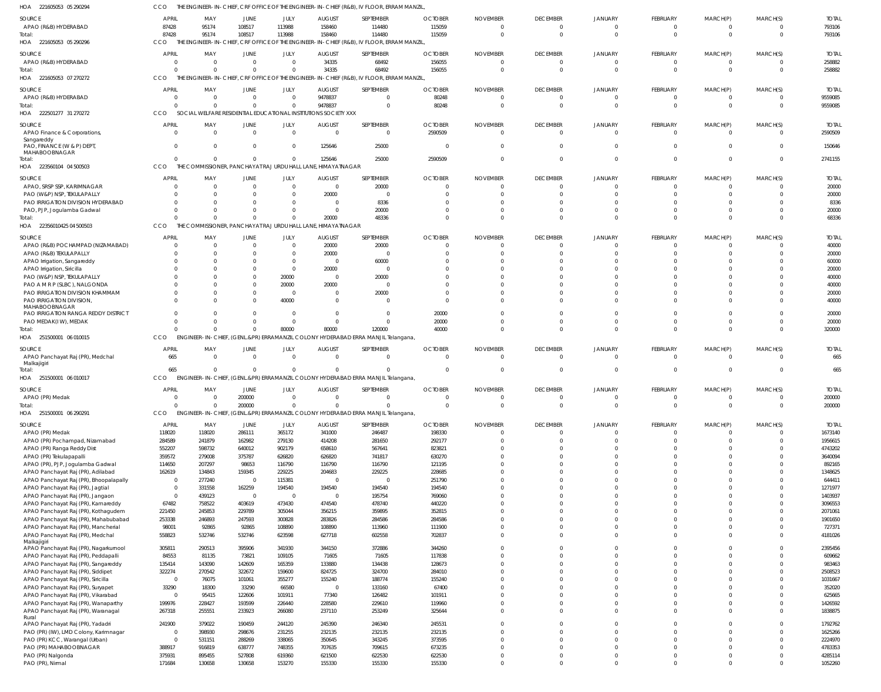HOA 221605053 05 290294 CCO THE ENGINEER-IN-CHIEF, CRF OFFICE OF THE ENGINEER-IN-CHIEF (R&B), IV FLOOR, ERRAM MANZIL,

| SOURCE | APRIL | MAY | JUNE | JULY | AUGUST | SEPTEMBER | OCTOBER | NOVEMBER | DECEMBER | JANUARY | FEBRUARY | MARCH(P) | MARCH(S) | TOTAL |
|---|---|---|---|---|---|---|---|---|---|---|---|---|---|---|
| APAO (R&B) HYDERABAD | 87428 | 95174 | 108517 | 113988 | 158460 | 114480 | 115059 | 0 | 0 | 0 | 0 | 0 | 0 | 793106 |
| Total: | 87428 | 95174 | 108517 | 113988 | 158460 | 114480 | 115059 | 0 | 0 | 0 | 0 | 0 | 0 | 793106 |

HOA 221605053 05 290296 CCO THE ENGINEER-IN-CHIEF, CRF OFFICE OF THE ENGINEER-IN-CHIEF (R&B), IV FLOOR, ERRAM MANZIL,

| SOURCE | APRIL | MAY | JUNE | JULY | AUGUST | SEPTEMBER | OCTOBER | NOVEMBER | DECEMBER | JANUARY | FEBRUARY | MARCH(P) | MARCH(S) | TOTAL |
|---|---|---|---|---|---|---|---|---|---|---|---|---|---|---|
| APAO (R&B) HYDERABAD | 0 | 0 | 0 | 0 | 34335 | 68492 | 156055 | 0 | 0 | 0 | 0 | 0 | 0 | 258882 |
| Total: | 0 | 0 | 0 | 0 | 34335 | 68492 | 156055 | 0 | 0 | 0 | 0 | 0 | 0 | 258882 |

HOA 221605053 07 270272 CCO THE ENGINEER-IN-CHIEF, CRF OFFICE OF THE ENGINEER-IN-CHIEF (R&B), IV FLOOR, ERRAM MANZIL,

| SOURCE | APRIL | MAY | JUNE | JULY | AUGUST | SEPTEMBER | OCTOBER | NOVEMBER | DECEMBER | JANUARY | FEBRUARY | MARCH(P) | MARCH(S) | TOTAL |
|---|---|---|---|---|---|---|---|---|---|---|---|---|---|---|
| APAO (R&B) HYDERABAD | 0 | 0 | 0 | 0 | 9478837 | 0 | 80248 | 0 | 0 | 0 | 0 | 0 | 0 | 9559085 |
| Total: | 0 | 0 | 0 | 0 | 9478837 | 0 | 80248 | 0 | 0 | 0 | 0 | 0 | 0 | 9559085 |

HOA 222501277 31 270272 CCO SOCIAL WELFARE RESIDENTIAL EDUCATIONAL INSTITUTIONS SOCIETY XXX

| SOURCE | APRIL | MAY | JUNE | JULY | AUGUST | SEPTEMBER | OCTOBER | NOVEMBER | DECEMBER | JANUARY | FEBRUARY | MARCH(P) | MARCH(S) | TOTAL |
|---|---|---|---|---|---|---|---|---|---|---|---|---|---|---|
| APAO Finance & Corporations, Sangareddy | 0 | 0 | 0 | 0 | 0 | 0 | 2590509 | 0 | 0 | 0 | 0 | 0 | 0 | 2590509 |
| PAO, FINANCE (W & P) DEPT, MAHABOOBNAGAR | 0 | 0 | 0 | 0 | 125646 | 25000 | 0 | 0 | 0 | 0 | 0 | 0 | 0 | 150646 |
| Total: | 0 | 0 | 0 | 0 | 125646 | 25000 | 2590509 | 0 | 0 | 0 | 0 | 0 | 0 | 2741155 |

HOA 223560104 04 500503 CCO THE COMMISSIONER, PANCHAYAT RAJ URDU HALL LANE, HIMAYATNAGAR

| SOURCE | APRIL | MAY | JUNE | JULY | AUGUST | SEPTEMBER | OCTOBER | NOVEMBER | DECEMBER | JANUARY | FEBRUARY | MARCH(P) | MARCH(S) | TOTAL |
|---|---|---|---|---|---|---|---|---|---|---|---|---|---|---|
| APAO, SRSP SSP, KARIMNAGAR | 0 | 0 | 0 | 0 | 0 | 20000 | 0 | 0 | 0 | 0 | 0 | 0 | 0 | 20000 |
| PAO (W&P) NSP, TEKULAPALLY | 0 | 0 | 0 | 0 | 20000 | 0 | 0 | 0 | 0 | 0 | 0 | 0 | 0 | 20000 |
| PAO IRRIGATION DIVISION HYDERABAD | 0 | 0 | 0 | 0 | 0 | 8336 | 0 | 0 | 0 | 0 | 0 | 0 | 0 | 8336 |
| PAO, PJP, Jogulamba Gadwal | 0 | 0 | 0 | 0 | 0 | 20000 | 0 | 0 | 0 | 0 | 0 | 0 | 0 | 20000 |
| Total: | 0 | 0 | 0 | 0 | 20000 | 48336 | 0 | 0 | 0 | 0 | 0 | 0 | 0 | 68336 |

HOA 223560104 25 04 500503 CCO THE COMMISSIONER, PANCHAYAT RAJ URDU HALL LANE, HIMAYATNAGAR

| SOURCE | APRIL | MAY | JUNE | JULY | AUGUST | SEPTEMBER | OCTOBER | NOVEMBER | DECEMBER | JANUARY | FEBRUARY | MARCH(P) | MARCH(S) | TOTAL |
|---|---|---|---|---|---|---|---|---|---|---|---|---|---|---|
| APAO (R&B) POCHAMPAD (NIZAMABAD) | 0 | 0 | 0 | 0 | 20000 | 20000 | 0 | 0 | 0 | 0 | 0 | 0 | 0 | 40000 |
| APAO (R&B) TEKULAPALLY | 0 | 0 | 0 | 0 | 20000 | 0 | 0 | 0 | 0 | 0 | 0 | 0 | 0 | 20000 |
| APAO Irrigation, Sangareddy | 0 | 0 | 0 | 0 | 0 | 60000 | 0 | 0 | 0 | 0 | 0 | 0 | 0 | 60000 |
| APAO Irrigation, Siricilla | 0 | 0 | 0 | 0 | 20000 | 0 | 0 | 0 | 0 | 0 | 0 | 0 | 0 | 20000 |
| PAO (W&P) NSP, TEKULAPALLY | 0 | 0 | 0 | 20000 | 0 | 20000 | 0 | 0 | 0 | 0 | 0 | 0 | 0 | 40000 |
| PAO A M R P (SLBC), NALGONDA | 0 | 0 | 0 | 20000 | 20000 | 0 | 0 | 0 | 0 | 0 | 0 | 0 | 0 | 40000 |
| PAO IRRIGATION DIVISION KHAMMAM | 0 | 0 | 0 | 0 | 0 | 20000 | 0 | 0 | 0 | 0 | 0 | 0 | 0 | 20000 |
| PAO IRRIGATION DIVISION, MAHABOOBNAGAR | 0 | 0 | 0 | 40000 | 0 | 0 | 0 | 0 | 0 | 0 | 0 | 0 | 0 | 40000 |
| PAO IRRIGATION RANGA REDDY DISTRICT | 0 | 0 | 0 | 0 | 0 | 0 | 20000 | 0 | 0 | 0 | 0 | 0 | 0 | 20000 |
| PAO MEDAK(IW), MEDAK | 0 | 0 | 0 | 0 | 0 | 0 | 20000 | 0 | 0 | 0 | 0 | 0 | 0 | 20000 |
| Total: | 0 | 0 | 0 | 80000 | 80000 | 120000 | 40000 | 0 | 0 | 0 | 0 | 0 | 0 | 320000 |

HOA 251500001 06 010015 CCO ENGINEER-IN-CHIEF, (GENL.&PR) ERRAMANZIL COLONY HYDERABAD ERRA MANJIL Telangana,

| SOURCE | APRIL | MAY | JUNE | JULY | AUGUST | SEPTEMBER | OCTOBER | NOVEMBER | DECEMBER | JANUARY | FEBRUARY | MARCH(P) | MARCH(S) | TOTAL |
|---|---|---|---|---|---|---|---|---|---|---|---|---|---|---|
| APAO Panchayat Raj (PR), Medchal Malkajigiri | 665 | 0 | 0 | 0 | 0 | 0 | 0 | 0 | 0 | 0 | 0 | 0 | 0 | 665 |
| Total: | 665 | 0 | 0 | 0 | 0 | 0 | 0 | 0 | 0 | 0 | 0 | 0 | 0 | 665 |

HOA 251500001 06 010017 CCO ENGINEER-IN-CHIEF, (GENL.&PR) ERRAMANZIL COLONY HYDERABAD ERRA MANJIL Telangana,

| SOURCE | APRIL | MAY | JUNE | JULY | AUGUST | SEPTEMBER | OCTOBER | NOVEMBER | DECEMBER | JANUARY | FEBRUARY | MARCH(P) | MARCH(S) | TOTAL |
|---|---|---|---|---|---|---|---|---|---|---|---|---|---|---|
| APAO (PR) Medak | 0 | 0 | 200000 | 0 | 0 | 0 | 0 | 0 | 0 | 0 | 0 | 0 | 0 | 200000 |
| Total: | 0 | 0 | 200000 | 0 | 0 | 0 | 0 | 0 | 0 | 0 | 0 | 0 | 0 | 200000 |

HOA 251500001 06 290291 CCO ENGINEER-IN-CHIEF, (GENL.&PR) ERRAMANZIL COLONY HYDERABAD ERRA MANJIL Telangana,

| SOURCE | APRIL | MAY | JUNE | JULY | AUGUST | SEPTEMBER | OCTOBER | NOVEMBER | DECEMBER | JANUARY | FEBRUARY | MARCH(P) | MARCH(S) | TOTAL |
|---|---|---|---|---|---|---|---|---|---|---|---|---|---|---|
| APAO (PR) Medak | 118020 | 118020 | 286111 | 365172 | 341000 | 246487 | 198330 | 0 | 0 | 0 | 0 | 0 | 0 | 1673140 |
| APAO (PR) Pochampad, Nizamabad | 284589 | 241879 | 162982 | 279130 | 414208 | 281650 | 292177 | 0 | 0 | 0 | 0 | 0 | 0 | 1956615 |
| APAO (PR) Ranga Reddy Dist | 552207 | 598732 | 640012 | 902179 | 658610 | 567641 | 823821 | 0 | 0 | 0 | 0 | 0 | 0 | 4743202 |
| APAO (PR) Tekulapapalli | 359572 | 279008 | 375787 | 626820 | 626820 | 741817 | 630270 | 0 | 0 | 0 | 0 | 0 | 0 | 3640094 |
| APAO (PR), PJP, Jogulamba Gadwal | 114650 | 207297 | 98653 | 116790 | 116790 | 116790 | 121195 | 0 | 0 | 0 | 0 | 0 | 0 | 892165 |
| APAO Panchayat Raj (PR), Adilabad | 162619 | 134843 | 159345 | 229225 | 204683 | 229225 | 228685 | 0 | 0 | 0 | 0 | 0 | 0 | 1348625 |
| APAO Panchayat Raj (PR), Bhoopalapally | 0 | 277240 | 0 | 115381 | 0 | 0 | 251790 | 0 | 0 | 0 | 0 | 0 | 0 | 644411 |
| APAO Panchayat Raj (PR), Jagtial | 0 | 331558 | 162259 | 194540 | 194540 | 194540 | 194540 | 0 | 0 | 0 | 0 | 0 | 0 | 1271977 |
| APAO Panchayat Raj (PR), Jangaon | 0 | 439123 | 0 | 0 | 0 | 195754 | 769060 | 0 | 0 | 0 | 0 | 0 | 0 | 1403937 |
| APAO Panchayat Raj (PR), Kamareddy | 67482 | 758522 | 403619 | 473430 | 474540 | 478740 | 440220 | 0 | 0 | 0 | 0 | 0 | 0 | 3096553 |
| APAO Panchayat Raj (PR), Kothagudem | 221450 | 245853 | 229789 | 305044 | 356215 | 359895 | 352815 | 0 | 0 | 0 | 0 | 0 | 0 | 2071061 |
| APAO Panchayat Raj (PR), Mahabubabad | 253338 | 246893 | 247593 | 300828 | 283826 | 284586 | 284586 | 0 | 0 | 0 | 0 | 0 | 0 | 1901650 |
| APAO Panchayat Raj (PR), Mancherial | 98001 | 92865 | 92865 | 108890 | 108890 | 113960 | 111900 | 0 | 0 | 0 | 0 | 0 | 0 | 727371 |
| APAO Panchayat Raj (PR), Medchal Malkajigiri | 558823 | 532746 | 532746 | 623598 | 627718 | 602558 | 702837 | 0 | 0 | 0 | 0 | 0 | 0 | 4181026 |
| APAO Panchayat Raj (PR), Nagarkurnool | 305811 | 290513 | 395906 | 341930 | 344150 | 372886 | 344260 | 0 | 0 | 0 | 0 | 0 | 0 | 2395456 |
| APAO Panchayat Raj (PR), Peddapalli | 84553 | 81135 | 73821 | 109105 | 71605 | 71605 | 117838 | 0 | 0 | 0 | 0 | 0 | 0 | 609662 |
| APAO Panchayat Raj (PR), Sangareddy | 135414 | 143090 | 142609 | 165359 | 133880 | 134438 | 128673 | 0 | 0 | 0 | 0 | 0 | 0 | 983463 |
| APAO Panchayat Raj (PR), Siddipet | 322274 | 270542 | 322672 | 159600 | 824725 | 324700 | 284010 | 0 | 0 | 0 | 0 | 0 | 0 | 2508523 |
| APAO Panchayat Raj (PR), Siricilla | 0 | 76075 | 101061 | 355277 | 155240 | 188774 | 155240 | 0 | 0 | 0 | 0 | 0 | 0 | 1031667 |
| APAO Panchayat Raj (PR), Suryapet | 33290 | 18300 | 33290 | 66580 | 0 | 133160 | 67400 | 0 | 0 | 0 | 0 | 0 | 0 | 352020 |
| APAO Panchayat Raj (PR), Vikarabad | 0 | 95415 | 122606 | 101911 | 77340 | 126482 | 101911 | 0 | 0 | 0 | 0 | 0 | 0 | 625665 |
| APAO Panchayat Raj (PR), Wanaparthy | 199976 | 228427 | 193599 | 226440 | 228580 | 229610 | 119960 | 0 | 0 | 0 | 0 | 0 | 0 | 1426592 |
| APAO Panchayat Raj (PR), Waranagal Rural | 267318 | 255551 | 233923 | 266080 | 237110 | 253249 | 325644 | 0 | 0 | 0 | 0 | 0 | 0 | 1838875 |
| APAO Panchayat Raj (PR), Yadadri | 241900 | 379022 | 190459 | 244120 | 245390 | 246340 | 245531 | 0 | 0 | 0 | 0 | 0 | 0 | 1792762 |
| PAO (PR) (IW), LMD Colony, Karimnagar | 0 | 398930 | 298676 | 231255 | 232135 | 232135 | 232135 | 0 | 0 | 0 | 0 | 0 | 0 | 1625266 |
| PAO (PR) KCC, Warangal (Urban) | 0 | 531151 | 288269 | 338065 | 350645 | 343245 | 373595 | 0 | 0 | 0 | 0 | 0 | 0 | 2224970 |
| PAO (PR) MAHABOOBNAGAR | 388917 | 916819 | 638777 | 748355 | 707635 | 709615 | 673235 | 0 | 0 | 0 | 0 | 0 | 0 | 4783353 |
| PAO (PR) Nalgonda | 375931 | 895455 | 527808 | 619360 | 621500 | 622530 | 622530 | 0 | 0 | 0 | 0 | 0 | 0 | 4285114 |
| PAO (PR), Nirmal | 171684 | 130658 | 130658 | 153270 | 155330 | 155330 | 155330 | 0 | 0 | 0 | 0 | 0 | 0 | 1052260 |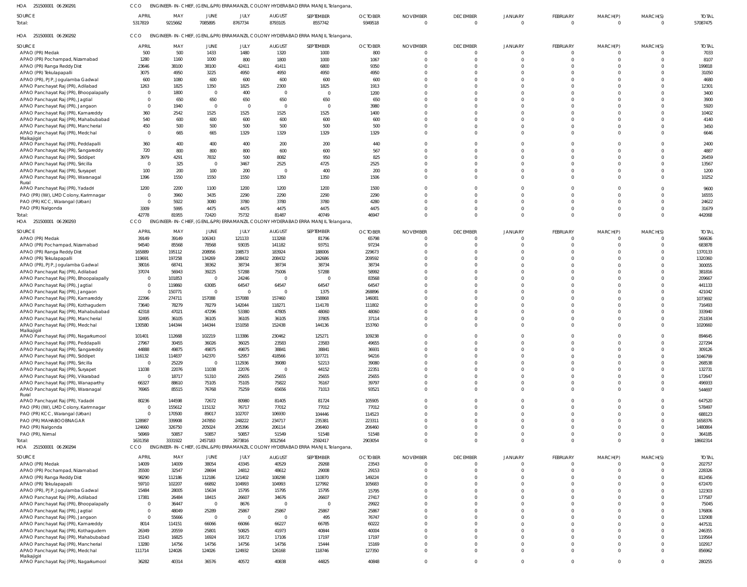HOA 251500001 06 290291 CCO ENGINEER-IN-CHIEF, (GENL.&PR) ERRAMANZIL COLONY HYDERABAD ERRA MANJIL Telangana,

| SOURCE | APRIL | MAY | JUNE | JULY | AUGUST | SEPTEMBER | OCTOBER | NOVEMBER | DECEMBER | JANUARY | FEBRUARY | MARCH(P) | MARCH(S) | TOTAL |
|---|---|---|---|---|---|---|---|---|---|---|---|---|---|---|
| Total: | 5317819 | 9215662 | 7085895 | 8767734 | 8793105 | 8557742 | 9349518 | 0 | 0 | 0 | 0 | 0 | 0 | 57087475 |

HOA 251500001 06 290292 CCO ENGINEER-IN-CHIEF, (GENL.&PR) ERRAMANZIL COLONY HYDERABAD ERRA MANJIL Telangana,

| SOURCE | APRIL | MAY | JUNE | JULY | AUGUST | SEPTEMBER | OCTOBER | NOVEMBER | DECEMBER | JANUARY | FEBRUARY | MARCH(P) | MARCH(S) | TOTAL |
|---|---|---|---|---|---|---|---|---|---|---|---|---|---|---|
| APAO (PR) Medak | 500 | 500 | 1433 | 1480 | 1320 | 1000 | 800 | 0 | 0 | 0 | 0 | 0 | 0 | 7033 |
| APAO (PR) Pochampad, Nizamabad | 1280 | 1160 | 1000 | 800 | 1800 | 1000 | 1067 | 0 | 0 | 0 | 0 | 0 | 0 | 8107 |
| APAO (PR) Ranga Reddy Dist | 23646 | 38100 | 38100 | 42411 | 41411 | 6800 | 9350 | 0 | 0 | 0 | 0 | 0 | 0 | 199818 |
| APAO (PR) Tekulapapalli | 3075 | 4950 | 3225 | 4950 | 4950 | 4950 | 4950 | 0 | 0 | 0 | 0 | 0 | 0 | 31050 |
| APAO (PR), PJP, Jogulamba Gadwal | 600 | 1080 | 600 | 600 | 600 | 600 | 600 | 0 | 0 | 0 | 0 | 0 | 0 | 4680 |
| APAO Panchayat Raj (PR), Adilabad | 1263 | 1825 | 1350 | 1825 | 2300 | 1825 | 1913 | 0 | 0 | 0 | 0 | 0 | 0 | 12301 |
| APAO Panchayat Raj (PR), Bhoopalapally | 0 | 1800 | 0 | 400 | 0 | 0 | 1200 | 0 | 0 | 0 | 0 | 0 | 0 | 3400 |
| APAO Panchayat Raj (PR), Jagtial | 0 | 650 | 650 | 650 | 650 | 650 | 650 | 0 | 0 | 0 | 0 | 0 | 0 | 3900 |
| APAO Panchayat Raj (PR), Jangaon | 0 | 1940 | 0 | 0 | 0 | 0 | 3980 | 0 | 0 | 0 | 0 | 0 | 0 | 5920 |
| APAO Panchayat Raj (PR), Kamareddy | 360 | 2542 | 1525 | 1525 | 1525 | 1525 | 1400 | 0 | 0 | 0 | 0 | 0 | 0 | 10402 |
| APAO Panchayat Raj (PR), Mahabubabad | 540 | 600 | 600 | 600 | 600 | 600 | 600 | 0 | 0 | 0 | 0 | 0 | 0 | 4140 |
| APAO Panchayat Raj (PR), Mancherial | 450 | 500 | 500 | 500 | 500 | 500 | 500 | 0 | 0 | 0 | 0 | 0 | 0 | 3450 |
| APAO Panchayat Raj (PR), Medchal Malkajigiri | 0 | 665 | 665 | 1329 | 1329 | 1329 | 1329 | 0 | 0 | 0 | 0 | 0 | 0 | 6646 |
| APAO Panchayat Raj (PR), Peddapalli | 360 | 400 | 400 | 400 | 200 | 200 | 440 | 0 | 0 | 0 | 0 | 0 | 0 | 2400 |
| APAO Panchayat Raj (PR), Sangareddy | 720 | 800 | 800 | 800 | 600 | 600 | 567 | 0 | 0 | 0 | 0 | 0 | 0 | 4887 |
| APAO Panchayat Raj (PR), Siddipet | 3979 | 4291 | 7832 | 500 | 8082 | 950 | 825 | 0 | 0 | 0 | 0 | 0 | 0 | 26459 |
| APAO Panchayat Raj (PR), Siricilla | 0 | 325 | 0 | 3467 | 2525 | 4725 | 2525 | 0 | 0 | 0 | 0 | 0 | 0 | 13567 |
| APAO Panchayat Raj (PR), Suryapet | 100 | 200 | 100 | 200 | 0 | 400 | 200 | 0 | 0 | 0 | 0 | 0 | 0 | 1200 |
| APAO Panchayat Raj (PR), Waranagal Rural | 1396 | 1550 | 1550 | 1550 | 1350 | 1350 | 1506 | 0 | 0 | 0 | 0 | 0 | 0 | 10252 |
| APAO Panchayat Raj (PR), Yadadri | 1200 | 2200 | 1100 | 1200 | 1200 | 1200 | 1500 | 0 | 0 | 0 | 0 | 0 | 0 | 9600 |
| PAO (PR) (IW), LMD Colony, Karimnagar | 0 | 3960 | 3435 | 2290 | 2290 | 2290 | 2290 | 0 | 0 | 0 | 0 | 0 | 0 | 16555 |
| PAO (PR) KCC, Warangal (Urban) | 0 | 5922 | 3080 | 3780 | 3780 | 3780 | 4280 | 0 | 0 | 0 | 0 | 0 | 0 | 24622 |
| PAO (PR) Nalgonda | 3309 | 5995 | 4475 | 4475 | 4475 | 4475 | 4475 | 0 | 0 | 0 | 0 | 0 | 0 | 31679 |
| Total: | 42778 | 81955 | 72420 | 75732 | 81487 | 40749 | 46947 | 0 | 0 | 0 | 0 | 0 | 0 | 442068 |

HOA 251500001 06 290293 CCO ENGINEER-IN-CHIEF, (GENL.&PR) ERRAMANZIL COLONY HYDERABAD ERRA MANJIL Telangana,

| SOURCE | APRIL | MAY | JUNE | JULY | AUGUST | SEPTEMBER | OCTOBER | NOVEMBER | DECEMBER | JANUARY | FEBRUARY | MARCH(P) | MARCH(S) | TOTAL |
|---|---|---|---|---|---|---|---|---|---|---|---|---|---|---|
| APAO (PR) Medak | 39149 | 39149 | 106343 | 121133 | 113268 | 81796 | 65798 | 0 | 0 | 0 | 0 | 0 | 0 | 566636 |
| APAO (PR) Pochampad, Nizamabad | 94540 | 85568 | 78568 | 93035 | 141182 | 93751 | 97234 | 0 | 0 | 0 | 0 | 0 | 0 | 683878 |
| APAO (PR) Ranga Reddy Dist | 165889 | 195112 | 208956 | 198573 | 183924 | 188006 | 229673 | 0 | 0 | 0 | 0 | 0 | 0 | 1370133 |
| APAO (PR) Tekulapapalli | 119691 | 197258 | 134269 | 208432 | 208432 | 242686 | 209592 | 0 | 0 | 0 | 0 | 0 | 0 | 1320360 |
| APAO (PR), PJP, Jogulamba Gadwal | 38016 | 68741 | 38362 | 38734 | 38734 | 38734 | 38734 | 0 | 0 | 0 | 0 | 0 | 0 | 300055 |
| APAO Panchayat Raj (PR), Adilabad | 37074 | 56943 | 39225 | 57288 | 75006 | 57288 | 58992 | 0 | 0 | 0 | 0 | 0 | 0 | 381816 |
| APAO Panchayat Raj (PR), Bhoopalapally | 0 | 101853 | 0 | 24246 | 0 | 0 | 83568 | 0 | 0 | 0 | 0 | 0 | 0 | 209667 |
| APAO Panchayat Raj (PR), Jagtial | 0 | 119860 | 63085 | 64547 | 64547 | 64547 | 64547 | 0 | 0 | 0 | 0 | 0 | 0 | 441133 |
| APAO Panchayat Raj (PR), Jangaon | 0 | 150771 | 0 | 0 | 0 | 1375 | 268896 | 0 | 0 | 0 | 0 | 0 | 0 | 421042 |
| APAO Panchayat Raj (PR), Kamareddy | 22396 | 274711 | 157088 | 157088 | 157460 | 158868 | 146081 | 0 | 0 | 0 | 0 | 0 | 0 | 1073692 |
| APAO Panchayat Raj (PR), Kothagudem | 73640 | 78279 | 78279 | 142044 | 118271 | 114178 | 111802 | 0 | 0 | 0 | 0 | 0 | 0 | 716493 |
| APAO Panchayat Raj (PR), Mahabubabad | 42318 | 47021 | 47296 | 53380 | 47805 | 48060 | 48060 | 0 | 0 | 0 | 0 | 0 | 0 | 333940 |
| APAO Panchayat Raj (PR), Mancherial | 32495 | 36105 | 36105 | 36105 | 36105 | 37805 | 37114 | 0 | 0 | 0 | 0 | 0 | 0 | 251834 |
| APAO Panchayat Raj (PR), Medchal Malkajigiri | 130580 | 144344 | 144344 | 151058 | 152438 | 144136 | 153760 | 0 | 0 | 0 | 0 | 0 | 0 | 1020660 |
| APAO Panchayat Raj (PR), Nagarkurnool | 101401 | 112668 | 102219 | 113386 | 230462 | 125271 | 109238 | 0 | 0 | 0 | 0 | 0 | 0 | 894645 |
| APAO Panchayat Raj (PR), Peddapalli | 27967 | 30455 | 36026 | 36025 | 23583 | 23583 | 49655 | 0 | 0 | 0 | 0 | 0 | 0 | 227294 |
| APAO Panchayat Raj (PR), Sangareddy | 44888 | 49875 | 49875 | 49875 | 38841 | 38841 | 36931 | 0 | 0 | 0 | 0 | 0 | 0 | 309126 |
| APAO Panchayat Raj (PR), Siddipet | 116132 | 114837 | 142370 | 52957 | 418566 | 107721 | 94216 | 0 | 0 | 0 | 0 | 0 | 0 | 1046799 |
| APAO Panchayat Raj (PR), Siricilla | 0 | 25229 | 0 | 112936 | 39080 | 52213 | 39080 | 0 | 0 | 0 | 0 | 0 | 0 | 268538 |
| APAO Panchayat Raj (PR), Suryapet | 11038 | 22076 | 11038 | 22076 | 0 | 44152 | 22351 | 0 | 0 | 0 | 0 | 0 | 0 | 132731 |
| APAO Panchayat Raj (PR), Vikarabad | 0 | 18717 | 51310 | 25655 | 25655 | 25655 | 25655 | 0 | 0 | 0 | 0 | 0 | 0 | 172647 |
| APAO Panchayat Raj (PR), Wanaparthy | 66327 | 88610 | 75105 | 75105 | 75822 | 76167 | 39797 | 0 | 0 | 0 | 0 | 0 | 0 | 496933 |
| APAO Panchayat Raj (PR), Waranagal Rural | 76965 | 85515 | 76768 | 75259 | 65656 | 71013 | 93521 | 0 | 0 | 0 | 0 | 0 | 0 | 544697 |
| APAO Panchayat Raj (PR), Yadadri | 80236 | 144598 | 72672 | 80980 | 81405 | 81724 | 105905 | 0 | 0 | 0 | 0 | 0 | 0 | 647520 |
| PAO (PR) (IW), LMD Colony, Karimnagar | 0 | 155612 | 115132 | 76717 | 77012 | 77012 | 77012 | 0 | 0 | 0 | 0 | 0 | 0 | 578497 |
| PAO (PR) KCC, Warangal (Urban) | 0 | 170500 | 89017 | 102707 | 106930 | 104446 | 114523 | 0 | 0 | 0 | 0 | 0 | 0 | 688123 |
| PAO (PR) MAHABOOBNAGAR | 128987 | 339908 | 247850 | 248222 | 234717 | 235381 | 223311 | 0 | 0 | 0 | 0 | 0 | 0 | 1658376 |
| PAO (PR) Nalgonda | 124660 | 326750 | 205024 | 205396 | 206114 | 206460 | 206460 | 0 | 0 | 0 | 0 | 0 | 0 | 1480864 |
| PAO (PR), Nirmal | 56969 | 50857 | 50857 | 50857 | 51549 | 51548 | 51548 | 0 | 0 | 0 | 0 | 0 | 0 | 364185 |
| Total: | 1631358 | 3331922 | 2457183 | 2673816 | 3012564 | 2592417 | 2903054 | 0 | 0 | 0 | 0 | 0 | 0 | 18602314 |

HOA 251500001 06 290294 CCO ENGINEER-IN-CHIEF, (GENL.&PR) ERRAMANZIL COLONY HYDERABAD ERRA MANJIL Telangana,

| SOURCE | APRIL | MAY | JUNE | JULY | AUGUST | SEPTEMBER | OCTOBER | NOVEMBER | DECEMBER | JANUARY | FEBRUARY | MARCH(P) | MARCH(S) | TOTAL |
|---|---|---|---|---|---|---|---|---|---|---|---|---|---|---|
| APAO (PR) Medak | 14009 | 14009 | 38054 | 43345 | 40529 | 29268 | 23543 | 0 | 0 | 0 | 0 | 0 | 0 | 202757 |
| APAO (PR) Pochampad, Nizamabad | 35500 | 32547 | 28694 | 24812 | 48612 | 29008 | 29153 | 0 | 0 | 0 | 0 | 0 | 0 | 228326 |
| APAO (PR) Ranga Reddy Dist | 98290 | 112186 | 112186 | 121402 | 108298 | 110870 | 149224 | 0 | 0 | 0 | 0 | 0 | 0 | 812456 |
| APAO (PR) Tekulapapalli | 59710 | 102207 | 66892 | 104993 | 104993 | 127992 | 105683 | 0 | 0 | 0 | 0 | 0 | 0 | 672470 |
| APAO (PR), PJP, Jogulamba Gadwal | 15484 | 28005 | 15634 | 15795 | 15795 | 15795 | 15795 | 0 | 0 | 0 | 0 | 0 | 0 | 122303 |
| APAO Panchayat Raj (PR), Adilabad | 17381 | 26484 | 18415 | 26607 | 34676 | 26607 | 27417 | 0 | 0 | 0 | 0 | 0 | 0 | 177587 |
| APAO Panchayat Raj (PR), Bhoopalapally | 0 | 36447 | 0 | 8676 | 0 | 0 | 29922 | 0 | 0 | 0 | 0 | 0 | 0 | 75045 |
| APAO Panchayat Raj (PR), Jagtial | 0 | 48049 | 25289 | 25867 | 25867 | 25867 | 25867 | 0 | 0 | 0 | 0 | 0 | 0 | 176806 |
| APAO Panchayat Raj (PR), Jangaon | 0 | 55666 | 0 | 0 | 0 | 495 | 76747 | 0 | 0 | 0 | 0 | 0 | 0 | 132908 |
| APAO Panchayat Raj (PR), Kamareddy | 8014 | 114151 | 66066 | 66066 | 66227 | 66785 | 60222 | 0 | 0 | 0 | 0 | 0 | 0 | 447531 |
| APAO Panchayat Raj (PR), Kothagudem | 26349 | 20559 | 25801 | 50825 | 41973 | 40844 | 40004 | 0 | 0 | 0 | 0 | 0 | 0 | 246355 |
| APAO Panchayat Raj (PR), Mahabubabad | 15143 | 16825 | 16924 | 19172 | 17106 | 17197 | 17197 | 0 | 0 | 0 | 0 | 0 | 0 | 119564 |
| APAO Panchayat Raj (PR), Mancherial | 13280 | 14756 | 14756 | 14756 | 14756 | 15444 | 15169 | 0 | 0 | 0 | 0 | 0 | 0 | 102917 |
| APAO Panchayat Raj (PR), Medchal Malkajigiri | 111714 | 124026 | 124026 | 124932 | 126168 | 118746 | 127350 | 0 | 0 | 0 | 0 | 0 | 0 | 856962 |
| APAO Panchayat Raj (PR), Nagarkurnool | 36282 | 40314 | 36576 | 40572 | 40838 | 44825 | 40848 | 0 | 0 | 0 | 0 | 0 | 0 | 280255 |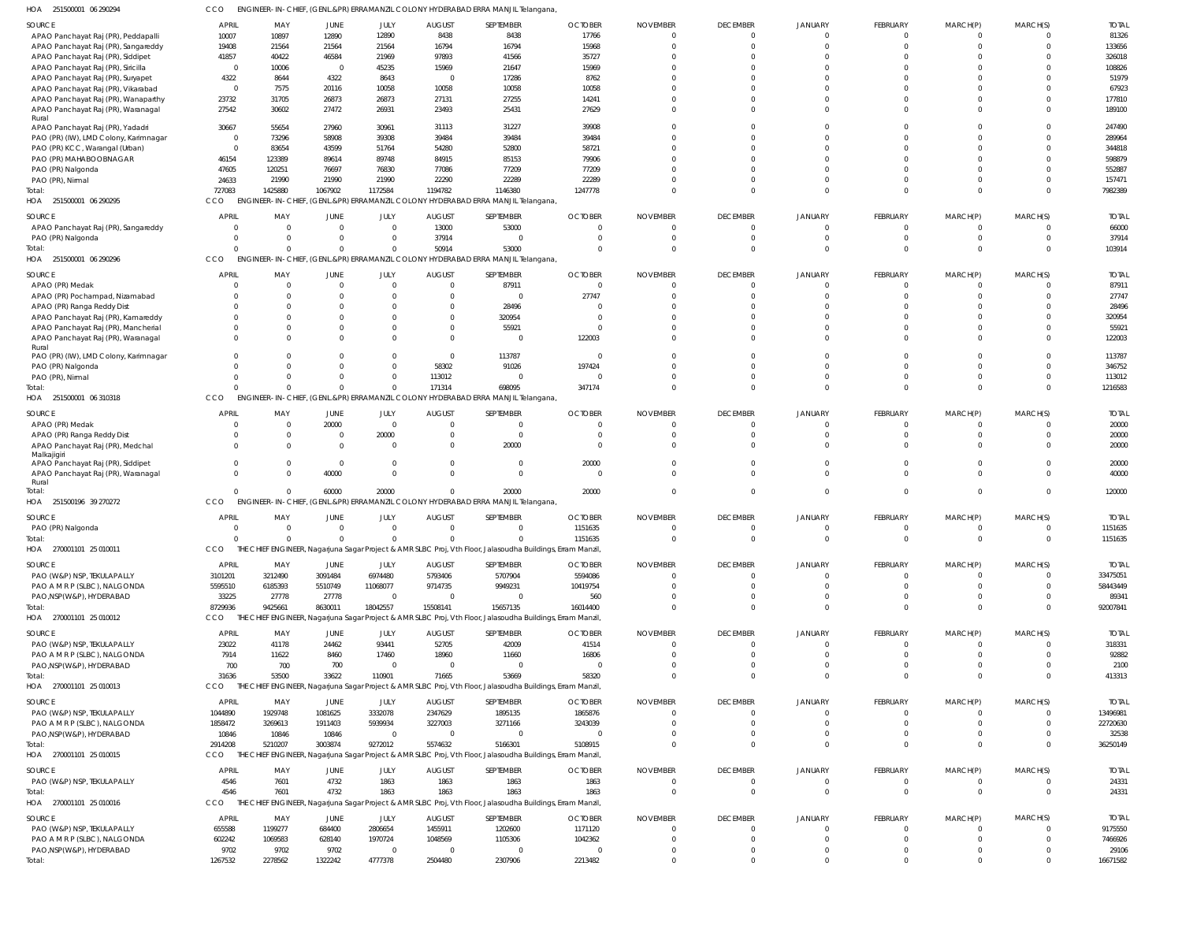HOA 251500001 06 290294 CCO ENGINEER-IN-CHIEF, (GENL.&PR) ERRAMANZIL COLONY HYDERABAD ERRA MANJIL Telangana,

| SOURCE | APRIL | MAY | JUNE | JULY | AUGUST | SEPTEMBER | OCTOBER | NOVEMBER | DECEMBER | JANUARY | FEBRUARY | MARCH(P) | MARCH(S) | TOTAL |
|---|---|---|---|---|---|---|---|---|---|---|---|---|---|---|
| APAO Panchayat Raj (PR), Peddapalli | 10007 | 10897 | 12890 | 12890 | 8438 | 8438 | 17766 | 0 | 0 | 0 | 0 | 0 | 0 | 81326 |
| APAO Panchayat Raj (PR), Sangareddy | 19408 | 21564 | 21564 | 21564 | 16794 | 16794 | 15968 | 0 | 0 | 0 | 0 | 0 | 0 | 133656 |
| APAO Panchayat Raj (PR), Siddipet | 41857 | 40422 | 46584 | 21969 | 97893 | 41566 | 35727 | 0 | 0 | 0 | 0 | 0 | 0 | 326018 |
| APAO Panchayat Raj (PR), Siricilla | 0 | 10006 | 0 | 45235 | 15969 | 21647 | 15969 | 0 | 0 | 0 | 0 | 0 | 0 | 108826 |
| APAO Panchayat Raj (PR), Suryapet | 4322 | 8644 | 4322 | 8643 | 0 | 17286 | 8762 | 0 | 0 | 0 | 0 | 0 | 0 | 51979 |
| APAO Panchayat Raj (PR), Vikarabad | 0 | 7575 | 20116 | 10058 | 10058 | 10058 | 10058 | 0 | 0 | 0 | 0 | 0 | 0 | 67923 |
| APAO Panchayat Raj (PR), Wanaparthy | 23732 | 31705 | 26873 | 26873 | 27131 | 27255 | 14241 | 0 | 0 | 0 | 0 | 0 | 0 | 177810 |
| APAO Panchayat Raj (PR), Waranagal Rural | 27542 | 30602 | 27472 | 26931 | 23493 | 25431 | 27629 | 0 | 0 | 0 | 0 | 0 | 0 | 189100 |
| APAO Panchayat Raj (PR), Yadadri | 30667 | 55654 | 27960 | 30961 | 31113 | 31227 | 39908 | 0 | 0 | 0 | 0 | 0 | 0 | 247490 |
| PAO (PR) (IW), LMD Colony, Karimnagar | 0 | 73296 | 58908 | 39308 | 39484 | 39484 | 39484 | 0 | 0 | 0 | 0 | 0 | 0 | 289964 |
| PAO (PR) KCC, Warangal (Urban) | 0 | 83654 | 43599 | 51764 | 54280 | 52800 | 58721 | 0 | 0 | 0 | 0 | 0 | 0 | 344818 |
| PAO (PR) MAHABOOBNAGAR | 46154 | 123389 | 89614 | 89748 | 84915 | 85153 | 79906 | 0 | 0 | 0 | 0 | 0 | 0 | 598879 |
| PAO (PR) Nalgonda | 47605 | 120251 | 76697 | 76830 | 77086 | 77209 | 77209 | 0 | 0 | 0 | 0 | 0 | 0 | 552887 |
| PAO (PR), Nirmal | 24633 | 21990 | 21990 | 21990 | 22290 | 22289 | 22289 | 0 | 0 | 0 | 0 | 0 | 0 | 157471 |
| Total: | 727083 | 1425880 | 1067902 | 1172584 | 1194782 | 1146380 | 1247778 | 0 | 0 | 0 | 0 | 0 | 0 | 7982389 |

HOA 251500001 06 290295 CCO ENGINEER-IN-CHIEF, (GENL.&PR) ERRAMANZIL COLONY HYDERABAD ERRA MANJIL Telangana,

| SOURCE | APRIL | MAY | JUNE | JULY | AUGUST | SEPTEMBER | OCTOBER | NOVEMBER | DECEMBER | JANUARY | FEBRUARY | MARCH(P) | MARCH(S) | TOTAL |
|---|---|---|---|---|---|---|---|---|---|---|---|---|---|---|
| APAO Panchayat Raj (PR), Sangareddy | 0 | 0 | 0 | 0 | 13000 | 53000 | 0 | 0 | 0 | 0 | 0 | 0 | 0 | 66000 |
| PAO (PR) Nalgonda | 0 | 0 | 0 | 0 | 37914 | 0 | 0 | 0 | 0 | 0 | 0 | 0 | 0 | 37914 |
| Total: | 0 | 0 | 0 | 0 | 50914 | 53000 | 0 | 0 | 0 | 0 | 0 | 0 | 0 | 103914 |

HOA 251500001 06 290296 CCO ENGINEER-IN-CHIEF, (GENL.&PR) ERRAMANZIL COLONY HYDERABAD ERRA MANJIL Telangana,

| SOURCE | APRIL | MAY | JUNE | JULY | AUGUST | SEPTEMBER | OCTOBER | NOVEMBER | DECEMBER | JANUARY | FEBRUARY | MARCH(P) | MARCH(S) | TOTAL |
|---|---|---|---|---|---|---|---|---|---|---|---|---|---|---|
| APAO (PR) Medak | 0 | 0 | 0 | 0 | 0 | 87911 | 0 | 0 | 0 | 0 | 0 | 0 | 0 | 87911 |
| APAO (PR) Pochampad, Nizamabad | 0 | 0 | 0 | 0 | 0 | 0 | 27747 | 0 | 0 | 0 | 0 | 0 | 0 | 27747 |
| APAO (PR) Ranga Reddy Dist | 0 | 0 | 0 | 0 | 0 | 28496 | 0 | 0 | 0 | 0 | 0 | 0 | 0 | 28496 |
| APAO Panchayat Raj (PR), Kamareddy | 0 | 0 | 0 | 0 | 0 | 320954 | 0 | 0 | 0 | 0 | 0 | 0 | 0 | 320954 |
| APAO Panchayat Raj (PR), Mancherial | 0 | 0 | 0 | 0 | 0 | 55921 | 0 | 0 | 0 | 0 | 0 | 0 | 0 | 55921 |
| APAO Panchayat Raj (PR), Waranagal Rural | 0 | 0 | 0 | 0 | 0 | 0 | 122003 | 0 | 0 | 0 | 0 | 0 | 0 | 122003 |
| PAO (PR) (IW), LMD Colony, Karimnagar | 0 | 0 | 0 | 0 | 0 | 113787 | 0 | 0 | 0 | 0 | 0 | 0 | 0 | 113787 |
| PAO (PR) Nalgonda | 0 | 0 | 0 | 0 | 58302 | 91026 | 197424 | 0 | 0 | 0 | 0 | 0 | 0 | 346752 |
| PAO (PR), Nirmal | 0 | 0 | 0 | 0 | 113012 | 0 | 0 | 0 | 0 | 0 | 0 | 0 | 0 | 113012 |
| Total: | 0 | 0 | 0 | 0 | 171314 | 698095 | 347174 | 0 | 0 | 0 | 0 | 0 | 0 | 1216583 |

HOA 251500001 06 310318 CCO ENGINEER-IN-CHIEF, (GENL.&PR) ERRAMANZIL COLONY HYDERABAD ERRA MANJIL Telangana,

| SOURCE | APRIL | MAY | JUNE | JULY | AUGUST | SEPTEMBER | OCTOBER | NOVEMBER | DECEMBER | JANUARY | FEBRUARY | MARCH(P) | MARCH(S) | TOTAL |
|---|---|---|---|---|---|---|---|---|---|---|---|---|---|---|
| APAO (PR) Medak | 0 | 0 | 20000 | 0 | 0 | 0 | 0 | 0 | 0 | 0 | 0 | 0 | 0 | 20000 |
| APAO (PR) Ranga Reddy Dist | 0 | 0 | 0 | 20000 | 0 | 0 | 0 | 0 | 0 | 0 | 0 | 0 | 0 | 20000 |
| APAO Panchayat Raj (PR), Medchal Malkajigiri | 0 | 0 | 0 | 0 | 0 | 20000 | 0 | 0 | 0 | 0 | 0 | 0 | 0 | 20000 |
| APAO Panchayat Raj (PR), Siddipet | 0 | 0 | 0 | 0 | 0 | 0 | 20000 | 0 | 0 | 0 | 0 | 0 | 0 | 20000 |
| APAO Panchayat Raj (PR), Waranagal Rural | 0 | 0 | 40000 | 0 | 0 | 0 | 0 | 0 | 0 | 0 | 0 | 0 | 0 | 40000 |
| Total: | 0 | 0 | 60000 | 20000 | 0 | 20000 | 20000 | 0 | 0 | 0 | 0 | 0 | 0 | 120000 |

HOA 251500196 39 270272 CCO ENGINEER-IN-CHIEF, (GENL.&PR) ERRAMANZIL COLONY HYDERABAD ERRA MANJIL Telangana,

| SOURCE | APRIL | MAY | JUNE | JULY | AUGUST | SEPTEMBER | OCTOBER | NOVEMBER | DECEMBER | JANUARY | FEBRUARY | MARCH(P) | MARCH(S) | TOTAL |
|---|---|---|---|---|---|---|---|---|---|---|---|---|---|---|
| PAO (PR) Nalgonda | 0 | 0 | 0 | 0 | 0 | 0 | 1151635 | 0 | 0 | 0 | 0 | 0 | 0 | 1151635 |
| Total: | 0 | 0 | 0 | 0 | 0 | 0 | 1151635 | 0 | 0 | 0 | 0 | 0 | 0 | 1151635 |

HOA 270001101 25 010011 CCO THE CHIEF ENGINEER, Nagarjuna Sagar Project & AMR SLBC Proj, Vth Floor, Jalasoudha Buildings, Erram Manzil,

| SOURCE | APRIL | MAY | JUNE | JULY | AUGUST | SEPTEMBER | OCTOBER | NOVEMBER | DECEMBER | JANUARY | FEBRUARY | MARCH(P) | MARCH(S) | TOTAL |
|---|---|---|---|---|---|---|---|---|---|---|---|---|---|---|
| PAO (W&P) NSP, TEKULAPALLY | 3101201 | 3212490 | 3091484 | 6974480 | 5793406 | 5707904 | 5594086 | 0 | 0 | 0 | 0 | 0 | 0 | 33475051 |
| PAO A M R P (SLBC), NALGONDA | 5595510 | 6185393 | 5510749 | 11068077 | 9714735 | 9949231 | 10419754 | 0 | 0 | 0 | 0 | 0 | 0 | 58443449 |
| PAO,NSP(W&P), HYDERABAD | 33225 | 27778 | 27778 | 0 | 0 | 0 | 560 | 0 | 0 | 0 | 0 | 0 | 0 | 89341 |
| Total: | 8729936 | 9425661 | 8630011 | 18042557 | 15508141 | 15657135 | 16014400 | 0 | 0 | 0 | 0 | 0 | 0 | 92007841 |

HOA 270001101 25 010012 CCO THE CHIEF ENGINEER, Nagarjuna Sagar Project & AMR SLBC Proj, Vth Floor, Jalasoudha Buildings, Erram Manzil,

| SOURCE | APRIL | MAY | JUNE | JULY | AUGUST | SEPTEMBER | OCTOBER | NOVEMBER | DECEMBER | JANUARY | FEBRUARY | MARCH(P) | MARCH(S) | TOTAL |
|---|---|---|---|---|---|---|---|---|---|---|---|---|---|---|
| PAO (W&P) NSP, TEKULAPALLY | 23022 | 41178 | 24462 | 93441 | 52705 | 42009 | 41514 | 0 | 0 | 0 | 0 | 0 | 0 | 318331 |
| PAO A M R P (SLBC), NALGONDA | 7914 | 11622 | 8460 | 17460 | 18960 | 11660 | 16806 | 0 | 0 | 0 | 0 | 0 | 0 | 92882 |
| PAO,NSP(W&P), HYDERABAD | 700 | 700 | 700 | 0 | 0 | 0 | 0 | 0 | 0 | 0 | 0 | 0 | 0 | 2100 |
| Total: | 31636 | 53500 | 33622 | 110901 | 71665 | 53669 | 58320 | 0 | 0 | 0 | 0 | 0 | 0 | 413313 |

HOA 270001101 25 010013 CCO THE CHIEF ENGINEER, Nagarjuna Sagar Project & AMR SLBC Proj, Vth Floor, Jalasoudha Buildings, Erram Manzil,

| SOURCE | APRIL | MAY | JUNE | JULY | AUGUST | SEPTEMBER | OCTOBER | NOVEMBER | DECEMBER | JANUARY | FEBRUARY | MARCH(P) | MARCH(S) | TOTAL |
|---|---|---|---|---|---|---|---|---|---|---|---|---|---|---|
| PAO (W&P) NSP, TEKULAPALLY | 1044890 | 1929748 | 1081625 | 3332078 | 2347629 | 1895135 | 1865876 | 0 | 0 | 0 | 0 | 0 | 0 | 13496981 |
| PAO A M R P (SLBC), NALGONDA | 1858472 | 3269613 | 1911403 | 5939934 | 3227003 | 3271166 | 3243039 | 0 | 0 | 0 | 0 | 0 | 0 | 22720630 |
| PAO,NSP(W&P), HYDERABAD | 10846 | 10846 | 10846 | 0 | 0 | 0 | 0 | 0 | 0 | 0 | 0 | 0 | 0 | 32538 |
| Total: | 2914208 | 5210207 | 3003874 | 9272012 | 5574632 | 5166301 | 5108915 | 0 | 0 | 0 | 0 | 0 | 0 | 36250149 |

HOA 270001101 25 010015 CCO THE CHIEF ENGINEER, Nagarjuna Sagar Project & AMR SLBC Proj, Vth Floor, Jalasoudha Buildings, Erram Manzil,

| SOURCE | APRIL | MAY | JUNE | JULY | AUGUST | SEPTEMBER | OCTOBER | NOVEMBER | DECEMBER | JANUARY | FEBRUARY | MARCH(P) | MARCH(S) | TOTAL |
|---|---|---|---|---|---|---|---|---|---|---|---|---|---|---|
| PAO (W&P) NSP, TEKULAPALLY | 4546 | 7601 | 4732 | 1863 | 1863 | 1863 | 1863 | 0 | 0 | 0 | 0 | 0 | 0 | 24331 |
| Total: | 4546 | 7601 | 4732 | 1863 | 1863 | 1863 | 1863 | 0 | 0 | 0 | 0 | 0 | 0 | 24331 |

HOA 270001101 25 010016 CCO THE CHIEF ENGINEER, Nagarjuna Sagar Project & AMR SLBC Proj, Vth Floor, Jalasoudha Buildings, Erram Manzil,

| SOURCE | APRIL | MAY | JUNE | JULY | AUGUST | SEPTEMBER | OCTOBER | NOVEMBER | DECEMBER | JANUARY | FEBRUARY | MARCH(P) | MARCH(S) | TOTAL |
|---|---|---|---|---|---|---|---|---|---|---|---|---|---|---|
| PAO (W&P) NSP, TEKULAPALLY | 655588 | 1199277 | 684400 | 2806654 | 1455911 | 1202600 | 1171120 | 0 | 0 | 0 | 0 | 0 | 0 | 9175550 |
| PAO A M R P (SLBC), NALGONDA | 602242 | 1069583 | 628140 | 1970724 | 1048569 | 1105306 | 1042362 | 0 | 0 | 0 | 0 | 0 | 0 | 7466926 |
| PAO,NSP(W&P), HYDERABAD | 9702 | 9702 | 9702 | 0 | 0 | 0 | 0 | 0 | 0 | 0 | 0 | 0 | 0 | 29106 |
| Total: | 1267532 | 2278562 | 1322242 | 4777378 | 2504480 | 2307906 | 2213482 | 0 | 0 | 0 | 0 | 0 | 0 | 16671582 |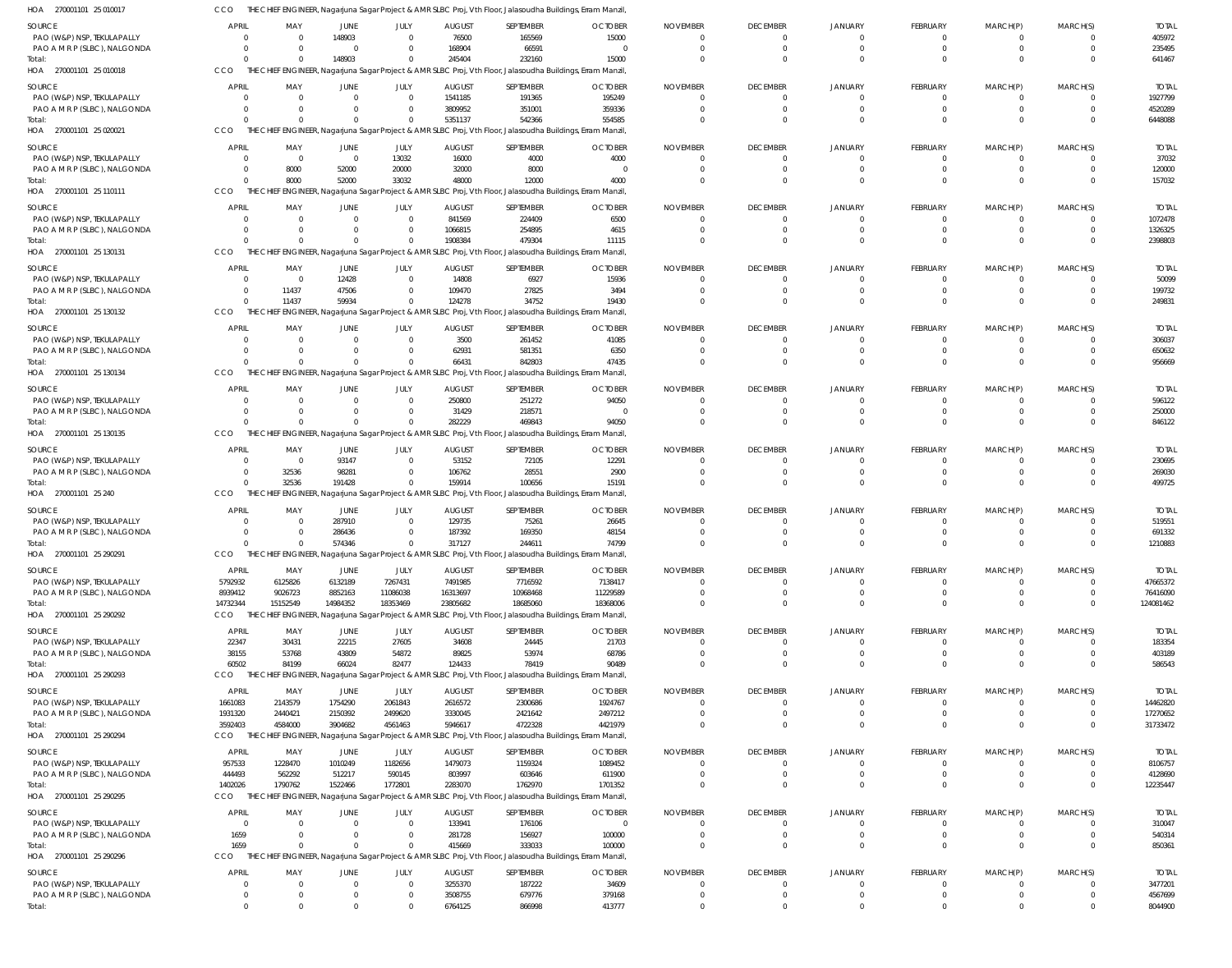HOA 270001101 25 010017 CCO THE CHIEF ENGINEER, Nagarjuna Sagar Project & AMRSLBC Proj, Vth Floor, Jalasoudha Buildings, Erram Manzil,

| SOURCE | APRIL | MAY | JUNE | JULY | AUGUST | SEPTEMBER | OCTOBER | NOVEMBER | DECEMBER | JANUARY | FEBRUARY | MARCH(P) | MARCH(S) | TOTAL |
|---|---|---|---|---|---|---|---|---|---|---|---|---|---|---|
| PAO (W&P) NSP, TEKULAPALLY | 0 | 0 | 148903 | 0 | 76500 | 165569 | 15000 | 0 | 0 | 0 | 0 | 0 | 0 | 405972 |
| PAO A M R P (SLBC), NALGONDA | 0 | 0 | 0 | 0 | 168904 | 66591 | 0 | 0 | 0 | 0 | 0 | 0 | 0 | 235495 |
| Total: | 0 | 0 | 148903 | 0 | 245404 | 232160 | 15000 | 0 | 0 | 0 | 0 | 0 | 0 | 641467 |

HOA 270001101 25 010018 CCO THE CHIEF ENGINEER, Nagarjuna Sagar Project & AMRSLBC Proj, Vth Floor, Jalasoudha Buildings, Erram Manzil,

| SOURCE | APRIL | MAY | JUNE | JULY | AUGUST | SEPTEMBER | OCTOBER | NOVEMBER | DECEMBER | JANUARY | FEBRUARY | MARCH(P) | MARCH(S) | TOTAL |
|---|---|---|---|---|---|---|---|---|---|---|---|---|---|---|
| PAO (W&P) NSP, TEKULAPALLY | 0 | 0 | 0 | 0 | 1541185 | 191365 | 195249 | 0 | 0 | 0 | 0 | 0 | 0 | 1927799 |
| PAO A M R P (SLBC), NALGONDA | 0 | 0 | 0 | 0 | 3809952 | 351001 | 359336 | 0 | 0 | 0 | 0 | 0 | 0 | 4520289 |
| Total: | 0 | 0 | 0 | 0 | 5351137 | 542366 | 554585 | 0 | 0 | 0 | 0 | 0 | 0 | 6448088 |

HOA 270001101 25 020021 CCO THE CHIEF ENGINEER, Nagarjuna Sagar Project & AMRSLBC Proj, Vth Floor, Jalasoudha Buildings, Erram Manzil,

| SOURCE | APRIL | MAY | JUNE | JULY | AUGUST | SEPTEMBER | OCTOBER | NOVEMBER | DECEMBER | JANUARY | FEBRUARY | MARCH(P) | MARCH(S) | TOTAL |
|---|---|---|---|---|---|---|---|---|---|---|---|---|---|---|
| PAO (W&P) NSP, TEKULAPALLY | 0 | 0 | 0 | 13032 | 16000 | 4000 | 4000 | 0 | 0 | 0 | 0 | 0 | 0 | 37032 |
| PAO A M R P (SLBC), NALGONDA | 0 | 8000 | 52000 | 20000 | 32000 | 8000 | 0 | 0 | 0 | 0 | 0 | 0 | 0 | 120000 |
| Total: | 0 | 8000 | 52000 | 33032 | 48000 | 12000 | 4000 | 0 | 0 | 0 | 0 | 0 | 0 | 157032 |

HOA 270001101 25 110111 CCO THE CHIEF ENGINEER, Nagarjuna Sagar Project & AMRSLBC Proj, Vth Floor, Jalasoudha Buildings, Erram Manzil,

| SOURCE | APRIL | MAY | JUNE | JULY | AUGUST | SEPTEMBER | OCTOBER | NOVEMBER | DECEMBER | JANUARY | FEBRUARY | MARCH(P) | MARCH(S) | TOTAL |
|---|---|---|---|---|---|---|---|---|---|---|---|---|---|---|
| PAO (W&P) NSP, TEKULAPALLY | 0 | 0 | 0 | 0 | 841569 | 224409 | 6500 | 0 | 0 | 0 | 0 | 0 | 0 | 1072478 |
| PAO A M R P (SLBC), NALGONDA | 0 | 0 | 0 | 0 | 1066815 | 254895 | 4615 | 0 | 0 | 0 | 0 | 0 | 0 | 1326325 |
| Total: | 0 | 0 | 0 | 0 | 1908384 | 479304 | 11115 | 0 | 0 | 0 | 0 | 0 | 0 | 2398803 |

HOA 270001101 25 130131 CCO THE CHIEF ENGINEER, Nagarjuna Sagar Project & AMRSLBC Proj, Vth Floor, Jalasoudha Buildings, Erram Manzil,

| SOURCE | APRIL | MAY | JUNE | JULY | AUGUST | SEPTEMBER | OCTOBER | NOVEMBER | DECEMBER | JANUARY | FEBRUARY | MARCH(P) | MARCH(S) | TOTAL |
|---|---|---|---|---|---|---|---|---|---|---|---|---|---|---|
| PAO (W&P) NSP, TEKULAPALLY | 0 | 0 | 12428 | 0 | 14808 | 6927 | 15936 | 0 | 0 | 0 | 0 | 0 | 0 | 50099 |
| PAO A M R P (SLBC), NALGONDA | 0 | 11437 | 47506 | 0 | 109470 | 27825 | 3494 | 0 | 0 | 0 | 0 | 0 | 0 | 199732 |
| Total: | 0 | 11437 | 59934 | 0 | 124278 | 34752 | 19430 | 0 | 0 | 0 | 0 | 0 | 0 | 249831 |

HOA 270001101 25 130132 CCO THE CHIEF ENGINEER, Nagarjuna Sagar Project & AMRSLBC Proj, Vth Floor, Jalasoudha Buildings, Erram Manzil,

| SOURCE | APRIL | MAY | JUNE | JULY | AUGUST | SEPTEMBER | OCTOBER | NOVEMBER | DECEMBER | JANUARY | FEBRUARY | MARCH(P) | MARCH(S) | TOTAL |
|---|---|---|---|---|---|---|---|---|---|---|---|---|---|---|
| PAO (W&P) NSP, TEKULAPALLY | 0 | 0 | 0 | 0 | 3500 | 261452 | 41085 | 0 | 0 | 0 | 0 | 0 | 0 | 306037 |
| PAO A M R P (SLBC), NALGONDA | 0 | 0 | 0 | 0 | 62931 | 581351 | 6350 | 0 | 0 | 0 | 0 | 0 | 0 | 650632 |
| Total: | 0 | 0 | 0 | 0 | 66431 | 842803 | 47435 | 0 | 0 | 0 | 0 | 0 | 0 | 956669 |

HOA 270001101 25 130134 CCO THE CHIEF ENGINEER, Nagarjuna Sagar Project & AMRSLBC Proj, Vth Floor, Jalasoudha Buildings, Erram Manzil,

| SOURCE | APRIL | MAY | JUNE | JULY | AUGUST | SEPTEMBER | OCTOBER | NOVEMBER | DECEMBER | JANUARY | FEBRUARY | MARCH(P) | MARCH(S) | TOTAL |
|---|---|---|---|---|---|---|---|---|---|---|---|---|---|---|
| PAO (W&P) NSP, TEKULAPALLY | 0 | 0 | 0 | 0 | 250800 | 251272 | 94050 | 0 | 0 | 0 | 0 | 0 | 0 | 596122 |
| PAO A M R P (SLBC), NALGONDA | 0 | 0 | 0 | 0 | 31429 | 218571 | 0 | 0 | 0 | 0 | 0 | 0 | 0 | 250000 |
| Total: | 0 | 0 | 0 | 0 | 282229 | 469843 | 94050 | 0 | 0 | 0 | 0 | 0 | 0 | 846122 |

HOA 270001101 25 130135 CCO THE CHIEF ENGINEER, Nagarjuna Sagar Project & AMRSLBC Proj, Vth Floor, Jalasoudha Buildings, Erram Manzil,

| SOURCE | APRIL | MAY | JUNE | JULY | AUGUST | SEPTEMBER | OCTOBER | NOVEMBER | DECEMBER | JANUARY | FEBRUARY | MARCH(P) | MARCH(S) | TOTAL |
|---|---|---|---|---|---|---|---|---|---|---|---|---|---|---|
| PAO (W&P) NSP, TEKULAPALLY | 0 | 0 | 93147 | 0 | 53152 | 72105 | 12291 | 0 | 0 | 0 | 0 | 0 | 0 | 230695 |
| PAO A M R P (SLBC), NALGONDA | 0 | 32536 | 98281 | 0 | 106762 | 28551 | 2900 | 0 | 0 | 0 | 0 | 0 | 0 | 269030 |
| Total: | 0 | 32536 | 191428 | 0 | 159914 | 100656 | 15191 | 0 | 0 | 0 | 0 | 0 | 0 | 499725 |

HOA 270001101 25 240 CCO THE CHIEF ENGINEER, Nagarjuna Sagar Project & AMRSLBC Proj, Vth Floor, Jalasoudha Buildings, Erram Manzil,

| SOURCE | APRIL | MAY | JUNE | JULY | AUGUST | SEPTEMBER | OCTOBER | NOVEMBER | DECEMBER | JANUARY | FEBRUARY | MARCH(P) | MARCH(S) | TOTAL |
|---|---|---|---|---|---|---|---|---|---|---|---|---|---|---|
| PAO (W&P) NSP, TEKULAPALLY | 0 | 0 | 287910 | 0 | 129735 | 75261 | 26645 | 0 | 0 | 0 | 0 | 0 | 0 | 519551 |
| PAO A M R P (SLBC), NALGONDA | 0 | 0 | 286436 | 0 | 187392 | 169350 | 48154 | 0 | 0 | 0 | 0 | 0 | 0 | 691332 |
| Total: | 0 | 0 | 574346 | 0 | 317127 | 244611 | 74799 | 0 | 0 | 0 | 0 | 0 | 0 | 1210883 |

HOA 270001101 25 290291 CCO THE CHIEF ENGINEER, Nagarjuna Sagar Project & AMRSLBC Proj, Vth Floor, Jalasoudha Buildings, Erram Manzil,

| SOURCE | APRIL | MAY | JUNE | JULY | AUGUST | SEPTEMBER | OCTOBER | NOVEMBER | DECEMBER | JANUARY | FEBRUARY | MARCH(P) | MARCH(S) | TOTAL |
|---|---|---|---|---|---|---|---|---|---|---|---|---|---|---|
| PAO (W&P) NSP, TEKULAPALLY | 5792932 | 6125826 | 6132189 | 7267431 | 7491985 | 7716592 | 7138417 | 0 | 0 | 0 | 0 | 0 | 0 | 47665372 |
| PAO A M R P (SLBC), NALGONDA | 8939412 | 9026723 | 8852163 | 11086038 | 16313697 | 10968468 | 11229589 | 0 | 0 | 0 | 0 | 0 | 0 | 76416090 |
| Total: | 14732344 | 15152549 | 14984352 | 18353469 | 23805682 | 18685060 | 18368006 | 0 | 0 | 0 | 0 | 0 | 0 | 124081462 |

HOA 270001101 25 290292 CCO THE CHIEF ENGINEER, Nagarjuna Sagar Project & AMRSLBC Proj, Vth Floor, Jalasoudha Buildings, Erram Manzil,

| SOURCE | APRIL | MAY | JUNE | JULY | AUGUST | SEPTEMBER | OCTOBER | NOVEMBER | DECEMBER | JANUARY | FEBRUARY | MARCH(P) | MARCH(S) | TOTAL |
|---|---|---|---|---|---|---|---|---|---|---|---|---|---|---|
| PAO (W&P) NSP, TEKULAPALLY | 22347 | 30431 | 22215 | 27605 | 34608 | 24445 | 21703 | 0 | 0 | 0 | 0 | 0 | 0 | 183354 |
| PAO A M R P (SLBC), NALGONDA | 38155 | 53768 | 43809 | 54872 | 89825 | 53974 | 68786 | 0 | 0 | 0 | 0 | 0 | 0 | 403189 |
| Total: | 60502 | 84199 | 66024 | 82477 | 124433 | 78419 | 90489 | 0 | 0 | 0 | 0 | 0 | 0 | 586543 |

HOA 270001101 25 290293 CCO THE CHIEF ENGINEER, Nagarjuna Sagar Project & AMRSLBC Proj, Vth Floor, Jalasoudha Buildings, Erram Manzil,

| SOURCE | APRIL | MAY | JUNE | JULY | AUGUST | SEPTEMBER | OCTOBER | NOVEMBER | DECEMBER | JANUARY | FEBRUARY | MARCH(P) | MARCH(S) | TOTAL |
|---|---|---|---|---|---|---|---|---|---|---|---|---|---|---|
| PAO (W&P) NSP, TEKULAPALLY | 1661083 | 2143579 | 1754290 | 2061843 | 2616572 | 2300686 | 1924767 | 0 | 0 | 0 | 0 | 0 | 0 | 14462820 |
| PAO A M R P (SLBC), NALGONDA | 1931320 | 2440421 | 2150392 | 2499620 | 3330045 | 2421642 | 2497212 | 0 | 0 | 0 | 0 | 0 | 0 | 17270652 |
| Total: | 3592403 | 4584000 | 3904682 | 4561463 | 5946617 | 4722328 | 4421979 | 0 | 0 | 0 | 0 | 0 | 0 | 31733472 |

HOA 270001101 25 290294 CCO THE CHIEF ENGINEER, Nagarjuna Sagar Project & AMRSLBC Proj, Vth Floor, Jalasoudha Buildings, Erram Manzil,

| SOURCE | APRIL | MAY | JUNE | JULY | AUGUST | SEPTEMBER | OCTOBER | NOVEMBER | DECEMBER | JANUARY | FEBRUARY | MARCH(P) | MARCH(S) | TOTAL |
|---|---|---|---|---|---|---|---|---|---|---|---|---|---|---|
| PAO (W&P) NSP, TEKULAPALLY | 957533 | 1228470 | 1010249 | 1182656 | 1479073 | 1159324 | 1089452 | 0 | 0 | 0 | 0 | 0 | 0 | 8106757 |
| PAO A M R P (SLBC), NALGONDA | 444493 | 562292 | 512217 | 590145 | 803997 | 603646 | 611900 | 0 | 0 | 0 | 0 | 0 | 0 | 4128690 |
| Total: | 1402026 | 1790762 | 1522466 | 1772801 | 2283070 | 1762970 | 1701352 | 0 | 0 | 0 | 0 | 0 | 0 | 12235447 |

HOA 270001101 25 290295 CCO THE CHIEF ENGINEER, Nagarjuna Sagar Project & AMRSLBC Proj, Vth Floor, Jalasoudha Buildings, Erram Manzil,

| SOURCE | APRIL | MAY | JUNE | JULY | AUGUST | SEPTEMBER | OCTOBER | NOVEMBER | DECEMBER | JANUARY | FEBRUARY | MARCH(P) | MARCH(S) | TOTAL |
|---|---|---|---|---|---|---|---|---|---|---|---|---|---|---|
| PAO (W&P) NSP, TEKULAPALLY | 0 | 0 | 0 | 0 | 133941 | 176106 | 0 | 0 | 0 | 0 | 0 | 0 | 0 | 310047 |
| PAO A M R P (SLBC), NALGONDA | 1659 | 0 | 0 | 0 | 281728 | 156927 | 100000 | 0 | 0 | 0 | 0 | 0 | 0 | 540314 |
| Total: | 1659 | 0 | 0 | 0 | 415669 | 333033 | 100000 | 0 | 0 | 0 | 0 | 0 | 0 | 850361 |

HOA 270001101 25 290296 CCO THE CHIEF ENGINEER, Nagarjuna Sagar Project & AMRSLBC Proj, Vth Floor, Jalasoudha Buildings, Erram Manzil,

| SOURCE | APRIL | MAY | JUNE | JULY | AUGUST | SEPTEMBER | OCTOBER | NOVEMBER | DECEMBER | JANUARY | FEBRUARY | MARCH(P) | MARCH(S) | TOTAL |
|---|---|---|---|---|---|---|---|---|---|---|---|---|---|---|
| PAO (W&P) NSP, TEKULAPALLY | 0 | 0 | 0 | 0 | 3255370 | 187222 | 34609 | 0 | 0 | 0 | 0 | 0 | 0 | 3477201 |
| PAO A M R P (SLBC), NALGONDA | 0 | 0 | 0 | 0 | 3508755 | 679776 | 379168 | 0 | 0 | 0 | 0 | 0 | 0 | 4567699 |
| Total: | 0 | 0 | 0 | 0 | 6764125 | 866998 | 413777 | 0 | 0 | 0 | 0 | 0 | 0 | 8044900 |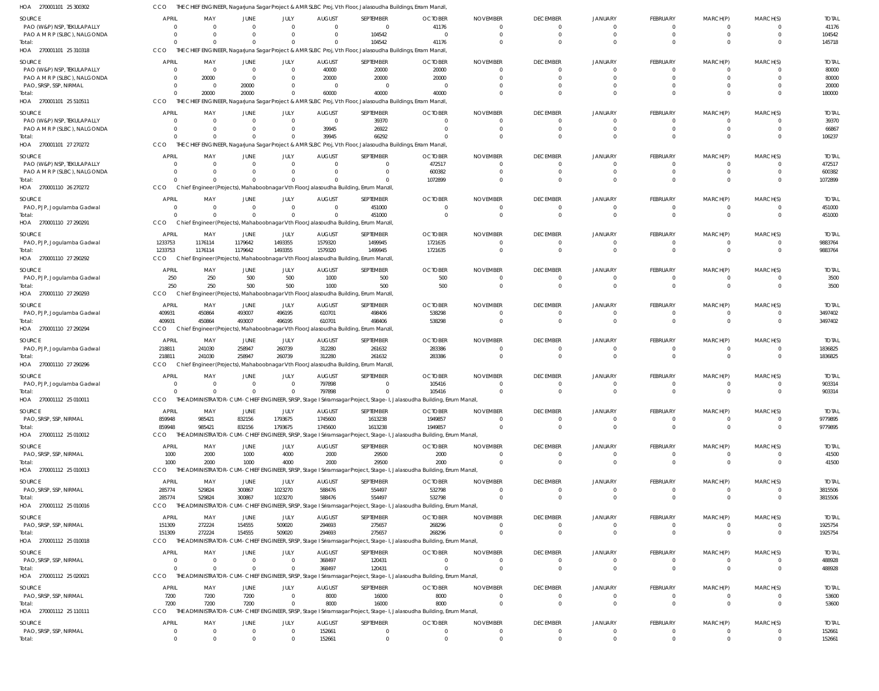HOA 270001101 25 300302 CCO THE CHIEF ENGINEER, Nagarjuna Sagar Project & AMR SLBC Proj, Vth Floor, Jalasoudha Buildings, Erram Manzil,

| SOURCE | APRIL | MAY | JUNE | JULY | AUGUST | SEPTEMBER | OCTOBER | NOVEMBER | DECEMBER | JANUARY | FEBRUARY | MARCH(P) | MARCH(S) | TOTAL |
|---|---|---|---|---|---|---|---|---|---|---|---|---|---|---|
| PAO (W&P) NSP, TEKULAPALLY | 0 | 0 | 0 | 0 | 0 | 0 | 41176 | 0 | 0 | 0 | 0 | 0 | 0 | 41176 |
| PAO A M R P (SLBC), NALGONDA | 0 | 0 | 0 | 0 | 0 | 104542 | 0 | 0 | 0 | 0 | 0 | 0 | 0 | 104542 |
| Total: | 0 | 0 | 0 | 0 | 0 | 104542 | 41176 | 0 | 0 | 0 | 0 | 0 | 0 | 145718 |

HOA 270001101 25 310318 CCO THE CHIEF ENGINEER, Nagarjuna Sagar Project & AMR SLBC Proj, Vth Floor, Jalasoudha Buildings, Erram Manzil,

| SOURCE | APRIL | MAY | JUNE | JULY | AUGUST | SEPTEMBER | OCTOBER | NOVEMBER | DECEMBER | JANUARY | FEBRUARY | MARCH(P) | MARCH(S) | TOTAL |
|---|---|---|---|---|---|---|---|---|---|---|---|---|---|---|
| PAO (W&P) NSP, TEKULAPALLY | 0 | 0 | 0 | 0 | 40000 | 20000 | 20000 | 0 | 0 | 0 | 0 | 0 | 0 | 80000 |
| PAO A M R P (SLBC), NALGONDA | 0 | 20000 | 0 | 0 | 20000 | 20000 | 20000 | 0 | 0 | 0 | 0 | 0 | 0 | 80000 |
| PAO, SRSP, SSP, NIRMAL | 0 | 0 | 20000 | 0 | 0 | 0 | 0 | 0 | 0 | 0 | 0 | 0 | 0 | 20000 |
| Total: | 0 | 20000 | 20000 | 0 | 60000 | 40000 | 40000 | 0 | 0 | 0 | 0 | 0 | 0 | 180000 |

HOA 270001101 25 510511 CCO THE CHIEF ENGINEER, Nagarjuna Sagar Project & AMR SLBC Proj, Vth Floor, Jalasoudha Buildings, Erram Manzil,

| SOURCE | APRIL | MAY | JUNE | JULY | AUGUST | SEPTEMBER | OCTOBER | NOVEMBER | DECEMBER | JANUARY | FEBRUARY | MARCH(P) | MARCH(S) | TOTAL |
|---|---|---|---|---|---|---|---|---|---|---|---|---|---|---|
| PAO (W&P) NSP, TEKULAPALLY | 0 | 0 | 0 | 0 | 0 | 39370 | 0 | 0 | 0 | 0 | 0 | 0 | 0 | 39370 |
| PAO A M R P (SLBC), NALGONDA | 0 | 0 | 0 | 0 | 39945 | 26922 | 0 | 0 | 0 | 0 | 0 | 0 | 0 | 66867 |
| Total: | 0 | 0 | 0 | 0 | 39945 | 66292 | 0 | 0 | 0 | 0 | 0 | 0 | 0 | 106237 |

HOA 270001101 27 270272 CCO THE CHIEF ENGINEER, Nagarjuna Sagar Project & AMR SLBC Proj, Vth Floor, Jalasoudha Buildings, Erram Manzil,

| SOURCE | APRIL | MAY | JUNE | JULY | AUGUST | SEPTEMBER | OCTOBER | NOVEMBER | DECEMBER | JANUARY | FEBRUARY | MARCH(P) | MARCH(S) | TOTAL |
|---|---|---|---|---|---|---|---|---|---|---|---|---|---|---|
| PAO (W&P) NSP, TEKULAPALLY | 0 | 0 | 0 | 0 | 0 | 0 | 472517 | 0 | 0 | 0 | 0 | 0 | 0 | 472517 |
| PAO A M R P (SLBC), NALGONDA | 0 | 0 | 0 | 0 | 0 | 0 | 600382 | 0 | 0 | 0 | 0 | 0 | 0 | 600382 |
| Total: | 0 | 0 | 0 | 0 | 0 | 0 | 1072899 | 0 | 0 | 0 | 0 | 0 | 0 | 1072899 |

HOA 270001110 26 270272 CCO Chief Engineer(Projects), Mahaboobnagar Vth Floor,Jalasoudha Building, Errum Manzil,

| SOURCE | APRIL | MAY | JUNE | JULY | AUGUST | SEPTEMBER | OCTOBER | NOVEMBER | DECEMBER | JANUARY | FEBRUARY | MARCH(P) | MARCH(S) | TOTAL |
|---|---|---|---|---|---|---|---|---|---|---|---|---|---|---|
| PAO, PJP, Jogulamba Gadwal | 0 | 0 | 0 | 0 | 0 | 451000 | 0 | 0 | 0 | 0 | 0 | 0 | 0 | 451000 |
| Total: | 0 | 0 | 0 | 0 | 0 | 451000 | 0 | 0 | 0 | 0 | 0 | 0 | 0 | 451000 |

HOA 270001110 27 290291 CCO Chief Engineer(Projects), Mahaboobnagar Vth Floor,Jalasoudha Building, Errum Manzil,

| SOURCE | APRIL | MAY | JUNE | JULY | AUGUST | SEPTEMBER | OCTOBER | NOVEMBER | DECEMBER | JANUARY | FEBRUARY | MARCH(P) | MARCH(S) | TOTAL |
|---|---|---|---|---|---|---|---|---|---|---|---|---|---|---|
| PAO, PJP, Jogulamba Gadwal | 1233753 | 1176114 | 1179642 | 1493355 | 1579320 | 1499945 | 1721635 | 0 | 0 | 0 | 0 | 0 | 0 | 9883764 |
| Total: | 1233753 | 1176114 | 1179642 | 1493355 | 1579320 | 1499945 | 1721635 | 0 | 0 | 0 | 0 | 0 | 0 | 9883764 |

HOA 270001110 27 290292 CCO Chief Engineer(Projects), Mahaboobnagar Vth Floor,Jalasoudha Building, Errum Manzil,

| SOURCE | APRIL | MAY | JUNE | JULY | AUGUST | SEPTEMBER | OCTOBER | NOVEMBER | DECEMBER | JANUARY | FEBRUARY | MARCH(P) | MARCH(S) | TOTAL |
|---|---|---|---|---|---|---|---|---|---|---|---|---|---|---|
| PAO, PJP, Jogulamba Gadwal | 250 | 250 | 500 | 500 | 1000 | 500 | 500 | 0 | 0 | 0 | 0 | 0 | 0 | 3500 |
| Total: | 250 | 250 | 500 | 500 | 1000 | 500 | 500 | 0 | 0 | 0 | 0 | 0 | 0 | 3500 |

HOA 270001110 27 290293 CCO Chief Engineer(Projects), Mahaboobnagar Vth Floor,Jalasoudha Building, Errum Manzil,

| SOURCE | APRIL | MAY | JUNE | JULY | AUGUST | SEPTEMBER | OCTOBER | NOVEMBER | DECEMBER | JANUARY | FEBRUARY | MARCH(P) | MARCH(S) | TOTAL |
|---|---|---|---|---|---|---|---|---|---|---|---|---|---|---|
| PAO, PJP, Jogulamba Gadwal | 409931 | 450864 | 493007 | 496195 | 610701 | 498406 | 538298 | 0 | 0 | 0 | 0 | 0 | 0 | 3497402 |
| Total: | 409931 | 450864 | 493007 | 496195 | 610701 | 498406 | 538298 | 0 | 0 | 0 | 0 | 0 | 0 | 3497402 |

HOA 270001110 27 290294 CCO Chief Engineer(Projects), Mahaboobnagar Vth Floor,Jalasoudha Building, Errum Manzil,

| SOURCE | APRIL | MAY | JUNE | JULY | AUGUST | SEPTEMBER | OCTOBER | NOVEMBER | DECEMBER | JANUARY | FEBRUARY | MARCH(P) | MARCH(S) | TOTAL |
|---|---|---|---|---|---|---|---|---|---|---|---|---|---|---|
| PAO, PJP, Jogulamba Gadwal | 218811 | 241030 | 258947 | 260739 | 312280 | 261632 | 283386 | 0 | 0 | 0 | 0 | 0 | 0 | 1836825 |
| Total: | 218811 | 241030 | 258947 | 260739 | 312280 | 261632 | 283386 | 0 | 0 | 0 | 0 | 0 | 0 | 1836825 |

HOA 270001110 27 290296 CCO Chief Engineer(Projects), Mahaboobnagar Vth Floor,Jalasoudha Building, Errum Manzil,

| SOURCE | APRIL | MAY | JUNE | JULY | AUGUST | SEPTEMBER | OCTOBER | NOVEMBER | DECEMBER | JANUARY | FEBRUARY | MARCH(P) | MARCH(S) | TOTAL |
|---|---|---|---|---|---|---|---|---|---|---|---|---|---|---|
| PAO, PJP, Jogulamba Gadwal | 0 | 0 | 0 | 0 | 797898 | 0 | 105416 | 0 | 0 | 0 | 0 | 0 | 0 | 903314 |
| Total: | 0 | 0 | 0 | 0 | 797898 | 0 | 105416 | 0 | 0 | 0 | 0 | 0 | 0 | 903314 |

HOA 270001112 25 010011 CCO THE ADMINISTRATOR-CUM-CHIEF ENGINEER, SRSP, Stage I Sriramsagar Project, Stage-I, Jalasoudha Building, Errum Manzil,

| SOURCE | APRIL | MAY | JUNE | JULY | AUGUST | SEPTEMBER | OCTOBER | NOVEMBER | DECEMBER | JANUARY | FEBRUARY | MARCH(P) | MARCH(S) | TOTAL |
|---|---|---|---|---|---|---|---|---|---|---|---|---|---|---|
| PAO, SRSP, SSP, NIRMAL | 859948 | 985421 | 832156 | 1793675 | 1745600 | 1613238 | 1949857 | 0 | 0 | 0 | 0 | 0 | 0 | 9779895 |
| Total: | 859948 | 985421 | 832156 | 1793675 | 1745600 | 1613238 | 1949857 | 0 | 0 | 0 | 0 | 0 | 0 | 9779895 |

HOA 270001112 25 010012 CCO THE ADMINISTRATOR-CUM-CHIEF ENGINEER, SRSP, Stage I Sriramsagar Project, Stage-I, Jalasoudha Building, Errum Manzil,

| SOURCE | APRIL | MAY | JUNE | JULY | AUGUST | SEPTEMBER | OCTOBER | NOVEMBER | DECEMBER | JANUARY | FEBRUARY | MARCH(P) | MARCH(S) | TOTAL |
|---|---|---|---|---|---|---|---|---|---|---|---|---|---|---|
| PAO, SRSP, SSP, NIRMAL | 1000 | 2000 | 1000 | 4000 | 2000 | 29500 | 2000 | 0 | 0 | 0 | 0 | 0 | 0 | 41500 |
| Total: | 1000 | 2000 | 1000 | 4000 | 2000 | 29500 | 2000 | 0 | 0 | 0 | 0 | 0 | 0 | 41500 |

HOA 270001112 25 010013 CCO THE ADMINISTRATOR-CUM-CHIEF ENGINEER, SRSP, Stage I Sriramsagar Project, Stage-I, Jalasoudha Building, Errum Manzil,

| SOURCE | APRIL | MAY | JUNE | JULY | AUGUST | SEPTEMBER | OCTOBER | NOVEMBER | DECEMBER | JANUARY | FEBRUARY | MARCH(P) | MARCH(S) | TOTAL |
|---|---|---|---|---|---|---|---|---|---|---|---|---|---|---|
| PAO, SRSP, SSP, NIRMAL | 285774 | 529824 | 300867 | 1023270 | 588476 | 554497 | 532798 | 0 | 0 | 0 | 0 | 0 | 0 | 3815506 |
| Total: | 285774 | 529824 | 300867 | 1023270 | 588476 | 554497 | 532798 | 0 | 0 | 0 | 0 | 0 | 0 | 3815506 |

HOA 270001112 25 010016 CCO THE ADMINISTRATOR-CUM-CHIEF ENGINEER, SRSP, Stage I Sriramsagar Project, Stage-I, Jalasoudha Building, Errum Manzil,

| SOURCE | APRIL | MAY | JUNE | JULY | AUGUST | SEPTEMBER | OCTOBER | NOVEMBER | DECEMBER | JANUARY | FEBRUARY | MARCH(P) | MARCH(S) | TOTAL |
|---|---|---|---|---|---|---|---|---|---|---|---|---|---|---|
| PAO, SRSP, SSP, NIRMAL | 151309 | 272224 | 154555 | 509020 | 294693 | 275657 | 268296 | 0 | 0 | 0 | 0 | 0 | 0 | 1925754 |
| Total: | 151309 | 272224 | 154555 | 509020 | 294693 | 275657 | 268296 | 0 | 0 | 0 | 0 | 0 | 0 | 1925754 |

HOA 270001112 25 010018 CCO THE ADMINISTRATOR-CUM-CHIEF ENGINEER, SRSP, Stage I Sriramsagar Project, Stage-I, Jalasoudha Building, Errum Manzil,

| SOURCE | APRIL | MAY | JUNE | JULY | AUGUST | SEPTEMBER | OCTOBER | NOVEMBER | DECEMBER | JANUARY | FEBRUARY | MARCH(P) | MARCH(S) | TOTAL |
|---|---|---|---|---|---|---|---|---|---|---|---|---|---|---|
| PAO, SRSP, SSP, NIRMAL | 0 | 0 | 0 | 0 | 368497 | 120431 | 0 | 0 | 0 | 0 | 0 | 0 | 0 | 488928 |
| Total: | 0 | 0 | 0 | 0 | 368497 | 120431 | 0 | 0 | 0 | 0 | 0 | 0 | 0 | 488928 |

HOA 270001112 25 020021 CCO THE ADMINISTRATOR-CUM-CHIEF ENGINEER, SRSP, Stage I Sriramsagar Project, Stage-I, Jalasoudha Building, Errum Manzil,

| SOURCE | APRIL | MAY | JUNE | JULY | AUGUST | SEPTEMBER | OCTOBER | NOVEMBER | DECEMBER | JANUARY | FEBRUARY | MARCH(P) | MARCH(S) | TOTAL |
|---|---|---|---|---|---|---|---|---|---|---|---|---|---|---|
| PAO, SRSP, SSP, NIRMAL | 7200 | 7200 | 7200 | 0 | 8000 | 16000 | 8000 | 0 | 0 | 0 | 0 | 0 | 0 | 53600 |
| Total: | 7200 | 7200 | 7200 | 0 | 8000 | 16000 | 8000 | 0 | 0 | 0 | 0 | 0 | 0 | 53600 |

HOA 270001112 25 110111 CCO THE ADMINISTRATOR-CUM-CHIEF ENGINEER, SRSP, Stage I Sriramsagar Project, Stage-I, Jalasoudha Building, Errum Manzil,

| SOURCE | APRIL | MAY | JUNE | JULY | AUGUST | SEPTEMBER | OCTOBER | NOVEMBER | DECEMBER | JANUARY | FEBRUARY | MARCH(P) | MARCH(S) | TOTAL |
|---|---|---|---|---|---|---|---|---|---|---|---|---|---|---|
| PAO, SRSP, SSP, NIRMAL | 0 | 0 | 0 | 0 | 152661 | 0 | 0 | 0 | 0 | 0 | 0 | 0 | 0 | 152661 |
| Total: | 0 | 0 | 0 | 0 | 152661 | 0 | 0 | 0 | 0 | 0 | 0 | 0 | 0 | 152661 |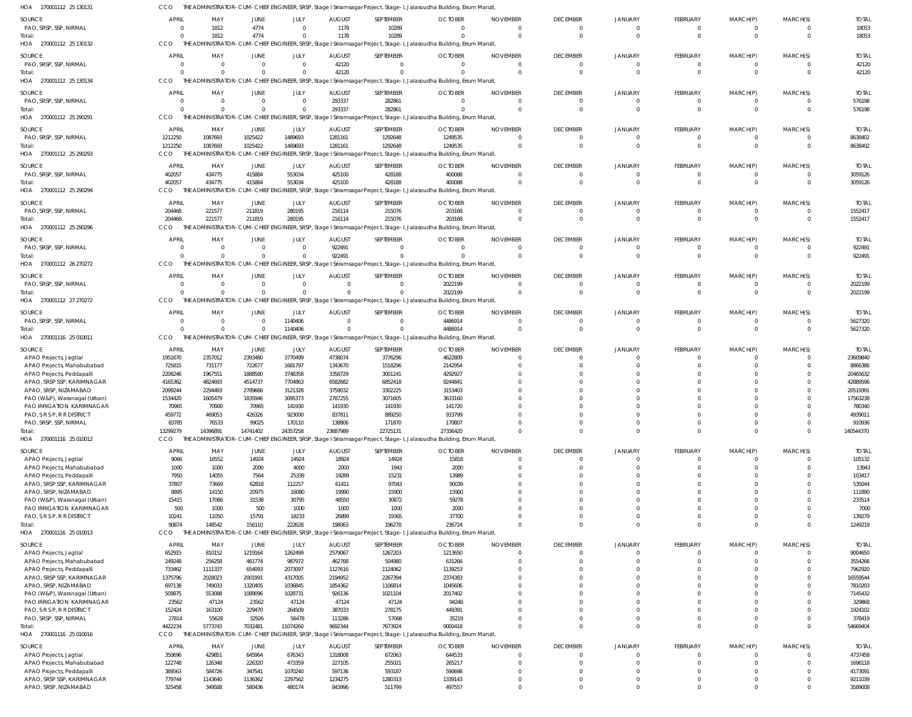HOA 270001112 25 130131 CCO THE ADMINISTRATOR-CUM-CHIEF ENGINEER, SRSP, Stage I Sriramsagar Project, Stage-I, Jalasoudha Building, Errum Manzil,

| SOURCE | APRIL | MAY | JUNE | JULY | AUGUST | SEPTEMBER | OCTOBER | NOVEMBER | DECEMBER | JANUARY | FEBRUARY | MARCH(P) | MARCH(S) | TOTAL |
|---|---|---|---|---|---|---|---|---|---|---|---|---|---|---|
| PAO, SRSP, SSP, NIRMAL | 0 | 1812 | 4774 | 0 | 1178 | 10289 | 0 | 0 | 0 | 0 | 0 | 0 | 0 | 18053 |
| Total: | 0 | 1812 | 4774 | 0 | 1178 | 10289 | 0 | 0 | 0 | 0 | 0 | 0 | 0 | 18053 |

HOA 270001112 25 130132 CCO THE ADMINISTRATOR-CUM-CHIEF ENGINEER, SRSP, Stage I Sriramsagar Project, Stage-I, Jalasoudha Building, Errum Manzil,

| SOURCE | APRIL | MAY | JUNE | JULY | AUGUST | SEPTEMBER | OCTOBER | NOVEMBER | DECEMBER | JANUARY | FEBRUARY | MARCH(P) | MARCH(S) | TOTAL |
|---|---|---|---|---|---|---|---|---|---|---|---|---|---|---|
| PAO, SRSP, SSP, NIRMAL | 0 | 0 | 0 | 0 | 42120 | 0 | 0 | 0 | 0 | 0 | 0 | 0 | 0 | 42120 |
| Total: | 0 | 0 | 0 | 0 | 42120 | 0 | 0 | 0 | 0 | 0 | 0 | 0 | 0 | 42120 |

HOA 270001112 25 130134 CCO THE ADMINISTRATOR-CUM-CHIEF ENGINEER, SRSP, Stage I Sriramsagar Project, Stage-I, Jalasoudha Building, Errum Manzil,

| SOURCE | APRIL | MAY | JUNE | JULY | AUGUST | SEPTEMBER | OCTOBER | NOVEMBER | DECEMBER | JANUARY | FEBRUARY | MARCH(P) | MARCH(S) | TOTAL |
|---|---|---|---|---|---|---|---|---|---|---|---|---|---|---|
| PAO, SRSP, SSP, NIRMAL | 0 | 0 | 0 | 0 | 293337 | 282861 | 0 | 0 | 0 | 0 | 0 | 0 | 0 | 576198 |
| Total: | 0 | 0 | 0 | 0 | 293337 | 282861 | 0 | 0 | 0 | 0 | 0 | 0 | 0 | 576198 |

HOA 270001112 25 290291 CCO THE ADMINISTRATOR-CUM-CHIEF ENGINEER, SRSP, Stage I Sriramsagar Project, Stage-I, Jalasoudha Building, Errum Manzil,

| SOURCE | APRIL | MAY | JUNE | JULY | AUGUST | SEPTEMBER | OCTOBER | NOVEMBER | DECEMBER | JANUARY | FEBRUARY | MARCH(P) | MARCH(S) | TOTAL |
|---|---|---|---|---|---|---|---|---|---|---|---|---|---|---|
| PAO, SRSP, SSP, NIRMAL | 1212250 | 1087693 | 1025422 | 1489693 | 1281161 | 1292648 | 1249535 | 0 | 0 | 0 | 0 | 0 | 0 | 8638402 |
| Total: | 1212250 | 1087693 | 1025422 | 1489693 | 1281161 | 1292648 | 1249535 | 0 | 0 | 0 | 0 | 0 | 0 | 8638402 |

HOA 270001112 25 290293 CCO THE ADMINISTRATOR-CUM-CHIEF ENGINEER, SRSP, Stage I Sriramsagar Project, Stage-I, Jalasoudha Building, Errum Manzil,

| SOURCE | APRIL | MAY | JUNE | JULY | AUGUST | SEPTEMBER | OCTOBER | NOVEMBER | DECEMBER | JANUARY | FEBRUARY | MARCH(P) | MARCH(S) | TOTAL |
|---|---|---|---|---|---|---|---|---|---|---|---|---|---|---|
| PAO, SRSP, SSP, NIRMAL | 402057 | 434775 | 415884 | 553034 | 425100 | 428188 | 400088 | 0 | 0 | 0 | 0 | 0 | 0 | 3059126 |
| Total: | 402057 | 434775 | 415884 | 553034 | 425100 | 428188 | 400088 | 0 | 0 | 0 | 0 | 0 | 0 | 3059126 |

HOA 270001112 25 290294 CCO THE ADMINISTRATOR-CUM-CHIEF ENGINEER, SRSP, Stage I Sriramsagar Project, Stage-I, Jalasoudha Building, Errum Manzil,

| SOURCE | APRIL | MAY | JUNE | JULY | AUGUST | SEPTEMBER | OCTOBER | NOVEMBER | DECEMBER | JANUARY | FEBRUARY | MARCH(P) | MARCH(S) | TOTAL |
|---|---|---|---|---|---|---|---|---|---|---|---|---|---|---|
| PAO, SRSP, SSP, NIRMAL | 204468 | 221577 | 211819 | 280195 | 216114 | 215076 | 203168 | 0 | 0 | 0 | 0 | 0 | 0 | 1552417 |
| Total: | 204468 | 221577 | 211819 | 280195 | 216114 | 215076 | 203168 | 0 | 0 | 0 | 0 | 0 | 0 | 1552417 |

HOA 270001112 25 290296 CCO THE ADMINISTRATOR-CUM-CHIEF ENGINEER, SRSP, Stage I Sriramsagar Project, Stage-I, Jalasoudha Building, Errum Manzil,

| SOURCE | APRIL | MAY | JUNE | JULY | AUGUST | SEPTEMBER | OCTOBER | NOVEMBER | DECEMBER | JANUARY | FEBRUARY | MARCH(P) | MARCH(S) | TOTAL |
|---|---|---|---|---|---|---|---|---|---|---|---|---|---|---|
| PAO, SRSP, SSP, NIRMAL | 0 | 0 | 0 | 0 | 922491 | 0 | 0 | 0 | 0 | 0 | 0 | 0 | 0 | 922491 |
| Total: | 0 | 0 | 0 | 0 | 922491 | 0 | 0 | 0 | 0 | 0 | 0 | 0 | 0 | 922491 |

HOA 270001112 26 270272 CCO THE ADMINISTRATOR-CUM-CHIEF ENGINEER, SRSP, Stage I Sriramsagar Project, Stage-I, Jalasoudha Building, Errum Manzil,

| SOURCE | APRIL | MAY | JUNE | JULY | AUGUST | SEPTEMBER | OCTOBER | NOVEMBER | DECEMBER | JANUARY | FEBRUARY | MARCH(P) | MARCH(S) | TOTAL |
|---|---|---|---|---|---|---|---|---|---|---|---|---|---|---|
| PAO, SRSP, SSP, NIRMAL | 0 | 0 | 0 | 0 | 0 | 0 | 2022199 | 0 | 0 | 0 | 0 | 0 | 0 | 2022199 |
| Total: | 0 | 0 | 0 | 0 | 0 | 0 | 2022199 | 0 | 0 | 0 | 0 | 0 | 0 | 2022199 |

HOA 270001112 27 270272 CCO THE ADMINISTRATOR-CUM-CHIEF ENGINEER, SRSP, Stage I Sriramsagar Project, Stage-I, Jalasoudha Building, Errum Manzil,

| SOURCE | APRIL | MAY | JUNE | JULY | AUGUST | SEPTEMBER | OCTOBER | NOVEMBER | DECEMBER | JANUARY | FEBRUARY | MARCH(P) | MARCH(S) | TOTAL |
|---|---|---|---|---|---|---|---|---|---|---|---|---|---|---|
| PAO, SRSP, SSP, NIRMAL | 0 | 0 | 0 | 1140406 | 0 | 0 | 4486914 | 0 | 0 | 0 | 0 | 0 | 0 | 5627320 |
| Total: | 0 | 0 | 0 | 1140406 | 0 | 0 | 4486914 | 0 | 0 | 0 | 0 | 0 | 0 | 5627320 |

HOA 270001116 25 010011 CCO THE ADMINISTRATOR-CUM-CHIEF ENGINEER, SRSP, Stage I Sriramsagar Project, Stage-I, Jalasoudha Building, Errum Manzil,

| SOURCE | APRIL | MAY | JUNE | JULY | AUGUST | SEPTEMBER | OCTOBER | NOVEMBER | DECEMBER | JANUARY | FEBRUARY | MARCH(P) | MARCH(S) | TOTAL |
|---|---|---|---|---|---|---|---|---|---|---|---|---|---|---|
| APAO Projects, Jagtial | 1951670 | 2357012 | 2393480 | 3770499 | 4738074 | 3776296 | 4622809 | 0 | 0 | 0 | 0 | 0 | 0 | 23609840 |
| APAO Projects, Mahabubabad | 725815 | 731177 | 722677 | 1681797 | 1343670 | 1518296 | 2142954 | 0 | 0 | 0 | 0 | 0 | 0 | 8866386 |
| APAO Projects, Peddapalli | 2208246 | 1967551 | 1888580 | 3748358 | 3358729 | 3001241 | 4292927 | 0 | 0 | 0 | 0 | 0 | 0 | 20465632 |
| APAO, SRSP SSP, KARIMNAGAR | 4165362 | 4824693 | 4514737 | 7704863 | 6582682 | 6852418 | 8244841 | 0 | 0 | 0 | 0 | 0 | 0 | 42889596 |
| APAO, SRSP, NIZAMABAD | 2099244 | 2294493 | 2789666 | 3121328 | 3759032 | 3302225 | 3153403 | 0 | 0 | 0 | 0 | 0 | 0 | 20519391 |
| PAO (W&P), Waranagal (Urban) | 1534420 | 1605479 | 1835946 | 3095373 | 2787255 | 3071605 | 3633160 | 0 | 0 | 0 | 0 | 0 | 0 | 17563238 |
| PAO IRRIGATION KARIMNAGAR | 70965 | 70900 | 70965 | 141930 | 141930 | 141930 | 141720 | 0 | 0 | 0 | 0 | 0 | 0 | 780340 |
| PAO, S R S P, R R DISTRICT | 459772 | 469053 | 426326 | 923000 | 837811 | 889250 | 933799 | 0 | 0 | 0 | 0 | 0 | 0 | 4939011 |
| PAO, SRSP, SSP, NIRMAL | 83785 | 76533 | 99025 | 170110 | 138806 | 171870 | 170807 | 0 | 0 | 0 | 0 | 0 | 0 | 910936 |
| Total: | 13299279 | 14396891 | 14741402 | 24357258 | 23687989 | 22725131 | 27336420 | 0 | 0 | 0 | 0 | 0 | 0 | 140544370 |

HOA 270001116 25 010012 CCO THE ADMINISTRATOR-CUM-CHIEF ENGINEER, SRSP, Stage I Sriramsagar Project, Stage-I, Jalasoudha Building, Errum Manzil,

| SOURCE | APRIL | MAY | JUNE | JULY | AUGUST | SEPTEMBER | OCTOBER | NOVEMBER | DECEMBER | JANUARY | FEBRUARY | MARCH(P) | MARCH(S) | TOTAL |
|---|---|---|---|---|---|---|---|---|---|---|---|---|---|---|
| APAO Projects, Jagtial | 9066 | 16552 | 14924 | 14924 | 18924 | 14924 | 15818 | 0 | 0 | 0 | 0 | 0 | 0 | 105132 |
| APAO Projects, Mahabubabad | 1000 | 1000 | 2000 | 4000 | 2000 | 1943 | 2000 | 0 | 0 | 0 | 0 | 0 | 0 | 13943 |
| APAO Projects, Peddapalli | 7950 | 14055 | 7564 | 25339 | 19289 | 15231 | 13989 | 0 | 0 | 0 | 0 | 0 | 0 | 103417 |
| APAO, SRSP SSP, KARIMNAGAR | 37807 | 73669 | 62818 | 112257 | 61411 | 97043 | 90039 | 0 | 0 | 0 | 0 | 0 | 0 | 535044 |
| APAO, SRSP, NIZAMABAD | 8895 | 14150 | 20975 | 16080 | 19990 | 15900 | 15900 | 0 | 0 | 0 | 0 | 0 | 0 | 111890 |
| PAO (W&P), Waranagal (Urban) | 15415 | 17066 | 31538 | 30795 | 48550 | 30872 | 59278 | 0 | 0 | 0 | 0 | 0 | 0 | 233514 |
| PAO IRRIGATION KARIMNAGAR | 500 | 1000 | 500 | 1000 | 1000 | 1000 | 2000 | 0 | 0 | 0 | 0 | 0 | 0 | 7000 |
| PAO, S R S P, R R DISTRICT | 10241 | 11050 | 15791 | 18233 | 26899 | 19365 | 37700 | 0 | 0 | 0 | 0 | 0 | 0 | 139279 |
| Total: | 90874 | 148542 | 156110 | 222628 | 198063 | 196278 | 236724 | 0 | 0 | 0 | 0 | 0 | 0 | 1249219 |

HOA 270001116 25 010013 CCO THE ADMINISTRATOR-CUM-CHIEF ENGINEER, SRSP, Stage I Sriramsagar Project, Stage-I, Jalasoudha Building, Errum Manzil,

| SOURCE | APRIL | MAY | JUNE | JULY | AUGUST | SEPTEMBER | OCTOBER | NOVEMBER | DECEMBER | JANUARY | FEBRUARY | MARCH(P) | MARCH(S) | TOTAL |
|---|---|---|---|---|---|---|---|---|---|---|---|---|---|---|
| APAO Projects, Jagtial | 652915 | 810152 | 1219164 | 1262499 | 2579067 | 1267203 | 1213650 | 0 | 0 | 0 | 0 | 0 | 0 | 9004650 |
| APAO Projects, Mahabubabad | 249248 | 256258 | 461774 | 987972 | 462768 | 504980 | 631266 | 0 | 0 | 0 | 0 | 0 | 0 | 3554266 |
| APAO Projects, Peddapalli | 733462 | 1111337 | 654093 | 2073097 | 1127616 | 1124062 | 1139253 | 0 | 0 | 0 | 0 | 0 | 0 | 7962920 |
| APAO, SRSP SSP, KARIMNAGAR | 1375796 | 2028023 | 2001991 | 4317005 | 2194952 | 2267394 | 2374383 | 0 | 0 | 0 | 0 | 0 | 0 | 16559544 |
| APAO, SRSP, NIZAMABAD | 697138 | 749033 | 1320405 | 1036845 | 1854362 | 1106814 | 1045606 | 0 | 0 | 0 | 0 | 0 | 0 | 7810203 |
| PAO (W&P), Waranagal (Urban) | 509875 | 553088 | 1089096 | 1028731 | 926136 | 1021104 | 2017402 | 0 | 0 | 0 | 0 | 0 | 0 | 7145432 |
| PAO IRRIGATION KARIMNAGAR | 23562 | 47124 | 23562 | 47124 | 47124 | 47124 | 94248 | 0 | 0 | 0 | 0 | 0 | 0 | 329868 |
| PAO, S R S P, R R DISTRICT | 152424 | 163100 | 229470 | 264509 | 387033 | 278175 | 449391 | 0 | 0 | 0 | 0 | 0 | 0 | 1924102 |
| PAO, SRSP, SSP, NIRMAL | 27814 | 55628 | 32926 | 56478 | 113286 | 57068 | 35219 | 0 | 0 | 0 | 0 | 0 | 0 | 378419 |
| Total: | 4422234 | 5773743 | 7032481 | 11074260 | 9692344 | 7673924 | 9000418 | 0 | 0 | 0 | 0 | 0 | 0 | 54669404 |

HOA 270001116 25 010016 CCO THE ADMINISTRATOR-CUM-CHIEF ENGINEER, SRSP, Stage I Sriramsagar Project, Stage-I, Jalasoudha Building, Errum Manzil,

| SOURCE | APRIL | MAY | JUNE | JULY | AUGUST | SEPTEMBER | OCTOBER | NOVEMBER | DECEMBER | JANUARY | FEBRUARY | MARCH(P) | MARCH(S) | TOTAL |
|---|---|---|---|---|---|---|---|---|---|---|---|---|---|---|
| APAO Projects, Jagtial | 350696 | 429851 | 645966 | 676343 | 1318008 | 672063 | 644533 | 0 | 0 | 0 | 0 | 0 | 0 | 4737458 |
| APAO Projects, Mahabubabad | 122748 | 126348 | 226320 | 473359 | 227105 | 255021 | 265217 | 0 | 0 | 0 | 0 | 0 | 0 | 1696118 |
| APAO Projects, Peddapalli | 389563 | 584726 | 347541 | 1070240 | 597136 | 593187 | 590698 | 0 | 0 | 0 | 0 | 0 | 0 | 4173091 |
| APAO, SRSP SSP, KARIMNAGAR | 779744 | 1143640 | 1136362 | 2297562 | 1234275 | 1280313 | 1339143 | 0 | 0 | 0 | 0 | 0 | 0 | 9211039 |
| APAO, SRSP, NIZAMABAD | 325458 | 349588 | 580436 | 480174 | 843996 | 511799 | 497557 | 0 | 0 | 0 | 0 | 0 | 0 | 3589008 |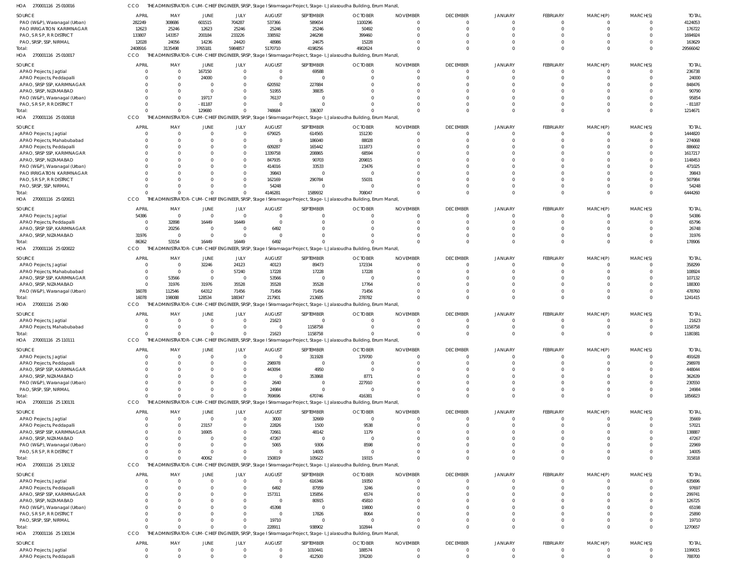HOA 270001116 25 010016 CCO THE ADMINISTRATOR-CUM-CHIEF ENGINEER, SRSP, Stage I Sriramsagar Project, Stage-I, Jalasoudha Building, Errum Manzil,

| SOURCE | APRIL | MAY | JUNE | JULY | AUGUST | SEPTEMBER | OCTOBER | NOVEMBER | DECEMBER | JANUARY | FEBRUARY | MARCH(P) | MARCH(S) | TOTAL |
|---|---|---|---|---|---|---|---|---|---|---|---|---|---|---|
| PAO (W&P), Waranagal (Urban) | 282249 | 308686 | 601515 | 704287 | 537366 | 589654 | 1100296 | 0 | 0 | 0 | 0 | 0 | 0 | 4124053 |
| PAO IRRIGATION KARIMNAGAR | 12623 | 25246 | 12623 | 25246 | 25246 | 25246 | 50492 | 0 | 0 | 0 | 0 | 0 | 0 | 176722 |
| PAO, S R S P, R R DISTRICT | 133807 | 143357 | 200184 | 233226 | 338592 | 246298 | 399460 | 0 | 0 | 0 | 0 | 0 | 0 | 1694924 |
| PAO, SRSP, SSP, NIRMAL | 12028 | 24056 | 14236 | 24420 | 48986 | 24675 | 15228 | 0 | 0 | 0 | 0 | 0 | 0 | 163629 |
| Total: | 2408916 | 3135498 | 3765181 | 5984857 | 5170710 | 4198256 | 4902624 | 0 | 0 | 0 | 0 | 0 | 0 | 29566042 |

HOA 270001116 25 010017 CCO THE ADMINISTRATOR-CUM-CHIEF ENGINEER, SRSP, Stage I Sriramsagar Project, Stage-I, Jalasoudha Building, Errum Manzil,

| SOURCE | APRIL | MAY | JUNE | JULY | AUGUST | SEPTEMBER | OCTOBER | NOVEMBER | DECEMBER | JANUARY | FEBRUARY | MARCH(P) | MARCH(S) | TOTAL |
|---|---|---|---|---|---|---|---|---|---|---|---|---|---|---|
| APAO Projects, Jagtial | 0 | 0 | 167150 | 0 | 0 | 69588 | 0 | 0 | 0 | 0 | 0 | 0 | 0 | 236738 |
| APAO Projects, Peddapalli | 0 | 0 | 24000 | 0 | 0 | 0 | 0 | 0 | 0 | 0 | 0 | 0 | 0 | 24000 |
| APAO, SRSP SSP, KARIMNAGAR | 0 | 0 | 0 | 0 | 620592 | 227884 | 0 | 0 | 0 | 0 | 0 | 0 | 0 | 848476 |
| APAO, SRSP, NIZAMABAD | 0 | 0 | 0 | 0 | 51955 | 38835 | 0 | 0 | 0 | 0 | 0 | 0 | 0 | 90790 |
| PAO (W&P), Waranagal (Urban) | 0 | 0 | 19717 | 0 | 76137 | 0 | 0 | 0 | 0 | 0 | 0 | 0 | 0 | 95854 |
| PAO, S R S P, R R DISTRICT | 0 | 0 | -81187 | 0 | 0 | 0 | 0 | 0 | 0 | 0 | 0 | 0 | 0 | -81187 |
| Total: | 0 | 0 | 129680 | 0 | 748684 | 336307 | 0 | 0 | 0 | 0 | 0 | 0 | 0 | 1214671 |

HOA 270001116 25 010018 CCO THE ADMINISTRATOR-CUM-CHIEF ENGINEER, SRSP, Stage I Sriramsagar Project, Stage-I, Jalasoudha Building, Errum Manzil,

| SOURCE | APRIL | MAY | JUNE | JULY | AUGUST | SEPTEMBER | OCTOBER | NOVEMBER | DECEMBER | JANUARY | FEBRUARY | MARCH(P) | MARCH(S) | TOTAL |
|---|---|---|---|---|---|---|---|---|---|---|---|---|---|---|
| APAO Projects, Jagtial | 0 | 0 | 0 | 0 | 679025 | 614565 | 151230 | 0 | 0 | 0 | 0 | 0 | 0 | 1444820 |
| APAO Projects, Mahabubabad | 0 | 0 | 0 | 0 | 0 | 186040 | 88028 | 0 | 0 | 0 | 0 | 0 | 0 | 274068 |
| APAO Projects, Peddapalli | 0 | 0 | 0 | 0 | 609287 | 165442 | 111873 | 0 | 0 | 0 | 0 | 0 | 0 | 886602 |
| APAO, SRSP SSP, KARIMNAGAR | 0 | 0 | 0 | 0 | 1339758 | 208865 | 68594 | 0 | 0 | 0 | 0 | 0 | 0 | 1617217 |
| APAO, SRSP, NIZAMABAD | 0 | 0 | 0 | 0 | 847935 | 90703 | 209815 | 0 | 0 | 0 | 0 | 0 | 0 | 1148453 |
| PAO (W&P), Waranagal (Urban) | 0 | 0 | 0 | 0 | 414016 | 33533 | 23476 | 0 | 0 | 0 | 0 | 0 | 0 | 471025 |
| PAO IRRIGATION KARIMNAGAR | 0 | 0 | 0 | 0 | 39843 | 0 | 0 | 0 | 0 | 0 | 0 | 0 | 0 | 39843 |
| PAO, S R S P, R R DISTRICT | 0 | 0 | 0 | 0 | 162169 | 290784 | 55031 | 0 | 0 | 0 | 0 | 0 | 0 | 507984 |
| PAO, SRSP, SSP, NIRMAL | 0 | 0 | 0 | 0 | 54248 | 0 | 0 | 0 | 0 | 0 | 0 | 0 | 0 | 54248 |
| Total: | 0 | 0 | 0 | 0 | 4146281 | 1589932 | 708047 | 0 | 0 | 0 | 0 | 0 | 0 | 6444260 |

HOA 270001116 25 020021 CCO THE ADMINISTRATOR-CUM-CHIEF ENGINEER, SRSP, Stage I Sriramsagar Project, Stage-I, Jalasoudha Building, Errum Manzil,

| SOURCE | APRIL | MAY | JUNE | JULY | AUGUST | SEPTEMBER | OCTOBER | NOVEMBER | DECEMBER | JANUARY | FEBRUARY | MARCH(P) | MARCH(S) | TOTAL |
|---|---|---|---|---|---|---|---|---|---|---|---|---|---|---|
| APAO Projects, Jagtial | 54386 | 0 | 0 | 0 | 0 | 0 | 0 | 0 | 0 | 0 | 0 | 0 | 0 | 54386 |
| APAO Projects, Peddapalli | 0 | 32898 | 16449 | 16449 | 0 | 0 | 0 | 0 | 0 | 0 | 0 | 0 | 0 | 65796 |
| APAO, SRSP SSP, KARIMNAGAR | 0 | 20256 | 0 | 0 | 6492 | 0 | 0 | 0 | 0 | 0 | 0 | 0 | 0 | 26748 |
| APAO, SRSP, NIZAMABAD | 31976 | 0 | 0 | 0 | 0 | 0 | 0 | 0 | 0 | 0 | 0 | 0 | 0 | 31976 |
| Total: | 86362 | 53154 | 16449 | 16449 | 6492 | 0 | 0 | 0 | 0 | 0 | 0 | 0 | 0 | 178906 |

HOA 270001116 25 020022 CCO THE ADMINISTRATOR-CUM-CHIEF ENGINEER, SRSP, Stage I Sriramsagar Project, Stage-I, Jalasoudha Building, Errum Manzil,

| SOURCE | APRIL | MAY | JUNE | JULY | AUGUST | SEPTEMBER | OCTOBER | NOVEMBER | DECEMBER | JANUARY | FEBRUARY | MARCH(P) | MARCH(S) | TOTAL |
|---|---|---|---|---|---|---|---|---|---|---|---|---|---|---|
| APAO Projects, Jagtial | 0 | 0 | 32246 | 24123 | 40123 | 89473 | 172334 | 0 | 0 | 0 | 0 | 0 | 0 | 358299 |
| APAO Projects, Mahabubabad | 0 | 0 | 0 | 57240 | 17228 | 17228 | 17228 | 0 | 0 | 0 | 0 | 0 | 0 | 108924 |
| APAO, SRSP SSP, KARIMNAGAR | 0 | 53566 | 0 | 0 | 53566 | 0 | 0 | 0 | 0 | 0 | 0 | 0 | 0 | 107132 |
| APAO, SRSP, NIZAMABAD | 0 | 31976 | 31976 | 35528 | 35528 | 35528 | 17764 | 0 | 0 | 0 | 0 | 0 | 0 | 188300 |
| PAO (W&P), Waranagal (Urban) | 16078 | 112546 | 64312 | 71456 | 71456 | 71456 | 71456 | 0 | 0 | 0 | 0 | 0 | 0 | 478760 |
| Total: | 16078 | 198088 | 128534 | 188347 | 217901 | 213685 | 278782 | 0 | 0 | 0 | 0 | 0 | 0 | 1241415 |

HOA 270001116 25 060 CCO THE ADMINISTRATOR-CUM-CHIEF ENGINEER, SRSP, Stage I Sriramsagar Project, Stage-I, Jalasoudha Building, Errum Manzil,

| SOURCE | APRIL | MAY | JUNE | JULY | AUGUST | SEPTEMBER | OCTOBER | NOVEMBER | DECEMBER | JANUARY | FEBRUARY | MARCH(P) | MARCH(S) | TOTAL |
|---|---|---|---|---|---|---|---|---|---|---|---|---|---|---|
| APAO Projects, Jagtial | 0 | 0 | 0 | 0 | 21623 | 0 | 0 | 0 | 0 | 0 | 0 | 0 | 0 | 21623 |
| APAO Projects, Mahabubabad | 0 | 0 | 0 | 0 | 0 | 1158758 | 0 | 0 | 0 | 0 | 0 | 0 | 0 | 1158758 |
| Total: | 0 | 0 | 0 | 0 | 21623 | 1158758 | 0 | 0 | 0 | 0 | 0 | 0 | 0 | 1180381 |

HOA 270001116 25 110111 CCO THE ADMINISTRATOR-CUM-CHIEF ENGINEER, SRSP, Stage I Sriramsagar Project, Stage-I, Jalasoudha Building, Errum Manzil,

| SOURCE | APRIL | MAY | JUNE | JULY | AUGUST | SEPTEMBER | OCTOBER | NOVEMBER | DECEMBER | JANUARY | FEBRUARY | MARCH(P) | MARCH(S) | TOTAL |
|---|---|---|---|---|---|---|---|---|---|---|---|---|---|---|
| APAO Projects, Jagtial | 0 | 0 | 0 | 0 | 0 | 311928 | 179700 | 0 | 0 | 0 | 0 | 0 | 0 | 491628 |
| APAO Projects, Peddapalli | 0 | 0 | 0 | 0 | 298978 | 0 | 0 | 0 | 0 | 0 | 0 | 0 | 0 | 298978 |
| APAO, SRSP SSP, KARIMNAGAR | 0 | 0 | 0 | 0 | 443094 | 4950 | 0 | 0 | 0 | 0 | 0 | 0 | 0 | 448044 |
| APAO, SRSP, NIZAMABAD | 0 | 0 | 0 | 0 | 0 | 353868 | 8771 | 0 | 0 | 0 | 0 | 0 | 0 | 362639 |
| PAO (W&P), Waranagal (Urban) | 0 | 0 | 0 | 0 | 2640 | 0 | 227910 | 0 | 0 | 0 | 0 | 0 | 0 | 230550 |
| PAO, SRSP, SSP, NIRMAL | 0 | 0 | 0 | 0 | 24984 | 0 | 0 | 0 | 0 | 0 | 0 | 0 | 0 | 24984 |
| Total: | 0 | 0 | 0 | 0 | 769696 | 670746 | 416381 | 0 | 0 | 0 | 0 | 0 | 0 | 1856823 |

HOA 270001116 25 130131 CCO THE ADMINISTRATOR-CUM-CHIEF ENGINEER, SRSP, Stage I Sriramsagar Project, Stage-I, Jalasoudha Building, Errum Manzil,

| SOURCE | APRIL | MAY | JUNE | JULY | AUGUST | SEPTEMBER | OCTOBER | NOVEMBER | DECEMBER | JANUARY | FEBRUARY | MARCH(P) | MARCH(S) | TOTAL |
|---|---|---|---|---|---|---|---|---|---|---|---|---|---|---|
| APAO Projects, Jagtial | 0 | 0 | 0 | 0 | 3000 | 32669 | 0 | 0 | 0 | 0 | 0 | 0 | 0 | 35669 |
| APAO Projects, Peddapalli | 0 | 0 | 23157 | 0 | 22826 | 1500 | 9538 | 0 | 0 | 0 | 0 | 0 | 0 | 57021 |
| APAO, SRSP SSP, KARIMNAGAR | 0 | 0 | 16905 | 0 | 72661 | 48142 | 1179 | 0 | 0 | 0 | 0 | 0 | 0 | 138887 |
| APAO, SRSP, NIZAMABAD | 0 | 0 | 0 | 0 | 47267 | 0 | 0 | 0 | 0 | 0 | 0 | 0 | 0 | 47267 |
| PAO (W&P), Waranagal (Urban) | 0 | 0 | 0 | 0 | 5065 | 9306 | 8598 | 0 | 0 | 0 | 0 | 0 | 0 | 22969 |
| PAO, S R S P, R R DISTRICT | 0 | 0 | 0 | 0 | 0 | 14005 | 0 | 0 | 0 | 0 | 0 | 0 | 0 | 14005 |
| Total: | 0 | 0 | 40062 | 0 | 150819 | 105622 | 19315 | 0 | 0 | 0 | 0 | 0 | 0 | 315818 |

HOA 270001116 25 130132 CCO THE ADMINISTRATOR-CUM-CHIEF ENGINEER, SRSP, Stage I Sriramsagar Project, Stage-I, Jalasoudha Building, Errum Manzil,

| SOURCE | APRIL | MAY | JUNE | JULY | AUGUST | SEPTEMBER | OCTOBER | NOVEMBER | DECEMBER | JANUARY | FEBRUARY | MARCH(P) | MARCH(S) | TOTAL |
|---|---|---|---|---|---|---|---|---|---|---|---|---|---|---|
| APAO Projects, Jagtial | 0 | 0 | 0 | 0 | 0 | 616346 | 19350 | 0 | 0 | 0 | 0 | 0 | 0 | 635696 |
| APAO Projects, Peddapalli | 0 | 0 | 0 | 0 | 6492 | 87959 | 3246 | 0 | 0 | 0 | 0 | 0 | 0 | 97697 |
| APAO, SRSP SSP, KARIMNAGAR | 0 | 0 | 0 | 0 | 157311 | 135856 | 6574 | 0 | 0 | 0 | 0 | 0 | 0 | 299741 |
| APAO, SRSP, NIZAMABAD | 0 | 0 | 0 | 0 | 0 | 80915 | 45810 | 0 | 0 | 0 | 0 | 0 | 0 | 126725 |
| PAO (W&P), Waranagal (Urban) | 0 | 0 | 0 | 0 | 45398 | 0 | 19800 | 0 | 0 | 0 | 0 | 0 | 0 | 65198 |
| PAO, S R S P, R R DISTRICT | 0 | 0 | 0 | 0 | 0 | 17826 | 8064 | 0 | 0 | 0 | 0 | 0 | 0 | 25890 |
| PAO, SRSP, SSP, NIRMAL | 0 | 0 | 0 | 0 | 19710 | 0 | 0 | 0 | 0 | 0 | 0 | 0 | 0 | 19710 |
| Total: | 0 | 0 | 0 | 0 | 228911 | 938902 | 102844 | 0 | 0 | 0 | 0 | 0 | 0 | 1270657 |

HOA 270001116 25 130134 CCO THE ADMINISTRATOR-CUM-CHIEF ENGINEER, SRSP, Stage I Sriramsagar Project, Stage-I, Jalasoudha Building, Errum Manzil,

| SOURCE | APRIL | MAY | JUNE | JULY | AUGUST | SEPTEMBER | OCTOBER | NOVEMBER | DECEMBER | JANUARY | FEBRUARY | MARCH(P) | MARCH(S) | TOTAL |
|---|---|---|---|---|---|---|---|---|---|---|---|---|---|---|
| APAO Projects, Jagtial | 0 | 0 | 0 | 0 | 0 | 1010441 | 188574 | 0 | 0 | 0 | 0 | 0 | 0 | 1199015 |
| APAO Projects, Peddapalli | 0 | 0 | 0 | 0 | 0 | 412500 | 376200 | 0 | 0 | 0 | 0 | 0 | 0 | 788700 |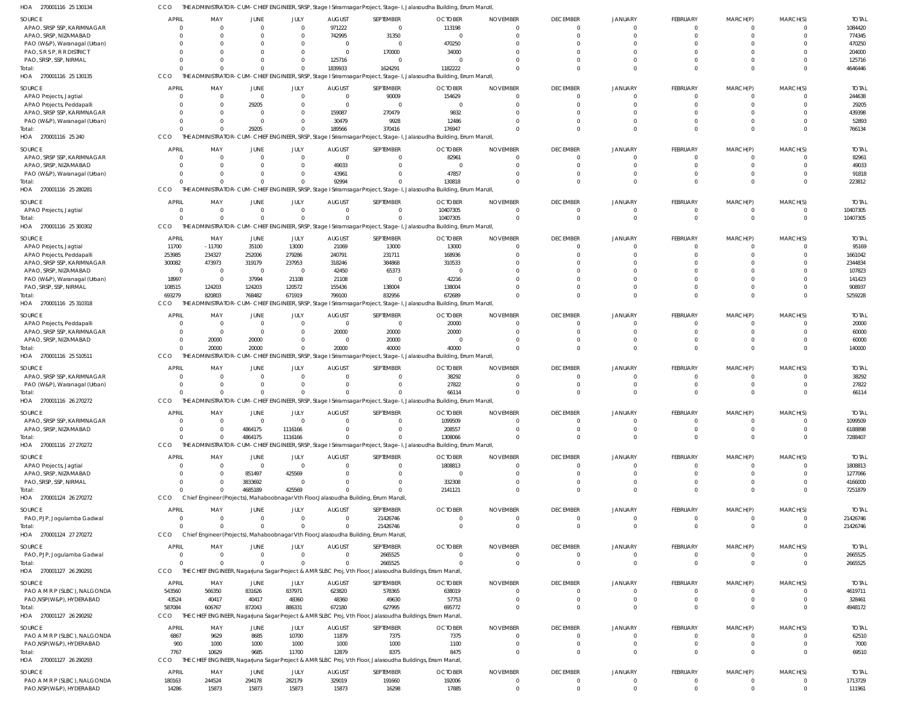HOA 270001116 25 130134 CCO THE ADMINISTRATOR-CUM-CHIEF ENGINEER, SRSP, Stage I Sriramsagar Project, Stage-I, Jalasoudha Building, Errum Manzil,

| SOURCE | APRIL | MAY | JUNE | JULY | AUGUST | SEPTEMBER | OCTOBER | NOVEMBER | DECEMBER | JANUARY | FEBRUARY | MARCH(P) | MARCH(S) | TOTAL |
|---|---|---|---|---|---|---|---|---|---|---|---|---|---|---|
| APAO, SRSP SSP, KARIMNAGAR | 0 | 0 | 0 | 0 | 971222 | 0 | 113198 | 0 | 0 | 0 | 0 | 0 | 0 | 1084420 |
| APAO, SRSP, NIZAMABAD | 0 | 0 | 0 | 0 | 742995 | 31350 | 0 | 0 | 0 | 0 | 0 | 0 | 0 | 774345 |
| PAO (W&P), Waranagal (Urban) | 0 | 0 | 0 | 0 | 0 | 0 | 470250 | 0 | 0 | 0 | 0 | 0 | 0 | 470250 |
| PAO, S R S P, R R DISTRICT | 0 | 0 | 0 | 0 | 0 | 170000 | 34000 | 0 | 0 | 0 | 0 | 0 | 0 | 204000 |
| PAO, SRSP, SSP, NIRMAL | 0 | 0 | 0 | 0 | 125716 | 0 | 0 | 0 | 0 | 0 | 0 | 0 | 0 | 125716 |
| Total: | 0 | 0 | 0 | 0 | 1839933 | 1624291 | 1182222 | 0 | 0 | 0 | 0 | 0 | 0 | 4646446 |

HOA 270001116 25 130135 CCO THE ADMINISTRATOR-CUM-CHIEF ENGINEER, SRSP, Stage I Sriramsagar Project, Stage-I, Jalasoudha Building, Errum Manzil,

| SOURCE | APRIL | MAY | JUNE | JULY | AUGUST | SEPTEMBER | OCTOBER | NOVEMBER | DECEMBER | JANUARY | FEBRUARY | MARCH(P) | MARCH(S) | TOTAL |
|---|---|---|---|---|---|---|---|---|---|---|---|---|---|---|
| APAO Projects, Jagtial | 0 | 0 | 0 | 0 | 0 | 90009 | 154629 | 0 | 0 | 0 | 0 | 0 | 0 | 244638 |
| APAO Projects, Peddapalli | 0 | 0 | 29205 | 0 | 0 | 0 | 0 | 0 | 0 | 0 | 0 | 0 | 0 | 29205 |
| APAO, SRSP SSP, KARIMNAGAR | 0 | 0 | 0 | 0 | 159087 | 270479 | 9832 | 0 | 0 | 0 | 0 | 0 | 0 | 439398 |
| PAO (W&P), Waranagal (Urban) | 0 | 0 | 0 | 0 | 30479 | 9928 | 12486 | 0 | 0 | 0 | 0 | 0 | 0 | 52893 |
| Total: | 0 | 0 | 29205 | 0 | 189566 | 370416 | 176947 | 0 | 0 | 0 | 0 | 0 | 0 | 766134 |

HOA 270001116 25 240 CCO THE ADMINISTRATOR-CUM-CHIEF ENGINEER, SRSP, Stage I Sriramsagar Project, Stage-I, Jalasoudha Building, Errum Manzil,

| SOURCE | APRIL | MAY | JUNE | JULY | AUGUST | SEPTEMBER | OCTOBER | NOVEMBER | DECEMBER | JANUARY | FEBRUARY | MARCH(P) | MARCH(S) | TOTAL |
|---|---|---|---|---|---|---|---|---|---|---|---|---|---|---|
| APAO, SRSP SSP, KARIMNAGAR | 0 | 0 | 0 | 0 | 0 | 0 | 82961 | 0 | 0 | 0 | 0 | 0 | 0 | 82961 |
| APAO, SRSP, NIZAMABAD | 0 | 0 | 0 | 0 | 49033 | 0 | 0 | 0 | 0 | 0 | 0 | 0 | 0 | 49033 |
| PAO (W&P), Waranagal (Urban) | 0 | 0 | 0 | 0 | 43961 | 0 | 47857 | 0 | 0 | 0 | 0 | 0 | 0 | 91818 |
| Total: | 0 | 0 | 0 | 0 | 92994 | 0 | 130818 | 0 | 0 | 0 | 0 | 0 | 0 | 223812 |

HOA 270001116 25 280281 CCO THE ADMINISTRATOR-CUM-CHIEF ENGINEER, SRSP, Stage I Sriramsagar Project, Stage-I, Jalasoudha Building, Errum Manzil,

| SOURCE | APRIL | MAY | JUNE | JULY | AUGUST | SEPTEMBER | OCTOBER | NOVEMBER | DECEMBER | JANUARY | FEBRUARY | MARCH(P) | MARCH(S) | TOTAL |
|---|---|---|---|---|---|---|---|---|---|---|---|---|---|---|
| APAO Projects, Jagtial | 0 | 0 | 0 | 0 | 0 | 0 | 10407305 | 0 | 0 | 0 | 0 | 0 | 0 | 10407305 |
| Total: | 0 | 0 | 0 | 0 | 0 | 0 | 10407305 | 0 | 0 | 0 | 0 | 0 | 0 | 10407305 |

HOA 270001116 25 300302 CCO THE ADMINISTRATOR-CUM-CHIEF ENGINEER, SRSP, Stage I Sriramsagar Project, Stage-I, Jalasoudha Building, Errum Manzil,

| SOURCE | APRIL | MAY | JUNE | JULY | AUGUST | SEPTEMBER | OCTOBER | NOVEMBER | DECEMBER | JANUARY | FEBRUARY | MARCH(P) | MARCH(S) | TOTAL |
|---|---|---|---|---|---|---|---|---|---|---|---|---|---|---|
| APAO Projects, Jagtial | 11700 | -11700 | 35100 | 13000 | 21069 | 13000 | 13000 | 0 | 0 | 0 | 0 | 0 | 0 | 95169 |
| APAO Projects, Peddapalli | 253985 | 234327 | 252006 | 279286 | 240791 | 231711 | 168936 | 0 | 0 | 0 | 0 | 0 | 0 | 1661042 |
| APAO, SRSP SSP, KARIMNAGAR | 300082 | 473973 | 319179 | 237953 | 318246 | 384868 | 310533 | 0 | 0 | 0 | 0 | 0 | 0 | 2344834 |
| APAO, SRSP, NIZAMABAD | 0 | 0 | 0 | 0 | 42450 | 65373 | 0 | 0 | 0 | 0 | 0 | 0 | 0 | 107823 |
| PAO (W&P), Waranagal (Urban) | 18997 | 0 | 37994 | 21108 | 21108 | 0 | 42216 | 0 | 0 | 0 | 0 | 0 | 0 | 141423 |
| PAO, SRSP, SSP, NIRMAL | 108515 | 124203 | 124203 | 120572 | 155436 | 138004 | 138004 | 0 | 0 | 0 | 0 | 0 | 0 | 908937 |
| Total: | 693279 | 820803 | 768482 | 671919 | 799100 | 832956 | 672689 | 0 | 0 | 0 | 0 | 0 | 0 | 5259228 |

HOA 270001116 25 310318 CCO THE ADMINISTRATOR-CUM-CHIEF ENGINEER, SRSP, Stage I Sriramsagar Project, Stage-I, Jalasoudha Building, Errum Manzil,

| SOURCE | APRIL | MAY | JUNE | JULY | AUGUST | SEPTEMBER | OCTOBER | NOVEMBER | DECEMBER | JANUARY | FEBRUARY | MARCH(P) | MARCH(S) | TOTAL |
|---|---|---|---|---|---|---|---|---|---|---|---|---|---|---|
| APAO Projects, Peddapalli | 0 | 0 | 0 | 0 | 0 | 0 | 20000 | 0 | 0 | 0 | 0 | 0 | 0 | 20000 |
| APAO, SRSP SSP, KARIMNAGAR | 0 | 0 | 0 | 0 | 20000 | 20000 | 20000 | 0 | 0 | 0 | 0 | 0 | 0 | 60000 |
| APAO, SRSP, NIZAMABAD | 0 | 20000 | 20000 | 0 | 0 | 20000 | 0 | 0 | 0 | 0 | 0 | 0 | 0 | 60000 |
| Total: | 0 | 20000 | 20000 | 0 | 20000 | 40000 | 40000 | 0 | 0 | 0 | 0 | 0 | 0 | 140000 |

HOA 270001116 25 510511 CCO THE ADMINISTRATOR-CUM-CHIEF ENGINEER, SRSP, Stage I Sriramsagar Project, Stage-I, Jalasoudha Building, Errum Manzil,

| SOURCE | APRIL | MAY | JUNE | JULY | AUGUST | SEPTEMBER | OCTOBER | NOVEMBER | DECEMBER | JANUARY | FEBRUARY | MARCH(P) | MARCH(S) | TOTAL |
|---|---|---|---|---|---|---|---|---|---|---|---|---|---|---|
| APAO, SRSP SSP, KARIMNAGAR | 0 | 0 | 0 | 0 | 0 | 0 | 38292 | 0 | 0 | 0 | 0 | 0 | 0 | 38292 |
| PAO (W&P), Waranagal (Urban) | 0 | 0 | 0 | 0 | 0 | 0 | 27822 | 0 | 0 | 0 | 0 | 0 | 0 | 27822 |
| Total: | 0 | 0 | 0 | 0 | 0 | 0 | 66114 | 0 | 0 | 0 | 0 | 0 | 0 | 66114 |

HOA 270001116 26 270272 CCO THE ADMINISTRATOR-CUM-CHIEF ENGINEER, SRSP, Stage I Sriramsagar Project, Stage-I, Jalasoudha Building, Errum Manzil,

| SOURCE | APRIL | MAY | JUNE | JULY | AUGUST | SEPTEMBER | OCTOBER | NOVEMBER | DECEMBER | JANUARY | FEBRUARY | MARCH(P) | MARCH(S) | TOTAL |
|---|---|---|---|---|---|---|---|---|---|---|---|---|---|---|
| APAO, SRSP SSP, KARIMNAGAR | 0 | 0 | 0 | 0 | 0 | 0 | 1099509 | 0 | 0 | 0 | 0 | 0 | 0 | 1099509 |
| APAO, SRSP, NIZAMABAD | 0 | 0 | 4864175 | 1116166 | 0 | 0 | 208557 | 0 | 0 | 0 | 0 | 0 | 0 | 6188898 |
| Total: | 0 | 0 | 4864175 | 1116166 | 0 | 0 | 1308066 | 0 | 0 | 0 | 0 | 0 | 0 | 7288407 |

HOA 270001116 27 270272 CCO THE ADMINISTRATOR-CUM-CHIEF ENGINEER, SRSP, Stage I Sriramsagar Project, Stage-I, Jalasoudha Building, Errum Manzil,

| SOURCE | APRIL | MAY | JUNE | JULY | AUGUST | SEPTEMBER | OCTOBER | NOVEMBER | DECEMBER | JANUARY | FEBRUARY | MARCH(P) | MARCH(S) | TOTAL |
|---|---|---|---|---|---|---|---|---|---|---|---|---|---|---|
| APAO Projects, Jagtial | 0 | 0 | 0 | 0 | 0 | 0 | 1808813 | 0 | 0 | 0 | 0 | 0 | 0 | 1808813 |
| APAO, SRSP, NIZAMABAD | 0 | 0 | 851497 | 425569 | 0 | 0 | 0 | 0 | 0 | 0 | 0 | 0 | 0 | 1277066 |
| PAO, SRSP, SSP, NIRMAL | 0 | 0 | 3833692 | 0 | 0 | 0 | 332308 | 0 | 0 | 0 | 0 | 0 | 0 | 4166000 |
| Total: | 0 | 0 | 4685189 | 425569 | 0 | 0 | 2141121 | 0 | 0 | 0 | 0 | 0 | 0 | 7251879 |

HOA 270001124 26 270272 CCO Chief Engineer(Projects), Mahaboobnagar Vth Floor,Jalasoudha Building, Errum Manzil,

| SOURCE | APRIL | MAY | JUNE | JULY | AUGUST | SEPTEMBER | OCTOBER | NOVEMBER | DECEMBER | JANUARY | FEBRUARY | MARCH(P) | MARCH(S) | TOTAL |
|---|---|---|---|---|---|---|---|---|---|---|---|---|---|---|
| PAO, PJP, Jogulamba Gadwal | 0 | 0 | 0 | 0 | 0 | 21426746 | 0 | 0 | 0 | 0 | 0 | 0 | 0 | 21426746 |
| Total: | 0 | 0 | 0 | 0 | 0 | 21426746 | 0 | 0 | 0 | 0 | 0 | 0 | 0 | 21426746 |

HOA 270001124 27 270272 CCO Chief Engineer(Projects), Mahaboobnagar Vth Floor,Jalasoudha Building, Errum Manzil,

| SOURCE | APRIL | MAY | JUNE | JULY | AUGUST | SEPTEMBER | OCTOBER | NOVEMBER | DECEMBER | JANUARY | FEBRUARY | MARCH(P) | MARCH(S) | TOTAL |
|---|---|---|---|---|---|---|---|---|---|---|---|---|---|---|
| PAO, PJP, Jogulamba Gadwal | 0 | 0 | 0 | 0 | 0 | 2665525 | 0 | 0 | 0 | 0 | 0 | 0 | 0 | 2665525 |
| Total: | 0 | 0 | 0 | 0 | 0 | 2665525 | 0 | 0 | 0 | 0 | 0 | 0 | 0 | 2665525 |

HOA 270001127 26 290291 CCO THE CHIEF ENGINEER, Nagarjuna Sagar Project & AMR SLBC Proj, Vth Floor, Jalasoudha Buildings, Erram Manzil,

| SOURCE | APRIL | MAY | JUNE | JULY | AUGUST | SEPTEMBER | OCTOBER | NOVEMBER | DECEMBER | JANUARY | FEBRUARY | MARCH(P) | MARCH(S) | TOTAL |
|---|---|---|---|---|---|---|---|---|---|---|---|---|---|---|
| PAO A M R P (SLBC), NALGONDA | 543560 | 566350 | 831626 | 837971 | 623820 | 578365 | 638019 | 0 | 0 | 0 | 0 | 0 | 0 | 4619711 |
| PAO,NSP(W&P), HYDERABAD | 43524 | 40417 | 40417 | 48360 | 48360 | 49630 | 57753 | 0 | 0 | 0 | 0 | 0 | 0 | 328461 |
| Total: | 587084 | 606767 | 872043 | 886331 | 672180 | 627995 | 695772 | 0 | 0 | 0 | 0 | 0 | 0 | 4948172 |

HOA 270001127 26 290292 CCO THE CHIEF ENGINEER, Nagarjuna Sagar Project & AMR SLBC Proj, Vth Floor, Jalasoudha Buildings, Erram Manzil,

| SOURCE | APRIL | MAY | JUNE | JULY | AUGUST | SEPTEMBER | OCTOBER | NOVEMBER | DECEMBER | JANUARY | FEBRUARY | MARCH(P) | MARCH(S) | TOTAL |
|---|---|---|---|---|---|---|---|---|---|---|---|---|---|---|
| PAO A M R P (SLBC), NALGONDA | 6867 | 9629 | 8685 | 10700 | 11879 | 7375 | 7375 | 0 | 0 | 0 | 0 | 0 | 0 | 62510 |
| PAO,NSP(W&P), HYDERABAD | 900 | 1000 | 1000 | 1000 | 1000 | 1000 | 1100 | 0 | 0 | 0 | 0 | 0 | 0 | 7000 |
| Total: | 7767 | 10629 | 9685 | 11700 | 12879 | 8375 | 8475 | 0 | 0 | 0 | 0 | 0 | 0 | 69510 |

HOA 270001127 26 290293 CCO THE CHIEF ENGINEER, Nagarjuna Sagar Project & AMR SLBC Proj, Vth Floor, Jalasoudha Buildings, Erram Manzil,

| SOURCE | APRIL | MAY | JUNE | JULY | AUGUST | SEPTEMBER | OCTOBER | NOVEMBER | DECEMBER | JANUARY | FEBRUARY | MARCH(P) | MARCH(S) | TOTAL |
|---|---|---|---|---|---|---|---|---|---|---|---|---|---|---|
| PAO A M R P (SLBC), NALGONDA | 180163 | 244524 | 294178 | 282179 | 329019 | 191660 | 192006 | 0 | 0 | 0 | 0 | 0 | 0 | 1713729 |
| PAO,NSP(W&P), HYDERABAD | 14286 | 15873 | 15873 | 15873 | 15873 | 16298 | 17885 | 0 | 0 | 0 | 0 | 0 | 0 | 111961 |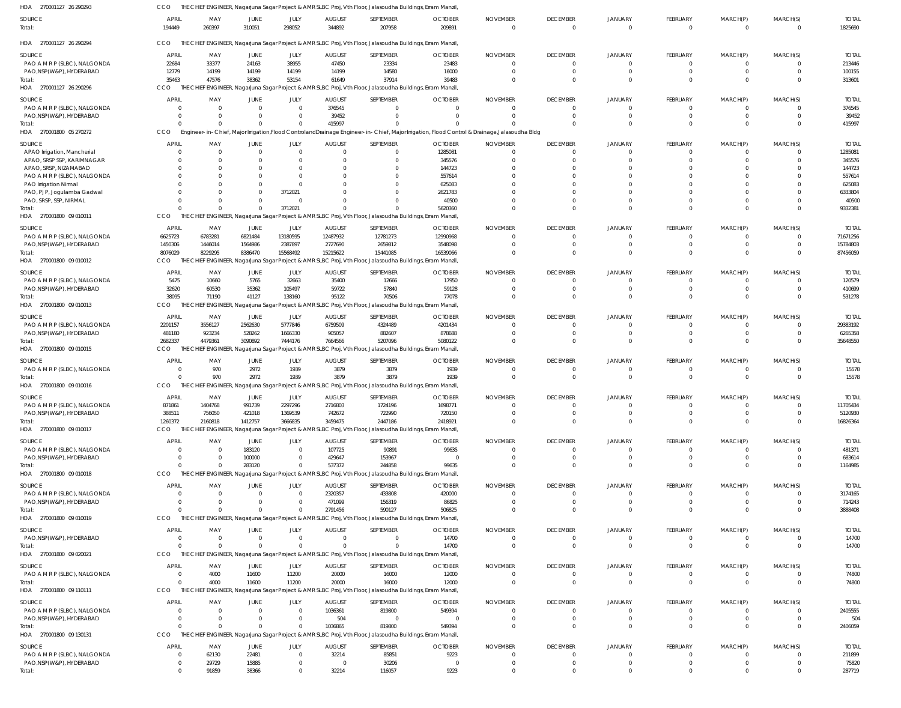HOA 270001127 26 290293 CCO THE CHIEF ENGINEER, Nagarjuna Sagar Project & AMR SLBC Proj, Vth Floor, Jalasoudha Buildings, Erram Manzil,

| SOURCE | APRIL | MAY | JUNE | JULY | AUGUST | SEPTEMBER | OCTOBER | NOVEMBER | DECEMBER | JANUARY | FEBRUARY | MARCH(P) | MARCH(S) | TOTAL |
|---|---|---|---|---|---|---|---|---|---|---|---|---|---|---|
| Total: | 194449 | 260397 | 310051 | 298052 | 344892 | 207958 | 209891 | 0 | 0 | 0 | 0 | 0 | 0 | 1825690 |

HOA 270001127 26 290294 CCO THE CHIEF ENGINEER, Nagarjuna Sagar Project & AMR SLBC Proj, Vth Floor, Jalasoudha Buildings, Erram Manzil,

| SOURCE | APRIL | MAY | JUNE | JULY | AUGUST | SEPTEMBER | OCTOBER | NOVEMBER | DECEMBER | JANUARY | FEBRUARY | MARCH(P) | MARCH(S) | TOTAL |
|---|---|---|---|---|---|---|---|---|---|---|---|---|---|---|
| PAO A M R P (SLBC), NALGONDA | 22684 | 33377 | 24163 | 38955 | 47450 | 23334 | 23483 | 0 | 0 | 0 | 0 | 0 | 0 | 213446 |
| PAO,NSP(W&P), HYDERABAD | 12779 | 14199 | 14199 | 14199 | 14199 | 14580 | 16000 | 0 | 0 | 0 | 0 | 0 | 0 | 100155 |
| Total: | 35463 | 47576 | 38362 | 53154 | 61649 | 37914 | 39483 | 0 | 0 | 0 | 0 | 0 | 0 | 313601 |

HOA 270001127 26 290296 CCO THE CHIEF ENGINEER, Nagarjuna Sagar Project & AMR SLBC Proj, Vth Floor, Jalasoudha Buildings, Erram Manzil,

| SOURCE | APRIL | MAY | JUNE | JULY | AUGUST | SEPTEMBER | OCTOBER | NOVEMBER | DECEMBER | JANUARY | FEBRUARY | MARCH(P) | MARCH(S) | TOTAL |
|---|---|---|---|---|---|---|---|---|---|---|---|---|---|---|
| PAO A M R P (SLBC), NALGONDA | 0 | 0 | 0 | 0 | 376545 | 0 | 0 | 0 | 0 | 0 | 0 | 0 | 0 | 376545 |
| PAO,NSP(W&P), HYDERABAD | 0 | 0 | 0 | 0 | 39452 | 0 | 0 | 0 | 0 | 0 | 0 | 0 | 0 | 39452 |
| Total: | 0 | 0 | 0 | 0 | 415997 | 0 | 0 | 0 | 0 | 0 | 0 | 0 | 0 | 415997 |

HOA 270001800 05 270272 CCO Engineer-in-Chief, Major Irrigation,Flood Control and Drainage Engineer-in-Chief, Major Irrigation, Flood Control & Drainage,Jalasoudha Bldg

| SOURCE | APRIL | MAY | JUNE | JULY | AUGUST | SEPTEMBER | OCTOBER | NOVEMBER | DECEMBER | JANUARY | FEBRUARY | MARCH(P) | MARCH(S) | TOTAL |
|---|---|---|---|---|---|---|---|---|---|---|---|---|---|---|
| APAO Irrigation, Mancherial | 0 | 0 | 0 | 0 | 0 | 0 | 1285081 | 0 | 0 | 0 | 0 | 0 | 0 | 1285081 |
| APAO, SRSP SSP, KARIMNAGAR | 0 | 0 | 0 | 0 | 0 | 0 | 345576 | 0 | 0 | 0 | 0 | 0 | 0 | 345576 |
| APAO, SRSP, NIZAMABAD | 0 | 0 | 0 | 0 | 0 | 0 | 144723 | 0 | 0 | 0 | 0 | 0 | 0 | 144723 |
| PAO A M R P (SLBC), NALGONDA | 0 | 0 | 0 | 0 | 0 | 0 | 557614 | 0 | 0 | 0 | 0 | 0 | 0 | 557614 |
| PAO Irrigation Nirmal | 0 | 0 | 0 | 0 | 0 | 0 | 625083 | 0 | 0 | 0 | 0 | 0 | 0 | 625083 |
| PAO, PJP, Jogulamba Gadwal | 0 | 0 | 0 | 3712021 | 0 | 0 | 2621783 | 0 | 0 | 0 | 0 | 0 | 0 | 6333804 |
| PAO, SRSP, SSP, NIRMAL | 0 | 0 | 0 | 0 | 0 | 0 | 40500 | 0 | 0 | 0 | 0 | 0 | 0 | 40500 |
| Total: | 0 | 0 | 0 | 3712021 | 0 | 0 | 5620360 | 0 | 0 | 0 | 0 | 0 | 0 | 9332381 |

HOA 270001800 09 010011 CCO THE CHIEF ENGINEER, Nagarjuna Sagar Project & AMR SLBC Proj, Vth Floor, Jalasoudha Buildings, Erram Manzil,

| SOURCE | APRIL | MAY | JUNE | JULY | AUGUST | SEPTEMBER | OCTOBER | NOVEMBER | DECEMBER | JANUARY | FEBRUARY | MARCH(P) | MARCH(S) | TOTAL |
|---|---|---|---|---|---|---|---|---|---|---|---|---|---|---|
| PAO A M R P (SLBC), NALGONDA | 6625723 | 6783281 | 6821484 | 13180595 | 12487932 | 12781273 | 12990968 | 0 | 0 | 0 | 0 | 0 | 0 | 71671256 |
| PAO,NSP(W&P), HYDERABAD | 1450306 | 1446014 | 1564986 | 2387897 | 2727690 | 2659812 | 3548098 | 0 | 0 | 0 | 0 | 0 | 0 | 15784803 |
| Total: | 8076029 | 8229295 | 8386470 | 15568492 | 15215622 | 15441085 | 16539066 | 0 | 0 | 0 | 0 | 0 | 0 | 87456059 |

HOA 270001800 09 010012 CCO THE CHIEF ENGINEER, Nagarjuna Sagar Project & AMR SLBC Proj, Vth Floor, Jalasoudha Buildings, Erram Manzil,

| SOURCE | APRIL | MAY | JUNE | JULY | AUGUST | SEPTEMBER | OCTOBER | NOVEMBER | DECEMBER | JANUARY | FEBRUARY | MARCH(P) | MARCH(S) | TOTAL |
|---|---|---|---|---|---|---|---|---|---|---|---|---|---|---|
| PAO A M R P (SLBC), NALGONDA | 5475 | 10660 | 5765 | 32663 | 35400 | 12666 | 17950 | 0 | 0 | 0 | 0 | 0 | 0 | 120579 |
| PAO,NSP(W&P), HYDERABAD | 32620 | 60530 | 35362 | 105497 | 59722 | 57840 | 59128 | 0 | 0 | 0 | 0 | 0 | 0 | 410699 |
| Total: | 38095 | 71190 | 41127 | 138160 | 95122 | 70506 | 77078 | 0 | 0 | 0 | 0 | 0 | 0 | 531278 |

HOA 270001800 09 010013 CCO THE CHIEF ENGINEER, Nagarjuna Sagar Project & AMR SLBC Proj, Vth Floor, Jalasoudha Buildings, Erram Manzil,

| SOURCE | APRIL | MAY | JUNE | JULY | AUGUST | SEPTEMBER | OCTOBER | NOVEMBER | DECEMBER | JANUARY | FEBRUARY | MARCH(P) | MARCH(S) | TOTAL |
|---|---|---|---|---|---|---|---|---|---|---|---|---|---|---|
| PAO A M R P (SLBC), NALGONDA | 2201157 | 3556127 | 2562630 | 5777846 | 6759509 | 4324489 | 4201434 | 0 | 0 | 0 | 0 | 0 | 0 | 29383192 |
| PAO,NSP(W&P), HYDERABAD | 481180 | 923234 | 528262 | 1666330 | 905057 | 882607 | 878688 | 0 | 0 | 0 | 0 | 0 | 0 | 6265358 |
| Total: | 2682337 | 4479361 | 3090892 | 7444176 | 7664566 | 5207096 | 5080122 | 0 | 0 | 0 | 0 | 0 | 0 | 35648550 |

HOA 270001800 09 010015 CCO THE CHIEF ENGINEER, Nagarjuna Sagar Project & AMR SLBC Proj, Vth Floor, Jalasoudha Buildings, Erram Manzil,

| SOURCE | APRIL | MAY | JUNE | JULY | AUGUST | SEPTEMBER | OCTOBER | NOVEMBER | DECEMBER | JANUARY | FEBRUARY | MARCH(P) | MARCH(S) | TOTAL |
|---|---|---|---|---|---|---|---|---|---|---|---|---|---|---|
| PAO A M R P (SLBC), NALGONDA | 0 | 970 | 2972 | 1939 | 3879 | 3879 | 1939 | 0 | 0 | 0 | 0 | 0 | 0 | 15578 |
| Total: | 0 | 970 | 2972 | 1939 | 3879 | 3879 | 1939 | 0 | 0 | 0 | 0 | 0 | 0 | 15578 |

HOA 270001800 09 010016 CCO THE CHIEF ENGINEER, Nagarjuna Sagar Project & AMR SLBC Proj, Vth Floor, Jalasoudha Buildings, Erram Manzil,

| SOURCE | APRIL | MAY | JUNE | JULY | AUGUST | SEPTEMBER | OCTOBER | NOVEMBER | DECEMBER | JANUARY | FEBRUARY | MARCH(P) | MARCH(S) | TOTAL |
|---|---|---|---|---|---|---|---|---|---|---|---|---|---|---|
| PAO A M R P (SLBC), NALGONDA | 871861 | 1404768 | 991739 | 2297296 | 2716803 | 1724196 | 1698771 | 0 | 0 | 0 | 0 | 0 | 0 | 11705434 |
| PAO,NSP(W&P), HYDERABAD | 388511 | 756050 | 421018 | 1369539 | 742672 | 722990 | 720150 | 0 | 0 | 0 | 0 | 0 | 0 | 5120930 |
| Total: | 1260372 | 2160818 | 1412757 | 3666835 | 3459475 | 2447186 | 2418921 | 0 | 0 | 0 | 0 | 0 | 0 | 16826364 |

HOA 270001800 09 010017 CCO THE CHIEF ENGINEER, Nagarjuna Sagar Project & AMR SLBC Proj, Vth Floor, Jalasoudha Buildings, Erram Manzil,

| SOURCE | APRIL | MAY | JUNE | JULY | AUGUST | SEPTEMBER | OCTOBER | NOVEMBER | DECEMBER | JANUARY | FEBRUARY | MARCH(P) | MARCH(S) | TOTAL |
|---|---|---|---|---|---|---|---|---|---|---|---|---|---|---|
| PAO A M R P (SLBC), NALGONDA | 0 | 0 | 183120 | 0 | 107725 | 90891 | 99635 | 0 | 0 | 0 | 0 | 0 | 0 | 481371 |
| PAO,NSP(W&P), HYDERABAD | 0 | 0 | 100000 | 0 | 429647 | 153967 | 0 | 0 | 0 | 0 | 0 | 0 | 0 | 683614 |
| Total: | 0 | 0 | 283120 | 0 | 537372 | 244858 | 99635 | 0 | 0 | 0 | 0 | 0 | 0 | 1164985 |

HOA 270001800 09 010018 CCO THE CHIEF ENGINEER, Nagarjuna Sagar Project & AMR SLBC Proj, Vth Floor, Jalasoudha Buildings, Erram Manzil,

| SOURCE | APRIL | MAY | JUNE | JULY | AUGUST | SEPTEMBER | OCTOBER | NOVEMBER | DECEMBER | JANUARY | FEBRUARY | MARCH(P) | MARCH(S) | TOTAL |
|---|---|---|---|---|---|---|---|---|---|---|---|---|---|---|
| PAO A M R P (SLBC), NALGONDA | 0 | 0 | 0 | 0 | 2320357 | 433808 | 420000 | 0 | 0 | 0 | 0 | 0 | 0 | 3174165 |
| PAO,NSP(W&P), HYDERABAD | 0 | 0 | 0 | 0 | 471099 | 156319 | 86825 | 0 | 0 | 0 | 0 | 0 | 0 | 714243 |
| Total: | 0 | 0 | 0 | 0 | 2791456 | 590127 | 506825 | 0 | 0 | 0 | 0 | 0 | 0 | 3888408 |

HOA 270001800 09 010019 CCO THE CHIEF ENGINEER, Nagarjuna Sagar Project & AMR SLBC Proj, Vth Floor, Jalasoudha Buildings, Erram Manzil,

| SOURCE | APRIL | MAY | JUNE | JULY | AUGUST | SEPTEMBER | OCTOBER | NOVEMBER | DECEMBER | JANUARY | FEBRUARY | MARCH(P) | MARCH(S) | TOTAL |
|---|---|---|---|---|---|---|---|---|---|---|---|---|---|---|
| PAO,NSP(W&P), HYDERABAD | 0 | 0 | 0 | 0 | 0 | 0 | 14700 | 0 | 0 | 0 | 0 | 0 | 0 | 14700 |
| Total: | 0 | 0 | 0 | 0 | 0 | 0 | 14700 | 0 | 0 | 0 | 0 | 0 | 0 | 14700 |

HOA 270001800 09 020021 CCO THE CHIEF ENGINEER, Nagarjuna Sagar Project & AMR SLBC Proj, Vth Floor, Jalasoudha Buildings, Erram Manzil,

| SOURCE | APRIL | MAY | JUNE | JULY | AUGUST | SEPTEMBER | OCTOBER | NOVEMBER | DECEMBER | JANUARY | FEBRUARY | MARCH(P) | MARCH(S) | TOTAL |
|---|---|---|---|---|---|---|---|---|---|---|---|---|---|---|
| PAO A M R P (SLBC), NALGONDA | 0 | 4000 | 11600 | 11200 | 20000 | 16000 | 12000 | 0 | 0 | 0 | 0 | 0 | 0 | 74800 |
| Total: | 0 | 4000 | 11600 | 11200 | 20000 | 16000 | 12000 | 0 | 0 | 0 | 0 | 0 | 0 | 74800 |

HOA 270001800 09 110111 CCO THE CHIEF ENGINEER, Nagarjuna Sagar Project & AMR SLBC Proj, Vth Floor, Jalasoudha Buildings, Erram Manzil,

| SOURCE | APRIL | MAY | JUNE | JULY | AUGUST | SEPTEMBER | OCTOBER | NOVEMBER | DECEMBER | JANUARY | FEBRUARY | MARCH(P) | MARCH(S) | TOTAL |
|---|---|---|---|---|---|---|---|---|---|---|---|---|---|---|
| PAO A M R P (SLBC), NALGONDA | 0 | 0 | 0 | 0 | 1036361 | 819800 | 549394 | 0 | 0 | 0 | 0 | 0 | 0 | 2405555 |
| PAO,NSP(W&P), HYDERABAD | 0 | 0 | 0 | 0 | 504 | 0 | 0 | 0 | 0 | 0 | 0 | 0 | 0 | 504 |
| Total: | 0 | 0 | 0 | 0 | 1036865 | 819800 | 549394 | 0 | 0 | 0 | 0 | 0 | 0 | 2406059 |

HOA 270001800 09 130131 CCO THE CHIEF ENGINEER, Nagarjuna Sagar Project & AMR SLBC Proj, Vth Floor, Jalasoudha Buildings, Erram Manzil,

| SOURCE | APRIL | MAY | JUNE | JULY | AUGUST | SEPTEMBER | OCTOBER | NOVEMBER | DECEMBER | JANUARY | FEBRUARY | MARCH(P) | MARCH(S) | TOTAL |
|---|---|---|---|---|---|---|---|---|---|---|---|---|---|---|
| PAO A M R P (SLBC), NALGONDA | 0 | 62130 | 22481 | 0 | 32214 | 85851 | 9223 | 0 | 0 | 0 | 0 | 0 | 0 | 211899 |
| PAO,NSP(W&P), HYDERABAD | 0 | 29729 | 15885 | 0 | 0 | 30206 | 0 | 0 | 0 | 0 | 0 | 0 | 0 | 75820 |
| Total: | 0 | 91859 | 38366 | 0 | 32214 | 116057 | 9223 | 0 | 0 | 0 | 0 | 0 | 0 | 287719 |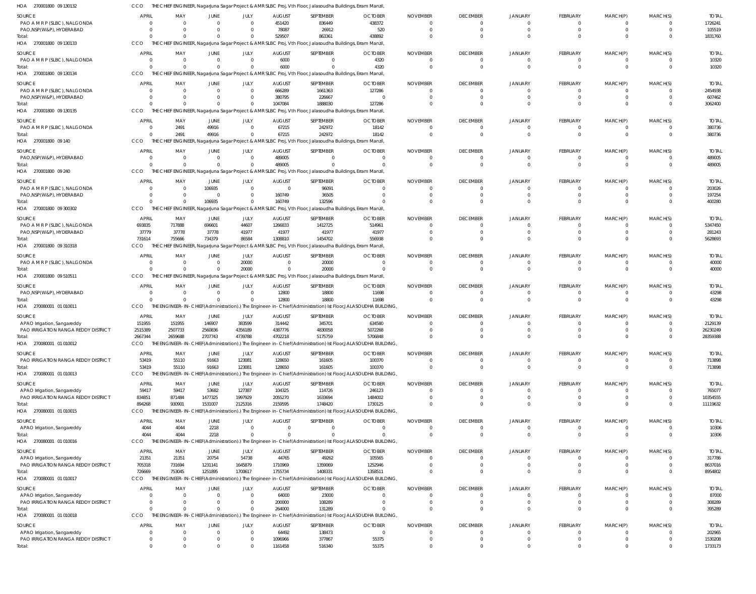HOA 270001800 09 130132 CCO THE CHIEF ENGINEER, Nagarjuna Sagar Project & AMR SLBC Proj, Vth Floor, Jalasoudha Buildings, Erram Manzil,

| SOURCE | APRIL | MAY | JUNE | JULY | AUGUST | SEPTEMBER | OCTOBER | NOVEMBER | DECEMBER | JANUARY | FEBRUARY | MARCH(P) | MARCH(S) | TOTAL |
|---|---|---|---|---|---|---|---|---|---|---|---|---|---|---|
| PAO A M R P (SLBC), NALGONDA | 0 | 0 | 0 | 0 | 451420 | 836449 | 438372 | 0 | 0 | 0 | 0 | 0 | 0 | 1726241 |
| PAO,NSP(W&P), HYDERABAD | 0 | 0 | 0 | 0 | 78087 | 26912 | 520 | 0 | 0 | 0 | 0 | 0 | 0 | 105519 |
| Total: | 0 | 0 | 0 | 0 | 529507 | 863361 | 438892 | 0 | 0 | 0 | 0 | 0 | 0 | 1831760 |

HOA 270001800 09 130133 CCO THE CHIEF ENGINEER, Nagarjuna Sagar Project & AMR SLBC Proj, Vth Floor, Jalasoudha Buildings, Erram Manzil,

| SOURCE | APRIL | MAY | JUNE | JULY | AUGUST | SEPTEMBER | OCTOBER | NOVEMBER | DECEMBER | JANUARY | FEBRUARY | MARCH(P) | MARCH(S) | TOTAL |
|---|---|---|---|---|---|---|---|---|---|---|---|---|---|---|
| PAO A M R P (SLBC), NALGONDA | 0 | 0 | 0 | 0 | 6000 | 0 | 4320 | 0 | 0 | 0 | 0 | 0 | 0 | 10320 |
| Total: | 0 | 0 | 0 | 0 | 6000 | 0 | 4320 | 0 | 0 | 0 | 0 | 0 | 0 | 10320 |

HOA 270001800 09 130134 CCO THE CHIEF ENGINEER, Nagarjuna Sagar Project & AMR SLBC Proj, Vth Floor, Jalasoudha Buildings, Erram Manzil,

| SOURCE | APRIL | MAY | JUNE | JULY | AUGUST | SEPTEMBER | OCTOBER | NOVEMBER | DECEMBER | JANUARY | FEBRUARY | MARCH(P) | MARCH(S) | TOTAL |
|---|---|---|---|---|---|---|---|---|---|---|---|---|---|---|
| PAO A M R P (SLBC), NALGONDA | 0 | 0 | 0 | 0 | 666289 | 1661363 | 127286 | 0 | 0 | 0 | 0 | 0 | 0 | 2454938 |
| PAO,NSP(W&P), HYDERABAD | 0 | 0 | 0 | 0 | 380795 | 226667 | 0 | 0 | 0 | 0 | 0 | 0 | 0 | 607462 |
| Total: | 0 | 0 | 0 | 0 | 1047084 | 1888030 | 127286 | 0 | 0 | 0 | 0 | 0 | 0 | 3062400 |

HOA 270001800 09 130135 CCO THE CHIEF ENGINEER, Nagarjuna Sagar Project & AMR SLBC Proj, Vth Floor, Jalasoudha Buildings, Erram Manzil,

| SOURCE | APRIL | MAY | JUNE | JULY | AUGUST | SEPTEMBER | OCTOBER | NOVEMBER | DECEMBER | JANUARY | FEBRUARY | MARCH(P) | MARCH(S) | TOTAL |
|---|---|---|---|---|---|---|---|---|---|---|---|---|---|---|
| PAO A M R P (SLBC), NALGONDA | 0 | 2491 | 49916 | 0 | 67215 | 242972 | 18142 | 0 | 0 | 0 | 0 | 0 | 0 | 380736 |
| Total: | 0 | 2491 | 49916 | 0 | 67215 | 242972 | 18142 | 0 | 0 | 0 | 0 | 0 | 0 | 380736 |

HOA 270001800 09 140 CCO THE CHIEF ENGINEER, Nagarjuna Sagar Project & AMR SLBC Proj, Vth Floor, Jalasoudha Buildings, Erram Manzil,

| SOURCE | APRIL | MAY | JUNE | JULY | AUGUST | SEPTEMBER | OCTOBER | NOVEMBER | DECEMBER | JANUARY | FEBRUARY | MARCH(P) | MARCH(S) | TOTAL |
|---|---|---|---|---|---|---|---|---|---|---|---|---|---|---|
| PAO,NSP(W&P), HYDERABAD | 0 | 0 | 0 | 0 | 489005 | 0 | 0 | 0 | 0 | 0 | 0 | 0 | 0 | 489005 |
| Total: | 0 | 0 | 0 | 0 | 489005 | 0 | 0 | 0 | 0 | 0 | 0 | 0 | 0 | 489005 |

HOA 270001800 09 240 CCO THE CHIEF ENGINEER, Nagarjuna Sagar Project & AMR SLBC Proj, Vth Floor, Jalasoudha Buildings, Erram Manzil,

| SOURCE | APRIL | MAY | JUNE | JULY | AUGUST | SEPTEMBER | OCTOBER | NOVEMBER | DECEMBER | JANUARY | FEBRUARY | MARCH(P) | MARCH(S) | TOTAL |
|---|---|---|---|---|---|---|---|---|---|---|---|---|---|---|
| PAO A M R P (SLBC), NALGONDA | 0 | 0 | 106935 | 0 | 0 | 96091 | 0 | 0 | 0 | 0 | 0 | 0 | 0 | 203026 |
| PAO,NSP(W&P), HYDERABAD | 0 | 0 | 0 | 0 | 160749 | 36505 | 0 | 0 | 0 | 0 | 0 | 0 | 0 | 197254 |
| Total: | 0 | 0 | 106935 | 0 | 160749 | 132596 | 0 | 0 | 0 | 0 | 0 | 0 | 0 | 400280 |

HOA 270001800 09 300302 CCO THE CHIEF ENGINEER, Nagarjuna Sagar Project & AMR SLBC Proj, Vth Floor, Jalasoudha Buildings, Erram Manzil,

| SOURCE | APRIL | MAY | JUNE | JULY | AUGUST | SEPTEMBER | OCTOBER | NOVEMBER | DECEMBER | JANUARY | FEBRUARY | MARCH(P) | MARCH(S) | TOTAL |
|---|---|---|---|---|---|---|---|---|---|---|---|---|---|---|
| PAO A M R P (SLBC), NALGONDA | 693835 | 717888 | 696601 | 44607 | 1266833 | 1412725 | 514961 | 0 | 0 | 0 | 0 | 0 | 0 | 5347450 |
| PAO,NSP(W&P), HYDERABAD | 37779 | 37778 | 37778 | 41977 | 41977 | 41977 | 41977 | 0 | 0 | 0 | 0 | 0 | 0 | 281243 |
| Total: | 731614 | 755666 | 734379 | 86584 | 1308810 | 1454702 | 556938 | 0 | 0 | 0 | 0 | 0 | 0 | 5628693 |

HOA 270001800 09 310318 CCO THE CHIEF ENGINEER, Nagarjuna Sagar Project & AMR SLBC Proj, Vth Floor, Jalasoudha Buildings, Erram Manzil,

| SOURCE | APRIL | MAY | JUNE | JULY | AUGUST | SEPTEMBER | OCTOBER | NOVEMBER | DECEMBER | JANUARY | FEBRUARY | MARCH(P) | MARCH(S) | TOTAL |
|---|---|---|---|---|---|---|---|---|---|---|---|---|---|---|
| PAO A M R P (SLBC), NALGONDA | 0 | 0 | 0 | 20000 | 0 | 20000 | 0 | 0 | 0 | 0 | 0 | 0 | 0 | 40000 |
| Total: | 0 | 0 | 0 | 20000 | 0 | 20000 | 0 | 0 | 0 | 0 | 0 | 0 | 0 | 40000 |

HOA 270001800 09 510511 CCO THE CHIEF ENGINEER, Nagarjuna Sagar Project & AMR SLBC Proj, Vth Floor, Jalasoudha Buildings, Erram Manzil,

| SOURCE | APRIL | MAY | JUNE | JULY | AUGUST | SEPTEMBER | OCTOBER | NOVEMBER | DECEMBER | JANUARY | FEBRUARY | MARCH(P) | MARCH(S) | TOTAL |
|---|---|---|---|---|---|---|---|---|---|---|---|---|---|---|
| PAO,NSP(W&P), HYDERABAD | 0 | 0 | 0 | 0 | 12800 | 18800 | 11698 | 0 | 0 | 0 | 0 | 0 | 0 | 43298 |
| Total: | 0 | 0 | 0 | 0 | 12800 | 18800 | 11698 | 0 | 0 | 0 | 0 | 0 | 0 | 43298 |

HOA 270080001 01 010011 CCO THE ENGINEER-IN-CHIEF(Administration).) The Engineer-in-Chief(Administration) Ist Floor,JALASOUDHA BUILDING,

| SOURCE | APRIL | MAY | JUNE | JULY | AUGUST | SEPTEMBER | OCTOBER | NOVEMBER | DECEMBER | JANUARY | FEBRUARY | MARCH(P) | MARCH(S) | TOTAL |
|---|---|---|---|---|---|---|---|---|---|---|---|---|---|---|
| APAO Irrigation, Sangareddy | 151955 | 151955 | 146907 | 383599 | 314442 | 345701 | 634580 | 0 | 0 | 0 | 0 | 0 | 0 | 2129139 |
| PAO IRRIGATION RANGA REDDY DISTRICT | 2515389 | 2507733 | 2560836 | 4356189 | 4387776 | 4830058 | 5072268 | 0 | 0 | 0 | 0 | 0 | 0 | 26230249 |
| Total: | 2667344 | 2659688 | 2707743 | 4739788 | 4702218 | 5175759 | 5706848 | 0 | 0 | 0 | 0 | 0 | 0 | 28359388 |

HOA 270080001 01 010012 CCO THE ENGINEER-IN-CHIEF(Administration).) The Engineer-in-Chief(Administration) Ist Floor,JALASOUDHA BUILDING,

| SOURCE | APRIL | MAY | JUNE | JULY | AUGUST | SEPTEMBER | OCTOBER | NOVEMBER | DECEMBER | JANUARY | FEBRUARY | MARCH(P) | MARCH(S) | TOTAL |
|---|---|---|---|---|---|---|---|---|---|---|---|---|---|---|
| PAO IRRIGATION RANGA REDDY DISTRICT | 53419 | 55110 | 91663 | 123081 | 128650 | 161605 | 100370 | 0 | 0 | 0 | 0 | 0 | 0 | 713898 |
| Total: | 53419 | 55110 | 91663 | 123081 | 128650 | 161605 | 100370 | 0 | 0 | 0 | 0 | 0 | 0 | 713898 |

HOA 270080001 01 010013 CCO THE ENGINEER-IN-CHIEF(Administration).) The Engineer-in-Chief(Administration) Ist Floor,JALASOUDHA BUILDING,

| SOURCE | APRIL | MAY | JUNE | JULY | AUGUST | SEPTEMBER | OCTOBER | NOVEMBER | DECEMBER | JANUARY | FEBRUARY | MARCH(P) | MARCH(S) | TOTAL |
|---|---|---|---|---|---|---|---|---|---|---|---|---|---|---|
| APAO Irrigation, Sangareddy | 59417 | 59417 | 53682 | 127387 | 104325 | 114726 | 246123 | 0 | 0 | 0 | 0 | 0 | 0 | 765077 |
| PAO IRRIGATION RANGA REDDY DISTRICT | 834851 | 871484 | 1477325 | 1997929 | 2055270 | 1633694 | 1484002 | 0 | 0 | 0 | 0 | 0 | 0 | 10354555 |
| Total: | 894268 | 930901 | 1531007 | 2125316 | 2159595 | 1748420 | 1730125 | 0 | 0 | 0 | 0 | 0 | 0 | 11119632 |

HOA 270080001 01 010015 CCO THE ENGINEER-IN-CHIEF(Administration).) The Engineer-in-Chief(Administration) Ist Floor,JALASOUDHA BUILDING,

| SOURCE | APRIL | MAY | JUNE | JULY | AUGUST | SEPTEMBER | OCTOBER | NOVEMBER | DECEMBER | JANUARY | FEBRUARY | MARCH(P) | MARCH(S) | TOTAL |
|---|---|---|---|---|---|---|---|---|---|---|---|---|---|---|
| APAO Irrigation, Sangareddy | 4044 | 4044 | 2218 | 0 | 0 | 0 | 0 | 0 | 0 | 0 | 0 | 0 | 0 | 10306 |
| Total: | 4044 | 4044 | 2218 | 0 | 0 | 0 | 0 | 0 | 0 | 0 | 0 | 0 | 0 | 10306 |

HOA 270080001 01 010016 CCO THE ENGINEER-IN-CHIEF(Administration).) The Engineer-in-Chief(Administration) Ist Floor,JALASOUDHA BUILDING,

| SOURCE | APRIL | MAY | JUNE | JULY | AUGUST | SEPTEMBER | OCTOBER | NOVEMBER | DECEMBER | JANUARY | FEBRUARY | MARCH(P) | MARCH(S) | TOTAL |
|---|---|---|---|---|---|---|---|---|---|---|---|---|---|---|
| APAO Irrigation, Sangareddy | 21351 | 21351 | 20754 | 54738 | 44765 | 49262 | 105565 | 0 | 0 | 0 | 0 | 0 | 0 | 317786 |
| PAO IRRIGATION RANGA REDDY DISTRICT | 705318 | 731694 | 1231141 | 1645879 | 1710969 | 1359069 | 1252946 | 0 | 0 | 0 | 0 | 0 | 0 | 8637016 |
| Total: | 726669 | 753045 | 1251895 | 1700617 | 1755734 | 1408331 | 1358511 | 0 | 0 | 0 | 0 | 0 | 0 | 8954802 |

HOA 270080001 01 010017 CCO THE ENGINEER-IN-CHIEF(Administration).) The Engineer-in-Chief(Administration) Ist Floor,JALASOUDHA BUILDING,

| SOURCE | APRIL | MAY | JUNE | JULY | AUGUST | SEPTEMBER | OCTOBER | NOVEMBER | DECEMBER | JANUARY | FEBRUARY | MARCH(P) | MARCH(S) | TOTAL |
|---|---|---|---|---|---|---|---|---|---|---|---|---|---|---|
| APAO Irrigation, Sangareddy | 0 | 0 | 0 | 0 | 64000 | 23000 | 0 | 0 | 0 | 0 | 0 | 0 | 0 | 87000 |
| PAO IRRIGATION RANGA REDDY DISTRICT | 0 | 0 | 0 | 0 | 200000 | 108289 | 0 | 0 | 0 | 0 | 0 | 0 | 0 | 308289 |
| Total: | 0 | 0 | 0 | 0 | 264000 | 131289 | 0 | 0 | 0 | 0 | 0 | 0 | 0 | 395289 |

HOA 270080001 01 010018 CCO THE ENGINEER-IN-CHIEF(Administration).) The Engineer-in-Chief(Administration) Ist Floor,JALASOUDHA BUILDING,

| SOURCE | APRIL | MAY | JUNE | JULY | AUGUST | SEPTEMBER | OCTOBER | NOVEMBER | DECEMBER | JANUARY | FEBRUARY | MARCH(P) | MARCH(S) | TOTAL |
|---|---|---|---|---|---|---|---|---|---|---|---|---|---|---|
| APAO Irrigation, Sangareddy | 0 | 0 | 0 | 0 | 64492 | 138473 | 0 | 0 | 0 | 0 | 0 | 0 | 0 | 202965 |
| PAO IRRIGATION RANGA REDDY DISTRICT | 0 | 0 | 0 | 0 | 1096966 | 377867 | 55375 | 0 | 0 | 0 | 0 | 0 | 0 | 1530208 |
| Total: | 0 | 0 | 0 | 0 | 1161458 | 516340 | 55375 | 0 | 0 | 0 | 0 | 0 | 0 | 1733173 |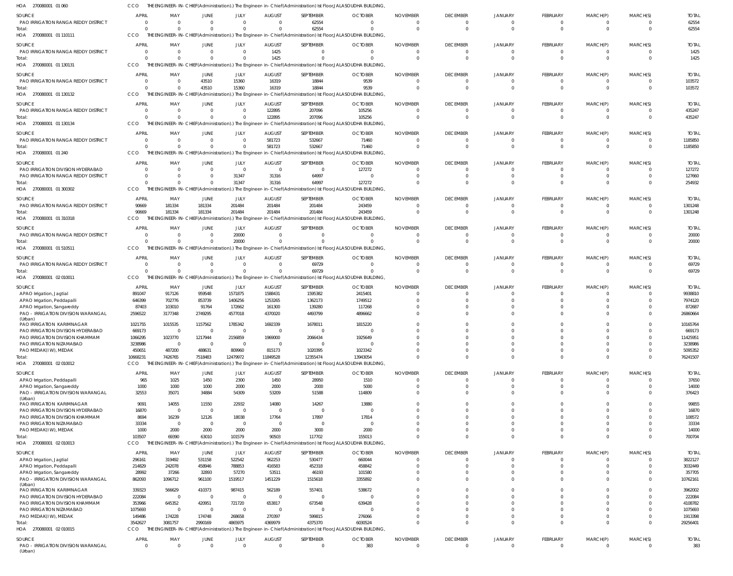HOA 270080001 01 060 CCO THE ENGINEER-IN-CHIEF(Administration).) The Engineer-in-Chief(Administration) Ist Floor,JALASOUDHA BUILDING,

| SOURCE | APRIL | MAY | JUNE | JULY | AUGUST | SEPTEMBER | OCTOBER | NOVEMBER | DECEMBER | JANUARY | FEBRUARY | MARCH(P) | MARCH(S) | TOTAL |
|---|---|---|---|---|---|---|---|---|---|---|---|---|---|---|
| PAO IRRIGATION RANGA REDDY DISTRICT | 0 | 0 | 0 | 0 | 0 | 62554 | 0 | 0 | 0 | 0 | 0 | 0 | 0 | 62554 |
| Total: | 0 | 0 | 0 | 0 | 0 | 62554 | 0 | 0 | 0 | 0 | 0 | 0 | 0 | 62554 |

HOA 270080001 01 110111 CCO THE ENGINEER-IN-CHIEF(Administration).) The Engineer-in-Chief(Administration) Ist Floor,JALASOUDHA BUILDING,

| SOURCE | APRIL | MAY | JUNE | JULY | AUGUST | SEPTEMBER | OCTOBER | NOVEMBER | DECEMBER | JANUARY | FEBRUARY | MARCH(P) | MARCH(S) | TOTAL |
|---|---|---|---|---|---|---|---|---|---|---|---|---|---|---|
| PAO IRRIGATION RANGA REDDY DISTRICT | 0 | 0 | 0 | 0 | 1425 | 0 | 0 | 0 | 0 | 0 | 0 | 0 | 0 | 1425 |
| Total: | 0 | 0 | 0 | 0 | 1425 | 0 | 0 | 0 | 0 | 0 | 0 | 0 | 0 | 1425 |

HOA 270080001 01 130131 CCO THE ENGINEER-IN-CHIEF(Administration).) The Engineer-in-Chief(Administration) Ist Floor,JALASOUDHA BUILDING,

| SOURCE | APRIL | MAY | JUNE | JULY | AUGUST | SEPTEMBER | OCTOBER | NOVEMBER | DECEMBER | JANUARY | FEBRUARY | MARCH(P) | MARCH(S) | TOTAL |
|---|---|---|---|---|---|---|---|---|---|---|---|---|---|---|
| PAO IRRIGATION RANGA REDDY DISTRICT | 0 | 0 | 43510 | 15360 | 16319 | 18844 | 9539 | 0 | 0 | 0 | 0 | 0 | 0 | 103572 |
| Total: | 0 | 0 | 43510 | 15360 | 16319 | 18844 | 9539 | 0 | 0 | 0 | 0 | 0 | 0 | 103572 |

HOA 270080001 01 130132 CCO THE ENGINEER-IN-CHIEF(Administration).) The Engineer-in-Chief(Administration) Ist Floor,JALASOUDHA BUILDING,

| SOURCE | APRIL | MAY | JUNE | JULY | AUGUST | SEPTEMBER | OCTOBER | NOVEMBER | DECEMBER | JANUARY | FEBRUARY | MARCH(P) | MARCH(S) | TOTAL |
|---|---|---|---|---|---|---|---|---|---|---|---|---|---|---|
| PAO IRRIGATION RANGA REDDY DISTRICT | 0 | 0 | 0 | 0 | 122895 | 207096 | 105256 | 0 | 0 | 0 | 0 | 0 | 0 | 435247 |
| Total: | 0 | 0 | 0 | 0 | 122895 | 207096 | 105256 | 0 | 0 | 0 | 0 | 0 | 0 | 435247 |

HOA 270080001 01 130134 CCO THE ENGINEER-IN-CHIEF(Administration).) The Engineer-in-Chief(Administration) Ist Floor,JALASOUDHA BUILDING,

| SOURCE | APRIL | MAY | JUNE | JULY | AUGUST | SEPTEMBER | OCTOBER | NOVEMBER | DECEMBER | JANUARY | FEBRUARY | MARCH(P) | MARCH(S) | TOTAL |
|---|---|---|---|---|---|---|---|---|---|---|---|---|---|---|
| PAO IRRIGATION RANGA REDDY DISTRICT | 0 | 0 | 0 | 0 | 581723 | 532667 | 71460 | 0 | 0 | 0 | 0 | 0 | 0 | 1185850 |
| Total: | 0 | 0 | 0 | 0 | 581723 | 532667 | 71460 | 0 | 0 | 0 | 0 | 0 | 0 | 1185850 |

HOA 270080001 01 240 CCO THE ENGINEER-IN-CHIEF(Administration).) The Engineer-in-Chief(Administration) Ist Floor,JALASOUDHA BUILDING,

| SOURCE | APRIL | MAY | JUNE | JULY | AUGUST | SEPTEMBER | OCTOBER | NOVEMBER | DECEMBER | JANUARY | FEBRUARY | MARCH(P) | MARCH(S) | TOTAL |
|---|---|---|---|---|---|---|---|---|---|---|---|---|---|---|
| PAO IRRIGATION DIVISION HYDERABAD | 0 | 0 | 0 | 0 | 0 | 0 | 127272 | 0 | 0 | 0 | 0 | 0 | 0 | 127272 |
| PAO IRRIGATION RANGA REDDY DISTRICT | 0 | 0 | 0 | 31347 | 31316 | 64997 | 0 | 0 | 0 | 0 | 0 | 0 | 0 | 127660 |
| Total: | 0 | 0 | 0 | 31347 | 31316 | 64997 | 127272 | 0 | 0 | 0 | 0 | 0 | 0 | 254932 |

HOA 270080001 01 300302 CCO THE ENGINEER-IN-CHIEF(Administration).) The Engineer-in-Chief(Administration) Ist Floor,JALASOUDHA BUILDING,

| SOURCE | APRIL | MAY | JUNE | JULY | AUGUST | SEPTEMBER | OCTOBER | NOVEMBER | DECEMBER | JANUARY | FEBRUARY | MARCH(P) | MARCH(S) | TOTAL |
|---|---|---|---|---|---|---|---|---|---|---|---|---|---|---|
| PAO IRRIGATION RANGA REDDY DISTRICT | 90669 | 181334 | 181334 | 201484 | 201484 | 201484 | 243459 | 0 | 0 | 0 | 0 | 0 | 0 | 1301248 |
| Total: | 90669 | 181334 | 181334 | 201484 | 201484 | 201484 | 243459 | 0 | 0 | 0 | 0 | 0 | 0 | 1301248 |

HOA 270080001 01 310318 CCO THE ENGINEER-IN-CHIEF(Administration).) The Engineer-in-Chief(Administration) Ist Floor,JALASOUDHA BUILDING,

| SOURCE | APRIL | MAY | JUNE | JULY | AUGUST | SEPTEMBER | OCTOBER | NOVEMBER | DECEMBER | JANUARY | FEBRUARY | MARCH(P) | MARCH(S) | TOTAL |
|---|---|---|---|---|---|---|---|---|---|---|---|---|---|---|
| PAO IRRIGATION RANGA REDDY DISTRICT | 0 | 0 | 0 | 20000 | 0 | 0 | 0 | 0 | 0 | 0 | 0 | 0 | 0 | 20000 |
| Total: | 0 | 0 | 0 | 20000 | 0 | 0 | 0 | 0 | 0 | 0 | 0 | 0 | 0 | 20000 |

HOA 270080001 01 510511 CCO THE ENGINEER-IN-CHIEF(Administration).) The Engineer-in-Chief(Administration) Ist Floor,JALASOUDHA BUILDING,

| SOURCE | APRIL | MAY | JUNE | JULY | AUGUST | SEPTEMBER | OCTOBER | NOVEMBER | DECEMBER | JANUARY | FEBRUARY | MARCH(P) | MARCH(S) | TOTAL |
|---|---|---|---|---|---|---|---|---|---|---|---|---|---|---|
| PAO IRRIGATION RANGA REDDY DISTRICT | 0 | 0 | 0 | 0 | 0 | 69729 | 0 | 0 | 0 | 0 | 0 | 0 | 0 | 69729 |
| Total: | 0 | 0 | 0 | 0 | 0 | 69729 | 0 | 0 | 0 | 0 | 0 | 0 | 0 | 69729 |

HOA 270080001 02 010011 CCO THE ENGINEER-IN-CHIEF(Administration).) The Engineer-in-Chief(Administration) Ist Floor,JALASOUDHA BUILDING,

| SOURCE | APRIL | MAY | JUNE | JULY | AUGUST | SEPTEMBER | OCTOBER | NOVEMBER | DECEMBER | JANUARY | FEBRUARY | MARCH(P) | MARCH(S) | TOTAL |
|---|---|---|---|---|---|---|---|---|---|---|---|---|---|---|
| APAO Irrigation, Jagtial | 891047 | 917126 | 959548 | 1571875 | 1588431 | 1595382 | 2415401 | 0 | 0 | 0 | 0 | 0 | 0 | 9938810 |
| APAO Irrigation, Peddapalli | 646399 | 702776 | 853739 | 1406256 | 1253265 | 1362173 | 1749512 | 0 | 0 | 0 | 0 | 0 | 0 | 7974120 |
| APAO Irrigation, Sangareddy | 87403 | 103010 | 91764 | 172662 | 161300 | 139280 | 117268 | 0 | 0 | 0 | 0 | 0 | 0 | 872687 |
| PAO - IRRIGATION DIVISION WARANGAL (Urban) | 2596522 | 3177348 | 2749295 | 4577018 | 4370020 | 4493799 | 4896662 | 0 | 0 | 0 | 0 | 0 | 0 | 26860664 |
| PAO IRRIGATION KARIMNAGAR | 1021755 | 1015535 | 1157562 | 1785342 | 1692339 | 1678011 | 1815220 | 0 | 0 | 0 | 0 | 0 | 0 | 10165764 |
| PAO IRRIGATION DIVISION HYDERABAD | 669173 | 0 | 0 | 0 | 0 | 0 | 0 | 0 | 0 | 0 | 0 | 0 | 0 | 669173 |
| PAO IRRIGATION DIVISION KHAMMAM | 1066295 | 1023770 | 1217944 | 2156859 | 1969000 | 2066434 | 1925649 | 0 | 0 | 0 | 0 | 0 | 0 | 11425951 |
| PAO IRRIGATION NIZAMABAD | 3238986 | 0 | 0 | 0 | 0 | 0 | 0 | 0 | 0 | 0 | 0 | 0 | 0 | 3238986 |
| PAO MEDAK(IW), MEDAK | 450651 | 487200 | 488631 | 809960 | 815173 | 1020395 | 1023342 | 0 | 0 | 0 | 0 | 0 | 0 | 5095352 |
| Total: | 10668231 | 7426765 | 7518483 | 12479972 | 11849528 | 12355474 | 13943054 | 0 | 0 | 0 | 0 | 0 | 0 | 76241507 |

HOA 270080001 02 010012 CCO THE ENGINEER-IN-CHIEF(Administration).) The Engineer-in-Chief(Administration) Ist Floor,JALASOUDHA BUILDING,

| SOURCE | APRIL | MAY | JUNE | JULY | AUGUST | SEPTEMBER | OCTOBER | NOVEMBER | DECEMBER | JANUARY | FEBRUARY | MARCH(P) | MARCH(S) | TOTAL |
|---|---|---|---|---|---|---|---|---|---|---|---|---|---|---|
| APAO Irrigation, Peddapalli | 965 | 1025 | 1450 | 2300 | 1450 | 28950 | 1510 | 0 | 0 | 0 | 0 | 0 | 0 | 37650 |
| APAO Irrigation, Sangareddy | 1000 | 1000 | 1000 | 2000 | 2000 | 2000 | 5000 | 0 | 0 | 0 | 0 | 0 | 0 | 14000 |
| PAO - IRRIGATION DIVISION WARANGAL (Urban) | 32553 | 35071 | 34884 | 54309 | 53209 | 51588 | 114809 | 0 | 0 | 0 | 0 | 0 | 0 | 376423 |
| PAO IRRIGATION KARIMNAGAR | 9091 | 14055 | 11550 | 22932 | 14080 | 14267 | 13880 | 0 | 0 | 0 | 0 | 0 | 0 | 99855 |
| PAO IRRIGATION DIVISION HYDERABAD | 16870 | 0 | 0 | 0 | 0 | 0 | 0 | 0 | 0 | 0 | 0 | 0 | 0 | 16870 |
| PAO IRRIGATION DIVISION KHAMMAM | 8694 | 16239 | 12126 | 18038 | 17764 | 17897 | 17814 | 0 | 0 | 0 | 0 | 0 | 0 | 108572 |
| PAO IRRIGATION NIZAMABAD | 33334 | 0 | 0 | 0 | 0 | 0 | 0 | 0 | 0 | 0 | 0 | 0 | 0 | 33334 |
| PAO MEDAK(IW), MEDAK | 1000 | 2000 | 2000 | 2000 | 2000 | 3000 | 2000 | 0 | 0 | 0 | 0 | 0 | 0 | 14000 |
| Total: | 103507 | 69390 | 63010 | 101579 | 90503 | 117702 | 155013 | 0 | 0 | 0 | 0 | 0 | 0 | 700704 |

HOA 270080001 02 010013 CCO THE ENGINEER-IN-CHIEF(Administration).) The Engineer-in-Chief(Administration) Ist Floor,JALASOUDHA BUILDING,

| SOURCE | APRIL | MAY | JUNE | JULY | AUGUST | SEPTEMBER | OCTOBER | NOVEMBER | DECEMBER | JANUARY | FEBRUARY | MARCH(P) | MARCH(S) | TOTAL |
|---|---|---|---|---|---|---|---|---|---|---|---|---|---|---|
| APAO Irrigation, Jagtial | 296161 | 319492 | 531158 | 522542 | 962253 | 530477 | 660044 | 0 | 0 | 0 | 0 | 0 | 0 | 3822127 |
| APAO Irrigation, Peddapalli | 214829 | 242078 | 458946 | 788853 | 416583 | 452318 | 458842 | 0 | 0 | 0 | 0 | 0 | 0 | 3032449 |
| APAO Irrigation, Sangareddy | 28992 | 37266 | 32893 | 57270 | 53511 | 46193 | 101580 | 0 | 0 | 0 | 0 | 0 | 0 | 357705 |
| PAO - IRRIGATION DIVISION WARANGAL (Urban) | 862093 | 1096712 | 961100 | 1519517 | 1451229 | 1515618 | 3355892 | 0 | 0 | 0 | 0 | 0 | 0 | 10762161 |
| PAO IRRIGATION KARIMNAGAR | 339323 | 566629 | 410373 | 987415 | 562189 | 557401 | 538672 | 0 | 0 | 0 | 0 | 0 | 0 | 3962002 |
| PAO IRRIGATION DIVISION HYDERABAD | 222084 | 0 | 0 | 0 | 0 | 0 | 0 | 0 | 0 | 0 | 0 | 0 | 0 | 222084 |
| PAO IRRIGATION DIVISION KHAMMAM | 353966 | 645352 | 420951 | 721720 | 653817 | 673548 | 639428 | 0 | 0 | 0 | 0 | 0 | 0 | 4108782 |
| PAO IRRIGATION NIZAMABAD | 1075693 | 0 | 0 | 0 | 0 | 0 | 0 | 0 | 0 | 0 | 0 | 0 | 0 | 1075693 |
| PAO MEDAK(IW), MEDAK | 149486 | 174228 | 174748 | 268658 | 270397 | 599815 | 276066 | 0 | 0 | 0 | 0 | 0 | 0 | 1913398 |
| Total: | 3542627 | 3081757 | 2990169 | 4865975 | 4369979 | 4375370 | 6030524 | 0 | 0 | 0 | 0 | 0 | 0 | 29256401 |

HOA 270080001 02 010015 CCO THE ENGINEER-IN-CHIEF(Administration).) The Engineer-in-Chief(Administration) Ist Floor,JALASOUDHA BUILDING,

| SOURCE | APRIL | MAY | JUNE | JULY | AUGUST | SEPTEMBER | OCTOBER | NOVEMBER | DECEMBER | JANUARY | FEBRUARY | MARCH(P) | MARCH(S) | TOTAL |
|---|---|---|---|---|---|---|---|---|---|---|---|---|---|---|
| PAO - IRRIGATION DIVISION WARANGAL (Urban) | 0 | 0 | 0 | 0 | 0 | 0 | 383 | 0 | 0 | 0 | 0 | 0 | 0 | 383 |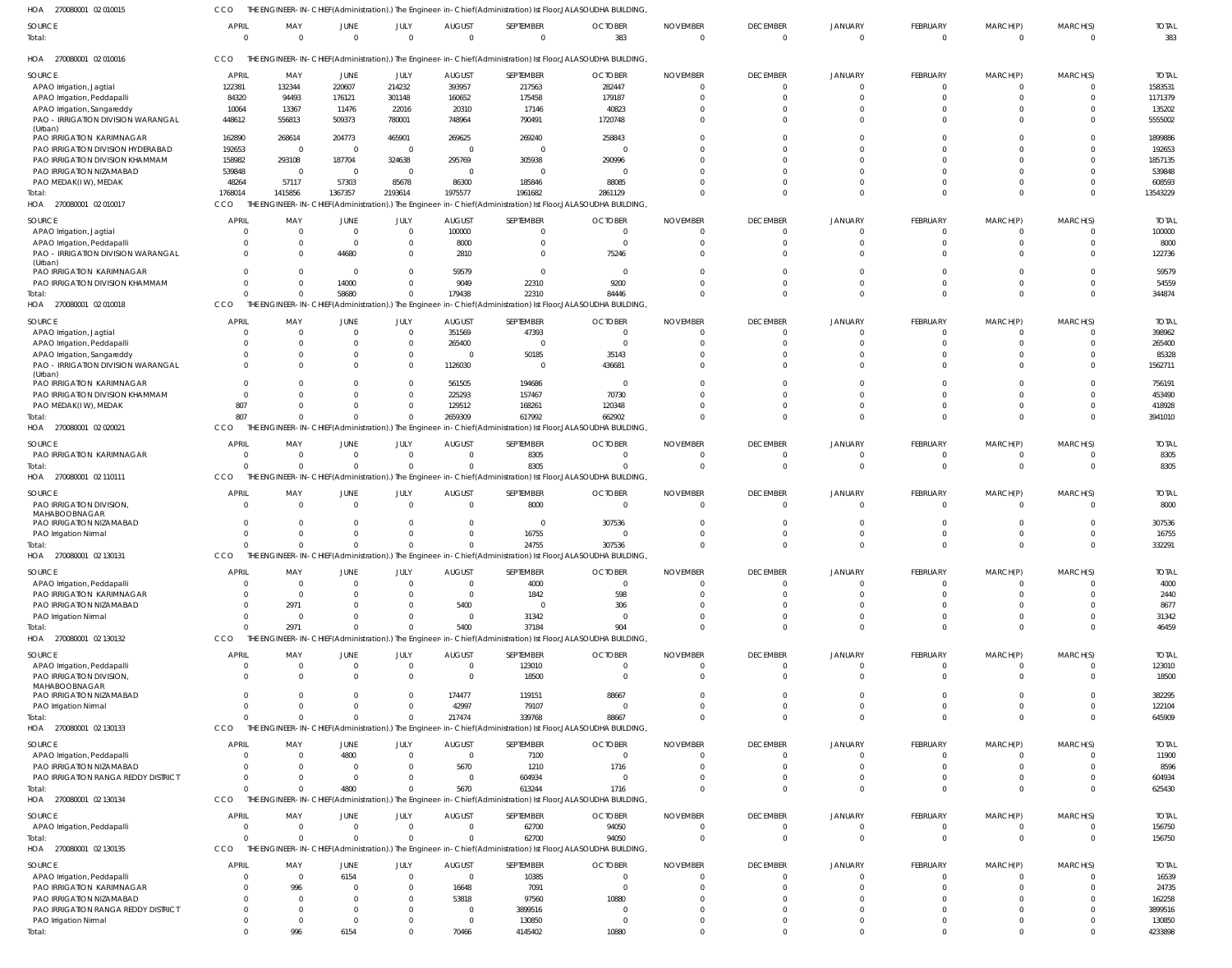HOA 270080001 02 010015 CCO THE ENGINEER-IN-CHIF(Administration).) The Engineer-in-Chief(Administration) Ist Floor,JALASOUDHA BUILDING,

| SOURCE | APRIL | MAY | JUNE | JULY | AUGUST | SEPTEMBER | OCTOBER | NOVEMBER | DECEMBER | JANUARY | FEBRUARY | MARCH(P) | MARCH(S) | TOTAL |
|---|---|---|---|---|---|---|---|---|---|---|---|---|---|---|
| Total: | 0 | 0 | 0 | 0 | 0 | 0 | 383 | 0 | 0 | 0 | 0 | 0 | 0 | 383 |

HOA 270080001 02 010016 CCO THE ENGINEER-IN-CHIF(Administration).) The Engineer-in-Chief(Administration) Ist Floor,JALASOUDHA BUILDING,

| SOURCE | APRIL | MAY | JUNE | JULY | AUGUST | SEPTEMBER | OCTOBER | NOVEMBER | DECEMBER | JANUARY | FEBRUARY | MARCH(P) | MARCH(S) | TOTAL |
|---|---|---|---|---|---|---|---|---|---|---|---|---|---|---|
| APAO Irrigation, Jagtial | 122381 | 132344 | 220607 | 214232 | 393957 | 217563 | 282447 | 0 | 0 | 0 | 0 | 0 | 0 | 1583531 |
| APAO Irrigation, Peddapalli | 84320 | 94493 | 176121 | 301148 | 160652 | 175458 | 179187 | 0 | 0 | 0 | 0 | 0 | 0 | 1171379 |
| APAO Irrigation, Sangareddy | 10064 | 13367 | 11476 | 22016 | 20310 | 17146 | 40823 | 0 | 0 | 0 | 0 | 0 | 0 | 135202 |
| PAO - IRRIGATION DIVISION WARANGAL (Urban) | 448612 | 556813 | 509373 | 780001 | 748964 | 790491 | 1720748 | 0 | 0 | 0 | 0 | 0 | 0 | 5555002 |
| PAO IRRIGATION KARIMNAGAR | 162890 | 268614 | 204773 | 465901 | 269625 | 269240 | 258843 | 0 | 0 | 0 | 0 | 0 | 0 | 1899886 |
| PAO IRRIGATION DIVISION HYDERABAD | 192653 | 0 | 0 | 0 | 0 | 0 | 0 | 0 | 0 | 0 | 0 | 0 | 0 | 192653 |
| PAO IRRIGATION DIVISION KHAMMAM | 158982 | 293108 | 187704 | 324638 | 295769 | 305938 | 290996 | 0 | 0 | 0 | 0 | 0 | 0 | 1857135 |
| PAO IRRIGATION NIZAMABAD | 539848 | 0 | 0 | 0 | 0 | 0 | 0 | 0 | 0 | 0 | 0 | 0 | 0 | 539848 |
| PAO MEDAK(IW), MEDAK | 48264 | 57117 | 57303 | 85678 | 86300 | 185846 | 88085 | 0 | 0 | 0 | 0 | 0 | 0 | 608593 |
| Total: | 1768014 | 1415856 | 1367357 | 2193614 | 1975577 | 1961682 | 2861129 | 0 | 0 | 0 | 0 | 0 | 0 | 13543229 |

HOA 270080001 02 010017 CCO THE ENGINEER-IN-CHIF(Administration).) The Engineer-in-Chief(Administration) Ist Floor,JALASOUDHA BUILDING,

| SOURCE | APRIL | MAY | JUNE | JULY | AUGUST | SEPTEMBER | OCTOBER | NOVEMBER | DECEMBER | JANUARY | FEBRUARY | MARCH(P) | MARCH(S) | TOTAL |
|---|---|---|---|---|---|---|---|---|---|---|---|---|---|---|
| APAO Irrigation, Jagtial | 0 | 0 | 0 | 0 | 100000 | 0 | 0 | 0 | 0 | 0 | 0 | 0 | 0 | 100000 |
| APAO Irrigation, Peddapalli | 0 | 0 | 0 | 0 | 8000 | 0 | 0 | 0 | 0 | 0 | 0 | 0 | 0 | 8000 |
| PAO - IRRIGATION DIVISION WARANGAL (Urban) | 0 | 0 | 44680 | 0 | 2810 | 0 | 75246 | 0 | 0 | 0 | 0 | 0 | 0 | 122736 |
| PAO IRRIGATION KARIMNAGAR | 0 | 0 | 0 | 0 | 59579 | 0 | 0 | 0 | 0 | 0 | 0 | 0 | 0 | 59579 |
| PAO IRRIGATION DIVISION KHAMMAM | 0 | 0 | 14000 | 0 | 9049 | 22310 | 9200 | 0 | 0 | 0 | 0 | 0 | 0 | 54559 |
| Total: | 0 | 0 | 58680 | 0 | 179438 | 22310 | 84446 | 0 | 0 | 0 | 0 | 0 | 0 | 344874 |

HOA 270080001 02 010018 CCO THE ENGINEER-IN-CHIF(Administration).) The Engineer-in-Chief(Administration) Ist Floor,JALASOUDHA BUILDING,

| SOURCE | APRIL | MAY | JUNE | JULY | AUGUST | SEPTEMBER | OCTOBER | NOVEMBER | DECEMBER | JANUARY | FEBRUARY | MARCH(P) | MARCH(S) | TOTAL |
|---|---|---|---|---|---|---|---|---|---|---|---|---|---|---|
| APAO Irrigation, Jagtial | 0 | 0 | 0 | 0 | 351569 | 47393 | 0 | 0 | 0 | 0 | 0 | 0 | 0 | 398962 |
| APAO Irrigation, Peddapalli | 0 | 0 | 0 | 0 | 265400 | 0 | 0 | 0 | 0 | 0 | 0 | 0 | 0 | 265400 |
| APAO Irrigation, Sangareddy | 0 | 0 | 0 | 0 | 0 | 50185 | 35143 | 0 | 0 | 0 | 0 | 0 | 0 | 85328 |
| PAO - IRRIGATION DIVISION WARANGAL (Urban) | 0 | 0 | 0 | 0 | 1126030 | 0 | 436681 | 0 | 0 | 0 | 0 | 0 | 0 | 1562711 |
| PAO IRRIGATION KARIMNAGAR | 0 | 0 | 0 | 0 | 561505 | 194686 | 0 | 0 | 0 | 0 | 0 | 0 | 0 | 756191 |
| PAO IRRIGATION DIVISION KHAMMAM | 0 | 0 | 0 | 0 | 225293 | 157467 | 70730 | 0 | 0 | 0 | 0 | 0 | 0 | 453490 |
| PAO MEDAK(IW), MEDAK | 807 | 0 | 0 | 0 | 129512 | 168261 | 120348 | 0 | 0 | 0 | 0 | 0 | 0 | 418928 |
| Total: | 807 | 0 | 0 | 0 | 2659309 | 617992 | 662902 | 0 | 0 | 0 | 0 | 0 | 0 | 3941010 |

HOA 270080001 02 020021 CCO THE ENGINEER-IN-CHIF(Administration).) The Engineer-in-Chief(Administration) Ist Floor,JALASOUDHA BUILDING,

| SOURCE | APRIL | MAY | JUNE | JULY | AUGUST | SEPTEMBER | OCTOBER | NOVEMBER | DECEMBER | JANUARY | FEBRUARY | MARCH(P) | MARCH(S) | TOTAL |
|---|---|---|---|---|---|---|---|---|---|---|---|---|---|---|
| PAO IRRIGATION KARIMNAGAR | 0 | 0 | 0 | 0 | 0 | 8305 | 0 | 0 | 0 | 0 | 0 | 0 | 0 | 8305 |
| Total: | 0 | 0 | 0 | 0 | 0 | 8305 | 0 | 0 | 0 | 0 | 0 | 0 | 0 | 8305 |

HOA 270080001 02 110111 CCO THE ENGINEER-IN-CHIF(Administration).) The Engineer-in-Chief(Administration) Ist Floor,JALASOUDHA BUILDING,

| SOURCE | APRIL | MAY | JUNE | JULY | AUGUST | SEPTEMBER | OCTOBER | NOVEMBER | DECEMBER | JANUARY | FEBRUARY | MARCH(P) | MARCH(S) | TOTAL |
|---|---|---|---|---|---|---|---|---|---|---|---|---|---|---|
| PAO IRRIGATION DIVISION, MAHABOOBNAGAR | 0 | 0 | 0 | 0 | 0 | 8000 | 0 | 0 | 0 | 0 | 0 | 0 | 0 | 8000 |
| PAO IRRIGATION NIZAMABAD | 0 | 0 | 0 | 0 | 0 | 0 | 307536 | 0 | 0 | 0 | 0 | 0 | 0 | 307536 |
| PAO Irrigation Nirmal | 0 | 0 | 0 | 0 | 0 | 16755 | 0 | 0 | 0 | 0 | 0 | 0 | 0 | 16755 |
| Total: | 0 | 0 | 0 | 0 | 0 | 24755 | 307536 | 0 | 0 | 0 | 0 | 0 | 0 | 332291 |

HOA 270080001 02 130131 CCO THE ENGINEER-IN-CHIF(Administration).) The Engineer-in-Chief(Administration) Ist Floor,JALASOUDHA BUILDING,

| SOURCE | APRIL | MAY | JUNE | JULY | AUGUST | SEPTEMBER | OCTOBER | NOVEMBER | DECEMBER | JANUARY | FEBRUARY | MARCH(P) | MARCH(S) | TOTAL |
|---|---|---|---|---|---|---|---|---|---|---|---|---|---|---|
| APAO Irrigation, Peddapalli | 0 | 0 | 0 | 0 | 0 | 4000 | 0 | 0 | 0 | 0 | 0 | 0 | 0 | 4000 |
| PAO IRRIGATION KARIMNAGAR | 0 | 0 | 0 | 0 | 0 | 1842 | 598 | 0 | 0 | 0 | 0 | 0 | 0 | 2440 |
| PAO IRRIGATION NIZAMABAD | 0 | 2971 | 0 | 0 | 5400 | 0 | 306 | 0 | 0 | 0 | 0 | 0 | 0 | 8677 |
| PAO Irrigation Nirmal | 0 | 0 | 0 | 0 | 0 | 31342 | 0 | 0 | 0 | 0 | 0 | 0 | 0 | 31342 |
| Total: | 0 | 2971 | 0 | 0 | 5400 | 37184 | 904 | 0 | 0 | 0 | 0 | 0 | 0 | 46459 |

HOA 270080001 02 130132 CCO THE ENGINEER-IN-CHIF(Administration).) The Engineer-in-Chief(Administration) Ist Floor,JALASOUDHA BUILDING,

| SOURCE | APRIL | MAY | JUNE | JULY | AUGUST | SEPTEMBER | OCTOBER | NOVEMBER | DECEMBER | JANUARY | FEBRUARY | MARCH(P) | MARCH(S) | TOTAL |
|---|---|---|---|---|---|---|---|---|---|---|---|---|---|---|
| APAO Irrigation, Peddapalli | 0 | 0 | 0 | 0 | 0 | 123010 | 0 | 0 | 0 | 0 | 0 | 0 | 0 | 123010 |
| PAO IRRIGATION DIVISION, MAHABOOBNAGAR | 0 | 0 | 0 | 0 | 0 | 18500 | 0 | 0 | 0 | 0 | 0 | 0 | 0 | 18500 |
| PAO IRRIGATION NIZAMABAD | 0 | 0 | 0 | 0 | 174477 | 119151 | 88667 | 0 | 0 | 0 | 0 | 0 | 0 | 382295 |
| PAO Irrigation Nirmal | 0 | 0 | 0 | 0 | 42997 | 79107 | 0 | 0 | 0 | 0 | 0 | 0 | 0 | 122104 |
| Total: | 0 | 0 | 0 | 0 | 217474 | 339768 | 88667 | 0 | 0 | 0 | 0 | 0 | 0 | 645909 |

HOA 270080001 02 130133 CCO THE ENGINEER-IN-CHIF(Administration).) The Engineer-in-Chief(Administration) Ist Floor,JALASOUDHA BUILDING,

| SOURCE | APRIL | MAY | JUNE | JULY | AUGUST | SEPTEMBER | OCTOBER | NOVEMBER | DECEMBER | JANUARY | FEBRUARY | MARCH(P) | MARCH(S) | TOTAL |
|---|---|---|---|---|---|---|---|---|---|---|---|---|---|---|
| APAO Irrigation, Peddapalli | 0 | 0 | 4800 | 0 | 0 | 7100 | 0 | 0 | 0 | 0 | 0 | 0 | 0 | 11900 |
| PAO IRRIGATION NIZAMABAD | 0 | 0 | 0 | 0 | 5670 | 1210 | 1716 | 0 | 0 | 0 | 0 | 0 | 0 | 8596 |
| PAO IRRIGATION RANGA REDDY DISTRICT | 0 | 0 | 0 | 0 | 0 | 604934 | 0 | 0 | 0 | 0 | 0 | 0 | 0 | 604934 |
| Total: | 0 | 0 | 4800 | 0 | 5670 | 613244 | 1716 | 0 | 0 | 0 | 0 | 0 | 0 | 625430 |

HOA 270080001 02 130134 CCO THE ENGINEER-IN-CHIF(Administration).) The Engineer-in-Chief(Administration) Ist Floor,JALASOUDHA BUILDING,

| SOURCE | APRIL | MAY | JUNE | JULY | AUGUST | SEPTEMBER | OCTOBER | NOVEMBER | DECEMBER | JANUARY | FEBRUARY | MARCH(P) | MARCH(S) | TOTAL |
|---|---|---|---|---|---|---|---|---|---|---|---|---|---|---|
| APAO Irrigation, Peddapalli | 0 | 0 | 0 | 0 | 0 | 62700 | 94050 | 0 | 0 | 0 | 0 | 0 | 0 | 156750 |
| Total: | 0 | 0 | 0 | 0 | 0 | 62700 | 94050 | 0 | 0 | 0 | 0 | 0 | 0 | 156750 |

HOA 270080001 02 130135 CCO THE ENGINEER-IN-CHIF(Administration).) The Engineer-in-Chief(Administration) Ist Floor,JALASOUDHA BUILDING,

| SOURCE | APRIL | MAY | JUNE | JULY | AUGUST | SEPTEMBER | OCTOBER | NOVEMBER | DECEMBER | JANUARY | FEBRUARY | MARCH(P) | MARCH(S) | TOTAL |
|---|---|---|---|---|---|---|---|---|---|---|---|---|---|---|
| APAO Irrigation, Peddapalli | 0 | 0 | 6154 | 0 | 0 | 10385 | 0 | 0 | 0 | 0 | 0 | 0 | 0 | 16539 |
| PAO IRRIGATION KARIMNAGAR | 0 | 996 | 0 | 0 | 16648 | 7091 | 0 | 0 | 0 | 0 | 0 | 0 | 0 | 24735 |
| PAO IRRIGATION NIZAMABAD | 0 | 0 | 0 | 0 | 53818 | 97560 | 10880 | 0 | 0 | 0 | 0 | 0 | 0 | 162258 |
| PAO IRRIGATION RANGA REDDY DISTRICT | 0 | 0 | 0 | 0 | 0 | 3899516 | 0 | 0 | 0 | 0 | 0 | 0 | 0 | 3899516 |
| PAO Irrigation Nirmal | 0 | 0 | 0 | 0 | 0 | 130850 | 0 | 0 | 0 | 0 | 0 | 0 | 0 | 130850 |
| Total: | 0 | 996 | 6154 | 0 | 70466 | 4145402 | 10880 | 0 | 0 | 0 | 0 | 0 | 0 | 4233898 |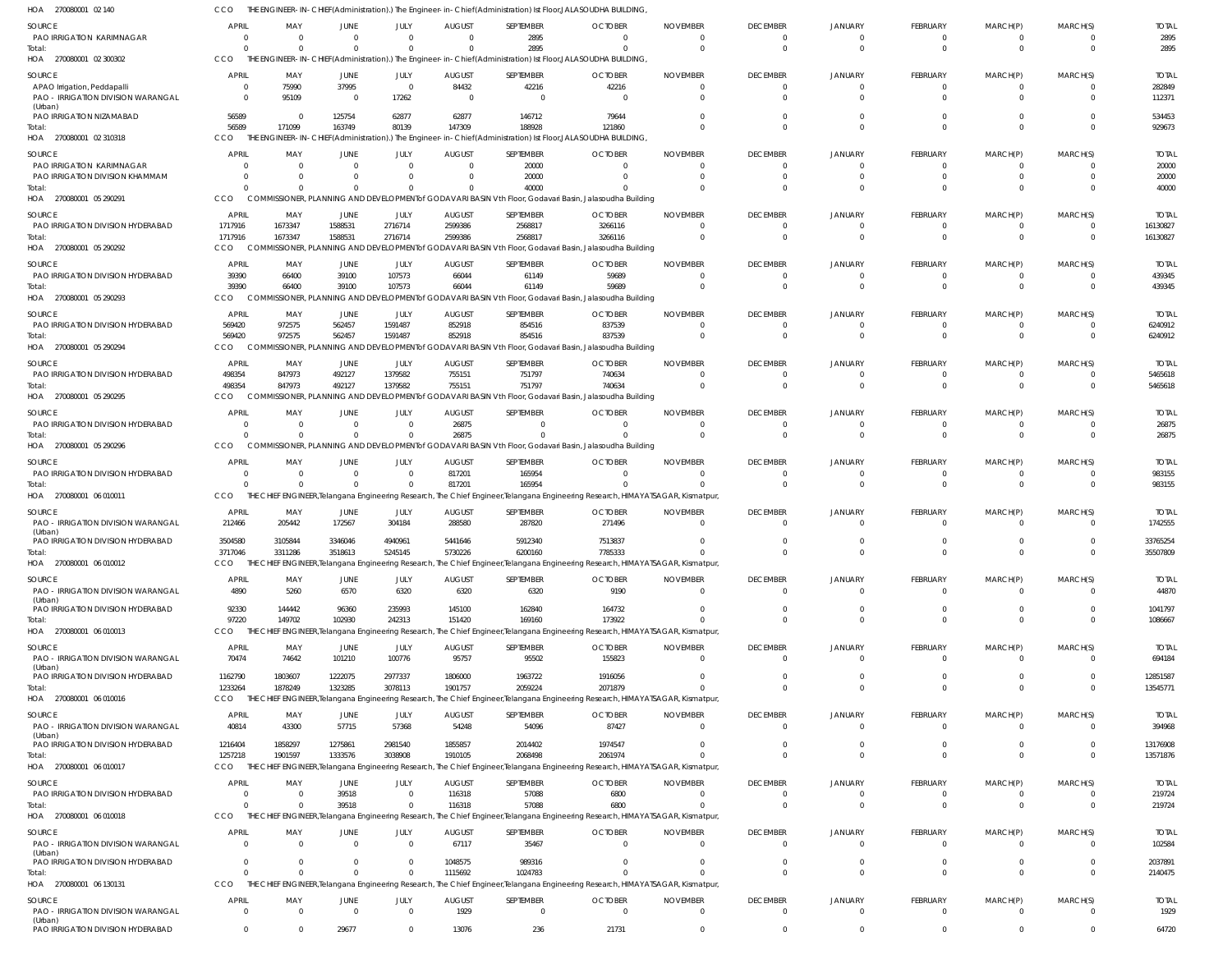HOA 270080001 02 140 CCO THE ENGINEER-IN-CHIEF(Administration).) The Engineer-in-Chief(Administration) Ist Floor,JALASOUDHA BUILDING,

| SOURCE | APRIL | MAY | JUNE | JULY | AUGUST | SEPTEMBER | OCTOBER | NOVEMBER | DECEMBER | JANUARY | FEBRUARY | MARCH(P) | MARCH(S) | TOTAL |
|---|---|---|---|---|---|---|---|---|---|---|---|---|---|---|
| PAO IRRIGATION KARIMNAGAR | 0 | 0 | 0 | 0 | 0 | 2895 | 0 | 0 | 0 | 0 | 0 | 0 | 0 | 2895 |
| Total: | 0 | 0 | 0 | 0 | 0 | 2895 | 0 | 0 | 0 | 0 | 0 | 0 | 0 | 2895 |

HOA 270080001 02 300302 CCO THE ENGINEER-IN-CHIEF(Administration).) The Engineer-in-Chief(Administration) Ist Floor,JALASOUDHA BUILDING,

| SOURCE | APRIL | MAY | JUNE | JULY | AUGUST | SEPTEMBER | OCTOBER | NOVEMBER | DECEMBER | JANUARY | FEBRUARY | MARCH(P) | MARCH(S) | TOTAL |
|---|---|---|---|---|---|---|---|---|---|---|---|---|---|---|
| APAO Irrigation, Peddapalli | 0 | 75990 | 37995 | 0 | 84432 | 42216 | 42216 | 0 | 0 | 0 | 0 | 0 | 0 | 282849 |
| PAO - IRRIGATION DIVISION WARANGAL (Urban) | 0 | 95109 | 0 | 17262 | 0 | 0 | 0 | 0 | 0 | 0 | 0 | 0 | 0 | 112371 |
| PAO IRRIGATION NIZAMABAD | 56589 | 0 | 125754 | 62877 | 62877 | 146712 | 79644 | 0 | 0 | 0 | 0 | 0 | 0 | 534453 |
| Total: | 56589 | 171099 | 163749 | 80139 | 147309 | 188928 | 121860 | 0 | 0 | 0 | 0 | 0 | 0 | 929673 |

HOA 270080001 02 310318 CCO THE ENGINEER-IN-CHIEF(Administration).) The Engineer-in-Chief(Administration) Ist Floor,JALASOUDHA BUILDING,

| SOURCE | APRIL | MAY | JUNE | JULY | AUGUST | SEPTEMBER | OCTOBER | NOVEMBER | DECEMBER | JANUARY | FEBRUARY | MARCH(P) | MARCH(S) | TOTAL |
|---|---|---|---|---|---|---|---|---|---|---|---|---|---|---|
| PAO IRRIGATION KARIMNAGAR | 0 | 0 | 0 | 0 | 0 | 20000 | 0 | 0 | 0 | 0 | 0 | 0 | 0 | 20000 |
| PAO IRRIGATION DIVISION KHAMMAM | 0 | 0 | 0 | 0 | 0 | 20000 | 0 | 0 | 0 | 0 | 0 | 0 | 0 | 20000 |
| Total: | 0 | 0 | 0 | 0 | 0 | 40000 | 0 | 0 | 0 | 0 | 0 | 0 | 0 | 40000 |

HOA 270080001 05 290291 CCO COMMISSIONER, PLANNING AND DEVELOPMENT of GODAVARI BASIN Vth Floor, Godavari Basin, Jalasoudha Building

| SOURCE | APRIL | MAY | JUNE | JULY | AUGUST | SEPTEMBER | OCTOBER | NOVEMBER | DECEMBER | JANUARY | FEBRUARY | MARCH(P) | MARCH(S) | TOTAL |
|---|---|---|---|---|---|---|---|---|---|---|---|---|---|---|
| PAO IRRIGATION DIVISION HYDERABAD | 1717916 | 1673347 | 1588531 | 2716714 | 2599386 | 2568817 | 3266116 | 0 | 0 | 0 | 0 | 0 | 0 | 16130827 |
| Total: | 1717916 | 1673347 | 1588531 | 2716714 | 2599386 | 2568817 | 3266116 | 0 | 0 | 0 | 0 | 0 | 0 | 16130827 |

HOA 270080001 05 290292 CCO COMMISSIONER, PLANNING AND DEVELOPMENT of GODAVARI BASIN Vth Floor, Godavari Basin, Jalasoudha Building

| SOURCE | APRIL | MAY | JUNE | JULY | AUGUST | SEPTEMBER | OCTOBER | NOVEMBER | DECEMBER | JANUARY | FEBRUARY | MARCH(P) | MARCH(S) | TOTAL |
|---|---|---|---|---|---|---|---|---|---|---|---|---|---|---|
| PAO IRRIGATION DIVISION HYDERABAD | 39390 | 66400 | 39100 | 107573 | 66044 | 61149 | 59689 | 0 | 0 | 0 | 0 | 0 | 0 | 439345 |
| Total: | 39390 | 66400 | 39100 | 107573 | 66044 | 61149 | 59689 | 0 | 0 | 0 | 0 | 0 | 0 | 439345 |

HOA 270080001 05 290293 CCO COMMISSIONER, PLANNING AND DEVELOPMENT of GODAVARI BASIN Vth Floor, Godavari Basin, Jalasoudha Building

| SOURCE | APRIL | MAY | JUNE | JULY | AUGUST | SEPTEMBER | OCTOBER | NOVEMBER | DECEMBER | JANUARY | FEBRUARY | MARCH(P) | MARCH(S) | TOTAL |
|---|---|---|---|---|---|---|---|---|---|---|---|---|---|---|
| PAO IRRIGATION DIVISION HYDERABAD | 569420 | 972575 | 562457 | 1591487 | 852918 | 854516 | 837539 | 0 | 0 | 0 | 0 | 0 | 0 | 6240912 |
| Total: | 569420 | 972575 | 562457 | 1591487 | 852918 | 854516 | 837539 | 0 | 0 | 0 | 0 | 0 | 0 | 6240912 |

HOA 270080001 05 290294 CCO COMMISSIONER, PLANNING AND DEVELOPMENT of GODAVARI BASIN Vth Floor, Godavari Basin, Jalasoudha Building

| SOURCE | APRIL | MAY | JUNE | JULY | AUGUST | SEPTEMBER | OCTOBER | NOVEMBER | DECEMBER | JANUARY | FEBRUARY | MARCH(P) | MARCH(S) | TOTAL |
|---|---|---|---|---|---|---|---|---|---|---|---|---|---|---|
| PAO IRRIGATION DIVISION HYDERABAD | 498354 | 847973 | 492127 | 1379582 | 755151 | 751797 | 740634 | 0 | 0 | 0 | 0 | 0 | 0 | 5465618 |
| Total: | 498354 | 847973 | 492127 | 1379582 | 755151 | 751797 | 740634 | 0 | 0 | 0 | 0 | 0 | 0 | 5465618 |

HOA 270080001 05 290295 CCO COMMISSIONER, PLANNING AND DEVELOPMENT of GODAVARI BASIN Vth Floor, Godavari Basin, Jalasoudha Building

| SOURCE | APRIL | MAY | JUNE | JULY | AUGUST | SEPTEMBER | OCTOBER | NOVEMBER | DECEMBER | JANUARY | FEBRUARY | MARCH(P) | MARCH(S) | TOTAL |
|---|---|---|---|---|---|---|---|---|---|---|---|---|---|---|
| PAO IRRIGATION DIVISION HYDERABAD | 0 | 0 | 0 | 0 | 26875 | 0 | 0 | 0 | 0 | 0 | 0 | 0 | 0 | 26875 |
| Total: | 0 | 0 | 0 | 0 | 26875 | 0 | 0 | 0 | 0 | 0 | 0 | 0 | 0 | 26875 |

HOA 270080001 05 290296 CCO COMMISSIONER, PLANNING AND DEVELOPMENT of GODAVARI BASIN Vth Floor, Godavari Basin, Jalasoudha Building

| SOURCE | APRIL | MAY | JUNE | JULY | AUGUST | SEPTEMBER | OCTOBER | NOVEMBER | DECEMBER | JANUARY | FEBRUARY | MARCH(P) | MARCH(S) | TOTAL |
|---|---|---|---|---|---|---|---|---|---|---|---|---|---|---|
| PAO IRRIGATION DIVISION HYDERABAD | 0 | 0 | 0 | 0 | 817201 | 165954 | 0 | 0 | 0 | 0 | 0 | 0 | 0 | 983155 |
| Total: | 0 | 0 | 0 | 0 | 817201 | 165954 | 0 | 0 | 0 | 0 | 0 | 0 | 0 | 983155 |

HOA 270080001 06 010011 CCO THE CHIEF ENGINEER,Telangana Engineering Research, The Chief Engineer,Telangana Engineering Research, HIMAYATSAGAR, Kismatpur,

| SOURCE | APRIL | MAY | JUNE | JULY | AUGUST | SEPTEMBER | OCTOBER | NOVEMBER | DECEMBER | JANUARY | FEBRUARY | MARCH(P) | MARCH(S) | TOTAL |
|---|---|---|---|---|---|---|---|---|---|---|---|---|---|---|
| PAO - IRRIGATION DIVISION WARANGAL (Urban) | 212466 | 205442 | 172567 | 304184 | 288580 | 287820 | 271496 | 0 | 0 | 0 | 0 | 0 | 0 | 1742555 |
| PAO IRRIGATION DIVISION HYDERABAD | 3504580 | 3105844 | 3346046 | 4940961 | 5441646 | 5912340 | 7513837 | 0 | 0 | 0 | 0 | 0 | 0 | 33765254 |
| Total: | 3717046 | 3311286 | 3518613 | 5245145 | 5730226 | 6200160 | 7785333 | 0 | 0 | 0 | 0 | 0 | 0 | 35507809 |

HOA 270080001 06 010012 CCO THE CHIEF ENGINEER,Telangana Engineering Research, The Chief Engineer,Telangana Engineering Research, HIMAYATSAGAR, Kismatpur,

| SOURCE | APRIL | MAY | JUNE | JULY | AUGUST | SEPTEMBER | OCTOBER | NOVEMBER | DECEMBER | JANUARY | FEBRUARY | MARCH(P) | MARCH(S) | TOTAL |
|---|---|---|---|---|---|---|---|---|---|---|---|---|---|---|
| PAO - IRRIGATION DIVISION WARANGAL (Urban) | 4890 | 5260 | 6570 | 6320 | 6320 | 6320 | 9190 | 0 | 0 | 0 | 0 | 0 | 0 | 44870 |
| PAO IRRIGATION DIVISION HYDERABAD | 92330 | 144442 | 96360 | 235993 | 145100 | 162840 | 164732 | 0 | 0 | 0 | 0 | 0 | 0 | 1041797 |
| Total: | 97220 | 149702 | 102930 | 242313 | 151420 | 169160 | 173922 | 0 | 0 | 0 | 0 | 0 | 0 | 1086667 |

HOA 270080001 06 010013 CCO THE CHIEF ENGINEER,Telangana Engineering Research, The Chief Engineer,Telangana Engineering Research, HIMAYATSAGAR, Kismatpur,

| SOURCE | APRIL | MAY | JUNE | JULY | AUGUST | SEPTEMBER | OCTOBER | NOVEMBER | DECEMBER | JANUARY | FEBRUARY | MARCH(P) | MARCH(S) | TOTAL |
|---|---|---|---|---|---|---|---|---|---|---|---|---|---|---|
| PAO - IRRIGATION DIVISION WARANGAL (Urban) | 70474 | 74642 | 101210 | 100776 | 95757 | 95502 | 155823 | 0 | 0 | 0 | 0 | 0 | 0 | 694184 |
| PAO IRRIGATION DIVISION HYDERABAD | 1162790 | 1803607 | 1222075 | 2977337 | 1806000 | 1963722 | 1916056 | 0 | 0 | 0 | 0 | 0 | 0 | 12851587 |
| Total: | 1233264 | 1878249 | 1323285 | 3078113 | 1901757 | 2059224 | 2071879 | 0 | 0 | 0 | 0 | 0 | 0 | 13545771 |

HOA 270080001 06 010016 CCO THE CHIEF ENGINEER,Telangana Engineering Research, The Chief Engineer,Telangana Engineering Research, HIMAYATSAGAR, Kismatpur,

| SOURCE | APRIL | MAY | JUNE | JULY | AUGUST | SEPTEMBER | OCTOBER | NOVEMBER | DECEMBER | JANUARY | FEBRUARY | MARCH(P) | MARCH(S) | TOTAL |
|---|---|---|---|---|---|---|---|---|---|---|---|---|---|---|
| PAO - IRRIGATION DIVISION WARANGAL (Urban) | 40814 | 43300 | 57715 | 57368 | 54248 | 54096 | 87427 | 0 | 0 | 0 | 0 | 0 | 0 | 394968 |
| PAO IRRIGATION DIVISION HYDERABAD | 1216404 | 1858297 | 1275861 | 2981540 | 1855857 | 2014402 | 1974547 | 0 | 0 | 0 | 0 | 0 | 0 | 13176908 |
| Total: | 1257218 | 1901597 | 1333576 | 3038908 | 1910105 | 2068498 | 2061974 | 0 | 0 | 0 | 0 | 0 | 0 | 13571876 |

HOA 270080001 06 010017 CCO THE CHIEF ENGINEER,Telangana Engineering Research, The Chief Engineer,Telangana Engineering Research, HIMAYATSAGAR, Kismatpur,

| SOURCE | APRIL | MAY | JUNE | JULY | AUGUST | SEPTEMBER | OCTOBER | NOVEMBER | DECEMBER | JANUARY | FEBRUARY | MARCH(P) | MARCH(S) | TOTAL |
|---|---|---|---|---|---|---|---|---|---|---|---|---|---|---|
| PAO IRRIGATION DIVISION HYDERABAD | 0 | 0 | 39518 | 0 | 116318 | 57088 | 6800 | 0 | 0 | 0 | 0 | 0 | 0 | 219724 |
| Total: | 0 | 0 | 39518 | 0 | 116318 | 57088 | 6800 | 0 | 0 | 0 | 0 | 0 | 0 | 219724 |

HOA 270080001 06 010018 CCO THE CHIEF ENGINEER,Telangana Engineering Research, The Chief Engineer,Telangana Engineering Research, HIMAYATSAGAR, Kismatpur,

| SOURCE | APRIL | MAY | JUNE | JULY | AUGUST | SEPTEMBER | OCTOBER | NOVEMBER | DECEMBER | JANUARY | FEBRUARY | MARCH(P) | MARCH(S) | TOTAL |
|---|---|---|---|---|---|---|---|---|---|---|---|---|---|---|
| PAO - IRRIGATION DIVISION WARANGAL (Urban) | 0 | 0 | 0 | 0 | 67117 | 35467 | 0 | 0 | 0 | 0 | 0 | 0 | 0 | 102584 |
| PAO IRRIGATION DIVISION HYDERABAD | 0 | 0 | 0 | 0 | 1048575 | 989316 | 0 | 0 | 0 | 0 | 0 | 0 | 0 | 2037891 |
| Total: | 0 | 0 | 0 | 0 | 1115692 | 1024783 | 0 | 0 | 0 | 0 | 0 | 0 | 0 | 2140475 |

HOA 270080001 06 130131 CCO THE CHIEF ENGINEER,Telangana Engineering Research, The Chief Engineer,Telangana Engineering Research, HIMAYATSAGAR, Kismatpur,

| SOURCE | APRIL | MAY | JUNE | JULY | AUGUST | SEPTEMBER | OCTOBER | NOVEMBER | DECEMBER | JANUARY | FEBRUARY | MARCH(P) | MARCH(S) | TOTAL |
|---|---|---|---|---|---|---|---|---|---|---|---|---|---|---|
| PAO - IRRIGATION DIVISION WARANGAL (Urban) | 0 | 0 | 0 | 0 | 1929 | 0 | 0 | 0 | 0 | 0 | 0 | 0 | 0 | 1929 |
| PAO IRRIGATION DIVISION HYDERABAD | 0 | 0 | 29677 | 0 | 13076 | 236 | 21731 | 0 | 0 | 0 | 0 | 0 | 0 | 64720 |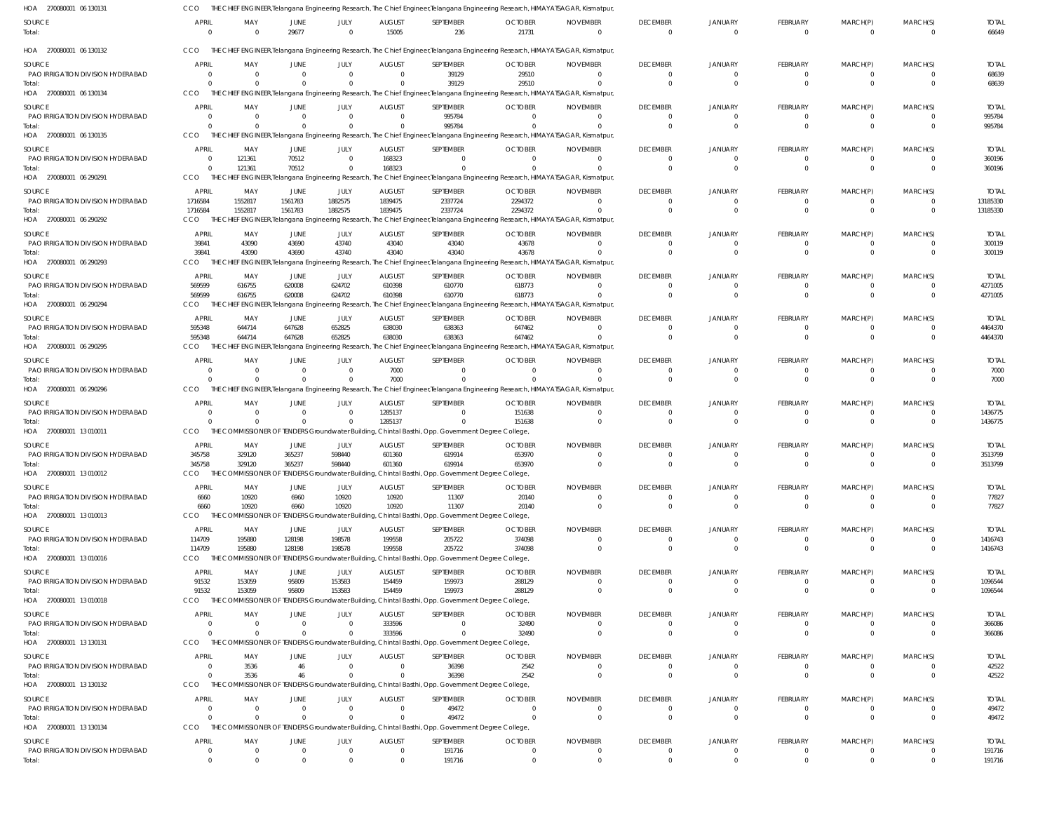HOA 270080001 06 130131 CCO THE CHIEF ENGINEER,Telangana Engineering Research, The Chief Engineer,Telangana Engineering Research, HIMAYATSAGAR, Kismatpur,

| SOURCE | APRIL | MAY | JUNE | JULY | AUGUST | SEPTEMBER | OCTOBER | NOVEMBER | DECEMBER | JANUARY | FEBRUARY | MARCH(P) | MARCH(S) | TOTAL |
|---|---|---|---|---|---|---|---|---|---|---|---|---|---|---|
| Total: | 0 | 0 | 29677 | 0 | 15005 | 236 | 21731 | 0 | 0 | 0 | 0 | 0 | 0 | 66649 |

HOA 270080001 06 130132 CCO THE CHIEF ENGINEER,Telangana Engineering Research, The Chief Engineer,Telangana Engineering Research, HIMAYATSAGAR, Kismatpur,

| SOURCE | APRIL | MAY | JUNE | JULY | AUGUST | SEPTEMBER | OCTOBER | NOVEMBER | DECEMBER | JANUARY | FEBRUARY | MARCH(P) | MARCH(S) | TOTAL |
|---|---|---|---|---|---|---|---|---|---|---|---|---|---|---|
| PAO IRRIGATION DIVISION HYDERABAD | 0 | 0 | 0 | 0 | 0 | 39129 | 29510 | 0 | 0 | 0 | 0 | 0 | 0 | 68639 |
| Total: | 0 | 0 | 0 | 0 | 0 | 39129 | 29510 | 0 | 0 | 0 | 0 | 0 | 0 | 68639 |

HOA 270080001 06 130134 CCO THE CHIEF ENGINEER,Telangana Engineering Research, The Chief Engineer,Telangana Engineering Research, HIMAYATSAGAR, Kismatpur,

| SOURCE | APRIL | MAY | JUNE | JULY | AUGUST | SEPTEMBER | OCTOBER | NOVEMBER | DECEMBER | JANUARY | FEBRUARY | MARCH(P) | MARCH(S) | TOTAL |
|---|---|---|---|---|---|---|---|---|---|---|---|---|---|---|
| PAO IRRIGATION DIVISION HYDERABAD | 0 | 0 | 0 | 0 | 0 | 995784 | 0 | 0 | 0 | 0 | 0 | 0 | 0 | 995784 |
| Total: | 0 | 0 | 0 | 0 | 0 | 995784 | 0 | 0 | 0 | 0 | 0 | 0 | 0 | 995784 |

HOA 270080001 06 130135 CCO THE CHIEF ENGINEER,Telangana Engineering Research, The Chief Engineer,Telangana Engineering Research, HIMAYATSAGAR, Kismatpur,

| SOURCE | APRIL | MAY | JUNE | JULY | AUGUST | SEPTEMBER | OCTOBER | NOVEMBER | DECEMBER | JANUARY | FEBRUARY | MARCH(P) | MARCH(S) | TOTAL |
|---|---|---|---|---|---|---|---|---|---|---|---|---|---|---|
| PAO IRRIGATION DIVISION HYDERABAD | 0 | 121361 | 70512 | 0 | 168323 | 0 | 0 | 0 | 0 | 0 | 0 | 0 | 0 | 360196 |
| Total: | 0 | 121361 | 70512 | 0 | 168323 | 0 | 0 | 0 | 0 | 0 | 0 | 0 | 0 | 360196 |

HOA 270080001 06 290291 CCO THE CHIEF ENGINEER,Telangana Engineering Research, The Chief Engineer,Telangana Engineering Research, HIMAYATSAGAR, Kismatpur,

| SOURCE | APRIL | MAY | JUNE | JULY | AUGUST | SEPTEMBER | OCTOBER | NOVEMBER | DECEMBER | JANUARY | FEBRUARY | MARCH(P) | MARCH(S) | TOTAL |
|---|---|---|---|---|---|---|---|---|---|---|---|---|---|---|
| PAO IRRIGATION DIVISION HYDERABAD | 1716584 | 1552817 | 1561783 | 1882575 | 1839475 | 2337724 | 2294372 | 0 | 0 | 0 | 0 | 0 | 0 | 13185330 |
| Total: | 1716584 | 1552817 | 1561783 | 1882575 | 1839475 | 2337724 | 2294372 | 0 | 0 | 0 | 0 | 0 | 0 | 13185330 |

HOA 270080001 06 290292 CCO THE CHIEF ENGINEER,Telangana Engineering Research, The Chief Engineer,Telangana Engineering Research, HIMAYATSAGAR, Kismatpur,

| SOURCE | APRIL | MAY | JUNE | JULY | AUGUST | SEPTEMBER | OCTOBER | NOVEMBER | DECEMBER | JANUARY | FEBRUARY | MARCH(P) | MARCH(S) | TOTAL |
|---|---|---|---|---|---|---|---|---|---|---|---|---|---|---|
| PAO IRRIGATION DIVISION HYDERABAD | 39841 | 43090 | 43690 | 43740 | 43040 | 43040 | 43678 | 0 | 0 | 0 | 0 | 0 | 0 | 300119 |
| Total: | 39841 | 43090 | 43690 | 43740 | 43040 | 43040 | 43678 | 0 | 0 | 0 | 0 | 0 | 0 | 300119 |

HOA 270080001 06 290293 CCO THE CHIEF ENGINEER,Telangana Engineering Research, The Chief Engineer,Telangana Engineering Research, HIMAYATSAGAR, Kismatpur,

| SOURCE | APRIL | MAY | JUNE | JULY | AUGUST | SEPTEMBER | OCTOBER | NOVEMBER | DECEMBER | JANUARY | FEBRUARY | MARCH(P) | MARCH(S) | TOTAL |
|---|---|---|---|---|---|---|---|---|---|---|---|---|---|---|
| PAO IRRIGATION DIVISION HYDERABAD | 569599 | 616755 | 620008 | 624702 | 610398 | 610770 | 618773 | 0 | 0 | 0 | 0 | 0 | 0 | 4271005 |
| Total: | 569599 | 616755 | 620008 | 624702 | 610398 | 610770 | 618773 | 0 | 0 | 0 | 0 | 0 | 0 | 4271005 |

HOA 270080001 06 290294 CCO THE CHIEF ENGINEER,Telangana Engineering Research, The Chief Engineer,Telangana Engineering Research, HIMAYATSAGAR, Kismatpur,

| SOURCE | APRIL | MAY | JUNE | JULY | AUGUST | SEPTEMBER | OCTOBER | NOVEMBER | DECEMBER | JANUARY | FEBRUARY | MARCH(P) | MARCH(S) | TOTAL |
|---|---|---|---|---|---|---|---|---|---|---|---|---|---|---|
| PAO IRRIGATION DIVISION HYDERABAD | 595348 | 644714 | 647628 | 652825 | 638030 | 638363 | 647462 | 0 | 0 | 0 | 0 | 0 | 0 | 4464370 |
| Total: | 595348 | 644714 | 647628 | 652825 | 638030 | 638363 | 647462 | 0 | 0 | 0 | 0 | 0 | 0 | 4464370 |

HOA 270080001 06 290295 CCO THE CHIEF ENGINEER,Telangana Engineering Research, The Chief Engineer,Telangana Engineering Research, HIMAYATSAGAR, Kismatpur,

| SOURCE | APRIL | MAY | JUNE | JULY | AUGUST | SEPTEMBER | OCTOBER | NOVEMBER | DECEMBER | JANUARY | FEBRUARY | MARCH(P) | MARCH(S) | TOTAL |
|---|---|---|---|---|---|---|---|---|---|---|---|---|---|---|
| PAO IRRIGATION DIVISION HYDERABAD | 0 | 0 | 0 | 0 | 7000 | 0 | 0 | 0 | 0 | 0 | 0 | 0 | 0 | 7000 |
| Total: | 0 | 0 | 0 | 0 | 7000 | 0 | 0 | 0 | 0 | 0 | 0 | 0 | 0 | 7000 |

HOA 270080001 06 290296 CCO THE CHIEF ENGINEER,Telangana Engineering Research, The Chief Engineer,Telangana Engineering Research, HIMAYATSAGAR, Kismatpur,

| SOURCE | APRIL | MAY | JUNE | JULY | AUGUST | SEPTEMBER | OCTOBER | NOVEMBER | DECEMBER | JANUARY | FEBRUARY | MARCH(P) | MARCH(S) | TOTAL |
|---|---|---|---|---|---|---|---|---|---|---|---|---|---|---|
| PAO IRRIGATION DIVISION HYDERABAD | 0 | 0 | 0 | 0 | 1285137 | 0 | 151638 | 0 | 0 | 0 | 0 | 0 | 0 | 1436775 |
| Total: | 0 | 0 | 0 | 0 | 1285137 | 0 | 151638 | 0 | 0 | 0 | 0 | 0 | 0 | 1436775 |

HOA 270080001 13 010011 CCO THE COMMISSIONER OF TENDERS Groundwater Building, Chintal Basthi, Opp. Government Degree College,

| SOURCE | APRIL | MAY | JUNE | JULY | AUGUST | SEPTEMBER | OCTOBER | NOVEMBER | DECEMBER | JANUARY | FEBRUARY | MARCH(P) | MARCH(S) | TOTAL |
|---|---|---|---|---|---|---|---|---|---|---|---|---|---|---|
| PAO IRRIGATION DIVISION HYDERABAD | 345758 | 329120 | 365237 | 598440 | 601360 | 619914 | 653970 | 0 | 0 | 0 | 0 | 0 | 0 | 3513799 |
| Total: | 345758 | 329120 | 365237 | 598440 | 601360 | 619914 | 653970 | 0 | 0 | 0 | 0 | 0 | 0 | 3513799 |

HOA 270080001 13 010012 CCO THE COMMISSIONER OF TENDERS Groundwater Building, Chintal Basthi, Opp. Government Degree College,

| SOURCE | APRIL | MAY | JUNE | JULY | AUGUST | SEPTEMBER | OCTOBER | NOVEMBER | DECEMBER | JANUARY | FEBRUARY | MARCH(P) | MARCH(S) | TOTAL |
|---|---|---|---|---|---|---|---|---|---|---|---|---|---|---|
| PAO IRRIGATION DIVISION HYDERABAD | 6660 | 10920 | 6960 | 10920 | 10920 | 11307 | 20140 | 0 | 0 | 0 | 0 | 0 | 0 | 77827 |
| Total: | 6660 | 10920 | 6960 | 10920 | 10920 | 11307 | 20140 | 0 | 0 | 0 | 0 | 0 | 0 | 77827 |

HOA 270080001 13 010013 CCO THE COMMISSIONER OF TENDERS Groundwater Building, Chintal Basthi, Opp. Government Degree College,

| SOURCE | APRIL | MAY | JUNE | JULY | AUGUST | SEPTEMBER | OCTOBER | NOVEMBER | DECEMBER | JANUARY | FEBRUARY | MARCH(P) | MARCH(S) | TOTAL |
|---|---|---|---|---|---|---|---|---|---|---|---|---|---|---|
| PAO IRRIGATION DIVISION HYDERABAD | 114709 | 195880 | 128198 | 198578 | 199558 | 205722 | 374098 | 0 | 0 | 0 | 0 | 0 | 0 | 1416743 |
| Total: | 114709 | 195880 | 128198 | 198578 | 199558 | 205722 | 374098 | 0 | 0 | 0 | 0 | 0 | 0 | 1416743 |

HOA 270080001 13 010016 CCO THE COMMISSIONER OF TENDERS Groundwater Building, Chintal Basthi, Opp. Government Degree College,

| SOURCE | APRIL | MAY | JUNE | JULY | AUGUST | SEPTEMBER | OCTOBER | NOVEMBER | DECEMBER | JANUARY | FEBRUARY | MARCH(P) | MARCH(S) | TOTAL |
|---|---|---|---|---|---|---|---|---|---|---|---|---|---|---|
| PAO IRRIGATION DIVISION HYDERABAD | 91532 | 153059 | 95809 | 153583 | 154459 | 159973 | 288129 | 0 | 0 | 0 | 0 | 0 | 0 | 1096544 |
| Total: | 91532 | 153059 | 95809 | 153583 | 154459 | 159973 | 288129 | 0 | 0 | 0 | 0 | 0 | 0 | 1096544 |

HOA 270080001 13 010018 CCO THE COMMISSIONER OF TENDERS Groundwater Building, Chintal Basthi, Opp. Government Degree College,

| SOURCE | APRIL | MAY | JUNE | JULY | AUGUST | SEPTEMBER | OCTOBER | NOVEMBER | DECEMBER | JANUARY | FEBRUARY | MARCH(P) | MARCH(S) | TOTAL |
|---|---|---|---|---|---|---|---|---|---|---|---|---|---|---|
| PAO IRRIGATION DIVISION HYDERABAD | 0 | 0 | 0 | 0 | 333596 | 0 | 32490 | 0 | 0 | 0 | 0 | 0 | 0 | 366086 |
| Total: | 0 | 0 | 0 | 0 | 333596 | 0 | 32490 | 0 | 0 | 0 | 0 | 0 | 0 | 366086 |

HOA 270080001 13 130131 CCO THE COMMISSIONER OF TENDERS Groundwater Building, Chintal Basthi, Opp. Government Degree College,

| SOURCE | APRIL | MAY | JUNE | JULY | AUGUST | SEPTEMBER | OCTOBER | NOVEMBER | DECEMBER | JANUARY | FEBRUARY | MARCH(P) | MARCH(S) | TOTAL |
|---|---|---|---|---|---|---|---|---|---|---|---|---|---|---|
| PAO IRRIGATION DIVISION HYDERABAD | 0 | 3536 | 46 | 0 | 0 | 36398 | 2542 | 0 | 0 | 0 | 0 | 0 | 0 | 42522 |
| Total: | 0 | 3536 | 46 | 0 | 0 | 36398 | 2542 | 0 | 0 | 0 | 0 | 0 | 0 | 42522 |

HOA 270080001 13 130132 CCO THE COMMISSIONER OF TENDERS Groundwater Building, Chintal Basthi, Opp. Government Degree College,

| SOURCE | APRIL | MAY | JUNE | JULY | AUGUST | SEPTEMBER | OCTOBER | NOVEMBER | DECEMBER | JANUARY | FEBRUARY | MARCH(P) | MARCH(S) | TOTAL |
|---|---|---|---|---|---|---|---|---|---|---|---|---|---|---|
| PAO IRRIGATION DIVISION HYDERABAD | 0 | 0 | 0 | 0 | 0 | 49472 | 0 | 0 | 0 | 0 | 0 | 0 | 0 | 49472 |
| Total: | 0 | 0 | 0 | 0 | 0 | 49472 | 0 | 0 | 0 | 0 | 0 | 0 | 0 | 49472 |

HOA 270080001 13 130134 CCO THE COMMISSIONER OF TENDERS Groundwater Building, Chintal Basthi, Opp. Government Degree College,

| SOURCE | APRIL | MAY | JUNE | JULY | AUGUST | SEPTEMBER | OCTOBER | NOVEMBER | DECEMBER | JANUARY | FEBRUARY | MARCH(P) | MARCH(S) | TOTAL |
|---|---|---|---|---|---|---|---|---|---|---|---|---|---|---|
| PAO IRRIGATION DIVISION HYDERABAD | 0 | 0 | 0 | 0 | 0 | 191716 | 0 | 0 | 0 | 0 | 0 | 0 | 0 | 191716 |
| Total: | 0 | 0 | 0 | 0 | 0 | 191716 | 0 | 0 | 0 | 0 | 0 | 0 | 0 | 191716 |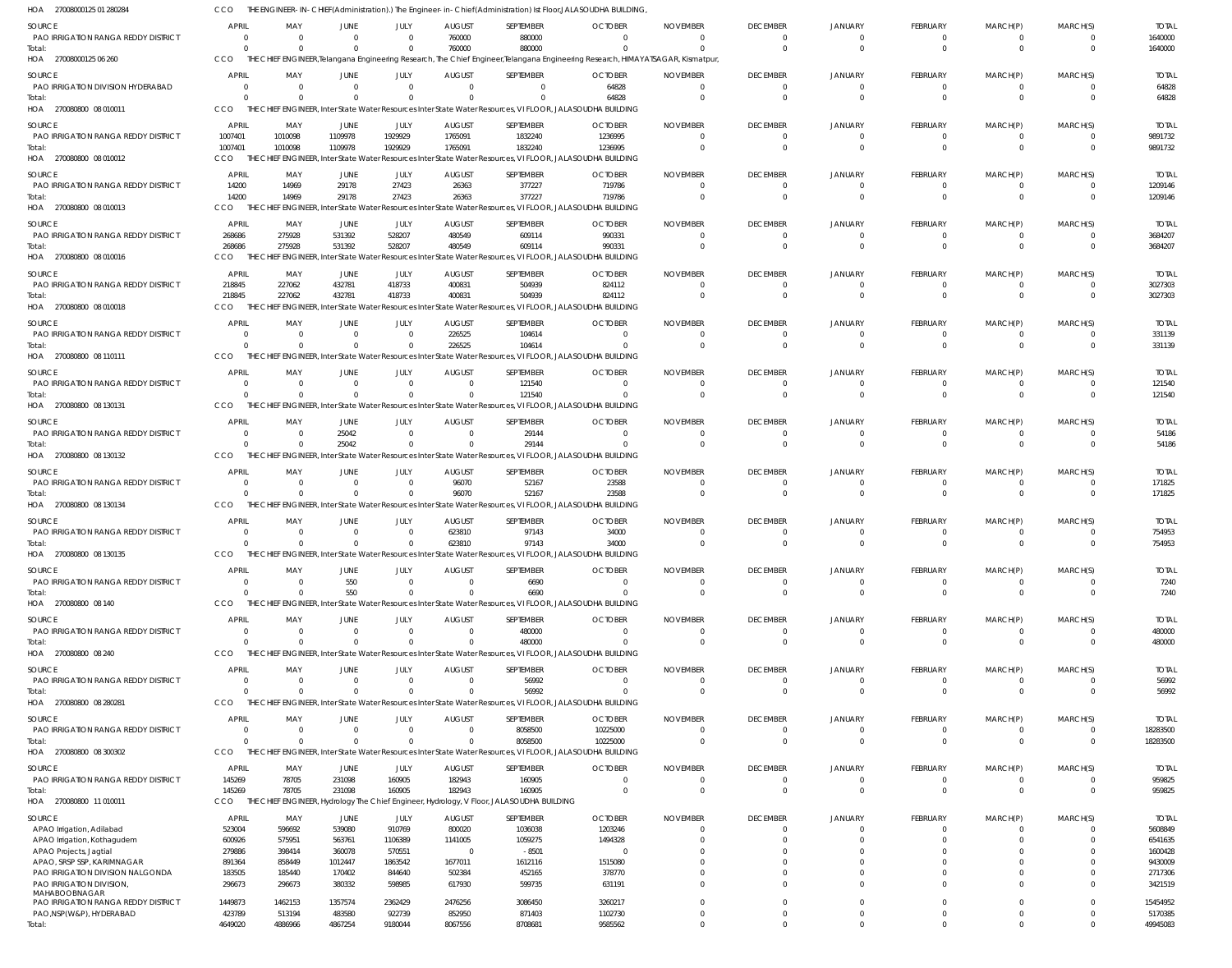HOA 270080012501 280284 CCO THE ENGINEER- IN- CHIEF(Administration).) The Engineer- in- Chief(Administration) Ist Floor,JALASOUDHA BUILDING,

| SOURCE | APRIL | MAY | JUNE | JULY | AUGUST | SEPTEMBER | OCTOBER | NOVEMBER | DECEMBER | JANUARY | FEBRUARY | MARCH(P) | MARCH(S) | TOTAL |
|---|---|---|---|---|---|---|---|---|---|---|---|---|---|---|
| PAO IRRIGATION RANGA REDDY DISTRICT | 0 | 0 | 0 | 0 | 760000 | 880000 | 0 | 0 | 0 | 0 | 0 | 0 | 0 | 1640000 |
| Total: | 0 | 0 | 0 | 0 | 760000 | 880000 | 0 | 0 | 0 | 0 | 0 | 0 | 0 | 1640000 |

HOA 270080012506 260 CCO THE CHIEF ENGINEER,Telangana Engineering Research, The Chief Engineer,Telangana Engineering Research, HIMAYATSAGAR, Kismatpur,

| SOURCE | APRIL | MAY | JUNE | JULY | AUGUST | SEPTEMBER | OCTOBER | NOVEMBER | DECEMBER | JANUARY | FEBRUARY | MARCH(P) | MARCH(S) | TOTAL |
|---|---|---|---|---|---|---|---|---|---|---|---|---|---|---|
| PAO IRRIGATION DIVISION HYDERABAD | 0 | 0 | 0 | 0 | 0 | 0 | 64828 | 0 | 0 | 0 | 0 | 0 | 0 | 64828 |
| Total: | 0 | 0 | 0 | 0 | 0 | 0 | 64828 | 0 | 0 | 0 | 0 | 0 | 0 | 64828 |

HOA 270080800 08 010011 CCO THE CHIEF ENGINEER, Inter State Water Resources Inter State Water Resources, VI FLOOR, JALASOUDHA BUILDING

| SOURCE | APRIL | MAY | JUNE | JULY | AUGUST | SEPTEMBER | OCTOBER | NOVEMBER | DECEMBER | JANUARY | FEBRUARY | MARCH(P) | MARCH(S) | TOTAL |
|---|---|---|---|---|---|---|---|---|---|---|---|---|---|---|
| PAO IRRIGATION RANGA REDDY DISTRICT | 1007401 | 1010098 | 1109978 | 1929929 | 1765091 | 1832240 | 1236995 | 0 | 0 | 0 | 0 | 0 | 0 | 9891732 |
| Total: | 1007401 | 1010098 | 1109978 | 1929929 | 1765091 | 1832240 | 1236995 | 0 | 0 | 0 | 0 | 0 | 0 | 9891732 |

HOA 270080800 08 010012 CCO THE CHIEF ENGINEER, Inter State Water Resources Inter State Water Resources, VI FLOOR, JALASOUDHA BUILDING

| SOURCE | APRIL | MAY | JUNE | JULY | AUGUST | SEPTEMBER | OCTOBER | NOVEMBER | DECEMBER | JANUARY | FEBRUARY | MARCH(P) | MARCH(S) | TOTAL |
|---|---|---|---|---|---|---|---|---|---|---|---|---|---|---|
| PAO IRRIGATION RANGA REDDY DISTRICT | 14200 | 14969 | 29178 | 27423 | 26363 | 377227 | 719786 | 0 | 0 | 0 | 0 | 0 | 0 | 1209146 |
| Total: | 14200 | 14969 | 29178 | 27423 | 26363 | 377227 | 719786 | 0 | 0 | 0 | 0 | 0 | 0 | 1209146 |

HOA 270080800 08 010013 CCO THE CHIEF ENGINEER, Inter State Water Resources Inter State Water Resources, VI FLOOR, JALASOUDHA BUILDING

| SOURCE | APRIL | MAY | JUNE | JULY | AUGUST | SEPTEMBER | OCTOBER | NOVEMBER | DECEMBER | JANUARY | FEBRUARY | MARCH(P) | MARCH(S) | TOTAL |
|---|---|---|---|---|---|---|---|---|---|---|---|---|---|---|
| PAO IRRIGATION RANGA REDDY DISTRICT | 268686 | 275928 | 531392 | 528207 | 480549 | 609114 | 990331 | 0 | 0 | 0 | 0 | 0 | 0 | 3684207 |
| Total: | 268686 | 275928 | 531392 | 528207 | 480549 | 609114 | 990331 | 0 | 0 | 0 | 0 | 0 | 0 | 3684207 |

HOA 270080800 08 010016 CCO THE CHIEF ENGINEER, Inter State Water Resources Inter State Water Resources, VI FLOOR, JALASOUDHA BUILDING

| SOURCE | APRIL | MAY | JUNE | JULY | AUGUST | SEPTEMBER | OCTOBER | NOVEMBER | DECEMBER | JANUARY | FEBRUARY | MARCH(P) | MARCH(S) | TOTAL |
|---|---|---|---|---|---|---|---|---|---|---|---|---|---|---|
| PAO IRRIGATION RANGA REDDY DISTRICT | 218845 | 227062 | 432781 | 418733 | 400831 | 504939 | 824112 | 0 | 0 | 0 | 0 | 0 | 0 | 3027303 |
| Total: | 218845 | 227062 | 432781 | 418733 | 400831 | 504939 | 824112 | 0 | 0 | 0 | 0 | 0 | 0 | 3027303 |

HOA 270080800 08 010018 CCO THE CHIEF ENGINEER, Inter State Water Resources Inter State Water Resources, VI FLOOR, JALASOUDHA BUILDING

| SOURCE | APRIL | MAY | JUNE | JULY | AUGUST | SEPTEMBER | OCTOBER | NOVEMBER | DECEMBER | JANUARY | FEBRUARY | MARCH(P) | MARCH(S) | TOTAL |
|---|---|---|---|---|---|---|---|---|---|---|---|---|---|---|
| PAO IRRIGATION RANGA REDDY DISTRICT | 0 | 0 | 0 | 0 | 226525 | 104614 | 0 | 0 | 0 | 0 | 0 | 0 | 0 | 331139 |
| Total: | 0 | 0 | 0 | 0 | 226525 | 104614 | 0 | 0 | 0 | 0 | 0 | 0 | 0 | 331139 |

HOA 270080800 08 110111 CCO THE CHIEF ENGINEER, Inter State Water Resources Inter State Water Resources, VI FLOOR, JALASOUDHA BUILDING

| SOURCE | APRIL | MAY | JUNE | JULY | AUGUST | SEPTEMBER | OCTOBER | NOVEMBER | DECEMBER | JANUARY | FEBRUARY | MARCH(P) | MARCH(S) | TOTAL |
|---|---|---|---|---|---|---|---|---|---|---|---|---|---|---|
| PAO IRRIGATION RANGA REDDY DISTRICT | 0 | 0 | 0 | 0 | 0 | 121540 | 0 | 0 | 0 | 0 | 0 | 0 | 0 | 121540 |
| Total: | 0 | 0 | 0 | 0 | 0 | 121540 | 0 | 0 | 0 | 0 | 0 | 0 | 0 | 121540 |

HOA 270080800 08 130131 CCO THE CHIEF ENGINEER, Inter State Water Resources Inter State Water Resources, VI FLOOR, JALASOUDHA BUILDING

| SOURCE | APRIL | MAY | JUNE | JULY | AUGUST | SEPTEMBER | OCTOBER | NOVEMBER | DECEMBER | JANUARY | FEBRUARY | MARCH(P) | MARCH(S) | TOTAL |
|---|---|---|---|---|---|---|---|---|---|---|---|---|---|---|
| PAO IRRIGATION RANGA REDDY DISTRICT | 0 | 0 | 25042 | 0 | 0 | 29144 | 0 | 0 | 0 | 0 | 0 | 0 | 0 | 54186 |
| Total: | 0 | 0 | 25042 | 0 | 0 | 29144 | 0 | 0 | 0 | 0 | 0 | 0 | 0 | 54186 |

HOA 270080800 08 130132 CCO THE CHIEF ENGINEER, Inter State Water Resources Inter State Water Resources, VI FLOOR, JALASOUDHA BUILDING

| SOURCE | APRIL | MAY | JUNE | JULY | AUGUST | SEPTEMBER | OCTOBER | NOVEMBER | DECEMBER | JANUARY | FEBRUARY | MARCH(P) | MARCH(S) | TOTAL |
|---|---|---|---|---|---|---|---|---|---|---|---|---|---|---|
| PAO IRRIGATION RANGA REDDY DISTRICT | 0 | 0 | 0 | 0 | 96070 | 52167 | 23588 | 0 | 0 | 0 | 0 | 0 | 0 | 171825 |
| Total: | 0 | 0 | 0 | 0 | 96070 | 52167 | 23588 | 0 | 0 | 0 | 0 | 0 | 0 | 171825 |

HOA 270080800 08 130134 CCO THE CHIEF ENGINEER, Inter State Water Resources Inter State Water Resources, VI FLOOR, JALASOUDHA BUILDING

| SOURCE | APRIL | MAY | JUNE | JULY | AUGUST | SEPTEMBER | OCTOBER | NOVEMBER | DECEMBER | JANUARY | FEBRUARY | MARCH(P) | MARCH(S) | TOTAL |
|---|---|---|---|---|---|---|---|---|---|---|---|---|---|---|
| PAO IRRIGATION RANGA REDDY DISTRICT | 0 | 0 | 0 | 0 | 623810 | 97143 | 34000 | 0 | 0 | 0 | 0 | 0 | 0 | 754953 |
| Total: | 0 | 0 | 0 | 0 | 623810 | 97143 | 34000 | 0 | 0 | 0 | 0 | 0 | 0 | 754953 |

HOA 270080800 08 130135 CCO THE CHIEF ENGINEER, Inter State Water Resources Inter State Water Resources, VI FLOOR, JALASOUDHA BUILDING

| SOURCE | APRIL | MAY | JUNE | JULY | AUGUST | SEPTEMBER | OCTOBER | NOVEMBER | DECEMBER | JANUARY | FEBRUARY | MARCH(P) | MARCH(S) | TOTAL |
|---|---|---|---|---|---|---|---|---|---|---|---|---|---|---|
| PAO IRRIGATION RANGA REDDY DISTRICT | 0 | 0 | 550 | 0 | 0 | 6690 | 0 | 0 | 0 | 0 | 0 | 0 | 0 | 7240 |
| Total: | 0 | 0 | 550 | 0 | 0 | 6690 | 0 | 0 | 0 | 0 | 0 | 0 | 0 | 7240 |

HOA 270080800 08 140 CCO THE CHIEF ENGINEER, Inter State Water Resources Inter State Water Resources, VI FLOOR, JALASOUDHA BUILDING

| SOURCE | APRIL | MAY | JUNE | JULY | AUGUST | SEPTEMBER | OCTOBER | NOVEMBER | DECEMBER | JANUARY | FEBRUARY | MARCH(P) | MARCH(S) | TOTAL |
|---|---|---|---|---|---|---|---|---|---|---|---|---|---|---|
| PAO IRRIGATION RANGA REDDY DISTRICT | 0 | 0 | 0 | 0 | 0 | 480000 | 0 | 0 | 0 | 0 | 0 | 0 | 0 | 480000 |
| Total: | 0 | 0 | 0 | 0 | 0 | 480000 | 0 | 0 | 0 | 0 | 0 | 0 | 0 | 480000 |

HOA 270080800 08 240 CCO THE CHIEF ENGINEER, Inter State Water Resources Inter State Water Resources, VI FLOOR, JALASOUDHA BUILDING

| SOURCE | APRIL | MAY | JUNE | JULY | AUGUST | SEPTEMBER | OCTOBER | NOVEMBER | DECEMBER | JANUARY | FEBRUARY | MARCH(P) | MARCH(S) | TOTAL |
|---|---|---|---|---|---|---|---|---|---|---|---|---|---|---|
| PAO IRRIGATION RANGA REDDY DISTRICT | 0 | 0 | 0 | 0 | 0 | 56992 | 0 | 0 | 0 | 0 | 0 | 0 | 0 | 56992 |
| Total: | 0 | 0 | 0 | 0 | 0 | 56992 | 0 | 0 | 0 | 0 | 0 | 0 | 0 | 56992 |

HOA 270080800 08 280281 CCO THE CHIEF ENGINEER, Inter State Water Resources Inter State Water Resources, VI FLOOR, JALASOUDHA BUILDING

| SOURCE | APRIL | MAY | JUNE | JULY | AUGUST | SEPTEMBER | OCTOBER | NOVEMBER | DECEMBER | JANUARY | FEBRUARY | MARCH(P) | MARCH(S) | TOTAL |
|---|---|---|---|---|---|---|---|---|---|---|---|---|---|---|
| PAO IRRIGATION RANGA REDDY DISTRICT | 0 | 0 | 0 | 0 | 0 | 8058500 | 10225000 | 0 | 0 | 0 | 0 | 0 | 0 | 18283500 |
| Total: | 0 | 0 | 0 | 0 | 0 | 8058500 | 10225000 | 0 | 0 | 0 | 0 | 0 | 0 | 18283500 |

HOA 270080800 08 300302 CCO THE CHIEF ENGINEER, Inter State Water Resources Inter State Water Resources, VI FLOOR, JALASOUDHA BUILDING

| SOURCE | APRIL | MAY | JUNE | JULY | AUGUST | SEPTEMBER | OCTOBER | NOVEMBER | DECEMBER | JANUARY | FEBRUARY | MARCH(P) | MARCH(S) | TOTAL |
|---|---|---|---|---|---|---|---|---|---|---|---|---|---|---|
| PAO IRRIGATION RANGA REDDY DISTRICT | 145269 | 78705 | 231098 | 160905 | 182943 | 160905 | 0 | 0 | 0 | 0 | 0 | 0 | 0 | 959825 |
| Total: | 145269 | 78705 | 231098 | 160905 | 182943 | 160905 | 0 | 0 | 0 | 0 | 0 | 0 | 0 | 959825 |

HOA 270080800 11 010011 CCO THE CHIEF ENGINEER, Hydrology The Chief Engineer, Hydrology, V Floor, JALASOUDHA BUILDING

| SOURCE | APRIL | MAY | JUNE | JULY | AUGUST | SEPTEMBER | OCTOBER | NOVEMBER | DECEMBER | JANUARY | FEBRUARY | MARCH(P) | MARCH(S) | TOTAL |
|---|---|---|---|---|---|---|---|---|---|---|---|---|---|---|
| APAO Irrigation, Adilabad | 523004 | 596692 | 539080 | 910769 | 800020 | 1036038 | 1203246 | 0 | 0 | 0 | 0 | 0 | 0 | 5608849 |
| APAO Irrigation, Kothagudem | 600926 | 575951 | 563761 | 1106389 | 1141005 | 1059275 | 1494328 | 0 | 0 | 0 | 0 | 0 | 0 | 6541635 |
| APAO Projects, Jagtial | 279886 | 398414 | 360078 | 570551 | 0 | -8501 | 0 | 0 | 0 | 0 | 0 | 0 | 0 | 1600428 |
| APAO, SRSP SSP, KARIMNAGAR | 891364 | 858449 | 1012447 | 1863542 | 1677011 | 1612116 | 1515080 | 0 | 0 | 0 | 0 | 0 | 0 | 9430009 |
| PAO IRRIGATION DIVISION NALGONDA | 183505 | 185440 | 170402 | 844640 | 502384 | 452165 | 378770 | 0 | 0 | 0 | 0 | 0 | 0 | 2717306 |
| PAO IRRIGATION DIVISION, MAHABOOBNAGAR | 296673 | 296673 | 380332 | 598985 | 617930 | 599735 | 631191 | 0 | 0 | 0 | 0 | 0 | 0 | 3421519 |
| PAO IRRIGATION RANGA REDDY DISTRICT | 1449873 | 1462153 | 1357574 | 2362429 | 2476256 | 3086450 | 3260217 | 0 | 0 | 0 | 0 | 0 | 0 | 15454952 |
| PAO,NSP(W&P), HYDERABAD | 423789 | 513194 | 483580 | 922739 | 852950 | 871403 | 1102730 | 0 | 0 | 0 | 0 | 0 | 0 | 5170385 |
| Total: | 4649020 | 4886966 | 4867254 | 9180044 | 8067556 | 8708681 | 9585562 | 0 | 0 | 0 | 0 | 0 | 0 | 49945083 |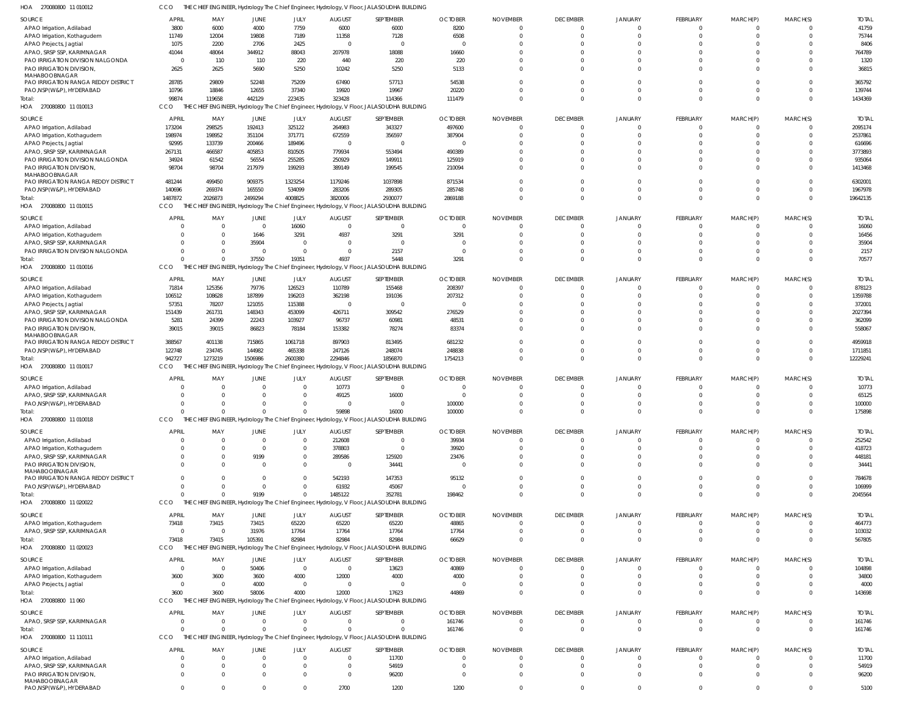HOA 270080800 11 010012 CCO THE CHIEF ENGINEER, Hydrology The Chief Engineer, Hydrology, V Floor, JALASOUDHA BUILDING

| SOURCE | APRIL | MAY | JUNE | JULY | AUGUST | SEPTEMBER | OCTOBER | NOVEMBER | DECEMBER | JANUARY | FEBRUARY | MARCH(P) | MARCH(S) | TOTAL |
|---|---|---|---|---|---|---|---|---|---|---|---|---|---|---|
| APAO Irrigation, Adilabad | 3800 | 6000 | 4000 | 7759 | 6000 | 6000 | 8200 | 0 | 0 | 0 | 0 | 0 | 0 | 41759 |
| APAO Irrigation, Kothagudem | 11749 | 12004 | 19808 | 7189 | 11358 | 7128 | 6508 | 0 | 0 | 0 | 0 | 0 | 0 | 75744 |
| APAO Projects, Jagtial | 1075 | 2200 | 2706 | 2425 | 0 | 0 | 0 | 0 | 0 | 0 | 0 | 0 | 0 | 8406 |
| APAO, SRSP SSP, KARIMNAGAR | 41044 | 48064 | 344912 | 88043 | 207978 | 18088 | 16660 | 0 | 0 | 0 | 0 | 0 | 0 | 764789 |
| PAO IRRIGATION DIVISION NALGONDA | 0 | 110 | 110 | 220 | 440 | 220 | 220 | 0 | 0 | 0 | 0 | 0 | 0 | 1320 |
| PAO IRRIGATION DIVISION, MAHABOOBNAGAR | 2625 | 2625 | 5690 | 5250 | 10242 | 5250 | 5133 | 0 | 0 | 0 | 0 | 0 | 0 | 36815 |
| PAO IRRIGATION RANGA REDDY DISTRICT | 28785 | 29809 | 52248 | 75209 | 67490 | 57713 | 54538 | 0 | 0 | 0 | 0 | 0 | 0 | 365792 |
| PAO,NSP(W&P), HYDERABAD | 10796 | 18846 | 12655 | 37340 | 19920 | 19967 | 20220 | 0 | 0 | 0 | 0 | 0 | 0 | 139744 |
| Total: | 99874 | 119658 | 442129 | 223435 | 323428 | 114366 | 111479 | 0 | 0 | 0 | 0 | 0 | 0 | 1434369 |

HOA 270080800 11 010013 CCO THE CHIEF ENGINEER, Hydrology The Chief Engineer, Hydrology, V Floor, JALASOUDHA BUILDING

| SOURCE | APRIL | MAY | JUNE | JULY | AUGUST | SEPTEMBER | OCTOBER | NOVEMBER | DECEMBER | JANUARY | FEBRUARY | MARCH(P) | MARCH(S) | TOTAL |
|---|---|---|---|---|---|---|---|---|---|---|---|---|---|---|
| APAO Irrigation, Adilabad | 173204 | 298525 | 192413 | 325122 | 264983 | 343327 | 497600 | 0 | 0 | 0 | 0 | 0 | 0 | 2095174 |
| APAO Irrigation, Kothagudem | 198974 | 198952 | 351104 | 371771 | 672559 | 356597 | 387904 | 0 | 0 | 0 | 0 | 0 | 0 | 2537861 |
| APAO Projects, Jagtial | 92995 | 133739 | 200466 | 189496 | 0 | 0 | 0 | 0 | 0 | 0 | 0 | 0 | 0 | 616696 |
| APAO, SRSP SSP, KARIMNAGAR | 267131 | 466587 | 405853 | 810505 | 779934 | 553494 | 490389 | 0 | 0 | 0 | 0 | 0 | 0 | 3773893 |
| PAO IRRIGATION DIVISION NALGONDA | 34924 | 61542 | 56554 | 255285 | 250929 | 149911 | 125919 | 0 | 0 | 0 | 0 | 0 | 0 | 935064 |
| PAO IRRIGATION DIVISION, MAHABOOBNAGAR | 98704 | 98704 | 217979 | 199293 | 389149 | 199545 | 210094 | 0 | 0 | 0 | 0 | 0 | 0 | 1413468 |
| PAO IRRIGATION RANGA REDDY DISTRICT | 481244 | 499450 | 909375 | 1323254 | 1179246 | 1037898 | 871534 | 0 | 0 | 0 | 0 | 0 | 0 | 6302001 |
| PAO,NSP(W&P), HYDERABAD | 140696 | 269374 | 165550 | 534099 | 283206 | 289305 | 285748 | 0 | 0 | 0 | 0 | 0 | 0 | 1967978 |
| Total: | 1487872 | 2026873 | 2499294 | 4008825 | 3820006 | 2930077 | 2869188 | 0 | 0 | 0 | 0 | 0 | 0 | 19642135 |

HOA 270080800 11 010015 CCO THE CHIEF ENGINEER, Hydrology The Chief Engineer, Hydrology, V Floor, JALASOUDHA BUILDING

| SOURCE | APRIL | MAY | JUNE | JULY | AUGUST | SEPTEMBER | OCTOBER | NOVEMBER | DECEMBER | JANUARY | FEBRUARY | MARCH(P) | MARCH(S) | TOTAL |
|---|---|---|---|---|---|---|---|---|---|---|---|---|---|---|
| APAO Irrigation, Adilabad | 0 | 0 | 0 | 16060 | 0 | 0 | 0 | 0 | 0 | 0 | 0 | 0 | 0 | 16060 |
| APAO Irrigation, Kothagudem | 0 | 0 | 1646 | 3291 | 4937 | 3291 | 3291 | 0 | 0 | 0 | 0 | 0 | 0 | 16456 |
| APAO, SRSP SSP, KARIMNAGAR | 0 | 0 | 35904 | 0 | 0 | 0 | 0 | 0 | 0 | 0 | 0 | 0 | 0 | 35904 |
| PAO IRRIGATION DIVISION NALGONDA | 0 | 0 | 0 | 0 | 0 | 2157 | 0 | 0 | 0 | 0 | 0 | 0 | 0 | 2157 |
| Total: | 0 | 0 | 37550 | 19351 | 4937 | 5448 | 3291 | 0 | 0 | 0 | 0 | 0 | 0 | 70577 |

HOA 270080800 11 010016 CCO THE CHIEF ENGINEER, Hydrology The Chief Engineer, Hydrology, V Floor, JALASOUDHA BUILDING

| SOURCE | APRIL | MAY | JUNE | JULY | AUGUST | SEPTEMBER | OCTOBER | NOVEMBER | DECEMBER | JANUARY | FEBRUARY | MARCH(P) | MARCH(S) | TOTAL |
|---|---|---|---|---|---|---|---|---|---|---|---|---|---|---|
| APAO Irrigation, Adilabad | 71814 | 125356 | 79776 | 126523 | 110789 | 155468 | 208397 | 0 | 0 | 0 | 0 | 0 | 0 | 878123 |
| APAO Irrigation, Kothagudem | 106512 | 108628 | 187899 | 196203 | 362198 | 191036 | 207312 | 0 | 0 | 0 | 0 | 0 | 0 | 1359788 |
| APAO Projects, Jagtial | 57351 | 78207 | 121055 | 115388 | 0 | 0 | 0 | 0 | 0 | 0 | 0 | 0 | 0 | 372001 |
| APAO, SRSP SSP, KARIMNAGAR | 151439 | 261731 | 148343 | 453099 | 426711 | 309542 | 276529 | 0 | 0 | 0 | 0 | 0 | 0 | 2027394 |
| PAO IRRIGATION DIVISION NALGONDA | 5281 | 24399 | 22243 | 103927 | 96737 | 60981 | 48531 | 0 | 0 | 0 | 0 | 0 | 0 | 362099 |
| PAO IRRIGATION DIVISION, MAHABOOBNAGAR | 39015 | 39015 | 86823 | 78184 | 153382 | 78274 | 83374 | 0 | 0 | 0 | 0 | 0 | 0 | 558067 |
| PAO IRRIGATION RANGA REDDY DISTRICT | 388567 | 401138 | 715865 | 1061718 | 897903 | 813495 | 681232 | 0 | 0 | 0 | 0 | 0 | 0 | 4959918 |
| PAO,NSP(W&P), HYDERABAD | 122748 | 234745 | 144982 | 465338 | 247126 | 248074 | 248838 | 0 | 0 | 0 | 0 | 0 | 0 | 1711851 |
| Total: | 942727 | 1273219 | 1506986 | 2600380 | 2294846 | 1856870 | 1754213 | 0 | 0 | 0 | 0 | 0 | 0 | 12229241 |

HOA 270080800 11 010017 CCO THE CHIEF ENGINEER, Hydrology The Chief Engineer, Hydrology, V Floor, JALASOUDHA BUILDING

| SOURCE | APRIL | MAY | JUNE | JULY | AUGUST | SEPTEMBER | OCTOBER | NOVEMBER | DECEMBER | JANUARY | FEBRUARY | MARCH(P) | MARCH(S) | TOTAL |
|---|---|---|---|---|---|---|---|---|---|---|---|---|---|---|
| APAO Irrigation, Adilabad | 0 | 0 | 0 | 0 | 10773 | 0 | 0 | 0 | 0 | 0 | 0 | 0 | 0 | 10773 |
| APAO, SRSP SSP, KARIMNAGAR | 0 | 0 | 0 | 0 | 49125 | 16000 | 0 | 0 | 0 | 0 | 0 | 0 | 0 | 65125 |
| PAO,NSP(W&P), HYDERABAD | 0 | 0 | 0 | 0 | 0 | 0 | 100000 | 0 | 0 | 0 | 0 | 0 | 0 | 100000 |
| Total: | 0 | 0 | 0 | 0 | 59898 | 16000 | 100000 | 0 | 0 | 0 | 0 | 0 | 0 | 175898 |

HOA 270080800 11 010018 CCO THE CHIEF ENGINEER, Hydrology The Chief Engineer, Hydrology, V Floor, JALASOUDHA BUILDING

| SOURCE | APRIL | MAY | JUNE | JULY | AUGUST | SEPTEMBER | OCTOBER | NOVEMBER | DECEMBER | JANUARY | FEBRUARY | MARCH(P) | MARCH(S) | TOTAL |
|---|---|---|---|---|---|---|---|---|---|---|---|---|---|---|
| APAO Irrigation, Adilabad | 0 | 0 | 0 | 0 | 212608 | 0 | 39934 | 0 | 0 | 0 | 0 | 0 | 0 | 252542 |
| APAO Irrigation, Kothagudem | 0 | 0 | 0 | 0 | 378803 | 0 | 39920 | 0 | 0 | 0 | 0 | 0 | 0 | 418723 |
| APAO, SRSP SSP, KARIMNAGAR | 0 | 0 | 9199 | 0 | 289586 | 125920 | 23476 | 0 | 0 | 0 | 0 | 0 | 0 | 448181 |
| PAO IRRIGATION DIVISION, MAHABOOBNAGAR | 0 | 0 | 0 | 0 | 0 | 34441 | 0 | 0 | 0 | 0 | 0 | 0 | 0 | 34441 |
| PAO IRRIGATION RANGA REDDY DISTRICT | 0 | 0 | 0 | 0 | 542193 | 147353 | 95132 | 0 | 0 | 0 | 0 | 0 | 0 | 784678 |
| PAO,NSP(W&P), HYDERABAD | 0 | 0 | 0 | 0 | 61932 | 45067 | 0 | 0 | 0 | 0 | 0 | 0 | 0 | 106999 |
| Total: | 0 | 0 | 9199 | 0 | 1485122 | 352781 | 198462 | 0 | 0 | 0 | 0 | 0 | 0 | 2045564 |

HOA 270080800 11 020022 CCO THE CHIEF ENGINEER, Hydrology The Chief Engineer, Hydrology, V Floor, JALASOUDHA BUILDING

| SOURCE | APRIL | MAY | JUNE | JULY | AUGUST | SEPTEMBER | OCTOBER | NOVEMBER | DECEMBER | JANUARY | FEBRUARY | MARCH(P) | MARCH(S) | TOTAL |
|---|---|---|---|---|---|---|---|---|---|---|---|---|---|---|
| APAO Irrigation, Kothagudem | 73418 | 73415 | 73415 | 65220 | 65220 | 65220 | 48865 | 0 | 0 | 0 | 0 | 0 | 0 | 464773 |
| APAO, SRSP SSP, KARIMNAGAR | 0 | 0 | 31976 | 17764 | 17764 | 17764 | 17764 | 0 | 0 | 0 | 0 | 0 | 0 | 103032 |
| Total: | 73418 | 73415 | 105391 | 82984 | 82984 | 82984 | 66629 | 0 | 0 | 0 | 0 | 0 | 0 | 567805 |

HOA 270080800 11 020023 CCO THE CHIEF ENGINEER, Hydrology The Chief Engineer, Hydrology, V Floor, JALASOUDHA BUILDING

| SOURCE | APRIL | MAY | JUNE | JULY | AUGUST | SEPTEMBER | OCTOBER | NOVEMBER | DECEMBER | JANUARY | FEBRUARY | MARCH(P) | MARCH(S) | TOTAL |
|---|---|---|---|---|---|---|---|---|---|---|---|---|---|---|
| APAO Irrigation, Adilabad | 0 | 0 | 50406 | 0 | 0 | 13623 | 40869 | 0 | 0 | 0 | 0 | 0 | 0 | 104898 |
| APAO Irrigation, Kothagudem | 3600 | 3600 | 3600 | 4000 | 12000 | 4000 | 4000 | 0 | 0 | 0 | 0 | 0 | 0 | 34800 |
| APAO Projects, Jagtial | 0 | 0 | 4000 | 0 | 0 | 0 | 0 | 0 | 0 | 0 | 0 | 0 | 0 | 4000 |
| Total: | 3600 | 3600 | 58006 | 4000 | 12000 | 17623 | 44869 | 0 | 0 | 0 | 0 | 0 | 0 | 143698 |

HOA 270080800 11 060 CCO THE CHIEF ENGINEER, Hydrology The Chief Engineer, Hydrology, V Floor, JALASOUDHA BUILDING

| SOURCE | APRIL | MAY | JUNE | JULY | AUGUST | SEPTEMBER | OCTOBER | NOVEMBER | DECEMBER | JANUARY | FEBRUARY | MARCH(P) | MARCH(S) | TOTAL |
|---|---|---|---|---|---|---|---|---|---|---|---|---|---|---|
| APAO, SRSP SSP, KARIMNAGAR | 0 | 0 | 0 | 0 | 0 | 0 | 161746 | 0 | 0 | 0 | 0 | 0 | 0 | 161746 |
| Total: | 0 | 0 | 0 | 0 | 0 | 0 | 161746 | 0 | 0 | 0 | 0 | 0 | 0 | 161746 |

HOA 270080800 11 110111 CCO THE CHIEF ENGINEER, Hydrology The Chief Engineer, Hydrology, V Floor, JALASOUDHA BUILDING

| SOURCE | APRIL | MAY | JUNE | JULY | AUGUST | SEPTEMBER | OCTOBER | NOVEMBER | DECEMBER | JANUARY | FEBRUARY | MARCH(P) | MARCH(S) | TOTAL |
|---|---|---|---|---|---|---|---|---|---|---|---|---|---|---|
| APAO Irrigation, Adilabad | 0 | 0 | 0 | 0 | 0 | 11700 | 0 | 0 | 0 | 0 | 0 | 0 | 0 | 11700 |
| APAO, SRSP SSP, KARIMNAGAR | 0 | 0 | 0 | 0 | 0 | 54919 | 0 | 0 | 0 | 0 | 0 | 0 | 0 | 54919 |
| PAO IRRIGATION DIVISION, MAHABOOBNAGAR | 0 | 0 | 0 | 0 | 0 | 96200 | 0 | 0 | 0 | 0 | 0 | 0 | 0 | 96200 |
| PAO,NSP(W&P), HYDERABAD | 0 | 0 | 0 | 0 | 2700 | 1200 | 1200 | 0 | 0 | 0 | 0 | 0 | 0 | 5100 |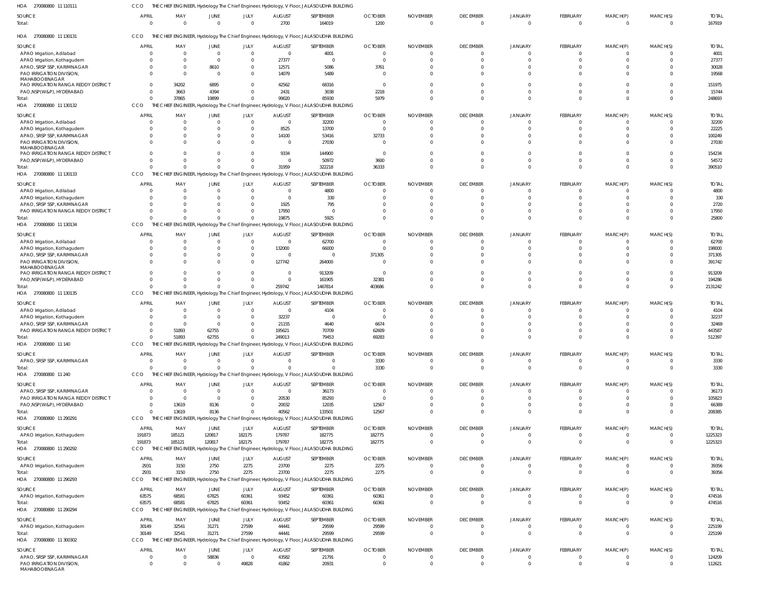HOA 270080800 11 110111 CCO THE CHIEF ENGINEER, Hydrology The Chief Engineer, Hydrology, V Floor, JALASOUDHA BUILDING

| SOURCE | APRIL | MAY | JUNE | JULY | AUGUST | SEPTEMBER | OCTOBER | NOVEMBER | DECEMBER | JANUARY | FEBRUARY | MARCH(P) | MARCH(S) | TOTAL |
|---|---|---|---|---|---|---|---|---|---|---|---|---|---|---|
| Total: | 0 | 0 | 0 | 0 | 2700 | 164019 | 1200 | 0 | 0 | 0 | 0 | 0 | 0 | 167919 |

HOA 270080800 11 130131 CCO THE CHIEF ENGINEER, Hydrology The Chief Engineer, Hydrology, V Floor, JALASOUDHA BUILDING

| SOURCE | APRIL | MAY | JUNE | JULY | AUGUST | SEPTEMBER | OCTOBER | NOVEMBER | DECEMBER | JANUARY | FEBRUARY | MARCH(P) | MARCH(S) | TOTAL |
|---|---|---|---|---|---|---|---|---|---|---|---|---|---|---|
| APAO Irrigation, Adilabad | 0 | 0 | 0 | 0 | 0 | 4001 | 0 | 0 | 0 | 0 | 0 | 0 | 0 | 4001 |
| APAO Irrigation, Kothagudem | 0 | 0 | 0 | 0 | 27377 | 0 | 0 | 0 | 0 | 0 | 0 | 0 | 0 | 27377 |
| APAO, SRSP SSP, KARIMNAGAR | 0 | 0 | 8610 | 0 | 12571 | 5086 | 3761 | 0 | 0 | 0 | 0 | 0 | 0 | 30028 |
| PAO IRRIGATION DIVISION, MAHABOOBNAGAR | 0 | 0 | 0 | 0 | 14079 | 5489 | 0 | 0 | 0 | 0 | 0 | 0 | 0 | 19568 |
| PAO IRRIGATION RANGA REDDY DISTRICT | 0 | 34202 | 6895 | 0 | 42562 | 68316 | 0 | 0 | 0 | 0 | 0 | 0 | 0 | 151975 |
| PAO,NSP(W&P), HYDERABAD | 0 | 3663 | 4394 | 0 | 2431 | 3038 | 2218 | 0 | 0 | 0 | 0 | 0 | 0 | 15744 |
| Total: | 0 | 37865 | 19899 | 0 | 99020 | 85930 | 5979 | 0 | 0 | 0 | 0 | 0 | 0 | 248693 |

HOA 270080800 11 130132 CCO THE CHIEF ENGINEER, Hydrology The Chief Engineer, Hydrology, V Floor, JALASOUDHA BUILDING

| SOURCE | APRIL | MAY | JUNE | JULY | AUGUST | SEPTEMBER | OCTOBER | NOVEMBER | DECEMBER | JANUARY | FEBRUARY | MARCH(P) | MARCH(S) | TOTAL |
|---|---|---|---|---|---|---|---|---|---|---|---|---|---|---|
| APAO Irrigation, Adilabad | 0 | 0 | 0 | 0 | 0 | 32200 | 0 | 0 | 0 | 0 | 0 | 0 | 0 | 32200 |
| APAO Irrigation, Kothagudem | 0 | 0 | 0 | 0 | 8525 | 13700 | 0 | 0 | 0 | 0 | 0 | 0 | 0 | 22225 |
| APAO, SRSP SSP, KARIMNAGAR | 0 | 0 | 0 | 0 | 14100 | 53416 | 32733 | 0 | 0 | 0 | 0 | 0 | 0 | 100249 |
| PAO IRRIGATION DIVISION, MAHABOOBNAGAR | 0 | 0 | 0 | 0 | 0 | 27030 | 0 | 0 | 0 | 0 | 0 | 0 | 0 | 27030 |
| PAO IRRIGATION RANGA REDDY DISTRICT | 0 | 0 | 0 | 0 | 9334 | 144900 | 0 | 0 | 0 | 0 | 0 | 0 | 0 | 154234 |
| PAO,NSP(W&P), HYDERABAD | 0 | 0 | 0 | 0 | 0 | 50972 | 3600 | 0 | 0 | 0 | 0 | 0 | 0 | 54572 |
| Total: | 0 | 0 | 0 | 0 | 31959 | 322218 | 36333 | 0 | 0 | 0 | 0 | 0 | 0 | 390510 |

HOA 270080800 11 130133 CCO THE CHIEF ENGINEER, Hydrology The Chief Engineer, Hydrology, V Floor, JALASOUDHA BUILDING

| SOURCE | APRIL | MAY | JUNE | JULY | AUGUST | SEPTEMBER | OCTOBER | NOVEMBER | DECEMBER | JANUARY | FEBRUARY | MARCH(P) | MARCH(S) | TOTAL |
|---|---|---|---|---|---|---|---|---|---|---|---|---|---|---|
| APAO Irrigation, Adilabad | 0 | 0 | 0 | 0 | 0 | 4800 | 0 | 0 | 0 | 0 | 0 | 0 | 0 | 4800 |
| APAO Irrigation, Kothagudem | 0 | 0 | 0 | 0 | 0 | 330 | 0 | 0 | 0 | 0 | 0 | 0 | 0 | 330 |
| APAO, SRSP SSP, KARIMNAGAR | 0 | 0 | 0 | 0 | 1925 | 795 | 0 | 0 | 0 | 0 | 0 | 0 | 0 | 2720 |
| PAO IRRIGATION RANGA REDDY DISTRICT | 0 | 0 | 0 | 0 | 17950 | 0 | 0 | 0 | 0 | 0 | 0 | 0 | 0 | 17950 |
| Total: | 0 | 0 | 0 | 0 | 19875 | 5925 | 0 | 0 | 0 | 0 | 0 | 0 | 0 | 25800 |

HOA 270080800 11 130134 CCO THE CHIEF ENGINEER, Hydrology The Chief Engineer, Hydrology, V Floor, JALASOUDHA BUILDING

| SOURCE | APRIL | MAY | JUNE | JULY | AUGUST | SEPTEMBER | OCTOBER | NOVEMBER | DECEMBER | JANUARY | FEBRUARY | MARCH(P) | MARCH(S) | TOTAL |
|---|---|---|---|---|---|---|---|---|---|---|---|---|---|---|
| APAO Irrigation, Adilabad | 0 | 0 | 0 | 0 | 0 | 62700 | 0 | 0 | 0 | 0 | 0 | 0 | 0 | 62700 |
| APAO Irrigation, Kothagudem | 0 | 0 | 0 | 0 | 132000 | 66000 | 0 | 0 | 0 | 0 | 0 | 0 | 0 | 198000 |
| APAO, SRSP SSP, KARIMNAGAR | 0 | 0 | 0 | 0 | 0 | 0 | 371305 | 0 | 0 | 0 | 0 | 0 | 0 | 371305 |
| PAO IRRIGATION DIVISION, MAHABOOBNAGAR | 0 | 0 | 0 | 0 | 127742 | 264000 | 0 | 0 | 0 | 0 | 0 | 0 | 0 | 391742 |
| PAO IRRIGATION RANGA REDDY DISTRICT | 0 | 0 | 0 | 0 | 0 | 913209 | 0 | 0 | 0 | 0 | 0 | 0 | 0 | 913209 |
| PAO,NSP(W&P), HYDERABAD | 0 | 0 | 0 | 0 | 0 | 161905 | 32381 | 0 | 0 | 0 | 0 | 0 | 0 | 194286 |
| Total: | 0 | 0 | 0 | 0 | 259742 | 1467814 | 403686 | 0 | 0 | 0 | 0 | 0 | 0 | 2131242 |

HOA 270080800 11 130135 CCO THE CHIEF ENGINEER, Hydrology The Chief Engineer, Hydrology, V Floor, JALASOUDHA BUILDING

| SOURCE | APRIL | MAY | JUNE | JULY | AUGUST | SEPTEMBER | OCTOBER | NOVEMBER | DECEMBER | JANUARY | FEBRUARY | MARCH(P) | MARCH(S) | TOTAL |
|---|---|---|---|---|---|---|---|---|---|---|---|---|---|---|
| APAO Irrigation, Adilabad | 0 | 0 | 0 | 0 | 0 | 4104 | 0 | 0 | 0 | 0 | 0 | 0 | 0 | 4104 |
| APAO Irrigation, Kothagudem | 0 | 0 | 0 | 0 | 32237 | 0 | 0 | 0 | 0 | 0 | 0 | 0 | 0 | 32237 |
| APAO, SRSP SSP, KARIMNAGAR | 0 | 0 | 0 | 0 | 21155 | 4640 | 6674 | 0 | 0 | 0 | 0 | 0 | 0 | 32469 |
| PAO IRRIGATION RANGA REDDY DISTRICT | 0 | 51893 | 62755 | 0 | 195621 | 70709 | 62609 | 0 | 0 | 0 | 0 | 0 | 0 | 443587 |
| Total: | 0 | 51893 | 62755 | 0 | 249013 | 79453 | 69283 | 0 | 0 | 0 | 0 | 0 | 0 | 512397 |

HOA 270080800 11 140 CCO THE CHIEF ENGINEER, Hydrology The Chief Engineer, Hydrology, V Floor, JALASOUDHA BUILDING

| SOURCE | APRIL | MAY | JUNE | JULY | AUGUST | SEPTEMBER | OCTOBER | NOVEMBER | DECEMBER | JANUARY | FEBRUARY | MARCH(P) | MARCH(S) | TOTAL |
|---|---|---|---|---|---|---|---|---|---|---|---|---|---|---|
| APAO, SRSP SSP, KARIMNAGAR | 0 | 0 | 0 | 0 | 0 | 0 | 3330 | 0 | 0 | 0 | 0 | 0 | 0 | 3330 |
| Total: | 0 | 0 | 0 | 0 | 0 | 0 | 3330 | 0 | 0 | 0 | 0 | 0 | 0 | 3330 |

HOA 270080800 11 240 CCO THE CHIEF ENGINEER, Hydrology The Chief Engineer, Hydrology, V Floor, JALASOUDHA BUILDING

| SOURCE | APRIL | MAY | JUNE | JULY | AUGUST | SEPTEMBER | OCTOBER | NOVEMBER | DECEMBER | JANUARY | FEBRUARY | MARCH(P) | MARCH(S) | TOTAL |
|---|---|---|---|---|---|---|---|---|---|---|---|---|---|---|
| APAO, SRSP SSP, KARIMNAGAR | 0 | 0 | 0 | 0 | 0 | 36173 | 0 | 0 | 0 | 0 | 0 | 0 | 0 | 36173 |
| PAO IRRIGATION RANGA REDDY DISTRICT | 0 | 0 | 0 | 0 | 20530 | 85293 | 0 | 0 | 0 | 0 | 0 | 0 | 0 | 105823 |
| PAO,NSP(W&P), HYDERABAD | 0 | 13619 | 8136 | 0 | 20032 | 12035 | 12567 | 0 | 0 | 0 | 0 | 0 | 0 | 66389 |
| Total: | 0 | 13619 | 8136 | 0 | 40562 | 133501 | 12567 | 0 | 0 | 0 | 0 | 0 | 0 | 208385 |

HOA 270080800 11 290291 CCO THE CHIEF ENGINEER, Hydrology The Chief Engineer, Hydrology, V Floor, JALASOUDHA BUILDING

| SOURCE | APRIL | MAY | JUNE | JULY | AUGUST | SEPTEMBER | OCTOBER | NOVEMBER | DECEMBER | JANUARY | FEBRUARY | MARCH(P) | MARCH(S) | TOTAL |
|---|---|---|---|---|---|---|---|---|---|---|---|---|---|---|
| APAO Irrigation, Kothagudem | 191873 | 185121 | 120817 | 182175 | 179787 | 182775 | 182775 | 0 | 0 | 0 | 0 | 0 | 0 | 1225323 |
| Total: | 191873 | 185121 | 120817 | 182175 | 179787 | 182775 | 182775 | 0 | 0 | 0 | 0 | 0 | 0 | 1225323 |

HOA 270080800 11 290292 CCO THE CHIEF ENGINEER, Hydrology The Chief Engineer, Hydrology, V Floor, JALASOUDHA BUILDING

| SOURCE | APRIL | MAY | JUNE | JULY | AUGUST | SEPTEMBER | OCTOBER | NOVEMBER | DECEMBER | JANUARY | FEBRUARY | MARCH(P) | MARCH(S) | TOTAL |
|---|---|---|---|---|---|---|---|---|---|---|---|---|---|---|
| APAO Irrigation, Kothagudem | 2931 | 3150 | 2750 | 2275 | 23700 | 2275 | 2275 | 0 | 0 | 0 | 0 | 0 | 0 | 39356 |
| Total: | 2931 | 3150 | 2750 | 2275 | 23700 | 2275 | 2275 | 0 | 0 | 0 | 0 | 0 | 0 | 39356 |

HOA 270080800 11 290293 CCO THE CHIEF ENGINEER, Hydrology The Chief Engineer, Hydrology, V Floor, JALASOUDHA BUILDING

| SOURCE | APRIL | MAY | JUNE | JULY | AUGUST | SEPTEMBER | OCTOBER | NOVEMBER | DECEMBER | JANUARY | FEBRUARY | MARCH(P) | MARCH(S) | TOTAL |
|---|---|---|---|---|---|---|---|---|---|---|---|---|---|---|
| APAO Irrigation, Kothagudem | 63575 | 68581 | 67825 | 60361 | 93452 | 60361 | 60361 | 0 | 0 | 0 | 0 | 0 | 0 | 474516 |
| Total: | 63575 | 68581 | 67825 | 60361 | 93452 | 60361 | 60361 | 0 | 0 | 0 | 0 | 0 | 0 | 474516 |

HOA 270080800 11 290294 CCO THE CHIEF ENGINEER, Hydrology The Chief Engineer, Hydrology, V Floor, JALASOUDHA BUILDING

| SOURCE | APRIL | MAY | JUNE | JULY | AUGUST | SEPTEMBER | OCTOBER | NOVEMBER | DECEMBER | JANUARY | FEBRUARY | MARCH(P) | MARCH(S) | TOTAL |
|---|---|---|---|---|---|---|---|---|---|---|---|---|---|---|
| APAO Irrigation, Kothagudem | 30149 | 32541 | 31271 | 27599 | 44441 | 29599 | 29599 | 0 | 0 | 0 | 0 | 0 | 0 | 225199 |
| Total: | 30149 | 32541 | 31271 | 27599 | 44441 | 29599 | 29599 | 0 | 0 | 0 | 0 | 0 | 0 | 225199 |

HOA 270080800 11 300302 CCO THE CHIEF ENGINEER, Hydrology The Chief Engineer, Hydrology, V Floor, JALASOUDHA BUILDING

| SOURCE | APRIL | MAY | JUNE | JULY | AUGUST | SEPTEMBER | OCTOBER | NOVEMBER | DECEMBER | JANUARY | FEBRUARY | MARCH(P) | MARCH(S) | TOTAL |
|---|---|---|---|---|---|---|---|---|---|---|---|---|---|---|
| APAO, SRSP SSP, KARIMNAGAR | 0 | 0 | 58836 | 0 | 43582 | 21791 | 0 | 0 | 0 | 0 | 0 | 0 | 0 | 124209 |
| PAO IRRIGATION DIVISION, MAHABOOBNAGAR | 0 | 0 | 0 | 49828 | 41862 | 20931 | 0 | 0 | 0 | 0 | 0 | 0 | 0 | 112621 |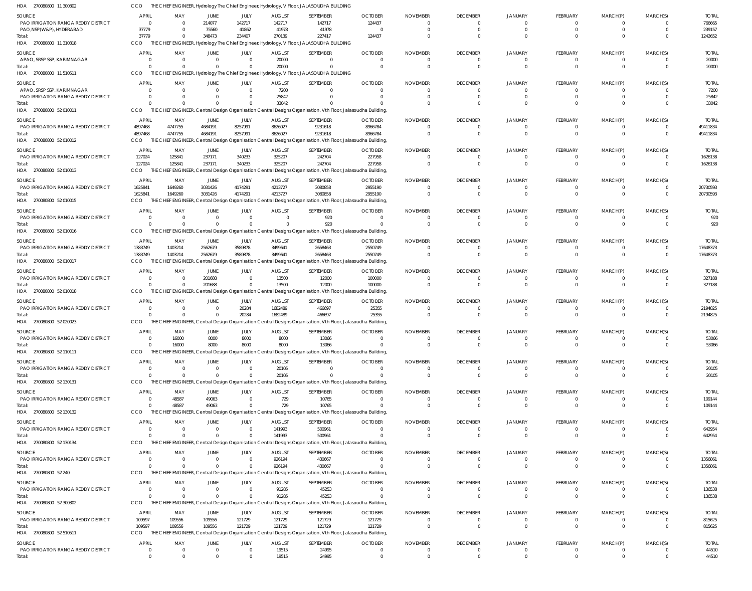HOA 270080800 11 300302 CCO THE CHIEF ENGINEER, Hydrology The Chief Engineer, Hydrology, V Floor, JALASOUDHA BUILDING

| SOURCE | APRIL | MAY | JUNE | JULY | AUGUST | SEPTEMBER | OCTOBER | NOVEMBER | DECEMBER | JANUARY | FEBRUARY | MARCH(P) | MARCH(S) | TOTAL |
|---|---|---|---|---|---|---|---|---|---|---|---|---|---|---|
| PAO IRRIGATION RANGA REDDY DISTRICT | 0 | 0 | 214077 | 142717 | 142717 | 142717 | 124437 | 0 | 0 | 0 | 0 | 0 | 0 | 766665 |
| PAO,NSP(W&P), HYDERABAD | 37779 | 0 | 75560 | 41862 | 41978 | 41978 | 0 | 0 | 0 | 0 | 0 | 0 | 0 | 239157 |
| Total: | 37779 | 0 | 348473 | 234407 | 270139 | 227417 | 124437 | 0 | 0 | 0 | 0 | 0 | 0 | 1242652 |

HOA 270080800 11 310318 CCO THE CHIEF ENGINEER, Hydrology The Chief Engineer, Hydrology, V Floor, JALASOUDHA BUILDING

| SOURCE | APRIL | MAY | JUNE | JULY | AUGUST | SEPTEMBER | OCTOBER | NOVEMBER | DECEMBER | JANUARY | FEBRUARY | MARCH(P) | MARCH(S) | TOTAL |
|---|---|---|---|---|---|---|---|---|---|---|---|---|---|---|
| APAO, SRSP SSP, KARIMNAGAR | 0 | 0 | 0 | 0 | 20000 | 0 | 0 | 0 | 0 | 0 | 0 | 0 | 0 | 20000 |
| Total: | 0 | 0 | 0 | 0 | 20000 | 0 | 0 | 0 | 0 | 0 | 0 | 0 | 0 | 20000 |

HOA 270080800 11 510511 CCO THE CHIEF ENGINEER, Hydrology The Chief Engineer, Hydrology, V Floor, JALASOUDHA BUILDING

| SOURCE | APRIL | MAY | JUNE | JULY | AUGUST | SEPTEMBER | OCTOBER | NOVEMBER | DECEMBER | JANUARY | FEBRUARY | MARCH(P) | MARCH(S) | TOTAL |
|---|---|---|---|---|---|---|---|---|---|---|---|---|---|---|
| APAO, SRSP SSP, KARIMNAGAR | 0 | 0 | 0 | 0 | 7200 | 0 | 0 | 0 | 0 | 0 | 0 | 0 | 0 | 7200 |
| PAO IRRIGATION RANGA REDDY DISTRICT | 0 | 0 | 0 | 0 | 25842 | 0 | 0 | 0 | 0 | 0 | 0 | 0 | 0 | 25842 |
| Total: | 0 | 0 | 0 | 0 | 33042 | 0 | 0 | 0 | 0 | 0 | 0 | 0 | 0 | 33042 |

HOA 270080800 52 010011 CCO THE CHIEF ENGINEER, Central Design Organisation Central Designs Organisation, Vth Floor, Jalasoudha Building,

| SOURCE | APRIL | MAY | JUNE | JULY | AUGUST | SEPTEMBER | OCTOBER | NOVEMBER | DECEMBER | JANUARY | FEBRUARY | MARCH(P) | MARCH(S) | TOTAL |
|---|---|---|---|---|---|---|---|---|---|---|---|---|---|---|
| PAO IRRIGATION RANGA REDDY DISTRICT | 4897468 | 4747755 | 4684191 | 8257991 | 8626027 | 9231618 | 8966784 | 0 | 0 | 0 | 0 | 0 | 0 | 49411834 |
| Total: | 4897468 | 4747755 | 4684191 | 8257991 | 8626027 | 9231618 | 8966784 | 0 | 0 | 0 | 0 | 0 | 0 | 49411834 |

HOA 270080800 52 010012 CCO THE CHIEF ENGINEER, Central Design Organisation Central Designs Organisation, Vth Floor, Jalasoudha Building,

| SOURCE | APRIL | MAY | JUNE | JULY | AUGUST | SEPTEMBER | OCTOBER | NOVEMBER | DECEMBER | JANUARY | FEBRUARY | MARCH(P) | MARCH(S) | TOTAL |
|---|---|---|---|---|---|---|---|---|---|---|---|---|---|---|
| PAO IRRIGATION RANGA REDDY DISTRICT | 127024 | 125841 | 237171 | 340233 | 325207 | 242704 | 227958 | 0 | 0 | 0 | 0 | 0 | 0 | 1626138 |
| Total: | 127024 | 125841 | 237171 | 340233 | 325207 | 242704 | 227958 | 0 | 0 | 0 | 0 | 0 | 0 | 1626138 |

HOA 270080800 52 010013 CCO THE CHIEF ENGINEER, Central Design Organisation Central Designs Organisation, Vth Floor, Jalasoudha Building,

| SOURCE | APRIL | MAY | JUNE | JULY | AUGUST | SEPTEMBER | OCTOBER | NOVEMBER | DECEMBER | JANUARY | FEBRUARY | MARCH(P) | MARCH(S) | TOTAL |
|---|---|---|---|---|---|---|---|---|---|---|---|---|---|---|
| PAO IRRIGATION RANGA REDDY DISTRICT | 1625841 | 1649260 | 3031426 | 4174291 | 4213727 | 3080858 | 2955190 | 0 | 0 | 0 | 0 | 0 | 0 | 20730593 |
| Total: | 1625841 | 1649260 | 3031426 | 4174291 | 4213727 | 3080858 | 2955190 | 0 | 0 | 0 | 0 | 0 | 0 | 20730593 |

HOA 270080800 52 010015 CCO THE CHIEF ENGINEER, Central Design Organisation Central Designs Organisation, Vth Floor, Jalasoudha Building,

| SOURCE | APRIL | MAY | JUNE | JULY | AUGUST | SEPTEMBER | OCTOBER | NOVEMBER | DECEMBER | JANUARY | FEBRUARY | MARCH(P) | MARCH(S) | TOTAL |
|---|---|---|---|---|---|---|---|---|---|---|---|---|---|---|
| PAO IRRIGATION RANGA REDDY DISTRICT | 0 | 0 | 0 | 0 | 0 | 920 | 0 | 0 | 0 | 0 | 0 | 0 | 0 | 920 |
| Total: | 0 | 0 | 0 | 0 | 0 | 920 | 0 | 0 | 0 | 0 | 0 | 0 | 0 | 920 |

HOA 270080800 52 010016 CCO THE CHIEF ENGINEER, Central Design Organisation Central Designs Organisation, Vth Floor, Jalasoudha Building,

| SOURCE | APRIL | MAY | JUNE | JULY | AUGUST | SEPTEMBER | OCTOBER | NOVEMBER | DECEMBER | JANUARY | FEBRUARY | MARCH(P) | MARCH(S) | TOTAL |
|---|---|---|---|---|---|---|---|---|---|---|---|---|---|---|
| PAO IRRIGATION RANGA REDDY DISTRICT | 1383749 | 1403214 | 2562679 | 3589878 | 3499641 | 2658463 | 2550749 | 0 | 0 | 0 | 0 | 0 | 0 | 17648373 |
| Total: | 1383749 | 1403214 | 2562679 | 3589878 | 3499641 | 2658463 | 2550749 | 0 | 0 | 0 | 0 | 0 | 0 | 17648373 |

HOA 270080800 52 010017 CCO THE CHIEF ENGINEER, Central Design Organisation Central Designs Organisation, Vth Floor, Jalasoudha Building,

| SOURCE | APRIL | MAY | JUNE | JULY | AUGUST | SEPTEMBER | OCTOBER | NOVEMBER | DECEMBER | JANUARY | FEBRUARY | MARCH(P) | MARCH(S) | TOTAL |
|---|---|---|---|---|---|---|---|---|---|---|---|---|---|---|
| PAO IRRIGATION RANGA REDDY DISTRICT | 0 | 0 | 201688 | 0 | 13500 | 12000 | 100000 | 0 | 0 | 0 | 0 | 0 | 0 | 327188 |
| Total: | 0 | 0 | 201688 | 0 | 13500 | 12000 | 100000 | 0 | 0 | 0 | 0 | 0 | 0 | 327188 |

HOA 270080800 52 010018 CCO THE CHIEF ENGINEER, Central Design Organisation Central Designs Organisation, Vth Floor, Jalasoudha Building,

| SOURCE | APRIL | MAY | JUNE | JULY | AUGUST | SEPTEMBER | OCTOBER | NOVEMBER | DECEMBER | JANUARY | FEBRUARY | MARCH(P) | MARCH(S) | TOTAL |
|---|---|---|---|---|---|---|---|---|---|---|---|---|---|---|
| PAO IRRIGATION RANGA REDDY DISTRICT | 0 | 0 | 0 | 20284 | 1682489 | 466697 | 25355 | 0 | 0 | 0 | 0 | 0 | 0 | 2194825 |
| Total: | 0 | 0 | 0 | 20284 | 1682489 | 466697 | 25355 | 0 | 0 | 0 | 0 | 0 | 0 | 2194825 |

HOA 270080800 52 020023 CCO THE CHIEF ENGINEER, Central Design Organisation Central Designs Organisation, Vth Floor, Jalasoudha Building,

| SOURCE | APRIL | MAY | JUNE | JULY | AUGUST | SEPTEMBER | OCTOBER | NOVEMBER | DECEMBER | JANUARY | FEBRUARY | MARCH(P) | MARCH(S) | TOTAL |
|---|---|---|---|---|---|---|---|---|---|---|---|---|---|---|
| PAO IRRIGATION RANGA REDDY DISTRICT | 0 | 16000 | 8000 | 8000 | 8000 | 13066 | 0 | 0 | 0 | 0 | 0 | 0 | 0 | 53066 |
| Total: | 0 | 16000 | 8000 | 8000 | 8000 | 13066 | 0 | 0 | 0 | 0 | 0 | 0 | 0 | 53066 |

HOA 270080800 52 110111 CCO THE CHIEF ENGINEER, Central Design Organisation Central Designs Organisation, Vth Floor, Jalasoudha Building,

| SOURCE | APRIL | MAY | JUNE | JULY | AUGUST | SEPTEMBER | OCTOBER | NOVEMBER | DECEMBER | JANUARY | FEBRUARY | MARCH(P) | MARCH(S) | TOTAL |
|---|---|---|---|---|---|---|---|---|---|---|---|---|---|---|
| PAO IRRIGATION RANGA REDDY DISTRICT | 0 | 0 | 0 | 0 | 20105 | 0 | 0 | 0 | 0 | 0 | 0 | 0 | 0 | 20105 |
| Total: | 0 | 0 | 0 | 0 | 20105 | 0 | 0 | 0 | 0 | 0 | 0 | 0 | 0 | 20105 |

HOA 270080800 52 130131 CCO THE CHIEF ENGINEER, Central Design Organisation Central Designs Organisation, Vth Floor, Jalasoudha Building,

| SOURCE | APRIL | MAY | JUNE | JULY | AUGUST | SEPTEMBER | OCTOBER | NOVEMBER | DECEMBER | JANUARY | FEBRUARY | MARCH(P) | MARCH(S) | TOTAL |
|---|---|---|---|---|---|---|---|---|---|---|---|---|---|---|
| PAO IRRIGATION RANGA REDDY DISTRICT | 0 | 48587 | 49063 | 0 | 729 | 10765 | 0 | 0 | 0 | 0 | 0 | 0 | 0 | 109144 |
| Total: | 0 | 48587 | 49063 | 0 | 729 | 10765 | 0 | 0 | 0 | 0 | 0 | 0 | 0 | 109144 |

HOA 270080800 52 130132 CCO THE CHIEF ENGINEER, Central Design Organisation Central Designs Organisation, Vth Floor, Jalasoudha Building,

| SOURCE | APRIL | MAY | JUNE | JULY | AUGUST | SEPTEMBER | OCTOBER | NOVEMBER | DECEMBER | JANUARY | FEBRUARY | MARCH(P) | MARCH(S) | TOTAL |
|---|---|---|---|---|---|---|---|---|---|---|---|---|---|---|
| PAO IRRIGATION RANGA REDDY DISTRICT | 0 | 0 | 0 | 0 | 141993 | 500961 | 0 | 0 | 0 | 0 | 0 | 0 | 0 | 642954 |
| Total: | 0 | 0 | 0 | 0 | 141993 | 500961 | 0 | 0 | 0 | 0 | 0 | 0 | 0 | 642954 |

HOA 270080800 52 130134 CCO THE CHIEF ENGINEER, Central Design Organisation Central Designs Organisation, Vth Floor, Jalasoudha Building,

| SOURCE | APRIL | MAY | JUNE | JULY | AUGUST | SEPTEMBER | OCTOBER | NOVEMBER | DECEMBER | JANUARY | FEBRUARY | MARCH(P) | MARCH(S) | TOTAL |
|---|---|---|---|---|---|---|---|---|---|---|---|---|---|---|
| PAO IRRIGATION RANGA REDDY DISTRICT | 0 | 0 | 0 | 0 | 926194 | 430667 | 0 | 0 | 0 | 0 | 0 | 0 | 0 | 1356861 |
| Total: | 0 | 0 | 0 | 0 | 926194 | 430667 | 0 | 0 | 0 | 0 | 0 | 0 | 0 | 1356861 |

HOA 270080800 52 240 CCO THE CHIEF ENGINEER, Central Design Organisation Central Designs Organisation, Vth Floor, Jalasoudha Building,

| SOURCE | APRIL | MAY | JUNE | JULY | AUGUST | SEPTEMBER | OCTOBER | NOVEMBER | DECEMBER | JANUARY | FEBRUARY | MARCH(P) | MARCH(S) | TOTAL |
|---|---|---|---|---|---|---|---|---|---|---|---|---|---|---|
| PAO IRRIGATION RANGA REDDY DISTRICT | 0 | 0 | 0 | 0 | 91285 | 45253 | 0 | 0 | 0 | 0 | 0 | 0 | 0 | 136538 |
| Total: | 0 | 0 | 0 | 0 | 91285 | 45253 | 0 | 0 | 0 | 0 | 0 | 0 | 0 | 136538 |

HOA 270080800 52 300302 CCO THE CHIEF ENGINEER, Central Design Organisation Central Designs Organisation, Vth Floor, Jalasoudha Building,

| SOURCE | APRIL | MAY | JUNE | JULY | AUGUST | SEPTEMBER | OCTOBER | NOVEMBER | DECEMBER | JANUARY | FEBRUARY | MARCH(P) | MARCH(S) | TOTAL |
|---|---|---|---|---|---|---|---|---|---|---|---|---|---|---|
| PAO IRRIGATION RANGA REDDY DISTRICT | 109597 | 109556 | 109556 | 121729 | 121729 | 121729 | 121729 | 0 | 0 | 0 | 0 | 0 | 0 | 815625 |
| Total: | 109597 | 109556 | 109556 | 121729 | 121729 | 121729 | 121729 | 0 | 0 | 0 | 0 | 0 | 0 | 815625 |

HOA 270080800 52 510511 CCO THE CHIEF ENGINEER, Central Design Organisation Central Designs Organisation, Vth Floor, Jalasoudha Building,

| SOURCE | APRIL | MAY | JUNE | JULY | AUGUST | SEPTEMBER | OCTOBER | NOVEMBER | DECEMBER | JANUARY | FEBRUARY | MARCH(P) | MARCH(S) | TOTAL |
|---|---|---|---|---|---|---|---|---|---|---|---|---|---|---|
| PAO IRRIGATION RANGA REDDY DISTRICT | 0 | 0 | 0 | 0 | 19515 | 24995 | 0 | 0 | 0 | 0 | 0 | 0 | 0 | 44510 |
| Total: | 0 | 0 | 0 | 0 | 19515 | 24995 | 0 | 0 | 0 | 0 | 0 | 0 | 0 | 44510 |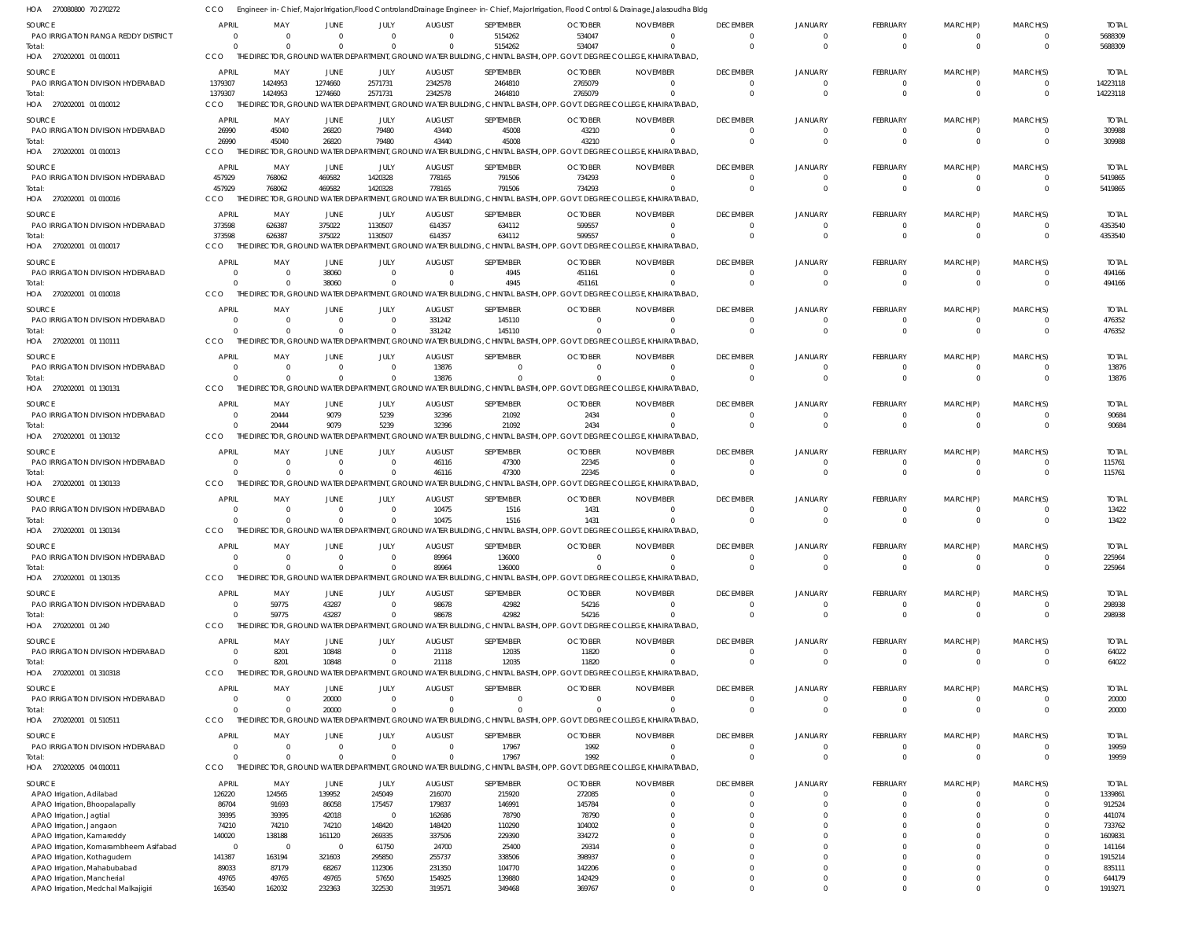HOA 270080800 70 270272 CCO Engineer- in- Chief, Major Irrigation, Flood Control and Drainage Engineer- in- Chief, Major Irrigation, Flood Control & Drainage, Jalasoudha Bldg

| SOURCE | APRIL | MAY | JUNE | JULY | AUGUST | SEPTEMBER | OCTOBER | NOVEMBER | DECEMBER | JANUARY | FEBRUARY | MARCH(P) | MARCH(S) | TOTAL |
|---|---|---|---|---|---|---|---|---|---|---|---|---|---|---|
| PAO IRRIGATION RANGA REDDY DISTRICT | 0 | 0 | 0 | 0 | 0 | 5154262 | 534047 | 0 | 0 | 0 | 0 | 0 | 0 | 5688309 |
| Total: | 0 | 0 | 0 | 0 | 0 | 5154262 | 534047 | 0 | 0 | 0 | 0 | 0 | 0 | 5688309 |

HOA 270202001 01 010011 CCO THE DIRECTOR, GROUND WATER DEPARTMENT, GROUND WATER BUILDING, CHINTAL BASTHI, OPP. GOVT. DEGREE COLLEGE, KHAIRATABAD,

| SOURCE | APRIL | MAY | JUNE | JULY | AUGUST | SEPTEMBER | OCTOBER | NOVEMBER | DECEMBER | JANUARY | FEBRUARY | MARCH(P) | MARCH(S) | TOTAL |
|---|---|---|---|---|---|---|---|---|---|---|---|---|---|---|
| PAO IRRIGATION DIVISION HYDERABAD | 1379307 | 1424953 | 1274660 | 2571731 | 2342578 | 2464810 | 2765079 | 0 | 0 | 0 | 0 | 0 | 0 | 14223118 |
| Total: | 1379307 | 1424953 | 1274660 | 2571731 | 2342578 | 2464810 | 2765079 | 0 | 0 | 0 | 0 | 0 | 0 | 14223118 |

HOA 270202001 01 010012 CCO THE DIRECTOR, GROUND WATER DEPARTMENT, GROUND WATER BUILDING, CHINTAL BASTHI, OPP. GOVT. DEGREE COLLEGE, KHAIRATABAD,

| SOURCE | APRIL | MAY | JUNE | JULY | AUGUST | SEPTEMBER | OCTOBER | NOVEMBER | DECEMBER | JANUARY | FEBRUARY | MARCH(P) | MARCH(S) | TOTAL |
|---|---|---|---|---|---|---|---|---|---|---|---|---|---|---|
| PAO IRRIGATION DIVISION HYDERABAD | 26990 | 45040 | 26820 | 79480 | 43440 | 45008 | 43210 | 0 | 0 | 0 | 0 | 0 | 0 | 309988 |
| Total: | 26990 | 45040 | 26820 | 79480 | 43440 | 45008 | 43210 | 0 | 0 | 0 | 0 | 0 | 0 | 309988 |

HOA 270202001 01 010013 CCO THE DIRECTOR, GROUND WATER DEPARTMENT, GROUND WATER BUILDING, CHINTAL BASTHI, OPP. GOVT. DEGREE COLLEGE, KHAIRATABAD,

| SOURCE | APRIL | MAY | JUNE | JULY | AUGUST | SEPTEMBER | OCTOBER | NOVEMBER | DECEMBER | JANUARY | FEBRUARY | MARCH(P) | MARCH(S) | TOTAL |
|---|---|---|---|---|---|---|---|---|---|---|---|---|---|---|
| PAO IRRIGATION DIVISION HYDERABAD | 457929 | 768062 | 469582 | 1420328 | 778165 | 791506 | 734293 | 0 | 0 | 0 | 0 | 0 | 0 | 5419865 |
| Total: | 457929 | 768062 | 469582 | 1420328 | 778165 | 791506 | 734293 | 0 | 0 | 0 | 0 | 0 | 0 | 5419865 |

HOA 270202001 01 010016 CCO THE DIRECTOR, GROUND WATER DEPARTMENT, GROUND WATER BUILDING, CHINTAL BASTHI, OPP. GOVT. DEGREE COLLEGE, KHAIRATABAD,

| SOURCE | APRIL | MAY | JUNE | JULY | AUGUST | SEPTEMBER | OCTOBER | NOVEMBER | DECEMBER | JANUARY | FEBRUARY | MARCH(P) | MARCH(S) | TOTAL |
|---|---|---|---|---|---|---|---|---|---|---|---|---|---|---|
| PAO IRRIGATION DIVISION HYDERABAD | 373598 | 626387 | 375022 | 1130507 | 614357 | 634112 | 599557 | 0 | 0 | 0 | 0 | 0 | 0 | 4353540 |
| Total: | 373598 | 626387 | 375022 | 1130507 | 614357 | 634112 | 599557 | 0 | 0 | 0 | 0 | 0 | 0 | 4353540 |

HOA 270202001 01 010017 CCO THE DIRECTOR, GROUND WATER DEPARTMENT, GROUND WATER BUILDING, CHINTAL BASTHI, OPP. GOVT. DEGREE COLLEGE, KHAIRATABAD,

| SOURCE | APRIL | MAY | JUNE | JULY | AUGUST | SEPTEMBER | OCTOBER | NOVEMBER | DECEMBER | JANUARY | FEBRUARY | MARCH(P) | MARCH(S) | TOTAL |
|---|---|---|---|---|---|---|---|---|---|---|---|---|---|---|
| PAO IRRIGATION DIVISION HYDERABAD | 0 | 0 | 38060 | 0 | 0 | 4945 | 451161 | 0 | 0 | 0 | 0 | 0 | 0 | 494166 |
| Total: | 0 | 0 | 38060 | 0 | 0 | 4945 | 451161 | 0 | 0 | 0 | 0 | 0 | 0 | 494166 |

HOA 270202001 01 010018 CCO THE DIRECTOR, GROUND WATER DEPARTMENT, GROUND WATER BUILDING, CHINTAL BASTHI, OPP. GOVT. DEGREE COLLEGE, KHAIRATABAD,

| SOURCE | APRIL | MAY | JUNE | JULY | AUGUST | SEPTEMBER | OCTOBER | NOVEMBER | DECEMBER | JANUARY | FEBRUARY | MARCH(P) | MARCH(S) | TOTAL |
|---|---|---|---|---|---|---|---|---|---|---|---|---|---|---|
| PAO IRRIGATION DIVISION HYDERABAD | 0 | 0 | 0 | 0 | 331242 | 145110 | 0 | 0 | 0 | 0 | 0 | 0 | 0 | 476352 |
| Total: | 0 | 0 | 0 | 0 | 331242 | 145110 | 0 | 0 | 0 | 0 | 0 | 0 | 0 | 476352 |

HOA 270202001 01 110111 CCO THE DIRECTOR, GROUND WATER DEPARTMENT, GROUND WATER BUILDING, CHINTAL BASTHI, OPP. GOVT. DEGREE COLLEGE, KHAIRATABAD,

| SOURCE | APRIL | MAY | JUNE | JULY | AUGUST | SEPTEMBER | OCTOBER | NOVEMBER | DECEMBER | JANUARY | FEBRUARY | MARCH(P) | MARCH(S) | TOTAL |
|---|---|---|---|---|---|---|---|---|---|---|---|---|---|---|
| PAO IRRIGATION DIVISION HYDERABAD | 0 | 0 | 0 | 0 | 13876 | 0 | 0 | 0 | 0 | 0 | 0 | 0 | 0 | 13876 |
| Total: | 0 | 0 | 0 | 0 | 13876 | 0 | 0 | 0 | 0 | 0 | 0 | 0 | 0 | 13876 |

HOA 270202001 01 130131 CCO THE DIRECTOR, GROUND WATER DEPARTMENT, GROUND WATER BUILDING, CHINTAL BASTHI, OPP. GOVT. DEGREE COLLEGE, KHAIRATABAD,

| SOURCE | APRIL | MAY | JUNE | JULY | AUGUST | SEPTEMBER | OCTOBER | NOVEMBER | DECEMBER | JANUARY | FEBRUARY | MARCH(P) | MARCH(S) | TOTAL |
|---|---|---|---|---|---|---|---|---|---|---|---|---|---|---|
| PAO IRRIGATION DIVISION HYDERABAD | 0 | 20444 | 9079 | 5239 | 32396 | 21092 | 2434 | 0 | 0 | 0 | 0 | 0 | 0 | 90684 |
| Total: | 0 | 20444 | 9079 | 5239 | 32396 | 21092 | 2434 | 0 | 0 | 0 | 0 | 0 | 0 | 90684 |

HOA 270202001 01 130132 CCO THE DIRECTOR, GROUND WATER DEPARTMENT, GROUND WATER BUILDING, CHINTAL BASTHI, OPP. GOVT. DEGREE COLLEGE, KHAIRATABAD,

| SOURCE | APRIL | MAY | JUNE | JULY | AUGUST | SEPTEMBER | OCTOBER | NOVEMBER | DECEMBER | JANUARY | FEBRUARY | MARCH(P) | MARCH(S) | TOTAL |
|---|---|---|---|---|---|---|---|---|---|---|---|---|---|---|
| PAO IRRIGATION DIVISION HYDERABAD | 0 | 0 | 0 | 0 | 46116 | 47300 | 22345 | 0 | 0 | 0 | 0 | 0 | 0 | 115761 |
| Total: | 0 | 0 | 0 | 0 | 46116 | 47300 | 22345 | 0 | 0 | 0 | 0 | 0 | 0 | 115761 |

HOA 270202001 01 130133 CCO THE DIRECTOR, GROUND WATER DEPARTMENT, GROUND WATER BUILDING, CHINTAL BASTHI, OPP. GOVT. DEGREE COLLEGE, KHAIRATABAD,

| SOURCE | APRIL | MAY | JUNE | JULY | AUGUST | SEPTEMBER | OCTOBER | NOVEMBER | DECEMBER | JANUARY | FEBRUARY | MARCH(P) | MARCH(S) | TOTAL |
|---|---|---|---|---|---|---|---|---|---|---|---|---|---|---|
| PAO IRRIGATION DIVISION HYDERABAD | 0 | 0 | 0 | 0 | 10475 | 1516 | 1431 | 0 | 0 | 0 | 0 | 0 | 0 | 13422 |
| Total: | 0 | 0 | 0 | 0 | 10475 | 1516 | 1431 | 0 | 0 | 0 | 0 | 0 | 0 | 13422 |

HOA 270202001 01 130134 CCO THE DIRECTOR, GROUND WATER DEPARTMENT, GROUND WATER BUILDING, CHINTAL BASTHI, OPP. GOVT. DEGREE COLLEGE, KHAIRATABAD,

| SOURCE | APRIL | MAY | JUNE | JULY | AUGUST | SEPTEMBER | OCTOBER | NOVEMBER | DECEMBER | JANUARY | FEBRUARY | MARCH(P) | MARCH(S) | TOTAL |
|---|---|---|---|---|---|---|---|---|---|---|---|---|---|---|
| PAO IRRIGATION DIVISION HYDERABAD | 0 | 0 | 0 | 0 | 89964 | 136000 | 0 | 0 | 0 | 0 | 0 | 0 | 0 | 225964 |
| Total: | 0 | 0 | 0 | 0 | 89964 | 136000 | 0 | 0 | 0 | 0 | 0 | 0 | 0 | 225964 |

HOA 270202001 01 130135 CCO THE DIRECTOR, GROUND WATER DEPARTMENT, GROUND WATER BUILDING, CHINTAL BASTHI, OPP. GOVT. DEGREE COLLEGE, KHAIRATABAD,

| SOURCE | APRIL | MAY | JUNE | JULY | AUGUST | SEPTEMBER | OCTOBER | NOVEMBER | DECEMBER | JANUARY | FEBRUARY | MARCH(P) | MARCH(S) | TOTAL |
|---|---|---|---|---|---|---|---|---|---|---|---|---|---|---|
| PAO IRRIGATION DIVISION HYDERABAD | 0 | 59775 | 43287 | 0 | 98678 | 42982 | 54216 | 0 | 0 | 0 | 0 | 0 | 0 | 298938 |
| Total: | 0 | 59775 | 43287 | 0 | 98678 | 42982 | 54216 | 0 | 0 | 0 | 0 | 0 | 0 | 298938 |

HOA 270202001 01 240 CCO THE DIRECTOR, GROUND WATER DEPARTMENT, GROUND WATER BUILDING, CHINTAL BASTHI, OPP. GOVT. DEGREE COLLEGE, KHAIRATABAD,

| SOURCE | APRIL | MAY | JUNE | JULY | AUGUST | SEPTEMBER | OCTOBER | NOVEMBER | DECEMBER | JANUARY | FEBRUARY | MARCH(P) | MARCH(S) | TOTAL |
|---|---|---|---|---|---|---|---|---|---|---|---|---|---|---|
| PAO IRRIGATION DIVISION HYDERABAD | 0 | 8201 | 10848 | 0 | 21118 | 12035 | 11820 | 0 | 0 | 0 | 0 | 0 | 0 | 64022 |
| Total: | 0 | 8201 | 10848 | 0 | 21118 | 12035 | 11820 | 0 | 0 | 0 | 0 | 0 | 0 | 64022 |

HOA 270202001 01 310318 CCO THE DIRECTOR, GROUND WATER DEPARTMENT, GROUND WATER BUILDING, CHINTAL BASTHI, OPP. GOVT. DEGREE COLLEGE, KHAIRATABAD,

| SOURCE | APRIL | MAY | JUNE | JULY | AUGUST | SEPTEMBER | OCTOBER | NOVEMBER | DECEMBER | JANUARY | FEBRUARY | MARCH(P) | MARCH(S) | TOTAL |
|---|---|---|---|---|---|---|---|---|---|---|---|---|---|---|
| PAO IRRIGATION DIVISION HYDERABAD | 0 | 0 | 20000 | 0 | 0 | 0 | 0 | 0 | 0 | 0 | 0 | 0 | 0 | 20000 |
| Total: | 0 | 0 | 20000 | 0 | 0 | 0 | 0 | 0 | 0 | 0 | 0 | 0 | 0 | 20000 |

HOA 270202001 01 510511 CCO THE DIRECTOR, GROUND WATER DEPARTMENT, GROUND WATER BUILDING, CHINTAL BASTHI, OPP. GOVT. DEGREE COLLEGE, KHAIRATABAD,

| SOURCE | APRIL | MAY | JUNE | JULY | AUGUST | SEPTEMBER | OCTOBER | NOVEMBER | DECEMBER | JANUARY | FEBRUARY | MARCH(P) | MARCH(S) | TOTAL |
|---|---|---|---|---|---|---|---|---|---|---|---|---|---|---|
| PAO IRRIGATION DIVISION HYDERABAD | 0 | 0 | 0 | 0 | 0 | 17967 | 1992 | 0 | 0 | 0 | 0 | 0 | 0 | 19959 |
| Total: | 0 | 0 | 0 | 0 | 0 | 17967 | 1992 | 0 | 0 | 0 | 0 | 0 | 0 | 19959 |

HOA 270202005 04 010011 CCO THE DIRECTOR, GROUND WATER DEPARTMENT, GROUND WATER BUILDING, CHINTAL BASTHI, OPP. GOVT. DEGREE COLLEGE, KHAIRATABAD,

| SOURCE | APRIL | MAY | JUNE | JULY | AUGUST | SEPTEMBER | OCTOBER | NOVEMBER | DECEMBER | JANUARY | FEBRUARY | MARCH(P) | MARCH(S) | TOTAL |
|---|---|---|---|---|---|---|---|---|---|---|---|---|---|---|
| APAO Irrigation, Adilabad | 126220 | 124565 | 139952 | 245049 | 216070 | 215920 | 272085 | 0 | 0 | 0 | 0 | 0 | 0 | 1339861 |
| APAO Irrigation, Bhoopalapally | 86704 | 91693 | 86058 | 175457 | 179837 | 146991 | 145784 | 0 | 0 | 0 | 0 | 0 | 0 | 912524 |
| APAO Irrigation, Jagtial | 39395 | 39395 | 42018 | 0 | 162686 | 78790 | 78790 | 0 | 0 | 0 | 0 | 0 | 0 | 441074 |
| APAO Irrigation, Jangaon | 74210 | 74210 | 74210 | 148420 | 148420 | 110290 | 104002 | 0 | 0 | 0 | 0 | 0 | 0 | 733762 |
| APAO Irrigation, Kamareddy | 140020 | 138188 | 161120 | 269335 | 337506 | 229390 | 334272 | 0 | 0 | 0 | 0 | 0 | 0 | 1609831 |
| APAO Irrigation, Komarambheem Asifabad | 0 | 0 | 0 | 61750 | 24700 | 25400 | 29314 | 0 | 0 | 0 | 0 | 0 | 0 | 141164 |
| APAO Irrigation, Kothagudem | 141387 | 163194 | 321603 | 295850 | 255737 | 338506 | 398937 | 0 | 0 | 0 | 0 | 0 | 0 | 1915214 |
| APAO Irrigation, Mahabubabad | 89033 | 87179 | 68267 | 112306 | 231350 | 104770 | 142206 | 0 | 0 | 0 | 0 | 0 | 0 | 835111 |
| APAO Irrigation, Mancherial | 49765 | 49765 | 49765 | 57650 | 154925 | 139880 | 142429 | 0 | 0 | 0 | 0 | 0 | 0 | 644179 |
| APAO Irrigation, Medchal Malkajigiri | 163540 | 162032 | 232363 | 322530 | 319571 | 349468 | 369767 | 0 | 0 | 0 | 0 | 0 | 0 | 1919271 |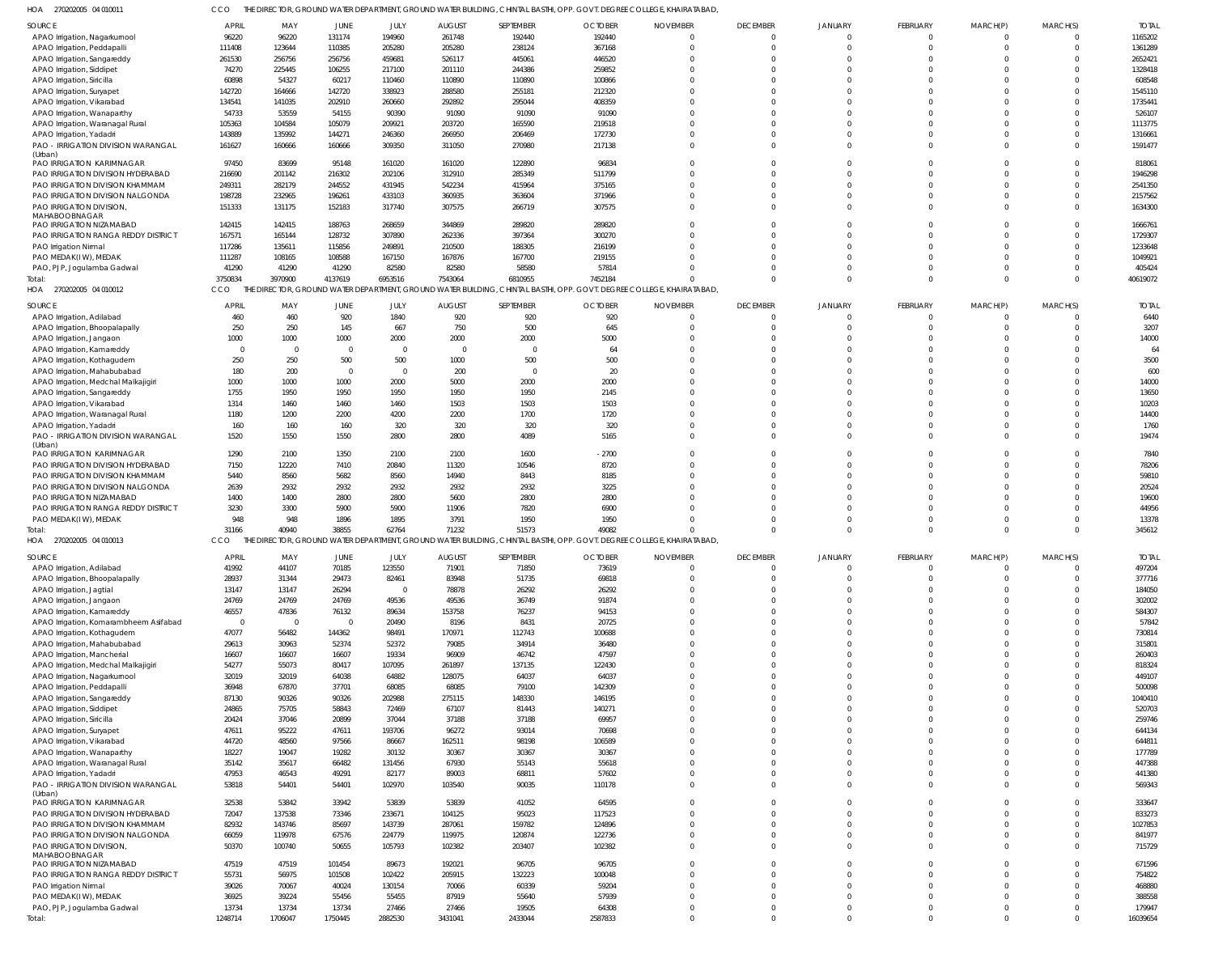HOA 270202005 04 010011 CCO THE DIRECTOR, GROUND WATER DEPARTMENT, GROUND WATER BUILDING, CHINTAL BASTHI, OPP. GOVT. DEGREE COLLEGE, KHAIRATABAD,

| SOURCE | APRIL | MAY | JUNE | JULY | AUGUST | SEPTEMBER | OCTOBER | NOVEMBER | DECEMBER | JANUARY | FEBRUARY | MARCH(P) | MARCH(S) | TOTAL |
|---|---|---|---|---|---|---|---|---|---|---|---|---|---|---|
| APAO Irrigation, Nagarkurnool | 96220 | 96220 | 131174 | 194960 | 261748 | 192440 | 192440 | 0 | 0 | 0 | 0 | 0 | 0 | 1165202 |
| APAO Irrigation, Peddapalli | 111408 | 123644 | 110385 | 205280 | 205280 | 238124 | 367168 | 0 | 0 | 0 | 0 | 0 | 0 | 1361289 |
| APAO Irrigation, Sangareddy | 261530 | 256756 | 256756 | 459681 | 526117 | 445061 | 446520 | 0 | 0 | 0 | 0 | 0 | 0 | 2652421 |
| APAO Irrigation, Siddipet | 74270 | 225445 | 106255 | 217100 | 201110 | 244386 | 259852 | 0 | 0 | 0 | 0 | 0 | 0 | 1328418 |
| APAO Irrigation, Siricilla | 60898 | 54327 | 60217 | 110460 | 110890 | 110890 | 100866 | 0 | 0 | 0 | 0 | 0 | 0 | 608548 |
| APAO Irrigation, Suryapet | 142720 | 164666 | 142720 | 338923 | 288580 | 255181 | 212320 | 0 | 0 | 0 | 0 | 0 | 0 | 1545110 |
| APAO Irrigation, Vikarabad | 134541 | 141035 | 202910 | 260660 | 292892 | 295044 | 408359 | 0 | 0 | 0 | 0 | 0 | 0 | 1735441 |
| APAO Irrigation, Wanaparthy | 54733 | 53559 | 54155 | 90390 | 91090 | 91090 | 91090 | 0 | 0 | 0 | 0 | 0 | 0 | 526107 |
| APAO Irrigation, Waranagal Rural | 105363 | 104584 | 105079 | 209921 | 203720 | 165590 | 219518 | 0 | 0 | 0 | 0 | 0 | 0 | 1113775 |
| APAO Irrigation, Yadadri | 143889 | 135992 | 144271 | 246360 | 266950 | 206469 | 172730 | 0 | 0 | 0 | 0 | 0 | 0 | 1316661 |
| PAO - IRRIGATION DIVISION WARANGAL (Urban) | 161627 | 160666 | 160666 | 309350 | 311050 | 270980 | 217138 | 0 | 0 | 0 | 0 | 0 | 0 | 1591477 |
| PAO IRRIGATION KARIMNAGAR | 97450 | 83699 | 95148 | 161020 | 161020 | 122890 | 96834 | 0 | 0 | 0 | 0 | 0 | 0 | 818061 |
| PAO IRRIGATION DIVISION HYDERABAD | 216690 | 201142 | 216302 | 202106 | 312910 | 285349 | 511799 | 0 | 0 | 0 | 0 | 0 | 0 | 1946298 |
| PAO IRRIGATION DIVISION KHAMMAM | 249311 | 282179 | 244552 | 431945 | 542234 | 415964 | 375165 | 0 | 0 | 0 | 0 | 0 | 0 | 2541350 |
| PAO IRRIGATION DIVISION NALGONDA | 198728 | 232965 | 196261 | 433103 | 360935 | 363604 | 371966 | 0 | 0 | 0 | 0 | 0 | 0 | 2157562 |
| PAO IRRIGATION DIVISION, MAHABOOBNAGAR | 151333 | 131175 | 152183 | 317740 | 307575 | 266719 | 307575 | 0 | 0 | 0 | 0 | 0 | 0 | 1634300 |
| PAO IRRIGATION NIZAMABAD | 142415 | 142415 | 188763 | 268659 | 344869 | 289820 | 289820 | 0 | 0 | 0 | 0 | 0 | 0 | 1666761 |
| PAO IRRIGATION RANGA REDDY DISTRICT | 167571 | 165144 | 128732 | 307890 | 262336 | 397364 | 300270 | 0 | 0 | 0 | 0 | 0 | 0 | 1729307 |
| PAO Irrigation Nirmal | 117286 | 135611 | 115856 | 249891 | 210500 | 188305 | 216199 | 0 | 0 | 0 | 0 | 0 | 0 | 1233648 |
| PAO MEDAK(IW), MEDAK | 111287 | 108165 | 108588 | 167150 | 167876 | 167700 | 219155 | 0 | 0 | 0 | 0 | 0 | 0 | 1049921 |
| PAO, PJP, Jogulamba Gadwal | 41290 | 41290 | 41290 | 82580 | 82580 | 58580 | 57814 | 0 | 0 | 0 | 0 | 0 | 0 | 405424 |
| Total: | 3750834 | 3970900 | 4137619 | 6953516 | 7543064 | 6810955 | 7452184 | 0 | 0 | 0 | 0 | 0 | 0 | 40619072 |

HOA 270202005 04 010012 CCO THE DIRECTOR, GROUND WATER DEPARTMENT, GROUND WATER BUILDING, CHINTAL BASTHI, OPP. GOVT. DEGREE COLLEGE, KHAIRATABAD,

| SOURCE | APRIL | MAY | JUNE | JULY | AUGUST | SEPTEMBER | OCTOBER | NOVEMBER | DECEMBER | JANUARY | FEBRUARY | MARCH(P) | MARCH(S) | TOTAL |
|---|---|---|---|---|---|---|---|---|---|---|---|---|---|---|
| APAO Irrigation, Adilabad | 460 | 460 | 920 | 1840 | 920 | 920 | 920 | 0 | 0 | 0 | 0 | 0 | 0 | 6440 |
| APAO Irrigation, Bhoopalapally | 250 | 250 | 145 | 667 | 750 | 500 | 645 | 0 | 0 | 0 | 0 | 0 | 0 | 3207 |
| APAO Irrigation, Jangaon | 1000 | 1000 | 1000 | 2000 | 2000 | 2000 | 5000 | 0 | 0 | 0 | 0 | 0 | 0 | 14000 |
| APAO Irrigation, Kamareddy | 0 | 0 | 0 | 0 | 0 | 0 | 64 | 0 | 0 | 0 | 0 | 0 | 0 | 64 |
| APAO Irrigation, Kothagudem | 250 | 250 | 500 | 500 | 1000 | 500 | 500 | 0 | 0 | 0 | 0 | 0 | 0 | 3500 |
| APAO Irrigation, Mahabubabad | 180 | 200 | 0 | 0 | 200 | 0 | 20 | 0 | 0 | 0 | 0 | 0 | 0 | 600 |
| APAO Irrigation, Medchal Malkajigiri | 1000 | 1000 | 1000 | 2000 | 5000 | 2000 | 2000 | 0 | 0 | 0 | 0 | 0 | 0 | 14000 |
| APAO Irrigation, Sangareddy | 1755 | 1950 | 1950 | 1950 | 1950 | 1950 | 2145 | 0 | 0 | 0 | 0 | 0 | 0 | 13650 |
| APAO Irrigation, Vikarabad | 1314 | 1460 | 1460 | 1460 | 1503 | 1503 | 1503 | 0 | 0 | 0 | 0 | 0 | 0 | 10203 |
| APAO Irrigation, Waranagal Rural | 1180 | 1200 | 2200 | 4200 | 2200 | 1700 | 1720 | 0 | 0 | 0 | 0 | 0 | 0 | 14400 |
| APAO Irrigation, Yadadri | 160 | 160 | 160 | 320 | 320 | 320 | 320 | 0 | 0 | 0 | 0 | 0 | 0 | 1760 |
| PAO - IRRIGATION DIVISION WARANGAL (Urban) | 1520 | 1550 | 1550 | 2800 | 2800 | 4089 | 5165 | 0 | 0 | 0 | 0 | 0 | 0 | 19474 |
| PAO IRRIGATION KARIMNAGAR | 1290 | 2100 | 1350 | 2100 | 2100 | 1600 | -2700 | 0 | 0 | 0 | 0 | 0 | 0 | 7840 |
| PAO IRRIGATION DIVISION HYDERABAD | 7150 | 12220 | 7410 | 20840 | 11320 | 10546 | 8720 | 0 | 0 | 0 | 0 | 0 | 0 | 78206 |
| PAO IRRIGATION DIVISION KHAMMAM | 5440 | 8560 | 5682 | 8560 | 14940 | 8443 | 8185 | 0 | 0 | 0 | 0 | 0 | 0 | 59810 |
| PAO IRRIGATION DIVISION NALGONDA | 2639 | 2932 | 2932 | 2932 | 2932 | 2932 | 3225 | 0 | 0 | 0 | 0 | 0 | 0 | 20524 |
| PAO IRRIGATION NIZAMABAD | 1400 | 1400 | 2800 | 2800 | 5600 | 2800 | 2800 | 0 | 0 | 0 | 0 | 0 | 0 | 19600 |
| PAO IRRIGATION RANGA REDDY DISTRICT | 3230 | 3300 | 5900 | 5900 | 11906 | 7820 | 6900 | 0 | 0 | 0 | 0 | 0 | 0 | 44956 |
| PAO MEDAK(IW), MEDAK | 948 | 948 | 1896 | 1895 | 3791 | 1950 | 1950 | 0 | 0 | 0 | 0 | 0 | 0 | 13378 |
| Total: | 31166 | 40940 | 38855 | 62764 | 71232 | 51573 | 49082 | 0 | 0 | 0 | 0 | 0 | 0 | 345612 |

HOA 270202005 04 010013 CCO THE DIRECTOR, GROUND WATER DEPARTMENT, GROUND WATER BUILDING, CHINTAL BASTHI, OPP. GOVT. DEGREE COLLEGE, KHAIRATABAD,

| SOURCE | APRIL | MAY | JUNE | JULY | AUGUST | SEPTEMBER | OCTOBER | NOVEMBER | DECEMBER | JANUARY | FEBRUARY | MARCH(P) | MARCH(S) | TOTAL |
|---|---|---|---|---|---|---|---|---|---|---|---|---|---|---|
| APAO Irrigation, Adilabad | 41992 | 44107 | 70185 | 123550 | 71901 | 71850 | 73619 | 0 | 0 | 0 | 0 | 0 | 0 | 497204 |
| APAO Irrigation, Bhoopalapally | 28937 | 31344 | 29473 | 82461 | 83948 | 51735 | 69818 | 0 | 0 | 0 | 0 | 0 | 0 | 377716 |
| APAO Irrigation, Jagtial | 13147 | 13147 | 26294 | 0 | 78878 | 26292 | 26292 | 0 | 0 | 0 | 0 | 0 | 0 | 184050 |
| APAO Irrigation, Jangaon | 24769 | 24769 | 24769 | 49536 | 49536 | 36749 | 91874 | 0 | 0 | 0 | 0 | 0 | 0 | 302002 |
| APAO Irrigation, Kamareddy | 46557 | 47836 | 76132 | 89634 | 153758 | 76237 | 94153 | 0 | 0 | 0 | 0 | 0 | 0 | 584307 |
| APAO Irrigation, Komarambheem Asifabad | 0 | 0 | 0 | 20490 | 8196 | 8431 | 20725 | 0 | 0 | 0 | 0 | 0 | 0 | 57842 |
| APAO Irrigation, Kothagudem | 47077 | 56482 | 144362 | 98491 | 170971 | 112743 | 100688 | 0 | 0 | 0 | 0 | 0 | 0 | 730814 |
| APAO Irrigation, Mahabubabad | 29613 | 30963 | 52374 | 52372 | 79085 | 34914 | 36480 | 0 | 0 | 0 | 0 | 0 | 0 | 315801 |
| APAO Irrigation, Mancherial | 16607 | 16607 | 16607 | 19334 | 96909 | 46742 | 47597 | 0 | 0 | 0 | 0 | 0 | 0 | 260403 |
| APAO Irrigation, Medchal Malkajigiri | 54277 | 55073 | 80417 | 107095 | 261897 | 137135 | 122430 | 0 | 0 | 0 | 0 | 0 | 0 | 818324 |
| APAO Irrigation, Nagarkurnool | 32019 | 32019 | 64038 | 64882 | 128075 | 64037 | 64037 | 0 | 0 | 0 | 0 | 0 | 0 | 449107 |
| APAO Irrigation, Peddapalli | 36948 | 67870 | 37701 | 68085 | 68085 | 79100 | 142309 | 0 | 0 | 0 | 0 | 0 | 0 | 500098 |
| APAO Irrigation, Sangareddy | 87130 | 90326 | 90326 | 202988 | 275115 | 148330 | 146195 | 0 | 0 | 0 | 0 | 0 | 0 | 1040410 |
| APAO Irrigation, Siddipet | 24865 | 75705 | 58843 | 72469 | 67107 | 81443 | 140271 | 0 | 0 | 0 | 0 | 0 | 0 | 520703 |
| APAO Irrigation, Siricilla | 20424 | 37046 | 20899 | 37044 | 37188 | 37188 | 69957 | 0 | 0 | 0 | 0 | 0 | 0 | 259746 |
| APAO Irrigation, Suryapet | 47611 | 95222 | 47611 | 193706 | 96272 | 93014 | 70698 | 0 | 0 | 0 | 0 | 0 | 0 | 644134 |
| APAO Irrigation, Vikarabad | 44720 | 48560 | 97566 | 86667 | 162511 | 98198 | 106589 | 0 | 0 | 0 | 0 | 0 | 0 | 644811 |
| APAO Irrigation, Wanaparthy | 18227 | 19047 | 19282 | 30132 | 30367 | 30367 | 30367 | 0 | 0 | 0 | 0 | 0 | 0 | 177789 |
| APAO Irrigation, Waranagal Rural | 35142 | 35617 | 66482 | 131456 | 67930 | 55143 | 55618 | 0 | 0 | 0 | 0 | 0 | 0 | 447388 |
| APAO Irrigation, Yadadri | 47953 | 46543 | 49291 | 82177 | 89003 | 68811 | 57602 | 0 | 0 | 0 | 0 | 0 | 0 | 441380 |
| PAO - IRRIGATION DIVISION WARANGAL (Urban) | 53818 | 54401 | 54401 | 102970 | 103540 | 90035 | 110178 | 0 | 0 | 0 | 0 | 0 | 0 | 569343 |
| PAO IRRIGATION KARIMNAGAR | 32538 | 53842 | 33942 | 53839 | 53839 | 41052 | 64595 | 0 | 0 | 0 | 0 | 0 | 0 | 333647 |
| PAO IRRIGATION DIVISION HYDERABAD | 72047 | 137538 | 73346 | 233671 | 104125 | 95023 | 117523 | 0 | 0 | 0 | 0 | 0 | 0 | 833273 |
| PAO IRRIGATION DIVISION KHAMMAM | 82932 | 143746 | 85697 | 143739 | 287061 | 159782 | 124896 | 0 | 0 | 0 | 0 | 0 | 0 | 1027853 |
| PAO IRRIGATION DIVISION NALGONDA | 66059 | 119978 | 67576 | 224779 | 119975 | 120874 | 122736 | 0 | 0 | 0 | 0 | 0 | 0 | 841977 |
| PAO IRRIGATION DIVISION, MAHABOOBNAGAR | 50370 | 100740 | 50655 | 105793 | 102382 | 203407 | 102382 | 0 | 0 | 0 | 0 | 0 | 0 | 715729 |
| PAO IRRIGATION NIZAMABAD | 47519 | 47519 | 101454 | 89673 | 192021 | 96705 | 96705 | 0 | 0 | 0 | 0 | 0 | 0 | 671596 |
| PAO IRRIGATION RANGA REDDY DISTRICT | 55731 | 56975 | 101508 | 102422 | 205915 | 132223 | 100048 | 0 | 0 | 0 | 0 | 0 | 0 | 754822 |
| PAO Irrigation Nirmal | 39026 | 70067 | 40024 | 130154 | 70066 | 60339 | 59204 | 0 | 0 | 0 | 0 | 0 | 0 | 468880 |
| PAO MEDAK(IW), MEDAK | 36925 | 39224 | 55456 | 55455 | 87919 | 55640 | 57939 | 0 | 0 | 0 | 0 | 0 | 0 | 388558 |
| PAO, PJP, Jogulamba Gadwal | 13734 | 13734 | 13734 | 27466 | 27466 | 19505 | 64308 | 0 | 0 | 0 | 0 | 0 | 0 | 179947 |
| Total: | 1248714 | 1706047 | 1750445 | 2882530 | 3431041 | 2433044 | 2587833 | 0 | 0 | 0 | 0 | 0 | 0 | 16039654 |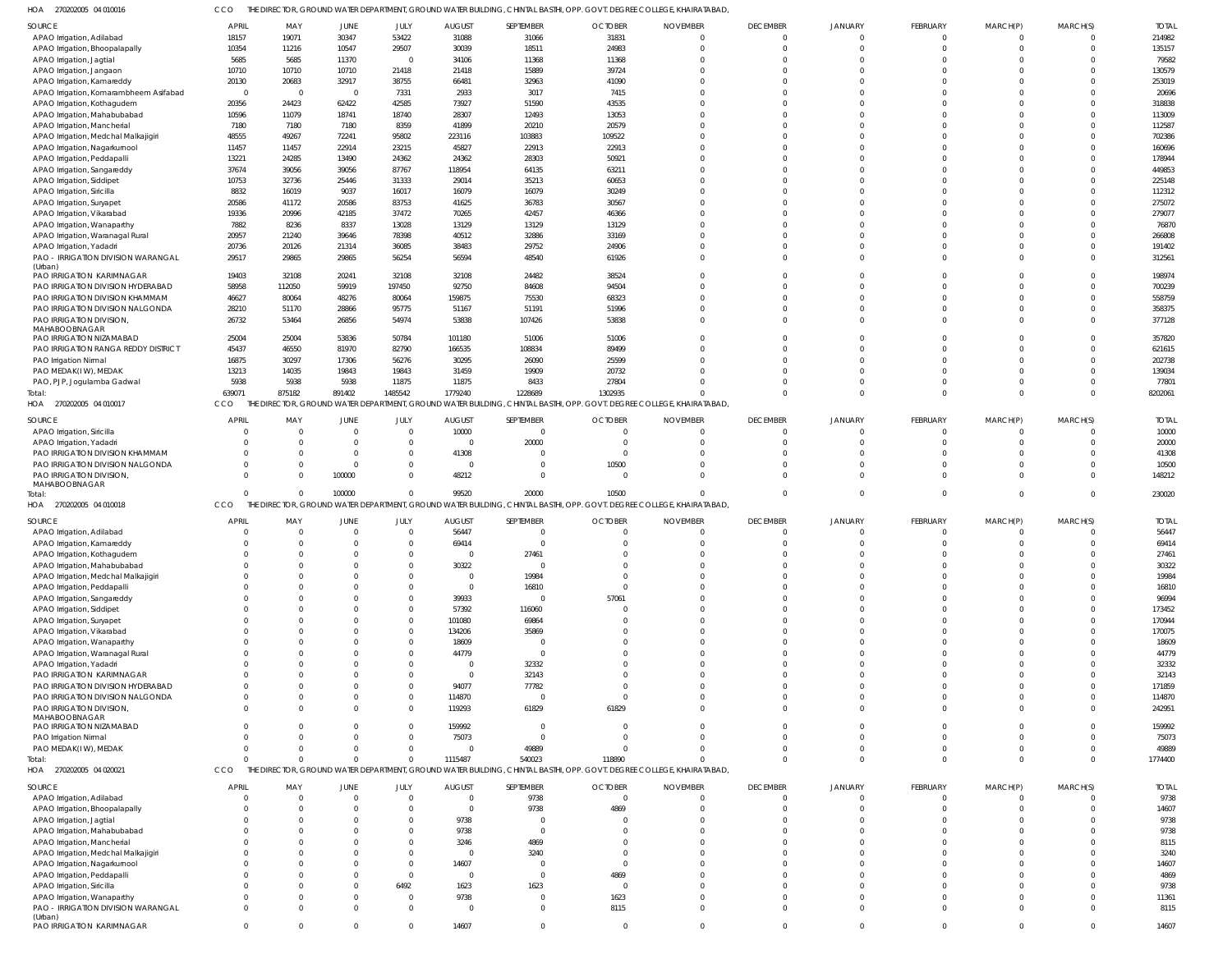HOA 270202005 04 010016 CCO THE DIRECTOR, GROUND WATER DEPARTMENT, GROUND WATER BUILDING, CHINTAL BASTHI, OPP. GOVT. DEGREE COLLEGE, KHAIRATABAD,

| SOURCE | APRIL | MAY | JUNE | JULY | AUGUST | SEPTEMBER | OCTOBER | NOVEMBER | DECEMBER | JANUARY | FEBRUARY | MARCH(P) | MARCH(S) | TOTAL |
|---|---|---|---|---|---|---|---|---|---|---|---|---|---|---|
| APAO Irrigation, Adilabad | 18157 | 19071 | 30347 | 53422 | 31088 | 31066 | 31831 | 0 | 0 | 0 | 0 | 0 | 0 | 214982 |
| APAO Irrigation, Bhoopalapally | 10354 | 11216 | 10547 | 29507 | 30039 | 18511 | 24983 | 0 | 0 | 0 | 0 | 0 | 0 | 135157 |
| APAO Irrigation, Jagtial | 5685 | 5685 | 11370 | 0 | 34106 | 11368 | 11368 | 0 | 0 | 0 | 0 | 0 | 0 | 79582 |
| APAO Irrigation, Jangaon | 10710 | 10710 | 10710 | 21418 | 21418 | 15889 | 39724 | 0 | 0 | 0 | 0 | 0 | 0 | 130579 |
| APAO Irrigation, Kamareddy | 20130 | 20683 | 32917 | 38755 | 66481 | 32963 | 41090 | 0 | 0 | 0 | 0 | 0 | 0 | 253019 |
| APAO Irrigation, Komarambheem Asifabad | 0 | 0 | 0 | 7331 | 2933 | 3017 | 7415 | 0 | 0 | 0 | 0 | 0 | 0 | 20696 |
| APAO Irrigation, Kothagudem | 20356 | 24423 | 62422 | 42585 | 73927 | 51590 | 43535 | 0 | 0 | 0 | 0 | 0 | 0 | 318838 |
| APAO Irrigation, Mahabubabad | 10596 | 11079 | 18741 | 18740 | 28307 | 12493 | 13053 | 0 | 0 | 0 | 0 | 0 | 0 | 113009 |
| APAO Irrigation, Mancherial | 7180 | 7180 | 7180 | 8359 | 41899 | 20210 | 20579 | 0 | 0 | 0 | 0 | 0 | 0 | 112587 |
| APAO Irrigation, Medchal Malkajigiri | 48555 | 49267 | 72241 | 95802 | 223116 | 103883 | 109522 | 0 | 0 | 0 | 0 | 0 | 0 | 702386 |
| APAO Irrigation, Nagarkurnool | 11457 | 11457 | 22914 | 23215 | 45827 | 22913 | 22913 | 0 | 0 | 0 | 0 | 0 | 0 | 160696 |
| APAO Irrigation, Peddapalli | 13221 | 24285 | 13490 | 24362 | 24362 | 28303 | 50921 | 0 | 0 | 0 | 0 | 0 | 0 | 178944 |
| APAO Irrigation, Sangareddy | 37674 | 39056 | 39056 | 87767 | 118954 | 64135 | 63211 | 0 | 0 | 0 | 0 | 0 | 0 | 449853 |
| APAO Irrigation, Siddipet | 10753 | 32736 | 25446 | 31333 | 29014 | 35213 | 60653 | 0 | 0 | 0 | 0 | 0 | 0 | 225148 |
| APAO Irrigation, Siricilla | 8832 | 16019 | 9037 | 16017 | 16079 | 16079 | 30249 | 0 | 0 | 0 | 0 | 0 | 0 | 112312 |
| APAO Irrigation, Suryapet | 20586 | 41172 | 20586 | 83753 | 41625 | 36783 | 30567 | 0 | 0 | 0 | 0 | 0 | 0 | 275072 |
| APAO Irrigation, Vikarabad | 19336 | 20996 | 42185 | 37472 | 70265 | 42457 | 46366 | 0 | 0 | 0 | 0 | 0 | 0 | 279077 |
| APAO Irrigation, Wanaparthy | 7882 | 8236 | 8337 | 13028 | 13129 | 13129 | 13129 | 0 | 0 | 0 | 0 | 0 | 0 | 76870 |
| APAO Irrigation, Waranagal Rural | 20957 | 21240 | 39646 | 78398 | 40512 | 32886 | 33169 | 0 | 0 | 0 | 0 | 0 | 0 | 266808 |
| APAO Irrigation, Yadadri | 20736 | 20126 | 21314 | 36085 | 38483 | 29752 | 24906 | 0 | 0 | 0 | 0 | 0 | 0 | 191402 |
| PAO - IRRIGATION DIVISION WARANGAL (Urban) | 29517 | 29865 | 29865 | 56254 | 56594 | 48540 | 61926 | 0 | 0 | 0 | 0 | 0 | 0 | 312561 |
| PAO IRRIGATION KARIMNAGAR | 19403 | 32108 | 20241 | 32108 | 32108 | 24482 | 38524 | 0 | 0 | 0 | 0 | 0 | 0 | 198974 |
| PAO IRRIGATION DIVISION HYDERABAD | 58958 | 112050 | 59919 | 197450 | 92750 | 84608 | 94504 | 0 | 0 | 0 | 0 | 0 | 0 | 700239 |
| PAO IRRIGATION DIVISION KHAMMAM | 46627 | 80064 | 48276 | 80064 | 159875 | 75530 | 68323 | 0 | 0 | 0 | 0 | 0 | 0 | 558759 |
| PAO IRRIGATION DIVISION NALGONDA | 28210 | 51170 | 28866 | 95775 | 51167 | 51191 | 51996 | 0 | 0 | 0 | 0 | 0 | 0 | 358375 |
| PAO IRRIGATION DIVISION, MAHABOOBNAGAR | 26732 | 53464 | 26856 | 54974 | 53838 | 107426 | 53838 | 0 | 0 | 0 | 0 | 0 | 0 | 377128 |
| PAO IRRIGATION NIZAMABAD | 25004 | 25004 | 53836 | 50784 | 101180 | 51006 | 51006 | 0 | 0 | 0 | 0 | 0 | 0 | 357820 |
| PAO IRRIGATION RANGA REDDY DISTRICT | 45437 | 46550 | 81970 | 82790 | 166535 | 108834 | 89499 | 0 | 0 | 0 | 0 | 0 | 0 | 621615 |
| PAO Irrigation Nirmal | 16875 | 30297 | 17306 | 56276 | 30295 | 26090 | 25599 | 0 | 0 | 0 | 0 | 0 | 0 | 202738 |
| PAO MEDAK(IW), MEDAK | 13213 | 14035 | 19843 | 19843 | 31459 | 19909 | 20732 | 0 | 0 | 0 | 0 | 0 | 0 | 139034 |
| PAO, PJP, Jogulamba Gadwal | 5938 | 5938 | 5938 | 11875 | 11875 | 8433 | 27804 | 0 | 0 | 0 | 0 | 0 | 0 | 77801 |
| Total: | 639071 | 875182 | 891402 | 1485542 | 1779240 | 1228689 | 1302935 | 0 | 0 | 0 | 0 | 0 | 0 | 8202061 |

HOA 270202005 04 010017 CCO THE DIRECTOR, GROUND WATER DEPARTMENT, GROUND WATER BUILDING, CHINTAL BASTHI, OPP. GOVT. DEGREE COLLEGE, KHAIRATABAD,

| SOURCE | APRIL | MAY | JUNE | JULY | AUGUST | SEPTEMBER | OCTOBER | NOVEMBER | DECEMBER | JANUARY | FEBRUARY | MARCH(P) | MARCH(S) | TOTAL |
|---|---|---|---|---|---|---|---|---|---|---|---|---|---|---|
| APAO Irrigation, Siricilla | 0 | 0 | 0 | 0 | 10000 | 0 | 0 | 0 | 0 | 0 | 0 | 0 | 0 | 10000 |
| APAO Irrigation, Yadadri | 0 | 0 | 0 | 0 | 0 | 20000 | 0 | 0 | 0 | 0 | 0 | 0 | 0 | 20000 |
| PAO IRRIGATION DIVISION KHAMMAM | 0 | 0 | 0 | 0 | 41308 | 0 | 0 | 0 | 0 | 0 | 0 | 0 | 0 | 41308 |
| PAO IRRIGATION DIVISION NALGONDA | 0 | 0 | 0 | 0 | 0 | 0 | 10500 | 0 | 0 | 0 | 0 | 0 | 0 | 10500 |
| PAO IRRIGATION DIVISION, MAHABOOBNAGAR | 0 | 0 | 100000 | 0 | 48212 | 0 | 0 | 0 | 0 | 0 | 0 | 0 | 0 | 148212 |
| Total: | 0 | 0 | 100000 | 0 | 99520 | 20000 | 10500 | 0 | 0 | 0 | 0 | 0 | 0 | 230020 |

HOA 270202005 04 010018 CCO THE DIRECTOR, GROUND WATER DEPARTMENT, GROUND WATER BUILDING, CHINTAL BASTHI, OPP. GOVT. DEGREE COLLEGE, KHAIRATABAD,

| SOURCE | APRIL | MAY | JUNE | JULY | AUGUST | SEPTEMBER | OCTOBER | NOVEMBER | DECEMBER | JANUARY | FEBRUARY | MARCH(P) | MARCH(S) | TOTAL |
|---|---|---|---|---|---|---|---|---|---|---|---|---|---|---|
| APAO Irrigation, Adilabad | 0 | 0 | 0 | 0 | 56447 | 0 | 0 | 0 | 0 | 0 | 0 | 0 | 0 | 56447 |
| APAO Irrigation, Kamareddy | 0 | 0 | 0 | 0 | 69414 | 0 | 0 | 0 | 0 | 0 | 0 | 0 | 0 | 69414 |
| APAO Irrigation, Kothagudem | 0 | 0 | 0 | 0 | 0 | 27461 | 0 | 0 | 0 | 0 | 0 | 0 | 0 | 27461 |
| APAO Irrigation, Mahabubabad | 0 | 0 | 0 | 0 | 30322 | 0 | 0 | 0 | 0 | 0 | 0 | 0 | 0 | 30322 |
| APAO Irrigation, Medchal Malkajigiri | 0 | 0 | 0 | 0 | 0 | 19984 | 0 | 0 | 0 | 0 | 0 | 0 | 0 | 19984 |
| APAO Irrigation, Peddapalli | 0 | 0 | 0 | 0 | 0 | 16810 | 0 | 0 | 0 | 0 | 0 | 0 | 0 | 16810 |
| APAO Irrigation, Sangareddy | 0 | 0 | 0 | 0 | 39933 | 0 | 57061 | 0 | 0 | 0 | 0 | 0 | 0 | 96994 |
| APAO Irrigation, Siddipet | 0 | 0 | 0 | 0 | 57392 | 116060 | 0 | 0 | 0 | 0 | 0 | 0 | 0 | 173452 |
| APAO Irrigation, Suryapet | 0 | 0 | 0 | 0 | 101080 | 69864 | 0 | 0 | 0 | 0 | 0 | 0 | 0 | 170944 |
| APAO Irrigation, Vikarabad | 0 | 0 | 0 | 0 | 134206 | 35869 | 0 | 0 | 0 | 0 | 0 | 0 | 0 | 170075 |
| APAO Irrigation, Wanaparthy | 0 | 0 | 0 | 0 | 18609 | 0 | 0 | 0 | 0 | 0 | 0 | 0 | 0 | 18609 |
| APAO Irrigation, Waranagal Rural | 0 | 0 | 0 | 0 | 44779 | 0 | 0 | 0 | 0 | 0 | 0 | 0 | 0 | 44779 |
| APAO Irrigation, Yadadri | 0 | 0 | 0 | 0 | 0 | 32332 | 0 | 0 | 0 | 0 | 0 | 0 | 0 | 32332 |
| PAO IRRIGATION KARIMNAGAR | 0 | 0 | 0 | 0 | 0 | 32143 | 0 | 0 | 0 | 0 | 0 | 0 | 0 | 32143 |
| PAO IRRIGATION DIVISION HYDERABAD | 0 | 0 | 0 | 0 | 94077 | 77782 | 0 | 0 | 0 | 0 | 0 | 0 | 0 | 171859 |
| PAO IRRIGATION DIVISION NALGONDA | 0 | 0 | 0 | 0 | 114870 | 0 | 0 | 0 | 0 | 0 | 0 | 0 | 0 | 114870 |
| PAO IRRIGATION DIVISION, MAHABOOBNAGAR | 0 | 0 | 0 | 0 | 119293 | 61829 | 61829 | 0 | 0 | 0 | 0 | 0 | 0 | 242951 |
| PAO IRRIGATION NIZAMABAD | 0 | 0 | 0 | 0 | 159992 | 0 | 0 | 0 | 0 | 0 | 0 | 0 | 0 | 159992 |
| PAO Irrigation Nirmal | 0 | 0 | 0 | 0 | 75073 | 0 | 0 | 0 | 0 | 0 | 0 | 0 | 0 | 75073 |
| PAO MEDAK(IW), MEDAK | 0 | 0 | 0 | 0 | 0 | 49889 | 0 | 0 | 0 | 0 | 0 | 0 | 0 | 49889 |
| Total: | 0 | 0 | 0 | 0 | 1115487 | 540023 | 118890 | 0 | 0 | 0 | 0 | 0 | 0 | 1774400 |

HOA 270202005 04 020021 CCO THE DIRECTOR, GROUND WATER DEPARTMENT, GROUND WATER BUILDING, CHINTAL BASTHI, OPP. GOVT. DEGREE COLLEGE, KHAIRATABAD,

| SOURCE | APRIL | MAY | JUNE | JULY | AUGUST | SEPTEMBER | OCTOBER | NOVEMBER | DECEMBER | JANUARY | FEBRUARY | MARCH(P) | MARCH(S) | TOTAL |
|---|---|---|---|---|---|---|---|---|---|---|---|---|---|---|
| APAO Irrigation, Adilabad | 0 | 0 | 0 | 0 | 0 | 9738 | 0 | 0 | 0 | 0 | 0 | 0 | 0 | 9738 |
| APAO Irrigation, Bhoopalapally | 0 | 0 | 0 | 0 | 0 | 9738 | 4869 | 0 | 0 | 0 | 0 | 0 | 0 | 14607 |
| APAO Irrigation, Jagtial | 0 | 0 | 0 | 0 | 9738 | 0 | 0 | 0 | 0 | 0 | 0 | 0 | 0 | 9738 |
| APAO Irrigation, Mahabubabad | 0 | 0 | 0 | 0 | 9738 | 0 | 0 | 0 | 0 | 0 | 0 | 0 | 0 | 9738 |
| APAO Irrigation, Mancherial | 0 | 0 | 0 | 0 | 3246 | 4869 | 0 | 0 | 0 | 0 | 0 | 0 | 0 | 8115 |
| APAO Irrigation, Medchal Malkajigiri | 0 | 0 | 0 | 0 | 0 | 3240 | 0 | 0 | 0 | 0 | 0 | 0 | 0 | 3240 |
| APAO Irrigation, Nagarkurnool | 0 | 0 | 0 | 0 | 14607 | 0 | 0 | 0 | 0 | 0 | 0 | 0 | 0 | 14607 |
| APAO Irrigation, Peddapalli | 0 | 0 | 0 | 0 | 0 | 0 | 4869 | 0 | 0 | 0 | 0 | 0 | 0 | 4869 |
| APAO Irrigation, Siricilla | 0 | 0 | 0 | 6492 | 1623 | 1623 | 0 | 0 | 0 | 0 | 0 | 0 | 0 | 9738 |
| APAO Irrigation, Wanaparthy | 0 | 0 | 0 | 0 | 9738 | 0 | 1623 | 0 | 0 | 0 | 0 | 0 | 0 | 11361 |
| PAO - IRRIGATION DIVISION WARANGAL (Urban) | 0 | 0 | 0 | 0 | 0 | 0 | 8115 | 0 | 0 | 0 | 0 | 0 | 0 | 8115 |
| PAO IRRIGATION KARIMNAGAR | 0 | 0 | 0 | 0 | 14607 | 0 | 0 | 0 | 0 | 0 | 0 | 0 | 0 | 14607 |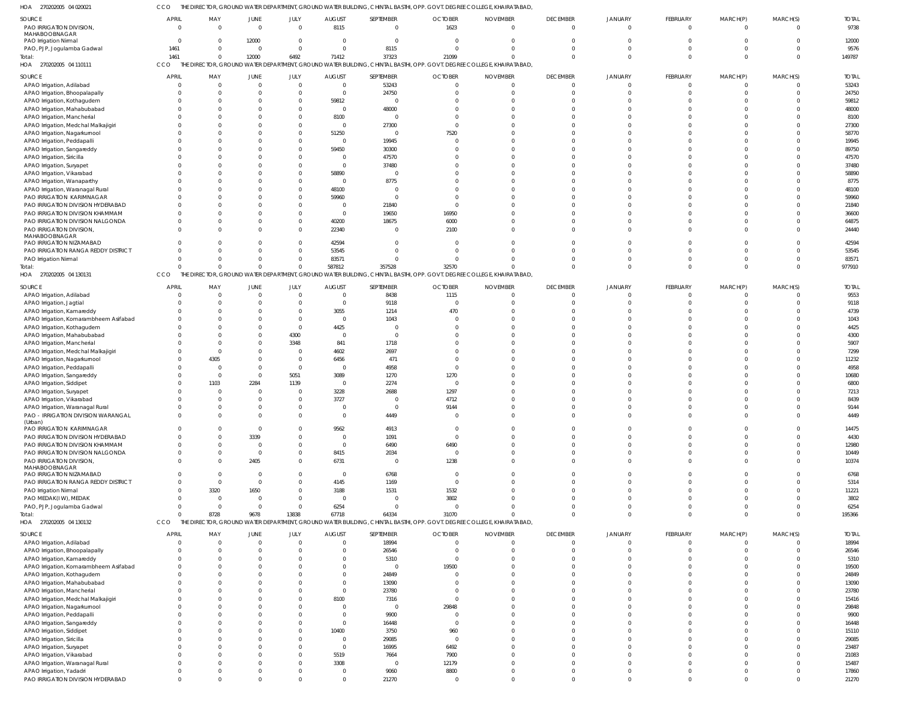HOA 270202005 04 020021 CCO THE DIRECTOR, GROUND WATER DEPARTMENT, GROUND WATER BUILDING, CHINTAL BASTHI, OPP. GOVT. DEGREE COLLEGE, KHAIRATABAD,

| SOURCE | APRIL | MAY | JUNE | JULY | AUGUST | SEPTEMBER | OCTOBER | NOVEMBER | DECEMBER | JANUARY | FEBRUARY | MARCH(P) | MARCH(S) | TOTAL |
|---|---|---|---|---|---|---|---|---|---|---|---|---|---|---|
| PAO IRRIGATION DIVISION, MAHABOOBNAGAR | 0 | 0 | 0 | 0 | 8115 | 0 | 1623 | 0 | 0 | 0 | 0 | 0 | 0 | 9738 |
| PAO Irrigation Nirmal | 0 | 0 | 12000 | 0 | 0 | 0 | 0 | 0 | 0 | 0 | 0 | 0 | 0 | 12000 |
| PAO, PJP, Jogulamba Gadwal | 1461 | 0 | 0 | 0 | 0 | 8115 | 0 | 0 | 0 | 0 | 0 | 0 | 0 | 9576 |
| Total: | 1461 | 0 | 12000 | 6492 | 71412 | 37323 | 21099 | 0 | 0 | 0 | 0 | 0 | 0 | 149787 |

HOA 270202005 04 110111 CCO THE DIRECTOR, GROUND WATER DEPARTMENT, GROUND WATER BUILDING, CHINTAL BASTHI, OPP. GOVT. DEGREE COLLEGE, KHAIRATABAD,

| SOURCE | APRIL | MAY | JUNE | JULY | AUGUST | SEPTEMBER | OCTOBER | NOVEMBER | DECEMBER | JANUARY | FEBRUARY | MARCH(P) | MARCH(S) | TOTAL |
|---|---|---|---|---|---|---|---|---|---|---|---|---|---|---|
| APAO Irrigation, Adilabad | 0 | 0 | 0 | 0 | 0 | 53243 | 0 | 0 | 0 | 0 | 0 | 0 | 0 | 53243 |
| APAO Irrigation, Bhoopalapally | 0 | 0 | 0 | 0 | 0 | 24750 | 0 | 0 | 0 | 0 | 0 | 0 | 0 | 24750 |
| APAO Irrigation, Kothagudem | 0 | 0 | 0 | 0 | 59812 | 0 | 0 | 0 | 0 | 0 | 0 | 0 | 0 | 59812 |
| APAO Irrigation, Mahabubabad | 0 | 0 | 0 | 0 | 0 | 48000 | 0 | 0 | 0 | 0 | 0 | 0 | 0 | 48000 |
| APAO Irrigation, Mancherial | 0 | 0 | 0 | 0 | 8100 | 0 | 0 | 0 | 0 | 0 | 0 | 0 | 0 | 8100 |
| APAO Irrigation, Medchal Malkajigiri | 0 | 0 | 0 | 0 | 0 | 27300 | 0 | 0 | 0 | 0 | 0 | 0 | 0 | 27300 |
| APAO Irrigation, Nagarkurnool | 0 | 0 | 0 | 0 | 51250 | 0 | 7520 | 0 | 0 | 0 | 0 | 0 | 0 | 58770 |
| APAO Irrigation, Peddapalli | 0 | 0 | 0 | 0 | 0 | 19945 | 0 | 0 | 0 | 0 | 0 | 0 | 0 | 19945 |
| APAO Irrigation, Sangareddy | 0 | 0 | 0 | 0 | 59450 | 30300 | 0 | 0 | 0 | 0 | 0 | 0 | 0 | 89750 |
| APAO Irrigation, Siricilla | 0 | 0 | 0 | 0 | 0 | 47570 | 0 | 0 | 0 | 0 | 0 | 0 | 0 | 47570 |
| APAO Irrigation, Suryapet | 0 | 0 | 0 | 0 | 0 | 37480 | 0 | 0 | 0 | 0 | 0 | 0 | 0 | 37480 |
| APAO Irrigation, Vikarabad | 0 | 0 | 0 | 0 | 58890 | 0 | 0 | 0 | 0 | 0 | 0 | 0 | 0 | 58890 |
| APAO Irrigation, Wanaparthy | 0 | 0 | 0 | 0 | 0 | 8775 | 0 | 0 | 0 | 0 | 0 | 0 | 0 | 8775 |
| APAO Irrigation, Waranagal Rural | 0 | 0 | 0 | 0 | 48100 | 0 | 0 | 0 | 0 | 0 | 0 | 0 | 0 | 48100 |
| PAO IRRIGATION KARIMNAGAR | 0 | 0 | 0 | 0 | 59960 | 0 | 0 | 0 | 0 | 0 | 0 | 0 | 0 | 59960 |
| PAO IRRIGATION DIVISION HYDERABAD | 0 | 0 | 0 | 0 | 0 | 21840 | 0 | 0 | 0 | 0 | 0 | 0 | 0 | 21840 |
| PAO IRRIGATION DIVISION KHAMMAM | 0 | 0 | 0 | 0 | 0 | 19650 | 16950 | 0 | 0 | 0 | 0 | 0 | 0 | 36600 |
| PAO IRRIGATION DIVISION NALGONDA | 0 | 0 | 0 | 0 | 40200 | 18675 | 6000 | 0 | 0 | 0 | 0 | 0 | 0 | 64875 |
| PAO IRRIGATION DIVISION, MAHABOOBNAGAR | 0 | 0 | 0 | 0 | 22340 | 0 | 2100 | 0 | 0 | 0 | 0 | 0 | 0 | 24440 |
| PAO IRRIGATION NIZAMABAD | 0 | 0 | 0 | 0 | 42594 | 0 | 0 | 0 | 0 | 0 | 0 | 0 | 0 | 42594 |
| PAO IRRIGATION RANGA REDDY DISTRICT | 0 | 0 | 0 | 0 | 53545 | 0 | 0 | 0 | 0 | 0 | 0 | 0 | 0 | 53545 |
| PAO Irrigation Nirmal | 0 | 0 | 0 | 0 | 83571 | 0 | 0 | 0 | 0 | 0 | 0 | 0 | 0 | 83571 |
| Total: | 0 | 0 | 0 | 0 | 587812 | 357528 | 32570 | 0 | 0 | 0 | 0 | 0 | 0 | 977910 |

HOA 270202005 04 130131 CCO THE DIRECTOR, GROUND WATER DEPARTMENT, GROUND WATER BUILDING, CHINTAL BASTHI, OPP. GOVT. DEGREE COLLEGE, KHAIRATABAD,

| SOURCE | APRIL | MAY | JUNE | JULY | AUGUST | SEPTEMBER | OCTOBER | NOVEMBER | DECEMBER | JANUARY | FEBRUARY | MARCH(P) | MARCH(S) | TOTAL |
|---|---|---|---|---|---|---|---|---|---|---|---|---|---|---|
| APAO Irrigation, Adilabad | 0 | 0 | 0 | 0 | 0 | 8438 | 1115 | 0 | 0 | 0 | 0 | 0 | 0 | 9553 |
| APAO Irrigation, Jagtial | 0 | 0 | 0 | 0 | 0 | 9118 | 0 | 0 | 0 | 0 | 0 | 0 | 0 | 9118 |
| APAO Irrigation, Kamareddy | 0 | 0 | 0 | 0 | 3055 | 1214 | 470 | 0 | 0 | 0 | 0 | 0 | 0 | 4739 |
| APAO Irrigation, Komarambheem Asifabad | 0 | 0 | 0 | 0 | 0 | 1043 | 0 | 0 | 0 | 0 | 0 | 0 | 0 | 1043 |
| APAO Irrigation, Kothagudem | 0 | 0 | 0 | 0 | 4425 | 0 | 0 | 0 | 0 | 0 | 0 | 0 | 0 | 4425 |
| APAO Irrigation, Mahabubabad | 0 | 0 | 0 | 4300 | 0 | 0 | 0 | 0 | 0 | 0 | 0 | 0 | 0 | 4300 |
| APAO Irrigation, Mancherial | 0 | 0 | 0 | 3348 | 841 | 1718 | 0 | 0 | 0 | 0 | 0 | 0 | 0 | 5907 |
| APAO Irrigation, Medchal Malkajigiri | 0 | 0 | 0 | 0 | 4602 | 2697 | 0 | 0 | 0 | 0 | 0 | 0 | 0 | 7299 |
| APAO Irrigation, Nagarkurnool | 0 | 4305 | 0 | 0 | 6456 | 471 | 0 | 0 | 0 | 0 | 0 | 0 | 0 | 11232 |
| APAO Irrigation, Peddapalli | 0 | 0 | 0 | 0 | 0 | 4958 | 0 | 0 | 0 | 0 | 0 | 0 | 0 | 4958 |
| APAO Irrigation, Sangareddy | 0 | 0 | 0 | 5051 | 3089 | 1270 | 1270 | 0 | 0 | 0 | 0 | 0 | 0 | 10680 |
| APAO Irrigation, Siddipet | 0 | 1103 | 2284 | 1139 | 0 | 2274 | 0 | 0 | 0 | 0 | 0 | 0 | 0 | 6800 |
| APAO Irrigation, Suryapet | 0 | 0 | 0 | 0 | 3228 | 2688 | 1297 | 0 | 0 | 0 | 0 | 0 | 0 | 7213 |
| APAO Irrigation, Vikarabad | 0 | 0 | 0 | 0 | 3727 | 0 | 4712 | 0 | 0 | 0 | 0 | 0 | 0 | 8439 |
| APAO Irrigation, Waranagal Rural | 0 | 0 | 0 | 0 | 0 | 0 | 9144 | 0 | 0 | 0 | 0 | 0 | 0 | 9144 |
| PAO - IRRIGATION DIVISION WARANGAL (Urban) | 0 | 0 | 0 | 0 | 0 | 4449 | 0 | 0 | 0 | 0 | 0 | 0 | 0 | 4449 |
| PAO IRRIGATION KARIMNAGAR | 0 | 0 | 0 | 0 | 9562 | 4913 | 0 | 0 | 0 | 0 | 0 | 0 | 0 | 14475 |
| PAO IRRIGATION DIVISION HYDERABAD | 0 | 0 | 3339 | 0 | 0 | 1091 | 0 | 0 | 0 | 0 | 0 | 0 | 0 | 4430 |
| PAO IRRIGATION DIVISION KHAMMAM | 0 | 0 | 0 | 0 | 0 | 6490 | 6490 | 0 | 0 | 0 | 0 | 0 | 0 | 12980 |
| PAO IRRIGATION DIVISION NALGONDA | 0 | 0 | 0 | 0 | 8415 | 2034 | 0 | 0 | 0 | 0 | 0 | 0 | 0 | 10449 |
| PAO IRRIGATION DIVISION, MAHABOOBNAGAR | 0 | 0 | 2405 | 0 | 6731 | 0 | 1238 | 0 | 0 | 0 | 0 | 0 | 0 | 10374 |
| PAO IRRIGATION NIZAMABAD | 0 | 0 | 0 | 0 | 0 | 6768 | 0 | 0 | 0 | 0 | 0 | 0 | 0 | 6768 |
| PAO IRRIGATION RANGA REDDY DISTRICT | 0 | 0 | 0 | 0 | 4145 | 1169 | 0 | 0 | 0 | 0 | 0 | 0 | 0 | 5314 |
| PAO Irrigation Nirmal | 0 | 3320 | 1650 | 0 | 3188 | 1531 | 1532 | 0 | 0 | 0 | 0 | 0 | 0 | 11221 |
| PAO MEDAK(IW), MEDAK | 0 | 0 | 0 | 0 | 0 | 0 | 3802 | 0 | 0 | 0 | 0 | 0 | 0 | 3802 |
| PAO, PJP, Jogulamba Gadwal | 0 | 0 | 0 | 0 | 6254 | 0 | 0 | 0 | 0 | 0 | 0 | 0 | 0 | 6254 |
| Total: | 0 | 8728 | 9678 | 13838 | 67718 | 64334 | 31070 | 0 | 0 | 0 | 0 | 0 | 0 | 195366 |

HOA 270202005 04 130132 CCO THE DIRECTOR, GROUND WATER DEPARTMENT, GROUND WATER BUILDING, CHINTAL BASTHI, OPP. GOVT. DEGREE COLLEGE, KHAIRATABAD,

| SOURCE | APRIL | MAY | JUNE | JULY | AUGUST | SEPTEMBER | OCTOBER | NOVEMBER | DECEMBER | JANUARY | FEBRUARY | MARCH(P) | MARCH(S) | TOTAL |
|---|---|---|---|---|---|---|---|---|---|---|---|---|---|---|
| APAO Irrigation, Adilabad | 0 | 0 | 0 | 0 | 0 | 18994 | 0 | 0 | 0 | 0 | 0 | 0 | 0 | 18994 |
| APAO Irrigation, Bhoopalapally | 0 | 0 | 0 | 0 | 0 | 26546 | 0 | 0 | 0 | 0 | 0 | 0 | 0 | 26546 |
| APAO Irrigation, Kamareddy | 0 | 0 | 0 | 0 | 0 | 5310 | 0 | 0 | 0 | 0 | 0 | 0 | 0 | 5310 |
| APAO Irrigation, Komarambheem Asifabad | 0 | 0 | 0 | 0 | 0 | 0 | 19500 | 0 | 0 | 0 | 0 | 0 | 0 | 19500 |
| APAO Irrigation, Kothagudem | 0 | 0 | 0 | 0 | 0 | 24849 | 0 | 0 | 0 | 0 | 0 | 0 | 0 | 24849 |
| APAO Irrigation, Mahabubabad | 0 | 0 | 0 | 0 | 0 | 13090 | 0 | 0 | 0 | 0 | 0 | 0 | 0 | 13090 |
| APAO Irrigation, Mancherial | 0 | 0 | 0 | 0 | 0 | 23780 | 0 | 0 | 0 | 0 | 0 | 0 | 0 | 23780 |
| APAO Irrigation, Medchal Malkajigiri | 0 | 0 | 0 | 0 | 8100 | 7316 | 0 | 0 | 0 | 0 | 0 | 0 | 0 | 15416 |
| APAO Irrigation, Nagarkurnool | 0 | 0 | 0 | 0 | 0 | 0 | 29848 | 0 | 0 | 0 | 0 | 0 | 0 | 29848 |
| APAO Irrigation, Peddapalli | 0 | 0 | 0 | 0 | 0 | 9900 | 0 | 0 | 0 | 0 | 0 | 0 | 0 | 9900 |
| APAO Irrigation, Sangareddy | 0 | 0 | 0 | 0 | 0 | 16448 | 0 | 0 | 0 | 0 | 0 | 0 | 0 | 16448 |
| APAO Irrigation, Siddipet | 0 | 0 | 0 | 0 | 10400 | 3750 | 960 | 0 | 0 | 0 | 0 | 0 | 0 | 15110 |
| APAO Irrigation, Siricilla | 0 | 0 | 0 | 0 | 0 | 29085 | 0 | 0 | 0 | 0 | 0 | 0 | 0 | 29085 |
| APAO Irrigation, Suryapet | 0 | 0 | 0 | 0 | 0 | 16995 | 6492 | 0 | 0 | 0 | 0 | 0 | 0 | 23487 |
| APAO Irrigation, Vikarabad | 0 | 0 | 0 | 0 | 5519 | 7664 | 7900 | 0 | 0 | 0 | 0 | 0 | 0 | 21083 |
| APAO Irrigation, Waranagal Rural | 0 | 0 | 0 | 0 | 3308 | 0 | 12179 | 0 | 0 | 0 | 0 | 0 | 0 | 15487 |
| APAO Irrigation, Yadadri | 0 | 0 | 0 | 0 | 0 | 9060 | 8800 | 0 | 0 | 0 | 0 | 0 | 0 | 17860 |
| PAO IRRIGATION DIVISION HYDERABAD | 0 | 0 | 0 | 0 | 0 | 21270 | 0 | 0 | 0 | 0 | 0 | 0 | 0 | 21270 |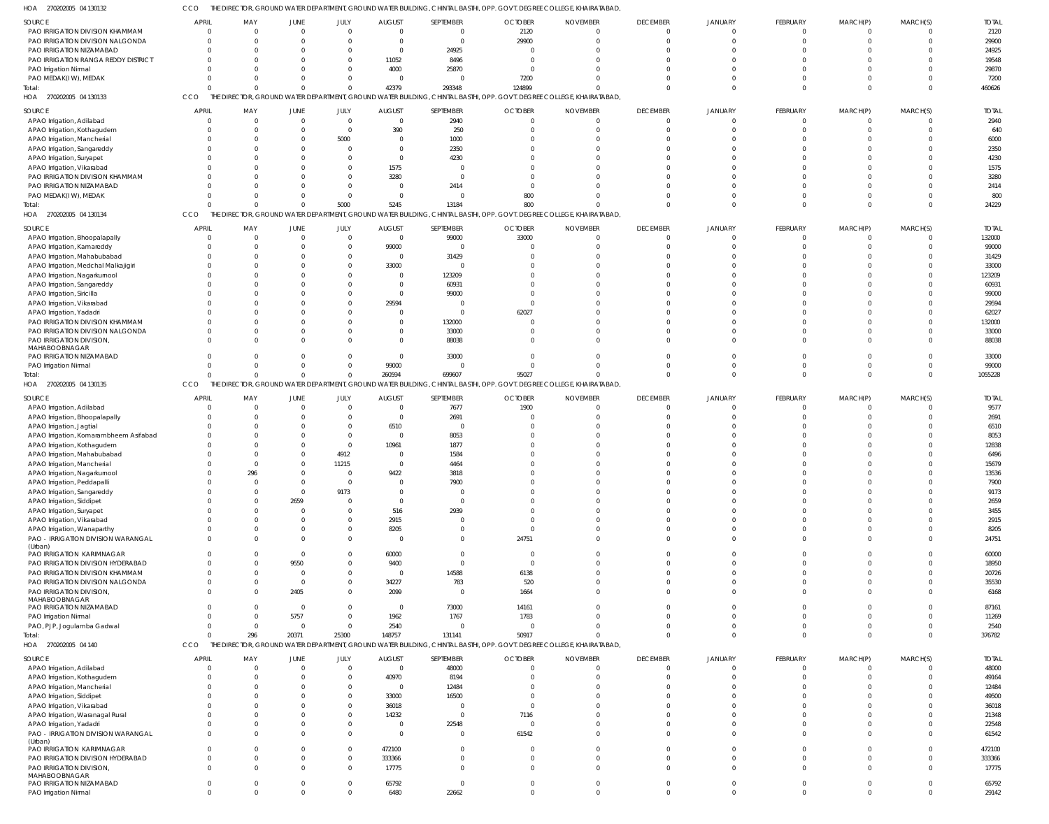HOA 270202005 04 130132 CCO THE DIRECTOR, GROUND WATER DEPARTMENT, GROUND WATER BUILDING, CHINTAL BASTHI, OPP. GOVT. DEGREE COLLEGE, KHAIRATABAD,

| SOURCE | APRIL | MAY | JUNE | JULY | AUGUST | SEPTEMBER | OCTOBER | NOVEMBER | DECEMBER | JANUARY | FEBRUARY | MARCH(P) | MARCH(S) | TOTAL |
|---|---|---|---|---|---|---|---|---|---|---|---|---|---|---|
| PAO IRRIGATION DIVISION KHAMMAM | 0 | 0 | 0 | 0 | 0 | 0 | 2120 | 0 | 0 | 0 | 0 | 0 | 0 | 2120 |
| PAO IRRIGATION DIVISION NALGONDA | 0 | 0 | 0 | 0 | 0 | 0 | 29900 | 0 | 0 | 0 | 0 | 0 | 0 | 29900 |
| PAO IRRIGATION NIZAMABAD | 0 | 0 | 0 | 0 | 0 | 24925 | 0 | 0 | 0 | 0 | 0 | 0 | 0 | 24925 |
| PAO IRRIGATION RANGA REDDY DISTRICT | 0 | 0 | 0 | 0 | 11052 | 8496 | 0 | 0 | 0 | 0 | 0 | 0 | 0 | 19548 |
| PAO Irrigation Nirmal | 0 | 0 | 0 | 0 | 4000 | 25870 | 0 | 0 | 0 | 0 | 0 | 0 | 0 | 29870 |
| PAO MEDAK(IW), MEDAK | 0 | 0 | 0 | 0 | 0 | 0 | 7200 | 0 | 0 | 0 | 0 | 0 | 0 | 7200 |
| Total: | 0 | 0 | 0 | 0 | 42379 | 293348 | 124899 | 0 | 0 | 0 | 0 | 0 | 0 | 460626 |

HOA 270202005 04 130133 CCO THE DIRECTOR, GROUND WATER DEPARTMENT, GROUND WATER BUILDING, CHINTAL BASTHI, OPP. GOVT. DEGREE COLLEGE, KHAIRATABAD,

| SOURCE | APRIL | MAY | JUNE | JULY | AUGUST | SEPTEMBER | OCTOBER | NOVEMBER | DECEMBER | JANUARY | FEBRUARY | MARCH(P) | MARCH(S) | TOTAL |
|---|---|---|---|---|---|---|---|---|---|---|---|---|---|---|
| APAO Irrigation, Adilabad | 0 | 0 | 0 | 0 | 0 | 2940 | 0 | 0 | 0 | 0 | 0 | 0 | 0 | 2940 |
| APAO Irrigation, Kothagudem | 0 | 0 | 0 | 0 | 390 | 250 | 0 | 0 | 0 | 0 | 0 | 0 | 0 | 640 |
| APAO Irrigation, Mancherial | 0 | 0 | 0 | 5000 | 0 | 1000 | 0 | 0 | 0 | 0 | 0 | 0 | 0 | 6000 |
| APAO Irrigation, Sangareddy | 0 | 0 | 0 | 0 | 0 | 2350 | 0 | 0 | 0 | 0 | 0 | 0 | 0 | 2350 |
| APAO Irrigation, Suryapet | 0 | 0 | 0 | 0 | 0 | 4230 | 0 | 0 | 0 | 0 | 0 | 0 | 0 | 4230 |
| APAO Irrigation, Vikarabad | 0 | 0 | 0 | 0 | 1575 | 0 | 0 | 0 | 0 | 0 | 0 | 0 | 0 | 1575 |
| PAO IRRIGATION DIVISION KHAMMAM | 0 | 0 | 0 | 0 | 3280 | 0 | 0 | 0 | 0 | 0 | 0 | 0 | 0 | 3280 |
| PAO IRRIGATION NIZAMABAD | 0 | 0 | 0 | 0 | 0 | 2414 | 0 | 0 | 0 | 0 | 0 | 0 | 0 | 2414 |
| PAO MEDAK(IW), MEDAK | 0 | 0 | 0 | 0 | 0 | 0 | 800 | 0 | 0 | 0 | 0 | 0 | 0 | 800 |
| Total: | 0 | 0 | 0 | 5000 | 5245 | 13184 | 800 | 0 | 0 | 0 | 0 | 0 | 0 | 24229 |

HOA 270202005 04 130134 CCO THE DIRECTOR, GROUND WATER DEPARTMENT, GROUND WATER BUILDING, CHINTAL BASTHI, OPP. GOVT. DEGREE COLLEGE, KHAIRATABAD,

| SOURCE | APRIL | MAY | JUNE | JULY | AUGUST | SEPTEMBER | OCTOBER | NOVEMBER | DECEMBER | JANUARY | FEBRUARY | MARCH(P) | MARCH(S) | TOTAL |
|---|---|---|---|---|---|---|---|---|---|---|---|---|---|---|
| APAO Irrigation, Bhoopalapally | 0 | 0 | 0 | 0 | 0 | 99000 | 33000 | 0 | 0 | 0 | 0 | 0 | 0 | 132000 |
| APAO Irrigation, Kamareddy | 0 | 0 | 0 | 0 | 99000 | 0 | 0 | 0 | 0 | 0 | 0 | 0 | 0 | 99000 |
| APAO Irrigation, Mahabubabad | 0 | 0 | 0 | 0 | 0 | 31429 | 0 | 0 | 0 | 0 | 0 | 0 | 0 | 31429 |
| APAO Irrigation, Medchal Malkajigiri | 0 | 0 | 0 | 0 | 33000 | 0 | 0 | 0 | 0 | 0 | 0 | 0 | 0 | 33000 |
| APAO Irrigation, Nagarkurnool | 0 | 0 | 0 | 0 | 0 | 123209 | 0 | 0 | 0 | 0 | 0 | 0 | 0 | 123209 |
| APAO Irrigation, Sangareddy | 0 | 0 | 0 | 0 | 0 | 60931 | 0 | 0 | 0 | 0 | 0 | 0 | 0 | 60931 |
| APAO Irrigation, Siricilla | 0 | 0 | 0 | 0 | 0 | 99000 | 0 | 0 | 0 | 0 | 0 | 0 | 0 | 99000 |
| APAO Irrigation, Vikarabad | 0 | 0 | 0 | 0 | 29594 | 0 | 0 | 0 | 0 | 0 | 0 | 0 | 0 | 29594 |
| APAO Irrigation, Yadadri | 0 | 0 | 0 | 0 | 0 | 0 | 62027 | 0 | 0 | 0 | 0 | 0 | 0 | 62027 |
| PAO IRRIGATION DIVISION KHAMMAM | 0 | 0 | 0 | 0 | 0 | 132000 | 0 | 0 | 0 | 0 | 0 | 0 | 0 | 132000 |
| PAO IRRIGATION DIVISION NALGONDA | 0 | 0 | 0 | 0 | 0 | 33000 | 0 | 0 | 0 | 0 | 0 | 0 | 0 | 33000 |
| PAO IRRIGATION DIVISION, MAHABOOBNAGAR | 0 | 0 | 0 | 0 | 0 | 88038 | 0 | 0 | 0 | 0 | 0 | 0 | 0 | 88038 |
| PAO IRRIGATION NIZAMABAD | 0 | 0 | 0 | 0 | 0 | 33000 | 0 | 0 | 0 | 0 | 0 | 0 | 0 | 33000 |
| PAO Irrigation Nirmal | 0 | 0 | 0 | 0 | 99000 | 0 | 0 | 0 | 0 | 0 | 0 | 0 | 0 | 99000 |
| Total: | 0 | 0 | 0 | 0 | 260594 | 699607 | 95027 | 0 | 0 | 0 | 0 | 0 | 0 | 1055228 |

HOA 270202005 04 130135 CCO THE DIRECTOR, GROUND WATER DEPARTMENT, GROUND WATER BUILDING, CHINTAL BASTHI, OPP. GOVT. DEGREE COLLEGE, KHAIRATABAD,

| SOURCE | APRIL | MAY | JUNE | JULY | AUGUST | SEPTEMBER | OCTOBER | NOVEMBER | DECEMBER | JANUARY | FEBRUARY | MARCH(P) | MARCH(S) | TOTAL |
|---|---|---|---|---|---|---|---|---|---|---|---|---|---|---|
| APAO Irrigation, Adilabad | 0 | 0 | 0 | 0 | 0 | 7677 | 1900 | 0 | 0 | 0 | 0 | 0 | 0 | 9577 |
| APAO Irrigation, Bhoopalapally | 0 | 0 | 0 | 0 | 0 | 2691 | 0 | 0 | 0 | 0 | 0 | 0 | 0 | 2691 |
| APAO Irrigation, Jagtial | 0 | 0 | 0 | 0 | 6510 | 0 | 0 | 0 | 0 | 0 | 0 | 0 | 0 | 6510 |
| APAO Irrigation, Komarambheem Asifabad | 0 | 0 | 0 | 0 | 0 | 8053 | 0 | 0 | 0 | 0 | 0 | 0 | 0 | 8053 |
| APAO Irrigation, Kothagudem | 0 | 0 | 0 | 0 | 10961 | 1877 | 0 | 0 | 0 | 0 | 0 | 0 | 0 | 12838 |
| APAO Irrigation, Mahabubabad | 0 | 0 | 0 | 4912 | 0 | 1584 | 0 | 0 | 0 | 0 | 0 | 0 | 0 | 6496 |
| APAO Irrigation, Mancherial | 0 | 0 | 0 | 11215 | 0 | 4464 | 0 | 0 | 0 | 0 | 0 | 0 | 0 | 15679 |
| APAO Irrigation, Nagarkurnool | 0 | 296 | 0 | 0 | 9422 | 3818 | 0 | 0 | 0 | 0 | 0 | 0 | 0 | 13536 |
| APAO Irrigation, Peddapalli | 0 | 0 | 0 | 0 | 0 | 7900 | 0 | 0 | 0 | 0 | 0 | 0 | 0 | 7900 |
| APAO Irrigation, Sangareddy | 0 | 0 | 0 | 9173 | 0 | 0 | 0 | 0 | 0 | 0 | 0 | 0 | 0 | 9173 |
| APAO Irrigation, Siddipet | 0 | 0 | 2659 | 0 | 0 | 0 | 0 | 0 | 0 | 0 | 0 | 0 | 0 | 2659 |
| APAO Irrigation, Suryapet | 0 | 0 | 0 | 0 | 516 | 2939 | 0 | 0 | 0 | 0 | 0 | 0 | 0 | 3455 |
| APAO Irrigation, Vikarabad | 0 | 0 | 0 | 0 | 2915 | 0 | 0 | 0 | 0 | 0 | 0 | 0 | 0 | 2915 |
| APAO Irrigation, Wanaparthy | 0 | 0 | 0 | 0 | 8205 | 0 | 0 | 0 | 0 | 0 | 0 | 0 | 0 | 8205 |
| PAO - IRRIGATION DIVISION WARANGAL (Urban) | 0 | 0 | 0 | 0 | 0 | 0 | 24751 | 0 | 0 | 0 | 0 | 0 | 0 | 24751 |
| PAO IRRIGATION KARIMNAGAR | 0 | 0 | 0 | 0 | 60000 | 0 | 0 | 0 | 0 | 0 | 0 | 0 | 0 | 60000 |
| PAO IRRIGATION DIVISION HYDERABAD | 0 | 0 | 9550 | 0 | 9400 | 0 | 0 | 0 | 0 | 0 | 0 | 0 | 0 | 18950 |
| PAO IRRIGATION DIVISION KHAMMAM | 0 | 0 | 0 | 0 | 0 | 14588 | 6138 | 0 | 0 | 0 | 0 | 0 | 0 | 20726 |
| PAO IRRIGATION DIVISION NALGONDA | 0 | 0 | 0 | 0 | 34227 | 783 | 520 | 0 | 0 | 0 | 0 | 0 | 0 | 35530 |
| PAO IRRIGATION DIVISION, MAHABOOBNAGAR | 0 | 0 | 2405 | 0 | 2099 | 0 | 1664 | 0 | 0 | 0 | 0 | 0 | 0 | 6168 |
| PAO IRRIGATION NIZAMABAD | 0 | 0 | 0 | 0 | 0 | 73000 | 14161 | 0 | 0 | 0 | 0 | 0 | 0 | 87161 |
| PAO Irrigation Nirmal | 0 | 0 | 5757 | 0 | 1962 | 1767 | 1783 | 0 | 0 | 0 | 0 | 0 | 0 | 11269 |
| PAO, PJP, Jogulamba Gadwal | 0 | 0 | 0 | 0 | 2540 | 0 | 0 | 0 | 0 | 0 | 0 | 0 | 0 | 2540 |
| Total: | 0 | 296 | 20371 | 25300 | 148757 | 131141 | 50917 | 0 | 0 | 0 | 0 | 0 | 0 | 376782 |

HOA 270202005 04 140 CCO THE DIRECTOR, GROUND WATER DEPARTMENT, GROUND WATER BUILDING, CHINTAL BASTHI, OPP. GOVT. DEGREE COLLEGE, KHAIRATABAD,

| SOURCE | APRIL | MAY | JUNE | JULY | AUGUST | SEPTEMBER | OCTOBER | NOVEMBER | DECEMBER | JANUARY | FEBRUARY | MARCH(P) | MARCH(S) | TOTAL |
|---|---|---|---|---|---|---|---|---|---|---|---|---|---|---|
| APAO Irrigation, Adilabad | 0 | 0 | 0 | 0 | 0 | 48000 | 0 | 0 | 0 | 0 | 0 | 0 | 0 | 48000 |
| APAO Irrigation, Kothagudem | 0 | 0 | 0 | 0 | 40970 | 8194 | 0 | 0 | 0 | 0 | 0 | 0 | 0 | 49164 |
| APAO Irrigation, Mancherial | 0 | 0 | 0 | 0 | 0 | 12484 | 0 | 0 | 0 | 0 | 0 | 0 | 0 | 12484 |
| APAO Irrigation, Siddipet | 0 | 0 | 0 | 0 | 33000 | 16500 | 0 | 0 | 0 | 0 | 0 | 0 | 0 | 49500 |
| APAO Irrigation, Vikarabad | 0 | 0 | 0 | 0 | 36018 | 0 | 0 | 0 | 0 | 0 | 0 | 0 | 0 | 36018 |
| APAO Irrigation, Waranagal Rural | 0 | 0 | 0 | 0 | 14232 | 0 | 7116 | 0 | 0 | 0 | 0 | 0 | 0 | 21348 |
| APAO Irrigation, Yadadri | 0 | 0 | 0 | 0 | 0 | 22548 | 0 | 0 | 0 | 0 | 0 | 0 | 0 | 22548 |
| PAO - IRRIGATION DIVISION WARANGAL (Urban) | 0 | 0 | 0 | 0 | 0 | 0 | 61542 | 0 | 0 | 0 | 0 | 0 | 0 | 61542 |
| PAO IRRIGATION KARIMNAGAR | 0 | 0 | 0 | 0 | 472100 | 0 | 0 | 0 | 0 | 0 | 0 | 0 | 0 | 472100 |
| PAO IRRIGATION DIVISION HYDERABAD | 0 | 0 | 0 | 0 | 333366 | 0 | 0 | 0 | 0 | 0 | 0 | 0 | 0 | 333366 |
| PAO IRRIGATION DIVISION, MAHABOOBNAGAR | 0 | 0 | 0 | 0 | 17775 | 0 | 0 | 0 | 0 | 0 | 0 | 0 | 0 | 17775 |
| PAO IRRIGATION NIZAMABAD | 0 | 0 | 0 | 0 | 65792 | 0 | 0 | 0 | 0 | 0 | 0 | 0 | 0 | 65792 |
| PAO Irrigation Nirmal | 0 | 0 | 0 | 0 | 6480 | 22662 | 0 | 0 | 0 | 0 | 0 | 0 | 0 | 29142 |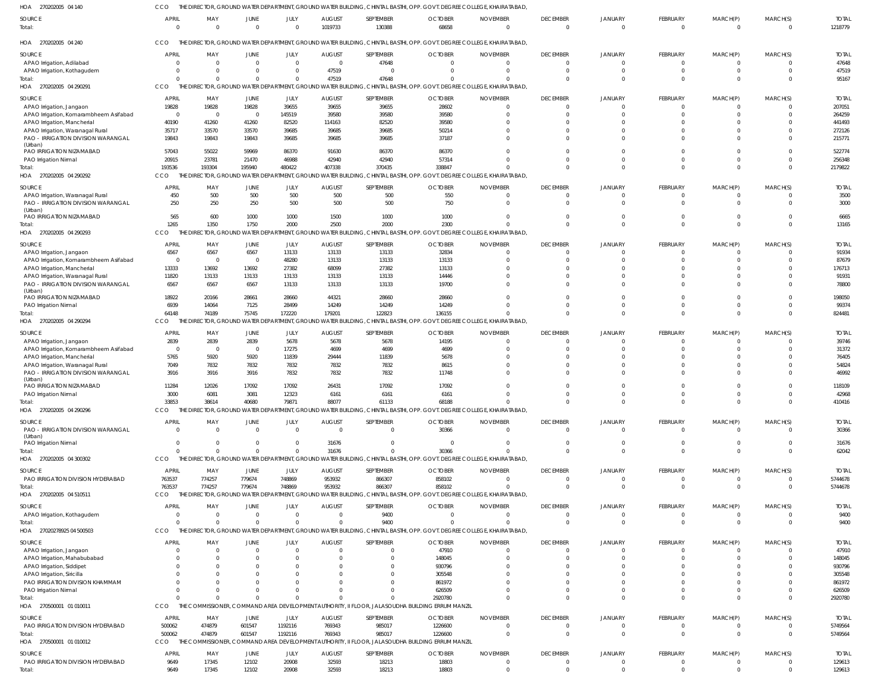HOA 270202005 04 140 CCO THE DIRECTOR, GROUND WATER DEPARTMENT, GROUND WATER BUILDING, CHINTAL BASTHI, OPP. GOVT. DEGREE COLLEGE, KHAIRATABAD,

| SOURCE | APRIL | MAY | JUNE | JULY | AUGUST | SEPTEMBER | OCTOBER | NOVEMBER | DECEMBER | JANUARY | FEBRUARY | MARCH(P) | MARCH(S) | TOTAL |
|---|---|---|---|---|---|---|---|---|---|---|---|---|---|---|
| Total: | 0 | 0 | 0 | 0 | 1019733 | 130388 | 68658 | 0 | 0 | 0 | 0 | 0 | 0 | 1218779 |

HOA 270202005 04 240 CCO THE DIRECTOR, GROUND WATER DEPARTMENT, GROUND WATER BUILDING, CHINTAL BASTHI, OPP. GOVT. DEGREE COLLEGE, KHAIRATABAD,

| SOURCE | APRIL | MAY | JUNE | JULY | AUGUST | SEPTEMBER | OCTOBER | NOVEMBER | DECEMBER | JANUARY | FEBRUARY | MARCH(P) | MARCH(S) | TOTAL |
|---|---|---|---|---|---|---|---|---|---|---|---|---|---|---|
| APAO Irrigation, Adilabad | 0 | 0 | 0 | 0 | 0 | 47648 | 0 | 0 | 0 | 0 | 0 | 0 | 0 | 47648 |
| APAO Irrigation, Kothagudem | 0 | 0 | 0 | 0 | 47519 | 0 | 0 | 0 | 0 | 0 | 0 | 0 | 0 | 47519 |
| Total: | 0 | 0 | 0 | 0 | 47519 | 47648 | 0 | 0 | 0 | 0 | 0 | 0 | 0 | 95167 |

HOA 270202005 04 290291 CCO THE DIRECTOR, GROUND WATER DEPARTMENT, GROUND WATER BUILDING, CHINTAL BASTHI, OPP. GOVT. DEGREE COLLEGE, KHAIRATABAD,

| SOURCE | APRIL | MAY | JUNE | JULY | AUGUST | SEPTEMBER | OCTOBER | NOVEMBER | DECEMBER | JANUARY | FEBRUARY | MARCH(P) | MARCH(S) | TOTAL |
|---|---|---|---|---|---|---|---|---|---|---|---|---|---|---|
| APAO Irrigation, Jangaon | 19828 | 19828 | 19828 | 39655 | 39655 | 39655 | 28602 | 0 | 0 | 0 | 0 | 0 | 0 | 207051 |
| APAO Irrigation, Komarambheem Asifabad | 0 | 0 | 0 | 145519 | 39580 | 39580 | 39580 | 0 | 0 | 0 | 0 | 0 | 0 | 264259 |
| APAO Irrigation, Mancherial | 40190 | 41260 | 41260 | 82520 | 114163 | 82520 | 39580 | 0 | 0 | 0 | 0 | 0 | 0 | 441493 |
| APAO Irrigation, Waranagal Rural | 35717 | 33570 | 33570 | 39685 | 39685 | 39685 | 50214 | 0 | 0 | 0 | 0 | 0 | 0 | 272126 |
| PAO - IRRIGATION DIVISION WARANGAL (Urban) | 19843 | 19843 | 19843 | 39685 | 39685 | 39685 | 37187 | 0 | 0 | 0 | 0 | 0 | 0 | 215771 |
| PAO IRRIGATION NIZAMABAD | 57043 | 55022 | 59969 | 86370 | 91630 | 86370 | 86370 | 0 | 0 | 0 | 0 | 0 | 0 | 522774 |
| PAO Irrigation Nirmal | 20915 | 23781 | 21470 | 46988 | 42940 | 42940 | 57314 | 0 | 0 | 0 | 0 | 0 | 0 | 256348 |
| Total: | 193536 | 193304 | 195940 | 480422 | 407338 | 370435 | 338847 | 0 | 0 | 0 | 0 | 0 | 0 | 2179822 |

HOA 270202005 04 290292 CCO THE DIRECTOR, GROUND WATER DEPARTMENT, GROUND WATER BUILDING, CHINTAL BASTHI, OPP. GOVT. DEGREE COLLEGE, KHAIRATABAD,

| SOURCE | APRIL | MAY | JUNE | JULY | AUGUST | SEPTEMBER | OCTOBER | NOVEMBER | DECEMBER | JANUARY | FEBRUARY | MARCH(P) | MARCH(S) | TOTAL |
|---|---|---|---|---|---|---|---|---|---|---|---|---|---|---|
| APAO Irrigation, Waranagal Rural | 450 | 500 | 500 | 500 | 500 | 500 | 550 | 0 | 0 | 0 | 0 | 0 | 0 | 3500 |
| PAO - IRRIGATION DIVISION WARANGAL (Urban) | 250 | 250 | 250 | 500 | 500 | 500 | 750 | 0 | 0 | 0 | 0 | 0 | 0 | 3000 |
| PAO IRRIGATION NIZAMABAD | 565 | 600 | 1000 | 1000 | 1500 | 1000 | 1000 | 0 | 0 | 0 | 0 | 0 | 0 | 6665 |
| Total: | 1265 | 1350 | 1750 | 2000 | 2500 | 2000 | 2300 | 0 | 0 | 0 | 0 | 0 | 0 | 13165 |

HOA 270202005 04 290293 CCO THE DIRECTOR, GROUND WATER DEPARTMENT, GROUND WATER BUILDING, CHINTAL BASTHI, OPP. GOVT. DEGREE COLLEGE, KHAIRATABAD,

| SOURCE | APRIL | MAY | JUNE | JULY | AUGUST | SEPTEMBER | OCTOBER | NOVEMBER | DECEMBER | JANUARY | FEBRUARY | MARCH(P) | MARCH(S) | TOTAL |
|---|---|---|---|---|---|---|---|---|---|---|---|---|---|---|
| APAO Irrigation, Jangaon | 6567 | 6567 | 6567 | 13133 | 13133 | 13133 | 32834 | 0 | 0 | 0 | 0 | 0 | 0 | 91934 |
| APAO Irrigation, Komarambheem Asifabad | 0 | 0 | 0 | 48280 | 13133 | 13133 | 13133 | 0 | 0 | 0 | 0 | 0 | 0 | 87679 |
| APAO Irrigation, Mancherial | 13333 | 13692 | 13692 | 27382 | 68099 | 27382 | 13133 | 0 | 0 | 0 | 0 | 0 | 0 | 176713 |
| APAO Irrigation, Waranagal Rural | 11820 | 13133 | 13133 | 13133 | 13133 | 13133 | 14446 | 0 | 0 | 0 | 0 | 0 | 0 | 91931 |
| PAO - IRRIGATION DIVISION WARANGAL (Urban) | 6567 | 6567 | 6567 | 13133 | 13133 | 13133 | 19700 | 0 | 0 | 0 | 0 | 0 | 0 | 78800 |
| PAO IRRIGATION NIZAMABAD | 18922 | 20166 | 28661 | 28660 | 44321 | 28660 | 28660 | 0 | 0 | 0 | 0 | 0 | 0 | 198050 |
| PAO Irrigation Nirmal | 6939 | 14064 | 7125 | 28499 | 14249 | 14249 | 14249 | 0 | 0 | 0 | 0 | 0 | 0 | 99374 |
| Total: | 64148 | 74189 | 75745 | 172220 | 179201 | 122823 | 136155 | 0 | 0 | 0 | 0 | 0 | 0 | 824481 |

HOA 270202005 04 290294 CCO THE DIRECTOR, GROUND WATER DEPARTMENT, GROUND WATER BUILDING, CHINTAL BASTHI, OPP. GOVT. DEGREE COLLEGE, KHAIRATABAD,

| SOURCE | APRIL | MAY | JUNE | JULY | AUGUST | SEPTEMBER | OCTOBER | NOVEMBER | DECEMBER | JANUARY | FEBRUARY | MARCH(P) | MARCH(S) | TOTAL |
|---|---|---|---|---|---|---|---|---|---|---|---|---|---|---|
| APAO Irrigation, Jangaon | 2839 | 2839 | 2839 | 5678 | 5678 | 5678 | 14195 | 0 | 0 | 0 | 0 | 0 | 0 | 39746 |
| APAO Irrigation, Komarambheem Asifabad | 0 | 0 | 0 | 17275 | 4699 | 4699 | 4699 | 0 | 0 | 0 | 0 | 0 | 0 | 31372 |
| APAO Irrigation, Mancherial | 5765 | 5920 | 5920 | 11839 | 29444 | 11839 | 5678 | 0 | 0 | 0 | 0 | 0 | 0 | 76405 |
| APAO Irrigation, Waranagal Rural | 7049 | 7832 | 7832 | 7832 | 7832 | 7832 | 8615 | 0 | 0 | 0 | 0 | 0 | 0 | 54824 |
| PAO - IRRIGATION DIVISION WARANGAL (Urban) | 3916 | 3916 | 3916 | 7832 | 7832 | 7832 | 11748 | 0 | 0 | 0 | 0 | 0 | 0 | 46992 |
| PAO IRRIGATION NIZAMABAD | 11284 | 12026 | 17092 | 17092 | 26431 | 17092 | 17092 | 0 | 0 | 0 | 0 | 0 | 0 | 118109 |
| PAO Irrigation Nirmal | 3000 | 6081 | 3081 | 12323 | 6161 | 6161 | 6161 | 0 | 0 | 0 | 0 | 0 | 0 | 42968 |
| Total: | 33853 | 38614 | 40680 | 79871 | 88077 | 61133 | 68188 | 0 | 0 | 0 | 0 | 0 | 0 | 410416 |

HOA 270202005 04 290296 CCO THE DIRECTOR, GROUND WATER DEPARTMENT, GROUND WATER BUILDING, CHINTAL BASTHI, OPP. GOVT. DEGREE COLLEGE, KHAIRATABAD,

| SOURCE | APRIL | MAY | JUNE | JULY | AUGUST | SEPTEMBER | OCTOBER | NOVEMBER | DECEMBER | JANUARY | FEBRUARY | MARCH(P) | MARCH(S) | TOTAL |
|---|---|---|---|---|---|---|---|---|---|---|---|---|---|---|
| PAO - IRRIGATION DIVISION WARANGAL (Urban) | 0 | 0 | 0 | 0 | 0 | 0 | 30366 | 0 | 0 | 0 | 0 | 0 | 0 | 30366 |
| PAO Irrigation Nirmal | 0 | 0 | 0 | 0 | 31676 | 0 | 0 | 0 | 0 | 0 | 0 | 0 | 0 | 31676 |
| Total: | 0 | 0 | 0 | 0 | 31676 | 0 | 30366 | 0 | 0 | 0 | 0 | 0 | 0 | 62042 |

HOA 270202005 04 300302 CCO THE DIRECTOR, GROUND WATER DEPARTMENT, GROUND WATER BUILDING, CHINTAL BASTHI, OPP. GOVT. DEGREE COLLEGE, KHAIRATABAD,

| SOURCE | APRIL | MAY | JUNE | JULY | AUGUST | SEPTEMBER | OCTOBER | NOVEMBER | DECEMBER | JANUARY | FEBRUARY | MARCH(P) | MARCH(S) | TOTAL |
|---|---|---|---|---|---|---|---|---|---|---|---|---|---|---|
| PAO IRRIGATION DIVISION HYDERABAD | 763537 | 774257 | 779674 | 748869 | 953932 | 866307 | 858102 | 0 | 0 | 0 | 0 | 0 | 0 | 5744678 |
| Total: | 763537 | 774257 | 779674 | 748869 | 953932 | 866307 | 858102 | 0 | 0 | 0 | 0 | 0 | 0 | 5744678 |

HOA 270202005 04 510511 CCO THE DIRECTOR, GROUND WATER DEPARTMENT, GROUND WATER BUILDING, CHINTAL BASTHI, OPP. GOVT. DEGREE COLLEGE, KHAIRATABAD,

| SOURCE | APRIL | MAY | JUNE | JULY | AUGUST | SEPTEMBER | OCTOBER | NOVEMBER | DECEMBER | JANUARY | FEBRUARY | MARCH(P) | MARCH(S) | TOTAL |
|---|---|---|---|---|---|---|---|---|---|---|---|---|---|---|
| APAO Irrigation, Kothagudem | 0 | 0 | 0 | 0 | 0 | 9400 | 0 | 0 | 0 | 0 | 0 | 0 | 0 | 9400 |
| Total: | 0 | 0 | 0 | 0 | 0 | 9400 | 0 | 0 | 0 | 0 | 0 | 0 | 0 | 9400 |

HOA 27020278925 04 500503 CCO THE DIRECTOR, GROUND WATER DEPARTMENT, GROUND WATER BUILDING, CHINTAL BASTHI, OPP. GOVT. DEGREE COLLEGE, KHAIRATABAD,

| SOURCE | APRIL | MAY | JUNE | JULY | AUGUST | SEPTEMBER | OCTOBER | NOVEMBER | DECEMBER | JANUARY | FEBRUARY | MARCH(P) | MARCH(S) | TOTAL |
|---|---|---|---|---|---|---|---|---|---|---|---|---|---|---|
| APAO Irrigation, Jangaon | 0 | 0 | 0 | 0 | 0 | 0 | 47910 | 0 | 0 | 0 | 0 | 0 | 0 | 47910 |
| APAO Irrigation, Mahabubabad | 0 | 0 | 0 | 0 | 0 | 0 | 148045 | 0 | 0 | 0 | 0 | 0 | 0 | 148045 |
| APAO Irrigation, Siddipet | 0 | 0 | 0 | 0 | 0 | 0 | 930796 | 0 | 0 | 0 | 0 | 0 | 0 | 930796 |
| APAO Irrigation, Siricilla | 0 | 0 | 0 | 0 | 0 | 0 | 305548 | 0 | 0 | 0 | 0 | 0 | 0 | 305548 |
| PAO IRRIGATION DIVISION KHAMMAM | 0 | 0 | 0 | 0 | 0 | 0 | 861972 | 0 | 0 | 0 | 0 | 0 | 0 | 861972 |
| PAO Irrigation Nirmal | 0 | 0 | 0 | 0 | 0 | 0 | 626509 | 0 | 0 | 0 | 0 | 0 | 0 | 626509 |
| Total: | 0 | 0 | 0 | 0 | 0 | 0 | 2920780 | 0 | 0 | 0 | 0 | 0 | 0 | 2920780 |

HOA 270500001 01 010011 CCO THE COMMISSIONER, COMMAND AREA DEVELOPMENT AUTHORITY, II FLOOR, JALASOUDHA BUILDING ERRUM MANZIL

| SOURCE | APRIL | MAY | JUNE | JULY | AUGUST | SEPTEMBER | OCTOBER | NOVEMBER | DECEMBER | JANUARY | FEBRUARY | MARCH(P) | MARCH(S) | TOTAL |
|---|---|---|---|---|---|---|---|---|---|---|---|---|---|---|
| PAO IRRIGATION DIVISION HYDERABAD | 500062 | 474879 | 601547 | 1192116 | 769343 | 985017 | 1226600 | 0 | 0 | 0 | 0 | 0 | 0 | 5749564 |
| Total: | 500062 | 474879 | 601547 | 1192116 | 769343 | 985017 | 1226600 | 0 | 0 | 0 | 0 | 0 | 0 | 5749564 |

HOA 270500001 01 010012 CCO THE COMMISSIONER, COMMAND AREA DEVELOPMENT AUTHORITY, II FLOOR, JALASOUDHA BUILDING ERRUM MANZIL

| SOURCE | APRIL | MAY | JUNE | JULY | AUGUST | SEPTEMBER | OCTOBER | NOVEMBER | DECEMBER | JANUARY | FEBRUARY | MARCH(P) | MARCH(S) | TOTAL |
|---|---|---|---|---|---|---|---|---|---|---|---|---|---|---|
| PAO IRRIGATION DIVISION HYDERABAD | 9649 | 17345 | 12102 | 20908 | 32593 | 18213 | 18803 | 0 | 0 | 0 | 0 | 0 | 0 | 129613 |
| Total: | 9649 | 17345 | 12102 | 20908 | 32593 | 18213 | 18803 | 0 | 0 | 0 | 0 | 0 | 0 | 129613 |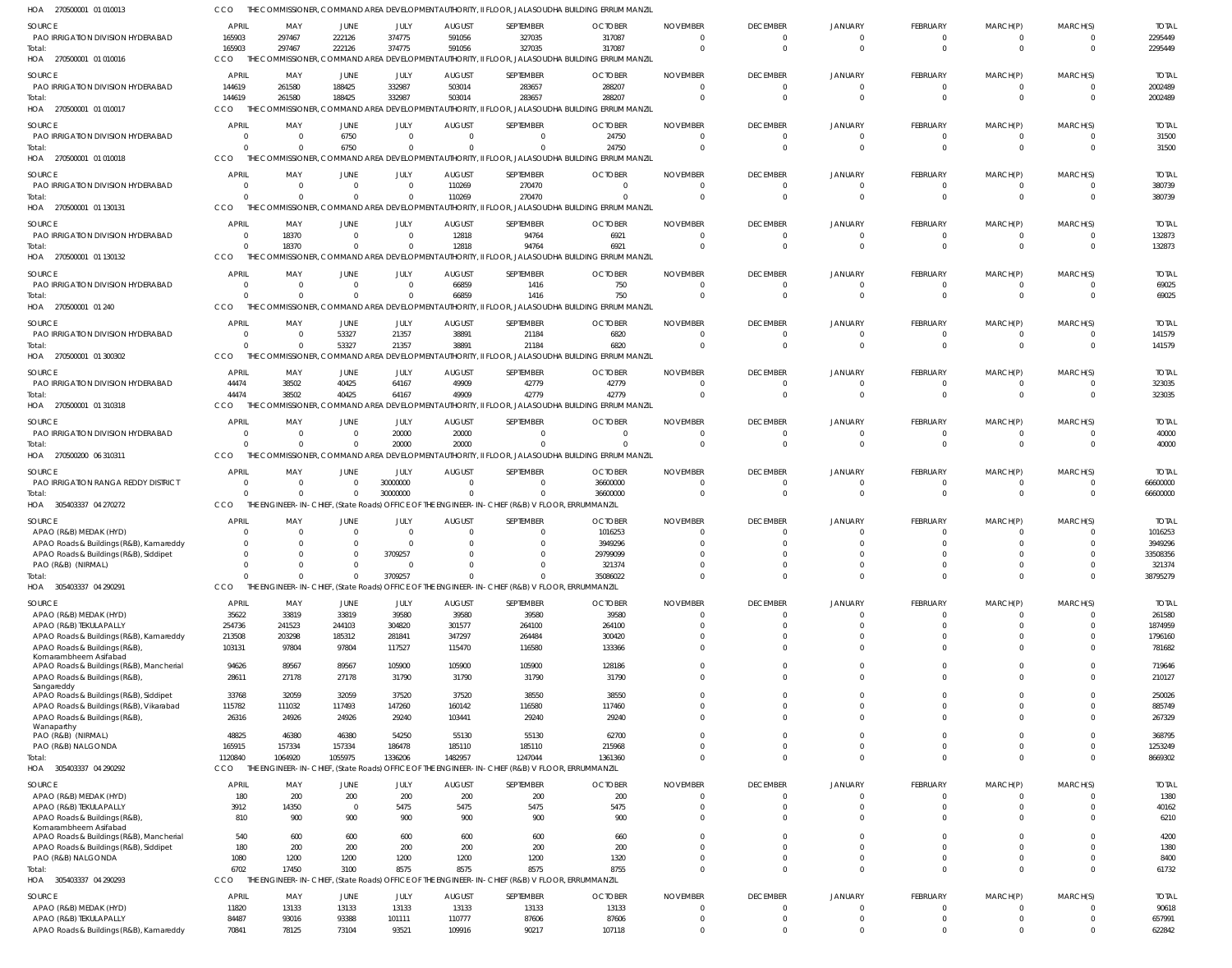HOA 270500001 01 010013 CCO THE COMMISSIONER, COMMAND AREA DEVELOPMENT AUTHORITY, II FLOOR, JALASOUDHA BUILDING ERRUM MANZIL

| SOURCE | APRIL | MAY | JUNE | JULY | AUGUST | SEPTEMBER | OCTOBER | NOVEMBER | DECEMBER | JANUARY | FEBRUARY | MARCH(P) | MARCH(S) | TOTAL |
|---|---|---|---|---|---|---|---|---|---|---|---|---|---|---|
| PAO IRRIGATION DIVISION HYDERABAD | 165903 | 297467 | 222126 | 374775 | 591056 | 327035 | 317087 | 0 | 0 | 0 | 0 | 0 | 0 | 2295449 |
| Total: | 165903 | 297467 | 222126 | 374775 | 591056 | 327035 | 317087 | 0 | 0 | 0 | 0 | 0 | 0 | 2295449 |

HOA 270500001 01 010016 CCO THE COMMISSIONER, COMMAND AREA DEVELOPMENT AUTHORITY, II FLOOR, JALASOUDHA BUILDING ERRUM MANZIL

| SOURCE | APRIL | MAY | JUNE | JULY | AUGUST | SEPTEMBER | OCTOBER | NOVEMBER | DECEMBER | JANUARY | FEBRUARY | MARCH(P) | MARCH(S) | TOTAL |
|---|---|---|---|---|---|---|---|---|---|---|---|---|---|---|
| PAO IRRIGATION DIVISION HYDERABAD | 144619 | 261580 | 188425 | 332987 | 503014 | 283657 | 288207 | 0 | 0 | 0 | 0 | 0 | 0 | 2002489 |
| Total: | 144619 | 261580 | 188425 | 332987 | 503014 | 283657 | 288207 | 0 | 0 | 0 | 0 | 0 | 0 | 2002489 |

HOA 270500001 01 010017 CCO THE COMMISSIONER, COMMAND AREA DEVELOPMENT AUTHORITY, II FLOOR, JALASOUDHA BUILDING ERRUM MANZIL

| SOURCE | APRIL | MAY | JUNE | JULY | AUGUST | SEPTEMBER | OCTOBER | NOVEMBER | DECEMBER | JANUARY | FEBRUARY | MARCH(P) | MARCH(S) | TOTAL |
|---|---|---|---|---|---|---|---|---|---|---|---|---|---|---|
| PAO IRRIGATION DIVISION HYDERABAD | 0 | 0 | 6750 | 0 | 0 | 0 | 24750 | 0 | 0 | 0 | 0 | 0 | 0 | 31500 |
| Total: | 0 | 0 | 6750 | 0 | 0 | 0 | 24750 | 0 | 0 | 0 | 0 | 0 | 0 | 31500 |

HOA 270500001 01 010018 CCO THE COMMISSIONER, COMMAND AREA DEVELOPMENT AUTHORITY, II FLOOR, JALASOUDHA BUILDING ERRUM MANZIL

| SOURCE | APRIL | MAY | JUNE | JULY | AUGUST | SEPTEMBER | OCTOBER | NOVEMBER | DECEMBER | JANUARY | FEBRUARY | MARCH(P) | MARCH(S) | TOTAL |
|---|---|---|---|---|---|---|---|---|---|---|---|---|---|---|
| PAO IRRIGATION DIVISION HYDERABAD | 0 | 0 | 0 | 0 | 110269 | 270470 | 0 | 0 | 0 | 0 | 0 | 0 | 0 | 380739 |
| Total: | 0 | 0 | 0 | 0 | 110269 | 270470 | 0 | 0 | 0 | 0 | 0 | 0 | 0 | 380739 |

HOA 270500001 01 130131 CCO THE COMMISSIONER, COMMAND AREA DEVELOPMENT AUTHORITY, II FLOOR, JALASOUDHA BUILDING ERRUM MANZIL

| SOURCE | APRIL | MAY | JUNE | JULY | AUGUST | SEPTEMBER | OCTOBER | NOVEMBER | DECEMBER | JANUARY | FEBRUARY | MARCH(P) | MARCH(S) | TOTAL |
|---|---|---|---|---|---|---|---|---|---|---|---|---|---|---|
| PAO IRRIGATION DIVISION HYDERABAD | 0 | 18370 | 0 | 0 | 12818 | 94764 | 6921 | 0 | 0 | 0 | 0 | 0 | 0 | 132873 |
| Total: | 0 | 18370 | 0 | 0 | 12818 | 94764 | 6921 | 0 | 0 | 0 | 0 | 0 | 0 | 132873 |

HOA 270500001 01 130132 CCO THE COMMISSIONER, COMMAND AREA DEVELOPMENT AUTHORITY, II FLOOR, JALASOUDHA BUILDING ERRUM MANZIL

| SOURCE | APRIL | MAY | JUNE | JULY | AUGUST | SEPTEMBER | OCTOBER | NOVEMBER | DECEMBER | JANUARY | FEBRUARY | MARCH(P) | MARCH(S) | TOTAL |
|---|---|---|---|---|---|---|---|---|---|---|---|---|---|---|
| PAO IRRIGATION DIVISION HYDERABAD | 0 | 0 | 0 | 0 | 66859 | 1416 | 750 | 0 | 0 | 0 | 0 | 0 | 0 | 69025 |
| Total: | 0 | 0 | 0 | 0 | 66859 | 1416 | 750 | 0 | 0 | 0 | 0 | 0 | 0 | 69025 |

HOA 270500001 01 240 CCO THE COMMISSIONER, COMMAND AREA DEVELOPMENT AUTHORITY, II FLOOR, JALASOUDHA BUILDING ERRUM MANZIL

| SOURCE | APRIL | MAY | JUNE | JULY | AUGUST | SEPTEMBER | OCTOBER | NOVEMBER | DECEMBER | JANUARY | FEBRUARY | MARCH(P) | MARCH(S) | TOTAL |
|---|---|---|---|---|---|---|---|---|---|---|---|---|---|---|
| PAO IRRIGATION DIVISION HYDERABAD | 0 | 0 | 53327 | 21357 | 38891 | 21184 | 6820 | 0 | 0 | 0 | 0 | 0 | 0 | 141579 |
| Total: | 0 | 0 | 53327 | 21357 | 38891 | 21184 | 6820 | 0 | 0 | 0 | 0 | 0 | 0 | 141579 |

HOA 270500001 01 300302 CCO THE COMMISSIONER, COMMAND AREA DEVELOPMENT AUTHORITY, II FLOOR, JALASOUDHA BUILDING ERRUM MANZIL

| SOURCE | APRIL | MAY | JUNE | JULY | AUGUST | SEPTEMBER | OCTOBER | NOVEMBER | DECEMBER | JANUARY | FEBRUARY | MARCH(P) | MARCH(S) | TOTAL |
|---|---|---|---|---|---|---|---|---|---|---|---|---|---|---|
| PAO IRRIGATION DIVISION HYDERABAD | 44474 | 38502 | 40425 | 64167 | 49909 | 42779 | 42779 | 0 | 0 | 0 | 0 | 0 | 0 | 323035 |
| Total: | 44474 | 38502 | 40425 | 64167 | 49909 | 42779 | 42779 | 0 | 0 | 0 | 0 | 0 | 0 | 323035 |

HOA 270500001 01 310318 CCO THE COMMISSIONER, COMMAND AREA DEVELOPMENT AUTHORITY, II FLOOR, JALASOUDHA BUILDING ERRUM MANZIL

| SOURCE | APRIL | MAY | JUNE | JULY | AUGUST | SEPTEMBER | OCTOBER | NOVEMBER | DECEMBER | JANUARY | FEBRUARY | MARCH(P) | MARCH(S) | TOTAL |
|---|---|---|---|---|---|---|---|---|---|---|---|---|---|---|
| PAO IRRIGATION DIVISION HYDERABAD | 0 | 0 | 0 | 20000 | 20000 | 0 | 0 | 0 | 0 | 0 | 0 | 0 | 0 | 40000 |
| Total: | 0 | 0 | 0 | 20000 | 20000 | 0 | 0 | 0 | 0 | 0 | 0 | 0 | 0 | 40000 |

HOA 270500200 06 310311 CCO THE COMMISSIONER, COMMAND AREA DEVELOPMENT AUTHORITY, II FLOOR, JALASOUDHA BUILDING ERRUM MANZIL

| SOURCE | APRIL | MAY | JUNE | JULY | AUGUST | SEPTEMBER | OCTOBER | NOVEMBER | DECEMBER | JANUARY | FEBRUARY | MARCH(P) | MARCH(S) | TOTAL |
|---|---|---|---|---|---|---|---|---|---|---|---|---|---|---|
| PAO IRRIGATION RANGA REDDY DISTRICT | 0 | 0 | 0 | 30000000 | 0 | 0 | 36600000 | 0 | 0 | 0 | 0 | 0 | 0 | 66600000 |
| Total: | 0 | 0 | 0 | 30000000 | 0 | 0 | 36600000 | 0 | 0 | 0 | 0 | 0 | 0 | 66600000 |

HOA 305403337 04 270272 CCO THE ENGINEER-IN-CHIEF, (State Roads) OFFICE OF THE ENGINEER-IN-CHIEF (R&B) V FLOOR, ERRUMMANZIL

| SOURCE | APRIL | MAY | JUNE | JULY | AUGUST | SEPTEMBER | OCTOBER | NOVEMBER | DECEMBER | JANUARY | FEBRUARY | MARCH(P) | MARCH(S) | TOTAL |
|---|---|---|---|---|---|---|---|---|---|---|---|---|---|---|
| APAO (R&B) MEDAK (HYD) | 0 | 0 | 0 | 0 | 0 | 0 | 1016253 | 0 | 0 | 0 | 0 | 0 | 0 | 1016253 |
| APAO Roads & Buildings (R&B), Kamareddy | 0 | 0 | 0 | 0 | 0 | 0 | 3949296 | 0 | 0 | 0 | 0 | 0 | 0 | 3949296 |
| APAO Roads & Buildings (R&B), Siddipet | 0 | 0 | 0 | 3709257 | 0 | 0 | 29799099 | 0 | 0 | 0 | 0 | 0 | 0 | 33508356 |
| PAO (R&B) (NIRMAL) | 0 | 0 | 0 | 0 | 0 | 0 | 321374 | 0 | 0 | 0 | 0 | 0 | 0 | 321374 |
| Total: | 0 | 0 | 0 | 3709257 | 0 | 0 | 35086022 | 0 | 0 | 0 | 0 | 0 | 0 | 38795279 |

HOA 305403337 04 290291 CCO THE ENGINEER-IN-CHIEF, (State Roads) OFFICE OF THE ENGINEER-IN-CHIEF (R&B) V FLOOR, ERRUMMANZIL

| SOURCE | APRIL | MAY | JUNE | JULY | AUGUST | SEPTEMBER | OCTOBER | NOVEMBER | DECEMBER | JANUARY | FEBRUARY | MARCH(P) | MARCH(S) | TOTAL |
|---|---|---|---|---|---|---|---|---|---|---|---|---|---|---|
| APAO (R&B) MEDAK (HYD) | 35622 | 33819 | 33819 | 39580 | 39580 | 39580 | 39580 | 0 | 0 | 0 | 0 | 0 | 0 | 261580 |
| APAO (R&B) TEKULAPALLY | 254736 | 241523 | 244103 | 304820 | 301577 | 264100 | 264100 | 0 | 0 | 0 | 0 | 0 | 0 | 1874959 |
| APAO Roads & Buildings (R&B), Kamareddy | 213508 | 203298 | 185312 | 281841 | 347297 | 264484 | 300420 | 0 | 0 | 0 | 0 | 0 | 0 | 1796160 |
| APAO Roads & Buildings (R&B), Komarambheem Asifabad | 103131 | 97804 | 97804 | 117527 | 115470 | 116580 | 133366 | 0 | 0 | 0 | 0 | 0 | 0 | 781682 |
| APAO Roads & Buildings (R&B), Mancherial | 94626 | 89567 | 89567 | 105900 | 105900 | 105900 | 128186 | 0 | 0 | 0 | 0 | 0 | 0 | 719646 |
| APAO Roads & Buildings (R&B), Sangareddy | 28611 | 27178 | 27178 | 31790 | 31790 | 31790 | 31790 | 0 | 0 | 0 | 0 | 0 | 0 | 210127 |
| APAO Roads & Buildings (R&B), Siddipet | 33768 | 32059 | 32059 | 37520 | 37520 | 38550 | 38550 | 0 | 0 | 0 | 0 | 0 | 0 | 250026 |
| APAO Roads & Buildings (R&B), Vikarabad | 115782 | 111032 | 117493 | 147260 | 160142 | 116580 | 117460 | 0 | 0 | 0 | 0 | 0 | 0 | 885749 |
| APAO Roads & Buildings (R&B), Wanaparthy | 26316 | 24926 | 24926 | 29240 | 103441 | 29240 | 29240 | 0 | 0 | 0 | 0 | 0 | 0 | 267329 |
| PAO (R&B) (NIRMAL) | 48825 | 46380 | 46380 | 54250 | 55130 | 55130 | 62700 | 0 | 0 | 0 | 0 | 0 | 0 | 368795 |
| PAO (R&B) NALGONDA | 165915 | 157334 | 157334 | 186478 | 185110 | 185110 | 215968 | 0 | 0 | 0 | 0 | 0 | 0 | 1253249 |
| Total: | 1120840 | 1064920 | 1055975 | 1336206 | 1482957 | 1247044 | 1361360 | 0 | 0 | 0 | 0 | 0 | 0 | 8669302 |

HOA 305403337 04 290292 CCO THE ENGINEER-IN-CHIEF, (State Roads) OFFICE OF THE ENGINEER-IN-CHIEF (R&B) V FLOOR, ERRUMMANZIL

| SOURCE | APRIL | MAY | JUNE | JULY | AUGUST | SEPTEMBER | OCTOBER | NOVEMBER | DECEMBER | JANUARY | FEBRUARY | MARCH(P) | MARCH(S) | TOTAL |
|---|---|---|---|---|---|---|---|---|---|---|---|---|---|---|
| APAO (R&B) MEDAK (HYD) | 180 | 200 | 200 | 200 | 200 | 200 | 200 | 0 | 0 | 0 | 0 | 0 | 0 | 1380 |
| APAO (R&B) TEKULAPALLY | 3912 | 14350 | 0 | 5475 | 5475 | 5475 | 5475 | 0 | 0 | 0 | 0 | 0 | 0 | 40162 |
| APAO Roads & Buildings (R&B), Komarambheem Asifabad | 810 | 900 | 900 | 900 | 900 | 900 | 900 | 0 | 0 | 0 | 0 | 0 | 0 | 6210 |
| APAO Roads & Buildings (R&B), Mancherial | 540 | 600 | 600 | 600 | 600 | 600 | 660 | 0 | 0 | 0 | 0 | 0 | 0 | 4200 |
| APAO Roads & Buildings (R&B), Siddipet | 180 | 200 | 200 | 200 | 200 | 200 | 200 | 0 | 0 | 0 | 0 | 0 | 0 | 1380 |
| PAO (R&B) NALGONDA | 1080 | 1200 | 1200 | 1200 | 1200 | 1200 | 1320 | 0 | 0 | 0 | 0 | 0 | 0 | 8400 |
| Total: | 6702 | 17450 | 3100 | 8575 | 8575 | 8575 | 8755 | 0 | 0 | 0 | 0 | 0 | 0 | 61732 |

HOA 305403337 04 290293 CCO THE ENGINEER-IN-CHIEF, (State Roads) OFFICE OF THE ENGINEER-IN-CHIEF (R&B) V FLOOR, ERRUMMANZIL

| SOURCE | APRIL | MAY | JUNE | JULY | AUGUST | SEPTEMBER | OCTOBER | NOVEMBER | DECEMBER | JANUARY | FEBRUARY | MARCH(P) | MARCH(S) | TOTAL |
|---|---|---|---|---|---|---|---|---|---|---|---|---|---|---|
| APAO (R&B) MEDAK (HYD) | 11820 | 13133 | 13133 | 13133 | 13133 | 13133 | 13133 | 0 | 0 | 0 | 0 | 0 | 0 | 90618 |
| APAO (R&B) TEKULAPALLY | 84487 | 93016 | 93388 | 101111 | 110777 | 87606 | 87606 | 0 | 0 | 0 | 0 | 0 | 0 | 657991 |
| APAO Roads & Buildings (R&B), Kamareddy | 70841 | 78125 | 73104 | 93521 | 109916 | 90217 | 107118 | 0 | 0 | 0 | 0 | 0 | 0 | 622842 |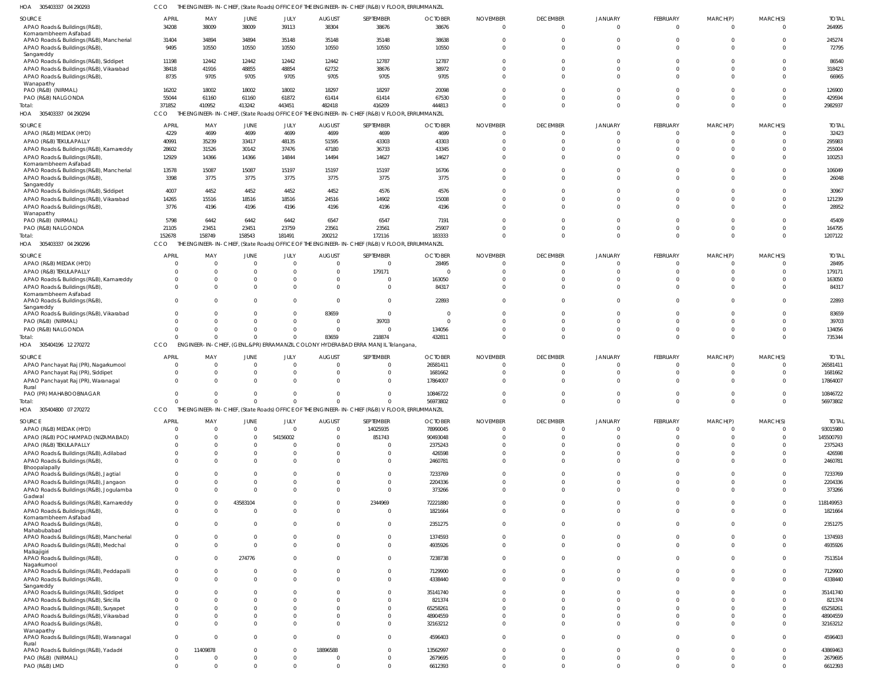HOA 305403337 04 290293 CCO THE ENGINEER-IN-CHIEF, (State Roads) OFFICE OF THE ENGINEER-IN-CHIEF (R&B) V FLOOR, ERRUMMANZIL

| SOURCE | APRIL | MAY | JUNE | JULY | AUGUST | SEPTEMBER | OCTOBER | NOVEMBER | DECEMBER | JANUARY | FEBRUARY | MARCH(P) | MARCH(S) | TOTAL |
|---|---|---|---|---|---|---|---|---|---|---|---|---|---|---|
| APAO Roads & Buildings (R&B), Komarambheem Asifabad | 34208 | 38009 | 38009 | 39113 | 38304 | 38676 | 38676 | 0 | 0 | 0 | 0 | 0 | 0 | 264995 |
| APAO Roads & Buildings (R&B), Mancherial | 31404 | 34894 | 34894 | 35148 | 35148 | 35148 | 38638 | 0 | 0 | 0 | 0 | 0 | 0 | 245274 |
| APAO Roads & Buildings (R&B), Sangareddy | 9495 | 10550 | 10550 | 10550 | 10550 | 10550 | 10550 | 0 | 0 | 0 | 0 | 0 | 0 | 72795 |
| APAO Roads & Buildings (R&B), Siddipet | 11198 | 12442 | 12442 | 12442 | 12442 | 12787 | 12787 | 0 | 0 | 0 | 0 | 0 | 0 | 86540 |
| APAO Roads & Buildings (R&B), Vikarabad | 38418 | 41916 | 48855 | 48854 | 62732 | 38676 | 38972 | 0 | 0 | 0 | 0 | 0 | 0 | 318423 |
| APAO Roads & Buildings (R&B), Wanaparthy | 8735 | 9705 | 9705 | 9705 | 9705 | 9705 | 9705 | 0 | 0 | 0 | 0 | 0 | 0 | 66965 |
| PAO (R&B) (NIRMAL) | 16202 | 18002 | 18002 | 18002 | 18297 | 18297 | 20098 | 0 | 0 | 0 | 0 | 0 | 0 | 126900 |
| PAO (R&B) NALGONDA | 55044 | 61160 | 61160 | 61872 | 61414 | 61414 | 67530 | 0 | 0 | 0 | 0 | 0 | 0 | 429594 |
| Total: | 371852 | 410952 | 413242 | 443451 | 482418 | 416209 | 444813 | 0 | 0 | 0 | 0 | 0 | 0 | 2982937 |

HOA 305403337 04 290294 CCO THE ENGINEER-IN-CHIEF, (State Roads) OFFICE OF THE ENGINEER-IN-CHIEF (R&B) V FLOOR, ERRUMMANZIL

| SOURCE | APRIL | MAY | JUNE | JULY | AUGUST | SEPTEMBER | OCTOBER | NOVEMBER | DECEMBER | JANUARY | FEBRUARY | MARCH(P) | MARCH(S) | TOTAL |
|---|---|---|---|---|---|---|---|---|---|---|---|---|---|---|
| APAO (R&B) MEDAK (HYD) | 4229 | 4699 | 4699 | 4699 | 4699 | 4699 | 4699 | 0 | 0 | 0 | 0 | 0 | 0 | 32423 |
| APAO (R&B) TEKULAPALLY | 40991 | 35239 | 33417 | 48135 | 51595 | 43303 | 43303 | 0 | 0 | 0 | 0 | 0 | 0 | 295983 |
| APAO Roads & Buildings (R&B), Kamareddy | 28602 | 31526 | 30142 | 37476 | 47180 | 36733 | 43345 | 0 | 0 | 0 | 0 | 0 | 0 | 255004 |
| APAO Roads & Buildings (R&B), Komarambheem Asifabad | 12929 | 14366 | 14366 | 14844 | 14494 | 14627 | 14627 | 0 | 0 | 0 | 0 | 0 | 0 | 100253 |
| APAO Roads & Buildings (R&B), Mancherial | 13578 | 15087 | 15087 | 15197 | 15197 | 15197 | 16706 | 0 | 0 | 0 | 0 | 0 | 0 | 106049 |
| APAO Roads & Buildings (R&B), Sangareddy | 3398 | 3775 | 3775 | 3775 | 3775 | 3775 | 3775 | 0 | 0 | 0 | 0 | 0 | 0 | 26048 |
| APAO Roads & Buildings (R&B), Siddipet | 4007 | 4452 | 4452 | 4452 | 4452 | 4576 | 4576 | 0 | 0 | 0 | 0 | 0 | 0 | 30967 |
| APAO Roads & Buildings (R&B), Vikarabad | 14265 | 15516 | 18516 | 18516 | 24516 | 14902 | 15008 | 0 | 0 | 0 | 0 | 0 | 0 | 121239 |
| APAO Roads & Buildings (R&B), Wanaparthy | 3776 | 4196 | 4196 | 4196 | 4196 | 4196 | 4196 | 0 | 0 | 0 | 0 | 0 | 0 | 28952 |
| PAO (R&B) (NIRMAL) | 5798 | 6442 | 6442 | 6442 | 6547 | 6547 | 7191 | 0 | 0 | 0 | 0 | 0 | 0 | 45409 |
| PAO (R&B) NALGONDA | 21105 | 23451 | 23451 | 23759 | 23561 | 23561 | 25907 | 0 | 0 | 0 | 0 | 0 | 0 | 164795 |
| Total: | 152678 | 158749 | 158543 | 181491 | 200212 | 172116 | 183333 | 0 | 0 | 0 | 0 | 0 | 0 | 1207122 |

HOA 305403337 04 290296 CCO THE ENGINEER-IN-CHIEF, (State Roads) OFFICE OF THE ENGINEER-IN-CHIEF (R&B) V FLOOR, ERRUMMANZIL

| SOURCE | APRIL | MAY | JUNE | JULY | AUGUST | SEPTEMBER | OCTOBER | NOVEMBER | DECEMBER | JANUARY | FEBRUARY | MARCH(P) | MARCH(S) | TOTAL |
|---|---|---|---|---|---|---|---|---|---|---|---|---|---|---|
| APAO (R&B) MEDAK (HYD) | 0 | 0 | 0 | 0 | 0 | 0 | 28495 | 0 | 0 | 0 | 0 | 0 | 0 | 28495 |
| APAO (R&B) TEKULAPALLY | 0 | 0 | 0 | 0 | 0 | 179171 | 0 | 0 | 0 | 0 | 0 | 0 | 0 | 179171 |
| APAO Roads & Buildings (R&B), Kamareddy | 0 | 0 | 0 | 0 | 0 | 0 | 163050 | 0 | 0 | 0 | 0 | 0 | 0 | 163050 |
| APAO Roads & Buildings (R&B), Komarambheem Asifabad | 0 | 0 | 0 | 0 | 0 | 0 | 84317 | 0 | 0 | 0 | 0 | 0 | 0 | 84317 |
| APAO Roads & Buildings (R&B), Sangareddy | 0 | 0 | 0 | 0 | 0 | 0 | 22893 | 0 | 0 | 0 | 0 | 0 | 0 | 22893 |
| APAO Roads & Buildings (R&B), Vikarabad | 0 | 0 | 0 | 0 | 83659 | 0 | 0 | 0 | 0 | 0 | 0 | 0 | 0 | 83659 |
| PAO (R&B) (NIRMAL) | 0 | 0 | 0 | 0 | 0 | 39703 | 0 | 0 | 0 | 0 | 0 | 0 | 0 | 39703 |
| PAO (R&B) NALGONDA | 0 | 0 | 0 | 0 | 0 | 0 | 134056 | 0 | 0 | 0 | 0 | 0 | 0 | 134056 |
| Total: | 0 | 0 | 0 | 0 | 83659 | 218874 | 432811 | 0 | 0 | 0 | 0 | 0 | 0 | 735344 |

HOA 305404196 12 270272 CCO ENGINEER-IN-CHIEF, (GENL.&PR) ERRAMANZIL COLONY HYDERABAD ERRA MANJIL Telangana,

| SOURCE | APRIL | MAY | JUNE | JULY | AUGUST | SEPTEMBER | OCTOBER | NOVEMBER | DECEMBER | JANUARY | FEBRUARY | MARCH(P) | MARCH(S) | TOTAL |
|---|---|---|---|---|---|---|---|---|---|---|---|---|---|---|
| APAO Panchayat Raj (PR), Nagarkurnool | 0 | 0 | 0 | 0 | 0 | 0 | 26581411 | 0 | 0 | 0 | 0 | 0 | 0 | 26581411 |
| APAO Panchayat Raj (PR), Siddipet | 0 | 0 | 0 | 0 | 0 | 0 | 1681662 | 0 | 0 | 0 | 0 | 0 | 0 | 1681662 |
| APAO Panchayat Raj (PR), Waranagal Rural | 0 | 0 | 0 | 0 | 0 | 0 | 17864007 | 0 | 0 | 0 | 0 | 0 | 0 | 17864007 |
| PAO (PR) MAHABOOBNAGAR | 0 | 0 | 0 | 0 | 0 | 0 | 10846722 | 0 | 0 | 0 | 0 | 0 | 0 | 10846722 |
| Total: | 0 | 0 | 0 | 0 | 0 | 0 | 56973802 | 0 | 0 | 0 | 0 | 0 | 0 | 56973802 |

HOA 305404800 07 270272 CCO THE ENGINEER-IN-CHIEF, (State Roads) OFFICE OF THE ENGINEER-IN-CHIEF (R&B) V FLOOR, ERRUMMANZIL

| SOURCE | APRIL | MAY | JUNE | JULY | AUGUST | SEPTEMBER | OCTOBER | NOVEMBER | DECEMBER | JANUARY | FEBRUARY | MARCH(P) | MARCH(S) | TOTAL |
|---|---|---|---|---|---|---|---|---|---|---|---|---|---|---|
| APAO (R&B) MEDAK (HYD) | 0 | 0 | 0 | 0 | 0 | 14025935 | 78990045 | 0 | 0 | 0 | 0 | 0 | 0 | 93015980 |
| APAO (R&B) POCHAMPAD (NIZAMABAD) | 0 | 0 | 0 | 54156002 | 0 | 851743 | 90493048 | 0 | 0 | 0 | 0 | 0 | 0 | 145500793 |
| APAO (R&B) TEKULAPALLY | 0 | 0 | 0 | 0 | 0 | 0 | 2375243 | 0 | 0 | 0 | 0 | 0 | 0 | 2375243 |
| APAO Roads & Buildings (R&B), Adilabad | 0 | 0 | 0 | 0 | 0 | 0 | 426598 | 0 | 0 | 0 | 0 | 0 | 0 | 426598 |
| APAO Roads & Buildings (R&B), Bhoopalapally | 0 | 0 | 0 | 0 | 0 | 0 | 2460781 | 0 | 0 | 0 | 0 | 0 | 0 | 2460781 |
| APAO Roads & Buildings (R&B), Jagtial | 0 | 0 | 0 | 0 | 0 | 0 | 7233769 | 0 | 0 | 0 | 0 | 0 | 0 | 7233769 |
| APAO Roads & Buildings (R&B), Jangaon | 0 | 0 | 0 | 0 | 0 | 0 | 2204336 | 0 | 0 | 0 | 0 | 0 | 0 | 2204336 |
| APAO Roads & Buildings (R&B), Jogulamba Gadwal | 0 | 0 | 0 | 0 | 0 | 0 | 373266 | 0 | 0 | 0 | 0 | 0 | 0 | 373266 |
| APAO Roads & Buildings (R&B), Kamareddy | 0 | 0 | 43583104 | 0 | 0 | 2344969 | 72221880 | 0 | 0 | 0 | 0 | 0 | 0 | 118149953 |
| APAO Roads & Buildings (R&B), Komarambheem Asifabad | 0 | 0 | 0 | 0 | 0 | 0 | 1821664 | 0 | 0 | 0 | 0 | 0 | 0 | 1821664 |
| APAO Roads & Buildings (R&B), Mahabubabad | 0 | 0 | 0 | 0 | 0 | 0 | 2351275 | 0 | 0 | 0 | 0 | 0 | 0 | 2351275 |
| APAO Roads & Buildings (R&B), Mancherial | 0 | 0 | 0 | 0 | 0 | 0 | 1374593 | 0 | 0 | 0 | 0 | 0 | 0 | 1374593 |
| APAO Roads & Buildings (R&B), Medchal Malkajigiri | 0 | 0 | 0 | 0 | 0 | 0 | 4935926 | 0 | 0 | 0 | 0 | 0 | 0 | 4935926 |
| APAO Roads & Buildings (R&B), Nagarkurnool | 0 | 0 | 274776 | 0 | 0 | 0 | 7238738 | 0 | 0 | 0 | 0 | 0 | 0 | 7513514 |
| APAO Roads & Buildings (R&B), Peddapalli | 0 | 0 | 0 | 0 | 0 | 0 | 7129900 | 0 | 0 | 0 | 0 | 0 | 0 | 7129900 |
| APAO Roads & Buildings (R&B), Sangareddy | 0 | 0 | 0 | 0 | 0 | 0 | 4338440 | 0 | 0 | 0 | 0 | 0 | 0 | 4338440 |
| APAO Roads & Buildings (R&B), Siddipet | 0 | 0 | 0 | 0 | 0 | 0 | 35141740 | 0 | 0 | 0 | 0 | 0 | 0 | 35141740 |
| APAO Roads & Buildings (R&B), Siricilla | 0 | 0 | 0 | 0 | 0 | 0 | 821374 | 0 | 0 | 0 | 0 | 0 | 0 | 821374 |
| APAO Roads & Buildings (R&B), Suryapet | 0 | 0 | 0 | 0 | 0 | 0 | 65258261 | 0 | 0 | 0 | 0 | 0 | 0 | 65258261 |
| APAO Roads & Buildings (R&B), Vikarabad | 0 | 0 | 0 | 0 | 0 | 0 | 48904559 | 0 | 0 | 0 | 0 | 0 | 0 | 48904559 |
| APAO Roads & Buildings (R&B), Wanaparthy | 0 | 0 | 0 | 0 | 0 | 0 | 32163212 | 0 | 0 | 0 | 0 | 0 | 0 | 32163212 |
| APAO Roads & Buildings (R&B), Waranagal Rural | 0 | 0 | 0 | 0 | 0 | 0 | 4596403 | 0 | 0 | 0 | 0 | 0 | 0 | 4596403 |
| APAO Roads & Buildings (R&B), Yadadri | 0 | 11409878 | 0 | 0 | 18896588 | 0 | 13562997 | 0 | 0 | 0 | 0 | 0 | 0 | 43869463 |
| PAO (R&B) (NIRMAL) | 0 | 0 | 0 | 0 | 0 | 0 | 2679695 | 0 | 0 | 0 | 0 | 0 | 0 | 2679695 |
| PAO (R&B) LMD | 0 | 0 | 0 | 0 | 0 | 0 | 6612393 | 0 | 0 | 0 | 0 | 0 | 0 | 6612393 |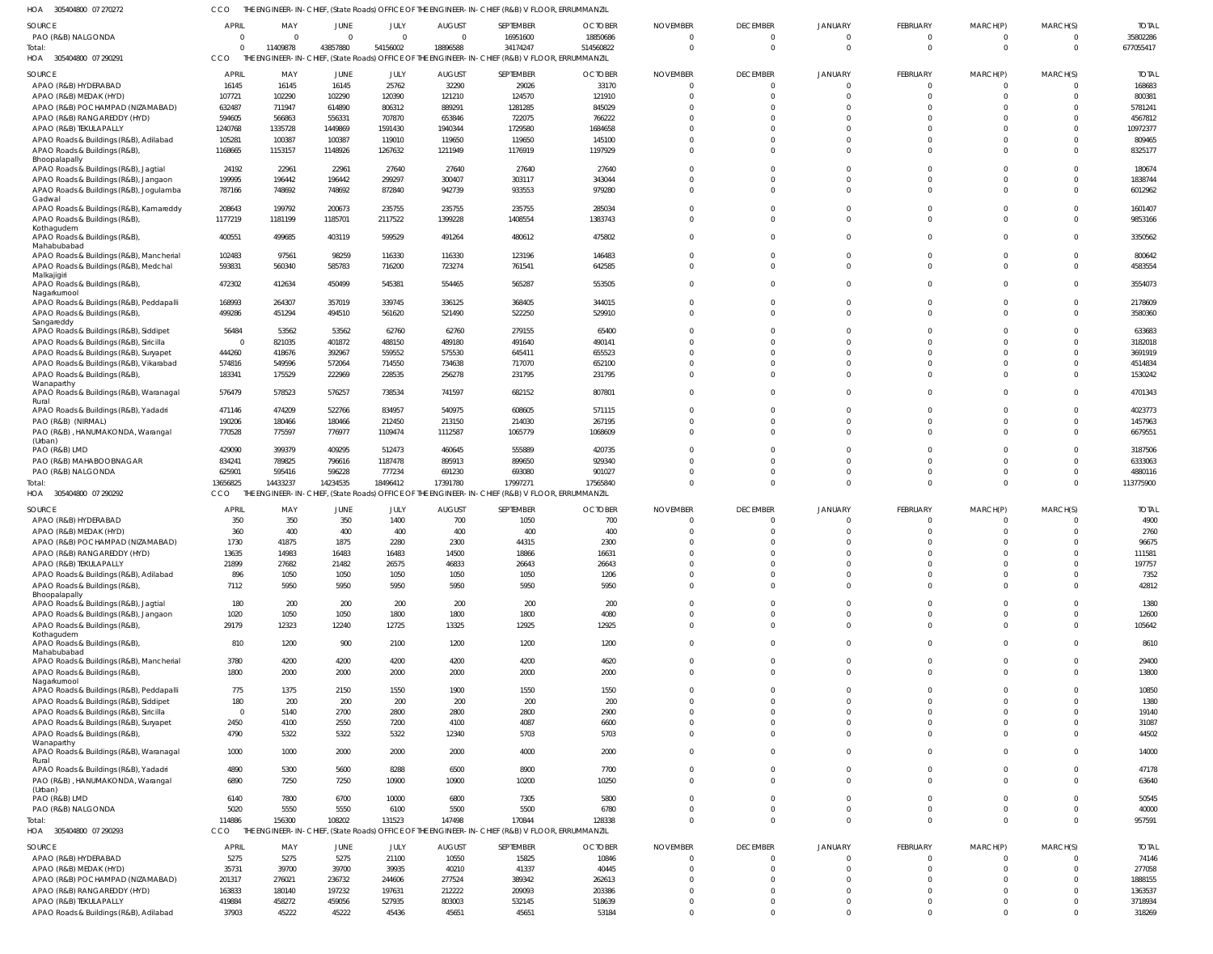HOA 305404800 07 270272 CCO THE ENGINEER-IN-CHIEF, (State Roads) OFFICE OF THE ENGINEER-IN-CHIEF (R&B) V FLOOR, ERRUMMANZIL

| SOURCE | APRIL | MAY | JUNE | JULY | AUGUST | SEPTEMBER | OCTOBER | NOVEMBER | DECEMBER | JANUARY | FEBRUARY | MARCH(P) | MARCH(S) | TOTAL |
|---|---|---|---|---|---|---|---|---|---|---|---|---|---|---|
| PAO (R&B) NALGONDA | 0 | 0 | 0 | 0 | 0 | 16951600 | 18850686 | 0 | 0 | 0 | 0 | 0 | 0 | 35802286 |
| Total: | 0 | 11409878 | 43857880 | 54156002 | 18896588 | 34174247 | 514560822 | 0 | 0 | 0 | 0 | 0 | 0 | 677055417 |

HOA 305404800 07 290291 CCO THE ENGINEER-IN-CHIEF, (State Roads) OFFICE OF THE ENGINEER-IN-CHIEF (R&B) V FLOOR, ERRUMMANZIL

| SOURCE | APRIL | MAY | JUNE | JULY | AUGUST | SEPTEMBER | OCTOBER | NOVEMBER | DECEMBER | JANUARY | FEBRUARY | MARCH(P) | MARCH(S) | TOTAL |
|---|---|---|---|---|---|---|---|---|---|---|---|---|---|---|
| APAO (R&B) HYDERABAD | 16145 | 16145 | 16145 | 25762 | 32290 | 29026 | 33170 | 0 | 0 | 0 | 0 | 0 | 0 | 168683 |
| APAO (R&B) MEDAK (HYD) | 107721 | 102290 | 102290 | 120390 | 121210 | 124570 | 121910 | 0 | 0 | 0 | 0 | 0 | 0 | 800381 |
| APAO (R&B) POCHAMPAD (NIZAMABAD) | 632487 | 711947 | 614890 | 806312 | 889291 | 1281285 | 845029 | 0 | 0 | 0 | 0 | 0 | 0 | 5781241 |
| APAO (R&B) RANGAREDDY (HYD) | 594605 | 566863 | 556331 | 707870 | 653846 | 722075 | 766222 | 0 | 0 | 0 | 0 | 0 | 0 | 4567812 |
| APAO (R&B) TEKULAPALLY | 1240768 | 1335728 | 1449869 | 1591430 | 1940344 | 1729580 | 1684658 | 0 | 0 | 0 | 0 | 0 | 0 | 10972377 |
| APAO Roads & Buildings (R&B), Adilabad | 105281 | 100387 | 100387 | 119010 | 119650 | 119650 | 145100 | 0 | 0 | 0 | 0 | 0 | 0 | 809465 |
| APAO Roads & Buildings (R&B), Bhoopalapally | 1168665 | 1153157 | 1148926 | 1267632 | 1211949 | 1176919 | 1197929 | 0 | 0 | 0 | 0 | 0 | 0 | 8325177 |
| APAO Roads & Buildings (R&B), Jagtial | 24192 | 22961 | 22961 | 27640 | 27640 | 27640 | 27640 | 0 | 0 | 0 | 0 | 0 | 0 | 180674 |
| APAO Roads & Buildings (R&B), Jangaon | 199995 | 196442 | 196442 | 299297 | 300407 | 303117 | 343044 | 0 | 0 | 0 | 0 | 0 | 0 | 1838744 |
| APAO Roads & Buildings (R&B), Jogulamba Gadwal | 787166 | 748692 | 748692 | 872840 | 942739 | 933553 | 979280 | 0 | 0 | 0 | 0 | 0 | 0 | 6012962 |
| APAO Roads & Buildings (R&B), Kamareddy | 208643 | 199792 | 200673 | 235755 | 235755 | 235755 | 285034 | 0 | 0 | 0 | 0 | 0 | 0 | 1601407 |
| APAO Roads & Buildings (R&B), Kothagudem | 1177219 | 1181199 | 1185701 | 2117522 | 1399228 | 1408554 | 1383743 | 0 | 0 | 0 | 0 | 0 | 0 | 9853166 |
| APAO Roads & Buildings (R&B), Mahabubabad | 400551 | 499685 | 403119 | 599529 | 491264 | 480612 | 475802 | 0 | 0 | 0 | 0 | 0 | 0 | 3350562 |
| APAO Roads & Buildings (R&B), Mancherial | 102483 | 97561 | 98259 | 116330 | 116330 | 123196 | 146483 | 0 | 0 | 0 | 0 | 0 | 0 | 800642 |
| APAO Roads & Buildings (R&B), Medchal Malkajigiri | 593831 | 560340 | 585783 | 716200 | 723274 | 761541 | 642585 | 0 | 0 | 0 | 0 | 0 | 0 | 4583554 |
| APAO Roads & Buildings (R&B), Nagarkurnool | 472302 | 412634 | 450499 | 545381 | 554465 | 565287 | 553505 | 0 | 0 | 0 | 0 | 0 | 0 | 3554073 |
| APAO Roads & Buildings (R&B), Peddapalli | 168993 | 264307 | 357019 | 339745 | 336125 | 368405 | 344015 | 0 | 0 | 0 | 0 | 0 | 0 | 2178609 |
| APAO Roads & Buildings (R&B), Sangareddy | 499286 | 451294 | 494510 | 561620 | 521490 | 522250 | 529910 | 0 | 0 | 0 | 0 | 0 | 0 | 3580360 |
| APAO Roads & Buildings (R&B), Siddipet | 56484 | 53562 | 53562 | 62760 | 62760 | 279155 | 65400 | 0 | 0 | 0 | 0 | 0 | 0 | 633683 |
| APAO Roads & Buildings (R&B), Siricilla | 0 | 821035 | 401872 | 488150 | 489180 | 491640 | 490141 | 0 | 0 | 0 | 0 | 0 | 0 | 3182018 |
| APAO Roads & Buildings (R&B), Suryapet | 444260 | 418676 | 392967 | 559552 | 575530 | 645411 | 655523 | 0 | 0 | 0 | 0 | 0 | 0 | 3691919 |
| APAO Roads & Buildings (R&B), Vikarabad | 574816 | 549596 | 572064 | 714550 | 734638 | 717070 | 652100 | 0 | 0 | 0 | 0 | 0 | 0 | 4514834 |
| APAO Roads & Buildings (R&B), Wanaparthy | 183341 | 175529 | 222969 | 228535 | 256278 | 231795 | 231795 | 0 | 0 | 0 | 0 | 0 | 0 | 1530242 |
| APAO Roads & Buildings (R&B), Waranagal Rural | 576479 | 578523 | 576257 | 738534 | 741597 | 682152 | 807801 | 0 | 0 | 0 | 0 | 0 | 0 | 4701343 |
| APAO Roads & Buildings (R&B), Yadadri | 471146 | 474209 | 522766 | 834957 | 540975 | 608605 | 571115 | 0 | 0 | 0 | 0 | 0 | 0 | 4023773 |
| PAO (R&B) (NIRMAL) | 190206 | 180466 | 180466 | 212450 | 213150 | 214030 | 267195 | 0 | 0 | 0 | 0 | 0 | 0 | 1457963 |
| PAO (R&B), HANUMAKONDA, Warangal (Urban) | 770528 | 775597 | 776977 | 1109474 | 1112587 | 1065779 | 1068609 | 0 | 0 | 0 | 0 | 0 | 0 | 6679551 |
| PAO (R&B) LMD | 429090 | 399379 | 409295 | 512473 | 460645 | 555889 | 420735 | 0 | 0 | 0 | 0 | 0 | 0 | 3187506 |
| PAO (R&B) MAHABOOBNAGAR | 834241 | 789825 | 796616 | 1187478 | 895913 | 899650 | 929340 | 0 | 0 | 0 | 0 | 0 | 0 | 6333063 |
| PAO (R&B) NALGONDA | 625901 | 595416 | 596228 | 777234 | 691230 | 693080 | 901027 | 0 | 0 | 0 | 0 | 0 | 0 | 4880116 |
| Total: | 13656825 | 14433237 | 14234535 | 18496412 | 17391780 | 17997271 | 17565840 | 0 | 0 | 0 | 0 | 0 | 0 | 113775900 |

HOA 305404800 07 290292 CCO THE ENGINEER-IN-CHIEF, (State Roads) OFFICE OF THE ENGINEER-IN-CHIEF (R&B) V FLOOR, ERRUMMANZIL

| SOURCE | APRIL | MAY | JUNE | JULY | AUGUST | SEPTEMBER | OCTOBER | NOVEMBER | DECEMBER | JANUARY | FEBRUARY | MARCH(P) | MARCH(S) | TOTAL |
|---|---|---|---|---|---|---|---|---|---|---|---|---|---|---|
| APAO (R&B) HYDERABAD | 350 | 350 | 350 | 1400 | 700 | 1050 | 700 | 0 | 0 | 0 | 0 | 0 | 0 | 4900 |
| APAO (R&B) MEDAK (HYD) | 360 | 400 | 400 | 400 | 400 | 400 | 400 | 0 | 0 | 0 | 0 | 0 | 0 | 2760 |
| APAO (R&B) POCHAMPAD (NIZAMABAD) | 1730 | 41875 | 1875 | 2280 | 2300 | 44315 | 2300 | 0 | 0 | 0 | 0 | 0 | 0 | 96675 |
| APAO (R&B) RANGAREDDY (HYD) | 13635 | 14983 | 16483 | 16483 | 14500 | 18866 | 16631 | 0 | 0 | 0 | 0 | 0 | 0 | 111581 |
| APAO (R&B) TEKULAPALLY | 21899 | 27682 | 21482 | 26575 | 46833 | 26643 | 26643 | 0 | 0 | 0 | 0 | 0 | 0 | 197757 |
| APAO Roads & Buildings (R&B), Adilabad | 896 | 1050 | 1050 | 1050 | 1050 | 1050 | 1206 | 0 | 0 | 0 | 0 | 0 | 0 | 7352 |
| APAO Roads & Buildings (R&B), Bhoopalapally | 7112 | 5950 | 5950 | 5950 | 5950 | 5950 | 5950 | 0 | 0 | 0 | 0 | 0 | 0 | 42812 |
| APAO Roads & Buildings (R&B), Jagtial | 180 | 200 | 200 | 200 | 200 | 200 | 200 | 0 | 0 | 0 | 0 | 0 | 0 | 1380 |
| APAO Roads & Buildings (R&B), Jangaon | 1020 | 1050 | 1050 | 1800 | 1800 | 1800 | 4080 | 0 | 0 | 0 | 0 | 0 | 0 | 12600 |
| APAO Roads & Buildings (R&B), Kothagudem | 29179 | 12323 | 12240 | 12725 | 13325 | 12925 | 12925 | 0 | 0 | 0 | 0 | 0 | 0 | 105642 |
| APAO Roads & Buildings (R&B), Mahabubabad | 810 | 1200 | 900 | 2100 | 1200 | 1200 | 1200 | 0 | 0 | 0 | 0 | 0 | 0 | 8610 |
| APAO Roads & Buildings (R&B), Mancherial | 3780 | 4200 | 4200 | 4200 | 4200 | 4200 | 4620 | 0 | 0 | 0 | 0 | 0 | 0 | 29400 |
| APAO Roads & Buildings (R&B), Nagarkurnool | 1800 | 2000 | 2000 | 2000 | 2000 | 2000 | 2000 | 0 | 0 | 0 | 0 | 0 | 0 | 13800 |
| APAO Roads & Buildings (R&B), Peddapalli | 775 | 1375 | 2150 | 1550 | 1900 | 1550 | 1550 | 0 | 0 | 0 | 0 | 0 | 0 | 10850 |
| APAO Roads & Buildings (R&B), Siddipet | 180 | 200 | 200 | 200 | 200 | 200 | 200 | 0 | 0 | 0 | 0 | 0 | 0 | 1380 |
| APAO Roads & Buildings (R&B), Siricilla | 0 | 5140 | 2700 | 2800 | 2800 | 2800 | 2900 | 0 | 0 | 0 | 0 | 0 | 0 | 19140 |
| APAO Roads & Buildings (R&B), Suryapet | 2450 | 4100 | 2550 | 7200 | 4100 | 4087 | 6600 | 0 | 0 | 0 | 0 | 0 | 0 | 31087 |
| APAO Roads & Buildings (R&B), Wanaparthy | 4790 | 5322 | 5322 | 5322 | 12340 | 5703 | 5703 | 0 | 0 | 0 | 0 | 0 | 0 | 44502 |
| APAO Roads & Buildings (R&B), Waranagal Rural | 1000 | 1000 | 2000 | 2000 | 2000 | 4000 | 2000 | 0 | 0 | 0 | 0 | 0 | 0 | 14000 |
| APAO Roads & Buildings (R&B), Yadadri | 4890 | 5300 | 5600 | 8288 | 6500 | 8900 | 7700 | 0 | 0 | 0 | 0 | 0 | 0 | 47178 |
| PAO (R&B), HANUMAKONDA, Warangal (Urban) | 6890 | 7250 | 7250 | 10900 | 10900 | 10200 | 10250 | 0 | 0 | 0 | 0 | 0 | 0 | 63640 |
| PAO (R&B) LMD | 6140 | 7800 | 6700 | 10000 | 6800 | 7305 | 5800 | 0 | 0 | 0 | 0 | 0 | 0 | 50545 |
| PAO (R&B) NALGONDA | 5020 | 5550 | 5550 | 6100 | 5500 | 5500 | 6780 | 0 | 0 | 0 | 0 | 0 | 0 | 40000 |
| Total: | 114886 | 156300 | 108202 | 131523 | 147498 | 170844 | 128338 | 0 | 0 | 0 | 0 | 0 | 0 | 957591 |

HOA 305404800 07 290293 CCO THE ENGINEER-IN-CHIEF, (State Roads) OFFICE OF THE ENGINEER-IN-CHIEF (R&B) V FLOOR, ERRUMMANZIL

| SOURCE | APRIL | MAY | JUNE | JULY | AUGUST | SEPTEMBER | OCTOBER | NOVEMBER | DECEMBER | JANUARY | FEBRUARY | MARCH(P) | MARCH(S) | TOTAL |
|---|---|---|---|---|---|---|---|---|---|---|---|---|---|---|
| APAO (R&B) HYDERABAD | 5275 | 5275 | 5275 | 21100 | 10550 | 15825 | 10846 | 0 | 0 | 0 | 0 | 0 | 0 | 74146 |
| APAO (R&B) MEDAK (HYD) | 35731 | 39700 | 39700 | 39935 | 40210 | 41337 | 40445 | 0 | 0 | 0 | 0 | 0 | 0 | 277058 |
| APAO (R&B) POCHAMPAD (NIZAMABAD) | 201317 | 276021 | 236732 | 244606 | 277524 | 389342 | 262613 | 0 | 0 | 0 | 0 | 0 | 0 | 1888155 |
| APAO (R&B) RANGAREDDY (HYD) | 163833 | 180140 | 197232 | 197631 | 212222 | 209093 | 203386 | 0 | 0 | 0 | 0 | 0 | 0 | 1363537 |
| APAO (R&B) TEKULAPALLY | 419884 | 458272 | 459056 | 527935 | 803003 | 532145 | 518639 | 0 | 0 | 0 | 0 | 0 | 0 | 3718934 |
| APAO Roads & Buildings (R&B), Adilabad | 37903 | 45222 | 45222 | 45436 | 45651 | 45651 | 53184 | 0 | 0 | 0 | 0 | 0 | 0 | 318269 |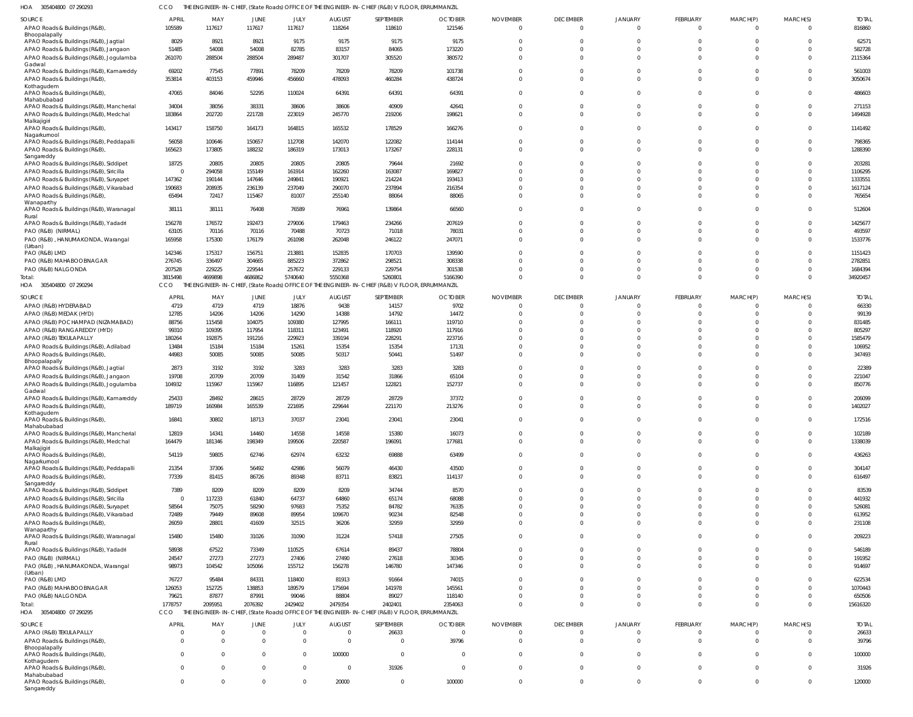HOA 305404800 07 290293 CCO THE ENGINEER-IN-CHIEF, (State Roads) OFFICE OF THE ENGINEER-IN-CHIEF (R&B) V FLOOR, ERRUMMANZIL

| SOURCE | APRIL | MAY | JUNE | JULY | AUGUST | SEPTEMBER | OCTOBER | NOVEMBER | DECEMBER | JANUARY | FEBRUARY | MARCH(P) | MARCH(S) | TOTAL |
|---|---|---|---|---|---|---|---|---|---|---|---|---|---|---|
| APAO Roads & Buildings (R&B), Bhoopalapally | 105589 | 117617 | 117617 | 117617 | 118264 | 118610 | 121546 | 0 | 0 | 0 | 0 | 0 | 0 | 816860 |
| APAO Roads & Buildings (R&B), Jagtial | 8029 | 8921 | 8921 | 9175 | 9175 | 9175 | 9175 | 0 | 0 | 0 | 0 | 0 | 0 | 62571 |
| APAO Roads & Buildings (R&B), Jangaon | 51485 | 54008 | 54008 | 82785 | 83157 | 84065 | 173220 | 0 | 0 | 0 | 0 | 0 | 0 | 582728 |
| APAO Roads & Buildings (R&B), Jogulamba Gadwal | 261070 | 288504 | 288504 | 289487 | 301707 | 305520 | 380572 | 0 | 0 | 0 | 0 | 0 | 0 | 2115364 |
| APAO Roads & Buildings (R&B), Kamareddy | 69202 | 77545 | 77891 | 78209 | 78209 | 78209 | 101738 | 0 | 0 | 0 | 0 | 0 | 0 | 561003 |
| APAO Roads & Buildings (R&B), Kothagudem | 353814 | 403153 | 459946 | 456660 | 478093 | 460284 | 438724 | 0 | 0 | 0 | 0 | 0 | 0 | 3050674 |
| APAO Roads & Buildings (R&B), Mahabubabad | 47065 | 84046 | 52295 | 110024 | 64391 | 64391 | 64391 | 0 | 0 | 0 | 0 | 0 | 0 | 486603 |
| APAO Roads & Buildings (R&B), Mancherial | 34004 | 38056 | 38331 | 38606 | 38606 | 40909 | 42641 | 0 | 0 | 0 | 0 | 0 | 0 | 271153 |
| APAO Roads & Buildings (R&B), Medchal Malkajigiri | 183864 | 202720 | 221728 | 223019 | 245770 | 219206 | 198621 | 0 | 0 | 0 | 0 | 0 | 0 | 1494928 |
| APAO Roads & Buildings (R&B), Nagarkurnool | 143417 | 158750 | 164173 | 164815 | 165532 | 178529 | 166276 | 0 | 0 | 0 | 0 | 0 | 0 | 1141492 |
| APAO Roads & Buildings (R&B), Peddapalli | 56058 | 100646 | 150657 | 112708 | 142070 | 122082 | 114144 | 0 | 0 | 0 | 0 | 0 | 0 | 798365 |
| APAO Roads & Buildings (R&B), Sangareddy | 165623 | 173805 | 188232 | 186319 | 173013 | 173267 | 228131 | 0 | 0 | 0 | 0 | 0 | 0 | 1288390 |
| APAO Roads & Buildings (R&B), Siddipet | 18725 | 20805 | 20805 | 20805 | 20805 | 79644 | 21692 | 0 | 0 | 0 | 0 | 0 | 0 | 203281 |
| APAO Roads & Buildings (R&B), Siricilla | 0 | 294058 | 155149 | 161914 | 162260 | 163087 | 169827 | 0 | 0 | 0 | 0 | 0 | 0 | 1106295 |
| APAO Roads & Buildings (R&B), Suryapet | 147362 | 190144 | 147646 | 249841 | 190921 | 214224 | 193413 | 0 | 0 | 0 | 0 | 0 | 0 | 1333551 |
| APAO Roads & Buildings (R&B), Vikarabad | 190683 | 208935 | 236139 | 237049 | 290070 | 237894 | 216354 | 0 | 0 | 0 | 0 | 0 | 0 | 1617124 |
| APAO Roads & Buildings (R&B), Wanaparthy | 65494 | 72417 | 115467 | 81007 | 255140 | 88064 | 88065 | 0 | 0 | 0 | 0 | 0 | 0 | 765654 |
| APAO Roads & Buildings (R&B), Waranagal Rural | 38111 | 38111 | 76408 | 76589 | 76961 | 139864 | 66560 | 0 | 0 | 0 | 0 | 0 | 0 | 512604 |
| APAO Roads & Buildings (R&B), Yadadri | 156278 | 176572 | 192473 | 279006 | 179463 | 234266 | 207619 | 0 | 0 | 0 | 0 | 0 | 0 | 1425677 |
| PAO (R&B) (NIRMAL) | 63105 | 70116 | 70116 | 70488 | 70723 | 71018 | 78031 | 0 | 0 | 0 | 0 | 0 | 0 | 493597 |
| PAO (R&B), HANUMAKONDA, Warangal (Urban) | 165958 | 175300 | 176179 | 261098 | 262048 | 246122 | 247071 | 0 | 0 | 0 | 0 | 0 | 0 | 1533776 |
| PAO (R&B) LMD | 142346 | 175317 | 156751 | 213881 | 152835 | 170703 | 139590 | 0 | 0 | 0 | 0 | 0 | 0 | 1151423 |
| PAO (R&B) MAHABOOBNAGAR | 276745 | 336497 | 304665 | 885223 | 372862 | 298521 | 308338 | 0 | 0 | 0 | 0 | 0 | 0 | 2782851 |
| PAO (R&B) NALGONDA | 207528 | 229225 | 229544 | 257672 | 229133 | 229754 | 301538 | 0 | 0 | 0 | 0 | 0 | 0 | 1684394 |
| Total: | 3815498 | 4699898 | 4686862 | 5740640 | 5550368 | 5260801 | 5166390 | 0 | 0 | 0 | 0 | 0 | 0 | 34920457 |

HOA 305404800 07 290294 CCO THE ENGINEER-IN-CHIEF, (State Roads) OFFICE OF THE ENGINEER-IN-CHIEF (R&B) V FLOOR, ERRUMMANZIL

| SOURCE | APRIL | MAY | JUNE | JULY | AUGUST | SEPTEMBER | OCTOBER | NOVEMBER | DECEMBER | JANUARY | FEBRUARY | MARCH(P) | MARCH(S) | TOTAL |
|---|---|---|---|---|---|---|---|---|---|---|---|---|---|---|
| APAO (R&B) HYDERABAD | 4719 | 4719 | 4719 | 18876 | 9438 | 14157 | 9702 | 0 | 0 | 0 | 0 | 0 | 0 | 66330 |
| APAO (R&B) MEDAK (HYD) | 12785 | 14206 | 14206 | 14290 | 14388 | 14792 | 14472 | 0 | 0 | 0 | 0 | 0 | 0 | 99139 |
| APAO (R&B) POCHAMPAD (NIZAMABAD) | 88756 | 115458 | 104075 | 109380 | 127995 | 166111 | 119710 | 0 | 0 | 0 | 0 | 0 | 0 | 831485 |
| APAO (R&B) RANGAREDDY (HYD) | 99310 | 109395 | 117954 | 118311 | 123491 | 118920 | 117916 | 0 | 0 | 0 | 0 | 0 | 0 | 805297 |
| APAO (R&B) TEKULAPALLY | 180264 | 192875 | 191216 | 229923 | 339194 | 228291 | 223716 | 0 | 0 | 0 | 0 | 0 | 0 | 1585479 |
| APAO Roads & Buildings (R&B), Adilabad | 13484 | 15184 | 15184 | 15261 | 15354 | 15354 | 17131 | 0 | 0 | 0 | 0 | 0 | 0 | 106952 |
| APAO Roads & Buildings (R&B), Bhoopalapally | 44983 | 50085 | 50085 | 50085 | 50317 | 50441 | 51497 | 0 | 0 | 0 | 0 | 0 | 0 | 347493 |
| APAO Roads & Buildings (R&B), Jagtial | 2873 | 3192 | 3192 | 3283 | 3283 | 3283 | 3283 | 0 | 0 | 0 | 0 | 0 | 0 | 22389 |
| APAO Roads & Buildings (R&B), Jangaon | 19708 | 20709 | 20709 | 31409 | 31542 | 31866 | 65104 | 0 | 0 | 0 | 0 | 0 | 0 | 221047 |
| APAO Roads & Buildings (R&B), Jogulamba Gadwal | 104932 | 115967 | 115967 | 116895 | 121457 | 122821 | 152737 | 0 | 0 | 0 | 0 | 0 | 0 | 850776 |
| APAO Roads & Buildings (R&B), Kamareddy | 25433 | 28492 | 28615 | 28729 | 28729 | 28729 | 37372 | 0 | 0 | 0 | 0 | 0 | 0 | 206099 |
| APAO Roads & Buildings (R&B), Kothagudem | 189719 | 160984 | 165539 | 221695 | 229644 | 221170 | 213276 | 0 | 0 | 0 | 0 | 0 | 0 | 1402027 |
| APAO Roads & Buildings (R&B), Mahabubabad | 16841 | 30802 | 18713 | 37037 | 23041 | 23041 | 23041 | 0 | 0 | 0 | 0 | 0 | 0 | 172516 |
| APAO Roads & Buildings (R&B), Mancherial | 12819 | 14341 | 14460 | 14558 | 14558 | 15380 | 16073 | 0 | 0 | 0 | 0 | 0 | 0 | 102189 |
| APAO Roads & Buildings (R&B), Medchal Malkajigiri | 164479 | 181346 | 198349 | 199506 | 220587 | 196091 | 177681 | 0 | 0 | 0 | 0 | 0 | 0 | 1338039 |
| APAO Roads & Buildings (R&B), Nagarkurnool | 54119 | 59805 | 62746 | 62974 | 63232 | 69888 | 63499 | 0 | 0 | 0 | 0 | 0 | 0 | 436263 |
| APAO Roads & Buildings (R&B), Peddapalli | 21354 | 37306 | 56492 | 42986 | 56079 | 46430 | 43500 | 0 | 0 | 0 | 0 | 0 | 0 | 304147 |
| APAO Roads & Buildings (R&B), Sangareddy | 77339 | 81415 | 86726 | 89348 | 83711 | 83821 | 114137 | 0 | 0 | 0 | 0 | 0 | 0 | 616497 |
| APAO Roads & Buildings (R&B), Siddipet | 7389 | 8209 | 8209 | 8209 | 8209 | 34744 | 8570 | 0 | 0 | 0 | 0 | 0 | 0 | 83539 |
| APAO Roads & Buildings (R&B), Siricilla | 0 | 117233 | 61840 | 64737 | 64860 | 65174 | 68088 | 0 | 0 | 0 | 0 | 0 | 0 | 441932 |
| APAO Roads & Buildings (R&B), Suryapet | 58564 | 75075 | 58290 | 97683 | 75352 | 84782 | 76335 | 0 | 0 | 0 | 0 | 0 | 0 | 526081 |
| APAO Roads & Buildings (R&B), Vikarabad | 72489 | 79449 | 89608 | 89954 | 109670 | 90234 | 82548 | 0 | 0 | 0 | 0 | 0 | 0 | 613952 |
| APAO Roads & Buildings (R&B), Wanaparthy | 26059 | 28801 | 41609 | 32515 | 36206 | 32959 | 32959 | 0 | 0 | 0 | 0 | 0 | 0 | 231108 |
| APAO Roads & Buildings (R&B), Waranagal Rural | 15480 | 15480 | 31026 | 31090 | 31224 | 57418 | 27505 | 0 | 0 | 0 | 0 | 0 | 0 | 209223 |
| APAO Roads & Buildings (R&B), Yadadri | 58938 | 67522 | 73349 | 110525 | 67614 | 89437 | 78804 | 0 | 0 | 0 | 0 | 0 | 0 | 546189 |
| PAO (R&B) (NIRMAL) | 24547 | 27273 | 27273 | 27406 | 27490 | 27618 | 30345 | 0 | 0 | 0 | 0 | 0 | 0 | 191952 |
| PAO (R&B), HANUMAKONDA, Warangal (Urban) | 98973 | 104542 | 105066 | 155712 | 156278 | 146780 | 147346 | 0 | 0 | 0 | 0 | 0 | 0 | 914697 |
| PAO (R&B) LMD | 76727 | 95484 | 84331 | 118400 | 81913 | 91664 | 74015 | 0 | 0 | 0 | 0 | 0 | 0 | 622534 |
| PAO (R&B) MAHABOOBNAGAR | 126053 | 152725 | 138853 | 189579 | 175694 | 141978 | 145561 | 0 | 0 | 0 | 0 | 0 | 0 | 1070443 |
| PAO (R&B) NALGONDA | 79621 | 87877 | 87991 | 99046 | 88804 | 89027 | 118140 | 0 | 0 | 0 | 0 | 0 | 0 | 650506 |
| Total: | 1778757 | 2095951 | 2076392 | 2429402 | 2479354 | 2402401 | 2354063 | 0 | 0 | 0 | 0 | 0 | 0 | 15616320 |

HOA 305404800 07 290295 CCO THE ENGINEER-IN-CHIEF, (State Roads) OFFICE OF THE ENGINEER-IN-CHIEF (R&B) V FLOOR, ERRUMMANZIL

| SOURCE | APRIL | MAY | JUNE | JULY | AUGUST | SEPTEMBER | OCTOBER | NOVEMBER | DECEMBER | JANUARY | FEBRUARY | MARCH(P) | MARCH(S) | TOTAL |
|---|---|---|---|---|---|---|---|---|---|---|---|---|---|---|
| APAO (R&B) TEKULAPALLY | 0 | 0 | 0 | 0 | 0 | 26633 | 0 | 0 | 0 | 0 | 0 | 0 | 0 | 26633 |
| APAO Roads & Buildings (R&B), Bhoopalapally | 0 | 0 | 0 | 0 | 0 | 0 | 39796 | 0 | 0 | 0 | 0 | 0 | 0 | 39796 |
| APAO Roads & Buildings (R&B), Kothagudem | 0 | 0 | 0 | 0 | 100000 | 0 | 0 | 0 | 0 | 0 | 0 | 0 | 0 | 100000 |
| APAO Roads & Buildings (R&B), Mahabubabad | 0 | 0 | 0 | 0 | 0 | 31926 | 0 | 0 | 0 | 0 | 0 | 0 | 0 | 31926 |
| APAO Roads & Buildings (R&B), Sangareddy | 0 | 0 | 0 | 0 | 20000 | 0 | 100000 | 0 | 0 | 0 | 0 | 0 | 0 | 120000 |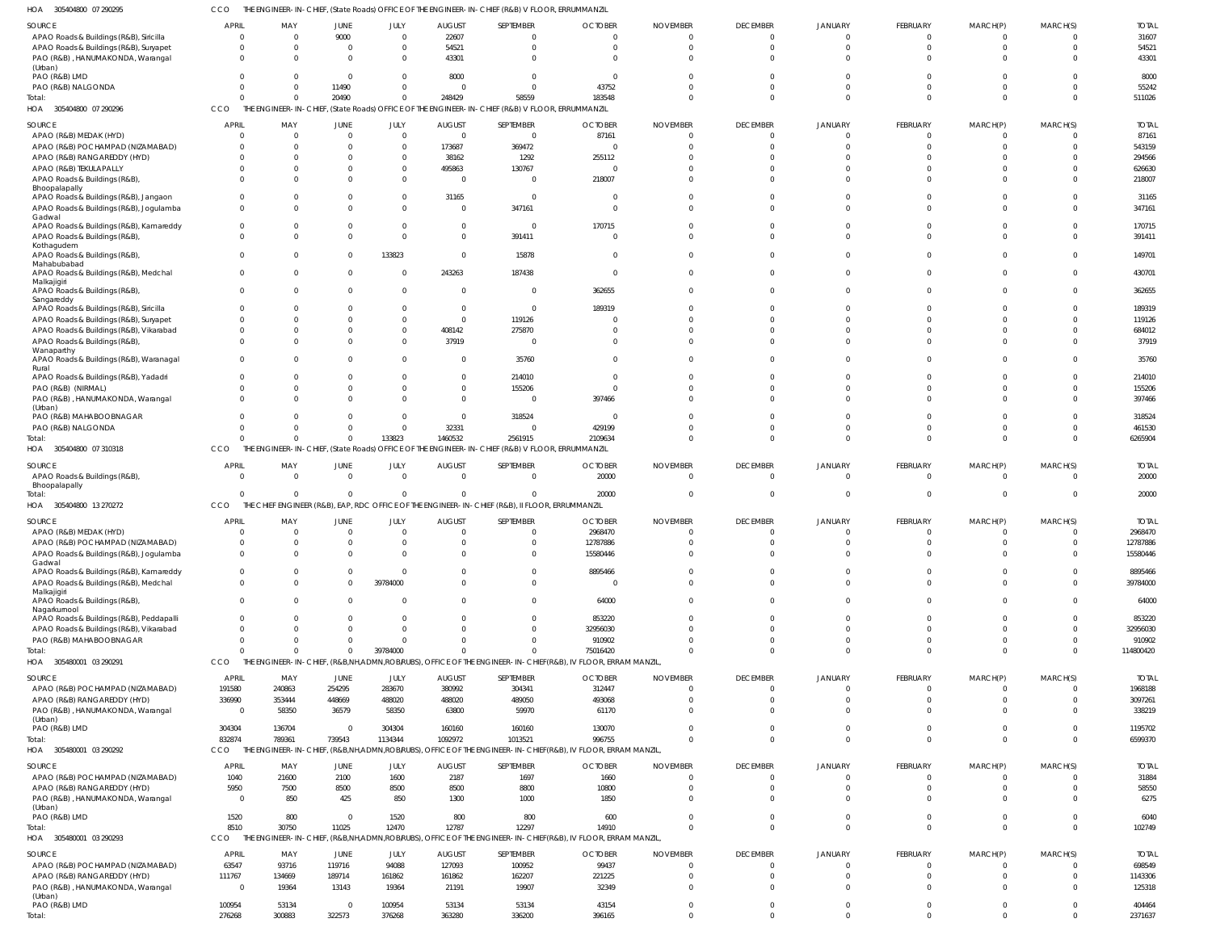HOA 305404800 07 290295 CCO THE ENGINEER-IN-CHIEF, (State Roads) OFFICE OF THE ENGINEER-IN-CHIEF (R&B) V FLOOR, ERRUMMANZIL

| SOURCE | APRIL | MAY | JUNE | JULY | AUGUST | SEPTEMBER | OCTOBER | NOVEMBER | DECEMBER | JANUARY | FEBRUARY | MARCH(P) | MARCH(S) | TOTAL |
|---|---|---|---|---|---|---|---|---|---|---|---|---|---|---|
| APAO Roads & Buildings (R&B), Siricilla | 0 | 0 | 9000 | 0 | 22607 | 0 | 0 | 0 | 0 | 0 | 0 | 0 | 0 | 31607 |
| APAO Roads & Buildings (R&B), Suryapet | 0 | 0 | 0 | 0 | 54521 | 0 | 0 | 0 | 0 | 0 | 0 | 0 | 0 | 54521 |
| PAO (R&B), HANUMAKONDA, Warangal (Urban) | 0 | 0 | 0 | 0 | 43301 | 0 | 0 | 0 | 0 | 0 | 0 | 0 | 0 | 43301 |
| PAO (R&B) LMD | 0 | 0 | 0 | 0 | 8000 | 0 | 0 | 0 | 0 | 0 | 0 | 0 | 0 | 8000 |
| PAO (R&B) NALGONDA | 0 | 0 | 11490 | 0 | 0 | 0 | 43752 | 0 | 0 | 0 | 0 | 0 | 0 | 55242 |
| Total: | 0 | 0 | 20490 | 0 | 248429 | 58559 | 183548 | 0 | 0 | 0 | 0 | 0 | 0 | 511026 |

HOA 305404800 07 290296 CCO THE ENGINEER-IN-CHIEF, (State Roads) OFFICE OF THE ENGINEER-IN-CHIEF (R&B) V FLOOR, ERRUMMANZIL

| SOURCE | APRIL | MAY | JUNE | JULY | AUGUST | SEPTEMBER | OCTOBER | NOVEMBER | DECEMBER | JANUARY | FEBRUARY | MARCH(P) | MARCH(S) | TOTAL |
|---|---|---|---|---|---|---|---|---|---|---|---|---|---|---|
| APAO (R&B) MEDAK (HYD) | 0 | 0 | 0 | 0 | 0 | 0 | 87161 | 0 | 0 | 0 | 0 | 0 | 0 | 87161 |
| APAO (R&B) POCHAMPAD (NIZAMABAD) | 0 | 0 | 0 | 0 | 173687 | 369472 | 0 | 0 | 0 | 0 | 0 | 0 | 0 | 543159 |
| APAO (R&B) RANGAREDDY (HYD) | 0 | 0 | 0 | 0 | 38162 | 1292 | 255112 | 0 | 0 | 0 | 0 | 0 | 0 | 294566 |
| APAO (R&B) TEKULAPALLY | 0 | 0 | 0 | 0 | 495863 | 130767 | 0 | 0 | 0 | 0 | 0 | 0 | 0 | 626630 |
| APAO Roads & Buildings (R&B), Bhoopalapally | 0 | 0 | 0 | 0 | 0 | 0 | 218007 | 0 | 0 | 0 | 0 | 0 | 0 | 218007 |
| APAO Roads & Buildings (R&B), Jangaon | 0 | 0 | 0 | 0 | 31165 | 0 | 0 | 0 | 0 | 0 | 0 | 0 | 0 | 31165 |
| APAO Roads & Buildings (R&B), Jogulamba Gadwal | 0 | 0 | 0 | 0 | 0 | 347161 | 0 | 0 | 0 | 0 | 0 | 0 | 0 | 347161 |
| APAO Roads & Buildings (R&B), Kamareddy | 0 | 0 | 0 | 0 | 0 | 0 | 170715 | 0 | 0 | 0 | 0 | 0 | 0 | 170715 |
| APAO Roads & Buildings (R&B), Kothagudem | 0 | 0 | 0 | 0 | 0 | 391411 | 0 | 0 | 0 | 0 | 0 | 0 | 0 | 391411 |
| APAO Roads & Buildings (R&B), Mahabubabad | 0 | 0 | 0 | 133823 | 0 | 15878 | 0 | 0 | 0 | 0 | 0 | 0 | 0 | 149701 |
| APAO Roads & Buildings (R&B), Medchal Malkajigiri | 0 | 0 | 0 | 0 | 243263 | 187438 | 0 | 0 | 0 | 0 | 0 | 0 | 0 | 430701 |
| APAO Roads & Buildings (R&B), Sangareddy | 0 | 0 | 0 | 0 | 0 | 0 | 362655 | 0 | 0 | 0 | 0 | 0 | 0 | 362655 |
| APAO Roads & Buildings (R&B), Siricilla | 0 | 0 | 0 | 0 | 0 | 0 | 189319 | 0 | 0 | 0 | 0 | 0 | 0 | 189319 |
| APAO Roads & Buildings (R&B), Suryapet | 0 | 0 | 0 | 0 | 0 | 119126 | 0 | 0 | 0 | 0 | 0 | 0 | 0 | 119126 |
| APAO Roads & Buildings (R&B), Vikarabad | 0 | 0 | 0 | 0 | 408142 | 275870 | 0 | 0 | 0 | 0 | 0 | 0 | 0 | 684012 |
| APAO Roads & Buildings (R&B), Wanaparthy | 0 | 0 | 0 | 0 | 37919 | 0 | 0 | 0 | 0 | 0 | 0 | 0 | 0 | 37919 |
| APAO Roads & Buildings (R&B), Waranagal Rural | 0 | 0 | 0 | 0 | 0 | 35760 | 0 | 0 | 0 | 0 | 0 | 0 | 0 | 35760 |
| APAO Roads & Buildings (R&B), Yadadri | 0 | 0 | 0 | 0 | 0 | 214010 | 0 | 0 | 0 | 0 | 0 | 0 | 0 | 214010 |
| PAO (R&B) (NIRMAL) | 0 | 0 | 0 | 0 | 0 | 155206 | 0 | 0 | 0 | 0 | 0 | 0 | 0 | 155206 |
| PAO (R&B), HANUMAKONDA, Warangal (Urban) | 0 | 0 | 0 | 0 | 0 | 0 | 397466 | 0 | 0 | 0 | 0 | 0 | 0 | 397466 |
| PAO (R&B) MAHABOOBNAGAR | 0 | 0 | 0 | 0 | 0 | 318524 | 0 | 0 | 0 | 0 | 0 | 0 | 0 | 318524 |
| PAO (R&B) NALGONDA | 0 | 0 | 0 | 0 | 32331 | 0 | 429199 | 0 | 0 | 0 | 0 | 0 | 0 | 461530 |
| Total: | 0 | 0 | 0 | 133823 | 1460532 | 2561915 | 2109634 | 0 | 0 | 0 | 0 | 0 | 0 | 6265904 |

HOA 305404800 07 310318 CCO THE ENGINEER-IN-CHIEF, (State Roads) OFFICE OF THE ENGINEER-IN-CHIEF (R&B) V FLOOR, ERRUMMANZIL

| SOURCE | APRIL | MAY | JUNE | JULY | AUGUST | SEPTEMBER | OCTOBER | NOVEMBER | DECEMBER | JANUARY | FEBRUARY | MARCH(P) | MARCH(S) | TOTAL |
|---|---|---|---|---|---|---|---|---|---|---|---|---|---|---|
| APAO Roads & Buildings (R&B), Bhoopalapally | 0 | 0 | 0 | 0 | 0 | 0 | 20000 | 0 | 0 | 0 | 0 | 0 | 0 | 20000 |
| Total: | 0 | 0 | 0 | 0 | 0 | 0 | 20000 | 0 | 0 | 0 | 0 | 0 | 0 | 20000 |

HOA 305404800 13 270272 CCO THE CHIEF ENGINEER (R&B), EAP, RDC OFFICE OF THE ENGINEER-IN-CHIEF (R&B), II FLOOR, ERRUMMANZIL

| SOURCE | APRIL | MAY | JUNE | JULY | AUGUST | SEPTEMBER | OCTOBER | NOVEMBER | DECEMBER | JANUARY | FEBRUARY | MARCH(P) | MARCH(S) | TOTAL |
|---|---|---|---|---|---|---|---|---|---|---|---|---|---|---|
| APAO (R&B) MEDAK (HYD) | 0 | 0 | 0 | 0 | 0 | 0 | 2968470 | 0 | 0 | 0 | 0 | 0 | 0 | 2968470 |
| APAO (R&B) POCHAMPAD (NIZAMABAD) | 0 | 0 | 0 | 0 | 0 | 0 | 12787886 | 0 | 0 | 0 | 0 | 0 | 0 | 12787886 |
| APAO Roads & Buildings (R&B), Jogulamba Gadwal | 0 | 0 | 0 | 0 | 0 | 0 | 15580446 | 0 | 0 | 0 | 0 | 0 | 0 | 15580446 |
| APAO Roads & Buildings (R&B), Kamareddy | 0 | 0 | 0 | 0 | 0 | 0 | 8895466 | 0 | 0 | 0 | 0 | 0 | 0 | 8895466 |
| APAO Roads & Buildings (R&B), Medchal Malkajigiri | 0 | 0 | 0 | 39784000 | 0 | 0 | 0 | 0 | 0 | 0 | 0 | 0 | 0 | 39784000 |
| APAO Roads & Buildings (R&B), Nagarkurnool | 0 | 0 | 0 | 0 | 0 | 0 | 64000 | 0 | 0 | 0 | 0 | 0 | 0 | 64000 |
| APAO Roads & Buildings (R&B), Peddapalli | 0 | 0 | 0 | 0 | 0 | 0 | 853220 | 0 | 0 | 0 | 0 | 0 | 0 | 853220 |
| APAO Roads & Buildings (R&B), Vikarabad | 0 | 0 | 0 | 0 | 0 | 0 | 32956030 | 0 | 0 | 0 | 0 | 0 | 0 | 32956030 |
| PAO (R&B) MAHABOOBNAGAR | 0 | 0 | 0 | 0 | 0 | 0 | 910902 | 0 | 0 | 0 | 0 | 0 | 0 | 910902 |
| Total: | 0 | 0 | 0 | 39784000 | 0 | 0 | 75016420 | 0 | 0 | 0 | 0 | 0 | 0 | 114800420 |

HOA 305480001 03 290291 CCO THE ENGINEER-IN-CHIEF, (R&B,NH,ADMN,ROB/RUBS), OFFICE OF THE ENGINEER-IN-CHIEF(R&B), IV FLOOR, ERRAM MANZIL,

| SOURCE | APRIL | MAY | JUNE | JULY | AUGUST | SEPTEMBER | OCTOBER | NOVEMBER | DECEMBER | JANUARY | FEBRUARY | MARCH(P) | MARCH(S) | TOTAL |
|---|---|---|---|---|---|---|---|---|---|---|---|---|---|---|
| APAO (R&B) POCHAMPAD (NIZAMABAD) | 191580 | 240863 | 254295 | 283670 | 380992 | 304341 | 312447 | 0 | 0 | 0 | 0 | 0 | 0 | 1968188 |
| APAO (R&B) RANGAREDDY (HYD) | 336990 | 353444 | 448669 | 488020 | 488020 | 489050 | 493068 | 0 | 0 | 0 | 0 | 0 | 0 | 3097261 |
| PAO (R&B), HANUMAKONDA, Warangal (Urban) | 0 | 58350 | 36579 | 58350 | 63800 | 59970 | 61170 | 0 | 0 | 0 | 0 | 0 | 0 | 338219 |
| PAO (R&B) LMD | 304304 | 136704 | 0 | 304304 | 160160 | 160160 | 130070 | 0 | 0 | 0 | 0 | 0 | 0 | 1195702 |
| Total: | 832874 | 789361 | 739543 | 1134344 | 1092972 | 1013521 | 996755 | 0 | 0 | 0 | 0 | 0 | 0 | 6599370 |

HOA 305480001 03 290292 CCO THE ENGINEER-IN-CHIEF, (R&B,NH,ADMN,ROB/RUBS), OFFICE OF THE ENGINEER-IN-CHIEF(R&B), IV FLOOR, ERRAM MANZIL,

| SOURCE | APRIL | MAY | JUNE | JULY | AUGUST | SEPTEMBER | OCTOBER | NOVEMBER | DECEMBER | JANUARY | FEBRUARY | MARCH(P) | MARCH(S) | TOTAL |
|---|---|---|---|---|---|---|---|---|---|---|---|---|---|---|
| APAO (R&B) POCHAMPAD (NIZAMABAD) | 1040 | 21600 | 2100 | 1600 | 2187 | 1697 | 1660 | 0 | 0 | 0 | 0 | 0 | 0 | 31884 |
| APAO (R&B) RANGAREDDY (HYD) | 5950 | 7500 | 8500 | 8500 | 8500 | 8800 | 10800 | 0 | 0 | 0 | 0 | 0 | 0 | 58550 |
| PAO (R&B), HANUMAKONDA, Warangal (Urban) | 0 | 850 | 425 | 850 | 1300 | 1000 | 1850 | 0 | 0 | 0 | 0 | 0 | 0 | 6275 |
| PAO (R&B) LMD | 1520 | 800 | 0 | 1520 | 800 | 800 | 600 | 0 | 0 | 0 | 0 | 0 | 0 | 6040 |
| Total: | 8510 | 30750 | 11025 | 12470 | 12787 | 12297 | 14910 | 0 | 0 | 0 | 0 | 0 | 0 | 102749 |

HOA 305480001 03 290293 CCO THE ENGINEER-IN-CHIEF, (R&B,NH,ADMN,ROB/RUBS), OFFICE OF THE ENGINEER-IN-CHIEF(R&B), IV FLOOR, ERRAM MANZIL,

| SOURCE | APRIL | MAY | JUNE | JULY | AUGUST | SEPTEMBER | OCTOBER | NOVEMBER | DECEMBER | JANUARY | FEBRUARY | MARCH(P) | MARCH(S) | TOTAL |
|---|---|---|---|---|---|---|---|---|---|---|---|---|---|---|
| APAO (R&B) POCHAMPAD (NIZAMABAD) | 63547 | 93716 | 119716 | 94088 | 127093 | 100952 | 99437 | 0 | 0 | 0 | 0 | 0 | 0 | 698549 |
| APAO (R&B) RANGAREDDY (HYD) | 111767 | 134669 | 189714 | 161862 | 161862 | 162207 | 221225 | 0 | 0 | 0 | 0 | 0 | 0 | 1143306 |
| PAO (R&B), HANUMAKONDA, Warangal (Urban) | 0 | 19364 | 13143 | 19364 | 21191 | 19907 | 32349 | 0 | 0 | 0 | 0 | 0 | 0 | 125318 |
| PAO (R&B) LMD | 100954 | 53134 | 0 | 100954 | 53134 | 53134 | 43154 | 0 | 0 | 0 | 0 | 0 | 0 | 404464 |
| Total: | 276268 | 300883 | 322573 | 376268 | 363280 | 336200 | 396165 | 0 | 0 | 0 | 0 | 0 | 0 | 2371637 |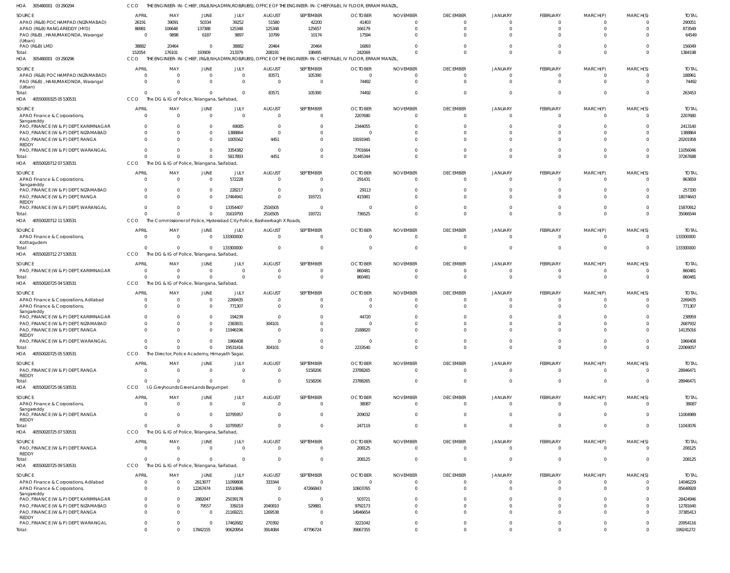HOA 305480001 03 290294 CCO THE ENGINEER-IN-CHIEF, (R&B,NH,ADMN,ROB/RUBS), OFFICE OF THE ENGINEER-IN-CHIEF(R&B), IV FLOOR, ERRAM MANZIL,

| SOURCE | APRIL | MAY | JUNE | JULY | AUGUST | SEPTEMBER | OCTOBER | NOVEMBER | DECEMBER | JANUARY | FEBRUARY | MARCH(P) | MARCH(S) | TOTAL |
|---|---|---|---|---|---|---|---|---|---|---|---|---|---|---|
| APAO (R&B) POCHAMPAD (NIZAMABAD) | 26191 | 39091 | 50334 | 39252 | 51580 | 42200 | 41403 | 0 | 0 | 0 | 0 | 0 | 0 | 290051 |
| APAO (R&B) RANGAREDDY (HYD) | 86981 | 106648 | 137388 | 125348 | 125348 | 125657 | 166179 | 0 | 0 | 0 | 0 | 0 | 0 | 873549 |
| PAO (R&B), HANUMAKONDA, Warangal (Urban) | 0 | 9898 | 6187 | 9897 | 10799 | 10174 | 17594 | 0 | 0 | 0 | 0 | 0 | 0 | 64549 |
| PAO (R&B) LMD | 38882 | 20464 | 0 | 38882 | 20464 | 20464 | 16893 | 0 | 0 | 0 | 0 | 0 | 0 | 156049 |
| Total: | 152054 | 176101 | 193909 | 213379 | 208191 | 198495 | 242069 | 0 | 0 | 0 | 0 | 0 | 0 | 1384198 |

HOA 305480001 03 290296 CCO THE ENGINEER-IN-CHIEF, (R&B,NH,ADMN,ROB/RUBS), OFFICE OF THE ENGINEER-IN-CHIEF(R&B), IV FLOOR, ERRAM MANZIL,

| SOURCE | APRIL | MAY | JUNE | JULY | AUGUST | SEPTEMBER | OCTOBER | NOVEMBER | DECEMBER | JANUARY | FEBRUARY | MARCH(P) | MARCH(S) | TOTAL |
|---|---|---|---|---|---|---|---|---|---|---|---|---|---|---|
| APAO (R&B) POCHAMPAD (NIZAMABAD) | 0 | 0 | 0 | 0 | 83571 | 105390 | 0 | 0 | 0 | 0 | 0 | 0 | 0 | 188961 |
| PAO (R&B), HANUMAKONDA, Warangal (Urban) | 0 | 0 | 0 | 0 | 0 | 0 | 74492 | 0 | 0 | 0 | 0 | 0 | 0 | 74492 |
| Total: | 0 | 0 | 0 | 0 | 83571 | 105390 | 74492 | 0 | 0 | 0 | 0 | 0 | 0 | 263453 |

HOA 40550000325 05 530531 CCO The DG & IG of Police, Telangana, Saifabad,

| SOURCE | APRIL | MAY | JUNE | JULY | AUGUST | SEPTEMBER | OCTOBER | NOVEMBER | DECEMBER | JANUARY | FEBRUARY | MARCH(P) | MARCH(S) | TOTAL |
|---|---|---|---|---|---|---|---|---|---|---|---|---|---|---|
| APAO Finance & Corporations, Sangareddy | 0 | 0 | 0 | 0 | 0 | 0 | 2207680 | 0 | 0 | 0 | 0 | 0 | 0 | 2207680 |
| PAO, FINANCE (W & P) DEPT, KARIMNAGAR | 0 | 0 | 0 | 69085 | 0 | 0 | 2344055 | 0 | 0 | 0 | 0 | 0 | 0 | 2413140 |
| PAO, FINANCE (W & P) DEPT, NIZAMABAD | 0 | 0 | 0 | 1388864 | 0 | 0 | 0 | 0 | 0 | 0 | 0 | 0 | 0 | 1388864 |
| PAO, FINANCE (W & P) DEPT, RANGA REDDY | 0 | 0 | 0 | 1005562 | 4451 | 0 | 19191945 | 0 | 0 | 0 | 0 | 0 | 0 | 20201958 |
| PAO, FINANCE (W & P) DEPT, WARANGAL | 0 | 0 | 0 | 3354382 | 0 | 0 | 7701664 | 0 | 0 | 0 | 0 | 0 | 0 | 11056046 |
| Total: | 0 | 0 | 0 | 5817893 | 4451 | 0 | 31445344 | 0 | 0 | 0 | 0 | 0 | 0 | 37267688 |

HOA 40550020712 07 530531 CCO The DG & IG of Police, Telangana, Saifabad,

| SOURCE | APRIL | MAY | JUNE | JULY | AUGUST | SEPTEMBER | OCTOBER | NOVEMBER | DECEMBER | JANUARY | FEBRUARY | MARCH(P) | MARCH(S) | TOTAL |
|---|---|---|---|---|---|---|---|---|---|---|---|---|---|---|
| APAO Finance & Corporations, Sangareddy | 0 | 0 | 0 | 572228 | 0 | 0 | 291431 | 0 | 0 | 0 | 0 | 0 | 0 | 863659 |
| PAO, FINANCE (W & P) DEPT, NIZAMABAD | 0 | 0 | 0 | 228217 | 0 | 0 | 29113 | 0 | 0 | 0 | 0 | 0 | 0 | 257330 |
| PAO, FINANCE (W & P) DEPT, RANGA REDDY | 0 | 0 | 0 | 17464941 | 0 | 193721 | 415981 | 0 | 0 | 0 | 0 | 0 | 0 | 18074643 |
| PAO, FINANCE (W & P) DEPT, WARANGAL | 0 | 0 | 0 | 13354407 | 2516505 | 0 | 0 | 0 | 0 | 0 | 0 | 0 | 0 | 15870912 |
| Total: | 0 | 0 | 0 | 31619793 | 2516505 | 193721 | 736525 | 0 | 0 | 0 | 0 | 0 | 0 | 35066544 |

HOA 40550020712 11 530531 CCO The Commissioner of Police, Hyderabad City Police, Basheerbagh X Roads,

| SOURCE | APRIL | MAY | JUNE | JULY | AUGUST | SEPTEMBER | OCTOBER | NOVEMBER | DECEMBER | JANUARY | FEBRUARY | MARCH(P) | MARCH(S) | TOTAL |
|---|---|---|---|---|---|---|---|---|---|---|---|---|---|---|
| APAO Finance & Corporations, Kothagudem | 0 | 0 | 0 | 133300000 | 0 | 0 | 0 | 0 | 0 | 0 | 0 | 0 | 0 | 133300000 |
| Total: | 0 | 0 | 0 | 133300000 | 0 | 0 | 0 | 0 | 0 | 0 | 0 | 0 | 0 | 133300000 |

HOA 40550020712 27 530531 CCO The DG & IG of Police, Telangana, Saifabad,

| SOURCE | APRIL | MAY | JUNE | JULY | AUGUST | SEPTEMBER | OCTOBER | NOVEMBER | DECEMBER | JANUARY | FEBRUARY | MARCH(P) | MARCH(S) | TOTAL |
|---|---|---|---|---|---|---|---|---|---|---|---|---|---|---|
| PAO, FINANCE (W & P) DEPT, KARIMNAGAR | 0 | 0 | 0 | 0 | 0 | 0 | 860481 | 0 | 0 | 0 | 0 | 0 | 0 | 860481 |
| Total: | 0 | 0 | 0 | 0 | 0 | 0 | 860481 | 0 | 0 | 0 | 0 | 0 | 0 | 860481 |

HOA 40550020725 04 530531 CCO The DG & IG of Police, Telangana, Saifabad,

| SOURCE | APRIL | MAY | JUNE | JULY | AUGUST | SEPTEMBER | OCTOBER | NOVEMBER | DECEMBER | JANUARY | FEBRUARY | MARCH(P) | MARCH(S) | TOTAL |
|---|---|---|---|---|---|---|---|---|---|---|---|---|---|---|
| APAO Finance & Corporations, Adilabad | 0 | 0 | 0 | 2269435 | 0 | 0 | 0 | 0 | 0 | 0 | 0 | 0 | 0 | 2269435 |
| APAO Finance & Corporations, Sangareddy | 0 | 0 | 0 | 771307 | 0 | 0 | 0 | 0 | 0 | 0 | 0 | 0 | 0 | 771307 |
| PAO, FINANCE (W & P) DEPT, KARIMNAGAR | 0 | 0 | 0 | 194239 | 0 | 0 | 44720 | 0 | 0 | 0 | 0 | 0 | 0 | 238959 |
| PAO, FINANCE (W & P) DEPT, NIZAMABAD | 0 | 0 | 0 | 2383831 | 304101 | 0 | 0 | 0 | 0 | 0 | 0 | 0 | 0 | 2687932 |
| PAO, FINANCE (W & P) DEPT, RANGA REDDY | 0 | 0 | 0 | 11946196 | 0 | 0 | 2188820 | 0 | 0 | 0 | 0 | 0 | 0 | 14135016 |
| PAO, FINANCE (W & P) DEPT, WARANGAL | 0 | 0 | 0 | 1966408 | 0 | 0 | 0 | 0 | 0 | 0 | 0 | 0 | 0 | 1966408 |
| Total: | 0 | 0 | 0 | 19531416 | 304101 | 0 | 2233540 | 0 | 0 | 0 | 0 | 0 | 0 | 22069057 |

HOA 40550020725 05 530531 CCO The Director, Police Academy, Himayath Sagar,

| SOURCE | APRIL | MAY | JUNE | JULY | AUGUST | SEPTEMBER | OCTOBER | NOVEMBER | DECEMBER | JANUARY | FEBRUARY | MARCH(P) | MARCH(S) | TOTAL |
|---|---|---|---|---|---|---|---|---|---|---|---|---|---|---|
| PAO, FINANCE (W & P) DEPT, RANGA REDDY | 0 | 0 | 0 | 0 | 0 | 5158206 | 23788265 | 0 | 0 | 0 | 0 | 0 | 0 | 28946471 |
| Total: | 0 | 0 | 0 | 0 | 0 | 5158206 | 23788265 | 0 | 0 | 0 | 0 | 0 | 0 | 28946471 |

HOA 40550020725 06 530531 CCO I.G.Greyhounds GreenLands Begumpet

| SOURCE | APRIL | MAY | JUNE | JULY | AUGUST | SEPTEMBER | OCTOBER | NOVEMBER | DECEMBER | JANUARY | FEBRUARY | MARCH(P) | MARCH(S) | TOTAL |
|---|---|---|---|---|---|---|---|---|---|---|---|---|---|---|
| APAO Finance & Corporations, Sangareddy | 0 | 0 | 0 | 0 | 0 | 0 | 38087 | 0 | 0 | 0 | 0 | 0 | 0 | 38087 |
| PAO, FINANCE (W & P) DEPT, RANGA REDDY | 0 | 0 | 0 | 10795957 | 0 | 0 | 209032 | 0 | 0 | 0 | 0 | 0 | 0 | 11004989 |
| Total: | 0 | 0 | 0 | 10795957 | 0 | 0 | 247119 | 0 | 0 | 0 | 0 | 0 | 0 | 11043076 |

HOA 40550020725 07 530531 CCO The DG & IG of Police, Telangana, Saifabad,

| SOURCE | APRIL | MAY | JUNE | JULY | AUGUST | SEPTEMBER | OCTOBER | NOVEMBER | DECEMBER | JANUARY | FEBRUARY | MARCH(P) | MARCH(S) | TOTAL |
|---|---|---|---|---|---|---|---|---|---|---|---|---|---|---|
| PAO, FINANCE (W & P) DEPT, RANGA REDDY | 0 | 0 | 0 | 0 | 0 | 0 | 208125 | 0 | 0 | 0 | 0 | 0 | 0 | 208125 |
| Total: | 0 | 0 | 0 | 0 | 0 | 0 | 208125 | 0 | 0 | 0 | 0 | 0 | 0 | 208125 |

HOA 40550020725 09 530531 CCO The DG & IG of Police, Telangana, Saifabad,

| SOURCE | APRIL | MAY | JUNE | JULY | AUGUST | SEPTEMBER | OCTOBER | NOVEMBER | DECEMBER | JANUARY | FEBRUARY | MARCH(P) | MARCH(S) | TOTAL |
|---|---|---|---|---|---|---|---|---|---|---|---|---|---|---|
| APAO Finance & Corporations, Adilabad | 0 | 0 | 2613077 | 11099808 | 333344 | 0 | 0 | 0 | 0 | 0 | 0 | 0 | 0 | 14046229 |
| APAO Finance & Corporations, Sangareddy | 0 | 0 | 12267474 | 15510846 | 0 | 47266843 | 10603765 | 0 | 0 | 0 | 0 | 0 | 0 | 85648928 |
| PAO, FINANCE (W & P) DEPT, KARIMNAGAR | 0 | 0 | 2882047 | 25039178 | 0 | 0 | 503721 | 0 | 0 | 0 | 0 | 0 | 0 | 28424946 |
| PAO, FINANCE (W & P) DEPT, NIZAMABAD | 0 | 0 | 79557 | 339219 | 2040810 | 529881 | 9792173 | 0 | 0 | 0 | 0 | 0 | 0 | 12781640 |
| PAO, FINANCE (W & P) DEPT, RANGA REDDY | 0 | 0 | 0 | 21169221 | 1269538 | 0 | 14946654 | 0 | 0 | 0 | 0 | 0 | 0 | 37385413 |
| PAO, FINANCE (W & P) DEPT, WARANGAL | 0 | 0 | 0 | 17462682 | 270392 | 0 | 3221042 | 0 | 0 | 0 | 0 | 0 | 0 | 20954116 |
| Total: | 0 | 0 | 17842155 | 90620954 | 3914084 | 47796724 | 39067355 | 0 | 0 | 0 | 0 | 0 | 0 | 199241272 |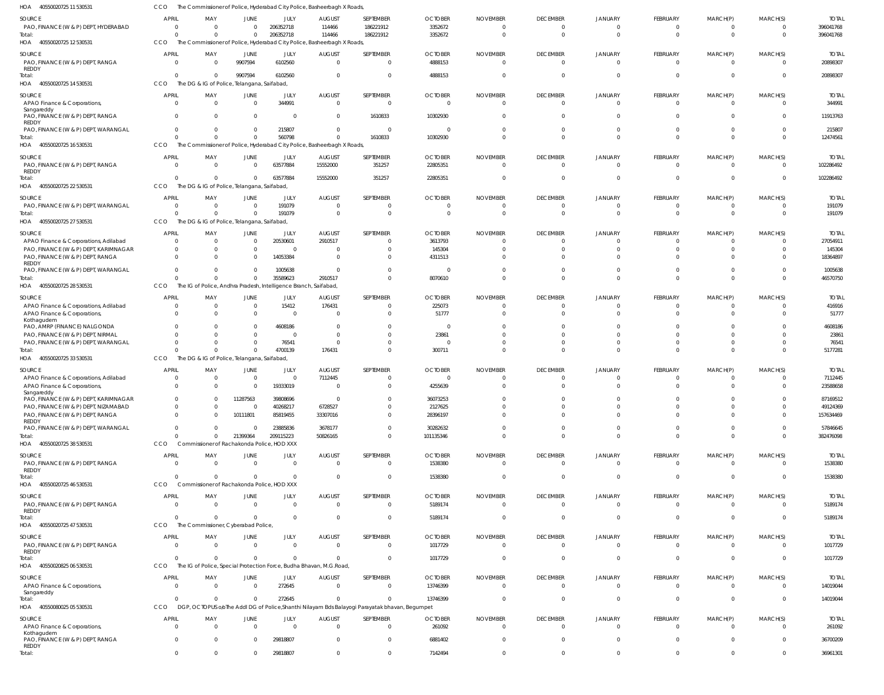HOA 40550020725 11 530531 CCO The Commissioner of Police, Hyderabad City Police, Basheerbagh X Roads,

| SOURCE | APRIL | MAY | JUNE | JULY | AUGUST | SEPTEMBER | OCTOBER | NOVEMBER | DECEMBER | JANUARY | FEBRUARY | MARCH(P) | MARCH(S) | TOTAL |
|---|---|---|---|---|---|---|---|---|---|---|---|---|---|---|
| PAO, FINANCE (W & P) DEPT, HYDERABAD | 0 | 0 | 0 | 206352718 | 114466 | 186221912 | 3352672 | 0 | 0 | 0 | 0 | 0 | 0 | 396041768 |
| Total: | 0 | 0 | 0 | 206352718 | 114466 | 186221912 | 3352672 | 0 | 0 | 0 | 0 | 0 | 0 | 396041768 |

HOA 40550020725 12 530531 CCO The Commissioner of Police, Hyderabad City Police, Basheerbagh X Roads,

| SOURCE | APRIL | MAY | JUNE | JULY | AUGUST | SEPTEMBER | OCTOBER | NOVEMBER | DECEMBER | JANUARY | FEBRUARY | MARCH(P) | MARCH(S) | TOTAL |
|---|---|---|---|---|---|---|---|---|---|---|---|---|---|---|
| PAO, FINANCE (W & P) DEPT, RANGA REDDY | 0 | 0 | 9907594 | 6102560 | 0 | 0 | 4888153 | 0 | 0 | 0 | 0 | 0 | 0 | 20898307 |
| Total: | 0 | 0 | 9907594 | 6102560 | 0 | 0 | 4888153 | 0 | 0 | 0 | 0 | 0 | 0 | 20898307 |

HOA 40550020725 14 530531 CCO The DG & IG of Police, Telangana, Saifabad,

| SOURCE | APRIL | MAY | JUNE | JULY | AUGUST | SEPTEMBER | OCTOBER | NOVEMBER | DECEMBER | JANUARY | FEBRUARY | MARCH(P) | MARCH(S) | TOTAL |
|---|---|---|---|---|---|---|---|---|---|---|---|---|---|---|
| APAO Finance & Corporations, Sangareddy | 0 | 0 | 0 | 344991 | 0 | 0 | 0 | 0 | 0 | 0 | 0 | 0 | 0 | 344991 |
| PAO, FINANCE (W & P) DEPT, RANGA REDDY | 0 | 0 | 0 | 0 | 0 | 1610833 | 10302930 | 0 | 0 | 0 | 0 | 0 | 0 | 11913763 |
| PAO, FINANCE (W & P) DEPT, WARANGAL | 0 | 0 | 0 | 215807 | 0 | 0 | 0 | 0 | 0 | 0 | 0 | 0 | 0 | 215807 |
| Total: | 0 | 0 | 0 | 560798 | 0 | 1610833 | 10302930 | 0 | 0 | 0 | 0 | 0 | 0 | 12474561 |

HOA 40550020725 16 530531 CCO The Commissioner of Police, Hyderabad City Police, Basheerbagh X Roads,

| SOURCE | APRIL | MAY | JUNE | JULY | AUGUST | SEPTEMBER | OCTOBER | NOVEMBER | DECEMBER | JANUARY | FEBRUARY | MARCH(P) | MARCH(S) | TOTAL |
|---|---|---|---|---|---|---|---|---|---|---|---|---|---|---|
| PAO, FINANCE (W & P) DEPT, RANGA REDDY | 0 | 0 | 0 | 63577884 | 15552000 | 351257 | 22805351 | 0 | 0 | 0 | 0 | 0 | 0 | 102286492 |
| Total: | 0 | 0 | 0 | 63577884 | 15552000 | 351257 | 22805351 | 0 | 0 | 0 | 0 | 0 | 0 | 102286492 |

HOA 40550020725 22 530531 CCO The DG & IG of Police, Telangana, Saifabad,

| SOURCE | APRIL | MAY | JUNE | JULY | AUGUST | SEPTEMBER | OCTOBER | NOVEMBER | DECEMBER | JANUARY | FEBRUARY | MARCH(P) | MARCH(S) | TOTAL |
|---|---|---|---|---|---|---|---|---|---|---|---|---|---|---|
| PAO, FINANCE (W & P) DEPT, WARANGAL | 0 | 0 | 0 | 191079 | 0 | 0 | 0 | 0 | 0 | 0 | 0 | 0 | 0 | 191079 |
| Total: | 0 | 0 | 0 | 191079 | 0 | 0 | 0 | 0 | 0 | 0 | 0 | 0 | 0 | 191079 |

HOA 40550020725 27 530531 CCO The DG & IG of Police, Telangana, Saifabad,

| SOURCE | APRIL | MAY | JUNE | JULY | AUGUST | SEPTEMBER | OCTOBER | NOVEMBER | DECEMBER | JANUARY | FEBRUARY | MARCH(P) | MARCH(S) | TOTAL |
|---|---|---|---|---|---|---|---|---|---|---|---|---|---|---|
| APAO Finance & Corporations, Adilabad | 0 | 0 | 0 | 20530601 | 2910517 | 0 | 3613793 | 0 | 0 | 0 | 0 | 0 | 0 | 27054911 |
| PAO, FINANCE (W & P) DEPT, KARIMNAGAR | 0 | 0 | 0 | 0 | 0 | 0 | 145304 | 0 | 0 | 0 | 0 | 0 | 0 | 145304 |
| PAO, FINANCE (W & P) DEPT, RANGA REDDY | 0 | 0 | 0 | 14053384 | 0 | 0 | 4311513 | 0 | 0 | 0 | 0 | 0 | 0 | 18364897 |
| PAO, FINANCE (W & P) DEPT, WARANGAL | 0 | 0 | 0 | 1005638 | 0 | 0 | 0 | 0 | 0 | 0 | 0 | 0 | 0 | 1005638 |
| Total: | 0 | 0 | 0 | 35589623 | 2910517 | 0 | 8070610 | 0 | 0 | 0 | 0 | 0 | 0 | 46570750 |

HOA 40550020725 28 530531 CCO The IG of Police, Andhra Pradesh, Intelligence Branch, Saifabad,

| SOURCE | APRIL | MAY | JUNE | JULY | AUGUST | SEPTEMBER | OCTOBER | NOVEMBER | DECEMBER | JANUARY | FEBRUARY | MARCH(P) | MARCH(S) | TOTAL |
|---|---|---|---|---|---|---|---|---|---|---|---|---|---|---|
| APAO Finance & Corporations, Adilabad | 0 | 0 | 0 | 15412 | 176431 | 0 | 225073 | 0 | 0 | 0 | 0 | 0 | 0 | 416916 |
| APAO Finance & Corporations, Kothagudem | 0 | 0 | 0 | 0 | 0 | 0 | 51777 | 0 | 0 | 0 | 0 | 0 | 0 | 51777 |
| PAO, AMRP (FINANCE) NALGONDA | 0 | 0 | 0 | 4608186 | 0 | 0 | 0 | 0 | 0 | 0 | 0 | 0 | 0 | 4608186 |
| PAO, FINANCE (W & P) DEPT, NIRMAL | 0 | 0 | 0 | 0 | 0 | 0 | 23861 | 0 | 0 | 0 | 0 | 0 | 0 | 23861 |
| PAO, FINANCE (W & P) DEPT, WARANGAL | 0 | 0 | 0 | 76541 | 0 | 0 | 0 | 0 | 0 | 0 | 0 | 0 | 0 | 76541 |
| Total: | 0 | 0 | 0 | 4700139 | 176431 | 0 | 300711 | 0 | 0 | 0 | 0 | 0 | 0 | 5177281 |

HOA 40550020725 33 530531 CCO The DG & IG of Police, Telangana, Saifabad,

| SOURCE | APRIL | MAY | JUNE | JULY | AUGUST | SEPTEMBER | OCTOBER | NOVEMBER | DECEMBER | JANUARY | FEBRUARY | MARCH(P) | MARCH(S) | TOTAL |
|---|---|---|---|---|---|---|---|---|---|---|---|---|---|---|
| APAO Finance & Corporations, Adilabad | 0 | 0 | 0 | 0 | 7112445 | 0 | 0 | 0 | 0 | 0 | 0 | 0 | 0 | 7112445 |
| APAO Finance & Corporations, Sangareddy | 0 | 0 | 0 | 19333019 | 0 | 0 | 4255639 | 0 | 0 | 0 | 0 | 0 | 0 | 23588658 |
| PAO, FINANCE (W & P) DEPT, KARIMNAGAR | 0 | 0 | 11287563 | 39808696 | 0 | 0 | 36073253 | 0 | 0 | 0 | 0 | 0 | 0 | 87169512 |
| PAO, FINANCE (W & P) DEPT, NIZAMABAD | 0 | 0 | 0 | 40268217 | 6728527 | 0 | 2127625 | 0 | 0 | 0 | 0 | 0 | 0 | 49124369 |
| PAO, FINANCE (W & P) DEPT, RANGA REDDY | 0 | 0 | 10111801 | 85819455 | 33307016 | 0 | 28396197 | 0 | 0 | 0 | 0 | 0 | 0 | 157634469 |
| PAO, FINANCE (W & P) DEPT, WARANGAL | 0 | 0 | 0 | 23885836 | 3678177 | 0 | 30282632 | 0 | 0 | 0 | 0 | 0 | 0 | 57846645 |
| Total: | 0 | 0 | 21399364 | 209115223 | 50826165 | 0 | 101135346 | 0 | 0 | 0 | 0 | 0 | 0 | 382476098 |

HOA 40550020725 38 530531 CCO Commissioner of Rachakonda Police, HOD XXX

| SOURCE | APRIL | MAY | JUNE | JULY | AUGUST | SEPTEMBER | OCTOBER | NOVEMBER | DECEMBER | JANUARY | FEBRUARY | MARCH(P) | MARCH(S) | TOTAL |
|---|---|---|---|---|---|---|---|---|---|---|---|---|---|---|
| PAO, FINANCE (W & P) DEPT, RANGA REDDY | 0 | 0 | 0 | 0 | 0 | 0 | 1538380 | 0 | 0 | 0 | 0 | 0 | 0 | 1538380 |
| Total: | 0 | 0 | 0 | 0 | 0 | 0 | 1538380 | 0 | 0 | 0 | 0 | 0 | 0 | 1538380 |

HOA 40550020725 46 530531 CCO Commissioner of Rachakonda Police, HOD XXX

| SOURCE | APRIL | MAY | JUNE | JULY | AUGUST | SEPTEMBER | OCTOBER | NOVEMBER | DECEMBER | JANUARY | FEBRUARY | MARCH(P) | MARCH(S) | TOTAL |
|---|---|---|---|---|---|---|---|---|---|---|---|---|---|---|
| PAO, FINANCE (W & P) DEPT, RANGA REDDY | 0 | 0 | 0 | 0 | 0 | 0 | 5189174 | 0 | 0 | 0 | 0 | 0 | 0 | 5189174 |
| Total: | 0 | 0 | 0 | 0 | 0 | 0 | 5189174 | 0 | 0 | 0 | 0 | 0 | 0 | 5189174 |

HOA 40550020725 47 530531 CCO The Commissioner, Cyberabad Police,

| SOURCE | APRIL | MAY | JUNE | JULY | AUGUST | SEPTEMBER | OCTOBER | NOVEMBER | DECEMBER | JANUARY | FEBRUARY | MARCH(P) | MARCH(S) | TOTAL |
|---|---|---|---|---|---|---|---|---|---|---|---|---|---|---|
| PAO, FINANCE (W & P) DEPT, RANGA REDDY | 0 | 0 | 0 | 0 | 0 | 0 | 1017729 | 0 | 0 | 0 | 0 | 0 | 0 | 1017729 |
| Total: | 0 | 0 | 0 | 0 | 0 | 0 | 1017729 | 0 | 0 | 0 | 0 | 0 | 0 | 1017729 |

HOA 40550020825 06 530531 CCO The IG of Police, Special Protection Force, Budha Bhavan, M.G.Road,

| SOURCE | APRIL | MAY | JUNE | JULY | AUGUST | SEPTEMBER | OCTOBER | NOVEMBER | DECEMBER | JANUARY | FEBRUARY | MARCH(P) | MARCH(S) | TOTAL |
|---|---|---|---|---|---|---|---|---|---|---|---|---|---|---|
| APAO Finance & Corporations, Sangareddy | 0 | 0 | 0 | 272645 | 0 | 0 | 13746399 | 0 | 0 | 0 | 0 | 0 | 0 | 14019044 |
| Total: | 0 | 0 | 0 | 272645 | 0 | 0 | 13746399 | 0 | 0 | 0 | 0 | 0 | 0 | 14019044 |

HOA 40550080025 05 530531 CCO DGP, OCTOPUS o/o The Addl DG of Police,Shanthi Nilayam Bds Balayogi Parayatak bhavan, Begumpet

| SOURCE | APRIL | MAY | JUNE | JULY | AUGUST | SEPTEMBER | OCTOBER | NOVEMBER | DECEMBER | JANUARY | FEBRUARY | MARCH(P) | MARCH(S) | TOTAL |
|---|---|---|---|---|---|---|---|---|---|---|---|---|---|---|
| APAO Finance & Corporations, Kothagudem | 0 | 0 | 0 | 0 | 0 | 0 | 261092 | 0 | 0 | 0 | 0 | 0 | 0 | 261092 |
| PAO, FINANCE (W & P) DEPT, RANGA REDDY | 0 | 0 | 0 | 29818807 | 0 | 0 | 6881402 | 0 | 0 | 0 | 0 | 0 | 0 | 36700209 |
| Total: | 0 | 0 | 0 | 29818807 | 0 | 0 | 7142494 | 0 | 0 | 0 | 0 | 0 | 0 | 36961301 |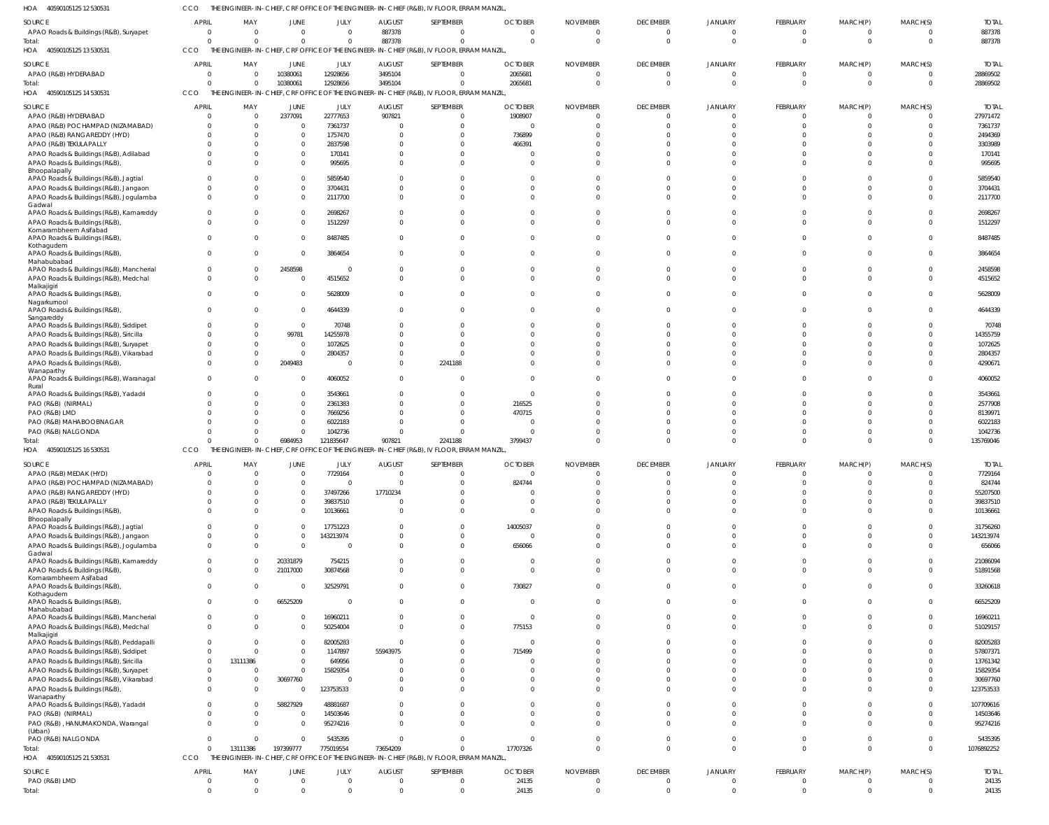HOA 40590105125 12 530531 CCO THE ENGINEER-IN-CHIEF, CRF OFFICE OF THE ENGINEER-IN-CHIEF (R&B), IV FLOOR, ERRAM MANZIL,

| SOURCE | APRIL | MAY | JUNE | JULY | AUGUST | SEPTEMBER | OCTOBER | NOVEMBER | DECEMBER | JANUARY | FEBRUARY | MARCH(P) | MARCH(S) | TOTAL |
|---|---|---|---|---|---|---|---|---|---|---|---|---|---|---|
| APAO Roads & Buildings (R&B), Suryapet | 0 | 0 | 0 | 0 | 887378 | 0 | 0 | 0 | 0 | 0 | 0 | 0 | 0 | 887378 |
| Total: | 0 | 0 | 0 | 0 | 887378 | 0 | 0 | 0 | 0 | 0 | 0 | 0 | 0 | 887378 |

HOA 40590105125 13 530531 CCO THE ENGINEER-IN-CHIEF, CRF OFFICE OF THE ENGINEER-IN-CHIEF (R&B), IV FLOOR, ERRAM MANZIL,

| SOURCE | APRIL | MAY | JUNE | JULY | AUGUST | SEPTEMBER | OCTOBER | NOVEMBER | DECEMBER | JANUARY | FEBRUARY | MARCH(P) | MARCH(S) | TOTAL |
|---|---|---|---|---|---|---|---|---|---|---|---|---|---|---|
| APAO (R&B) HYDERABAD | 0 | 0 | 10380061 | 12928656 | 3495104 | 0 | 2065681 | 0 | 0 | 0 | 0 | 0 | 0 | 28869502 |
| Total: | 0 | 0 | 10380061 | 12928656 | 3495104 | 0 | 2065681 | 0 | 0 | 0 | 0 | 0 | 0 | 28869502 |

HOA 40590105125 14 530531 CCO THE ENGINEER-IN-CHIEF, CRF OFFICE OF THE ENGINEER-IN-CHIEF (R&B), IV FLOOR, ERRAM MANZIL,

| SOURCE | APRIL | MAY | JUNE | JULY | AUGUST | SEPTEMBER | OCTOBER | NOVEMBER | DECEMBER | JANUARY | FEBRUARY | MARCH(P) | MARCH(S) | TOTAL |
|---|---|---|---|---|---|---|---|---|---|---|---|---|---|---|
| APAO (R&B) HYDERABAD | 0 | 0 | 2377091 | 22777653 | 907821 | 0 | 1908907 | 0 | 0 | 0 | 0 | 0 | 0 | 27971472 |
| APAO (R&B) POCHAMPAD (NIZAMABAD) | 0 | 0 | 0 | 7361737 | 0 | 0 | 0 | 0 | 0 | 0 | 0 | 0 | 0 | 7361737 |
| APAO (R&B) RANGAREDDY (HYD) | 0 | 0 | 0 | 1757470 | 0 | 0 | 736899 | 0 | 0 | 0 | 0 | 0 | 0 | 2494369 |
| APAO (R&B) TEKULAPALLY | 0 | 0 | 0 | 2837598 | 0 | 0 | 466391 | 0 | 0 | 0 | 0 | 0 | 0 | 3303989 |
| APAO Roads & Buildings (R&B), Adilabad | 0 | 0 | 0 | 170141 | 0 | 0 | 0 | 0 | 0 | 0 | 0 | 0 | 0 | 170141 |
| APAO Roads & Buildings (R&B), Bhoopalapally | 0 | 0 | 0 | 995695 | 0 | 0 | 0 | 0 | 0 | 0 | 0 | 0 | 0 | 995695 |
| APAO Roads & Buildings (R&B), Jagtial | 0 | 0 | 0 | 5859540 | 0 | 0 | 0 | 0 | 0 | 0 | 0 | 0 | 0 | 5859540 |
| APAO Roads & Buildings (R&B), Jangaon | 0 | 0 | 0 | 3704431 | 0 | 0 | 0 | 0 | 0 | 0 | 0 | 0 | 0 | 3704431 |
| APAO Roads & Buildings (R&B), Jogulamba Gadwal | 0 | 0 | 0 | 2117700 | 0 | 0 | 0 | 0 | 0 | 0 | 0 | 0 | 0 | 2117700 |
| APAO Roads & Buildings (R&B), Kamareddy | 0 | 0 | 0 | 2698267 | 0 | 0 | 0 | 0 | 0 | 0 | 0 | 0 | 0 | 2698267 |
| APAO Roads & Buildings (R&B), Komarambheem Asifabad | 0 | 0 | 0 | 1512297 | 0 | 0 | 0 | 0 | 0 | 0 | 0 | 0 | 0 | 1512297 |
| APAO Roads & Buildings (R&B), Kothagudem | 0 | 0 | 0 | 8487485 | 0 | 0 | 0 | 0 | 0 | 0 | 0 | 0 | 0 | 8487485 |
| APAO Roads & Buildings (R&B), Mahabubabad | 0 | 0 | 0 | 3864654 | 0 | 0 | 0 | 0 | 0 | 0 | 0 | 0 | 0 | 3864654 |
| APAO Roads & Buildings (R&B), Mancherial | 0 | 0 | 2458598 | 0 | 0 | 0 | 0 | 0 | 0 | 0 | 0 | 0 | 0 | 2458598 |
| APAO Roads & Buildings (R&B), Medchal Malkajigiri | 0 | 0 | 0 | 4515652 | 0 | 0 | 0 | 0 | 0 | 0 | 0 | 0 | 0 | 4515652 |
| APAO Roads & Buildings (R&B), Nagarkurnool | 0 | 0 | 0 | 5628009 | 0 | 0 | 0 | 0 | 0 | 0 | 0 | 0 | 0 | 5628009 |
| APAO Roads & Buildings (R&B), Sangareddy | 0 | 0 | 0 | 4644339 | 0 | 0 | 0 | 0 | 0 | 0 | 0 | 0 | 0 | 4644339 |
| APAO Roads & Buildings (R&B), Siddipet | 0 | 0 | 0 | 70748 | 0 | 0 | 0 | 0 | 0 | 0 | 0 | 0 | 0 | 70748 |
| APAO Roads & Buildings (R&B), Siricilla | 0 | 0 | 99781 | 14255978 | 0 | 0 | 0 | 0 | 0 | 0 | 0 | 0 | 0 | 14355759 |
| APAO Roads & Buildings (R&B), Suryapet | 0 | 0 | 0 | 1072625 | 0 | 0 | 0 | 0 | 0 | 0 | 0 | 0 | 0 | 1072625 |
| APAO Roads & Buildings (R&B), Vikarabad | 0 | 0 | 0 | 2804357 | 0 | 0 | 0 | 0 | 0 | 0 | 0 | 0 | 0 | 2804357 |
| APAO Roads & Buildings (R&B), Wanaparthy | 0 | 0 | 2049483 | 0 | 0 | 2241188 | 0 | 0 | 0 | 0 | 0 | 0 | 0 | 4290671 |
| APAO Roads & Buildings (R&B), Waranagal Rural | 0 | 0 | 0 | 4060052 | 0 | 0 | 0 | 0 | 0 | 0 | 0 | 0 | 0 | 4060052 |
| APAO Roads & Buildings (R&B), Yadadri | 0 | 0 | 0 | 3543661 | 0 | 0 | 0 | 0 | 0 | 0 | 0 | 0 | 0 | 3543661 |
| PAO (R&B) (NIRMAL) | 0 | 0 | 0 | 2361383 | 0 | 0 | 216525 | 0 | 0 | 0 | 0 | 0 | 0 | 2577908 |
| PAO (R&B) LMD | 0 | 0 | 0 | 7669256 | 0 | 0 | 470715 | 0 | 0 | 0 | 0 | 0 | 0 | 8139971 |
| PAO (R&B) MAHABOOBNAGAR | 0 | 0 | 0 | 6022183 | 0 | 0 | 0 | 0 | 0 | 0 | 0 | 0 | 0 | 6022183 |
| PAO (R&B) NALGONDA | 0 | 0 | 0 | 1042736 | 0 | 0 | 0 | 0 | 0 | 0 | 0 | 0 | 0 | 1042736 |
| Total: | 0 | 0 | 6984953 | 121835647 | 907821 | 2241188 | 3799437 | 0 | 0 | 0 | 0 | 0 | 0 | 135769046 |

HOA 40590105125 16 530531 CCO THE ENGINEER-IN-CHIEF, CRF OFFICE OF THE ENGINEER-IN-CHIEF (R&B), IV FLOOR, ERRAM MANZIL,

| SOURCE | APRIL | MAY | JUNE | JULY | AUGUST | SEPTEMBER | OCTOBER | NOVEMBER | DECEMBER | JANUARY | FEBRUARY | MARCH(P) | MARCH(S) | TOTAL |
|---|---|---|---|---|---|---|---|---|---|---|---|---|---|---|
| APAO (R&B) MEDAK (HYD) | 0 | 0 | 0 | 7729164 | 0 | 0 | 0 | 0 | 0 | 0 | 0 | 0 | 0 | 7729164 |
| APAO (R&B) POCHAMPAD (NIZAMABAD) | 0 | 0 | 0 | 0 | 0 | 0 | 824744 | 0 | 0 | 0 | 0 | 0 | 0 | 824744 |
| APAO (R&B) RANGAREDDY (HYD) | 0 | 0 | 0 | 37497266 | 17710234 | 0 | 0 | 0 | 0 | 0 | 0 | 0 | 0 | 55207500 |
| APAO (R&B) TEKULAPALLY | 0 | 0 | 0 | 39837510 | 0 | 0 | 0 | 0 | 0 | 0 | 0 | 0 | 0 | 39837510 |
| APAO Roads & Buildings (R&B), Bhoopalapally | 0 | 0 | 0 | 10136661 | 0 | 0 | 0 | 0 | 0 | 0 | 0 | 0 | 0 | 10136661 |
| APAO Roads & Buildings (R&B), Jagtial | 0 | 0 | 0 | 17751223 | 0 | 0 | 14005037 | 0 | 0 | 0 | 0 | 0 | 0 | 31756260 |
| APAO Roads & Buildings (R&B), Jangaon | 0 | 0 | 0 | 143213974 | 0 | 0 | 0 | 0 | 0 | 0 | 0 | 0 | 0 | 143213974 |
| APAO Roads & Buildings (R&B), Jogulamba Gadwal | 0 | 0 | 0 | 0 | 0 | 0 | 656066 | 0 | 0 | 0 | 0 | 0 | 0 | 656066 |
| APAO Roads & Buildings (R&B), Kamareddy | 0 | 0 | 20331879 | 754215 | 0 | 0 | 0 | 0 | 0 | 0 | 0 | 0 | 0 | 21086094 |
| APAO Roads & Buildings (R&B), Komarambheem Asifabad | 0 | 0 | 21017000 | 30874568 | 0 | 0 | 0 | 0 | 0 | 0 | 0 | 0 | 0 | 51891568 |
| APAO Roads & Buildings (R&B), Kothagudem | 0 | 0 | 0 | 32529791 | 0 | 0 | 730827 | 0 | 0 | 0 | 0 | 0 | 0 | 33260618 |
| APAO Roads & Buildings (R&B), Mahabubabad | 0 | 0 | 66525209 | 0 | 0 | 0 | 0 | 0 | 0 | 0 | 0 | 0 | 0 | 66525209 |
| APAO Roads & Buildings (R&B), Mancherial | 0 | 0 | 0 | 16960211 | 0 | 0 | 0 | 0 | 0 | 0 | 0 | 0 | 0 | 16960211 |
| APAO Roads & Buildings (R&B), Medchal Malkajigiri | 0 | 0 | 0 | 50254004 | 0 | 0 | 775153 | 0 | 0 | 0 | 0 | 0 | 0 | 51029157 |
| APAO Roads & Buildings (R&B), Peddapalli | 0 | 0 | 0 | 82005283 | 0 | 0 | 0 | 0 | 0 | 0 | 0 | 0 | 0 | 82005283 |
| APAO Roads & Buildings (R&B), Siddipet | 0 | 0 | 0 | 1147897 | 55943975 | 0 | 715499 | 0 | 0 | 0 | 0 | 0 | 0 | 57807371 |
| APAO Roads & Buildings (R&B), Siricilla | 0 | 13111386 | 0 | 649956 | 0 | 0 | 0 | 0 | 0 | 0 | 0 | 0 | 0 | 13761342 |
| APAO Roads & Buildings (R&B), Suryapet | 0 | 0 | 0 | 15829354 | 0 | 0 | 0 | 0 | 0 | 0 | 0 | 0 | 0 | 15829354 |
| APAO Roads & Buildings (R&B), Vikarabad | 0 | 0 | 30697760 | 0 | 0 | 0 | 0 | 0 | 0 | 0 | 0 | 0 | 0 | 30697760 |
| APAO Roads & Buildings (R&B), Wanaparthy | 0 | 0 | 0 | 123753533 | 0 | 0 | 0 | 0 | 0 | 0 | 0 | 0 | 0 | 123753533 |
| APAO Roads & Buildings (R&B), Yadadri | 0 | 0 | 58827929 | 48881687 | 0 | 0 | 0 | 0 | 0 | 0 | 0 | 0 | 0 | 107709616 |
| PAO (R&B) (NIRMAL) | 0 | 0 | 0 | 14503646 | 0 | 0 | 0 | 0 | 0 | 0 | 0 | 0 | 0 | 14503646 |
| PAO (R&B) , HANUMAKONDA, Warangal (Urban) | 0 | 0 | 0 | 95274216 | 0 | 0 | 0 | 0 | 0 | 0 | 0 | 0 | 0 | 95274216 |
| PAO (R&B) NALGONDA | 0 | 0 | 0 | 5435395 | 0 | 0 | 0 | 0 | 0 | 0 | 0 | 0 | 0 | 5435395 |
| Total: | 0 | 13111386 | 197399777 | 775019554 | 73654209 | 0 | 17707326 | 0 | 0 | 0 | 0 | 0 | 0 | 1076892252 |

HOA 40590105125 21 530531 CCO THE ENGINEER-IN-CHIEF, CRF OFFICE OF THE ENGINEER-IN-CHIEF (R&B), IV FLOOR, ERRAM MANZIL,

| SOURCE | APRIL | MAY | JUNE | JULY | AUGUST | SEPTEMBER | OCTOBER | NOVEMBER | DECEMBER | JANUARY | FEBRUARY | MARCH(P) | MARCH(S) | TOTAL |
|---|---|---|---|---|---|---|---|---|---|---|---|---|---|---|
| PAO (R&B) LMD | 0 | 0 | 0 | 0 | 0 | 0 | 24135 | 0 | 0 | 0 | 0 | 0 | 0 | 24135 |
| Total: | 0 | 0 | 0 | 0 | 0 | 0 | 24135 | 0 | 0 | 0 | 0 | 0 | 0 | 24135 |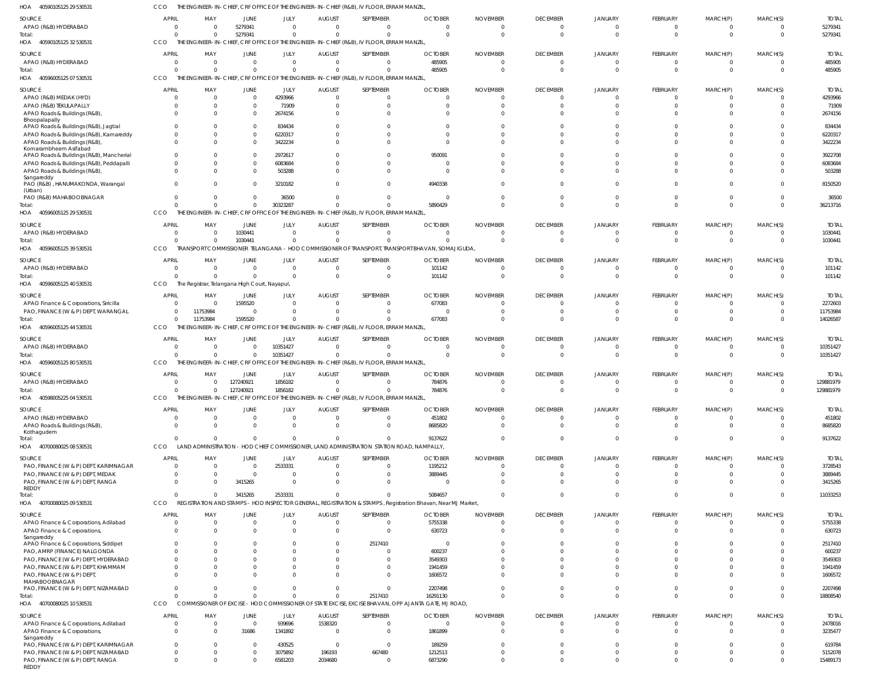HOA 40590105125 29 530531 CCO THE ENGINEER-IN-CHIEF, CRF OFFICE OF THE ENGINEER-IN-CHIEF (R&B), IV FLOOR, ERRAM MANZIL,

| SOURCE | APRIL | MAY | JUNE | JULY | AUGUST | SEPTEMBER | OCTOBER | NOVEMBER | DECEMBER | JANUARY | FEBRUARY | MARCH(P) | MARCH(S) | TOTAL |
|---|---|---|---|---|---|---|---|---|---|---|---|---|---|---|
| APAO (R&B) HYDERABAD | 0 | 0 | 5279341 | 0 | 0 | 0 | 0 | 0 | 0 | 0 | 0 | 0 | 0 | 5279341 |
| Total: | 0 | 0 | 5279341 | 0 | 0 | 0 | 0 | 0 | 0 | 0 | 0 | 0 | 0 | 5279341 |

HOA 40590105125 32 530531 CCO THE ENGINEER-IN-CHIEF, CRF OFFICE OF THE ENGINEER-IN-CHIEF (R&B), IV FLOOR, ERRAM MANZIL,

| SOURCE | APRIL | MAY | JUNE | JULY | AUGUST | SEPTEMBER | OCTOBER | NOVEMBER | DECEMBER | JANUARY | FEBRUARY | MARCH(P) | MARCH(S) | TOTAL |
|---|---|---|---|---|---|---|---|---|---|---|---|---|---|---|
| APAO (R&B) HYDERABAD | 0 | 0 | 0 | 0 | 0 | 0 | 485905 | 0 | 0 | 0 | 0 | 0 | 0 | 485905 |
| Total: | 0 | 0 | 0 | 0 | 0 | 0 | 485905 | 0 | 0 | 0 | 0 | 0 | 0 | 485905 |

HOA 40596005125 07 530531 CCO THE ENGINEER-IN-CHIEF, CRF OFFICE OF THE ENGINEER-IN-CHIEF (R&B), IV FLOOR, ERRAM MANZIL,

| SOURCE | APRIL | MAY | JUNE | JULY | AUGUST | SEPTEMBER | OCTOBER | NOVEMBER | DECEMBER | JANUARY | FEBRUARY | MARCH(P) | MARCH(S) | TOTAL |
|---|---|---|---|---|---|---|---|---|---|---|---|---|---|---|
| APAO (R&B) MEDAK (HYD) | 0 | 0 | 0 | 4293966 | 0 | 0 | 0 | 0 | 0 | 0 | 0 | 0 | 0 | 4293966 |
| APAO (R&B) TEKULAPALLY | 0 | 0 | 0 | 71909 | 0 | 0 | 0 | 0 | 0 | 0 | 0 | 0 | 0 | 71909 |
| APAO Roads & Buildings (R&B), Bhoopalapally | 0 | 0 | 0 | 2674156 | 0 | 0 | 0 | 0 | 0 | 0 | 0 | 0 | 0 | 2674156 |
| APAO Roads & Buildings (R&B), Jagtial | 0 | 0 | 0 | 834434 | 0 | 0 | 0 | 0 | 0 | 0 | 0 | 0 | 0 | 834434 |
| APAO Roads & Buildings (R&B), Kamareddy | 0 | 0 | 0 | 6220317 | 0 | 0 | 0 | 0 | 0 | 0 | 0 | 0 | 0 | 6220317 |
| APAO Roads & Buildings (R&B), Komarambheem Asifabad | 0 | 0 | 0 | 3422234 | 0 | 0 | 0 | 0 | 0 | 0 | 0 | 0 | 0 | 3422234 |
| APAO Roads & Buildings (R&B), Mancherial | 0 | 0 | 0 | 2972617 | 0 | 0 | 950091 | 0 | 0 | 0 | 0 | 0 | 0 | 3922708 |
| APAO Roads & Buildings (R&B), Peddapalli | 0 | 0 | 0 | 6083684 | 0 | 0 | 0 | 0 | 0 | 0 | 0 | 0 | 0 | 6083684 |
| APAO Roads & Buildings (R&B), Sangareddy | 0 | 0 | 0 | 503288 | 0 | 0 | 0 | 0 | 0 | 0 | 0 | 0 | 0 | 503288 |
| PAO (R&B), HANUMAKONDA, Warangal (Urban) | 0 | 0 | 0 | 3210182 | 0 | 0 | 4940338 | 0 | 0 | 0 | 0 | 0 | 0 | 8150520 |
| PAO (R&B) MAHABOOBNAGAR | 0 | 0 | 0 | 36500 | 0 | 0 | 0 | 0 | 0 | 0 | 0 | 0 | 0 | 36500 |
| Total: | 0 | 0 | 0 | 30323287 | 0 | 0 | 5890429 | 0 | 0 | 0 | 0 | 0 | 0 | 36213716 |

HOA 40596005125 29 530531 CCO THE ENGINEER-IN-CHIEF, CRF OFFICE OF THE ENGINEER-IN-CHIEF (R&B), IV FLOOR, ERRAM MANZIL,

| SOURCE | APRIL | MAY | JUNE | JULY | AUGUST | SEPTEMBER | OCTOBER | NOVEMBER | DECEMBER | JANUARY | FEBRUARY | MARCH(P) | MARCH(S) | TOTAL |
|---|---|---|---|---|---|---|---|---|---|---|---|---|---|---|
| APAO (R&B) HYDERABAD | 0 | 0 | 1030441 | 0 | 0 | 0 | 0 | 0 | 0 | 0 | 0 | 0 | 0 | 1030441 |
| Total: | 0 | 0 | 1030441 | 0 | 0 | 0 | 0 | 0 | 0 | 0 | 0 | 0 | 0 | 1030441 |

HOA 40596005125 39 530531 CCO TRANSPORT COMMISSIONER TELANGANA - HOD COMMISSIONER OF TRANSPORT, TRANSPORT BHAVAN, SOMAJIGUDA,

| SOURCE | APRIL | MAY | JUNE | JULY | AUGUST | SEPTEMBER | OCTOBER | NOVEMBER | DECEMBER | JANUARY | FEBRUARY | MARCH(P) | MARCH(S) | TOTAL |
|---|---|---|---|---|---|---|---|---|---|---|---|---|---|---|
| APAO (R&B) HYDERABAD | 0 | 0 | 0 | 0 | 0 | 0 | 101142 | 0 | 0 | 0 | 0 | 0 | 0 | 101142 |
| Total: | 0 | 0 | 0 | 0 | 0 | 0 | 101142 | 0 | 0 | 0 | 0 | 0 | 0 | 101142 |

HOA 40596005125 40 530531 CCO The Registrar, Telangana High Court, Nayapul,

| SOURCE | APRIL | MAY | JUNE | JULY | AUGUST | SEPTEMBER | OCTOBER | NOVEMBER | DECEMBER | JANUARY | FEBRUARY | MARCH(P) | MARCH(S) | TOTAL |
|---|---|---|---|---|---|---|---|---|---|---|---|---|---|---|
| APAO Finance & Corporations, Siricilla | 0 | 0 | 1595520 | 0 | 0 | 0 | 677083 | 0 | 0 | 0 | 0 | 0 | 0 | 2272603 |
| PAO, FINANCE (W & P) DEPT, WARANGAL | 0 | 11753984 | 0 | 0 | 0 | 0 | 0 | 0 | 0 | 0 | 0 | 0 | 0 | 11753984 |
| Total: | 0 | 11753984 | 1595520 | 0 | 0 | 0 | 677083 | 0 | 0 | 0 | 0 | 0 | 0 | 14026587 |

HOA 40596005125 44 530531 CCO THE ENGINEER-IN-CHIEF, CRF OFFICE OF THE ENGINEER-IN-CHIEF (R&B), IV FLOOR, ERRAM MANZIL,

| SOURCE | APRIL | MAY | JUNE | JULY | AUGUST | SEPTEMBER | OCTOBER | NOVEMBER | DECEMBER | JANUARY | FEBRUARY | MARCH(P) | MARCH(S) | TOTAL |
|---|---|---|---|---|---|---|---|---|---|---|---|---|---|---|
| APAO (R&B) HYDERABAD | 0 | 0 | 0 | 10351427 | 0 | 0 | 0 | 0 | 0 | 0 | 0 | 0 | 0 | 10351427 |
| Total: | 0 | 0 | 0 | 10351427 | 0 | 0 | 0 | 0 | 0 | 0 | 0 | 0 | 0 | 10351427 |

HOA 40596005125 80 530531 CCO THE ENGINEER-IN-CHIEF, CRF OFFICE OF THE ENGINEER-IN-CHIEF (R&B), IV FLOOR, ERRAM MANZIL,

| SOURCE | APRIL | MAY | JUNE | JULY | AUGUST | SEPTEMBER | OCTOBER | NOVEMBER | DECEMBER | JANUARY | FEBRUARY | MARCH(P) | MARCH(S) | TOTAL |
|---|---|---|---|---|---|---|---|---|---|---|---|---|---|---|
| APAO (R&B) HYDERABAD | 0 | 0 | 127240921 | 1856182 | 0 | 0 | 784876 | 0 | 0 | 0 | 0 | 0 | 0 | 129881979 |
| Total: | 0 | 0 | 127240921 | 1856182 | 0 | 0 | 784876 | 0 | 0 | 0 | 0 | 0 | 0 | 129881979 |

HOA 40598005225 04 530531 CCO THE ENGINEER-IN-CHIEF, CRF OFFICE OF THE ENGINEER-IN-CHIEF (R&B), IV FLOOR, ERRAM MANZIL,

| SOURCE | APRIL | MAY | JUNE | JULY | AUGUST | SEPTEMBER | OCTOBER | NOVEMBER | DECEMBER | JANUARY | FEBRUARY | MARCH(P) | MARCH(S) | TOTAL |
|---|---|---|---|---|---|---|---|---|---|---|---|---|---|---|
| APAO (R&B) HYDERABAD | 0 | 0 | 0 | 0 | 0 | 0 | 451802 | 0 | 0 | 0 | 0 | 0 | 0 | 451802 |
| APAO Roads & Buildings (R&B), Kothagudem | 0 | 0 | 0 | 0 | 0 | 0 | 8685820 | 0 | 0 | 0 | 0 | 0 | 0 | 8685820 |
| Total: | 0 | 0 | 0 | 0 | 0 | 0 | 9137622 | 0 | 0 | 0 | 0 | 0 | 0 | 9137622 |

HOA 40700080025 08 530531 CCO LAND ADMINISTRATION - HOD CHIEF COMMISSIONER, LAND ADMINISTRATION STATION ROAD, NAMPALLY,

| SOURCE | APRIL | MAY | JUNE | JULY | AUGUST | SEPTEMBER | OCTOBER | NOVEMBER | DECEMBER | JANUARY | FEBRUARY | MARCH(P) | MARCH(S) | TOTAL |
|---|---|---|---|---|---|---|---|---|---|---|---|---|---|---|
| PAO, FINANCE (W & P) DEPT, KARIMNAGAR | 0 | 0 | 0 | 2533331 | 0 | 0 | 1195212 | 0 | 0 | 0 | 0 | 0 | 0 | 3728543 |
| PAO, FINANCE (W & P) DEPT, MEDAK | 0 | 0 | 0 | 0 | 0 | 0 | 3889445 | 0 | 0 | 0 | 0 | 0 | 0 | 3889445 |
| PAO, FINANCE (W & P) DEPT, RANGA REDDY | 0 | 0 | 3415265 | 0 | 0 | 0 | 0 | 0 | 0 | 0 | 0 | 0 | 0 | 3415265 |
| Total: | 0 | 0 | 3415265 | 2533331 | 0 | 0 | 5084657 | 0 | 0 | 0 | 0 | 0 | 0 | 11033253 |

HOA 40700080025 09 530531 CCO REGISTRATION AND STAMPS - HOD INSPECTOR GENERAL, REGISTRATION & STAMPS, Registration Bhavan, Near MJ Market,

| SOURCE | APRIL | MAY | JUNE | JULY | AUGUST | SEPTEMBER | OCTOBER | NOVEMBER | DECEMBER | JANUARY | FEBRUARY | MARCH(P) | MARCH(S) | TOTAL |
|---|---|---|---|---|---|---|---|---|---|---|---|---|---|---|
| APAO Finance & Corporations, Adilabad | 0 | 0 | 0 | 0 | 0 | 0 | 5755338 | 0 | 0 | 0 | 0 | 0 | 0 | 5755338 |
| APAO Finance & Corporations, Sangareddy | 0 | 0 | 0 | 0 | 0 | 0 | 630723 | 0 | 0 | 0 | 0 | 0 | 0 | 630723 |
| APAO Finance & Corporations, Siddipet | 0 | 0 | 0 | 0 | 0 | 2517410 | 0 | 0 | 0 | 0 | 0 | 0 | 0 | 2517410 |
| PAO, AMRP (FINANCE) NALGONDA | 0 | 0 | 0 | 0 | 0 | 0 | 600237 | 0 | 0 | 0 | 0 | 0 | 0 | 600237 |
| PAO, FINANCE (W & P) DEPT, HYDERABAD | 0 | 0 | 0 | 0 | 0 | 0 | 3549303 | 0 | 0 | 0 | 0 | 0 | 0 | 3549303 |
| PAO, FINANCE (W & P) DEPT, KHAMMAM | 0 | 0 | 0 | 0 | 0 | 0 | 1941459 | 0 | 0 | 0 | 0 | 0 | 0 | 1941459 |
| PAO, FINANCE (W & P) DEPT, MAHABOOBNAGAR | 0 | 0 | 0 | 0 | 0 | 0 | 1606572 | 0 | 0 | 0 | 0 | 0 | 0 | 1606572 |
| PAO, FINANCE (W & P) DEPT, NIZAMABAD | 0 | 0 | 0 | 0 | 0 | 0 | 2207498 | 0 | 0 | 0 | 0 | 0 | 0 | 2207498 |
| Total: | 0 | 0 | 0 | 0 | 0 | 2517410 | 16291130 | 0 | 0 | 0 | 0 | 0 | 0 | 18808540 |

HOA 40700080025 10 530531 CCO COMMISSIONER OF EXCISE - HOD COMMISSIONER OF STATE EXCISE, EXCISE BHAVAN, OPP AJANTA GATE, MJ ROAD,

| SOURCE | APRIL | MAY | JUNE | JULY | AUGUST | SEPTEMBER | OCTOBER | NOVEMBER | DECEMBER | JANUARY | FEBRUARY | MARCH(P) | MARCH(S) | TOTAL |
|---|---|---|---|---|---|---|---|---|---|---|---|---|---|---|
| APAO Finance & Corporations, Adilabad | 0 | 0 | 0 | 939696 | 1538320 | 0 | 0 | 0 | 0 | 0 | 0 | 0 | 0 | 2478016 |
| APAO Finance & Corporations, Sangareddy | 0 | 0 | 31686 | 1341892 | 0 | 0 | 1861899 | 0 | 0 | 0 | 0 | 0 | 0 | 3235477 |
| PAO, FINANCE (W & P) DEPT, KARIMNAGAR | 0 | 0 | 0 | 430525 | 0 | 0 | 189259 | 0 | 0 | 0 | 0 | 0 | 0 | 619784 |
| PAO, FINANCE (W & P) DEPT, NIZAMABAD | 0 | 0 | 0 | 3075892 | 196193 | 667480 | 1212513 | 0 | 0 | 0 | 0 | 0 | 0 | 5152078 |
| PAO, FINANCE (W & P) DEPT, RANGA REDDY | 0 | 0 | 0 | 6581203 | 2034680 | 0 | 6873290 | 0 | 0 | 0 | 0 | 0 | 0 | 15489173 |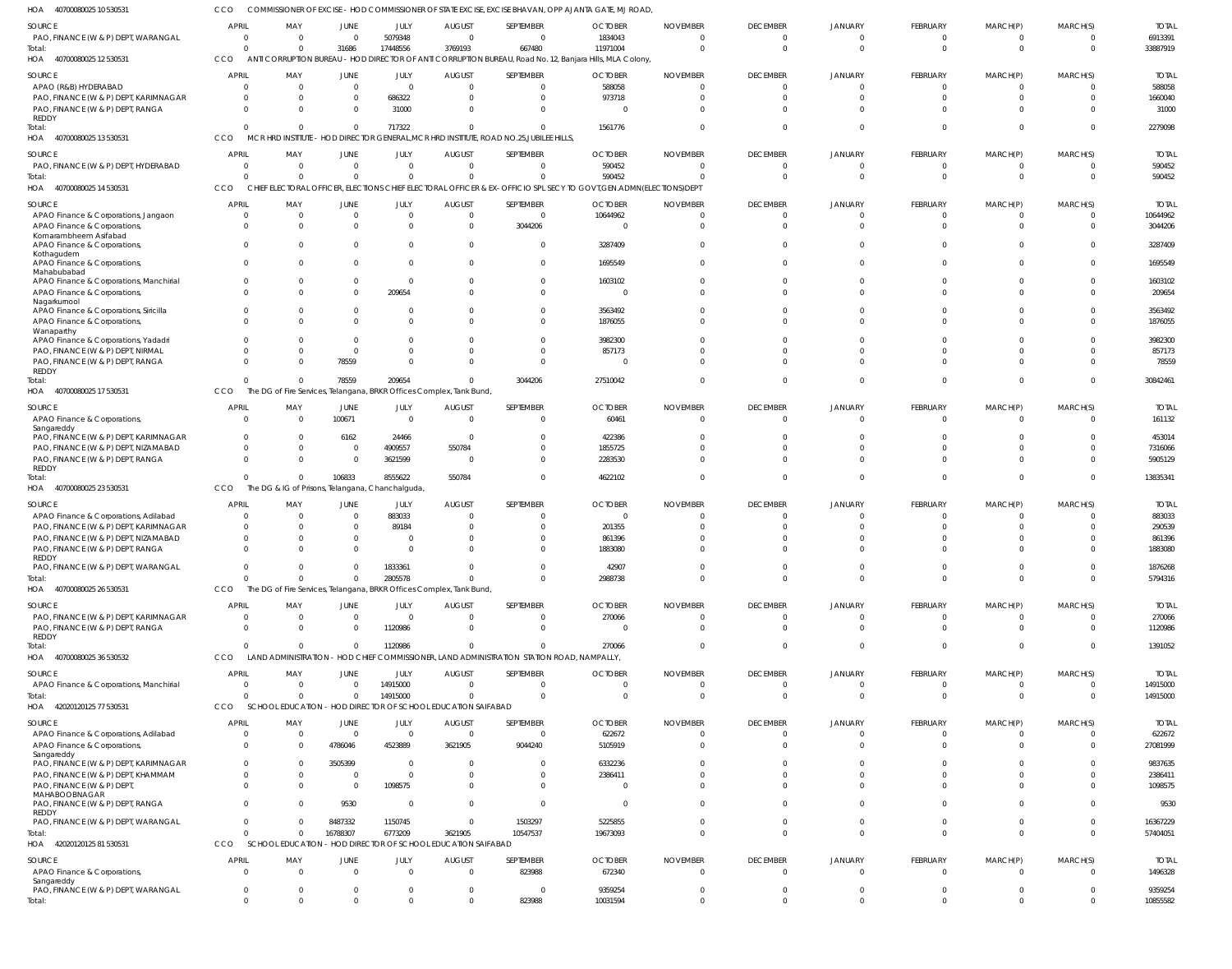HOA 40700080025 10 530531 CCO COMMISSIONER OF EXCISE - HOD COMMISSIONER OF STATE EXCISE, EXCISE BHAVAN, OPP AJANTA GATE, MJ ROAD,

| SOURCE | APRIL | MAY | JUNE | JULY | AUGUST | SEPTEMBER | OCTOBER | NOVEMBER | DECEMBER | JANUARY | FEBRUARY | MARCH(P) | MARCH(S) | TOTAL |
|---|---|---|---|---|---|---|---|---|---|---|---|---|---|---|
| PAO, FINANCE (W & P) DEPT, WARANGAL | 0 | 0 | 0 | 5079348 | 0 | 0 | 1834043 | 0 | 0 | 0 | 0 | 0 | 0 | 6913391 |
| Total: | 0 | 0 | 31686 | 17448556 | 3769193 | 667480 | 11971004 | 0 | 0 | 0 | 0 | 0 | 0 | 33887919 |

HOA 40700080025 12 530531 CCO ANTI CORRUPTION BUREAU - HOD DIRECTOR OF ANTI CORRUPTION BUREAU, Road No. 12, Banjara Hills, MLA Colony,

| SOURCE | APRIL | MAY | JUNE | JULY | AUGUST | SEPTEMBER | OCTOBER | NOVEMBER | DECEMBER | JANUARY | FEBRUARY | MARCH(P) | MARCH(S) | TOTAL |
|---|---|---|---|---|---|---|---|---|---|---|---|---|---|---|
| APAO (R&B) HYDERABAD | 0 | 0 | 0 | 0 | 0 | 0 | 588058 | 0 | 0 | 0 | 0 | 0 | 0 | 588058 |
| PAO, FINANCE (W & P) DEPT, KARIMNAGAR | 0 | 0 | 0 | 686322 | 0 | 0 | 973718 | 0 | 0 | 0 | 0 | 0 | 0 | 1660040 |
| PAO, FINANCE (W & P) DEPT, RANGA REDDY | 0 | 0 | 0 | 31000 | 0 | 0 | 0 | 0 | 0 | 0 | 0 | 0 | 0 | 31000 |
| Total: | 0 | 0 | 0 | 717322 | 0 | 0 | 1561776 | 0 | 0 | 0 | 0 | 0 | 0 | 2279098 |

HOA 40700080025 13 530531 CCO MCR HRD INSTITUTE - HOD DIRECTOR GENERAL,MCR HRD INSTITUTE, ROAD NO.25,JUBILEE HILLS,

| SOURCE | APRIL | MAY | JUNE | JULY | AUGUST | SEPTEMBER | OCTOBER | NOVEMBER | DECEMBER | JANUARY | FEBRUARY | MARCH(P) | MARCH(S) | TOTAL |
|---|---|---|---|---|---|---|---|---|---|---|---|---|---|---|
| PAO, FINANCE (W & P) DEPT, HYDERABAD | 0 | 0 | 0 | 0 | 0 | 0 | 590452 | 0 | 0 | 0 | 0 | 0 | 0 | 590452 |
| Total: | 0 | 0 | 0 | 0 | 0 | 0 | 590452 | 0 | 0 | 0 | 0 | 0 | 0 | 590452 |

HOA 40700080025 14 530531 CCO CHIEF ELECTORAL OFFICER, ELECTIONS CHIEF ELECTORAL OFFICER & EX-OFFICIO SPL SECY TO GOVT,GEN.ADMN(ELECTIONS)DEPT

| SOURCE | APRIL | MAY | JUNE | JULY | AUGUST | SEPTEMBER | OCTOBER | NOVEMBER | DECEMBER | JANUARY | FEBRUARY | MARCH(P) | MARCH(S) | TOTAL |
|---|---|---|---|---|---|---|---|---|---|---|---|---|---|---|
| APAO Finance & Corporations, Jangaon | 0 | 0 | 0 | 0 | 0 | 0 | 10644962 | 0 | 0 | 0 | 0 | 0 | 0 | 10644962 |
| APAO Finance & Corporations, Komarambheem Asifabad | 0 | 0 | 0 | 0 | 0 | 3044206 | 0 | 0 | 0 | 0 | 0 | 0 | 0 | 3044206 |
| APAO Finance & Corporations, Kothagudem | 0 | 0 | 0 | 0 | 0 | 0 | 3287409 | 0 | 0 | 0 | 0 | 0 | 0 | 3287409 |
| APAO Finance & Corporations, Mahabubabad | 0 | 0 | 0 | 0 | 0 | 0 | 1695549 | 0 | 0 | 0 | 0 | 0 | 0 | 1695549 |
| APAO Finance & Corporations, Manchirial | 0 | 0 | 0 | 0 | 0 | 0 | 1603102 | 0 | 0 | 0 | 0 | 0 | 0 | 1603102 |
| APAO Finance & Corporations, Nagarkurnool | 0 | 0 | 0 | 209654 | 0 | 0 | 0 | 0 | 0 | 0 | 0 | 0 | 0 | 209654 |
| APAO Finance & Corporations, Siricilla | 0 | 0 | 0 | 0 | 0 | 0 | 3563492 | 0 | 0 | 0 | 0 | 0 | 0 | 3563492 |
| APAO Finance & Corporations, Wanaparthy | 0 | 0 | 0 | 0 | 0 | 0 | 1876055 | 0 | 0 | 0 | 0 | 0 | 0 | 1876055 |
| APAO Finance & Corporations, Yadadri | 0 | 0 | 0 | 0 | 0 | 0 | 3982300 | 0 | 0 | 0 | 0 | 0 | 0 | 3982300 |
| PAO, FINANCE (W & P) DEPT, NIRMAL | 0 | 0 | 0 | 0 | 0 | 0 | 857173 | 0 | 0 | 0 | 0 | 0 | 0 | 857173 |
| PAO, FINANCE (W & P) DEPT, RANGA REDDY | 0 | 0 | 78559 | 0 | 0 | 0 | 0 | 0 | 0 | 0 | 0 | 0 | 0 | 78559 |
| Total: | 0 | 0 | 78559 | 209654 | 0 | 3044206 | 27510042 | 0 | 0 | 0 | 0 | 0 | 0 | 30842461 |

HOA 40700080025 17 530531 CCO The DG of Fire Services, Telangana, BRKR Offices Complex, Tank Bund,

| SOURCE | APRIL | MAY | JUNE | JULY | AUGUST | SEPTEMBER | OCTOBER | NOVEMBER | DECEMBER | JANUARY | FEBRUARY | MARCH(P) | MARCH(S) | TOTAL |
|---|---|---|---|---|---|---|---|---|---|---|---|---|---|---|
| APAO Finance & Corporations, Sangareddy | 0 | 0 | 100671 | 0 | 0 | 0 | 60461 | 0 | 0 | 0 | 0 | 0 | 0 | 161132 |
| PAO, FINANCE (W & P) DEPT, KARIMNAGAR | 0 | 0 | 6162 | 24466 | 0 | 0 | 422386 | 0 | 0 | 0 | 0 | 0 | 0 | 453014 |
| PAO, FINANCE (W & P) DEPT, NIZAMABAD | 0 | 0 | 0 | 4909557 | 550784 | 0 | 1855725 | 0 | 0 | 0 | 0 | 0 | 0 | 7316066 |
| PAO, FINANCE (W & P) DEPT, RANGA REDDY | 0 | 0 | 0 | 3621599 | 0 | 0 | 2283530 | 0 | 0 | 0 | 0 | 0 | 0 | 5905129 |
| Total: | 0 | 0 | 106833 | 8555622 | 550784 | 0 | 4622102 | 0 | 0 | 0 | 0 | 0 | 0 | 13835341 |

HOA 40700080025 23 530531 CCO The DG & IG of Prisons, Telangana, Chanchalguda,

| SOURCE | APRIL | MAY | JUNE | JULY | AUGUST | SEPTEMBER | OCTOBER | NOVEMBER | DECEMBER | JANUARY | FEBRUARY | MARCH(P) | MARCH(S) | TOTAL |
|---|---|---|---|---|---|---|---|---|---|---|---|---|---|---|
| APAO Finance & Corporations, Adilabad | 0 | 0 | 0 | 883033 | 0 | 0 | 0 | 0 | 0 | 0 | 0 | 0 | 0 | 883033 |
| PAO, FINANCE (W & P) DEPT, KARIMNAGAR | 0 | 0 | 0 | 89184 | 0 | 0 | 201355 | 0 | 0 | 0 | 0 | 0 | 0 | 290539 |
| PAO, FINANCE (W & P) DEPT, NIZAMABAD | 0 | 0 | 0 | 0 | 0 | 0 | 861396 | 0 | 0 | 0 | 0 | 0 | 0 | 861396 |
| PAO, FINANCE (W & P) DEPT, RANGA REDDY | 0 | 0 | 0 | 0 | 0 | 0 | 1883080 | 0 | 0 | 0 | 0 | 0 | 0 | 1883080 |
| PAO, FINANCE (W & P) DEPT, WARANGAL | 0 | 0 | 0 | 1833361 | 0 | 0 | 42907 | 0 | 0 | 0 | 0 | 0 | 0 | 1876268 |
| Total: | 0 | 0 | 0 | 2805578 | 0 | 0 | 2988738 | 0 | 0 | 0 | 0 | 0 | 0 | 5794316 |

HOA 40700080025 26 530531 CCO The DG of Fire Services, Telangana, BRKR Offices Complex, Tank Bund,

| SOURCE | APRIL | MAY | JUNE | JULY | AUGUST | SEPTEMBER | OCTOBER | NOVEMBER | DECEMBER | JANUARY | FEBRUARY | MARCH(P) | MARCH(S) | TOTAL |
|---|---|---|---|---|---|---|---|---|---|---|---|---|---|---|
| PAO, FINANCE (W & P) DEPT, KARIMNAGAR | 0 | 0 | 0 | 0 | 0 | 0 | 270066 | 0 | 0 | 0 | 0 | 0 | 0 | 270066 |
| PAO, FINANCE (W & P) DEPT, RANGA REDDY | 0 | 0 | 0 | 1120986 | 0 | 0 | 0 | 0 | 0 | 0 | 0 | 0 | 0 | 1120986 |
| Total: | 0 | 0 | 0 | 1120986 | 0 | 0 | 270066 | 0 | 0 | 0 | 0 | 0 | 0 | 1391052 |

HOA 40700080025 36 530532 CCO LAND ADMINISTRATION - HOD CHIEF COMMISSIONER, LAND ADMINISTRATION STATION ROAD, NAMPALLY,

| SOURCE | APRIL | MAY | JUNE | JULY | AUGUST | SEPTEMBER | OCTOBER | NOVEMBER | DECEMBER | JANUARY | FEBRUARY | MARCH(P) | MARCH(S) | TOTAL |
|---|---|---|---|---|---|---|---|---|---|---|---|---|---|---|
| APAO Finance & Corporations, Manchirial | 0 | 0 | 0 | 14915000 | 0 | 0 | 0 | 0 | 0 | 0 | 0 | 0 | 0 | 14915000 |
| Total: | 0 | 0 | 0 | 14915000 | 0 | 0 | 0 | 0 | 0 | 0 | 0 | 0 | 0 | 14915000 |

HOA 42020120125 77 530531 CCO SCHOOL EDUCATION - HOD DIRECTOR OF SCHOOL EDUCATION SAIFABAD

| SOURCE | APRIL | MAY | JUNE | JULY | AUGUST | SEPTEMBER | OCTOBER | NOVEMBER | DECEMBER | JANUARY | FEBRUARY | MARCH(P) | MARCH(S) | TOTAL |
|---|---|---|---|---|---|---|---|---|---|---|---|---|---|---|
| APAO Finance & Corporations, Adilabad | 0 | 0 | 0 | 0 | 0 | 0 | 622672 | 0 | 0 | 0 | 0 | 0 | 0 | 622672 |
| APAO Finance & Corporations, Sangareddy | 0 | 0 | 4786046 | 4523889 | 3621905 | 9044240 | 5105919 | 0 | 0 | 0 | 0 | 0 | 0 | 27081999 |
| PAO, FINANCE (W & P) DEPT, KARIMNAGAR | 0 | 0 | 3505399 | 0 | 0 | 0 | 6332236 | 0 | 0 | 0 | 0 | 0 | 0 | 9837635 |
| PAO, FINANCE (W & P) DEPT, KHAMMAM | 0 | 0 | 0 | 0 | 0 | 0 | 2386411 | 0 | 0 | 0 | 0 | 0 | 0 | 2386411 |
| PAO, FINANCE (W & P) DEPT, MAHABOOBNAGAR | 0 | 0 | 0 | 1098575 | 0 | 0 | 0 | 0 | 0 | 0 | 0 | 0 | 0 | 1098575 |
| PAO, FINANCE (W & P) DEPT, RANGA REDDY | 0 | 0 | 9530 | 0 | 0 | 0 | 0 | 0 | 0 | 0 | 0 | 0 | 0 | 9530 |
| PAO, FINANCE (W & P) DEPT, WARANGAL | 0 | 0 | 8487332 | 1150745 | 0 | 1503297 | 5225855 | 0 | 0 | 0 | 0 | 0 | 0 | 16367229 |
| Total: | 0 | 0 | 16788307 | 6773209 | 3621905 | 10547537 | 19673093 | 0 | 0 | 0 | 0 | 0 | 0 | 57404051 |

HOA 42020120125 81 530531 CCO SCHOOL EDUCATION - HOD DIRECTOR OF SCHOOL EDUCATION SAIFABAD

| SOURCE | APRIL | MAY | JUNE | JULY | AUGUST | SEPTEMBER | OCTOBER | NOVEMBER | DECEMBER | JANUARY | FEBRUARY | MARCH(P) | MARCH(S) | TOTAL |
|---|---|---|---|---|---|---|---|---|---|---|---|---|---|---|
| APAO Finance & Corporations, Sangareddy | 0 | 0 | 0 | 0 | 0 | 823988 | 672340 | 0 | 0 | 0 | 0 | 0 | 0 | 1496328 |
| PAO, FINANCE (W & P) DEPT, WARANGAL | 0 | 0 | 0 | 0 | 0 | 0 | 9359254 | 0 | 0 | 0 | 0 | 0 | 0 | 9359254 |
| Total: | 0 | 0 | 0 | 0 | 0 | 823988 | 10031594 | 0 | 0 | 0 | 0 | 0 | 0 | 10855582 |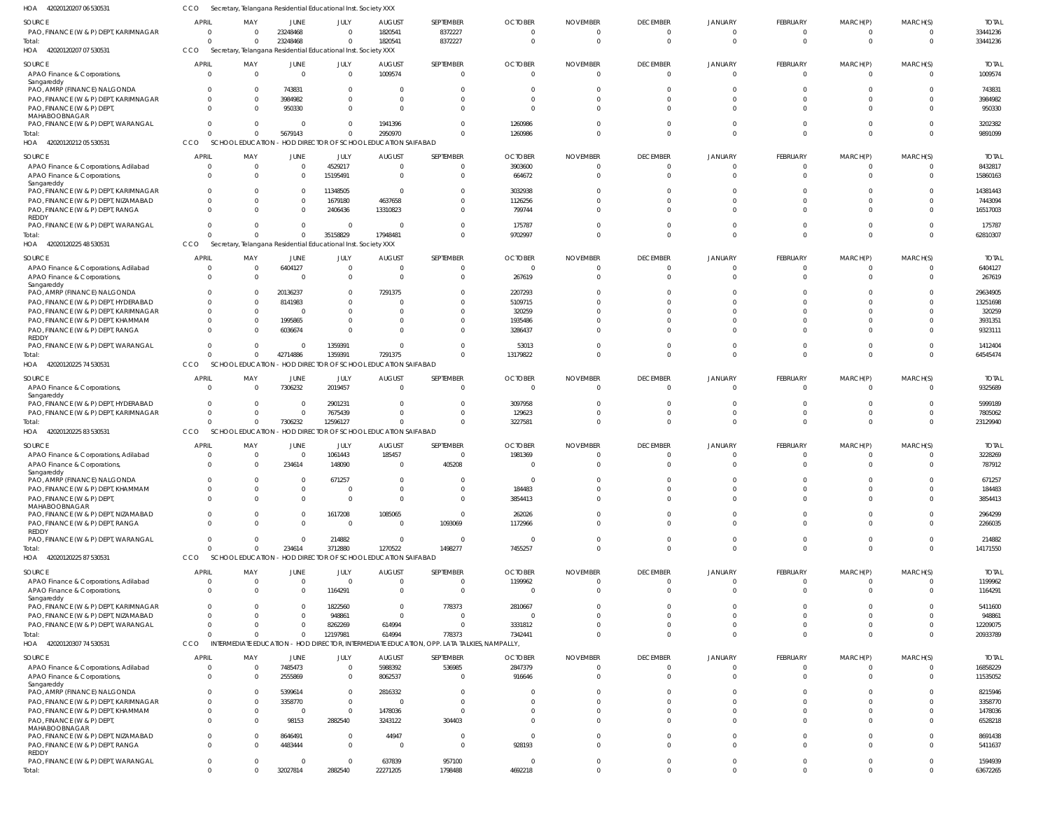HOA 420201202070653053 1 CCO Secretary, Telangana Residential Educational Inst. Society XXX

| SOURCE | APRIL | MAY | JUNE | JULY | AUGUST | SEPTEMBER | OCTOBER | NOVEMBER | DECEMBER | JANUARY | FEBRUARY | MARCH(P) | MARCH(S) | TOTAL |
|---|---|---|---|---|---|---|---|---|---|---|---|---|---|---|
| PAO, FINANCE (W & P) DEPT, KARIMNAGAR | 0 | 0 | 23248468 | 0 | 1820541 | 8372227 | 0 | 0 | 0 | 0 | 0 | 0 | 0 | 33441236 |
| Total: | 0 | 0 | 23248468 | 0 | 1820541 | 8372227 | 0 | 0 | 0 | 0 | 0 | 0 | 0 | 33441236 |

HOA 420201202070753053 1 CCO Secretary, Telangana Residential Educational Inst. Society XXX

| SOURCE | APRIL | MAY | JUNE | JULY | AUGUST | SEPTEMBER | OCTOBER | NOVEMBER | DECEMBER | JANUARY | FEBRUARY | MARCH(P) | MARCH(S) | TOTAL |
|---|---|---|---|---|---|---|---|---|---|---|---|---|---|---|
| APAO Finance & Corporations, Sangareddy | 0 | 0 | 0 | 0 | 1009574 | 0 | 0 | 0 | 0 | 0 | 0 | 0 | 0 | 1009574 |
| PAO, AMRP (FINANCE) NALGONDA | 0 | 0 | 743831 | 0 | 0 | 0 | 0 | 0 | 0 | 0 | 0 | 0 | 0 | 743831 |
| PAO, FINANCE (W & P) DEPT, KARIMNAGAR | 0 | 0 | 3984982 | 0 | 0 | 0 | 0 | 0 | 0 | 0 | 0 | 0 | 0 | 3984982 |
| PAO, FINANCE (W & P) DEPT, MAHABOOBNAGAR | 0 | 0 | 950330 | 0 | 0 | 0 | 0 | 0 | 0 | 0 | 0 | 0 | 0 | 950330 |
| PAO, FINANCE (W & P) DEPT, WARANGAL | 0 | 0 | 0 | 0 | 1941396 | 0 | 1260986 | 0 | 0 | 0 | 0 | 0 | 0 | 3202382 |
| Total: | 0 | 0 | 5679143 | 0 | 2950970 | 0 | 1260986 | 0 | 0 | 0 | 0 | 0 | 0 | 9891099 |

HOA 420201202120553053 1 CCO SCHOOL EDUCATION - HOD DIRECTOR OF SCHOOL EDUCATION SAIFABAD

| SOURCE | APRIL | MAY | JUNE | JULY | AUGUST | SEPTEMBER | OCTOBER | NOVEMBER | DECEMBER | JANUARY | FEBRUARY | MARCH(P) | MARCH(S) | TOTAL |
|---|---|---|---|---|---|---|---|---|---|---|---|---|---|---|
| APAO Finance & Corporations, Adilabad | 0 | 0 | 0 | 4529217 | 0 | 0 | 3903600 | 0 | 0 | 0 | 0 | 0 | 0 | 8432817 |
| APAO Finance & Corporations, Sangareddy | 0 | 0 | 0 | 15195491 | 0 | 0 | 664672 | 0 | 0 | 0 | 0 | 0 | 0 | 15860163 |
| PAO, FINANCE (W & P) DEPT, KARIMNAGAR | 0 | 0 | 0 | 11348505 | 0 | 0 | 3032938 | 0 | 0 | 0 | 0 | 0 | 0 | 14381443 |
| PAO, FINANCE (W & P) DEPT, NIZAMABAD | 0 | 0 | 0 | 1679180 | 4637658 | 0 | 1126256 | 0 | 0 | 0 | 0 | 0 | 0 | 7443094 |
| PAO, FINANCE (W & P) DEPT, RANGA REDDY | 0 | 0 | 0 | 2406436 | 13310823 | 0 | 799744 | 0 | 0 | 0 | 0 | 0 | 0 | 16517003 |
| PAO, FINANCE (W & P) DEPT, WARANGAL | 0 | 0 | 0 | 0 | 0 | 0 | 175787 | 0 | 0 | 0 | 0 | 0 | 0 | 175787 |
| Total: | 0 | 0 | 0 | 35158829 | 17948481 | 0 | 9702997 | 0 | 0 | 0 | 0 | 0 | 0 | 62810307 |

HOA 420201202254853053 1 CCO Secretary, Telangana Residential Educational Inst. Society XXX

| SOURCE | APRIL | MAY | JUNE | JULY | AUGUST | SEPTEMBER | OCTOBER | NOVEMBER | DECEMBER | JANUARY | FEBRUARY | MARCH(P) | MARCH(S) | TOTAL |
|---|---|---|---|---|---|---|---|---|---|---|---|---|---|---|
| APAO Finance & Corporations, Adilabad | 0 | 0 | 6404127 | 0 | 0 | 0 | 0 | 0 | 0 | 0 | 0 | 0 | 0 | 6404127 |
| APAO Finance & Corporations, Sangareddy | 0 | 0 | 0 | 0 | 0 | 0 | 267619 | 0 | 0 | 0 | 0 | 0 | 0 | 267619 |
| PAO, AMRP (FINANCE) NALGONDA | 0 | 0 | 20136237 | 0 | 7291375 | 0 | 2207293 | 0 | 0 | 0 | 0 | 0 | 0 | 29634905 |
| PAO, FINANCE (W & P) DEPT, HYDERABAD | 0 | 0 | 8141983 | 0 | 0 | 0 | 5109715 | 0 | 0 | 0 | 0 | 0 | 0 | 13251698 |
| PAO, FINANCE (W & P) DEPT, KARIMNAGAR | 0 | 0 | 0 | 0 | 0 | 0 | 320259 | 0 | 0 | 0 | 0 | 0 | 0 | 320259 |
| PAO, FINANCE (W & P) DEPT, KHAMMAM | 0 | 0 | 1995865 | 0 | 0 | 0 | 1935486 | 0 | 0 | 0 | 0 | 0 | 0 | 3931351 |
| PAO, FINANCE (W & P) DEPT, RANGA REDDY | 0 | 0 | 6036674 | 0 | 0 | 0 | 3286437 | 0 | 0 | 0 | 0 | 0 | 0 | 9323111 |
| PAO, FINANCE (W & P) DEPT, WARANGAL | 0 | 0 | 0 | 1359391 | 0 | 0 | 53013 | 0 | 0 | 0 | 0 | 0 | 0 | 1412404 |
| Total: | 0 | 0 | 42714886 | 1359391 | 7291375 | 0 | 13179822 | 0 | 0 | 0 | 0 | 0 | 0 | 64545474 |

HOA 420201202257453053 1 CCO SCHOOL EDUCATION - HOD DIRECTOR OF SCHOOL EDUCATION SAIFABAD

| SOURCE | APRIL | MAY | JUNE | JULY | AUGUST | SEPTEMBER | OCTOBER | NOVEMBER | DECEMBER | JANUARY | FEBRUARY | MARCH(P) | MARCH(S) | TOTAL |
|---|---|---|---|---|---|---|---|---|---|---|---|---|---|---|
| APAO Finance & Corporations, Sangareddy | 0 | 0 | 7306232 | 2019457 | 0 | 0 | 0 | 0 | 0 | 0 | 0 | 0 | 0 | 9325689 |
| PAO, FINANCE (W & P) DEPT, HYDERABAD | 0 | 0 | 0 | 2901231 | 0 | 0 | 3097958 | 0 | 0 | 0 | 0 | 0 | 0 | 5999189 |
| PAO, FINANCE (W & P) DEPT, KARIMNAGAR | 0 | 0 | 0 | 7675439 | 0 | 0 | 129623 | 0 | 0 | 0 | 0 | 0 | 0 | 7805062 |
| Total: | 0 | 0 | 7306232 | 12596127 | 0 | 0 | 3227581 | 0 | 0 | 0 | 0 | 0 | 0 | 23129940 |

HOA 420201202258353053 1 CCO SCHOOL EDUCATION - HOD DIRECTOR OF SCHOOL EDUCATION SAIFABAD

| SOURCE | APRIL | MAY | JUNE | JULY | AUGUST | SEPTEMBER | OCTOBER | NOVEMBER | DECEMBER | JANUARY | FEBRUARY | MARCH(P) | MARCH(S) | TOTAL |
|---|---|---|---|---|---|---|---|---|---|---|---|---|---|---|
| APAO Finance & Corporations, Adilabad | 0 | 0 | 0 | 1061443 | 185457 | 0 | 1981369 | 0 | 0 | 0 | 0 | 0 | 0 | 3228269 |
| APAO Finance & Corporations, Sangareddy | 0 | 0 | 234614 | 148090 | 0 | 405208 | 0 | 0 | 0 | 0 | 0 | 0 | 0 | 787912 |
| PAO, AMRP (FINANCE) NALGONDA | 0 | 0 | 0 | 671257 | 0 | 0 | 0 | 0 | 0 | 0 | 0 | 0 | 0 | 671257 |
| PAO, FINANCE (W & P) DEPT, KHAMMAM | 0 | 0 | 0 | 0 | 0 | 0 | 184483 | 0 | 0 | 0 | 0 | 0 | 0 | 184483 |
| PAO, FINANCE (W & P) DEPT, MAHABOOBNAGAR | 0 | 0 | 0 | 0 | 0 | 0 | 3854413 | 0 | 0 | 0 | 0 | 0 | 0 | 3854413 |
| PAO, FINANCE (W & P) DEPT, NIZAMABAD | 0 | 0 | 0 | 1617208 | 1085065 | 0 | 262026 | 0 | 0 | 0 | 0 | 0 | 0 | 2964299 |
| PAO, FINANCE (W & P) DEPT, RANGA REDDY | 0 | 0 | 0 | 0 | 0 | 1093069 | 1172966 | 0 | 0 | 0 | 0 | 0 | 0 | 2266035 |
| PAO, FINANCE (W & P) DEPT, WARANGAL | 0 | 0 | 0 | 214882 | 0 | 0 | 0 | 0 | 0 | 0 | 0 | 0 | 0 | 214882 |
| Total: | 0 | 0 | 234614 | 3712880 | 1270522 | 1498277 | 7455257 | 0 | 0 | 0 | 0 | 0 | 0 | 14171550 |

HOA 420201202258753053 1 CCO SCHOOL EDUCATION - HOD DIRECTOR OF SCHOOL EDUCATION SAIFABAD

| SOURCE | APRIL | MAY | JUNE | JULY | AUGUST | SEPTEMBER | OCTOBER | NOVEMBER | DECEMBER | JANUARY | FEBRUARY | MARCH(P) | MARCH(S) | TOTAL |
|---|---|---|---|---|---|---|---|---|---|---|---|---|---|---|
| APAO Finance & Corporations, Adilabad | 0 | 0 | 0 | 0 | 0 | 0 | 1199962 | 0 | 0 | 0 | 0 | 0 | 0 | 1199962 |
| APAO Finance & Corporations, Sangareddy | 0 | 0 | 0 | 1164291 | 0 | 0 | 0 | 0 | 0 | 0 | 0 | 0 | 0 | 1164291 |
| PAO, FINANCE (W & P) DEPT, KARIMNAGAR | 0 | 0 | 0 | 1822560 | 0 | 778373 | 2810667 | 0 | 0 | 0 | 0 | 0 | 0 | 5411600 |
| PAO, FINANCE (W & P) DEPT, NIZAMABAD | 0 | 0 | 0 | 948861 | 0 | 0 | 0 | 0 | 0 | 0 | 0 | 0 | 0 | 948861 |
| PAO, FINANCE (W & P) DEPT, WARANGAL | 0 | 0 | 0 | 8262269 | 614994 | 0 | 3331812 | 0 | 0 | 0 | 0 | 0 | 0 | 12209075 |
| Total: | 0 | 0 | 0 | 12197981 | 614994 | 778373 | 7342441 | 0 | 0 | 0 | 0 | 0 | 0 | 20933789 |

HOA 420201203077453053 1 CCO INTERMEDIATE EDUCATION - HOD DIRECTOR, INTERMEDIATE EDUCATION, OPP. LATA TALKIES, NAMPALLY,

| SOURCE | APRIL | MAY | JUNE | JULY | AUGUST | SEPTEMBER | OCTOBER | NOVEMBER | DECEMBER | JANUARY | FEBRUARY | MARCH(P) | MARCH(S) | TOTAL |
|---|---|---|---|---|---|---|---|---|---|---|---|---|---|---|
| APAO Finance & Corporations, Adilabad | 0 | 0 | 7485473 | 0 | 5988392 | 536985 | 2847379 | 0 | 0 | 0 | 0 | 0 | 0 | 16858229 |
| APAO Finance & Corporations, Sangareddy | 0 | 0 | 2555869 | 0 | 8062537 | 0 | 916646 | 0 | 0 | 0 | 0 | 0 | 0 | 11535052 |
| PAO, AMRP (FINANCE) NALGONDA | 0 | 0 | 5399614 | 0 | 2816332 | 0 | 0 | 0 | 0 | 0 | 0 | 0 | 0 | 8215946 |
| PAO, FINANCE (W & P) DEPT, KARIMNAGAR | 0 | 0 | 3358770 | 0 | 0 | 0 | 0 | 0 | 0 | 0 | 0 | 0 | 0 | 3358770 |
| PAO, FINANCE (W & P) DEPT, KHAMMAM | 0 | 0 | 0 | 0 | 1478036 | 0 | 0 | 0 | 0 | 0 | 0 | 0 | 0 | 1478036 |
| PAO, FINANCE (W & P) DEPT, MAHABOOBNAGAR | 0 | 0 | 98153 | 2882540 | 3243122 | 304403 | 0 | 0 | 0 | 0 | 0 | 0 | 0 | 6528218 |
| PAO, FINANCE (W & P) DEPT, NIZAMABAD | 0 | 0 | 8646491 | 0 | 44947 | 0 | 0 | 0 | 0 | 0 | 0 | 0 | 0 | 8691438 |
| PAO, FINANCE (W & P) DEPT, RANGA REDDY | 0 | 0 | 4483444 | 0 | 0 | 0 | 928193 | 0 | 0 | 0 | 0 | 0 | 0 | 5411637 |
| PAO, FINANCE (W & P) DEPT, WARANGAL | 0 | 0 | 0 | 0 | 637839 | 957100 | 0 | 0 | 0 | 0 | 0 | 0 | 0 | 1594939 |
| Total: | 0 | 0 | 32027814 | 2882540 | 22271205 | 1798488 | 4692218 | 0 | 0 | 0 | 0 | 0 | 0 | 63672265 |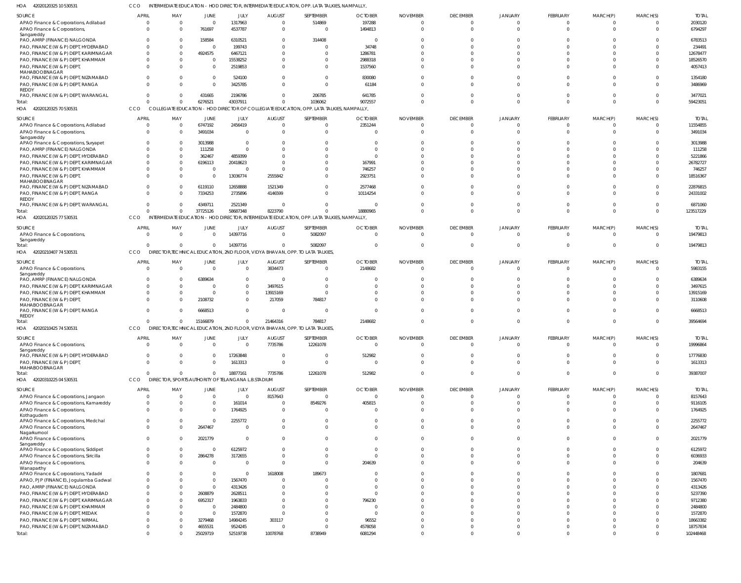HOA 42020120325 10 530531 CCO INTERMEDIATE EDUCATION - HOD DIRECTOR, INTERMEDIATE EDUCATION, OPP. LATA TALKIES, NAMPALLY,

| SOURCE | APRIL | MAY | JUNE | JULY | AUGUST | SEPTEMBER | OCTOBER | NOVEMBER | DECEMBER | JANUARY | FEBRUARY | MARCH(P) | MARCH(S) | TOTAL |
|---|---|---|---|---|---|---|---|---|---|---|---|---|---|---|
| APAO Finance & Corporations, Adilabad | 0 | 0 | 0 | 1317963 | 0 | 514869 | 197288 | 0 | 0 | 0 | 0 | 0 | 0 | 2030120 |
| APAO Finance & Corporations, Sangareddy | 0 | 0 | 761697 | 4537787 | 0 | 0 | 1494813 | 0 | 0 | 0 | 0 | 0 | 0 | 6794297 |
| PAO, AMRP (FINANCE) NALGONDA | 0 | 0 | 158584 | 6310521 | 0 | 314408 | 0 | 0 | 0 | 0 | 0 | 0 | 0 | 6783513 |
| PAO, FINANCE (W & P) DEPT, HYDERABAD | 0 | 0 | 0 | 199743 | 0 | 0 | 34748 | 0 | 0 | 0 | 0 | 0 | 0 | 234491 |
| PAO, FINANCE (W & P) DEPT, KARIMNAGAR | 0 | 0 | 4924575 | 6467121 | 0 | 0 | 1286781 | 0 | 0 | 0 | 0 | 0 | 0 | 12678477 |
| PAO, FINANCE (W & P) DEPT, KHAMMAM | 0 | 0 | 0 | 15538252 | 0 | 0 | 2988318 | 0 | 0 | 0 | 0 | 0 | 0 | 18526570 |
| PAO, FINANCE (W & P) DEPT, MAHABOOBNAGAR | 0 | 0 | 0 | 2519853 | 0 | 0 | 1537560 | 0 | 0 | 0 | 0 | 0 | 0 | 4057413 |
| PAO, FINANCE (W & P) DEPT, NIZAMABAD | 0 | 0 | 0 | 524100 | 0 | 0 | 830080 | 0 | 0 | 0 | 0 | 0 | 0 | 1354180 |
| PAO, FINANCE (W & P) DEPT, RANGA REDDY | 0 | 0 | 0 | 3425785 | 0 | 0 | 61184 | 0 | 0 | 0 | 0 | 0 | 0 | 3486969 |
| PAO, FINANCE (W & P) DEPT, WARANGAL | 0 | 0 | 431665 | 2196786 | 0 | 206785 | 641785 | 0 | 0 | 0 | 0 | 0 | 0 | 3477021 |
| Total: | 0 | 0 | 6276521 | 43037911 | 0 | 1036062 | 9072557 | 0 | 0 | 0 | 0 | 0 | 0 | 59423051 |

HOA 42020120325 70 530531 CCO COLLEGIATE EDUCATION - HOD DIRECTOR OF COLLEGIATE EDUCATION, OPP. LATA TALKIES, NAMPALLY,

| SOURCE | APRIL | MAY | JUNE | JULY | AUGUST | SEPTEMBER | OCTOBER | NOVEMBER | DECEMBER | JANUARY | FEBRUARY | MARCH(P) | MARCH(S) | TOTAL |
|---|---|---|---|---|---|---|---|---|---|---|---|---|---|---|
| APAO Finance & Corporations, Adilabad | 0 | 0 | 6747192 | 2456419 | 0 | 0 | 2351244 | 0 | 0 | 0 | 0 | 0 | 0 | 11554855 |
| APAO Finance & Corporations, Sangareddy | 0 | 0 | 3491034 | 0 | 0 | 0 | 0 | 0 | 0 | 0 | 0 | 0 | 0 | 3491034 |
| APAO Finance & Corporations, Suryapet | 0 | 0 | 3013988 | 0 | 0 | 0 | 0 | 0 | 0 | 0 | 0 | 0 | 0 | 3013988 |
| PAO, AMRP (FINANCE) NALGONDA | 0 | 0 | 111258 | 0 | 0 | 0 | 0 | 0 | 0 | 0 | 0 | 0 | 0 | 111258 |
| PAO, FINANCE (W & P) DEPT, HYDERABAD | 0 | 0 | 362467 | 4859399 | 0 | 0 | 0 | 0 | 0 | 0 | 0 | 0 | 0 | 5221866 |
| PAO, FINANCE (W & P) DEPT, KARIMNAGAR | 0 | 0 | 6196113 | 20418623 | 0 | 0 | 167991 | 0 | 0 | 0 | 0 | 0 | 0 | 26782727 |
| PAO, FINANCE (W & P) DEPT, KHAMMAM | 0 | 0 | 0 | 0 | 0 | 0 | 746257 | 0 | 0 | 0 | 0 | 0 | 0 | 746257 |
| PAO, FINANCE (W & P) DEPT, MAHABOOBNAGAR | 0 | 0 | 0 | 13036774 | 2555842 | 0 | 2923751 | 0 | 0 | 0 | 0 | 0 | 0 | 18516367 |
| PAO, FINANCE (W & P) DEPT, NIZAMABAD | 0 | 0 | 6119110 | 12658888 | 1521349 | 0 | 2577468 | 0 | 0 | 0 | 0 | 0 | 0 | 22876815 |
| PAO, FINANCE (W & P) DEPT, RANGA REDDY | 0 | 0 | 7334253 | 2735896 | 4146599 | 0 | 10114254 | 0 | 0 | 0 | 0 | 0 | 0 | 24331002 |
| PAO, FINANCE (W & P) DEPT, WARANGAL | 0 | 0 | 4349711 | 2521349 | 0 | 0 | 0 | 0 | 0 | 0 | 0 | 0 | 0 | 6871060 |
| Total: | 0 | 0 | 37725126 | 58687348 | 8223790 | 0 | 18880965 | 0 | 0 | 0 | 0 | 0 | 0 | 123517229 |

HOA 42020120325 77 530531 CCO INTERMEDIATE EDUCATION - HOD DIRECTOR, INTERMEDIATE EDUCATION, OPP. LATA TALKIES, NAMPALLY,

| SOURCE | APRIL | MAY | JUNE | JULY | AUGUST | SEPTEMBER | OCTOBER | NOVEMBER | DECEMBER | JANUARY | FEBRUARY | MARCH(P) | MARCH(S) | TOTAL |
|---|---|---|---|---|---|---|---|---|---|---|---|---|---|---|
| APAO Finance & Corporations, Sangareddy | 0 | 0 | 0 | 14397716 | 0 | 5082097 | 0 | 0 | 0 | 0 | 0 | 0 | 0 | 19479813 |
| Total: | 0 | 0 | 0 | 14397716 | 0 | 5082097 | 0 | 0 | 0 | 0 | 0 | 0 | 0 | 19479813 |

HOA 42020210407 74 530531 CCO DIRECTOR,TECHNICAL EDUCATION, 2ND FLOOR, VIDYA BHAVAN, OPP. TO LATA TALKIES,

| SOURCE | APRIL | MAY | JUNE | JULY | AUGUST | SEPTEMBER | OCTOBER | NOVEMBER | DECEMBER | JANUARY | FEBRUARY | MARCH(P) | MARCH(S) | TOTAL |
|---|---|---|---|---|---|---|---|---|---|---|---|---|---|---|
| APAO Finance & Corporations, Sangareddy | 0 | 0 | 0 | 0 | 3834473 | 0 | 2148682 | 0 | 0 | 0 | 0 | 0 | 0 | 5983155 |
| PAO, AMRP (FINANCE) NALGONDA | 0 | 0 | 6389634 | 0 | 0 | 0 | 0 | 0 | 0 | 0 | 0 | 0 | 0 | 6389634 |
| PAO, FINANCE (W & P) DEPT, KARIMNAGAR | 0 | 0 | 0 | 0 | 3497615 | 0 | 0 | 0 | 0 | 0 | 0 | 0 | 0 | 3497615 |
| PAO, FINANCE (W & P) DEPT, KHAMMAM | 0 | 0 | 0 | 0 | 13915169 | 0 | 0 | 0 | 0 | 0 | 0 | 0 | 0 | 13915169 |
| PAO, FINANCE (W & P) DEPT, MAHABOOBNAGAR | 0 | 0 | 2108732 | 0 | 217059 | 784817 | 0 | 0 | 0 | 0 | 0 | 0 | 0 | 3110608 |
| PAO, FINANCE (W & P) DEPT, RANGA REDDY | 0 | 0 | 6668513 | 0 | 0 | 0 | 0 | 0 | 0 | 0 | 0 | 0 | 0 | 6668513 |
| Total: | 0 | 0 | 15166879 | 0 | 21464316 | 784817 | 2148682 | 0 | 0 | 0 | 0 | 0 | 0 | 39564694 |

HOA 42020210425 74 530531 CCO DIRECTOR,TECHNICAL EDUCATION, 2ND FLOOR, VIDYA BHAVAN, OPP. TO LATA TALKIES,

| SOURCE | APRIL | MAY | JUNE | JULY | AUGUST | SEPTEMBER | OCTOBER | NOVEMBER | DECEMBER | JANUARY | FEBRUARY | MARCH(P) | MARCH(S) | TOTAL |
|---|---|---|---|---|---|---|---|---|---|---|---|---|---|---|
| APAO Finance & Corporations, Sangareddy | 0 | 0 | 0 | 0 | 7735786 | 12261078 | 0 | 0 | 0 | 0 | 0 | 0 | 0 | 19996864 |
| PAO, FINANCE (W & P) DEPT, HYDERABAD | 0 | 0 | 0 | 17263848 | 0 | 0 | 512982 | 0 | 0 | 0 | 0 | 0 | 0 | 17776830 |
| PAO, FINANCE (W & P) DEPT, MAHABOOBNAGAR | 0 | 0 | 0 | 1613313 | 0 | 0 | 0 | 0 | 0 | 0 | 0 | 0 | 0 | 1613313 |
| Total: | 0 | 0 | 0 | 18877161 | 7735786 | 12261078 | 512982 | 0 | 0 | 0 | 0 | 0 | 0 | 39387007 |

HOA 42020310225 04 530531 CCO DIRECTOR, SPORTS AUTHORITY OF TELANGANA L.B.STADIUM

| SOURCE | APRIL | MAY | JUNE | JULY | AUGUST | SEPTEMBER | OCTOBER | NOVEMBER | DECEMBER | JANUARY | FEBRUARY | MARCH(P) | MARCH(S) | TOTAL |
|---|---|---|---|---|---|---|---|---|---|---|---|---|---|---|
| APAO Finance & Corporations, Jangaon | 0 | 0 | 0 | 0 | 8157643 | 0 | 0 | 0 | 0 | 0 | 0 | 0 | 0 | 8157643 |
| APAO Finance & Corporations, Kamareddy | 0 | 0 | 0 | 161014 | 0 | 8549276 | 405815 | 0 | 0 | 0 | 0 | 0 | 0 | 9116105 |
| APAO Finance & Corporations, Kothagudem | 0 | 0 | 0 | 1764925 | 0 | 0 | 0 | 0 | 0 | 0 | 0 | 0 | 0 | 1764925 |
| APAO Finance & Corporations, Medchal | 0 | 0 | 0 | 2255772 | 0 | 0 | 0 | 0 | 0 | 0 | 0 | 0 | 0 | 2255772 |
| APAO Finance & Corporations, Nagarkurnool | 0 | 0 | 2647467 | 0 | 0 | 0 | 0 | 0 | 0 | 0 | 0 | 0 | 0 | 2647467 |
| APAO Finance & Corporations, Sangareddy | 0 | 0 | 2021779 | 0 | 0 | 0 | 0 | 0 | 0 | 0 | 0 | 0 | 0 | 2021779 |
| APAO Finance & Corporations, Siddipet | 0 | 0 | 0 | 6125972 | 0 | 0 | 0 | 0 | 0 | 0 | 0 | 0 | 0 | 6125972 |
| APAO Finance & Corporations, Siricilla | 0 | 0 | 2864278 | 3172655 | 0 | 0 | 0 | 0 | 0 | 0 | 0 | 0 | 0 | 6036933 |
| APAO Finance & Corporations, Wanaparthy | 0 | 0 | 0 | 0 | 0 | 0 | 204639 | 0 | 0 | 0 | 0 | 0 | 0 | 204639 |
| APAO Finance & Corporations, Yadadri | 0 | 0 | 0 | 0 | 1618008 | 189673 | 0 | 0 | 0 | 0 | 0 | 0 | 0 | 1807681 |
| APAO, PJP (FINANCE), Jogulamba Gadwal | 0 | 0 | 0 | 1567470 | 0 | 0 | 0 | 0 | 0 | 0 | 0 | 0 | 0 | 1567470 |
| PAO, AMRP (FINANCE) NALGONDA | 0 | 0 | 0 | 4313426 | 0 | 0 | 0 | 0 | 0 | 0 | 0 | 0 | 0 | 4313426 |
| PAO, FINANCE (W & P) DEPT, HYDERABAD | 0 | 0 | 2608879 | 2628511 | 0 | 0 | 0 | 0 | 0 | 0 | 0 | 0 | 0 | 5237390 |
| PAO, FINANCE (W & P) DEPT, KARIMNAGAR | 0 | 0 | 6952317 | 1963833 | 0 | 0 | 796230 | 0 | 0 | 0 | 0 | 0 | 0 | 9712380 |
| PAO, FINANCE (W & P) DEPT, KHAMMAM | 0 | 0 | 0 | 2484800 | 0 | 0 | 0 | 0 | 0 | 0 | 0 | 0 | 0 | 2484800 |
| PAO, FINANCE (W & P) DEPT, MEDAK | 0 | 0 | 0 | 1572870 | 0 | 0 | 0 | 0 | 0 | 0 | 0 | 0 | 0 | 1572870 |
| PAO, FINANCE (W & P) DEPT, NIRMAL | 0 | 0 | 3279468 | 14984245 | 303117 | 0 | 96552 | 0 | 0 | 0 | 0 | 0 | 0 | 18663382 |
| PAO, FINANCE (W & P) DEPT, NIZAMABAD | 0 | 0 | 4655531 | 9524245 | 0 | 0 | 4578058 | 0 | 0 | 0 | 0 | 0 | 0 | 18757834 |
| Total: | 0 | 0 | 25029719 | 52519738 | 10078768 | 8738949 | 6081294 | 0 | 0 | 0 | 0 | 0 | 0 | 102448468 |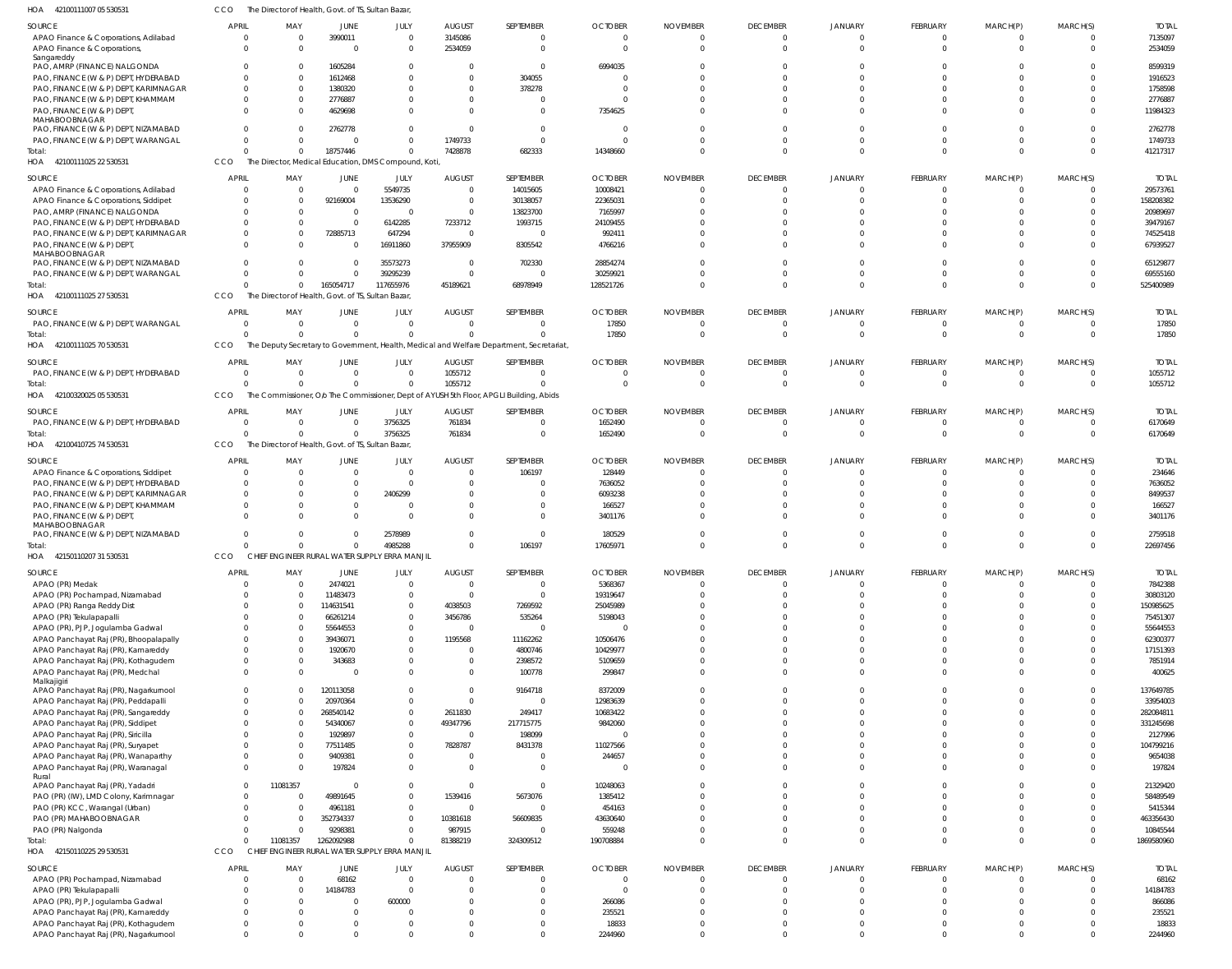HOA 42100111007 05 530531 CCO The Director of Health, Govt. of TS, Sultan Bazar,

| SOURCE | APRIL | MAY | JUNE | JULY | AUGUST | SEPTEMBER | OCTOBER | NOVEMBER | DECEMBER | JANUARY | FEBRUARY | MARCH(P) | MARCH(S) | TOTAL |
|---|---|---|---|---|---|---|---|---|---|---|---|---|---|---|
| APAO Finance & Corporations, Adilabad | 0 | 0 | 3990011 | 0 | 3145086 | 0 | 0 | 0 | 0 | 0 | 0 | 0 | 0 | 7135097 |
| APAO Finance & Corporations, Sangareddy | 0 | 0 | 0 | 0 | 2534059 | 0 | 0 | 0 | 0 | 0 | 0 | 0 | 0 | 2534059 |
| PAO, AMRP (FINANCE) NALGONDA | 0 | 0 | 1605284 | 0 | 0 | 0 | 6994035 | 0 | 0 | 0 | 0 | 0 | 0 | 8599319 |
| PAO, FINANCE (W & P) DEPT, HYDERABAD | 0 | 0 | 1612468 | 0 | 0 | 304055 | 0 | 0 | 0 | 0 | 0 | 0 | 0 | 1916523 |
| PAO, FINANCE (W & P) DEPT, KARIMNAGAR | 0 | 0 | 1380320 | 0 | 0 | 378278 | 0 | 0 | 0 | 0 | 0 | 0 | 0 | 1758598 |
| PAO, FINANCE (W & P) DEPT, KHAMMAM | 0 | 0 | 2776887 | 0 | 0 | 0 | 0 | 0 | 0 | 0 | 0 | 0 | 0 | 2776887 |
| PAO, FINANCE (W & P) DEPT, MAHABOOBNAGAR | 0 | 0 | 4629698 | 0 | 0 | 0 | 7354625 | 0 | 0 | 0 | 0 | 0 | 0 | 11984323 |
| PAO, FINANCE (W & P) DEPT, NIZAMABAD | 0 | 0 | 2762778 | 0 | 0 | 0 | 0 | 0 | 0 | 0 | 0 | 0 | 0 | 2762778 |
| PAO, FINANCE (W & P) DEPT, WARANGAL | 0 | 0 | 0 | 0 | 1749733 | 0 | 0 | 0 | 0 | 0 | 0 | 0 | 0 | 1749733 |
| Total: | 0 | 0 | 18757446 | 0 | 7428878 | 682333 | 14348660 | 0 | 0 | 0 | 0 | 0 | 0 | 41217317 |

HOA 42100111025 22 530531 CCO The Director, Medical Education, DMS Compound, Koti,

| SOURCE | APRIL | MAY | JUNE | JULY | AUGUST | SEPTEMBER | OCTOBER | NOVEMBER | DECEMBER | JANUARY | FEBRUARY | MARCH(P) | MARCH(S) | TOTAL |
|---|---|---|---|---|---|---|---|---|---|---|---|---|---|---|
| APAO Finance & Corporations, Adilabad | 0 | 0 | 0 | 5549735 | 0 | 14015605 | 10008421 | 0 | 0 | 0 | 0 | 0 | 0 | 29573761 |
| APAO Finance & Corporations, Siddipet | 0 | 0 | 92169004 | 13536290 | 0 | 30138057 | 22365031 | 0 | 0 | 0 | 0 | 0 | 0 | 158208382 |
| PAO, AMRP (FINANCE) NALGONDA | 0 | 0 | 0 | 0 | 0 | 13823700 | 7165997 | 0 | 0 | 0 | 0 | 0 | 0 | 20989697 |
| PAO, FINANCE (W & P) DEPT, HYDERABAD | 0 | 0 | 0 | 6142285 | 7233712 | 1993715 | 24109455 | 0 | 0 | 0 | 0 | 0 | 0 | 39479167 |
| PAO, FINANCE (W & P) DEPT, KARIMNAGAR | 0 | 0 | 72885713 | 647294 | 0 | 0 | 992411 | 0 | 0 | 0 | 0 | 0 | 0 | 74525418 |
| PAO, FINANCE (W & P) DEPT, MAHABOOBNAGAR | 0 | 0 | 0 | 16911860 | 37955909 | 8305542 | 4766216 | 0 | 0 | 0 | 0 | 0 | 0 | 67939527 |
| PAO, FINANCE (W & P) DEPT, NIZAMABAD | 0 | 0 | 0 | 35573273 | 0 | 702330 | 28854274 | 0 | 0 | 0 | 0 | 0 | 0 | 65129877 |
| PAO, FINANCE (W & P) DEPT, WARANGAL | 0 | 0 | 0 | 39295239 | 0 | 0 | 30259921 | 0 | 0 | 0 | 0 | 0 | 0 | 69555160 |
| Total: | 0 | 0 | 165054717 | 117655976 | 45189621 | 68978949 | 128521726 | 0 | 0 | 0 | 0 | 0 | 0 | 525400989 |

HOA 42100111025 27 530531 CCO The Director of Health, Govt. of TS, Sultan Bazar,

| SOURCE | APRIL | MAY | JUNE | JULY | AUGUST | SEPTEMBER | OCTOBER | NOVEMBER | DECEMBER | JANUARY | FEBRUARY | MARCH(P) | MARCH(S) | TOTAL |
|---|---|---|---|---|---|---|---|---|---|---|---|---|---|---|
| PAO, FINANCE (W & P) DEPT, WARANGAL | 0 | 0 | 0 | 0 | 0 | 0 | 17850 | 0 | 0 | 0 | 0 | 0 | 0 | 17850 |
| Total: | 0 | 0 | 0 | 0 | 0 | 0 | 17850 | 0 | 0 | 0 | 0 | 0 | 0 | 17850 |

HOA 42100111025 70 530531 CCO The Deputy Secretary to Government, Health, Medical and Welfare Department, Secretariat,

| SOURCE | APRIL | MAY | JUNE | JULY | AUGUST | SEPTEMBER | OCTOBER | NOVEMBER | DECEMBER | JANUARY | FEBRUARY | MARCH(P) | MARCH(S) | TOTAL |
|---|---|---|---|---|---|---|---|---|---|---|---|---|---|---|
| PAO, FINANCE (W & P) DEPT, HYDERABAD | 0 | 0 | 0 | 0 | 1055712 | 0 | 0 | 0 | 0 | 0 | 0 | 0 | 0 | 1055712 |
| Total: | 0 | 0 | 0 | 0 | 1055712 | 0 | 0 | 0 | 0 | 0 | 0 | 0 | 0 | 1055712 |

HOA 42100320025 05 530531 CCO The Commissioner, O/o The Commissioner, Dept of AYUSH 5th Floor, APGLI Building, Abids

| SOURCE | APRIL | MAY | JUNE | JULY | AUGUST | SEPTEMBER | OCTOBER | NOVEMBER | DECEMBER | JANUARY | FEBRUARY | MARCH(P) | MARCH(S) | TOTAL |
|---|---|---|---|---|---|---|---|---|---|---|---|---|---|---|
| PAO, FINANCE (W & P) DEPT, HYDERABAD | 0 | 0 | 0 | 3756325 | 761834 | 0 | 1652490 | 0 | 0 | 0 | 0 | 0 | 0 | 6170649 |
| Total: | 0 | 0 | 0 | 3756325 | 761834 | 0 | 1652490 | 0 | 0 | 0 | 0 | 0 | 0 | 6170649 |

HOA 42100410725 74 530531 CCO The Director of Health, Govt. of TS, Sultan Bazar,

| SOURCE | APRIL | MAY | JUNE | JULY | AUGUST | SEPTEMBER | OCTOBER | NOVEMBER | DECEMBER | JANUARY | FEBRUARY | MARCH(P) | MARCH(S) | TOTAL |
|---|---|---|---|---|---|---|---|---|---|---|---|---|---|---|
| APAO Finance & Corporations, Siddipet | 0 | 0 | 0 | 0 | 0 | 106197 | 128449 | 0 | 0 | 0 | 0 | 0 | 0 | 234646 |
| PAO, FINANCE (W & P) DEPT, HYDERABAD | 0 | 0 | 0 | 0 | 0 | 0 | 7636052 | 0 | 0 | 0 | 0 | 0 | 0 | 7636052 |
| PAO, FINANCE (W & P) DEPT, KARIMNAGAR | 0 | 0 | 0 | 2406299 | 0 | 0 | 6093238 | 0 | 0 | 0 | 0 | 0 | 0 | 8499537 |
| PAO, FINANCE (W & P) DEPT, KHAMMAM | 0 | 0 | 0 | 0 | 0 | 0 | 166527 | 0 | 0 | 0 | 0 | 0 | 0 | 166527 |
| PAO, FINANCE (W & P) DEPT, MAHABOOBNAGAR | 0 | 0 | 0 | 0 | 0 | 0 | 3401176 | 0 | 0 | 0 | 0 | 0 | 0 | 3401176 |
| PAO, FINANCE (W & P) DEPT, NIZAMABAD | 0 | 0 | 0 | 2578989 | 0 | 0 | 180529 | 0 | 0 | 0 | 0 | 0 | 0 | 2759518 |
| Total: | 0 | 0 | 0 | 4985288 | 0 | 106197 | 17605971 | 0 | 0 | 0 | 0 | 0 | 0 | 22697456 |

HOA 42150110207 31 530531 CCO CHIEF ENGINEER RURAL WATER SUPPLY ERRA MANJIL

| SOURCE | APRIL | MAY | JUNE | JULY | AUGUST | SEPTEMBER | OCTOBER | NOVEMBER | DECEMBER | JANUARY | FEBRUARY | MARCH(P) | MARCH(S) | TOTAL |
|---|---|---|---|---|---|---|---|---|---|---|---|---|---|---|
| APAO (PR) Medak | 0 | 0 | 2474021 | 0 | 0 | 0 | 5368367 | 0 | 0 | 0 | 0 | 0 | 0 | 7842388 |
| APAO (PR) Pochampad, Nizamabad | 0 | 0 | 11483473 | 0 | 0 | 0 | 19319647 | 0 | 0 | 0 | 0 | 0 | 0 | 30803120 |
| APAO (PR) Ranga Reddy Dist | 0 | 0 | 114631541 | 0 | 4038503 | 7269592 | 25045989 | 0 | 0 | 0 | 0 | 0 | 0 | 150985625 |
| APAO (PR) Tekulapapalli | 0 | 0 | 66261214 | 0 | 3456786 | 535264 | 5198043 | 0 | 0 | 0 | 0 | 0 | 0 | 75451307 |
| APAO (PR), PJP, Jogulamba Gadwal | 0 | 0 | 55644553 | 0 | 0 | 0 | 0 | 0 | 0 | 0 | 0 | 0 | 0 | 55644553 |
| APAO Panchayat Raj (PR), Bhoopalapally | 0 | 0 | 39436071 | 0 | 1195568 | 11162262 | 10506476 | 0 | 0 | 0 | 0 | 0 | 0 | 62300377 |
| APAO Panchayat Raj (PR), Kamareddy | 0 | 0 | 1920670 | 0 | 0 | 4800746 | 10429977 | 0 | 0 | 0 | 0 | 0 | 0 | 17151393 |
| APAO Panchayat Raj (PR), Kothagudem | 0 | 0 | 343683 | 0 | 0 | 2398572 | 5109659 | 0 | 0 | 0 | 0 | 0 | 0 | 7851914 |
| APAO Panchayat Raj (PR), Medchal Malkajigiri | 0 | 0 | 0 | 0 | 0 | 100778 | 299847 | 0 | 0 | 0 | 0 | 0 | 0 | 400625 |
| APAO Panchayat Raj (PR), Nagarkurnool | 0 | 0 | 120113058 | 0 | 0 | 9164718 | 8372009 | 0 | 0 | 0 | 0 | 0 | 0 | 137649785 |
| APAO Panchayat Raj (PR), Peddapalli | 0 | 0 | 20970364 | 0 | 0 | 0 | 12983639 | 0 | 0 | 0 | 0 | 0 | 0 | 33954003 |
| APAO Panchayat Raj (PR), Sangareddy | 0 | 0 | 268540142 | 0 | 2611830 | 249417 | 10683422 | 0 | 0 | 0 | 0 | 0 | 0 | 282084811 |
| APAO Panchayat Raj (PR), Siddipet | 0 | 0 | 54340067 | 0 | 49347796 | 217715775 | 9842060 | 0 | 0 | 0 | 0 | 0 | 0 | 331245698 |
| APAO Panchayat Raj (PR), Siricilla | 0 | 0 | 1929897 | 0 | 0 | 198099 | 0 | 0 | 0 | 0 | 0 | 0 | 0 | 2127996 |
| APAO Panchayat Raj (PR), Suryapet | 0 | 0 | 77511485 | 0 | 7828787 | 8431378 | 11027566 | 0 | 0 | 0 | 0 | 0 | 0 | 104799216 |
| APAO Panchayat Raj (PR), Wanaparthy | 0 | 0 | 9409381 | 0 | 0 | 0 | 244657 | 0 | 0 | 0 | 0 | 0 | 0 | 9654038 |
| APAO Panchayat Raj (PR), Waranagal Rural | 0 | 0 | 197824 | 0 | 0 | 0 | 0 | 0 | 0 | 0 | 0 | 0 | 0 | 197824 |
| APAO Panchayat Raj (PR), Yadadri | 0 | 11081357 | 0 | 0 | 0 | 0 | 10248063 | 0 | 0 | 0 | 0 | 0 | 0 | 21329420 |
| PAO (PR) (IW), LMD Colony, Karimnagar | 0 | 0 | 49891645 | 0 | 1539416 | 5673076 | 1385412 | 0 | 0 | 0 | 0 | 0 | 0 | 58489549 |
| PAO (PR) KCC, Warangal (Urban) | 0 | 0 | 4961181 | 0 | 0 | 0 | 454163 | 0 | 0 | 0 | 0 | 0 | 0 | 5415344 |
| PAO (PR) MAHABOOBNAGAR | 0 | 0 | 352734337 | 0 | 10381618 | 56609835 | 43630640 | 0 | 0 | 0 | 0 | 0 | 0 | 463356430 |
| PAO (PR) Nalgonda | 0 | 0 | 9298381 | 0 | 987915 | 0 | 559248 | 0 | 0 | 0 | 0 | 0 | 0 | 10845544 |
| Total: | 0 | 11081357 | 1262092988 | 0 | 81388219 | 324309512 | 190708884 | 0 | 0 | 0 | 0 | 0 | 0 | 1869580960 |

HOA 42150110225 29 530531 CCO CHIEF ENGINEER RURAL WATER SUPPLY ERRA MANJIL

| SOURCE | APRIL | MAY | JUNE | JULY | AUGUST | SEPTEMBER | OCTOBER | NOVEMBER | DECEMBER | JANUARY | FEBRUARY | MARCH(P) | MARCH(S) | TOTAL |
|---|---|---|---|---|---|---|---|---|---|---|---|---|---|---|
| APAO (PR) Pochampad, Nizamabad | 0 | 0 | 68162 | 0 | 0 | 0 | 0 | 0 | 0 | 0 | 0 | 0 | 0 | 68162 |
| APAO (PR) Tekulapapalli | 0 | 0 | 14184783 | 0 | 0 | 0 | 0 | 0 | 0 | 0 | 0 | 0 | 0 | 14184783 |
| APAO (PR), PJP, Jogulamba Gadwal | 0 | 0 | 0 | 600000 | 0 | 0 | 266086 | 0 | 0 | 0 | 0 | 0 | 0 | 866086 |
| APAO Panchayat Raj (PR), Kamareddy | 0 | 0 | 0 | 0 | 0 | 0 | 235521 | 0 | 0 | 0 | 0 | 0 | 0 | 235521 |
| APAO Panchayat Raj (PR), Kothagudem | 0 | 0 | 0 | 0 | 0 | 0 | 18833 | 0 | 0 | 0 | 0 | 0 | 0 | 18833 |
| APAO Panchayat Raj (PR), Nagarkurnool | 0 | 0 | 0 | 0 | 0 | 0 | 2244960 | 0 | 0 | 0 | 0 | 0 | 0 | 2244960 |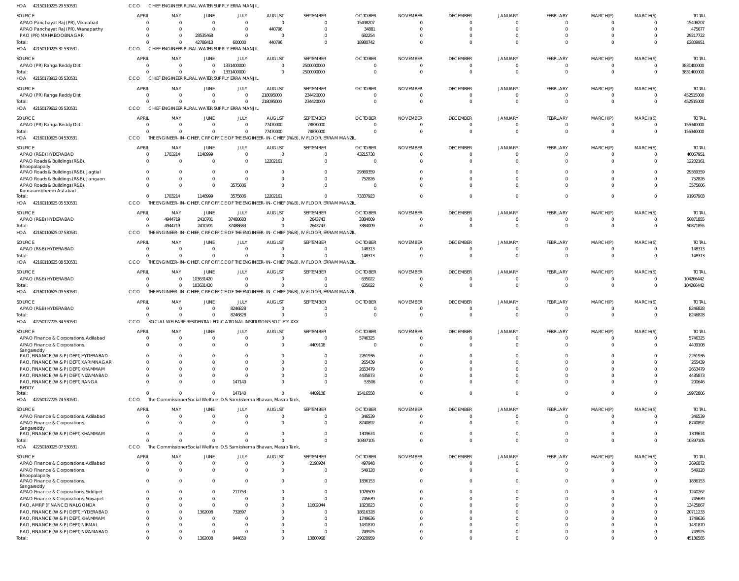HOA 42150110225 29 530531 CCO CHIEF ENGINEER RURAL WATER SUPPLY ERRA MANJIL

| SOURCE | APRIL | MAY | JUNE | JULY | AUGUST | SEPTEMBER | OCTOBER | NOVEMBER | DECEMBER | JANUARY | FEBRUARY | MARCH(P) | MARCH(S) | TOTAL |
|---|---|---|---|---|---|---|---|---|---|---|---|---|---|---|
| APAO Panchayat Raj (PR), Vikarabad | 0 | 0 | 0 | 0 | 0 | 0 | 15498207 | 0 | 0 | 0 | 0 | 0 | 0 | 15498207 |
| APAO Panchayat Raj (PR), Wanaparthy | 0 | 0 | 0 | 0 | 440796 | 0 | 34881 | 0 | 0 | 0 | 0 | 0 | 0 | 475677 |
| PAO (PR) MAHABOOBNAGAR | 0 | 0 | 28535468 | 0 | 0 | 0 | 682254 | 0 | 0 | 0 | 0 | 0 | 0 | 29217722 |
| Total: | 0 | 0 | 42788413 | 600000 | 440796 | 0 | 18980742 | 0 | 0 | 0 | 0 | 0 | 0 | 62809951 |

HOA 42150110225 31 530531 CCO CHIEF ENGINEER RURAL WATER SUPPLY ERRA MANJIL

| SOURCE | APRIL | MAY | JUNE | JULY | AUGUST | SEPTEMBER | OCTOBER | NOVEMBER | DECEMBER | JANUARY | FEBRUARY | MARCH(P) | MARCH(S) | TOTAL |
|---|---|---|---|---|---|---|---|---|---|---|---|---|---|---|
| APAO (PR) Ranga Reddy Dist | 0 | 0 | 0 | 1331400000 | 0 | 2500000000 | 0 | 0 | 0 | 0 | 0 | 0 | 0 | 3831400000 |
| Total: | 0 | 0 | 0 | 1331400000 | 0 | 2500000000 | 0 | 0 | 0 | 0 | 0 | 0 | 0 | 3831400000 |

HOA 42150178912 05 530531 CCO CHIEF ENGINEER RURAL WATER SUPPLY ERRA MANJIL

| SOURCE | APRIL | MAY | JUNE | JULY | AUGUST | SEPTEMBER | OCTOBER | NOVEMBER | DECEMBER | JANUARY | FEBRUARY | MARCH(P) | MARCH(S) | TOTAL |
|---|---|---|---|---|---|---|---|---|---|---|---|---|---|---|
| APAO (PR) Ranga Reddy Dist | 0 | 0 | 0 | 0 | 218095000 | 234420000 | 0 | 0 | 0 | 0 | 0 | 0 | 0 | 452515000 |
| Total: | 0 | 0 | 0 | 0 | 218095000 | 234420000 | 0 | 0 | 0 | 0 | 0 | 0 | 0 | 452515000 |

HOA 42150179612 05 530531 CCO CHIEF ENGINEER RURAL WATER SUPPLY ERRA MANJIL

| SOURCE | APRIL | MAY | JUNE | JULY | AUGUST | SEPTEMBER | OCTOBER | NOVEMBER | DECEMBER | JANUARY | FEBRUARY | MARCH(P) | MARCH(S) | TOTAL |
|---|---|---|---|---|---|---|---|---|---|---|---|---|---|---|
| APAO (PR) Ranga Reddy Dist | 0 | 0 | 0 | 0 | 77470000 | 78870000 | 0 | 0 | 0 | 0 | 0 | 0 | 0 | 156340000 |
| Total: | 0 | 0 | 0 | 0 | 77470000 | 78870000 | 0 | 0 | 0 | 0 | 0 | 0 | 0 | 156340000 |

HOA 42160110625 04 530531 CCO THE ENGINEER-IN-CHIEF, CRF OFFICE OF THE ENGINEER-IN-CHIEF (R&B), IV FLOOR, ERRAM MANZIL,

| SOURCE | APRIL | MAY | JUNE | JULY | AUGUST | SEPTEMBER | OCTOBER | NOVEMBER | DECEMBER | JANUARY | FEBRUARY | MARCH(P) | MARCH(S) | TOTAL |
|---|---|---|---|---|---|---|---|---|---|---|---|---|---|---|
| APAO (R&B) HYDERABAD | 0 | 1703214 | 1148999 | 0 | 0 | 0 | 43215738 | 0 | 0 | 0 | 0 | 0 | 0 | 46067951 |
| APAO Roads & Buildings (R&B), Bhoopalapally | 0 | 0 | 0 | 0 | 12202161 | 0 | 0 | 0 | 0 | 0 | 0 | 0 | 0 | 12202161 |
| APAO Roads & Buildings (R&B), Jagtial | 0 | 0 | 0 | 0 | 0 | 0 | 29369359 | 0 | 0 | 0 | 0 | 0 | 0 | 29369359 |
| APAO Roads & Buildings (R&B), Jangaon | 0 | 0 | 0 | 0 | 0 | 0 | 752826 | 0 | 0 | 0 | 0 | 0 | 0 | 752826 |
| APAO Roads & Buildings (R&B), Komarambheem Asifabad | 0 | 0 | 0 | 3575606 | 0 | 0 | 0 | 0 | 0 | 0 | 0 | 0 | 0 | 3575606 |
| Total: | 0 | 1703214 | 1148999 | 3575606 | 12202161 | 0 | 73337923 | 0 | 0 | 0 | 0 | 0 | 0 | 91967903 |

HOA 42160110625 05 530531 CCO THE ENGINEER-IN-CHIEF, CRF OFFICE OF THE ENGINEER-IN-CHIEF (R&B), IV FLOOR, ERRAM MANZIL,

| SOURCE | APRIL | MAY | JUNE | JULY | AUGUST | SEPTEMBER | OCTOBER | NOVEMBER | DECEMBER | JANUARY | FEBRUARY | MARCH(P) | MARCH(S) | TOTAL |
|---|---|---|---|---|---|---|---|---|---|---|---|---|---|---|
| APAO (R&B) HYDERABAD | 0 | 4944719 | 2410701 | 37488683 | 0 | 2643743 | 3384009 | 0 | 0 | 0 | 0 | 0 | 0 | 50871855 |
| Total: | 0 | 4944719 | 2410701 | 37488683 | 0 | 2643743 | 3384009 | 0 | 0 | 0 | 0 | 0 | 0 | 50871855 |

HOA 42160110625 07 530531 CCO THE ENGINEER-IN-CHIEF, CRF OFFICE OF THE ENGINEER-IN-CHIEF (R&B), IV FLOOR, ERRAM MANZIL,

| SOURCE | APRIL | MAY | JUNE | JULY | AUGUST | SEPTEMBER | OCTOBER | NOVEMBER | DECEMBER | JANUARY | FEBRUARY | MARCH(P) | MARCH(S) | TOTAL |
|---|---|---|---|---|---|---|---|---|---|---|---|---|---|---|
| APAO (R&B) HYDERABAD | 0 | 0 | 0 | 0 | 0 | 0 | 148313 | 0 | 0 | 0 | 0 | 0 | 0 | 148313 |
| Total: | 0 | 0 | 0 | 0 | 0 | 0 | 148313 | 0 | 0 | 0 | 0 | 0 | 0 | 148313 |

HOA 42160110625 08 530531 CCO THE ENGINEER-IN-CHIEF, CRF OFFICE OF THE ENGINEER-IN-CHIEF (R&B), IV FLOOR, ERRAM MANZIL,

| SOURCE | APRIL | MAY | JUNE | JULY | AUGUST | SEPTEMBER | OCTOBER | NOVEMBER | DECEMBER | JANUARY | FEBRUARY | MARCH(P) | MARCH(S) | TOTAL |
|---|---|---|---|---|---|---|---|---|---|---|---|---|---|---|
| APAO (R&B) HYDERABAD | 0 | 0 | 103631420 | 0 | 0 | 0 | 635022 | 0 | 0 | 0 | 0 | 0 | 0 | 104266442 |
| Total: | 0 | 0 | 103631420 | 0 | 0 | 0 | 635022 | 0 | 0 | 0 | 0 | 0 | 0 | 104266442 |

HOA 42160110625 09 530531 CCO THE ENGINEER-IN-CHIEF, CRF OFFICE OF THE ENGINEER-IN-CHIEF (R&B), IV FLOOR, ERRAM MANZIL,

| SOURCE | APRIL | MAY | JUNE | JULY | AUGUST | SEPTEMBER | OCTOBER | NOVEMBER | DECEMBER | JANUARY | FEBRUARY | MARCH(P) | MARCH(S) | TOTAL |
|---|---|---|---|---|---|---|---|---|---|---|---|---|---|---|
| APAO (R&B) HYDERABAD | 0 | 0 | 0 | 8246828 | 0 | 0 | 0 | 0 | 0 | 0 | 0 | 0 | 0 | 8246828 |
| Total: | 0 | 0 | 0 | 8246828 | 0 | 0 | 0 | 0 | 0 | 0 | 0 | 0 | 0 | 8246828 |

HOA 42250127725 34 530531 CCO SOCIAL WELFARE RESIDENTIAL EDUCATIONAL INSTITUTIONS SOCIETY XXX

| SOURCE | APRIL | MAY | JUNE | JULY | AUGUST | SEPTEMBER | OCTOBER | NOVEMBER | DECEMBER | JANUARY | FEBRUARY | MARCH(P) | MARCH(S) | TOTAL |
|---|---|---|---|---|---|---|---|---|---|---|---|---|---|---|
| APAO Finance & Corporations, Adilabad | 0 | 0 | 0 | 0 | 0 | 0 | 5746325 | 0 | 0 | 0 | 0 | 0 | 0 | 5746325 |
| APAO Finance & Corporations, Sangareddy | 0 | 0 | 0 | 0 | 0 | 4409108 | 0 | 0 | 0 | 0 | 0 | 0 | 0 | 4409108 |
| PAO, FINANCE (W & P) DEPT, HYDERABAD | 0 | 0 | 0 | 0 | 0 | 0 | 2261936 | 0 | 0 | 0 | 0 | 0 | 0 | 2261936 |
| PAO, FINANCE (W & P) DEPT, KARIMNAGAR | 0 | 0 | 0 | 0 | 0 | 0 | 265439 | 0 | 0 | 0 | 0 | 0 | 0 | 265439 |
| PAO, FINANCE (W & P) DEPT, KHAMMAM | 0 | 0 | 0 | 0 | 0 | 0 | 2653479 | 0 | 0 | 0 | 0 | 0 | 0 | 2653479 |
| PAO, FINANCE (W & P) DEPT, NIZAMABAD | 0 | 0 | 0 | 0 | 0 | 0 | 4435873 | 0 | 0 | 0 | 0 | 0 | 0 | 4435873 |
| PAO, FINANCE (W & P) DEPT, RANGA REDDY | 0 | 0 | 0 | 147140 | 0 | 0 | 53506 | 0 | 0 | 0 | 0 | 0 | 0 | 200646 |
| Total: | 0 | 0 | 0 | 147140 | 0 | 4409108 | 15416558 | 0 | 0 | 0 | 0 | 0 | 0 | 19972806 |

HOA 42250127725 74 530531 CCO The Commissioner Social Welfare, D.S. Samkshema Bhavan, Masab Tank,

| SOURCE | APRIL | MAY | JUNE | JULY | AUGUST | SEPTEMBER | OCTOBER | NOVEMBER | DECEMBER | JANUARY | FEBRUARY | MARCH(P) | MARCH(S) | TOTAL |
|---|---|---|---|---|---|---|---|---|---|---|---|---|---|---|
| APAO Finance & Corporations, Adilabad | 0 | 0 | 0 | 0 | 0 | 0 | 346539 | 0 | 0 | 0 | 0 | 0 | 0 | 346539 |
| APAO Finance & Corporations, Sangareddy | 0 | 0 | 0 | 0 | 0 | 0 | 8740892 | 0 | 0 | 0 | 0 | 0 | 0 | 8740892 |
| PAO, FINANCE (W & P) DEPT, KHAMMAM | 0 | 0 | 0 | 0 | 0 | 0 | 1309674 | 0 | 0 | 0 | 0 | 0 | 0 | 1309674 |
| Total: | 0 | 0 | 0 | 0 | 0 | 0 | 10397105 | 0 | 0 | 0 | 0 | 0 | 0 | 10397105 |

HOA 42250180025 07 530531 CCO The Commissioner Social Welfare, D.S. Samkshema Bhavan, Masab Tank,

| SOURCE | APRIL | MAY | JUNE | JULY | AUGUST | SEPTEMBER | OCTOBER | NOVEMBER | DECEMBER | JANUARY | FEBRUARY | MARCH(P) | MARCH(S) | TOTAL |
|---|---|---|---|---|---|---|---|---|---|---|---|---|---|---|
| APAO Finance & Corporations, Adilabad | 0 | 0 | 0 | 0 | 0 | 2198924 | 497948 | 0 | 0 | 0 | 0 | 0 | 0 | 2696872 |
| APAO Finance & Corporations, Bhoopalapally | 0 | 0 | 0 | 0 | 0 | 0 | 549128 | 0 | 0 | 0 | 0 | 0 | 0 | 549128 |
| APAO Finance & Corporations, Sangareddy | 0 | 0 | 0 | 0 | 0 | 0 | 1836153 | 0 | 0 | 0 | 0 | 0 | 0 | 1836153 |
| APAO Finance & Corporations, Siddipet | 0 | 0 | 0 | 211753 | 0 | 0 | 1028509 | 0 | 0 | 0 | 0 | 0 | 0 | 1240262 |
| APAO Finance & Corporations, Suryapet | 0 | 0 | 0 | 0 | 0 | 0 | 745639 | 0 | 0 | 0 | 0 | 0 | 0 | 745639 |
| PAO, AMRP (FINANCE) NALGONDA | 0 | 0 | 0 | 0 | 0 | 11602044 | 1823823 | 0 | 0 | 0 | 0 | 0 | 0 | 13425867 |
| PAO, FINANCE (W & P) DEPT, HYDERABAD | 0 | 0 | 1362008 | 732897 | 0 | 0 | 18616328 | 0 | 0 | 0 | 0 | 0 | 0 | 20711233 |
| PAO, FINANCE (W & P) DEPT, KHAMMAM | 0 | 0 | 0 | 0 | 0 | 0 | 1749636 | 0 | 0 | 0 | 0 | 0 | 0 | 1749636 |
| PAO, FINANCE (W & P) DEPT, NIRMAL | 0 | 0 | 0 | 0 | 0 | 0 | 1431870 | 0 | 0 | 0 | 0 | 0 | 0 | 1431870 |
| PAO, FINANCE (W & P) DEPT, NIZAMABAD | 0 | 0 | 0 | 0 | 0 | 0 | 749925 | 0 | 0 | 0 | 0 | 0 | 0 | 749925 |
| Total: | 0 | 0 | 1362008 | 944650 | 0 | 13800968 | 29028959 | 0 | 0 | 0 | 0 | 0 | 0 | 45136585 |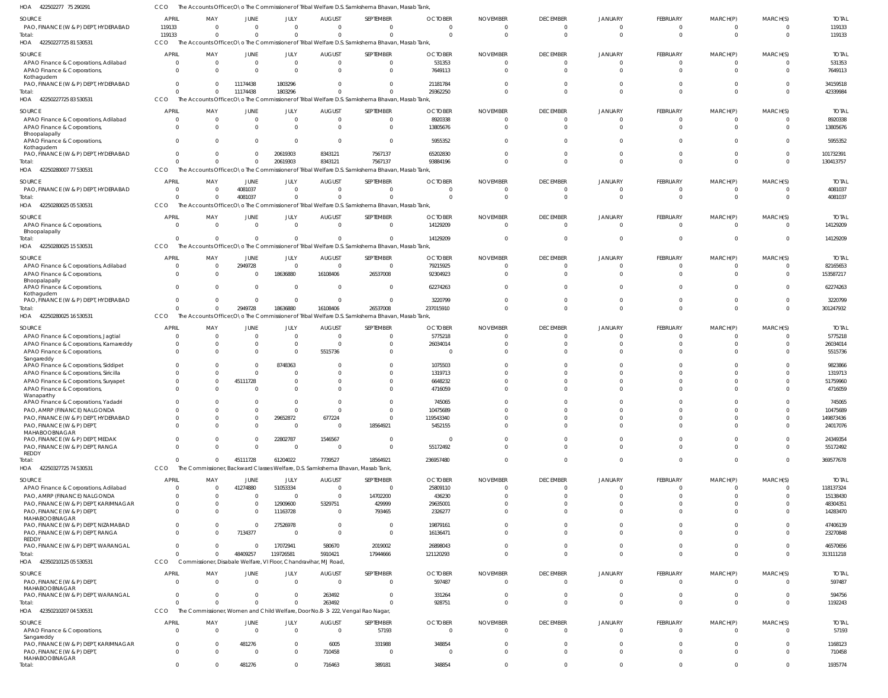HOA 422502277 75 290291 CCO The Accounts Officer,O\o The Commissioner of Tribal Welfare D.S. Samkshema Bhavan, Masab Tank,

| SOURCE | APRIL | MAY | JUNE | JULY | AUGUST | SEPTEMBER | OCTOBER | NOVEMBER | DECEMBER | JANUARY | FEBRUARY | MARCH(P) | MARCH(S) | TOTAL |
|---|---|---|---|---|---|---|---|---|---|---|---|---|---|---|
| PAO, FINANCE (W & P) DEPT, HYDERABAD | 119133 | 0 | 0 | 0 | 0 | 0 | 0 | 0 | 0 | 0 | 0 | 0 | 0 | 119133 |
| Total: | 119133 | 0 | 0 | 0 | 0 | 0 | 0 | 0 | 0 | 0 | 0 | 0 | 0 | 119133 |

HOA 42250227725 81 530531 CCO The Accounts Officer,O\o The Commissioner of Tribal Welfare D.S. Samkshema Bhavan, Masab Tank,

| SOURCE | APRIL | MAY | JUNE | JULY | AUGUST | SEPTEMBER | OCTOBER | NOVEMBER | DECEMBER | JANUARY | FEBRUARY | MARCH(P) | MARCH(S) | TOTAL |
|---|---|---|---|---|---|---|---|---|---|---|---|---|---|---|
| APAO Finance & Corporations, Adilabad | 0 | 0 | 0 | 0 | 0 | 0 | 531353 | 0 | 0 | 0 | 0 | 0 | 0 | 531353 |
| APAO Finance & Corporations, Kothagudem | 0 | 0 | 0 | 0 | 0 | 0 | 7649113 | 0 | 0 | 0 | 0 | 0 | 0 | 7649113 |
| PAO, FINANCE (W & P) DEPT, HYDERABAD | 0 | 0 | 11174438 | 1803296 | 0 | 0 | 21181784 | 0 | 0 | 0 | 0 | 0 | 0 | 34159518 |
| Total: | 0 | 0 | 11174438 | 1803296 | 0 | 0 | 29362250 | 0 | 0 | 0 | 0 | 0 | 0 | 42339984 |

HOA 42250227725 83 530531 CCO The Accounts Officer,O\o The Commissioner of Tribal Welfare D.S. Samkshema Bhavan, Masab Tank,

| SOURCE | APRIL | MAY | JUNE | JULY | AUGUST | SEPTEMBER | OCTOBER | NOVEMBER | DECEMBER | JANUARY | FEBRUARY | MARCH(P) | MARCH(S) | TOTAL |
|---|---|---|---|---|---|---|---|---|---|---|---|---|---|---|
| APAO Finance & Corporations, Adilabad | 0 | 0 | 0 | 0 | 0 | 0 | 8920338 | 0 | 0 | 0 | 0 | 0 | 0 | 8920338 |
| APAO Finance & Corporations, Bhoopalapally | 0 | 0 | 0 | 0 | 0 | 0 | 13805676 | 0 | 0 | 0 | 0 | 0 | 0 | 13805676 |
| APAO Finance & Corporations, Kothagudem | 0 | 0 | 0 | 0 | 0 | 0 | 5955352 | 0 | 0 | 0 | 0 | 0 | 0 | 5955352 |
| PAO, FINANCE (W & P) DEPT, HYDERABAD | 0 | 0 | 0 | 20619303 | 8343121 | 7567137 | 65202830 | 0 | 0 | 0 | 0 | 0 | 0 | 101732391 |
| Total: | 0 | 0 | 0 | 20619303 | 8343121 | 7567137 | 93884196 | 0 | 0 | 0 | 0 | 0 | 0 | 130413757 |

HOA 42250280007 77 530531 CCO The Accounts Officer,O\o The Commissioner of Tribal Welfare D.S. Samkshema Bhavan, Masab Tank,

| SOURCE | APRIL | MAY | JUNE | JULY | AUGUST | SEPTEMBER | OCTOBER | NOVEMBER | DECEMBER | JANUARY | FEBRUARY | MARCH(P) | MARCH(S) | TOTAL |
|---|---|---|---|---|---|---|---|---|---|---|---|---|---|---|
| PAO, FINANCE (W & P) DEPT, HYDERABAD | 0 | 0 | 4081037 | 0 | 0 | 0 | 0 | 0 | 0 | 0 | 0 | 0 | 0 | 4081037 |
| Total: | 0 | 0 | 4081037 | 0 | 0 | 0 | 0 | 0 | 0 | 0 | 0 | 0 | 0 | 4081037 |

HOA 42250280025 05 530531 CCO The Accounts Officer,O\o The Commissioner of Tribal Welfare D.S. Samkshema Bhavan, Masab Tank,

| SOURCE | APRIL | MAY | JUNE | JULY | AUGUST | SEPTEMBER | OCTOBER | NOVEMBER | DECEMBER | JANUARY | FEBRUARY | MARCH(P) | MARCH(S) | TOTAL |
|---|---|---|---|---|---|---|---|---|---|---|---|---|---|---|
| APAO Finance & Corporations, Bhoopalapally | 0 | 0 | 0 | 0 | 0 | 0 | 14129209 | 0 | 0 | 0 | 0 | 0 | 0 | 14129209 |
| Total: | 0 | 0 | 0 | 0 | 0 | 0 | 14129209 | 0 | 0 | 0 | 0 | 0 | 0 | 14129209 |

HOA 42250280025 15 530531 CCO The Accounts Officer,O\o The Commissioner of Tribal Welfare D.S. Samkshema Bhavan, Masab Tank,

| SOURCE | APRIL | MAY | JUNE | JULY | AUGUST | SEPTEMBER | OCTOBER | NOVEMBER | DECEMBER | JANUARY | FEBRUARY | MARCH(P) | MARCH(S) | TOTAL |
|---|---|---|---|---|---|---|---|---|---|---|---|---|---|---|
| APAO Finance & Corporations, Adilabad | 0 | 0 | 2949728 | 0 | 0 | 0 | 79215925 | 0 | 0 | 0 | 0 | 0 | 0 | 82165653 |
| APAO Finance & Corporations, Bhoopalapally | 0 | 0 | 0 | 18636880 | 16108406 | 26537008 | 92304923 | 0 | 0 | 0 | 0 | 0 | 0 | 153587217 |
| APAO Finance & Corporations, Kothagudem | 0 | 0 | 0 | 0 | 0 | 0 | 62274263 | 0 | 0 | 0 | 0 | 0 | 0 | 62274263 |
| PAO, FINANCE (W & P) DEPT, HYDERABAD | 0 | 0 | 0 | 0 | 0 | 0 | 3220799 | 0 | 0 | 0 | 0 | 0 | 0 | 3220799 |
| Total: | 0 | 0 | 2949728 | 18636880 | 16108406 | 26537008 | 237015910 | 0 | 0 | 0 | 0 | 0 | 0 | 301247932 |

HOA 42250280025 16 530531 CCO The Accounts Officer,O\o The Commissioner of Tribal Welfare D.S. Samkshema Bhavan, Masab Tank,

| SOURCE | APRIL | MAY | JUNE | JULY | AUGUST | SEPTEMBER | OCTOBER | NOVEMBER | DECEMBER | JANUARY | FEBRUARY | MARCH(P) | MARCH(S) | TOTAL |
|---|---|---|---|---|---|---|---|---|---|---|---|---|---|---|
| APAO Finance & Corporations, Jagtial | 0 | 0 | 0 | 0 | 0 | 0 | 5775218 | 0 | 0 | 0 | 0 | 0 | 0 | 5775218 |
| APAO Finance & Corporations, Kamareddy | 0 | 0 | 0 | 0 | 0 | 0 | 26034014 | 0 | 0 | 0 | 0 | 0 | 0 | 26034014 |
| APAO Finance & Corporations, Sangareddy | 0 | 0 | 0 | 0 | 5515736 | 0 | 0 | 0 | 0 | 0 | 0 | 0 | 0 | 5515736 |
| APAO Finance & Corporations, Siddipet | 0 | 0 | 0 | 8748363 | 0 | 0 | 1075503 | 0 | 0 | 0 | 0 | 0 | 0 | 9823866 |
| APAO Finance & Corporations, Siricilla | 0 | 0 | 0 | 0 | 0 | 0 | 1319713 | 0 | 0 | 0 | 0 | 0 | 0 | 1319713 |
| APAO Finance & Corporations, Suryapet | 0 | 0 | 45111728 | 0 | 0 | 0 | 6648232 | 0 | 0 | 0 | 0 | 0 | 0 | 51759960 |
| APAO Finance & Corporations, Wanaparthy | 0 | 0 | 0 | 0 | 0 | 0 | 4716059 | 0 | 0 | 0 | 0 | 0 | 0 | 4716059 |
| APAO Finance & Corporations, Yadadri | 0 | 0 | 0 | 0 | 0 | 0 | 745065 | 0 | 0 | 0 | 0 | 0 | 0 | 745065 |
| PAO, AMRP (FINANCE) NALGONDA | 0 | 0 | 0 | 0 | 0 | 0 | 10475689 | 0 | 0 | 0 | 0 | 0 | 0 | 10475689 |
| PAO, FINANCE (W & P) DEPT, HYDERABAD | 0 | 0 | 0 | 29652872 | 677224 | 0 | 119543340 | 0 | 0 | 0 | 0 | 0 | 0 | 149873436 |
| PAO, FINANCE (W & P) DEPT, MAHABOOBNAGAR | 0 | 0 | 0 | 0 | 0 | 18564921 | 5452155 | 0 | 0 | 0 | 0 | 0 | 0 | 24017076 |
| PAO, FINANCE (W & P) DEPT, MEDAK | 0 | 0 | 0 | 22802787 | 1546567 | 0 | 0 | 0 | 0 | 0 | 0 | 0 | 0 | 24349354 |
| PAO, FINANCE (W & P) DEPT, RANGA REDDY | 0 | 0 | 0 | 0 | 0 | 0 | 55172492 | 0 | 0 | 0 | 0 | 0 | 0 | 55172492 |
| Total: | 0 | 0 | 45111728 | 61204022 | 7739527 | 18564921 | 236957480 | 0 | 0 | 0 | 0 | 0 | 0 | 369577678 |

HOA 42250327725 74 530531 CCO The Commissioner, Backward Classes Welfare, D.S. Samkshema Bhavan, Masab Tank,

| SOURCE | APRIL | MAY | JUNE | JULY | AUGUST | SEPTEMBER | OCTOBER | NOVEMBER | DECEMBER | JANUARY | FEBRUARY | MARCH(P) | MARCH(S) | TOTAL |
|---|---|---|---|---|---|---|---|---|---|---|---|---|---|---|
| APAO Finance & Corporations, Adilabad | 0 | 0 | 41274880 | 51053334 | 0 | 0 | 25809110 | 0 | 0 | 0 | 0 | 0 | 0 | 118137324 |
| PAO, AMRP (FINANCE) NALGONDA | 0 | 0 | 0 | 0 | 0 | 14702200 | 436230 | 0 | 0 | 0 | 0 | 0 | 0 | 15138430 |
| PAO, FINANCE (W & P) DEPT, KARIMNAGAR | 0 | 0 | 0 | 12909600 | 5329751 | 429999 | 29635001 | 0 | 0 | 0 | 0 | 0 | 0 | 48304351 |
| PAO, FINANCE (W & P) DEPT, MAHABOOBNAGAR | 0 | 0 | 0 | 11163728 | 0 | 793465 | 2326277 | 0 | 0 | 0 | 0 | 0 | 0 | 14283470 |
| PAO, FINANCE (W & P) DEPT, NIZAMABAD | 0 | 0 | 0 | 27526978 | 0 | 0 | 19879161 | 0 | 0 | 0 | 0 | 0 | 0 | 47406139 |
| PAO, FINANCE (W & P) DEPT, RANGA REDDY | 0 | 0 | 7134377 | 0 | 0 | 0 | 16136471 | 0 | 0 | 0 | 0 | 0 | 0 | 23270848 |
| PAO, FINANCE (W & P) DEPT, WARANGAL | 0 | 0 | 0 | 17072941 | 580670 | 2019002 | 26898043 | 0 | 0 | 0 | 0 | 0 | 0 | 46570656 |
| Total: | 0 | 0 | 48409257 | 119726581 | 5910421 | 17944666 | 121120293 | 0 | 0 | 0 | 0 | 0 | 0 | 313111218 |

HOA 42350210125 05 530531 CCO Commissioner, Disabale Welfare, VI Floor, Chandravihar, MJ Road,

| SOURCE | APRIL | MAY | JUNE | JULY | AUGUST | SEPTEMBER | OCTOBER | NOVEMBER | DECEMBER | JANUARY | FEBRUARY | MARCH(P) | MARCH(S) | TOTAL |
|---|---|---|---|---|---|---|---|---|---|---|---|---|---|---|
| PAO, FINANCE (W & P) DEPT, MAHABOOBNAGAR | 0 | 0 | 0 | 0 | 0 | 0 | 597487 | 0 | 0 | 0 | 0 | 0 | 0 | 597487 |
| PAO, FINANCE (W & P) DEPT, WARANGAL | 0 | 0 | 0 | 0 | 263492 | 0 | 331264 | 0 | 0 | 0 | 0 | 0 | 0 | 594756 |
| Total: | 0 | 0 | 0 | 0 | 263492 | 0 | 928751 | 0 | 0 | 0 | 0 | 0 | 0 | 1192243 |

HOA 42350210207 04 530531 CCO The Commissioner, Women and Child Welfare, Door No.8-3-222, Vengal Rao Nagar,

| SOURCE | APRIL | MAY | JUNE | JULY | AUGUST | SEPTEMBER | OCTOBER | NOVEMBER | DECEMBER | JANUARY | FEBRUARY | MARCH(P) | MARCH(S) | TOTAL |
|---|---|---|---|---|---|---|---|---|---|---|---|---|---|---|
| APAO Finance & Corporations, Sangareddy | 0 | 0 | 0 | 0 | 0 | 57193 | 0 | 0 | 0 | 0 | 0 | 0 | 0 | 57193 |
| PAO, FINANCE (W & P) DEPT, KARIMNAGAR | 0 | 0 | 481276 | 0 | 6005 | 331988 | 348854 | 0 | 0 | 0 | 0 | 0 | 0 | 1168123 |
| PAO, FINANCE (W & P) DEPT, MAHABOOBNAGAR | 0 | 0 | 0 | 0 | 710458 | 0 | 0 | 0 | 0 | 0 | 0 | 0 | 0 | 710458 |
| Total: | 0 | 0 | 481276 | 0 | 716463 | 389181 | 348854 | 0 | 0 | 0 | 0 | 0 | 0 | 1935774 |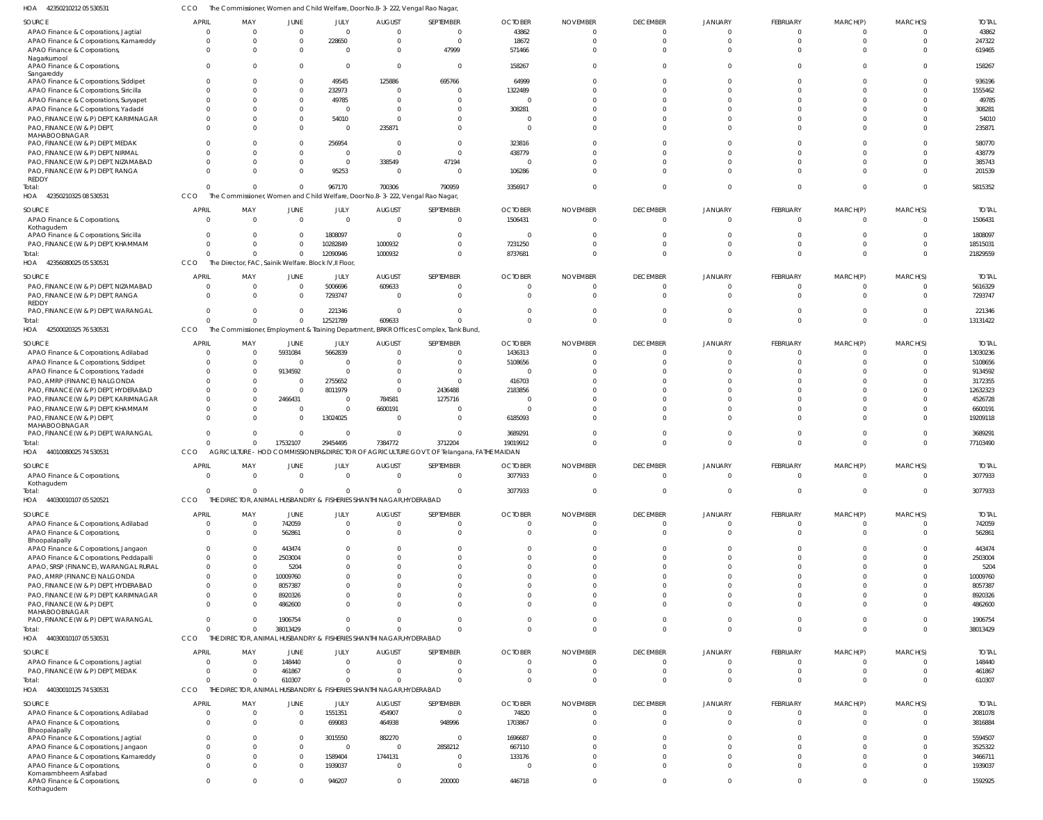HOA 42350210212 05 530531 CCO The Commissioner, Women and Child Welfare, Door No.8-3-222, Vengal Rao Nagar,

| SOURCE | APRIL | MAY | JUNE | JULY | AUGUST | SEPTEMBER | OCTOBER | NOVEMBER | DECEMBER | JANUARY | FEBRUARY | MARCH(P) | MARCH(S) | TOTAL |
|---|---|---|---|---|---|---|---|---|---|---|---|---|---|---|
| APAO Finance & Corporations, Jagtial | 0 | 0 | 0 | 0 | 0 | 0 | 43862 | 0 | 0 | 0 | 0 | 0 | 0 | 43862 |
| APAO Finance & Corporations, Kamareddy | 0 | 0 | 0 | 228650 | 0 | 0 | 18672 | 0 | 0 | 0 | 0 | 0 | 0 | 247322 |
| APAO Finance & Corporations, Nagarkurnool | 0 | 0 | 0 | 0 | 0 | 47999 | 571466 | 0 | 0 | 0 | 0 | 0 | 0 | 619465 |
| APAO Finance & Corporations, Sangareddy | 0 | 0 | 0 | 0 | 0 | 0 | 158267 | 0 | 0 | 0 | 0 | 0 | 0 | 158267 |
| APAO Finance & Corporations, Siddipet | 0 | 0 | 0 | 49545 | 125886 | 695766 | 64999 | 0 | 0 | 0 | 0 | 0 | 0 | 936196 |
| APAO Finance & Corporations, Siricilla | 0 | 0 | 0 | 232973 | 0 | 0 | 1322489 | 0 | 0 | 0 | 0 | 0 | 0 | 1555462 |
| APAO Finance & Corporations, Suryapet | 0 | 0 | 0 | 49785 | 0 | 0 | 0 | 0 | 0 | 0 | 0 | 0 | 0 | 49785 |
| APAO Finance & Corporations, Yadadri | 0 | 0 | 0 | 0 | 0 | 0 | 308281 | 0 | 0 | 0 | 0 | 0 | 0 | 308281 |
| PAO, FINANCE (W & P) DEPT, KARIMNAGAR | 0 | 0 | 0 | 54010 | 0 | 0 | 0 | 0 | 0 | 0 | 0 | 0 | 0 | 54010 |
| PAO, FINANCE (W & P) DEPT, MAHABOOBNAGAR | 0 | 0 | 0 | 0 | 235871 | 0 | 0 | 0 | 0 | 0 | 0 | 0 | 0 | 235871 |
| PAO, FINANCE (W & P) DEPT, MEDAK | 0 | 0 | 0 | 256954 | 0 | 0 | 323816 | 0 | 0 | 0 | 0 | 0 | 0 | 580770 |
| PAO, FINANCE (W & P) DEPT, NIRMAL | 0 | 0 | 0 | 0 | 0 | 0 | 438779 | 0 | 0 | 0 | 0 | 0 | 0 | 438779 |
| PAO, FINANCE (W & P) DEPT, NIZAMABAD | 0 | 0 | 0 | 0 | 338549 | 47194 | 0 | 0 | 0 | 0 | 0 | 0 | 0 | 385743 |
| PAO, FINANCE (W & P) DEPT, RANGA REDDY | 0 | 0 | 0 | 95253 | 0 | 0 | 106286 | 0 | 0 | 0 | 0 | 0 | 0 | 201539 |
| Total: | 0 | 0 | 0 | 967170 | 700306 | 790959 | 3356917 | 0 | 0 | 0 | 0 | 0 | 0 | 5815352 |

HOA 42350210325 08 530531 CCO The Commissioner, Women and Child Welfare, Door No.8-3-222, Vengal Rao Nagar,

| SOURCE | APRIL | MAY | JUNE | JULY | AUGUST | SEPTEMBER | OCTOBER | NOVEMBER | DECEMBER | JANUARY | FEBRUARY | MARCH(P) | MARCH(S) | TOTAL |
|---|---|---|---|---|---|---|---|---|---|---|---|---|---|---|
| APAO Finance & Corporations, Kothagudem | 0 | 0 | 0 | 0 | 0 | 0 | 1506431 | 0 | 0 | 0 | 0 | 0 | 0 | 1506431 |
| APAO Finance & Corporations, Siricilla | 0 | 0 | 0 | 1808097 | 0 | 0 | 0 | 0 | 0 | 0 | 0 | 0 | 0 | 1808097 |
| PAO, FINANCE (W & P) DEPT, KHAMMAM | 0 | 0 | 0 | 10282849 | 1000932 | 0 | 7231250 | 0 | 0 | 0 | 0 | 0 | 0 | 18515031 |
| Total: | 0 | 0 | 0 | 12090946 | 1000932 | 0 | 8737681 | 0 | 0 | 0 | 0 | 0 | 0 | 21829559 |

HOA 42356080025 05 530531 CCO The Director, FAC, Sainik Welfare. Block IV,II Floor,

| SOURCE | APRIL | MAY | JUNE | JULY | AUGUST | SEPTEMBER | OCTOBER | NOVEMBER | DECEMBER | JANUARY | FEBRUARY | MARCH(P) | MARCH(S) | TOTAL |
|---|---|---|---|---|---|---|---|---|---|---|---|---|---|---|
| PAO, FINANCE (W & P) DEPT, NIZAMABAD | 0 | 0 | 0 | 5006696 | 609633 | 0 | 0 | 0 | 0 | 0 | 0 | 0 | 0 | 5616329 |
| PAO, FINANCE (W & P) DEPT, RANGA REDDY | 0 | 0 | 0 | 7293747 | 0 | 0 | 0 | 0 | 0 | 0 | 0 | 0 | 0 | 7293747 |
| PAO, FINANCE (W & P) DEPT, WARANGAL | 0 | 0 | 0 | 221346 | 0 | 0 | 0 | 0 | 0 | 0 | 0 | 0 | 0 | 221346 |
| Total: | 0 | 0 | 0 | 12521789 | 609633 | 0 | 0 | 0 | 0 | 0 | 0 | 0 | 0 | 13131422 |

HOA 42500020325 76 530531 CCO The Commissioner, Employment & Training Department, BRKR Offices Complex, Tank Bund,

| SOURCE | APRIL | MAY | JUNE | JULY | AUGUST | SEPTEMBER | OCTOBER | NOVEMBER | DECEMBER | JANUARY | FEBRUARY | MARCH(P) | MARCH(S) | TOTAL |
|---|---|---|---|---|---|---|---|---|---|---|---|---|---|---|
| APAO Finance & Corporations, Adilabad | 0 | 0 | 5931084 | 5662839 | 0 | 0 | 1436313 | 0 | 0 | 0 | 0 | 0 | 0 | 13030236 |
| APAO Finance & Corporations, Siddipet | 0 | 0 | 0 | 0 | 0 | 0 | 5108656 | 0 | 0 | 0 | 0 | 0 | 0 | 5108656 |
| APAO Finance & Corporations, Yadadri | 0 | 0 | 9134592 | 0 | 0 | 0 | 0 | 0 | 0 | 0 | 0 | 0 | 0 | 9134592 |
| PAO, AMRP (FINANCE) NALGONDA | 0 | 0 | 0 | 2755652 | 0 | 0 | 416703 | 0 | 0 | 0 | 0 | 0 | 0 | 3172355 |
| PAO, FINANCE (W & P) DEPT, HYDERABAD | 0 | 0 | 0 | 8011979 | 0 | 2436488 | 2183856 | 0 | 0 | 0 | 0 | 0 | 0 | 12632323 |
| PAO, FINANCE (W & P) DEPT, KARIMNAGAR | 0 | 0 | 2466431 | 0 | 784581 | 1275716 | 0 | 0 | 0 | 0 | 0 | 0 | 0 | 4526728 |
| PAO, FINANCE (W & P) DEPT, KHAMMAM | 0 | 0 | 0 | 0 | 6600191 | 0 | 0 | 0 | 0 | 0 | 0 | 0 | 0 | 6600191 |
| PAO, FINANCE (W & P) DEPT, MAHABOOBNAGAR | 0 | 0 | 0 | 13024025 | 0 | 0 | 6185093 | 0 | 0 | 0 | 0 | 0 | 0 | 19209118 |
| PAO, FINANCE (W & P) DEPT, WARANGAL | 0 | 0 | 0 | 0 | 0 | 0 | 3689291 | 0 | 0 | 0 | 0 | 0 | 0 | 3689291 |
| Total: | 0 | 0 | 17532107 | 29454495 | 7384772 | 3712204 | 19019912 | 0 | 0 | 0 | 0 | 0 | 0 | 77103490 |

HOA 44010080025 74 530531 CCO AGRICULTURE - HOD COMMISSIONER&DIRECTOR OF AGRICULTURE GOVT. OF Telangana, FATHE MAIDAN

| SOURCE | APRIL | MAY | JUNE | JULY | AUGUST | SEPTEMBER | OCTOBER | NOVEMBER | DECEMBER | JANUARY | FEBRUARY | MARCH(P) | MARCH(S) | TOTAL |
|---|---|---|---|---|---|---|---|---|---|---|---|---|---|---|
| APAO Finance & Corporations, Kothagudem | 0 | 0 | 0 | 0 | 0 | 0 | 3077933 | 0 | 0 | 0 | 0 | 0 | 0 | 3077933 |
| Total: | 0 | 0 | 0 | 0 | 0 | 0 | 3077933 | 0 | 0 | 0 | 0 | 0 | 0 | 3077933 |

HOA 44030010107 05 520521 CCO THE DIRECTOR, ANIMAL HUSBANDRY & FISHERIES SHANTHI NAGAR,HYDERABAD

| SOURCE | APRIL | MAY | JUNE | JULY | AUGUST | SEPTEMBER | OCTOBER | NOVEMBER | DECEMBER | JANUARY | FEBRUARY | MARCH(P) | MARCH(S) | TOTAL |
|---|---|---|---|---|---|---|---|---|---|---|---|---|---|---|
| APAO Finance & Corporations, Adilabad | 0 | 0 | 742059 | 0 | 0 | 0 | 0 | 0 | 0 | 0 | 0 | 0 | 0 | 742059 |
| APAO Finance & Corporations, Bhoopalapally | 0 | 0 | 562861 | 0 | 0 | 0 | 0 | 0 | 0 | 0 | 0 | 0 | 0 | 562861 |
| APAO Finance & Corporations, Jangaon | 0 | 0 | 443474 | 0 | 0 | 0 | 0 | 0 | 0 | 0 | 0 | 0 | 0 | 443474 |
| APAO Finance & Corporations, Peddapalli | 0 | 0 | 2503004 | 0 | 0 | 0 | 0 | 0 | 0 | 0 | 0 | 0 | 0 | 2503004 |
| APAO, SRSP (FINANCE), WARANGAL RURAL | 0 | 0 | 5204 | 0 | 0 | 0 | 0 | 0 | 0 | 0 | 0 | 0 | 0 | 5204 |
| PAO, AMRP (FINANCE) NALGONDA | 0 | 0 | 10009760 | 0 | 0 | 0 | 0 | 0 | 0 | 0 | 0 | 0 | 0 | 10009760 |
| PAO, FINANCE (W & P) DEPT, HYDERABAD | 0 | 0 | 8057387 | 0 | 0 | 0 | 0 | 0 | 0 | 0 | 0 | 0 | 0 | 8057387 |
| PAO, FINANCE (W & P) DEPT, KARIMNAGAR | 0 | 0 | 8920326 | 0 | 0 | 0 | 0 | 0 | 0 | 0 | 0 | 0 | 0 | 8920326 |
| PAO, FINANCE (W & P) DEPT, MAHABOOBNAGAR | 0 | 0 | 4862600 | 0 | 0 | 0 | 0 | 0 | 0 | 0 | 0 | 0 | 0 | 4862600 |
| PAO, FINANCE (W & P) DEPT, WARANGAL | 0 | 0 | 1906754 | 0 | 0 | 0 | 0 | 0 | 0 | 0 | 0 | 0 | 0 | 1906754 |
| Total: | 0 | 0 | 38013429 | 0 | 0 | 0 | 0 | 0 | 0 | 0 | 0 | 0 | 0 | 38013429 |

HOA 44030010107 05 530531 CCO THE DIRECTOR, ANIMAL HUSBANDRY & FISHERIES SHANTHI NAGAR,HYDERABAD

| SOURCE | APRIL | MAY | JUNE | JULY | AUGUST | SEPTEMBER | OCTOBER | NOVEMBER | DECEMBER | JANUARY | FEBRUARY | MARCH(P) | MARCH(S) | TOTAL |
|---|---|---|---|---|---|---|---|---|---|---|---|---|---|---|
| APAO Finance & Corporations, Jagtial | 0 | 0 | 148440 | 0 | 0 | 0 | 0 | 0 | 0 | 0 | 0 | 0 | 0 | 148440 |
| PAO, FINANCE (W & P) DEPT, MEDAK | 0 | 0 | 461867 | 0 | 0 | 0 | 0 | 0 | 0 | 0 | 0 | 0 | 0 | 461867 |
| Total: | 0 | 0 | 610307 | 0 | 0 | 0 | 0 | 0 | 0 | 0 | 0 | 0 | 0 | 610307 |

HOA 44030010125 74 530531 CCO THE DIRECTOR, ANIMAL HUSBANDRY & FISHERIES SHANTHI NAGAR,HYDERABAD

| SOURCE | APRIL | MAY | JUNE | JULY | AUGUST | SEPTEMBER | OCTOBER | NOVEMBER | DECEMBER | JANUARY | FEBRUARY | MARCH(P) | MARCH(S) | TOTAL |
|---|---|---|---|---|---|---|---|---|---|---|---|---|---|---|
| APAO Finance & Corporations, Adilabad | 0 | 0 | 0 | 1551351 | 454907 | 0 | 74820 | 0 | 0 | 0 | 0 | 0 | 0 | 2081078 |
| APAO Finance & Corporations, Bhoopalapally | 0 | 0 | 0 | 699083 | 464938 | 948996 | 1703867 | 0 | 0 | 0 | 0 | 0 | 0 | 3816884 |
| APAO Finance & Corporations, Jagtial | 0 | 0 | 0 | 3015550 | 882270 | 0 | 1696687 | 0 | 0 | 0 | 0 | 0 | 0 | 5594507 |
| APAO Finance & Corporations, Jangaon | 0 | 0 | 0 | 0 | 0 | 2858212 | 667110 | 0 | 0 | 0 | 0 | 0 | 0 | 3525322 |
| APAO Finance & Corporations, Kamareddy | 0 | 0 | 0 | 1589404 | 1744131 | 0 | 133176 | 0 | 0 | 0 | 0 | 0 | 0 | 3466711 |
| APAO Finance & Corporations, Komarambheem Asifabad | 0 | 0 | 0 | 1939037 | 0 | 0 | 0 | 0 | 0 | 0 | 0 | 0 | 0 | 1939037 |
| APAO Finance & Corporations, Kothagudem | 0 | 0 | 0 | 946207 | 0 | 200000 | 446718 | 0 | 0 | 0 | 0 | 0 | 0 | 1592925 |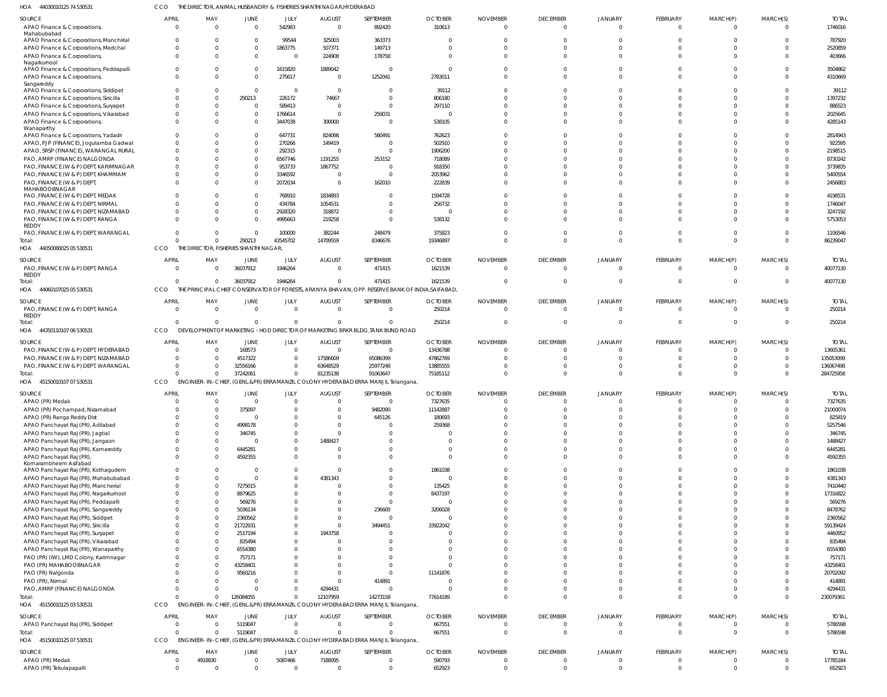HOA 44030010125 74 530531 CCO THE DIRECTOR, ANIMAL HUSBANDRY & FISHERIES SHANTHI NAGAR,HYDERABAD

| SOURCE | APRIL | MAY | JUNE | JULY | AUGUST | SEPTEMBER | OCTOBER | NOVEMBER | DECEMBER | JANUARY | FEBRUARY | MARCH(P) | MARCH(S) | TOTAL |
|---|---|---|---|---|---|---|---|---|---|---|---|---|---|---|
| APAO Finance & Corporations, Mahabubabad | 0 | 0 | 0 | 542983 | 0 | 892420 | 310613 | 0 | 0 | 0 | 0 | 0 | 0 | 1746016 |
| APAO Finance & Corporations, Manchirial | 0 | 0 | 0 | 99544 | 325003 | 363373 | 0 | 0 | 0 | 0 | 0 | 0 | 0 | 787920 |
| APAO Finance & Corporations, Medchal | 0 | 0 | 0 | 1863775 | 507371 | 149713 | 0 | 0 | 0 | 0 | 0 | 0 | 0 | 2520859 |
| APAO Finance & Corporations, Nagarkurnool | 0 | 0 | 0 | 0 | 224908 | 178758 | 0 | 0 | 0 | 0 | 0 | 0 | 0 | 403666 |
| APAO Finance & Corporations, Peddapalli | 0 | 0 | 0 | 1615820 | 1889042 | 0 | 0 | 0 | 0 | 0 | 0 | 0 | 0 | 3504862 |
| APAO Finance & Corporations, Sangareddy | 0 | 0 | 0 | 275617 | 0 | 1252041 | 2783011 | 0 | 0 | 0 | 0 | 0 | 0 | 4310669 |
| APAO Finance & Corporations, Siddipet | 0 | 0 | 0 | 0 | 0 | 0 | 39112 | 0 | 0 | 0 | 0 | 0 | 0 | 39112 |
| APAO Finance & Corporations, Siricilla | 0 | 0 | 290213 | 226172 | 74667 | 0 | 806180 | 0 | 0 | 0 | 0 | 0 | 0 | 1397232 |
| APAO Finance & Corporations, Suryapet | 0 | 0 | 0 | 589413 | 0 | 0 | 297110 | 0 | 0 | 0 | 0 | 0 | 0 | 886523 |
| APAO Finance & Corporations, Vikarabad | 0 | 0 | 0 | 1766614 | 0 | 259031 | 0 | 0 | 0 | 0 | 0 | 0 | 0 | 2025645 |
| APAO Finance & Corporations, Wanaparthy | 0 | 0 | 0 | 3447038 | 300000 | 0 | 538105 | 0 | 0 | 0 | 0 | 0 | 0 | 4285143 |
| APAO Finance & Corporations, Yadadri | 0 | 0 | 0 | 647731 | 824098 | 580491 | 762623 | 0 | 0 | 0 | 0 | 0 | 0 | 2814943 |
| APAO, PJP (FINANCE), Jogulamba Gadwal | 0 | 0 | 0 | 270266 | 149419 | 0 | 502910 | 0 | 0 | 0 | 0 | 0 | 0 | 922595 |
| APAO, SRSP (FINANCE), WARANGAL RURAL | 0 | 0 | 0 | 292315 | 0 | 0 | 1906200 | 0 | 0 | 0 | 0 | 0 | 0 | 2198515 |
| PAO, AMRP (FINANCE) NALGONDA | 0 | 0 | 0 | 6567746 | 1191255 | 253152 | 718089 | 0 | 0 | 0 | 0 | 0 | 0 | 8730242 |
| PAO, FINANCE (W & P) DEPT, KARIMNAGAR | 0 | 0 | 0 | 953733 | 1867752 | 0 | 918350 | 0 | 0 | 0 | 0 | 0 | 0 | 3739835 |
| PAO, FINANCE (W & P) DEPT, KHAMMAM | 0 | 0 | 0 | 3346592 | 0 | 0 | 2053962 | 0 | 0 | 0 | 0 | 0 | 0 | 5400554 |
| PAO, FINANCE (W & P) DEPT, MAHABOOBNAGAR | 0 | 0 | 0 | 2072034 | 0 | 162010 | 222839 | 0 | 0 | 0 | 0 | 0 | 0 | 2456883 |
| PAO, FINANCE (W & P) DEPT, MEDAK | 0 | 0 | 0 | 768910 | 1834893 | 0 | 1594728 | 0 | 0 | 0 | 0 | 0 | 0 | 4198531 |
| PAO, FINANCE (W & P) DEPT, NIRMAL | 0 | 0 | 0 | 434784 | 1054531 | 0 | 256732 | 0 | 0 | 0 | 0 | 0 | 0 | 1746047 |
| PAO, FINANCE (W & P) DEPT, NIZAMABAD | 0 | 0 | 0 | 2928320 | 318872 | 0 | 0 | 0 | 0 | 0 | 0 | 0 | 0 | 3247192 |
| PAO, FINANCE (W & P) DEPT, RANGA REDDY | 0 | 0 | 0 | 4995663 | 219258 | 0 | 538132 | 0 | 0 | 0 | 0 | 0 | 0 | 5753053 |
| PAO, FINANCE (W & P) DEPT, WARANGAL | 0 | 0 | 0 | 100000 | 382244 | 248479 | 375823 | 0 | 0 | 0 | 0 | 0 | 0 | 1106546 |
| Total: | 0 | 0 | 290213 | 43545702 | 14709559 | 8346676 | 19346897 | 0 | 0 | 0 | 0 | 0 | 0 | 86239047 |

HOA 44050080025 05 530531 CCO THE DIRECTOR, FISHERIES SHANTHI NAGAR,

| SOURCE | APRIL | MAY | JUNE | JULY | AUGUST | SEPTEMBER | OCTOBER | NOVEMBER | DECEMBER | JANUARY | FEBRUARY | MARCH(P) | MARCH(S) | TOTAL |
|---|---|---|---|---|---|---|---|---|---|---|---|---|---|---|
| PAO, FINANCE (W & P) DEPT, RANGA REDDY | 0 | 0 | 36037912 | 1946264 | 0 | 471415 | 1621539 | 0 | 0 | 0 | 0 | 0 | 0 | 40077130 |
| Total: | 0 | 0 | 36037912 | 1946264 | 0 | 471415 | 1621539 | 0 | 0 | 0 | 0 | 0 | 0 | 40077130 |

HOA 44060107025 05 530531 CCO THE PRINCIPAL CHIEF CONSERVATOR OF FORESTS, ARANYA BHAVAN, OPP. RESERVE BANK OF INDIA,SAIFABAD,

| SOURCE | APRIL | MAY | JUNE | JULY | AUGUST | SEPTEMBER | OCTOBER | NOVEMBER | DECEMBER | JANUARY | FEBRUARY | MARCH(P) | MARCH(S) | TOTAL |
|---|---|---|---|---|---|---|---|---|---|---|---|---|---|---|
| PAO, FINANCE (W & P) DEPT, RANGA REDDY | 0 | 0 | 0 | 0 | 0 | 0 | 250214 | 0 | 0 | 0 | 0 | 0 | 0 | 250214 |
| Total: | 0 | 0 | 0 | 0 | 0 | 0 | 250214 | 0 | 0 | 0 | 0 | 0 | 0 | 250214 |

HOA 44350110107 06 530531 CCO DEVELOPMENT OF MARKETING - HOD DIRECTOR OF MARKETING BRKR BLDG,TANK BUND ROAD

| SOURCE | APRIL | MAY | JUNE | JULY | AUGUST | SEPTEMBER | OCTOBER | NOVEMBER | DECEMBER | JANUARY | FEBRUARY | MARCH(P) | MARCH(S) | TOTAL |
|---|---|---|---|---|---|---|---|---|---|---|---|---|---|---|
| PAO, FINANCE (W & P) DEPT, HYDERABAD | 0 | 0 | 168573 | 0 | 0 | 0 | 13436788 | 0 | 0 | 0 | 0 | 0 | 0 | 13605361 |
| PAO, FINANCE (W & P) DEPT, NIZAMABAD | 0 | 0 | 4517322 | 0 | 17586609 | 65086399 | 47862769 | 0 | 0 | 0 | 0 | 0 | 0 | 135053099 |
| PAO, FINANCE (W & P) DEPT, WARANGAL | 0 | 0 | 32556166 | 0 | 63648529 | 25977248 | 13885555 | 0 | 0 | 0 | 0 | 0 | 0 | 136067498 |
| Total: | 0 | 0 | 37242061 | 0 | 81235138 | 91063647 | 75185112 | 0 | 0 | 0 | 0 | 0 | 0 | 284725958 |

HOA 45150010107 07 530531 CCO ENGINEER-IN-CHIEF, (GENL.&PR) ERRAMANZIL COLONY HYDERABAD ERRA MANJIL Telangana,

| SOURCE | APRIL | MAY | JUNE | JULY | AUGUST | SEPTEMBER | OCTOBER | NOVEMBER | DECEMBER | JANUARY | FEBRUARY | MARCH(P) | MARCH(S) | TOTAL |
|---|---|---|---|---|---|---|---|---|---|---|---|---|---|---|
| APAO (PR) Medak | 0 | 0 | 0 | 0 | 0 | 0 | 7327635 | 0 | 0 | 0 | 0 | 0 | 0 | 7327635 |
| APAO (PR) Pochampad, Nizamabad | 0 | 0 | 375097 | 0 | 0 | 9482090 | 11142887 | 0 | 0 | 0 | 0 | 0 | 0 | 21000074 |
| APAO (PR) Ranga Reddy Dist | 0 | 0 | 0 | 0 | 0 | 645126 | 180693 | 0 | 0 | 0 | 0 | 0 | 0 | 825819 |
| APAO Panchayat Raj (PR), Adilabad | 0 | 0 | 4998178 | 0 | 0 | 0 | 259368 | 0 | 0 | 0 | 0 | 0 | 0 | 5257546 |
| APAO Panchayat Raj (PR), Jagtial | 0 | 0 | 346745 | 0 | 0 | 0 | 0 | 0 | 0 | 0 | 0 | 0 | 0 | 346745 |
| APAO Panchayat Raj (PR), Jangaon | 0 | 0 | 0 | 0 | 1488427 | 0 | 0 | 0 | 0 | 0 | 0 | 0 | 0 | 1488427 |
| APAO Panchayat Raj (PR), Kamareddy | 0 | 0 | 6445281 | 0 | 0 | 0 | 0 | 0 | 0 | 0 | 0 | 0 | 0 | 6445281 |
| APAO Panchayat Raj (PR), Komarambheem Asifabad | 0 | 0 | 4592355 | 0 | 0 | 0 | 0 | 0 | 0 | 0 | 0 | 0 | 0 | 4592355 |
| APAO Panchayat Raj (PR), Kothagudem | 0 | 0 | 0 | 0 | 0 | 0 | 1861038 | 0 | 0 | 0 | 0 | 0 | 0 | 1861038 |
| APAO Panchayat Raj (PR), Mahabubabad | 0 | 0 | 0 | 0 | 4381343 | 0 | 0 | 0 | 0 | 0 | 0 | 0 | 0 | 4381343 |
| APAO Panchayat Raj (PR), Mancherial | 0 | 0 | 7275015 | 0 | 0 | 0 | 135425 | 0 | 0 | 0 | 0 | 0 | 0 | 7410440 |
| APAO Panchayat Raj (PR), Nagarkurnool | 0 | 0 | 8879625 | 0 | 0 | 0 | 8437197 | 0 | 0 | 0 | 0 | 0 | 0 | 17316822 |
| APAO Panchayat Raj (PR), Peddapalli | 0 | 0 | 569276 | 0 | 0 | 0 | 0 | 0 | 0 | 0 | 0 | 0 | 0 | 569276 |
| APAO Panchayat Raj (PR), Sangareddy | 0 | 0 | 5036134 | 0 | 0 | 236600 | 3206028 | 0 | 0 | 0 | 0 | 0 | 0 | 8478762 |
| APAO Panchayat Raj (PR), Siddipet | 0 | 0 | 2360562 | 0 | 0 | 0 | 0 | 0 | 0 | 0 | 0 | 0 | 0 | 2360562 |
| APAO Panchayat Raj (PR), Siricilla | 0 | 0 | 21722931 | 0 | 0 | 3494451 | 33922042 | 0 | 0 | 0 | 0 | 0 | 0 | 59139424 |
| APAO Panchayat Raj (PR), Suryapet | 0 | 0 | 2517194 | 0 | 1943758 | 0 | 0 | 0 | 0 | 0 | 0 | 0 | 0 | 4460952 |
| APAO Panchayat Raj (PR), Vikarabad | 0 | 0 | 835494 | 0 | 0 | 0 | 0 | 0 | 0 | 0 | 0 | 0 | 0 | 835494 |
| APAO Panchayat Raj (PR), Wanaparthy | 0 | 0 | 6554380 | 0 | 0 | 0 | 0 | 0 | 0 | 0 | 0 | 0 | 0 | 6554380 |
| PAO (PR) (IW), LMD Colony, Karimnagar | 0 | 0 | 757171 | 0 | 0 | 0 | 0 | 0 | 0 | 0 | 0 | 0 | 0 | 757171 |
| PAO (PR) MAHABOOBNAGAR | 0 | 0 | 43258401 | 0 | 0 | 0 | 0 | 0 | 0 | 0 | 0 | 0 | 0 | 43258401 |
| PAO (PR) Nalgonda | 0 | 0 | 9560216 | 0 | 0 | 0 | 11141876 | 0 | 0 | 0 | 0 | 0 | 0 | 20702092 |
| PAO (PR), Nirmal | 0 | 0 | 0 | 0 | 0 | 414891 | 0 | 0 | 0 | 0 | 0 | 0 | 0 | 414891 |
| PAO, AMRP (FINANCE) NALGONDA | 0 | 0 | 0 | 0 | 4294431 | 0 | 0 | 0 | 0 | 0 | 0 | 0 | 0 | 4294431 |
| Total: | 0 | 0 | 126084055 | 0 | 12107959 | 14273158 | 77614189 | 0 | 0 | 0 | 0 | 0 | 0 | 230079361 |

HOA 45150010125 03 530531 CCO ENGINEER-IN-CHIEF, (GENL.&PR) ERRAMANZIL COLONY HYDERABAD ERRA MANJIL Telangana,

| SOURCE | APRIL | MAY | JUNE | JULY | AUGUST | SEPTEMBER | OCTOBER | NOVEMBER | DECEMBER | JANUARY | FEBRUARY | MARCH(P) | MARCH(S) | TOTAL |
|---|---|---|---|---|---|---|---|---|---|---|---|---|---|---|
| APAO Panchayat Raj (PR), Siddipet | 0 | 0 | 5119047 | 0 | 0 | 0 | 667551 | 0 | 0 | 0 | 0 | 0 | 0 | 5786598 |
| Total: | 0 | 0 | 5119047 | 0 | 0 | 0 | 667551 | 0 | 0 | 0 | 0 | 0 | 0 | 5786598 |

HOA 45150010125 07 530531 CCO ENGINEER-IN-CHIEF, (GENL.&PR) ERRAMANZIL COLONY HYDERABAD ERRA MANJIL Telangana,

| SOURCE | APRIL | MAY | JUNE | JULY | AUGUST | SEPTEMBER | OCTOBER | NOVEMBER | DECEMBER | JANUARY | FEBRUARY | MARCH(P) | MARCH(S) | TOTAL |
|---|---|---|---|---|---|---|---|---|---|---|---|---|---|---|
| APAO (PR) Medak | 0 | 4918830 | 0 | 5087466 | 7188095 | 0 | 590793 | 0 | 0 | 0 | 0 | 0 | 0 | 17785184 |
| APAO (PR) Tekulapapalli | 0 | 0 | 0 | 0 | 0 | 0 | 652923 | 0 | 0 | 0 | 0 | 0 | 0 | 652923 |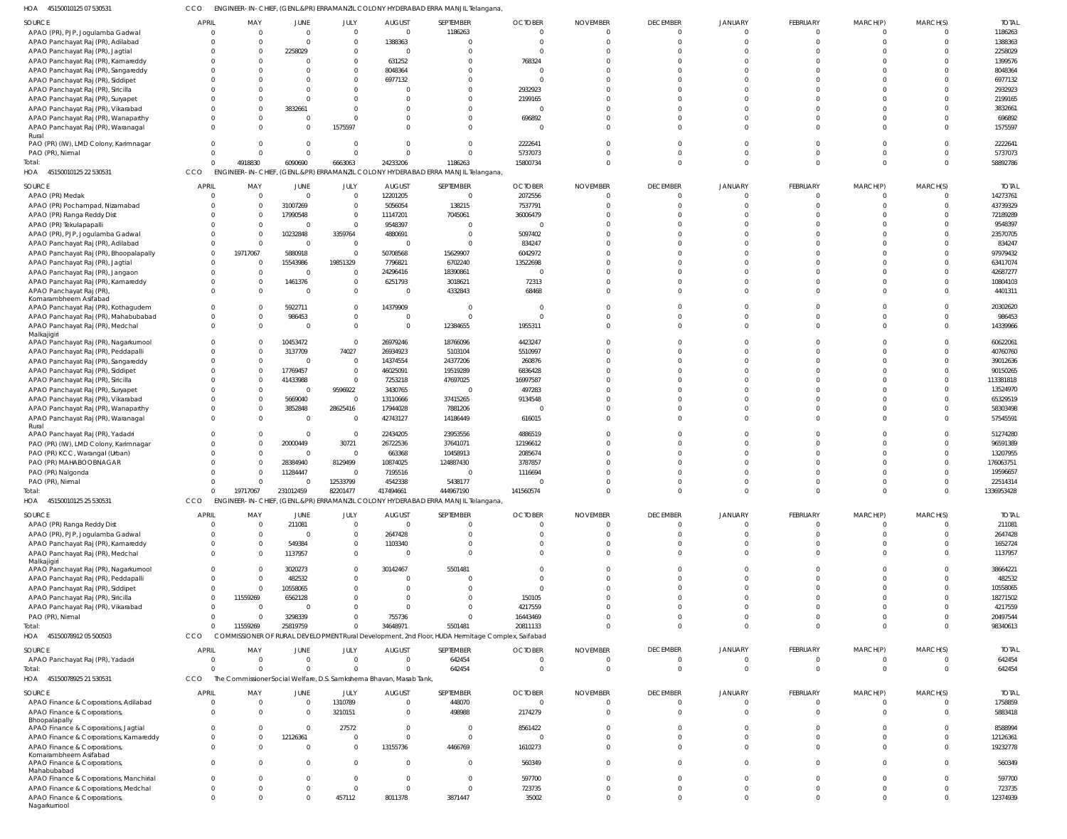HOA 45150010125 07 530531 CCO ENGINEER-IN-CHIEF, (GENL.&PR) ERRAMANZIL COLONY HYDERABAD ERRA MANJIL Telangana,

| SOURCE | APRIL | MAY | JUNE | JULY | AUGUST | SEPTEMBER | OCTOBER | NOVEMBER | DECEMBER | JANUARY | FEBRUARY | MARCH(P) | MARCH(S) | TOTAL |
|---|---|---|---|---|---|---|---|---|---|---|---|---|---|---|
| APAO (PR), PJP, Jogulamba Gadwal | 0 | 0 | 0 | 0 | 0 | 1186263 | 0 | 0 | 0 | 0 | 0 | 0 | 0 | 1186263 |
| APAO Panchayat Raj (PR), Adilabad | 0 | 0 | 0 | 0 | 1388363 | 0 | 0 | 0 | 0 | 0 | 0 | 0 | 0 | 1388363 |
| APAO Panchayat Raj (PR), Jagtial | 0 | 0 | 2258029 | 0 | 0 | 0 | 0 | 0 | 0 | 0 | 0 | 0 | 0 | 2258029 |
| APAO Panchayat Raj (PR), Kamareddy | 0 | 0 | 0 | 0 | 631252 | 0 | 768324 | 0 | 0 | 0 | 0 | 0 | 0 | 1399576 |
| APAO Panchayat Raj (PR), Sangareddy | 0 | 0 | 0 | 0 | 8048364 | 0 | 0 | 0 | 0 | 0 | 0 | 0 | 0 | 8048364 |
| APAO Panchayat Raj (PR), Siddipet | 0 | 0 | 0 | 0 | 6977132 | 0 | 0 | 0 | 0 | 0 | 0 | 0 | 0 | 6977132 |
| APAO Panchayat Raj (PR), Siricilla | 0 | 0 | 0 | 0 | 0 | 0 | 2932923 | 0 | 0 | 0 | 0 | 0 | 0 | 2932923 |
| APAO Panchayat Raj (PR), Suryapet | 0 | 0 | 0 | 0 | 0 | 0 | 2199165 | 0 | 0 | 0 | 0 | 0 | 0 | 2199165 |
| APAO Panchayat Raj (PR), Vikarabad | 0 | 0 | 3832661 | 0 | 0 | 0 | 0 | 0 | 0 | 0 | 0 | 0 | 0 | 3832661 |
| APAO Panchayat Raj (PR), Wanaparthy | 0 | 0 | 0 | 0 | 0 | 0 | 696892 | 0 | 0 | 0 | 0 | 0 | 0 | 696892 |
| APAO Panchayat Raj (PR), Waranagal Rural | 0 | 0 | 0 | 1575597 | 0 | 0 | 0 | 0 | 0 | 0 | 0 | 0 | 0 | 1575597 |
| PAO (PR) (IW), LMD Colony, Karimnagar | 0 | 0 | 0 | 0 | 0 | 0 | 2222641 | 0 | 0 | 0 | 0 | 0 | 0 | 2222641 |
| PAO (PR), Nirmal | 0 | 0 | 0 | 0 | 0 | 0 | 5737073 | 0 | 0 | 0 | 0 | 0 | 0 | 5737073 |
| Total: | 0 | 4918830 | 6090690 | 6663063 | 24233206 | 1186263 | 15800734 | 0 | 0 | 0 | 0 | 0 | 0 | 58892786 |

HOA 45150010125 22 530531 CCO ENGINEER-IN-CHIEF, (GENL.&PR) ERRAMANZIL COLONY HYDERABAD ERRA MANJIL Telangana,

| SOURCE | APRIL | MAY | JUNE | JULY | AUGUST | SEPTEMBER | OCTOBER | NOVEMBER | DECEMBER | JANUARY | FEBRUARY | MARCH(P) | MARCH(S) | TOTAL |
|---|---|---|---|---|---|---|---|---|---|---|---|---|---|---|
| APAO (PR) Medak | 0 | 0 | 0 | 0 | 12201205 | 0 | 2072556 | 0 | 0 | 0 | 0 | 0 | 0 | 14273761 |
| APAO (PR) Pochampad, Nizamabad | 0 | 0 | 31007269 | 0 | 5056054 | 138215 | 7537791 | 0 | 0 | 0 | 0 | 0 | 0 | 43739329 |
| APAO (PR) Ranga Reddy Dist | 0 | 0 | 17990548 | 0 | 11147201 | 7045061 | 36006479 | 0 | 0 | 0 | 0 | 0 | 0 | 72189289 |
| APAO (PR) Tekulapapalli | 0 | 0 | 0 | 0 | 9548397 | 0 | 0 | 0 | 0 | 0 | 0 | 0 | 0 | 9548397 |
| APAO (PR), PJP, Jogulamba Gadwal | 0 | 0 | 10232848 | 3359764 | 4880691 | 0 | 5097402 | 0 | 0 | 0 | 0 | 0 | 0 | 23570705 |
| APAO Panchayat Raj (PR), Adilabad | 0 | 0 | 0 | 0 | 0 | 0 | 834247 | 0 | 0 | 0 | 0 | 0 | 0 | 834247 |
| APAO Panchayat Raj (PR), Bhoopalapally | 0 | 19717067 | 5880918 | 0 | 50708568 | 15629907 | 6042972 | 0 | 0 | 0 | 0 | 0 | 0 | 97979432 |
| APAO Panchayat Raj (PR), Jagtial | 0 | 0 | 15543986 | 19851329 | 7796821 | 6702240 | 13522698 | 0 | 0 | 0 | 0 | 0 | 0 | 63417074 |
| APAO Panchayat Raj (PR), Jangaon | 0 | 0 | 0 | 0 | 24296416 | 18390861 | 0 | 0 | 0 | 0 | 0 | 0 | 0 | 42687277 |
| APAO Panchayat Raj (PR), Kamareddy | 0 | 0 | 1461376 | 0 | 6251793 | 3018621 | 72313 | 0 | 0 | 0 | 0 | 0 | 0 | 10804103 |
| APAO Panchayat Raj (PR), Komarambheem Asifabad | 0 | 0 | 0 | 0 | 0 | 4332843 | 68468 | 0 | 0 | 0 | 0 | 0 | 0 | 4401311 |
| APAO Panchayat Raj (PR), Kothagudem | 0 | 0 | 5922711 | 0 | 14379909 | 0 | 0 | 0 | 0 | 0 | 0 | 0 | 0 | 20302620 |
| APAO Panchayat Raj (PR), Mahabubabad | 0 | 0 | 986453 | 0 | 0 | 0 | 0 | 0 | 0 | 0 | 0 | 0 | 0 | 986453 |
| APAO Panchayat Raj (PR), Medchal Malkajigiri | 0 | 0 | 0 | 0 | 0 | 12384655 | 1955311 | 0 | 0 | 0 | 0 | 0 | 0 | 14339966 |
| APAO Panchayat Raj (PR), Nagarkurnool | 0 | 0 | 10453472 | 0 | 26979246 | 18766096 | 4423247 | 0 | 0 | 0 | 0 | 0 | 0 | 60622061 |
| APAO Panchayat Raj (PR), Peddapalli | 0 | 0 | 3137709 | 74027 | 26934923 | 5103104 | 5510997 | 0 | 0 | 0 | 0 | 0 | 0 | 40760760 |
| APAO Panchayat Raj (PR), Sangareddy | 0 | 0 | 0 | 0 | 14374554 | 24377206 | 260876 | 0 | 0 | 0 | 0 | 0 | 0 | 39012636 |
| APAO Panchayat Raj (PR), Siddipet | 0 | 0 | 17769457 | 0 | 46025091 | 19519289 | 6836428 | 0 | 0 | 0 | 0 | 0 | 0 | 90150265 |
| APAO Panchayat Raj (PR), Siricilla | 0 | 0 | 41433988 | 0 | 7253218 | 47697025 | 16997587 | 0 | 0 | 0 | 0 | 0 | 0 | 113381818 |
| APAO Panchayat Raj (PR), Suryapet | 0 | 0 | 0 | 9596922 | 3430765 | 0 | 497283 | 0 | 0 | 0 | 0 | 0 | 0 | 13524970 |
| APAO Panchayat Raj (PR), Vikarabad | 0 | 0 | 5669040 | 0 | 13110666 | 37415265 | 9134548 | 0 | 0 | 0 | 0 | 0 | 0 | 65329519 |
| APAO Panchayat Raj (PR), Wanaparthy | 0 | 0 | 3852848 | 28625416 | 17944028 | 7881206 | 0 | 0 | 0 | 0 | 0 | 0 | 0 | 58303498 |
| APAO Panchayat Raj (PR), Waranagal Rural | 0 | 0 | 0 | 0 | 42743127 | 14186449 | 616015 | 0 | 0 | 0 | 0 | 0 | 0 | 57545591 |
| APAO Panchayat Raj (PR), Yadadri | 0 | 0 | 0 | 0 | 22434205 | 23953556 | 4886519 | 0 | 0 | 0 | 0 | 0 | 0 | 51274280 |
| PAO (PR) (IW), LMD Colony, Karimnagar | 0 | 0 | 20000449 | 30721 | 26722536 | 37641071 | 12196612 | 0 | 0 | 0 | 0 | 0 | 0 | 96591389 |
| PAO (PR) KCC, Warangal (Urban) | 0 | 0 | 0 | 0 | 663368 | 10458913 | 2085674 | 0 | 0 | 0 | 0 | 0 | 0 | 13207955 |
| PAO (PR) MAHABOOBNAGAR | 0 | 0 | 28384940 | 8129499 | 10874025 | 124887430 | 3787857 | 0 | 0 | 0 | 0 | 0 | 0 | 176063751 |
| PAO (PR) Nalgonda | 0 | 0 | 11284447 | 0 | 7195516 | 0 | 1116694 | 0 | 0 | 0 | 0 | 0 | 0 | 19596657 |
| PAO (PR), Nirmal | 0 | 0 | 0 | 12533799 | 4542338 | 5438177 | 0 | 0 | 0 | 0 | 0 | 0 | 0 | 22514314 |
| Total: | 0 | 19717067 | 231012459 | 82201477 | 417494661 | 444967190 | 141560574 | 0 | 0 | 0 | 0 | 0 | 0 | 1336953428 |

HOA 45150010125 25 530531 CCO ENGINEER-IN-CHIEF, (GENL.&PR) ERRAMANZIL COLONY HYDERABAD ERRA MANJIL Telangana,

| SOURCE | APRIL | MAY | JUNE | JULY | AUGUST | SEPTEMBER | OCTOBER | NOVEMBER | DECEMBER | JANUARY | FEBRUARY | MARCH(P) | MARCH(S) | TOTAL |
|---|---|---|---|---|---|---|---|---|---|---|---|---|---|---|
| APAO (PR) Ranga Reddy Dist | 0 | 0 | 211081 | 0 | 0 | 0 | 0 | 0 | 0 | 0 | 0 | 0 | 0 | 211081 |
| APAO (PR), PJP, Jogulamba Gadwal | 0 | 0 | 0 | 0 | 2647428 | 0 | 0 | 0 | 0 | 0 | 0 | 0 | 0 | 2647428 |
| APAO Panchayat Raj (PR), Kamareddy | 0 | 0 | 549384 | 0 | 1103340 | 0 | 0 | 0 | 0 | 0 | 0 | 0 | 0 | 1652724 |
| APAO Panchayat Raj (PR), Medchal Malkajigiri | 0 | 0 | 1137957 | 0 | 0 | 0 | 0 | 0 | 0 | 0 | 0 | 0 | 0 | 1137957 |
| APAO Panchayat Raj (PR), Nagarkurnool | 0 | 0 | 3020273 | 0 | 30142467 | 5501481 | 0 | 0 | 0 | 0 | 0 | 0 | 0 | 38664221 |
| APAO Panchayat Raj (PR), Peddapalli | 0 | 0 | 482532 | 0 | 0 | 0 | 0 | 0 | 0 | 0 | 0 | 0 | 0 | 482532 |
| APAO Panchayat Raj (PR), Siddipet | 0 | 0 | 10558065 | 0 | 0 | 0 | 0 | 0 | 0 | 0 | 0 | 0 | 0 | 10558065 |
| APAO Panchayat Raj (PR), Siricilla | 0 | 11559269 | 6562128 | 0 | 0 | 0 | 150105 | 0 | 0 | 0 | 0 | 0 | 0 | 18271502 |
| APAO Panchayat Raj (PR), Vikarabad | 0 | 0 | 0 | 0 | 0 | 0 | 4217559 | 0 | 0 | 0 | 0 | 0 | 0 | 4217559 |
| PAO (PR), Nirmal | 0 | 0 | 3298339 | 0 | 755736 | 0 | 16443469 | 0 | 0 | 0 | 0 | 0 | 0 | 20497544 |
| Total: | 0 | 11559269 | 25819759 | 0 | 34648971 | 5501481 | 20811133 | 0 | 0 | 0 | 0 | 0 | 0 | 98340613 |

HOA 45150078912 05 500503 CCO COMMISSIONER OF RURAL DEVELOPMENT Rural Development, 2nd Floor, HUDA Hermitage Complex, Saifabad

| SOURCE | APRIL | MAY | JUNE | JULY | AUGUST | SEPTEMBER | OCTOBER | NOVEMBER | DECEMBER | JANUARY | FEBRUARY | MARCH(P) | MARCH(S) | TOTAL |
|---|---|---|---|---|---|---|---|---|---|---|---|---|---|---|
| APAO Panchayat Raj (PR), Yadadri | 0 | 0 | 0 | 0 | 0 | 642454 | 0 | 0 | 0 | 0 | 0 | 0 | 0 | 642454 |
| Total: | 0 | 0 | 0 | 0 | 0 | 642454 | 0 | 0 | 0 | 0 | 0 | 0 | 0 | 642454 |

HOA 45150078925 21 530531 CCO The Commissioner Social Welfare, D.S. Samkshema Bhavan, Masab Tank,

| SOURCE | APRIL | MAY | JUNE | JULY | AUGUST | SEPTEMBER | OCTOBER | NOVEMBER | DECEMBER | JANUARY | FEBRUARY | MARCH(P) | MARCH(S) | TOTAL |
|---|---|---|---|---|---|---|---|---|---|---|---|---|---|---|
| APAO Finance & Corporations, Adilabad | 0 | 0 | 0 | 1310789 | 0 | 448070 | 0 | 0 | 0 | 0 | 0 | 0 | 0 | 1758859 |
| APAO Finance & Corporations, Bhoopalapally | 0 | 0 | 0 | 3210151 | 0 | 498988 | 2174279 | 0 | 0 | 0 | 0 | 0 | 0 | 5883418 |
| APAO Finance & Corporations, Jagtial | 0 | 0 | 0 | 27572 | 0 | 0 | 8561422 | 0 | 0 | 0 | 0 | 0 | 0 | 8588994 |
| APAO Finance & Corporations, Kamareddy | 0 | 0 | 12126361 | 0 | 0 | 0 | 0 | 0 | 0 | 0 | 0 | 0 | 0 | 12126361 |
| APAO Finance & Corporations, Komarambheem Asifabad | 0 | 0 | 0 | 0 | 13155736 | 4466769 | 1610273 | 0 | 0 | 0 | 0 | 0 | 0 | 19232778 |
| APAO Finance & Corporations, Mahabubabad | 0 | 0 | 0 | 0 | 0 | 0 | 560349 | 0 | 0 | 0 | 0 | 0 | 0 | 560349 |
| APAO Finance & Corporations, Manchirial | 0 | 0 | 0 | 0 | 0 | 0 | 597700 | 0 | 0 | 0 | 0 | 0 | 0 | 597700 |
| APAO Finance & Corporations, Medchal | 0 | 0 | 0 | 0 | 0 | 0 | 723735 | 0 | 0 | 0 | 0 | 0 | 0 | 723735 |
| APAO Finance & Corporations, Nagarkurnool | 0 | 0 | 0 | 457112 | 8011378 | 3871447 | 35002 | 0 | 0 | 0 | 0 | 0 | 0 | 12374939 |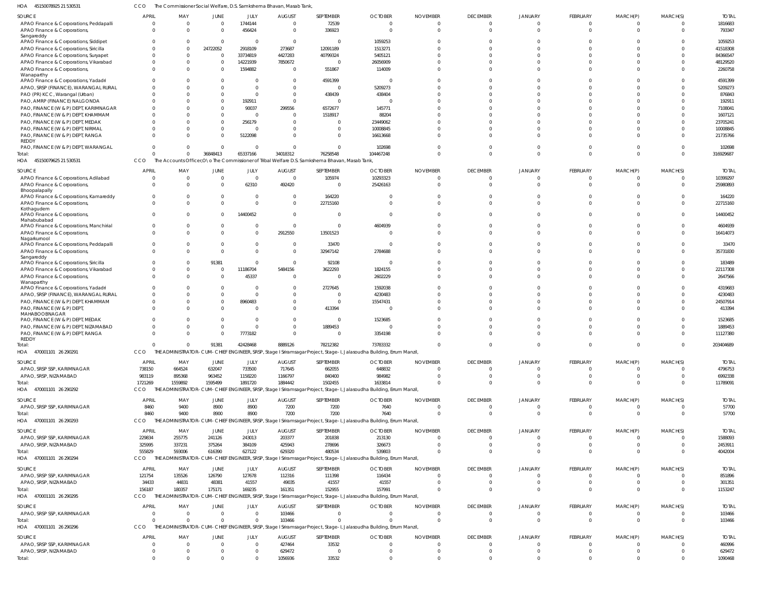HOA 45150078925 21 530531 CCO The Commissioner Social Welfare, D.S. Samkshema Bhavan, Masab Tank,

| SOURCE | APRIL | MAY | JUNE | JULY | AUGUST | SEPTEMBER | OCTOBER | NOVEMBER | DECEMBER | JANUARY | FEBRUARY | MARCH(P) | MARCH(S) | TOTAL |
|---|---|---|---|---|---|---|---|---|---|---|---|---|---|---|
| APAO Finance & Corporations, Peddapalli | 0 | 0 | 0 | 1744144 | 0 | 72539 | 0 | 0 | 0 | 0 | 0 | 0 | 0 | 1816683 |
| APAO Finance & Corporations, Sangareddy | 0 | 0 | 0 | 456424 | 0 | 336923 | 0 | 0 | 0 | 0 | 0 | 0 | 0 | 793347 |
| APAO Finance & Corporations, Siddipet | 0 | 0 | 0 | 0 | 0 | 0 | 1059253 | 0 | 0 | 0 | 0 | 0 | 0 | 1059253 |
| APAO Finance & Corporations, Siricilla | 0 | 0 | 24722052 | 2918109 | 273687 | 12091189 | 1513271 | 0 | 0 | 0 | 0 | 0 | 0 | 41518308 |
| APAO Finance & Corporations, Suryapet | 0 | 0 | 0 | 33734819 | 4427283 | 40799324 | 5405121 | 0 | 0 | 0 | 0 | 0 | 0 | 84366547 |
| APAO Finance & Corporations, Vikarabad | 0 | 0 | 0 | 14221939 | 7850672 | 0 | 26056909 | 0 | 0 | 0 | 0 | 0 | 0 | 48129520 |
| APAO Finance & Corporations, Wanaparthy | 0 | 0 | 0 | 1594882 | 0 | 551867 | 114009 | 0 | 0 | 0 | 0 | 0 | 0 | 2260758 |
| APAO Finance & Corporations, Yadadri | 0 | 0 | 0 | 0 | 0 | 4591399 | 0 | 0 | 0 | 0 | 0 | 0 | 0 | 4591399 |
| APAO, SRSP (FINANCE), WARANGAL RURAL | 0 | 0 | 0 | 0 | 0 | 0 | 5209273 | 0 | 0 | 0 | 0 | 0 | 0 | 5209273 |
| PAO (PR) KCC, Warangal (Urban) | 0 | 0 | 0 | 0 | 0 | 438439 | 438404 | 0 | 0 | 0 | 0 | 0 | 0 | 876843 |
| PAO, AMRP (FINANCE) NALGONDA | 0 | 0 | 0 | 192911 | 0 | 0 | 0 | 0 | 0 | 0 | 0 | 0 | 0 | 192911 |
| PAO, FINANCE (W & P) DEPT, KARIMNAGAR | 0 | 0 | 0 | 90037 | 299556 | 6572677 | 145771 | 0 | 0 | 0 | 0 | 0 | 0 | 7108041 |
| PAO, FINANCE (W & P) DEPT, KHAMMAM | 0 | 0 | 0 | 0 | 0 | 1518917 | 88204 | 0 | 0 | 0 | 0 | 0 | 0 | 1607121 |
| PAO, FINANCE (W & P) DEPT, MEDAK | 0 | 0 | 0 | 256179 | 0 | 0 | 23449062 | 0 | 0 | 0 | 0 | 0 | 0 | 23705241 |
| PAO, FINANCE (W & P) DEPT, NIRMAL | 0 | 0 | 0 | 0 | 0 | 0 | 10008845 | 0 | 0 | 0 | 0 | 0 | 0 | 10008845 |
| PAO, FINANCE (W & P) DEPT, RANGA REDDY | 0 | 0 | 0 | 5122098 | 0 | 0 | 16613668 | 0 | 0 | 0 | 0 | 0 | 0 | 21735766 |
| PAO, FINANCE (W & P) DEPT, WARANGAL | 0 | 0 | 0 | 0 | 0 | 0 | 102698 | 0 | 0 | 0 | 0 | 0 | 0 | 102698 |
| Total: | 0 | 0 | 36848413 | 65337166 | 34018312 | 76258548 | 104467248 | 0 | 0 | 0 | 0 | 0 | 0 | 316929687 |

HOA 45150079625 21 530531 CCO The Accounts Officer,O\o The Commissioner of Tribal Welfare D.S. Samkshema Bhavan, Masab Tank,

| SOURCE | APRIL | MAY | JUNE | JULY | AUGUST | SEPTEMBER | OCTOBER | NOVEMBER | DECEMBER | JANUARY | FEBRUARY | MARCH(P) | MARCH(S) | TOTAL |
|---|---|---|---|---|---|---|---|---|---|---|---|---|---|---|
| APAO Finance & Corporations, Adilabad | 0 | 0 | 0 | 0 | 0 | 105974 | 10293323 | 0 | 0 | 0 | 0 | 0 | 0 | 10399297 |
| APAO Finance & Corporations, Bhoopalapally | 0 | 0 | 0 | 62310 | 492420 | 0 | 25426163 | 0 | 0 | 0 | 0 | 0 | 0 | 25980893 |
| APAO Finance & Corporations, Kamareddy | 0 | 0 | 0 | 0 | 0 | 164220 | 0 | 0 | 0 | 0 | 0 | 0 | 0 | 164220 |
| APAO Finance & Corporations, Kothagudem | 0 | 0 | 0 | 0 | 0 | 22715160 | 0 | 0 | 0 | 0 | 0 | 0 | 0 | 22715160 |
| APAO Finance & Corporations, Mahabubabad | 0 | 0 | 0 | 14400452 | 0 | 0 | 0 | 0 | 0 | 0 | 0 | 0 | 0 | 14400452 |
| APAO Finance & Corporations, Manchirial | 0 | 0 | 0 | 0 | 0 | 0 | 4604939 | 0 | 0 | 0 | 0 | 0 | 0 | 4604939 |
| APAO Finance & Corporations, Nagarkurnool | 0 | 0 | 0 | 0 | 2912550 | 13501523 | 0 | 0 | 0 | 0 | 0 | 0 | 0 | 16414073 |
| APAO Finance & Corporations, Peddapalli | 0 | 0 | 0 | 0 | 0 | 33470 | 0 | 0 | 0 | 0 | 0 | 0 | 0 | 33470 |
| APAO Finance & Corporations, Sangareddy | 0 | 0 | 0 | 0 | 0 | 32947142 | 2784688 | 0 | 0 | 0 | 0 | 0 | 0 | 35731830 |
| APAO Finance & Corporations, Siricilla | 0 | 0 | 91381 | 0 | 0 | 92108 | 0 | 0 | 0 | 0 | 0 | 0 | 0 | 183489 |
| APAO Finance & Corporations, Vikarabad | 0 | 0 | 0 | 11186704 | 5484156 | 3622293 | 1824155 | 0 | 0 | 0 | 0 | 0 | 0 | 22117308 |
| APAO Finance & Corporations, Wanaparthy | 0 | 0 | 0 | 45337 | 0 | 0 | 2602229 | 0 | 0 | 0 | 0 | 0 | 0 | 2647566 |
| APAO Finance & Corporations, Yadadri | 0 | 0 | 0 | 0 | 0 | 2727645 | 1592038 | 0 | 0 | 0 | 0 | 0 | 0 | 4319683 |
| APAO, SRSP (FINANCE), WARANGAL RURAL | 0 | 0 | 0 | 0 | 0 | 0 | 4230483 | 0 | 0 | 0 | 0 | 0 | 0 | 4230483 |
| PAO, FINANCE (W & P) DEPT, KHAMMAM | 0 | 0 | 0 | 8960483 | 0 | 0 | 15547431 | 0 | 0 | 0 | 0 | 0 | 0 | 24507914 |
| PAO, FINANCE (W & P) DEPT, MAHABOOBNAGAR | 0 | 0 | 0 | 0 | 0 | 413394 | 0 | 0 | 0 | 0 | 0 | 0 | 0 | 413394 |
| PAO, FINANCE (W & P) DEPT, MEDAK | 0 | 0 | 0 | 0 | 0 | 0 | 1523685 | 0 | 0 | 0 | 0 | 0 | 0 | 1523685 |
| PAO, FINANCE (W & P) DEPT, NIZAMABAD | 0 | 0 | 0 | 0 | 0 | 1889453 | 0 | 0 | 0 | 0 | 0 | 0 | 0 | 1889453 |
| PAO, FINANCE (W & P) DEPT, RANGA REDDY | 0 | 0 | 0 | 7773182 | 0 | 0 | 3354198 | 0 | 0 | 0 | 0 | 0 | 0 | 11127380 |
| Total: | 0 | 0 | 91381 | 42428468 | 8889126 | 78212382 | 73783332 | 0 | 0 | 0 | 0 | 0 | 0 | 203404689 |

HOA 470001101 26 290291 CCO THE ADMINISTRATOR-CUM-CHIEF ENGINEER, SRSP, Stage I Sriramsagar Project, Stage-I, Jalasoudha Building, Errum Manzil,

| SOURCE | APRIL | MAY | JUNE | JULY | AUGUST | SEPTEMBER | OCTOBER | NOVEMBER | DECEMBER | JANUARY | FEBRUARY | MARCH(P) | MARCH(S) | TOTAL |
|---|---|---|---|---|---|---|---|---|---|---|---|---|---|---|
| APAO, SRSP SSP, KARIMNAGAR | 738150 | 664524 | 632047 | 733500 | 717645 | 662055 | 648832 | 0 | 0 | 0 | 0 | 0 | 0 | 4796753 |
| APAO, SRSP, NIZAMABAD | 983119 | 895368 | 963452 | 1158220 | 1166797 | 840400 | 984982 | 0 | 0 | 0 | 0 | 0 | 0 | 6992338 |
| Total: | 1721269 | 1559892 | 1595499 | 1891720 | 1884442 | 1502455 | 1633814 | 0 | 0 | 0 | 0 | 0 | 0 | 11789091 |

HOA 470001101 26 290292 CCO THE ADMINISTRATOR-CUM-CHIEF ENGINEER, SRSP, Stage I Sriramsagar Project, Stage-I, Jalasoudha Building, Errum Manzil,

| SOURCE | APRIL | MAY | JUNE | JULY | AUGUST | SEPTEMBER | OCTOBER | NOVEMBER | DECEMBER | JANUARY | FEBRUARY | MARCH(P) | MARCH(S) | TOTAL |
|---|---|---|---|---|---|---|---|---|---|---|---|---|---|---|
| APAO, SRSP SSP, KARIMNAGAR | 8460 | 9400 | 8900 | 8900 | 7200 | 7200 | 7640 | 0 | 0 | 0 | 0 | 0 | 0 | 57700 |
| Total: | 8460 | 9400 | 8900 | 8900 | 7200 | 7200 | 7640 | 0 | 0 | 0 | 0 | 0 | 0 | 57700 |

HOA 470001101 26 290293 CCO THE ADMINISTRATOR-CUM-CHIEF ENGINEER, SRSP, Stage I Sriramsagar Project, Stage-I, Jalasoudha Building, Errum Manzil,

| SOURCE | APRIL | MAY | JUNE | JULY | AUGUST | SEPTEMBER | OCTOBER | NOVEMBER | DECEMBER | JANUARY | FEBRUARY | MARCH(P) | MARCH(S) | TOTAL |
|---|---|---|---|---|---|---|---|---|---|---|---|---|---|---|
| APAO, SRSP SSP, KARIMNAGAR | 229834 | 255775 | 241126 | 243013 | 203377 | 201838 | 213130 | 0 | 0 | 0 | 0 | 0 | 0 | 1588093 |
| APAO, SRSP, NIZAMABAD | 325995 | 337231 | 375264 | 384109 | 425943 | 278696 | 326673 | 0 | 0 | 0 | 0 | 0 | 0 | 2453911 |
| Total: | 555829 | 593006 | 616390 | 627122 | 629320 | 480534 | 539803 | 0 | 0 | 0 | 0 | 0 | 0 | 4042004 |

HOA 470001101 26 290294 CCO THE ADMINISTRATOR-CUM-CHIEF ENGINEER, SRSP, Stage I Sriramsagar Project, Stage-I, Jalasoudha Building, Errum Manzil,

| SOURCE | APRIL | MAY | JUNE | JULY | AUGUST | SEPTEMBER | OCTOBER | NOVEMBER | DECEMBER | JANUARY | FEBRUARY | MARCH(P) | MARCH(S) | TOTAL |
|---|---|---|---|---|---|---|---|---|---|---|---|---|---|---|
| APAO, SRSP SSP, KARIMNAGAR | 121754 | 135526 | 126790 | 127678 | 112316 | 111398 | 116434 | 0 | 0 | 0 | 0 | 0 | 0 | 851896 |
| APAO, SRSP, NIZAMABAD | 34433 | 44831 | 48381 | 41557 | 49035 | 41557 | 41557 | 0 | 0 | 0 | 0 | 0 | 0 | 301351 |
| Total: | 156187 | 180357 | 175171 | 169235 | 161351 | 152955 | 157991 | 0 | 0 | 0 | 0 | 0 | 0 | 1153247 |

HOA 470001101 26 290295 CCO THE ADMINISTRATOR-CUM-CHIEF ENGINEER, SRSP, Stage I Sriramsagar Project, Stage-I, Jalasoudha Building, Errum Manzil,

| SOURCE | APRIL | MAY | JUNE | JULY | AUGUST | SEPTEMBER | OCTOBER | NOVEMBER | DECEMBER | JANUARY | FEBRUARY | MARCH(P) | MARCH(S) | TOTAL |
|---|---|---|---|---|---|---|---|---|---|---|---|---|---|---|
| APAO, SRSP SSP, KARIMNAGAR | 0 | 0 | 0 | 0 | 103466 | 0 | 0 | 0 | 0 | 0 | 0 | 0 | 0 | 103466 |
| Total: | 0 | 0 | 0 | 0 | 103466 | 0 | 0 | 0 | 0 | 0 | 0 | 0 | 0 | 103466 |

HOA 470001101 26 290296 CCO THE ADMINISTRATOR-CUM-CHIEF ENGINEER, SRSP, Stage I Sriramsagar Project, Stage-I, Jalasoudha Building, Errum Manzil,

| SOURCE | APRIL | MAY | JUNE | JULY | AUGUST | SEPTEMBER | OCTOBER | NOVEMBER | DECEMBER | JANUARY | FEBRUARY | MARCH(P) | MARCH(S) | TOTAL |
|---|---|---|---|---|---|---|---|---|---|---|---|---|---|---|
| APAO, SRSP SSP, KARIMNAGAR | 0 | 0 | 0 | 0 | 427464 | 33532 | 0 | 0 | 0 | 0 | 0 | 0 | 0 | 460996 |
| APAO, SRSP, NIZAMABAD | 0 | 0 | 0 | 0 | 629472 | 0 | 0 | 0 | 0 | 0 | 0 | 0 | 0 | 629472 |
| Total: | 0 | 0 | 0 | 0 | 1056936 | 33532 | 0 | 0 | 0 | 0 | 0 | 0 | 0 | 1090468 |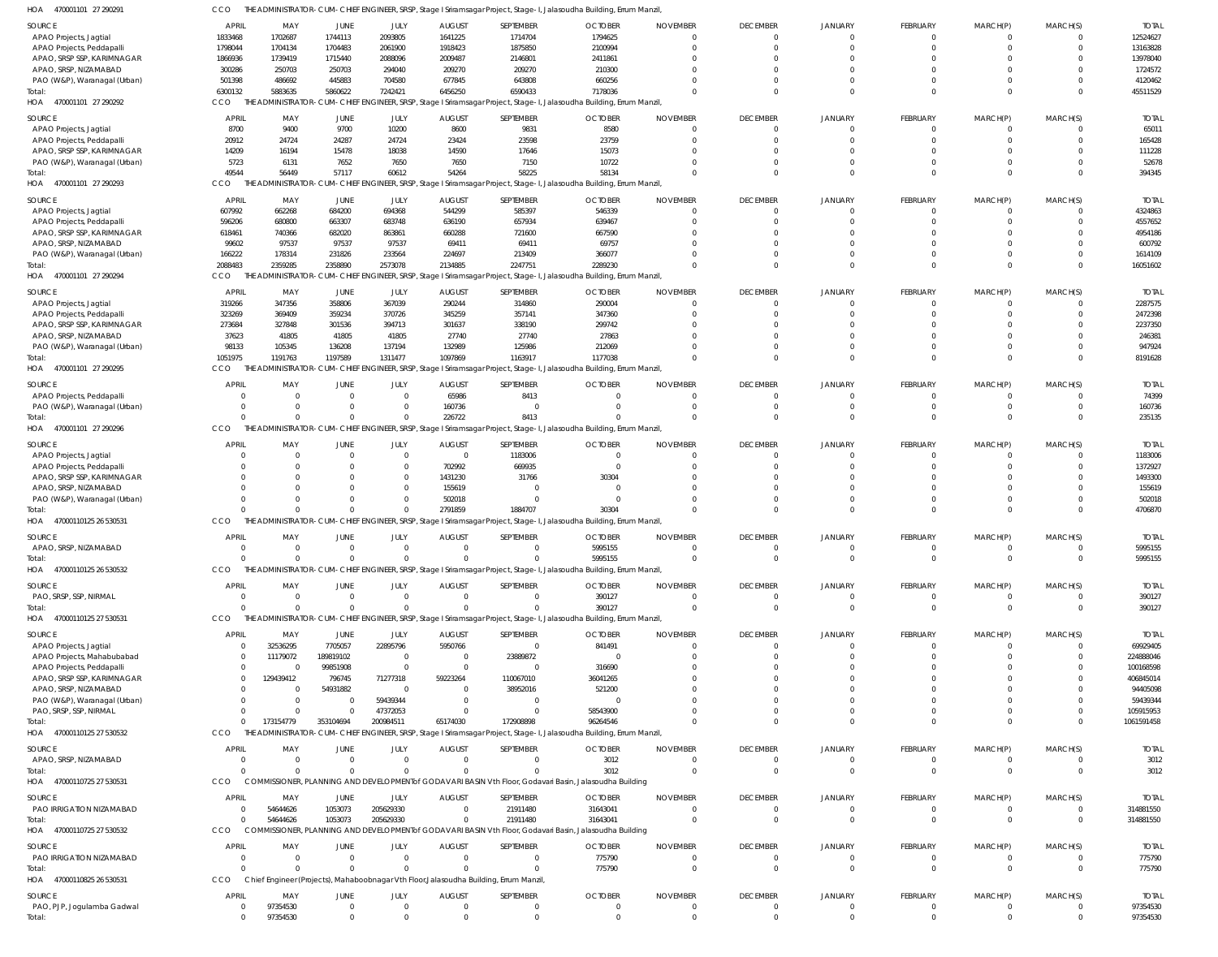HOA 470001101 27 290291 CCO THE ADMINISTRATOR-CUM-CHIEF ENGINEER, SRSP, Stage I Sriramsagar Project, Stage-I, Jalasoudha Building, Errum Manzil,

| SOURCE | APRIL | MAY | JUNE | JULY | AUGUST | SEPTEMBER | OCTOBER | NOVEMBER | DECEMBER | JANUARY | FEBRUARY | MARCH(P) | MARCH(S) | TOTAL |
|---|---|---|---|---|---|---|---|---|---|---|---|---|---|---|
| APAO Projects, Jagtial | 1833468 | 1702687 | 1744113 | 2093805 | 1641225 | 1714704 | 1794625 | 0 | 0 | 0 | 0 | 0 | 0 | 12524627 |
| APAO Projects, Peddapalli | 1798044 | 1704134 | 1704483 | 2061900 | 1918423 | 1875850 | 2100994 | 0 | 0 | 0 | 0 | 0 | 0 | 13163828 |
| APAO, SRSP SSP, KARIMNAGAR | 1866936 | 1739419 | 1715440 | 2088096 | 2009487 | 2146801 | 2411861 | 0 | 0 | 0 | 0 | 0 | 0 | 13978040 |
| APAO, SRSP, NIZAMABAD | 300286 | 250703 | 250703 | 294040 | 209270 | 209270 | 210300 | 0 | 0 | 0 | 0 | 0 | 0 | 1724572 |
| PAO (W&P), Waranagal (Urban) | 501398 | 486692 | 445883 | 704580 | 677845 | 643808 | 660256 | 0 | 0 | 0 | 0 | 0 | 0 | 4120462 |
| Total: | 6300132 | 5883635 | 5860622 | 7242421 | 6456250 | 6590433 | 7178036 | 0 | 0 | 0 | 0 | 0 | 0 | 45511529 |

HOA 470001101 27 290292 CCO THE ADMINISTRATOR-CUM-CHIEF ENGINEER, SRSP, Stage I Sriramsagar Project, Stage-I, Jalasoudha Building, Errum Manzil,

| SOURCE | APRIL | MAY | JUNE | JULY | AUGUST | SEPTEMBER | OCTOBER | NOVEMBER | DECEMBER | JANUARY | FEBRUARY | MARCH(P) | MARCH(S) | TOTAL |
|---|---|---|---|---|---|---|---|---|---|---|---|---|---|---|
| APAO Projects, Jagtial | 8700 | 9400 | 9700 | 10200 | 8600 | 9831 | 8580 | 0 | 0 | 0 | 0 | 0 | 0 | 65011 |
| APAO Projects, Peddapalli | 20912 | 24724 | 24287 | 24724 | 23424 | 23598 | 23759 | 0 | 0 | 0 | 0 | 0 | 0 | 165428 |
| APAO, SRSP SSP, KARIMNAGAR | 14209 | 16194 | 15478 | 18038 | 14590 | 17646 | 15073 | 0 | 0 | 0 | 0 | 0 | 0 | 111228 |
| PAO (W&P), Waranagal (Urban) | 5723 | 6131 | 7652 | 7650 | 7650 | 7150 | 10722 | 0 | 0 | 0 | 0 | 0 | 0 | 52678 |
| Total: | 49544 | 56449 | 57117 | 60612 | 54264 | 58225 | 58134 | 0 | 0 | 0 | 0 | 0 | 0 | 394345 |

HOA 470001101 27 290293 CCO THE ADMINISTRATOR-CUM-CHIEF ENGINEER, SRSP, Stage I Sriramsagar Project, Stage-I, Jalasoudha Building, Errum Manzil,

| SOURCE | APRIL | MAY | JUNE | JULY | AUGUST | SEPTEMBER | OCTOBER | NOVEMBER | DECEMBER | JANUARY | FEBRUARY | MARCH(P) | MARCH(S) | TOTAL |
|---|---|---|---|---|---|---|---|---|---|---|---|---|---|---|
| APAO Projects, Jagtial | 607992 | 662268 | 684200 | 694368 | 544299 | 585397 | 546339 | 0 | 0 | 0 | 0 | 0 | 0 | 4324863 |
| APAO Projects, Peddapalli | 596206 | 680800 | 663307 | 683748 | 636190 | 657934 | 639467 | 0 | 0 | 0 | 0 | 0 | 0 | 4557652 |
| APAO, SRSP SSP, KARIMNAGAR | 618461 | 740366 | 682020 | 863861 | 660288 | 721600 | 667590 | 0 | 0 | 0 | 0 | 0 | 0 | 4954186 |
| APAO, SRSP, NIZAMABAD | 99602 | 97537 | 97537 | 97537 | 69411 | 69411 | 69757 | 0 | 0 | 0 | 0 | 0 | 0 | 600792 |
| PAO (W&P), Waranagal (Urban) | 166222 | 178314 | 231826 | 233564 | 224697 | 213409 | 366077 | 0 | 0 | 0 | 0 | 0 | 0 | 1614109 |
| Total: | 2088483 | 2359285 | 2358890 | 2573078 | 2134885 | 2247751 | 2289230 | 0 | 0 | 0 | 0 | 0 | 0 | 16051602 |

HOA 470001101 27 290294 CCO THE ADMINISTRATOR-CUM-CHIEF ENGINEER, SRSP, Stage I Sriramsagar Project, Stage-I, Jalasoudha Building, Errum Manzil,

| SOURCE | APRIL | MAY | JUNE | JULY | AUGUST | SEPTEMBER | OCTOBER | NOVEMBER | DECEMBER | JANUARY | FEBRUARY | MARCH(P) | MARCH(S) | TOTAL |
|---|---|---|---|---|---|---|---|---|---|---|---|---|---|---|
| APAO Projects, Jagtial | 319266 | 347356 | 358806 | 367039 | 290244 | 314860 | 290004 | 0 | 0 | 0 | 0 | 0 | 0 | 2287575 |
| APAO Projects, Peddapalli | 323269 | 369409 | 359234 | 370726 | 345259 | 357141 | 347360 | 0 | 0 | 0 | 0 | 0 | 0 | 2472398 |
| APAO, SRSP SSP, KARIMNAGAR | 273684 | 327848 | 301536 | 394713 | 301637 | 338190 | 299742 | 0 | 0 | 0 | 0 | 0 | 0 | 2237350 |
| APAO, SRSP, NIZAMABAD | 37623 | 41805 | 41805 | 41805 | 27740 | 27740 | 27863 | 0 | 0 | 0 | 0 | 0 | 0 | 246381 |
| PAO (W&P), Waranagal (Urban) | 98133 | 105345 | 136208 | 137194 | 132989 | 125986 | 212069 | 0 | 0 | 0 | 0 | 0 | 0 | 947924 |
| Total: | 1051975 | 1191763 | 1197589 | 1311477 | 1097869 | 1163917 | 1177038 | 0 | 0 | 0 | 0 | 0 | 0 | 8191628 |

HOA 470001101 27 290295 CCO THE ADMINISTRATOR-CUM-CHIEF ENGINEER, SRSP, Stage I Sriramsagar Project, Stage-I, Jalasoudha Building, Errum Manzil,

| SOURCE | APRIL | MAY | JUNE | JULY | AUGUST | SEPTEMBER | OCTOBER | NOVEMBER | DECEMBER | JANUARY | FEBRUARY | MARCH(P) | MARCH(S) | TOTAL |
|---|---|---|---|---|---|---|---|---|---|---|---|---|---|---|
| APAO Projects, Peddapalli | 0 | 0 | 0 | 0 | 65986 | 8413 | 0 | 0 | 0 | 0 | 0 | 0 | 0 | 74399 |
| PAO (W&P), Waranagal (Urban) | 0 | 0 | 0 | 0 | 160736 | 0 | 0 | 0 | 0 | 0 | 0 | 0 | 0 | 160736 |
| Total: | 0 | 0 | 0 | 0 | 226722 | 8413 | 0 | 0 | 0 | 0 | 0 | 0 | 0 | 235135 |

HOA 470001101 27 290296 CCO THE ADMINISTRATOR-CUM-CHIEF ENGINEER, SRSP, Stage I Sriramsagar Project, Stage-I, Jalasoudha Building, Errum Manzil,

| SOURCE | APRIL | MAY | JUNE | JULY | AUGUST | SEPTEMBER | OCTOBER | NOVEMBER | DECEMBER | JANUARY | FEBRUARY | MARCH(P) | MARCH(S) | TOTAL |
|---|---|---|---|---|---|---|---|---|---|---|---|---|---|---|
| APAO Projects, Jagtial | 0 | 0 | 0 | 0 | 0 | 1183006 | 0 | 0 | 0 | 0 | 0 | 0 | 0 | 1183006 |
| APAO Projects, Peddapalli | 0 | 0 | 0 | 0 | 702992 | 669935 | 0 | 0 | 0 | 0 | 0 | 0 | 0 | 1372927 |
| APAO, SRSP SSP, KARIMNAGAR | 0 | 0 | 0 | 0 | 1431230 | 31766 | 30304 | 0 | 0 | 0 | 0 | 0 | 0 | 1493300 |
| APAO, SRSP, NIZAMABAD | 0 | 0 | 0 | 0 | 155619 | 0 | 0 | 0 | 0 | 0 | 0 | 0 | 0 | 155619 |
| PAO (W&P), Waranagal (Urban) | 0 | 0 | 0 | 0 | 502018 | 0 | 0 | 0 | 0 | 0 | 0 | 0 | 0 | 502018 |
| Total: | 0 | 0 | 0 | 0 | 2791859 | 1884707 | 30304 | 0 | 0 | 0 | 0 | 0 | 0 | 4706870 |

HOA 47000110125 26 530531 CCO THE ADMINISTRATOR-CUM-CHIEF ENGINEER, SRSP, Stage I Sriramsagar Project, Stage-I, Jalasoudha Building, Errum Manzil,

| SOURCE | APRIL | MAY | JUNE | JULY | AUGUST | SEPTEMBER | OCTOBER | NOVEMBER | DECEMBER | JANUARY | FEBRUARY | MARCH(P) | MARCH(S) | TOTAL |
|---|---|---|---|---|---|---|---|---|---|---|---|---|---|---|
| APAO, SRSP, NIZAMABAD | 0 | 0 | 0 | 0 | 0 | 0 | 5995155 | 0 | 0 | 0 | 0 | 0 | 0 | 5995155 |
| Total: | 0 | 0 | 0 | 0 | 0 | 0 | 5995155 | 0 | 0 | 0 | 0 | 0 | 0 | 5995155 |

HOA 47000110125 26 530532 CCO THE ADMINISTRATOR-CUM-CHIEF ENGINEER, SRSP, Stage I Sriramsagar Project, Stage-I, Jalasoudha Building, Errum Manzil,

| SOURCE | APRIL | MAY | JUNE | JULY | AUGUST | SEPTEMBER | OCTOBER | NOVEMBER | DECEMBER | JANUARY | FEBRUARY | MARCH(P) | MARCH(S) | TOTAL |
|---|---|---|---|---|---|---|---|---|---|---|---|---|---|---|
| PAO, SRSP, SSP, NIRMAL | 0 | 0 | 0 | 0 | 0 | 0 | 390127 | 0 | 0 | 0 | 0 | 0 | 0 | 390127 |
| Total: | 0 | 0 | 0 | 0 | 0 | 0 | 390127 | 0 | 0 | 0 | 0 | 0 | 0 | 390127 |

HOA 47000110125 27 530531 CCO THE ADMINISTRATOR-CUM-CHIEF ENGINEER, SRSP, Stage I Sriramsagar Project, Stage-I, Jalasoudha Building, Errum Manzil,

| SOURCE | APRIL | MAY | JUNE | JULY | AUGUST | SEPTEMBER | OCTOBER | NOVEMBER | DECEMBER | JANUARY | FEBRUARY | MARCH(P) | MARCH(S) | TOTAL |
|---|---|---|---|---|---|---|---|---|---|---|---|---|---|---|
| APAO Projects, Jagtial | 0 | 32536295 | 7705057 | 22895796 | 5950766 | 0 | 841491 | 0 | 0 | 0 | 0 | 0 | 0 | 69929405 |
| APAO Projects, Mahabubabad | 0 | 11179072 | 189819102 | 0 | 0 | 23889872 | 0 | 0 | 0 | 0 | 0 | 0 | 0 | 224888046 |
| APAO Projects, Peddapalli | 0 | 0 | 99851908 | 0 | 0 | 0 | 316690 | 0 | 0 | 0 | 0 | 0 | 0 | 100168598 |
| APAO, SRSP SSP, KARIMNAGAR | 0 | 129439412 | 796745 | 71277318 | 59223264 | 110067010 | 36041265 | 0 | 0 | 0 | 0 | 0 | 0 | 406845014 |
| APAO, SRSP, NIZAMABAD | 0 | 0 | 54931882 | 0 | 0 | 38952016 | 521200 | 0 | 0 | 0 | 0 | 0 | 0 | 94405098 |
| PAO (W&P), Waranagal (Urban) | 0 | 0 | 0 | 59439344 | 0 | 0 | 0 | 0 | 0 | 0 | 0 | 0 | 0 | 59439344 |
| PAO, SRSP, SSP, NIRMAL | 0 | 0 | 0 | 47372053 | 0 | 0 | 58543900 | 0 | 0 | 0 | 0 | 0 | 0 | 105915953 |
| Total: | 0 | 173154779 | 353104694 | 200984511 | 65174030 | 172908898 | 96264546 | 0 | 0 | 0 | 0 | 0 | 0 | 1061591458 |

HOA 47000110125 27 530532 CCO THE ADMINISTRATOR-CUM-CHIEF ENGINEER, SRSP, Stage I Sriramsagar Project, Stage-I, Jalasoudha Building, Errum Manzil,

| SOURCE | APRIL | MAY | JUNE | JULY | AUGUST | SEPTEMBER | OCTOBER | NOVEMBER | DECEMBER | JANUARY | FEBRUARY | MARCH(P) | MARCH(S) | TOTAL |
|---|---|---|---|---|---|---|---|---|---|---|---|---|---|---|
| APAO, SRSP, NIZAMABAD | 0 | 0 | 0 | 0 | 0 | 0 | 3012 | 0 | 0 | 0 | 0 | 0 | 0 | 3012 |
| Total: | 0 | 0 | 0 | 0 | 0 | 0 | 3012 | 0 | 0 | 0 | 0 | 0 | 0 | 3012 |

HOA 47000110725 27 530531 CCO COMMISSIONER, PLANNING AND DEVELOPMENT of GODAVARI BASIN Vth Floor, Godavari Basin, Jalasoudha Building

| SOURCE | APRIL | MAY | JUNE | JULY | AUGUST | SEPTEMBER | OCTOBER | NOVEMBER | DECEMBER | JANUARY | FEBRUARY | MARCH(P) | MARCH(S) | TOTAL |
|---|---|---|---|---|---|---|---|---|---|---|---|---|---|---|
| PAO IRRIGATION NIZAMABAD | 0 | 54644626 | 1053073 | 205629330 | 0 | 21911480 | 31643041 | 0 | 0 | 0 | 0 | 0 | 0 | 314881550 |
| Total: | 0 | 54644626 | 1053073 | 205629330 | 0 | 21911480 | 31643041 | 0 | 0 | 0 | 0 | 0 | 0 | 314881550 |

HOA 47000110725 27 530532 CCO COMMISSIONER, PLANNING AND DEVELOPMENT of GODAVARI BASIN Vth Floor, Godavari Basin, Jalasoudha Building

| SOURCE | APRIL | MAY | JUNE | JULY | AUGUST | SEPTEMBER | OCTOBER | NOVEMBER | DECEMBER | JANUARY | FEBRUARY | MARCH(P) | MARCH(S) | TOTAL |
|---|---|---|---|---|---|---|---|---|---|---|---|---|---|---|
| PAO IRRIGATION NIZAMABAD | 0 | 0 | 0 | 0 | 0 | 0 | 775790 | 0 | 0 | 0 | 0 | 0 | 0 | 775790 |
| Total: | 0 | 0 | 0 | 0 | 0 | 0 | 775790 | 0 | 0 | 0 | 0 | 0 | 0 | 775790 |

HOA 47000110825 26 530531 CCO Chief Engineer(Projects), Mahaboobnagar Vth Floor,Jalasoudha Building, Errum Manzil,

| SOURCE | APRIL | MAY | JUNE | JULY | AUGUST | SEPTEMBER | OCTOBER | NOVEMBER | DECEMBER | JANUARY | FEBRUARY | MARCH(P) | MARCH(S) | TOTAL |
|---|---|---|---|---|---|---|---|---|---|---|---|---|---|---|
| PAO, PJP, Jogulamba Gadwal | 0 | 97354530 | 0 | 0 | 0 | 0 | 0 | 0 | 0 | 0 | 0 | 0 | 0 | 97354530 |
| Total: | 0 | 97354530 | 0 | 0 | 0 | 0 | 0 | 0 | 0 | 0 | 0 | 0 | 0 | 97354530 |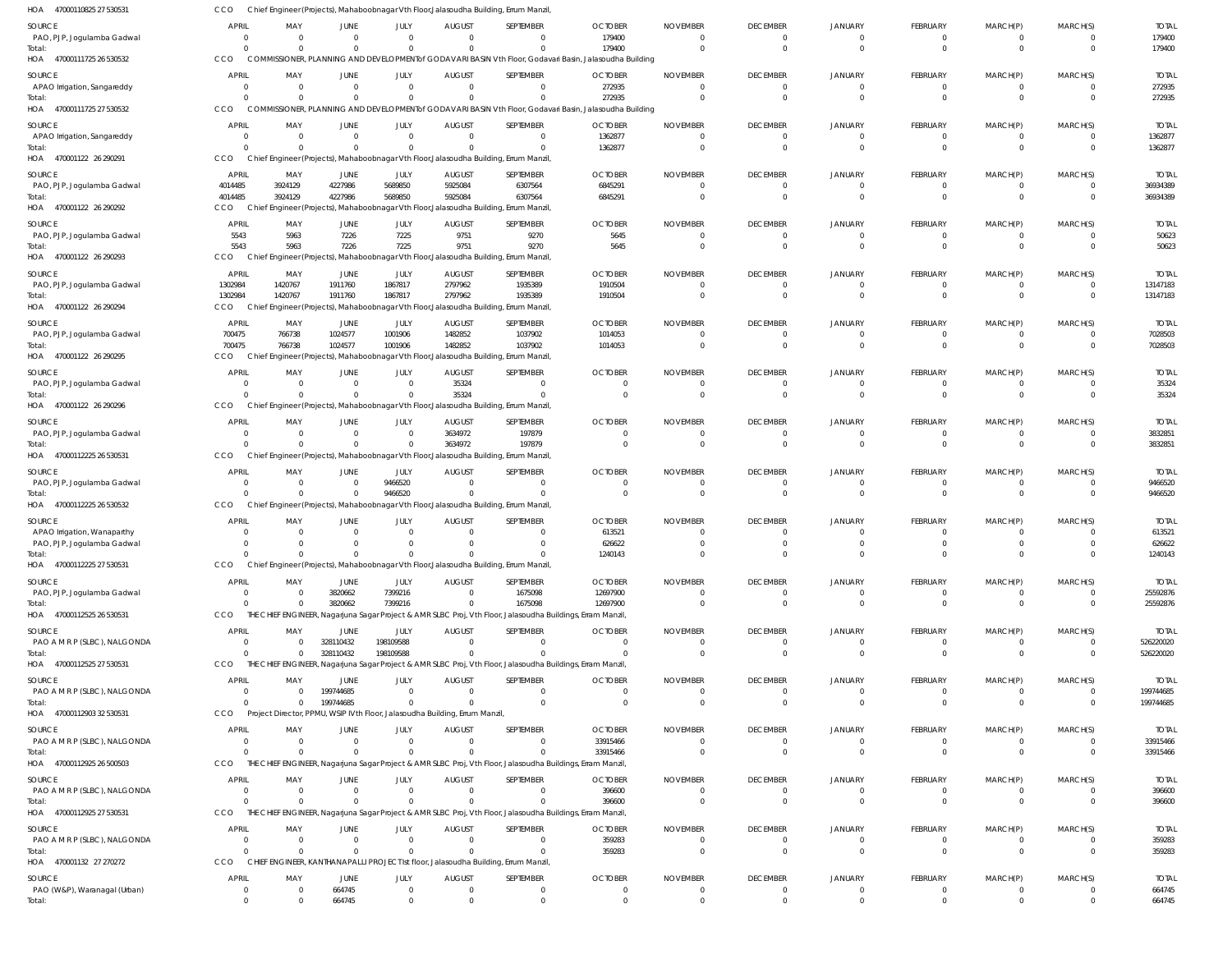HOA 47000110825 27 530531 CCO Chief Engineer(Projects), Mahaboobnagar Vth Floor,Jalasoudha Building, Errum Manzil,

| SOURCE | APRIL | MAY | JUNE | JULY | AUGUST | SEPTEMBER | OCTOBER | NOVEMBER | DECEMBER | JANUARY | FEBRUARY | MARCH(P) | MARCH(S) | TOTAL |
|---|---|---|---|---|---|---|---|---|---|---|---|---|---|---|
| PAO, PJP, Jogulamba Gadwal | 0 | 0 | 0 | 0 | 0 | 0 | 179400 | 0 | 0 | 0 | 0 | 0 | 0 | 179400 |
| Total: | 0 | 0 | 0 | 0 | 0 | 0 | 179400 | 0 | 0 | 0 | 0 | 0 | 0 | 179400 |

HOA 47000111725 26 530532 CCO COMMISSIONER, PLANNING AND DEVELOPMENT of GODAVARI BASIN Vth Floor, Godavari Basin, Jalasoudha Building

| SOURCE | APRIL | MAY | JUNE | JULY | AUGUST | SEPTEMBER | OCTOBER | NOVEMBER | DECEMBER | JANUARY | FEBRUARY | MARCH(P) | MARCH(S) | TOTAL |
|---|---|---|---|---|---|---|---|---|---|---|---|---|---|---|
| APAO Irrigation, Sangareddy | 0 | 0 | 0 | 0 | 0 | 0 | 272935 | 0 | 0 | 0 | 0 | 0 | 0 | 272935 |
| Total: | 0 | 0 | 0 | 0 | 0 | 0 | 272935 | 0 | 0 | 0 | 0 | 0 | 0 | 272935 |

HOA 47000111725 27 530532 CCO COMMISSIONER, PLANNING AND DEVELOPMENT of GODAVARI BASIN Vth Floor, Godavari Basin, Jalasoudha Building

| SOURCE | APRIL | MAY | JUNE | JULY | AUGUST | SEPTEMBER | OCTOBER | NOVEMBER | DECEMBER | JANUARY | FEBRUARY | MARCH(P) | MARCH(S) | TOTAL |
|---|---|---|---|---|---|---|---|---|---|---|---|---|---|---|
| APAO Irrigation, Sangareddy | 0 | 0 | 0 | 0 | 0 | 0 | 1362877 | 0 | 0 | 0 | 0 | 0 | 0 | 1362877 |
| Total: | 0 | 0 | 0 | 0 | 0 | 0 | 1362877 | 0 | 0 | 0 | 0 | 0 | 0 | 1362877 |

HOA 470001122 26 290291 CCO Chief Engineer(Projects), Mahaboobnagar Vth Floor,Jalasoudha Building, Errum Manzil,

| SOURCE | APRIL | MAY | JUNE | JULY | AUGUST | SEPTEMBER | OCTOBER | NOVEMBER | DECEMBER | JANUARY | FEBRUARY | MARCH(P) | MARCH(S) | TOTAL |
|---|---|---|---|---|---|---|---|---|---|---|---|---|---|---|
| PAO, PJP, Jogulamba Gadwal | 4014485 | 3924129 | 4227986 | 5689850 | 5925084 | 6307564 | 6845291 | 0 | 0 | 0 | 0 | 0 | 0 | 36934389 |
| Total: | 4014485 | 3924129 | 4227986 | 5689850 | 5925084 | 6307564 | 6845291 | 0 | 0 | 0 | 0 | 0 | 0 | 36934389 |

HOA 470001122 26 290292 CCO Chief Engineer(Projects), Mahaboobnagar Vth Floor,Jalasoudha Building, Errum Manzil,

| SOURCE | APRIL | MAY | JUNE | JULY | AUGUST | SEPTEMBER | OCTOBER | NOVEMBER | DECEMBER | JANUARY | FEBRUARY | MARCH(P) | MARCH(S) | TOTAL |
|---|---|---|---|---|---|---|---|---|---|---|---|---|---|---|
| PAO, PJP, Jogulamba Gadwal | 5543 | 5963 | 7226 | 7225 | 9751 | 9270 | 5645 | 0 | 0 | 0 | 0 | 0 | 0 | 50623 |
| Total: | 5543 | 5963 | 7226 | 7225 | 9751 | 9270 | 5645 | 0 | 0 | 0 | 0 | 0 | 0 | 50623 |

HOA 470001122 26 290293 CCO Chief Engineer(Projects), Mahaboobnagar Vth Floor,Jalasoudha Building, Errum Manzil,

| SOURCE | APRIL | MAY | JUNE | JULY | AUGUST | SEPTEMBER | OCTOBER | NOVEMBER | DECEMBER | JANUARY | FEBRUARY | MARCH(P) | MARCH(S) | TOTAL |
|---|---|---|---|---|---|---|---|---|---|---|---|---|---|---|
| PAO, PJP, Jogulamba Gadwal | 1302984 | 1420767 | 1911760 | 1867817 | 2797962 | 1935389 | 1910504 | 0 | 0 | 0 | 0 | 0 | 0 | 13147183 |
| Total: | 1302984 | 1420767 | 1911760 | 1867817 | 2797962 | 1935389 | 1910504 | 0 | 0 | 0 | 0 | 0 | 0 | 13147183 |

HOA 470001122 26 290294 CCO Chief Engineer(Projects), Mahaboobnagar Vth Floor,Jalasoudha Building, Errum Manzil,

| SOURCE | APRIL | MAY | JUNE | JULY | AUGUST | SEPTEMBER | OCTOBER | NOVEMBER | DECEMBER | JANUARY | FEBRUARY | MARCH(P) | MARCH(S) | TOTAL |
|---|---|---|---|---|---|---|---|---|---|---|---|---|---|---|
| PAO, PJP, Jogulamba Gadwal | 700475 | 766738 | 1024577 | 1001906 | 1482852 | 1037902 | 1014053 | 0 | 0 | 0 | 0 | 0 | 0 | 7028503 |
| Total: | 700475 | 766738 | 1024577 | 1001906 | 1482852 | 1037902 | 1014053 | 0 | 0 | 0 | 0 | 0 | 0 | 7028503 |

HOA 470001122 26 290295 CCO Chief Engineer(Projects), Mahaboobnagar Vth Floor,Jalasoudha Building, Errum Manzil,

| SOURCE | APRIL | MAY | JUNE | JULY | AUGUST | SEPTEMBER | OCTOBER | NOVEMBER | DECEMBER | JANUARY | FEBRUARY | MARCH(P) | MARCH(S) | TOTAL |
|---|---|---|---|---|---|---|---|---|---|---|---|---|---|---|
| PAO, PJP, Jogulamba Gadwal | 0 | 0 | 0 | 0 | 35324 | 0 | 0 | 0 | 0 | 0 | 0 | 0 | 0 | 35324 |
| Total: | 0 | 0 | 0 | 0 | 35324 | 0 | 0 | 0 | 0 | 0 | 0 | 0 | 0 | 35324 |

HOA 470001122 26 290296 CCO Chief Engineer(Projects), Mahaboobnagar Vth Floor,Jalasoudha Building, Errum Manzil,

| SOURCE | APRIL | MAY | JUNE | JULY | AUGUST | SEPTEMBER | OCTOBER | NOVEMBER | DECEMBER | JANUARY | FEBRUARY | MARCH(P) | MARCH(S) | TOTAL |
|---|---|---|---|---|---|---|---|---|---|---|---|---|---|---|
| PAO, PJP, Jogulamba Gadwal | 0 | 0 | 0 | 0 | 3634972 | 197879 | 0 | 0 | 0 | 0 | 0 | 0 | 0 | 3832851 |
| Total: | 0 | 0 | 0 | 0 | 3634972 | 197879 | 0 | 0 | 0 | 0 | 0 | 0 | 0 | 3832851 |

HOA 47000112225 26 530531 CCO Chief Engineer(Projects), Mahaboobnagar Vth Floor,Jalasoudha Building, Errum Manzil,

| SOURCE | APRIL | MAY | JUNE | JULY | AUGUST | SEPTEMBER | OCTOBER | NOVEMBER | DECEMBER | JANUARY | FEBRUARY | MARCH(P) | MARCH(S) | TOTAL |
|---|---|---|---|---|---|---|---|---|---|---|---|---|---|---|
| PAO, PJP, Jogulamba Gadwal | 0 | 0 | 0 | 9466520 | 0 | 0 | 0 | 0 | 0 | 0 | 0 | 0 | 0 | 9466520 |
| Total: | 0 | 0 | 0 | 9466520 | 0 | 0 | 0 | 0 | 0 | 0 | 0 | 0 | 0 | 9466520 |

HOA 47000112225 26 530532 CCO Chief Engineer(Projects), Mahaboobnagar Vth Floor,Jalasoudha Building, Errum Manzil,

| SOURCE | APRIL | MAY | JUNE | JULY | AUGUST | SEPTEMBER | OCTOBER | NOVEMBER | DECEMBER | JANUARY | FEBRUARY | MARCH(P) | MARCH(S) | TOTAL |
|---|---|---|---|---|---|---|---|---|---|---|---|---|---|---|
| APAO Irrigation, Wanaparthy | 0 | 0 | 0 | 0 | 0 | 0 | 613521 | 0 | 0 | 0 | 0 | 0 | 0 | 613521 |
| PAO, PJP, Jogulamba Gadwal | 0 | 0 | 0 | 0 | 0 | 0 | 626622 | 0 | 0 | 0 | 0 | 0 | 0 | 626622 |
| Total: | 0 | 0 | 0 | 0 | 0 | 0 | 1240143 | 0 | 0 | 0 | 0 | 0 | 0 | 1240143 |

HOA 47000112225 27 530531 CCO Chief Engineer(Projects), Mahaboobnagar Vth Floor,Jalasoudha Building, Errum Manzil,

| SOURCE | APRIL | MAY | JUNE | JULY | AUGUST | SEPTEMBER | OCTOBER | NOVEMBER | DECEMBER | JANUARY | FEBRUARY | MARCH(P) | MARCH(S) | TOTAL |
|---|---|---|---|---|---|---|---|---|---|---|---|---|---|---|
| PAO, PJP, Jogulamba Gadwal | 0 | 0 | 3820662 | 7399216 | 0 | 1675098 | 12697900 | 0 | 0 | 0 | 0 | 0 | 0 | 25592876 |
| Total: | 0 | 0 | 3820662 | 7399216 | 0 | 1675098 | 12697900 | 0 | 0 | 0 | 0 | 0 | 0 | 25592876 |

HOA 47000112525 26 530531 CCO THE CHIEF ENGINEER, Nagarjuna Sagar Project & AMR SLBC Proj, Vth Floor, Jalasoudha Buildings, Erram Manzil,

| SOURCE | APRIL | MAY | JUNE | JULY | AUGUST | SEPTEMBER | OCTOBER | NOVEMBER | DECEMBER | JANUARY | FEBRUARY | MARCH(P) | MARCH(S) | TOTAL |
|---|---|---|---|---|---|---|---|---|---|---|---|---|---|---|
| PAO A M R P (SLBC), NALGONDA | 0 | 0 | 328110432 | 198109588 | 0 | 0 | 0 | 0 | 0 | 0 | 0 | 0 | 0 | 526220020 |
| Total: | 0 | 0 | 328110432 | 198109588 | 0 | 0 | 0 | 0 | 0 | 0 | 0 | 0 | 0 | 526220020 |

HOA 47000112525 27 530531 CCO THE CHIEF ENGINEER, Nagarjuna Sagar Project & AMR SLBC Proj, Vth Floor, Jalasoudha Buildings, Erram Manzil,

| SOURCE | APRIL | MAY | JUNE | JULY | AUGUST | SEPTEMBER | OCTOBER | NOVEMBER | DECEMBER | JANUARY | FEBRUARY | MARCH(P) | MARCH(S) | TOTAL |
|---|---|---|---|---|---|---|---|---|---|---|---|---|---|---|
| PAO A M R P (SLBC), NALGONDA | 0 | 0 | 199744685 | 0 | 0 | 0 | 0 | 0 | 0 | 0 | 0 | 0 | 0 | 199744685 |
| Total: | 0 | 0 | 199744685 | 0 | 0 | 0 | 0 | 0 | 0 | 0 | 0 | 0 | 0 | 199744685 |

HOA 47000112903 32 530531 CCO Project Director, PPMU, WSIP IVth Floor, Jalasoudha Building, Errum Manzil,

| SOURCE | APRIL | MAY | JUNE | JULY | AUGUST | SEPTEMBER | OCTOBER | NOVEMBER | DECEMBER | JANUARY | FEBRUARY | MARCH(P) | MARCH(S) | TOTAL |
|---|---|---|---|---|---|---|---|---|---|---|---|---|---|---|
| PAO A M R P (SLBC), NALGONDA | 0 | 0 | 0 | 0 | 0 | 0 | 33915466 | 0 | 0 | 0 | 0 | 0 | 0 | 33915466 |
| Total: | 0 | 0 | 0 | 0 | 0 | 0 | 33915466 | 0 | 0 | 0 | 0 | 0 | 0 | 33915466 |

HOA 47000112925 26 500503 CCO THE CHIEF ENGINEER, Nagarjuna Sagar Project & AMR SLBC Proj, Vth Floor, Jalasoudha Buildings, Erram Manzil,

| SOURCE | APRIL | MAY | JUNE | JULY | AUGUST | SEPTEMBER | OCTOBER | NOVEMBER | DECEMBER | JANUARY | FEBRUARY | MARCH(P) | MARCH(S) | TOTAL |
|---|---|---|---|---|---|---|---|---|---|---|---|---|---|---|
| PAO A M R P (SLBC), NALGONDA | 0 | 0 | 0 | 0 | 0 | 0 | 396600 | 0 | 0 | 0 | 0 | 0 | 0 | 396600 |
| Total: | 0 | 0 | 0 | 0 | 0 | 0 | 396600 | 0 | 0 | 0 | 0 | 0 | 0 | 396600 |

HOA 47000112925 27 530531 CCO THE CHIEF ENGINEER, Nagarjuna Sagar Project & AMR SLBC Proj, Vth Floor, Jalasoudha Buildings, Erram Manzil,

| SOURCE | APRIL | MAY | JUNE | JULY | AUGUST | SEPTEMBER | OCTOBER | NOVEMBER | DECEMBER | JANUARY | FEBRUARY | MARCH(P) | MARCH(S) | TOTAL |
|---|---|---|---|---|---|---|---|---|---|---|---|---|---|---|
| PAO A M R P (SLBC), NALGONDA | 0 | 0 | 0 | 0 | 0 | 0 | 359283 | 0 | 0 | 0 | 0 | 0 | 0 | 359283 |
| Total: | 0 | 0 | 0 | 0 | 0 | 0 | 359283 | 0 | 0 | 0 | 0 | 0 | 0 | 359283 |

HOA 470001132 27 270272 CCO CHIEF ENGINEER, KANTHANAPALLI PROJECT Ist floor, Jalasoudha Building, Errum Manzil,

| SOURCE | APRIL | MAY | JUNE | JULY | AUGUST | SEPTEMBER | OCTOBER | NOVEMBER | DECEMBER | JANUARY | FEBRUARY | MARCH(P) | MARCH(S) | TOTAL |
|---|---|---|---|---|---|---|---|---|---|---|---|---|---|---|
| PAO (W&P), Waranagal (Urban) | 0 | 0 | 664745 | 0 | 0 | 0 | 0 | 0 | 0 | 0 | 0 | 0 | 0 | 664745 |
| Total: | 0 | 0 | 664745 | 0 | 0 | 0 | 0 | 0 | 0 | 0 | 0 | 0 | 0 | 664745 |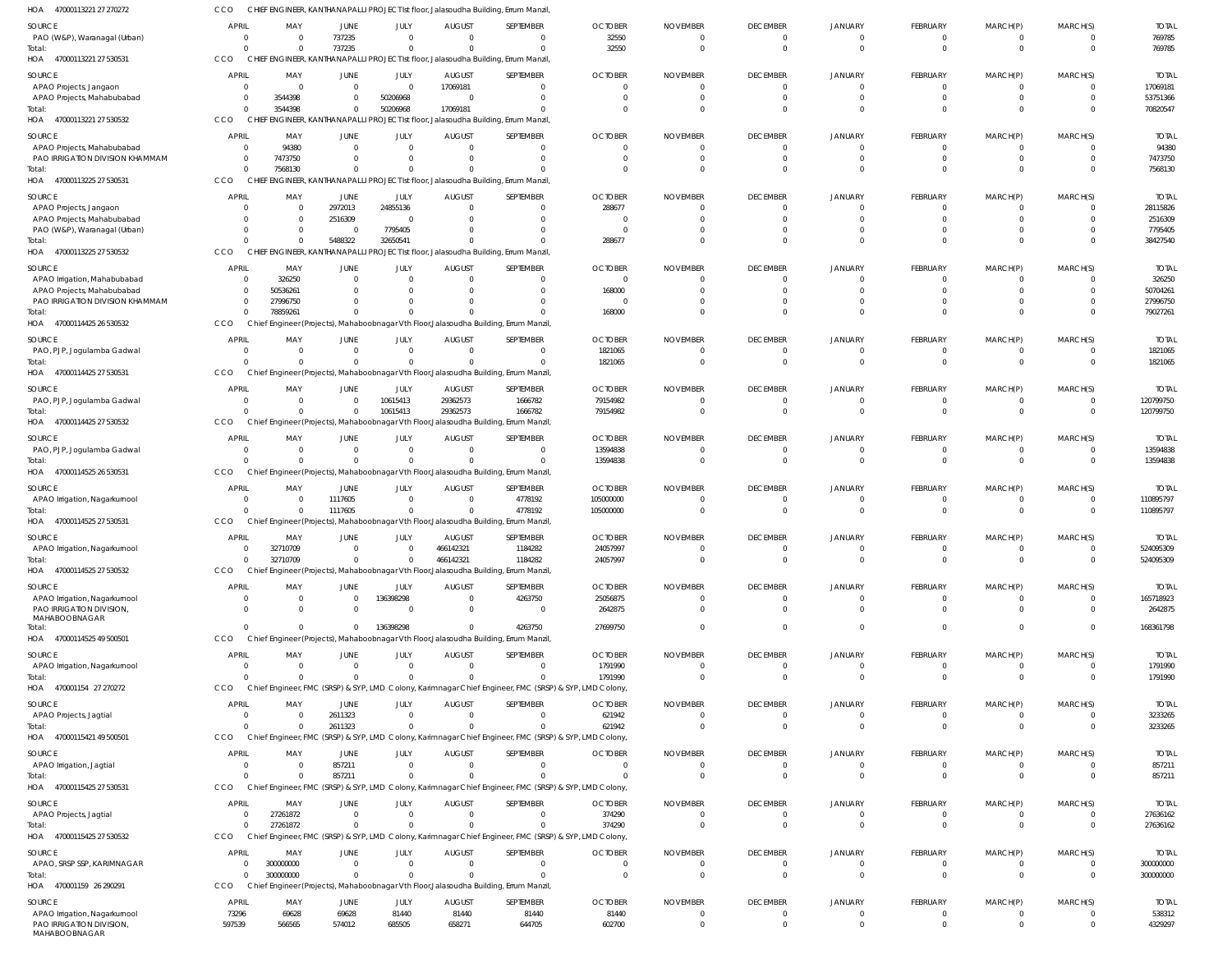HOA 47000113221 27 270272 CCO CHIEF ENGINEER, KANTHANAPALLI PROJECT Ist floor, Jalasoudha Building, Errum Manzil,

| SOURCE | APRIL | MAY | JUNE | JULY | AUGUST | SEPTEMBER | OCTOBER | NOVEMBER | DECEMBER | JANUARY | FEBRUARY | MARCH(P) | MARCH(S) | TOTAL |
|---|---|---|---|---|---|---|---|---|---|---|---|---|---|---|
| PAO (W&P), Waranagal (Urban) | 0 | 0 | 737235 | 0 | 0 | 0 | 32550 | 0 | 0 | 0 | 0 | 0 | 0 | 769785 |
| Total: | 0 | 0 | 737235 | 0 | 0 | 0 | 32550 | 0 | 0 | 0 | 0 | 0 | 0 | 769785 |

HOA 47000113221 27 530531 CCO CHIEF ENGINEER, KANTHANAPALLI PROJECT Ist floor, Jalasoudha Building, Errum Manzil,

| SOURCE | APRIL | MAY | JUNE | JULY | AUGUST | SEPTEMBER | OCTOBER | NOVEMBER | DECEMBER | JANUARY | FEBRUARY | MARCH(P) | MARCH(S) | TOTAL |
|---|---|---|---|---|---|---|---|---|---|---|---|---|---|---|
| APAO Projects, Jangaon | 0 | 0 | 0 | 0 | 17069181 | 0 | 0 | 0 | 0 | 0 | 0 | 0 | 0 | 17069181 |
| APAO Projects, Mahabubabad | 0 | 3544398 | 0 | 50206968 | 0 | 0 | 0 | 0 | 0 | 0 | 0 | 0 | 0 | 53751366 |
| Total: | 0 | 3544398 | 0 | 50206968 | 17069181 | 0 | 0 | 0 | 0 | 0 | 0 | 0 | 0 | 70820547 |

HOA 47000113221 27 530532 CCO CHIEF ENGINEER, KANTHANAPALLI PROJECT Ist floor, Jalasoudha Building, Errum Manzil,

| SOURCE | APRIL | MAY | JUNE | JULY | AUGUST | SEPTEMBER | OCTOBER | NOVEMBER | DECEMBER | JANUARY | FEBRUARY | MARCH(P) | MARCH(S) | TOTAL |
|---|---|---|---|---|---|---|---|---|---|---|---|---|---|---|
| APAO Projects, Mahabubabad | 0 | 94380 | 0 | 0 | 0 | 0 | 0 | 0 | 0 | 0 | 0 | 0 | 0 | 94380 |
| PAO IRRIGATION DIVISION KHAMMAM | 0 | 7473750 | 0 | 0 | 0 | 0 | 0 | 0 | 0 | 0 | 0 | 0 | 0 | 7473750 |
| Total: | 0 | 7568130 | 0 | 0 | 0 | 0 | 0 | 0 | 0 | 0 | 0 | 0 | 0 | 7568130 |

HOA 47000113225 27 530531 CCO CHIEF ENGINEER, KANTHANAPALLI PROJECT Ist floor, Jalasoudha Building, Errum Manzil,

| SOURCE | APRIL | MAY | JUNE | JULY | AUGUST | SEPTEMBER | OCTOBER | NOVEMBER | DECEMBER | JANUARY | FEBRUARY | MARCH(P) | MARCH(S) | TOTAL |
|---|---|---|---|---|---|---|---|---|---|---|---|---|---|---|
| APAO Projects, Jangaon | 0 | 0 | 2972013 | 24855136 | 0 | 0 | 288677 | 0 | 0 | 0 | 0 | 0 | 0 | 28115826 |
| APAO Projects, Mahabubabad | 0 | 0 | 2516309 | 0 | 0 | 0 | 0 | 0 | 0 | 0 | 0 | 0 | 0 | 2516309 |
| PAO (W&P), Waranagal (Urban) | 0 | 0 | 0 | 7795405 | 0 | 0 | 0 | 0 | 0 | 0 | 0 | 0 | 0 | 7795405 |
| Total: | 0 | 0 | 5488322 | 32650541 | 0 | 0 | 288677 | 0 | 0 | 0 | 0 | 0 | 0 | 38427540 |

HOA 47000113225 27 530532 CCO CHIEF ENGINEER, KANTHANAPALLI PROJECT Ist floor, Jalasoudha Building, Errum Manzil,

| SOURCE | APRIL | MAY | JUNE | JULY | AUGUST | SEPTEMBER | OCTOBER | NOVEMBER | DECEMBER | JANUARY | FEBRUARY | MARCH(P) | MARCH(S) | TOTAL |
|---|---|---|---|---|---|---|---|---|---|---|---|---|---|---|
| APAO Irrigation, Mahabubabad | 0 | 326250 | 0 | 0 | 0 | 0 | 0 | 0 | 0 | 0 | 0 | 0 | 0 | 326250 |
| APAO Projects, Mahabubabad | 0 | 50536261 | 0 | 0 | 0 | 0 | 168000 | 0 | 0 | 0 | 0 | 0 | 0 | 50704261 |
| PAO IRRIGATION DIVISION KHAMMAM | 0 | 27996750 | 0 | 0 | 0 | 0 | 0 | 0 | 0 | 0 | 0 | 0 | 0 | 27996750 |
| Total: | 0 | 78859261 | 0 | 0 | 0 | 0 | 168000 | 0 | 0 | 0 | 0 | 0 | 0 | 79027261 |

HOA 47000114425 26 530532 CCO Chief Engineer (Projects), Mahaboobnagar Vth Floor,Jalasoudha Building, Errum Manzil,

| SOURCE | APRIL | MAY | JUNE | JULY | AUGUST | SEPTEMBER | OCTOBER | NOVEMBER | DECEMBER | JANUARY | FEBRUARY | MARCH(P) | MARCH(S) | TOTAL |
|---|---|---|---|---|---|---|---|---|---|---|---|---|---|---|
| PAO, PJP, Jogulamba Gadwal | 0 | 0 | 0 | 0 | 0 | 0 | 1821065 | 0 | 0 | 0 | 0 | 0 | 0 | 1821065 |
| Total: | 0 | 0 | 0 | 0 | 0 | 0 | 1821065 | 0 | 0 | 0 | 0 | 0 | 0 | 1821065 |

HOA 47000114425 27 530531 CCO Chief Engineer (Projects), Mahaboobnagar Vth Floor,Jalasoudha Building, Errum Manzil,

| SOURCE | APRIL | MAY | JUNE | JULY | AUGUST | SEPTEMBER | OCTOBER | NOVEMBER | DECEMBER | JANUARY | FEBRUARY | MARCH(P) | MARCH(S) | TOTAL |
|---|---|---|---|---|---|---|---|---|---|---|---|---|---|---|
| PAO, PJP, Jogulamba Gadwal | 0 | 0 | 0 | 10615413 | 29362573 | 1666782 | 79154982 | 0 | 0 | 0 | 0 | 0 | 0 | 120799750 |
| Total: | 0 | 0 | 0 | 10615413 | 29362573 | 1666782 | 79154982 | 0 | 0 | 0 | 0 | 0 | 0 | 120799750 |

HOA 47000114425 27 530532 CCO Chief Engineer (Projects), Mahaboobnagar Vth Floor,Jalasoudha Building, Errum Manzil,

| SOURCE | APRIL | MAY | JUNE | JULY | AUGUST | SEPTEMBER | OCTOBER | NOVEMBER | DECEMBER | JANUARY | FEBRUARY | MARCH(P) | MARCH(S) | TOTAL |
|---|---|---|---|---|---|---|---|---|---|---|---|---|---|---|
| PAO, PJP, Jogulamba Gadwal | 0 | 0 | 0 | 0 | 0 | 0 | 13594838 | 0 | 0 | 0 | 0 | 0 | 0 | 13594838 |
| Total: | 0 | 0 | 0 | 0 | 0 | 0 | 13594838 | 0 | 0 | 0 | 0 | 0 | 0 | 13594838 |

HOA 47000114525 26 530531 CCO Chief Engineer (Projects), Mahaboobnagar Vth Floor,Jalasoudha Building, Errum Manzil,

| SOURCE | APRIL | MAY | JUNE | JULY | AUGUST | SEPTEMBER | OCTOBER | NOVEMBER | DECEMBER | JANUARY | FEBRUARY | MARCH(P) | MARCH(S) | TOTAL |
|---|---|---|---|---|---|---|---|---|---|---|---|---|---|---|
| APAO Irrigation, Nagarkurnool | 0 | 0 | 1117605 | 0 | 0 | 4778192 | 105000000 | 0 | 0 | 0 | 0 | 0 | 0 | 110895797 |
| Total: | 0 | 0 | 1117605 | 0 | 0 | 4778192 | 105000000 | 0 | 0 | 0 | 0 | 0 | 0 | 110895797 |

HOA 47000114525 27 530531 CCO Chief Engineer (Projects), Mahaboobnagar Vth Floor,Jalasoudha Building, Errum Manzil,

| SOURCE | APRIL | MAY | JUNE | JULY | AUGUST | SEPTEMBER | OCTOBER | NOVEMBER | DECEMBER | JANUARY | FEBRUARY | MARCH(P) | MARCH(S) | TOTAL |
|---|---|---|---|---|---|---|---|---|---|---|---|---|---|---|
| APAO Irrigation, Nagarkurnool | 0 | 32710709 | 0 | 0 | 466142321 | 1184282 | 24057997 | 0 | 0 | 0 | 0 | 0 | 0 | 524095309 |
| Total: | 0 | 32710709 | 0 | 0 | 466142321 | 1184282 | 24057997 | 0 | 0 | 0 | 0 | 0 | 0 | 524095309 |

HOA 47000114525 27 530532 CCO Chief Engineer (Projects), Mahaboobnagar Vth Floor,Jalasoudha Building, Errum Manzil,

| SOURCE | APRIL | MAY | JUNE | JULY | AUGUST | SEPTEMBER | OCTOBER | NOVEMBER | DECEMBER | JANUARY | FEBRUARY | MARCH(P) | MARCH(S) | TOTAL |
|---|---|---|---|---|---|---|---|---|---|---|---|---|---|---|
| APAO Irrigation, Nagarkurnool | 0 | 0 | 0 | 136398298 | 0 | 4263750 | 25056875 | 0 | 0 | 0 | 0 | 0 | 0 | 165718923 |
| PAO IRRIGATION DIVISION, MAHABOOBNAGAR | 0 | 0 | 0 | 0 | 0 | 0 | 2642875 | 0 | 0 | 0 | 0 | 0 | 0 | 2642875 |
| Total: | 0 | 0 | 0 | 136398298 | 0 | 4263750 | 27699750 | 0 | 0 | 0 | 0 | 0 | 0 | 168361798 |

HOA 47000114525 49 500501 CCO Chief Engineer (Projects), Mahaboobnagar Vth Floor,Jalasoudha Building, Errum Manzil,

| SOURCE | APRIL | MAY | JUNE | JULY | AUGUST | SEPTEMBER | OCTOBER | NOVEMBER | DECEMBER | JANUARY | FEBRUARY | MARCH(P) | MARCH(S) | TOTAL |
|---|---|---|---|---|---|---|---|---|---|---|---|---|---|---|
| APAO Irrigation, Nagarkurnool | 0 | 0 | 0 | 0 | 0 | 0 | 1791990 | 0 | 0 | 0 | 0 | 0 | 0 | 1791990 |
| Total: | 0 | 0 | 0 | 0 | 0 | 0 | 1791990 | 0 | 0 | 0 | 0 | 0 | 0 | 1791990 |

HOA 470001154 27 270272 CCO Chief Engineer, FMC (SRSP) & SYP, LMD Colony, Karimnagar Chief Engineer, FMC (SRSP) & SYP, LMD Colony,

| SOURCE | APRIL | MAY | JUNE | JULY | AUGUST | SEPTEMBER | OCTOBER | NOVEMBER | DECEMBER | JANUARY | FEBRUARY | MARCH(P) | MARCH(S) | TOTAL |
|---|---|---|---|---|---|---|---|---|---|---|---|---|---|---|
| APAO Projects, Jagtial | 0 | 0 | 2611323 | 0 | 0 | 0 | 621942 | 0 | 0 | 0 | 0 | 0 | 0 | 3233265 |
| Total: | 0 | 0 | 2611323 | 0 | 0 | 0 | 621942 | 0 | 0 | 0 | 0 | 0 | 0 | 3233265 |

HOA 47000115421 49 500501 CCO Chief Engineer, FMC (SRSP) & SYP, LMD Colony, Karimnagar Chief Engineer, FMC (SRSP) & SYP, LMD Colony,

| SOURCE | APRIL | MAY | JUNE | JULY | AUGUST | SEPTEMBER | OCTOBER | NOVEMBER | DECEMBER | JANUARY | FEBRUARY | MARCH(P) | MARCH(S) | TOTAL |
|---|---|---|---|---|---|---|---|---|---|---|---|---|---|---|
| APAO Irrigation, Jagtial | 0 | 0 | 857211 | 0 | 0 | 0 | 0 | 0 | 0 | 0 | 0 | 0 | 0 | 857211 |
| Total: | 0 | 0 | 857211 | 0 | 0 | 0 | 0 | 0 | 0 | 0 | 0 | 0 | 0 | 857211 |

HOA 47000115425 27 530531 CCO Chief Engineer, FMC (SRSP) & SYP, LMD Colony, Karimnagar Chief Engineer, FMC (SRSP) & SYP, LMD Colony,

| SOURCE | APRIL | MAY | JUNE | JULY | AUGUST | SEPTEMBER | OCTOBER | NOVEMBER | DECEMBER | JANUARY | FEBRUARY | MARCH(P) | MARCH(S) | TOTAL |
|---|---|---|---|---|---|---|---|---|---|---|---|---|---|---|
| APAO Projects, Jagtial | 0 | 27261872 | 0 | 0 | 0 | 0 | 374290 | 0 | 0 | 0 | 0 | 0 | 0 | 27636162 |
| Total: | 0 | 27261872 | 0 | 0 | 0 | 0 | 374290 | 0 | 0 | 0 | 0 | 0 | 0 | 27636162 |

HOA 47000115425 27 530532 CCO Chief Engineer, FMC (SRSP) & SYP, LMD Colony, Karimnagar Chief Engineer, FMC (SRSP) & SYP, LMD Colony,

| SOURCE | APRIL | MAY | JUNE | JULY | AUGUST | SEPTEMBER | OCTOBER | NOVEMBER | DECEMBER | JANUARY | FEBRUARY | MARCH(P) | MARCH(S) | TOTAL |
|---|---|---|---|---|---|---|---|---|---|---|---|---|---|---|
| APAO, SRSP SSP, KARIMNAGAR | 0 | 300000000 | 0 | 0 | 0 | 0 | 0 | 0 | 0 | 0 | 0 | 0 | 0 | 300000000 |
| Total: | 0 | 300000000 | 0 | 0 | 0 | 0 | 0 | 0 | 0 | 0 | 0 | 0 | 0 | 300000000 |

HOA 470001159 26 290291 CCO Chief Engineer (Projects), Mahaboobnagar Vth Floor,Jalasoudha Building, Errum Manzil,

| SOURCE | APRIL | MAY | JUNE | JULY | AUGUST | SEPTEMBER | OCTOBER | NOVEMBER | DECEMBER | JANUARY | FEBRUARY | MARCH(P) | MARCH(S) | TOTAL |
|---|---|---|---|---|---|---|---|---|---|---|---|---|---|---|
| APAO Irrigation, Nagarkurnool | 73296 | 69628 | 69628 | 81440 | 81440 | 81440 | 81440 | 0 | 0 | 0 | 0 | 0 | 0 | 538312 |
| PAO IRRIGATION DIVISION, MAHABOOBNAGAR | 597539 | 566565 | 574012 | 685505 | 658271 | 644705 | 602700 | 0 | 0 | 0 | 0 | 0 | 0 | 4329297 |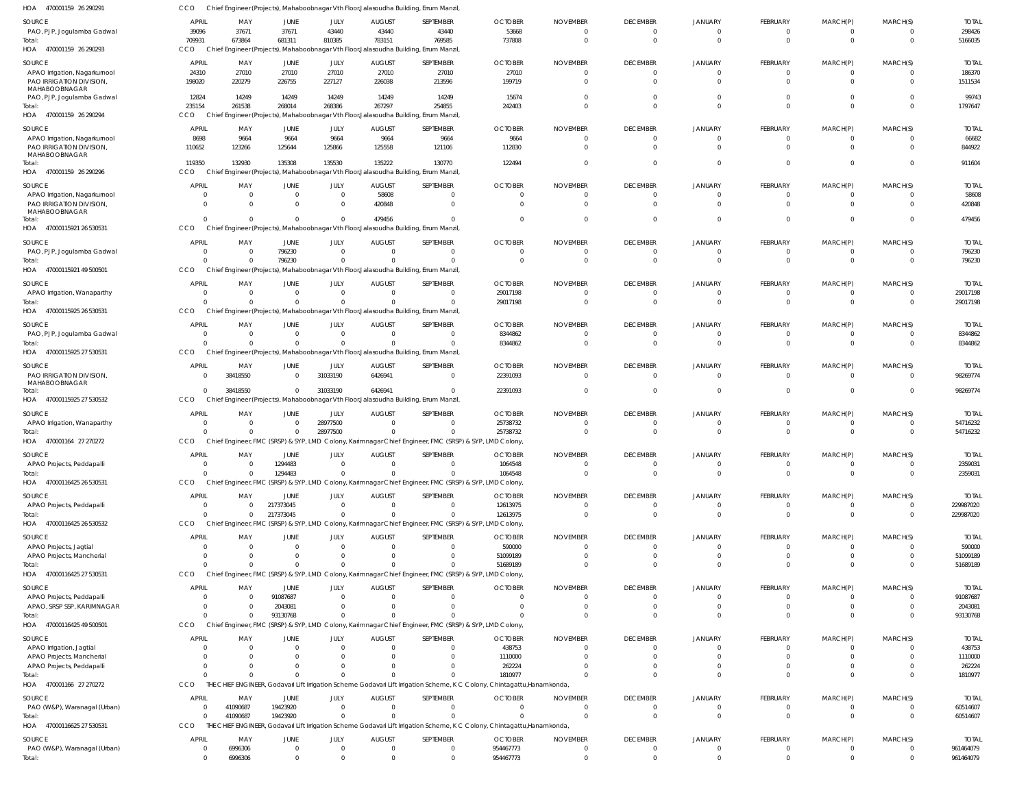HOA 470001159 26 290291 CCO Chief Engineer(Projects), Mahaboobnagar Vth Floor,Jalasoudha Building, Errum Manzil,

| SOURCE | APRIL | MAY | JUNE | JULY | AUGUST | SEPTEMBER | OCTOBER | NOVEMBER | DECEMBER | JANUARY | FEBRUARY | MARCH(P) | MARCH(S) | TOTAL |
|---|---|---|---|---|---|---|---|---|---|---|---|---|---|---|
| PAO, PJP, Jogulamba Gadwal | 39096 | 37671 | 37671 | 43440 | 43440 | 43440 | 53668 | 0 | 0 | 0 | 0 | 0 | 0 | 298426 |
| Total: | 709931 | 673864 | 681311 | 810385 | 783151 | 769585 | 737808 | 0 | 0 | 0 | 0 | 0 | 0 | 5166035 |

HOA 470001159 26 290293 CCO Chief Engineer(Projects), Mahaboobnagar Vth Floor,Jalasoudha Building, Errum Manzil,

| SOURCE | APRIL | MAY | JUNE | JULY | AUGUST | SEPTEMBER | OCTOBER | NOVEMBER | DECEMBER | JANUARY | FEBRUARY | MARCH(P) | MARCH(S) | TOTAL |
|---|---|---|---|---|---|---|---|---|---|---|---|---|---|---|
| APAO Irrigation, Nagarkurnool | 24310 | 27010 | 27010 | 27010 | 27010 | 27010 | 27010 | 0 | 0 | 0 | 0 | 0 | 0 | 186370 |
| PAO IRRIGATION DIVISION, MAHABOOBNAGAR | 198020 | 220279 | 226755 | 227127 | 226038 | 213596 | 199719 | 0 | 0 | 0 | 0 | 0 | 0 | 1511534 |
| PAO, PJP, Jogulamba Gadwal | 12824 | 14249 | 14249 | 14249 | 14249 | 14249 | 15674 | 0 | 0 | 0 | 0 | 0 | 0 | 99743 |
| Total: | 235154 | 261538 | 268014 | 268386 | 267297 | 254855 | 242403 | 0 | 0 | 0 | 0 | 0 | 0 | 1797647 |

HOA 470001159 26 290294 CCO Chief Engineer(Projects), Mahaboobnagar Vth Floor,Jalasoudha Building, Errum Manzil,

| SOURCE | APRIL | MAY | JUNE | JULY | AUGUST | SEPTEMBER | OCTOBER | NOVEMBER | DECEMBER | JANUARY | FEBRUARY | MARCH(P) | MARCH(S) | TOTAL |
|---|---|---|---|---|---|---|---|---|---|---|---|---|---|---|
| APAO Irrigation, Nagarkurnool | 8698 | 9664 | 9664 | 9664 | 9664 | 9664 | 9664 | 0 | 0 | 0 | 0 | 0 | 0 | 66682 |
| PAO IRRIGATION DIVISION, MAHABOOBNAGAR | 110652 | 123266 | 125644 | 125866 | 125558 | 121106 | 112830 | 0 | 0 | 0 | 0 | 0 | 0 | 844922 |
| Total: | 119350 | 132930 | 135308 | 135530 | 135222 | 130770 | 122494 | 0 | 0 | 0 | 0 | 0 | 0 | 911604 |

HOA 470001159 26 290296 CCO Chief Engineer(Projects), Mahaboobnagar Vth Floor,Jalasoudha Building, Errum Manzil,

| SOURCE | APRIL | MAY | JUNE | JULY | AUGUST | SEPTEMBER | OCTOBER | NOVEMBER | DECEMBER | JANUARY | FEBRUARY | MARCH(P) | MARCH(S) | TOTAL |
|---|---|---|---|---|---|---|---|---|---|---|---|---|---|---|
| APAO Irrigation, Nagarkurnool | 0 | 0 | 0 | 0 | 58608 | 0 | 0 | 0 | 0 | 0 | 0 | 0 | 0 | 58608 |
| PAO IRRIGATION DIVISION, MAHABOOBNAGAR | 0 | 0 | 0 | 0 | 420848 | 0 | 0 | 0 | 0 | 0 | 0 | 0 | 0 | 420848 |
| Total: | 0 | 0 | 0 | 0 | 479456 | 0 | 0 | 0 | 0 | 0 | 0 | 0 | 0 | 479456 |

HOA 47000115921 26 530531 CCO Chief Engineer(Projects), Mahaboobnagar Vth Floor,Jalasoudha Building, Errum Manzil,

| SOURCE | APRIL | MAY | JUNE | JULY | AUGUST | SEPTEMBER | OCTOBER | NOVEMBER | DECEMBER | JANUARY | FEBRUARY | MARCH(P) | MARCH(S) | TOTAL |
|---|---|---|---|---|---|---|---|---|---|---|---|---|---|---|
| PAO, PJP, Jogulamba Gadwal | 0 | 0 | 796230 | 0 | 0 | 0 | 0 | 0 | 0 | 0 | 0 | 0 | 0 | 796230 |
| Total: | 0 | 0 | 796230 | 0 | 0 | 0 | 0 | 0 | 0 | 0 | 0 | 0 | 0 | 796230 |

HOA 47000115921 49 500501 CCO Chief Engineer(Projects), Mahaboobnagar Vth Floor,Jalasoudha Building, Errum Manzil,

| SOURCE | APRIL | MAY | JUNE | JULY | AUGUST | SEPTEMBER | OCTOBER | NOVEMBER | DECEMBER | JANUARY | FEBRUARY | MARCH(P) | MARCH(S) | TOTAL |
|---|---|---|---|---|---|---|---|---|---|---|---|---|---|---|
| APAO Irrigation, Wanaparthy | 0 | 0 | 0 | 0 | 0 | 0 | 29017198 | 0 | 0 | 0 | 0 | 0 | 0 | 29017198 |
| Total: | 0 | 0 | 0 | 0 | 0 | 0 | 29017198 | 0 | 0 | 0 | 0 | 0 | 0 | 29017198 |

HOA 47000115925 26 530531 CCO Chief Engineer(Projects), Mahaboobnagar Vth Floor,Jalasoudha Building, Errum Manzil,

| SOURCE | APRIL | MAY | JUNE | JULY | AUGUST | SEPTEMBER | OCTOBER | NOVEMBER | DECEMBER | JANUARY | FEBRUARY | MARCH(P) | MARCH(S) | TOTAL |
|---|---|---|---|---|---|---|---|---|---|---|---|---|---|---|
| PAO, PJP, Jogulamba Gadwal | 0 | 0 | 0 | 0 | 0 | 0 | 8344862 | 0 | 0 | 0 | 0 | 0 | 0 | 8344862 |
| Total: | 0 | 0 | 0 | 0 | 0 | 0 | 8344862 | 0 | 0 | 0 | 0 | 0 | 0 | 8344862 |

HOA 47000115925 27 530531 CCO Chief Engineer(Projects), Mahaboobnagar Vth Floor,Jalasoudha Building, Errum Manzil,

| SOURCE | APRIL | MAY | JUNE | JULY | AUGUST | SEPTEMBER | OCTOBER | NOVEMBER | DECEMBER | JANUARY | FEBRUARY | MARCH(P) | MARCH(S) | TOTAL |
|---|---|---|---|---|---|---|---|---|---|---|---|---|---|---|
| PAO IRRIGATION DIVISION, MAHABOOBNAGAR | 0 | 38418550 | 0 | 31033190 | 6426941 | 0 | 22391093 | 0 | 0 | 0 | 0 | 0 | 0 | 98269774 |
| Total: | 0 | 38418550 | 0 | 31033190 | 6426941 | 0 | 22391093 | 0 | 0 | 0 | 0 | 0 | 0 | 98269774 |

HOA 47000115925 27 530532 CCO Chief Engineer(Projects), Mahaboobnagar Vth Floor,Jalasoudha Building, Errum Manzil,

| SOURCE | APRIL | MAY | JUNE | JULY | AUGUST | SEPTEMBER | OCTOBER | NOVEMBER | DECEMBER | JANUARY | FEBRUARY | MARCH(P) | MARCH(S) | TOTAL |
|---|---|---|---|---|---|---|---|---|---|---|---|---|---|---|
| APAO Irrigation, Wanaparthy | 0 | 0 | 0 | 28977500 | 0 | 0 | 25738732 | 0 | 0 | 0 | 0 | 0 | 0 | 54716232 |
| Total: | 0 | 0 | 0 | 28977500 | 0 | 0 | 25738732 | 0 | 0 | 0 | 0 | 0 | 0 | 54716232 |

HOA 470001164 27 270272 CCO Chief Engineer, FMC (SRSP) & SYP, LMD Colony, Karimnagar Chief Engineer, FMC (SRSP) & SYP, LMD Colony,

| SOURCE | APRIL | MAY | JUNE | JULY | AUGUST | SEPTEMBER | OCTOBER | NOVEMBER | DECEMBER | JANUARY | FEBRUARY | MARCH(P) | MARCH(S) | TOTAL |
|---|---|---|---|---|---|---|---|---|---|---|---|---|---|---|
| APAO Projects, Peddapalli | 0 | 0 | 1294483 | 0 | 0 | 0 | 1064548 | 0 | 0 | 0 | 0 | 0 | 0 | 2359031 |
| Total: | 0 | 0 | 1294483 | 0 | 0 | 0 | 1064548 | 0 | 0 | 0 | 0 | 0 | 0 | 2359031 |

HOA 47000116425 26 530531 CCO Chief Engineer, FMC (SRSP) & SYP, LMD Colony, Karimnagar Chief Engineer, FMC (SRSP) & SYP, LMD Colony,

| SOURCE | APRIL | MAY | JUNE | JULY | AUGUST | SEPTEMBER | OCTOBER | NOVEMBER | DECEMBER | JANUARY | FEBRUARY | MARCH(P) | MARCH(S) | TOTAL |
|---|---|---|---|---|---|---|---|---|---|---|---|---|---|---|
| APAO Projects, Peddapalli | 0 | 0 | 217373045 | 0 | 0 | 0 | 12613975 | 0 | 0 | 0 | 0 | 0 | 0 | 229987020 |
| Total: | 0 | 0 | 217373045 | 0 | 0 | 0 | 12613975 | 0 | 0 | 0 | 0 | 0 | 0 | 229987020 |

HOA 47000116425 26 530532 CCO Chief Engineer, FMC (SRSP) & SYP, LMD Colony, Karimnagar Chief Engineer, FMC (SRSP) & SYP, LMD Colony,

| SOURCE | APRIL | MAY | JUNE | JULY | AUGUST | SEPTEMBER | OCTOBER | NOVEMBER | DECEMBER | JANUARY | FEBRUARY | MARCH(P) | MARCH(S) | TOTAL |
|---|---|---|---|---|---|---|---|---|---|---|---|---|---|---|
| APAO Projects, Jagtial | 0 | 0 | 0 | 0 | 0 | 0 | 590000 | 0 | 0 | 0 | 0 | 0 | 0 | 590000 |
| APAO Projects, Mancherial | 0 | 0 | 0 | 0 | 0 | 0 | 51099189 | 0 | 0 | 0 | 0 | 0 | 0 | 51099189 |
| Total: | 0 | 0 | 0 | 0 | 0 | 0 | 51689189 | 0 | 0 | 0 | 0 | 0 | 0 | 51689189 |

HOA 47000116425 27 530531 CCO Chief Engineer, FMC (SRSP) & SYP, LMD Colony, Karimnagar Chief Engineer, FMC (SRSP) & SYP, LMD Colony,

| SOURCE | APRIL | MAY | JUNE | JULY | AUGUST | SEPTEMBER | OCTOBER | NOVEMBER | DECEMBER | JANUARY | FEBRUARY | MARCH(P) | MARCH(S) | TOTAL |
|---|---|---|---|---|---|---|---|---|---|---|---|---|---|---|
| APAO Projects, Peddapalli | 0 | 0 | 91087687 | 0 | 0 | 0 | 0 | 0 | 0 | 0 | 0 | 0 | 0 | 91087687 |
| APAO, SRSP SSP, KARIMNAGAR | 0 | 0 | 2043081 | 0 | 0 | 0 | 0 | 0 | 0 | 0 | 0 | 0 | 0 | 2043081 |
| Total: | 0 | 0 | 93130768 | 0 | 0 | 0 | 0 | 0 | 0 | 0 | 0 | 0 | 0 | 93130768 |

HOA 47000116425 49 500501 CCO Chief Engineer, FMC (SRSP) & SYP, LMD Colony, Karimnagar Chief Engineer, FMC (SRSP) & SYP, LMD Colony,

| SOURCE | APRIL | MAY | JUNE | JULY | AUGUST | SEPTEMBER | OCTOBER | NOVEMBER | DECEMBER | JANUARY | FEBRUARY | MARCH(P) | MARCH(S) | TOTAL |
|---|---|---|---|---|---|---|---|---|---|---|---|---|---|---|
| APAO Irrigation, Jagtial | 0 | 0 | 0 | 0 | 0 | 0 | 438753 | 0 | 0 | 0 | 0 | 0 | 0 | 438753 |
| APAO Projects, Mancherial | 0 | 0 | 0 | 0 | 0 | 0 | 1110000 | 0 | 0 | 0 | 0 | 0 | 0 | 1110000 |
| APAO Projects, Peddapalli | 0 | 0 | 0 | 0 | 0 | 0 | 262224 | 0 | 0 | 0 | 0 | 0 | 0 | 262224 |
| Total: | 0 | 0 | 0 | 0 | 0 | 0 | 1810977 | 0 | 0 | 0 | 0 | 0 | 0 | 1810977 |

HOA 470001166 27 270272 CCO THE CHIEF ENGINEER, Godavari Lift Irrigation Scheme Godavari Lift Irrigation Scheme, K C Colony, Chintagattu,Hanamkonda,

| SOURCE | APRIL | MAY | JUNE | JULY | AUGUST | SEPTEMBER | OCTOBER | NOVEMBER | DECEMBER | JANUARY | FEBRUARY | MARCH(P) | MARCH(S) | TOTAL |
|---|---|---|---|---|---|---|---|---|---|---|---|---|---|---|
| PAO (W&P), Waranagal (Urban) | 0 | 41090687 | 19423920 | 0 | 0 | 0 | 0 | 0 | 0 | 0 | 0 | 0 | 0 | 60514607 |
| Total: | 0 | 41090687 | 19423920 | 0 | 0 | 0 | 0 | 0 | 0 | 0 | 0 | 0 | 0 | 60514607 |

HOA 47000116625 27 530531 CCO THE CHIEF ENGINEER, Godavari Lift Irrigation Scheme Godavari Lift Irrigation Scheme, K C Colony, Chintagattu,Hanamkonda,

| SOURCE | APRIL | MAY | JUNE | JULY | AUGUST | SEPTEMBER | OCTOBER | NOVEMBER | DECEMBER | JANUARY | FEBRUARY | MARCH(P) | MARCH(S) | TOTAL |
|---|---|---|---|---|---|---|---|---|---|---|---|---|---|---|
| PAO (W&P), Waranagal (Urban) | 0 | 6996306 | 0 | 0 | 0 | 0 | 954467773 | 0 | 0 | 0 | 0 | 0 | 0 | 961464079 |
| Total: | 0 | 6996306 | 0 | 0 | 0 | 0 | 954467773 | 0 | 0 | 0 | 0 | 0 | 0 | 961464079 |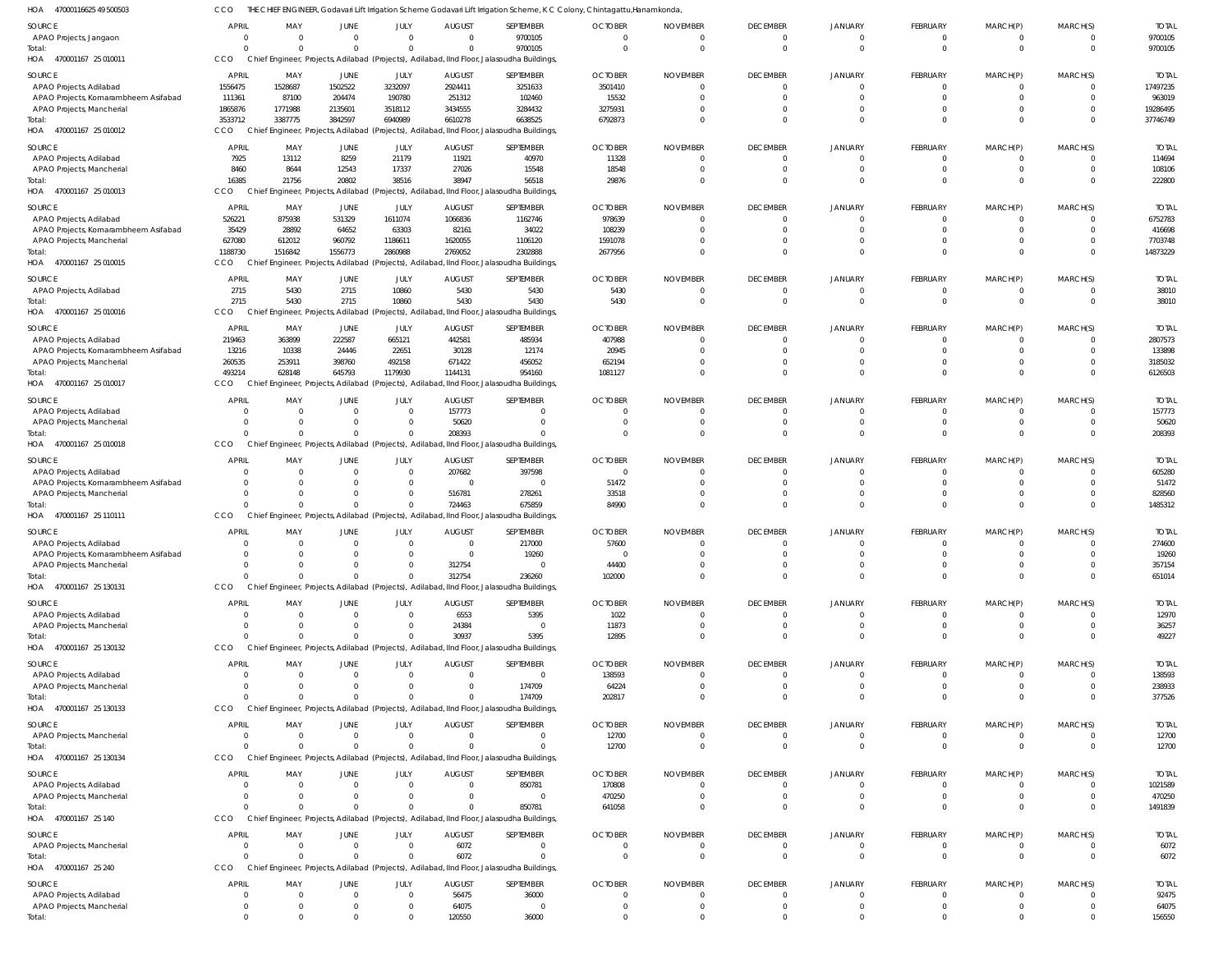HOA 470001166 25 49 500503 CCO THE CHIEF ENGINEER, Godavari Lift Irrigation Scheme Godavari Lift Irrigation Scheme, K C Colony, Chintagattu,Hanamkonda,

| SOURCE | APRIL | MAY | JUNE | JULY | AUGUST | SEPTEMBER | OCTOBER | NOVEMBER | DECEMBER | JANUARY | FEBRUARY | MARCH(P) | MARCH(S) | TOTAL |
|---|---|---|---|---|---|---|---|---|---|---|---|---|---|---|
| APAO Projects, Jangaon | 0 | 0 | 0 | 0 | 0 | 9700105 | 0 | 0 | 0 | 0 | 0 | 0 | 0 | 9700105 |
| Total: | 0 | 0 | 0 | 0 | 0 | 9700105 | 0 | 0 | 0 | 0 | 0 | 0 | 0 | 9700105 |

HOA 470001167 25 010011 CCO Chief Engineer, Projects, Adilabad (Projects), Adilabad, IInd Floor, Jalasoudha Buildings,

| SOURCE | APRIL | MAY | JUNE | JULY | AUGUST | SEPTEMBER | OCTOBER | NOVEMBER | DECEMBER | JANUARY | FEBRUARY | MARCH(P) | MARCH(S) | TOTAL |
|---|---|---|---|---|---|---|---|---|---|---|---|---|---|---|
| APAO Projects, Adilabad | 1556475 | 1528687 | 1502522 | 3232097 | 2924411 | 3251633 | 3501410 | 0 | 0 | 0 | 0 | 0 | 0 | 17497235 |
| APAO Projects, Komarambheem Asifabad | 111361 | 87100 | 204474 | 190780 | 251312 | 102460 | 15532 | 0 | 0 | 0 | 0 | 0 | 0 | 963019 |
| APAO Projects, Mancherial | 1865876 | 1771988 | 2135601 | 3518112 | 3434555 | 3284432 | 3275931 | 0 | 0 | 0 | 0 | 0 | 0 | 19286495 |
| Total: | 3533712 | 3387775 | 3842597 | 6940989 | 6610278 | 6638525 | 6792873 | 0 | 0 | 0 | 0 | 0 | 0 | 37746749 |

HOA 470001167 25 010012 CCO Chief Engineer, Projects, Adilabad (Projects), Adilabad, IInd Floor, Jalasoudha Buildings,

| SOURCE | APRIL | MAY | JUNE | JULY | AUGUST | SEPTEMBER | OCTOBER | NOVEMBER | DECEMBER | JANUARY | FEBRUARY | MARCH(P) | MARCH(S) | TOTAL |
|---|---|---|---|---|---|---|---|---|---|---|---|---|---|---|
| APAO Projects, Adilabad | 7925 | 13112 | 8259 | 21179 | 11921 | 40970 | 11328 | 0 | 0 | 0 | 0 | 0 | 0 | 114694 |
| APAO Projects, Mancherial | 8460 | 8644 | 12543 | 17337 | 27026 | 15548 | 18548 | 0 | 0 | 0 | 0 | 0 | 0 | 108106 |
| Total: | 16385 | 21756 | 20802 | 38516 | 38947 | 56518 | 29876 | 0 | 0 | 0 | 0 | 0 | 0 | 222800 |

HOA 470001167 25 010013 CCO Chief Engineer, Projects, Adilabad (Projects), Adilabad, IInd Floor, Jalasoudha Buildings,

| SOURCE | APRIL | MAY | JUNE | JULY | AUGUST | SEPTEMBER | OCTOBER | NOVEMBER | DECEMBER | JANUARY | FEBRUARY | MARCH(P) | MARCH(S) | TOTAL |
|---|---|---|---|---|---|---|---|---|---|---|---|---|---|---|
| APAO Projects, Adilabad | 526221 | 875938 | 531329 | 1611074 | 1066836 | 1162746 | 978639 | 0 | 0 | 0 | 0 | 0 | 0 | 6752783 |
| APAO Projects, Komarambheem Asifabad | 35429 | 28892 | 64652 | 63303 | 82161 | 34022 | 108239 | 0 | 0 | 0 | 0 | 0 | 0 | 416698 |
| APAO Projects, Mancherial | 627080 | 612012 | 960792 | 1186611 | 1620055 | 1106120 | 1591078 | 0 | 0 | 0 | 0 | 0 | 0 | 7703748 |
| Total: | 1188730 | 1516842 | 1556773 | 2860988 | 2769052 | 2302888 | 2677956 | 0 | 0 | 0 | 0 | 0 | 0 | 14873229 |

HOA 470001167 25 010015 CCO Chief Engineer, Projects, Adilabad (Projects), Adilabad, IInd Floor, Jalasoudha Buildings,

| SOURCE | APRIL | MAY | JUNE | JULY | AUGUST | SEPTEMBER | OCTOBER | NOVEMBER | DECEMBER | JANUARY | FEBRUARY | MARCH(P) | MARCH(S) | TOTAL |
|---|---|---|---|---|---|---|---|---|---|---|---|---|---|---|
| APAO Projects, Adilabad | 2715 | 5430 | 2715 | 10860 | 5430 | 5430 | 5430 | 0 | 0 | 0 | 0 | 0 | 0 | 38010 |
| Total: | 2715 | 5430 | 2715 | 10860 | 5430 | 5430 | 5430 | 0 | 0 | 0 | 0 | 0 | 0 | 38010 |

HOA 470001167 25 010016 CCO Chief Engineer, Projects, Adilabad (Projects), Adilabad, IInd Floor, Jalasoudha Buildings,

| SOURCE | APRIL | MAY | JUNE | JULY | AUGUST | SEPTEMBER | OCTOBER | NOVEMBER | DECEMBER | JANUARY | FEBRUARY | MARCH(P) | MARCH(S) | TOTAL |
|---|---|---|---|---|---|---|---|---|---|---|---|---|---|---|
| APAO Projects, Adilabad | 219463 | 363899 | 222587 | 665121 | 442581 | 485934 | 407988 | 0 | 0 | 0 | 0 | 0 | 0 | 2807573 |
| APAO Projects, Komarambheem Asifabad | 13216 | 10338 | 24446 | 22651 | 30128 | 12174 | 20945 | 0 | 0 | 0 | 0 | 0 | 0 | 133898 |
| APAO Projects, Mancherial | 260535 | 253911 | 398760 | 492158 | 671422 | 456052 | 652194 | 0 | 0 | 0 | 0 | 0 | 0 | 3185032 |
| Total: | 493214 | 628148 | 645793 | 1179930 | 1144131 | 954160 | 1081127 | 0 | 0 | 0 | 0 | 0 | 0 | 6126503 |

HOA 470001167 25 010017 CCO Chief Engineer, Projects, Adilabad (Projects), Adilabad, IInd Floor, Jalasoudha Buildings,

| SOURCE | APRIL | MAY | JUNE | JULY | AUGUST | SEPTEMBER | OCTOBER | NOVEMBER | DECEMBER | JANUARY | FEBRUARY | MARCH(P) | MARCH(S) | TOTAL |
|---|---|---|---|---|---|---|---|---|---|---|---|---|---|---|
| APAO Projects, Adilabad | 0 | 0 | 0 | 0 | 157773 | 0 | 0 | 0 | 0 | 0 | 0 | 0 | 0 | 157773 |
| APAO Projects, Mancherial | 0 | 0 | 0 | 0 | 50620 | 0 | 0 | 0 | 0 | 0 | 0 | 0 | 0 | 50620 |
| Total: | 0 | 0 | 0 | 0 | 208393 | 0 | 0 | 0 | 0 | 0 | 0 | 0 | 0 | 208393 |

HOA 470001167 25 010018 CCO Chief Engineer, Projects, Adilabad (Projects), Adilabad, IInd Floor, Jalasoudha Buildings,

| SOURCE | APRIL | MAY | JUNE | JULY | AUGUST | SEPTEMBER | OCTOBER | NOVEMBER | DECEMBER | JANUARY | FEBRUARY | MARCH(P) | MARCH(S) | TOTAL |
|---|---|---|---|---|---|---|---|---|---|---|---|---|---|---|
| APAO Projects, Adilabad | 0 | 0 | 0 | 0 | 207682 | 397598 | 0 | 0 | 0 | 0 | 0 | 0 | 0 | 605280 |
| APAO Projects, Komarambheem Asifabad | 0 | 0 | 0 | 0 | 0 | 0 | 51472 | 0 | 0 | 0 | 0 | 0 | 0 | 51472 |
| APAO Projects, Mancherial | 0 | 0 | 0 | 0 | 516781 | 278261 | 33518 | 0 | 0 | 0 | 0 | 0 | 0 | 828560 |
| Total: | 0 | 0 | 0 | 0 | 724463 | 675859 | 84990 | 0 | 0 | 0 | 0 | 0 | 0 | 1485312 |

HOA 470001167 25 110111 CCO Chief Engineer, Projects, Adilabad (Projects), Adilabad, IInd Floor, Jalasoudha Buildings,

| SOURCE | APRIL | MAY | JUNE | JULY | AUGUST | SEPTEMBER | OCTOBER | NOVEMBER | DECEMBER | JANUARY | FEBRUARY | MARCH(P) | MARCH(S) | TOTAL |
|---|---|---|---|---|---|---|---|---|---|---|---|---|---|---|
| APAO Projects, Adilabad | 0 | 0 | 0 | 0 | 0 | 217000 | 57600 | 0 | 0 | 0 | 0 | 0 | 0 | 274600 |
| APAO Projects, Komarambheem Asifabad | 0 | 0 | 0 | 0 | 0 | 19260 | 0 | 0 | 0 | 0 | 0 | 0 | 0 | 19260 |
| APAO Projects, Mancherial | 0 | 0 | 0 | 0 | 312754 | 0 | 44400 | 0 | 0 | 0 | 0 | 0 | 0 | 357154 |
| Total: | 0 | 0 | 0 | 0 | 312754 | 236260 | 102000 | 0 | 0 | 0 | 0 | 0 | 0 | 651014 |

HOA 470001167 25 130131 CCO Chief Engineer, Projects, Adilabad (Projects), Adilabad, IInd Floor, Jalasoudha Buildings,

| SOURCE | APRIL | MAY | JUNE | JULY | AUGUST | SEPTEMBER | OCTOBER | NOVEMBER | DECEMBER | JANUARY | FEBRUARY | MARCH(P) | MARCH(S) | TOTAL |
|---|---|---|---|---|---|---|---|---|---|---|---|---|---|---|
| APAO Projects, Adilabad | 0 | 0 | 0 | 0 | 6553 | 5395 | 1022 | 0 | 0 | 0 | 0 | 0 | 0 | 12970 |
| APAO Projects, Mancherial | 0 | 0 | 0 | 0 | 24384 | 0 | 11873 | 0 | 0 | 0 | 0 | 0 | 0 | 36257 |
| Total: | 0 | 0 | 0 | 0 | 30937 | 5395 | 12895 | 0 | 0 | 0 | 0 | 0 | 0 | 49227 |

HOA 470001167 25 130132 CCO Chief Engineer, Projects, Adilabad (Projects), Adilabad, IInd Floor, Jalasoudha Buildings,

| SOURCE | APRIL | MAY | JUNE | JULY | AUGUST | SEPTEMBER | OCTOBER | NOVEMBER | DECEMBER | JANUARY | FEBRUARY | MARCH(P) | MARCH(S) | TOTAL |
|---|---|---|---|---|---|---|---|---|---|---|---|---|---|---|
| APAO Projects, Adilabad | 0 | 0 | 0 | 0 | 0 | 0 | 138593 | 0 | 0 | 0 | 0 | 0 | 0 | 138593 |
| APAO Projects, Mancherial | 0 | 0 | 0 | 0 | 0 | 174709 | 64224 | 0 | 0 | 0 | 0 | 0 | 0 | 238933 |
| Total: | 0 | 0 | 0 | 0 | 0 | 174709 | 202817 | 0 | 0 | 0 | 0 | 0 | 0 | 377526 |

HOA 470001167 25 130133 CCO Chief Engineer, Projects, Adilabad (Projects), Adilabad, IInd Floor, Jalasoudha Buildings,

| SOURCE | APRIL | MAY | JUNE | JULY | AUGUST | SEPTEMBER | OCTOBER | NOVEMBER | DECEMBER | JANUARY | FEBRUARY | MARCH(P) | MARCH(S) | TOTAL |
|---|---|---|---|---|---|---|---|---|---|---|---|---|---|---|
| APAO Projects, Mancherial | 0 | 0 | 0 | 0 | 0 | 0 | 12700 | 0 | 0 | 0 | 0 | 0 | 0 | 12700 |
| Total: | 0 | 0 | 0 | 0 | 0 | 0 | 12700 | 0 | 0 | 0 | 0 | 0 | 0 | 12700 |

HOA 470001167 25 130134 CCO Chief Engineer, Projects, Adilabad (Projects), Adilabad, IInd Floor, Jalasoudha Buildings,

| SOURCE | APRIL | MAY | JUNE | JULY | AUGUST | SEPTEMBER | OCTOBER | NOVEMBER | DECEMBER | JANUARY | FEBRUARY | MARCH(P) | MARCH(S) | TOTAL |
|---|---|---|---|---|---|---|---|---|---|---|---|---|---|---|
| APAO Projects, Adilabad | 0 | 0 | 0 | 0 | 0 | 850781 | 170808 | 0 | 0 | 0 | 0 | 0 | 0 | 1021589 |
| APAO Projects, Mancherial | 0 | 0 | 0 | 0 | 0 | 0 | 470250 | 0 | 0 | 0 | 0 | 0 | 0 | 470250 |
| Total: | 0 | 0 | 0 | 0 | 0 | 850781 | 641058 | 0 | 0 | 0 | 0 | 0 | 0 | 1491839 |

HOA 470001167 25 140 CCO Chief Engineer, Projects, Adilabad (Projects), Adilabad, IInd Floor, Jalasoudha Buildings,

| SOURCE | APRIL | MAY | JUNE | JULY | AUGUST | SEPTEMBER | OCTOBER | NOVEMBER | DECEMBER | JANUARY | FEBRUARY | MARCH(P) | MARCH(S) | TOTAL |
|---|---|---|---|---|---|---|---|---|---|---|---|---|---|---|
| APAO Projects, Mancherial | 0 | 0 | 0 | 0 | 6072 | 0 | 0 | 0 | 0 | 0 | 0 | 0 | 0 | 6072 |
| Total: | 0 | 0 | 0 | 0 | 6072 | 0 | 0 | 0 | 0 | 0 | 0 | 0 | 0 | 6072 |

HOA 470001167 25 240 CCO Chief Engineer, Projects, Adilabad (Projects), Adilabad, IInd Floor, Jalasoudha Buildings,

| SOURCE | APRIL | MAY | JUNE | JULY | AUGUST | SEPTEMBER | OCTOBER | NOVEMBER | DECEMBER | JANUARY | FEBRUARY | MARCH(P) | MARCH(S) | TOTAL |
|---|---|---|---|---|---|---|---|---|---|---|---|---|---|---|
| APAO Projects, Adilabad | 0 | 0 | 0 | 0 | 56475 | 36000 | 0 | 0 | 0 | 0 | 0 | 0 | 0 | 92475 |
| APAO Projects, Mancherial | 0 | 0 | 0 | 0 | 64075 | 0 | 0 | 0 | 0 | 0 | 0 | 0 | 0 | 64075 |
| Total: | 0 | 0 | 0 | 0 | 120550 | 36000 | 0 | 0 | 0 | 0 | 0 | 0 | 0 | 156550 |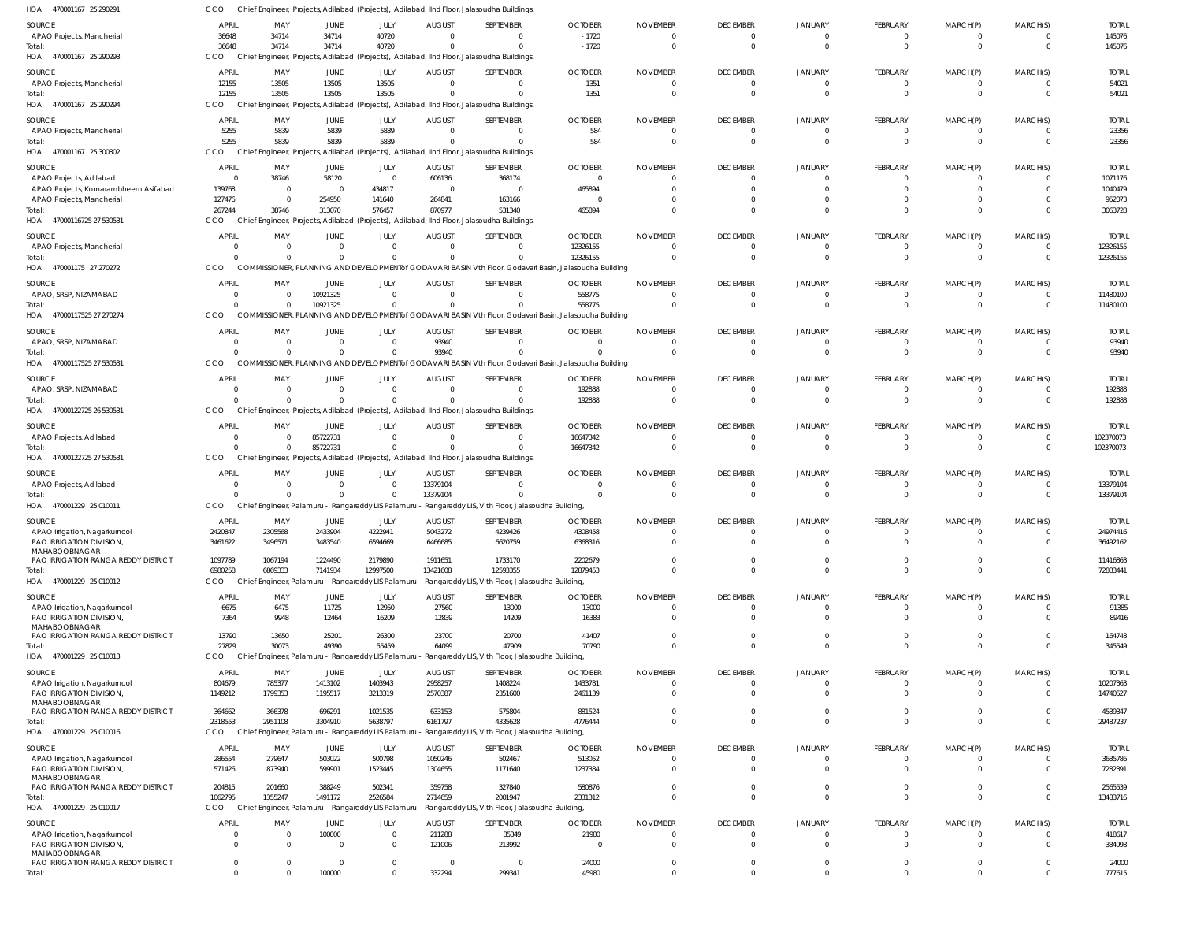HOA 470001167 25 290291 CCO Chief Engineer, Projects, Adilabad (Projects), Adilabad, IInd Floor, Jalasoudha Buildings,

| SOURCE | APRIL | MAY | JUNE | JULY | AUGUST | SEPTEMBER | OCTOBER | NOVEMBER | DECEMBER | JANUARY | FEBRUARY | MARCH(P) | MARCH(S) | TOTAL |
|---|---|---|---|---|---|---|---|---|---|---|---|---|---|---|
| APAO Projects, Mancherial | 36648 | 34714 | 34714 | 40720 | 0 | 0 | -1720 | 0 | 0 | 0 | 0 | 0 | 0 | 145076 |
| Total: | 36648 | 34714 | 34714 | 40720 | 0 | 0 | -1720 | 0 | 0 | 0 | 0 | 0 | 0 | 145076 |

HOA 470001167 25 290293 CCO Chief Engineer, Projects, Adilabad (Projects), Adilabad, IInd Floor, Jalasoudha Buildings,

| SOURCE | APRIL | MAY | JUNE | JULY | AUGUST | SEPTEMBER | OCTOBER | NOVEMBER | DECEMBER | JANUARY | FEBRUARY | MARCH(P) | MARCH(S) | TOTAL |
|---|---|---|---|---|---|---|---|---|---|---|---|---|---|---|
| APAO Projects, Mancherial | 12155 | 13505 | 13505 | 13505 | 0 | 0 | 1351 | 0 | 0 | 0 | 0 | 0 | 0 | 54021 |
| Total: | 12155 | 13505 | 13505 | 13505 | 0 | 0 | 1351 | 0 | 0 | 0 | 0 | 0 | 0 | 54021 |

HOA 470001167 25 290294 CCO Chief Engineer, Projects, Adilabad (Projects), Adilabad, IInd Floor, Jalasoudha Buildings,

| SOURCE | APRIL | MAY | JUNE | JULY | AUGUST | SEPTEMBER | OCTOBER | NOVEMBER | DECEMBER | JANUARY | FEBRUARY | MARCH(P) | MARCH(S) | TOTAL |
|---|---|---|---|---|---|---|---|---|---|---|---|---|---|---|
| APAO Projects, Mancherial | 5255 | 5839 | 5839 | 5839 | 0 | 0 | 584 | 0 | 0 | 0 | 0 | 0 | 0 | 23356 |
| Total: | 5255 | 5839 | 5839 | 5839 | 0 | 0 | 584 | 0 | 0 | 0 | 0 | 0 | 0 | 23356 |

HOA 470001167 25 300302 CCO Chief Engineer, Projects, Adilabad (Projects), Adilabad, IInd Floor, Jalasoudha Buildings,

| SOURCE | APRIL | MAY | JUNE | JULY | AUGUST | SEPTEMBER | OCTOBER | NOVEMBER | DECEMBER | JANUARY | FEBRUARY | MARCH(P) | MARCH(S) | TOTAL |
|---|---|---|---|---|---|---|---|---|---|---|---|---|---|---|
| APAO Projects, Adilabad | 0 | 38746 | 58120 | 0 | 606136 | 368174 | 0 | 0 | 0 | 0 | 0 | 0 | 0 | 1071176 |
| APAO Projects, Komarambheem Asifabad | 139768 | 0 | 0 | 434817 | 0 | 0 | 465894 | 0 | 0 | 0 | 0 | 0 | 0 | 1040479 |
| APAO Projects, Mancherial | 127476 | 0 | 254950 | 141640 | 264841 | 163166 | 0 | 0 | 0 | 0 | 0 | 0 | 0 | 952073 |
| Total: | 267244 | 38746 | 313070 | 576457 | 870977 | 531340 | 465894 | 0 | 0 | 0 | 0 | 0 | 0 | 3063728 |

HOA 47000116725 27 530531 CCO Chief Engineer, Projects, Adilabad (Projects), Adilabad, IInd Floor, Jalasoudha Buildings,

| SOURCE | APRIL | MAY | JUNE | JULY | AUGUST | SEPTEMBER | OCTOBER | NOVEMBER | DECEMBER | JANUARY | FEBRUARY | MARCH(P) | MARCH(S) | TOTAL |
|---|---|---|---|---|---|---|---|---|---|---|---|---|---|---|
| APAO Projects, Mancherial | 0 | 0 | 0 | 0 | 0 | 0 | 12326155 | 0 | 0 | 0 | 0 | 0 | 0 | 12326155 |
| Total: | 0 | 0 | 0 | 0 | 0 | 0 | 12326155 | 0 | 0 | 0 | 0 | 0 | 0 | 12326155 |

HOA 470001175 27 270272 CCO COMMISSIONER, PLANNING AND DEVELOPMENT of GODAVARI BASIN Vth Floor, Godavari Basin, Jalasoudha Building

| SOURCE | APRIL | MAY | JUNE | JULY | AUGUST | SEPTEMBER | OCTOBER | NOVEMBER | DECEMBER | JANUARY | FEBRUARY | MARCH(P) | MARCH(S) | TOTAL |
|---|---|---|---|---|---|---|---|---|---|---|---|---|---|---|
| APAO, SRSP, NIZAMABAD | 0 | 0 | 10921325 | 0 | 0 | 0 | 558775 | 0 | 0 | 0 | 0 | 0 | 0 | 11480100 |
| Total: | 0 | 0 | 10921325 | 0 | 0 | 0 | 558775 | 0 | 0 | 0 | 0 | 0 | 0 | 11480100 |

HOA 47000117525 27 270274 CCO COMMISSIONER, PLANNING AND DEVELOPMENT of GODAVARI BASIN Vth Floor, Godavari Basin, Jalasoudha Building

| SOURCE | APRIL | MAY | JUNE | JULY | AUGUST | SEPTEMBER | OCTOBER | NOVEMBER | DECEMBER | JANUARY | FEBRUARY | MARCH(P) | MARCH(S) | TOTAL |
|---|---|---|---|---|---|---|---|---|---|---|---|---|---|---|
| APAO, SRSP, NIZAMABAD | 0 | 0 | 0 | 0 | 93940 | 0 | 0 | 0 | 0 | 0 | 0 | 0 | 0 | 93940 |
| Total: | 0 | 0 | 0 | 0 | 93940 | 0 | 0 | 0 | 0 | 0 | 0 | 0 | 0 | 93940 |

HOA 47000117525 27 530531 CCO COMMISSIONER, PLANNING AND DEVELOPMENT of GODAVARI BASIN Vth Floor, Godavari Basin, Jalasoudha Building

| SOURCE | APRIL | MAY | JUNE | JULY | AUGUST | SEPTEMBER | OCTOBER | NOVEMBER | DECEMBER | JANUARY | FEBRUARY | MARCH(P) | MARCH(S) | TOTAL |
|---|---|---|---|---|---|---|---|---|---|---|---|---|---|---|
| APAO, SRSP, NIZAMABAD | 0 | 0 | 0 | 0 | 0 | 0 | 192888 | 0 | 0 | 0 | 0 | 0 | 0 | 192888 |
| Total: | 0 | 0 | 0 | 0 | 0 | 0 | 192888 | 0 | 0 | 0 | 0 | 0 | 0 | 192888 |

HOA 47000122725 26 530531 CCO Chief Engineer, Projects, Adilabad (Projects), Adilabad, IInd Floor, Jalasoudha Buildings,

| SOURCE | APRIL | MAY | JUNE | JULY | AUGUST | SEPTEMBER | OCTOBER | NOVEMBER | DECEMBER | JANUARY | FEBRUARY | MARCH(P) | MARCH(S) | TOTAL |
|---|---|---|---|---|---|---|---|---|---|---|---|---|---|---|
| APAO Projects, Adilabad | 0 | 0 | 85722731 | 0 | 0 | 0 | 16647342 | 0 | 0 | 0 | 0 | 0 | 0 | 102370073 |
| Total: | 0 | 0 | 85722731 | 0 | 0 | 0 | 16647342 | 0 | 0 | 0 | 0 | 0 | 0 | 102370073 |

HOA 47000122725 27 530531 CCO Chief Engineer, Projects, Adilabad (Projects), Adilabad, IInd Floor, Jalasoudha Buildings,

| SOURCE | APRIL | MAY | JUNE | JULY | AUGUST | SEPTEMBER | OCTOBER | NOVEMBER | DECEMBER | JANUARY | FEBRUARY | MARCH(P) | MARCH(S) | TOTAL |
|---|---|---|---|---|---|---|---|---|---|---|---|---|---|---|
| APAO Projects, Adilabad | 0 | 0 | 0 | 0 | 13379104 | 0 | 0 | 0 | 0 | 0 | 0 | 0 | 0 | 13379104 |
| Total: | 0 | 0 | 0 | 0 | 13379104 | 0 | 0 | 0 | 0 | 0 | 0 | 0 | 0 | 13379104 |

HOA 470001229 25 010011 CCO Chief Engineer, Palamuru - Rangareddy LIS Palamuru - Rangareddy LIS, V th Floor, Jalasoudha Building,

| SOURCE | APRIL | MAY | JUNE | JULY | AUGUST | SEPTEMBER | OCTOBER | NOVEMBER | DECEMBER | JANUARY | FEBRUARY | MARCH(P) | MARCH(S) | TOTAL |
|---|---|---|---|---|---|---|---|---|---|---|---|---|---|---|
| APAO Irrigation, Nagarkurnool | 2420847 | 2305568 | 2433904 | 4222941 | 5043272 | 4239426 | 4308458 | 0 | 0 | 0 | 0 | 0 | 0 | 24974416 |
| PAO IRRIGATION DIVISION, MAHABOOBNAGAR | 3461622 | 3496571 | 3483540 | 6594669 | 6466685 | 6620759 | 6368316 | 0 | 0 | 0 | 0 | 0 | 0 | 36492162 |
| PAO IRRIGATION RANGA REDDY DISTRICT | 1097789 | 1067194 | 1224490 | 2179890 | 1911651 | 1733170 | 2202679 | 0 | 0 | 0 | 0 | 0 | 0 | 11416863 |
| Total: | 6980258 | 6869333 | 7141934 | 12997500 | 13421608 | 12593355 | 12879453 | 0 | 0 | 0 | 0 | 0 | 0 | 72883441 |

HOA 470001229 25 010012 CCO Chief Engineer, Palamuru - Rangareddy LIS Palamuru - Rangareddy LIS, V th Floor, Jalasoudha Building,

| SOURCE | APRIL | MAY | JUNE | JULY | AUGUST | SEPTEMBER | OCTOBER | NOVEMBER | DECEMBER | JANUARY | FEBRUARY | MARCH(P) | MARCH(S) | TOTAL |
|---|---|---|---|---|---|---|---|---|---|---|---|---|---|---|
| APAO Irrigation, Nagarkurnool | 6675 | 6475 | 11725 | 12950 | 27560 | 13000 | 13000 | 0 | 0 | 0 | 0 | 0 | 0 | 91385 |
| PAO IRRIGATION DIVISION, MAHABOOBNAGAR | 7364 | 9948 | 12464 | 16209 | 12839 | 14209 | 16383 | 0 | 0 | 0 | 0 | 0 | 0 | 89416 |
| PAO IRRIGATION RANGA REDDY DISTRICT | 13790 | 13650 | 25201 | 26300 | 23700 | 20700 | 41407 | 0 | 0 | 0 | 0 | 0 | 0 | 164748 |
| Total: | 27829 | 30073 | 49390 | 55459 | 64099 | 47909 | 70790 | 0 | 0 | 0 | 0 | 0 | 0 | 345549 |

HOA 470001229 25 010013 CCO Chief Engineer, Palamuru - Rangareddy LIS Palamuru - Rangareddy LIS, V th Floor, Jalasoudha Building,

| SOURCE | APRIL | MAY | JUNE | JULY | AUGUST | SEPTEMBER | OCTOBER | NOVEMBER | DECEMBER | JANUARY | FEBRUARY | MARCH(P) | MARCH(S) | TOTAL |
|---|---|---|---|---|---|---|---|---|---|---|---|---|---|---|
| APAO Irrigation, Nagarkurnool | 804679 | 785377 | 1413102 | 1403943 | 2958257 | 1408224 | 1433781 | 0 | 0 | 0 | 0 | 0 | 0 | 10207363 |
| PAO IRRIGATION DIVISION, MAHABOOBNAGAR | 1149212 | 1799353 | 1195517 | 3213319 | 2570387 | 2351600 | 2461139 | 0 | 0 | 0 | 0 | 0 | 0 | 14740527 |
| PAO IRRIGATION RANGA REDDY DISTRICT | 364662 | 366378 | 696291 | 1021535 | 633153 | 575804 | 881524 | 0 | 0 | 0 | 0 | 0 | 0 | 4539347 |
| Total: | 2318553 | 2951108 | 3304910 | 5638797 | 6161797 | 4335628 | 4776444 | 0 | 0 | 0 | 0 | 0 | 0 | 29487237 |

HOA 470001229 25 010016 CCO Chief Engineer, Palamuru - Rangareddy LIS Palamuru - Rangareddy LIS, V th Floor, Jalasoudha Building,

| SOURCE | APRIL | MAY | JUNE | JULY | AUGUST | SEPTEMBER | OCTOBER | NOVEMBER | DECEMBER | JANUARY | FEBRUARY | MARCH(P) | MARCH(S) | TOTAL |
|---|---|---|---|---|---|---|---|---|---|---|---|---|---|---|
| APAO Irrigation, Nagarkurnool | 286554 | 279647 | 503022 | 500798 | 1050246 | 502467 | 513052 | 0 | 0 | 0 | 0 | 0 | 0 | 3635786 |
| PAO IRRIGATION DIVISION, MAHABOOBNAGAR | 571426 | 873940 | 599901 | 1523445 | 1304655 | 1171640 | 1237384 | 0 | 0 | 0 | 0 | 0 | 0 | 7282391 |
| PAO IRRIGATION RANGA REDDY DISTRICT | 204815 | 201660 | 388249 | 502341 | 359758 | 327840 | 580876 | 0 | 0 | 0 | 0 | 0 | 0 | 2565539 |
| Total: | 1062795 | 1355247 | 1491172 | 2526584 | 2714659 | 2001947 | 2331312 | 0 | 0 | 0 | 0 | 0 | 0 | 13483716 |

HOA 470001229 25 010017 CCO Chief Engineer, Palamuru - Rangareddy LIS Palamuru - Rangareddy LIS, V th Floor, Jalasoudha Building,

| SOURCE | APRIL | MAY | JUNE | JULY | AUGUST | SEPTEMBER | OCTOBER | NOVEMBER | DECEMBER | JANUARY | FEBRUARY | MARCH(P) | MARCH(S) | TOTAL |
|---|---|---|---|---|---|---|---|---|---|---|---|---|---|---|
| APAO Irrigation, Nagarkurnool | 0 | 0 | 100000 | 0 | 211288 | 85349 | 21980 | 0 | 0 | 0 | 0 | 0 | 0 | 418617 |
| PAO IRRIGATION DIVISION, MAHABOOBNAGAR | 0 | 0 | 0 | 0 | 121006 | 213992 | 0 | 0 | 0 | 0 | 0 | 0 | 0 | 334998 |
| PAO IRRIGATION RANGA REDDY DISTRICT | 0 | 0 | 0 | 0 | 0 | 0 | 24000 | 0 | 0 | 0 | 0 | 0 | 0 | 24000 |
| Total: | 0 | 0 | 100000 | 0 | 332294 | 299341 | 45980 | 0 | 0 | 0 | 0 | 0 | 0 | 777615 |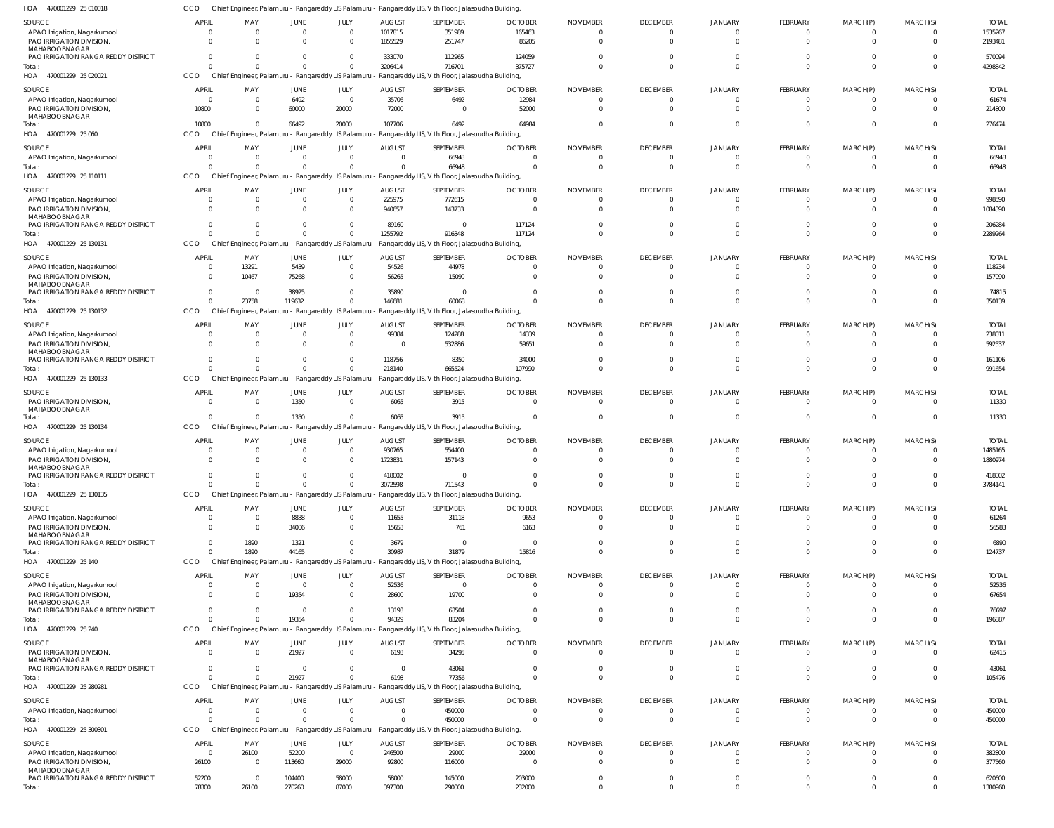HOA 470001229 25 010018 CCO Chief Engineer, Palamuru - Rangareddy LIS Palamuru - Rangareddy LIS, V th Floor, Jalasoudha Building,

| SOURCE | APRIL | MAY | JUNE | JULY | AUGUST | SEPTEMBER | OCTOBER | NOVEMBER | DECEMBER | JANUARY | FEBRUARY | MARCH(P) | MARCH(S) | TOTAL |
|---|---|---|---|---|---|---|---|---|---|---|---|---|---|---|
| APAO Irrigation, Nagarkurnool | 0 | 0 | 0 | 0 | 1017815 | 351989 | 165463 | 0 | 0 | 0 | 0 | 0 | 0 | 1535267 |
| PAO IRRIGATION DIVISION, MAHABOOBNAGAR | 0 | 0 | 0 | 0 | 1855529 | 251747 | 86205 | 0 | 0 | 0 | 0 | 0 | 0 | 2193481 |
| PAO IRRIGATION RANGA REDDY DISTRICT | 0 | 0 | 0 | 0 | 333070 | 112965 | 124059 | 0 | 0 | 0 | 0 | 0 | 0 | 570094 |
| Total: | 0 | 0 | 0 | 0 | 3206414 | 716701 | 375727 | 0 | 0 | 0 | 0 | 0 | 0 | 4298842 |

HOA 470001229 25 020021 CCO Chief Engineer, Palamuru - Rangareddy LIS Palamuru - Rangareddy LIS, V th Floor, Jalasoudha Building,

| SOURCE | APRIL | MAY | JUNE | JULY | AUGUST | SEPTEMBER | OCTOBER | NOVEMBER | DECEMBER | JANUARY | FEBRUARY | MARCH(P) | MARCH(S) | TOTAL |
|---|---|---|---|---|---|---|---|---|---|---|---|---|---|---|
| APAO Irrigation, Nagarkurnool | 0 | 0 | 6492 | 0 | 35706 | 6492 | 12984 | 0 | 0 | 0 | 0 | 0 | 0 | 61674 |
| PAO IRRIGATION DIVISION, MAHABOOBNAGAR | 10800 | 0 | 60000 | 20000 | 72000 | 0 | 52000 | 0 | 0 | 0 | 0 | 0 | 0 | 214800 |
| Total: | 10800 | 0 | 66492 | 20000 | 107706 | 6492 | 64984 | 0 | 0 | 0 | 0 | 0 | 0 | 276474 |

HOA 470001229 25 060 CCO Chief Engineer, Palamuru - Rangareddy LIS Palamuru - Rangareddy LIS, V th Floor, Jalasoudha Building,

| SOURCE | APRIL | MAY | JUNE | JULY | AUGUST | SEPTEMBER | OCTOBER | NOVEMBER | DECEMBER | JANUARY | FEBRUARY | MARCH(P) | MARCH(S) | TOTAL |
|---|---|---|---|---|---|---|---|---|---|---|---|---|---|---|
| APAO Irrigation, Nagarkurnool | 0 | 0 | 0 | 0 | 0 | 66948 | 0 | 0 | 0 | 0 | 0 | 0 | 0 | 66948 |
| Total: | 0 | 0 | 0 | 0 | 0 | 66948 | 0 | 0 | 0 | 0 | 0 | 0 | 0 | 66948 |

HOA 470001229 25 110111 CCO Chief Engineer, Palamuru - Rangareddy LIS Palamuru - Rangareddy LIS, V th Floor, Jalasoudha Building,

| SOURCE | APRIL | MAY | JUNE | JULY | AUGUST | SEPTEMBER | OCTOBER | NOVEMBER | DECEMBER | JANUARY | FEBRUARY | MARCH(P) | MARCH(S) | TOTAL |
|---|---|---|---|---|---|---|---|---|---|---|---|---|---|---|
| APAO Irrigation, Nagarkurnool | 0 | 0 | 0 | 0 | 225975 | 772615 | 0 | 0 | 0 | 0 | 0 | 0 | 0 | 998590 |
| PAO IRRIGATION DIVISION, MAHABOOBNAGAR | 0 | 0 | 0 | 0 | 940657 | 143733 | 0 | 0 | 0 | 0 | 0 | 0 | 0 | 1084390 |
| PAO IRRIGATION RANGA REDDY DISTRICT | 0 | 0 | 0 | 0 | 89160 | 0 | 117124 | 0 | 0 | 0 | 0 | 0 | 0 | 206284 |
| Total: | 0 | 0 | 0 | 0 | 1255792 | 916348 | 117124 | 0 | 0 | 0 | 0 | 0 | 0 | 2289264 |

HOA 470001229 25 130131 CCO Chief Engineer, Palamuru - Rangareddy LIS Palamuru - Rangareddy LIS, V th Floor, Jalasoudha Building,

| SOURCE | APRIL | MAY | JUNE | JULY | AUGUST | SEPTEMBER | OCTOBER | NOVEMBER | DECEMBER | JANUARY | FEBRUARY | MARCH(P) | MARCH(S) | TOTAL |
|---|---|---|---|---|---|---|---|---|---|---|---|---|---|---|
| APAO Irrigation, Nagarkurnool | 0 | 13291 | 5439 | 0 | 54526 | 44978 | 0 | 0 | 0 | 0 | 0 | 0 | 0 | 118234 |
| PAO IRRIGATION DIVISION, MAHABOOBNAGAR | 0 | 10467 | 75268 | 0 | 56265 | 15090 | 0 | 0 | 0 | 0 | 0 | 0 | 0 | 157090 |
| PAO IRRIGATION RANGA REDDY DISTRICT | 0 | 0 | 38925 | 0 | 35890 | 0 | 0 | 0 | 0 | 0 | 0 | 0 | 0 | 74815 |
| Total: | 0 | 23758 | 119632 | 0 | 146681 | 60068 | 0 | 0 | 0 | 0 | 0 | 0 | 0 | 350139 |

HOA 470001229 25 130132 CCO Chief Engineer, Palamuru - Rangareddy LIS Palamuru - Rangareddy LIS, V th Floor, Jalasoudha Building,

| SOURCE | APRIL | MAY | JUNE | JULY | AUGUST | SEPTEMBER | OCTOBER | NOVEMBER | DECEMBER | JANUARY | FEBRUARY | MARCH(P) | MARCH(S) | TOTAL |
|---|---|---|---|---|---|---|---|---|---|---|---|---|---|---|
| APAO Irrigation, Nagarkurnool | 0 | 0 | 0 | 0 | 99384 | 124288 | 14339 | 0 | 0 | 0 | 0 | 0 | 0 | 238011 |
| PAO IRRIGATION DIVISION, MAHABOOBNAGAR | 0 | 0 | 0 | 0 | 0 | 532886 | 59651 | 0 | 0 | 0 | 0 | 0 | 0 | 592537 |
| PAO IRRIGATION RANGA REDDY DISTRICT | 0 | 0 | 0 | 0 | 118756 | 8350 | 34000 | 0 | 0 | 0 | 0 | 0 | 0 | 161106 |
| Total: | 0 | 0 | 0 | 0 | 218140 | 665524 | 107990 | 0 | 0 | 0 | 0 | 0 | 0 | 991654 |

HOA 470001229 25 130133 CCO Chief Engineer, Palamuru - Rangareddy LIS Palamuru - Rangareddy LIS, V th Floor, Jalasoudha Building,

| SOURCE | APRIL | MAY | JUNE | JULY | AUGUST | SEPTEMBER | OCTOBER | NOVEMBER | DECEMBER | JANUARY | FEBRUARY | MARCH(P) | MARCH(S) | TOTAL |
|---|---|---|---|---|---|---|---|---|---|---|---|---|---|---|
| PAO IRRIGATION DIVISION, MAHABOOBNAGAR | 0 | 0 | 1350 | 0 | 6065 | 3915 | 0 | 0 | 0 | 0 | 0 | 0 | 0 | 11330 |
| Total: | 0 | 0 | 1350 | 0 | 6065 | 3915 | 0 | 0 | 0 | 0 | 0 | 0 | 0 | 11330 |

HOA 470001229 25 130134 CCO Chief Engineer, Palamuru - Rangareddy LIS Palamuru - Rangareddy LIS, V th Floor, Jalasoudha Building,

| SOURCE | APRIL | MAY | JUNE | JULY | AUGUST | SEPTEMBER | OCTOBER | NOVEMBER | DECEMBER | JANUARY | FEBRUARY | MARCH(P) | MARCH(S) | TOTAL |
|---|---|---|---|---|---|---|---|---|---|---|---|---|---|---|
| APAO Irrigation, Nagarkurnool | 0 | 0 | 0 | 0 | 930765 | 554400 | 0 | 0 | 0 | 0 | 0 | 0 | 0 | 1485165 |
| PAO IRRIGATION DIVISION, MAHABOOBNAGAR | 0 | 0 | 0 | 0 | 1723831 | 157143 | 0 | 0 | 0 | 0 | 0 | 0 | 0 | 1880974 |
| PAO IRRIGATION RANGA REDDY DISTRICT | 0 | 0 | 0 | 0 | 418002 | 0 | 0 | 0 | 0 | 0 | 0 | 0 | 0 | 418002 |
| Total: | 0 | 0 | 0 | 0 | 3072598 | 711543 | 0 | 0 | 0 | 0 | 0 | 0 | 0 | 3784141 |

HOA 470001229 25 130135 CCO Chief Engineer, Palamuru - Rangareddy LIS Palamuru - Rangareddy LIS, V th Floor, Jalasoudha Building,

| SOURCE | APRIL | MAY | JUNE | JULY | AUGUST | SEPTEMBER | OCTOBER | NOVEMBER | DECEMBER | JANUARY | FEBRUARY | MARCH(P) | MARCH(S) | TOTAL |
|---|---|---|---|---|---|---|---|---|---|---|---|---|---|---|
| APAO Irrigation, Nagarkurnool | 0 | 0 | 8838 | 0 | 11655 | 31118 | 9653 | 0 | 0 | 0 | 0 | 0 | 0 | 61264 |
| PAO IRRIGATION DIVISION, MAHABOOBNAGAR | 0 | 0 | 34006 | 0 | 15653 | 761 | 6163 | 0 | 0 | 0 | 0 | 0 | 0 | 56583 |
| PAO IRRIGATION RANGA REDDY DISTRICT | 0 | 1890 | 1321 | 0 | 3679 | 0 | 0 | 0 | 0 | 0 | 0 | 0 | 0 | 6890 |
| Total: | 0 | 1890 | 44165 | 0 | 30987 | 31879 | 15816 | 0 | 0 | 0 | 0 | 0 | 0 | 124737 |

HOA 470001229 25 140 CCO Chief Engineer, Palamuru - Rangareddy LIS Palamuru - Rangareddy LIS, V th Floor, Jalasoudha Building,

| SOURCE | APRIL | MAY | JUNE | JULY | AUGUST | SEPTEMBER | OCTOBER | NOVEMBER | DECEMBER | JANUARY | FEBRUARY | MARCH(P) | MARCH(S) | TOTAL |
|---|---|---|---|---|---|---|---|---|---|---|---|---|---|---|
| APAO Irrigation, Nagarkurnool | 0 | 0 | 0 | 0 | 52536 | 0 | 0 | 0 | 0 | 0 | 0 | 0 | 0 | 52536 |
| PAO IRRIGATION DIVISION, MAHABOOBNAGAR | 0 | 0 | 19354 | 0 | 28600 | 19700 | 0 | 0 | 0 | 0 | 0 | 0 | 0 | 67654 |
| PAO IRRIGATION RANGA REDDY DISTRICT | 0 | 0 | 0 | 0 | 13193 | 63504 | 0 | 0 | 0 | 0 | 0 | 0 | 0 | 76697 |
| Total: | 0 | 0 | 19354 | 0 | 94329 | 83204 | 0 | 0 | 0 | 0 | 0 | 0 | 0 | 196887 |

HOA 470001229 25 240 CCO Chief Engineer, Palamuru - Rangareddy LIS Palamuru - Rangareddy LIS, V th Floor, Jalasoudha Building,

| SOURCE | APRIL | MAY | JUNE | JULY | AUGUST | SEPTEMBER | OCTOBER | NOVEMBER | DECEMBER | JANUARY | FEBRUARY | MARCH(P) | MARCH(S) | TOTAL |
|---|---|---|---|---|---|---|---|---|---|---|---|---|---|---|
| PAO IRRIGATION DIVISION, MAHABOOBNAGAR | 0 | 0 | 21927 | 0 | 6193 | 34295 | 0 | 0 | 0 | 0 | 0 | 0 | 0 | 62415 |
| PAO IRRIGATION RANGA REDDY DISTRICT | 0 | 0 | 0 | 0 | 0 | 43061 | 0 | 0 | 0 | 0 | 0 | 0 | 0 | 43061 |
| Total: | 0 | 0 | 21927 | 0 | 6193 | 77356 | 0 | 0 | 0 | 0 | 0 | 0 | 0 | 105476 |

HOA 470001229 25 280281 CCO Chief Engineer, Palamuru - Rangareddy LIS Palamuru - Rangareddy LIS, V th Floor, Jalasoudha Building,

| SOURCE | APRIL | MAY | JUNE | JULY | AUGUST | SEPTEMBER | OCTOBER | NOVEMBER | DECEMBER | JANUARY | FEBRUARY | MARCH(P) | MARCH(S) | TOTAL |
|---|---|---|---|---|---|---|---|---|---|---|---|---|---|---|
| APAO Irrigation, Nagarkurnool | 0 | 0 | 0 | 0 | 0 | 450000 | 0 | 0 | 0 | 0 | 0 | 0 | 0 | 450000 |
| Total: | 0 | 0 | 0 | 0 | 0 | 450000 | 0 | 0 | 0 | 0 | 0 | 0 | 0 | 450000 |

HOA 470001229 25 300301 CCO Chief Engineer, Palamuru - Rangareddy LIS Palamuru - Rangareddy LIS, V th Floor, Jalasoudha Building,

| SOURCE | APRIL | MAY | JUNE | JULY | AUGUST | SEPTEMBER | OCTOBER | NOVEMBER | DECEMBER | JANUARY | FEBRUARY | MARCH(P) | MARCH(S) | TOTAL |
|---|---|---|---|---|---|---|---|---|---|---|---|---|---|---|
| APAO Irrigation, Nagarkurnool | 0 | 26100 | 52200 | 0 | 246500 | 29000 | 29000 | 0 | 0 | 0 | 0 | 0 | 0 | 382800 |
| PAO IRRIGATION DIVISION, MAHABOOBNAGAR | 26100 | 0 | 113660 | 29000 | 92800 | 116000 | 0 | 0 | 0 | 0 | 0 | 0 | 0 | 377560 |
| PAO IRRIGATION RANGA REDDY DISTRICT | 52200 | 0 | 104400 | 58000 | 58000 | 145000 | 203000 | 0 | 0 | 0 | 0 | 0 | 0 | 620600 |
| Total: | 78300 | 26100 | 270260 | 87000 | 397300 | 290000 | 232000 | 0 | 0 | 0 | 0 | 0 | 0 | 1380960 |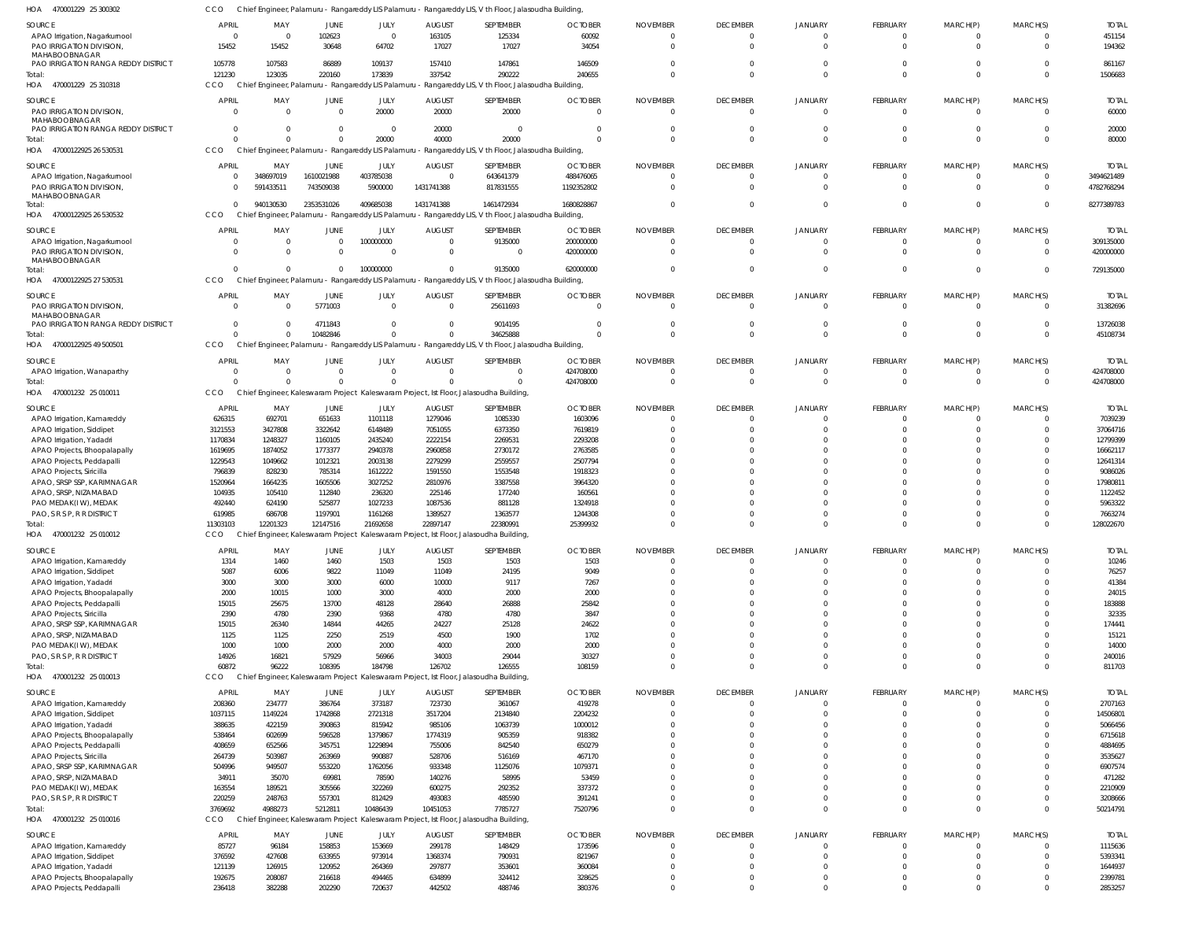HOA 470001229 25 300302 CCO Chief Engineer, Palamuru - Rangareddy LIS Palamuru - Rangareddy LIS, V th Floor, Jalasoudha Building,

| SOURCE | APRIL | MAY | JUNE | JULY | AUGUST | SEPTEMBER | OCTOBER | NOVEMBER | DECEMBER | JANUARY | FEBRUARY | MARCH(P) | MARCH(S) | TOTAL |
|---|---|---|---|---|---|---|---|---|---|---|---|---|---|---|
| APAO Irrigation, Nagarkurnool | 0 | 0 | 102623 | 0 | 163105 | 125334 | 60092 | 0 | 0 | 0 | 0 | 0 | 0 | 451154 |
| PAO IRRIGATION DIVISION, MAHABOOBNAGAR | 15452 | 15452 | 30648 | 64702 | 17027 | 17027 | 34054 | 0 | 0 | 0 | 0 | 0 | 0 | 194362 |
| PAO IRRIGATION RANGA REDDY DISTRICT | 105778 | 107583 | 86889 | 109137 | 157410 | 147861 | 146509 | 0 | 0 | 0 | 0 | 0 | 0 | 861167 |
| Total: | 121230 | 123035 | 220160 | 173839 | 337542 | 290222 | 240655 | 0 | 0 | 0 | 0 | 0 | 0 | 1506683 |

HOA 470001229 25 310318 CCO Chief Engineer, Palamuru - Rangareddy LIS Palamuru - Rangareddy LIS, V th Floor, Jalasoudha Building,

| SOURCE | APRIL | MAY | JUNE | JULY | AUGUST | SEPTEMBER | OCTOBER | NOVEMBER | DECEMBER | JANUARY | FEBRUARY | MARCH(P) | MARCH(S) | TOTAL |
|---|---|---|---|---|---|---|---|---|---|---|---|---|---|---|
| PAO IRRIGATION DIVISION, MAHABOOBNAGAR | 0 | 0 | 0 | 20000 | 20000 | 20000 | 0 | 0 | 0 | 0 | 0 | 0 | 0 | 60000 |
| PAO IRRIGATION RANGA REDDY DISTRICT | 0 | 0 | 0 | 0 | 20000 | 0 | 0 | 0 | 0 | 0 | 0 | 0 | 0 | 20000 |
| Total: | 0 | 0 | 0 | 20000 | 40000 | 20000 | 0 | 0 | 0 | 0 | 0 | 0 | 0 | 80000 |

HOA 47000122925 26 530531 CCO Chief Engineer, Palamuru - Rangareddy LIS Palamuru - Rangareddy LIS, V th Floor, Jalasoudha Building,

| SOURCE | APRIL | MAY | JUNE | JULY | AUGUST | SEPTEMBER | OCTOBER | NOVEMBER | DECEMBER | JANUARY | FEBRUARY | MARCH(P) | MARCH(S) | TOTAL |
|---|---|---|---|---|---|---|---|---|---|---|---|---|---|---|
| APAO Irrigation, Nagarkurnool | 0 | 348697019 | 1610021988 | 403785038 | 0 | 643641379 | 488476065 | 0 | 0 | 0 | 0 | 0 | 0 | 3494621489 |
| PAO IRRIGATION DIVISION, MAHABOOBNAGAR | 0 | 591433511 | 743509038 | 5900000 | 1431741388 | 817831555 | 1192352802 | 0 | 0 | 0 | 0 | 0 | 0 | 4782768294 |
| Total: | 0 | 940130530 | 2353531026 | 409685038 | 1431741388 | 1461472934 | 1680828867 | 0 | 0 | 0 | 0 | 0 | 0 | 8277389783 |

HOA 47000122925 26 530532 CCO Chief Engineer, Palamuru - Rangareddy LIS Palamuru - Rangareddy LIS, V th Floor, Jalasoudha Building,

| SOURCE | APRIL | MAY | JUNE | JULY | AUGUST | SEPTEMBER | OCTOBER | NOVEMBER | DECEMBER | JANUARY | FEBRUARY | MARCH(P) | MARCH(S) | TOTAL |
|---|---|---|---|---|---|---|---|---|---|---|---|---|---|---|
| APAO Irrigation, Nagarkurnool | 0 | 0 | 0 | 100000000 | 0 | 9135000 | 200000000 | 0 | 0 | 0 | 0 | 0 | 0 | 309135000 |
| PAO IRRIGATION DIVISION, MAHABOOBNAGAR | 0 | 0 | 0 | 0 | 0 | 0 | 420000000 | 0 | 0 | 0 | 0 | 0 | 0 | 420000000 |
| Total: | 0 | 0 | 0 | 100000000 | 0 | 9135000 | 620000000 | 0 | 0 | 0 | 0 | 0 | 0 | 729135000 |

HOA 47000122925 27 530531 CCO Chief Engineer, Palamuru - Rangareddy LIS Palamuru - Rangareddy LIS, V th Floor, Jalasoudha Building,

| SOURCE | APRIL | MAY | JUNE | JULY | AUGUST | SEPTEMBER | OCTOBER | NOVEMBER | DECEMBER | JANUARY | FEBRUARY | MARCH(P) | MARCH(S) | TOTAL |
|---|---|---|---|---|---|---|---|---|---|---|---|---|---|---|
| PAO IRRIGATION DIVISION, MAHABOOBNAGAR | 0 | 0 | 5771003 | 0 | 0 | 25611693 | 0 | 0 | 0 | 0 | 0 | 0 | 0 | 31382696 |
| PAO IRRIGATION RANGA REDDY DISTRICT | 0 | 0 | 4711843 | 0 | 0 | 9014195 | 0 | 0 | 0 | 0 | 0 | 0 | 0 | 13726038 |
| Total: | 0 | 0 | 10482846 | 0 | 0 | 34625888 | 0 | 0 | 0 | 0 | 0 | 0 | 0 | 45108734 |

HOA 47000122925 49 500501 CCO Chief Engineer, Palamuru - Rangareddy LIS Palamuru - Rangareddy LIS, V th Floor, Jalasoudha Building,

| SOURCE | APRIL | MAY | JUNE | JULY | AUGUST | SEPTEMBER | OCTOBER | NOVEMBER | DECEMBER | JANUARY | FEBRUARY | MARCH(P) | MARCH(S) | TOTAL |
|---|---|---|---|---|---|---|---|---|---|---|---|---|---|---|
| APAO Irrigation, Wanaparthy | 0 | 0 | 0 | 0 | 0 | 0 | 424708000 | 0 | 0 | 0 | 0 | 0 | 0 | 424708000 |
| Total: | 0 | 0 | 0 | 0 | 0 | 0 | 424708000 | 0 | 0 | 0 | 0 | 0 | 0 | 424708000 |

HOA 470001232 25 010011 CCO Chief Engineer, Kaleswaram Project Kaleswaram Project, Ist Floor, Jalasoudha Building,

| SOURCE | APRIL | MAY | JUNE | JULY | AUGUST | SEPTEMBER | OCTOBER | NOVEMBER | DECEMBER | JANUARY | FEBRUARY | MARCH(P) | MARCH(S) | TOTAL |
|---|---|---|---|---|---|---|---|---|---|---|---|---|---|---|
| APAO Irrigation, Kamareddy | 626315 | 692701 | 651633 | 1101118 | 1279046 | 1085330 | 1603096 | 0 | 0 | 0 | 0 | 0 | 0 | 7039239 |
| APAO Irrigation, Siddipet | 3121553 | 3427808 | 3322642 | 6148489 | 7051055 | 6373350 | 7619819 | 0 | 0 | 0 | 0 | 0 | 0 | 37064716 |
| APAO Irrigation, Yadadri | 1170834 | 1248327 | 1160105 | 2435240 | 2222154 | 2269531 | 2293208 | 0 | 0 | 0 | 0 | 0 | 0 | 12799399 |
| APAO Projects, Bhoopalapally | 1619695 | 1874052 | 1773377 | 2940378 | 2960858 | 2730172 | 2763585 | 0 | 0 | 0 | 0 | 0 | 0 | 16662117 |
| APAO Projects, Peddapalli | 1229543 | 1049662 | 1012321 | 2003138 | 2279299 | 2559557 | 2507794 | 0 | 0 | 0 | 0 | 0 | 0 | 12641314 |
| APAO Projects, Siricilla | 796839 | 828230 | 785314 | 1612222 | 1591550 | 1553548 | 1918323 | 0 | 0 | 0 | 0 | 0 | 0 | 9086026 |
| APAO, SRSP SSP, KARIMNAGAR | 1520964 | 1664235 | 1605506 | 3027252 | 2810976 | 3387558 | 3964320 | 0 | 0 | 0 | 0 | 0 | 0 | 17980811 |
| APAO, SRSP, NIZAMABAD | 104935 | 105410 | 112840 | 236320 | 225146 | 177240 | 160561 | 0 | 0 | 0 | 0 | 0 | 0 | 1122452 |
| PAO MEDAK(IW), MEDAK | 492440 | 624190 | 525877 | 1027233 | 1087536 | 881128 | 1324918 | 0 | 0 | 0 | 0 | 0 | 0 | 5963322 |
| PAO, S R S P, R R DISTRICT | 619985 | 686708 | 1197901 | 1161268 | 1389527 | 1363577 | 1244308 | 0 | 0 | 0 | 0 | 0 | 0 | 7663274 |
| Total: | 11303103 | 12201323 | 12147516 | 21692658 | 22897147 | 22380991 | 25399932 | 0 | 0 | 0 | 0 | 0 | 0 | 128022670 |

HOA 470001232 25 010012 CCO Chief Engineer, Kaleswaram Project Kaleswaram Project, Ist Floor, Jalasoudha Building,

| SOURCE | APRIL | MAY | JUNE | JULY | AUGUST | SEPTEMBER | OCTOBER | NOVEMBER | DECEMBER | JANUARY | FEBRUARY | MARCH(P) | MARCH(S) | TOTAL |
|---|---|---|---|---|---|---|---|---|---|---|---|---|---|---|
| APAO Irrigation, Kamareddy | 1314 | 1460 | 1460 | 1503 | 1503 | 1503 | 1503 | 0 | 0 | 0 | 0 | 0 | 0 | 10246 |
| APAO Irrigation, Siddipet | 5087 | 6006 | 9822 | 11049 | 11049 | 24195 | 9049 | 0 | 0 | 0 | 0 | 0 | 0 | 76257 |
| APAO Irrigation, Yadadri | 3000 | 3000 | 3000 | 6000 | 10000 | 9117 | 7267 | 0 | 0 | 0 | 0 | 0 | 0 | 41384 |
| APAO Projects, Bhoopalapally | 2000 | 10015 | 1000 | 3000 | 4000 | 2000 | 2000 | 0 | 0 | 0 | 0 | 0 | 0 | 24015 |
| APAO Projects, Peddapalli | 15015 | 25675 | 13700 | 48128 | 28640 | 26888 | 25842 | 0 | 0 | 0 | 0 | 0 | 0 | 183888 |
| APAO Projects, Siricilla | 2390 | 4780 | 2390 | 9368 | 4780 | 4780 | 3847 | 0 | 0 | 0 | 0 | 0 | 0 | 32335 |
| APAO, SRSP SSP, KARIMNAGAR | 15015 | 26340 | 14844 | 44265 | 24227 | 25128 | 24622 | 0 | 0 | 0 | 0 | 0 | 0 | 174441 |
| APAO, SRSP, NIZAMABAD | 1125 | 1125 | 2250 | 2519 | 4500 | 1900 | 1702 | 0 | 0 | 0 | 0 | 0 | 0 | 15121 |
| PAO MEDAK(IW), MEDAK | 1000 | 1000 | 2000 | 2000 | 4000 | 2000 | 2000 | 0 | 0 | 0 | 0 | 0 | 0 | 14000 |
| PAO, S R S P, R R DISTRICT | 14926 | 16821 | 57929 | 56966 | 34003 | 29044 | 30327 | 0 | 0 | 0 | 0 | 0 | 0 | 240016 |
| Total: | 60872 | 96222 | 108395 | 184798 | 126702 | 126555 | 108159 | 0 | 0 | 0 | 0 | 0 | 0 | 811703 |

HOA 470001232 25 010013 CCO Chief Engineer, Kaleswaram Project Kaleswaram Project, Ist Floor, Jalasoudha Building,

| SOURCE | APRIL | MAY | JUNE | JULY | AUGUST | SEPTEMBER | OCTOBER | NOVEMBER | DECEMBER | JANUARY | FEBRUARY | MARCH(P) | MARCH(S) | TOTAL |
|---|---|---|---|---|---|---|---|---|---|---|---|---|---|---|
| APAO Irrigation, Kamareddy | 208360 | 234777 | 386764 | 373187 | 723730 | 361067 | 419278 | 0 | 0 | 0 | 0 | 0 | 0 | 2707163 |
| APAO Irrigation, Siddipet | 1037115 | 1149224 | 1742868 | 2721318 | 3517204 | 2134840 | 2204232 | 0 | 0 | 0 | 0 | 0 | 0 | 14506801 |
| APAO Irrigation, Yadadri | 388635 | 422159 | 390863 | 815942 | 985106 | 1063739 | 1000012 | 0 | 0 | 0 | 0 | 0 | 0 | 5066456 |
| APAO Projects, Bhoopalapally | 538464 | 602699 | 596528 | 1379867 | 1774319 | 905359 | 918382 | 0 | 0 | 0 | 0 | 0 | 0 | 6715618 |
| APAO Projects, Peddapalli | 408659 | 652566 | 345751 | 1229894 | 755006 | 842540 | 650279 | 0 | 0 | 0 | 0 | 0 | 0 | 4884695 |
| APAO Projects, Siricilla | 264739 | 503987 | 263969 | 990887 | 528706 | 516169 | 467170 | 0 | 0 | 0 | 0 | 0 | 0 | 3535627 |
| APAO, SRSP SSP, KARIMNAGAR | 504996 | 949507 | 553220 | 1762056 | 933348 | 1125076 | 1079371 | 0 | 0 | 0 | 0 | 0 | 0 | 6907574 |
| APAO, SRSP, NIZAMABAD | 34911 | 35070 | 69981 | 78590 | 140276 | 58995 | 53459 | 0 | 0 | 0 | 0 | 0 | 0 | 471282 |
| PAO MEDAK(IW), MEDAK | 163554 | 189521 | 305566 | 322269 | 600275 | 292352 | 337372 | 0 | 0 | 0 | 0 | 0 | 0 | 2210909 |
| PAO, S R S P, R R DISTRICT | 220259 | 248763 | 557301 | 812429 | 493083 | 485590 | 391241 | 0 | 0 | 0 | 0 | 0 | 0 | 3208666 |
| Total: | 3769692 | 4988273 | 5212811 | 10486439 | 10451053 | 7785727 | 7520796 | 0 | 0 | 0 | 0 | 0 | 0 | 50214791 |

HOA 470001232 25 010016 CCO Chief Engineer, Kaleswaram Project Kaleswaram Project, Ist Floor, Jalasoudha Building,

| SOURCE | APRIL | MAY | JUNE | JULY | AUGUST | SEPTEMBER | OCTOBER | NOVEMBER | DECEMBER | JANUARY | FEBRUARY | MARCH(P) | MARCH(S) | TOTAL |
|---|---|---|---|---|---|---|---|---|---|---|---|---|---|---|
| APAO Irrigation, Kamareddy | 85727 | 96184 | 158853 | 153669 | 299178 | 148429 | 173596 | 0 | 0 | 0 | 0 | 0 | 0 | 1115636 |
| APAO Irrigation, Siddipet | 376592 | 427608 | 633955 | 973914 | 1368374 | 790931 | 821967 | 0 | 0 | 0 | 0 | 0 | 0 | 5393341 |
| APAO Irrigation, Yadadri | 121139 | 126915 | 120952 | 264369 | 297877 | 353601 | 360084 | 0 | 0 | 0 | 0 | 0 | 0 | 1644937 |
| APAO Projects, Bhoopalapally | 192675 | 208087 | 216618 | 494465 | 634899 | 324412 | 328625 | 0 | 0 | 0 | 0 | 0 | 0 | 2399781 |
| APAO Projects, Peddapalli | 236418 | 382288 | 202290 | 720637 | 442502 | 488746 | 380376 | 0 | 0 | 0 | 0 | 0 | 0 | 2853257 |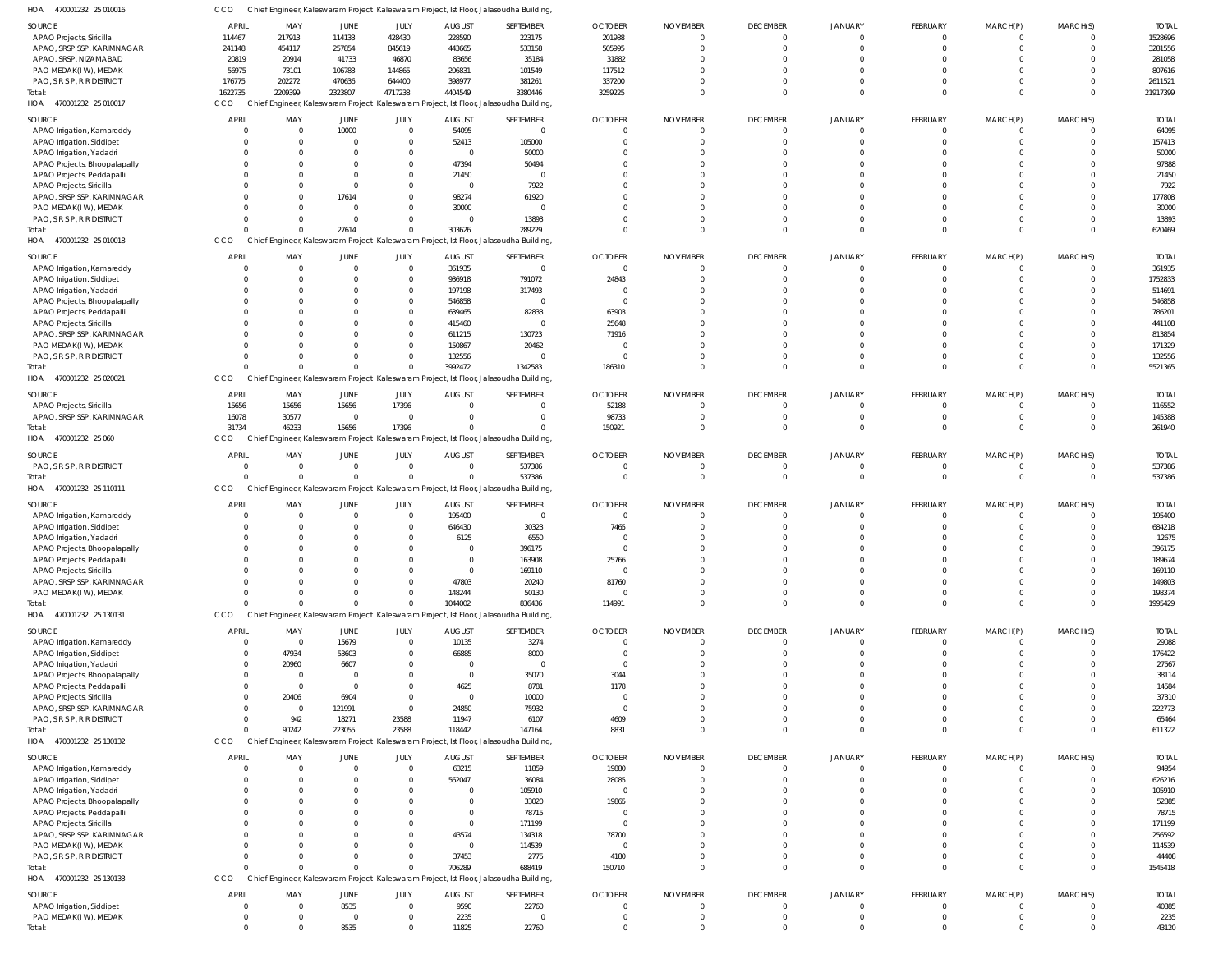HOA 470001232 25 010016 CCO Chief Engineer, Kaleswaram Project Kaleswaram Project, Ist Floor, Jalasoudha Building,

| SOURCE | APRIL | MAY | JUNE | JULY | AUGUST | SEPTEMBER | OCTOBER | NOVEMBER | DECEMBER | JANUARY | FEBRUARY | MARCH(P) | MARCH(S) | TOTAL |
|---|---|---|---|---|---|---|---|---|---|---|---|---|---|---|
| APAO Projects, Siricilla | 114467 | 217913 | 114133 | 428430 | 228590 | 223175 | 201988 | 0 | 0 | 0 | 0 | 0 | 0 | 1528696 |
| APAO, SRSP SSP, KARIMNAGAR | 241148 | 454117 | 257854 | 845619 | 443665 | 533158 | 505995 | 0 | 0 | 0 | 0 | 0 | 0 | 3281556 |
| APAO, SRSP, NIZAMABAD | 20819 | 20914 | 41733 | 46870 | 83656 | 35184 | 31882 | 0 | 0 | 0 | 0 | 0 | 0 | 281058 |
| PAO MEDAK(IW), MEDAK | 56975 | 73101 | 106783 | 144865 | 206831 | 101549 | 117512 | 0 | 0 | 0 | 0 | 0 | 0 | 807616 |
| PAO, S R S P, R R DISTRICT | 176775 | 202272 | 470636 | 644400 | 398977 | 381261 | 337200 | 0 | 0 | 0 | 0 | 0 | 0 | 2611521 |
| Total: | 1622735 | 2209390 | 2323807 | 4717238 | 4404549 | 3380446 | 3259225 | 0 | 0 | 0 | 0 | 0 | 0 | 21917399 |

HOA 470001232 25 010017 CCO Chief Engineer, Kaleswaram Project Kaleswaram Project, Ist Floor, Jalasoudha Building,

| SOURCE | APRIL | MAY | JUNE | JULY | AUGUST | SEPTEMBER | OCTOBER | NOVEMBER | DECEMBER | JANUARY | FEBRUARY | MARCH(P) | MARCH(S) | TOTAL |
|---|---|---|---|---|---|---|---|---|---|---|---|---|---|---|
| APAO Irrigation, Kamareddy | 0 | 0 | 10000 | 0 | 54095 | 0 | 0 | 0 | 0 | 0 | 0 | 0 | 0 | 64095 |
| APAO Irrigation, Siddipet | 0 | 0 | 0 | 0 | 52413 | 105000 | 0 | 0 | 0 | 0 | 0 | 0 | 0 | 157413 |
| APAO Irrigation, Yadadri | 0 | 0 | 0 | 0 | 0 | 50000 | 0 | 0 | 0 | 0 | 0 | 0 | 0 | 50000 |
| APAO Projects, Bhoopalapally | 0 | 0 | 0 | 0 | 47394 | 50494 | 0 | 0 | 0 | 0 | 0 | 0 | 0 | 97888 |
| APAO Projects, Peddapalli | 0 | 0 | 0 | 0 | 21450 | 0 | 0 | 0 | 0 | 0 | 0 | 0 | 0 | 21450 |
| APAO Projects, Siricilla | 0 | 0 | 0 | 0 | 0 | 7922 | 0 | 0 | 0 | 0 | 0 | 0 | 0 | 7922 |
| APAO, SRSP SSP, KARIMNAGAR | 0 | 0 | 17614 | 0 | 98274 | 61920 | 0 | 0 | 0 | 0 | 0 | 0 | 0 | 177808 |
| PAO MEDAK(IW), MEDAK | 0 | 0 | 0 | 0 | 30000 | 0 | 0 | 0 | 0 | 0 | 0 | 0 | 0 | 30000 |
| PAO, S R S P, R R DISTRICT | 0 | 0 | 0 | 0 | 0 | 13893 | 0 | 0 | 0 | 0 | 0 | 0 | 0 | 13893 |
| Total: | 0 | 0 | 27614 | 0 | 303626 | 289229 | 0 | 0 | 0 | 0 | 0 | 0 | 0 | 620469 |

HOA 470001232 25 010018 CCO Chief Engineer, Kaleswaram Project Kaleswaram Project, Ist Floor, Jalasoudha Building,

| SOURCE | APRIL | MAY | JUNE | JULY | AUGUST | SEPTEMBER | OCTOBER | NOVEMBER | DECEMBER | JANUARY | FEBRUARY | MARCH(P) | MARCH(S) | TOTAL |
|---|---|---|---|---|---|---|---|---|---|---|---|---|---|---|
| APAO Irrigation, Kamareddy | 0 | 0 | 0 | 0 | 361935 | 0 | 0 | 0 | 0 | 0 | 0 | 0 | 0 | 361935 |
| APAO Irrigation, Siddipet | 0 | 0 | 0 | 0 | 936918 | 791072 | 24843 | 0 | 0 | 0 | 0 | 0 | 0 | 1752833 |
| APAO Irrigation, Yadadri | 0 | 0 | 0 | 0 | 197198 | 317493 | 0 | 0 | 0 | 0 | 0 | 0 | 0 | 514691 |
| APAO Projects, Bhoopalapally | 0 | 0 | 0 | 0 | 546858 | 0 | 0 | 0 | 0 | 0 | 0 | 0 | 0 | 546858 |
| APAO Projects, Peddapalli | 0 | 0 | 0 | 0 | 639465 | 82833 | 63903 | 0 | 0 | 0 | 0 | 0 | 0 | 786201 |
| APAO Projects, Siricilla | 0 | 0 | 0 | 0 | 415460 | 0 | 25648 | 0 | 0 | 0 | 0 | 0 | 0 | 441108 |
| APAO, SRSP SSP, KARIMNAGAR | 0 | 0 | 0 | 0 | 611215 | 130723 | 71916 | 0 | 0 | 0 | 0 | 0 | 0 | 813854 |
| PAO MEDAK(IW), MEDAK | 0 | 0 | 0 | 0 | 150867 | 20462 | 0 | 0 | 0 | 0 | 0 | 0 | 0 | 171329 |
| PAO, S R S P, R R DISTRICT | 0 | 0 | 0 | 0 | 132556 | 0 | 0 | 0 | 0 | 0 | 0 | 0 | 0 | 132556 |
| Total: | 0 | 0 | 0 | 0 | 3992472 | 1342583 | 186310 | 0 | 0 | 0 | 0 | 0 | 0 | 5521365 |

HOA 470001232 25 020021 CCO Chief Engineer, Kaleswaram Project Kaleswaram Project, Ist Floor, Jalasoudha Building,

| SOURCE | APRIL | MAY | JUNE | JULY | AUGUST | SEPTEMBER | OCTOBER | NOVEMBER | DECEMBER | JANUARY | FEBRUARY | MARCH(P) | MARCH(S) | TOTAL |
|---|---|---|---|---|---|---|---|---|---|---|---|---|---|---|
| APAO Projects, Siricilla | 15656 | 15656 | 15656 | 17396 | 0 | 0 | 52188 | 0 | 0 | 0 | 0 | 0 | 0 | 116552 |
| APAO, SRSP SSP, KARIMNAGAR | 16078 | 30577 | 0 | 0 | 0 | 0 | 98733 | 0 | 0 | 0 | 0 | 0 | 0 | 145388 |
| Total: | 31734 | 46233 | 15656 | 17396 | 0 | 0 | 150921 | 0 | 0 | 0 | 0 | 0 | 0 | 261940 |

HOA 470001232 25 060 CCO Chief Engineer, Kaleswaram Project Kaleswaram Project, Ist Floor, Jalasoudha Building,

| SOURCE | APRIL | MAY | JUNE | JULY | AUGUST | SEPTEMBER | OCTOBER | NOVEMBER | DECEMBER | JANUARY | FEBRUARY | MARCH(P) | MARCH(S) | TOTAL |
|---|---|---|---|---|---|---|---|---|---|---|---|---|---|---|
| PAO, S R S P, R R DISTRICT | 0 | 0 | 0 | 0 | 0 | 537386 | 0 | 0 | 0 | 0 | 0 | 0 | 0 | 537386 |
| Total: | 0 | 0 | 0 | 0 | 0 | 537386 | 0 | 0 | 0 | 0 | 0 | 0 | 0 | 537386 |

HOA 470001232 25 110111 CCO Chief Engineer, Kaleswaram Project Kaleswaram Project, Ist Floor, Jalasoudha Building,

| SOURCE | APRIL | MAY | JUNE | JULY | AUGUST | SEPTEMBER | OCTOBER | NOVEMBER | DECEMBER | JANUARY | FEBRUARY | MARCH(P) | MARCH(S) | TOTAL |
|---|---|---|---|---|---|---|---|---|---|---|---|---|---|---|
| APAO Irrigation, Kamareddy | 0 | 0 | 0 | 0 | 195400 | 0 | 0 | 0 | 0 | 0 | 0 | 0 | 0 | 195400 |
| APAO Irrigation, Siddipet | 0 | 0 | 0 | 0 | 646430 | 30323 | 7465 | 0 | 0 | 0 | 0 | 0 | 0 | 684218 |
| APAO Irrigation, Yadadri | 0 | 0 | 0 | 0 | 6125 | 6550 | 0 | 0 | 0 | 0 | 0 | 0 | 0 | 12675 |
| APAO Projects, Bhoopalapally | 0 | 0 | 0 | 0 | 0 | 396175 | 0 | 0 | 0 | 0 | 0 | 0 | 0 | 396175 |
| APAO Projects, Peddapalli | 0 | 0 | 0 | 0 | 0 | 163908 | 25766 | 0 | 0 | 0 | 0 | 0 | 0 | 189674 |
| APAO Projects, Siricilla | 0 | 0 | 0 | 0 | 0 | 169110 | 0 | 0 | 0 | 0 | 0 | 0 | 0 | 169110 |
| APAO, SRSP SSP, KARIMNAGAR | 0 | 0 | 0 | 0 | 47803 | 20240 | 81760 | 0 | 0 | 0 | 0 | 0 | 0 | 149803 |
| PAO MEDAK(IW), MEDAK | 0 | 0 | 0 | 0 | 148244 | 50130 | 0 | 0 | 0 | 0 | 0 | 0 | 0 | 198374 |
| Total: | 0 | 0 | 0 | 0 | 1044002 | 836436 | 114991 | 0 | 0 | 0 | 0 | 0 | 0 | 1995429 |

HOA 470001232 25 130131 CCO Chief Engineer, Kaleswaram Project Kaleswaram Project, Ist Floor, Jalasoudha Building,

| SOURCE | APRIL | MAY | JUNE | JULY | AUGUST | SEPTEMBER | OCTOBER | NOVEMBER | DECEMBER | JANUARY | FEBRUARY | MARCH(P) | MARCH(S) | TOTAL |
|---|---|---|---|---|---|---|---|---|---|---|---|---|---|---|
| APAO Irrigation, Kamareddy | 0 | 0 | 15679 | 0 | 10135 | 3274 | 0 | 0 | 0 | 0 | 0 | 0 | 0 | 29088 |
| APAO Irrigation, Siddipet | 0 | 47934 | 53603 | 0 | 66885 | 8000 | 0 | 0 | 0 | 0 | 0 | 0 | 0 | 176422 |
| APAO Irrigation, Yadadri | 0 | 20960 | 6607 | 0 | 0 | 0 | 0 | 0 | 0 | 0 | 0 | 0 | 0 | 27567 |
| APAO Projects, Bhoopalapally | 0 | 0 | 0 | 0 | 0 | 35070 | 3044 | 0 | 0 | 0 | 0 | 0 | 0 | 38114 |
| APAO Projects, Peddapalli | 0 | 0 | 0 | 0 | 4625 | 8781 | 1178 | 0 | 0 | 0 | 0 | 0 | 0 | 14584 |
| APAO Projects, Siricilla | 0 | 20406 | 6904 | 0 | 0 | 10000 | 0 | 0 | 0 | 0 | 0 | 0 | 0 | 37310 |
| APAO, SRSP SSP, KARIMNAGAR | 0 | 0 | 121991 | 0 | 24850 | 75932 | 0 | 0 | 0 | 0 | 0 | 0 | 0 | 222773 |
| PAO, S R S P, R R DISTRICT | 0 | 942 | 18271 | 23588 | 11947 | 6107 | 4609 | 0 | 0 | 0 | 0 | 0 | 0 | 65464 |
| Total: | 0 | 90242 | 223055 | 23588 | 118442 | 147164 | 8831 | 0 | 0 | 0 | 0 | 0 | 0 | 611322 |

HOA 470001232 25 130132 CCO Chief Engineer, Kaleswaram Project Kaleswaram Project, Ist Floor, Jalasoudha Building,

| SOURCE | APRIL | MAY | JUNE | JULY | AUGUST | SEPTEMBER | OCTOBER | NOVEMBER | DECEMBER | JANUARY | FEBRUARY | MARCH(P) | MARCH(S) | TOTAL |
|---|---|---|---|---|---|---|---|---|---|---|---|---|---|---|
| APAO Irrigation, Kamareddy | 0 | 0 | 0 | 0 | 63215 | 11859 | 19880 | 0 | 0 | 0 | 0 | 0 | 0 | 94954 |
| APAO Irrigation, Siddipet | 0 | 0 | 0 | 0 | 562047 | 36084 | 28085 | 0 | 0 | 0 | 0 | 0 | 0 | 626216 |
| APAO Irrigation, Yadadri | 0 | 0 | 0 | 0 | 0 | 105910 | 0 | 0 | 0 | 0 | 0 | 0 | 0 | 105910 |
| APAO Projects, Bhoopalapally | 0 | 0 | 0 | 0 | 0 | 33020 | 19865 | 0 | 0 | 0 | 0 | 0 | 0 | 52885 |
| APAO Projects, Peddapalli | 0 | 0 | 0 | 0 | 0 | 78715 | 0 | 0 | 0 | 0 | 0 | 0 | 0 | 78715 |
| APAO Projects, Siricilla | 0 | 0 | 0 | 0 | 0 | 171199 | 0 | 0 | 0 | 0 | 0 | 0 | 0 | 171199 |
| APAO, SRSP SSP, KARIMNAGAR | 0 | 0 | 0 | 0 | 43574 | 134318 | 78700 | 0 | 0 | 0 | 0 | 0 | 0 | 256592 |
| PAO MEDAK(IW), MEDAK | 0 | 0 | 0 | 0 | 0 | 114539 | 0 | 0 | 0 | 0 | 0 | 0 | 0 | 114539 |
| PAO, S R S P, R R DISTRICT | 0 | 0 | 0 | 0 | 37453 | 2775 | 4180 | 0 | 0 | 0 | 0 | 0 | 0 | 44408 |
| Total: | 0 | 0 | 0 | 0 | 706289 | 688419 | 150710 | 0 | 0 | 0 | 0 | 0 | 0 | 1545418 |

HOA 470001232 25 130133 CCO Chief Engineer, Kaleswaram Project Kaleswaram Project, Ist Floor, Jalasoudha Building,

| SOURCE | APRIL | MAY | JUNE | JULY | AUGUST | SEPTEMBER | OCTOBER | NOVEMBER | DECEMBER | JANUARY | FEBRUARY | MARCH(P) | MARCH(S) | TOTAL |
|---|---|---|---|---|---|---|---|---|---|---|---|---|---|---|
| APAO Irrigation, Siddipet | 0 | 0 | 8535 | 0 | 9590 | 22760 | 0 | 0 | 0 | 0 | 0 | 0 | 0 | 40885 |
| PAO MEDAK(IW), MEDAK | 0 | 0 | 0 | 0 | 2235 | 0 | 0 | 0 | 0 | 0 | 0 | 0 | 0 | 2235 |
| Total: | 0 | 0 | 8535 | 0 | 11825 | 22760 | 0 | 0 | 0 | 0 | 0 | 0 | 0 | 43120 |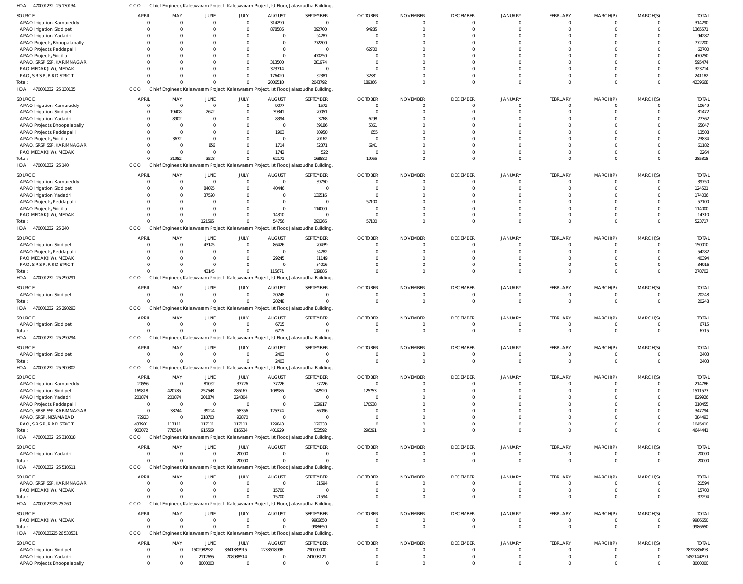HOA 470001232 25 130134 CCO Chief Engineer, Kaleswaram Project Kaleswaram Project, Ist Floor, Jalasoudha Building,

| SOURCE | APRIL | MAY | JUNE | JULY | AUGUST | SEPTEMBER | OCTOBER | NOVEMBER | DECEMBER | JANUARY | FEBRUARY | MARCH(P) | MARCH(S) | TOTAL |
|---|---|---|---|---|---|---|---|---|---|---|---|---|---|---|
| APAO Irrigation, Kamareddy | 0 | 0 | 0 | 0 | 314290 | 0 | 0 | 0 | 0 | 0 | 0 | 0 | 0 | 314290 |
| APAO Irrigation, Siddipet | 0 | 0 | 0 | 0 | 878586 | 392700 | 94285 | 0 | 0 | 0 | 0 | 0 | 0 | 1365571 |
| APAO Irrigation, Yadadri | 0 | 0 | 0 | 0 | 0 | 94287 | 0 | 0 | 0 | 0 | 0 | 0 | 0 | 94287 |
| APAO Projects, Bhoopalapally | 0 | 0 | 0 | 0 | 0 | 772200 | 0 | 0 | 0 | 0 | 0 | 0 | 0 | 772200 |
| APAO Projects, Peddapalli | 0 | 0 | 0 | 0 | 0 | 0 | 62700 | 0 | 0 | 0 | 0 | 0 | 0 | 62700 |
| APAO Projects, Siricilla | 0 | 0 | 0 | 0 | 0 | 470250 | 0 | 0 | 0 | 0 | 0 | 0 | 0 | 470250 |
| APAO, SRSP SSP, KARIMNAGAR | 0 | 0 | 0 | 0 | 313500 | 281974 | 0 | 0 | 0 | 0 | 0 | 0 | 0 | 595474 |
| PAO MEDAK(IW), MEDAK | 0 | 0 | 0 | 0 | 323714 | 0 | 0 | 0 | 0 | 0 | 0 | 0 | 0 | 323714 |
| PAO, S R S P, R R DISTRICT | 0 | 0 | 0 | 0 | 176420 | 32381 | 32381 | 0 | 0 | 0 | 0 | 0 | 0 | 241182 |
| Total: | 0 | 0 | 0 | 0 | 2006510 | 2043792 | 189366 | 0 | 0 | 0 | 0 | 0 | 0 | 4239668 |

HOA 470001232 25 130135 CCO Chief Engineer, Kaleswaram Project Kaleswaram Project, Ist Floor, Jalasoudha Building,

| SOURCE | APRIL | MAY | JUNE | JULY | AUGUST | SEPTEMBER | OCTOBER | NOVEMBER | DECEMBER | JANUARY | FEBRUARY | MARCH(P) | MARCH(S) | TOTAL |
|---|---|---|---|---|---|---|---|---|---|---|---|---|---|---|
| APAO Irrigation, Kamareddy | 0 | 0 | 0 | 0 | 9077 | 1572 | 0 | 0 | 0 | 0 | 0 | 0 | 0 | 10649 |
| APAO Irrigation, Siddipet | 0 | 19408 | 2672 | 0 | 39341 | 20051 | 0 | 0 | 0 | 0 | 0 | 0 | 0 | 81472 |
| APAO Irrigation, Yadadri | 0 | 8902 | 0 | 0 | 8394 | 3768 | 6298 | 0 | 0 | 0 | 0 | 0 | 0 | 27362 |
| APAO Projects, Bhoopalapally | 0 | 0 | 0 | 0 | 0 | 59186 | 5861 | 0 | 0 | 0 | 0 | 0 | 0 | 65047 |
| APAO Projects, Peddapalli | 0 | 0 | 0 | 0 | 1903 | 10950 | 655 | 0 | 0 | 0 | 0 | 0 | 0 | 13508 |
| APAO Projects, Siricilla | 0 | 3672 | 0 | 0 | 0 | 20162 | 0 | 0 | 0 | 0 | 0 | 0 | 0 | 23834 |
| APAO, SRSP SSP, KARIMNAGAR | 0 | 0 | 856 | 0 | 1714 | 52371 | 6241 | 0 | 0 | 0 | 0 | 0 | 0 | 61182 |
| PAO MEDAK(IW), MEDAK | 0 | 0 | 0 | 0 | 1742 | 522 | 0 | 0 | 0 | 0 | 0 | 0 | 0 | 2264 |
| Total: | 0 | 31982 | 3528 | 0 | 62171 | 168582 | 19055 | 0 | 0 | 0 | 0 | 0 | 0 | 285318 |

HOA 470001232 25 140 CCO Chief Engineer, Kaleswaram Project Kaleswaram Project, Ist Floor, Jalasoudha Building,

| SOURCE | APRIL | MAY | JUNE | JULY | AUGUST | SEPTEMBER | OCTOBER | NOVEMBER | DECEMBER | JANUARY | FEBRUARY | MARCH(P) | MARCH(S) | TOTAL |
|---|---|---|---|---|---|---|---|---|---|---|---|---|---|---|
| APAO Irrigation, Kamareddy | 0 | 0 | 0 | 0 | 0 | 39750 | 0 | 0 | 0 | 0 | 0 | 0 | 0 | 39750 |
| APAO Irrigation, Siddipet | 0 | 0 | 84075 | 0 | 40446 | 0 | 0 | 0 | 0 | 0 | 0 | 0 | 0 | 124521 |
| APAO Irrigation, Yadadri | 0 | 0 | 37520 | 0 | 0 | 136516 | 0 | 0 | 0 | 0 | 0 | 0 | 0 | 174036 |
| APAO Projects, Peddapalli | 0 | 0 | 0 | 0 | 0 | 0 | 57100 | 0 | 0 | 0 | 0 | 0 | 0 | 57100 |
| APAO Projects, Siricilla | 0 | 0 | 0 | 0 | 0 | 114000 | 0 | 0 | 0 | 0 | 0 | 0 | 0 | 114000 |
| PAO MEDAK(IW), MEDAK | 0 | 0 | 0 | 0 | 14310 | 0 | 0 | 0 | 0 | 0 | 0 | 0 | 0 | 14310 |
| Total: | 0 | 0 | 121595 | 0 | 54756 | 290266 | 57100 | 0 | 0 | 0 | 0 | 0 | 0 | 523717 |

HOA 470001232 25 240 CCO Chief Engineer, Kaleswaram Project Kaleswaram Project, Ist Floor, Jalasoudha Building,

| SOURCE | APRIL | MAY | JUNE | JULY | AUGUST | SEPTEMBER | OCTOBER | NOVEMBER | DECEMBER | JANUARY | FEBRUARY | MARCH(P) | MARCH(S) | TOTAL |
|---|---|---|---|---|---|---|---|---|---|---|---|---|---|---|
| APAO Irrigation, Siddipet | 0 | 0 | 43145 | 0 | 86426 | 20439 | 0 | 0 | 0 | 0 | 0 | 0 | 0 | 150010 |
| APAO Projects, Peddapalli | 0 | 0 | 0 | 0 | 0 | 54282 | 0 | 0 | 0 | 0 | 0 | 0 | 0 | 54282 |
| PAO MEDAK(IW), MEDAK | 0 | 0 | 0 | 0 | 29245 | 11149 | 0 | 0 | 0 | 0 | 0 | 0 | 0 | 40394 |
| PAO, S R S P, R R DISTRICT | 0 | 0 | 0 | 0 | 0 | 34016 | 0 | 0 | 0 | 0 | 0 | 0 | 0 | 34016 |
| Total: | 0 | 0 | 43145 | 0 | 115671 | 119886 | 0 | 0 | 0 | 0 | 0 | 0 | 0 | 278702 |

HOA 470001232 25 290291 CCO Chief Engineer, Kaleswaram Project Kaleswaram Project, Ist Floor, Jalasoudha Building,

| SOURCE | APRIL | MAY | JUNE | JULY | AUGUST | SEPTEMBER | OCTOBER | NOVEMBER | DECEMBER | JANUARY | FEBRUARY | MARCH(P) | MARCH(S) | TOTAL |
|---|---|---|---|---|---|---|---|---|---|---|---|---|---|---|
| APAO Irrigation, Siddipet | 0 | 0 | 0 | 0 | 20248 | 0 | 0 | 0 | 0 | 0 | 0 | 0 | 0 | 20248 |
| Total: | 0 | 0 | 0 | 0 | 20248 | 0 | 0 | 0 | 0 | 0 | 0 | 0 | 0 | 20248 |

HOA 470001232 25 290293 CCO Chief Engineer, Kaleswaram Project Kaleswaram Project, Ist Floor, Jalasoudha Building,

| SOURCE | APRIL | MAY | JUNE | JULY | AUGUST | SEPTEMBER | OCTOBER | NOVEMBER | DECEMBER | JANUARY | FEBRUARY | MARCH(P) | MARCH(S) | TOTAL |
|---|---|---|---|---|---|---|---|---|---|---|---|---|---|---|
| APAO Irrigation, Siddipet | 0 | 0 | 0 | 0 | 6715 | 0 | 0 | 0 | 0 | 0 | 0 | 0 | 0 | 6715 |
| Total: | 0 | 0 | 0 | 0 | 6715 | 0 | 0 | 0 | 0 | 0 | 0 | 0 | 0 | 6715 |

HOA 470001232 25 290294 CCO Chief Engineer, Kaleswaram Project Kaleswaram Project, Ist Floor, Jalasoudha Building,

| SOURCE | APRIL | MAY | JUNE | JULY | AUGUST | SEPTEMBER | OCTOBER | NOVEMBER | DECEMBER | JANUARY | FEBRUARY | MARCH(P) | MARCH(S) | TOTAL |
|---|---|---|---|---|---|---|---|---|---|---|---|---|---|---|
| APAO Irrigation, Siddipet | 0 | 0 | 0 | 0 | 2403 | 0 | 0 | 0 | 0 | 0 | 0 | 0 | 0 | 2403 |
| Total: | 0 | 0 | 0 | 0 | 2403 | 0 | 0 | 0 | 0 | 0 | 0 | 0 | 0 | 2403 |

HOA 470001232 25 300302 CCO Chief Engineer, Kaleswaram Project Kaleswaram Project, Ist Floor, Jalasoudha Building,

| SOURCE | APRIL | MAY | JUNE | JULY | AUGUST | SEPTEMBER | OCTOBER | NOVEMBER | DECEMBER | JANUARY | FEBRUARY | MARCH(P) | MARCH(S) | TOTAL |
|---|---|---|---|---|---|---|---|---|---|---|---|---|---|---|
| APAO Irrigation, Kamareddy | 20556 | 0 | 81052 | 37726 | 37726 | 37726 | 0 | 0 | 0 | 0 | 0 | 0 | 0 | 214786 |
| APAO Irrigation, Siddipet | 169818 | 420785 | 257548 | 286167 | 108986 | 142520 | 125753 | 0 | 0 | 0 | 0 | 0 | 0 | 1511577 |
| APAO Irrigation, Yadadri | 201874 | 201874 | 201874 | 224304 | 0 | 0 | 0 | 0 | 0 | 0 | 0 | 0 | 0 | 829926 |
| APAO Projects, Peddapalli | 0 | 0 | 0 | 0 | 0 | 139917 | 170538 | 0 | 0 | 0 | 0 | 0 | 0 | 310455 |
| APAO, SRSP SSP, KARIMNAGAR | 0 | 38744 | 39224 | 58356 | 125374 | 86096 | 0 | 0 | 0 | 0 | 0 | 0 | 0 | 347794 |
| APAO, SRSP, NIZAMABAD | 72923 | 0 | 218700 | 92870 | 0 | 0 | 0 | 0 | 0 | 0 | 0 | 0 | 0 | 384493 |
| PAO, S R S P, R R DISTRICT | 437901 | 117111 | 117111 | 117111 | 129843 | 126333 | 0 | 0 | 0 | 0 | 0 | 0 | 0 | 1045410 |
| Total: | 903072 | 778514 | 915509 | 816534 | 401929 | 532592 | 296291 | 0 | 0 | 0 | 0 | 0 | 0 | 4644441 |

HOA 470001232 25 310318 CCO Chief Engineer, Kaleswaram Project Kaleswaram Project, Ist Floor, Jalasoudha Building,

| SOURCE | APRIL | MAY | JUNE | JULY | AUGUST | SEPTEMBER | OCTOBER | NOVEMBER | DECEMBER | JANUARY | FEBRUARY | MARCH(P) | MARCH(S) | TOTAL |
|---|---|---|---|---|---|---|---|---|---|---|---|---|---|---|
| APAO Irrigation, Yadadri | 0 | 0 | 0 | 20000 | 0 | 0 | 0 | 0 | 0 | 0 | 0 | 0 | 0 | 20000 |
| Total: | 0 | 0 | 0 | 20000 | 0 | 0 | 0 | 0 | 0 | 0 | 0 | 0 | 0 | 20000 |

HOA 470001232 25 510511 CCO Chief Engineer, Kaleswaram Project Kaleswaram Project, Ist Floor, Jalasoudha Building,

| SOURCE | APRIL | MAY | JUNE | JULY | AUGUST | SEPTEMBER | OCTOBER | NOVEMBER | DECEMBER | JANUARY | FEBRUARY | MARCH(P) | MARCH(S) | TOTAL |
|---|---|---|---|---|---|---|---|---|---|---|---|---|---|---|
| APAO, SRSP SSP, KARIMNAGAR | 0 | 0 | 0 | 0 | 0 | 21594 | 0 | 0 | 0 | 0 | 0 | 0 | 0 | 21594 |
| PAO MEDAK(IW), MEDAK | 0 | 0 | 0 | 0 | 15700 | 0 | 0 | 0 | 0 | 0 | 0 | 0 | 0 | 15700 |
| Total: | 0 | 0 | 0 | 0 | 15700 | 21594 | 0 | 0 | 0 | 0 | 0 | 0 | 0 | 37294 |

HOA 47000123225 25 260 CCO Chief Engineer, Kaleswaram Project Kaleswaram Project, Ist Floor, Jalasoudha Building,

| SOURCE | APRIL | MAY | JUNE | JULY | AUGUST | SEPTEMBER | OCTOBER | NOVEMBER | DECEMBER | JANUARY | FEBRUARY | MARCH(P) | MARCH(S) | TOTAL |
|---|---|---|---|---|---|---|---|---|---|---|---|---|---|---|
| PAO MEDAK(IW), MEDAK | 0 | 0 | 0 | 0 | 0 | 9986650 | 0 | 0 | 0 | 0 | 0 | 0 | 0 | 9986650 |
| Total: | 0 | 0 | 0 | 0 | 0 | 9986650 | 0 | 0 | 0 | 0 | 0 | 0 | 0 | 9986650 |

HOA 47000123225 26 530531 CCO Chief Engineer, Kaleswaram Project Kaleswaram Project, Ist Floor, Jalasoudha Building,

| SOURCE | APRIL | MAY | JUNE | JULY | AUGUST | SEPTEMBER | OCTOBER | NOVEMBER | DECEMBER | JANUARY | FEBRUARY | MARCH(P) | MARCH(S) | TOTAL |
|---|---|---|---|---|---|---|---|---|---|---|---|---|---|---|
| APAO Irrigation, Siddipet | 0 | 0 | 1502982582 | 3341383915 | 2238518996 | 790000000 | 0 | 0 | 0 | 0 | 0 | 0 | 0 | 7872885493 |
| APAO Irrigation, Yadadri | 0 | 0 | 2112655 | 708938514 | 0 | 741093121 | 0 | 0 | 0 | 0 | 0 | 0 | 0 | 1452144290 |
| APAO Projects, Bhoopalapally | 0 | 0 | 8000000 | 0 | 0 | 0 | 0 | 0 | 0 | 0 | 0 | 0 | 0 | 8000000 |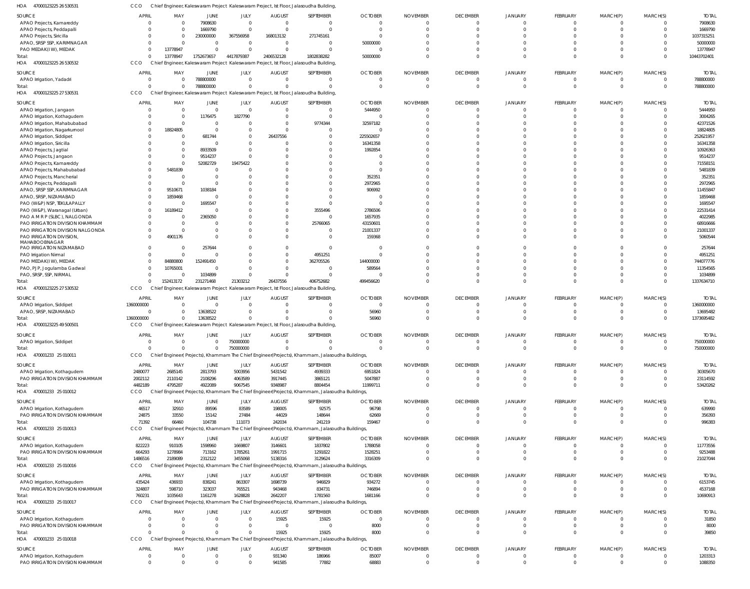HOA 470001232252653053 1 CCO Chief Engineer, Kaleswaram Project Kaleswaram Project, Ist Floor, Jalasoudha Building,

| SOURCE | APRIL | MAY | JUNE | JULY | AUGUST | SEPTEMBER | OCTOBER | NOVEMBER | DECEMBER | JANUARY | FEBRUARY | MARCH(P) | MARCH(S) | TOTAL |
|---|---|---|---|---|---|---|---|---|---|---|---|---|---|---|
| APAO Projects, Kamareddy | 0 | 0 | 7908630 | 0 | 0 | 0 | 0 | 0 | 0 | 0 | 0 | 0 | 0 | 7908630 |
| APAO Projects, Peddapalli | 0 | 0 | 1669790 | 0 | 0 | 0 | 0 | 0 | 0 | 0 | 0 | 0 | 0 | 1669790 |
| APAO Projects, Siricilla | 0 | 0 | 230000000 | 367556958 | 168013132 | 271745161 | 0 | 0 | 0 | 0 | 0 | 0 | 0 | 1037315251 |
| APAO, SRSP SSP, KARIMNAGAR | 0 | 0 | 0 | 0 | 0 | 0 | 50000000 | 0 | 0 | 0 | 0 | 0 | 0 | 50000000 |
| PAO MEDAK(IW), MEDAK | 0 | 13778947 | 0 | 0 | 0 | 0 | 0 | 0 | 0 | 0 | 0 | 0 | 0 | 13778947 |
| Total: | 0 | 13778947 | 1752673657 | 4417879387 | 2406532128 | 1802838282 | 50000000 | 0 | 0 | 0 | 0 | 0 | 0 | 10443702401 |

HOA 470001232252653053 2 CCO Chief Engineer, Kaleswaram Project Kaleswaram Project, Ist Floor, Jalasoudha Building,

| SOURCE | APRIL | MAY | JUNE | JULY | AUGUST | SEPTEMBER | OCTOBER | NOVEMBER | DECEMBER | JANUARY | FEBRUARY | MARCH(P) | MARCH(S) | TOTAL |
|---|---|---|---|---|---|---|---|---|---|---|---|---|---|---|
| APAO Irrigation, Yadadri | 0 | 0 | 788800000 | 0 | 0 | 0 | 0 | 0 | 0 | 0 | 0 | 0 | 0 | 788800000 |
| Total: | 0 | 0 | 788800000 | 0 | 0 | 0 | 0 | 0 | 0 | 0 | 0 | 0 | 0 | 788800000 |

HOA 470001232252753053 1 CCO Chief Engineer, Kaleswaram Project Kaleswaram Project, Ist Floor, Jalasoudha Building,

| SOURCE | APRIL | MAY | JUNE | JULY | AUGUST | SEPTEMBER | OCTOBER | NOVEMBER | DECEMBER | JANUARY | FEBRUARY | MARCH(P) | MARCH(S) | TOTAL |
|---|---|---|---|---|---|---|---|---|---|---|---|---|---|---|
| APAO Irrigation, Jangaon | 0 | 0 | 0 | 0 | 0 | 0 | 5444950 | 0 | 0 | 0 | 0 | 0 | 0 | 5444950 |
| APAO Irrigation, Kothagudem | 0 | 0 | 1176475 | 1827790 | 0 | 0 | 0 | 0 | 0 | 0 | 0 | 0 | 0 | 3004265 |
| APAO Irrigation, Mahabubabad | 0 | 0 | 0 | 0 | 0 | 9774344 | 32597182 | 0 | 0 | 0 | 0 | 0 | 0 | 42371526 |
| APAO Irrigation, Nagarkurnool | 0 | 18824805 | 0 | 0 | 0 | 0 | 0 | 0 | 0 | 0 | 0 | 0 | 0 | 18824805 |
| APAO Irrigation, Siddipet | 0 | 0 | 681744 | 0 | 26437556 | 0 | 225502657 | 0 | 0 | 0 | 0 | 0 | 0 | 252621957 |
| APAO Irrigation, Siricilla | 0 | 0 | 0 | 0 | 0 | 0 | 16341358 | 0 | 0 | 0 | 0 | 0 | 0 | 16341358 |
| APAO Projects, Jagtial | 0 | 0 | 8933509 | 0 | 0 | 0 | 1992854 | 0 | 0 | 0 | 0 | 0 | 0 | 10926363 |
| APAO Projects, Jangaon | 0 | 0 | 9514237 | 0 | 0 | 0 | 0 | 0 | 0 | 0 | 0 | 0 | 0 | 9514237 |
| APAO Projects, Kamareddy | 0 | 0 | 52082729 | 19475422 | 0 | 0 | 0 | 0 | 0 | 0 | 0 | 0 | 0 | 71558151 |
| APAO Projects, Mahabubabad | 0 | 5481839 | 0 | 0 | 0 | 0 | 0 | 0 | 0 | 0 | 0 | 0 | 0 | 5481839 |
| APAO Projects, Mancherial | 0 | 0 | 0 | 0 | 0 | 0 | 352351 | 0 | 0 | 0 | 0 | 0 | 0 | 352351 |
| APAO Projects, Peddapalli | 0 | 0 | 0 | 0 | 0 | 0 | 2972965 | 0 | 0 | 0 | 0 | 0 | 0 | 2972965 |
| APAO, SRSP SSP, KARIMNAGAR | 0 | 9510671 | 1038184 | 0 | 0 | 0 | 906992 | 0 | 0 | 0 | 0 | 0 | 0 | 11455847 |
| APAO, SRSP, NIZAMABAD | 0 | 1859468 | 0 | 0 | 0 | 0 | 0 | 0 | 0 | 0 | 0 | 0 | 0 | 1859468 |
| PAO (W&P) NSP, TEKULAPALLY | 0 | 0 | 1695547 | 0 | 0 | 0 | 0 | 0 | 0 | 0 | 0 | 0 | 0 | 1695547 |
| PAO (W&P), Waranagal (Urban) | 0 | 16189412 | 0 | 0 | 0 | 3555496 | 2786506 | 0 | 0 | 0 | 0 | 0 | 0 | 22531414 |
| PAO A M R P (SLBC), NALGONDA | 0 | 0 | 2365050 | 0 | 0 | 0 | 1657935 | 0 | 0 | 0 | 0 | 0 | 0 | 4022985 |
| PAO IRRIGATION DIVISION KHAMMAM | 0 | 0 | 0 | 0 | 0 | 25766065 | 43150601 | 0 | 0 | 0 | 0 | 0 | 0 | 68916666 |
| PAO IRRIGATION DIVISION NALGONDA | 0 | 0 | 0 | 0 | 0 | 0 | 21001337 | 0 | 0 | 0 | 0 | 0 | 0 | 21001337 |
| PAO IRRIGATION DIVISION, MAHABOOBNAGAR | 0 | 4901176 | 0 | 0 | 0 | 0 | 159368 | 0 | 0 | 0 | 0 | 0 | 0 | 5060544 |
| PAO IRRIGATION NIZAMABAD | 0 | 0 | 257644 | 0 | 0 | 0 | 0 | 0 | 0 | 0 | 0 | 0 | 0 | 257644 |
| PAO Irrigation Nirmal | 0 | 0 | 0 | 0 | 0 | 4951251 | 0 | 0 | 0 | 0 | 0 | 0 | 0 | 4951251 |
| PAO MEDAK(IW), MEDAK | 0 | 84880800 | 152491450 | 0 | 0 | 362705526 | 144000000 | 0 | 0 | 0 | 0 | 0 | 0 | 744077776 |
| PAO, PJP, Jogulamba Gadwal | 0 | 10765001 | 0 | 0 | 0 | 0 | 589564 | 0 | 0 | 0 | 0 | 0 | 0 | 11354565 |
| PAO, SRSP, SSP, NIRMAL | 0 | 0 | 1034899 | 0 | 0 | 0 | 0 | 0 | 0 | 0 | 0 | 0 | 0 | 1034899 |
| Total: | 0 | 152413172 | 231271468 | 21303212 | 26437556 | 406752682 | 499456620 | 0 | 0 | 0 | 0 | 0 | 0 | 1337634710 |

HOA 470001232252753053 2 CCO Chief Engineer, Kaleswaram Project Kaleswaram Project, Ist Floor, Jalasoudha Building,

| SOURCE | APRIL | MAY | JUNE | JULY | AUGUST | SEPTEMBER | OCTOBER | NOVEMBER | DECEMBER | JANUARY | FEBRUARY | MARCH(P) | MARCH(S) | TOTAL |
|---|---|---|---|---|---|---|---|---|---|---|---|---|---|---|
| APAO Irrigation, Siddipet | 1360000000 | 0 | 0 | 0 | 0 | 0 | 0 | 0 | 0 | 0 | 0 | 0 | 0 | 1360000000 |
| APAO, SRSP, NIZAMABAD | 0 | 0 | 13638522 | 0 | 0 | 0 | 56960 | 0 | 0 | 0 | 0 | 0 | 0 | 13695482 |
| Total: | 1360000000 | 0 | 13638522 | 0 | 0 | 0 | 56960 | 0 | 0 | 0 | 0 | 0 | 0 | 1373695482 |

HOA 470001232254950050 1 CCO Chief Engineer, Kaleswaram Project Kaleswaram Project, Ist Floor, Jalasoudha Building,

| SOURCE | APRIL | MAY | JUNE | JULY | AUGUST | SEPTEMBER | OCTOBER | NOVEMBER | DECEMBER | JANUARY | FEBRUARY | MARCH(P) | MARCH(S) | TOTAL |
|---|---|---|---|---|---|---|---|---|---|---|---|---|---|---|
| APAO Irrigation, Siddipet | 0 | 0 | 0 | 750000000 | 0 | 0 | 0 | 0 | 0 | 0 | 0 | 0 | 0 | 750000000 |
| Total: | 0 | 0 | 0 | 750000000 | 0 | 0 | 0 | 0 | 0 | 0 | 0 | 0 | 0 | 750000000 |

HOA 470001233 25 010011 CCO Chief Engineer(Projects), Khammam The Chief Engineer(Projects), Khammam, Jalasoudha Buildings,

| SOURCE | APRIL | MAY | JUNE | JULY | AUGUST | SEPTEMBER | OCTOBER | NOVEMBER | DECEMBER | JANUARY | FEBRUARY | MARCH(P) | MARCH(S) | TOTAL |
|---|---|---|---|---|---|---|---|---|---|---|---|---|---|---|
| APAO Irrigation, Kothagudem | 2480077 | 2685145 | 2813793 | 5003956 | 5431542 | 4939333 | 6951824 | 0 | 0 | 0 | 0 | 0 | 0 | 30305670 |
| PAO IRRIGATION DIVISION KHAMMAM | 2002112 | 2110142 | 2108296 | 4063589 | 3917445 | 3865121 | 5047887 | 0 | 0 | 0 | 0 | 0 | 0 | 23114592 |
| Total: | 4482189 | 4795287 | 4922089 | 9067545 | 9348987 | 8804454 | 11999711 | 0 | 0 | 0 | 0 | 0 | 0 | 53420262 |

HOA 470001233 25 010012 CCO Chief Engineer(Projects), Khammam The Chief Engineer(Projects), Khammam, Jalasoudha Buildings,

| SOURCE | APRIL | MAY | JUNE | JULY | AUGUST | SEPTEMBER | OCTOBER | NOVEMBER | DECEMBER | JANUARY | FEBRUARY | MARCH(P) | MARCH(S) | TOTAL |
|---|---|---|---|---|---|---|---|---|---|---|---|---|---|---|
| APAO Irrigation, Kothagudem | 46517 | 32910 | 89596 | 83589 | 198005 | 92575 | 96798 | 0 | 0 | 0 | 0 | 0 | 0 | 639990 |
| PAO IRRIGATION DIVISION KHAMMAM | 24875 | 33550 | 15142 | 27484 | 44029 | 148644 | 62669 | 0 | 0 | 0 | 0 | 0 | 0 | 356393 |
| Total: | 71392 | 66460 | 104738 | 111073 | 242034 | 241219 | 159467 | 0 | 0 | 0 | 0 | 0 | 0 | 996383 |

HOA 470001233 25 010013 CCO Chief Engineer(Projects), Khammam The Chief Engineer(Projects), Khammam, Jalasoudha Buildings,

| SOURCE | APRIL | MAY | JUNE | JULY | AUGUST | SEPTEMBER | OCTOBER | NOVEMBER | DECEMBER | JANUARY | FEBRUARY | MARCH(P) | MARCH(S) | TOTAL |
|---|---|---|---|---|---|---|---|---|---|---|---|---|---|---|
| APAO Irrigation, Kothagudem | 822223 | 910105 | 1598960 | 1669807 | 3146601 | 1837802 | 1788058 | 0 | 0 | 0 | 0 | 0 | 0 | 11773556 |
| PAO IRRIGATION DIVISION KHAMMAM | 664293 | 1278984 | 713162 | 1785261 | 1991715 | 1291822 | 1528251 | 0 | 0 | 0 | 0 | 0 | 0 | 9253488 |
| Total: | 1486516 | 2189089 | 2312122 | 3455068 | 5138316 | 3129624 | 3316309 | 0 | 0 | 0 | 0 | 0 | 0 | 21027044 |

HOA 470001233 25 010016 CCO Chief Engineer(Projects), Khammam The Chief Engineer(Projects), Khammam, Jalasoudha Buildings,

| SOURCE | APRIL | MAY | JUNE | JULY | AUGUST | SEPTEMBER | OCTOBER | NOVEMBER | DECEMBER | JANUARY | FEBRUARY | MARCH(P) | MARCH(S) | TOTAL |
|---|---|---|---|---|---|---|---|---|---|---|---|---|---|---|
| APAO Irrigation, Kothagudem | 435424 | 436933 | 838241 | 863307 | 1698739 | 946829 | 934272 | 0 | 0 | 0 | 0 | 0 | 0 | 6153745 |
| PAO IRRIGATION DIVISION KHAMMAM | 324807 | 598710 | 323037 | 765521 | 943468 | 834731 | 746894 | 0 | 0 | 0 | 0 | 0 | 0 | 4537168 |
| Total: | 760231 | 1035643 | 1161278 | 1628828 | 2642207 | 1781560 | 1681166 | 0 | 0 | 0 | 0 | 0 | 0 | 10690913 |

HOA 470001233 25 010017 CCO Chief Engineer(Projects), Khammam The Chief Engineer(Projects), Khammam, Jalasoudha Buildings,

| SOURCE | APRIL | MAY | JUNE | JULY | AUGUST | SEPTEMBER | OCTOBER | NOVEMBER | DECEMBER | JANUARY | FEBRUARY | MARCH(P) | MARCH(S) | TOTAL |
|---|---|---|---|---|---|---|---|---|---|---|---|---|---|---|
| APAO Irrigation, Kothagudem | 0 | 0 | 0 | 0 | 15925 | 15925 | 0 | 0 | 0 | 0 | 0 | 0 | 0 | 31850 |
| PAO IRRIGATION DIVISION KHAMMAM | 0 | 0 | 0 | 0 | 0 | 0 | 8000 | 0 | 0 | 0 | 0 | 0 | 0 | 8000 |
| Total: | 0 | 0 | 0 | 0 | 15925 | 15925 | 8000 | 0 | 0 | 0 | 0 | 0 | 0 | 39850 |

HOA 470001233 25 010018 CCO Chief Engineer(Projects), Khammam The Chief Engineer(Projects), Khammam, Jalasoudha Buildings,

| SOURCE | APRIL | MAY | JUNE | JULY | AUGUST | SEPTEMBER | OCTOBER | NOVEMBER | DECEMBER | JANUARY | FEBRUARY | MARCH(P) | MARCH(S) | TOTAL |
|---|---|---|---|---|---|---|---|---|---|---|---|---|---|---|
| APAO Irrigation, Kothagudem | 0 | 0 | 0 | 0 | 931340 | 186966 | 85007 | 0 | 0 | 0 | 0 | 0 | 0 | 1203313 |
| PAO IRRIGATION DIVISION KHAMMAM | 0 | 0 | 0 | 0 | 941585 | 77882 | 68883 | 0 | 0 | 0 | 0 | 0 | 0 | 1088350 |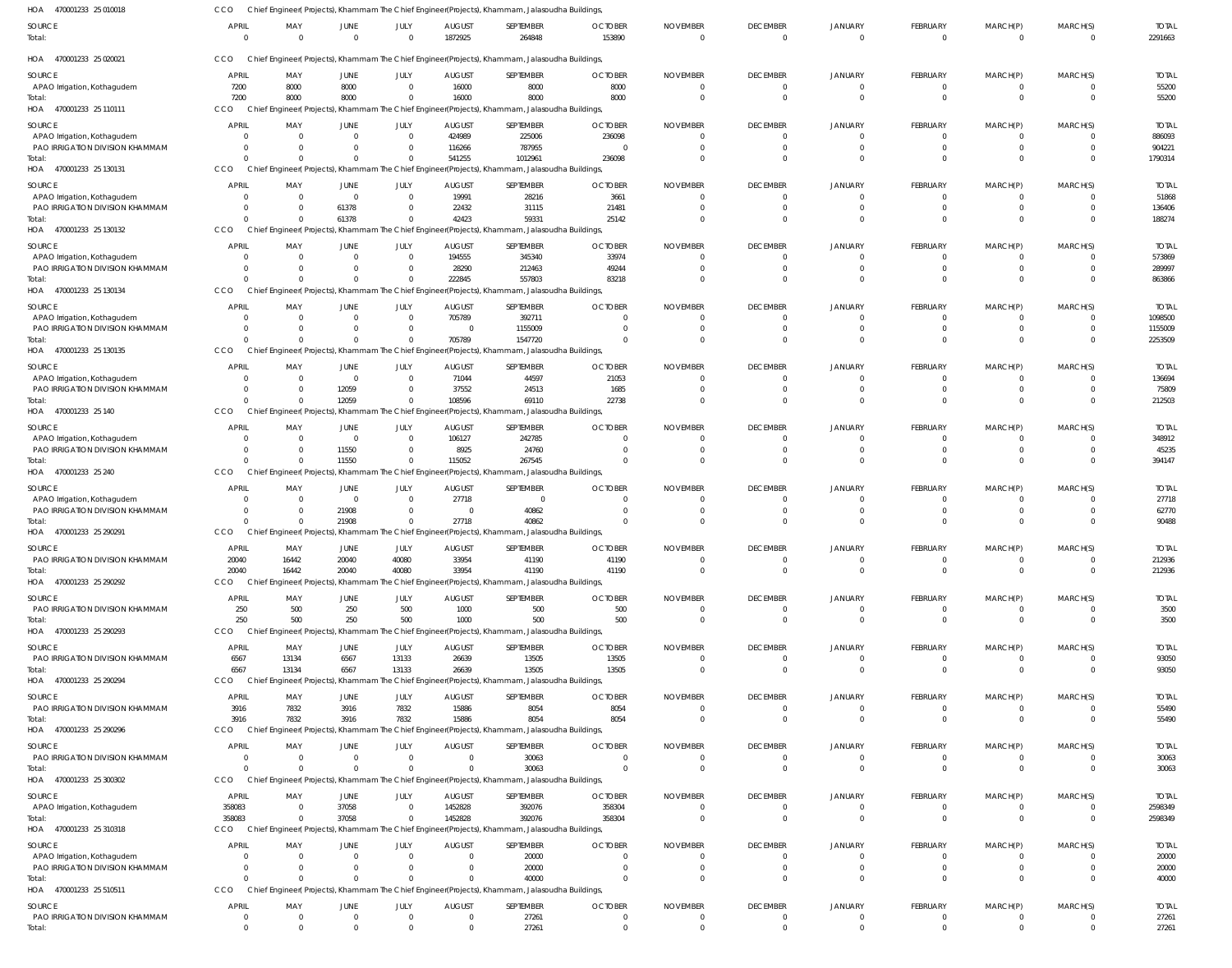HOA 470001233 25 010018 CCO Chief Engineer(Projects), Khammam The Chief Engineer(Projects), Khammam, Jalasoudha Buildings,

| SOURCE | APRIL | MAY | JUNE | JULY | AUGUST | SEPTEMBER | OCTOBER | NOVEMBER | DECEMBER | JANUARY | FEBRUARY | MARCH(P) | MARCH(S) | TOTAL |
|---|---|---|---|---|---|---|---|---|---|---|---|---|---|---|
| Total: | 0 | 0 | 0 | 0 | 1872925 | 264848 | 153890 | 0 | 0 | 0 | 0 | 0 | 0 | 2291663 |

HOA 470001233 25 020021 CCO Chief Engineer(Projects), Khammam The Chief Engineer(Projects), Khammam, Jalasoudha Buildings,

| SOURCE | APRIL | MAY | JUNE | JULY | AUGUST | SEPTEMBER | OCTOBER | NOVEMBER | DECEMBER | JANUARY | FEBRUARY | MARCH(P) | MARCH(S) | TOTAL |
|---|---|---|---|---|---|---|---|---|---|---|---|---|---|---|
| APAO Irrigation, Kothagudem | 7200 | 8000 | 8000 | 0 | 16000 | 8000 | 8000 | 0 | 0 | 0 | 0 | 0 | 0 | 55200 |
| Total: | 7200 | 8000 | 8000 | 0 | 16000 | 8000 | 8000 | 0 | 0 | 0 | 0 | 0 | 0 | 55200 |

HOA 470001233 25 110111 CCO Chief Engineer(Projects), Khammam The Chief Engineer(Projects), Khammam, Jalasoudha Buildings,

| SOURCE | APRIL | MAY | JUNE | JULY | AUGUST | SEPTEMBER | OCTOBER | NOVEMBER | DECEMBER | JANUARY | FEBRUARY | MARCH(P) | MARCH(S) | TOTAL |
|---|---|---|---|---|---|---|---|---|---|---|---|---|---|---|
| APAO Irrigation, Kothagudem | 0 | 0 | 0 | 0 | 424989 | 225006 | 236098 | 0 | 0 | 0 | 0 | 0 | 0 | 886093 |
| PAO IRRIGATION DIVISION KHAMMAM | 0 | 0 | 0 | 0 | 116266 | 787955 | 0 | 0 | 0 | 0 | 0 | 0 | 0 | 904221 |
| Total: | 0 | 0 | 0 | 0 | 541255 | 1012961 | 236098 | 0 | 0 | 0 | 0 | 0 | 0 | 1790314 |

HOA 470001233 25 130131 CCO Chief Engineer(Projects), Khammam The Chief Engineer(Projects), Khammam, Jalasoudha Buildings,

| SOURCE | APRIL | MAY | JUNE | JULY | AUGUST | SEPTEMBER | OCTOBER | NOVEMBER | DECEMBER | JANUARY | FEBRUARY | MARCH(P) | MARCH(S) | TOTAL |
|---|---|---|---|---|---|---|---|---|---|---|---|---|---|---|
| APAO Irrigation, Kothagudem | 0 | 0 | 0 | 0 | 19991 | 28216 | 3661 | 0 | 0 | 0 | 0 | 0 | 0 | 51868 |
| PAO IRRIGATION DIVISION KHAMMAM | 0 | 0 | 61378 | 0 | 22432 | 31115 | 21481 | 0 | 0 | 0 | 0 | 0 | 0 | 136406 |
| Total: | 0 | 0 | 61378 | 0 | 42423 | 59331 | 25142 | 0 | 0 | 0 | 0 | 0 | 0 | 188274 |

HOA 470001233 25 130132 CCO Chief Engineer(Projects), Khammam The Chief Engineer(Projects), Khammam, Jalasoudha Buildings,

| SOURCE | APRIL | MAY | JUNE | JULY | AUGUST | SEPTEMBER | OCTOBER | NOVEMBER | DECEMBER | JANUARY | FEBRUARY | MARCH(P) | MARCH(S) | TOTAL |
|---|---|---|---|---|---|---|---|---|---|---|---|---|---|---|
| APAO Irrigation, Kothagudem | 0 | 0 | 0 | 0 | 194555 | 345340 | 33974 | 0 | 0 | 0 | 0 | 0 | 0 | 573869 |
| PAO IRRIGATION DIVISION KHAMMAM | 0 | 0 | 0 | 0 | 28290 | 212463 | 49244 | 0 | 0 | 0 | 0 | 0 | 0 | 289997 |
| Total: | 0 | 0 | 0 | 0 | 222845 | 557803 | 83218 | 0 | 0 | 0 | 0 | 0 | 0 | 863866 |

HOA 470001233 25 130134 CCO Chief Engineer(Projects), Khammam The Chief Engineer(Projects), Khammam, Jalasoudha Buildings,

| SOURCE | APRIL | MAY | JUNE | JULY | AUGUST | SEPTEMBER | OCTOBER | NOVEMBER | DECEMBER | JANUARY | FEBRUARY | MARCH(P) | MARCH(S) | TOTAL |
|---|---|---|---|---|---|---|---|---|---|---|---|---|---|---|
| APAO Irrigation, Kothagudem | 0 | 0 | 0 | 0 | 705789 | 392711 | 0 | 0 | 0 | 0 | 0 | 0 | 0 | 1098500 |
| PAO IRRIGATION DIVISION KHAMMAM | 0 | 0 | 0 | 0 | 0 | 1155009 | 0 | 0 | 0 | 0 | 0 | 0 | 0 | 1155009 |
| Total: | 0 | 0 | 0 | 0 | 705789 | 1547720 | 0 | 0 | 0 | 0 | 0 | 0 | 0 | 2253509 |

HOA 470001233 25 130135 CCO Chief Engineer(Projects), Khammam The Chief Engineer(Projects), Khammam, Jalasoudha Buildings,

| SOURCE | APRIL | MAY | JUNE | JULY | AUGUST | SEPTEMBER | OCTOBER | NOVEMBER | DECEMBER | JANUARY | FEBRUARY | MARCH(P) | MARCH(S) | TOTAL |
|---|---|---|---|---|---|---|---|---|---|---|---|---|---|---|
| APAO Irrigation, Kothagudem | 0 | 0 | 0 | 0 | 71044 | 44597 | 21053 | 0 | 0 | 0 | 0 | 0 | 0 | 136694 |
| PAO IRRIGATION DIVISION KHAMMAM | 0 | 0 | 12059 | 0 | 37552 | 24513 | 1685 | 0 | 0 | 0 | 0 | 0 | 0 | 75809 |
| Total: | 0 | 0 | 12059 | 0 | 108596 | 69110 | 22738 | 0 | 0 | 0 | 0 | 0 | 0 | 212503 |

HOA 470001233 25 140 CCO Chief Engineer(Projects), Khammam The Chief Engineer(Projects), Khammam, Jalasoudha Buildings,

| SOURCE | APRIL | MAY | JUNE | JULY | AUGUST | SEPTEMBER | OCTOBER | NOVEMBER | DECEMBER | JANUARY | FEBRUARY | MARCH(P) | MARCH(S) | TOTAL |
|---|---|---|---|---|---|---|---|---|---|---|---|---|---|---|
| APAO Irrigation, Kothagudem | 0 | 0 | 0 | 0 | 106127 | 242785 | 0 | 0 | 0 | 0 | 0 | 0 | 0 | 348912 |
| PAO IRRIGATION DIVISION KHAMMAM | 0 | 0 | 11550 | 0 | 8925 | 24760 | 0 | 0 | 0 | 0 | 0 | 0 | 0 | 45235 |
| Total: | 0 | 0 | 11550 | 0 | 115052 | 267545 | 0 | 0 | 0 | 0 | 0 | 0 | 0 | 394147 |

HOA 470001233 25 240 CCO Chief Engineer(Projects), Khammam The Chief Engineer(Projects), Khammam, Jalasoudha Buildings,

| SOURCE | APRIL | MAY | JUNE | JULY | AUGUST | SEPTEMBER | OCTOBER | NOVEMBER | DECEMBER | JANUARY | FEBRUARY | MARCH(P) | MARCH(S) | TOTAL |
|---|---|---|---|---|---|---|---|---|---|---|---|---|---|---|
| APAO Irrigation, Kothagudem | 0 | 0 | 0 | 0 | 27718 | 0 | 0 | 0 | 0 | 0 | 0 | 0 | 0 | 27718 |
| PAO IRRIGATION DIVISION KHAMMAM | 0 | 0 | 21908 | 0 | 0 | 40862 | 0 | 0 | 0 | 0 | 0 | 0 | 0 | 62770 |
| Total: | 0 | 0 | 21908 | 0 | 27718 | 40862 | 0 | 0 | 0 | 0 | 0 | 0 | 0 | 90488 |

HOA 470001233 25 290291 CCO Chief Engineer(Projects), Khammam The Chief Engineer(Projects), Khammam, Jalasoudha Buildings,

| SOURCE | APRIL | MAY | JUNE | JULY | AUGUST | SEPTEMBER | OCTOBER | NOVEMBER | DECEMBER | JANUARY | FEBRUARY | MARCH(P) | MARCH(S) | TOTAL |
|---|---|---|---|---|---|---|---|---|---|---|---|---|---|---|
| PAO IRRIGATION DIVISION KHAMMAM | 20040 | 16442 | 20040 | 40080 | 33954 | 41190 | 41190 | 0 | 0 | 0 | 0 | 0 | 0 | 212936 |
| Total: | 20040 | 16442 | 20040 | 40080 | 33954 | 41190 | 41190 | 0 | 0 | 0 | 0 | 0 | 0 | 212936 |

HOA 470001233 25 290292 CCO Chief Engineer(Projects), Khammam The Chief Engineer(Projects), Khammam, Jalasoudha Buildings,

| SOURCE | APRIL | MAY | JUNE | JULY | AUGUST | SEPTEMBER | OCTOBER | NOVEMBER | DECEMBER | JANUARY | FEBRUARY | MARCH(P) | MARCH(S) | TOTAL |
|---|---|---|---|---|---|---|---|---|---|---|---|---|---|---|
| PAO IRRIGATION DIVISION KHAMMAM | 250 | 500 | 250 | 500 | 1000 | 500 | 500 | 0 | 0 | 0 | 0 | 0 | 0 | 3500 |
| Total: | 250 | 500 | 250 | 500 | 1000 | 500 | 500 | 0 | 0 | 0 | 0 | 0 | 0 | 3500 |

HOA 470001233 25 290293 CCO Chief Engineer(Projects), Khammam The Chief Engineer(Projects), Khammam, Jalasoudha Buildings,

| SOURCE | APRIL | MAY | JUNE | JULY | AUGUST | SEPTEMBER | OCTOBER | NOVEMBER | DECEMBER | JANUARY | FEBRUARY | MARCH(P) | MARCH(S) | TOTAL |
|---|---|---|---|---|---|---|---|---|---|---|---|---|---|---|
| PAO IRRIGATION DIVISION KHAMMAM | 6567 | 13134 | 6567 | 13133 | 26639 | 13505 | 13505 | 0 | 0 | 0 | 0 | 0 | 0 | 93050 |
| Total: | 6567 | 13134 | 6567 | 13133 | 26639 | 13505 | 13505 | 0 | 0 | 0 | 0 | 0 | 0 | 93050 |

HOA 470001233 25 290294 CCO Chief Engineer(Projects), Khammam The Chief Engineer(Projects), Khammam, Jalasoudha Buildings,

| SOURCE | APRIL | MAY | JUNE | JULY | AUGUST | SEPTEMBER | OCTOBER | NOVEMBER | DECEMBER | JANUARY | FEBRUARY | MARCH(P) | MARCH(S) | TOTAL |
|---|---|---|---|---|---|---|---|---|---|---|---|---|---|---|
| PAO IRRIGATION DIVISION KHAMMAM | 3916 | 7832 | 3916 | 7832 | 15886 | 8054 | 8054 | 0 | 0 | 0 | 0 | 0 | 0 | 55490 |
| Total: | 3916 | 7832 | 3916 | 7832 | 15886 | 8054 | 8054 | 0 | 0 | 0 | 0 | 0 | 0 | 55490 |

HOA 470001233 25 290296 CCO Chief Engineer(Projects), Khammam The Chief Engineer(Projects), Khammam, Jalasoudha Buildings,

| SOURCE | APRIL | MAY | JUNE | JULY | AUGUST | SEPTEMBER | OCTOBER | NOVEMBER | DECEMBER | JANUARY | FEBRUARY | MARCH(P) | MARCH(S) | TOTAL |
|---|---|---|---|---|---|---|---|---|---|---|---|---|---|---|
| PAO IRRIGATION DIVISION KHAMMAM | 0 | 0 | 0 | 0 | 0 | 30063 | 0 | 0 | 0 | 0 | 0 | 0 | 0 | 30063 |
| Total: | 0 | 0 | 0 | 0 | 0 | 30063 | 0 | 0 | 0 | 0 | 0 | 0 | 0 | 30063 |

HOA 470001233 25 300302 CCO Chief Engineer(Projects), Khammam The Chief Engineer(Projects), Khammam, Jalasoudha Buildings,

| SOURCE | APRIL | MAY | JUNE | JULY | AUGUST | SEPTEMBER | OCTOBER | NOVEMBER | DECEMBER | JANUARY | FEBRUARY | MARCH(P) | MARCH(S) | TOTAL |
|---|---|---|---|---|---|---|---|---|---|---|---|---|---|---|
| APAO Irrigation, Kothagudem | 358083 | 0 | 37058 | 0 | 1452828 | 392076 | 358304 | 0 | 0 | 0 | 0 | 0 | 0 | 2598349 |
| Total: | 358083 | 0 | 37058 | 0 | 1452828 | 392076 | 358304 | 0 | 0 | 0 | 0 | 0 | 0 | 2598349 |

HOA 470001233 25 310318 CCO Chief Engineer(Projects), Khammam The Chief Engineer(Projects), Khammam, Jalasoudha Buildings,

| SOURCE | APRIL | MAY | JUNE | JULY | AUGUST | SEPTEMBER | OCTOBER | NOVEMBER | DECEMBER | JANUARY | FEBRUARY | MARCH(P) | MARCH(S) | TOTAL |
|---|---|---|---|---|---|---|---|---|---|---|---|---|---|---|
| APAO Irrigation, Kothagudem | 0 | 0 | 0 | 0 | 0 | 20000 | 0 | 0 | 0 | 0 | 0 | 0 | 0 | 20000 |
| PAO IRRIGATION DIVISION KHAMMAM | 0 | 0 | 0 | 0 | 0 | 20000 | 0 | 0 | 0 | 0 | 0 | 0 | 0 | 20000 |
| Total: | 0 | 0 | 0 | 0 | 0 | 40000 | 0 | 0 | 0 | 0 | 0 | 0 | 0 | 40000 |

HOA 470001233 25 510511 CCO Chief Engineer(Projects), Khammam The Chief Engineer(Projects), Khammam, Jalasoudha Buildings,

| SOURCE | APRIL | MAY | JUNE | JULY | AUGUST | SEPTEMBER | OCTOBER | NOVEMBER | DECEMBER | JANUARY | FEBRUARY | MARCH(P) | MARCH(S) | TOTAL |
|---|---|---|---|---|---|---|---|---|---|---|---|---|---|---|
| PAO IRRIGATION DIVISION KHAMMAM | 0 | 0 | 0 | 0 | 0 | 27261 | 0 | 0 | 0 | 0 | 0 | 0 | 0 | 27261 |
| Total: | 0 | 0 | 0 | 0 | 0 | 27261 | 0 | 0 | 0 | 0 | 0 | 0 | 0 | 27261 |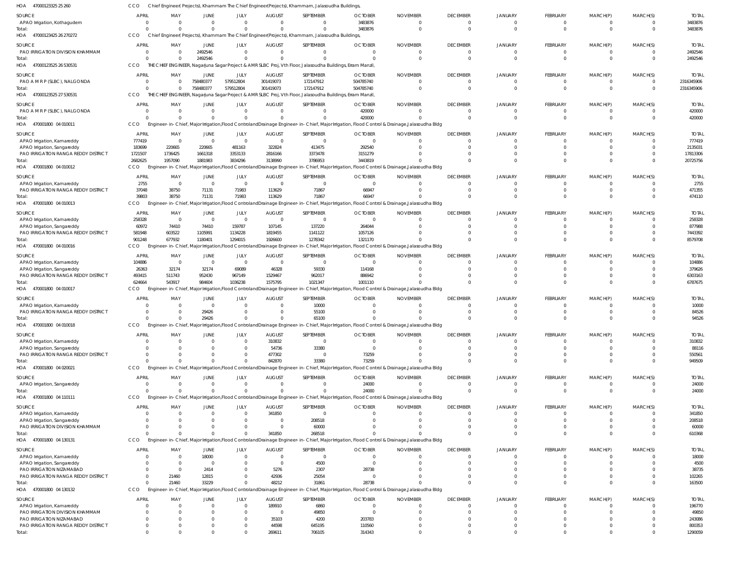HOA 47000123325 25 260 CCO Chief Engineer( Projects), Khammam The Chief Engineer(Projects), Khammam, Jalasoudha Buildings,

| SOURCE | APRIL | MAY | JUNE | JULY | AUGUST | SEPTEMBER | OCTOBER | NOVEMBER | DECEMBER | JANUARY | FEBRUARY | MARCH(P) | MARCH(S) | TOTAL |
|---|---|---|---|---|---|---|---|---|---|---|---|---|---|---|
| APAO Irrigation, Kothagudem | 0 | 0 | 0 | 0 | 0 | 0 | 3483876 | 0 | 0 | 0 | 0 | 0 | 0 | 3483876 |
| Total: | 0 | 0 | 0 | 0 | 0 | 0 | 3483876 | 0 | 0 | 0 | 0 | 0 | 0 | 3483876 |

HOA 47000123425 26 270272 CCO Chief Engineer( Projects), Khammam The Chief Engineer(Projects), Khammam, Jalasoudha Buildings,

| SOURCE | APRIL | MAY | JUNE | JULY | AUGUST | SEPTEMBER | OCTOBER | NOVEMBER | DECEMBER | JANUARY | FEBRUARY | MARCH(P) | MARCH(S) | TOTAL |
|---|---|---|---|---|---|---|---|---|---|---|---|---|---|---|
| PAO IRRIGATION DIVISION KHAMMAM | 0 | 0 | 2492546 | 0 | 0 | 0 | 0 | 0 | 0 | 0 | 0 | 0 | 0 | 2492546 |
| Total: | 0 | 0 | 2492546 | 0 | 0 | 0 | 0 | 0 | 0 | 0 | 0 | 0 | 0 | 2492546 |

HOA 47000123525 26 530531 CCO THE CHIEF ENGINEER, Nagarjuna Sagar Project & AMR SLBC Proj, Vth Floor, Jalasoudha Buildings, Erram Manzil,

| SOURCE | APRIL | MAY | JUNE | JULY | AUGUST | SEPTEMBER | OCTOBER | NOVEMBER | DECEMBER | JANUARY | FEBRUARY | MARCH(P) | MARCH(S) | TOTAL |
|---|---|---|---|---|---|---|---|---|---|---|---|---|---|---|
| PAO A M R P (SLBC), NALGONDA | 0 | 0 | 758480377 | 579512804 | 301419073 | 172147912 | 504785740 | 0 | 0 | 0 | 0 | 0 | 0 | 2316345906 |
| Total: | 0 | 0 | 758480377 | 579512804 | 301419073 | 172147912 | 504785740 | 0 | 0 | 0 | 0 | 0 | 0 | 2316345906 |

HOA 47000123525 27 530531 CCO THE CHIEF ENGINEER, Nagarjuna Sagar Project & AMR SLBC Proj, Vth Floor, Jalasoudha Buildings, Erram Manzil,

| SOURCE | APRIL | MAY | JUNE | JULY | AUGUST | SEPTEMBER | OCTOBER | NOVEMBER | DECEMBER | JANUARY | FEBRUARY | MARCH(P) | MARCH(S) | TOTAL |
|---|---|---|---|---|---|---|---|---|---|---|---|---|---|---|
| PAO A M R P (SLBC), NALGONDA | 0 | 0 | 0 | 0 | 0 | 0 | 420000 | 0 | 0 | 0 | 0 | 0 | 0 | 420000 |
| Total: | 0 | 0 | 0 | 0 | 0 | 0 | 420000 | 0 | 0 | 0 | 0 | 0 | 0 | 420000 |

HOA 470001800 04 010011 CCO Engineer-in-Chief, Major Irrigation,Flood Control and Drainage Engineer-in-Chief, Major Irrigation, Flood Control & Drainage,Jalasoudha Bldg

| SOURCE | APRIL | MAY | JUNE | JULY | AUGUST | SEPTEMBER | OCTOBER | NOVEMBER | DECEMBER | JANUARY | FEBRUARY | MARCH(P) | MARCH(S) | TOTAL |
|---|---|---|---|---|---|---|---|---|---|---|---|---|---|---|
| APAO Irrigation, Kamareddy | 777419 | 0 | 0 | 0 | 0 | 0 | 0 | 0 | 0 | 0 | 0 | 0 | 0 | 777419 |
| APAO Irrigation, Sangareddy | 183699 | 220665 | 220665 | 481163 | 322824 | 413475 | 292540 | 0 | 0 | 0 | 0 | 0 | 0 | 2135031 |
| PAO IRRIGATION RANGA REDDY DISTRICT | 1721507 | 1736425 | 1661318 | 3353133 | 2816166 | 3373478 | 3151279 | 0 | 0 | 0 | 0 | 0 | 0 | 17813306 |
| Total: | 2682625 | 1957090 | 1881983 | 3834296 | 3138990 | 3786953 | 3443819 | 0 | 0 | 0 | 0 | 0 | 0 | 20725756 |

HOA 470001800 04 010012 CCO Engineer-in-Chief, Major Irrigation,Flood Control and Drainage Engineer-in-Chief, Major Irrigation, Flood Control & Drainage,Jalasoudha Bldg

| SOURCE | APRIL | MAY | JUNE | JULY | AUGUST | SEPTEMBER | OCTOBER | NOVEMBER | DECEMBER | JANUARY | FEBRUARY | MARCH(P) | MARCH(S) | TOTAL |
|---|---|---|---|---|---|---|---|---|---|---|---|---|---|---|
| APAO Irrigation, Kamareddy | 2755 | 0 | 0 | 0 | 0 | 0 | 0 | 0 | 0 | 0 | 0 | 0 | 0 | 2755 |
| PAO IRRIGATION RANGA REDDY DISTRICT | 37048 | 38750 | 71131 | 71983 | 113629 | 71867 | 66947 | 0 | 0 | 0 | 0 | 0 | 0 | 471355 |
| Total: | 39803 | 38750 | 71131 | 71983 | 113629 | 71867 | 66947 | 0 | 0 | 0 | 0 | 0 | 0 | 474110 |

HOA 470001800 04 010013 CCO Engineer-in-Chief, Major Irrigation,Flood Control and Drainage Engineer-in-Chief, Major Irrigation, Flood Control & Drainage,Jalasoudha Bldg

| SOURCE | APRIL | MAY | JUNE | JULY | AUGUST | SEPTEMBER | OCTOBER | NOVEMBER | DECEMBER | JANUARY | FEBRUARY | MARCH(P) | MARCH(S) | TOTAL |
|---|---|---|---|---|---|---|---|---|---|---|---|---|---|---|
| APAO Irrigation, Kamareddy | 258328 | 0 | 0 | 0 | 0 | 0 | 0 | 0 | 0 | 0 | 0 | 0 | 0 | 258328 |
| APAO Irrigation, Sangareddy | 60972 | 74410 | 74410 | 159787 | 107145 | 137220 | 264044 | 0 | 0 | 0 | 0 | 0 | 0 | 877988 |
| PAO IRRIGATION RANGA REDDY DISTRICT | 581948 | 603522 | 1105991 | 1134228 | 1819455 | 1141122 | 1057126 | 0 | 0 | 0 | 0 | 0 | 0 | 7443392 |
| Total: | 901248 | 677932 | 1180401 | 1294015 | 1926600 | 1278342 | 1321170 | 0 | 0 | 0 | 0 | 0 | 0 | 8579708 |

HOA 470001800 04 010016 CCO Engineer-in-Chief, Major Irrigation,Flood Control and Drainage Engineer-in-Chief, Major Irrigation, Flood Control & Drainage,Jalasoudha Bldg

| SOURCE | APRIL | MAY | JUNE | JULY | AUGUST | SEPTEMBER | OCTOBER | NOVEMBER | DECEMBER | JANUARY | FEBRUARY | MARCH(P) | MARCH(S) | TOTAL |
|---|---|---|---|---|---|---|---|---|---|---|---|---|---|---|
| APAO Irrigation, Kamareddy | 104886 | 0 | 0 | 0 | 0 | 0 | 0 | 0 | 0 | 0 | 0 | 0 | 0 | 104886 |
| APAO Irrigation, Sangareddy | 26363 | 32174 | 32174 | 69089 | 46328 | 59330 | 114168 | 0 | 0 | 0 | 0 | 0 | 0 | 379626 |
| PAO IRRIGATION RANGA REDDY DISTRICT | 493415 | 511743 | 952430 | 967149 | 1529467 | 962017 | 886942 | 0 | 0 | 0 | 0 | 0 | 0 | 6303163 |
| Total: | 624664 | 543917 | 984604 | 1036238 | 1575795 | 1021347 | 1001110 | 0 | 0 | 0 | 0 | 0 | 0 | 6787675 |

HOA 470001800 04 010017 CCO Engineer-in-Chief, Major Irrigation,Flood Control and Drainage Engineer-in-Chief, Major Irrigation, Flood Control & Drainage,Jalasoudha Bldg

| SOURCE | APRIL | MAY | JUNE | JULY | AUGUST | SEPTEMBER | OCTOBER | NOVEMBER | DECEMBER | JANUARY | FEBRUARY | MARCH(P) | MARCH(S) | TOTAL |
|---|---|---|---|---|---|---|---|---|---|---|---|---|---|---|
| APAO Irrigation, Kamareddy | 0 | 0 | 0 | 0 | 0 | 10000 | 0 | 0 | 0 | 0 | 0 | 0 | 0 | 10000 |
| PAO IRRIGATION RANGA REDDY DISTRICT | 0 | 0 | 29426 | 0 | 0 | 55100 | 0 | 0 | 0 | 0 | 0 | 0 | 0 | 84526 |
| Total: | 0 | 0 | 29426 | 0 | 0 | 65100 | 0 | 0 | 0 | 0 | 0 | 0 | 0 | 94526 |

HOA 470001800 04 010018 CCO Engineer-in-Chief, Major Irrigation,Flood Control and Drainage Engineer-in-Chief, Major Irrigation, Flood Control & Drainage,Jalasoudha Bldg

| SOURCE | APRIL | MAY | JUNE | JULY | AUGUST | SEPTEMBER | OCTOBER | NOVEMBER | DECEMBER | JANUARY | FEBRUARY | MARCH(P) | MARCH(S) | TOTAL |
|---|---|---|---|---|---|---|---|---|---|---|---|---|---|---|
| APAO Irrigation, Kamareddy | 0 | 0 | 0 | 0 | 310832 | 0 | 0 | 0 | 0 | 0 | 0 | 0 | 0 | 310832 |
| APAO Irrigation, Sangareddy | 0 | 0 | 0 | 0 | 54736 | 33380 | 0 | 0 | 0 | 0 | 0 | 0 | 0 | 88116 |
| PAO IRRIGATION RANGA REDDY DISTRICT | 0 | 0 | 0 | 0 | 477302 | 0 | 73259 | 0 | 0 | 0 | 0 | 0 | 0 | 550561 |
| Total: | 0 | 0 | 0 | 0 | 842870 | 33380 | 73259 | 0 | 0 | 0 | 0 | 0 | 0 | 949509 |

HOA 470001800 04 020021 CCO Engineer-in-Chief, Major Irrigation,Flood Control and Drainage Engineer-in-Chief, Major Irrigation, Flood Control & Drainage,Jalasoudha Bldg

| SOURCE | APRIL | MAY | JUNE | JULY | AUGUST | SEPTEMBER | OCTOBER | NOVEMBER | DECEMBER | JANUARY | FEBRUARY | MARCH(P) | MARCH(S) | TOTAL |
|---|---|---|---|---|---|---|---|---|---|---|---|---|---|---|
| APAO Irrigation, Sangareddy | 0 | 0 | 0 | 0 | 0 | 0 | 24000 | 0 | 0 | 0 | 0 | 0 | 0 | 24000 |
| Total: | 0 | 0 | 0 | 0 | 0 | 0 | 24000 | 0 | 0 | 0 | 0 | 0 | 0 | 24000 |

HOA 470001800 04 110111 CCO Engineer-in-Chief, Major Irrigation,Flood Control and Drainage Engineer-in-Chief, Major Irrigation, Flood Control & Drainage,Jalasoudha Bldg

| SOURCE | APRIL | MAY | JUNE | JULY | AUGUST | SEPTEMBER | OCTOBER | NOVEMBER | DECEMBER | JANUARY | FEBRUARY | MARCH(P) | MARCH(S) | TOTAL |
|---|---|---|---|---|---|---|---|---|---|---|---|---|---|---|
| APAO Irrigation, Kamareddy | 0 | 0 | 0 | 0 | 341850 | 0 | 0 | 0 | 0 | 0 | 0 | 0 | 0 | 341850 |
| APAO Irrigation, Sangareddy | 0 | 0 | 0 | 0 | 0 | 208518 | 0 | 0 | 0 | 0 | 0 | 0 | 0 | 208518 |
| PAO IRRIGATION DIVISION KHAMMAM | 0 | 0 | 0 | 0 | 0 | 60000 | 0 | 0 | 0 | 0 | 0 | 0 | 0 | 60000 |
| Total: | 0 | 0 | 0 | 0 | 341850 | 268518 | 0 | 0 | 0 | 0 | 0 | 0 | 0 | 610368 |

HOA 470001800 04 130131 CCO Engineer-in-Chief, Major Irrigation,Flood Control and Drainage Engineer-in-Chief, Major Irrigation, Flood Control & Drainage,Jalasoudha Bldg

| SOURCE | APRIL | MAY | JUNE | JULY | AUGUST | SEPTEMBER | OCTOBER | NOVEMBER | DECEMBER | JANUARY | FEBRUARY | MARCH(P) | MARCH(S) | TOTAL |
|---|---|---|---|---|---|---|---|---|---|---|---|---|---|---|
| APAO Irrigation, Kamareddy | 0 | 0 | 18000 | 0 | 0 | 0 | 0 | 0 | 0 | 0 | 0 | 0 | 0 | 18000 |
| APAO Irrigation, Sangareddy | 0 | 0 | 0 | 0 | 0 | 4500 | 0 | 0 | 0 | 0 | 0 | 0 | 0 | 4500 |
| PAO IRRIGATION NIZAMABAD | 0 | 0 | 2414 | 0 | 5276 | 2307 | 28738 | 0 | 0 | 0 | 0 | 0 | 0 | 38735 |
| PAO IRRIGATION RANGA REDDY DISTRICT | 0 | 21460 | 12815 | 0 | 42936 | 25054 | 0 | 0 | 0 | 0 | 0 | 0 | 0 | 102265 |
| Total: | 0 | 21460 | 33229 | 0 | 48212 | 31861 | 28738 | 0 | 0 | 0 | 0 | 0 | 0 | 163500 |

HOA 470001800 04 130132 CCO Engineer-in-Chief, Major Irrigation,Flood Control and Drainage Engineer-in-Chief, Major Irrigation, Flood Control & Drainage,Jalasoudha Bldg

| SOURCE | APRIL | MAY | JUNE | JULY | AUGUST | SEPTEMBER | OCTOBER | NOVEMBER | DECEMBER | JANUARY | FEBRUARY | MARCH(P) | MARCH(S) | TOTAL |
|---|---|---|---|---|---|---|---|---|---|---|---|---|---|---|
| APAO Irrigation, Kamareddy | 0 | 0 | 0 | 0 | 189910 | 6860 | 0 | 0 | 0 | 0 | 0 | 0 | 0 | 196770 |
| PAO IRRIGATION DIVISION KHAMMAM | 0 | 0 | 0 | 0 | 0 | 49850 | 0 | 0 | 0 | 0 | 0 | 0 | 0 | 49850 |
| PAO IRRIGATION NIZAMABAD | 0 | 0 | 0 | 0 | 35103 | 4200 | 203783 | 0 | 0 | 0 | 0 | 0 | 0 | 243086 |
| PAO IRRIGATION RANGA REDDY DISTRICT | 0 | 0 | 0 | 0 | 44598 | 645195 | 110560 | 0 | 0 | 0 | 0 | 0 | 0 | 800353 |
| Total: | 0 | 0 | 0 | 0 | 269611 | 706105 | 314343 | 0 | 0 | 0 | 0 | 0 | 0 | 1290059 |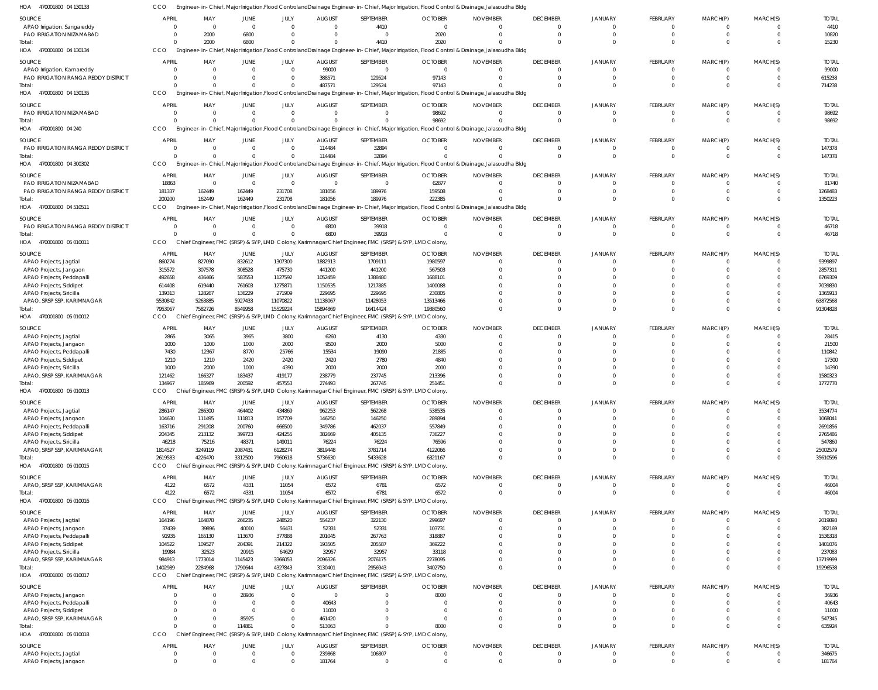HOA 470001800 04 130133 CCO Engineer-in-Chief, Major Irrigation, Flood Control and Drainage Engineer-in-Chief, Major Irrigation, Flood Control & Drainage, Jalasoudha Bldg

| SOURCE | APRIL | MAY | JUNE | JULY | AUGUST | SEPTEMBER | OCTOBER | NOVEMBER | DECEMBER | JANUARY | FEBRUARY | MARCH(P) | MARCH(S) | TOTAL |
|---|---|---|---|---|---|---|---|---|---|---|---|---|---|---|
| APAO Irrigation, Sangareddy | 0 | 0 | 0 | 0 | 0 | 4410 | 0 | 0 | 0 | 0 | 0 | 0 | 0 | 4410 |
| PAO IRRIGATION NIZAMABAD | 0 | 2000 | 6800 | 0 | 0 | 0 | 2020 | 0 | 0 | 0 | 0 | 0 | 0 | 10820 |
| Total: | 0 | 2000 | 6800 | 0 | 0 | 4410 | 2020 | 0 | 0 | 0 | 0 | 0 | 0 | 15230 |

HOA 470001800 04 130134 CCO Engineer-in-Chief, Major Irrigation, Flood Control and Drainage Engineer-in-Chief, Major Irrigation, Flood Control & Drainage, Jalasoudha Bldg

| SOURCE | APRIL | MAY | JUNE | JULY | AUGUST | SEPTEMBER | OCTOBER | NOVEMBER | DECEMBER | JANUARY | FEBRUARY | MARCH(P) | MARCH(S) | TOTAL |
|---|---|---|---|---|---|---|---|---|---|---|---|---|---|---|
| APAO Irrigation, Kamareddy | 0 | 0 | 0 | 0 | 99000 | 0 | 0 | 0 | 0 | 0 | 0 | 0 | 0 | 99000 |
| PAO IRRIGATION RANGA REDDY DISTRICT | 0 | 0 | 0 | 0 | 388571 | 129524 | 97143 | 0 | 0 | 0 | 0 | 0 | 0 | 615238 |
| Total: | 0 | 0 | 0 | 0 | 487571 | 129524 | 97143 | 0 | 0 | 0 | 0 | 0 | 0 | 714238 |

HOA 470001800 04 130135 CCO Engineer-in-Chief, Major Irrigation, Flood Control and Drainage Engineer-in-Chief, Major Irrigation, Flood Control & Drainage, Jalasoudha Bldg

| SOURCE | APRIL | MAY | JUNE | JULY | AUGUST | SEPTEMBER | OCTOBER | NOVEMBER | DECEMBER | JANUARY | FEBRUARY | MARCH(P) | MARCH(S) | TOTAL |
|---|---|---|---|---|---|---|---|---|---|---|---|---|---|---|
| PAO IRRIGATION NIZAMABAD | 0 | 0 | 0 | 0 | 0 | 0 | 98692 | 0 | 0 | 0 | 0 | 0 | 0 | 98692 |
| Total: | 0 | 0 | 0 | 0 | 0 | 0 | 98692 | 0 | 0 | 0 | 0 | 0 | 0 | 98692 |

HOA 470001800 04 240 CCO Engineer-in-Chief, Major Irrigation, Flood Control and Drainage Engineer-in-Chief, Major Irrigation, Flood Control & Drainage, Jalasoudha Bldg

| SOURCE | APRIL | MAY | JUNE | JULY | AUGUST | SEPTEMBER | OCTOBER | NOVEMBER | DECEMBER | JANUARY | FEBRUARY | MARCH(P) | MARCH(S) | TOTAL |
|---|---|---|---|---|---|---|---|---|---|---|---|---|---|---|
| PAO IRRIGATION RANGA REDDY DISTRICT | 0 | 0 | 0 | 0 | 114484 | 32894 | 0 | 0 | 0 | 0 | 0 | 0 | 0 | 147378 |
| Total: | 0 | 0 | 0 | 0 | 114484 | 32894 | 0 | 0 | 0 | 0 | 0 | 0 | 0 | 147378 |

HOA 470001800 04 300302 CCO Engineer-in-Chief, Major Irrigation, Flood Control and Drainage Engineer-in-Chief, Major Irrigation, Flood Control & Drainage, Jalasoudha Bldg

| SOURCE | APRIL | MAY | JUNE | JULY | AUGUST | SEPTEMBER | OCTOBER | NOVEMBER | DECEMBER | JANUARY | FEBRUARY | MARCH(P) | MARCH(S) | TOTAL |
|---|---|---|---|---|---|---|---|---|---|---|---|---|---|---|
| PAO IRRIGATION NIZAMABAD | 18863 | 0 | 0 | 0 | 0 | 0 | 62877 | 0 | 0 | 0 | 0 | 0 | 0 | 81740 |
| PAO IRRIGATION RANGA REDDY DISTRICT | 181337 | 162449 | 162449 | 231708 | 181056 | 189976 | 159508 | 0 | 0 | 0 | 0 | 0 | 0 | 1268483 |
| Total: | 200200 | 162449 | 162449 | 231708 | 181056 | 189976 | 222385 | 0 | 0 | 0 | 0 | 0 | 0 | 1350223 |

HOA 470001800 04 510511 CCO Engineer-in-Chief, Major Irrigation, Flood Control and Drainage Engineer-in-Chief, Major Irrigation, Flood Control & Drainage, Jalasoudha Bldg

| SOURCE | APRIL | MAY | JUNE | JULY | AUGUST | SEPTEMBER | OCTOBER | NOVEMBER | DECEMBER | JANUARY | FEBRUARY | MARCH(P) | MARCH(S) | TOTAL |
|---|---|---|---|---|---|---|---|---|---|---|---|---|---|---|
| PAO IRRIGATION RANGA REDDY DISTRICT | 0 | 0 | 0 | 0 | 6800 | 39918 | 0 | 0 | 0 | 0 | 0 | 0 | 0 | 46718 |
| Total: | 0 | 0 | 0 | 0 | 6800 | 39918 | 0 | 0 | 0 | 0 | 0 | 0 | 0 | 46718 |

HOA 470001800 05 010011 CCO Chief Engineer, FMC (SRSP) & SYP, LMD Colony, Karimnagar Chief Engineer, FMC (SRSP) & SYP, LMD Colony,

| SOURCE | APRIL | MAY | JUNE | JULY | AUGUST | SEPTEMBER | OCTOBER | NOVEMBER | DECEMBER | JANUARY | FEBRUARY | MARCH(P) | MARCH(S) | TOTAL |
|---|---|---|---|---|---|---|---|---|---|---|---|---|---|---|
| APAO Projects, Jagtial | 860274 | 827090 | 832612 | 1307300 | 1882913 | 1709111 | 1980597 | 0 | 0 | 0 | 0 | 0 | 0 | 9399897 |
| APAO Projects, Jangaon | 315572 | 307578 | 308528 | 475730 | 441200 | 441200 | 567503 | 0 | 0 | 0 | 0 | 0 | 0 | 2857311 |
| APAO Projects, Peddapalli | 492658 | 436466 | 583553 | 1127592 | 1052459 | 1388480 | 1688101 | 0 | 0 | 0 | 0 | 0 | 0 | 6769309 |
| APAO Projects, Siddipet | 614408 | 619440 | 761603 | 1275871 | 1150535 | 1217885 | 1400088 | 0 | 0 | 0 | 0 | 0 | 0 | 7039830 |
| APAO Projects, Siricilla | 139313 | 128267 | 136229 | 271909 | 229695 | 229695 | 230805 | 0 | 0 | 0 | 0 | 0 | 0 | 1365913 |
| APAO, SRSP SSP, KARIMNAGAR | 5530842 | 5263885 | 5927433 | 11070822 | 11138067 | 11428053 | 13513466 | 0 | 0 | 0 | 0 | 0 | 0 | 63872568 |
| Total: | 7953067 | 7582726 | 8549958 | 15529224 | 15894869 | 16414424 | 19380560 | 0 | 0 | 0 | 0 | 0 | 0 | 91304828 |

HOA 470001800 05 010012 CCO Chief Engineer, FMC (SRSP) & SYP, LMD Colony, Karimnagar Chief Engineer, FMC (SRSP) & SYP, LMD Colony,

| SOURCE | APRIL | MAY | JUNE | JULY | AUGUST | SEPTEMBER | OCTOBER | NOVEMBER | DECEMBER | JANUARY | FEBRUARY | MARCH(P) | MARCH(S) | TOTAL |
|---|---|---|---|---|---|---|---|---|---|---|---|---|---|---|
| APAO Projects, Jagtial | 2865 | 3065 | 3965 | 3800 | 6260 | 4130 | 4330 | 0 | 0 | 0 | 0 | 0 | 0 | 28415 |
| APAO Projects, Jangaon | 1000 | 1000 | 1000 | 2000 | 9500 | 2000 | 5000 | 0 | 0 | 0 | 0 | 0 | 0 | 21500 |
| APAO Projects, Peddapalli | 7430 | 12367 | 8770 | 25766 | 15534 | 19090 | 21885 | 0 | 0 | 0 | 0 | 0 | 0 | 110842 |
| APAO Projects, Siddipet | 1210 | 1210 | 2420 | 2420 | 2420 | 2780 | 4840 | 0 | 0 | 0 | 0 | 0 | 0 | 17300 |
| APAO Projects, Siricilla | 1000 | 2000 | 1000 | 4390 | 2000 | 2000 | 2000 | 0 | 0 | 0 | 0 | 0 | 0 | 14390 |
| APAO, SRSP SSP, KARIMNAGAR | 121462 | 166327 | 183437 | 419177 | 238779 | 237745 | 213396 | 0 | 0 | 0 | 0 | 0 | 0 | 1580323 |
| Total: | 134967 | 185969 | 200592 | 457553 | 274493 | 267745 | 251451 | 0 | 0 | 0 | 0 | 0 | 0 | 1772770 |

HOA 470001800 05 010013 CCO Chief Engineer, FMC (SRSP) & SYP, LMD Colony, Karimnagar Chief Engineer, FMC (SRSP) & SYP, LMD Colony,

| SOURCE | APRIL | MAY | JUNE | JULY | AUGUST | SEPTEMBER | OCTOBER | NOVEMBER | DECEMBER | JANUARY | FEBRUARY | MARCH(P) | MARCH(S) | TOTAL |
|---|---|---|---|---|---|---|---|---|---|---|---|---|---|---|
| APAO Projects, Jagtial | 286147 | 286300 | 464402 | 434869 | 962253 | 562268 | 538535 | 0 | 0 | 0 | 0 | 0 | 0 | 3534774 |
| APAO Projects, Jangaon | 104630 | 111495 | 111813 | 157709 | 146250 | 146250 | 289894 | 0 | 0 | 0 | 0 | 0 | 0 | 1068041 |
| APAO Projects, Peddapalli | 163716 | 291208 | 200760 | 666500 | 349786 | 462037 | 557849 | 0 | 0 | 0 | 0 | 0 | 0 | 2691856 |
| APAO Projects, Siddipet | 204345 | 213132 | 399723 | 424255 | 382669 | 405135 | 736227 | 0 | 0 | 0 | 0 | 0 | 0 | 2765486 |
| APAO Projects, Siricilla | 46218 | 75216 | 48371 | 149011 | 76224 | 76224 | 76596 | 0 | 0 | 0 | 0 | 0 | 0 | 547860 |
| APAO, SRSP SSP, KARIMNAGAR | 1814527 | 3249119 | 2087431 | 6128274 | 3819448 | 3781714 | 4122066 | 0 | 0 | 0 | 0 | 0 | 0 | 25002579 |
| Total: | 2619583 | 4226470 | 3312500 | 7960618 | 5736630 | 5433628 | 6321167 | 0 | 0 | 0 | 0 | 0 | 0 | 35610596 |

HOA 470001800 05 010015 CCO Chief Engineer, FMC (SRSP) & SYP, LMD Colony, Karimnagar Chief Engineer, FMC (SRSP) & SYP, LMD Colony,

| SOURCE | APRIL | MAY | JUNE | JULY | AUGUST | SEPTEMBER | OCTOBER | NOVEMBER | DECEMBER | JANUARY | FEBRUARY | MARCH(P) | MARCH(S) | TOTAL |
|---|---|---|---|---|---|---|---|---|---|---|---|---|---|---|
| APAO, SRSP SSP, KARIMNAGAR | 4122 | 6572 | 4331 | 11054 | 6572 | 6781 | 6572 | 0 | 0 | 0 | 0 | 0 | 0 | 46004 |
| Total: | 4122 | 6572 | 4331 | 11054 | 6572 | 6781 | 6572 | 0 | 0 | 0 | 0 | 0 | 0 | 46004 |

HOA 470001800 05 010016 CCO Chief Engineer, FMC (SRSP) & SYP, LMD Colony, Karimnagar Chief Engineer, FMC (SRSP) & SYP, LMD Colony,

| SOURCE | APRIL | MAY | JUNE | JULY | AUGUST | SEPTEMBER | OCTOBER | NOVEMBER | DECEMBER | JANUARY | FEBRUARY | MARCH(P) | MARCH(S) | TOTAL |
|---|---|---|---|---|---|---|---|---|---|---|---|---|---|---|
| APAO Projects, Jagtial | 164196 | 164878 | 266235 | 248520 | 554237 | 322130 | 299697 | 0 | 0 | 0 | 0 | 0 | 0 | 2019893 |
| APAO Projects, Jangaon | 37439 | 39896 | 40010 | 56431 | 52331 | 52331 | 103731 | 0 | 0 | 0 | 0 | 0 | 0 | 382169 |
| APAO Projects, Peddapalli | 91935 | 165130 | 113670 | 377888 | 201045 | 267763 | 318887 | 0 | 0 | 0 | 0 | 0 | 0 | 1536318 |
| APAO Projects, Siddipet | 104522 | 109527 | 204391 | 214322 | 193505 | 205587 | 369222 | 0 | 0 | 0 | 0 | 0 | 0 | 1401076 |
| APAO Projects, Siricilla | 19984 | 32523 | 20915 | 64629 | 32957 | 32957 | 33118 | 0 | 0 | 0 | 0 | 0 | 0 | 237083 |
| APAO, SRSP SSP, KARIMNAGAR | 984913 | 1773014 | 1145423 | 3366053 | 2096326 | 2076175 | 2278095 | 0 | 0 | 0 | 0 | 0 | 0 | 13719999 |
| Total: | 1402989 | 2284968 | 1790644 | 4327843 | 3130401 | 2956943 | 3402750 | 0 | 0 | 0 | 0 | 0 | 0 | 19296538 |

HOA 470001800 05 010017 CCO Chief Engineer, FMC (SRSP) & SYP, LMD Colony, Karimnagar Chief Engineer, FMC (SRSP) & SYP, LMD Colony,

| SOURCE | APRIL | MAY | JUNE | JULY | AUGUST | SEPTEMBER | OCTOBER | NOVEMBER | DECEMBER | JANUARY | FEBRUARY | MARCH(P) | MARCH(S) | TOTAL |
|---|---|---|---|---|---|---|---|---|---|---|---|---|---|---|
| APAO Projects, Jangaon | 0 | 0 | 28936 | 0 | 0 | 0 | 8000 | 0 | 0 | 0 | 0 | 0 | 0 | 36936 |
| APAO Projects, Peddapalli | 0 | 0 | 0 | 0 | 40643 | 0 | 0 | 0 | 0 | 0 | 0 | 0 | 0 | 40643 |
| APAO Projects, Siddipet | 0 | 0 | 0 | 0 | 11000 | 0 | 0 | 0 | 0 | 0 | 0 | 0 | 0 | 11000 |
| APAO, SRSP SSP, KARIMNAGAR | 0 | 0 | 85925 | 0 | 461420 | 0 | 0 | 0 | 0 | 0 | 0 | 0 | 0 | 547345 |
| Total: | 0 | 0 | 114861 | 0 | 513063 | 0 | 8000 | 0 | 0 | 0 | 0 | 0 | 0 | 635924 |

HOA 470001800 05 010018 CCO Chief Engineer, FMC (SRSP) & SYP, LMD Colony, Karimnagar Chief Engineer, FMC (SRSP) & SYP, LMD Colony,

| SOURCE | APRIL | MAY | JUNE | JULY | AUGUST | SEPTEMBER | OCTOBER | NOVEMBER | DECEMBER | JANUARY | FEBRUARY | MARCH(P) | MARCH(S) | TOTAL |
|---|---|---|---|---|---|---|---|---|---|---|---|---|---|---|
| APAO Projects, Jagtial | 0 | 0 | 0 | 0 | 239868 | 106807 | 0 | 0 | 0 | 0 | 0 | 0 | 0 | 346675 |
| APAO Projects, Jangaon | 0 | 0 | 0 | 0 | 181764 | 0 | 0 | 0 | 0 | 0 | 0 | 0 | 0 | 181764 |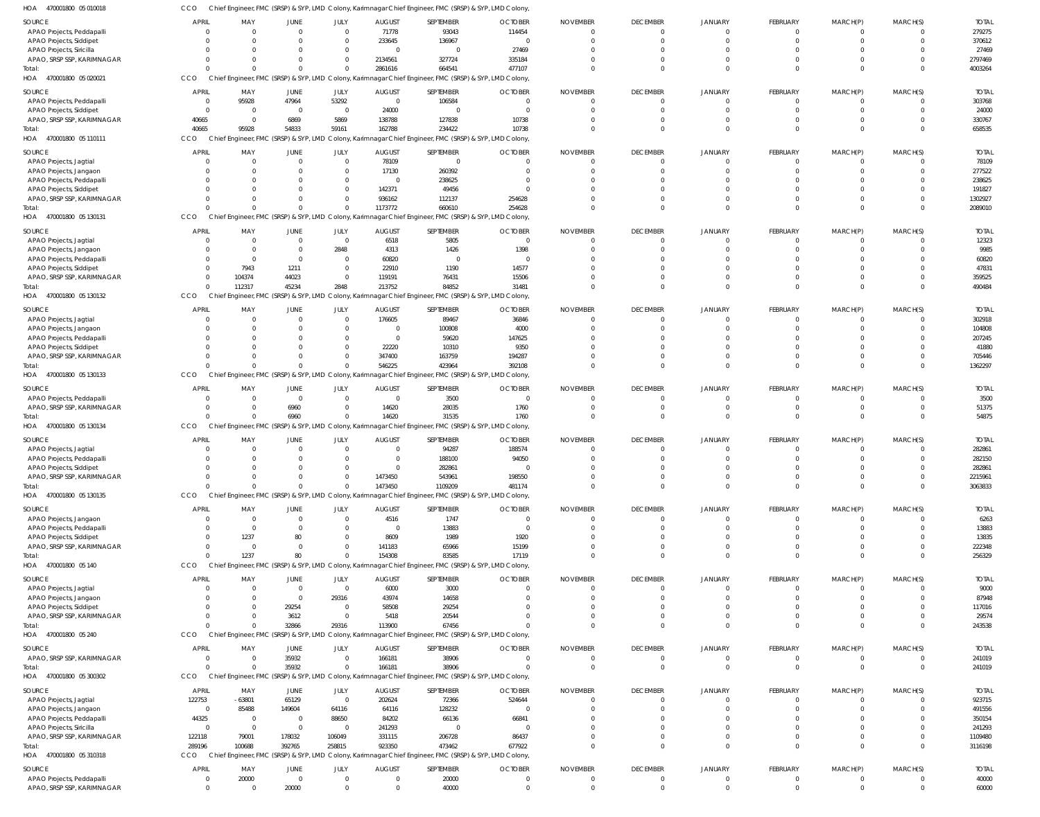HOA 470001800 05 010018 CCO Chief Engineer, FMC (SRSP) & SYP, LMD Colony, Karimnagar Chief Engineer, FMC (SRSP) & SYP, LMD Colony,

| SOURCE | APRIL | MAY | JUNE | JULY | AUGUST | SEPTEMBER | OCTOBER | NOVEMBER | DECEMBER | JANUARY | FEBRUARY | MARCH(P) | MARCH(S) | TOTAL |
|---|---|---|---|---|---|---|---|---|---|---|---|---|---|---|
| APAO Projects, Peddapalli | 0 | 0 | 0 | 0 | 71778 | 93043 | 114454 | 0 | 0 | 0 | 0 | 0 | 0 | 279275 |
| APAO Projects, Siddipet | 0 | 0 | 0 | 0 | 233645 | 136967 | 0 | 0 | 0 | 0 | 0 | 0 | 0 | 370612 |
| APAO Projects, Siricilla | 0 | 0 | 0 | 0 | 0 | 0 | 27469 | 0 | 0 | 0 | 0 | 0 | 0 | 27469 |
| APAO, SRSP SSP, KARIMNAGAR | 0 | 0 | 0 | 0 | 2134561 | 327724 | 335184 | 0 | 0 | 0 | 0 | 0 | 0 | 2797469 |
| Total: | 0 | 0 | 0 | 0 | 2861616 | 664541 | 477107 | 0 | 0 | 0 | 0 | 0 | 0 | 4003264 |

HOA 470001800 05 020021 CCO Chief Engineer, FMC (SRSP) & SYP, LMD Colony, Karimnagar Chief Engineer, FMC (SRSP) & SYP, LMD Colony,

| SOURCE | APRIL | MAY | JUNE | JULY | AUGUST | SEPTEMBER | OCTOBER | NOVEMBER | DECEMBER | JANUARY | FEBRUARY | MARCH(P) | MARCH(S) | TOTAL |
|---|---|---|---|---|---|---|---|---|---|---|---|---|---|---|
| APAO Projects, Peddapalli | 0 | 95928 | 47964 | 53292 | 0 | 106584 | 0 | 0 | 0 | 0 | 0 | 0 | 0 | 303768 |
| APAO Projects, Siddipet | 0 | 0 | 0 | 0 | 24000 | 0 | 0 | 0 | 0 | 0 | 0 | 0 | 0 | 24000 |
| APAO, SRSP SSP, KARIMNAGAR | 40665 | 0 | 6869 | 5869 | 138788 | 127838 | 10738 | 0 | 0 | 0 | 0 | 0 | 0 | 330767 |
| Total: | 40665 | 95928 | 54833 | 59161 | 162788 | 234422 | 10738 | 0 | 0 | 0 | 0 | 0 | 0 | 658535 |

HOA 470001800 05 110111 CCO Chief Engineer, FMC (SRSP) & SYP, LMD Colony, Karimnagar Chief Engineer, FMC (SRSP) & SYP, LMD Colony,

| SOURCE | APRIL | MAY | JUNE | JULY | AUGUST | SEPTEMBER | OCTOBER | NOVEMBER | DECEMBER | JANUARY | FEBRUARY | MARCH(P) | MARCH(S) | TOTAL |
|---|---|---|---|---|---|---|---|---|---|---|---|---|---|---|
| APAO Projects, Jagtial | 0 | 0 | 0 | 0 | 78109 | 0 | 0 | 0 | 0 | 0 | 0 | 0 | 0 | 78109 |
| APAO Projects, Jangaon | 0 | 0 | 0 | 0 | 17130 | 260392 | 0 | 0 | 0 | 0 | 0 | 0 | 0 | 277522 |
| APAO Projects, Peddapalli | 0 | 0 | 0 | 0 | 0 | 238625 | 0 | 0 | 0 | 0 | 0 | 0 | 0 | 238625 |
| APAO Projects, Siddipet | 0 | 0 | 0 | 0 | 142371 | 49456 | 0 | 0 | 0 | 0 | 0 | 0 | 0 | 191827 |
| APAO, SRSP SSP, KARIMNAGAR | 0 | 0 | 0 | 0 | 936162 | 112137 | 254628 | 0 | 0 | 0 | 0 | 0 | 0 | 1302927 |
| Total: | 0 | 0 | 0 | 0 | 1173772 | 660610 | 254628 | 0 | 0 | 0 | 0 | 0 | 0 | 2089010 |

HOA 470001800 05 130131 CCO Chief Engineer, FMC (SRSP) & SYP, LMD Colony, Karimnagar Chief Engineer, FMC (SRSP) & SYP, LMD Colony,

| SOURCE | APRIL | MAY | JUNE | JULY | AUGUST | SEPTEMBER | OCTOBER | NOVEMBER | DECEMBER | JANUARY | FEBRUARY | MARCH(P) | MARCH(S) | TOTAL |
|---|---|---|---|---|---|---|---|---|---|---|---|---|---|---|
| APAO Projects, Jagtial | 0 | 0 | 0 | 0 | 6518 | 5805 | 0 | 0 | 0 | 0 | 0 | 0 | 0 | 12323 |
| APAO Projects, Jangaon | 0 | 0 | 0 | 2848 | 4313 | 1426 | 1398 | 0 | 0 | 0 | 0 | 0 | 0 | 9985 |
| APAO Projects, Peddapalli | 0 | 0 | 0 | 0 | 60820 | 0 | 0 | 0 | 0 | 0 | 0 | 0 | 0 | 60820 |
| APAO Projects, Siddipet | 0 | 7943 | 1211 | 0 | 22910 | 1190 | 14577 | 0 | 0 | 0 | 0 | 0 | 0 | 47831 |
| APAO, SRSP SSP, KARIMNAGAR | 0 | 104374 | 44023 | 0 | 119191 | 76431 | 15506 | 0 | 0 | 0 | 0 | 0 | 0 | 359525 |
| Total: | 0 | 112317 | 45234 | 2848 | 213752 | 84852 | 31481 | 0 | 0 | 0 | 0 | 0 | 0 | 490484 |

HOA 470001800 05 130132 CCO Chief Engineer, FMC (SRSP) & SYP, LMD Colony, Karimnagar Chief Engineer, FMC (SRSP) & SYP, LMD Colony,

| SOURCE | APRIL | MAY | JUNE | JULY | AUGUST | SEPTEMBER | OCTOBER | NOVEMBER | DECEMBER | JANUARY | FEBRUARY | MARCH(P) | MARCH(S) | TOTAL |
|---|---|---|---|---|---|---|---|---|---|---|---|---|---|---|
| APAO Projects, Jagtial | 0 | 0 | 0 | 0 | 176605 | 89467 | 36846 | 0 | 0 | 0 | 0 | 0 | 0 | 302918 |
| APAO Projects, Jangaon | 0 | 0 | 0 | 0 | 0 | 100808 | 4000 | 0 | 0 | 0 | 0 | 0 | 0 | 104808 |
| APAO Projects, Peddapalli | 0 | 0 | 0 | 0 | 0 | 59620 | 147625 | 0 | 0 | 0 | 0 | 0 | 0 | 207245 |
| APAO Projects, Siddipet | 0 | 0 | 0 | 0 | 22220 | 10310 | 9350 | 0 | 0 | 0 | 0 | 0 | 0 | 41880 |
| APAO, SRSP SSP, KARIMNAGAR | 0 | 0 | 0 | 0 | 347400 | 163759 | 194287 | 0 | 0 | 0 | 0 | 0 | 0 | 705446 |
| Total: | 0 | 0 | 0 | 0 | 546225 | 423964 | 392108 | 0 | 0 | 0 | 0 | 0 | 0 | 1362297 |

HOA 470001800 05 130133 CCO Chief Engineer, FMC (SRSP) & SYP, LMD Colony, Karimnagar Chief Engineer, FMC (SRSP) & SYP, LMD Colony,

| SOURCE | APRIL | MAY | JUNE | JULY | AUGUST | SEPTEMBER | OCTOBER | NOVEMBER | DECEMBER | JANUARY | FEBRUARY | MARCH(P) | MARCH(S) | TOTAL |
|---|---|---|---|---|---|---|---|---|---|---|---|---|---|---|
| APAO Projects, Peddapalli | 0 | 0 | 0 | 0 | 0 | 3500 | 0 | 0 | 0 | 0 | 0 | 0 | 0 | 3500 |
| APAO, SRSP SSP, KARIMNAGAR | 0 | 0 | 6960 | 0 | 14620 | 28035 | 1760 | 0 | 0 | 0 | 0 | 0 | 0 | 51375 |
| Total: | 0 | 0 | 6960 | 0 | 14620 | 31535 | 1760 | 0 | 0 | 0 | 0 | 0 | 0 | 54875 |

HOA 470001800 05 130134 CCO Chief Engineer, FMC (SRSP) & SYP, LMD Colony, Karimnagar Chief Engineer, FMC (SRSP) & SYP, LMD Colony,

| SOURCE | APRIL | MAY | JUNE | JULY | AUGUST | SEPTEMBER | OCTOBER | NOVEMBER | DECEMBER | JANUARY | FEBRUARY | MARCH(P) | MARCH(S) | TOTAL |
|---|---|---|---|---|---|---|---|---|---|---|---|---|---|---|
| APAO Projects, Jagtial | 0 | 0 | 0 | 0 | 0 | 94287 | 188574 | 0 | 0 | 0 | 0 | 0 | 0 | 282861 |
| APAO Projects, Peddapalli | 0 | 0 | 0 | 0 | 0 | 188100 | 94050 | 0 | 0 | 0 | 0 | 0 | 0 | 282150 |
| APAO Projects, Siddipet | 0 | 0 | 0 | 0 | 0 | 282861 | 0 | 0 | 0 | 0 | 0 | 0 | 0 | 282861 |
| APAO, SRSP SSP, KARIMNAGAR | 0 | 0 | 0 | 0 | 1473450 | 543961 | 198550 | 0 | 0 | 0 | 0 | 0 | 0 | 2215961 |
| Total: | 0 | 0 | 0 | 0 | 1473450 | 1109209 | 481174 | 0 | 0 | 0 | 0 | 0 | 0 | 3063833 |

HOA 470001800 05 130135 CCO Chief Engineer, FMC (SRSP) & SYP, LMD Colony, Karimnagar Chief Engineer, FMC (SRSP) & SYP, LMD Colony,

| SOURCE | APRIL | MAY | JUNE | JULY | AUGUST | SEPTEMBER | OCTOBER | NOVEMBER | DECEMBER | JANUARY | FEBRUARY | MARCH(P) | MARCH(S) | TOTAL |
|---|---|---|---|---|---|---|---|---|---|---|---|---|---|---|
| APAO Projects, Jangaon | 0 | 0 | 0 | 0 | 4516 | 1747 | 0 | 0 | 0 | 0 | 0 | 0 | 0 | 6263 |
| APAO Projects, Peddapalli | 0 | 0 | 0 | 0 | 0 | 13883 | 0 | 0 | 0 | 0 | 0 | 0 | 0 | 13883 |
| APAO Projects, Siddipet | 0 | 1237 | 80 | 0 | 8609 | 1989 | 1920 | 0 | 0 | 0 | 0 | 0 | 0 | 13835 |
| APAO, SRSP SSP, KARIMNAGAR | 0 | 0 | 0 | 0 | 141183 | 65966 | 15199 | 0 | 0 | 0 | 0 | 0 | 0 | 222348 |
| Total: | 0 | 1237 | 80 | 0 | 154308 | 83585 | 17119 | 0 | 0 | 0 | 0 | 0 | 0 | 256329 |

HOA 470001800 05 140 CCO Chief Engineer, FMC (SRSP) & SYP, LMD Colony, Karimnagar Chief Engineer, FMC (SRSP) & SYP, LMD Colony,

| SOURCE | APRIL | MAY | JUNE | JULY | AUGUST | SEPTEMBER | OCTOBER | NOVEMBER | DECEMBER | JANUARY | FEBRUARY | MARCH(P) | MARCH(S) | TOTAL |
|---|---|---|---|---|---|---|---|---|---|---|---|---|---|---|
| APAO Projects, Jagtial | 0 | 0 | 0 | 0 | 6000 | 3000 | 0 | 0 | 0 | 0 | 0 | 0 | 0 | 9000 |
| APAO Projects, Jangaon | 0 | 0 | 0 | 29316 | 43974 | 14658 | 0 | 0 | 0 | 0 | 0 | 0 | 0 | 87948 |
| APAO Projects, Siddipet | 0 | 0 | 29254 | 0 | 58508 | 29254 | 0 | 0 | 0 | 0 | 0 | 0 | 0 | 117016 |
| APAO, SRSP SSP, KARIMNAGAR | 0 | 0 | 3612 | 0 | 5418 | 20544 | 0 | 0 | 0 | 0 | 0 | 0 | 0 | 29574 |
| Total: | 0 | 0 | 32866 | 29316 | 113900 | 67456 | 0 | 0 | 0 | 0 | 0 | 0 | 0 | 243538 |

HOA 470001800 05 240 CCO Chief Engineer, FMC (SRSP) & SYP, LMD Colony, Karimnagar Chief Engineer, FMC (SRSP) & SYP, LMD Colony,

| SOURCE | APRIL | MAY | JUNE | JULY | AUGUST | SEPTEMBER | OCTOBER | NOVEMBER | DECEMBER | JANUARY | FEBRUARY | MARCH(P) | MARCH(S) | TOTAL |
|---|---|---|---|---|---|---|---|---|---|---|---|---|---|---|
| APAO, SRSP SSP, KARIMNAGAR | 0 | 0 | 35932 | 0 | 166181 | 38906 | 0 | 0 | 0 | 0 | 0 | 0 | 0 | 241019 |
| Total: | 0 | 0 | 35932 | 0 | 166181 | 38906 | 0 | 0 | 0 | 0 | 0 | 0 | 0 | 241019 |

HOA 470001800 05 300302 CCO Chief Engineer, FMC (SRSP) & SYP, LMD Colony, Karimnagar Chief Engineer, FMC (SRSP) & SYP, LMD Colony,

| SOURCE | APRIL | MAY | JUNE | JULY | AUGUST | SEPTEMBER | OCTOBER | NOVEMBER | DECEMBER | JANUARY | FEBRUARY | MARCH(P) | MARCH(S) | TOTAL |
|---|---|---|---|---|---|---|---|---|---|---|---|---|---|---|
| APAO Projects, Jagtial | 122753 | -63801 | 65129 | 0 | 202624 | 72366 | 524644 | 0 | 0 | 0 | 0 | 0 | 0 | 923715 |
| APAO Projects, Jangaon | 0 | 85488 | 149604 | 64116 | 64116 | 128232 | 0 | 0 | 0 | 0 | 0 | 0 | 0 | 491556 |
| APAO Projects, Peddapalli | 44325 | 0 | 0 | 88650 | 84202 | 66136 | 66841 | 0 | 0 | 0 | 0 | 0 | 0 | 350154 |
| APAO Projects, Siricilla | 0 | 0 | 0 | 0 | 241293 | 0 | 0 | 0 | 0 | 0 | 0 | 0 | 0 | 241293 |
| APAO, SRSP SSP, KARIMNAGAR | 122118 | 79001 | 178032 | 106049 | 331115 | 206728 | 86437 | 0 | 0 | 0 | 0 | 0 | 0 | 1109480 |
| Total: | 289196 | 100688 | 392765 | 258815 | 923350 | 473462 | 677922 | 0 | 0 | 0 | 0 | 0 | 0 | 3116198 |

HOA 470001800 05 310318 CCO Chief Engineer, FMC (SRSP) & SYP, LMD Colony, Karimnagar Chief Engineer, FMC (SRSP) & SYP, LMD Colony,

| SOURCE | APRIL | MAY | JUNE | JULY | AUGUST | SEPTEMBER | OCTOBER | NOVEMBER | DECEMBER | JANUARY | FEBRUARY | MARCH(P) | MARCH(S) | TOTAL |
|---|---|---|---|---|---|---|---|---|---|---|---|---|---|---|
| APAO Projects, Peddapalli | 0 | 20000 | 0 | 0 | 0 | 20000 | 0 | 0 | 0 | 0 | 0 | 0 | 0 | 40000 |
| APAO, SRSP SSP, KARIMNAGAR | 0 | 0 | 20000 | 0 | 0 | 40000 | 0 | 0 | 0 | 0 | 0 | 0 | 0 | 60000 |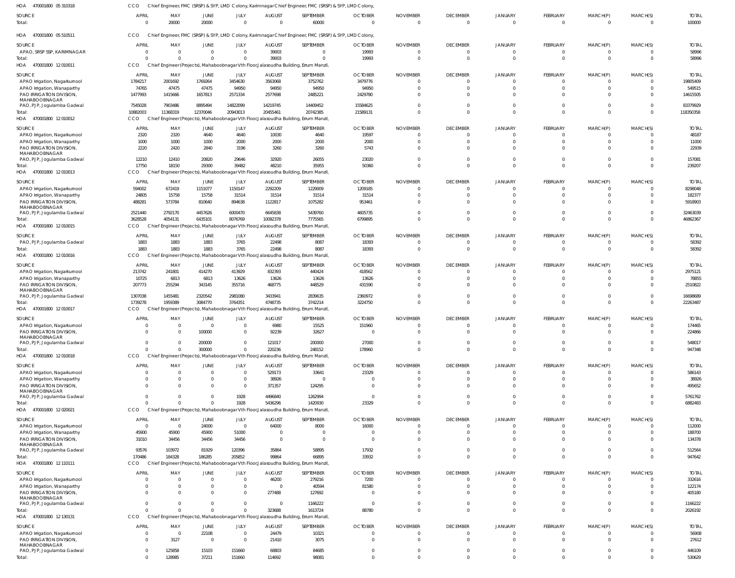HOA 470001800 05 310318 CCO Chief Engineer, FMC (SRSP) & SYP, LMD Colony, Karimnagar Chief Engineer, FMC (SRSP) & SYP, LMD Colony,

| SOURCE | APRIL | MAY | JUNE | JULY | AUGUST | SEPTEMBER | OCTOBER | NOVEMBER | DECEMBER | JANUARY | FEBRUARY | MARCH(P) | MARCH(S) | TOTAL |
|---|---|---|---|---|---|---|---|---|---|---|---|---|---|---|
| Total: | 0 | 20000 | 20000 | 0 | 0 | 60000 | 0 | 0 | 0 | 0 | 0 | 0 | 0 | 100000 |

HOA 470001800 05 510511 CCO Chief Engineer, FMC (SRSP) & SYP, LMD Colony, Karimnagar Chief Engineer, FMC (SRSP) & SYP, LMD Colony,

| SOURCE | APRIL | MAY | JUNE | JULY | AUGUST | SEPTEMBER | OCTOBER | NOVEMBER | DECEMBER | JANUARY | FEBRUARY | MARCH(P) | MARCH(S) | TOTAL |
|---|---|---|---|---|---|---|---|---|---|---|---|---|---|---|
| APAO, SRSP SSP, KARIMNAGAR | 0 | 0 | 0 | 0 | 39003 | 0 | 19993 | 0 | 0 | 0 | 0 | 0 | 0 | 58996 |
| Total: | 0 | 0 | 0 | 0 | 39003 | 0 | 19993 | 0 | 0 | 0 | 0 | 0 | 0 | 58996 |

HOA 470001800 12 010011 CCO Chief Engineer(Projects), Mahaboobnagar Vth Floor,Jalasoudha Building, Errum Manzil,

| SOURCE | APRIL | MAY | JUNE | JULY | AUGUST | SEPTEMBER | OCTOBER | NOVEMBER | DECEMBER | JANUARY | FEBRUARY | MARCH(P) | MARCH(S) | TOTAL |
|---|---|---|---|---|---|---|---|---|---|---|---|---|---|---|
| APAO Irrigation, Nagarkurnool | 1784217 | 2001692 | 1769264 | 3454630 | 3563068 | 3752762 | 3479776 | 0 | 0 | 0 | 0 | 0 | 0 | 19805409 |
| APAO Irrigation, Wanaparthy | 74765 | 47475 | 47475 | 94950 | 94950 | 94950 | 94950 | 0 | 0 | 0 | 0 | 0 | 0 | 549515 |
| PAO IRRIGATION DIVISION, MAHABOOBNAGAR | 1477993 | 1415666 | 1657813 | 2571334 | 2577698 | 2485221 | 2429780 | 0 | 0 | 0 | 0 | 0 | 0 | 14615505 |
| PAO, PJP, Jogulamba Gadwal | 7545028 | 7903486 | 8895494 | 14822099 | 14219745 | 14409452 | 15584625 | 0 | 0 | 0 | 0 | 0 | 0 | 83379929 |
| Total: | 10882003 | 11368319 | 12370046 | 20943013 | 20455461 | 20742385 | 21589131 | 0 | 0 | 0 | 0 | 0 | 0 | 118350358 |

HOA 470001800 12 010012 CCO Chief Engineer(Projects), Mahaboobnagar Vth Floor,Jalasoudha Building, Errum Manzil,

| SOURCE | APRIL | MAY | JUNE | JULY | AUGUST | SEPTEMBER | OCTOBER | NOVEMBER | DECEMBER | JANUARY | FEBRUARY | MARCH(P) | MARCH(S) | TOTAL |
|---|---|---|---|---|---|---|---|---|---|---|---|---|---|---|
| APAO Irrigation, Nagarkurnool | 2320 | 2320 | 4640 | 4640 | 10030 | 4640 | 19597 | 0 | 0 | 0 | 0 | 0 | 0 | 48187 |
| APAO Irrigation, Wanaparthy | 1000 | 1000 | 1000 | 2000 | 2000 | 2000 | 2000 | 0 | 0 | 0 | 0 | 0 | 0 | 11000 |
| PAO IRRIGATION DIVISION, MAHABOOBNAGAR | 2220 | 2420 | 2840 | 3196 | 3260 | 3260 | 5743 | 0 | 0 | 0 | 0 | 0 | 0 | 22939 |
| PAO, PJP, Jogulamba Gadwal | 12210 | 12410 | 20820 | 29646 | 32920 | 26055 | 23020 | 0 | 0 | 0 | 0 | 0 | 0 | 157081 |
| Total: | 17750 | 18150 | 29300 | 39482 | 48210 | 35955 | 50360 | 0 | 0 | 0 | 0 | 0 | 0 | 239207 |

HOA 470001800 12 010013 CCO Chief Engineer(Projects), Mahaboobnagar Vth Floor,Jalasoudha Building, Errum Manzil,

| SOURCE | APRIL | MAY | JUNE | JULY | AUGUST | SEPTEMBER | OCTOBER | NOVEMBER | DECEMBER | JANUARY | FEBRUARY | MARCH(P) | MARCH(S) | TOTAL |
|---|---|---|---|---|---|---|---|---|---|---|---|---|---|---|
| APAO Irrigation, Nagarkurnool | 594002 | 672419 | 1151077 | 1150147 | 2292209 | 1229009 | 1209185 | 0 | 0 | 0 | 0 | 0 | 0 | 8298048 |
| APAO Irrigation, Wanaparthy | 24805 | 15758 | 15758 | 31514 | 31514 | 31514 | 31514 | 0 | 0 | 0 | 0 | 0 | 0 | 182377 |
| PAO IRRIGATION DIVISION, MAHABOOBNAGAR | 488281 | 573784 | 810640 | 894638 | 1122817 | 1075282 | 953461 | 0 | 0 | 0 | 0 | 0 | 0 | 5918903 |
| PAO, PJP, Jogulamba Gadwal | 2521440 | 2792170 | 4457626 | 6000470 | 6645838 | 5439760 | 4605735 | 0 | 0 | 0 | 0 | 0 | 0 | 32463039 |
| Total: | 3628528 | 4054131 | 6435101 | 8076769 | 10092378 | 7775565 | 6799895 | 0 | 0 | 0 | 0 | 0 | 0 | 46862367 |

HOA 470001800 12 010015 CCO Chief Engineer(Projects), Mahaboobnagar Vth Floor,Jalasoudha Building, Errum Manzil,

| SOURCE | APRIL | MAY | JUNE | JULY | AUGUST | SEPTEMBER | OCTOBER | NOVEMBER | DECEMBER | JANUARY | FEBRUARY | MARCH(P) | MARCH(S) | TOTAL |
|---|---|---|---|---|---|---|---|---|---|---|---|---|---|---|
| PAO, PJP, Jogulamba Gadwal | 1883 | 1883 | 1883 | 3765 | 22498 | 8087 | 18393 | 0 | 0 | 0 | 0 | 0 | 0 | 58392 |
| Total: | 1883 | 1883 | 1883 | 3765 | 22498 | 8087 | 18393 | 0 | 0 | 0 | 0 | 0 | 0 | 58392 |

HOA 470001800 12 010016 CCO Chief Engineer(Projects), Mahaboobnagar Vth Floor,Jalasoudha Building, Errum Manzil,

| SOURCE | APRIL | MAY | JUNE | JULY | AUGUST | SEPTEMBER | OCTOBER | NOVEMBER | DECEMBER | JANUARY | FEBRUARY | MARCH(P) | MARCH(S) | TOTAL |
|---|---|---|---|---|---|---|---|---|---|---|---|---|---|---|
| APAO Irrigation, Nagarkurnool | 213742 | 241801 | 414270 | 413929 | 832393 | 440424 | 418562 | 0 | 0 | 0 | 0 | 0 | 0 | 2975121 |
| APAO Irrigation, Wanaparthy | 10725 | 6813 | 6813 | 13626 | 13626 | 13626 | 13626 | 0 | 0 | 0 | 0 | 0 | 0 | 78855 |
| PAO IRRIGATION DIVISION, MAHABOOBNAGAR | 207773 | 255294 | 343145 | 355716 | 468775 | 448529 | 431590 | 0 | 0 | 0 | 0 | 0 | 0 | 2510822 |
| PAO, PJP, Jogulamba Gadwal | 1307038 | 1455481 | 2320542 | 2981080 | 3433941 | 2839635 | 2360972 | 0 | 0 | 0 | 0 | 0 | 0 | 16698689 |
| Total: | 1739278 | 1959389 | 3084770 | 3764351 | 4748735 | 3742214 | 3224750 | 0 | 0 | 0 | 0 | 0 | 0 | 22263487 |

HOA 470001800 12 010017 CCO Chief Engineer(Projects), Mahaboobnagar Vth Floor,Jalasoudha Building, Errum Manzil,

| SOURCE | APRIL | MAY | JUNE | JULY | AUGUST | SEPTEMBER | OCTOBER | NOVEMBER | DECEMBER | JANUARY | FEBRUARY | MARCH(P) | MARCH(S) | TOTAL |
|---|---|---|---|---|---|---|---|---|---|---|---|---|---|---|
| APAO Irrigation, Nagarkurnool | 0 | 0 | 0 | 0 | 6980 | 15525 | 151960 | 0 | 0 | 0 | 0 | 0 | 0 | 174465 |
| PAO IRRIGATION DIVISION, MAHABOOBNAGAR | 0 | 0 | 100000 | 0 | 92239 | 32627 | 0 | 0 | 0 | 0 | 0 | 0 | 0 | 224866 |
| PAO, PJP, Jogulamba Gadwal | 0 | 0 | 200000 | 0 | 121017 | 200000 | 27000 | 0 | 0 | 0 | 0 | 0 | 0 | 548017 |
| Total: | 0 | 0 | 300000 | 0 | 220236 | 248152 | 178960 | 0 | 0 | 0 | 0 | 0 | 0 | 947348 |

HOA 470001800 12 010018 CCO Chief Engineer(Projects), Mahaboobnagar Vth Floor,Jalasoudha Building, Errum Manzil,

| SOURCE | APRIL | MAY | JUNE | JULY | AUGUST | SEPTEMBER | OCTOBER | NOVEMBER | DECEMBER | JANUARY | FEBRUARY | MARCH(P) | MARCH(S) | TOTAL |
|---|---|---|---|---|---|---|---|---|---|---|---|---|---|---|
| APAO Irrigation, Nagarkurnool | 0 | 0 | 0 | 0 | 529173 | 33641 | 23329 | 0 | 0 | 0 | 0 | 0 | 0 | 586143 |
| APAO Irrigation, Wanaparthy | 0 | 0 | 0 | 0 | 38926 | 0 | 0 | 0 | 0 | 0 | 0 | 0 | 0 | 38926 |
| PAO IRRIGATION DIVISION, MAHABOOBNAGAR | 0 | 0 | 0 | 0 | 371357 | 124295 | 0 | 0 | 0 | 0 | 0 | 0 | 0 | 495652 |
| PAO, PJP, Jogulamba Gadwal | 0 | 0 | 0 | 1928 | 4496840 | 1262994 | 0 | 0 | 0 | 0 | 0 | 0 | 0 | 5761762 |
| Total: | 0 | 0 | 0 | 1928 | 5436296 | 1420930 | 23329 | 0 | 0 | 0 | 0 | 0 | 0 | 6882483 |

HOA 470001800 12 020021 CCO Chief Engineer(Projects), Mahaboobnagar Vth Floor,Jalasoudha Building, Errum Manzil,

| SOURCE | APRIL | MAY | JUNE | JULY | AUGUST | SEPTEMBER | OCTOBER | NOVEMBER | DECEMBER | JANUARY | FEBRUARY | MARCH(P) | MARCH(S) | TOTAL |
|---|---|---|---|---|---|---|---|---|---|---|---|---|---|---|
| APAO Irrigation, Nagarkurnool | 0 | 0 | 24000 | 0 | 64000 | 8000 | 16000 | 0 | 0 | 0 | 0 | 0 | 0 | 112000 |
| APAO Irrigation, Wanaparthy | 45900 | 45900 | 45900 | 51000 | 0 | 0 | 0 | 0 | 0 | 0 | 0 | 0 | 0 | 188700 |
| PAO IRRIGATION DIVISION, MAHABOOBNAGAR | 31010 | 34456 | 34456 | 34456 | 0 | 0 | 0 | 0 | 0 | 0 | 0 | 0 | 0 | 134378 |
| PAO, PJP, Jogulamba Gadwal | 93576 | 103972 | 81929 | 120396 | 35864 | 58895 | 17932 | 0 | 0 | 0 | 0 | 0 | 0 | 512564 |
| Total: | 170486 | 184328 | 186285 | 205852 | 99864 | 66895 | 33932 | 0 | 0 | 0 | 0 | 0 | 0 | 947642 |

HOA 470001800 12 110111 CCO Chief Engineer(Projects), Mahaboobnagar Vth Floor,Jalasoudha Building, Errum Manzil,

| SOURCE | APRIL | MAY | JUNE | JULY | AUGUST | SEPTEMBER | OCTOBER | NOVEMBER | DECEMBER | JANUARY | FEBRUARY | MARCH(P) | MARCH(S) | TOTAL |
|---|---|---|---|---|---|---|---|---|---|---|---|---|---|---|
| APAO Irrigation, Nagarkurnool | 0 | 0 | 0 | 0 | 46200 | 279216 | 7200 | 0 | 0 | 0 | 0 | 0 | 0 | 332616 |
| APAO Irrigation, Wanaparthy | 0 | 0 | 0 | 0 | 0 | 40594 | 81580 | 0 | 0 | 0 | 0 | 0 | 0 | 122174 |
| PAO IRRIGATION DIVISION, MAHABOOBNAGAR | 0 | 0 | 0 | 0 | 277488 | 127692 | 0 | 0 | 0 | 0 | 0 | 0 | 0 | 405180 |
| PAO, PJP, Jogulamba Gadwal | 0 | 0 | 0 | 0 | 0 | 1166222 | 0 | 0 | 0 | 0 | 0 | 0 | 0 | 1166222 |
| Total: | 0 | 0 | 0 | 0 | 323688 | 1613724 | 88780 | 0 | 0 | 0 | 0 | 0 | 0 | 2026192 |

HOA 470001800 12 130131 CCO Chief Engineer(Projects), Mahaboobnagar Vth Floor,Jalasoudha Building, Errum Manzil,

| SOURCE | APRIL | MAY | JUNE | JULY | AUGUST | SEPTEMBER | OCTOBER | NOVEMBER | DECEMBER | JANUARY | FEBRUARY | MARCH(P) | MARCH(S) | TOTAL |
|---|---|---|---|---|---|---|---|---|---|---|---|---|---|---|
| APAO Irrigation, Nagarkurnool | 0 | 0 | 22108 | 0 | 24479 | 10321 | 0 | 0 | 0 | 0 | 0 | 0 | 0 | 56908 |
| PAO IRRIGATION DIVISION, MAHABOOBNAGAR | 0 | 3127 | 0 | 0 | 21410 | 3075 | 0 | 0 | 0 | 0 | 0 | 0 | 0 | 27612 |
| PAO, PJP, Jogulamba Gadwal | 0 | 125858 | 15103 | 151660 | 68803 | 84685 | 0 | 0 | 0 | 0 | 0 | 0 | 0 | 446109 |
| Total: | 0 | 128985 | 37211 | 151660 | 114692 | 98081 | 0 | 0 | 0 | 0 | 0 | 0 | 0 | 530629 |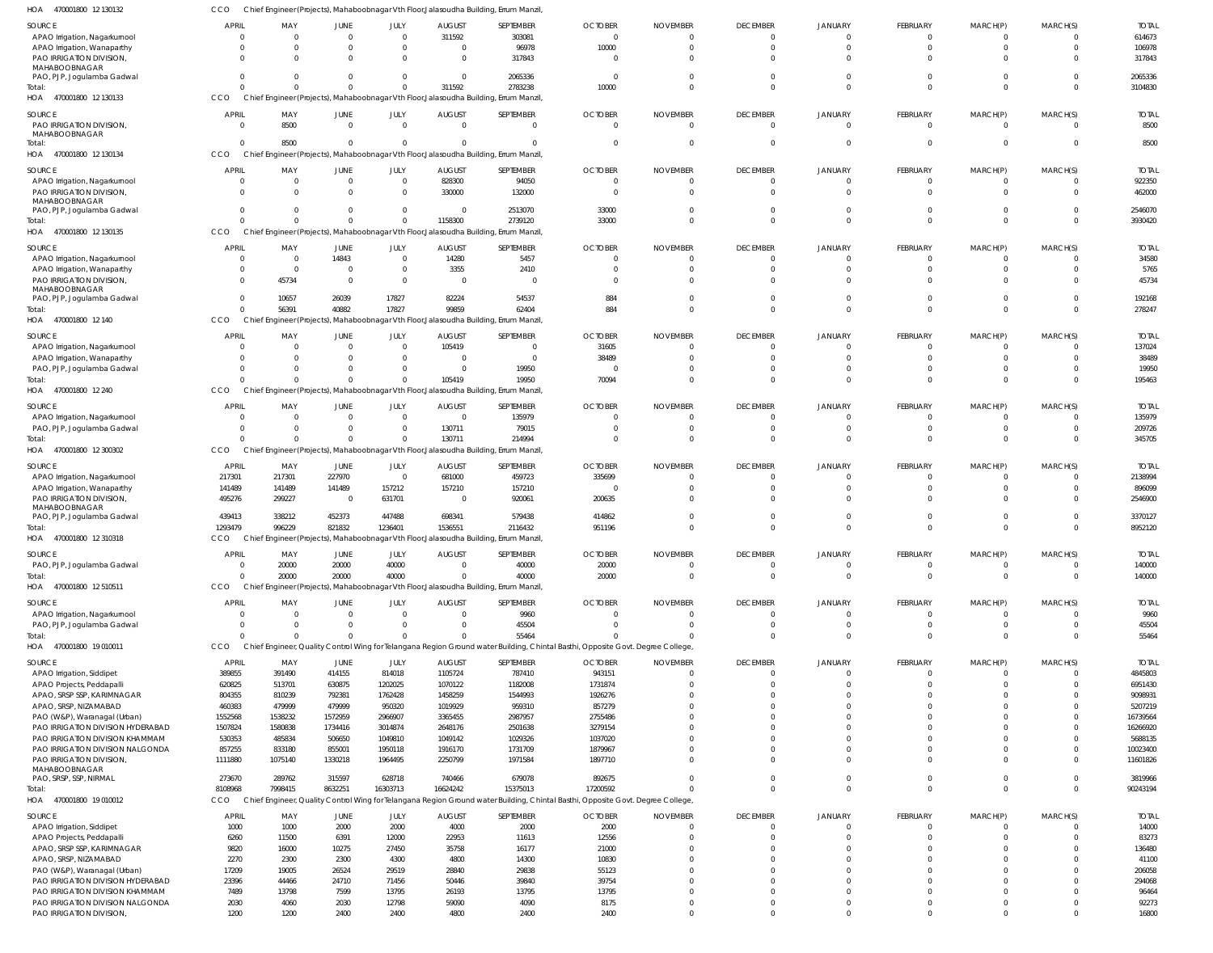HOA 470001800 12 130132 CCO Chief Engineer(Projects), Mahaboobnagar Vth Floor,Jalasoudha Building, Errum Manzil,

| SOURCE | APRIL | MAY | JUNE | JULY | AUGUST | SEPTEMBER | OCTOBER | NOVEMBER | DECEMBER | JANUARY | FEBRUARY | MARCH(P) | MARCH(S) | TOTAL |
|---|---|---|---|---|---|---|---|---|---|---|---|---|---|---|
| APAO Irrigation, Nagarkurnool | 0 | 0 | 0 | 0 | 311592 | 303081 | 0 | 0 | 0 | 0 | 0 | 0 | 0 | 614673 |
| APAO Irrigation, Wanaparthy | 0 | 0 | 0 | 0 | 0 | 96978 | 10000 | 0 | 0 | 0 | 0 | 0 | 0 | 106978 |
| PAO IRRIGATION DIVISION, MAHABOOBNAGAR | 0 | 0 | 0 | 0 | 0 | 317843 | 0 | 0 | 0 | 0 | 0 | 0 | 0 | 317843 |
| PAO, PJP, Jogulamba Gadwal | 0 | 0 | 0 | 0 | 0 | 2065336 | 0 | 0 | 0 | 0 | 0 | 0 | 0 | 2065336 |
| Total: | 0 | 0 | 0 | 0 | 311592 | 2783238 | 10000 | 0 | 0 | 0 | 0 | 0 | 0 | 3104830 |

HOA 470001800 12 130133 CCO Chief Engineer(Projects), Mahaboobnagar Vth Floor,Jalasoudha Building, Errum Manzil,

| SOURCE | APRIL | MAY | JUNE | JULY | AUGUST | SEPTEMBER | OCTOBER | NOVEMBER | DECEMBER | JANUARY | FEBRUARY | MARCH(P) | MARCH(S) | TOTAL |
|---|---|---|---|---|---|---|---|---|---|---|---|---|---|---|
| PAO IRRIGATION DIVISION, MAHABOOBNAGAR | 0 | 8500 | 0 | 0 | 0 | 0 | 0 | 0 | 0 | 0 | 0 | 0 | 0 | 8500 |
| Total: | 0 | 8500 | 0 | 0 | 0 | 0 | 0 | 0 | 0 | 0 | 0 | 0 | 0 | 8500 |

HOA 470001800 12 130134 CCO Chief Engineer(Projects), Mahaboobnagar Vth Floor,Jalasoudha Building, Errum Manzil,

| SOURCE | APRIL | MAY | JUNE | JULY | AUGUST | SEPTEMBER | OCTOBER | NOVEMBER | DECEMBER | JANUARY | FEBRUARY | MARCH(P) | MARCH(S) | TOTAL |
|---|---|---|---|---|---|---|---|---|---|---|---|---|---|---|
| APAO Irrigation, Nagarkurnool | 0 | 0 | 0 | 0 | 828300 | 94050 | 0 | 0 | 0 | 0 | 0 | 0 | 0 | 922350 |
| PAO IRRIGATION DIVISION, MAHABOOBNAGAR | 0 | 0 | 0 | 0 | 330000 | 132000 | 0 | 0 | 0 | 0 | 0 | 0 | 0 | 462000 |
| PAO, PJP, Jogulamba Gadwal | 0 | 0 | 0 | 0 | 0 | 2513070 | 33000 | 0 | 0 | 0 | 0 | 0 | 0 | 2546070 |
| Total: | 0 | 0 | 0 | 0 | 1158300 | 2739120 | 33000 | 0 | 0 | 0 | 0 | 0 | 0 | 3930420 |

HOA 470001800 12 130135 CCO Chief Engineer(Projects), Mahaboobnagar Vth Floor,Jalasoudha Building, Errum Manzil,

| SOURCE | APRIL | MAY | JUNE | JULY | AUGUST | SEPTEMBER | OCTOBER | NOVEMBER | DECEMBER | JANUARY | FEBRUARY | MARCH(P) | MARCH(S) | TOTAL |
|---|---|---|---|---|---|---|---|---|---|---|---|---|---|---|
| APAO Irrigation, Nagarkurnool | 0 | 0 | 14843 | 0 | 14280 | 5457 | 0 | 0 | 0 | 0 | 0 | 0 | 0 | 34580 |
| APAO Irrigation, Wanaparthy | 0 | 0 | 0 | 0 | 3355 | 2410 | 0 | 0 | 0 | 0 | 0 | 0 | 0 | 5765 |
| PAO IRRIGATION DIVISION, MAHABOOBNAGAR | 0 | 45734 | 0 | 0 | 0 | 0 | 0 | 0 | 0 | 0 | 0 | 0 | 0 | 45734 |
| PAO, PJP, Jogulamba Gadwal | 0 | 10657 | 26039 | 17827 | 82224 | 54537 | 884 | 0 | 0 | 0 | 0 | 0 | 0 | 192168 |
| Total: | 0 | 56391 | 40882 | 17827 | 99859 | 62404 | 884 | 0 | 0 | 0 | 0 | 0 | 0 | 278247 |

HOA 470001800 12 140 CCO Chief Engineer(Projects), Mahaboobnagar Vth Floor,Jalasoudha Building, Errum Manzil,

| SOURCE | APRIL | MAY | JUNE | JULY | AUGUST | SEPTEMBER | OCTOBER | NOVEMBER | DECEMBER | JANUARY | FEBRUARY | MARCH(P) | MARCH(S) | TOTAL |
|---|---|---|---|---|---|---|---|---|---|---|---|---|---|---|
| APAO Irrigation, Nagarkurnool | 0 | 0 | 0 | 0 | 105419 | 0 | 31605 | 0 | 0 | 0 | 0 | 0 | 0 | 137024 |
| APAO Irrigation, Wanaparthy | 0 | 0 | 0 | 0 | 0 | 0 | 38489 | 0 | 0 | 0 | 0 | 0 | 0 | 38489 |
| PAO, PJP, Jogulamba Gadwal | 0 | 0 | 0 | 0 | 0 | 19950 | 0 | 0 | 0 | 0 | 0 | 0 | 0 | 19950 |
| Total: | 0 | 0 | 0 | 0 | 105419 | 19950 | 70094 | 0 | 0 | 0 | 0 | 0 | 0 | 195463 |

HOA 470001800 12 240 CCO Chief Engineer(Projects), Mahaboobnagar Vth Floor,Jalasoudha Building, Errum Manzil,

| SOURCE | APRIL | MAY | JUNE | JULY | AUGUST | SEPTEMBER | OCTOBER | NOVEMBER | DECEMBER | JANUARY | FEBRUARY | MARCH(P) | MARCH(S) | TOTAL |
|---|---|---|---|---|---|---|---|---|---|---|---|---|---|---|
| APAO Irrigation, Nagarkurnool | 0 | 0 | 0 | 0 | 0 | 135979 | 0 | 0 | 0 | 0 | 0 | 0 | 0 | 135979 |
| PAO, PJP, Jogulamba Gadwal | 0 | 0 | 0 | 0 | 130711 | 79015 | 0 | 0 | 0 | 0 | 0 | 0 | 0 | 209726 |
| Total: | 0 | 0 | 0 | 0 | 130711 | 214994 | 0 | 0 | 0 | 0 | 0 | 0 | 0 | 345705 |

HOA 470001800 12 300302 CCO Chief Engineer(Projects), Mahaboobnagar Vth Floor,Jalasoudha Building, Errum Manzil,

| SOURCE | APRIL | MAY | JUNE | JULY | AUGUST | SEPTEMBER | OCTOBER | NOVEMBER | DECEMBER | JANUARY | FEBRUARY | MARCH(P) | MARCH(S) | TOTAL |
|---|---|---|---|---|---|---|---|---|---|---|---|---|---|---|
| APAO Irrigation, Nagarkurnool | 217301 | 217301 | 227970 | 0 | 681000 | 459723 | 335699 | 0 | 0 | 0 | 0 | 0 | 0 | 2138994 |
| APAO Irrigation, Wanaparthy | 141489 | 141489 | 141489 | 157212 | 157210 | 157210 | 0 | 0 | 0 | 0 | 0 | 0 | 0 | 896099 |
| PAO IRRIGATION DIVISION, MAHABOOBNAGAR | 495276 | 299227 | 0 | 631701 | 0 | 920061 | 200635 | 0 | 0 | 0 | 0 | 0 | 0 | 2546900 |
| PAO, PJP, Jogulamba Gadwal | 439413 | 338212 | 452373 | 447488 | 698341 | 579438 | 414862 | 0 | 0 | 0 | 0 | 0 | 0 | 3370127 |
| Total: | 1293479 | 996229 | 821832 | 1236401 | 1536551 | 2116432 | 951196 | 0 | 0 | 0 | 0 | 0 | 0 | 8952120 |

HOA 470001800 12 310318 CCO Chief Engineer(Projects), Mahaboobnagar Vth Floor,Jalasoudha Building, Errum Manzil,

| SOURCE | APRIL | MAY | JUNE | JULY | AUGUST | SEPTEMBER | OCTOBER | NOVEMBER | DECEMBER | JANUARY | FEBRUARY | MARCH(P) | MARCH(S) | TOTAL |
|---|---|---|---|---|---|---|---|---|---|---|---|---|---|---|
| PAO, PJP, Jogulamba Gadwal | 0 | 20000 | 20000 | 40000 | 0 | 40000 | 20000 | 0 | 0 | 0 | 0 | 0 | 0 | 140000 |
| Total: | 0 | 20000 | 20000 | 40000 | 0 | 40000 | 20000 | 0 | 0 | 0 | 0 | 0 | 0 | 140000 |

HOA 470001800 12 510511 CCO Chief Engineer(Projects), Mahaboobnagar Vth Floor,Jalasoudha Building, Errum Manzil,

| SOURCE | APRIL | MAY | JUNE | JULY | AUGUST | SEPTEMBER | OCTOBER | NOVEMBER | DECEMBER | JANUARY | FEBRUARY | MARCH(P) | MARCH(S) | TOTAL |
|---|---|---|---|---|---|---|---|---|---|---|---|---|---|---|
| APAO Irrigation, Nagarkurnool | 0 | 0 | 0 | 0 | 0 | 9960 | 0 | 0 | 0 | 0 | 0 | 0 | 0 | 9960 |
| PAO, PJP, Jogulamba Gadwal | 0 | 0 | 0 | 0 | 0 | 45504 | 0 | 0 | 0 | 0 | 0 | 0 | 0 | 45504 |
| Total: | 0 | 0 | 0 | 0 | 0 | 55464 | 0 | 0 | 0 | 0 | 0 | 0 | 0 | 55464 |

HOA 470001800 19 010011 CCO Chief Engineer, Quality Control Wing for Telangana Region Ground water Building, Chintal Basthi, Opposite Govt. Degree College,

| SOURCE | APRIL | MAY | JUNE | JULY | AUGUST | SEPTEMBER | OCTOBER | NOVEMBER | DECEMBER | JANUARY | FEBRUARY | MARCH(P) | MARCH(S) | TOTAL |
|---|---|---|---|---|---|---|---|---|---|---|---|---|---|---|
| APAO Irrigation, Siddipet | 389855 | 391490 | 414155 | 814018 | 1105724 | 787410 | 943151 | 0 | 0 | 0 | 0 | 0 | 0 | 4845803 |
| APAO Projects, Peddapalli | 620825 | 513701 | 630875 | 1202025 | 1070122 | 1182008 | 1731874 | 0 | 0 | 0 | 0 | 0 | 0 | 6951430 |
| APAO, SRSP SSP, KARIMNAGAR | 804355 | 810239 | 792381 | 1762428 | 1458259 | 1544993 | 1926276 | 0 | 0 | 0 | 0 | 0 | 0 | 9098931 |
| APAO, SRSP, NIZAMABAD | 460383 | 479999 | 479999 | 950320 | 1019929 | 959310 | 857279 | 0 | 0 | 0 | 0 | 0 | 0 | 5207219 |
| PAO (W&P), Waranagal (Urban) | 1552568 | 1538232 | 1572959 | 2966907 | 3365455 | 2987957 | 2755486 | 0 | 0 | 0 | 0 | 0 | 0 | 16739564 |
| PAO IRRIGATION DIVISION HYDERABAD | 1507824 | 1580838 | 1734416 | 3014874 | 2648176 | 2501638 | 3279154 | 0 | 0 | 0 | 0 | 0 | 0 | 16266920 |
| PAO IRRIGATION DIVISION KHAMMAM | 530353 | 485834 | 506650 | 1049810 | 1049142 | 1029326 | 1037020 | 0 | 0 | 0 | 0 | 0 | 0 | 5688135 |
| PAO IRRIGATION DIVISION NALGONDA | 857255 | 833180 | 855001 | 1950118 | 1916170 | 1731709 | 1879967 | 0 | 0 | 0 | 0 | 0 | 0 | 10023400 |
| PAO IRRIGATION DIVISION, MAHABOOBNAGAR | 1111880 | 1075140 | 1330218 | 1964495 | 2250799 | 1971584 | 1897710 | 0 | 0 | 0 | 0 | 0 | 0 | 11601826 |
| PAO, SRSP, SSP, NIRMAL | 273670 | 289762 | 315597 | 628718 | 740466 | 679078 | 892675 | 0 | 0 | 0 | 0 | 0 | 0 | 3819966 |
| Total: | 8108968 | 7998415 | 8632251 | 16303713 | 16624242 | 15375013 | 17200592 | 0 | 0 | 0 | 0 | 0 | 0 | 90243194 |

HOA 470001800 19 010012 CCO Chief Engineer, Quality Control Wing for Telangana Region Ground water Building, Chintal Basthi, Opposite Govt. Degree College,

| SOURCE | APRIL | MAY | JUNE | JULY | AUGUST | SEPTEMBER | OCTOBER | NOVEMBER | DECEMBER | JANUARY | FEBRUARY | MARCH(P) | MARCH(S) | TOTAL |
|---|---|---|---|---|---|---|---|---|---|---|---|---|---|---|
| APAO Irrigation, Siddipet | 1000 | 1000 | 2000 | 2000 | 4000 | 2000 | 2000 | 0 | 0 | 0 | 0 | 0 | 0 | 14000 |
| APAO Projects, Peddapalli | 6260 | 11500 | 6391 | 12000 | 22953 | 11613 | 12556 | 0 | 0 | 0 | 0 | 0 | 0 | 83273 |
| APAO, SRSP SSP, KARIMNAGAR | 9820 | 16000 | 10275 | 27450 | 35758 | 16177 | 21000 | 0 | 0 | 0 | 0 | 0 | 0 | 136480 |
| APAO, SRSP, NIZAMABAD | 2270 | 2300 | 2300 | 4300 | 4800 | 14300 | 10830 | 0 | 0 | 0 | 0 | 0 | 0 | 41100 |
| PAO (W&P), Waranagal (Urban) | 17209 | 19005 | 26524 | 29519 | 28840 | 29838 | 55123 | 0 | 0 | 0 | 0 | 0 | 0 | 206058 |
| PAO IRRIGATION DIVISION HYDERABAD | 23396 | 44466 | 24710 | 71456 | 50446 | 39840 | 39754 | 0 | 0 | 0 | 0 | 0 | 0 | 294068 |
| PAO IRRIGATION DIVISION KHAMMAM | 7489 | 13798 | 7599 | 13795 | 26193 | 13795 | 13795 | 0 | 0 | 0 | 0 | 0 | 0 | 96464 |
| PAO IRRIGATION DIVISION NALGONDA | 2030 | 4060 | 2030 | 12798 | 59090 | 4090 | 8175 | 0 | 0 | 0 | 0 | 0 | 0 | 92273 |
| PAO IRRIGATION DIVISION, | 1200 | 1200 | 2400 | 2400 | 4800 | 2400 | 2400 | 0 | 0 | 0 | 0 | 0 | 0 | 16800 |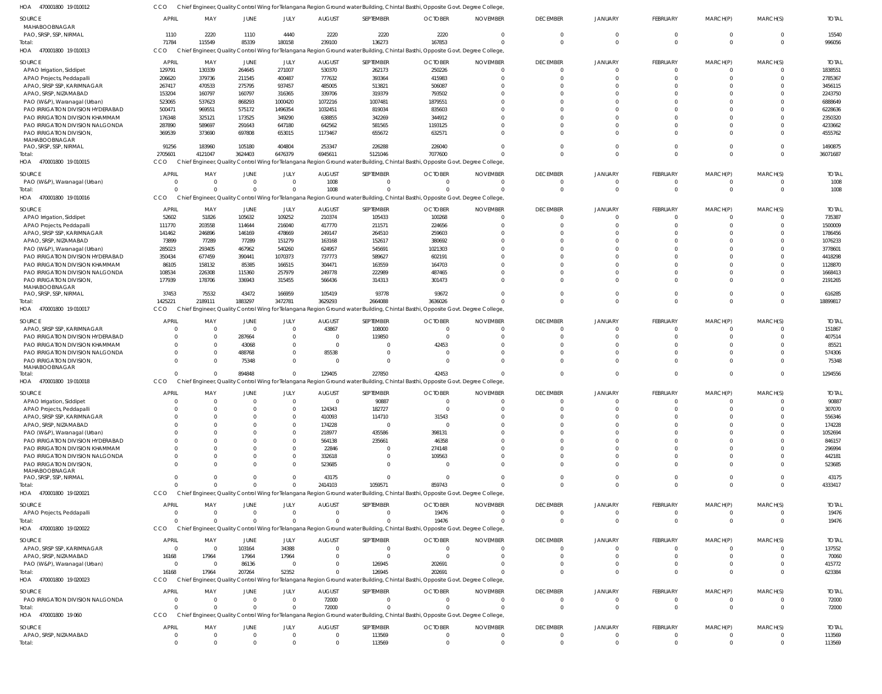HOA 470001800 19 010012 CCO Chief Engineer, Quality Control Wing for Telangana Region Ground water Building, Chintal Basthi, Opposite Govt. Degree College,

| SOURCE | APRIL | MAY | JUNE | JULY | AUGUST | SEPTEMBER | OCTOBER | NOVEMBER | DECEMBER | JANUARY | FEBRUARY | MARCH(P) | MARCH(S) | TOTAL |
|---|---|---|---|---|---|---|---|---|---|---|---|---|---|---|
| MAHABOOBNAGAR | | | | | | | | | | | | | | |
| PAO, SRSP, SSP, NIRMAL | 1110 | 2220 | 1110 | 4440 | 2220 | 2220 | 2220 | 0 | 0 | 0 | 0 | 0 | 0 | 15540 |
| Total: | 71784 | 115549 | 85339 | 180158 | 239100 | 136273 | 167853 | 0 | 0 | 0 | 0 | 0 | 0 | 996056 |

HOA 470001800 19 010013 CCO Chief Engineer, Quality Control Wing for Telangana Region Ground water Building, Chintal Basthi, Opposite Govt. Degree College,

| SOURCE | APRIL | MAY | JUNE | JULY | AUGUST | SEPTEMBER | OCTOBER | NOVEMBER | DECEMBER | JANUARY | FEBRUARY | MARCH(P) | MARCH(S) | TOTAL |
|---|---|---|---|---|---|---|---|---|---|---|---|---|---|---|
| APAO Irrigation, Siddipet | 129791 | 130339 | 264645 | 271007 | 530370 | 262173 | 250226 | 0 | 0 | 0 | 0 | 0 | 0 | 1838551 |
| APAO Projects, Peddapalli | 206620 | 379736 | 211545 | 400487 | 777632 | 393364 | 415983 | 0 | 0 | 0 | 0 | 0 | 0 | 2785367 |
| APAO, SRSP SSP, KARIMNAGAR | 267417 | 470533 | 275795 | 937457 | 485005 | 513821 | 506087 | 0 | 0 | 0 | 0 | 0 | 0 | 3456115 |
| APAO, SRSP, NIZAMABAD | 153204 | 160797 | 160797 | 316365 | 339706 | 319379 | 793502 | 0 | 0 | 0 | 0 | 0 | 0 | 2243750 |
| PAO (W&P), Waranagal (Urban) | 523065 | 537623 | 868293 | 1000420 | 1072216 | 1007481 | 1879551 | 0 | 0 | 0 | 0 | 0 | 0 | 6888649 |
| PAO IRRIGATION DIVISION HYDERABAD | 500471 | 969551 | 575172 | 1496354 | 1032451 | 819034 | 835603 | 0 | 0 | 0 | 0 | 0 | 0 | 6228636 |
| PAO IRRIGATION DIVISION KHAMMAM | 176348 | 325121 | 173525 | 349290 | 638855 | 342269 | 344912 | 0 | 0 | 0 | 0 | 0 | 0 | 2350320 |
| PAO IRRIGATION DIVISION NALGONDA | 287890 | 589697 | 291643 | 647180 | 642562 | 581565 | 1193125 | 0 | 0 | 0 | 0 | 0 | 0 | 4233662 |
| PAO IRRIGATION DIVISION, MAHABOOBNAGAR | 369539 | 373690 | 697808 | 653015 | 1173467 | 655672 | 632571 | 0 | 0 | 0 | 0 | 0 | 0 | 4555762 |
| PAO, SRSP, SSP, NIRMAL | 91256 | 183960 | 105180 | 404804 | 253347 | 226288 | 226040 | 0 | 0 | 0 | 0 | 0 | 0 | 1490875 |
| Total: | 2705601 | 4121047 | 3624403 | 6476379 | 6945611 | 5121046 | 7077600 | 0 | 0 | 0 | 0 | 0 | 0 | 36071687 |

HOA 470001800 19 010015 CCO Chief Engineer, Quality Control Wing for Telangana Region Ground water Building, Chintal Basthi, Opposite Govt. Degree College,

| SOURCE | APRIL | MAY | JUNE | JULY | AUGUST | SEPTEMBER | OCTOBER | NOVEMBER | DECEMBER | JANUARY | FEBRUARY | MARCH(P) | MARCH(S) | TOTAL |
|---|---|---|---|---|---|---|---|---|---|---|---|---|---|---|
| PAO (W&P), Waranagal (Urban) | 0 | 0 | 0 | 0 | 1008 | 0 | 0 | 0 | 0 | 0 | 0 | 0 | 0 | 1008 |
| Total: | 0 | 0 | 0 | 0 | 1008 | 0 | 0 | 0 | 0 | 0 | 0 | 0 | 0 | 1008 |

HOA 470001800 19 010016 CCO Chief Engineer, Quality Control Wing for Telangana Region Ground water Building, Chintal Basthi, Opposite Govt. Degree College,

| SOURCE | APRIL | MAY | JUNE | JULY | AUGUST | SEPTEMBER | OCTOBER | NOVEMBER | DECEMBER | JANUARY | FEBRUARY | MARCH(P) | MARCH(S) | TOTAL |
|---|---|---|---|---|---|---|---|---|---|---|---|---|---|---|
| APAO Irrigation, Siddipet | 52602 | 51826 | 105632 | 109252 | 210374 | 105433 | 100268 | 0 | 0 | 0 | 0 | 0 | 0 | 735387 |
| APAO Projects, Peddapalli | 111770 | 203558 | 114644 | 216040 | 417770 | 211571 | 224656 | 0 | 0 | 0 | 0 | 0 | 0 | 1500009 |
| APAO, SRSP SSP, KARIMNAGAR | 141462 | 246896 | 146169 | 478669 | 249147 | 264510 | 259603 | 0 | 0 | 0 | 0 | 0 | 0 | 1786456 |
| APAO, SRSP, NIZAMABAD | 73899 | 77289 | 77289 | 151279 | 163168 | 152617 | 380692 | 0 | 0 | 0 | 0 | 0 | 0 | 1076233 |
| PAO (W&P), Waranagal (Urban) | 285023 | 293405 | 467962 | 540260 | 624957 | 545691 | 1021303 | 0 | 0 | 0 | 0 | 0 | 0 | 3778601 |
| PAO IRRIGATION DIVISION HYDERABAD | 350434 | 677459 | 390441 | 1070373 | 737773 | 589627 | 602191 | 0 | 0 | 0 | 0 | 0 | 0 | 4418298 |
| PAO IRRIGATION DIVISION KHAMMAM | 86105 | 158132 | 85385 | 166515 | 304471 | 163559 | 164703 | 0 | 0 | 0 | 0 | 0 | 0 | 1128870 |
| PAO IRRIGATION DIVISION NALGONDA | 108534 | 226308 | 115360 | 257979 | 249778 | 222989 | 487465 | 0 | 0 | 0 | 0 | 0 | 0 | 1668413 |
| PAO IRRIGATION DIVISION, MAHABOOBNAGAR | 177939 | 178706 | 336943 | 315455 | 566436 | 314313 | 301473 | 0 | 0 | 0 | 0 | 0 | 0 | 2191265 |
| PAO, SRSP, SSP, NIRMAL | 37453 | 75532 | 43472 | 166959 | 105419 | 93778 | 93672 | 0 | 0 | 0 | 0 | 0 | 0 | 616285 |
| Total: | 1425221 | 2189111 | 1883297 | 3472781 | 3629293 | 2664088 | 3636026 | 0 | 0 | 0 | 0 | 0 | 0 | 18899817 |

HOA 470001800 19 010017 CCO Chief Engineer, Quality Control Wing for Telangana Region Ground water Building, Chintal Basthi, Opposite Govt. Degree College,

| SOURCE | APRIL | MAY | JUNE | JULY | AUGUST | SEPTEMBER | OCTOBER | NOVEMBER | DECEMBER | JANUARY | FEBRUARY | MARCH(P) | MARCH(S) | TOTAL |
|---|---|---|---|---|---|---|---|---|---|---|---|---|---|---|
| APAO, SRSP SSP, KARIMNAGAR | 0 | 0 | 0 | 0 | 43867 | 108000 | 0 | 0 | 0 | 0 | 0 | 0 | 0 | 151867 |
| PAO IRRIGATION DIVISION HYDERABAD | 0 | 0 | 287664 | 0 | 0 | 119850 | 0 | 0 | 0 | 0 | 0 | 0 | 0 | 407514 |
| PAO IRRIGATION DIVISION KHAMMAM | 0 | 0 | 43068 | 0 | 0 | 0 | 42453 | 0 | 0 | 0 | 0 | 0 | 0 | 85521 |
| PAO IRRIGATION DIVISION NALGONDA | 0 | 0 | 488768 | 0 | 85538 | 0 | 0 | 0 | 0 | 0 | 0 | 0 | 0 | 574306 |
| PAO IRRIGATION DIVISION, MAHABOOBNAGAR | 0 | 0 | 75348 | 0 | 0 | 0 | 0 | 0 | 0 | 0 | 0 | 0 | 0 | 75348 |
| Total: | 0 | 0 | 894848 | 0 | 129405 | 227850 | 42453 | 0 | 0 | 0 | 0 | 0 | 0 | 1294556 |

HOA 470001800 19 010018 CCO Chief Engineer, Quality Control Wing for Telangana Region Ground water Building, Chintal Basthi, Opposite Govt. Degree College,

| SOURCE | APRIL | MAY | JUNE | JULY | AUGUST | SEPTEMBER | OCTOBER | NOVEMBER | DECEMBER | JANUARY | FEBRUARY | MARCH(P) | MARCH(S) | TOTAL |
|---|---|---|---|---|---|---|---|---|---|---|---|---|---|---|
| APAO Irrigation, Siddipet | 0 | 0 | 0 | 0 | 0 | 90887 | 0 | 0 | 0 | 0 | 0 | 0 | 0 | 90887 |
| APAO Projects, Peddapalli | 0 | 0 | 0 | 0 | 124343 | 182727 | 0 | 0 | 0 | 0 | 0 | 0 | 0 | 307070 |
| APAO, SRSP SSP, KARIMNAGAR | 0 | 0 | 0 | 0 | 410093 | 114710 | 31543 | 0 | 0 | 0 | 0 | 0 | 0 | 556346 |
| APAO, SRSP, NIZAMABAD | 0 | 0 | 0 | 0 | 174228 | 0 | 0 | 0 | 0 | 0 | 0 | 0 | 0 | 174228 |
| PAO (W&P), Waranagal (Urban) | 0 | 0 | 0 | 0 | 218977 | 435586 | 398131 | 0 | 0 | 0 | 0 | 0 | 0 | 1052694 |
| PAO IRRIGATION DIVISION HYDERABAD | 0 | 0 | 0 | 0 | 564138 | 235661 | 46358 | 0 | 0 | 0 | 0 | 0 | 0 | 846157 |
| PAO IRRIGATION DIVISION KHAMMAM | 0 | 0 | 0 | 0 | 22846 | 0 | 274148 | 0 | 0 | 0 | 0 | 0 | 0 | 296994 |
| PAO IRRIGATION DIVISION NALGONDA | 0 | 0 | 0 | 0 | 332618 | 0 | 109563 | 0 | 0 | 0 | 0 | 0 | 0 | 442181 |
| PAO IRRIGATION DIVISION, MAHABOOBNAGAR | 0 | 0 | 0 | 0 | 523685 | 0 | 0 | 0 | 0 | 0 | 0 | 0 | 0 | 523685 |
| PAO, SRSP, SSP, NIRMAL | 0 | 0 | 0 | 0 | 43175 | 0 | 0 | 0 | 0 | 0 | 0 | 0 | 0 | 43175 |
| Total: | 0 | 0 | 0 | 0 | 2414103 | 1059571 | 859743 | 0 | 0 | 0 | 0 | 0 | 0 | 4333417 |

HOA 470001800 19 020021 CCO Chief Engineer, Quality Control Wing for Telangana Region Ground water Building, Chintal Basthi, Opposite Govt. Degree College,

| SOURCE | APRIL | MAY | JUNE | JULY | AUGUST | SEPTEMBER | OCTOBER | NOVEMBER | DECEMBER | JANUARY | FEBRUARY | MARCH(P) | MARCH(S) | TOTAL |
|---|---|---|---|---|---|---|---|---|---|---|---|---|---|---|
| APAO Projects, Peddapalli | 0 | 0 | 0 | 0 | 0 | 0 | 19476 | 0 | 0 | 0 | 0 | 0 | 0 | 19476 |
| Total: | 0 | 0 | 0 | 0 | 0 | 0 | 19476 | 0 | 0 | 0 | 0 | 0 | 0 | 19476 |

HOA 470001800 19 020022 CCO Chief Engineer, Quality Control Wing for Telangana Region Ground water Building, Chintal Basthi, Opposite Govt. Degree College,

| SOURCE | APRIL | MAY | JUNE | JULY | AUGUST | SEPTEMBER | OCTOBER | NOVEMBER | DECEMBER | JANUARY | FEBRUARY | MARCH(P) | MARCH(S) | TOTAL |
|---|---|---|---|---|---|---|---|---|---|---|---|---|---|---|
| APAO, SRSP SSP, KARIMNAGAR | 0 | 0 | 103164 | 34388 | 0 | 0 | 0 | 0 | 0 | 0 | 0 | 0 | 0 | 137552 |
| APAO, SRSP, NIZAMABAD | 16168 | 17964 | 17964 | 17964 | 0 | 0 | 0 | 0 | 0 | 0 | 0 | 0 | 0 | 70060 |
| PAO (W&P), Waranagal (Urban) | 0 | 0 | 86136 | 0 | 0 | 126945 | 202691 | 0 | 0 | 0 | 0 | 0 | 0 | 415772 |
| Total: | 16168 | 17964 | 207264 | 52352 | 0 | 126945 | 202691 | 0 | 0 | 0 | 0 | 0 | 0 | 623384 |

HOA 470001800 19 020023 CCO Chief Engineer, Quality Control Wing for Telangana Region Ground water Building, Chintal Basthi, Opposite Govt. Degree College,

| SOURCE | APRIL | MAY | JUNE | JULY | AUGUST | SEPTEMBER | OCTOBER | NOVEMBER | DECEMBER | JANUARY | FEBRUARY | MARCH(P) | MARCH(S) | TOTAL |
|---|---|---|---|---|---|---|---|---|---|---|---|---|---|---|
| PAO IRRIGATION DIVISION NALGONDA | 0 | 0 | 0 | 0 | 72000 | 0 | 0 | 0 | 0 | 0 | 0 | 0 | 0 | 72000 |
| Total: | 0 | 0 | 0 | 0 | 72000 | 0 | 0 | 0 | 0 | 0 | 0 | 0 | 0 | 72000 |

HOA 470001800 19 060 CCO Chief Engineer, Quality Control Wing for Telangana Region Ground water Building, Chintal Basthi, Opposite Govt. Degree College,

| SOURCE | APRIL | MAY | JUNE | JULY | AUGUST | SEPTEMBER | OCTOBER | NOVEMBER | DECEMBER | JANUARY | FEBRUARY | MARCH(P) | MARCH(S) | TOTAL |
|---|---|---|---|---|---|---|---|---|---|---|---|---|---|---|
| APAO, SRSP, NIZAMABAD | 0 | 0 | 0 | 0 | 0 | 113569 | 0 | 0 | 0 | 0 | 0 | 0 | 0 | 113569 |
| Total: | 0 | 0 | 0 | 0 | 0 | 113569 | 0 | 0 | 0 | 0 | 0 | 0 | 0 | 113569 |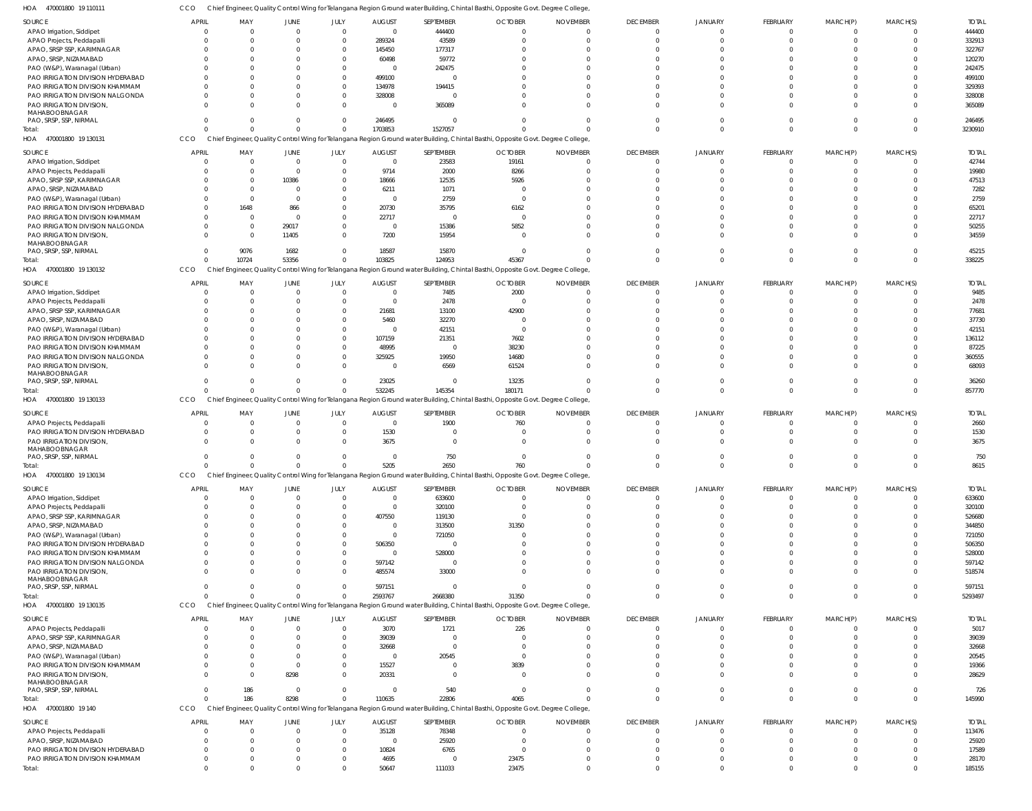HOA 470001800 19 110111 CCO Chief Engineer, Quality Control Wing for Telangana Region Ground water Building, Chintal Basthi, Opposite Govt. Degree College,

| SOURCE | APRIL | MAY | JUNE | JULY | AUGUST | SEPTEMBER | OCTOBER | NOVEMBER | DECEMBER | JANUARY | FEBRUARY | MARCH(P) | MARCH(S) | TOTAL |
|---|---|---|---|---|---|---|---|---|---|---|---|---|---|---|
| APAO Irrigation, Siddipet | 0 | 0 | 0 | 0 | 0 | 444400 | 0 | 0 | 0 | 0 | 0 | 0 | 0 | 444400 |
| APAO Projects, Peddapalli | 0 | 0 | 0 | 0 | 289324 | 43589 | 0 | 0 | 0 | 0 | 0 | 0 | 0 | 332913 |
| APAO, SRSP SSP, KARIMNAGAR | 0 | 0 | 0 | 0 | 145450 | 177317 | 0 | 0 | 0 | 0 | 0 | 0 | 0 | 322767 |
| APAO, SRSP, NIZAMABAD | 0 | 0 | 0 | 0 | 60498 | 59772 | 0 | 0 | 0 | 0 | 0 | 0 | 0 | 120270 |
| PAO (W&P), Waranagal (Urban) | 0 | 0 | 0 | 0 | 0 | 242475 | 0 | 0 | 0 | 0 | 0 | 0 | 0 | 242475 |
| PAO IRRIGATION DIVISION HYDERABAD | 0 | 0 | 0 | 0 | 499100 | 0 | 0 | 0 | 0 | 0 | 0 | 0 | 0 | 499100 |
| PAO IRRIGATION DIVISION KHAMMAM | 0 | 0 | 0 | 0 | 134978 | 194415 | 0 | 0 | 0 | 0 | 0 | 0 | 0 | 329393 |
| PAO IRRIGATION DIVISION NALGONDA | 0 | 0 | 0 | 0 | 328008 | 0 | 0 | 0 | 0 | 0 | 0 | 0 | 0 | 328008 |
| PAO IRRIGATION DIVISION, MAHABOOBNAGAR | 0 | 0 | 0 | 0 | 0 | 365089 | 0 | 0 | 0 | 0 | 0 | 0 | 0 | 365089 |
| PAO, SRSP, SSP, NIRMAL | 0 | 0 | 0 | 0 | 246495 | 0 | 0 | 0 | 0 | 0 | 0 | 0 | 0 | 246495 |
| Total: | 0 | 0 | 0 | 0 | 1703853 | 1527057 | 0 | 0 | 0 | 0 | 0 | 0 | 0 | 3230910 |

HOA 470001800 19 130131 CCO Chief Engineer, Quality Control Wing for Telangana Region Ground water Building, Chintal Basthi, Opposite Govt. Degree College,

| SOURCE | APRIL | MAY | JUNE | JULY | AUGUST | SEPTEMBER | OCTOBER | NOVEMBER | DECEMBER | JANUARY | FEBRUARY | MARCH(P) | MARCH(S) | TOTAL |
|---|---|---|---|---|---|---|---|---|---|---|---|---|---|---|
| APAO Irrigation, Siddipet | 0 | 0 | 0 | 0 | 0 | 23583 | 19161 | 0 | 0 | 0 | 0 | 0 | 0 | 42744 |
| APAO Projects, Peddapalli | 0 | 0 | 0 | 0 | 9714 | 2000 | 8266 | 0 | 0 | 0 | 0 | 0 | 0 | 19980 |
| APAO, SRSP SSP, KARIMNAGAR | 0 | 0 | 10386 | 0 | 18666 | 12535 | 5926 | 0 | 0 | 0 | 0 | 0 | 0 | 47513 |
| APAO, SRSP, NIZAMABAD | 0 | 0 | 0 | 0 | 6211 | 1071 | 0 | 0 | 0 | 0 | 0 | 0 | 0 | 7282 |
| PAO (W&P), Waranagal (Urban) | 0 | 0 | 0 | 0 | 0 | 2759 | 0 | 0 | 0 | 0 | 0 | 0 | 0 | 2759 |
| PAO IRRIGATION DIVISION HYDERABAD | 0 | 1648 | 866 | 0 | 20730 | 35795 | 6162 | 0 | 0 | 0 | 0 | 0 | 0 | 65201 |
| PAO IRRIGATION DIVISION KHAMMAM | 0 | 0 | 0 | 0 | 22717 | 0 | 0 | 0 | 0 | 0 | 0 | 0 | 0 | 22717 |
| PAO IRRIGATION DIVISION NALGONDA | 0 | 0 | 29017 | 0 | 0 | 15386 | 5852 | 0 | 0 | 0 | 0 | 0 | 0 | 50255 |
| PAO IRRIGATION DIVISION, MAHABOOBNAGAR | 0 | 0 | 11405 | 0 | 7200 | 15954 | 0 | 0 | 0 | 0 | 0 | 0 | 0 | 34559 |
| PAO, SRSP, SSP, NIRMAL | 0 | 9076 | 1682 | 0 | 18587 | 15870 | 0 | 0 | 0 | 0 | 0 | 0 | 0 | 45215 |
| Total: | 0 | 10724 | 53356 | 0 | 103825 | 124953 | 45367 | 0 | 0 | 0 | 0 | 0 | 0 | 338225 |

HOA 470001800 19 130132 CCO Chief Engineer, Quality Control Wing for Telangana Region Ground water Building, Chintal Basthi, Opposite Govt. Degree College,

| SOURCE | APRIL | MAY | JUNE | JULY | AUGUST | SEPTEMBER | OCTOBER | NOVEMBER | DECEMBER | JANUARY | FEBRUARY | MARCH(P) | MARCH(S) | TOTAL |
|---|---|---|---|---|---|---|---|---|---|---|---|---|---|---|
| APAO Irrigation, Siddipet | 0 | 0 | 0 | 0 | 0 | 7485 | 2000 | 0 | 0 | 0 | 0 | 0 | 0 | 9485 |
| APAO Projects, Peddapalli | 0 | 0 | 0 | 0 | 0 | 2478 | 0 | 0 | 0 | 0 | 0 | 0 | 0 | 2478 |
| APAO, SRSP SSP, KARIMNAGAR | 0 | 0 | 0 | 0 | 21681 | 13100 | 42900 | 0 | 0 | 0 | 0 | 0 | 0 | 77681 |
| APAO, SRSP, NIZAMABAD | 0 | 0 | 0 | 0 | 5460 | 32270 | 0 | 0 | 0 | 0 | 0 | 0 | 0 | 37730 |
| PAO (W&P), Waranagal (Urban) | 0 | 0 | 0 | 0 | 0 | 42151 | 0 | 0 | 0 | 0 | 0 | 0 | 0 | 42151 |
| PAO IRRIGATION DIVISION HYDERABAD | 0 | 0 | 0 | 0 | 107159 | 21351 | 7602 | 0 | 0 | 0 | 0 | 0 | 0 | 136112 |
| PAO IRRIGATION DIVISION KHAMMAM | 0 | 0 | 0 | 0 | 48995 | 0 | 38230 | 0 | 0 | 0 | 0 | 0 | 0 | 87225 |
| PAO IRRIGATION DIVISION NALGONDA | 0 | 0 | 0 | 0 | 325925 | 19950 | 14680 | 0 | 0 | 0 | 0 | 0 | 0 | 360555 |
| PAO IRRIGATION DIVISION, MAHABOOBNAGAR | 0 | 0 | 0 | 0 | 0 | 6569 | 61524 | 0 | 0 | 0 | 0 | 0 | 0 | 68093 |
| PAO, SRSP, SSP, NIRMAL | 0 | 0 | 0 | 0 | 23025 | 0 | 13235 | 0 | 0 | 0 | 0 | 0 | 0 | 36260 |
| Total: | 0 | 0 | 0 | 0 | 532245 | 145354 | 180171 | 0 | 0 | 0 | 0 | 0 | 0 | 857770 |

HOA 470001800 19 130133 CCO Chief Engineer, Quality Control Wing for Telangana Region Ground water Building, Chintal Basthi, Opposite Govt. Degree College,

| SOURCE | APRIL | MAY | JUNE | JULY | AUGUST | SEPTEMBER | OCTOBER | NOVEMBER | DECEMBER | JANUARY | FEBRUARY | MARCH(P) | MARCH(S) | TOTAL |
|---|---|---|---|---|---|---|---|---|---|---|---|---|---|---|
| APAO Projects, Peddapalli | 0 | 0 | 0 | 0 | 0 | 1900 | 760 | 0 | 0 | 0 | 0 | 0 | 0 | 2660 |
| PAO IRRIGATION DIVISION HYDERABAD | 0 | 0 | 0 | 0 | 1530 | 0 | 0 | 0 | 0 | 0 | 0 | 0 | 0 | 1530 |
| PAO IRRIGATION DIVISION, MAHABOOBNAGAR | 0 | 0 | 0 | 0 | 3675 | 0 | 0 | 0 | 0 | 0 | 0 | 0 | 0 | 3675 |
| PAO, SRSP, SSP, NIRMAL | 0 | 0 | 0 | 0 | 0 | 750 | 0 | 0 | 0 | 0 | 0 | 0 | 0 | 750 |
| Total: | 0 | 0 | 0 | 0 | 5205 | 2650 | 760 | 0 | 0 | 0 | 0 | 0 | 0 | 8615 |

HOA 470001800 19 130134 CCO Chief Engineer, Quality Control Wing for Telangana Region Ground water Building, Chintal Basthi, Opposite Govt. Degree College,

| SOURCE | APRIL | MAY | JUNE | JULY | AUGUST | SEPTEMBER | OCTOBER | NOVEMBER | DECEMBER | JANUARY | FEBRUARY | MARCH(P) | MARCH(S) | TOTAL |
|---|---|---|---|---|---|---|---|---|---|---|---|---|---|---|
| APAO Irrigation, Siddipet | 0 | 0 | 0 | 0 | 0 | 633600 | 0 | 0 | 0 | 0 | 0 | 0 | 0 | 633600 |
| APAO Projects, Peddapalli | 0 | 0 | 0 | 0 | 0 | 320100 | 0 | 0 | 0 | 0 | 0 | 0 | 0 | 320100 |
| APAO, SRSP SSP, KARIMNAGAR | 0 | 0 | 0 | 0 | 407550 | 119130 | 0 | 0 | 0 | 0 | 0 | 0 | 0 | 526680 |
| APAO, SRSP, NIZAMABAD | 0 | 0 | 0 | 0 | 0 | 313500 | 31350 | 0 | 0 | 0 | 0 | 0 | 0 | 344850 |
| PAO (W&P), Waranagal (Urban) | 0 | 0 | 0 | 0 | 0 | 721050 | 0 | 0 | 0 | 0 | 0 | 0 | 0 | 721050 |
| PAO IRRIGATION DIVISION HYDERABAD | 0 | 0 | 0 | 0 | 506350 | 0 | 0 | 0 | 0 | 0 | 0 | 0 | 0 | 506350 |
| PAO IRRIGATION DIVISION KHAMMAM | 0 | 0 | 0 | 0 | 0 | 528000 | 0 | 0 | 0 | 0 | 0 | 0 | 0 | 528000 |
| PAO IRRIGATION DIVISION NALGONDA | 0 | 0 | 0 | 0 | 597142 | 0 | 0 | 0 | 0 | 0 | 0 | 0 | 0 | 597142 |
| PAO IRRIGATION DIVISION, MAHABOOBNAGAR | 0 | 0 | 0 | 0 | 485574 | 33000 | 0 | 0 | 0 | 0 | 0 | 0 | 0 | 518574 |
| PAO, SRSP, SSP, NIRMAL | 0 | 0 | 0 | 0 | 597151 | 0 | 0 | 0 | 0 | 0 | 0 | 0 | 0 | 597151 |
| Total: | 0 | 0 | 0 | 0 | 2593767 | 2668380 | 31350 | 0 | 0 | 0 | 0 | 0 | 0 | 5293497 |

HOA 470001800 19 130135 CCO Chief Engineer, Quality Control Wing for Telangana Region Ground water Building, Chintal Basthi, Opposite Govt. Degree College,

| SOURCE | APRIL | MAY | JUNE | JULY | AUGUST | SEPTEMBER | OCTOBER | NOVEMBER | DECEMBER | JANUARY | FEBRUARY | MARCH(P) | MARCH(S) | TOTAL |
|---|---|---|---|---|---|---|---|---|---|---|---|---|---|---|
| APAO Projects, Peddapalli | 0 | 0 | 0 | 0 | 3070 | 1721 | 226 | 0 | 0 | 0 | 0 | 0 | 0 | 5017 |
| APAO, SRSP SSP, KARIMNAGAR | 0 | 0 | 0 | 0 | 39039 | 0 | 0 | 0 | 0 | 0 | 0 | 0 | 0 | 39039 |
| APAO, SRSP, NIZAMABAD | 0 | 0 | 0 | 0 | 32668 | 0 | 0 | 0 | 0 | 0 | 0 | 0 | 0 | 32668 |
| PAO (W&P), Waranagal (Urban) | 0 | 0 | 0 | 0 | 0 | 20545 | 0 | 0 | 0 | 0 | 0 | 0 | 0 | 20545 |
| PAO IRRIGATION DIVISION KHAMMAM | 0 | 0 | 0 | 0 | 15527 | 0 | 3839 | 0 | 0 | 0 | 0 | 0 | 0 | 19366 |
| PAO IRRIGATION DIVISION, MAHABOOBNAGAR | 0 | 0 | 8298 | 0 | 20331 | 0 | 0 | 0 | 0 | 0 | 0 | 0 | 0 | 28629 |
| PAO, SRSP, SSP, NIRMAL | 0 | 186 | 0 | 0 | 0 | 540 | 0 | 0 | 0 | 0 | 0 | 0 | 0 | 726 |
| Total: | 0 | 186 | 8298 | 0 | 110635 | 22806 | 4065 | 0 | 0 | 0 | 0 | 0 | 0 | 145990 |

HOA 470001800 19 140 CCO Chief Engineer, Quality Control Wing for Telangana Region Ground water Building, Chintal Basthi, Opposite Govt. Degree College,

| SOURCE | APRIL | MAY | JUNE | JULY | AUGUST | SEPTEMBER | OCTOBER | NOVEMBER | DECEMBER | JANUARY | FEBRUARY | MARCH(P) | MARCH(S) | TOTAL |
|---|---|---|---|---|---|---|---|---|---|---|---|---|---|---|
| APAO Projects, Peddapalli | 0 | 0 | 0 | 0 | 35128 | 78348 | 0 | 0 | 0 | 0 | 0 | 0 | 0 | 113476 |
| APAO, SRSP, NIZAMABAD | 0 | 0 | 0 | 0 | 0 | 25920 | 0 | 0 | 0 | 0 | 0 | 0 | 0 | 25920 |
| PAO IRRIGATION DIVISION HYDERABAD | 0 | 0 | 0 | 0 | 10824 | 6765 | 0 | 0 | 0 | 0 | 0 | 0 | 0 | 17589 |
| PAO IRRIGATION DIVISION KHAMMAM | 0 | 0 | 0 | 0 | 4695 | 0 | 23475 | 0 | 0 | 0 | 0 | 0 | 0 | 28170 |
| Total: | 0 | 0 | 0 | 0 | 50647 | 111033 | 23475 | 0 | 0 | 0 | 0 | 0 | 0 | 185155 |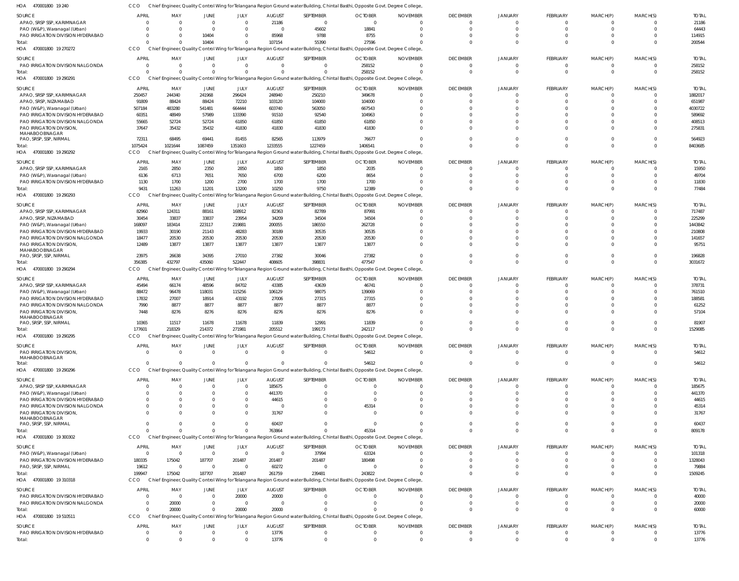HOA 470001800 19 240 CCO Chief Engineer, Quality Control Wing for Telangana Region Ground water Building, Chintal Basthi, Opposite Govt. Degree College,

| SOURCE | APRIL | MAY | JUNE | JULY | AUGUST | SEPTEMBER | OCTOBER | NOVEMBER | DECEMBER | JANUARY | FEBRUARY | MARCH(P) | MARCH(S) | TOTAL |
|---|---|---|---|---|---|---|---|---|---|---|---|---|---|---|
| APAO, SRSP SSP, KARIMNAGAR | 0 | 0 | 0 | 0 | 21186 | 0 | 0 | 0 | 0 | 0 | 0 | 0 | 0 | 21186 |
| PAO (W&P), Waranagal (Urban) | 0 | 0 | 0 | 0 | 0 | 45602 | 18841 | 0 | 0 | 0 | 0 | 0 | 0 | 64443 |
| PAO IRRIGATION DIVISION HYDERABAD | 0 | 0 | 10404 | 0 | 85968 | 9788 | 8755 | 0 | 0 | 0 | 0 | 0 | 0 | 114915 |
| Total: | 0 | 0 | 10404 | 0 | 107154 | 55390 | 27596 | 0 | 0 | 0 | 0 | 0 | 0 | 200544 |

HOA 470001800 19 270272 CCO Chief Engineer, Quality Control Wing for Telangana Region Ground water Building, Chintal Basthi, Opposite Govt. Degree College,

| SOURCE | APRIL | MAY | JUNE | JULY | AUGUST | SEPTEMBER | OCTOBER | NOVEMBER | DECEMBER | JANUARY | FEBRUARY | MARCH(P) | MARCH(S) | TOTAL |
|---|---|---|---|---|---|---|---|---|---|---|---|---|---|---|
| PAO IRRIGATION DIVISION NALGONDA | 0 | 0 | 0 | 0 | 0 | 0 | 258152 | 0 | 0 | 0 | 0 | 0 | 0 | 258152 |
| Total: | 0 | 0 | 0 | 0 | 0 | 0 | 258152 | 0 | 0 | 0 | 0 | 0 | 0 | 258152 |

HOA 470001800 19 290291 CCO Chief Engineer, Quality Control Wing for Telangana Region Ground water Building, Chintal Basthi, Opposite Govt. Degree College,

| SOURCE | APRIL | MAY | JUNE | JULY | AUGUST | SEPTEMBER | OCTOBER | NOVEMBER | DECEMBER | JANUARY | FEBRUARY | MARCH(P) | MARCH(S) | TOTAL |
|---|---|---|---|---|---|---|---|---|---|---|---|---|---|---|
| APAO, SRSP SSP, KARIMNAGAR | 250457 | 244340 | 241968 | 296424 | 248940 | 250210 | 349678 | 0 | 0 | 0 | 0 | 0 | 0 | 1882017 |
| APAO, SRSP, NIZAMABAD | 91809 | 88424 | 88424 | 72210 | 103120 | 104000 | 104000 | 0 | 0 | 0 | 0 | 0 | 0 | 651987 |
| PAO (W&P), Waranagal (Urban) | 507184 | 483280 | 541481 | 664444 | 603740 | 563050 | 667543 | 0 | 0 | 0 | 0 | 0 | 0 | 4030722 |
| PAO IRRIGATION DIVISION HYDERABAD | 60351 | 48949 | 57989 | 133390 | 91510 | 92540 | 104963 | 0 | 0 | 0 | 0 | 0 | 0 | 589692 |
| PAO IRRIGATION DIVISION NALGONDA | 55665 | 52724 | 52724 | 61850 | 61850 | 61850 | 61850 | 0 | 0 | 0 | 0 | 0 | 0 | 408513 |
| PAO IRRIGATION DIVISION, MAHABOOBNAGAR | 37647 | 35432 | 35432 | 41830 | 41830 | 41830 | 41830 | 0 | 0 | 0 | 0 | 0 | 0 | 275831 |
| PAO, SRSP, SSP, NIRMAL | 72311 | 68495 | 69441 | 81455 | 82565 | 113979 | 76677 | 0 | 0 | 0 | 0 | 0 | 0 | 564923 |
| Total: | 1075424 | 1021644 | 1087459 | 1351603 | 1233555 | 1227459 | 1406541 | 0 | 0 | 0 | 0 | 0 | 0 | 8403685 |

HOA 470001800 19 290292 CCO Chief Engineer, Quality Control Wing for Telangana Region Ground water Building, Chintal Basthi, Opposite Govt. Degree College,

| SOURCE | APRIL | MAY | JUNE | JULY | AUGUST | SEPTEMBER | OCTOBER | NOVEMBER | DECEMBER | JANUARY | FEBRUARY | MARCH(P) | MARCH(S) | TOTAL |
|---|---|---|---|---|---|---|---|---|---|---|---|---|---|---|
| APAO, SRSP SSP, KARIMNAGAR | 2165 | 2850 | 2350 | 2850 | 1850 | 1850 | 2035 | 0 | 0 | 0 | 0 | 0 | 0 | 15950 |
| PAO (W&P), Waranagal (Urban) | 6136 | 6713 | 7651 | 7650 | 6700 | 6200 | 8654 | 0 | 0 | 0 | 0 | 0 | 0 | 49704 |
| PAO IRRIGATION DIVISION HYDERABAD | 1130 | 1700 | 1200 | 2700 | 1700 | 1700 | 1700 | 0 | 0 | 0 | 0 | 0 | 0 | 11830 |
| Total: | 9431 | 11263 | 11201 | 13200 | 10250 | 9750 | 12389 | 0 | 0 | 0 | 0 | 0 | 0 | 77484 |

HOA 470001800 19 290293 CCO Chief Engineer, Quality Control Wing for Telangana Region Ground water Building, Chintal Basthi, Opposite Govt. Degree College,

| SOURCE | APRIL | MAY | JUNE | JULY | AUGUST | SEPTEMBER | OCTOBER | NOVEMBER | DECEMBER | JANUARY | FEBRUARY | MARCH(P) | MARCH(S) | TOTAL |
|---|---|---|---|---|---|---|---|---|---|---|---|---|---|---|
| APAO, SRSP SSP, KARIMNAGAR | 82960 | 124311 | 88161 | 168912 | 82363 | 82789 | 87991 | 0 | 0 | 0 | 0 | 0 | 0 | 717487 |
| APAO, SRSP, NIZAMABAD | 30454 | 33837 | 33837 | 23954 | 34209 | 34504 | 34504 | 0 | 0 | 0 | 0 | 0 | 0 | 225299 |
| PAO (W&P), Waranagal (Urban) | 168097 | 183414 | 223117 | 219881 | 200055 | 186550 | 262728 | 0 | 0 | 0 | 0 | 0 | 0 | 1443842 |
| PAO IRRIGATION DIVISION HYDERABAD | 19933 | 30190 | 21143 | 48283 | 30189 | 30535 | 30535 | 0 | 0 | 0 | 0 | 0 | 0 | 210808 |
| PAO IRRIGATION DIVISION NALGONDA | 18477 | 20530 | 20530 | 20530 | 20530 | 20530 | 20530 | 0 | 0 | 0 | 0 | 0 | 0 | 141657 |
| PAO IRRIGATION DIVISION, MAHABOOBNAGAR | 12489 | 13877 | 13877 | 13877 | 13877 | 13877 | 13877 | 0 | 0 | 0 | 0 | 0 | 0 | 95751 |
| PAO, SRSP, SSP, NIRMAL | 23975 | 26638 | 34395 | 27010 | 27382 | 30046 | 27382 | 0 | 0 | 0 | 0 | 0 | 0 | 196828 |
| Total: | 356385 | 432797 | 435060 | 522447 | 408605 | 398831 | 477547 | 0 | 0 | 0 | 0 | 0 | 0 | 3031672 |

HOA 470001800 19 290294 CCO Chief Engineer, Quality Control Wing for Telangana Region Ground water Building, Chintal Basthi, Opposite Govt. Degree College,

| SOURCE | APRIL | MAY | JUNE | JULY | AUGUST | SEPTEMBER | OCTOBER | NOVEMBER | DECEMBER | JANUARY | FEBRUARY | MARCH(P) | MARCH(S) | TOTAL |
|---|---|---|---|---|---|---|---|---|---|---|---|---|---|---|
| APAO, SRSP SSP, KARIMNAGAR | 45494 | 66174 | 48596 | 84702 | 43385 | 43639 | 46741 | 0 | 0 | 0 | 0 | 0 | 0 | 378731 |
| PAO (W&P), Waranagal (Urban) | 88472 | 96478 | 118031 | 115256 | 106129 | 98075 | 139069 | 0 | 0 | 0 | 0 | 0 | 0 | 761510 |
| PAO IRRIGATION DIVISION HYDERABAD | 17832 | 27007 | 18914 | 43192 | 27006 | 27315 | 27315 | 0 | 0 | 0 | 0 | 0 | 0 | 188581 |
| PAO IRRIGATION DIVISION NALGONDA | 7990 | 8877 | 8877 | 8877 | 8877 | 8877 | 8877 | 0 | 0 | 0 | 0 | 0 | 0 | 61252 |
| PAO IRRIGATION DIVISION, MAHABOOBNAGAR | 7448 | 8276 | 8276 | 8276 | 8276 | 8276 | 8276 | 0 | 0 | 0 | 0 | 0 | 0 | 57104 |
| PAO, SRSP, SSP, NIRMAL | 10365 | 11517 | 11678 | 11678 | 11839 | 12991 | 11839 | 0 | 0 | 0 | 0 | 0 | 0 | 81907 |
| Total: | 177601 | 218329 | 214372 | 271981 | 205512 | 199173 | 242117 | 0 | 0 | 0 | 0 | 0 | 0 | 1529085 |

HOA 470001800 19 290295 CCO Chief Engineer, Quality Control Wing for Telangana Region Ground water Building, Chintal Basthi, Opposite Govt. Degree College,

| SOURCE | APRIL | MAY | JUNE | JULY | AUGUST | SEPTEMBER | OCTOBER | NOVEMBER | DECEMBER | JANUARY | FEBRUARY | MARCH(P) | MARCH(S) | TOTAL |
|---|---|---|---|---|---|---|---|---|---|---|---|---|---|---|
| PAO IRRIGATION DIVISION, MAHABOOBNAGAR | 0 | 0 | 0 | 0 | 0 | 0 | 54612 | 0 | 0 | 0 | 0 | 0 | 0 | 54612 |
| Total: | 0 | 0 | 0 | 0 | 0 | 0 | 54612 | 0 | 0 | 0 | 0 | 0 | 0 | 54612 |

HOA 470001800 19 290296 CCO Chief Engineer, Quality Control Wing for Telangana Region Ground water Building, Chintal Basthi, Opposite Govt. Degree College,

| SOURCE | APRIL | MAY | JUNE | JULY | AUGUST | SEPTEMBER | OCTOBER | NOVEMBER | DECEMBER | JANUARY | FEBRUARY | MARCH(P) | MARCH(S) | TOTAL |
|---|---|---|---|---|---|---|---|---|---|---|---|---|---|---|
| APAO, SRSP SSP, KARIMNAGAR | 0 | 0 | 0 | 0 | 185675 | 0 | 0 | 0 | 0 | 0 | 0 | 0 | 0 | 185675 |
| PAO (W&P), Waranagal (Urban) | 0 | 0 | 0 | 0 | 441370 | 0 | 0 | 0 | 0 | 0 | 0 | 0 | 0 | 441370 |
| PAO IRRIGATION DIVISION HYDERABAD | 0 | 0 | 0 | 0 | 44615 | 0 | 0 | 0 | 0 | 0 | 0 | 0 | 0 | 44615 |
| PAO IRRIGATION DIVISION NALGONDA | 0 | 0 | 0 | 0 | 0 | 0 | 45314 | 0 | 0 | 0 | 0 | 0 | 0 | 45314 |
| PAO IRRIGATION DIVISION, MAHABOOBNAGAR | 0 | 0 | 0 | 0 | 31767 | 0 | 0 | 0 | 0 | 0 | 0 | 0 | 0 | 31767 |
| PAO, SRSP, SSP, NIRMAL | 0 | 0 | 0 | 0 | 60437 | 0 | 0 | 0 | 0 | 0 | 0 | 0 | 0 | 60437 |
| Total: | 0 | 0 | 0 | 0 | 763864 | 0 | 45314 | 0 | 0 | 0 | 0 | 0 | 0 | 809178 |

HOA 470001800 19 300302 CCO Chief Engineer, Quality Control Wing for Telangana Region Ground water Building, Chintal Basthi, Opposite Govt. Degree College,

| SOURCE | APRIL | MAY | JUNE | JULY | AUGUST | SEPTEMBER | OCTOBER | NOVEMBER | DECEMBER | JANUARY | FEBRUARY | MARCH(P) | MARCH(S) | TOTAL |
|---|---|---|---|---|---|---|---|---|---|---|---|---|---|---|
| PAO (W&P), Waranagal (Urban) | 0 | 0 | 0 | 0 | 0 | 37994 | 63324 | 0 | 0 | 0 | 0 | 0 | 0 | 101318 |
| PAO IRRIGATION DIVISION HYDERABAD | 180335 | 175042 | 187707 | 201487 | 201487 | 201487 | 180498 | 0 | 0 | 0 | 0 | 0 | 0 | 1328043 |
| PAO, SRSP, SSP, NIRMAL | 19612 | 0 | 0 | 0 | 60272 | 0 | 0 | 0 | 0 | 0 | 0 | 0 | 0 | 79884 |
| Total: | 199947 | 175042 | 187707 | 201487 | 261759 | 239481 | 243822 | 0 | 0 | 0 | 0 | 0 | 0 | 1509245 |

HOA 470001800 19 310318 CCO Chief Engineer, Quality Control Wing for Telangana Region Ground water Building, Chintal Basthi, Opposite Govt. Degree College,

| SOURCE | APRIL | MAY | JUNE | JULY | AUGUST | SEPTEMBER | OCTOBER | NOVEMBER | DECEMBER | JANUARY | FEBRUARY | MARCH(P) | MARCH(S) | TOTAL |
|---|---|---|---|---|---|---|---|---|---|---|---|---|---|---|
| PAO IRRIGATION DIVISION HYDERABAD | 0 | 0 | 0 | 20000 | 20000 | 0 | 0 | 0 | 0 | 0 | 0 | 0 | 0 | 40000 |
| PAO IRRIGATION DIVISION NALGONDA | 0 | 20000 | 0 | 0 | 0 | 0 | 0 | 0 | 0 | 0 | 0 | 0 | 0 | 20000 |
| Total: | 0 | 20000 | 0 | 20000 | 20000 | 0 | 0 | 0 | 0 | 0 | 0 | 0 | 0 | 60000 |

HOA 470001800 19 510511 CCO Chief Engineer, Quality Control Wing for Telangana Region Ground water Building, Chintal Basthi, Opposite Govt. Degree College,

| SOURCE | APRIL | MAY | JUNE | JULY | AUGUST | SEPTEMBER | OCTOBER | NOVEMBER | DECEMBER | JANUARY | FEBRUARY | MARCH(P) | MARCH(S) | TOTAL |
|---|---|---|---|---|---|---|---|---|---|---|---|---|---|---|
| PAO IRRIGATION DIVISION HYDERABAD | 0 | 0 | 0 | 0 | 13776 | 0 | 0 | 0 | 0 | 0 | 0 | 0 | 0 | 13776 |
| Total: | 0 | 0 | 0 | 0 | 13776 | 0 | 0 | 0 | 0 | 0 | 0 | 0 | 0 | 13776 |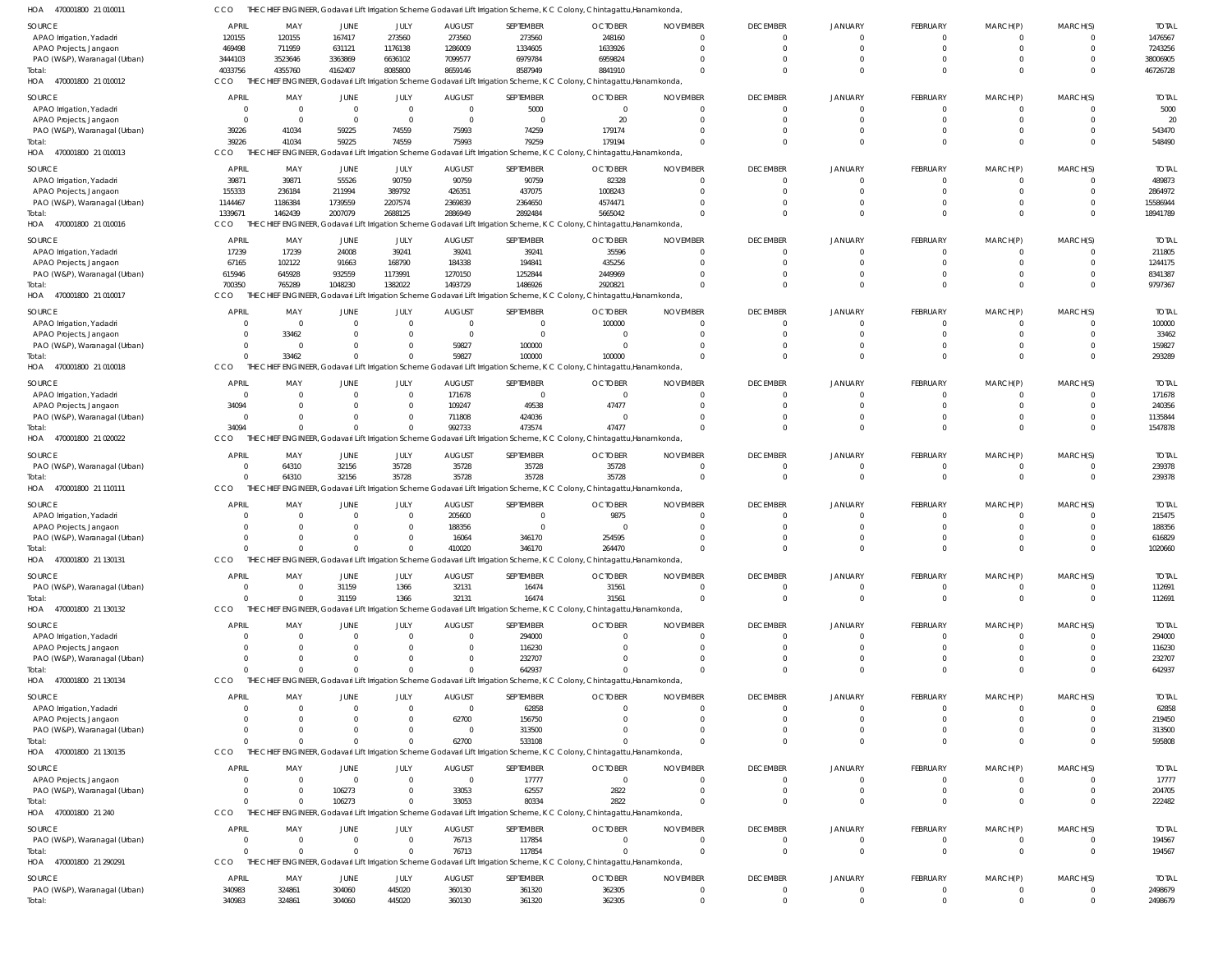HOA 470001800 21 010011 CCO THE CHIEF ENGINEER, Godavari Lift Irrigation Scheme Godavari Lift Irrigation Scheme, K C Colony, Chintagattu,Hanamkonda,

| SOURCE | APRIL | MAY | JUNE | JULY | AUGUST | SEPTEMBER | OCTOBER | NOVEMBER | DECEMBER | JANUARY | FEBRUARY | MARCH(P) | MARCH(S) | TOTAL |
|---|---|---|---|---|---|---|---|---|---|---|---|---|---|---|
| APAO Irrigation, Yadadri | 120155 | 120155 | 167417 | 273560 | 273560 | 273560 | 248160 | 0 | 0 | 0 | 0 | 0 | 0 | 1476567 |
| APAO Projects, Jangaon | 469498 | 711959 | 631121 | 1176138 | 1286009 | 1334605 | 1633926 | 0 | 0 | 0 | 0 | 0 | 0 | 7243256 |
| PAO (W&P), Waranagal (Urban) | 3444103 | 3523646 | 3363869 | 6636102 | 7099577 | 6979784 | 6959824 | 0 | 0 | 0 | 0 | 0 | 0 | 38006905 |
| Total: | 4033756 | 4355760 | 4162407 | 8085800 | 8659146 | 8587949 | 8841910 | 0 | 0 | 0 | 0 | 0 | 0 | 46726728 |

HOA 470001800 21 010012 CCO THE CHIEF ENGINEER, Godavari Lift Irrigation Scheme Godavari Lift Irrigation Scheme, K C Colony, Chintagattu,Hanamkonda,

| SOURCE | APRIL | MAY | JUNE | JULY | AUGUST | SEPTEMBER | OCTOBER | NOVEMBER | DECEMBER | JANUARY | FEBRUARY | MARCH(P) | MARCH(S) | TOTAL |
|---|---|---|---|---|---|---|---|---|---|---|---|---|---|---|
| APAO Irrigation, Yadadri | 0 | 0 | 0 | 0 | 0 | 5000 | 0 | 0 | 0 | 0 | 0 | 0 | 0 | 5000 |
| APAO Projects, Jangaon | 0 | 0 | 0 | 0 | 0 | 0 | 20 | 0 | 0 | 0 | 0 | 0 | 0 | 20 |
| PAO (W&P), Waranagal (Urban) | 39226 | 41034 | 59225 | 74559 | 75993 | 74259 | 179174 | 0 | 0 | 0 | 0 | 0 | 0 | 543470 |
| Total: | 39226 | 41034 | 59225 | 74559 | 75993 | 79259 | 179194 | 0 | 0 | 0 | 0 | 0 | 0 | 548490 |

HOA 470001800 21 010013 CCO THE CHIEF ENGINEER, Godavari Lift Irrigation Scheme Godavari Lift Irrigation Scheme, K C Colony, Chintagattu,Hanamkonda,

| SOURCE | APRIL | MAY | JUNE | JULY | AUGUST | SEPTEMBER | OCTOBER | NOVEMBER | DECEMBER | JANUARY | FEBRUARY | MARCH(P) | MARCH(S) | TOTAL |
|---|---|---|---|---|---|---|---|---|---|---|---|---|---|---|
| APAO Irrigation, Yadadri | 39871 | 39871 | 55526 | 90759 | 90759 | 90759 | 82328 | 0 | 0 | 0 | 0 | 0 | 0 | 489873 |
| APAO Projects, Jangaon | 155333 | 236184 | 211994 | 389792 | 426351 | 437075 | 1008243 | 0 | 0 | 0 | 0 | 0 | 0 | 2864972 |
| PAO (W&P), Waranagal (Urban) | 1144467 | 1186384 | 1739559 | 2207574 | 2369839 | 2364650 | 4574471 | 0 | 0 | 0 | 0 | 0 | 0 | 15586944 |
| Total: | 1339671 | 1462439 | 2007079 | 2688125 | 2886949 | 2892484 | 5665042 | 0 | 0 | 0 | 0 | 0 | 0 | 18941789 |

HOA 470001800 21 010016 CCO THE CHIEF ENGINEER, Godavari Lift Irrigation Scheme Godavari Lift Irrigation Scheme, K C Colony, Chintagattu,Hanamkonda,

| SOURCE | APRIL | MAY | JUNE | JULY | AUGUST | SEPTEMBER | OCTOBER | NOVEMBER | DECEMBER | JANUARY | FEBRUARY | MARCH(P) | MARCH(S) | TOTAL |
|---|---|---|---|---|---|---|---|---|---|---|---|---|---|---|
| APAO Irrigation, Yadadri | 17239 | 17239 | 24008 | 39241 | 39241 | 39241 | 35596 | 0 | 0 | 0 | 0 | 0 | 0 | 211805 |
| APAO Projects, Jangaon | 67165 | 102122 | 91663 | 168790 | 184338 | 194841 | 435256 | 0 | 0 | 0 | 0 | 0 | 0 | 1244175 |
| PAO (W&P), Waranagal (Urban) | 615946 | 645928 | 932559 | 1173991 | 1270150 | 1252844 | 2449969 | 0 | 0 | 0 | 0 | 0 | 0 | 8341387 |
| Total: | 700350 | 765289 | 1048230 | 1382022 | 1493729 | 1486926 | 2920821 | 0 | 0 | 0 | 0 | 0 | 0 | 9797367 |

HOA 470001800 21 010017 CCO THE CHIEF ENGINEER, Godavari Lift Irrigation Scheme Godavari Lift Irrigation Scheme, K C Colony, Chintagattu,Hanamkonda,

| SOURCE | APRIL | MAY | JUNE | JULY | AUGUST | SEPTEMBER | OCTOBER | NOVEMBER | DECEMBER | JANUARY | FEBRUARY | MARCH(P) | MARCH(S) | TOTAL |
|---|---|---|---|---|---|---|---|---|---|---|---|---|---|---|
| APAO Irrigation, Yadadri | 0 | 0 | 0 | 0 | 0 | 0 | 100000 | 0 | 0 | 0 | 0 | 0 | 0 | 100000 |
| APAO Projects, Jangaon | 0 | 33462 | 0 | 0 | 0 | 0 | 0 | 0 | 0 | 0 | 0 | 0 | 0 | 33462 |
| PAO (W&P), Waranagal (Urban) | 0 | 0 | 0 | 0 | 59827 | 100000 | 0 | 0 | 0 | 0 | 0 | 0 | 0 | 159827 |
| Total: | 0 | 33462 | 0 | 0 | 59827 | 100000 | 100000 | 0 | 0 | 0 | 0 | 0 | 0 | 293289 |

HOA 470001800 21 010018 CCO THE CHIEF ENGINEER, Godavari Lift Irrigation Scheme Godavari Lift Irrigation Scheme, K C Colony, Chintagattu,Hanamkonda,

| SOURCE | APRIL | MAY | JUNE | JULY | AUGUST | SEPTEMBER | OCTOBER | NOVEMBER | DECEMBER | JANUARY | FEBRUARY | MARCH(P) | MARCH(S) | TOTAL |
|---|---|---|---|---|---|---|---|---|---|---|---|---|---|---|
| APAO Irrigation, Yadadri | 0 | 0 | 0 | 0 | 171678 | 0 | 0 | 0 | 0 | 0 | 0 | 0 | 0 | 171678 |
| APAO Projects, Jangaon | 34094 | 0 | 0 | 0 | 109247 | 49538 | 47477 | 0 | 0 | 0 | 0 | 0 | 0 | 240356 |
| PAO (W&P), Waranagal (Urban) | 0 | 0 | 0 | 0 | 711808 | 424036 | 0 | 0 | 0 | 0 | 0 | 0 | 0 | 1135844 |
| Total: | 34094 | 0 | 0 | 0 | 992733 | 473574 | 47477 | 0 | 0 | 0 | 0 | 0 | 0 | 1547878 |

HOA 470001800 21 020022 CCO THE CHIEF ENGINEER, Godavari Lift Irrigation Scheme Godavari Lift Irrigation Scheme, K C Colony, Chintagattu,Hanamkonda,

| SOURCE | APRIL | MAY | JUNE | JULY | AUGUST | SEPTEMBER | OCTOBER | NOVEMBER | DECEMBER | JANUARY | FEBRUARY | MARCH(P) | MARCH(S) | TOTAL |
|---|---|---|---|---|---|---|---|---|---|---|---|---|---|---|
| PAO (W&P), Waranagal (Urban) | 0 | 64310 | 32156 | 35728 | 35728 | 35728 | 35728 | 0 | 0 | 0 | 0 | 0 | 0 | 239378 |
| Total: | 0 | 64310 | 32156 | 35728 | 35728 | 35728 | 35728 | 0 | 0 | 0 | 0 | 0 | 0 | 239378 |

HOA 470001800 21 110111 CCO THE CHIEF ENGINEER, Godavari Lift Irrigation Scheme Godavari Lift Irrigation Scheme, K C Colony, Chintagattu,Hanamkonda,

| SOURCE | APRIL | MAY | JUNE | JULY | AUGUST | SEPTEMBER | OCTOBER | NOVEMBER | DECEMBER | JANUARY | FEBRUARY | MARCH(P) | MARCH(S) | TOTAL |
|---|---|---|---|---|---|---|---|---|---|---|---|---|---|---|
| APAO Irrigation, Yadadri | 0 | 0 | 0 | 0 | 205600 | 0 | 9875 | 0 | 0 | 0 | 0 | 0 | 0 | 215475 |
| APAO Projects, Jangaon | 0 | 0 | 0 | 0 | 188356 | 0 | 0 | 0 | 0 | 0 | 0 | 0 | 0 | 188356 |
| PAO (W&P), Waranagal (Urban) | 0 | 0 | 0 | 0 | 16064 | 346170 | 254595 | 0 | 0 | 0 | 0 | 0 | 0 | 616829 |
| Total: | 0 | 0 | 0 | 0 | 410020 | 346170 | 264470 | 0 | 0 | 0 | 0 | 0 | 0 | 1020660 |

HOA 470001800 21 130131 CCO THE CHIEF ENGINEER, Godavari Lift Irrigation Scheme Godavari Lift Irrigation Scheme, K C Colony, Chintagattu,Hanamkonda,

| SOURCE | APRIL | MAY | JUNE | JULY | AUGUST | SEPTEMBER | OCTOBER | NOVEMBER | DECEMBER | JANUARY | FEBRUARY | MARCH(P) | MARCH(S) | TOTAL |
|---|---|---|---|---|---|---|---|---|---|---|---|---|---|---|
| PAO (W&P), Waranagal (Urban) | 0 | 0 | 31159 | 1366 | 32131 | 16474 | 31561 | 0 | 0 | 0 | 0 | 0 | 0 | 112691 |
| Total: | 0 | 0 | 31159 | 1366 | 32131 | 16474 | 31561 | 0 | 0 | 0 | 0 | 0 | 0 | 112691 |

HOA 470001800 21 130132 CCO THE CHIEF ENGINEER, Godavari Lift Irrigation Scheme Godavari Lift Irrigation Scheme, K C Colony, Chintagattu,Hanamkonda,

| SOURCE | APRIL | MAY | JUNE | JULY | AUGUST | SEPTEMBER | OCTOBER | NOVEMBER | DECEMBER | JANUARY | FEBRUARY | MARCH(P) | MARCH(S) | TOTAL |
|---|---|---|---|---|---|---|---|---|---|---|---|---|---|---|
| APAO Irrigation, Yadadri | 0 | 0 | 0 | 0 | 0 | 294000 | 0 | 0 | 0 | 0 | 0 | 0 | 0 | 294000 |
| APAO Projects, Jangaon | 0 | 0 | 0 | 0 | 0 | 116230 | 0 | 0 | 0 | 0 | 0 | 0 | 0 | 116230 |
| PAO (W&P), Waranagal (Urban) | 0 | 0 | 0 | 0 | 0 | 232707 | 0 | 0 | 0 | 0 | 0 | 0 | 0 | 232707 |
| Total: | 0 | 0 | 0 | 0 | 0 | 642937 | 0 | 0 | 0 | 0 | 0 | 0 | 0 | 642937 |

HOA 470001800 21 130134 CCO THE CHIEF ENGINEER, Godavari Lift Irrigation Scheme Godavari Lift Irrigation Scheme, K C Colony, Chintagattu,Hanamkonda,

| SOURCE | APRIL | MAY | JUNE | JULY | AUGUST | SEPTEMBER | OCTOBER | NOVEMBER | DECEMBER | JANUARY | FEBRUARY | MARCH(P) | MARCH(S) | TOTAL |
|---|---|---|---|---|---|---|---|---|---|---|---|---|---|---|
| APAO Irrigation, Yadadri | 0 | 0 | 0 | 0 | 0 | 62858 | 0 | 0 | 0 | 0 | 0 | 0 | 0 | 62858 |
| APAO Projects, Jangaon | 0 | 0 | 0 | 0 | 62700 | 156750 | 0 | 0 | 0 | 0 | 0 | 0 | 0 | 219450 |
| PAO (W&P), Waranagal (Urban) | 0 | 0 | 0 | 0 | 0 | 313500 | 0 | 0 | 0 | 0 | 0 | 0 | 0 | 313500 |
| Total: | 0 | 0 | 0 | 0 | 62700 | 533108 | 0 | 0 | 0 | 0 | 0 | 0 | 0 | 595808 |

HOA 470001800 21 130135 CCO THE CHIEF ENGINEER, Godavari Lift Irrigation Scheme Godavari Lift Irrigation Scheme, K C Colony, Chintagattu,Hanamkonda,

| SOURCE | APRIL | MAY | JUNE | JULY | AUGUST | SEPTEMBER | OCTOBER | NOVEMBER | DECEMBER | JANUARY | FEBRUARY | MARCH(P) | MARCH(S) | TOTAL |
|---|---|---|---|---|---|---|---|---|---|---|---|---|---|---|
| APAO Projects, Jangaon | 0 | 0 | 0 | 0 | 0 | 17777 | 0 | 0 | 0 | 0 | 0 | 0 | 0 | 17777 |
| PAO (W&P), Waranagal (Urban) | 0 | 0 | 106273 | 0 | 33053 | 62557 | 2822 | 0 | 0 | 0 | 0 | 0 | 0 | 204705 |
| Total: | 0 | 0 | 106273 | 0 | 33053 | 80334 | 2822 | 0 | 0 | 0 | 0 | 0 | 0 | 222482 |

HOA 470001800 21 240 CCO THE CHIEF ENGINEER, Godavari Lift Irrigation Scheme Godavari Lift Irrigation Scheme, K C Colony, Chintagattu,Hanamkonda,

| SOURCE | APRIL | MAY | JUNE | JULY | AUGUST | SEPTEMBER | OCTOBER | NOVEMBER | DECEMBER | JANUARY | FEBRUARY | MARCH(P) | MARCH(S) | TOTAL |
|---|---|---|---|---|---|---|---|---|---|---|---|---|---|---|
| PAO (W&P), Waranagal (Urban) | 0 | 0 | 0 | 0 | 76713 | 117854 | 0 | 0 | 0 | 0 | 0 | 0 | 0 | 194567 |
| Total: | 0 | 0 | 0 | 0 | 76713 | 117854 | 0 | 0 | 0 | 0 | 0 | 0 | 0 | 194567 |

HOA 470001800 21 290291 CCO THE CHIEF ENGINEER, Godavari Lift Irrigation Scheme Godavari Lift Irrigation Scheme, K C Colony, Chintagattu,Hanamkonda,

| SOURCE | APRIL | MAY | JUNE | JULY | AUGUST | SEPTEMBER | OCTOBER | NOVEMBER | DECEMBER | JANUARY | FEBRUARY | MARCH(P) | MARCH(S) | TOTAL |
|---|---|---|---|---|---|---|---|---|---|---|---|---|---|---|
| PAO (W&P), Waranagal (Urban) | 340983 | 324861 | 304060 | 445020 | 360130 | 361320 | 362305 | 0 | 0 | 0 | 0 | 0 | 0 | 2498679 |
| Total: | 340983 | 324861 | 304060 | 445020 | 360130 | 361320 | 362305 | 0 | 0 | 0 | 0 | 0 | 0 | 2498679 |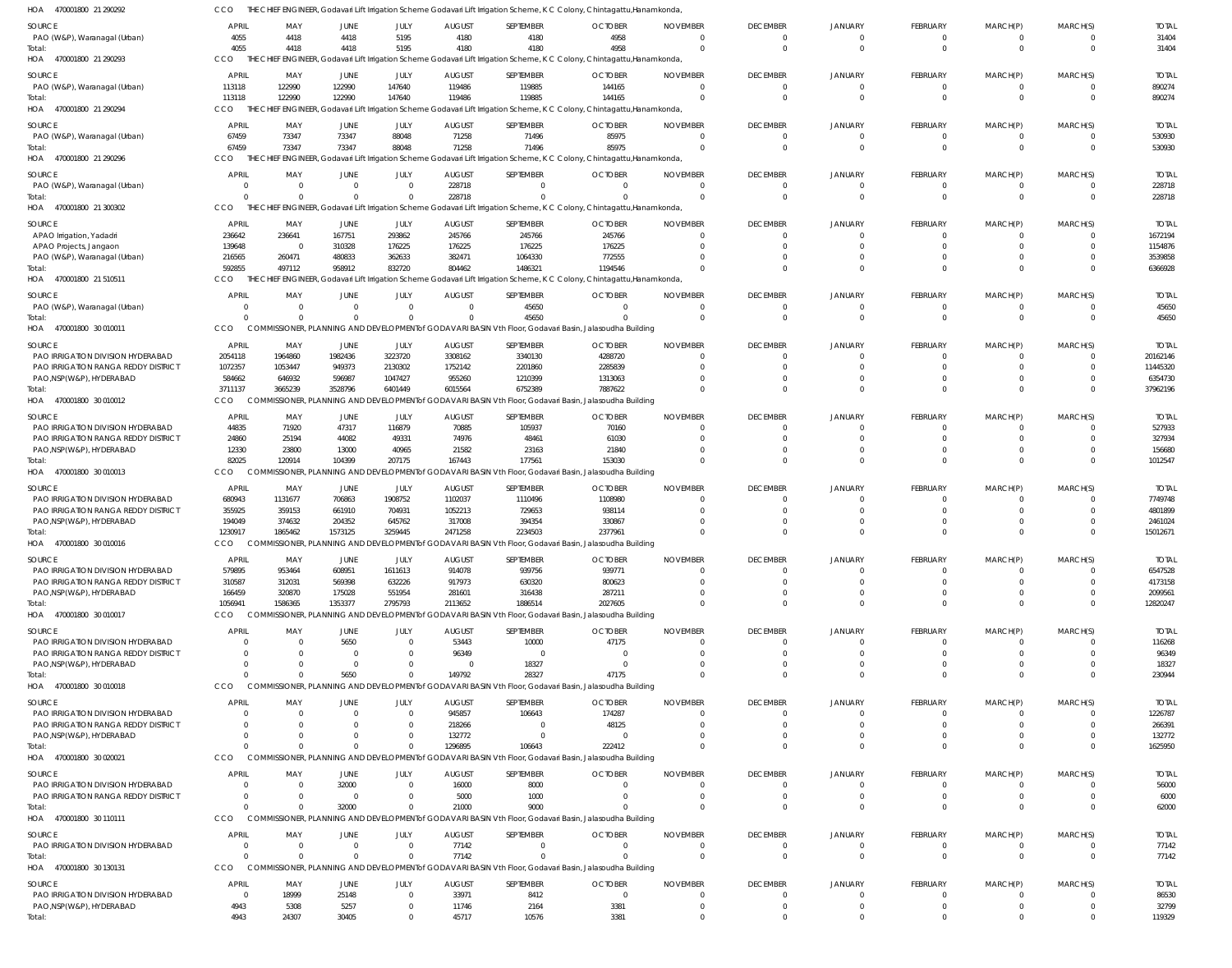HOA 470001800 21 290292 CCO THE CHIEF ENGINEER, Godavari Lift Irrigation Scheme Godavari Lift Irrigation Scheme, K C Colony, Chintagattu,Hanamkonda,

| SOURCE | APRIL | MAY | JUNE | JULY | AUGUST | SEPTEMBER | OCTOBER | NOVEMBER | DECEMBER | JANUARY | FEBRUARY | MARCH(P) | MARCH(S) | TOTAL |
|---|---|---|---|---|---|---|---|---|---|---|---|---|---|---|
| PAO (W&P), Waranagal (Urban) | 4055 | 4418 | 4418 | 5195 | 4180 | 4180 | 4958 | 0 | 0 | 0 | 0 | 0 | 0 | 31404 |
| Total: | 4055 | 4418 | 4418 | 5195 | 4180 | 4180 | 4958 | 0 | 0 | 0 | 0 | 0 | 0 | 31404 |

HOA 470001800 21 290293 CCO THE CHIEF ENGINEER, Godavari Lift Irrigation Scheme Godavari Lift Irrigation Scheme, K C Colony, Chintagattu,Hanamkonda,

| SOURCE | APRIL | MAY | JUNE | JULY | AUGUST | SEPTEMBER | OCTOBER | NOVEMBER | DECEMBER | JANUARY | FEBRUARY | MARCH(P) | MARCH(S) | TOTAL |
|---|---|---|---|---|---|---|---|---|---|---|---|---|---|---|
| PAO (W&P), Waranagal (Urban) | 113118 | 122990 | 122990 | 147640 | 119486 | 119885 | 144165 | 0 | 0 | 0 | 0 | 0 | 0 | 890274 |
| Total: | 113118 | 122990 | 122990 | 147640 | 119486 | 119885 | 144165 | 0 | 0 | 0 | 0 | 0 | 0 | 890274 |

HOA 470001800 21 290294 CCO THE CHIEF ENGINEER, Godavari Lift Irrigation Scheme Godavari Lift Irrigation Scheme, K C Colony, Chintagattu,Hanamkonda,

| SOURCE | APRIL | MAY | JUNE | JULY | AUGUST | SEPTEMBER | OCTOBER | NOVEMBER | DECEMBER | JANUARY | FEBRUARY | MARCH(P) | MARCH(S) | TOTAL |
|---|---|---|---|---|---|---|---|---|---|---|---|---|---|---|
| PAO (W&P), Waranagal (Urban) | 67459 | 73347 | 73347 | 88048 | 71258 | 71496 | 85975 | 0 | 0 | 0 | 0 | 0 | 0 | 530930 |
| Total: | 67459 | 73347 | 73347 | 88048 | 71258 | 71496 | 85975 | 0 | 0 | 0 | 0 | 0 | 0 | 530930 |

HOA 470001800 21 290296 CCO THE CHIEF ENGINEER, Godavari Lift Irrigation Scheme Godavari Lift Irrigation Scheme, K C Colony, Chintagattu,Hanamkonda,

| SOURCE | APRIL | MAY | JUNE | JULY | AUGUST | SEPTEMBER | OCTOBER | NOVEMBER | DECEMBER | JANUARY | FEBRUARY | MARCH(P) | MARCH(S) | TOTAL |
|---|---|---|---|---|---|---|---|---|---|---|---|---|---|---|
| PAO (W&P), Waranagal (Urban) | 0 | 0 | 0 | 0 | 228718 | 0 | 0 | 0 | 0 | 0 | 0 | 0 | 0 | 228718 |
| Total: | 0 | 0 | 0 | 0 | 228718 | 0 | 0 | 0 | 0 | 0 | 0 | 0 | 0 | 228718 |

HOA 470001800 21 300302 CCO THE CHIEF ENGINEER, Godavari Lift Irrigation Scheme Godavari Lift Irrigation Scheme, K C Colony, Chintagattu,Hanamkonda,

| SOURCE | APRIL | MAY | JUNE | JULY | AUGUST | SEPTEMBER | OCTOBER | NOVEMBER | DECEMBER | JANUARY | FEBRUARY | MARCH(P) | MARCH(S) | TOTAL |
|---|---|---|---|---|---|---|---|---|---|---|---|---|---|---|
| APAO Irrigation, Yadadri | 236642 | 236641 | 167751 | 293862 | 245766 | 245766 | 245766 | 0 | 0 | 0 | 0 | 0 | 0 | 1672194 |
| APAO Projects, Jangaon | 139648 | 0 | 310328 | 176225 | 176225 | 176225 | 176225 | 0 | 0 | 0 | 0 | 0 | 0 | 1154876 |
| PAO (W&P), Waranagal (Urban) | 216565 | 260471 | 480833 | 362633 | 382471 | 1064330 | 772555 | 0 | 0 | 0 | 0 | 0 | 0 | 3539858 |
| Total: | 592855 | 497112 | 958912 | 832720 | 804462 | 1486321 | 1194546 | 0 | 0 | 0 | 0 | 0 | 0 | 6366928 |

HOA 470001800 21 510511 CCO THE CHIEF ENGINEER, Godavari Lift Irrigation Scheme Godavari Lift Irrigation Scheme, K C Colony, Chintagattu,Hanamkonda,

| SOURCE | APRIL | MAY | JUNE | JULY | AUGUST | SEPTEMBER | OCTOBER | NOVEMBER | DECEMBER | JANUARY | FEBRUARY | MARCH(P) | MARCH(S) | TOTAL |
|---|---|---|---|---|---|---|---|---|---|---|---|---|---|---|
| PAO (W&P), Waranagal (Urban) | 0 | 0 | 0 | 0 | 0 | 45650 | 0 | 0 | 0 | 0 | 0 | 0 | 0 | 45650 |
| Total: | 0 | 0 | 0 | 0 | 0 | 45650 | 0 | 0 | 0 | 0 | 0 | 0 | 0 | 45650 |

HOA 470001800 30 010011 CCO COMMISSIONER, PLANNING AND DEVELOPMENT of GODAVARI BASIN Vth Floor, Godavari Basin, Jalasoudha Building

| SOURCE | APRIL | MAY | JUNE | JULY | AUGUST | SEPTEMBER | OCTOBER | NOVEMBER | DECEMBER | JANUARY | FEBRUARY | MARCH(P) | MARCH(S) | TOTAL |
|---|---|---|---|---|---|---|---|---|---|---|---|---|---|---|
| PAO IRRIGATION DIVISION HYDERABAD | 2054118 | 1964860 | 1982436 | 3223720 | 3308162 | 3340130 | 4288720 | 0 | 0 | 0 | 0 | 0 | 0 | 20162146 |
| PAO IRRIGATION RANGA REDDY DISTRICT | 1072357 | 1053447 | 949373 | 2130302 | 1752142 | 2201860 | 2285839 | 0 | 0 | 0 | 0 | 0 | 0 | 11445320 |
| PAO,NSP(W&P), HYDERABAD | 584662 | 646932 | 596987 | 1047427 | 955260 | 1210399 | 1313063 | 0 | 0 | 0 | 0 | 0 | 0 | 6354730 |
| Total: | 3711137 | 3665239 | 3528796 | 6401449 | 6015564 | 6752389 | 7887622 | 0 | 0 | 0 | 0 | 0 | 0 | 37962196 |

HOA 470001800 30 010012 CCO COMMISSIONER, PLANNING AND DEVELOPMENT of GODAVARI BASIN Vth Floor, Godavari Basin, Jalasoudha Building

| SOURCE | APRIL | MAY | JUNE | JULY | AUGUST | SEPTEMBER | OCTOBER | NOVEMBER | DECEMBER | JANUARY | FEBRUARY | MARCH(P) | MARCH(S) | TOTAL |
|---|---|---|---|---|---|---|---|---|---|---|---|---|---|---|
| PAO IRRIGATION DIVISION HYDERABAD | 44835 | 71920 | 47317 | 116879 | 70885 | 105937 | 70160 | 0 | 0 | 0 | 0 | 0 | 0 | 527933 |
| PAO IRRIGATION RANGA REDDY DISTRICT | 24860 | 25194 | 44082 | 49331 | 74976 | 48461 | 61030 | 0 | 0 | 0 | 0 | 0 | 0 | 327934 |
| PAO,NSP(W&P), HYDERABAD | 12330 | 23800 | 13000 | 40965 | 21582 | 23163 | 21840 | 0 | 0 | 0 | 0 | 0 | 0 | 156680 |
| Total: | 82025 | 120914 | 104399 | 207175 | 167443 | 177561 | 153030 | 0 | 0 | 0 | 0 | 0 | 0 | 1012547 |

HOA 470001800 30 010013 CCO COMMISSIONER, PLANNING AND DEVELOPMENT of GODAVARI BASIN Vth Floor, Godavari Basin, Jalasoudha Building

| SOURCE | APRIL | MAY | JUNE | JULY | AUGUST | SEPTEMBER | OCTOBER | NOVEMBER | DECEMBER | JANUARY | FEBRUARY | MARCH(P) | MARCH(S) | TOTAL |
|---|---|---|---|---|---|---|---|---|---|---|---|---|---|---|
| PAO IRRIGATION DIVISION HYDERABAD | 680943 | 1131677 | 706863 | 1908752 | 1102037 | 1110496 | 1108980 | 0 | 0 | 0 | 0 | 0 | 0 | 7749748 |
| PAO IRRIGATION RANGA REDDY DISTRICT | 355925 | 359153 | 661910 | 704931 | 1052213 | 729653 | 938114 | 0 | 0 | 0 | 0 | 0 | 0 | 4801899 |
| PAO,NSP(W&P), HYDERABAD | 194049 | 374632 | 204352 | 645762 | 317008 | 394354 | 330867 | 0 | 0 | 0 | 0 | 0 | 0 | 2461024 |
| Total: | 1230917 | 1865462 | 1573125 | 3259445 | 2471258 | 2234503 | 2377961 | 0 | 0 | 0 | 0 | 0 | 0 | 15012671 |

HOA 470001800 30 010016 CCO COMMISSIONER, PLANNING AND DEVELOPMENT of GODAVARI BASIN Vth Floor, Godavari Basin, Jalasoudha Building

| SOURCE | APRIL | MAY | JUNE | JULY | AUGUST | SEPTEMBER | OCTOBER | NOVEMBER | DECEMBER | JANUARY | FEBRUARY | MARCH(P) | MARCH(S) | TOTAL |
|---|---|---|---|---|---|---|---|---|---|---|---|---|---|---|
| PAO IRRIGATION DIVISION HYDERABAD | 579895 | 953464 | 608951 | 1611613 | 914078 | 939756 | 939771 | 0 | 0 | 0 | 0 | 0 | 0 | 6547528 |
| PAO IRRIGATION RANGA REDDY DISTRICT | 310587 | 312031 | 569398 | 632226 | 917973 | 630320 | 800623 | 0 | 0 | 0 | 0 | 0 | 0 | 4173158 |
| PAO,NSP(W&P), HYDERABAD | 166459 | 320870 | 175028 | 551954 | 281601 | 316438 | 287211 | 0 | 0 | 0 | 0 | 0 | 0 | 2099561 |
| Total: | 1056941 | 1586365 | 1353377 | 2795793 | 2113652 | 1886514 | 2027605 | 0 | 0 | 0 | 0 | 0 | 0 | 12820247 |

HOA 470001800 30 010017 CCO COMMISSIONER, PLANNING AND DEVELOPMENT of GODAVARI BASIN Vth Floor, Godavari Basin, Jalasoudha Building

| SOURCE | APRIL | MAY | JUNE | JULY | AUGUST | SEPTEMBER | OCTOBER | NOVEMBER | DECEMBER | JANUARY | FEBRUARY | MARCH(P) | MARCH(S) | TOTAL |
|---|---|---|---|---|---|---|---|---|---|---|---|---|---|---|
| PAO IRRIGATION DIVISION HYDERABAD | 0 | 0 | 5650 | 0 | 53443 | 10000 | 47175 | 0 | 0 | 0 | 0 | 0 | 0 | 116268 |
| PAO IRRIGATION RANGA REDDY DISTRICT | 0 | 0 | 0 | 0 | 96349 | 0 | 0 | 0 | 0 | 0 | 0 | 0 | 0 | 96349 |
| PAO,NSP(W&P), HYDERABAD | 0 | 0 | 0 | 0 | 0 | 18327 | 0 | 0 | 0 | 0 | 0 | 0 | 0 | 18327 |
| Total: | 0 | 0 | 5650 | 0 | 149792 | 28327 | 47175 | 0 | 0 | 0 | 0 | 0 | 0 | 230944 |

HOA 470001800 30 010018 CCO COMMISSIONER, PLANNING AND DEVELOPMENT of GODAVARI BASIN Vth Floor, Godavari Basin, Jalasoudha Building

| SOURCE | APRIL | MAY | JUNE | JULY | AUGUST | SEPTEMBER | OCTOBER | NOVEMBER | DECEMBER | JANUARY | FEBRUARY | MARCH(P) | MARCH(S) | TOTAL |
|---|---|---|---|---|---|---|---|---|---|---|---|---|---|---|
| PAO IRRIGATION DIVISION HYDERABAD | 0 | 0 | 0 | 0 | 945857 | 106643 | 174287 | 0 | 0 | 0 | 0 | 0 | 0 | 1226787 |
| PAO IRRIGATION RANGA REDDY DISTRICT | 0 | 0 | 0 | 0 | 218266 | 0 | 48125 | 0 | 0 | 0 | 0 | 0 | 0 | 266391 |
| PAO,NSP(W&P), HYDERABAD | 0 | 0 | 0 | 0 | 132772 | 0 | 0 | 0 | 0 | 0 | 0 | 0 | 0 | 132772 |
| Total: | 0 | 0 | 0 | 0 | 1296895 | 106643 | 222412 | 0 | 0 | 0 | 0 | 0 | 0 | 1625950 |

HOA 470001800 30 020021 CCO COMMISSIONER, PLANNING AND DEVELOPMENT of GODAVARI BASIN Vth Floor, Godavari Basin, Jalasoudha Building

| SOURCE | APRIL | MAY | JUNE | JULY | AUGUST | SEPTEMBER | OCTOBER | NOVEMBER | DECEMBER | JANUARY | FEBRUARY | MARCH(P) | MARCH(S) | TOTAL |
|---|---|---|---|---|---|---|---|---|---|---|---|---|---|---|
| PAO IRRIGATION DIVISION HYDERABAD | 0 | 0 | 32000 | 0 | 16000 | 8000 | 0 | 0 | 0 | 0 | 0 | 0 | 0 | 56000 |
| PAO IRRIGATION RANGA REDDY DISTRICT | 0 | 0 | 0 | 0 | 5000 | 1000 | 0 | 0 | 0 | 0 | 0 | 0 | 0 | 6000 |
| Total: | 0 | 0 | 32000 | 0 | 21000 | 9000 | 0 | 0 | 0 | 0 | 0 | 0 | 0 | 62000 |

HOA 470001800 30 110111 CCO COMMISSIONER, PLANNING AND DEVELOPMENT of GODAVARI BASIN Vth Floor, Godavari Basin, Jalasoudha Building

| SOURCE | APRIL | MAY | JUNE | JULY | AUGUST | SEPTEMBER | OCTOBER | NOVEMBER | DECEMBER | JANUARY | FEBRUARY | MARCH(P) | MARCH(S) | TOTAL |
|---|---|---|---|---|---|---|---|---|---|---|---|---|---|---|
| PAO IRRIGATION DIVISION HYDERABAD | 0 | 0 | 0 | 0 | 77142 | 0 | 0 | 0 | 0 | 0 | 0 | 0 | 0 | 77142 |
| Total: | 0 | 0 | 0 | 0 | 77142 | 0 | 0 | 0 | 0 | 0 | 0 | 0 | 0 | 77142 |

HOA 470001800 30 130131 CCO COMMISSIONER, PLANNING AND DEVELOPMENT of GODAVARI BASIN Vth Floor, Godavari Basin, Jalasoudha Building

| SOURCE | APRIL | MAY | JUNE | JULY | AUGUST | SEPTEMBER | OCTOBER | NOVEMBER | DECEMBER | JANUARY | FEBRUARY | MARCH(P) | MARCH(S) | TOTAL |
|---|---|---|---|---|---|---|---|---|---|---|---|---|---|---|
| PAO IRRIGATION DIVISION HYDERABAD | 0 | 18999 | 25148 | 0 | 33971 | 8412 | 0 | 0 | 0 | 0 | 0 | 0 | 0 | 86530 |
| PAO,NSP(W&P), HYDERABAD | 4943 | 5308 | 5257 | 0 | 11746 | 2164 | 3381 | 0 | 0 | 0 | 0 | 0 | 0 | 32799 |
| Total: | 4943 | 24307 | 30405 | 0 | 45717 | 10576 | 3381 | 0 | 0 | 0 | 0 | 0 | 0 | 119329 |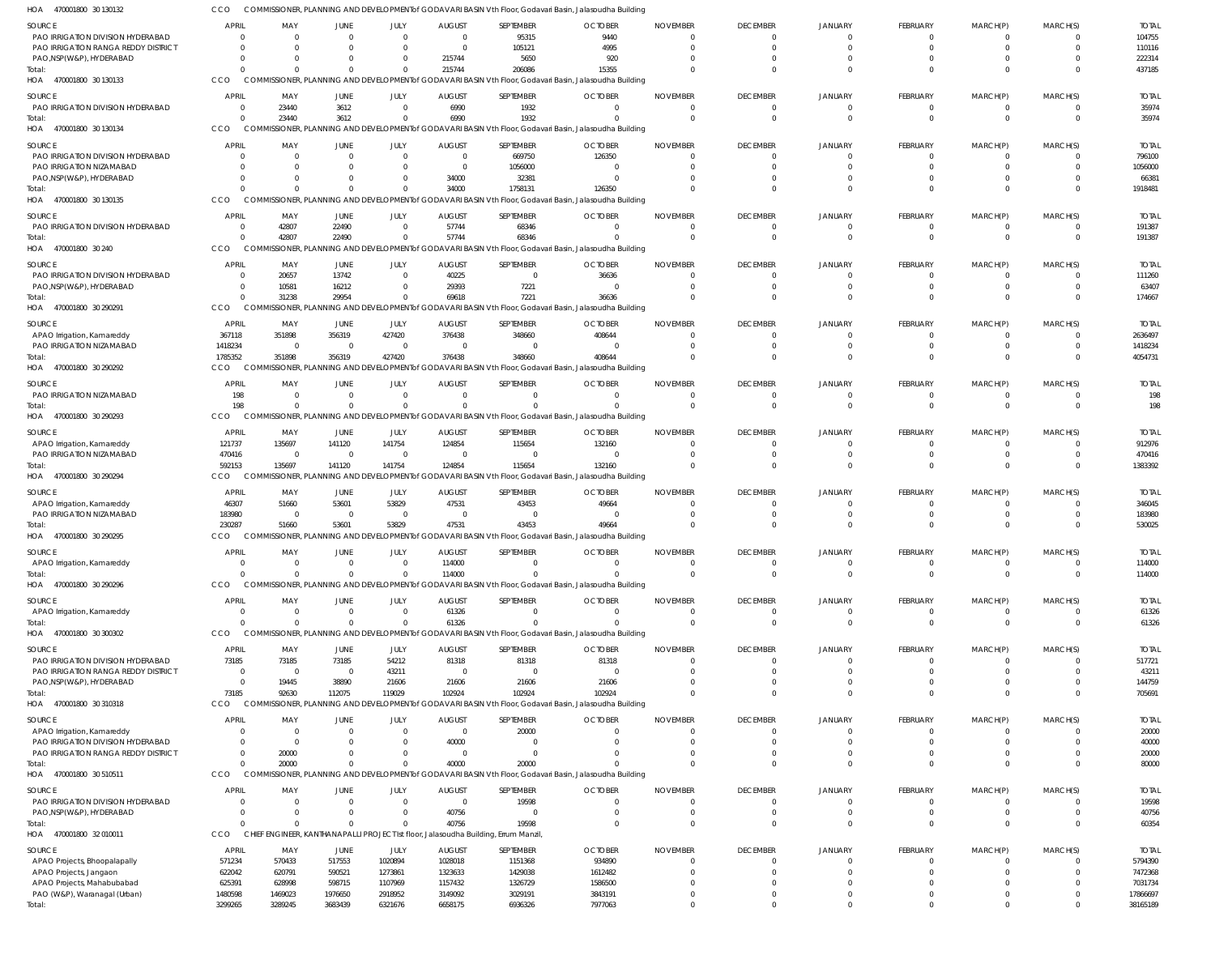HOA 470001800 30 130132 CCO COMMISSIONER, PLANNING AND DEVELOPMENT of GODAVARI BASIN Vth Floor, Godavari Basin, Jalasoudha Building

| SOURCE | APRIL | MAY | JUNE | JULY | AUGUST | SEPTEMBER | OCTOBER | NOVEMBER | DECEMBER | JANUARY | FEBRUARY | MARCH(P) | MARCH(S) | TOTAL |
|---|---|---|---|---|---|---|---|---|---|---|---|---|---|---|
| PAO IRRIGATION DIVISION HYDERABAD | 0 | 0 | 0 | 0 | 0 | 95315 | 9440 | 0 | 0 | 0 | 0 | 0 | 0 | 104755 |
| PAO IRRIGATION RANGA REDDY DISTRICT | 0 | 0 | 0 | 0 | 0 | 105121 | 4995 | 0 | 0 | 0 | 0 | 0 | 0 | 110116 |
| PAO,NSP(W&P), HYDERABAD | 0 | 0 | 0 | 0 | 215744 | 5650 | 920 | 0 | 0 | 0 | 0 | 0 | 0 | 222314 |
| Total: | 0 | 0 | 0 | 0 | 215744 | 206086 | 15355 | 0 | 0 | 0 | 0 | 0 | 0 | 437185 |

HOA 470001800 30 130133 CCO COMMISSIONER, PLANNING AND DEVELOPMENT of GODAVARI BASIN Vth Floor, Godavari Basin, Jalasoudha Building

| SOURCE | APRIL | MAY | JUNE | JULY | AUGUST | SEPTEMBER | OCTOBER | NOVEMBER | DECEMBER | JANUARY | FEBRUARY | MARCH(P) | MARCH(S) | TOTAL |
|---|---|---|---|---|---|---|---|---|---|---|---|---|---|---|
| PAO IRRIGATION DIVISION HYDERABAD | 0 | 23440 | 3612 | 0 | 6990 | 1932 | 0 | 0 | 0 | 0 | 0 | 0 | 0 | 35974 |
| Total: | 0 | 23440 | 3612 | 0 | 6990 | 1932 | 0 | 0 | 0 | 0 | 0 | 0 | 0 | 35974 |

HOA 470001800 30 130134 CCO COMMISSIONER, PLANNING AND DEVELOPMENT of GODAVARI BASIN Vth Floor, Godavari Basin, Jalasoudha Building

| SOURCE | APRIL | MAY | JUNE | JULY | AUGUST | SEPTEMBER | OCTOBER | NOVEMBER | DECEMBER | JANUARY | FEBRUARY | MARCH(P) | MARCH(S) | TOTAL |
|---|---|---|---|---|---|---|---|---|---|---|---|---|---|---|
| PAO IRRIGATION DIVISION HYDERABAD | 0 | 0 | 0 | 0 | 0 | 669750 | 126350 | 0 | 0 | 0 | 0 | 0 | 0 | 796100 |
| PAO IRRIGATION NIZAMABAD | 0 | 0 | 0 | 0 | 0 | 1056000 | 0 | 0 | 0 | 0 | 0 | 0 | 0 | 1056000 |
| PAO,NSP(W&P), HYDERABAD | 0 | 0 | 0 | 0 | 34000 | 32381 | 0 | 0 | 0 | 0 | 0 | 0 | 0 | 66381 |
| Total: | 0 | 0 | 0 | 0 | 34000 | 1758131 | 126350 | 0 | 0 | 0 | 0 | 0 | 0 | 1918481 |

HOA 470001800 30 130135 CCO COMMISSIONER, PLANNING AND DEVELOPMENT of GODAVARI BASIN Vth Floor, Godavari Basin, Jalasoudha Building

| SOURCE | APRIL | MAY | JUNE | JULY | AUGUST | SEPTEMBER | OCTOBER | NOVEMBER | DECEMBER | JANUARY | FEBRUARY | MARCH(P) | MARCH(S) | TOTAL |
|---|---|---|---|---|---|---|---|---|---|---|---|---|---|---|
| PAO IRRIGATION DIVISION HYDERABAD | 0 | 42807 | 22490 | 0 | 57744 | 68346 | 0 | 0 | 0 | 0 | 0 | 0 | 0 | 191387 |
| Total: | 0 | 42807 | 22490 | 0 | 57744 | 68346 | 0 | 0 | 0 | 0 | 0 | 0 | 0 | 191387 |

HOA 470001800 30 240 CCO COMMISSIONER, PLANNING AND DEVELOPMENT of GODAVARI BASIN Vth Floor, Godavari Basin, Jalasoudha Building

| SOURCE | APRIL | MAY | JUNE | JULY | AUGUST | SEPTEMBER | OCTOBER | NOVEMBER | DECEMBER | JANUARY | FEBRUARY | MARCH(P) | MARCH(S) | TOTAL |
|---|---|---|---|---|---|---|---|---|---|---|---|---|---|---|
| PAO IRRIGATION DIVISION HYDERABAD | 0 | 20657 | 13742 | 0 | 40225 | 0 | 36636 | 0 | 0 | 0 | 0 | 0 | 0 | 111260 |
| PAO,NSP(W&P), HYDERABAD | 0 | 10581 | 16212 | 0 | 29393 | 7221 | 0 | 0 | 0 | 0 | 0 | 0 | 0 | 63407 |
| Total: | 0 | 31238 | 29954 | 0 | 69618 | 7221 | 36636 | 0 | 0 | 0 | 0 | 0 | 0 | 174667 |

HOA 470001800 30 290291 CCO COMMISSIONER, PLANNING AND DEVELOPMENT of GODAVARI BASIN Vth Floor, Godavari Basin, Jalasoudha Building

| SOURCE | APRIL | MAY | JUNE | JULY | AUGUST | SEPTEMBER | OCTOBER | NOVEMBER | DECEMBER | JANUARY | FEBRUARY | MARCH(P) | MARCH(S) | TOTAL |
|---|---|---|---|---|---|---|---|---|---|---|---|---|---|---|
| APAO Irrigation, Kamareddy | 367118 | 351898 | 356319 | 427420 | 376438 | 348660 | 408644 | 0 | 0 | 0 | 0 | 0 | 0 | 2636497 |
| PAO IRRIGATION NIZAMABAD | 1418234 | 0 | 0 | 0 | 0 | 0 | 0 | 0 | 0 | 0 | 0 | 0 | 0 | 1418234 |
| Total: | 1785352 | 351898 | 356319 | 427420 | 376438 | 348660 | 408644 | 0 | 0 | 0 | 0 | 0 | 0 | 4054731 |

HOA 470001800 30 290292 CCO COMMISSIONER, PLANNING AND DEVELOPMENT of GODAVARI BASIN Vth Floor, Godavari Basin, Jalasoudha Building

| SOURCE | APRIL | MAY | JUNE | JULY | AUGUST | SEPTEMBER | OCTOBER | NOVEMBER | DECEMBER | JANUARY | FEBRUARY | MARCH(P) | MARCH(S) | TOTAL |
|---|---|---|---|---|---|---|---|---|---|---|---|---|---|---|
| PAO IRRIGATION NIZAMABAD | 198 | 0 | 0 | 0 | 0 | 0 | 0 | 0 | 0 | 0 | 0 | 0 | 0 | 198 |
| Total: | 198 | 0 | 0 | 0 | 0 | 0 | 0 | 0 | 0 | 0 | 0 | 0 | 0 | 198 |

HOA 470001800 30 290293 CCO COMMISSIONER, PLANNING AND DEVELOPMENT of GODAVARI BASIN Vth Floor, Godavari Basin, Jalasoudha Building

| SOURCE | APRIL | MAY | JUNE | JULY | AUGUST | SEPTEMBER | OCTOBER | NOVEMBER | DECEMBER | JANUARY | FEBRUARY | MARCH(P) | MARCH(S) | TOTAL |
|---|---|---|---|---|---|---|---|---|---|---|---|---|---|---|
| APAO Irrigation, Kamareddy | 121737 | 135697 | 141120 | 141754 | 124854 | 115654 | 132160 | 0 | 0 | 0 | 0 | 0 | 0 | 912976 |
| PAO IRRIGATION NIZAMABAD | 470416 | 0 | 0 | 0 | 0 | 0 | 0 | 0 | 0 | 0 | 0 | 0 | 0 | 470416 |
| Total: | 592153 | 135697 | 141120 | 141754 | 124854 | 115654 | 132160 | 0 | 0 | 0 | 0 | 0 | 0 | 1383392 |

HOA 470001800 30 290294 CCO COMMISSIONER, PLANNING AND DEVELOPMENT of GODAVARI BASIN Vth Floor, Godavari Basin, Jalasoudha Building

| SOURCE | APRIL | MAY | JUNE | JULY | AUGUST | SEPTEMBER | OCTOBER | NOVEMBER | DECEMBER | JANUARY | FEBRUARY | MARCH(P) | MARCH(S) | TOTAL |
|---|---|---|---|---|---|---|---|---|---|---|---|---|---|---|
| APAO Irrigation, Kamareddy | 46307 | 51660 | 53601 | 53829 | 47531 | 43453 | 49664 | 0 | 0 | 0 | 0 | 0 | 0 | 346045 |
| PAO IRRIGATION NIZAMABAD | 183980 | 0 | 0 | 0 | 0 | 0 | 0 | 0 | 0 | 0 | 0 | 0 | 0 | 183980 |
| Total: | 230287 | 51660 | 53601 | 53829 | 47531 | 43453 | 49664 | 0 | 0 | 0 | 0 | 0 | 0 | 530025 |

HOA 470001800 30 290295 CCO COMMISSIONER, PLANNING AND DEVELOPMENT of GODAVARI BASIN Vth Floor, Godavari Basin, Jalasoudha Building

| SOURCE | APRIL | MAY | JUNE | JULY | AUGUST | SEPTEMBER | OCTOBER | NOVEMBER | DECEMBER | JANUARY | FEBRUARY | MARCH(P) | MARCH(S) | TOTAL |
|---|---|---|---|---|---|---|---|---|---|---|---|---|---|---|
| APAO Irrigation, Kamareddy | 0 | 0 | 0 | 0 | 114000 | 0 | 0 | 0 | 0 | 0 | 0 | 0 | 0 | 114000 |
| Total: | 0 | 0 | 0 | 0 | 114000 | 0 | 0 | 0 | 0 | 0 | 0 | 0 | 0 | 114000 |

HOA 470001800 30 290296 CCO COMMISSIONER, PLANNING AND DEVELOPMENT of GODAVARI BASIN Vth Floor, Godavari Basin, Jalasoudha Building

| SOURCE | APRIL | MAY | JUNE | JULY | AUGUST | SEPTEMBER | OCTOBER | NOVEMBER | DECEMBER | JANUARY | FEBRUARY | MARCH(P) | MARCH(S) | TOTAL |
|---|---|---|---|---|---|---|---|---|---|---|---|---|---|---|
| APAO Irrigation, Kamareddy | 0 | 0 | 0 | 0 | 61326 | 0 | 0 | 0 | 0 | 0 | 0 | 0 | 0 | 61326 |
| Total: | 0 | 0 | 0 | 0 | 61326 | 0 | 0 | 0 | 0 | 0 | 0 | 0 | 0 | 61326 |

HOA 470001800 30 300302 CCO COMMISSIONER, PLANNING AND DEVELOPMENT of GODAVARI BASIN Vth Floor, Godavari Basin, Jalasoudha Building

| SOURCE | APRIL | MAY | JUNE | JULY | AUGUST | SEPTEMBER | OCTOBER | NOVEMBER | DECEMBER | JANUARY | FEBRUARY | MARCH(P) | MARCH(S) | TOTAL |
|---|---|---|---|---|---|---|---|---|---|---|---|---|---|---|
| PAO IRRIGATION DIVISION HYDERABAD | 73185 | 73185 | 73185 | 54212 | 81318 | 81318 | 81318 | 0 | 0 | 0 | 0 | 0 | 0 | 517721 |
| PAO IRRIGATION RANGA REDDY DISTRICT | 0 | 0 | 0 | 43211 | 0 | 0 | 0 | 0 | 0 | 0 | 0 | 0 | 0 | 43211 |
| PAO,NSP(W&P), HYDERABAD | 0 | 19445 | 38890 | 21606 | 21606 | 21606 | 21606 | 0 | 0 | 0 | 0 | 0 | 0 | 144759 |
| Total: | 73185 | 92630 | 112075 | 119029 | 102924 | 102924 | 102924 | 0 | 0 | 0 | 0 | 0 | 0 | 705691 |

HOA 470001800 30 310318 CCO COMMISSIONER, PLANNING AND DEVELOPMENT of GODAVARI BASIN Vth Floor, Godavari Basin, Jalasoudha Building

| SOURCE | APRIL | MAY | JUNE | JULY | AUGUST | SEPTEMBER | OCTOBER | NOVEMBER | DECEMBER | JANUARY | FEBRUARY | MARCH(P) | MARCH(S) | TOTAL |
|---|---|---|---|---|---|---|---|---|---|---|---|---|---|---|
| APAO Irrigation, Kamareddy | 0 | 0 | 0 | 0 | 0 | 20000 | 0 | 0 | 0 | 0 | 0 | 0 | 0 | 20000 |
| PAO IRRIGATION DIVISION HYDERABAD | 0 | 0 | 0 | 0 | 40000 | 0 | 0 | 0 | 0 | 0 | 0 | 0 | 0 | 40000 |
| PAO IRRIGATION RANGA REDDY DISTRICT | 0 | 20000 | 0 | 0 | 0 | 0 | 0 | 0 | 0 | 0 | 0 | 0 | 0 | 20000 |
| Total: | 0 | 20000 | 0 | 0 | 40000 | 20000 | 0 | 0 | 0 | 0 | 0 | 0 | 0 | 80000 |

HOA 470001800 30 510511 CCO COMMISSIONER, PLANNING AND DEVELOPMENT of GODAVARI BASIN Vth Floor, Godavari Basin, Jalasoudha Building

| SOURCE | APRIL | MAY | JUNE | JULY | AUGUST | SEPTEMBER | OCTOBER | NOVEMBER | DECEMBER | JANUARY | FEBRUARY | MARCH(P) | MARCH(S) | TOTAL |
|---|---|---|---|---|---|---|---|---|---|---|---|---|---|---|
| PAO IRRIGATION DIVISION HYDERABAD | 0 | 0 | 0 | 0 | 0 | 19598 | 0 | 0 | 0 | 0 | 0 | 0 | 0 | 19598 |
| PAO,NSP(W&P), HYDERABAD | 0 | 0 | 0 | 0 | 40756 | 0 | 0 | 0 | 0 | 0 | 0 | 0 | 0 | 40756 |
| Total: | 0 | 0 | 0 | 0 | 40756 | 19598 | 0 | 0 | 0 | 0 | 0 | 0 | 0 | 60354 |

HOA 470001800 32 010011 CCO CHIEF ENGINEER, KANTHANAPALLI PROJECT Ist floor, Jalasoudha Building, Errum Manzil,

| SOURCE | APRIL | MAY | JUNE | JULY | AUGUST | SEPTEMBER | OCTOBER | NOVEMBER | DECEMBER | JANUARY | FEBRUARY | MARCH(P) | MARCH(S) | TOTAL |
|---|---|---|---|---|---|---|---|---|---|---|---|---|---|---|
| APAO Projects, Bhoopalapally | 571234 | 570433 | 517553 | 1020894 | 1028018 | 1151368 | 934890 | 0 | 0 | 0 | 0 | 0 | 0 | 5794390 |
| APAO Projects, Jangaon | 622042 | 620791 | 590521 | 1273861 | 1323633 | 1429038 | 1612482 | 0 | 0 | 0 | 0 | 0 | 0 | 7472368 |
| APAO Projects, Mahabubabad | 625391 | 628998 | 598715 | 1107969 | 1157432 | 1326729 | 1586500 | 0 | 0 | 0 | 0 | 0 | 0 | 7031734 |
| PAO (W&P), Waranagal (Urban) | 1480598 | 1469023 | 1976650 | 2918952 | 3149092 | 3029191 | 3843191 | 0 | 0 | 0 | 0 | 0 | 0 | 17866697 |
| Total: | 3299265 | 3289245 | 3683439 | 6321676 | 6658175 | 6936326 | 7977063 | 0 | 0 | 0 | 0 | 0 | 0 | 38165189 |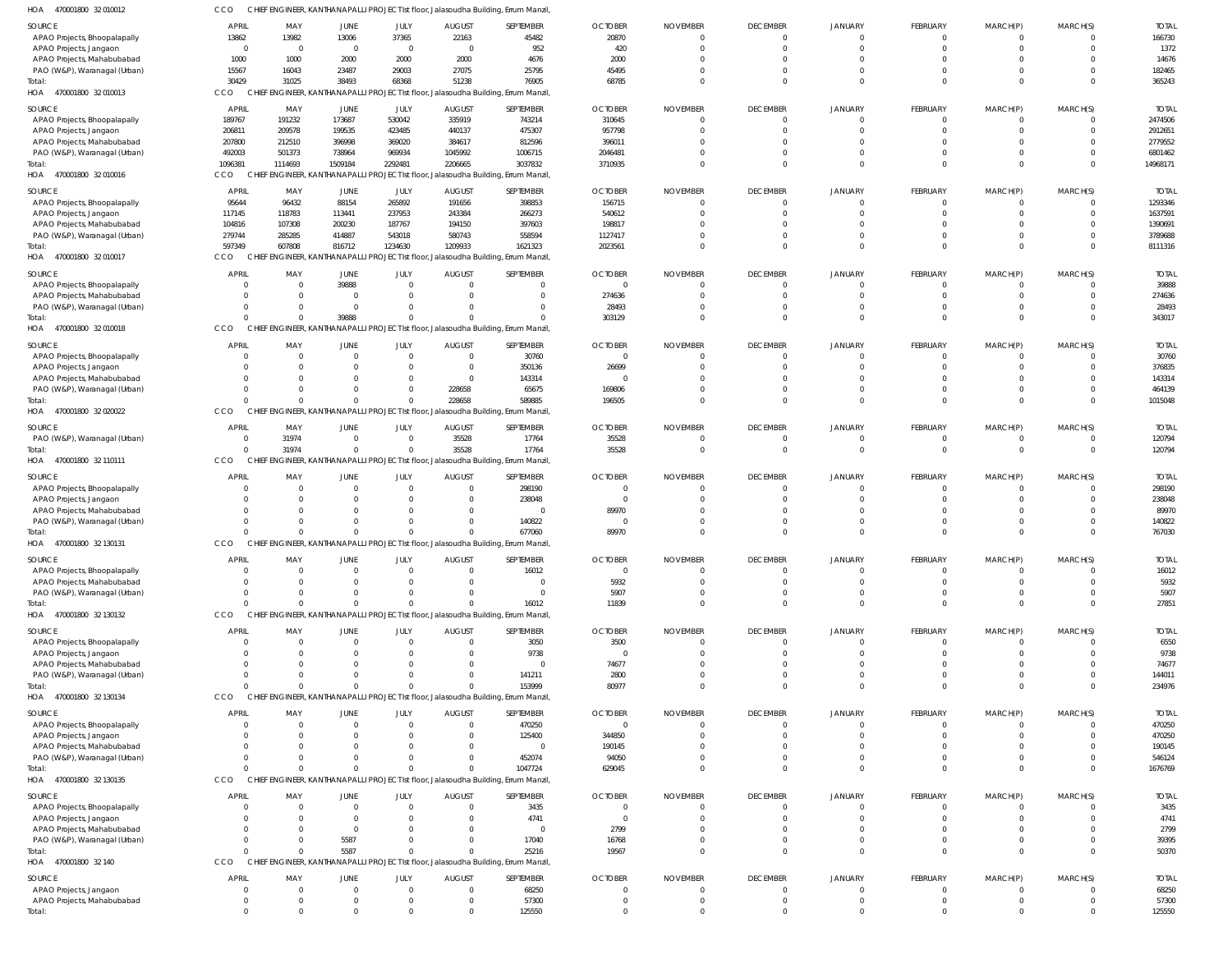HOA 470001800 32 010012 CCO CHIEF ENGINEER, KANTHANAPALLI PROJECT Ist floor, Jalasoudha Building, Errum Manzil,

| SOURCE | APRIL | MAY | JUNE | JULY | AUGUST | SEPTEMBER | OCTOBER | NOVEMBER | DECEMBER | JANUARY | FEBRUARY | MARCH(P) | MARCH(S) | TOTAL |
|---|---|---|---|---|---|---|---|---|---|---|---|---|---|---|
| APAO Projects, Bhoopalapally | 13862 | 13982 | 13006 | 37365 | 22163 | 45482 | 20870 | 0 | 0 | 0 | 0 | 0 | 0 | 166730 |
| APAO Projects, Jangaon | 0 | 0 | 0 | 0 | 0 | 952 | 420 | 0 | 0 | 0 | 0 | 0 | 0 | 1372 |
| APAO Projects, Mahabubabad | 1000 | 1000 | 2000 | 2000 | 2000 | 4676 | 2000 | 0 | 0 | 0 | 0 | 0 | 0 | 14676 |
| PAO (W&P), Waranagal (Urban) | 15567 | 16043 | 23487 | 29003 | 27075 | 25795 | 45495 | 0 | 0 | 0 | 0 | 0 | 0 | 182465 |
| Total: | 30429 | 31025 | 38493 | 68368 | 51238 | 76905 | 68785 | 0 | 0 | 0 | 0 | 0 | 0 | 365243 |

HOA 470001800 32 010013 CCO CHIEF ENGINEER, KANTHANAPALLI PROJECT Ist floor, Jalasoudha Building, Errum Manzil,

| SOURCE | APRIL | MAY | JUNE | JULY | AUGUST | SEPTEMBER | OCTOBER | NOVEMBER | DECEMBER | JANUARY | FEBRUARY | MARCH(P) | MARCH(S) | TOTAL |
|---|---|---|---|---|---|---|---|---|---|---|---|---|---|---|
| APAO Projects, Bhoopalapally | 189767 | 191232 | 173687 | 530042 | 335919 | 743214 | 310645 | 0 | 0 | 0 | 0 | 0 | 0 | 2474506 |
| APAO Projects, Jangaon | 206811 | 209578 | 199535 | 423485 | 440137 | 475307 | 957798 | 0 | 0 | 0 | 0 | 0 | 0 | 2912651 |
| APAO Projects, Mahabubabad | 207800 | 212510 | 396998 | 369020 | 384617 | 812596 | 396011 | 0 | 0 | 0 | 0 | 0 | 0 | 2779552 |
| PAO (W&P), Waranagal (Urban) | 492003 | 501373 | 738964 | 969934 | 1045992 | 1006715 | 2046481 | 0 | 0 | 0 | 0 | 0 | 0 | 6801462 |
| Total: | 1096381 | 1114693 | 1509184 | 2292481 | 2206665 | 3037832 | 3710935 | 0 | 0 | 0 | 0 | 0 | 0 | 14968171 |

HOA 470001800 32 010016 CCO CHIEF ENGINEER, KANTHANAPALLI PROJECT Ist floor, Jalasoudha Building, Errum Manzil,

| SOURCE | APRIL | MAY | JUNE | JULY | AUGUST | SEPTEMBER | OCTOBER | NOVEMBER | DECEMBER | JANUARY | FEBRUARY | MARCH(P) | MARCH(S) | TOTAL |
|---|---|---|---|---|---|---|---|---|---|---|---|---|---|---|
| APAO Projects, Bhoopalapally | 95644 | 96432 | 88154 | 265892 | 191656 | 398853 | 156715 | 0 | 0 | 0 | 0 | 0 | 0 | 1293346 |
| APAO Projects, Jangaon | 117145 | 118783 | 113441 | 237953 | 243384 | 266273 | 540612 | 0 | 0 | 0 | 0 | 0 | 0 | 1637591 |
| APAO Projects, Mahabubabad | 104816 | 107308 | 200230 | 187767 | 194150 | 397603 | 198817 | 0 | 0 | 0 | 0 | 0 | 0 | 1390691 |
| PAO (W&P), Waranagal (Urban) | 279744 | 285285 | 414887 | 543018 | 580743 | 558594 | 1127417 | 0 | 0 | 0 | 0 | 0 | 0 | 3789688 |
| Total: | 597349 | 607808 | 816712 | 1234630 | 1209933 | 1621323 | 2023561 | 0 | 0 | 0 | 0 | 0 | 0 | 8111316 |

HOA 470001800 32 010017 CCO CHIEF ENGINEER, KANTHANAPALLI PROJECT Ist floor, Jalasoudha Building, Errum Manzil,

| SOURCE | APRIL | MAY | JUNE | JULY | AUGUST | SEPTEMBER | OCTOBER | NOVEMBER | DECEMBER | JANUARY | FEBRUARY | MARCH(P) | MARCH(S) | TOTAL |
|---|---|---|---|---|---|---|---|---|---|---|---|---|---|---|
| APAO Projects, Bhoopalapally | 0 | 0 | 39888 | 0 | 0 | 0 | 0 | 0 | 0 | 0 | 0 | 0 | 0 | 39888 |
| APAO Projects, Mahabubabad | 0 | 0 | 0 | 0 | 0 | 0 | 274636 | 0 | 0 | 0 | 0 | 0 | 0 | 274636 |
| PAO (W&P), Waranagal (Urban) | 0 | 0 | 0 | 0 | 0 | 0 | 28493 | 0 | 0 | 0 | 0 | 0 | 0 | 28493 |
| Total: | 0 | 0 | 39888 | 0 | 0 | 0 | 303129 | 0 | 0 | 0 | 0 | 0 | 0 | 343017 |

HOA 470001800 32 010018 CCO CHIEF ENGINEER, KANTHANAPALLI PROJECT Ist floor, Jalasoudha Building, Errum Manzil,

| SOURCE | APRIL | MAY | JUNE | JULY | AUGUST | SEPTEMBER | OCTOBER | NOVEMBER | DECEMBER | JANUARY | FEBRUARY | MARCH(P) | MARCH(S) | TOTAL |
|---|---|---|---|---|---|---|---|---|---|---|---|---|---|---|
| APAO Projects, Bhoopalapally | 0 | 0 | 0 | 0 | 0 | 30760 | 0 | 0 | 0 | 0 | 0 | 0 | 0 | 30760 |
| APAO Projects, Jangaon | 0 | 0 | 0 | 0 | 0 | 350136 | 26699 | 0 | 0 | 0 | 0 | 0 | 0 | 376835 |
| APAO Projects, Mahabubabad | 0 | 0 | 0 | 0 | 0 | 143314 | 0 | 0 | 0 | 0 | 0 | 0 | 0 | 143314 |
| PAO (W&P), Waranagal (Urban) | 0 | 0 | 0 | 0 | 228658 | 65675 | 169806 | 0 | 0 | 0 | 0 | 0 | 0 | 464139 |
| Total: | 0 | 0 | 0 | 0 | 228658 | 589885 | 196505 | 0 | 0 | 0 | 0 | 0 | 0 | 1015048 |

HOA 470001800 32 020022 CCO CHIEF ENGINEER, KANTHANAPALLI PROJECT Ist floor, Jalasoudha Building, Errum Manzil,

| SOURCE | APRIL | MAY | JUNE | JULY | AUGUST | SEPTEMBER | OCTOBER | NOVEMBER | DECEMBER | JANUARY | FEBRUARY | MARCH(P) | MARCH(S) | TOTAL |
|---|---|---|---|---|---|---|---|---|---|---|---|---|---|---|
| PAO (W&P), Waranagal (Urban) | 0 | 31974 | 0 | 0 | 35528 | 17764 | 35528 | 0 | 0 | 0 | 0 | 0 | 0 | 120794 |
| Total: | 0 | 31974 | 0 | 0 | 35528 | 17764 | 35528 | 0 | 0 | 0 | 0 | 0 | 0 | 120794 |

HOA 470001800 32 110111 CCO CHIEF ENGINEER, KANTHANAPALLI PROJECT Ist floor, Jalasoudha Building, Errum Manzil,

| SOURCE | APRIL | MAY | JUNE | JULY | AUGUST | SEPTEMBER | OCTOBER | NOVEMBER | DECEMBER | JANUARY | FEBRUARY | MARCH(P) | MARCH(S) | TOTAL |
|---|---|---|---|---|---|---|---|---|---|---|---|---|---|---|
| APAO Projects, Bhoopalapally | 0 | 0 | 0 | 0 | 0 | 298190 | 0 | 0 | 0 | 0 | 0 | 0 | 0 | 298190 |
| APAO Projects, Jangaon | 0 | 0 | 0 | 0 | 0 | 238048 | 0 | 0 | 0 | 0 | 0 | 0 | 0 | 238048 |
| APAO Projects, Mahabubabad | 0 | 0 | 0 | 0 | 0 | 0 | 89970 | 0 | 0 | 0 | 0 | 0 | 0 | 89970 |
| PAO (W&P), Waranagal (Urban) | 0 | 0 | 0 | 0 | 0 | 140822 | 0 | 0 | 0 | 0 | 0 | 0 | 0 | 140822 |
| Total: | 0 | 0 | 0 | 0 | 0 | 677060 | 89970 | 0 | 0 | 0 | 0 | 0 | 0 | 767030 |

HOA 470001800 32 130131 CCO CHIEF ENGINEER, KANTHANAPALLI PROJECT Ist floor, Jalasoudha Building, Errum Manzil,

| SOURCE | APRIL | MAY | JUNE | JULY | AUGUST | SEPTEMBER | OCTOBER | NOVEMBER | DECEMBER | JANUARY | FEBRUARY | MARCH(P) | MARCH(S) | TOTAL |
|---|---|---|---|---|---|---|---|---|---|---|---|---|---|---|
| APAO Projects, Bhoopalapally | 0 | 0 | 0 | 0 | 0 | 16012 | 0 | 0 | 0 | 0 | 0 | 0 | 0 | 16012 |
| APAO Projects, Mahabubabad | 0 | 0 | 0 | 0 | 0 | 0 | 5932 | 0 | 0 | 0 | 0 | 0 | 0 | 5932 |
| PAO (W&P), Waranagal (Urban) | 0 | 0 | 0 | 0 | 0 | 0 | 5907 | 0 | 0 | 0 | 0 | 0 | 0 | 5907 |
| Total: | 0 | 0 | 0 | 0 | 0 | 16012 | 11839 | 0 | 0 | 0 | 0 | 0 | 0 | 27851 |

HOA 470001800 32 130132 CCO CHIEF ENGINEER, KANTHANAPALLI PROJECT Ist floor, Jalasoudha Building, Errum Manzil,

| SOURCE | APRIL | MAY | JUNE | JULY | AUGUST | SEPTEMBER | OCTOBER | NOVEMBER | DECEMBER | JANUARY | FEBRUARY | MARCH(P) | MARCH(S) | TOTAL |
|---|---|---|---|---|---|---|---|---|---|---|---|---|---|---|
| APAO Projects, Bhoopalapally | 0 | 0 | 0 | 0 | 0 | 3050 | 3500 | 0 | 0 | 0 | 0 | 0 | 0 | 6550 |
| APAO Projects, Jangaon | 0 | 0 | 0 | 0 | 0 | 9738 | 0 | 0 | 0 | 0 | 0 | 0 | 0 | 9738 |
| APAO Projects, Mahabubabad | 0 | 0 | 0 | 0 | 0 | 0 | 74677 | 0 | 0 | 0 | 0 | 0 | 0 | 74677 |
| PAO (W&P), Waranagal (Urban) | 0 | 0 | 0 | 0 | 0 | 141211 | 2800 | 0 | 0 | 0 | 0 | 0 | 0 | 144011 |
| Total: | 0 | 0 | 0 | 0 | 0 | 153999 | 80977 | 0 | 0 | 0 | 0 | 0 | 0 | 234976 |

HOA 470001800 32 130134 CCO CHIEF ENGINEER, KANTHANAPALLI PROJECT Ist floor, Jalasoudha Building, Errum Manzil,

| SOURCE | APRIL | MAY | JUNE | JULY | AUGUST | SEPTEMBER | OCTOBER | NOVEMBER | DECEMBER | JANUARY | FEBRUARY | MARCH(P) | MARCH(S) | TOTAL |
|---|---|---|---|---|---|---|---|---|---|---|---|---|---|---|
| APAO Projects, Bhoopalapally | 0 | 0 | 0 | 0 | 0 | 470250 | 0 | 0 | 0 | 0 | 0 | 0 | 0 | 470250 |
| APAO Projects, Jangaon | 0 | 0 | 0 | 0 | 0 | 125400 | 344850 | 0 | 0 | 0 | 0 | 0 | 0 | 470250 |
| APAO Projects, Mahabubabad | 0 | 0 | 0 | 0 | 0 | 0 | 190145 | 0 | 0 | 0 | 0 | 0 | 0 | 190145 |
| PAO (W&P), Waranagal (Urban) | 0 | 0 | 0 | 0 | 0 | 452074 | 94050 | 0 | 0 | 0 | 0 | 0 | 0 | 546124 |
| Total: | 0 | 0 | 0 | 0 | 0 | 1047724 | 629045 | 0 | 0 | 0 | 0 | 0 | 0 | 1676769 |

HOA 470001800 32 130135 CCO CHIEF ENGINEER, KANTHANAPALLI PROJECT Ist floor, Jalasoudha Building, Errum Manzil,

| SOURCE | APRIL | MAY | JUNE | JULY | AUGUST | SEPTEMBER | OCTOBER | NOVEMBER | DECEMBER | JANUARY | FEBRUARY | MARCH(P) | MARCH(S) | TOTAL |
|---|---|---|---|---|---|---|---|---|---|---|---|---|---|---|
| APAO Projects, Bhoopalapally | 0 | 0 | 0 | 0 | 0 | 3435 | 0 | 0 | 0 | 0 | 0 | 0 | 0 | 3435 |
| APAO Projects, Jangaon | 0 | 0 | 0 | 0 | 0 | 4741 | 0 | 0 | 0 | 0 | 0 | 0 | 0 | 4741 |
| APAO Projects, Mahabubabad | 0 | 0 | 0 | 0 | 0 | 0 | 2799 | 0 | 0 | 0 | 0 | 0 | 0 | 2799 |
| PAO (W&P), Waranagal (Urban) | 0 | 0 | 5587 | 0 | 0 | 17040 | 16768 | 0 | 0 | 0 | 0 | 0 | 0 | 39395 |
| Total: | 0 | 0 | 5587 | 0 | 0 | 25216 | 19567 | 0 | 0 | 0 | 0 | 0 | 0 | 50370 |

HOA 470001800 32 140 CCO CHIEF ENGINEER, KANTHANAPALLI PROJECT Ist floor, Jalasoudha Building, Errum Manzil,

| SOURCE | APRIL | MAY | JUNE | JULY | AUGUST | SEPTEMBER | OCTOBER | NOVEMBER | DECEMBER | JANUARY | FEBRUARY | MARCH(P) | MARCH(S) | TOTAL |
|---|---|---|---|---|---|---|---|---|---|---|---|---|---|---|
| APAO Projects, Jangaon | 0 | 0 | 0 | 0 | 0 | 68250 | 0 | 0 | 0 | 0 | 0 | 0 | 0 | 68250 |
| APAO Projects, Mahabubabad | 0 | 0 | 0 | 0 | 0 | 57300 | 0 | 0 | 0 | 0 | 0 | 0 | 0 | 57300 |
| Total: | 0 | 0 | 0 | 0 | 0 | 125550 | 0 | 0 | 0 | 0 | 0 | 0 | 0 | 125550 |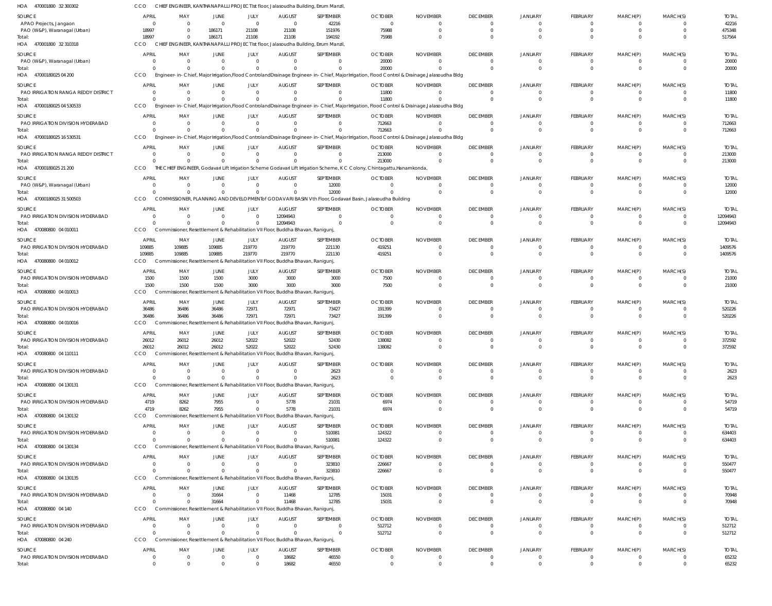HOA 470001800 32 300302 CCO CHIEF ENGINEER, KANTHANAPALLI PROJECT Ist floor, Jalasoudha Building, Errum Manzil,

| SOURCE | APRIL | MAY | JUNE | JULY | AUGUST | SEPTEMBER | OCTOBER | NOVEMBER | DECEMBER | JANUARY | FEBRUARY | MARCH(P) | MARCH(S) | TOTAL |
|---|---|---|---|---|---|---|---|---|---|---|---|---|---|---|
| APAO Projects, Jangaon | 0 | 0 | 0 | 0 | 0 | 42216 | 0 | 0 | 0 | 0 | 0 | 0 | 0 | 42216 |
| PAO (W&P), Waranagal (Urban) | 18997 | 0 | 186171 | 21108 | 21108 | 151976 | 75988 | 0 | 0 | 0 | 0 | 0 | 0 | 475348 |
| Total: | 18997 | 0 | 186171 | 21108 | 21108 | 194192 | 75988 | 0 | 0 | 0 | 0 | 0 | 0 | 517564 |

HOA 470001800 32 310318 CCO CHIEF ENGINEER, KANTHANAPALLI PROJECT Ist floor, Jalasoudha Building, Errum Manzil,

| SOURCE | APRIL | MAY | JUNE | JULY | AUGUST | SEPTEMBER | OCTOBER | NOVEMBER | DECEMBER | JANUARY | FEBRUARY | MARCH(P) | MARCH(S) | TOTAL |
|---|---|---|---|---|---|---|---|---|---|---|---|---|---|---|
| PAO (W&P), Waranagal (Urban) | 0 | 0 | 0 | 0 | 0 | 0 | 20000 | 0 | 0 | 0 | 0 | 0 | 0 | 20000 |
| Total: | 0 | 0 | 0 | 0 | 0 | 0 | 20000 | 0 | 0 | 0 | 0 | 0 | 0 | 20000 |

HOA 47000180025 04 200 CCO Engineer- in- Chief, MajorIrrigation,Flood ControlandDrainage Engineer- in- Chief, MajorIrrigation, Flood Control & Drainage,Jalasoudha Bldg

| SOURCE | APRIL | MAY | JUNE | JULY | AUGUST | SEPTEMBER | OCTOBER | NOVEMBER | DECEMBER | JANUARY | FEBRUARY | MARCH(P) | MARCH(S) | TOTAL |
|---|---|---|---|---|---|---|---|---|---|---|---|---|---|---|
| PAO IRRIGATION RANGA REDDY DISTRICT | 0 | 0 | 0 | 0 | 0 | 0 | 11800 | 0 | 0 | 0 | 0 | 0 | 0 | 11800 |
| Total: | 0 | 0 | 0 | 0 | 0 | 0 | 11800 | 0 | 0 | 0 | 0 | 0 | 0 | 11800 |

HOA 47000180025 04 530533 CCO Engineer- in- Chief, MajorIrrigation,Flood ControlandDrainage Engineer- in- Chief, MajorIrrigation, Flood Control & Drainage,Jalasoudha Bldg

| SOURCE | APRIL | MAY | JUNE | JULY | AUGUST | SEPTEMBER | OCTOBER | NOVEMBER | DECEMBER | JANUARY | FEBRUARY | MARCH(P) | MARCH(S) | TOTAL |
|---|---|---|---|---|---|---|---|---|---|---|---|---|---|---|
| PAO IRRIGATION DIVISION HYDERABAD | 0 | 0 | 0 | 0 | 0 | 0 | 712663 | 0 | 0 | 0 | 0 | 0 | 0 | 712663 |
| Total: | 0 | 0 | 0 | 0 | 0 | 0 | 712663 | 0 | 0 | 0 | 0 | 0 | 0 | 712663 |

HOA 47000180025 16 530531 CCO Engineer- in- Chief, MajorIrrigation,Flood ControlandDrainage Engineer- in- Chief, MajorIrrigation, Flood Control & Drainage,Jalasoudha Bldg

| SOURCE | APRIL | MAY | JUNE | JULY | AUGUST | SEPTEMBER | OCTOBER | NOVEMBER | DECEMBER | JANUARY | FEBRUARY | MARCH(P) | MARCH(S) | TOTAL |
|---|---|---|---|---|---|---|---|---|---|---|---|---|---|---|
| PAO IRRIGATION RANGA REDDY DISTRICT | 0 | 0 | 0 | 0 | 0 | 0 | 213000 | 0 | 0 | 0 | 0 | 0 | 0 | 213000 |
| Total: | 0 | 0 | 0 | 0 | 0 | 0 | 213000 | 0 | 0 | 0 | 0 | 0 | 0 | 213000 |

HOA 47000180025 21 200 CCO THE CHIEF ENGINEER, Godavari Lift Irrigation Scheme Godavari Lift Irrigation Scheme, K C Colony, Chintagattu,Hanamkonda,

| SOURCE | APRIL | MAY | JUNE | JULY | AUGUST | SEPTEMBER | OCTOBER | NOVEMBER | DECEMBER | JANUARY | FEBRUARY | MARCH(P) | MARCH(S) | TOTAL |
|---|---|---|---|---|---|---|---|---|---|---|---|---|---|---|
| PAO (W&P), Waranagal (Urban) | 0 | 0 | 0 | 0 | 0 | 12000 | 0 | 0 | 0 | 0 | 0 | 0 | 0 | 12000 |
| Total: | 0 | 0 | 0 | 0 | 0 | 12000 | 0 | 0 | 0 | 0 | 0 | 0 | 0 | 12000 |

HOA 47000180025 31 500503 CCO COMMISSIONER, PLANNING AND DEVELOPMENTof GODAVARI BASIN Vth Floor, Godavari Basin, Jalasoudha Building

| SOURCE | APRIL | MAY | JUNE | JULY | AUGUST | SEPTEMBER | OCTOBER | NOVEMBER | DECEMBER | JANUARY | FEBRUARY | MARCH(P) | MARCH(S) | TOTAL |
|---|---|---|---|---|---|---|---|---|---|---|---|---|---|---|
| PAO IRRIGATION DIVISION HYDERABAD | 0 | 0 | 0 | 0 | 12094943 | 0 | 0 | 0 | 0 | 0 | 0 | 0 | 0 | 12094943 |
| Total: | 0 | 0 | 0 | 0 | 12094943 | 0 | 0 | 0 | 0 | 0 | 0 | 0 | 0 | 12094943 |

HOA 470080800 04 010011 CCO Commissioner, Resettlement & Rehabilitation VII Floor, Buddha Bhavan, Ranigunj,

| SOURCE | APRIL | MAY | JUNE | JULY | AUGUST | SEPTEMBER | OCTOBER | NOVEMBER | DECEMBER | JANUARY | FEBRUARY | MARCH(P) | MARCH(S) | TOTAL |
|---|---|---|---|---|---|---|---|---|---|---|---|---|---|---|
| PAO IRRIGATION DIVISION HYDERABAD | 109885 | 109885 | 109885 | 219770 | 219770 | 221130 | 419251 | 0 | 0 | 0 | 0 | 0 | 0 | 1409576 |
| Total: | 109885 | 109885 | 109885 | 219770 | 219770 | 221130 | 419251 | 0 | 0 | 0 | 0 | 0 | 0 | 1409576 |

HOA 470080800 04 010012 CCO Commissioner, Resettlement & Rehabilitation VII Floor, Buddha Bhavan, Ranigunj,

| SOURCE | APRIL | MAY | JUNE | JULY | AUGUST | SEPTEMBER | OCTOBER | NOVEMBER | DECEMBER | JANUARY | FEBRUARY | MARCH(P) | MARCH(S) | TOTAL |
|---|---|---|---|---|---|---|---|---|---|---|---|---|---|---|
| PAO IRRIGATION DIVISION HYDERABAD | 1500 | 1500 | 1500 | 3000 | 3000 | 3000 | 7500 | 0 | 0 | 0 | 0 | 0 | 0 | 21000 |
| Total: | 1500 | 1500 | 1500 | 3000 | 3000 | 3000 | 7500 | 0 | 0 | 0 | 0 | 0 | 0 | 21000 |

HOA 470080800 04 010013 CCO Commissioner, Resettlement & Rehabilitation VII Floor, Buddha Bhavan, Ranigunj,

| SOURCE | APRIL | MAY | JUNE | JULY | AUGUST | SEPTEMBER | OCTOBER | NOVEMBER | DECEMBER | JANUARY | FEBRUARY | MARCH(P) | MARCH(S) | TOTAL |
|---|---|---|---|---|---|---|---|---|---|---|---|---|---|---|
| PAO IRRIGATION DIVISION HYDERABAD | 36486 | 36486 | 36486 | 72971 | 72971 | 73427 | 191399 | 0 | 0 | 0 | 0 | 0 | 0 | 520226 |
| Total: | 36486 | 36486 | 36486 | 72971 | 72971 | 73427 | 191399 | 0 | 0 | 0 | 0 | 0 | 0 | 520226 |

HOA 470080800 04 010016 CCO Commissioner, Resettlement & Rehabilitation VII Floor, Buddha Bhavan, Ranigunj,

| SOURCE | APRIL | MAY | JUNE | JULY | AUGUST | SEPTEMBER | OCTOBER | NOVEMBER | DECEMBER | JANUARY | FEBRUARY | MARCH(P) | MARCH(S) | TOTAL |
|---|---|---|---|---|---|---|---|---|---|---|---|---|---|---|
| PAO IRRIGATION DIVISION HYDERABAD | 26012 | 26012 | 26012 | 52022 | 52022 | 52430 | 138082 | 0 | 0 | 0 | 0 | 0 | 0 | 372592 |
| Total: | 26012 | 26012 | 26012 | 52022 | 52022 | 52430 | 138082 | 0 | 0 | 0 | 0 | 0 | 0 | 372592 |

HOA 470080800 04 110111 CCO Commissioner, Resettlement & Rehabilitation VII Floor, Buddha Bhavan, Ranigunj,

| SOURCE | APRIL | MAY | JUNE | JULY | AUGUST | SEPTEMBER | OCTOBER | NOVEMBER | DECEMBER | JANUARY | FEBRUARY | MARCH(P) | MARCH(S) | TOTAL |
|---|---|---|---|---|---|---|---|---|---|---|---|---|---|---|
| PAO IRRIGATION DIVISION HYDERABAD | 0 | 0 | 0 | 0 | 0 | 2623 | 0 | 0 | 0 | 0 | 0 | 0 | 0 | 2623 |
| Total: | 0 | 0 | 0 | 0 | 0 | 2623 | 0 | 0 | 0 | 0 | 0 | 0 | 0 | 2623 |

HOA 470080800 04 130131 CCO Commissioner, Resettlement & Rehabilitation VII Floor, Buddha Bhavan, Ranigunj,

| SOURCE | APRIL | MAY | JUNE | JULY | AUGUST | SEPTEMBER | OCTOBER | NOVEMBER | DECEMBER | JANUARY | FEBRUARY | MARCH(P) | MARCH(S) | TOTAL |
|---|---|---|---|---|---|---|---|---|---|---|---|---|---|---|
| PAO IRRIGATION DIVISION HYDERABAD | 4719 | 8262 | 7955 | 0 | 5778 | 21031 | 6974 | 0 | 0 | 0 | 0 | 0 | 0 | 54719 |
| Total: | 4719 | 8262 | 7955 | 0 | 5778 | 21031 | 6974 | 0 | 0 | 0 | 0 | 0 | 0 | 54719 |

HOA 470080800 04 130132 CCO Commissioner, Resettlement & Rehabilitation VII Floor, Buddha Bhavan, Ranigunj,

| SOURCE | APRIL | MAY | JUNE | JULY | AUGUST | SEPTEMBER | OCTOBER | NOVEMBER | DECEMBER | JANUARY | FEBRUARY | MARCH(P) | MARCH(S) | TOTAL |
|---|---|---|---|---|---|---|---|---|---|---|---|---|---|---|
| PAO IRRIGATION DIVISION HYDERABAD | 0 | 0 | 0 | 0 | 0 | 510081 | 124322 | 0 | 0 | 0 | 0 | 0 | 0 | 634403 |
| Total: | 0 | 0 | 0 | 0 | 0 | 510081 | 124322 | 0 | 0 | 0 | 0 | 0 | 0 | 634403 |

HOA 470080800 04 130134 CCO Commissioner, Resettlement & Rehabilitation VII Floor, Buddha Bhavan, Ranigunj,

| SOURCE | APRIL | MAY | JUNE | JULY | AUGUST | SEPTEMBER | OCTOBER | NOVEMBER | DECEMBER | JANUARY | FEBRUARY | MARCH(P) | MARCH(S) | TOTAL |
|---|---|---|---|---|---|---|---|---|---|---|---|---|---|---|
| PAO IRRIGATION DIVISION HYDERABAD | 0 | 0 | 0 | 0 | 0 | 323810 | 226667 | 0 | 0 | 0 | 0 | 0 | 0 | 550477 |
| Total: | 0 | 0 | 0 | 0 | 0 | 323810 | 226667 | 0 | 0 | 0 | 0 | 0 | 0 | 550477 |

HOA 470080800 04 130135 CCO Commissioner, Resettlement & Rehabilitation VII Floor, Buddha Bhavan, Ranigunj,

| SOURCE | APRIL | MAY | JUNE | JULY | AUGUST | SEPTEMBER | OCTOBER | NOVEMBER | DECEMBER | JANUARY | FEBRUARY | MARCH(P) | MARCH(S) | TOTAL |
|---|---|---|---|---|---|---|---|---|---|---|---|---|---|---|
| PAO IRRIGATION DIVISION HYDERABAD | 0 | 0 | 31664 | 0 | 11468 | 12785 | 15031 | 0 | 0 | 0 | 0 | 0 | 0 | 70948 |
| Total: | 0 | 0 | 31664 | 0 | 11468 | 12785 | 15031 | 0 | 0 | 0 | 0 | 0 | 0 | 70948 |

HOA 470080800 04 140 CCO Commissioner, Resettlement & Rehabilitation VII Floor, Buddha Bhavan, Ranigunj,

| SOURCE | APRIL | MAY | JUNE | JULY | AUGUST | SEPTEMBER | OCTOBER | NOVEMBER | DECEMBER | JANUARY | FEBRUARY | MARCH(P) | MARCH(S) | TOTAL |
|---|---|---|---|---|---|---|---|---|---|---|---|---|---|---|
| PAO IRRIGATION DIVISION HYDERABAD | 0 | 0 | 0 | 0 | 0 | 0 | 512712 | 0 | 0 | 0 | 0 | 0 | 0 | 512712 |
| Total: | 0 | 0 | 0 | 0 | 0 | 0 | 512712 | 0 | 0 | 0 | 0 | 0 | 0 | 512712 |

HOA 470080800 04 240 CCO Commissioner, Resettlement & Rehabilitation VII Floor, Buddha Bhavan, Ranigunj,

| SOURCE | APRIL | MAY | JUNE | JULY | AUGUST | SEPTEMBER | OCTOBER | NOVEMBER | DECEMBER | JANUARY | FEBRUARY | MARCH(P) | MARCH(S) | TOTAL |
|---|---|---|---|---|---|---|---|---|---|---|---|---|---|---|
| PAO IRRIGATION DIVISION HYDERABAD | 0 | 0 | 0 | 0 | 18682 | 46550 | 0 | 0 | 0 | 0 | 0 | 0 | 0 | 65232 |
| Total: | 0 | 0 | 0 | 0 | 18682 | 46550 | 0 | 0 | 0 | 0 | 0 | 0 | 0 | 65232 |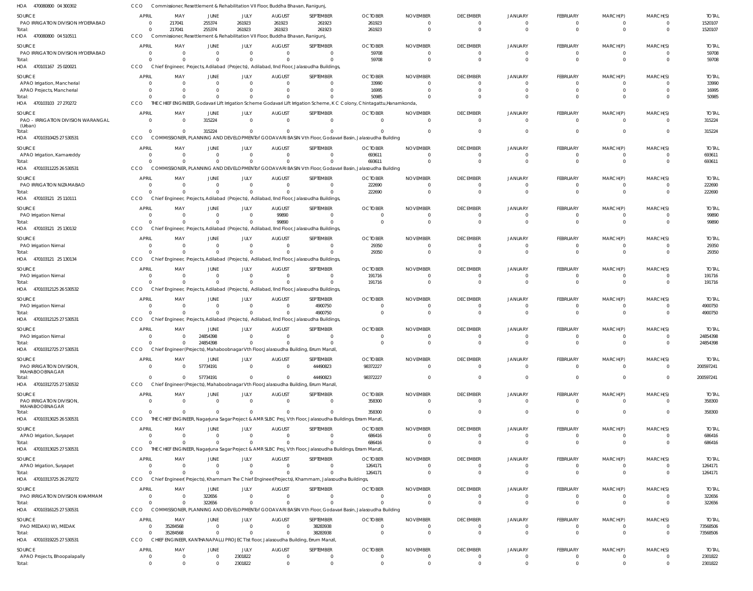HOA 470080800 04 300302 CCO Commissioner, Resettlement & Rehabilitation VII Floor, Buddha Bhavan, Ranigunj,

| SOURCE | APRIL | MAY | JUNE | JULY | AUGUST | SEPTEMBER | OCTOBER | NOVEMBER | DECEMBER | JANUARY | FEBRUARY | MARCH(P) | MARCH(S) | TOTAL |
|---|---|---|---|---|---|---|---|---|---|---|---|---|---|---|
| PAO IRRIGATION DIVISION HYDERABAD | 0 | 217041 | 255374 | 261923 | 261923 | 261923 | 261923 | 0 | 0 | 0 | 0 | 0 | 0 | 1520107 |
| Total: | 0 | 217041 | 255374 | 261923 | 261923 | 261923 | 261923 | 0 | 0 | 0 | 0 | 0 | 0 | 1520107 |

HOA 470080800 04 510511 CCO Commissioner, Resettlement & Rehabilitation VII Floor, Buddha Bhavan, Ranigunj,

| SOURCE | APRIL | MAY | JUNE | JULY | AUGUST | SEPTEMBER | OCTOBER | NOVEMBER | DECEMBER | JANUARY | FEBRUARY | MARCH(P) | MARCH(S) | TOTAL |
|---|---|---|---|---|---|---|---|---|---|---|---|---|---|---|
| PAO IRRIGATION DIVISION HYDERABAD | 0 | 0 | 0 | 0 | 0 | 0 | 59708 | 0 | 0 | 0 | 0 | 0 | 0 | 59708 |
| Total: | 0 | 0 | 0 | 0 | 0 | 0 | 59708 | 0 | 0 | 0 | 0 | 0 | 0 | 59708 |

HOA 470101167 25 020021 CCO Chief Engineer, Projects, Adilabad (Projects), Adilabad, IInd Floor, Jalasoudha Buildings,

| SOURCE | APRIL | MAY | JUNE | JULY | AUGUST | SEPTEMBER | OCTOBER | NOVEMBER | DECEMBER | JANUARY | FEBRUARY | MARCH(P) | MARCH(S) | TOTAL |
|---|---|---|---|---|---|---|---|---|---|---|---|---|---|---|
| APAO Irrigation, Mancherial | 0 | 0 | 0 | 0 | 0 | 0 | 33990 | 0 | 0 | 0 | 0 | 0 | 0 | 33990 |
| APAO Projects, Mancherial | 0 | 0 | 0 | 0 | 0 | 0 | 16995 | 0 | 0 | 0 | 0 | 0 | 0 | 16995 |
| Total: | 0 | 0 | 0 | 0 | 0 | 0 | 50985 | 0 | 0 | 0 | 0 | 0 | 0 | 50985 |

HOA 470103103 27 270272 CCO THE CHIEF ENGINEER, Godavari Lift Irrigation Scheme Godavari Lift Irrigation Scheme, K C Colony, Chintagattu,Hanamkonda,

| SOURCE | APRIL | MAY | JUNE | JULY | AUGUST | SEPTEMBER | OCTOBER | NOVEMBER | DECEMBER | JANUARY | FEBRUARY | MARCH(P) | MARCH(S) | TOTAL |
|---|---|---|---|---|---|---|---|---|---|---|---|---|---|---|
| PAO - IRRIGATION DIVISION WARANGAL (Urban) | 0 | 0 | 315224 | 0 | 0 | 0 | 0 | 0 | 0 | 0 | 0 | 0 | 0 | 315224 |
| Total: | 0 | 0 | 315224 | 0 | 0 | 0 | 0 | 0 | 0 | 0 | 0 | 0 | 0 | 315224 |

HOA 47010310425 27 530531 CCO COMMISSIONER, PLANNING AND DEVELOPMENTof GODAVARI BASIN Vth Floor, Godavari Basin, Jalasoudha Building

| SOURCE | APRIL | MAY | JUNE | JULY | AUGUST | SEPTEMBER | OCTOBER | NOVEMBER | DECEMBER | JANUARY | FEBRUARY | MARCH(P) | MARCH(S) | TOTAL |
|---|---|---|---|---|---|---|---|---|---|---|---|---|---|---|
| APAO Irrigation, Kamareddy | 0 | 0 | 0 | 0 | 0 | 0 | 693611 | 0 | 0 | 0 | 0 | 0 | 0 | 693611 |
| Total: | 0 | 0 | 0 | 0 | 0 | 0 | 693611 | 0 | 0 | 0 | 0 | 0 | 0 | 693611 |

HOA 47010311225 26 530531 CCO COMMISSIONER, PLANNING AND DEVELOPMENTof GODAVARI BASIN Vth Floor, Godavari Basin, Jalasoudha Building

| SOURCE | APRIL | MAY | JUNE | JULY | AUGUST | SEPTEMBER | OCTOBER | NOVEMBER | DECEMBER | JANUARY | FEBRUARY | MARCH(P) | MARCH(S) | TOTAL |
|---|---|---|---|---|---|---|---|---|---|---|---|---|---|---|
| PAO IRRIGATION NIZAMABAD | 0 | 0 | 0 | 0 | 0 | 0 | 222690 | 0 | 0 | 0 | 0 | 0 | 0 | 222690 |
| Total: | 0 | 0 | 0 | 0 | 0 | 0 | 222690 | 0 | 0 | 0 | 0 | 0 | 0 | 222690 |

HOA 470103121 25 110111 CCO Chief Engineer, Projects, Adilabad (Projects), Adilabad, IInd Floor, Jalasoudha Buildings,

| SOURCE | APRIL | MAY | JUNE | JULY | AUGUST | SEPTEMBER | OCTOBER | NOVEMBER | DECEMBER | JANUARY | FEBRUARY | MARCH(P) | MARCH(S) | TOTAL |
|---|---|---|---|---|---|---|---|---|---|---|---|---|---|---|
| PAO Irrigation Nirmal | 0 | 0 | 0 | 0 | 99890 | 0 | 0 | 0 | 0 | 0 | 0 | 0 | 0 | 99890 |
| Total: | 0 | 0 | 0 | 0 | 99890 | 0 | 0 | 0 | 0 | 0 | 0 | 0 | 0 | 99890 |

HOA 470103121 25 130132 CCO Chief Engineer, Projects, Adilabad (Projects), Adilabad, IInd Floor, Jalasoudha Buildings,

| SOURCE | APRIL | MAY | JUNE | JULY | AUGUST | SEPTEMBER | OCTOBER | NOVEMBER | DECEMBER | JANUARY | FEBRUARY | MARCH(P) | MARCH(S) | TOTAL |
|---|---|---|---|---|---|---|---|---|---|---|---|---|---|---|
| PAO Irrigation Nirmal | 0 | 0 | 0 | 0 | 0 | 0 | 29350 | 0 | 0 | 0 | 0 | 0 | 0 | 29350 |
| Total: | 0 | 0 | 0 | 0 | 0 | 0 | 29350 | 0 | 0 | 0 | 0 | 0 | 0 | 29350 |

HOA 470103121 25 130134 CCO Chief Engineer, Projects, Adilabad (Projects), Adilabad, IInd Floor, Jalasoudha Buildings,

| SOURCE | APRIL | MAY | JUNE | JULY | AUGUST | SEPTEMBER | OCTOBER | NOVEMBER | DECEMBER | JANUARY | FEBRUARY | MARCH(P) | MARCH(S) | TOTAL |
|---|---|---|---|---|---|---|---|---|---|---|---|---|---|---|
| PAO Irrigation Nirmal | 0 | 0 | 0 | 0 | 0 | 0 | 191716 | 0 | 0 | 0 | 0 | 0 | 0 | 191716 |
| Total: | 0 | 0 | 0 | 0 | 0 | 0 | 191716 | 0 | 0 | 0 | 0 | 0 | 0 | 191716 |

HOA 47010312125 26 530532 CCO Chief Engineer, Projects, Adilabad (Projects), Adilabad, IInd Floor, Jalasoudha Buildings,

| SOURCE | APRIL | MAY | JUNE | JULY | AUGUST | SEPTEMBER | OCTOBER | NOVEMBER | DECEMBER | JANUARY | FEBRUARY | MARCH(P) | MARCH(S) | TOTAL |
|---|---|---|---|---|---|---|---|---|---|---|---|---|---|---|
| PAO Irrigation Nirmal | 0 | 0 | 0 | 0 | 0 | 4900750 | 0 | 0 | 0 | 0 | 0 | 0 | 0 | 4900750 |
| Total: | 0 | 0 | 0 | 0 | 0 | 4900750 | 0 | 0 | 0 | 0 | 0 | 0 | 0 | 4900750 |

HOA 47010312125 27 530531 CCO Chief Engineer, Projects, Adilabad (Projects), Adilabad, IInd Floor, Jalasoudha Buildings,

| SOURCE | APRIL | MAY | JUNE | JULY | AUGUST | SEPTEMBER | OCTOBER | NOVEMBER | DECEMBER | JANUARY | FEBRUARY | MARCH(P) | MARCH(S) | TOTAL |
|---|---|---|---|---|---|---|---|---|---|---|---|---|---|---|
| PAO Irrigation Nirmal | 0 | 0 | 24854398 | 0 | 0 | 0 | 0 | 0 | 0 | 0 | 0 | 0 | 0 | 24854398 |
| Total: | 0 | 0 | 24854398 | 0 | 0 | 0 | 0 | 0 | 0 | 0 | 0 | 0 | 0 | 24854398 |

HOA 47010312725 27 530531 CCO Chief Engineer(Projects), Mahaboobnagar Vth Floor,Jalasoudha Building, Errum Manzil,

| SOURCE | APRIL | MAY | JUNE | JULY | AUGUST | SEPTEMBER | OCTOBER | NOVEMBER | DECEMBER | JANUARY | FEBRUARY | MARCH(P) | MARCH(S) | TOTAL |
|---|---|---|---|---|---|---|---|---|---|---|---|---|---|---|
| PAO IRRIGATION DIVISION, MAHABOOBNAGAR | 0 | 0 | 57734191 | 0 | 0 | 44490823 | 98372227 | 0 | 0 | 0 | 0 | 0 | 0 | 200597241 |
| Total: | 0 | 0 | 57734191 | 0 | 0 | 44490823 | 98372227 | 0 | 0 | 0 | 0 | 0 | 0 | 200597241 |

HOA 47010312725 27 530532 CCO Chief Engineer(Projects), Mahaboobnagar Vth Floor,Jalasoudha Building, Errum Manzil,

| SOURCE | APRIL | MAY | JUNE | JULY | AUGUST | SEPTEMBER | OCTOBER | NOVEMBER | DECEMBER | JANUARY | FEBRUARY | MARCH(P) | MARCH(S) | TOTAL |
|---|---|---|---|---|---|---|---|---|---|---|---|---|---|---|
| PAO IRRIGATION DIVISION, MAHABOOBNAGAR | 0 | 0 | 0 | 0 | 0 | 0 | 358300 | 0 | 0 | 0 | 0 | 0 | 0 | 358300 |
| Total: | 0 | 0 | 0 | 0 | 0 | 0 | 358300 | 0 | 0 | 0 | 0 | 0 | 0 | 358300 |

HOA 47010313025 26 530531 CCO THE CHIEF ENGINEER, Nagarjuna Sagar Project & AMR SLBC Proj, Vth Floor, Jalasoudha Buildings, Erram Manzil,

| SOURCE | APRIL | MAY | JUNE | JULY | AUGUST | SEPTEMBER | OCTOBER | NOVEMBER | DECEMBER | JANUARY | FEBRUARY | MARCH(P) | MARCH(S) | TOTAL |
|---|---|---|---|---|---|---|---|---|---|---|---|---|---|---|
| APAO Irrigation, Suryapet | 0 | 0 | 0 | 0 | 0 | 0 | 686416 | 0 | 0 | 0 | 0 | 0 | 0 | 686416 |
| Total: | 0 | 0 | 0 | 0 | 0 | 0 | 686416 | 0 | 0 | 0 | 0 | 0 | 0 | 686416 |

HOA 47010313025 27 530531 CCO THE CHIEF ENGINEER, Nagarjuna Sagar Project & AMR SLBC Proj, Vth Floor, Jalasoudha Buildings, Erram Manzil,

| SOURCE | APRIL | MAY | JUNE | JULY | AUGUST | SEPTEMBER | OCTOBER | NOVEMBER | DECEMBER | JANUARY | FEBRUARY | MARCH(P) | MARCH(S) | TOTAL |
|---|---|---|---|---|---|---|---|---|---|---|---|---|---|---|
| APAO Irrigation, Suryapet | 0 | 0 | 0 | 0 | 0 | 0 | 1264171 | 0 | 0 | 0 | 0 | 0 | 0 | 1264171 |
| Total: | 0 | 0 | 0 | 0 | 0 | 0 | 1264171 | 0 | 0 | 0 | 0 | 0 | 0 | 1264171 |

HOA 47010313725 26 270272 CCO Chief Engineer( Projects), Khammam The Chief Engineer(Projects), Khammam, Jalasoudha Buildings,

| SOURCE | APRIL | MAY | JUNE | JULY | AUGUST | SEPTEMBER | OCTOBER | NOVEMBER | DECEMBER | JANUARY | FEBRUARY | MARCH(P) | MARCH(S) | TOTAL |
|---|---|---|---|---|---|---|---|---|---|---|---|---|---|---|
| PAO IRRIGATION DIVISION KHAMMAM | 0 | 0 | 322656 | 0 | 0 | 0 | 0 | 0 | 0 | 0 | 0 | 0 | 0 | 322656 |
| Total: | 0 | 0 | 322656 | 0 | 0 | 0 | 0 | 0 | 0 | 0 | 0 | 0 | 0 | 322656 |

HOA 47010316125 27 530531 CCO COMMISSIONER, PLANNING AND DEVELOPMENTof GODAVARI BASIN Vth Floor, Godavari Basin, Jalasoudha Building

| SOURCE | APRIL | MAY | JUNE | JULY | AUGUST | SEPTEMBER | OCTOBER | NOVEMBER | DECEMBER | JANUARY | FEBRUARY | MARCH(P) | MARCH(S) | TOTAL |
|---|---|---|---|---|---|---|---|---|---|---|---|---|---|---|
| PAO MEDAK(IW), MEDAK | 0 | 35284568 | 0 | 0 | 0 | 38283938 | 0 | 0 | 0 | 0 | 0 | 0 | 0 | 73568506 |
| Total: | 0 | 35284568 | 0 | 0 | 0 | 38283938 | 0 | 0 | 0 | 0 | 0 | 0 | 0 | 73568506 |

HOA 47010319225 27 530531 CCO CHIEF ENGINEER, KANTHANAPALLI PROJECT Ist floor, Jalasoudha Building, Errum Manzil,

| SOURCE | APRIL | MAY | JUNE | JULY | AUGUST | SEPTEMBER | OCTOBER | NOVEMBER | DECEMBER | JANUARY | FEBRUARY | MARCH(P) | MARCH(S) | TOTAL |
|---|---|---|---|---|---|---|---|---|---|---|---|---|---|---|
| APAO Projects, Bhoopalapally | 0 | 0 | 0 | 2301822 | 0 | 0 | 0 | 0 | 0 | 0 | 0 | 0 | 0 | 2301822 |
| Total: | 0 | 0 | 0 | 2301822 | 0 | 0 | 0 | 0 | 0 | 0 | 0 | 0 | 0 | 2301822 |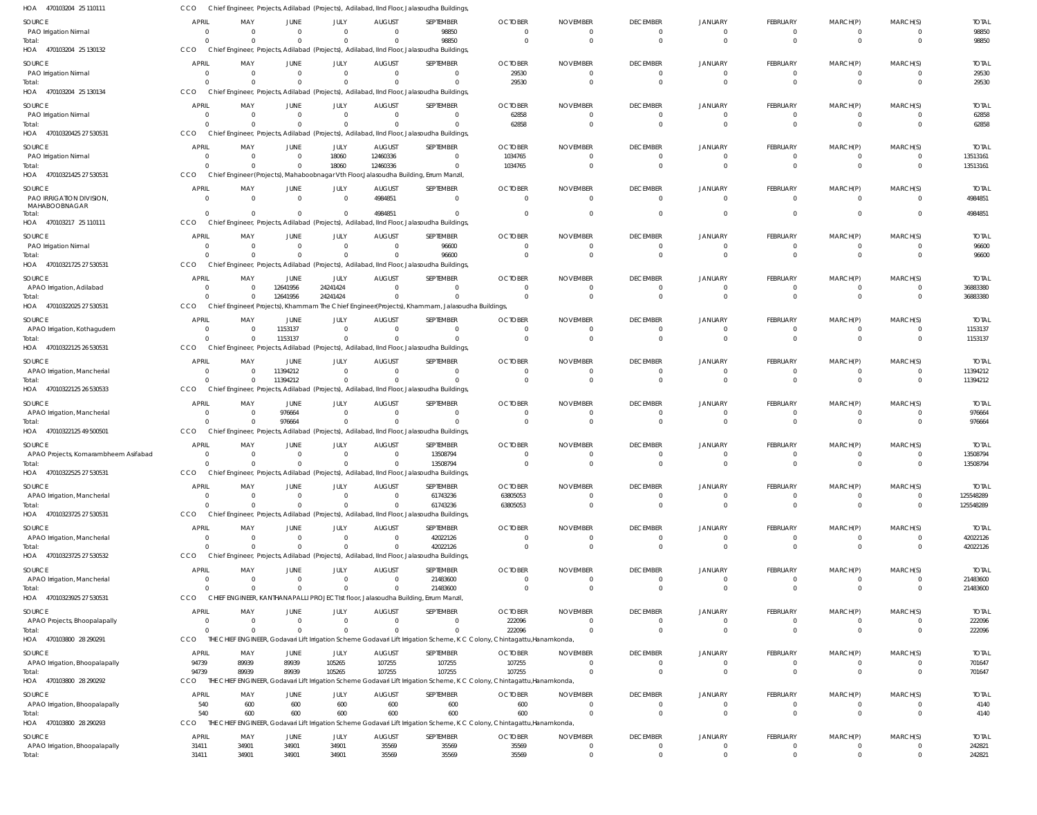HOA 470103204 25 110111 CCO Chief Engineer, Projects, Adilabad (Projects), Adilabad, IInd Floor, Jalasoudha Buildings,

| SOURCE | APRIL | MAY | JUNE | JULY | AUGUST | SEPTEMBER | OCTOBER | NOVEMBER | DECEMBER | JANUARY | FEBRUARY | MARCH(P) | MARCH(S) | TOTAL |
|---|---|---|---|---|---|---|---|---|---|---|---|---|---|---|
| PAO Irrigation Nirmal | 0 | 0 | 0 | 0 | 0 | 98850 | 0 | 0 | 0 | 0 | 0 | 0 | 0 | 98850 |
| Total: | 0 | 0 | 0 | 0 | 0 | 98850 | 0 | 0 | 0 | 0 | 0 | 0 | 0 | 98850 |

HOA 470103204 25 130132 CCO Chief Engineer, Projects, Adilabad (Projects), Adilabad, IInd Floor, Jalasoudha Buildings,

| SOURCE | APRIL | MAY | JUNE | JULY | AUGUST | SEPTEMBER | OCTOBER | NOVEMBER | DECEMBER | JANUARY | FEBRUARY | MARCH(P) | MARCH(S) | TOTAL |
|---|---|---|---|---|---|---|---|---|---|---|---|---|---|---|
| PAO Irrigation Nirmal | 0 | 0 | 0 | 0 | 0 | 0 | 29530 | 0 | 0 | 0 | 0 | 0 | 0 | 29530 |
| Total: | 0 | 0 | 0 | 0 | 0 | 0 | 29530 | 0 | 0 | 0 | 0 | 0 | 0 | 29530 |

HOA 470103204 25 130134 CCO Chief Engineer, Projects, Adilabad (Projects), Adilabad, IInd Floor, Jalasoudha Buildings,

| SOURCE | APRIL | MAY | JUNE | JULY | AUGUST | SEPTEMBER | OCTOBER | NOVEMBER | DECEMBER | JANUARY | FEBRUARY | MARCH(P) | MARCH(S) | TOTAL |
|---|---|---|---|---|---|---|---|---|---|---|---|---|---|---|
| PAO Irrigation Nirmal | 0 | 0 | 0 | 0 | 0 | 0 | 62858 | 0 | 0 | 0 | 0 | 0 | 0 | 62858 |
| Total: | 0 | 0 | 0 | 0 | 0 | 0 | 62858 | 0 | 0 | 0 | 0 | 0 | 0 | 62858 |

HOA 47010320425 27 530531 CCO Chief Engineer, Projects, Adilabad (Projects), Adilabad, IInd Floor, Jalasoudha Buildings,

| SOURCE | APRIL | MAY | JUNE | JULY | AUGUST | SEPTEMBER | OCTOBER | NOVEMBER | DECEMBER | JANUARY | FEBRUARY | MARCH(P) | MARCH(S) | TOTAL |
|---|---|---|---|---|---|---|---|---|---|---|---|---|---|---|
| PAO Irrigation Nirmal | 0 | 0 | 0 | 18060 | 12460336 | 0 | 1034765 | 0 | 0 | 0 | 0 | 0 | 0 | 13513161 |
| Total: | 0 | 0 | 0 | 18060 | 12460336 | 0 | 1034765 | 0 | 0 | 0 | 0 | 0 | 0 | 13513161 |

HOA 47010321425 27 530531 CCO Chief Engineer(Projects), Mahaboobnagar Vth Floor,Jalasoudha Building, Errum Manzil,

| SOURCE | APRIL | MAY | JUNE | JULY | AUGUST | SEPTEMBER | OCTOBER | NOVEMBER | DECEMBER | JANUARY | FEBRUARY | MARCH(P) | MARCH(S) | TOTAL |
|---|---|---|---|---|---|---|---|---|---|---|---|---|---|---|
| PAO IRRIGATION DIVISION, MAHABOOBNAGAR | 0 | 0 | 0 | 0 | 4984851 | 0 | 0 | 0 | 0 | 0 | 0 | 0 | 0 | 4984851 |
| Total: | 0 | 0 | 0 | 0 | 4984851 | 0 | 0 | 0 | 0 | 0 | 0 | 0 | 0 | 4984851 |

HOA 470103217 25 110111 CCO Chief Engineer, Projects, Adilabad (Projects), Adilabad, IInd Floor, Jalasoudha Buildings,

| SOURCE | APRIL | MAY | JUNE | JULY | AUGUST | SEPTEMBER | OCTOBER | NOVEMBER | DECEMBER | JANUARY | FEBRUARY | MARCH(P) | MARCH(S) | TOTAL |
|---|---|---|---|---|---|---|---|---|---|---|---|---|---|---|
| PAO Irrigation Nirmal | 0 | 0 | 0 | 0 | 0 | 96600 | 0 | 0 | 0 | 0 | 0 | 0 | 0 | 96600 |
| Total: | 0 | 0 | 0 | 0 | 0 | 96600 | 0 | 0 | 0 | 0 | 0 | 0 | 0 | 96600 |

HOA 47010321725 27 530531 CCO Chief Engineer, Projects, Adilabad (Projects), Adilabad, IInd Floor, Jalasoudha Buildings,

| SOURCE | APRIL | MAY | JUNE | JULY | AUGUST | SEPTEMBER | OCTOBER | NOVEMBER | DECEMBER | JANUARY | FEBRUARY | MARCH(P) | MARCH(S) | TOTAL |
|---|---|---|---|---|---|---|---|---|---|---|---|---|---|---|
| APAO Irrigation, Adilabad | 0 | 0 | 12641956 | 24241424 | 0 | 0 | 0 | 0 | 0 | 0 | 0 | 0 | 0 | 36883380 |
| Total: | 0 | 0 | 12641956 | 24241424 | 0 | 0 | 0 | 0 | 0 | 0 | 0 | 0 | 0 | 36883380 |

HOA 47010322025 27 530531 CCO Chief Engineer(Projects), Khammam The Chief Engineer(Projects), Khammam, Jalasoudha Buildings,

| SOURCE | APRIL | MAY | JUNE | JULY | AUGUST | SEPTEMBER | OCTOBER | NOVEMBER | DECEMBER | JANUARY | FEBRUARY | MARCH(P) | MARCH(S) | TOTAL |
|---|---|---|---|---|---|---|---|---|---|---|---|---|---|---|
| APAO Irrigation, Kothagudem | 0 | 0 | 1153137 | 0 | 0 | 0 | 0 | 0 | 0 | 0 | 0 | 0 | 0 | 1153137 |
| Total: | 0 | 0 | 1153137 | 0 | 0 | 0 | 0 | 0 | 0 | 0 | 0 | 0 | 0 | 1153137 |

HOA 47010322125 26 530531 CCO Chief Engineer, Projects, Adilabad (Projects), Adilabad, IInd Floor, Jalasoudha Buildings,

| SOURCE | APRIL | MAY | JUNE | JULY | AUGUST | SEPTEMBER | OCTOBER | NOVEMBER | DECEMBER | JANUARY | FEBRUARY | MARCH(P) | MARCH(S) | TOTAL |
|---|---|---|---|---|---|---|---|---|---|---|---|---|---|---|
| APAO Irrigation, Mancherial | 0 | 0 | 11394212 | 0 | 0 | 0 | 0 | 0 | 0 | 0 | 0 | 0 | 0 | 11394212 |
| Total: | 0 | 0 | 11394212 | 0 | 0 | 0 | 0 | 0 | 0 | 0 | 0 | 0 | 0 | 11394212 |

HOA 47010322125 26 530533 CCO Chief Engineer, Projects, Adilabad (Projects), Adilabad, IInd Floor, Jalasoudha Buildings,

| SOURCE | APRIL | MAY | JUNE | JULY | AUGUST | SEPTEMBER | OCTOBER | NOVEMBER | DECEMBER | JANUARY | FEBRUARY | MARCH(P) | MARCH(S) | TOTAL |
|---|---|---|---|---|---|---|---|---|---|---|---|---|---|---|
| APAO Irrigation, Mancherial | 0 | 0 | 976664 | 0 | 0 | 0 | 0 | 0 | 0 | 0 | 0 | 0 | 0 | 976664 |
| Total: | 0 | 0 | 976664 | 0 | 0 | 0 | 0 | 0 | 0 | 0 | 0 | 0 | 0 | 976664 |

HOA 47010322125 49 500501 CCO Chief Engineer, Projects, Adilabad (Projects), Adilabad, IInd Floor, Jalasoudha Buildings,

| SOURCE | APRIL | MAY | JUNE | JULY | AUGUST | SEPTEMBER | OCTOBER | NOVEMBER | DECEMBER | JANUARY | FEBRUARY | MARCH(P) | MARCH(S) | TOTAL |
|---|---|---|---|---|---|---|---|---|---|---|---|---|---|---|
| APAO Projects, Komarambheem Asifabad | 0 | 0 | 0 | 0 | 0 | 13508794 | 0 | 0 | 0 | 0 | 0 | 0 | 0 | 13508794 |
| Total: | 0 | 0 | 0 | 0 | 0 | 13508794 | 0 | 0 | 0 | 0 | 0 | 0 | 0 | 13508794 |

HOA 47010322525 27 530531 CCO Chief Engineer, Projects, Adilabad (Projects), Adilabad, IInd Floor, Jalasoudha Buildings,

| SOURCE | APRIL | MAY | JUNE | JULY | AUGUST | SEPTEMBER | OCTOBER | NOVEMBER | DECEMBER | JANUARY | FEBRUARY | MARCH(P) | MARCH(S) | TOTAL |
|---|---|---|---|---|---|---|---|---|---|---|---|---|---|---|
| APAO Irrigation, Mancherial | 0 | 0 | 0 | 0 | 0 | 61743236 | 63805053 | 0 | 0 | 0 | 0 | 0 | 0 | 125548289 |
| Total: | 0 | 0 | 0 | 0 | 0 | 61743236 | 63805053 | 0 | 0 | 0 | 0 | 0 | 0 | 125548289 |

HOA 47010323725 27 530531 CCO Chief Engineer, Projects, Adilabad (Projects), Adilabad, IInd Floor, Jalasoudha Buildings,

| SOURCE | APRIL | MAY | JUNE | JULY | AUGUST | SEPTEMBER | OCTOBER | NOVEMBER | DECEMBER | JANUARY | FEBRUARY | MARCH(P) | MARCH(S) | TOTAL |
|---|---|---|---|---|---|---|---|---|---|---|---|---|---|---|
| APAO Irrigation, Mancherial | 0 | 0 | 0 | 0 | 0 | 42022126 | 0 | 0 | 0 | 0 | 0 | 0 | 0 | 42022126 |
| Total: | 0 | 0 | 0 | 0 | 0 | 42022126 | 0 | 0 | 0 | 0 | 0 | 0 | 0 | 42022126 |

HOA 47010323725 27 530532 CCO Chief Engineer, Projects, Adilabad (Projects), Adilabad, IInd Floor, Jalasoudha Buildings,

| SOURCE | APRIL | MAY | JUNE | JULY | AUGUST | SEPTEMBER | OCTOBER | NOVEMBER | DECEMBER | JANUARY | FEBRUARY | MARCH(P) | MARCH(S) | TOTAL |
|---|---|---|---|---|---|---|---|---|---|---|---|---|---|---|
| APAO Irrigation, Mancherial | 0 | 0 | 0 | 0 | 0 | 21483600 | 0 | 0 | 0 | 0 | 0 | 0 | 0 | 21483600 |
| Total: | 0 | 0 | 0 | 0 | 0 | 21483600 | 0 | 0 | 0 | 0 | 0 | 0 | 0 | 21483600 |

HOA 47010323925 27 530531 CCO CHIEF ENGINEER, KANTHANAPALLI PROJECT Ist floor, Jalasoudha Building, Errum Manzil,

| SOURCE | APRIL | MAY | JUNE | JULY | AUGUST | SEPTEMBER | OCTOBER | NOVEMBER | DECEMBER | JANUARY | FEBRUARY | MARCH(P) | MARCH(S) | TOTAL |
|---|---|---|---|---|---|---|---|---|---|---|---|---|---|---|
| APAO Projects, Bhoopalapally | 0 | 0 | 0 | 0 | 0 | 0 | 222096 | 0 | 0 | 0 | 0 | 0 | 0 | 222096 |
| Total: | 0 | 0 | 0 | 0 | 0 | 0 | 222096 | 0 | 0 | 0 | 0 | 0 | 0 | 222096 |

HOA 470103800 28 290291 CCO THE CHIEF ENGINEER, Godavari Lift Irrigation Scheme Godavari Lift Irrigation Scheme, K C Colony, Chintagattu,Hanamkonda,

| SOURCE | APRIL | MAY | JUNE | JULY | AUGUST | SEPTEMBER | OCTOBER | NOVEMBER | DECEMBER | JANUARY | FEBRUARY | MARCH(P) | MARCH(S) | TOTAL |
|---|---|---|---|---|---|---|---|---|---|---|---|---|---|---|
| APAO Irrigation, Bhoopalapally | 94739 | 89939 | 89939 | 105265 | 107255 | 107255 | 107255 | 0 | 0 | 0 | 0 | 0 | 0 | 701647 |
| Total: | 94739 | 89939 | 89939 | 105265 | 107255 | 107255 | 107255 | 0 | 0 | 0 | 0 | 0 | 0 | 701647 |

HOA 470103800 28 290292 CCO THE CHIEF ENGINEER, Godavari Lift Irrigation Scheme Godavari Lift Irrigation Scheme, K C Colony, Chintagattu,Hanamkonda,

| SOURCE | APRIL | MAY | JUNE | JULY | AUGUST | SEPTEMBER | OCTOBER | NOVEMBER | DECEMBER | JANUARY | FEBRUARY | MARCH(P) | MARCH(S) | TOTAL |
|---|---|---|---|---|---|---|---|---|---|---|---|---|---|---|
| APAO Irrigation, Bhoopalapally | 540 | 600 | 600 | 600 | 600 | 600 | 600 | 0 | 0 | 0 | 0 | 0 | 0 | 4140 |
| Total: | 540 | 600 | 600 | 600 | 600 | 600 | 600 | 0 | 0 | 0 | 0 | 0 | 0 | 4140 |

HOA 470103800 28 290293 CCO THE CHIEF ENGINEER, Godavari Lift Irrigation Scheme Godavari Lift Irrigation Scheme, K C Colony, Chintagattu,Hanamkonda,

| SOURCE | APRIL | MAY | JUNE | JULY | AUGUST | SEPTEMBER | OCTOBER | NOVEMBER | DECEMBER | JANUARY | FEBRUARY | MARCH(P) | MARCH(S) | TOTAL |
|---|---|---|---|---|---|---|---|---|---|---|---|---|---|---|
| APAO Irrigation, Bhoopalapally | 31411 | 34901 | 34901 | 34901 | 35569 | 35569 | 35569 | 0 | 0 | 0 | 0 | 0 | 0 | 242821 |
| Total: | 31411 | 34901 | 34901 | 34901 | 35569 | 35569 | 35569 | 0 | 0 | 0 | 0 | 0 | 0 | 242821 |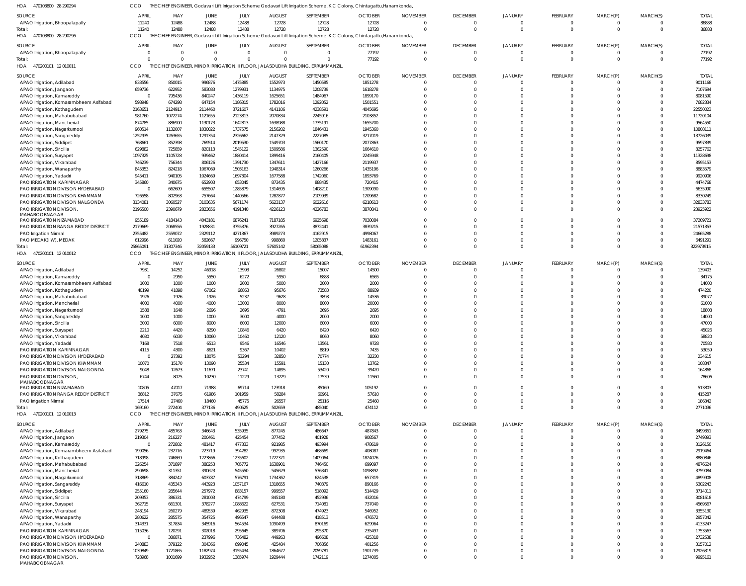HOA 470103800 28 290294 CCO THE CHIEF ENGINEER, Godavari Lift Irrigation Scheme Godavari Lift Irrigation Scheme, K C Colony, Chintagattu,Hanamkonda,

| SOURCE | APRIL | MAY | JUNE | JULY | AUGUST | SEPTEMBER | OCTOBER | NOVEMBER | DECEMBER | JANUARY | FEBRUARY | MARCH(P) | MARCH(S) | TOTAL |
|---|---|---|---|---|---|---|---|---|---|---|---|---|---|---|
| APAO Irrigation, Bhoopalapally | 11240 | 12488 | 12488 | 12488 | 12728 | 12728 | 12728 | 0 | 0 | 0 | 0 | 0 | 0 | 86888 |
| Total: | 11240 | 12488 | 12488 | 12488 | 12728 | 12728 | 12728 | 0 | 0 | 0 | 0 | 0 | 0 | 86888 |

HOA 470103800 28 290296 CCO THE CHIEF ENGINEER, Godavari Lift Irrigation Scheme Godavari Lift Irrigation Scheme, K C Colony, Chintagattu,Hanamkonda,

| SOURCE | APRIL | MAY | JUNE | JULY | AUGUST | SEPTEMBER | OCTOBER | NOVEMBER | DECEMBER | JANUARY | FEBRUARY | MARCH(P) | MARCH(S) | TOTAL |
|---|---|---|---|---|---|---|---|---|---|---|---|---|---|---|
| APAO Irrigation, Bhoopalapally | 0 | 0 | 0 | 0 | 0 | 0 | 77192 | 0 | 0 | 0 | 0 | 0 | 0 | 77192 |
| Total: | 0 | 0 | 0 | 0 | 0 | 0 | 77192 | 0 | 0 | 0 | 0 | 0 | 0 | 77192 |

HOA 470200101 12 010011 CCO THE CHIEF ENGINEER, MINOR IRRIGATION, II FLOOR, JALASOUDHA BUILDING, ERRUMMANZIL,

| SOURCE | APRIL | MAY | JUNE | JULY | AUGUST | SEPTEMBER | OCTOBER | NOVEMBER | DECEMBER | JANUARY | FEBRUARY | MARCH(P) | MARCH(S) | TOTAL |
|---|---|---|---|---|---|---|---|---|---|---|---|---|---|---|
| APAO Irrigation, Adilabad | 833556 | 850015 | 996876 | 1475885 | 1552973 | 1450585 | 1851278 | 0 | 0 | 0 | 0 | 0 | 0 | 9011168 |
| APAO Irrigation, Jangaon | 659736 | 622952 | 583083 | 1279931 | 1134975 | 1208739 | 1618278 | 0 | 0 | 0 | 0 | 0 | 0 | 7107694 |
| APAO Irrigation, Kamareddy | 0 | 795436 | 840247 | 1436119 | 1625651 | 1484967 | 1899170 | 0 | 0 | 0 | 0 | 0 | 0 | 8081590 |
| APAO Irrigation, Komarambheem Asifabad | 598948 | 674298 | 647154 | 1186315 | 1782016 | 1292052 | 1501551 | 0 | 0 | 0 | 0 | 0 | 0 | 7682334 |
| APAO Irrigation, Kothagudem | 2163651 | 2124913 | 2114460 | 3721607 | 4141106 | 4238591 | 4045695 | 0 | 0 | 0 | 0 | 0 | 0 | 22550023 |
| APAO Irrigation, Mahabubabad | 981760 | 1072274 | 1121655 | 2123813 | 2070834 | 2245916 | 2103852 | 0 | 0 | 0 | 0 | 0 | 0 | 11720104 |
| APAO Irrigation, Mancherial | 874785 | 886900 | 1130173 | 1642813 | 1638988 | 1735191 | 1655700 | 0 | 0 | 0 | 0 | 0 | 0 | 9564550 |
| APAO Irrigation, Nagarkurnool | 960514 | 1132007 | 1030022 | 1737575 | 2156202 | 1846431 | 1945360 | 0 | 0 | 0 | 0 | 0 | 0 | 10808111 |
| APAO Irrigation, Sangareddy | 1252935 | 1263655 | 1291354 | 2326662 | 2147329 | 2227085 | 3217019 | 0 | 0 | 0 | 0 | 0 | 0 | 13726039 |
| APAO Irrigation, Siddipet | 768661 | 852398 | 769514 | 2019530 | 1549703 | 1560170 | 2077863 | 0 | 0 | 0 | 0 | 0 | 0 | 9597839 |
| APAO Irrigation, Siricilla | 629882 | 725859 | 820113 | 1545122 | 1509586 | 1362590 | 1664610 | 0 | 0 | 0 | 0 | 0 | 0 | 8257762 |
| APAO Irrigation, Suryapet | 1097325 | 1105728 | 939462 | 1880414 | 1899416 | 2160405 | 2245948 | 0 | 0 | 0 | 0 | 0 | 0 | 11328698 |
| APAO Irrigation, Vikarabad | 746239 | 756344 | 806126 | 1391730 | 1347611 | 1427166 | 2119937 | 0 | 0 | 0 | 0 | 0 | 0 | 8595153 |
| APAO Irrigation, Wanaparthy | 845353 | 824218 | 1067069 | 1503163 | 1948314 | 1260266 | 1435196 | 0 | 0 | 0 | 0 | 0 | 0 | 8883579 |
| APAO Irrigation, Yadadri | 945411 | 940105 | 1024669 | 1697304 | 1677588 | 1742060 | 1893769 | 0 | 0 | 0 | 0 | 0 | 0 | 9920906 |
| PAO IRRIGATION KARIMNAGAR | 345860 | 340675 | 652903 | 653045 | 873435 | 888435 | 720415 | 0 | 0 | 0 | 0 | 0 | 0 | 4474768 |
| PAO IRRIGATION DIVISION HYDERABAD | 0 | 662609 | 655507 | 1285879 | 1314695 | 1408210 | 1309090 | 0 | 0 | 0 | 0 | 0 | 0 | 6635990 |
| PAO IRRIGATION DIVISION KHAMMAM | 726558 | 802963 | 757664 | 1440566 | 1282877 | 2109939 | 1209682 | 0 | 0 | 0 | 0 | 0 | 0 | 8330249 |
| PAO IRRIGATION DIVISION NALGONDA | 3134081 | 3060527 | 3103635 | 5671174 | 5623137 | 6022616 | 6218613 | 0 | 0 | 0 | 0 | 0 | 0 | 32833783 |
| PAO IRRIGATION DIVISION, MAHABOOBNAGAR | 2196500 | 2390679 | 2823656 | 4191340 | 4226123 | 4226783 | 3870841 | 0 | 0 | 0 | 0 | 0 | 0 | 23925922 |
| PAO IRRIGATION NIZAMABAD | 955189 | 4184143 | 4043181 | 6876241 | 7187185 | 6925698 | 7038084 | 0 | 0 | 0 | 0 | 0 | 0 | 37209721 |
| PAO IRRIGATION RANGA REDDY DISTRICT | 2179669 | 2068556 | 1928831 | 3755376 | 3927265 | 3872441 | 3839215 | 0 | 0 | 0 | 0 | 0 | 0 | 21571353 |
| PAO Irrigation Nirmal | 2355482 | 2559072 | 2329112 | 4271367 | 3989273 | 4162915 | 4998067 | 0 | 0 | 0 | 0 | 0 | 0 | 24665288 |
| PAO MEDAK(IW), MEDAK | 612996 | 611020 | 582667 | 996750 | 998860 | 1205837 | 1483161 | 0 | 0 | 0 | 0 | 0 | 0 | 6491291 |
| Total: | 25865091 | 31307346 | 32059133 | 56109721 | 57605142 | 58065088 | 61962394 | 0 | 0 | 0 | 0 | 0 | 0 | 322973915 |

HOA 470200101 12 010012 CCO THE CHIEF ENGINEER, MINOR IRRIGATION, II FLOOR, JALASOUDHA BUILDING, ERRUMMANZIL,

| SOURCE | APRIL | MAY | JUNE | JULY | AUGUST | SEPTEMBER | OCTOBER | NOVEMBER | DECEMBER | JANUARY | FEBRUARY | MARCH(P) | MARCH(S) | TOTAL |
|---|---|---|---|---|---|---|---|---|---|---|---|---|---|---|
| APAO Irrigation, Adilabad | 7931 | 14252 | 46918 | 13993 | 26802 | 15007 | 14500 | 0 | 0 | 0 | 0 | 0 | 0 | 139403 |
| APAO Irrigation, Kamareddy | 0 | 2950 | 5550 | 6272 | 5950 | 6888 | 6565 | 0 | 0 | 0 | 0 | 0 | 0 | 34175 |
| APAO Irrigation, Komarambheem Asifabad | 1000 | 1000 | 1000 | 2000 | 5000 | 2000 | 2000 | 0 | 0 | 0 | 0 | 0 | 0 | 14000 |
| APAO Irrigation, Kothagudem | 40199 | 41898 | 67062 | 66863 | 95676 | 73583 | 88939 | 0 | 0 | 0 | 0 | 0 | 0 | 474220 |
| APAO Irrigation, Mahabubabad | 1926 | 1926 | 1926 | 5237 | 9628 | 3898 | 14536 | 0 | 0 | 0 | 0 | 0 | 0 | 39077 |
| APAO Irrigation, Mancherial | 4000 | 4000 | 4000 | 13000 | 8000 | 8000 | 20000 | 0 | 0 | 0 | 0 | 0 | 0 | 61000 |
| APAO Irrigation, Nagarkurnool | 1588 | 1648 | 2696 | 2695 | 4791 | 2695 | 2695 | 0 | 0 | 0 | 0 | 0 | 0 | 18808 |
| APAO Irrigation, Sangareddy | 1000 | 1000 | 1000 | 3000 | 4000 | 2000 | 2000 | 0 | 0 | 0 | 0 | 0 | 0 | 14000 |
| APAO Irrigation, Siricilla | 3000 | 6000 | 8000 | 6000 | 12000 | 6000 | 6000 | 0 | 0 | 0 | 0 | 0 | 0 | 47000 |
| APAO Irrigation, Suryapet | 2210 | 4420 | 8290 | 10846 | 6420 | 6420 | 6420 | 0 | 0 | 0 | 0 | 0 | 0 | 45026 |
| APAO Irrigation, Vikarabad | 4030 | 6030 | 10060 | 10460 | 12120 | 8060 | 8060 | 0 | 0 | 0 | 0 | 0 | 0 | 58820 |
| APAO Irrigation, Yadadri | 7168 | 7518 | 6513 | 9546 | 16546 | 13561 | 9728 | 0 | 0 | 0 | 0 | 0 | 0 | 70580 |
| PAO IRRIGATION KARIMNAGAR | 4115 | 4300 | 8621 | 9367 | 10402 | 8819 | 7435 | 0 | 0 | 0 | 0 | 0 | 0 | 53059 |
| PAO IRRIGATION DIVISION HYDERABAD | 0 | 27392 | 18075 | 53294 | 32850 | 70774 | 32230 | 0 | 0 | 0 | 0 | 0 | 0 | 234615 |
| PAO IRRIGATION DIVISION KHAMMAM | 10070 | 15170 | 13090 | 25534 | 15591 | 15130 | 13762 | 0 | 0 | 0 | 0 | 0 | 0 | 108347 |
| PAO IRRIGATION DIVISION NALGONDA | 9048 | 12673 | 11671 | 23741 | 14895 | 53420 | 39420 | 0 | 0 | 0 | 0 | 0 | 0 | 164868 |
| PAO IRRIGATION DIVISION, MAHABOOBNAGAR | 6744 | 8075 | 10230 | 11229 | 13229 | 17539 | 11560 | 0 | 0 | 0 | 0 | 0 | 0 | 78606 |
| PAO IRRIGATION NIZAMABAD | 10805 | 47017 | 71988 | 69714 | 123918 | 85169 | 105192 | 0 | 0 | 0 | 0 | 0 | 0 | 513803 |
| PAO IRRIGATION RANGA REDDY DISTRICT | 36812 | 37675 | 61986 | 101959 | 58284 | 60961 | 57610 | 0 | 0 | 0 | 0 | 0 | 0 | 415287 |
| PAO Irrigation Nirmal | 17514 | 27460 | 18460 | 45775 | 26557 | 25116 | 25460 | 0 | 0 | 0 | 0 | 0 | 0 | 186342 |
| Total: | 169160 | 272404 | 377136 | 490525 | 502659 | 485040 | 474112 | 0 | 0 | 0 | 0 | 0 | 0 | 2771036 |

HOA 470200101 12 010013 CCO THE CHIEF ENGINEER, MINOR IRRIGATION, II FLOOR, JALASOUDHA BUILDING, ERRUMMANZIL,

| SOURCE | APRIL | MAY | JUNE | JULY | AUGUST | SEPTEMBER | OCTOBER | NOVEMBER | DECEMBER | JANUARY | FEBRUARY | MARCH(P) | MARCH(S) | TOTAL |
|---|---|---|---|---|---|---|---|---|---|---|---|---|---|---|
| APAO Irrigation, Adilabad | 279275 | 485763 | 346643 | 535935 | 877245 | 486647 | 487843 | 0 | 0 | 0 | 0 | 0 | 0 | 3499351 |
| APAO Irrigation, Jangaon | 219304 | 216227 | 200461 | 425454 | 377452 | 401928 | 908567 | 0 | 0 | 0 | 0 | 0 | 0 | 2749393 |
| APAO Irrigation, Kamareddy | 0 | 272802 | 481417 | 477333 | 921985 | 493994 | 478619 | 0 | 0 | 0 | 0 | 0 | 0 | 3126150 |
| APAO Irrigation, Komarambheem Asifabad | 199056 | 232716 | 223719 | 394282 | 992935 | 468669 | 408087 | 0 | 0 | 0 | 0 | 0 | 0 | 2919464 |
| APAO Irrigation, Kothagudem | 718998 | 746869 | 1223866 | 1235602 | 1722371 | 1409064 | 1824076 | 0 | 0 | 0 | 0 | 0 | 0 | 8880846 |
| APAO Irrigation, Mahabubabad | 326254 | 371897 | 388253 | 705772 | 1638901 | 746450 | 699097 | 0 | 0 | 0 | 0 | 0 | 0 | 4876624 |
| APAO Irrigation, Mancherial | 290698 | 311351 | 390623 | 545550 | 545629 | 576341 | 1098892 | 0 | 0 | 0 | 0 | 0 | 0 | 3759084 |
| APAO Irrigation, Nagarkurnool | 318869 | 384242 | 603787 | 576791 | 1734362 | 624538 | 657319 | 0 | 0 | 0 | 0 | 0 | 0 | 4899908 |
| APAO Irrigation, Sangareddy | 416610 | 435343 | 443923 | 1057167 | 1318655 | 740379 | 890166 | 0 | 0 | 0 | 0 | 0 | 0 | 5302243 |
| APAO Irrigation, Siddipet | 255160 | 285644 | 257972 | 883157 | 999557 | 518092 | 514429 | 0 | 0 | 0 | 0 | 0 | 0 | 3714011 |
| APAO Irrigation, Siricilla | 209353 | 386331 | 281003 | 474799 | 845180 | 452936 | 432016 | 0 | 0 | 0 | 0 | 0 | 0 | 3081618 |
| APAO Irrigation, Suryapet | 362715 | 661301 | 378277 | 1088622 | 627531 | 714081 | 737040 | 0 | 0 | 0 | 0 | 0 | 0 | 4569567 |
| APAO Irrigation, Vikarabad | 248194 | 260279 | 489539 | 462935 | 872308 | 474923 | 546952 | 0 | 0 | 0 | 0 | 0 | 0 | 3355130 |
| APAO Irrigation, Wanaparthy | 280622 | 285575 | 354725 | 496547 | 644488 | 418513 | 476572 | 0 | 0 | 0 | 0 | 0 | 0 | 2957042 |
| APAO Irrigation, Yadadri | 314331 | 317834 | 345916 | 564534 | 1090499 | 870169 | 629964 | 0 | 0 | 0 | 0 | 0 | 0 | 4133247 |
| PAO IRRIGATION KARIMNAGAR | 115036 | 120291 | 302018 | 295645 | 389706 | 295370 | 235497 | 0 | 0 | 0 | 0 | 0 | 0 | 1753563 |
| PAO IRRIGATION DIVISION HYDERABAD | 0 | 386871 | 237996 | 736482 | 449263 | 496608 | 425318 | 0 | 0 | 0 | 0 | 0 | 0 | 2732538 |
| PAO IRRIGATION DIVISION KHAMMAM | 240883 | 379122 | 304366 | 699045 | 425484 | 706856 | 401256 | 0 | 0 | 0 | 0 | 0 | 0 | 3157012 |
| PAO IRRIGATION DIVISION NALGONDA | 1039849 | 1721865 | 1182974 | 3155434 | 1864677 | 2059781 | 1901739 | 0 | 0 | 0 | 0 | 0 | 0 | 12926319 |
| PAO IRRIGATION DIVISION, MAHABOOBNAGAR | 728968 | 1001699 | 1932952 | 1385974 | 1929444 | 1742119 | 1274005 | 0 | 0 | 0 | 0 | 0 | 0 | 9995161 |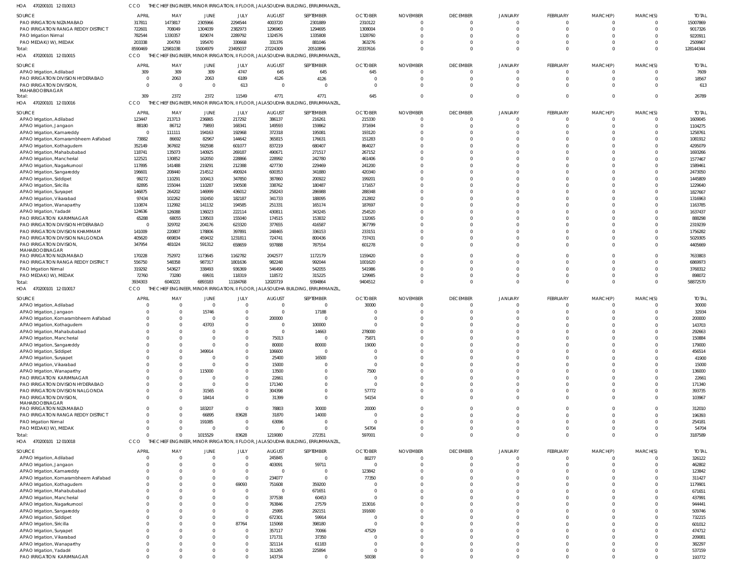HOA 470200101 12 010013 CCO THE CHIEF ENGINEER, MINOR IRRIGATION, II FLOOR, JALASOUDHA BUILDING, ERRUMMANZIL,

| SOURCE | APRIL | MAY | JUNE | JULY | AUGUST | SEPTEMBER | OCTOBER | NOVEMBER | DECEMBER | JANUARY | FEBRUARY | MARCH(P) | MARCH(S) | TOTAL |
|---|---|---|---|---|---|---|---|---|---|---|---|---|---|---|
| PAO IRRIGATION NIZAMABAD | 317811 | 1473817 | 2305966 | 2294544 | 4003720 | 2301889 | 2310122 | 0 | 0 | 0 | 0 | 0 | 0 | 15007869 |
| PAO IRRIGATION RANGA REDDY DISTRICT | 722601 | 708049 | 1304039 | 2382973 | 1296965 | 1294695 | 1308004 | 0 | 0 | 0 | 0 | 0 | 0 | 9017326 |
| PAO Irrigation Nirmal | 782544 | 1330357 | 829074 | 2289792 | 1324576 | 1335808 | 1328760 | 0 | 0 | 0 | 0 | 0 | 0 | 9220911 |
| PAO MEDAK(IW), MEDAK | 203338 | 204793 | 195470 | 330668 | 331376 | 881046 | 363276 | 0 | 0 | 0 | 0 | 0 | 0 | 2509967 |
| Total: | 8590469 | 12981038 | 15004979 | 23495037 | 27224309 | 20510896 | 20337616 | 0 | 0 | 0 | 0 | 0 | 0 | 128144344 |

HOA 470200101 12 010015 CCO THE CHIEF ENGINEER, MINOR IRRIGATION, II FLOOR, JALASOUDHA BUILDING, ERRUMMANZIL,

| SOURCE | APRIL | MAY | JUNE | JULY | AUGUST | SEPTEMBER | OCTOBER | NOVEMBER | DECEMBER | JANUARY | FEBRUARY | MARCH(P) | MARCH(S) | TOTAL |
|---|---|---|---|---|---|---|---|---|---|---|---|---|---|---|
| APAO Irrigation, Adilabad | 309 | 309 | 309 | 4747 | 645 | 645 | 645 | 0 | 0 | 0 | 0 | 0 | 0 | 7609 |
| PAO IRRIGATION DIVISION HYDERABAD | 0 | 2063 | 2063 | 6189 | 4126 | 4126 | 0 | 0 | 0 | 0 | 0 | 0 | 0 | 18567 |
| PAO IRRIGATION DIVISION, MAHABOOBNAGAR | 0 | 0 | 0 | 613 | 0 | 0 | 0 | 0 | 0 | 0 | 0 | 0 | 0 | 613 |
| Total: | 309 | 2372 | 2372 | 11549 | 4771 | 4771 | 645 | 0 | 0 | 0 | 0 | 0 | 0 | 26789 |

HOA 470200101 12 010016 CCO THE CHIEF ENGINEER, MINOR IRRIGATION, II FLOOR, JALASOUDHA BUILDING, ERRUMMANZIL,

| SOURCE | APRIL | MAY | JUNE | JULY | AUGUST | SEPTEMBER | OCTOBER | NOVEMBER | DECEMBER | JANUARY | FEBRUARY | MARCH(P) | MARCH(S) | TOTAL |
|---|---|---|---|---|---|---|---|---|---|---|---|---|---|---|
| APAO Irrigation, Adilabad | 123447 | 213713 | 236865 | 217292 | 386137 | 216261 | 215330 | 0 | 0 | 0 | 0 | 0 | 0 | 1609045 |
| APAO Irrigation, Jangaon | 88180 | 86712 | 79893 | 168341 | 149593 | 159862 | 371694 | 0 | 0 | 0 | 0 | 0 | 0 | 1104275 |
| APAO Irrigation, Kamareddy | 0 | 111111 | 194163 | 192968 | 372318 | 195081 | 193120 | 0 | 0 | 0 | 0 | 0 | 0 | 1258761 |
| APAO Irrigation, Komarambheem Asifabad | 73882 | 86692 | 82967 | 144642 | 365815 | 176631 | 151283 | 0 | 0 | 0 | 0 | 0 | 0 | 1081912 |
| APAO Irrigation, Kothagudem | 352149 | 367602 | 592598 | 601077 | 837219 | 680407 | 864027 | 0 | 0 | 0 | 0 | 0 | 0 | 4295079 |
| APAO Irrigation, Mahabubabad | 118741 | 135073 | 140925 | 269187 | 490671 | 271517 | 267152 | 0 | 0 | 0 | 0 | 0 | 0 | 1693266 |
| APAO Irrigation, Mancherial | 122521 | 130852 | 162050 | 228866 | 228992 | 242780 | 461406 | 0 | 0 | 0 | 0 | 0 | 0 | 1577467 |
| APAO Irrigation, Nagarkurnool | 117895 | 141488 | 219291 | 212388 | 427730 | 229469 | 241200 | 0 | 0 | 0 | 0 | 0 | 0 | 1589461 |
| APAO Irrigation, Sangareddy | 196051 | 208440 | 214512 | 490924 | 600353 | 341880 | 420340 | 0 | 0 | 0 | 0 | 0 | 0 | 2473050 |
| APAO Irrigation, Siddipet | 99272 | 110291 | 100413 | 347850 | 387860 | 200922 | 199201 | 0 | 0 | 0 | 0 | 0 | 0 | 1445809 |
| APAO Irrigation, Siricilla | 82895 | 155044 | 110287 | 190508 | 338762 | 180487 | 171657 | 0 | 0 | 0 | 0 | 0 | 0 | 1229640 |
| APAO Irrigation, Suryapet | 146875 | 264202 | 146999 | 436012 | 258243 | 286988 | 288348 | 0 | 0 | 0 | 0 | 0 | 0 | 1827667 |
| APAO Irrigation, Vikarabad | 97434 | 102262 | 192450 | 182187 | 341733 | 188095 | 212802 | 0 | 0 | 0 | 0 | 0 | 0 | 1316963 |
| APAO Irrigation, Wanaparthy | 110874 | 112992 | 141132 | 194585 | 251331 | 165174 | 187697 | 0 | 0 | 0 | 0 | 0 | 0 | 1163785 |
| APAO Irrigation, Yadadri | 124636 | 126088 | 136023 | 222114 | 430811 | 343245 | 254520 | 0 | 0 | 0 | 0 | 0 | 0 | 1637437 |
| PAO IRRIGATION KARIMNAGAR | 65288 | 68055 | 139503 | 155040 | 174515 | 153832 | 132065 | 0 | 0 | 0 | 0 | 0 | 0 | 888298 |
| PAO IRRIGATION DIVISION HYDERABAD | 0 | 329702 | 204176 | 623320 | 377655 | 416587 | 367799 | 0 | 0 | 0 | 0 | 0 | 0 | 2319239 |
| PAO IRRIGATION DIVISION KHAMMAM | 141009 | 220807 | 178806 | 397891 | 248465 | 336153 | 233151 | 0 | 0 | 0 | 0 | 0 | 0 | 1756282 |
| PAO IRRIGATION DIVISION NALGONDA | 405620 | 669834 | 459432 | 1231811 | 724741 | 800436 | 737431 | 0 | 0 | 0 | 0 | 0 | 0 | 5029305 |
| PAO IRRIGATION DIVISION, MAHABOOBNAGAR | 347954 | 481024 | 591312 | 658659 | 937888 | 787554 | 601278 | 0 | 0 | 0 | 0 | 0 | 0 | 4405669 |
| PAO IRRIGATION NIZAMABAD | 170228 | 752972 | 1173645 | 1162782 | 2042577 | 1172179 | 1159420 | 0 | 0 | 0 | 0 | 0 | 0 | 7633803 |
| PAO IRRIGATION RANGA REDDY DISTRICT | 556750 | 548358 | 987317 | 1801636 | 982248 | 992044 | 1001620 | 0 | 0 | 0 | 0 | 0 | 0 | 6869973 |
| PAO Irrigation Nirmal | 319292 | 543627 | 338493 | 936369 | 546490 | 542055 | 541986 | 0 | 0 | 0 | 0 | 0 | 0 | 3768312 |
| PAO MEDAK(IW), MEDAK | 72760 | 73280 | 69931 | 118319 | 118572 | 315225 | 129985 | 0 | 0 | 0 | 0 | 0 | 0 | 898072 |
| Total: | 3934303 | 6040221 | 6893183 | 11184768 | 12020719 | 9394864 | 9404512 | 0 | 0 | 0 | 0 | 0 | 0 | 58872570 |

HOA 470200101 12 010017 CCO THE CHIEF ENGINEER, MINOR IRRIGATION, II FLOOR, JALASOUDHA BUILDING, ERRUMMANZIL,

| SOURCE | APRIL | MAY | JUNE | JULY | AUGUST | SEPTEMBER | OCTOBER | NOVEMBER | DECEMBER | JANUARY | FEBRUARY | MARCH(P) | MARCH(S) | TOTAL |
|---|---|---|---|---|---|---|---|---|---|---|---|---|---|---|
| APAO Irrigation, Adilabad | 0 | 0 | 0 | 0 | 0 | 0 | 30000 | 0 | 0 | 0 | 0 | 0 | 0 | 30000 |
| APAO Irrigation, Jangaon | 0 | 0 | 15746 | 0 | 0 | 17188 | 0 | 0 | 0 | 0 | 0 | 0 | 0 | 32934 |
| APAO Irrigation, Komarambheem Asifabad | 0 | 0 | 0 | 0 | 200000 | 0 | 0 | 0 | 0 | 0 | 0 | 0 | 0 | 200000 |
| APAO Irrigation, Kothagudem | 0 | 0 | 43703 | 0 | 0 | 100000 | 0 | 0 | 0 | 0 | 0 | 0 | 0 | 143703 |
| APAO Irrigation, Mahabubabad | 0 | 0 | 0 | 0 | 0 | 14663 | 278000 | 0 | 0 | 0 | 0 | 0 | 0 | 292663 |
| APAO Irrigation, Mancherial | 0 | 0 | 0 | 0 | 75013 | 0 | 75871 | 0 | 0 | 0 | 0 | 0 | 0 | 150884 |
| APAO Irrigation, Sangareddy | 0 | 0 | 0 | 0 | 80000 | 80000 | 19000 | 0 | 0 | 0 | 0 | 0 | 0 | 179000 |
| APAO Irrigation, Siddipet | 0 | 0 | 349914 | 0 | 106600 | 0 | 0 | 0 | 0 | 0 | 0 | 0 | 0 | 456514 |
| APAO Irrigation, Suryapet | 0 | 0 | 0 | 0 | 25400 | 16500 | 0 | 0 | 0 | 0 | 0 | 0 | 0 | 41900 |
| APAO Irrigation, Vikarabad | 0 | 0 | 0 | 0 | 15000 | 0 | 0 | 0 | 0 | 0 | 0 | 0 | 0 | 15000 |
| APAO Irrigation, Wanaparthy | 0 | 0 | 115000 | 0 | 13500 | 0 | 7500 | 0 | 0 | 0 | 0 | 0 | 0 | 136000 |
| PAO IRRIGATION KARIMNAGAR | 0 | 0 | 0 | 0 | 22661 | 0 | 0 | 0 | 0 | 0 | 0 | 0 | 0 | 22661 |
| PAO IRRIGATION DIVISION HYDERABAD | 0 | 0 | 0 | 0 | 171340 | 0 | 0 | 0 | 0 | 0 | 0 | 0 | 0 | 171340 |
| PAO IRRIGATION DIVISION NALGONDA | 0 | 0 | 31565 | 0 | 304398 | 0 | 57772 | 0 | 0 | 0 | 0 | 0 | 0 | 393735 |
| PAO IRRIGATION DIVISION, MAHABOOBNAGAR | 0 | 0 | 18414 | 0 | 31399 | 0 | 54154 | 0 | 0 | 0 | 0 | 0 | 0 | 103967 |
| PAO IRRIGATION NIZAMABAD | 0 | 0 | 183207 | 0 | 78803 | 30000 | 20000 | 0 | 0 | 0 | 0 | 0 | 0 | 312010 |
| PAO IRRIGATION RANGA REDDY DISTRICT | 0 | 0 | 66895 | 83628 | 31870 | 14000 | 0 | 0 | 0 | 0 | 0 | 0 | 0 | 196393 |
| PAO Irrigation Nirmal | 0 | 0 | 191085 | 0 | 63096 | 0 | 0 | 0 | 0 | 0 | 0 | 0 | 0 | 254181 |
| PAO MEDAK(IW), MEDAK | 0 | 0 | 0 | 0 | 0 | 0 | 54704 | 0 | 0 | 0 | 0 | 0 | 0 | 54704 |
| Total: | 0 | 0 | 1015529 | 83628 | 1219080 | 272351 | 597001 | 0 | 0 | 0 | 0 | 0 | 0 | 3187589 |

HOA 470200101 12 010018 CCO THE CHIEF ENGINEER, MINOR IRRIGATION, II FLOOR, JALASOUDHA BUILDING, ERRUMMANZIL,

| SOURCE | APRIL | MAY | JUNE | JULY | AUGUST | SEPTEMBER | OCTOBER | NOVEMBER | DECEMBER | JANUARY | FEBRUARY | MARCH(P) | MARCH(S) | TOTAL |
|---|---|---|---|---|---|---|---|---|---|---|---|---|---|---|
| APAO Irrigation, Adilabad | 0 | 0 | 0 | 0 | 245845 | 0 | 80277 | 0 | 0 | 0 | 0 | 0 | 0 | 326122 |
| APAO Irrigation, Jangaon | 0 | 0 | 0 | 0 | 403091 | 59711 | 0 | 0 | 0 | 0 | 0 | 0 | 0 | 462802 |
| APAO Irrigation, Kamareddy | 0 | 0 | 0 | 0 | 0 | 0 | 123842 | 0 | 0 | 0 | 0 | 0 | 0 | 123842 |
| APAO Irrigation, Komarambheem Asifabad | 0 | 0 | 0 | 0 | 234077 | 0 | 77350 | 0 | 0 | 0 | 0 | 0 | 0 | 311427 |
| APAO Irrigation, Kothagudem | 0 | 0 | 0 | 69093 | 751608 | 359200 | 0 | 0 | 0 | 0 | 0 | 0 | 0 | 1179901 |
| APAO Irrigation, Mahabubabad | 0 | 0 | 0 | 0 | 0 | 671651 | 0 | 0 | 0 | 0 | 0 | 0 | 0 | 671651 |
| APAO Irrigation, Mancherial | 0 | 0 | 0 | 0 | 377538 | 60453 | 0 | 0 | 0 | 0 | 0 | 0 | 0 | 437991 |
| APAO Irrigation, Nagarkurnool | 0 | 0 | 0 | 0 | 763846 | 27579 | 153016 | 0 | 0 | 0 | 0 | 0 | 0 | 944441 |
| APAO Irrigation, Sangareddy | 0 | 0 | 0 | 0 | 25995 | 292151 | 191600 | 0 | 0 | 0 | 0 | 0 | 0 | 509746 |
| APAO Irrigation, Siddipet | 0 | 0 | 0 | 0 | 672301 | 59914 | 0 | 0 | 0 | 0 | 0 | 0 | 0 | 732215 |
| APAO Irrigation, Siricilla | 0 | 0 | 0 | 87764 | 115068 | 398180 | 0 | 0 | 0 | 0 | 0 | 0 | 0 | 601012 |
| APAO Irrigation, Suryapet | 0 | 0 | 0 | 0 | 357117 | 70066 | 47529 | 0 | 0 | 0 | 0 | 0 | 0 | 474712 |
| APAO Irrigation, Vikarabad | 0 | 0 | 0 | 0 | 171731 | 37350 | 0 | 0 | 0 | 0 | 0 | 0 | 0 | 209081 |
| APAO Irrigation, Wanaparthy | 0 | 0 | 0 | 0 | 321114 | 61183 | 0 | 0 | 0 | 0 | 0 | 0 | 0 | 382297 |
| APAO Irrigation, Yadadri | 0 | 0 | 0 | 0 | 311265 | 225894 | 0 | 0 | 0 | 0 | 0 | 0 | 0 | 537159 |
| PAO IRRIGATION KARIMNAGAR | 0 | 0 | 0 | 0 | 143734 | 0 | 50038 | 0 | 0 | 0 | 0 | 0 | 0 | 193772 |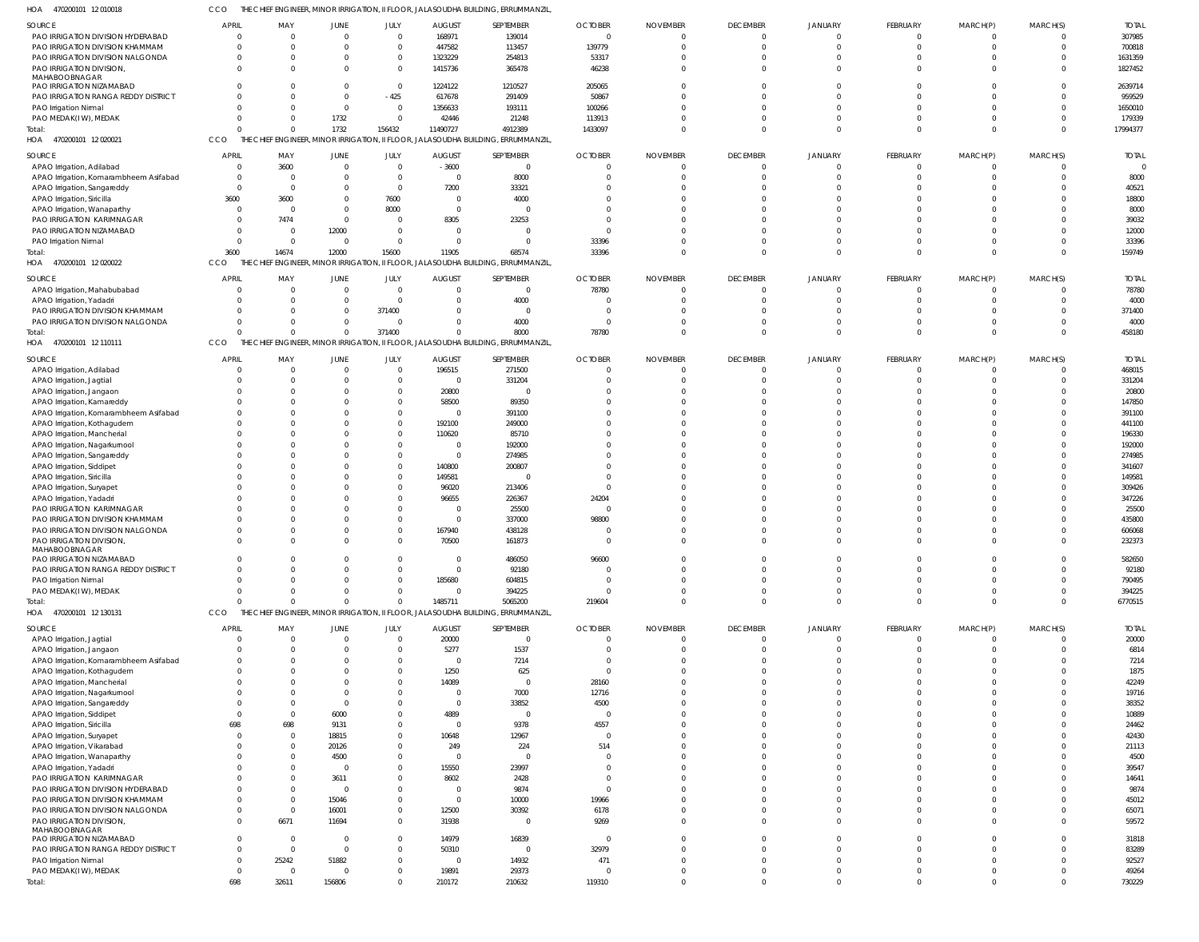HOA 470200101 12 010018 &nbsp;&nbsp; CCO &nbsp;&nbsp; THE CHIEF ENGINEER, MINOR IRRIGATION, II FLOOR, JALASOUDHA BUILDING, ERRUMMANZIL,

| SOURCE | APRIL | MAY | JUNE | JULY | AUGUST | SEPTEMBER | OCTOBER | NOVEMBER | DECEMBER | JANUARY | FEBRUARY | MARCH(P) | MARCH(S) | TOTAL |
|---|---|---|---|---|---|---|---|---|---|---|---|---|---|---|
| PAO IRRIGATION DIVISION HYDERABAD | 0 | 0 | 0 | 0 | 168971 | 139014 | 0 | 0 | 0 | 0 | 0 | 0 | 0 | 307985 |
| PAO IRRIGATION DIVISION KHAMMAM | 0 | 0 | 0 | 0 | 447582 | 113457 | 139779 | 0 | 0 | 0 | 0 | 0 | 0 | 700818 |
| PAO IRRIGATION DIVISION NALGONDA | 0 | 0 | 0 | 0 | 1323229 | 254813 | 53317 | 0 | 0 | 0 | 0 | 0 | 0 | 1631359 |
| PAO IRRIGATION DIVISION, MAHABOOBNAGAR | 0 | 0 | 0 | 0 | 1415736 | 365478 | 46238 | 0 | 0 | 0 | 0 | 0 | 0 | 1827452 |
| PAO IRRIGATION NIZAMABAD | 0 | 0 | 0 | 0 | 1224122 | 1210527 | 205065 | 0 | 0 | 0 | 0 | 0 | 0 | 2639714 |
| PAO IRRIGATION RANGA REDDY DISTRICT | 0 | 0 | 0 | -425 | 617678 | 291409 | 50867 | 0 | 0 | 0 | 0 | 0 | 0 | 959529 |
| PAO Irrigation Nirmal | 0 | 0 | 0 | 0 | 1356633 | 193111 | 100266 | 0 | 0 | 0 | 0 | 0 | 0 | 1650010 |
| PAO MEDAK(IW), MEDAK | 0 | 0 | 1732 | 0 | 42446 | 21248 | 113913 | 0 | 0 | 0 | 0 | 0 | 0 | 179339 |
| Total: | 0 | 0 | 1732 | 156432 | 11490727 | 4912389 | 1433097 | 0 | 0 | 0 | 0 | 0 | 0 | 17994377 |

HOA 470200101 12 020021 &nbsp;&nbsp; CCO &nbsp;&nbsp; THE CHIEF ENGINEER, MINOR IRRIGATION, II FLOOR, JALASOUDHA BUILDING, ERRUMMANZIL,

| SOURCE | APRIL | MAY | JUNE | JULY | AUGUST | SEPTEMBER | OCTOBER | NOVEMBER | DECEMBER | JANUARY | FEBRUARY | MARCH(P) | MARCH(S) | TOTAL |
|---|---|---|---|---|---|---|---|---|---|---|---|---|---|---|
| APAO Irrigation, Adilabad | 0 | 3600 | 0 | 0 | -3600 | 0 | 0 | 0 | 0 | 0 | 0 | 0 | 0 | 0 |
| APAO Irrigation, Komarambheem Asifabad | 0 | 0 | 0 | 0 | 0 | 8000 | 0 | 0 | 0 | 0 | 0 | 0 | 0 | 8000 |
| APAO Irrigation, Sangareddy | 0 | 0 | 0 | 0 | 7200 | 33321 | 0 | 0 | 0 | 0 | 0 | 0 | 0 | 40521 |
| APAO Irrigation, Siricilla | 3600 | 3600 | 0 | 7600 | 0 | 4000 | 0 | 0 | 0 | 0 | 0 | 0 | 0 | 18800 |
| APAO Irrigation, Wanaparthy | 0 | 0 | 0 | 8000 | 0 | 0 | 0 | 0 | 0 | 0 | 0 | 0 | 0 | 8000 |
| PAO IRRIGATION KARIMNAGAR | 0 | 7474 | 0 | 0 | 8305 | 23253 | 0 | 0 | 0 | 0 | 0 | 0 | 0 | 39032 |
| PAO IRRIGATION NIZAMABAD | 0 | 0 | 12000 | 0 | 0 | 0 | 0 | 0 | 0 | 0 | 0 | 0 | 0 | 12000 |
| PAO Irrigation Nirmal | 0 | 0 | 0 | 0 | 0 | 0 | 33396 | 0 | 0 | 0 | 0 | 0 | 0 | 33396 |
| Total: | 3600 | 14674 | 12000 | 15600 | 11905 | 68574 | 33396 | 0 | 0 | 0 | 0 | 0 | 0 | 159749 |

HOA 470200101 12 020022 &nbsp;&nbsp; CCO &nbsp;&nbsp; THE CHIEF ENGINEER, MINOR IRRIGATION, II FLOOR, JALASOUDHA BUILDING, ERRUMMANZIL,

| SOURCE | APRIL | MAY | JUNE | JULY | AUGUST | SEPTEMBER | OCTOBER | NOVEMBER | DECEMBER | JANUARY | FEBRUARY | MARCH(P) | MARCH(S) | TOTAL |
|---|---|---|---|---|---|---|---|---|---|---|---|---|---|---|
| APAO Irrigation, Mahabubabad | 0 | 0 | 0 | 0 | 0 | 0 | 78780 | 0 | 0 | 0 | 0 | 0 | 0 | 78780 |
| APAO Irrigation, Yadadri | 0 | 0 | 0 | 0 | 0 | 4000 | 0 | 0 | 0 | 0 | 0 | 0 | 0 | 4000 |
| PAO IRRIGATION DIVISION KHAMMAM | 0 | 0 | 0 | 371400 | 0 | 0 | 0 | 0 | 0 | 0 | 0 | 0 | 0 | 371400 |
| PAO IRRIGATION DIVISION NALGONDA | 0 | 0 | 0 | 0 | 0 | 4000 | 0 | 0 | 0 | 0 | 0 | 0 | 0 | 4000 |
| Total: | 0 | 0 | 0 | 371400 | 0 | 8000 | 78780 | 0 | 0 | 0 | 0 | 0 | 0 | 458180 |

HOA 470200101 12 110111 &nbsp;&nbsp; CCO &nbsp;&nbsp; THE CHIEF ENGINEER, MINOR IRRIGATION, II FLOOR, JALASOUDHA BUILDING, ERRUMMANZIL,

| SOURCE | APRIL | MAY | JUNE | JULY | AUGUST | SEPTEMBER | OCTOBER | NOVEMBER | DECEMBER | JANUARY | FEBRUARY | MARCH(P) | MARCH(S) | TOTAL |
|---|---|---|---|---|---|---|---|---|---|---|---|---|---|---|
| APAO Irrigation, Adilabad | 0 | 0 | 0 | 0 | 196515 | 271500 | 0 | 0 | 0 | 0 | 0 | 0 | 0 | 468015 |
| APAO Irrigation, Jagtial | 0 | 0 | 0 | 0 | 0 | 331204 | 0 | 0 | 0 | 0 | 0 | 0 | 0 | 331204 |
| APAO Irrigation, Jangaon | 0 | 0 | 0 | 0 | 20800 | 0 | 0 | 0 | 0 | 0 | 0 | 0 | 0 | 20800 |
| APAO Irrigation, Kamareddy | 0 | 0 | 0 | 0 | 58500 | 89350 | 0 | 0 | 0 | 0 | 0 | 0 | 0 | 147850 |
| APAO Irrigation, Komarambheem Asifabad | 0 | 0 | 0 | 0 | 0 | 391100 | 0 | 0 | 0 | 0 | 0 | 0 | 0 | 391100 |
| APAO Irrigation, Kothagudem | 0 | 0 | 0 | 0 | 192100 | 249000 | 0 | 0 | 0 | 0 | 0 | 0 | 0 | 441100 |
| APAO Irrigation, Mancherial | 0 | 0 | 0 | 0 | 110620 | 85710 | 0 | 0 | 0 | 0 | 0 | 0 | 0 | 196330 |
| APAO Irrigation, Nagarkurnool | 0 | 0 | 0 | 0 | 0 | 192000 | 0 | 0 | 0 | 0 | 0 | 0 | 0 | 192000 |
| APAO Irrigation, Sangareddy | 0 | 0 | 0 | 0 | 0 | 274985 | 0 | 0 | 0 | 0 | 0 | 0 | 0 | 274985 |
| APAO Irrigation, Siddipet | 0 | 0 | 0 | 0 | 140800 | 200807 | 0 | 0 | 0 | 0 | 0 | 0 | 0 | 341607 |
| APAO Irrigation, Siricilla | 0 | 0 | 0 | 0 | 149581 | 0 | 0 | 0 | 0 | 0 | 0 | 0 | 0 | 149581 |
| APAO Irrigation, Suryapet | 0 | 0 | 0 | 0 | 96020 | 213406 | 0 | 0 | 0 | 0 | 0 | 0 | 0 | 309426 |
| APAO Irrigation, Yadadri | 0 | 0 | 0 | 0 | 96655 | 226367 | 24204 | 0 | 0 | 0 | 0 | 0 | 0 | 347226 |
| PAO IRRIGATION KARIMNAGAR | 0 | 0 | 0 | 0 | 0 | 25500 | 0 | 0 | 0 | 0 | 0 | 0 | 0 | 25500 |
| PAO IRRIGATION DIVISION KHAMMAM | 0 | 0 | 0 | 0 | 0 | 337000 | 98800 | 0 | 0 | 0 | 0 | 0 | 0 | 435800 |
| PAO IRRIGATION DIVISION NALGONDA | 0 | 0 | 0 | 0 | 167940 | 438128 | 0 | 0 | 0 | 0 | 0 | 0 | 0 | 606068 |
| PAO IRRIGATION DIVISION, MAHABOOBNAGAR | 0 | 0 | 0 | 0 | 70500 | 161873 | 0 | 0 | 0 | 0 | 0 | 0 | 0 | 232373 |
| PAO IRRIGATION NIZAMABAD | 0 | 0 | 0 | 0 | 0 | 486050 | 96600 | 0 | 0 | 0 | 0 | 0 | 0 | 582650 |
| PAO IRRIGATION RANGA REDDY DISTRICT | 0 | 0 | 0 | 0 | 0 | 92180 | 0 | 0 | 0 | 0 | 0 | 0 | 0 | 92180 |
| PAO Irrigation Nirmal | 0 | 0 | 0 | 0 | 185680 | 604815 | 0 | 0 | 0 | 0 | 0 | 0 | 0 | 790495 |
| PAO MEDAK(IW), MEDAK | 0 | 0 | 0 | 0 | 0 | 394225 | 0 | 0 | 0 | 0 | 0 | 0 | 0 | 394225 |
| Total: | 0 | 0 | 0 | 0 | 1485711 | 5065200 | 219604 | 0 | 0 | 0 | 0 | 0 | 0 | 6770515 |

HOA 470200101 12 130131 &nbsp;&nbsp; CCO &nbsp;&nbsp; THE CHIEF ENGINEER, MINOR IRRIGATION, II FLOOR, JALASOUDHA BUILDING, ERRUMMANZIL,

| SOURCE | APRIL | MAY | JUNE | JULY | AUGUST | SEPTEMBER | OCTOBER | NOVEMBER | DECEMBER | JANUARY | FEBRUARY | MARCH(P) | MARCH(S) | TOTAL |
|---|---|---|---|---|---|---|---|---|---|---|---|---|---|---|
| APAO Irrigation, Jagtial | 0 | 0 | 0 | 0 | 20000 | 0 | 0 | 0 | 0 | 0 | 0 | 0 | 0 | 20000 |
| APAO Irrigation, Jangaon | 0 | 0 | 0 | 0 | 5277 | 1537 | 0 | 0 | 0 | 0 | 0 | 0 | 0 | 6814 |
| APAO Irrigation, Komarambheem Asifabad | 0 | 0 | 0 | 0 | 0 | 7214 | 0 | 0 | 0 | 0 | 0 | 0 | 0 | 7214 |
| APAO Irrigation, Kothagudem | 0 | 0 | 0 | 0 | 1250 | 625 | 0 | 0 | 0 | 0 | 0 | 0 | 0 | 1875 |
| APAO Irrigation, Mancherial | 0 | 0 | 0 | 0 | 14089 | 0 | 28160 | 0 | 0 | 0 | 0 | 0 | 0 | 42249 |
| APAO Irrigation, Nagarkurnool | 0 | 0 | 0 | 0 | 0 | 7000 | 12716 | 0 | 0 | 0 | 0 | 0 | 0 | 19716 |
| APAO Irrigation, Sangareddy | 0 | 0 | 0 | 0 | 0 | 33852 | 4500 | 0 | 0 | 0 | 0 | 0 | 0 | 38352 |
| APAO Irrigation, Siddipet | 0 | 0 | 6000 | 0 | 4889 | 0 | 0 | 0 | 0 | 0 | 0 | 0 | 0 | 10889 |
| APAO Irrigation, Siricilla | 698 | 698 | 9131 | 0 | 0 | 9378 | 4557 | 0 | 0 | 0 | 0 | 0 | 0 | 24462 |
| APAO Irrigation, Suryapet | 0 | 0 | 18815 | 0 | 10648 | 12967 | 0 | 0 | 0 | 0 | 0 | 0 | 0 | 42430 |
| APAO Irrigation, Vikarabad | 0 | 0 | 20126 | 0 | 249 | 224 | 514 | 0 | 0 | 0 | 0 | 0 | 0 | 21113 |
| APAO Irrigation, Wanaparthy | 0 | 0 | 4500 | 0 | 0 | 0 | 0 | 0 | 0 | 0 | 0 | 0 | 0 | 4500 |
| APAO Irrigation, Yadadri | 0 | 0 | 0 | 0 | 15550 | 23997 | 0 | 0 | 0 | 0 | 0 | 0 | 0 | 39547 |
| PAO IRRIGATION KARIMNAGAR | 0 | 0 | 3611 | 0 | 8602 | 2428 | 0 | 0 | 0 | 0 | 0 | 0 | 0 | 14641 |
| PAO IRRIGATION DIVISION HYDERABAD | 0 | 0 | 0 | 0 | 0 | 9874 | 0 | 0 | 0 | 0 | 0 | 0 | 0 | 9874 |
| PAO IRRIGATION DIVISION KHAMMAM | 0 | 0 | 15046 | 0 | 0 | 10000 | 19966 | 0 | 0 | 0 | 0 | 0 | 0 | 45012 |
| PAO IRRIGATION DIVISION NALGONDA | 0 | 0 | 16001 | 0 | 12500 | 30392 | 6178 | 0 | 0 | 0 | 0 | 0 | 0 | 65071 |
| PAO IRRIGATION DIVISION, MAHABOOBNAGAR | 0 | 6671 | 11694 | 0 | 31938 | 0 | 9269 | 0 | 0 | 0 | 0 | 0 | 0 | 59572 |
| PAO IRRIGATION NIZAMABAD | 0 | 0 | 0 | 0 | 14979 | 16839 | 0 | 0 | 0 | 0 | 0 | 0 | 0 | 31818 |
| PAO IRRIGATION RANGA REDDY DISTRICT | 0 | 0 | 0 | 0 | 50310 | 0 | 32979 | 0 | 0 | 0 | 0 | 0 | 0 | 83289 |
| PAO Irrigation Nirmal | 0 | 25242 | 51882 | 0 | 0 | 14932 | 471 | 0 | 0 | 0 | 0 | 0 | 0 | 92527 |
| PAO MEDAK(IW), MEDAK | 0 | 0 | 0 | 0 | 19891 | 29373 | 0 | 0 | 0 | 0 | 0 | 0 | 0 | 49264 |
| Total: | 698 | 32611 | 156806 | 0 | 210172 | 210632 | 119310 | 0 | 0 | 0 | 0 | 0 | 0 | 730229 |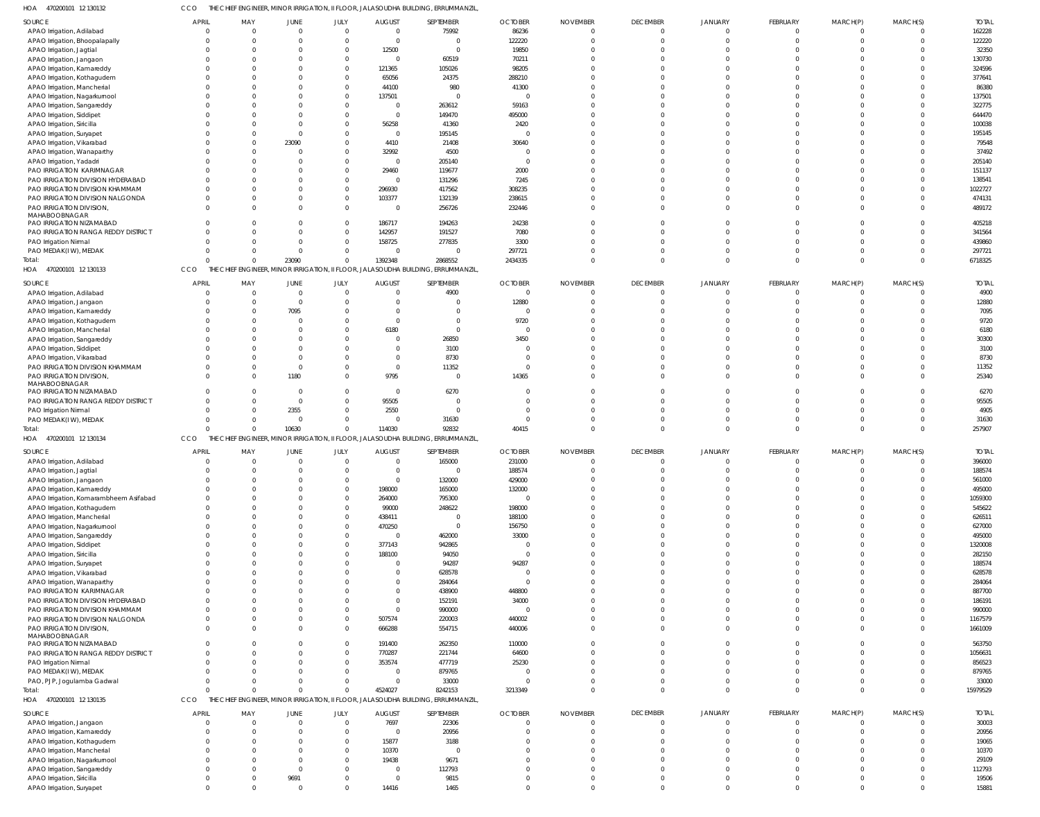HOA 470200101 12 130132 CCO THE CHIEF ENGINEER, MINOR IRRIGATION, II FLOOR, JALASOUDHA BUILDING, ERRUMMANZIL,

| SOURCE | APRIL | MAY | JUNE | JULY | AUGUST | SEPTEMBER | OCTOBER | NOVEMBER | DECEMBER | JANUARY | FEBRUARY | MARCH(P) | MARCH(S) | TOTAL |
|---|---|---|---|---|---|---|---|---|---|---|---|---|---|---|
| APAO Irrigation, Adilabad | 0 | 0 | 0 | 0 | 0 | 75992 | 86236 | 0 | 0 | 0 | 0 | 0 | 0 | 162228 |
| APAO Irrigation, Bhoopalapally | 0 | 0 | 0 | 0 | 0 | 0 | 122220 | 0 | 0 | 0 | 0 | 0 | 0 | 122220 |
| APAO Irrigation, Jagtial | 0 | 0 | 0 | 0 | 12500 | 0 | 19850 | 0 | 0 | 0 | 0 | 0 | 0 | 32350 |
| APAO Irrigation, Jangaon | 0 | 0 | 0 | 0 | 0 | 60519 | 70211 | 0 | 0 | 0 | 0 | 0 | 0 | 130730 |
| APAO Irrigation, Kamareddy | 0 | 0 | 0 | 0 | 121365 | 105026 | 98205 | 0 | 0 | 0 | 0 | 0 | 0 | 324596 |
| APAO Irrigation, Kothagudem | 0 | 0 | 0 | 0 | 65056 | 24375 | 288210 | 0 | 0 | 0 | 0 | 0 | 0 | 377641 |
| APAO Irrigation, Mancherial | 0 | 0 | 0 | 0 | 44100 | 980 | 41300 | 0 | 0 | 0 | 0 | 0 | 0 | 86380 |
| APAO Irrigation, Nagarkurnool | 0 | 0 | 0 | 0 | 137501 | 0 | 0 | 0 | 0 | 0 | 0 | 0 | 0 | 137501 |
| APAO Irrigation, Sangareddy | 0 | 0 | 0 | 0 | 0 | 263612 | 59163 | 0 | 0 | 0 | 0 | 0 | 0 | 322775 |
| APAO Irrigation, Siddipet | 0 | 0 | 0 | 0 | 0 | 149470 | 495000 | 0 | 0 | 0 | 0 | 0 | 0 | 644470 |
| APAO Irrigation, Siricilla | 0 | 0 | 0 | 0 | 56258 | 41360 | 2420 | 0 | 0 | 0 | 0 | 0 | 0 | 100038 |
| APAO Irrigation, Suryapet | 0 | 0 | 0 | 0 | 0 | 195145 | 0 | 0 | 0 | 0 | 0 | 0 | 0 | 195145 |
| APAO Irrigation, Vikarabad | 0 | 0 | 23090 | 0 | 4410 | 21408 | 30640 | 0 | 0 | 0 | 0 | 0 | 0 | 79548 |
| APAO Irrigation, Wanaparthy | 0 | 0 | 0 | 0 | 32992 | 4500 | 0 | 0 | 0 | 0 | 0 | 0 | 0 | 37492 |
| APAO Irrigation, Yadadri | 0 | 0 | 0 | 0 | 0 | 205140 | 0 | 0 | 0 | 0 | 0 | 0 | 0 | 205140 |
| PAO IRRIGATION KARIMNAGAR | 0 | 0 | 0 | 0 | 29460 | 119677 | 2000 | 0 | 0 | 0 | 0 | 0 | 0 | 151137 |
| PAO IRRIGATION DIVISION HYDERABAD | 0 | 0 | 0 | 0 | 0 | 131296 | 7245 | 0 | 0 | 0 | 0 | 0 | 0 | 138541 |
| PAO IRRIGATION DIVISION KHAMMAM | 0 | 0 | 0 | 0 | 296930 | 417562 | 308235 | 0 | 0 | 0 | 0 | 0 | 0 | 1022727 |
| PAO IRRIGATION DIVISION NALGONDA | 0 | 0 | 0 | 0 | 103377 | 132139 | 238615 | 0 | 0 | 0 | 0 | 0 | 0 | 474131 |
| PAO IRRIGATION DIVISION, MAHABOOBNAGAR | 0 | 0 | 0 | 0 | 0 | 256726 | 232446 | 0 | 0 | 0 | 0 | 0 | 0 | 489172 |
| PAO IRRIGATION NIZAMABAD | 0 | 0 | 0 | 0 | 186717 | 194263 | 24238 | 0 | 0 | 0 | 0 | 0 | 0 | 405218 |
| PAO IRRIGATION RANGA REDDY DISTRICT | 0 | 0 | 0 | 0 | 142957 | 191527 | 7080 | 0 | 0 | 0 | 0 | 0 | 0 | 341564 |
| PAO Irrigation Nirmal | 0 | 0 | 0 | 0 | 158725 | 277835 | 3300 | 0 | 0 | 0 | 0 | 0 | 0 | 439860 |
| PAO MEDAK(IW), MEDAK | 0 | 0 | 0 | 0 | 0 | 0 | 297721 | 0 | 0 | 0 | 0 | 0 | 0 | 297721 |
| Total: | 0 | 0 | 23090 | 0 | 1392348 | 2868552 | 2434335 | 0 | 0 | 0 | 0 | 0 | 0 | 6718325 |

HOA 470200101 12 130133 CCO THE CHIEF ENGINEER, MINOR IRRIGATION, II FLOOR, JALASOUDHA BUILDING, ERRUMMANZIL,

| SOURCE | APRIL | MAY | JUNE | JULY | AUGUST | SEPTEMBER | OCTOBER | NOVEMBER | DECEMBER | JANUARY | FEBRUARY | MARCH(P) | MARCH(S) | TOTAL |
|---|---|---|---|---|---|---|---|---|---|---|---|---|---|---|
| APAO Irrigation, Adilabad | 0 | 0 | 0 | 0 | 0 | 4900 | 0 | 0 | 0 | 0 | 0 | 0 | 0 | 4900 |
| APAO Irrigation, Jangaon | 0 | 0 | 0 | 0 | 0 | 0 | 12880 | 0 | 0 | 0 | 0 | 0 | 0 | 12880 |
| APAO Irrigation, Kamareddy | 0 | 0 | 7095 | 0 | 0 | 0 | 0 | 0 | 0 | 0 | 0 | 0 | 0 | 7095 |
| APAO Irrigation, Kothagudem | 0 | 0 | 0 | 0 | 0 | 0 | 9720 | 0 | 0 | 0 | 0 | 0 | 0 | 9720 |
| APAO Irrigation, Mancherial | 0 | 0 | 0 | 0 | 6180 | 0 | 0 | 0 | 0 | 0 | 0 | 0 | 0 | 6180 |
| APAO Irrigation, Sangareddy | 0 | 0 | 0 | 0 | 0 | 26850 | 3450 | 0 | 0 | 0 | 0 | 0 | 0 | 30300 |
| APAO Irrigation, Siddipet | 0 | 0 | 0 | 0 | 0 | 3100 | 0 | 0 | 0 | 0 | 0 | 0 | 0 | 3100 |
| APAO Irrigation, Vikarabad | 0 | 0 | 0 | 0 | 0 | 8730 | 0 | 0 | 0 | 0 | 0 | 0 | 0 | 8730 |
| PAO IRRIGATION DIVISION KHAMMAM | 0 | 0 | 0 | 0 | 0 | 11352 | 0 | 0 | 0 | 0 | 0 | 0 | 0 | 11352 |
| PAO IRRIGATION DIVISION, MAHABOOBNAGAR | 0 | 0 | 1180 | 0 | 9795 | 0 | 14365 | 0 | 0 | 0 | 0 | 0 | 0 | 25340 |
| PAO IRRIGATION NIZAMABAD | 0 | 0 | 0 | 0 | 0 | 6270 | 0 | 0 | 0 | 0 | 0 | 0 | 0 | 6270 |
| PAO IRRIGATION RANGA REDDY DISTRICT | 0 | 0 | 0 | 0 | 95505 | 0 | 0 | 0 | 0 | 0 | 0 | 0 | 0 | 95505 |
| PAO Irrigation Nirmal | 0 | 0 | 2355 | 0 | 2550 | 0 | 0 | 0 | 0 | 0 | 0 | 0 | 0 | 4905 |
| PAO MEDAK(IW), MEDAK | 0 | 0 | 0 | 0 | 0 | 31630 | 0 | 0 | 0 | 0 | 0 | 0 | 0 | 31630 |
| Total: | 0 | 0 | 10630 | 0 | 114030 | 92832 | 40415 | 0 | 0 | 0 | 0 | 0 | 0 | 257907 |

HOA 470200101 12 130134 CCO THE CHIEF ENGINEER, MINOR IRRIGATION, II FLOOR, JALASOUDHA BUILDING, ERRUMMANZIL,

| SOURCE | APRIL | MAY | JUNE | JULY | AUGUST | SEPTEMBER | OCTOBER | NOVEMBER | DECEMBER | JANUARY | FEBRUARY | MARCH(P) | MARCH(S) | TOTAL |
|---|---|---|---|---|---|---|---|---|---|---|---|---|---|---|
| APAO Irrigation, Adilabad | 0 | 0 | 0 | 0 | 0 | 165000 | 231000 | 0 | 0 | 0 | 0 | 0 | 0 | 396000 |
| APAO Irrigation, Jagtial | 0 | 0 | 0 | 0 | 0 | 0 | 188574 | 0 | 0 | 0 | 0 | 0 | 0 | 188574 |
| APAO Irrigation, Jangaon | 0 | 0 | 0 | 0 | 0 | 132000 | 429000 | 0 | 0 | 0 | 0 | 0 | 0 | 561000 |
| APAO Irrigation, Kamareddy | 0 | 0 | 0 | 0 | 198000 | 165000 | 132000 | 0 | 0 | 0 | 0 | 0 | 0 | 495000 |
| APAO Irrigation, Komarambheem Asifabad | 0 | 0 | 0 | 0 | 264000 | 795300 | 0 | 0 | 0 | 0 | 0 | 0 | 0 | 1059300 |
| APAO Irrigation, Kothagudem | 0 | 0 | 0 | 0 | 99000 | 248622 | 198000 | 0 | 0 | 0 | 0 | 0 | 0 | 545622 |
| APAO Irrigation, Mancherial | 0 | 0 | 0 | 0 | 438411 | 0 | 188100 | 0 | 0 | 0 | 0 | 0 | 0 | 626511 |
| APAO Irrigation, Nagarkurnool | 0 | 0 | 0 | 0 | 470250 | 0 | 156750 | 0 | 0 | 0 | 0 | 0 | 0 | 627000 |
| APAO Irrigation, Sangareddy | 0 | 0 | 0 | 0 | 0 | 462000 | 33000 | 0 | 0 | 0 | 0 | 0 | 0 | 495000 |
| APAO Irrigation, Siddipet | 0 | 0 | 0 | 0 | 377143 | 942865 | 0 | 0 | 0 | 0 | 0 | 0 | 0 | 1320008 |
| APAO Irrigation, Siricilla | 0 | 0 | 0 | 0 | 188100 | 94050 | 0 | 0 | 0 | 0 | 0 | 0 | 0 | 282150 |
| APAO Irrigation, Suryapet | 0 | 0 | 0 | 0 | 0 | 94287 | 94287 | 0 | 0 | 0 | 0 | 0 | 0 | 188574 |
| APAO Irrigation, Vikarabad | 0 | 0 | 0 | 0 | 0 | 628578 | 0 | 0 | 0 | 0 | 0 | 0 | 0 | 628578 |
| APAO Irrigation, Wanaparthy | 0 | 0 | 0 | 0 | 0 | 284064 | 0 | 0 | 0 | 0 | 0 | 0 | 0 | 284064 |
| PAO IRRIGATION KARIMNAGAR | 0 | 0 | 0 | 0 | 0 | 438900 | 448800 | 0 | 0 | 0 | 0 | 0 | 0 | 887700 |
| PAO IRRIGATION DIVISION HYDERABAD | 0 | 0 | 0 | 0 | 0 | 152191 | 34000 | 0 | 0 | 0 | 0 | 0 | 0 | 186191 |
| PAO IRRIGATION DIVISION KHAMMAM | 0 | 0 | 0 | 0 | 0 | 990000 | 0 | 0 | 0 | 0 | 0 | 0 | 0 | 990000 |
| PAO IRRIGATION DIVISION NALGONDA | 0 | 0 | 0 | 0 | 507574 | 220003 | 440002 | 0 | 0 | 0 | 0 | 0 | 0 | 1167579 |
| PAO IRRIGATION DIVISION, MAHABOOBNAGAR | 0 | 0 | 0 | 0 | 666288 | 554715 | 440006 | 0 | 0 | 0 | 0 | 0 | 0 | 1661009 |
| PAO IRRIGATION NIZAMABAD | 0 | 0 | 0 | 0 | 191400 | 262350 | 110000 | 0 | 0 | 0 | 0 | 0 | 0 | 563750 |
| PAO IRRIGATION RANGA REDDY DISTRICT | 0 | 0 | 0 | 0 | 770287 | 221744 | 64600 | 0 | 0 | 0 | 0 | 0 | 0 | 1056631 |
| PAO Irrigation Nirmal | 0 | 0 | 0 | 0 | 353574 | 477719 | 25230 | 0 | 0 | 0 | 0 | 0 | 0 | 856523 |
| PAO MEDAK(IW), MEDAK | 0 | 0 | 0 | 0 | 0 | 879765 | 0 | 0 | 0 | 0 | 0 | 0 | 0 | 879765 |
| PAO, PJP, Jogulamba Gadwal | 0 | 0 | 0 | 0 | 0 | 33000 | 0 | 0 | 0 | 0 | 0 | 0 | 0 | 33000 |
| Total: | 0 | 0 | 0 | 0 | 4524027 | 8242153 | 3213349 | 0 | 0 | 0 | 0 | 0 | 0 | 15979529 |

HOA 470200101 12 130135 CCO THE CHIEF ENGINEER, MINOR IRRIGATION, II FLOOR, JALASOUDHA BUILDING, ERRUMMANZIL,

| SOURCE | APRIL | MAY | JUNE | JULY | AUGUST | SEPTEMBER | OCTOBER | NOVEMBER | DECEMBER | JANUARY | FEBRUARY | MARCH(P) | MARCH(S) | TOTAL |
|---|---|---|---|---|---|---|---|---|---|---|---|---|---|---|
| APAO Irrigation, Jangaon | 0 | 0 | 0 | 0 | 7697 | 22306 | 0 | 0 | 0 | 0 | 0 | 0 | 0 | 30003 |
| APAO Irrigation, Kamareddy | 0 | 0 | 0 | 0 | 0 | 20956 | 0 | 0 | 0 | 0 | 0 | 0 | 0 | 20956 |
| APAO Irrigation, Kothagudem | 0 | 0 | 0 | 0 | 15877 | 3188 | 0 | 0 | 0 | 0 | 0 | 0 | 0 | 19065 |
| APAO Irrigation, Mancherial | 0 | 0 | 0 | 0 | 10370 | 0 | 0 | 0 | 0 | 0 | 0 | 0 | 0 | 10370 |
| APAO Irrigation, Nagarkurnool | 0 | 0 | 0 | 0 | 19438 | 9671 | 0 | 0 | 0 | 0 | 0 | 0 | 0 | 29109 |
| APAO Irrigation, Sangareddy | 0 | 0 | 0 | 0 | 0 | 112793 | 0 | 0 | 0 | 0 | 0 | 0 | 0 | 112793 |
| APAO Irrigation, Siricilla | 0 | 0 | 9691 | 0 | 0 | 9815 | 0 | 0 | 0 | 0 | 0 | 0 | 0 | 19506 |
| APAO Irrigation, Suryapet | 0 | 0 | 0 | 0 | 14416 | 1465 | 0 | 0 | 0 | 0 | 0 | 0 | 0 | 15881 |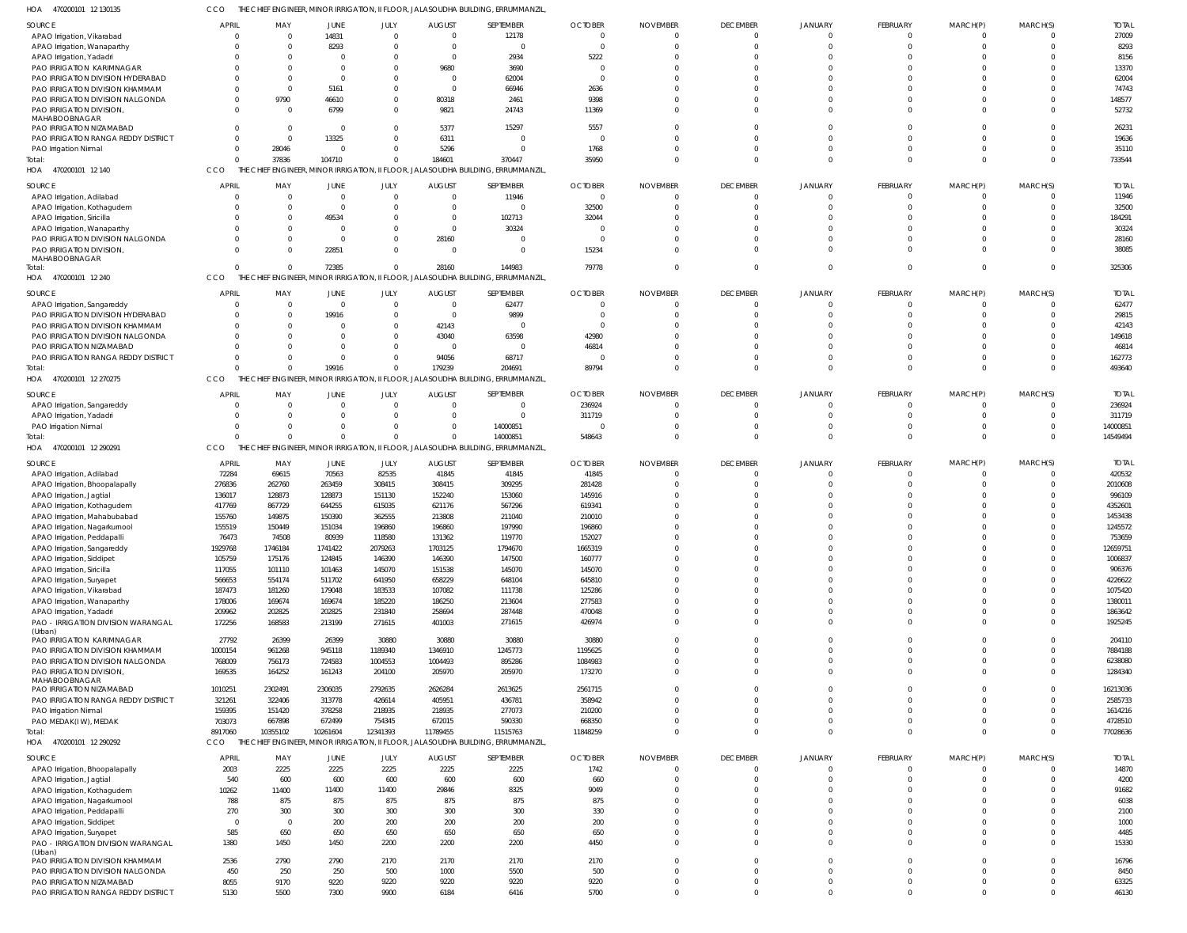HOA 470200101 12 130135 CCO THE CHIEF ENGINEER, MINOR IRRIGATION, II FLOOR, JALASOUDHA BUILDING, ERRUMMANZIL,

| SOURCE | APRIL | MAY | JUNE | JULY | AUGUST | SEPTEMBER | OCTOBER | NOVEMBER | DECEMBER | JANUARY | FEBRUARY | MARCH(P) | MARCH(S) | TOTAL |
|---|---|---|---|---|---|---|---|---|---|---|---|---|---|---|
| APAO Irrigation, Vikarabad | 0 | 0 | 14831 | 0 | 0 | 12178 | 0 | 0 | 0 | 0 | 0 | 0 | 0 | 27009 |
| APAO Irrigation, Wanaparthy | 0 | 0 | 8293 | 0 | 0 | 0 | 0 | 0 | 0 | 0 | 0 | 0 | 0 | 8293 |
| APAO Irrigation, Yadadri | 0 | 0 | 0 | 0 | 0 | 2934 | 5222 | 0 | 0 | 0 | 0 | 0 | 0 | 8156 |
| PAO IRRIGATION KARIMNAGAR | 0 | 0 | 0 | 0 | 9680 | 3690 | 0 | 0 | 0 | 0 | 0 | 0 | 0 | 13370 |
| PAO IRRIGATION DIVISION HYDERABAD | 0 | 0 | 0 | 0 | 0 | 62004 | 0 | 0 | 0 | 0 | 0 | 0 | 0 | 62004 |
| PAO IRRIGATION DIVISION KHAMMAM | 0 | 0 | 5161 | 0 | 0 | 66946 | 2636 | 0 | 0 | 0 | 0 | 0 | 0 | 74743 |
| PAO IRRIGATION DIVISION NALGONDA | 0 | 9790 | 46610 | 0 | 80318 | 2461 | 9398 | 0 | 0 | 0 | 0 | 0 | 0 | 148577 |
| PAO IRRIGATION DIVISION, MAHABOOBNAGAR | 0 | 0 | 6799 | 0 | 9821 | 24743 | 11369 | 0 | 0 | 0 | 0 | 0 | 0 | 52732 |
| PAO IRRIGATION NIZAMABAD | 0 | 0 | 0 | 0 | 5377 | 15297 | 5557 | 0 | 0 | 0 | 0 | 0 | 0 | 26231 |
| PAO IRRIGATION RANGA REDDY DISTRICT | 0 | 0 | 13325 | 0 | 6311 | 0 | 0 | 0 | 0 | 0 | 0 | 0 | 0 | 19636 |
| PAO Irrigation Nirmal | 0 | 28046 | 0 | 0 | 5296 | 0 | 1768 | 0 | 0 | 0 | 0 | 0 | 0 | 35110 |
| Total: | 0 | 37836 | 104710 | 0 | 184601 | 370447 | 35950 | 0 | 0 | 0 | 0 | 0 | 0 | 733544 |

HOA 470200101 12 140 CCO THE CHIEF ENGINEER, MINOR IRRIGATION, II FLOOR, JALASOUDHA BUILDING, ERRUMMANZIL,

| SOURCE | APRIL | MAY | JUNE | JULY | AUGUST | SEPTEMBER | OCTOBER | NOVEMBER | DECEMBER | JANUARY | FEBRUARY | MARCH(P) | MARCH(S) | TOTAL |
|---|---|---|---|---|---|---|---|---|---|---|---|---|---|---|
| APAO Irrigation, Adilabad | 0 | 0 | 0 | 0 | 0 | 11946 | 0 | 0 | 0 | 0 | 0 | 0 | 0 | 11946 |
| APAO Irrigation, Kothagudem | 0 | 0 | 0 | 0 | 0 | 0 | 32500 | 0 | 0 | 0 | 0 | 0 | 0 | 32500 |
| APAO Irrigation, Siricilla | 0 | 0 | 49534 | 0 | 0 | 102713 | 32044 | 0 | 0 | 0 | 0 | 0 | 0 | 184291 |
| APAO Irrigation, Wanaparthy | 0 | 0 | 0 | 0 | 0 | 30324 | 0 | 0 | 0 | 0 | 0 | 0 | 0 | 30324 |
| PAO IRRIGATION DIVISION NALGONDA | 0 | 0 | 0 | 0 | 28160 | 0 | 0 | 0 | 0 | 0 | 0 | 0 | 0 | 28160 |
| PAO IRRIGATION DIVISION, MAHABOOBNAGAR | 0 | 0 | 22851 | 0 | 0 | 0 | 15234 | 0 | 0 | 0 | 0 | 0 | 0 | 38085 |
| Total: | 0 | 0 | 72385 | 0 | 28160 | 144983 | 79778 | 0 | 0 | 0 | 0 | 0 | 0 | 325306 |

HOA 470200101 12 240 CCO THE CHIEF ENGINEER, MINOR IRRIGATION, II FLOOR, JALASOUDHA BUILDING, ERRUMMANZIL,

| SOURCE | APRIL | MAY | JUNE | JULY | AUGUST | SEPTEMBER | OCTOBER | NOVEMBER | DECEMBER | JANUARY | FEBRUARY | MARCH(P) | MARCH(S) | TOTAL |
|---|---|---|---|---|---|---|---|---|---|---|---|---|---|---|
| APAO Irrigation, Sangareddy | 0 | 0 | 0 | 0 | 0 | 62477 | 0 | 0 | 0 | 0 | 0 | 0 | 0 | 62477 |
| PAO IRRIGATION DIVISION HYDERABAD | 0 | 0 | 19916 | 0 | 0 | 9899 | 0 | 0 | 0 | 0 | 0 | 0 | 0 | 29815 |
| PAO IRRIGATION DIVISION KHAMMAM | 0 | 0 | 0 | 0 | 42143 | 0 | 0 | 0 | 0 | 0 | 0 | 0 | 0 | 42143 |
| PAO IRRIGATION DIVISION NALGONDA | 0 | 0 | 0 | 0 | 43040 | 63598 | 42980 | 0 | 0 | 0 | 0 | 0 | 0 | 149618 |
| PAO IRRIGATION NIZAMABAD | 0 | 0 | 0 | 0 | 0 | 0 | 46814 | 0 | 0 | 0 | 0 | 0 | 0 | 46814 |
| PAO IRRIGATION RANGA REDDY DISTRICT | 0 | 0 | 0 | 0 | 94056 | 68717 | 0 | 0 | 0 | 0 | 0 | 0 | 0 | 162773 |
| Total: | 0 | 0 | 19916 | 0 | 179239 | 204691 | 89794 | 0 | 0 | 0 | 0 | 0 | 0 | 493640 |

HOA 470200101 12 270275 CCO THE CHIEF ENGINEER, MINOR IRRIGATION, II FLOOR, JALASOUDHA BUILDING, ERRUMMANZIL,

| SOURCE | APRIL | MAY | JUNE | JULY | AUGUST | SEPTEMBER | OCTOBER | NOVEMBER | DECEMBER | JANUARY | FEBRUARY | MARCH(P) | MARCH(S) | TOTAL |
|---|---|---|---|---|---|---|---|---|---|---|---|---|---|---|
| APAO Irrigation, Sangareddy | 0 | 0 | 0 | 0 | 0 | 0 | 236924 | 0 | 0 | 0 | 0 | 0 | 0 | 236924 |
| APAO Irrigation, Yadadri | 0 | 0 | 0 | 0 | 0 | 0 | 311719 | 0 | 0 | 0 | 0 | 0 | 0 | 311719 |
| PAO Irrigation Nirmal | 0 | 0 | 0 | 0 | 0 | 14000851 | 0 | 0 | 0 | 0 | 0 | 0 | 0 | 14000851 |
| Total: | 0 | 0 | 0 | 0 | 0 | 14000851 | 548643 | 0 | 0 | 0 | 0 | 0 | 0 | 14549494 |

HOA 470200101 12 290291 CCO THE CHIEF ENGINEER, MINOR IRRIGATION, II FLOOR, JALASOUDHA BUILDING, ERRUMMANZIL,

| SOURCE | APRIL | MAY | JUNE | JULY | AUGUST | SEPTEMBER | OCTOBER | NOVEMBER | DECEMBER | JANUARY | FEBRUARY | MARCH(P) | MARCH(S) | TOTAL |
|---|---|---|---|---|---|---|---|---|---|---|---|---|---|---|
| APAO Irrigation, Adilabad | 72284 | 69615 | 70563 | 82535 | 41845 | 41845 | 41845 | 0 | 0 | 0 | 0 | 0 | 0 | 420532 |
| APAO Irrigation, Bhoopalapally | 276836 | 262760 | 263459 | 308415 | 308415 | 309295 | 281428 | 0 | 0 | 0 | 0 | 0 | 0 | 2010608 |
| APAO Irrigation, Jagtial | 136017 | 128873 | 128873 | 151130 | 152240 | 153060 | 145916 | 0 | 0 | 0 | 0 | 0 | 0 | 996109 |
| APAO Irrigation, Kothagudem | 417769 | 867729 | 644255 | 615035 | 621176 | 567296 | 619341 | 0 | 0 | 0 | 0 | 0 | 0 | 4352601 |
| APAO Irrigation, Mahabubabad | 155760 | 149875 | 150390 | 362555 | 213808 | 211040 | 210010 | 0 | 0 | 0 | 0 | 0 | 0 | 1453438 |
| APAO Irrigation, Nagarkurnool | 155519 | 150449 | 151034 | 196860 | 196860 | 197990 | 196860 | 0 | 0 | 0 | 0 | 0 | 0 | 1245572 |
| APAO Irrigation, Peddapalli | 76473 | 74508 | 80939 | 118580 | 131362 | 119770 | 152027 | 0 | 0 | 0 | 0 | 0 | 0 | 753659 |
| APAO Irrigation, Sangareddy | 1929768 | 1746184 | 1741422 | 2079263 | 1703125 | 1794670 | 1665319 | 0 | 0 | 0 | 0 | 0 | 0 | 12659751 |
| APAO Irrigation, Siddipet | 105759 | 175176 | 124845 | 146390 | 146390 | 147500 | 160777 | 0 | 0 | 0 | 0 | 0 | 0 | 1006837 |
| APAO Irrigation, Siricilla | 117055 | 101110 | 101463 | 145070 | 151538 | 145070 | 145070 | 0 | 0 | 0 | 0 | 0 | 0 | 906376 |
| APAO Irrigation, Suryapet | 566653 | 554174 | 511702 | 641950 | 658229 | 648104 | 645810 | 0 | 0 | 0 | 0 | 0 | 0 | 4226622 |
| APAO Irrigation, Vikarabad | 187473 | 181260 | 179048 | 183533 | 107082 | 111738 | 125286 | 0 | 0 | 0 | 0 | 0 | 0 | 1075420 |
| APAO Irrigation, Wanaparthy | 178006 | 169674 | 169674 | 185220 | 186250 | 213604 | 277583 | 0 | 0 | 0 | 0 | 0 | 0 | 1380011 |
| APAO Irrigation, Yadadri | 209962 | 202825 | 202825 | 231840 | 258694 | 287448 | 470048 | 0 | 0 | 0 | 0 | 0 | 0 | 1863642 |
| PAO - IRRIGATION DIVISION WARANGAL (Urban) | 172256 | 168583 | 213199 | 271615 | 401003 | 271615 | 426974 | 0 | 0 | 0 | 0 | 0 | 0 | 1925245 |
| PAO IRRIGATION KARIMNAGAR | 27792 | 26399 | 26399 | 30880 | 30880 | 30880 | 30880 | 0 | 0 | 0 | 0 | 0 | 0 | 204110 |
| PAO IRRIGATION DIVISION KHAMMAM | 1000154 | 961268 | 945118 | 1189340 | 1346910 | 1245773 | 1195625 | 0 | 0 | 0 | 0 | 0 | 0 | 7884188 |
| PAO IRRIGATION DIVISION NALGONDA | 768009 | 756173 | 724583 | 1004553 | 1004493 | 895286 | 1084983 | 0 | 0 | 0 | 0 | 0 | 0 | 6238080 |
| PAO IRRIGATION DIVISION, MAHABOOBNAGAR | 169535 | 164252 | 161243 | 204100 | 205970 | 205970 | 173270 | 0 | 0 | 0 | 0 | 0 | 0 | 1284340 |
| PAO IRRIGATION NIZAMABAD | 1010251 | 2302491 | 2306035 | 2792635 | 2626284 | 2613625 | 2561715 | 0 | 0 | 0 | 0 | 0 | 0 | 16213036 |
| PAO IRRIGATION RANGA REDDY DISTRICT | 321261 | 322406 | 313778 | 426614 | 405951 | 436781 | 358942 | 0 | 0 | 0 | 0 | 0 | 0 | 2585733 |
| PAO Irrigation Nirmal | 159395 | 151420 | 378258 | 218935 | 218935 | 277073 | 210200 | 0 | 0 | 0 | 0 | 0 | 0 | 1614216 |
| PAO MEDAK(IW), MEDAK | 703073 | 667898 | 672499 | 754345 | 672015 | 590330 | 668350 | 0 | 0 | 0 | 0 | 0 | 0 | 4728510 |
| Total: | 8917060 | 10355102 | 10261604 | 12341393 | 11789455 | 11515763 | 11848259 | 0 | 0 | 0 | 0 | 0 | 0 | 77028636 |

HOA 470200101 12 290292 CCO THE CHIEF ENGINEER, MINOR IRRIGATION, II FLOOR, JALASOUDHA BUILDING, ERRUMMANZIL,

| SOURCE | APRIL | MAY | JUNE | JULY | AUGUST | SEPTEMBER | OCTOBER | NOVEMBER | DECEMBER | JANUARY | FEBRUARY | MARCH(P) | MARCH(S) | TOTAL |
|---|---|---|---|---|---|---|---|---|---|---|---|---|---|---|
| APAO Irrigation, Bhoopalapally | 2003 | 2225 | 2225 | 2225 | 2225 | 2225 | 1742 | 0 | 0 | 0 | 0 | 0 | 0 | 14870 |
| APAO Irrigation, Jagtial | 540 | 600 | 600 | 600 | 600 | 600 | 660 | 0 | 0 | 0 | 0 | 0 | 0 | 4200 |
| APAO Irrigation, Kothagudem | 10262 | 11400 | 11400 | 11400 | 29846 | 8325 | 9049 | 0 | 0 | 0 | 0 | 0 | 0 | 91682 |
| APAO Irrigation, Nagarkurnool | 788 | 875 | 875 | 875 | 875 | 875 | 875 | 0 | 0 | 0 | 0 | 0 | 0 | 6038 |
| APAO Irrigation, Peddapalli | 270 | 300 | 300 | 300 | 300 | 300 | 330 | 0 | 0 | 0 | 0 | 0 | 0 | 2100 |
| APAO Irrigation, Siddipet | 0 | 0 | 200 | 200 | 200 | 200 | 200 | 0 | 0 | 0 | 0 | 0 | 0 | 1000 |
| APAO Irrigation, Suryapet | 585 | 650 | 650 | 650 | 650 | 650 | 650 | 0 | 0 | 0 | 0 | 0 | 0 | 4485 |
| PAO - IRRIGATION DIVISION WARANGAL (Urban) | 1380 | 1450 | 1450 | 2200 | 2200 | 2200 | 4450 | 0 | 0 | 0 | 0 | 0 | 0 | 15330 |
| PAO IRRIGATION DIVISION KHAMMAM | 2536 | 2790 | 2790 | 2170 | 2170 | 2170 | 2170 | 0 | 0 | 0 | 0 | 0 | 0 | 16796 |
| PAO IRRIGATION DIVISION NALGONDA | 450 | 250 | 250 | 500 | 1000 | 5500 | 500 | 0 | 0 | 0 | 0 | 0 | 0 | 8450 |
| PAO IRRIGATION NIZAMABAD | 8055 | 9170 | 9220 | 9220 | 9220 | 9220 | 9220 | 0 | 0 | 0 | 0 | 0 | 0 | 63325 |
| PAO IRRIGATION RANGA REDDY DISTRICT | 5130 | 5500 | 7300 | 9900 | 6184 | 6416 | 5700 | 0 | 0 | 0 | 0 | 0 | 0 | 46130 |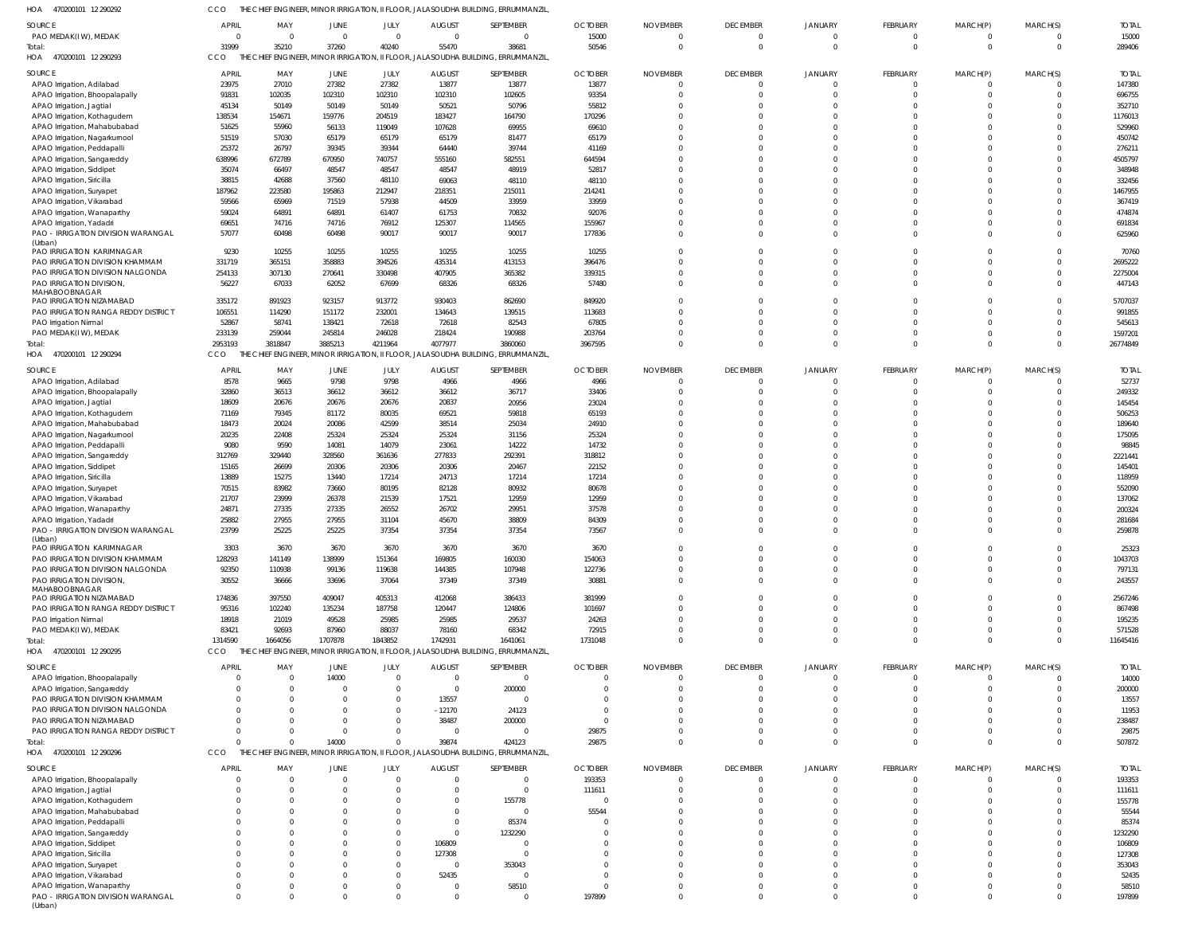HOA 470200101 12 290292 CCO THE CHIEF ENGINEER, MINOR IRRIGATION, II FLOOR, JALASOUDHA BUILDING, ERRUMMANZIL,

| SOURCE | APRIL | MAY | JUNE | JULY | AUGUST | SEPTEMBER | OCTOBER | NOVEMBER | DECEMBER | JANUARY | FEBRUARY | MARCH(P) | MARCH(S) | TOTAL |
|---|---|---|---|---|---|---|---|---|---|---|---|---|---|---|
| PAO MEDAK(IW), MEDAK | 0 | 0 | 0 | 0 | 0 | 0 | 15000 | 0 | 0 | 0 | 0 | 0 | 0 | 15000 |
| Total: | 31999 | 35210 | 37260 | 40240 | 55470 | 38681 | 50546 | 0 | 0 | 0 | 0 | 0 | 0 | 289406 |

HOA 470200101 12 290293 CCO THE CHIEF ENGINEER, MINOR IRRIGATION, II FLOOR, JALASOUDHA BUILDING, ERRUMMANZIL,

| SOURCE | APRIL | MAY | JUNE | JULY | AUGUST | SEPTEMBER | OCTOBER | NOVEMBER | DECEMBER | JANUARY | FEBRUARY | MARCH(P) | MARCH(S) | TOTAL |
|---|---|---|---|---|---|---|---|---|---|---|---|---|---|---|
| APAO Irrigation, Adilabad | 23975 | 27010 | 27382 | 27382 | 13877 | 13877 | 13877 | 0 | 0 | 0 | 0 | 0 | 0 | 147380 |
| APAO Irrigation, Bhoopalapally | 91831 | 102035 | 102310 | 102310 | 102310 | 102605 | 93354 | 0 | 0 | 0 | 0 | 0 | 0 | 696755 |
| APAO Irrigation, Jagtial | 45134 | 50149 | 50149 | 50149 | 50521 | 50796 | 55812 | 0 | 0 | 0 | 0 | 0 | 0 | 352710 |
| APAO Irrigation, Kothagudem | 138534 | 154671 | 159776 | 204519 | 183427 | 164790 | 170296 | 0 | 0 | 0 | 0 | 0 | 0 | 1176013 |
| APAO Irrigation, Mahabubabad | 51625 | 55960 | 56133 | 119049 | 107628 | 69955 | 69610 | 0 | 0 | 0 | 0 | 0 | 0 | 529960 |
| APAO Irrigation, Nagarkurnool | 51519 | 57030 | 65179 | 65179 | 65179 | 81477 | 65179 | 0 | 0 | 0 | 0 | 0 | 0 | 450742 |
| APAO Irrigation, Peddapalli | 25372 | 26797 | 39345 | 39344 | 64440 | 39744 | 41169 | 0 | 0 | 0 | 0 | 0 | 0 | 276211 |
| APAO Irrigation, Sangareddy | 638996 | 672789 | 670950 | 740757 | 555160 | 582551 | 644594 | 0 | 0 | 0 | 0 | 0 | 0 | 4505797 |
| APAO Irrigation, Siddipet | 35074 | 66497 | 48547 | 48547 | 48547 | 48919 | 52817 | 0 | 0 | 0 | 0 | 0 | 0 | 348948 |
| APAO Irrigation, Siricilla | 38815 | 42688 | 37560 | 48110 | 69063 | 48110 | 48110 | 0 | 0 | 0 | 0 | 0 | 0 | 332456 |
| APAO Irrigation, Suryapet | 187962 | 223580 | 195863 | 212947 | 218351 | 215011 | 214241 | 0 | 0 | 0 | 0 | 0 | 0 | 1467955 |
| APAO Irrigation, Vikarabad | 59566 | 65969 | 71519 | 57938 | 44509 | 33959 | 33959 | 0 | 0 | 0 | 0 | 0 | 0 | 367419 |
| APAO Irrigation, Wanaparthy | 59024 | 64891 | 64891 | 61407 | 61753 | 70832 | 92076 | 0 | 0 | 0 | 0 | 0 | 0 | 474874 |
| APAO Irrigation, Yadadri | 69651 | 74716 | 74716 | 76912 | 125307 | 114565 | 155967 | 0 | 0 | 0 | 0 | 0 | 0 | 691834 |
| PAO - IRRIGATION DIVISION WARANGAL (Urban) | 57077 | 60498 | 60498 | 90017 | 90017 | 90017 | 177836 | 0 | 0 | 0 | 0 | 0 | 0 | 625960 |
| PAO IRRIGATION KARIMNAGAR | 9230 | 10255 | 10255 | 10255 | 10255 | 10255 | 10255 | 0 | 0 | 0 | 0 | 0 | 0 | 70760 |
| PAO IRRIGATION DIVISION KHAMMAM | 331719 | 365151 | 358883 | 394526 | 435314 | 413153 | 396476 | 0 | 0 | 0 | 0 | 0 | 0 | 2695222 |
| PAO IRRIGATION DIVISION NALGONDA | 254133 | 307130 | 270641 | 330498 | 407905 | 365382 | 339315 | 0 | 0 | 0 | 0 | 0 | 0 | 2275004 |
| PAO IRRIGATION DIVISION, MAHABOOBNAGAR | 56227 | 67033 | 62052 | 67699 | 68326 | 68326 | 57480 | 0 | 0 | 0 | 0 | 0 | 0 | 447143 |
| PAO IRRIGATION NIZAMABAD | 335172 | 891923 | 923157 | 913772 | 930403 | 862690 | 849920 | 0 | 0 | 0 | 0 | 0 | 0 | 5707037 |
| PAO IRRIGATION RANGA REDDY DISTRICT | 106551 | 114290 | 151172 | 232001 | 134643 | 139515 | 113683 | 0 | 0 | 0 | 0 | 0 | 0 | 991855 |
| PAO Irrigation Nirmal | 52867 | 58741 | 138421 | 72618 | 72618 | 82543 | 67805 | 0 | 0 | 0 | 0 | 0 | 0 | 545613 |
| PAO MEDAK(IW), MEDAK | 233139 | 259044 | 245814 | 246028 | 218424 | 190988 | 203764 | 0 | 0 | 0 | 0 | 0 | 0 | 1597201 |
| Total: | 2953193 | 3818847 | 3885213 | 4211964 | 4077977 | 3860060 | 3967595 | 0 | 0 | 0 | 0 | 0 | 0 | 26774849 |

HOA 470200101 12 290294 CCO THE CHIEF ENGINEER, MINOR IRRIGATION, II FLOOR, JALASOUDHA BUILDING, ERRUMMANZIL,

| SOURCE | APRIL | MAY | JUNE | JULY | AUGUST | SEPTEMBER | OCTOBER | NOVEMBER | DECEMBER | JANUARY | FEBRUARY | MARCH(P) | MARCH(S) | TOTAL |
|---|---|---|---|---|---|---|---|---|---|---|---|---|---|---|
| APAO Irrigation, Adilabad | 8578 | 9665 | 9798 | 9798 | 4966 | 4966 | 4966 | 0 | 0 | 0 | 0 | 0 | 0 | 52737 |
| APAO Irrigation, Bhoopalapally | 32860 | 36513 | 36612 | 36612 | 36612 | 36717 | 33406 | 0 | 0 | 0 | 0 | 0 | 0 | 249332 |
| APAO Irrigation, Jagtial | 18609 | 20676 | 20676 | 20676 | 20837 | 20956 | 23024 | 0 | 0 | 0 | 0 | 0 | 0 | 145454 |
| APAO Irrigation, Kothagudem | 71169 | 79345 | 81172 | 80035 | 69521 | 59818 | 65193 | 0 | 0 | 0 | 0 | 0 | 0 | 506253 |
| APAO Irrigation, Mahabubabad | 18473 | 20024 | 20086 | 42599 | 38514 | 25034 | 24910 | 0 | 0 | 0 | 0 | 0 | 0 | 189640 |
| APAO Irrigation, Nagarkurnool | 20235 | 22408 | 25324 | 25324 | 25324 | 31156 | 25324 | 0 | 0 | 0 | 0 | 0 | 0 | 175095 |
| APAO Irrigation, Peddapalli | 9080 | 9590 | 14081 | 14079 | 23061 | 14222 | 14732 | 0 | 0 | 0 | 0 | 0 | 0 | 98845 |
| APAO Irrigation, Sangareddy | 312769 | 329440 | 328560 | 361636 | 277833 | 292391 | 318812 | 0 | 0 | 0 | 0 | 0 | 0 | 2221441 |
| APAO Irrigation, Siddipet | 15165 | 26699 | 20306 | 20306 | 20306 | 20467 | 22152 | 0 | 0 | 0 | 0 | 0 | 0 | 145401 |
| APAO Irrigation, Siricilla | 13889 | 15275 | 13440 | 17214 | 24713 | 17214 | 17214 | 0 | 0 | 0 | 0 | 0 | 0 | 118959 |
| APAO Irrigation, Suryapet | 70515 | 83982 | 73660 | 80195 | 82128 | 80932 | 80678 | 0 | 0 | 0 | 0 | 0 | 0 | 552090 |
| APAO Irrigation, Vikarabad | 21707 | 23999 | 26378 | 21539 | 17521 | 12959 | 12959 | 0 | 0 | 0 | 0 | 0 | 0 | 137062 |
| APAO Irrigation, Wanaparthy | 24871 | 27335 | 27335 | 26552 | 26702 | 29951 | 37578 | 0 | 0 | 0 | 0 | 0 | 0 | 200324 |
| APAO Irrigation, Yadadri | 25882 | 27955 | 27955 | 31104 | 45670 | 38809 | 84309 | 0 | 0 | 0 | 0 | 0 | 0 | 281684 |
| PAO - IRRIGATION DIVISION WARANGAL (Urban) | 23799 | 25225 | 25225 | 37354 | 37354 | 37354 | 73567 | 0 | 0 | 0 | 0 | 0 | 0 | 259878 |
| PAO IRRIGATION KARIMNAGAR | 3303 | 3670 | 3670 | 3670 | 3670 | 3670 | 3670 | 0 | 0 | 0 | 0 | 0 | 0 | 25323 |
| PAO IRRIGATION DIVISION KHAMMAM | 128293 | 141149 | 138999 | 151364 | 169805 | 160030 | 154063 | 0 | 0 | 0 | 0 | 0 | 0 | 1043703 |
| PAO IRRIGATION DIVISION NALGONDA | 92350 | 110938 | 99136 | 119638 | 144385 | 107948 | 122736 | 0 | 0 | 0 | 0 | 0 | 0 | 797131 |
| PAO IRRIGATION DIVISION, MAHABOOBNAGAR | 30552 | 36666 | 33696 | 37064 | 37349 | 37349 | 30881 | 0 | 0 | 0 | 0 | 0 | 0 | 243557 |
| PAO IRRIGATION NIZAMABAD | 174836 | 397550 | 409047 | 405313 | 412068 | 386433 | 381999 | 0 | 0 | 0 | 0 | 0 | 0 | 2567246 |
| PAO IRRIGATION RANGA REDDY DISTRICT | 95316 | 102240 | 135234 | 187758 | 120447 | 124806 | 101697 | 0 | 0 | 0 | 0 | 0 | 0 | 867498 |
| PAO Irrigation Nirmal | 18918 | 21019 | 49528 | 25985 | 25985 | 29537 | 24263 | 0 | 0 | 0 | 0 | 0 | 0 | 195235 |
| PAO MEDAK(IW), MEDAK | 83421 | 92693 | 87960 | 88037 | 78160 | 68342 | 72915 | 0 | 0 | 0 | 0 | 0 | 0 | 571528 |
| Total: | 1314590 | 1664056 | 1707878 | 1843852 | 1742931 | 1641061 | 1731048 | 0 | 0 | 0 | 0 | 0 | 0 | 11645416 |

HOA 470200101 12 290295 CCO THE CHIEF ENGINEER, MINOR IRRIGATION, II FLOOR, JALASOUDHA BUILDING, ERRUMMANZIL,

| SOURCE | APRIL | MAY | JUNE | JULY | AUGUST | SEPTEMBER | OCTOBER | NOVEMBER | DECEMBER | JANUARY | FEBRUARY | MARCH(P) | MARCH(S) | TOTAL |
|---|---|---|---|---|---|---|---|---|---|---|---|---|---|---|
| APAO Irrigation, Bhoopalapally | 0 | 0 | 14000 | 0 | 0 | 0 | 0 | 0 | 0 | 0 | 0 | 0 | 0 | 14000 |
| APAO Irrigation, Sangareddy | 0 | 0 | 0 | 0 | 0 | 200000 | 0 | 0 | 0 | 0 | 0 | 0 | 0 | 200000 |
| PAO IRRIGATION DIVISION KHAMMAM | 0 | 0 | 0 | 0 | 13557 | 0 | 0 | 0 | 0 | 0 | 0 | 0 | 0 | 13557 |
| PAO IRRIGATION DIVISION NALGONDA | 0 | 0 | 0 | 0 | -12170 | 24123 | 0 | 0 | 0 | 0 | 0 | 0 | 0 | 11953 |
| PAO IRRIGATION NIZAMABAD | 0 | 0 | 0 | 0 | 38487 | 200000 | 0 | 0 | 0 | 0 | 0 | 0 | 0 | 238487 |
| PAO IRRIGATION RANGA REDDY DISTRICT | 0 | 0 | 0 | 0 | 0 | 0 | 29875 | 0 | 0 | 0 | 0 | 0 | 0 | 29875 |
| Total: | 0 | 0 | 14000 | 0 | 39874 | 424123 | 29875 | 0 | 0 | 0 | 0 | 0 | 0 | 507872 |

HOA 470200101 12 290296 CCO THE CHIEF ENGINEER, MINOR IRRIGATION, II FLOOR, JALASOUDHA BUILDING, ERRUMMANZIL,

| SOURCE | APRIL | MAY | JUNE | JULY | AUGUST | SEPTEMBER | OCTOBER | NOVEMBER | DECEMBER | JANUARY | FEBRUARY | MARCH(P) | MARCH(S) | TOTAL |
|---|---|---|---|---|---|---|---|---|---|---|---|---|---|---|
| APAO Irrigation, Bhoopalapally | 0 | 0 | 0 | 0 | 0 | 0 | 193353 | 0 | 0 | 0 | 0 | 0 | 0 | 193353 |
| APAO Irrigation, Jagtial | 0 | 0 | 0 | 0 | 0 | 0 | 111611 | 0 | 0 | 0 | 0 | 0 | 0 | 111611 |
| APAO Irrigation, Kothagudem | 0 | 0 | 0 | 0 | 0 | 155778 | 0 | 0 | 0 | 0 | 0 | 0 | 0 | 155778 |
| APAO Irrigation, Mahabubabad | 0 | 0 | 0 | 0 | 0 | 0 | 55544 | 0 | 0 | 0 | 0 | 0 | 0 | 55544 |
| APAO Irrigation, Peddapalli | 0 | 0 | 0 | 0 | 0 | 85374 | 0 | 0 | 0 | 0 | 0 | 0 | 0 | 85374 |
| APAO Irrigation, Sangareddy | 0 | 0 | 0 | 0 | 0 | 1232290 | 0 | 0 | 0 | 0 | 0 | 0 | 0 | 1232290 |
| APAO Irrigation, Siddipet | 0 | 0 | 0 | 0 | 106809 | 0 | 0 | 0 | 0 | 0 | 0 | 0 | 0 | 106809 |
| APAO Irrigation, Siricilla | 0 | 0 | 0 | 0 | 127308 | 0 | 0 | 0 | 0 | 0 | 0 | 0 | 0 | 127308 |
| APAO Irrigation, Suryapet | 0 | 0 | 0 | 0 | 0 | 353043 | 0 | 0 | 0 | 0 | 0 | 0 | 0 | 353043 |
| APAO Irrigation, Vikarabad | 0 | 0 | 0 | 0 | 52435 | 0 | 0 | 0 | 0 | 0 | 0 | 0 | 0 | 52435 |
| APAO Irrigation, Wanaparthy | 0 | 0 | 0 | 0 | 0 | 58510 | 0 | 0 | 0 | 0 | 0 | 0 | 0 | 58510 |
| PAO - IRRIGATION DIVISION WARANGAL (Urban) | 0 | 0 | 0 | 0 | 0 | 0 | 197899 | 0 | 0 | 0 | 0 | 0 | 0 | 197899 |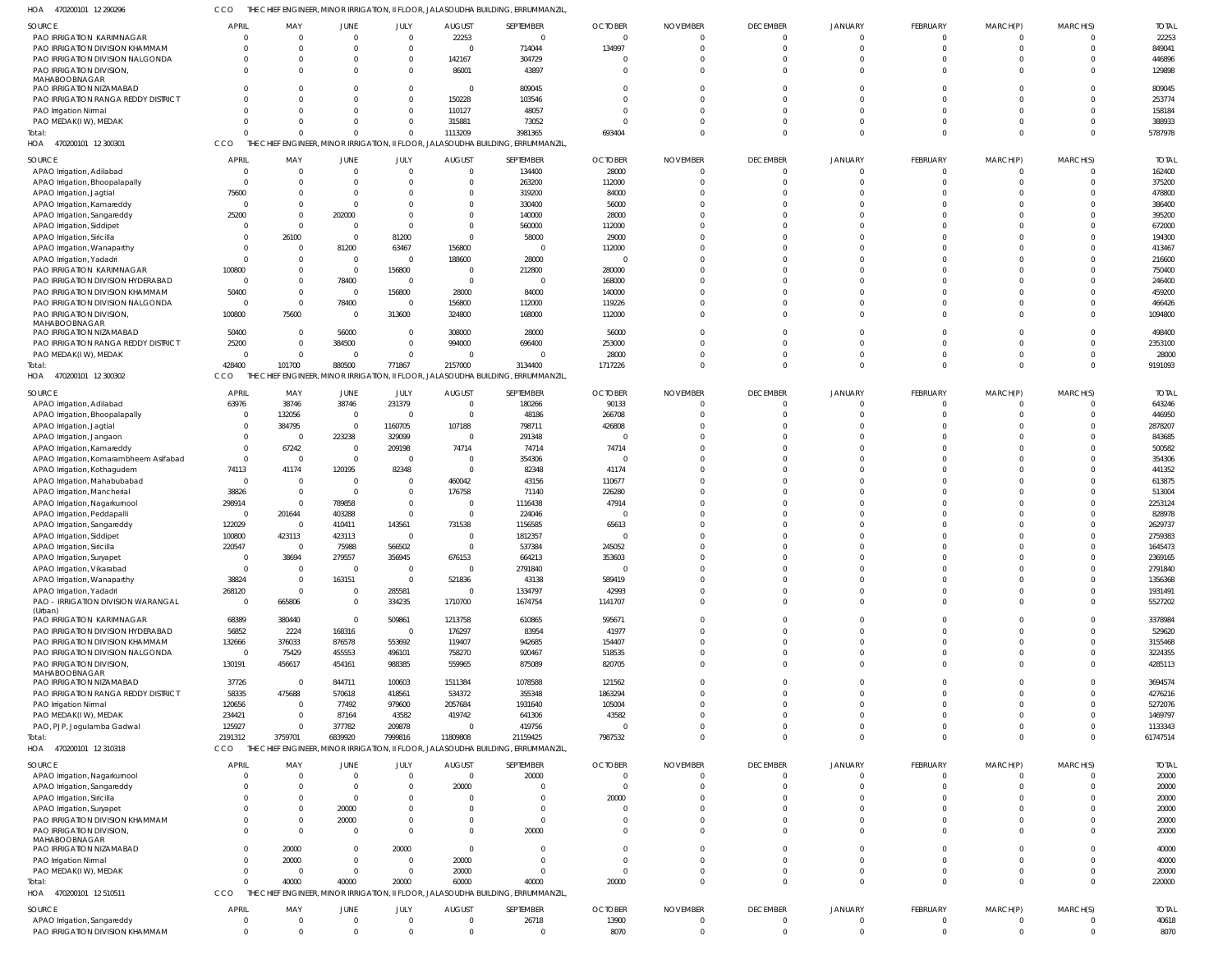HOA 470200101 12 290296 CCO THE CHIEF ENGINEER, MINOR IRRIGATION, II FLOOR, JALASOUDHA BUILDING, ERRUMMANZIL,

| SOURCE | APRIL | MAY | JUNE | JULY | AUGUST | SEPTEMBER | OCTOBER | NOVEMBER | DECEMBER | JANUARY | FEBRUARY | MARCH(P) | MARCH(S) | TOTAL |
|---|---|---|---|---|---|---|---|---|---|---|---|---|---|---|
| PAO IRRIGATION KARIMNAGAR | 0 | 0 | 0 | 0 | 22253 | 0 | 0 | 0 | 0 | 0 | 0 | 0 | 0 | 22253 |
| PAO IRRIGATION DIVISION KHAMMAM | 0 | 0 | 0 | 0 | 0 | 714044 | 134997 | 0 | 0 | 0 | 0 | 0 | 0 | 849041 |
| PAO IRRIGATION DIVISION NALGONDA | 0 | 0 | 0 | 0 | 142167 | 304729 | 0 | 0 | 0 | 0 | 0 | 0 | 0 | 446896 |
| PAO IRRIGATION DIVISION, MAHABOOBNAGAR | 0 | 0 | 0 | 0 | 86001 | 43897 | 0 | 0 | 0 | 0 | 0 | 0 | 0 | 129898 |
| PAO IRRIGATION NIZAMABAD | 0 | 0 | 0 | 0 | 0 | 809045 | 0 | 0 | 0 | 0 | 0 | 0 | 0 | 809045 |
| PAO IRRIGATION RANGA REDDY DISTRICT | 0 | 0 | 0 | 0 | 150228 | 103546 | 0 | 0 | 0 | 0 | 0 | 0 | 0 | 253774 |
| PAO Irrigation Nirmal | 0 | 0 | 0 | 0 | 110127 | 48057 | 0 | 0 | 0 | 0 | 0 | 0 | 0 | 158184 |
| PAO MEDAK(IW), MEDAK | 0 | 0 | 0 | 0 | 315881 | 73052 | 0 | 0 | 0 | 0 | 0 | 0 | 0 | 388933 |
| Total: | 0 | 0 | 0 | 0 | 1113209 | 3981365 | 693404 | 0 | 0 | 0 | 0 | 0 | 0 | 5787978 |

HOA 470200101 12 300301 CCO THE CHIEF ENGINEER, MINOR IRRIGATION, II FLOOR, JALASOUDHA BUILDING, ERRUMMANZIL,

| SOURCE | APRIL | MAY | JUNE | JULY | AUGUST | SEPTEMBER | OCTOBER | NOVEMBER | DECEMBER | JANUARY | FEBRUARY | MARCH(P) | MARCH(S) | TOTAL |
|---|---|---|---|---|---|---|---|---|---|---|---|---|---|---|
| APAO Irrigation, Adilabad | 0 | 0 | 0 | 0 | 0 | 134400 | 28000 | 0 | 0 | 0 | 0 | 0 | 0 | 162400 |
| APAO Irrigation, Bhoopalapally | 0 | 0 | 0 | 0 | 0 | 263200 | 112000 | 0 | 0 | 0 | 0 | 0 | 0 | 375200 |
| APAO Irrigation, Jagtial | 75600 | 0 | 0 | 0 | 0 | 319200 | 84000 | 0 | 0 | 0 | 0 | 0 | 0 | 478800 |
| APAO Irrigation, Kamareddy | 0 | 0 | 0 | 0 | 0 | 330400 | 56000 | 0 | 0 | 0 | 0 | 0 | 0 | 386400 |
| APAO Irrigation, Sangareddy | 25200 | 0 | 202000 | 0 | 0 | 140000 | 28000 | 0 | 0 | 0 | 0 | 0 | 0 | 395200 |
| APAO Irrigation, Siddipet | 0 | 0 | 0 | 0 | 0 | 560000 | 112000 | 0 | 0 | 0 | 0 | 0 | 0 | 672000 |
| APAO Irrigation, Siricilla | 0 | 26100 | 0 | 81200 | 0 | 58000 | 29000 | 0 | 0 | 0 | 0 | 0 | 0 | 194300 |
| APAO Irrigation, Wanaparthy | 0 | 0 | 81200 | 63467 | 156800 | 0 | 112000 | 0 | 0 | 0 | 0 | 0 | 0 | 413467 |
| APAO Irrigation, Yadadri | 0 | 0 | 0 | 0 | 188600 | 28000 | 0 | 0 | 0 | 0 | 0 | 0 | 0 | 216600 |
| PAO IRRIGATION KARIMNAGAR | 100800 | 0 | 0 | 156800 | 0 | 212800 | 280000 | 0 | 0 | 0 | 0 | 0 | 0 | 750400 |
| PAO IRRIGATION DIVISION HYDERABAD | 0 | 0 | 78400 | 0 | 0 | 0 | 168000 | 0 | 0 | 0 | 0 | 0 | 0 | 246400 |
| PAO IRRIGATION DIVISION KHAMMAM | 50400 | 0 | 0 | 156800 | 28000 | 84000 | 140000 | 0 | 0 | 0 | 0 | 0 | 0 | 459200 |
| PAO IRRIGATION DIVISION NALGONDA | 0 | 0 | 78400 | 0 | 156800 | 112000 | 119226 | 0 | 0 | 0 | 0 | 0 | 0 | 466426 |
| PAO IRRIGATION DIVISION, MAHABOOBNAGAR | 100800 | 75600 | 0 | 313600 | 324800 | 168000 | 112000 | 0 | 0 | 0 | 0 | 0 | 0 | 1094800 |
| PAO IRRIGATION NIZAMABAD | 50400 | 0 | 56000 | 0 | 308000 | 28000 | 56000 | 0 | 0 | 0 | 0 | 0 | 0 | 498400 |
| PAO IRRIGATION RANGA REDDY DISTRICT | 25200 | 0 | 384500 | 0 | 994000 | 696400 | 253000 | 0 | 0 | 0 | 0 | 0 | 0 | 2353100 |
| PAO MEDAK(IW), MEDAK | 0 | 0 | 0 | 0 | 0 | 0 | 28000 | 0 | 0 | 0 | 0 | 0 | 0 | 28000 |
| Total: | 428400 | 101700 | 880500 | 771867 | 2157000 | 3134400 | 1717226 | 0 | 0 | 0 | 0 | 0 | 0 | 9191093 |

HOA 470200101 12 300302 CCO THE CHIEF ENGINEER, MINOR IRRIGATION, II FLOOR, JALASOUDHA BUILDING, ERRUMMANZIL,

| SOURCE | APRIL | MAY | JUNE | JULY | AUGUST | SEPTEMBER | OCTOBER | NOVEMBER | DECEMBER | JANUARY | FEBRUARY | MARCH(P) | MARCH(S) | TOTAL |
|---|---|---|---|---|---|---|---|---|---|---|---|---|---|---|
| APAO Irrigation, Adilabad | 63976 | 38746 | 38746 | 231379 | 0 | 180266 | 90133 | 0 | 0 | 0 | 0 | 0 | 0 | 643246 |
| APAO Irrigation, Bhoopalapally | 0 | 132056 | 0 | 0 | 0 | 48186 | 266708 | 0 | 0 | 0 | 0 | 0 | 0 | 446950 |
| APAO Irrigation, Jagtial | 0 | 384795 | 0 | 1160705 | 107188 | 798711 | 426808 | 0 | 0 | 0 | 0 | 0 | 0 | 2878207 |
| APAO Irrigation, Jangaon | 0 | 0 | 223238 | 329099 | 0 | 291348 | 0 | 0 | 0 | 0 | 0 | 0 | 0 | 843685 |
| APAO Irrigation, Kamareddy | 0 | 67242 | 0 | 209198 | 74714 | 74714 | 74714 | 0 | 0 | 0 | 0 | 0 | 0 | 500582 |
| APAO Irrigation, Komarambheem Asifabad | 0 | 0 | 0 | 0 | 0 | 354306 | 0 | 0 | 0 | 0 | 0 | 0 | 0 | 354306 |
| APAO Irrigation, Kothagudem | 74113 | 41174 | 120195 | 82348 | 0 | 82348 | 41174 | 0 | 0 | 0 | 0 | 0 | 0 | 441352 |
| APAO Irrigation, Mahabubabad | 0 | 0 | 0 | 0 | 460042 | 43156 | 110677 | 0 | 0 | 0 | 0 | 0 | 0 | 613875 |
| APAO Irrigation, Mancherial | 38826 | 0 | 0 | 0 | 176758 | 71140 | 226280 | 0 | 0 | 0 | 0 | 0 | 0 | 513004 |
| APAO Irrigation, Nagarkurnool | 298914 | 0 | 789858 | 0 | 0 | 1116438 | 47914 | 0 | 0 | 0 | 0 | 0 | 0 | 2253124 |
| APAO Irrigation, Peddapalli | 0 | 201644 | 403288 | 0 | 0 | 224046 | 0 | 0 | 0 | 0 | 0 | 0 | 0 | 828978 |
| APAO Irrigation, Sangareddy | 122029 | 0 | 410411 | 143561 | 731538 | 1156585 | 65613 | 0 | 0 | 0 | 0 | 0 | 0 | 2629737 |
| APAO Irrigation, Siddipet | 100800 | 423113 | 423113 | 0 | 0 | 1812357 | 0 | 0 | 0 | 0 | 0 | 0 | 0 | 2759383 |
| APAO Irrigation, Siricilla | 220547 | 0 | 75988 | 566502 | 0 | 537384 | 245052 | 0 | 0 | 0 | 0 | 0 | 0 | 1645473 |
| APAO Irrigation, Suryapet | 0 | 38694 | 279557 | 356945 | 676153 | 664213 | 353603 | 0 | 0 | 0 | 0 | 0 | 0 | 2369165 |
| APAO Irrigation, Vikarabad | 0 | 0 | 0 | 0 | 0 | 2791840 | 0 | 0 | 0 | 0 | 0 | 0 | 0 | 2791840 |
| APAO Irrigation, Wanaparthy | 38824 | 0 | 163151 | 0 | 521836 | 43138 | 589419 | 0 | 0 | 0 | 0 | 0 | 0 | 1356368 |
| APAO Irrigation, Yadadri | 268120 | 0 | 0 | 285581 | 0 | 1334797 | 42993 | 0 | 0 | 0 | 0 | 0 | 0 | 1931491 |
| PAO - IRRIGATION DIVISION WARANGAL (Urban) | 0 | 665806 | 0 | 334235 | 1710700 | 1674754 | 1141707 | 0 | 0 | 0 | 0 | 0 | 0 | 5527202 |
| PAO IRRIGATION KARIMNAGAR | 68389 | 380440 | 0 | 509861 | 1213758 | 610865 | 595671 | 0 | 0 | 0 | 0 | 0 | 0 | 3378984 |
| PAO IRRIGATION DIVISION HYDERABAD | 56852 | 2224 | 168316 | 0 | 176297 | 83954 | 41977 | 0 | 0 | 0 | 0 | 0 | 0 | 529620 |
| PAO IRRIGATION DIVISION KHAMMAM | 132666 | 376033 | 876578 | 553692 | 119407 | 942685 | 154407 | 0 | 0 | 0 | 0 | 0 | 0 | 3155468 |
| PAO IRRIGATION DIVISION NALGONDA | 0 | 75429 | 455553 | 496101 | 758270 | 920467 | 518535 | 0 | 0 | 0 | 0 | 0 | 0 | 3224355 |
| PAO IRRIGATION DIVISION, MAHABOOBNAGAR | 130191 | 456617 | 454161 | 988385 | 559965 | 875089 | 820705 | 0 | 0 | 0 | 0 | 0 | 0 | 4285113 |
| PAO IRRIGATION NIZAMABAD | 37726 | 0 | 844711 | 100603 | 1511384 | 1078588 | 121562 | 0 | 0 | 0 | 0 | 0 | 0 | 3694574 |
| PAO IRRIGATION RANGA REDDY DISTRICT | 58335 | 475688 | 570618 | 418561 | 534372 | 355348 | 1863294 | 0 | 0 | 0 | 0 | 0 | 0 | 4276216 |
| PAO Irrigation Nirmal | 120656 | 0 | 77492 | 979600 | 2057684 | 1931640 | 105004 | 0 | 0 | 0 | 0 | 0 | 0 | 5272076 |
| PAO MEDAK(IW), MEDAK | 234421 | 0 | 87164 | 43582 | 419742 | 641306 | 43582 | 0 | 0 | 0 | 0 | 0 | 0 | 1469797 |
| PAO, PJP, Jogulamba Gadwal | 125927 | 0 | 377782 | 209878 | 0 | 419756 | 0 | 0 | 0 | 0 | 0 | 0 | 0 | 1133343 |
| Total: | 2191312 | 3759701 | 6839920 | 7999816 | 11809808 | 21159425 | 7987532 | 0 | 0 | 0 | 0 | 0 | 0 | 61747514 |

HOA 470200101 12 310318 CCO THE CHIEF ENGINEER, MINOR IRRIGATION, II FLOOR, JALASOUDHA BUILDING, ERRUMMANZIL,

| SOURCE | APRIL | MAY | JUNE | JULY | AUGUST | SEPTEMBER | OCTOBER | NOVEMBER | DECEMBER | JANUARY | FEBRUARY | MARCH(P) | MARCH(S) | TOTAL |
|---|---|---|---|---|---|---|---|---|---|---|---|---|---|---|
| APAO Irrigation, Nagarkurnool | 0 | 0 | 0 | 0 | 0 | 20000 | 0 | 0 | 0 | 0 | 0 | 0 | 0 | 20000 |
| APAO Irrigation, Sangareddy | 0 | 0 | 0 | 0 | 20000 | 0 | 0 | 0 | 0 | 0 | 0 | 0 | 0 | 20000 |
| APAO Irrigation, Siricilla | 0 | 0 | 0 | 0 | 0 | 0 | 20000 | 0 | 0 | 0 | 0 | 0 | 0 | 20000 |
| APAO Irrigation, Suryapet | 0 | 0 | 20000 | 0 | 0 | 0 | 0 | 0 | 0 | 0 | 0 | 0 | 0 | 20000 |
| PAO IRRIGATION DIVISION KHAMMAM | 0 | 0 | 20000 | 0 | 0 | 0 | 0 | 0 | 0 | 0 | 0 | 0 | 0 | 20000 |
| PAO IRRIGATION DIVISION, MAHABOOBNAGAR | 0 | 0 | 0 | 0 | 0 | 20000 | 0 | 0 | 0 | 0 | 0 | 0 | 0 | 20000 |
| PAO IRRIGATION NIZAMABAD | 0 | 20000 | 0 | 20000 | 0 | 0 | 0 | 0 | 0 | 0 | 0 | 0 | 0 | 40000 |
| PAO Irrigation Nirmal | 0 | 20000 | 0 | 0 | 20000 | 0 | 0 | 0 | 0 | 0 | 0 | 0 | 0 | 40000 |
| PAO MEDAK(IW), MEDAK | 0 | 0 | 0 | 0 | 20000 | 0 | 0 | 0 | 0 | 0 | 0 | 0 | 0 | 20000 |
| Total: | 0 | 40000 | 40000 | 20000 | 60000 | 40000 | 20000 | 0 | 0 | 0 | 0 | 0 | 0 | 220000 |

HOA 470200101 12 510511 CCO THE CHIEF ENGINEER, MINOR IRRIGATION, II FLOOR, JALASOUDHA BUILDING, ERRUMMANZIL,

| SOURCE | APRIL | MAY | JUNE | JULY | AUGUST | SEPTEMBER | OCTOBER | NOVEMBER | DECEMBER | JANUARY | FEBRUARY | MARCH(P) | MARCH(S) | TOTAL |
|---|---|---|---|---|---|---|---|---|---|---|---|---|---|---|
| APAO Irrigation, Sangareddy | 0 | 0 | 0 | 0 | 0 | 26718 | 13900 | 0 | 0 | 0 | 0 | 0 | 0 | 40618 |
| PAO IRRIGATION DIVISION KHAMMAM | 0 | 0 | 0 | 0 | 0 | 0 | 8070 | 0 | 0 | 0 | 0 | 0 | 0 | 8070 |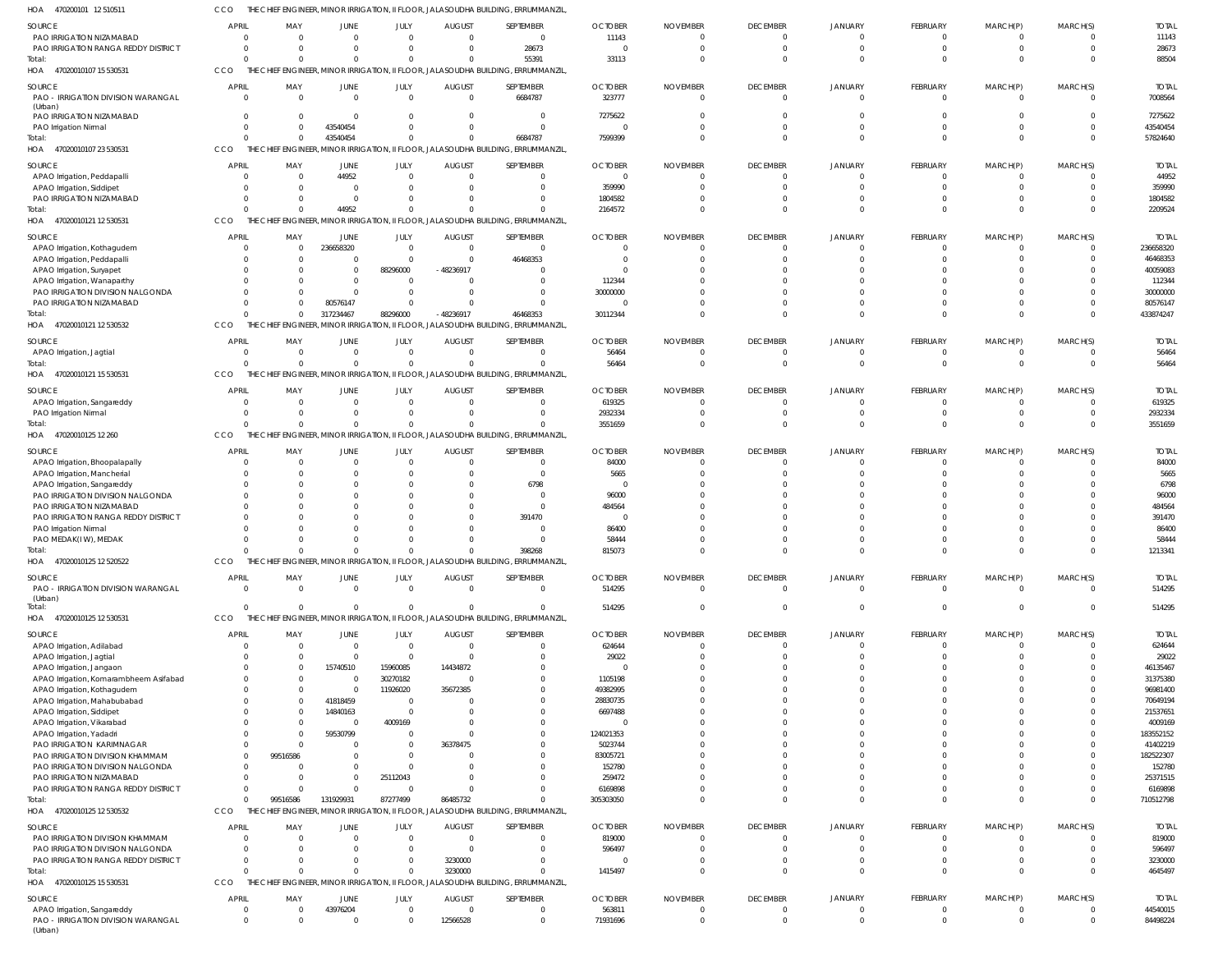HOA 470200101 12 510511 | CCO | THE CHIEF ENGINEER, MINOR IRRIGATION, II FLOOR, JALASOUDHA BUILDING, ERRUMMANZIL,

| SOURCE | APRIL | MAY | JUNE | JULY | AUGUST | SEPTEMBER | OCTOBER | NOVEMBER | DECEMBER | JANUARY | FEBRUARY | MARCH(P) | MARCH(S) | TOTAL |
|---|---|---|---|---|---|---|---|---|---|---|---|---|---|---|
| PAO IRRIGATION NIZAMABAD | 0 | 0 | 0 | 0 | 0 | 0 | 11143 | 0 | 0 | 0 | 0 | 0 | 0 | 11143 |
| PAO IRRIGATION RANGA REDDY DISTRICT | 0 | 0 | 0 | 0 | 0 | 28673 | 0 | 0 | 0 | 0 | 0 | 0 | 0 | 28673 |
| Total: | 0 | 0 | 0 | 0 | 0 | 55391 | 33113 | 0 | 0 | 0 | 0 | 0 | 0 | 88504 |

HOA 47020010107 15 530531 | CCO | THE CHIEF ENGINEER, MINOR IRRIGATION, II FLOOR, JALASOUDHA BUILDING, ERRUMMANZIL,

| SOURCE | APRIL | MAY | JUNE | JULY | AUGUST | SEPTEMBER | OCTOBER | NOVEMBER | DECEMBER | JANUARY | FEBRUARY | MARCH(P) | MARCH(S) | TOTAL |
|---|---|---|---|---|---|---|---|---|---|---|---|---|---|---|
| PAO - IRRIGATION DIVISION WARANGAL (Urban) | 0 | 0 | 0 | 0 | 0 | 6684787 | 323777 | 0 | 0 | 0 | 0 | 0 | 0 | 7008564 |
| PAO IRRIGATION NIZAMABAD | 0 | 0 | 0 | 0 | 0 | 0 | 7275622 | 0 | 0 | 0 | 0 | 0 | 0 | 7275622 |
| PAO Irrigation Nirmal | 0 | 0 | 43540454 | 0 | 0 | 0 | 0 | 0 | 0 | 0 | 0 | 0 | 0 | 43540454 |
| Total: | 0 | 0 | 43540454 | 0 | 0 | 6684787 | 7599399 | 0 | 0 | 0 | 0 | 0 | 0 | 57824640 |

HOA 47020010107 23 530531 | CCO | THE CHIEF ENGINEER, MINOR IRRIGATION, II FLOOR, JALASOUDHA BUILDING, ERRUMMANZIL,

| SOURCE | APRIL | MAY | JUNE | JULY | AUGUST | SEPTEMBER | OCTOBER | NOVEMBER | DECEMBER | JANUARY | FEBRUARY | MARCH(P) | MARCH(S) | TOTAL |
|---|---|---|---|---|---|---|---|---|---|---|---|---|---|---|
| APAO Irrigation, Peddapalli | 0 | 0 | 44952 | 0 | 0 | 0 | 0 | 0 | 0 | 0 | 0 | 0 | 0 | 44952 |
| APAO Irrigation, Siddipet | 0 | 0 | 0 | 0 | 0 | 0 | 359990 | 0 | 0 | 0 | 0 | 0 | 0 | 359990 |
| PAO IRRIGATION NIZAMABAD | 0 | 0 | 0 | 0 | 0 | 0 | 1804582 | 0 | 0 | 0 | 0 | 0 | 0 | 1804582 |
| Total: | 0 | 0 | 44952 | 0 | 0 | 0 | 2164572 | 0 | 0 | 0 | 0 | 0 | 0 | 2209524 |

HOA 47020010121 12 530531 | CCO | THE CHIEF ENGINEER, MINOR IRRIGATION, II FLOOR, JALASOUDHA BUILDING, ERRUMMANZIL,

| SOURCE | APRIL | MAY | JUNE | JULY | AUGUST | SEPTEMBER | OCTOBER | NOVEMBER | DECEMBER | JANUARY | FEBRUARY | MARCH(P) | MARCH(S) | TOTAL |
|---|---|---|---|---|---|---|---|---|---|---|---|---|---|---|
| APAO Irrigation, Kothagudem | 0 | 0 | 236658320 | 0 | 0 | 0 | 0 | 0 | 0 | 0 | 0 | 0 | 0 | 236658320 |
| APAO Irrigation, Peddapalli | 0 | 0 | 0 | 0 | 0 | 46468353 | 0 | 0 | 0 | 0 | 0 | 0 | 0 | 46468353 |
| APAO Irrigation, Suryapet | 0 | 0 | 0 | 88296000 | -48236917 | 0 | 0 | 0 | 0 | 0 | 0 | 0 | 0 | 40059083 |
| APAO Irrigation, Wanaparthy | 0 | 0 | 0 | 0 | 0 | 0 | 112344 | 0 | 0 | 0 | 0 | 0 | 0 | 112344 |
| PAO IRRIGATION DIVISION NALGONDA | 0 | 0 | 0 | 0 | 0 | 0 | 30000000 | 0 | 0 | 0 | 0 | 0 | 0 | 30000000 |
| PAO IRRIGATION NIZAMABAD | 0 | 0 | 80576147 | 0 | 0 | 0 | 0 | 0 | 0 | 0 | 0 | 0 | 0 | 80576147 |
| Total: | 0 | 0 | 317234467 | 88296000 | -48236917 | 46468353 | 30112344 | 0 | 0 | 0 | 0 | 0 | 0 | 433874247 |

HOA 47020010121 12 530532 | CCO | THE CHIEF ENGINEER, MINOR IRRIGATION, II FLOOR, JALASOUDHA BUILDING, ERRUMMANZIL,

| SOURCE | APRIL | MAY | JUNE | JULY | AUGUST | SEPTEMBER | OCTOBER | NOVEMBER | DECEMBER | JANUARY | FEBRUARY | MARCH(P) | MARCH(S) | TOTAL |
|---|---|---|---|---|---|---|---|---|---|---|---|---|---|---|
| APAO Irrigation, Jagtial | 0 | 0 | 0 | 0 | 0 | 0 | 56464 | 0 | 0 | 0 | 0 | 0 | 0 | 56464 |
| Total: | 0 | 0 | 0 | 0 | 0 | 0 | 56464 | 0 | 0 | 0 | 0 | 0 | 0 | 56464 |

HOA 47020010121 15 530531 | CCO | THE CHIEF ENGINEER, MINOR IRRIGATION, II FLOOR, JALASOUDHA BUILDING, ERRUMMANZIL,

| SOURCE | APRIL | MAY | JUNE | JULY | AUGUST | SEPTEMBER | OCTOBER | NOVEMBER | DECEMBER | JANUARY | FEBRUARY | MARCH(P) | MARCH(S) | TOTAL |
|---|---|---|---|---|---|---|---|---|---|---|---|---|---|---|
| APAO Irrigation, Sangareddy | 0 | 0 | 0 | 0 | 0 | 0 | 619325 | 0 | 0 | 0 | 0 | 0 | 0 | 619325 |
| PAO Irrigation Nirmal | 0 | 0 | 0 | 0 | 0 | 0 | 2932334 | 0 | 0 | 0 | 0 | 0 | 0 | 2932334 |
| Total: | 0 | 0 | 0 | 0 | 0 | 0 | 3551659 | 0 | 0 | 0 | 0 | 0 | 0 | 3551659 |

HOA 47020010125 12 260 | CCO | THE CHIEF ENGINEER, MINOR IRRIGATION, II FLOOR, JALASOUDHA BUILDING, ERRUMMANZIL,

| SOURCE | APRIL | MAY | JUNE | JULY | AUGUST | SEPTEMBER | OCTOBER | NOVEMBER | DECEMBER | JANUARY | FEBRUARY | MARCH(P) | MARCH(S) | TOTAL |
|---|---|---|---|---|---|---|---|---|---|---|---|---|---|---|
| APAO Irrigation, Bhoopalapally | 0 | 0 | 0 | 0 | 0 | 0 | 84000 | 0 | 0 | 0 | 0 | 0 | 0 | 84000 |
| APAO Irrigation, Mancherial | 0 | 0 | 0 | 0 | 0 | 0 | 5665 | 0 | 0 | 0 | 0 | 0 | 0 | 5665 |
| APAO Irrigation, Sangareddy | 0 | 0 | 0 | 0 | 0 | 6798 | 0 | 0 | 0 | 0 | 0 | 0 | 0 | 6798 |
| PAO IRRIGATION DIVISION NALGONDA | 0 | 0 | 0 | 0 | 0 | 0 | 96000 | 0 | 0 | 0 | 0 | 0 | 0 | 96000 |
| PAO IRRIGATION NIZAMABAD | 0 | 0 | 0 | 0 | 0 | 0 | 484564 | 0 | 0 | 0 | 0 | 0 | 0 | 484564 |
| PAO IRRIGATION RANGA REDDY DISTRICT | 0 | 0 | 0 | 0 | 0 | 391470 | 0 | 0 | 0 | 0 | 0 | 0 | 0 | 391470 |
| PAO Irrigation Nirmal | 0 | 0 | 0 | 0 | 0 | 0 | 86400 | 0 | 0 | 0 | 0 | 0 | 0 | 86400 |
| PAO MEDAK(IW), MEDAK | 0 | 0 | 0 | 0 | 0 | 0 | 58444 | 0 | 0 | 0 | 0 | 0 | 0 | 58444 |
| Total: | 0 | 0 | 0 | 0 | 0 | 398268 | 815073 | 0 | 0 | 0 | 0 | 0 | 0 | 1213341 |

HOA 47020010125 12 520522 | CCO | THE CHIEF ENGINEER, MINOR IRRIGATION, II FLOOR, JALASOUDHA BUILDING, ERRUMMANZIL,

| SOURCE | APRIL | MAY | JUNE | JULY | AUGUST | SEPTEMBER | OCTOBER | NOVEMBER | DECEMBER | JANUARY | FEBRUARY | MARCH(P) | MARCH(S) | TOTAL |
|---|---|---|---|---|---|---|---|---|---|---|---|---|---|---|
| PAO - IRRIGATION DIVISION WARANGAL (Urban) | 0 | 0 | 0 | 0 | 0 | 0 | 514295 | 0 | 0 | 0 | 0 | 0 | 0 | 514295 |
| Total: | 0 | 0 | 0 | 0 | 0 | 0 | 514295 | 0 | 0 | 0 | 0 | 0 | 0 | 514295 |

HOA 47020010125 12 530531 | CCO | THE CHIEF ENGINEER, MINOR IRRIGATION, II FLOOR, JALASOUDHA BUILDING, ERRUMMANZIL,

| SOURCE | APRIL | MAY | JUNE | JULY | AUGUST | SEPTEMBER | OCTOBER | NOVEMBER | DECEMBER | JANUARY | FEBRUARY | MARCH(P) | MARCH(S) | TOTAL |
|---|---|---|---|---|---|---|---|---|---|---|---|---|---|---|
| APAO Irrigation, Adilabad | 0 | 0 | 0 | 0 | 0 | 0 | 624644 | 0 | 0 | 0 | 0 | 0 | 0 | 624644 |
| APAO Irrigation, Jagtial | 0 | 0 | 0 | 0 | 0 | 0 | 29022 | 0 | 0 | 0 | 0 | 0 | 0 | 29022 |
| APAO Irrigation, Jangaon | 0 | 0 | 15740510 | 15960085 | 14434872 | 0 | 0 | 0 | 0 | 0 | 0 | 0 | 0 | 46135467 |
| APAO Irrigation, Komarambheem Asifabad | 0 | 0 | 0 | 30270182 | 0 | 0 | 1105198 | 0 | 0 | 0 | 0 | 0 | 0 | 31375380 |
| APAO Irrigation, Kothagudem | 0 | 0 | 0 | 11926020 | 35672385 | 0 | 49382995 | 0 | 0 | 0 | 0 | 0 | 0 | 96981400 |
| APAO Irrigation, Mahabubabad | 0 | 0 | 41818459 | 0 | 0 | 0 | 28830735 | 0 | 0 | 0 | 0 | 0 | 0 | 70649194 |
| APAO Irrigation, Siddipet | 0 | 0 | 14840163 | 0 | 0 | 0 | 6697488 | 0 | 0 | 0 | 0 | 0 | 0 | 21537651 |
| APAO Irrigation, Vikarabad | 0 | 0 | 0 | 4009169 | 0 | 0 | 0 | 0 | 0 | 0 | 0 | 0 | 0 | 4009169 |
| APAO Irrigation, Yadadri | 0 | 0 | 59530799 | 0 | 0 | 0 | 124021353 | 0 | 0 | 0 | 0 | 0 | 0 | 183552152 |
| PAO IRRIGATION KARIMNAGAR | 0 | 0 | 0 | 0 | 36378475 | 0 | 5023744 | 0 | 0 | 0 | 0 | 0 | 0 | 41402219 |
| PAO IRRIGATION DIVISION KHAMMAM | 0 | 99516586 | 0 | 0 | 0 | 0 | 83005721 | 0 | 0 | 0 | 0 | 0 | 0 | 182522307 |
| PAO IRRIGATION DIVISION NALGONDA | 0 | 0 | 0 | 0 | 0 | 0 | 152780 | 0 | 0 | 0 | 0 | 0 | 0 | 152780 |
| PAO IRRIGATION NIZAMABAD | 0 | 0 | 0 | 25112043 | 0 | 0 | 259472 | 0 | 0 | 0 | 0 | 0 | 0 | 25371515 |
| PAO IRRIGATION RANGA REDDY DISTRICT | 0 | 0 | 0 | 0 | 0 | 0 | 6169898 | 0 | 0 | 0 | 0 | 0 | 0 | 6169898 |
| Total: | 0 | 99516586 | 131929931 | 87277499 | 86485732 | 0 | 305303050 | 0 | 0 | 0 | 0 | 0 | 0 | 710512798 |

HOA 47020010125 12 530532 | CCO | THE CHIEF ENGINEER, MINOR IRRIGATION, II FLOOR, JALASOUDHA BUILDING, ERRUMMANZIL,

| SOURCE | APRIL | MAY | JUNE | JULY | AUGUST | SEPTEMBER | OCTOBER | NOVEMBER | DECEMBER | JANUARY | FEBRUARY | MARCH(P) | MARCH(S) | TOTAL |
|---|---|---|---|---|---|---|---|---|---|---|---|---|---|---|
| PAO IRRIGATION DIVISION KHAMMAM | 0 | 0 | 0 | 0 | 0 | 0 | 819000 | 0 | 0 | 0 | 0 | 0 | 0 | 819000 |
| PAO IRRIGATION DIVISION NALGONDA | 0 | 0 | 0 | 0 | 0 | 0 | 596497 | 0 | 0 | 0 | 0 | 0 | 0 | 596497 |
| PAO IRRIGATION RANGA REDDY DISTRICT | 0 | 0 | 0 | 0 | 3230000 | 0 | 0 | 0 | 0 | 0 | 0 | 0 | 0 | 3230000 |
| Total: | 0 | 0 | 0 | 0 | 3230000 | 0 | 1415497 | 0 | 0 | 0 | 0 | 0 | 0 | 4645497 |

HOA 47020010125 15 530531 | CCO | THE CHIEF ENGINEER, MINOR IRRIGATION, II FLOOR, JALASOUDHA BUILDING, ERRUMMANZIL,

| SOURCE | APRIL | MAY | JUNE | JULY | AUGUST | SEPTEMBER | OCTOBER | NOVEMBER | DECEMBER | JANUARY | FEBRUARY | MARCH(P) | MARCH(S) | TOTAL |
|---|---|---|---|---|---|---|---|---|---|---|---|---|---|---|
| APAO Irrigation, Sangareddy | 0 | 0 | 43976204 | 0 | 0 | 0 | 563811 | 0 | 0 | 0 | 0 | 0 | 0 | 44540015 |
| PAO - IRRIGATION DIVISION WARANGAL (Urban) | 0 | 0 | 0 | 0 | 12566528 | 0 | 71931696 | 0 | 0 | 0 | 0 | 0 | 0 | 84498224 |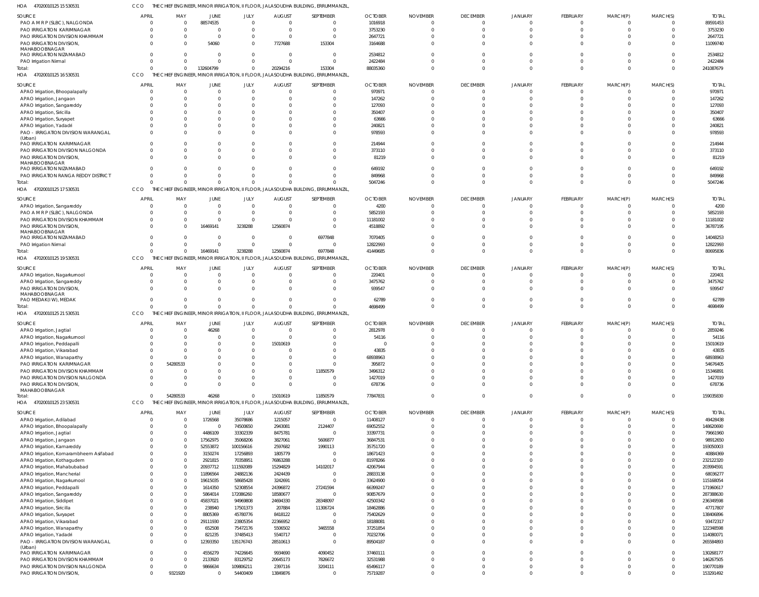HOA 470200101251 5 530531 CCO THE CHIEF ENGINEER, MINOR IRRIGATION, II FLOOR, JALASOUDHA BUILDING, ERRUMMANZIL,

| SOURCE | APRIL | MAY | JUNE | JULY | AUGUST | SEPTEMBER | OCTOBER | NOVEMBER | DECEMBER | JANUARY | FEBRUARY | MARCH(P) | MARCH(S) | TOTAL |
|---|---|---|---|---|---|---|---|---|---|---|---|---|---|---|
| PAO A M R P (SLBC), NALGONDA | 0 | 0 | 88574535 | 0 | 0 | 0 | 1016918 | 0 | 0 | 0 | 0 | 0 | 0 | 89591453 |
| PAO IRRIGATION KARIMNAGAR | 0 | 0 | 0 | 0 | 0 | 0 | 3753230 | 0 | 0 | 0 | 0 | 0 | 0 | 3753230 |
| PAO IRRIGATION DIVISION KHAMMAM | 0 | 0 | 0 | 0 | 0 | 0 | 2647721 | 0 | 0 | 0 | 0 | 0 | 0 | 2647721 |
| PAO IRRIGATION DIVISION, MAHABOOBNAGAR | 0 | 0 | 54060 | 0 | 7727688 | 153304 | 3164688 | 0 | 0 | 0 | 0 | 0 | 0 | 11099740 |
| PAO IRRIGATION NIZAMABAD | 0 | 0 | 0 | 0 | 0 | 0 | 2534812 | 0 | 0 | 0 | 0 | 0 | 0 | 2534812 |
| PAO Irrigation Nirmal | 0 | 0 | 0 | 0 | 0 | 0 | 2422484 | 0 | 0 | 0 | 0 | 0 | 0 | 2422484 |
| Total: | 0 | 0 | 132604799 | 0 | 20294216 | 153304 | 88035360 | 0 | 0 | 0 | 0 | 0 | 0 | 241087679 |

HOA 470200101251 6 530531 CCO THE CHIEF ENGINEER, MINOR IRRIGATION, II FLOOR, JALASOUDHA BUILDING, ERRUMMANZIL,

| SOURCE | APRIL | MAY | JUNE | JULY | AUGUST | SEPTEMBER | OCTOBER | NOVEMBER | DECEMBER | JANUARY | FEBRUARY | MARCH(P) | MARCH(S) | TOTAL |
|---|---|---|---|---|---|---|---|---|---|---|---|---|---|---|
| APAO Irrigation, Bhoopalapally | 0 | 0 | 0 | 0 | 0 | 0 | 970971 | 0 | 0 | 0 | 0 | 0 | 0 | 970971 |
| APAO Irrigation, Jangaon | 0 | 0 | 0 | 0 | 0 | 0 | 147262 | 0 | 0 | 0 | 0 | 0 | 0 | 147262 |
| APAO Irrigation, Sangareddy | 0 | 0 | 0 | 0 | 0 | 0 | 127093 | 0 | 0 | 0 | 0 | 0 | 0 | 127093 |
| APAO Irrigation, Siricilla | 0 | 0 | 0 | 0 | 0 | 0 | 350407 | 0 | 0 | 0 | 0 | 0 | 0 | 350407 |
| APAO Irrigation, Suryapet | 0 | 0 | 0 | 0 | 0 | 0 | 63666 | 0 | 0 | 0 | 0 | 0 | 0 | 63666 |
| APAO Irrigation, Yadadri | 0 | 0 | 0 | 0 | 0 | 0 | 240821 | 0 | 0 | 0 | 0 | 0 | 0 | 240821 |
| PAO - IRRIGATION DIVISION WARANGAL (Urban) | 0 | 0 | 0 | 0 | 0 | 0 | 978593 | 0 | 0 | 0 | 0 | 0 | 0 | 978593 |
| PAO IRRIGATION KARIMNAGAR | 0 | 0 | 0 | 0 | 0 | 0 | 214944 | 0 | 0 | 0 | 0 | 0 | 0 | 214944 |
| PAO IRRIGATION DIVISION NALGONDA | 0 | 0 | 0 | 0 | 0 | 0 | 373110 | 0 | 0 | 0 | 0 | 0 | 0 | 373110 |
| PAO IRRIGATION DIVISION, MAHABOOBNAGAR | 0 | 0 | 0 | 0 | 0 | 0 | 81219 | 0 | 0 | 0 | 0 | 0 | 0 | 81219 |
| PAO IRRIGATION NIZAMABAD | 0 | 0 | 0 | 0 | 0 | 0 | 649192 | 0 | 0 | 0 | 0 | 0 | 0 | 649192 |
| PAO IRRIGATION RANGA REDDY DISTRICT | 0 | 0 | 0 | 0 | 0 | 0 | 849968 | 0 | 0 | 0 | 0 | 0 | 0 | 849968 |
| Total: | 0 | 0 | 0 | 0 | 0 | 0 | 5047246 | 0 | 0 | 0 | 0 | 0 | 0 | 5047246 |

HOA 470200101251 7 530531 CCO THE CHIEF ENGINEER, MINOR IRRIGATION, II FLOOR, JALASOUDHA BUILDING, ERRUMMANZIL,

| SOURCE | APRIL | MAY | JUNE | JULY | AUGUST | SEPTEMBER | OCTOBER | NOVEMBER | DECEMBER | JANUARY | FEBRUARY | MARCH(P) | MARCH(S) | TOTAL |
|---|---|---|---|---|---|---|---|---|---|---|---|---|---|---|
| APAO Irrigation, Sangareddy | 0 | 0 | 0 | 0 | 0 | 0 | 4200 | 0 | 0 | 0 | 0 | 0 | 0 | 4200 |
| PAO A M R P (SLBC), NALGONDA | 0 | 0 | 0 | 0 | 0 | 0 | 5852193 | 0 | 0 | 0 | 0 | 0 | 0 | 5852193 |
| PAO IRRIGATION DIVISION KHAMMAM | 0 | 0 | 0 | 0 | 0 | 0 | 11181002 | 0 | 0 | 0 | 0 | 0 | 0 | 11181002 |
| PAO IRRIGATION DIVISION, MAHABOOBNAGAR | 0 | 0 | 16469141 | 3238288 | 12560874 | 0 | 4518892 | 0 | 0 | 0 | 0 | 0 | 0 | 36787195 |
| PAO IRRIGATION NIZAMABAD | 0 | 0 | 0 | 0 | 0 | 6977848 | 7070405 | 0 | 0 | 0 | 0 | 0 | 0 | 14048253 |
| PAO Irrigation Nirmal | 0 | 0 | 0 | 0 | 0 | 0 | 12822993 | 0 | 0 | 0 | 0 | 0 | 0 | 12822993 |
| Total: | 0 | 0 | 16469141 | 3238288 | 12560874 | 6977848 | 41449685 | 0 | 0 | 0 | 0 | 0 | 0 | 80695836 |

HOA 470200101251 9 530531 CCO THE CHIEF ENGINEER, MINOR IRRIGATION, II FLOOR, JALASOUDHA BUILDING, ERRUMMANZIL,

| SOURCE | APRIL | MAY | JUNE | JULY | AUGUST | SEPTEMBER | OCTOBER | NOVEMBER | DECEMBER | JANUARY | FEBRUARY | MARCH(P) | MARCH(S) | TOTAL |
|---|---|---|---|---|---|---|---|---|---|---|---|---|---|---|
| APAO Irrigation, Nagarkurnool | 0 | 0 | 0 | 0 | 0 | 0 | 220401 | 0 | 0 | 0 | 0 | 0 | 0 | 220401 |
| APAO Irrigation, Sangareddy | 0 | 0 | 0 | 0 | 0 | 0 | 3475762 | 0 | 0 | 0 | 0 | 0 | 0 | 3475762 |
| PAO IRRIGATION DIVISION, MAHABOOBNAGAR | 0 | 0 | 0 | 0 | 0 | 0 | 939547 | 0 | 0 | 0 | 0 | 0 | 0 | 939547 |
| PAO MEDAK(IW), MEDAK | 0 | 0 | 0 | 0 | 0 | 0 | 62789 | 0 | 0 | 0 | 0 | 0 | 0 | 62789 |
| Total: | 0 | 0 | 0 | 0 | 0 | 0 | 4698499 | 0 | 0 | 0 | 0 | 0 | 0 | 4698499 |

HOA 470200101252 1 530531 CCO THE CHIEF ENGINEER, MINOR IRRIGATION, II FLOOR, JALASOUDHA BUILDING, ERRUMMANZIL,

| SOURCE | APRIL | MAY | JUNE | JULY | AUGUST | SEPTEMBER | OCTOBER | NOVEMBER | DECEMBER | JANUARY | FEBRUARY | MARCH(P) | MARCH(S) | TOTAL |
|---|---|---|---|---|---|---|---|---|---|---|---|---|---|---|
| APAO Irrigation, Jagtial | 0 | 0 | 46268 | 0 | 0 | 0 | 2812978 | 0 | 0 | 0 | 0 | 0 | 0 | 2859246 |
| APAO Irrigation, Nagarkurnool | 0 | 0 | 0 | 0 | 0 | 0 | 54116 | 0 | 0 | 0 | 0 | 0 | 0 | 54116 |
| APAO Irrigation, Peddapalli | 0 | 0 | 0 | 0 | 15010619 | 0 | 0 | 0 | 0 | 0 | 0 | 0 | 0 | 15010619 |
| APAO Irrigation, Vikarabad | 0 | 0 | 0 | 0 | 0 | 0 | 43835 | 0 | 0 | 0 | 0 | 0 | 0 | 43835 |
| APAO Irrigation, Wanaparthy | 0 | 0 | 0 | 0 | 0 | 0 | 68938963 | 0 | 0 | 0 | 0 | 0 | 0 | 68938963 |
| PAO IRRIGATION KARIMNAGAR | 0 | 54280533 | 0 | 0 | 0 | 0 | 395872 | 0 | 0 | 0 | 0 | 0 | 0 | 54676405 |
| PAO IRRIGATION DIVISION KHAMMAM | 0 | 0 | 0 | 0 | 0 | 11850579 | 3496312 | 0 | 0 | 0 | 0 | 0 | 0 | 15346891 |
| PAO IRRIGATION DIVISION NALGONDA | 0 | 0 | 0 | 0 | 0 | 0 | 1427019 | 0 | 0 | 0 | 0 | 0 | 0 | 1427019 |
| PAO IRRIGATION DIVISION, MAHABOOBNAGAR | 0 | 0 | 0 | 0 | 0 | 0 | 678736 | 0 | 0 | 0 | 0 | 0 | 0 | 678736 |
| Total: | 0 | 54280533 | 46268 | 0 | 15010619 | 11850579 | 77847831 | 0 | 0 | 0 | 0 | 0 | 0 | 159035830 |

HOA 470200101252 3 530531 CCO THE CHIEF ENGINEER, MINOR IRRIGATION, II FLOOR, JALASOUDHA BUILDING, ERRUMMANZIL,

| SOURCE | APRIL | MAY | JUNE | JULY | AUGUST | SEPTEMBER | OCTOBER | NOVEMBER | DECEMBER | JANUARY | FEBRUARY | MARCH(P) | MARCH(S) | TOTAL |
|---|---|---|---|---|---|---|---|---|---|---|---|---|---|---|
| APAO Irrigation, Adilabad | 0 | 0 | 1726568 | 35078686 | 1215057 | 0 | 11408127 | 0 | 0 | 0 | 0 | 0 | 0 | 49428438 |
| APAO Irrigation, Bhoopalapally | 0 | 0 | 0 | 74500650 | 2943081 | 2124407 | 69052552 | 0 | 0 | 0 | 0 | 0 | 0 | 148620690 |
| APAO Irrigation, Jagtial | 0 | 0 | 4486109 | 33302339 | 8475781 | 0 | 33397731 | 0 | 0 | 0 | 0 | 0 | 0 | 79661960 |
| APAO Irrigation, Jangaon | 0 | 0 | 17562975 | 35068206 | 3827061 | 5606877 | 36847531 | 0 | 0 | 0 | 0 | 0 | 0 | 98912650 |
| APAO Irrigation, Kamareddy | 0 | 0 | 52553872 | 100156616 | 2597682 | 1990113 | 35751720 | 0 | 0 | 0 | 0 | 0 | 0 | 193050003 |
| APAO Irrigation, Komarambheem Asifabad | 0 | 0 | 3150274 | 17256893 | 1805779 | 0 | 18671423 | 0 | 0 | 0 | 0 | 0 | 0 | 40884369 |
| APAO Irrigation, Kothagudem | 0 | 0 | 2921815 | 70358951 | 76863288 | 0 | 81978266 | 0 | 0 | 0 | 0 | 0 | 0 | 232122320 |
| APAO Irrigation, Mahabubabad | 0 | 0 | 20937712 | 111592089 | 15294829 | 14102017 | 42067944 | 0 | 0 | 0 | 0 | 0 | 0 | 203994591 |
| APAO Irrigation, Mancherial | 0 | 0 | 11896564 | 24882136 | 2424439 | 0 | 28833138 | 0 | 0 | 0 | 0 | 0 | 0 | 68036277 |
| APAO Irrigation, Nagarkurnool | 0 | 0 | 19615035 | 58685428 | 3242691 | 0 | 33624900 | 0 | 0 | 0 | 0 | 0 | 0 | 115168054 |
| APAO Irrigation, Peddapalli | 0 | 0 | 1614350 | 52308554 | 24396872 | 27241594 | 66399247 | 0 | 0 | 0 | 0 | 0 | 0 | 171960617 |
| APAO Irrigation, Sangareddy | 0 | 0 | 5864014 | 172086260 | 18580677 | 0 | 90857679 | 0 | 0 | 0 | 0 | 0 | 0 | 287388630 |
| APAO Irrigation, Siddipet | 0 | 0 | 45837021 | 94969808 | 24694330 | 28348097 | 42500342 | 0 | 0 | 0 | 0 | 0 | 0 | 236349598 |
| APAO Irrigation, Siricilla | 0 | 0 | 238940 | 17501373 | 207884 | 11306724 | 18462886 | 0 | 0 | 0 | 0 | 0 | 0 | 47717807 |
| APAO Irrigation, Suryapet | 0 | 0 | 8805369 | 45780776 | 8418122 | 0 | 75402629 | 0 | 0 | 0 | 0 | 0 | 0 | 138406896 |
| APAO Irrigation, Vikarabad | 0 | 0 | 29111930 | 23805354 | 22366952 | 0 | 18188081 | 0 | 0 | 0 | 0 | 0 | 0 | 93472317 |
| APAO Irrigation, Wanaparthy | 0 | 0 | 652508 | 75472176 | 5506502 | 3465558 | 37251854 | 0 | 0 | 0 | 0 | 0 | 0 | 122348598 |
| APAO Irrigation, Yadadri | 0 | 0 | 821235 | 37485413 | 5540717 | 0 | 70232706 | 0 | 0 | 0 | 0 | 0 | 0 | 114080071 |
| PAO - IRRIGATION DIVISION WARANGAL (Urban) | 0 | 0 | 12393350 | 135176743 | 28510613 | 0 | 89504187 | 0 | 0 | 0 | 0 | 0 | 0 | 265584893 |
| PAO IRRIGATION KARIMNAGAR | 0 | 0 | 4556279 | 74226645 | 9934690 | 4090452 | 37460111 | 0 | 0 | 0 | 0 | 0 | 0 | 130268177 |
| PAO IRRIGATION DIVISION KHAMMAM | 0 | 0 | 2133920 | 83129752 | 20645173 | 7826672 | 32531988 | 0 | 0 | 0 | 0 | 0 | 0 | 146267505 |
| PAO IRRIGATION DIVISION NALGONDA | 0 | 0 | 9866634 | 109806211 | 2397116 | 3204111 | 65496117 | 0 | 0 | 0 | 0 | 0 | 0 | 190770189 |
| PAO IRRIGATION DIVISION, | 0 | 9321920 | 0 | 54400409 | 13849876 | 0 | 75719287 | 0 | 0 | 0 | 0 | 0 | 0 | 153291492 |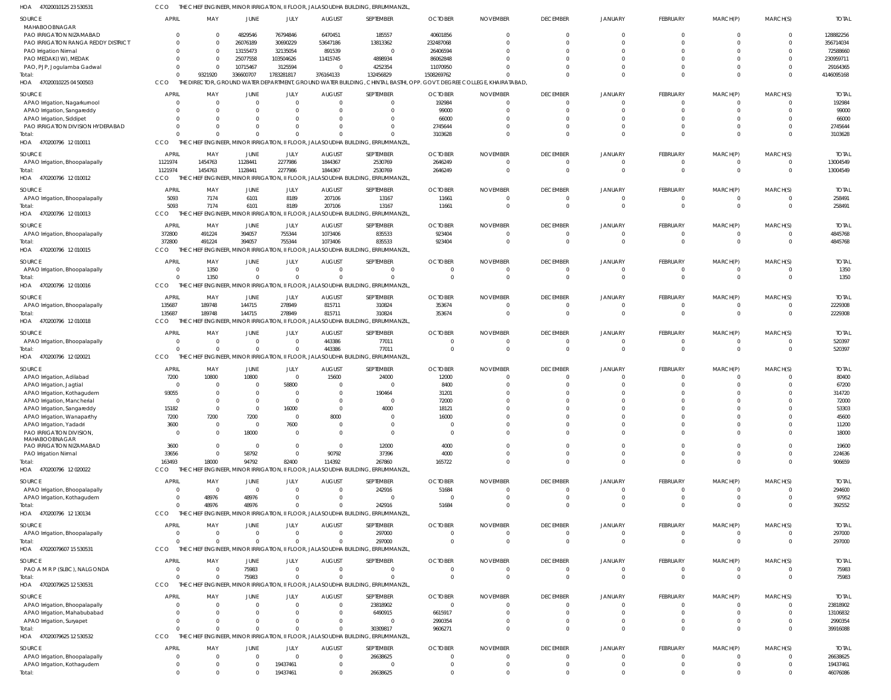HOA 47020010125 23 530531 CCO THE CHIEF ENGINEER, MINOR IRRIGATION, II FLOOR, JALASOUDHA BUILDING, ERRUMMANZIL,

| SOURCE | APRIL | MAY | JUNE | JULY | AUGUST | SEPTEMBER | OCTOBER | NOVEMBER | DECEMBER | JANUARY | FEBRUARY | MARCH(P) | MARCH(S) | TOTAL |
|---|---|---|---|---|---|---|---|---|---|---|---|---|---|---|
| MAHABOOBNAGAR | | | | | | | | | | | | | | |
| PAO IRRIGATION NIZAMABAD | 0 | 0 | 4829546 | 76794846 | 6470451 | 185557 | 40601856 | 0 | 0 | 0 | 0 | 0 | 0 | 128882256 |
| PAO IRRIGATION RANGA REDDY DISTRICT | 0 | 0 | 26076189 | 30690229 | 53647186 | 13813362 | 232487068 | 0 | 0 | 0 | 0 | 0 | 0 | 356714034 |
| PAO Irrigation Nirmal | 0 | 0 | 13155473 | 32135054 | 891539 | 0 | 26406594 | 0 | 0 | 0 | 0 | 0 | 0 | 72588660 |
| PAO MEDAK(IW), MEDAK | 0 | 0 | 25077558 | 103504626 | 11415745 | 4898934 | 86062848 | 0 | 0 | 0 | 0 | 0 | 0 | 230959711 |
| PAO, PJP, Jogulamba Gadwal | 0 | 0 | 10715467 | 3125594 | 0 | 4252354 | 11070950 | 0 | 0 | 0 | 0 | 0 | 0 | 29164365 |
| Total: | 0 | 9321920 | 336600707 | 1783281817 | 376164133 | 132456829 | 1508269762 | 0 | 0 | 0 | 0 | 0 | 0 | 4146095168 |

HOA 47020010225 04 500503 CCO THE DIRECTOR, GROUND WATER DEPARTMENT, GROUND WATER BUILDING, CHINTAL BASTHI, OPP. GOVT. DEGREE COLLEGE, KHAIRATABAD,

| SOURCE | APRIL | MAY | JUNE | JULY | AUGUST | SEPTEMBER | OCTOBER | NOVEMBER | DECEMBER | JANUARY | FEBRUARY | MARCH(P) | MARCH(S) | TOTAL |
|---|---|---|---|---|---|---|---|---|---|---|---|---|---|---|
| APAO Irrigation, Nagarkurnool | 0 | 0 | 0 | 0 | 0 | 0 | 192984 | 0 | 0 | 0 | 0 | 0 | 0 | 192984 |
| APAO Irrigation, Sangareddy | 0 | 0 | 0 | 0 | 0 | 0 | 99000 | 0 | 0 | 0 | 0 | 0 | 0 | 99000 |
| APAO Irrigation, Siddipet | 0 | 0 | 0 | 0 | 0 | 0 | 66000 | 0 | 0 | 0 | 0 | 0 | 0 | 66000 |
| PAO IRRIGATION DIVISION HYDERABAD | 0 | 0 | 0 | 0 | 0 | 0 | 2745644 | 0 | 0 | 0 | 0 | 0 | 0 | 2745644 |
| Total: | 0 | 0 | 0 | 0 | 0 | 0 | 3103628 | 0 | 0 | 0 | 0 | 0 | 0 | 3103628 |

HOA 470200796 12 010011 CCO THE CHIEF ENGINEER, MINOR IRRIGATION, II FLOOR, JALASOUDHA BUILDING, ERRUMMANZIL,

| SOURCE | APRIL | MAY | JUNE | JULY | AUGUST | SEPTEMBER | OCTOBER | NOVEMBER | DECEMBER | JANUARY | FEBRUARY | MARCH(P) | MARCH(S) | TOTAL |
|---|---|---|---|---|---|---|---|---|---|---|---|---|---|---|
| APAO Irrigation, Bhoopalapally | 1121974 | 1454763 | 1128441 | 2277986 | 1844367 | 2530769 | 2646249 | 0 | 0 | 0 | 0 | 0 | 0 | 13004549 |
| Total: | 1121974 | 1454763 | 1128441 | 2277986 | 1844367 | 2530769 | 2646249 | 0 | 0 | 0 | 0 | 0 | 0 | 13004549 |

HOA 470200796 12 010012 CCO THE CHIEF ENGINEER, MINOR IRRIGATION, II FLOOR, JALASOUDHA BUILDING, ERRUMMANZIL,

| SOURCE | APRIL | MAY | JUNE | JULY | AUGUST | SEPTEMBER | OCTOBER | NOVEMBER | DECEMBER | JANUARY | FEBRUARY | MARCH(P) | MARCH(S) | TOTAL |
|---|---|---|---|---|---|---|---|---|---|---|---|---|---|---|
| APAO Irrigation, Bhoopalapally | 5093 | 7174 | 6101 | 8189 | 207106 | 13167 | 11661 | 0 | 0 | 0 | 0 | 0 | 0 | 258491 |
| Total: | 5093 | 7174 | 6101 | 8189 | 207106 | 13167 | 11661 | 0 | 0 | 0 | 0 | 0 | 0 | 258491 |

HOA 470200796 12 010013 CCO THE CHIEF ENGINEER, MINOR IRRIGATION, II FLOOR, JALASOUDHA BUILDING, ERRUMMANZIL,

| SOURCE | APRIL | MAY | JUNE | JULY | AUGUST | SEPTEMBER | OCTOBER | NOVEMBER | DECEMBER | JANUARY | FEBRUARY | MARCH(P) | MARCH(S) | TOTAL |
|---|---|---|---|---|---|---|---|---|---|---|---|---|---|---|
| APAO Irrigation, Bhoopalapally | 372800 | 491224 | 394057 | 755344 | 1073406 | 835533 | 923404 | 0 | 0 | 0 | 0 | 0 | 0 | 4845768 |
| Total: | 372800 | 491224 | 394057 | 755344 | 1073406 | 835533 | 923404 | 0 | 0 | 0 | 0 | 0 | 0 | 4845768 |

HOA 470200796 12 010015 CCO THE CHIEF ENGINEER, MINOR IRRIGATION, II FLOOR, JALASOUDHA BUILDING, ERRUMMANZIL,

| SOURCE | APRIL | MAY | JUNE | JULY | AUGUST | SEPTEMBER | OCTOBER | NOVEMBER | DECEMBER | JANUARY | FEBRUARY | MARCH(P) | MARCH(S) | TOTAL |
|---|---|---|---|---|---|---|---|---|---|---|---|---|---|---|
| APAO Irrigation, Bhoopalapally | 0 | 1350 | 0 | 0 | 0 | 0 | 0 | 0 | 0 | 0 | 0 | 0 | 0 | 1350 |
| Total: | 0 | 1350 | 0 | 0 | 0 | 0 | 0 | 0 | 0 | 0 | 0 | 0 | 0 | 1350 |

HOA 470200796 12 010016 CCO THE CHIEF ENGINEER, MINOR IRRIGATION, II FLOOR, JALASOUDHA BUILDING, ERRUMMANZIL,

| SOURCE | APRIL | MAY | JUNE | JULY | AUGUST | SEPTEMBER | OCTOBER | NOVEMBER | DECEMBER | JANUARY | FEBRUARY | MARCH(P) | MARCH(S) | TOTAL |
|---|---|---|---|---|---|---|---|---|---|---|---|---|---|---|
| APAO Irrigation, Bhoopalapally | 135687 | 189748 | 144715 | 278949 | 815711 | 310824 | 353674 | 0 | 0 | 0 | 0 | 0 | 0 | 2229308 |
| Total: | 135687 | 189748 | 144715 | 278949 | 815711 | 310824 | 353674 | 0 | 0 | 0 | 0 | 0 | 0 | 2229308 |

HOA 470200796 12 010018 CCO THE CHIEF ENGINEER, MINOR IRRIGATION, II FLOOR, JALASOUDHA BUILDING, ERRUMMANZIL,

| SOURCE | APRIL | MAY | JUNE | JULY | AUGUST | SEPTEMBER | OCTOBER | NOVEMBER | DECEMBER | JANUARY | FEBRUARY | MARCH(P) | MARCH(S) | TOTAL |
|---|---|---|---|---|---|---|---|---|---|---|---|---|---|---|
| APAO Irrigation, Bhoopalapally | 0 | 0 | 0 | 0 | 443386 | 77011 | 0 | 0 | 0 | 0 | 0 | 0 | 0 | 520397 |
| Total: | 0 | 0 | 0 | 0 | 443386 | 77011 | 0 | 0 | 0 | 0 | 0 | 0 | 0 | 520397 |

HOA 470200796 12 020021 CCO THE CHIEF ENGINEER, MINOR IRRIGATION, II FLOOR, JALASOUDHA BUILDING, ERRUMMANZIL,

| SOURCE | APRIL | MAY | JUNE | JULY | AUGUST | SEPTEMBER | OCTOBER | NOVEMBER | DECEMBER | JANUARY | FEBRUARY | MARCH(P) | MARCH(S) | TOTAL |
|---|---|---|---|---|---|---|---|---|---|---|---|---|---|---|
| APAO Irrigation, Adilabad | 7200 | 10800 | 10800 | 0 | 15600 | 24000 | 12000 | 0 | 0 | 0 | 0 | 0 | 0 | 80400 |
| APAO Irrigation, Jagtial | 0 | 0 | 0 | 58800 | 0 | 0 | 8400 | 0 | 0 | 0 | 0 | 0 | 0 | 67200 |
| APAO Irrigation, Kothagudem | 93055 | 0 | 0 | 0 | 0 | 190464 | 31201 | 0 | 0 | 0 | 0 | 0 | 0 | 314720 |
| APAO Irrigation, Mancherial | 0 | 0 | 0 | 0 | 0 | 0 | 72000 | 0 | 0 | 0 | 0 | 0 | 0 | 72000 |
| APAO Irrigation, Sangareddy | 15182 | 0 | 0 | 16000 | 0 | 4000 | 18121 | 0 | 0 | 0 | 0 | 0 | 0 | 53303 |
| APAO Irrigation, Wanaparthy | 7200 | 7200 | 7200 | 0 | 8000 | 0 | 16000 | 0 | 0 | 0 | 0 | 0 | 0 | 45600 |
| APAO Irrigation, Yadadri | 3600 | 0 | 0 | 7600 | 0 | 0 | 0 | 0 | 0 | 0 | 0 | 0 | 0 | 11200 |
| PAO IRRIGATION DIVISION, MAHABOOBNAGAR | 0 | 0 | 18000 | 0 | 0 | 0 | 0 | 0 | 0 | 0 | 0 | 0 | 0 | 18000 |
| PAO IRRIGATION NIZAMABAD | 3600 | 0 | 0 | 0 | 0 | 12000 | 4000 | 0 | 0 | 0 | 0 | 0 | 0 | 19600 |
| PAO Irrigation Nirmal | 33656 | 0 | 58792 | 0 | 90792 | 37396 | 4000 | 0 | 0 | 0 | 0 | 0 | 0 | 224636 |
| Total: | 163493 | 18000 | 94792 | 82400 | 114392 | 267860 | 165722 | 0 | 0 | 0 | 0 | 0 | 0 | 906659 |

HOA 470200796 12 020022 CCO THE CHIEF ENGINEER, MINOR IRRIGATION, II FLOOR, JALASOUDHA BUILDING, ERRUMMANZIL,

| SOURCE | APRIL | MAY | JUNE | JULY | AUGUST | SEPTEMBER | OCTOBER | NOVEMBER | DECEMBER | JANUARY | FEBRUARY | MARCH(P) | MARCH(S) | TOTAL |
|---|---|---|---|---|---|---|---|---|---|---|---|---|---|---|
| APAO Irrigation, Bhoopalapally | 0 | 0 | 0 | 0 | 0 | 242916 | 51684 | 0 | 0 | 0 | 0 | 0 | 0 | 294600 |
| APAO Irrigation, Kothagudem | 0 | 48976 | 48976 | 0 | 0 | 0 | 0 | 0 | 0 | 0 | 0 | 0 | 0 | 97952 |
| Total: | 0 | 48976 | 48976 | 0 | 0 | 242916 | 51684 | 0 | 0 | 0 | 0 | 0 | 0 | 392552 |

HOA 470200796 12 130134 CCO THE CHIEF ENGINEER, MINOR IRRIGATION, II FLOOR, JALASOUDHA BUILDING, ERRUMMANZIL,

| SOURCE | APRIL | MAY | JUNE | JULY | AUGUST | SEPTEMBER | OCTOBER | NOVEMBER | DECEMBER | JANUARY | FEBRUARY | MARCH(P) | MARCH(S) | TOTAL |
|---|---|---|---|---|---|---|---|---|---|---|---|---|---|---|
| APAO Irrigation, Bhoopalapally | 0 | 0 | 0 | 0 | 0 | 297000 | 0 | 0 | 0 | 0 | 0 | 0 | 0 | 297000 |
| Total: | 0 | 0 | 0 | 0 | 0 | 297000 | 0 | 0 | 0 | 0 | 0 | 0 | 0 | 297000 |

HOA 47020079607 15 530531 CCO THE CHIEF ENGINEER, MINOR IRRIGATION, II FLOOR, JALASOUDHA BUILDING, ERRUMMANZIL,

| SOURCE | APRIL | MAY | JUNE | JULY | AUGUST | SEPTEMBER | OCTOBER | NOVEMBER | DECEMBER | JANUARY | FEBRUARY | MARCH(P) | MARCH(S) | TOTAL |
|---|---|---|---|---|---|---|---|---|---|---|---|---|---|---|
| PAO A M R P (SLBC), NALGONDA | 0 | 0 | 75983 | 0 | 0 | 0 | 0 | 0 | 0 | 0 | 0 | 0 | 0 | 75983 |
| Total: | 0 | 0 | 75983 | 0 | 0 | 0 | 0 | 0 | 0 | 0 | 0 | 0 | 0 | 75983 |

HOA 47020079625 12 530531 CCO THE CHIEF ENGINEER, MINOR IRRIGATION, II FLOOR, JALASOUDHA BUILDING, ERRUMMANZIL,

| SOURCE | APRIL | MAY | JUNE | JULY | AUGUST | SEPTEMBER | OCTOBER | NOVEMBER | DECEMBER | JANUARY | FEBRUARY | MARCH(P) | MARCH(S) | TOTAL |
|---|---|---|---|---|---|---|---|---|---|---|---|---|---|---|
| APAO Irrigation, Bhoopalapally | 0 | 0 | 0 | 0 | 0 | 23818902 | 0 | 0 | 0 | 0 | 0 | 0 | 0 | 23818902 |
| APAO Irrigation, Mahabubabad | 0 | 0 | 0 | 0 | 0 | 6490915 | 6615917 | 0 | 0 | 0 | 0 | 0 | 0 | 13106832 |
| APAO Irrigation, Suryapet | 0 | 0 | 0 | 0 | 0 | 0 | 2990354 | 0 | 0 | 0 | 0 | 0 | 0 | 2990354 |
| Total: | 0 | 0 | 0 | 0 | 0 | 30309817 | 9606271 | 0 | 0 | 0 | 0 | 0 | 0 | 39916088 |

HOA 47020079625 12 530532 CCO THE CHIEF ENGINEER, MINOR IRRIGATION, II FLOOR, JALASOUDHA BUILDING, ERRUMMANZIL,

| SOURCE | APRIL | MAY | JUNE | JULY | AUGUST | SEPTEMBER | OCTOBER | NOVEMBER | DECEMBER | JANUARY | FEBRUARY | MARCH(P) | MARCH(S) | TOTAL |
|---|---|---|---|---|---|---|---|---|---|---|---|---|---|---|
| APAO Irrigation, Bhoopalapally | 0 | 0 | 0 | 0 | 0 | 26638625 | 0 | 0 | 0 | 0 | 0 | 0 | 0 | 26638625 |
| APAO Irrigation, Kothagudem | 0 | 0 | 0 | 19437461 | 0 | 0 | 0 | 0 | 0 | 0 | 0 | 0 | 0 | 19437461 |
| Total: | 0 | 0 | 0 | 19437461 | 0 | 26638625 | 0 | 0 | 0 | 0 | 0 | 0 | 0 | 46076086 |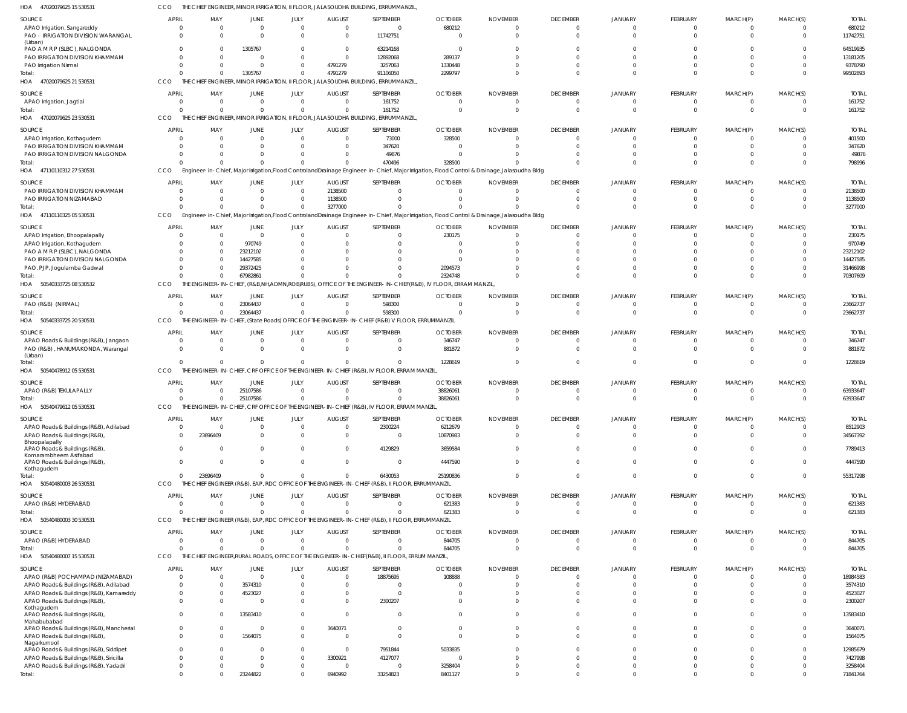HOA 47020079625 15 530531 CCO THE CHIEF ENGINEER, MINOR IRRIGATION, II FLOOR, JALASOUDHA BUILDING, ERRUMMANZIL,

| SOURCE | APRIL | MAY | JUNE | JULY | AUGUST | SEPTEMBER | OCTOBER | NOVEMBER | DECEMBER | JANUARY | FEBRUARY | MARCH(P) | MARCH(S) | TOTAL |
|---|---|---|---|---|---|---|---|---|---|---|---|---|---|---|
| APAO Irrigation, Sangareddy | 0 | 0 | 0 | 0 | 0 | 0 | 680212 | 0 | 0 | 0 | 0 | 0 | 0 | 680212 |
| PAO - IRRIGATION DIVISION WARANGAL (Urban) | 0 | 0 | 0 | 0 | 0 | 11742751 | 0 | 0 | 0 | 0 | 0 | 0 | 0 | 11742751 |
| PAO A M R P (SLBC), NALGONDA | 0 | 0 | 1305767 | 0 | 0 | 63214168 | 0 | 0 | 0 | 0 | 0 | 0 | 0 | 64519935 |
| PAO IRRIGATION DIVISION KHAMMAM | 0 | 0 | 0 | 0 | 0 | 12892068 | 289137 | 0 | 0 | 0 | 0 | 0 | 0 | 13181205 |
| PAO Irrigation Nirmal | 0 | 0 | 0 | 0 | 4791279 | 3257063 | 1330448 | 0 | 0 | 0 | 0 | 0 | 0 | 9378790 |
| Total: | 0 | 0 | 1305767 | 0 | 4791279 | 91106050 | 2299797 | 0 | 0 | 0 | 0 | 0 | 0 | 99502893 |

HOA 47020079625 21 530531 CCO THE CHIEF ENGINEER, MINOR IRRIGATION, II FLOOR, JALASOUDHA BUILDING, ERRUMMANZIL,

| SOURCE | APRIL | MAY | JUNE | JULY | AUGUST | SEPTEMBER | OCTOBER | NOVEMBER | DECEMBER | JANUARY | FEBRUARY | MARCH(P) | MARCH(S) | TOTAL |
|---|---|---|---|---|---|---|---|---|---|---|---|---|---|---|
| APAO Irrigation, Jagtial | 0 | 0 | 0 | 0 | 0 | 161752 | 0 | 0 | 0 | 0 | 0 | 0 | 0 | 161752 |
| Total: | 0 | 0 | 0 | 0 | 0 | 161752 | 0 | 0 | 0 | 0 | 0 | 0 | 0 | 161752 |

HOA 47020079625 23 530531 CCO THE CHIEF ENGINEER, MINOR IRRIGATION, II FLOOR, JALASOUDHA BUILDING, ERRUMMANZIL,

| SOURCE | APRIL | MAY | JUNE | JULY | AUGUST | SEPTEMBER | OCTOBER | NOVEMBER | DECEMBER | JANUARY | FEBRUARY | MARCH(P) | MARCH(S) | TOTAL |
|---|---|---|---|---|---|---|---|---|---|---|---|---|---|---|
| APAO Irrigation, Kothagudem | 0 | 0 | 0 | 0 | 0 | 73000 | 328500 | 0 | 0 | 0 | 0 | 0 | 0 | 401500 |
| PAO IRRIGATION DIVISION KHAMMAM | 0 | 0 | 0 | 0 | 0 | 347620 | 0 | 0 | 0 | 0 | 0 | 0 | 0 | 347620 |
| PAO IRRIGATION DIVISION NALGONDA | 0 | 0 | 0 | 0 | 0 | 49876 | 0 | 0 | 0 | 0 | 0 | 0 | 0 | 49876 |
| Total: | 0 | 0 | 0 | 0 | 0 | 470496 | 328500 | 0 | 0 | 0 | 0 | 0 | 0 | 798996 |

HOA 47110110312 27 530531 CCO Engineer- in- Chief, Major Irrigation, Flood Control and Drainage Engineer- in- Chief, Major Irrigation, Flood Control & Drainage, Jalasoudha Bldg

| SOURCE | APRIL | MAY | JUNE | JULY | AUGUST | SEPTEMBER | OCTOBER | NOVEMBER | DECEMBER | JANUARY | FEBRUARY | MARCH(P) | MARCH(S) | TOTAL |
|---|---|---|---|---|---|---|---|---|---|---|---|---|---|---|
| PAO IRRIGATION DIVISION KHAMMAM | 0 | 0 | 0 | 0 | 2138500 | 0 | 0 | 0 | 0 | 0 | 0 | 0 | 0 | 2138500 |
| PAO IRRIGATION NIZAMABAD | 0 | 0 | 0 | 0 | 1138500 | 0 | 0 | 0 | 0 | 0 | 0 | 0 | 0 | 1138500 |
| Total: | 0 | 0 | 0 | 0 | 3277000 | 0 | 0 | 0 | 0 | 0 | 0 | 0 | 0 | 3277000 |

HOA 47110110325 05 530531 CCO Engineer- in- Chief, Major Irrigation, Flood Control and Drainage Engineer- in- Chief, Major Irrigation, Flood Control & Drainage, Jalasoudha Bldg

| SOURCE | APRIL | MAY | JUNE | JULY | AUGUST | SEPTEMBER | OCTOBER | NOVEMBER | DECEMBER | JANUARY | FEBRUARY | MARCH(P) | MARCH(S) | TOTAL |
|---|---|---|---|---|---|---|---|---|---|---|---|---|---|---|
| APAO Irrigation, Bhoopalapally | 0 | 0 | 0 | 0 | 0 | 0 | 230175 | 0 | 0 | 0 | 0 | 0 | 0 | 230175 |
| APAO Irrigation, Kothagudem | 0 | 0 | 970749 | 0 | 0 | 0 | 0 | 0 | 0 | 0 | 0 | 0 | 0 | 970749 |
| PAO A M R P (SLBC), NALGONDA | 0 | 0 | 23212102 | 0 | 0 | 0 | 0 | 0 | 0 | 0 | 0 | 0 | 0 | 23212102 |
| PAO IRRIGATION DIVISION NALGONDA | 0 | 0 | 14427585 | 0 | 0 | 0 | 0 | 0 | 0 | 0 | 0 | 0 | 0 | 14427585 |
| PAO, PJP, Jogulamba Gadwal | 0 | 0 | 29372425 | 0 | 0 | 0 | 2094573 | 0 | 0 | 0 | 0 | 0 | 0 | 31466998 |
| Total: | 0 | 0 | 67982861 | 0 | 0 | 0 | 2324748 | 0 | 0 | 0 | 0 | 0 | 0 | 70307609 |

HOA 50540333725 08 530532 CCO THE ENGINEER- IN- CHIEF, (R&B,NH,ADMN,ROB/RUBS), OFFICE OF THE ENGINEER- IN- CHIEF(R&B), IV FLOOR, ERRAM MANZIL,

| SOURCE | APRIL | MAY | JUNE | JULY | AUGUST | SEPTEMBER | OCTOBER | NOVEMBER | DECEMBER | JANUARY | FEBRUARY | MARCH(P) | MARCH(S) | TOTAL |
|---|---|---|---|---|---|---|---|---|---|---|---|---|---|---|
| PAO (R&B) (NIRMAL) | 0 | 0 | 23064437 | 0 | 0 | 598300 | 0 | 0 | 0 | 0 | 0 | 0 | 0 | 23662737 |
| Total: | 0 | 0 | 23064437 | 0 | 0 | 598300 | 0 | 0 | 0 | 0 | 0 | 0 | 0 | 23662737 |

HOA 50540333725 20 530531 CCO THE ENGINEER- IN- CHIEF, (State Roads) OFFICE OF THE ENGINEER- IN- CHIEF (R&B) V FLOOR, ERRUMMANZIL

| SOURCE | APRIL | MAY | JUNE | JULY | AUGUST | SEPTEMBER | OCTOBER | NOVEMBER | DECEMBER | JANUARY | FEBRUARY | MARCH(P) | MARCH(S) | TOTAL |
|---|---|---|---|---|---|---|---|---|---|---|---|---|---|---|
| APAO Roads & Buildings (R&B), Jangaon | 0 | 0 | 0 | 0 | 0 | 0 | 346747 | 0 | 0 | 0 | 0 | 0 | 0 | 346747 |
| PAO (R&B), HANUMAKONDA, Warangal (Urban) | 0 | 0 | 0 | 0 | 0 | 0 | 881872 | 0 | 0 | 0 | 0 | 0 | 0 | 881872 |
| Total: | 0 | 0 | 0 | 0 | 0 | 0 | 1228619 | 0 | 0 | 0 | 0 | 0 | 0 | 1228619 |

HOA 50540478912 05 530531 CCO THE ENGINEER- IN- CHIEF, CRF OFFICE OF THE ENGINEER- IN- CHIEF (R&B), IV FLOOR, ERRAM MANZIL,

| SOURCE | APRIL | MAY | JUNE | JULY | AUGUST | SEPTEMBER | OCTOBER | NOVEMBER | DECEMBER | JANUARY | FEBRUARY | MARCH(P) | MARCH(S) | TOTAL |
|---|---|---|---|---|---|---|---|---|---|---|---|---|---|---|
| APAO (R&B) TEKULAPALLY | 0 | 0 | 25107586 | 0 | 0 | 0 | 38826061 | 0 | 0 | 0 | 0 | 0 | 0 | 63933647 |
| Total: | 0 | 0 | 25107586 | 0 | 0 | 0 | 38826061 | 0 | 0 | 0 | 0 | 0 | 0 | 63933647 |

HOA 50540479612 05 530531 CCO THE ENGINEER- IN- CHIEF, CRF OFFICE OF THE ENGINEER- IN- CHIEF (R&B), IV FLOOR, ERRAM MANZIL,

| SOURCE | APRIL | MAY | JUNE | JULY | AUGUST | SEPTEMBER | OCTOBER | NOVEMBER | DECEMBER | JANUARY | FEBRUARY | MARCH(P) | MARCH(S) | TOTAL |
|---|---|---|---|---|---|---|---|---|---|---|---|---|---|---|
| APAO Roads & Buildings (R&B), Adilabad | 0 | 0 | 0 | 0 | 0 | 2300224 | 6212679 | 0 | 0 | 0 | 0 | 0 | 0 | 8512903 |
| APAO Roads & Buildings (R&B), Bhoopalapally | 0 | 23696409 | 0 | 0 | 0 | 0 | 10870983 | 0 | 0 | 0 | 0 | 0 | 0 | 34567392 |
| APAO Roads & Buildings (R&B), Komarambheem Asifabad | 0 | 0 | 0 | 0 | 0 | 4129829 | 3659584 | 0 | 0 | 0 | 0 | 0 | 0 | 7789413 |
| APAO Roads & Buildings (R&B), Kothagudem | 0 | 0 | 0 | 0 | 0 | 0 | 4447590 | 0 | 0 | 0 | 0 | 0 | 0 | 4447590 |
| Total: | 0 | 23696409 | 0 | 0 | 0 | 6430053 | 25190836 | 0 | 0 | 0 | 0 | 0 | 0 | 55317298 |

HOA 50540480003 26 530531 CCO THE CHIEF ENGINEER (R&B), EAP, RDC OFFICE OF THE ENGINEER- IN- CHIEF (R&B), II FLOOR, ERRUMMANZIL

| SOURCE | APRIL | MAY | JUNE | JULY | AUGUST | SEPTEMBER | OCTOBER | NOVEMBER | DECEMBER | JANUARY | FEBRUARY | MARCH(P) | MARCH(S) | TOTAL |
|---|---|---|---|---|---|---|---|---|---|---|---|---|---|---|
| APAO (R&B) HYDERABAD | 0 | 0 | 0 | 0 | 0 | 0 | 621383 | 0 | 0 | 0 | 0 | 0 | 0 | 621383 |
| Total: | 0 | 0 | 0 | 0 | 0 | 0 | 621383 | 0 | 0 | 0 | 0 | 0 | 0 | 621383 |

HOA 50540480003 30 530531 CCO THE CHIEF ENGINEER (R&B), EAP, RDC OFFICE OF THE ENGINEER- IN- CHIEF (R&B), II FLOOR, ERRUMMANZIL

| SOURCE | APRIL | MAY | JUNE | JULY | AUGUST | SEPTEMBER | OCTOBER | NOVEMBER | DECEMBER | JANUARY | FEBRUARY | MARCH(P) | MARCH(S) | TOTAL |
|---|---|---|---|---|---|---|---|---|---|---|---|---|---|---|
| APAO (R&B) HYDERABAD | 0 | 0 | 0 | 0 | 0 | 0 | 844705 | 0 | 0 | 0 | 0 | 0 | 0 | 844705 |
| Total: | 0 | 0 | 0 | 0 | 0 | 0 | 844705 | 0 | 0 | 0 | 0 | 0 | 0 | 844705 |

HOA 50540480007 15 530531 CCO THE CHIEF ENGINEER,RURAL ROADS, OFFICE OF THE ENGINEER- IN- CHIEF(R&B), II FLOOR, ERRUM MANZIL,

| SOURCE | APRIL | MAY | JUNE | JULY | AUGUST | SEPTEMBER | OCTOBER | NOVEMBER | DECEMBER | JANUARY | FEBRUARY | MARCH(P) | MARCH(S) | TOTAL |
|---|---|---|---|---|---|---|---|---|---|---|---|---|---|---|
| APAO (R&B) POCHAMPAD (NIZAMABAD) | 0 | 0 | 0 | 0 | 0 | 18875695 | 108888 | 0 | 0 | 0 | 0 | 0 | 0 | 18984583 |
| APAO Roads & Buildings (R&B), Adilabad | 0 | 0 | 3574310 | 0 | 0 | 0 | 0 | 0 | 0 | 0 | 0 | 0 | 0 | 3574310 |
| APAO Roads & Buildings (R&B), Kamareddy | 0 | 0 | 4523027 | 0 | 0 | 0 | 0 | 0 | 0 | 0 | 0 | 0 | 0 | 4523027 |
| APAO Roads & Buildings (R&B), Kothagudem | 0 | 0 | 0 | 0 | 0 | 2300207 | 0 | 0 | 0 | 0 | 0 | 0 | 0 | 2300207 |
| APAO Roads & Buildings (R&B), Mahabubabad | 0 | 0 | 13583410 | 0 | 0 | 0 | 0 | 0 | 0 | 0 | 0 | 0 | 0 | 13583410 |
| APAO Roads & Buildings (R&B), Mancherial | 0 | 0 | 0 | 0 | 3640071 | 0 | 0 | 0 | 0 | 0 | 0 | 0 | 0 | 3640071 |
| APAO Roads & Buildings (R&B), Nagarkurnool | 0 | 0 | 1564075 | 0 | 0 | 0 | 0 | 0 | 0 | 0 | 0 | 0 | 0 | 1564075 |
| APAO Roads & Buildings (R&B), Siddipet | 0 | 0 | 0 | 0 | 0 | 7951844 | 5033835 | 0 | 0 | 0 | 0 | 0 | 0 | 12985679 |
| APAO Roads & Buildings (R&B), Siricilla | 0 | 0 | 0 | 0 | 3300921 | 4127077 | 0 | 0 | 0 | 0 | 0 | 0 | 0 | 7427998 |
| APAO Roads & Buildings (R&B), Yadadri | 0 | 0 | 0 | 0 | 0 | 0 | 3258404 | 0 | 0 | 0 | 0 | 0 | 0 | 3258404 |
| Total: | 0 | 0 | 23244822 | 0 | 6940992 | 33254823 | 8401127 | 0 | 0 | 0 | 0 | 0 | 0 | 71841764 |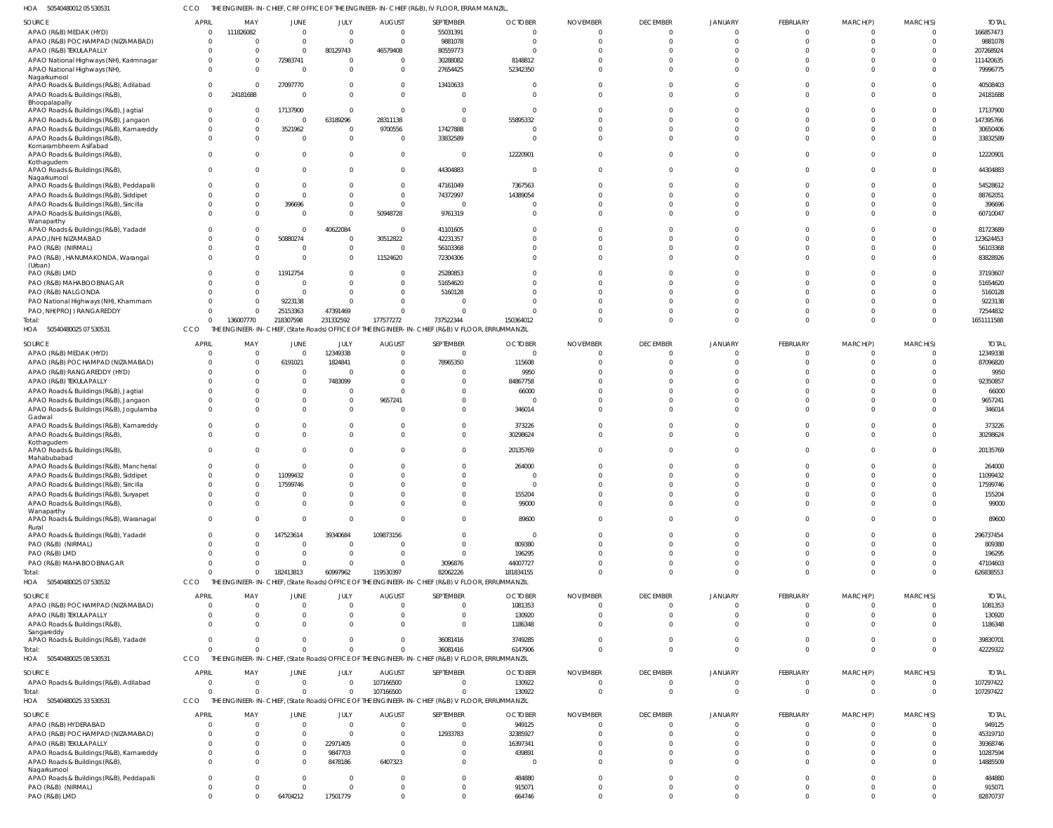HOA 50540480012 05 530531 CCO THE ENGINEER-IN-CHIEF, CRF OFFICE OF THE ENGINEER-IN-CHIEF (R&B), IV FLOOR, ERRAM MANZIL,

| SOURCE | APRIL | MAY | JUNE | JULY | AUGUST | SEPTEMBER | OCTOBER | NOVEMBER | DECEMBER | JANUARY | FEBRUARY | MARCH(P) | MARCH(S) | TOTAL |
|---|---|---|---|---|---|---|---|---|---|---|---|---|---|---|
| APAO (R&B) MEDAK (HYD) | 0 | 111826082 | 0 | 0 | 0 | 55031391 | 0 | 0 | 0 | 0 | 0 | 0 | 0 | 166857473 |
| APAO (R&B) POCHAMPAD (NIZAMABAD) | 0 | 0 | 0 | 0 | 0 | 9881078 | 0 | 0 | 0 | 0 | 0 | 0 | 0 | 9881078 |
| APAO (R&B) TEKULAPALLY | 0 | 0 | 0 | 80129743 | 46579408 | 80559773 | 0 | 0 | 0 | 0 | 0 | 0 | 0 | 207268924 |
| APAO National Highways (NH), Karimnagar | 0 | 0 | 72983741 | 0 | 0 | 30288082 | 8148812 | 0 | 0 | 0 | 0 | 0 | 0 | 111420635 |
| APAO National Highways (NH), Nagarkurnool | 0 | 0 | 0 | 0 | 0 | 27654425 | 52342350 | 0 | 0 | 0 | 0 | 0 | 0 | 79996775 |
| APAO Roads & Buildings (R&B), Adilabad | 0 | 0 | 27097770 | 0 | 0 | 13410633 | 0 | 0 | 0 | 0 | 0 | 0 | 0 | 40508403 |
| APAO Roads & Buildings (R&B), Bhoopalapally | 0 | 24181688 | 0 | 0 | 0 | 0 | 0 | 0 | 0 | 0 | 0 | 0 | 0 | 24181688 |
| APAO Roads & Buildings (R&B), Jagtial | 0 | 0 | 17137900 | 0 | 0 | 0 | 0 | 0 | 0 | 0 | 0 | 0 | 0 | 17137900 |
| APAO Roads & Buildings (R&B), Jangaon | 0 | 0 | 0 | 63189296 | 28311138 | 0 | 55895332 | 0 | 0 | 0 | 0 | 0 | 0 | 147395766 |
| APAO Roads & Buildings (R&B), Kamareddy | 0 | 0 | 3521962 | 0 | 9700556 | 17427888 | 0 | 0 | 0 | 0 | 0 | 0 | 0 | 30650406 |
| APAO Roads & Buildings (R&B), Komarambheem Asifabad | 0 | 0 | 0 | 0 | 0 | 33832589 | 0 | 0 | 0 | 0 | 0 | 0 | 0 | 33832589 |
| APAO Roads & Buildings (R&B), Kothagudem | 0 | 0 | 0 | 0 | 0 | 0 | 12220901 | 0 | 0 | 0 | 0 | 0 | 0 | 12220901 |
| APAO Roads & Buildings (R&B), Nagarkurnool | 0 | 0 | 0 | 0 | 0 | 44304883 | 0 | 0 | 0 | 0 | 0 | 0 | 0 | 44304883 |
| APAO Roads & Buildings (R&B), Peddapalli | 0 | 0 | 0 | 0 | 0 | 47161049 | 7367563 | 0 | 0 | 0 | 0 | 0 | 0 | 54528612 |
| APAO Roads & Buildings (R&B), Siddipet | 0 | 0 | 0 | 0 | 0 | 74372997 | 14389054 | 0 | 0 | 0 | 0 | 0 | 0 | 88762051 |
| APAO Roads & Buildings (R&B), Siricilla | 0 | 0 | 396696 | 0 | 0 | 0 | 0 | 0 | 0 | 0 | 0 | 0 | 0 | 396696 |
| APAO Roads & Buildings (R&B), Wanaparthy | 0 | 0 | 0 | 0 | 50948728 | 9761319 | 0 | 0 | 0 | 0 | 0 | 0 | 0 | 60710047 |
| APAO Roads & Buildings (R&B), Yadadri | 0 | 0 | 0 | 40622084 | 0 | 41101605 | 0 | 0 | 0 | 0 | 0 | 0 | 0 | 81723689 |
| APAO,(NH) NIZAMABAD | 0 | 0 | 50880274 | 0 | 30512822 | 42231357 | 0 | 0 | 0 | 0 | 0 | 0 | 0 | 123624453 |
| PAO (R&B) (NIRMAL) | 0 | 0 | 0 | 0 | 0 | 56103368 | 0 | 0 | 0 | 0 | 0 | 0 | 0 | 56103368 |
| PAO (R&B) , HANUMAKONDA, Warangal (Urban) | 0 | 0 | 0 | 0 | 11524620 | 72304306 | 0 | 0 | 0 | 0 | 0 | 0 | 0 | 83828926 |
| PAO (R&B) LMD | 0 | 0 | 11912754 | 0 | 0 | 25280853 | 0 | 0 | 0 | 0 | 0 | 0 | 0 | 37193607 |
| PAO (R&B) MAHABOOBNAGAR | 0 | 0 | 0 | 0 | 0 | 51654620 | 0 | 0 | 0 | 0 | 0 | 0 | 0 | 51654620 |
| PAO (R&B) NALGONDA | 0 | 0 | 0 | 0 | 0 | 5160128 | 0 | 0 | 0 | 0 | 0 | 0 | 0 | 5160128 |
| PAO National Highways (NH), Khammam | 0 | 0 | 9223138 | 0 | 0 | 0 | 0 | 0 | 0 | 0 | 0 | 0 | 0 | 9223138 |
| PAO, NH(PROJ) RANGAREDDY | 0 | 0 | 25153363 | 47391469 | 0 | 0 | 0 | 0 | 0 | 0 | 0 | 0 | 0 | 72544832 |
| Total: | 0 | 136007770 | 218307598 | 231332592 | 177577272 | 737522344 | 150364012 | 0 | 0 | 0 | 0 | 0 | 0 | 1651111588 |

HOA 50540480025 07 530531 CCO THE ENGINEER-IN-CHIEF, (State Roads) OFFICE OF THE ENGINEER-IN-CHIEF (R&B) V FLOOR, ERRUMMANZIL

| SOURCE | APRIL | MAY | JUNE | JULY | AUGUST | SEPTEMBER | OCTOBER | NOVEMBER | DECEMBER | JANUARY | FEBRUARY | MARCH(P) | MARCH(S) | TOTAL |
|---|---|---|---|---|---|---|---|---|---|---|---|---|---|---|
| APAO (R&B) MEDAK (HYD) | 0 | 0 | 0 | 12349338 | 0 | 0 | 0 | 0 | 0 | 0 | 0 | 0 | 0 | 12349338 |
| APAO (R&B) POCHAMPAD (NIZAMABAD) | 0 | 0 | 6191021 | 1824841 | 0 | 78965350 | 115608 | 0 | 0 | 0 | 0 | 0 | 0 | 87096820 |
| APAO (R&B) RANGAREDDY (HYD) | 0 | 0 | 0 | 0 | 0 | 0 | 9950 | 0 | 0 | 0 | 0 | 0 | 0 | 9950 |
| APAO (R&B) TEKULAPALLY | 0 | 0 | 0 | 7483099 | 0 | 0 | 84867758 | 0 | 0 | 0 | 0 | 0 | 0 | 92350857 |
| APAO Roads & Buildings (R&B), Jagtial | 0 | 0 | 0 | 0 | 0 | 0 | 66000 | 0 | 0 | 0 | 0 | 0 | 0 | 66000 |
| APAO Roads & Buildings (R&B), Jangaon | 0 | 0 | 0 | 0 | 9657241 | 0 | 0 | 0 | 0 | 0 | 0 | 0 | 0 | 9657241 |
| APAO Roads & Buildings (R&B), Jogulamba Gadwal | 0 | 0 | 0 | 0 | 0 | 0 | 346014 | 0 | 0 | 0 | 0 | 0 | 0 | 346014 |
| APAO Roads & Buildings (R&B), Kamareddy | 0 | 0 | 0 | 0 | 0 | 0 | 373226 | 0 | 0 | 0 | 0 | 0 | 0 | 373226 |
| APAO Roads & Buildings (R&B), Kothagudem | 0 | 0 | 0 | 0 | 0 | 0 | 30298624 | 0 | 0 | 0 | 0 | 0 | 0 | 30298624 |
| APAO Roads & Buildings (R&B), Mahabubabad | 0 | 0 | 0 | 0 | 0 | 0 | 20135769 | 0 | 0 | 0 | 0 | 0 | 0 | 20135769 |
| APAO Roads & Buildings (R&B), Mancherial | 0 | 0 | 0 | 0 | 0 | 0 | 264000 | 0 | 0 | 0 | 0 | 0 | 0 | 264000 |
| APAO Roads & Buildings (R&B), Siddipet | 0 | 0 | 11099432 | 0 | 0 | 0 | 0 | 0 | 0 | 0 | 0 | 0 | 0 | 11099432 |
| APAO Roads & Buildings (R&B), Siricilla | 0 | 0 | 17599746 | 0 | 0 | 0 | 0 | 0 | 0 | 0 | 0 | 0 | 0 | 17599746 |
| APAO Roads & Buildings (R&B), Suryapet | 0 | 0 | 0 | 0 | 0 | 0 | 155204 | 0 | 0 | 0 | 0 | 0 | 0 | 155204 |
| APAO Roads & Buildings (R&B), Wanaparthy | 0 | 0 | 0 | 0 | 0 | 0 | 99000 | 0 | 0 | 0 | 0 | 0 | 0 | 99000 |
| APAO Roads & Buildings (R&B), Waranagal Rural | 0 | 0 | 0 | 0 | 0 | 0 | 89600 | 0 | 0 | 0 | 0 | 0 | 0 | 89600 |
| APAO Roads & Buildings (R&B), Yadadri | 0 | 0 | 147523614 | 39340684 | 109873156 | 0 | 0 | 0 | 0 | 0 | 0 | 0 | 0 | 296737454 |
| PAO (R&B) (NIRMAL) | 0 | 0 | 0 | 0 | 0 | 0 | 809380 | 0 | 0 | 0 | 0 | 0 | 0 | 809380 |
| PAO (R&B) LMD | 0 | 0 | 0 | 0 | 0 | 0 | 196295 | 0 | 0 | 0 | 0 | 0 | 0 | 196295 |
| PAO (R&B) MAHABOOBNAGAR | 0 | 0 | 0 | 0 | 0 | 3096876 | 44007727 | 0 | 0 | 0 | 0 | 0 | 0 | 47104603 |
| Total: | 0 | 0 | 182413813 | 60997962 | 119530397 | 82062226 | 181834155 | 0 | 0 | 0 | 0 | 0 | 0 | 626838553 |

HOA 50540480025 07 530532 CCO THE ENGINEER-IN-CHIEF, (State Roads) OFFICE OF THE ENGINEER-IN-CHIEF (R&B) V FLOOR, ERRUMMANZIL

| SOURCE | APRIL | MAY | JUNE | JULY | AUGUST | SEPTEMBER | OCTOBER | NOVEMBER | DECEMBER | JANUARY | FEBRUARY | MARCH(P) | MARCH(S) | TOTAL |
|---|---|---|---|---|---|---|---|---|---|---|---|---|---|---|
| APAO (R&B) POCHAMPAD (NIZAMABAD) | 0 | 0 | 0 | 0 | 0 | 0 | 1081353 | 0 | 0 | 0 | 0 | 0 | 0 | 1081353 |
| APAO (R&B) TEKULAPALLY | 0 | 0 | 0 | 0 | 0 | 0 | 130920 | 0 | 0 | 0 | 0 | 0 | 0 | 130920 |
| APAO Roads & Buildings (R&B), Sangareddy | 0 | 0 | 0 | 0 | 0 | 0 | 1186348 | 0 | 0 | 0 | 0 | 0 | 0 | 1186348 |
| APAO Roads & Buildings (R&B), Yadadri | 0 | 0 | 0 | 0 | 0 | 36081416 | 3749285 | 0 | 0 | 0 | 0 | 0 | 0 | 39830701 |
| Total: | 0 | 0 | 0 | 0 | 0 | 36081416 | 6147906 | 0 | 0 | 0 | 0 | 0 | 0 | 42229322 |

HOA 50540480025 08 530531 CCO THE ENGINEER-IN-CHIEF, (State Roads) OFFICE OF THE ENGINEER-IN-CHIEF (R&B) V FLOOR, ERRUMMANZIL

| SOURCE | APRIL | MAY | JUNE | JULY | AUGUST | SEPTEMBER | OCTOBER | NOVEMBER | DECEMBER | JANUARY | FEBRUARY | MARCH(P) | MARCH(S) | TOTAL |
|---|---|---|---|---|---|---|---|---|---|---|---|---|---|---|
| APAO Roads & Buildings (R&B), Adilabad | 0 | 0 | 0 | 0 | 107166500 | 0 | 130922 | 0 | 0 | 0 | 0 | 0 | 0 | 107297422 |
| Total: | 0 | 0 | 0 | 0 | 107166500 | 0 | 130922 | 0 | 0 | 0 | 0 | 0 | 0 | 107297422 |

HOA 50540480025 33 530531 CCO THE ENGINEER-IN-CHIEF, (State Roads) OFFICE OF THE ENGINEER-IN-CHIEF (R&B) V FLOOR, ERRUMMANZIL

| SOURCE | APRIL | MAY | JUNE | JULY | AUGUST | SEPTEMBER | OCTOBER | NOVEMBER | DECEMBER | JANUARY | FEBRUARY | MARCH(P) | MARCH(S) | TOTAL |
|---|---|---|---|---|---|---|---|---|---|---|---|---|---|---|
| APAO (R&B) HYDERABAD | 0 | 0 | 0 | 0 | 0 | 0 | 949125 | 0 | 0 | 0 | 0 | 0 | 0 | 949125 |
| APAO (R&B) POCHAMPAD (NIZAMABAD) | 0 | 0 | 0 | 0 | 0 | 12933783 | 32385927 | 0 | 0 | 0 | 0 | 0 | 0 | 45319710 |
| APAO (R&B) TEKULAPALLY | 0 | 0 | 0 | 22971405 | 0 | 0 | 16397341 | 0 | 0 | 0 | 0 | 0 | 0 | 39368746 |
| APAO Roads & Buildings (R&B), Kamareddy | 0 | 0 | 0 | 9847703 | 0 | 0 | 439891 | 0 | 0 | 0 | 0 | 0 | 0 | 10287594 |
| APAO Roads & Buildings (R&B), Nagarkurnool | 0 | 0 | 0 | 8478186 | 6407323 | 0 | 0 | 0 | 0 | 0 | 0 | 0 | 0 | 14885509 |
| APAO Roads & Buildings (R&B), Peddapalli | 0 | 0 | 0 | 0 | 0 | 0 | 484880 | 0 | 0 | 0 | 0 | 0 | 0 | 484880 |
| PAO (R&B) (NIRMAL) | 0 | 0 | 0 | 0 | 0 | 0 | 915071 | 0 | 0 | 0 | 0 | 0 | 0 | 915071 |
| PAO (R&B) LMD | 0 | 0 | 64704212 | 17501779 | 0 | 0 | 664746 | 0 | 0 | 0 | 0 | 0 | 0 | 82870737 |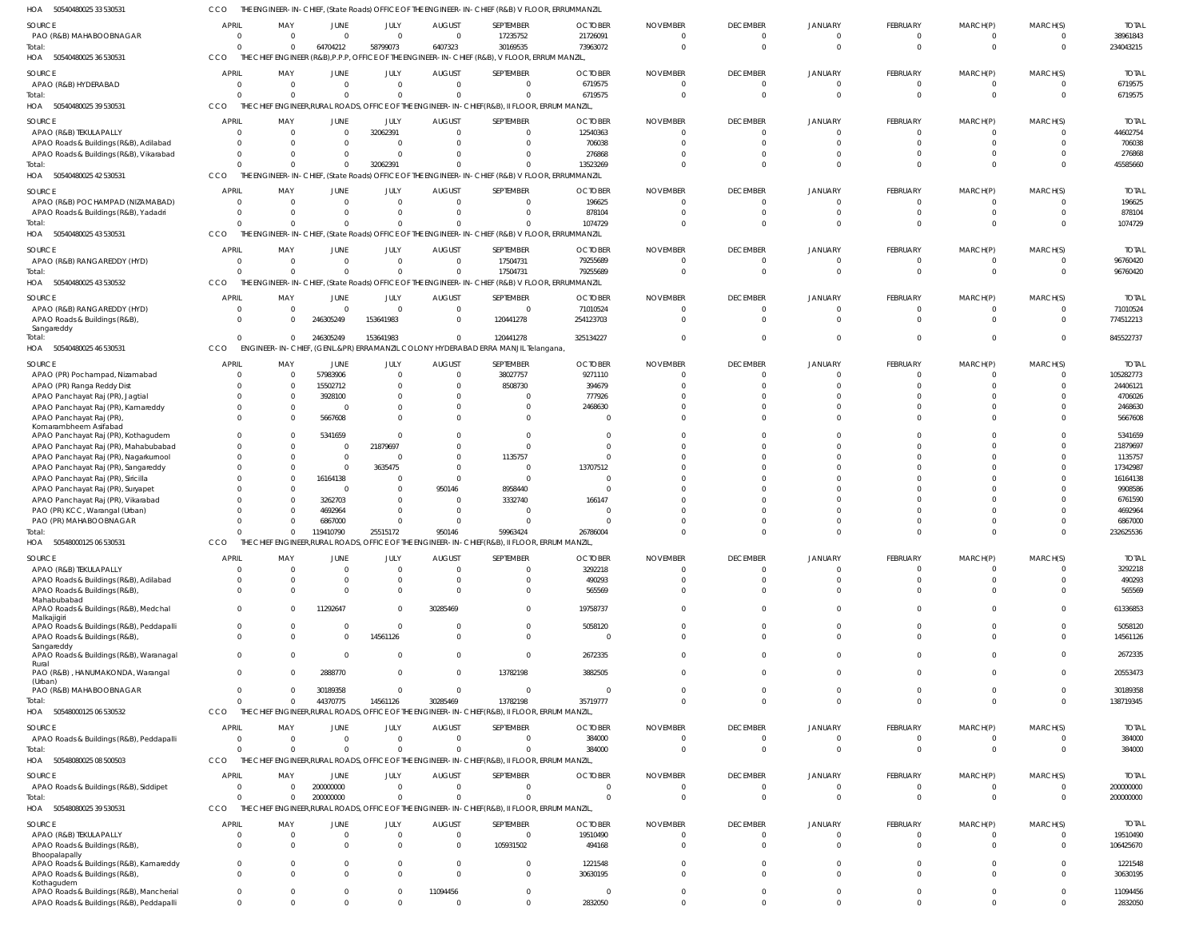HOA 50540480025 33 530531 CCO THE ENGINEER-IN-CHIEF, (State Roads) OFFICE OF THE ENGINEER-IN-CHIEF (R&B) V FLOOR, ERRUMMANZIL

| SOURCE | APRIL | MAY | JUNE | JULY | AUGUST | SEPTEMBER | OCTOBER | NOVEMBER | DECEMBER | JANUARY | FEBRUARY | MARCH(P) | MARCH(S) | TOTAL |
|---|---|---|---|---|---|---|---|---|---|---|---|---|---|---|
| PAO (R&B) MAHABOOBNAGAR | 0 | 0 | 0 | 0 | 0 | 17235752 | 21726091 | 0 | 0 | 0 | 0 | 0 | 0 | 38961843 |
| Total: | 0 | 0 | 64704212 | 58799073 | 6407323 | 30169535 | 73963072 | 0 | 0 | 0 | 0 | 0 | 0 | 234043215 |

HOA 50540480025 36 530531 CCO THE CHIEF ENGINEER (R&B),P.P.P, OFFICE OF THE ENGINEER-IN-CHIEF (R&B), V FLOOR, ERRUM MANZIL,

| SOURCE | APRIL | MAY | JUNE | JULY | AUGUST | SEPTEMBER | OCTOBER | NOVEMBER | DECEMBER | JANUARY | FEBRUARY | MARCH(P) | MARCH(S) | TOTAL |
|---|---|---|---|---|---|---|---|---|---|---|---|---|---|---|
| APAO (R&B) HYDERABAD | 0 | 0 | 0 | 0 | 0 | 0 | 6719575 | 0 | 0 | 0 | 0 | 0 | 0 | 6719575 |
| Total: | 0 | 0 | 0 | 0 | 0 | 0 | 6719575 | 0 | 0 | 0 | 0 | 0 | 0 | 6719575 |

HOA 50540480025 39 530531 CCO THE CHIEF ENGINEER,RURAL ROADS, OFFICE OF THE ENGINEER-IN-CHIEF(R&B), II FLOOR, ERRUM MANZIL,

| SOURCE | APRIL | MAY | JUNE | JULY | AUGUST | SEPTEMBER | OCTOBER | NOVEMBER | DECEMBER | JANUARY | FEBRUARY | MARCH(P) | MARCH(S) | TOTAL |
|---|---|---|---|---|---|---|---|---|---|---|---|---|---|---|
| APAO (R&B) TEKULAPALLY | 0 | 0 | 0 | 32062391 | 0 | 0 | 12540363 | 0 | 0 | 0 | 0 | 0 | 0 | 44602754 |
| APAO Roads & Buildings (R&B), Adilabad | 0 | 0 | 0 | 0 | 0 | 0 | 706038 | 0 | 0 | 0 | 0 | 0 | 0 | 706038 |
| APAO Roads & Buildings (R&B), Vikarabad | 0 | 0 | 0 | 0 | 0 | 0 | 276868 | 0 | 0 | 0 | 0 | 0 | 0 | 276868 |
| Total: | 0 | 0 | 0 | 32062391 | 0 | 0 | 13523269 | 0 | 0 | 0 | 0 | 0 | 0 | 45585660 |

HOA 50540480025 42 530531 CCO THE ENGINEER-IN-CHIEF, (State Roads) OFFICE OF THE ENGINEER-IN-CHIEF (R&B) V FLOOR, ERRUMMANZIL

| SOURCE | APRIL | MAY | JUNE | JULY | AUGUST | SEPTEMBER | OCTOBER | NOVEMBER | DECEMBER | JANUARY | FEBRUARY | MARCH(P) | MARCH(S) | TOTAL |
|---|---|---|---|---|---|---|---|---|---|---|---|---|---|---|
| APAO (R&B) POCHAMPAD (NIZAMABAD) | 0 | 0 | 0 | 0 | 0 | 0 | 196625 | 0 | 0 | 0 | 0 | 0 | 0 | 196625 |
| APAO Roads & Buildings (R&B), Yadadri | 0 | 0 | 0 | 0 | 0 | 0 | 878104 | 0 | 0 | 0 | 0 | 0 | 0 | 878104 |
| Total: | 0 | 0 | 0 | 0 | 0 | 0 | 1074729 | 0 | 0 | 0 | 0 | 0 | 0 | 1074729 |

HOA 50540480025 43 530531 CCO THE ENGINEER-IN-CHIEF, (State Roads) OFFICE OF THE ENGINEER-IN-CHIEF (R&B) V FLOOR, ERRUMMANZIL

| SOURCE | APRIL | MAY | JUNE | JULY | AUGUST | SEPTEMBER | OCTOBER | NOVEMBER | DECEMBER | JANUARY | FEBRUARY | MARCH(P) | MARCH(S) | TOTAL |
|---|---|---|---|---|---|---|---|---|---|---|---|---|---|---|
| APAO (R&B) RANGAREDDY (HYD) | 0 | 0 | 0 | 0 | 0 | 17504731 | 79255689 | 0 | 0 | 0 | 0 | 0 | 0 | 96760420 |
| Total: | 0 | 0 | 0 | 0 | 0 | 17504731 | 79255689 | 0 | 0 | 0 | 0 | 0 | 0 | 96760420 |

HOA 50540480025 43 530532 CCO THE ENGINEER-IN-CHIEF, (State Roads) OFFICE OF THE ENGINEER-IN-CHIEF (R&B) V FLOOR, ERRUMMANZIL

| SOURCE | APRIL | MAY | JUNE | JULY | AUGUST | SEPTEMBER | OCTOBER | NOVEMBER | DECEMBER | JANUARY | FEBRUARY | MARCH(P) | MARCH(S) | TOTAL |
|---|---|---|---|---|---|---|---|---|---|---|---|---|---|---|
| APAO (R&B) RANGAREDDY (HYD) | 0 | 0 | 0 | 0 | 0 | 0 | 71010524 | 0 | 0 | 0 | 0 | 0 | 0 | 71010524 |
| APAO Roads & Buildings (R&B), Sangareddy | 0 | 0 | 246305249 | 153641983 | 0 | 120441278 | 254123703 | 0 | 0 | 0 | 0 | 0 | 0 | 774512213 |
| Total: | 0 | 0 | 246305249 | 153641983 | 0 | 120441278 | 325134227 | 0 | 0 | 0 | 0 | 0 | 0 | 845522737 |

HOA 50540480025 46 530531 CCO ENGINEER-IN-CHIEF, (GENL.&PR) ERRAMANZIL COLONY HYDERABAD ERRA MANJIL Telangana,

| SOURCE | APRIL | MAY | JUNE | JULY | AUGUST | SEPTEMBER | OCTOBER | NOVEMBER | DECEMBER | JANUARY | FEBRUARY | MARCH(P) | MARCH(S) | TOTAL |
|---|---|---|---|---|---|---|---|---|---|---|---|---|---|---|
| APAO (PR) Pochampad, Nizamabad | 0 | 0 | 57983906 | 0 | 0 | 38027757 | 9271110 | 0 | 0 | 0 | 0 | 0 | 0 | 105282773 |
| APAO (PR) Ranga Reddy Dist | 0 | 0 | 15502712 | 0 | 0 | 8508730 | 394679 | 0 | 0 | 0 | 0 | 0 | 0 | 24406121 |
| APAO Panchayat Raj (PR), Jagtial | 0 | 0 | 3928100 | 0 | 0 | 0 | 777926 | 0 | 0 | 0 | 0 | 0 | 0 | 4706026 |
| APAO Panchayat Raj (PR), Kamareddy | 0 | 0 | 0 | 0 | 0 | 0 | 2468630 | 0 | 0 | 0 | 0 | 0 | 0 | 2468630 |
| APAO Panchayat Raj (PR), Komarambheem Asifabad | 0 | 0 | 5667608 | 0 | 0 | 0 | 0 | 0 | 0 | 0 | 0 | 0 | 0 | 5667608 |
| APAO Panchayat Raj (PR), Kothagudem | 0 | 0 | 5341659 | 0 | 0 | 0 | 0 | 0 | 0 | 0 | 0 | 0 | 0 | 5341659 |
| APAO Panchayat Raj (PR), Mahabubabad | 0 | 0 | 0 | 21879697 | 0 | 0 | 0 | 0 | 0 | 0 | 0 | 0 | 0 | 21879697 |
| APAO Panchayat Raj (PR), Nagarkurnool | 0 | 0 | 0 | 0 | 0 | 1135757 | 0 | 0 | 0 | 0 | 0 | 0 | 0 | 1135757 |
| APAO Panchayat Raj (PR), Sangareddy | 0 | 0 | 0 | 3635475 | 0 | 0 | 13707512 | 0 | 0 | 0 | 0 | 0 | 0 | 17342987 |
| APAO Panchayat Raj (PR), Siricilla | 0 | 0 | 16164138 | 0 | 0 | 0 | 0 | 0 | 0 | 0 | 0 | 0 | 0 | 16164138 |
| APAO Panchayat Raj (PR), Suryapet | 0 | 0 | 0 | 0 | 950146 | 8958440 | 0 | 0 | 0 | 0 | 0 | 0 | 0 | 9908586 |
| APAO Panchayat Raj (PR), Vikarabad | 0 | 0 | 3262703 | 0 | 0 | 3332740 | 166147 | 0 | 0 | 0 | 0 | 0 | 0 | 6761590 |
| PAO (PR) KCC, Warangal (Urban) | 0 | 0 | 4692964 | 0 | 0 | 0 | 0 | 0 | 0 | 0 | 0 | 0 | 0 | 4692964 |
| PAO (PR) MAHABOOBNAGAR | 0 | 0 | 6867000 | 0 | 0 | 0 | 0 | 0 | 0 | 0 | 0 | 0 | 0 | 6867000 |
| Total: | 0 | 0 | 119410790 | 25515172 | 950146 | 59963424 | 26786004 | 0 | 0 | 0 | 0 | 0 | 0 | 232625536 |

HOA 50548000125 06 530531 CCO THE CHIEF ENGINEER,RURAL ROADS, OFFICE OF THE ENGINEER-IN-CHIEF(R&B), II FLOOR, ERRUM MANZIL,

| SOURCE | APRIL | MAY | JUNE | JULY | AUGUST | SEPTEMBER | OCTOBER | NOVEMBER | DECEMBER | JANUARY | FEBRUARY | MARCH(P) | MARCH(S) | TOTAL |
|---|---|---|---|---|---|---|---|---|---|---|---|---|---|---|
| APAO (R&B) TEKULAPALLY | 0 | 0 | 0 | 0 | 0 | 0 | 3292218 | 0 | 0 | 0 | 0 | 0 | 0 | 3292218 |
| APAO Roads & Buildings (R&B), Adilabad | 0 | 0 | 0 | 0 | 0 | 0 | 490293 | 0 | 0 | 0 | 0 | 0 | 0 | 490293 |
| APAO Roads & Buildings (R&B), Mahabubabad | 0 | 0 | 0 | 0 | 0 | 0 | 565569 | 0 | 0 | 0 | 0 | 0 | 0 | 565569 |
| APAO Roads & Buildings (R&B), Medchal Malkajigiri | 0 | 0 | 11292647 | 0 | 30285469 | 0 | 19758737 | 0 | 0 | 0 | 0 | 0 | 0 | 61336853 |
| APAO Roads & Buildings (R&B), Peddapalli | 0 | 0 | 0 | 0 | 0 | 0 | 5058120 | 0 | 0 | 0 | 0 | 0 | 0 | 5058120 |
| APAO Roads & Buildings (R&B), Sangareddy | 0 | 0 | 0 | 14561126 | 0 | 0 | 0 | 0 | 0 | 0 | 0 | 0 | 0 | 14561126 |
| APAO Roads & Buildings (R&B), Waranagal Rural | 0 | 0 | 0 | 0 | 0 | 0 | 2672335 | 0 | 0 | 0 | 0 | 0 | 0 | 2672335 |
| PAO (R&B), HANUMAKONDA, Warangal (Urban) | 0 | 0 | 2888770 | 0 | 0 | 13782198 | 3882505 | 0 | 0 | 0 | 0 | 0 | 0 | 20553473 |
| PAO (R&B) MAHABOOBNAGAR | 0 | 0 | 30189358 | 0 | 0 | 0 | 0 | 0 | 0 | 0 | 0 | 0 | 0 | 30189358 |
| Total: | 0 | 0 | 44370775 | 14561126 | 30285469 | 13782198 | 35719777 | 0 | 0 | 0 | 0 | 0 | 0 | 138719345 |

HOA 50548000125 06 530532 CCO THE CHIEF ENGINEER,RURAL ROADS, OFFICE OF THE ENGINEER-IN-CHIEF(R&B), II FLOOR, ERRUM MANZIL,

| SOURCE | APRIL | MAY | JUNE | JULY | AUGUST | SEPTEMBER | OCTOBER | NOVEMBER | DECEMBER | JANUARY | FEBRUARY | MARCH(P) | MARCH(S) | TOTAL |
|---|---|---|---|---|---|---|---|---|---|---|---|---|---|---|
| APAO Roads & Buildings (R&B), Peddapalli | 0 | 0 | 0 | 0 | 0 | 0 | 384000 | 0 | 0 | 0 | 0 | 0 | 0 | 384000 |
| Total: | 0 | 0 | 0 | 0 | 0 | 0 | 384000 | 0 | 0 | 0 | 0 | 0 | 0 | 384000 |

HOA 50548080025 08 500503 CCO THE CHIEF ENGINEER,RURAL ROADS, OFFICE OF THE ENGINEER-IN-CHIEF(R&B), II FLOOR, ERRUM MANZIL,

| SOURCE | APRIL | MAY | JUNE | JULY | AUGUST | SEPTEMBER | OCTOBER | NOVEMBER | DECEMBER | JANUARY | FEBRUARY | MARCH(P) | MARCH(S) | TOTAL |
|---|---|---|---|---|---|---|---|---|---|---|---|---|---|---|
| APAO Roads & Buildings (R&B), Siddipet | 0 | 0 | 200000000 | 0 | 0 | 0 | 0 | 0 | 0 | 0 | 0 | 0 | 0 | 200000000 |
| Total: | 0 | 0 | 200000000 | 0 | 0 | 0 | 0 | 0 | 0 | 0 | 0 | 0 | 0 | 200000000 |

HOA 50548080025 39 530531 CCO THE CHIEF ENGINEER,RURAL ROADS, OFFICE OF THE ENGINEER-IN-CHIEF(R&B), II FLOOR, ERRUM MANZIL,

| SOURCE | APRIL | MAY | JUNE | JULY | AUGUST | SEPTEMBER | OCTOBER | NOVEMBER | DECEMBER | JANUARY | FEBRUARY | MARCH(P) | MARCH(S) | TOTAL |
|---|---|---|---|---|---|---|---|---|---|---|---|---|---|---|
| APAO (R&B) TEKULAPALLY | 0 | 0 | 0 | 0 | 0 | 0 | 19510490 | 0 | 0 | 0 | 0 | 0 | 0 | 19510490 |
| APAO Roads & Buildings (R&B), Bhoopalapally | 0 | 0 | 0 | 0 | 0 | 105931502 | 494168 | 0 | 0 | 0 | 0 | 0 | 0 | 106425670 |
| APAO Roads & Buildings (R&B), Kamareddy | 0 | 0 | 0 | 0 | 0 | 0 | 1221548 | 0 | 0 | 0 | 0 | 0 | 0 | 1221548 |
| APAO Roads & Buildings (R&B), Kothagudem | 0 | 0 | 0 | 0 | 0 | 0 | 30630195 | 0 | 0 | 0 | 0 | 0 | 0 | 30630195 |
| APAO Roads & Buildings (R&B), Mancherial | 0 | 0 | 0 | 0 | 11094456 | 0 | 0 | 0 | 0 | 0 | 0 | 0 | 0 | 11094456 |
| APAO Roads & Buildings (R&B), Peddapalli | 0 | 0 | 0 | 0 | 0 | 0 | 2832050 | 0 | 0 | 0 | 0 | 0 | 0 | 2832050 |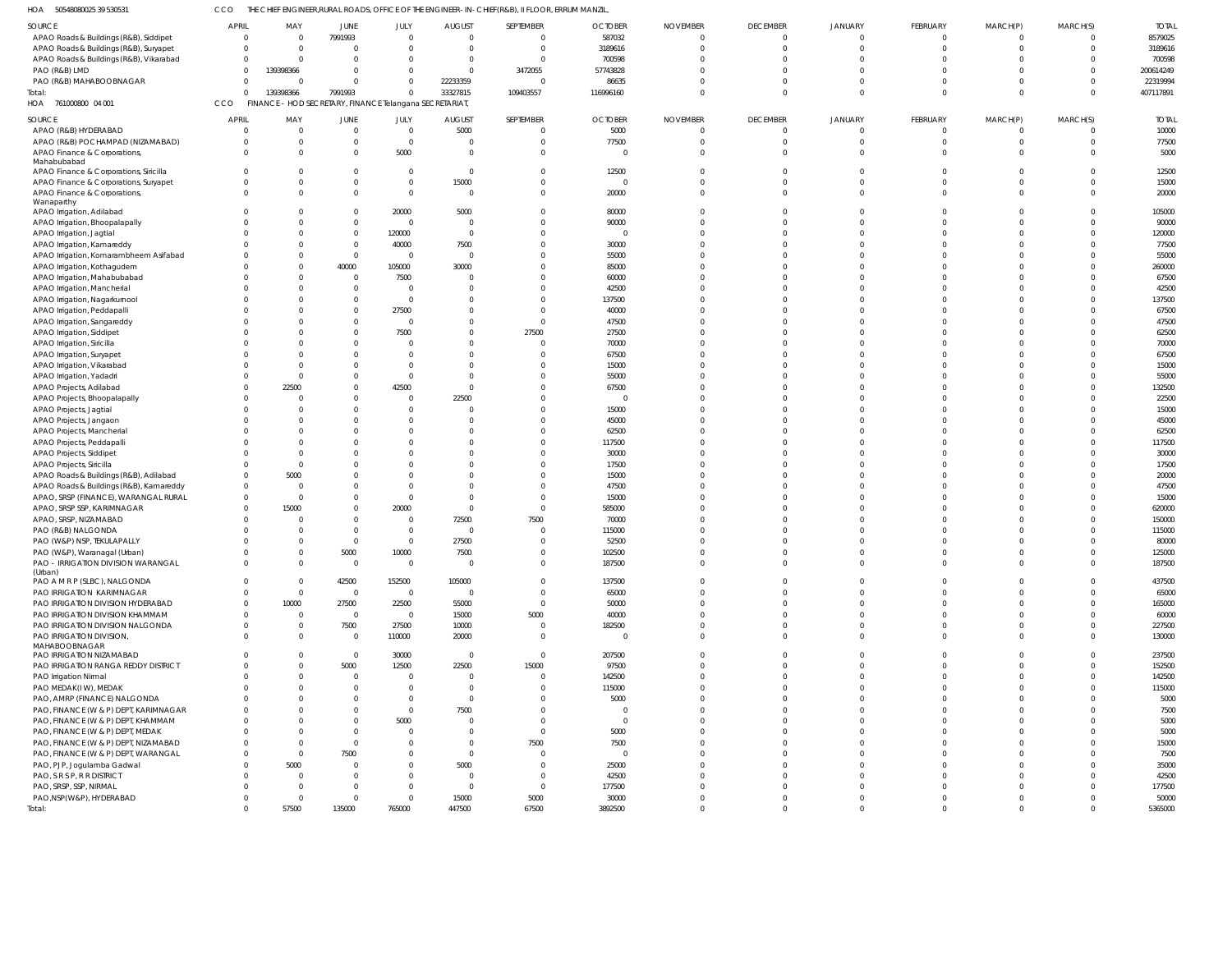HOA 50548080025 39 530531 CCO THE CHIEF ENGINEER,RURAL ROADS, OFFICE OF THE ENGINEER- IN- CHIEF(R&B), II FLOOR, ERRUM MANZIL,

| SOURCE | APRIL | MAY | JUNE | JULY | AUGUST | SEPTEMBER | OCTOBER | NOVEMBER | DECEMBER | JANUARY | FEBRUARY | MARCH(P) | MARCH(S) | TOTAL |
|---|---|---|---|---|---|---|---|---|---|---|---|---|---|---|
| APAO Roads & Buildings (R&B), Siddipet | 0 | 0 | 7991993 | 0 | 0 | 0 | 587032 | 0 | 0 | 0 | 0 | 0 | 0 | 8579025 |
| APAO Roads & Buildings (R&B), Suryapet | 0 | 0 | 0 | 0 | 0 | 0 | 3189616 | 0 | 0 | 0 | 0 | 0 | 0 | 3189616 |
| APAO Roads & Buildings (R&B), Vikarabad | 0 | 0 | 0 | 0 | 0 | 0 | 700598 | 0 | 0 | 0 | 0 | 0 | 0 | 700598 |
| PAO (R&B) LMD | 0 | 139398366 | 0 | 0 | 0 | 3472055 | 57743828 | 0 | 0 | 0 | 0 | 0 | 0 | 200614249 |
| PAO (R&B) MAHABOOBNAGAR | 0 | 0 | 0 | 0 | 22233359 | 0 | 86635 | 0 | 0 | 0 | 0 | 0 | 0 | 22319994 |
| Total: | 0 | 139398366 | 7991993 | 0 | 33327815 | 109403557 | 116996160 | 0 | 0 | 0 | 0 | 0 | 0 | 407117891 |

HOA 761000800 04 001 CCO FINANCE - HOD SECRETARY, FINANCE Telangana SECRETARIAT,

| SOURCE | APRIL | MAY | JUNE | JULY | AUGUST | SEPTEMBER | OCTOBER | NOVEMBER | DECEMBER | JANUARY | FEBRUARY | MARCH(P) | MARCH(S) | TOTAL |
|---|---|---|---|---|---|---|---|---|---|---|---|---|---|---|
| APAO (R&B) HYDERABAD | 0 | 0 | 0 | 0 | 5000 | 0 | 5000 | 0 | 0 | 0 | 0 | 0 | 0 | 10000 |
| APAO (R&B) POCHAMPAD (NIZAMABAD) | 0 | 0 | 0 | 0 | 0 | 0 | 77500 | 0 | 0 | 0 | 0 | 0 | 0 | 77500 |
| APAO Finance & Corporations, Mahabubabad | 0 | 0 | 0 | 5000 | 0 | 0 | 0 | 0 | 0 | 0 | 0 | 0 | 0 | 5000 |
| APAO Finance & Corporations, Siricilla | 0 | 0 | 0 | 0 | 0 | 0 | 12500 | 0 | 0 | 0 | 0 | 0 | 0 | 12500 |
| APAO Finance & Corporations, Suryapet | 0 | 0 | 0 | 0 | 15000 | 0 | 0 | 0 | 0 | 0 | 0 | 0 | 0 | 15000 |
| APAO Finance & Corporations, Wanaparthy | 0 | 0 | 0 | 0 | 0 | 0 | 20000 | 0 | 0 | 0 | 0 | 0 | 0 | 20000 |
| APAO Irrigation, Adilabad | 0 | 0 | 0 | 20000 | 5000 | 0 | 80000 | 0 | 0 | 0 | 0 | 0 | 0 | 105000 |
| APAO Irrigation, Bhoopalapally | 0 | 0 | 0 | 0 | 0 | 0 | 90000 | 0 | 0 | 0 | 0 | 0 | 0 | 90000 |
| APAO Irrigation, Jagtial | 0 | 0 | 0 | 120000 | 0 | 0 | 0 | 0 | 0 | 0 | 0 | 0 | 0 | 120000 |
| APAO Irrigation, Kamareddy | 0 | 0 | 0 | 40000 | 7500 | 0 | 30000 | 0 | 0 | 0 | 0 | 0 | 0 | 77500 |
| APAO Irrigation, Komarambheem Asifabad | 0 | 0 | 0 | 0 | 0 | 0 | 55000 | 0 | 0 | 0 | 0 | 0 | 0 | 55000 |
| APAO Irrigation, Kothagudem | 0 | 0 | 40000 | 105000 | 30000 | 0 | 85000 | 0 | 0 | 0 | 0 | 0 | 0 | 260000 |
| APAO Irrigation, Mahabubabad | 0 | 0 | 0 | 7500 | 0 | 0 | 60000 | 0 | 0 | 0 | 0 | 0 | 0 | 67500 |
| APAO Irrigation, Mancherial | 0 | 0 | 0 | 0 | 0 | 0 | 42500 | 0 | 0 | 0 | 0 | 0 | 0 | 42500 |
| APAO Irrigation, Nagarkurnool | 0 | 0 | 0 | 0 | 0 | 0 | 137500 | 0 | 0 | 0 | 0 | 0 | 0 | 137500 |
| APAO Irrigation, Peddapalli | 0 | 0 | 0 | 27500 | 0 | 0 | 40000 | 0 | 0 | 0 | 0 | 0 | 0 | 67500 |
| APAO Irrigation, Sangareddy | 0 | 0 | 0 | 0 | 0 | 0 | 47500 | 0 | 0 | 0 | 0 | 0 | 0 | 47500 |
| APAO Irrigation, Siddipet | 0 | 0 | 0 | 7500 | 0 | 27500 | 27500 | 0 | 0 | 0 | 0 | 0 | 0 | 62500 |
| APAO Irrigation, Siricilla | 0 | 0 | 0 | 0 | 0 | 0 | 70000 | 0 | 0 | 0 | 0 | 0 | 0 | 70000 |
| APAO Irrigation, Suryapet | 0 | 0 | 0 | 0 | 0 | 0 | 67500 | 0 | 0 | 0 | 0 | 0 | 0 | 67500 |
| APAO Irrigation, Vikarabad | 0 | 0 | 0 | 0 | 0 | 0 | 15000 | 0 | 0 | 0 | 0 | 0 | 0 | 15000 |
| APAO Irrigation, Yadadri | 0 | 0 | 0 | 0 | 0 | 0 | 55000 | 0 | 0 | 0 | 0 | 0 | 0 | 55000 |
| APAO Projects, Adilabad | 0 | 22500 | 0 | 42500 | 0 | 0 | 67500 | 0 | 0 | 0 | 0 | 0 | 0 | 132500 |
| APAO Projects, Bhoopalapally | 0 | 0 | 0 | 0 | 22500 | 0 | 0 | 0 | 0 | 0 | 0 | 0 | 0 | 22500 |
| APAO Projects, Jagtial | 0 | 0 | 0 | 0 | 0 | 0 | 15000 | 0 | 0 | 0 | 0 | 0 | 0 | 15000 |
| APAO Projects, Jangaon | 0 | 0 | 0 | 0 | 0 | 0 | 45000 | 0 | 0 | 0 | 0 | 0 | 0 | 45000 |
| APAO Projects, Mancherial | 0 | 0 | 0 | 0 | 0 | 0 | 62500 | 0 | 0 | 0 | 0 | 0 | 0 | 62500 |
| APAO Projects, Peddapalli | 0 | 0 | 0 | 0 | 0 | 0 | 117500 | 0 | 0 | 0 | 0 | 0 | 0 | 117500 |
| APAO Projects, Siddipet | 0 | 0 | 0 | 0 | 0 | 0 | 30000 | 0 | 0 | 0 | 0 | 0 | 0 | 30000 |
| APAO Projects, Siricilla | 0 | 0 | 0 | 0 | 0 | 0 | 17500 | 0 | 0 | 0 | 0 | 0 | 0 | 17500 |
| APAO Roads & Buildings (R&B), Adilabad | 0 | 5000 | 0 | 0 | 0 | 0 | 15000 | 0 | 0 | 0 | 0 | 0 | 0 | 20000 |
| APAO Roads & Buildings (R&B), Kamareddy | 0 | 0 | 0 | 0 | 0 | 0 | 47500 | 0 | 0 | 0 | 0 | 0 | 0 | 47500 |
| APAO, SRSP (FINANCE), WARANGAL RURAL | 0 | 0 | 0 | 0 | 0 | 0 | 15000 | 0 | 0 | 0 | 0 | 0 | 0 | 15000 |
| APAO, SRSP SSP, KARIMNAGAR | 0 | 15000 | 0 | 20000 | 0 | 0 | 585000 | 0 | 0 | 0 | 0 | 0 | 0 | 620000 |
| APAO, SRSP, NIZAMABAD | 0 | 0 | 0 | 0 | 72500 | 7500 | 70000 | 0 | 0 | 0 | 0 | 0 | 0 | 150000 |
| PAO (R&B) NALGONDA | 0 | 0 | 0 | 0 | 0 | 0 | 115000 | 0 | 0 | 0 | 0 | 0 | 0 | 115000 |
| PAO (W&P) NSP, TEKULAPALLY | 0 | 0 | 0 | 0 | 27500 | 0 | 52500 | 0 | 0 | 0 | 0 | 0 | 0 | 80000 |
| PAO (W&P), Waranagal (Urban) | 0 | 0 | 5000 | 10000 | 7500 | 0 | 102500 | 0 | 0 | 0 | 0 | 0 | 0 | 125000 |
| PAO - IRRIGATION DIVISION WARANGAL (Urban) | 0 | 0 | 0 | 0 | 0 | 0 | 187500 | 0 | 0 | 0 | 0 | 0 | 0 | 187500 |
| PAO A M R P (SLBC), NALGONDA | 0 | 0 | 42500 | 152500 | 105000 | 0 | 137500 | 0 | 0 | 0 | 0 | 0 | 0 | 437500 |
| PAO IRRIGATION KARIMNAGAR | 0 | 0 | 0 | 0 | 0 | 0 | 65000 | 0 | 0 | 0 | 0 | 0 | 0 | 65000 |
| PAO IRRIGATION DIVISION HYDERABAD | 0 | 10000 | 27500 | 22500 | 55000 | 0 | 50000 | 0 | 0 | 0 | 0 | 0 | 0 | 165000 |
| PAO IRRIGATION DIVISION KHAMMAM | 0 | 0 | 0 | 0 | 15000 | 5000 | 40000 | 0 | 0 | 0 | 0 | 0 | 0 | 60000 |
| PAO IRRIGATION DIVISION NALGONDA | 0 | 0 | 7500 | 27500 | 10000 | 0 | 182500 | 0 | 0 | 0 | 0 | 0 | 0 | 227500 |
| PAO IRRIGATION DIVISION, MAHABOOBNAGAR | 0 | 0 | 0 | 110000 | 20000 | 0 | 0 | 0 | 0 | 0 | 0 | 0 | 0 | 130000 |
| PAO IRRIGATION NIZAMABAD | 0 | 0 | 0 | 30000 | 0 | 0 | 207500 | 0 | 0 | 0 | 0 | 0 | 0 | 237500 |
| PAO IRRIGATION RANGA REDDY DISTRICT | 0 | 0 | 5000 | 12500 | 22500 | 15000 | 97500 | 0 | 0 | 0 | 0 | 0 | 0 | 152500 |
| PAO Irrigation Nirmal | 0 | 0 | 0 | 0 | 0 | 0 | 142500 | 0 | 0 | 0 | 0 | 0 | 0 | 142500 |
| PAO MEDAK(IW), MEDAK | 0 | 0 | 0 | 0 | 0 | 0 | 115000 | 0 | 0 | 0 | 0 | 0 | 0 | 115000 |
| PAO, AMRP (FINANCE) NALGONDA | 0 | 0 | 0 | 0 | 0 | 0 | 5000 | 0 | 0 | 0 | 0 | 0 | 0 | 5000 |
| PAO, FINANCE (W & P) DEPT, KARIMNAGAR | 0 | 0 | 0 | 0 | 7500 | 0 | 0 | 0 | 0 | 0 | 0 | 0 | 0 | 7500 |
| PAO, FINANCE (W & P) DEPT, KHAMMAM | 0 | 0 | 0 | 5000 | 0 | 0 | 0 | 0 | 0 | 0 | 0 | 0 | 0 | 5000 |
| PAO, FINANCE (W & P) DEPT, MEDAK | 0 | 0 | 0 | 0 | 0 | 0 | 5000 | 0 | 0 | 0 | 0 | 0 | 0 | 5000 |
| PAO, FINANCE (W & P) DEPT, NIZAMABAD | 0 | 0 | 0 | 0 | 0 | 7500 | 7500 | 0 | 0 | 0 | 0 | 0 | 0 | 15000 |
| PAO, FINANCE (W & P) DEPT, WARANGAL | 0 | 0 | 7500 | 0 | 0 | 0 | 0 | 0 | 0 | 0 | 0 | 0 | 0 | 7500 |
| PAO, PJP, Jogulamba Gadwal | 0 | 5000 | 0 | 0 | 5000 | 0 | 25000 | 0 | 0 | 0 | 0 | 0 | 0 | 35000 |
| PAO, S R S P, R R DISTRICT | 0 | 0 | 0 | 0 | 0 | 0 | 42500 | 0 | 0 | 0 | 0 | 0 | 0 | 42500 |
| PAO, SRSP, SSP, NIRMAL | 0 | 0 | 0 | 0 | 0 | 0 | 177500 | 0 | 0 | 0 | 0 | 0 | 0 | 177500 |
| PAO,NSP(W&P), HYDERABAD | 0 | 0 | 0 | 0 | 15000 | 5000 | 30000 | 0 | 0 | 0 | 0 | 0 | 0 | 50000 |
| Total: | 0 | 57500 | 135000 | 765000 | 447500 | 67500 | 3892500 | 0 | 0 | 0 | 0 | 0 | 0 | 5365000 |